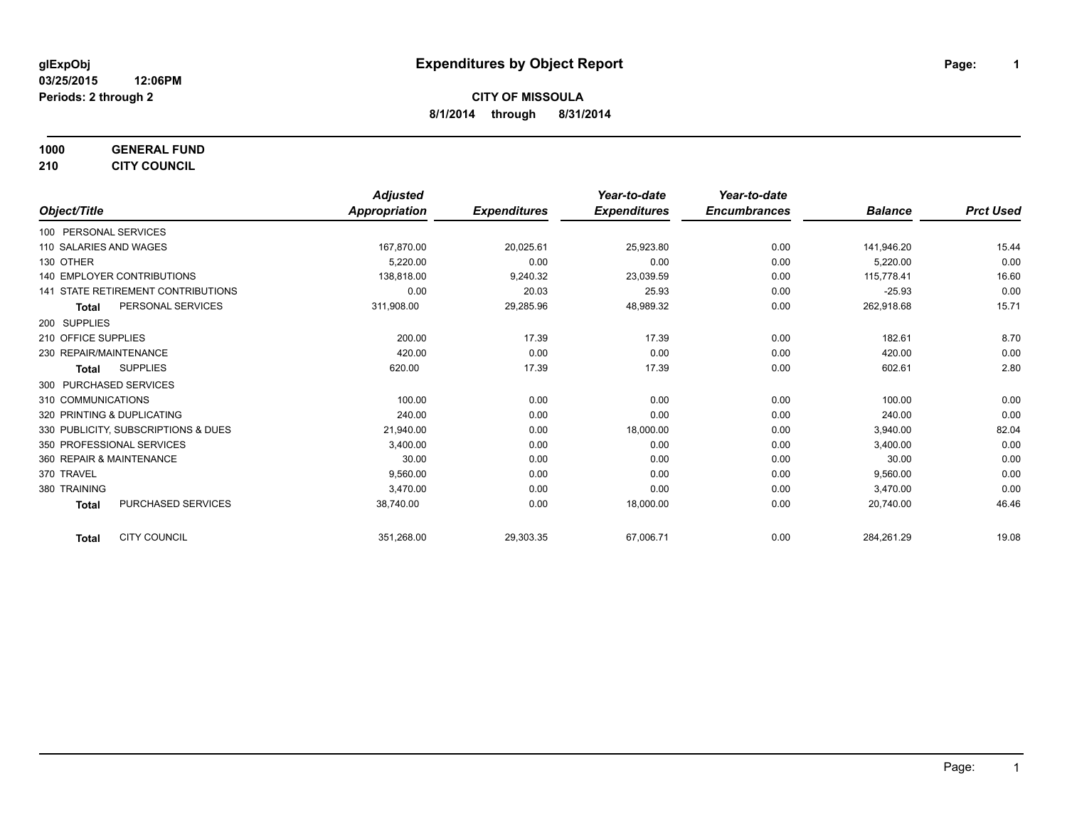glExpObj
03/25/2015 12:06PM
Periods: 2 through 2

# Expenditures by Object Report

**CITY OF MISSOULA**
**8/1/2014 through 8/31/2014**

**1000 GENERAL FUND**
**210 CITY COUNCIL**

| Object/Title | Adjusted Appropriation | Expenditures | Year-to-date Expenditures | Year-to-date Encumbrances | Balance | Prct Used |
|---|---|---|---|---|---|---|
| 100 PERSONAL SERVICES | | | | | | |
| 110 SALARIES AND WAGES | 167,870.00 | 20,025.61 | 25,923.80 | 0.00 | 141,946.20 | 15.44 |
| 130 OTHER | 5,220.00 | 0.00 | 0.00 | 0.00 | 5,220.00 | 0.00 |
| 140 EMPLOYER CONTRIBUTIONS | 138,818.00 | 9,240.32 | 23,039.59 | 0.00 | 115,778.41 | 16.60 |
| 141 STATE RETIREMENT CONTRIBUTIONS | 0.00 | 20.03 | 25.93 | 0.00 | -25.93 | 0.00 |
| **Total** PERSONAL SERVICES | 311,908.00 | 29,285.96 | 48,989.32 | 0.00 | 262,918.68 | 15.71 |
| 200 SUPPLIES | | | | | | |
| 210 OFFICE SUPPLIES | 200.00 | 17.39 | 17.39 | 0.00 | 182.61 | 8.70 |
| 230 REPAIR/MAINTENANCE | 420.00 | 0.00 | 0.00 | 0.00 | 420.00 | 0.00 |
| **Total** SUPPLIES | 620.00 | 17.39 | 17.39 | 0.00 | 602.61 | 2.80 |
| 300 PURCHASED SERVICES | | | | | | |
| 310 COMMUNICATIONS | 100.00 | 0.00 | 0.00 | 0.00 | 100.00 | 0.00 |
| 320 PRINTING & DUPLICATING | 240.00 | 0.00 | 0.00 | 0.00 | 240.00 | 0.00 |
| 330 PUBLICITY, SUBSCRIPTIONS & DUES | 21,940.00 | 0.00 | 18,000.00 | 0.00 | 3,940.00 | 82.04 |
| 350 PROFESSIONAL SERVICES | 3,400.00 | 0.00 | 0.00 | 0.00 | 3,400.00 | 0.00 |
| 360 REPAIR & MAINTENANCE | 30.00 | 0.00 | 0.00 | 0.00 | 30.00 | 0.00 |
| 370 TRAVEL | 9,560.00 | 0.00 | 0.00 | 0.00 | 9,560.00 | 0.00 |
| 380 TRAINING | 3,470.00 | 0.00 | 0.00 | 0.00 | 3,470.00 | 0.00 |
| **Total** PURCHASED SERVICES | 38,740.00 | 0.00 | 18,000.00 | 0.00 | 20,740.00 | 46.46 |
| **Total** CITY COUNCIL | 351,268.00 | 29,303.35 | 67,006.71 | 0.00 | 284,261.29 | 19.08 |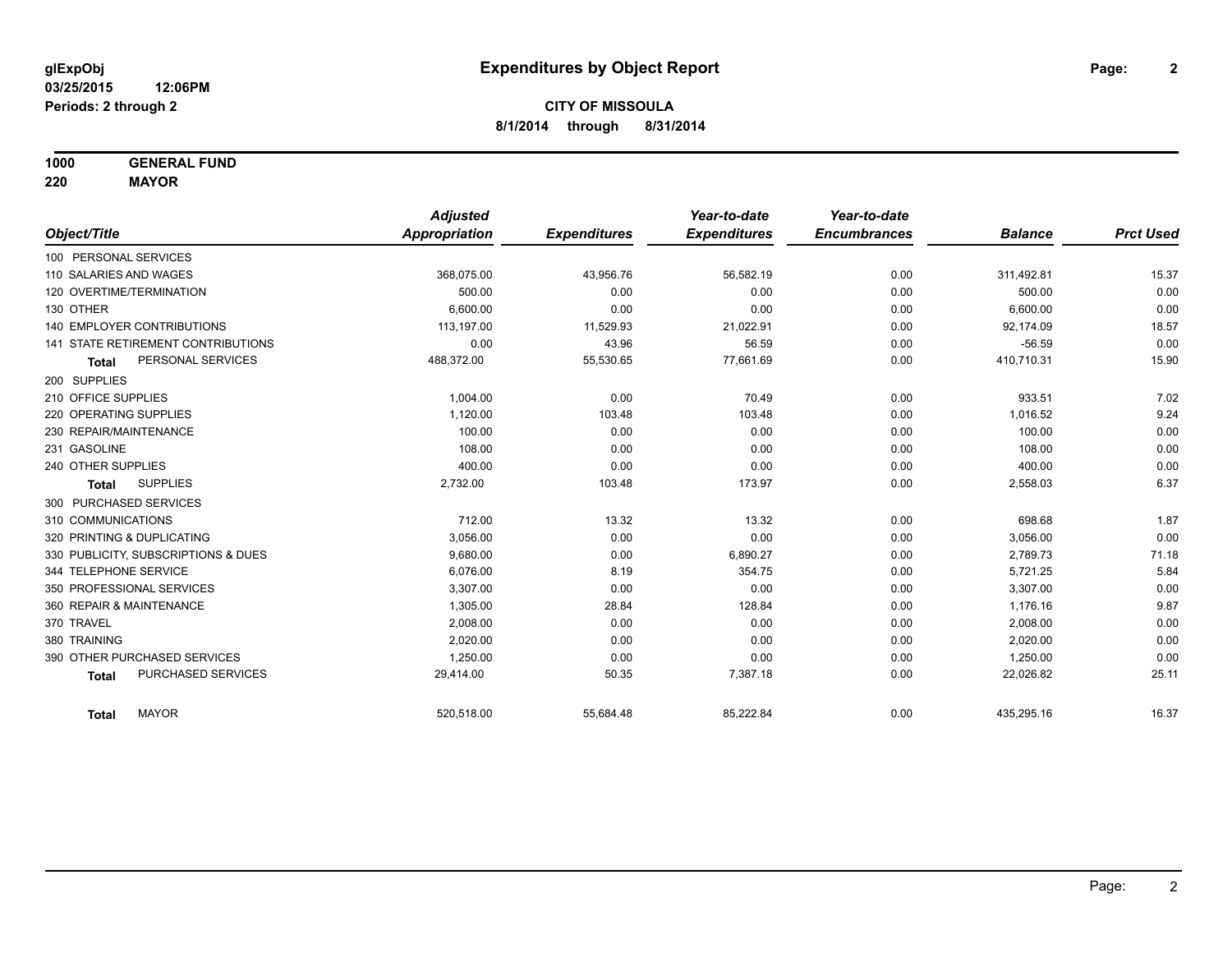**glExpObj**
**03/25/2015 12:06PM**
**Periods: 2 through 2**

# Expenditures by Object Report

**CITY OF MISSOULA**
**8/1/2014 through 8/31/2014**

**1000 GENERAL FUND**
**220 MAYOR**

| Object/Title | Adjusted Appropriation | Expenditures | Year-to-date Expenditures | Year-to-date Encumbrances | Balance | Prct Used |
|---|---|---|---|---|---|---|
| 100 PERSONAL SERVICES | | | | | | |
| 110 SALARIES AND WAGES | 368,075.00 | 43,956.76 | 56,582.19 | 0.00 | 311,492.81 | 15.37 |
| 120 OVERTIME/TERMINATION | 500.00 | 0.00 | 0.00 | 0.00 | 500.00 | 0.00 |
| 130 OTHER | 6,600.00 | 0.00 | 0.00 | 0.00 | 6,600.00 | 0.00 |
| 140 EMPLOYER CONTRIBUTIONS | 113,197.00 | 11,529.93 | 21,022.91 | 0.00 | 92,174.09 | 18.57 |
| 141 STATE RETIREMENT CONTRIBUTIONS | 0.00 | 43.96 | 56.59 | 0.00 | -56.59 | 0.00 |
| **Total** PERSONAL SERVICES | 488,372.00 | 55,530.65 | 77,661.69 | 0.00 | 410,710.31 | 15.90 |
| 200 SUPPLIES | | | | | | |
| 210 OFFICE SUPPLIES | 1,004.00 | 0.00 | 70.49 | 0.00 | 933.51 | 7.02 |
| 220 OPERATING SUPPLIES | 1,120.00 | 103.48 | 103.48 | 0.00 | 1,016.52 | 9.24 |
| 230 REPAIR/MAINTENANCE | 100.00 | 0.00 | 0.00 | 0.00 | 100.00 | 0.00 |
| 231 GASOLINE | 108.00 | 0.00 | 0.00 | 0.00 | 108.00 | 0.00 |
| 240 OTHER SUPPLIES | 400.00 | 0.00 | 0.00 | 0.00 | 400.00 | 0.00 |
| **Total** SUPPLIES | 2,732.00 | 103.48 | 173.97 | 0.00 | 2,558.03 | 6.37 |
| 300 PURCHASED SERVICES | | | | | | |
| 310 COMMUNICATIONS | 712.00 | 13.32 | 13.32 | 0.00 | 698.68 | 1.87 |
| 320 PRINTING & DUPLICATING | 3,056.00 | 0.00 | 0.00 | 0.00 | 3,056.00 | 0.00 |
| 330 PUBLICITY, SUBSCRIPTIONS & DUES | 9,680.00 | 0.00 | 6,890.27 | 0.00 | 2,789.73 | 71.18 |
| 344 TELEPHONE SERVICE | 6,076.00 | 8.19 | 354.75 | 0.00 | 5,721.25 | 5.84 |
| 350 PROFESSIONAL SERVICES | 3,307.00 | 0.00 | 0.00 | 0.00 | 3,307.00 | 0.00 |
| 360 REPAIR & MAINTENANCE | 1,305.00 | 28.84 | 128.84 | 0.00 | 1,176.16 | 9.87 |
| 370 TRAVEL | 2,008.00 | 0.00 | 0.00 | 0.00 | 2,008.00 | 0.00 |
| 380 TRAINING | 2,020.00 | 0.00 | 0.00 | 0.00 | 2,020.00 | 0.00 |
| 390 OTHER PURCHASED SERVICES | 1,250.00 | 0.00 | 0.00 | 0.00 | 1,250.00 | 0.00 |
| **Total** PURCHASED SERVICES | 29,414.00 | 50.35 | 7,387.18 | 0.00 | 22,026.82 | 25.11 |
| **Total** MAYOR | 520,518.00 | 55,684.48 | 85,222.84 | 0.00 | 435,295.16 | 16.37 |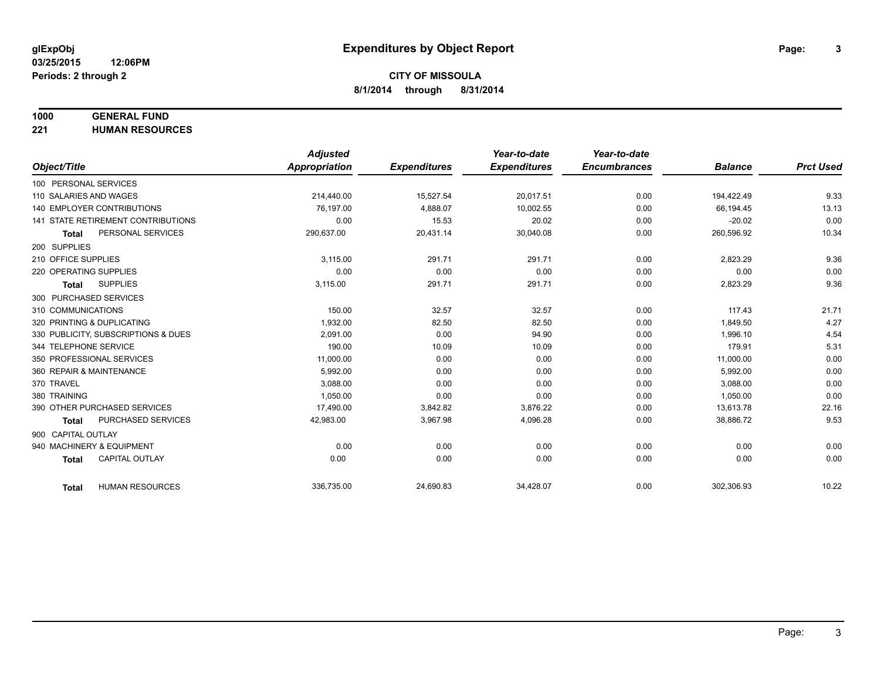# Expenditures by Object Report

glExpObj
03/25/2015 12:06PM
Periods: 2 through 2

**CITY OF MISSOULA**
**8/1/2014 through 8/31/2014**

**1000 GENERAL FUND**
**221 HUMAN RESOURCES**

| Object/Title | Adjusted Appropriation | Expenditures | Year-to-date Expenditures | Year-to-date Encumbrances | Balance | Prct Used |
|---|---|---|---|---|---|---|
| 100 PERSONAL SERVICES | | | | | | |
| 110 SALARIES AND WAGES | 214,440.00 | 15,527.54 | 20,017.51 | 0.00 | 194,422.49 | 9.33 |
| 140 EMPLOYER CONTRIBUTIONS | 76,197.00 | 4,888.07 | 10,002.55 | 0.00 | 66,194.45 | 13.13 |
| 141 STATE RETIREMENT CONTRIBUTIONS | 0.00 | 15.53 | 20.02 | 0.00 | -20.02 | 0.00 |
| **Total** PERSONAL SERVICES | 290,637.00 | 20,431.14 | 30,040.08 | 0.00 | 260,596.92 | 10.34 |
| 200 SUPPLIES | | | | | | |
| 210 OFFICE SUPPLIES | 3,115.00 | 291.71 | 291.71 | 0.00 | 2,823.29 | 9.36 |
| 220 OPERATING SUPPLIES | 0.00 | 0.00 | 0.00 | 0.00 | 0.00 | 0.00 |
| **Total** SUPPLIES | 3,115.00 | 291.71 | 291.71 | 0.00 | 2,823.29 | 9.36 |
| 300 PURCHASED SERVICES | | | | | | |
| 310 COMMUNICATIONS | 150.00 | 32.57 | 32.57 | 0.00 | 117.43 | 21.71 |
| 320 PRINTING & DUPLICATING | 1,932.00 | 82.50 | 82.50 | 0.00 | 1,849.50 | 4.27 |
| 330 PUBLICITY, SUBSCRIPTIONS & DUES | 2,091.00 | 0.00 | 94.90 | 0.00 | 1,996.10 | 4.54 |
| 344 TELEPHONE SERVICE | 190.00 | 10.09 | 10.09 | 0.00 | 179.91 | 5.31 |
| 350 PROFESSIONAL SERVICES | 11,000.00 | 0.00 | 0.00 | 0.00 | 11,000.00 | 0.00 |
| 360 REPAIR & MAINTENANCE | 5,992.00 | 0.00 | 0.00 | 0.00 | 5,992.00 | 0.00 |
| 370 TRAVEL | 3,088.00 | 0.00 | 0.00 | 0.00 | 3,088.00 | 0.00 |
| 380 TRAINING | 1,050.00 | 0.00 | 0.00 | 0.00 | 1,050.00 | 0.00 |
| 390 OTHER PURCHASED SERVICES | 17,490.00 | 3,842.82 | 3,876.22 | 0.00 | 13,613.78 | 22.16 |
| **Total** PURCHASED SERVICES | 42,983.00 | 3,967.98 | 4,096.28 | 0.00 | 38,886.72 | 9.53 |
| 900 CAPITAL OUTLAY | | | | | | |
| 940 MACHINERY & EQUIPMENT | 0.00 | 0.00 | 0.00 | 0.00 | 0.00 | 0.00 |
| **Total** CAPITAL OUTLAY | 0.00 | 0.00 | 0.00 | 0.00 | 0.00 | 0.00 |
| **Total** HUMAN RESOURCES | 336,735.00 | 24,690.83 | 34,428.07 | 0.00 | 302,306.93 | 10.22 |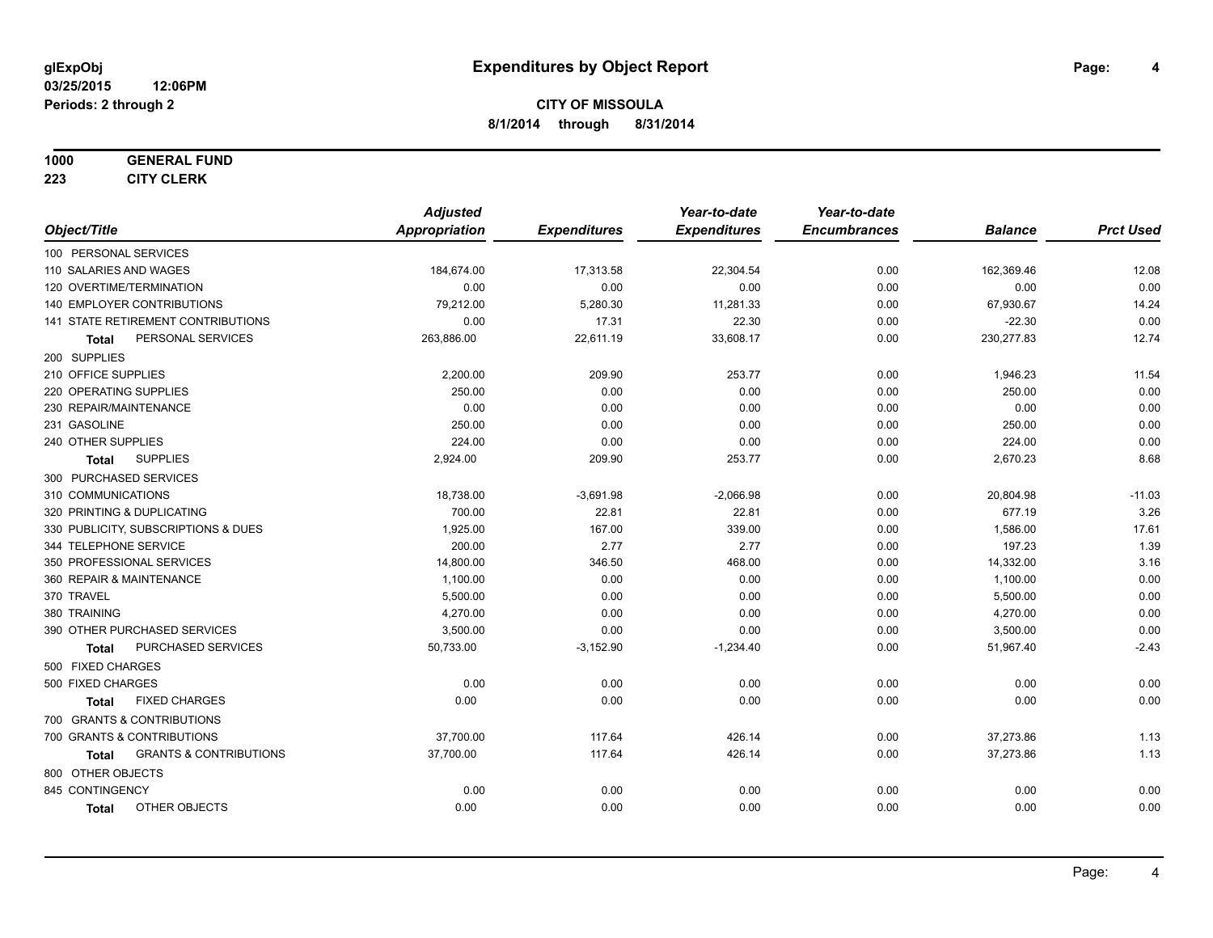**glExpObj**
**03/25/2015 12:06PM**
**Periods: 2 through 2**

# Expenditures by Object Report

**CITY OF MISSOULA**
**8/1/2014 through 8/31/2014**

**1000 GENERAL FUND**
**223 CITY CLERK**

| Object/Title | Adjusted Appropriation | Expenditures | Year-to-date Expenditures | Year-to-date Encumbrances | Balance | Prct Used |
|---|---|---|---|---|---|---|
| 100 PERSONAL SERVICES | | | | | | |
| 110 SALARIES AND WAGES | 184,674.00 | 17,313.58 | 22,304.54 | 0.00 | 162,369.46 | 12.08 |
| 120 OVERTIME/TERMINATION | 0.00 | 0.00 | 0.00 | 0.00 | 0.00 | 0.00 |
| 140 EMPLOYER CONTRIBUTIONS | 79,212.00 | 5,280.30 | 11,281.33 | 0.00 | 67,930.67 | 14.24 |
| 141 STATE RETIREMENT CONTRIBUTIONS | 0.00 | 17.31 | 22.30 | 0.00 | -22.30 | 0.00 |
| **Total** PERSONAL SERVICES | 263,886.00 | 22,611.19 | 33,608.17 | 0.00 | 230,277.83 | 12.74 |
| 200 SUPPLIES | | | | | | |
| 210 OFFICE SUPPLIES | 2,200.00 | 209.90 | 253.77 | 0.00 | 1,946.23 | 11.54 |
| 220 OPERATING SUPPLIES | 250.00 | 0.00 | 0.00 | 0.00 | 250.00 | 0.00 |
| 230 REPAIR/MAINTENANCE | 0.00 | 0.00 | 0.00 | 0.00 | 0.00 | 0.00 |
| 231 GASOLINE | 250.00 | 0.00 | 0.00 | 0.00 | 250.00 | 0.00 |
| 240 OTHER SUPPLIES | 224.00 | 0.00 | 0.00 | 0.00 | 224.00 | 0.00 |
| **Total** SUPPLIES | 2,924.00 | 209.90 | 253.77 | 0.00 | 2,670.23 | 8.68 |
| 300 PURCHASED SERVICES | | | | | | |
| 310 COMMUNICATIONS | 18,738.00 | -3,691.98 | -2,066.98 | 0.00 | 20,804.98 | -11.03 |
| 320 PRINTING & DUPLICATING | 700.00 | 22.81 | 22.81 | 0.00 | 677.19 | 3.26 |
| 330 PUBLICITY, SUBSCRIPTIONS & DUES | 1,925.00 | 167.00 | 339.00 | 0.00 | 1,586.00 | 17.61 |
| 344 TELEPHONE SERVICE | 200.00 | 2.77 | 2.77 | 0.00 | 197.23 | 1.39 |
| 350 PROFESSIONAL SERVICES | 14,800.00 | 346.50 | 468.00 | 0.00 | 14,332.00 | 3.16 |
| 360 REPAIR & MAINTENANCE | 1,100.00 | 0.00 | 0.00 | 0.00 | 1,100.00 | 0.00 |
| 370 TRAVEL | 5,500.00 | 0.00 | 0.00 | 0.00 | 5,500.00 | 0.00 |
| 380 TRAINING | 4,270.00 | 0.00 | 0.00 | 0.00 | 4,270.00 | 0.00 |
| 390 OTHER PURCHASED SERVICES | 3,500.00 | 0.00 | 0.00 | 0.00 | 3,500.00 | 0.00 |
| **Total** PURCHASED SERVICES | 50,733.00 | -3,152.90 | -1,234.40 | 0.00 | 51,967.40 | -2.43 |
| 500 FIXED CHARGES | | | | | | |
| 500 FIXED CHARGES | 0.00 | 0.00 | 0.00 | 0.00 | 0.00 | 0.00 |
| **Total** FIXED CHARGES | 0.00 | 0.00 | 0.00 | 0.00 | 0.00 | 0.00 |
| 700 GRANTS & CONTRIBUTIONS | | | | | | |
| 700 GRANTS & CONTRIBUTIONS | 37,700.00 | 117.64 | 426.14 | 0.00 | 37,273.86 | 1.13 |
| **Total** GRANTS & CONTRIBUTIONS | 37,700.00 | 117.64 | 426.14 | 0.00 | 37,273.86 | 1.13 |
| 800 OTHER OBJECTS | | | | | | |
| 845 CONTINGENCY | 0.00 | 0.00 | 0.00 | 0.00 | 0.00 | 0.00 |
| **Total** OTHER OBJECTS | 0.00 | 0.00 | 0.00 | 0.00 | 0.00 | 0.00 |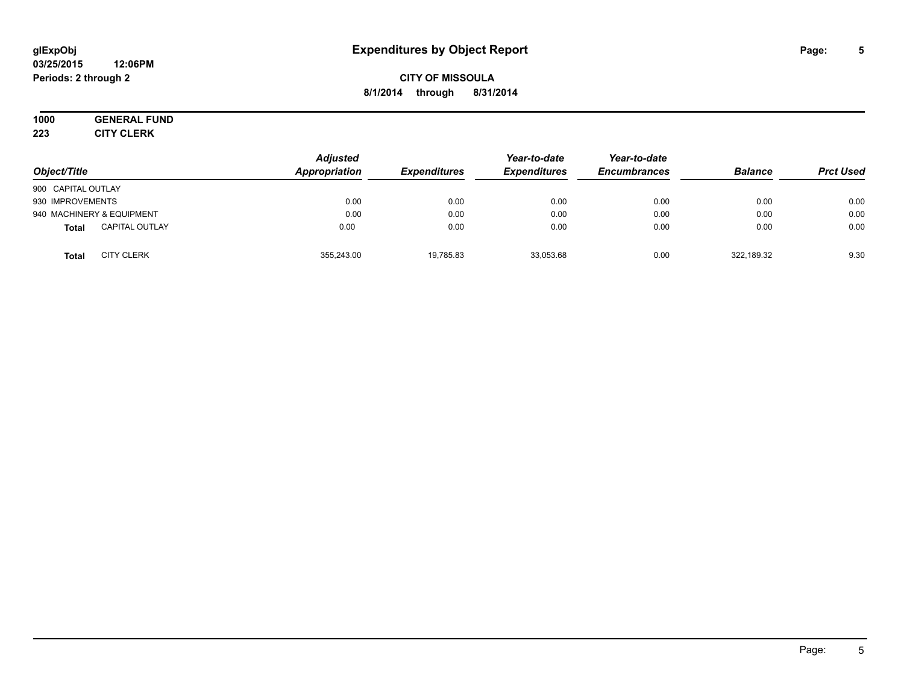# Expenditures by Object Report

glExpObj
03/25/2015 12:06PM
Periods: 2 through 2

**CITY OF MISSOULA**
**8/1/2014 through 8/31/2014**

**1000 GENERAL FUND**
**223 CITY CLERK**

| Object/Title | | Adjusted Appropriation | Expenditures | Year-to-date Expenditures | Year-to-date Encumbrances | Balance | Prct Used |
|---|---|---|---|---|---|---|---|
| 900 CAPITAL OUTLAY | | | | | | | |
| 930 IMPROVEMENTS | | 0.00 | 0.00 | 0.00 | 0.00 | 0.00 | 0.00 |
| 940 MACHINERY & EQUIPMENT | | 0.00 | 0.00 | 0.00 | 0.00 | 0.00 | 0.00 |
| **Total** | CAPITAL OUTLAY | 0.00 | 0.00 | 0.00 | 0.00 | 0.00 | 0.00 |
| **Total** | CITY CLERK | 355,243.00 | 19,785.83 | 33,053.68 | 0.00 | 322,189.32 | 9.30 |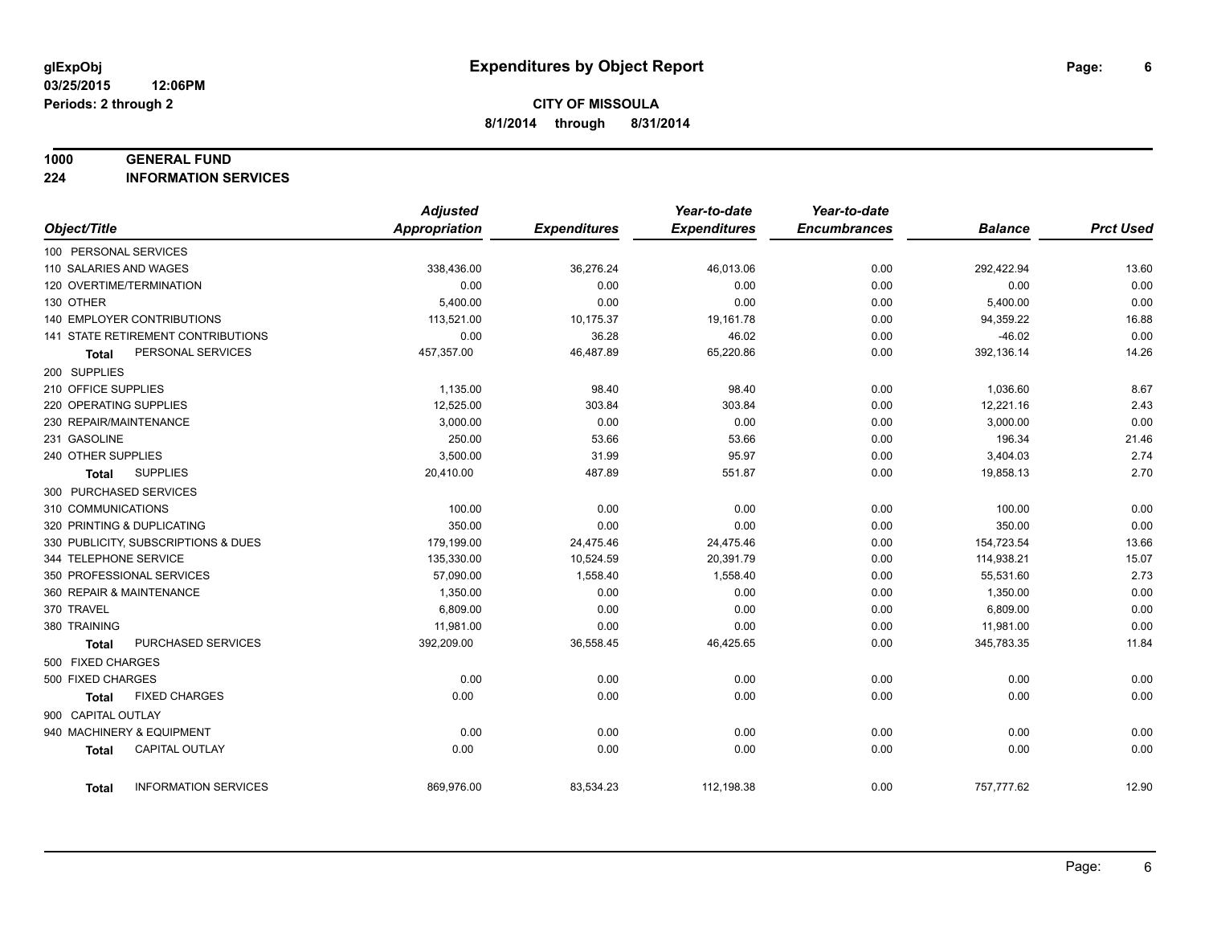# Expenditures by Object Report

glExpObj
03/25/2015 12:06PM
Periods: 2 through 2

**CITY OF MISSOULA**
**8/1/2014 through 8/31/2014**

**1000 GENERAL FUND**
**224 INFORMATION SERVICES**

| Object/Title | Adjusted Appropriation | Expenditures | Year-to-date Expenditures | Year-to-date Encumbrances | Balance | Prct Used |
|---|---|---|---|---|---|---|
| 100 PERSONAL SERVICES | | | | | | |
| 110 SALARIES AND WAGES | 338,436.00 | 36,276.24 | 46,013.06 | 0.00 | 292,422.94 | 13.60 |
| 120 OVERTIME/TERMINATION | 0.00 | 0.00 | 0.00 | 0.00 | 0.00 | 0.00 |
| 130 OTHER | 5,400.00 | 0.00 | 0.00 | 0.00 | 5,400.00 | 0.00 |
| 140 EMPLOYER CONTRIBUTIONS | 113,521.00 | 10,175.37 | 19,161.78 | 0.00 | 94,359.22 | 16.88 |
| 141 STATE RETIREMENT CONTRIBUTIONS | 0.00 | 36.28 | 46.02 | 0.00 | -46.02 | 0.00 |
| **Total** PERSONAL SERVICES | 457,357.00 | 46,487.89 | 65,220.86 | 0.00 | 392,136.14 | 14.26 |
| 200 SUPPLIES | | | | | | |
| 210 OFFICE SUPPLIES | 1,135.00 | 98.40 | 98.40 | 0.00 | 1,036.60 | 8.67 |
| 220 OPERATING SUPPLIES | 12,525.00 | 303.84 | 303.84 | 0.00 | 12,221.16 | 2.43 |
| 230 REPAIR/MAINTENANCE | 3,000.00 | 0.00 | 0.00 | 0.00 | 3,000.00 | 0.00 |
| 231 GASOLINE | 250.00 | 53.66 | 53.66 | 0.00 | 196.34 | 21.46 |
| 240 OTHER SUPPLIES | 3,500.00 | 31.99 | 95.97 | 0.00 | 3,404.03 | 2.74 |
| **Total** SUPPLIES | 20,410.00 | 487.89 | 551.87 | 0.00 | 19,858.13 | 2.70 |
| 300 PURCHASED SERVICES | | | | | | |
| 310 COMMUNICATIONS | 100.00 | 0.00 | 0.00 | 0.00 | 100.00 | 0.00 |
| 320 PRINTING & DUPLICATING | 350.00 | 0.00 | 0.00 | 0.00 | 350.00 | 0.00 |
| 330 PUBLICITY, SUBSCRIPTIONS & DUES | 179,199.00 | 24,475.46 | 24,475.46 | 0.00 | 154,723.54 | 13.66 |
| 344 TELEPHONE SERVICE | 135,330.00 | 10,524.59 | 20,391.79 | 0.00 | 114,938.21 | 15.07 |
| 350 PROFESSIONAL SERVICES | 57,090.00 | 1,558.40 | 1,558.40 | 0.00 | 55,531.60 | 2.73 |
| 360 REPAIR & MAINTENANCE | 1,350.00 | 0.00 | 0.00 | 0.00 | 1,350.00 | 0.00 |
| 370 TRAVEL | 6,809.00 | 0.00 | 0.00 | 0.00 | 6,809.00 | 0.00 |
| 380 TRAINING | 11,981.00 | 0.00 | 0.00 | 0.00 | 11,981.00 | 0.00 |
| **Total** PURCHASED SERVICES | 392,209.00 | 36,558.45 | 46,425.65 | 0.00 | 345,783.35 | 11.84 |
| 500 FIXED CHARGES | | | | | | |
| 500 FIXED CHARGES | 0.00 | 0.00 | 0.00 | 0.00 | 0.00 | 0.00 |
| **Total** FIXED CHARGES | 0.00 | 0.00 | 0.00 | 0.00 | 0.00 | 0.00 |
| 900 CAPITAL OUTLAY | | | | | | |
| 940 MACHINERY & EQUIPMENT | 0.00 | 0.00 | 0.00 | 0.00 | 0.00 | 0.00 |
| **Total** CAPITAL OUTLAY | 0.00 | 0.00 | 0.00 | 0.00 | 0.00 | 0.00 |
| **Total** INFORMATION SERVICES | 869,976.00 | 83,534.23 | 112,198.38 | 0.00 | 757,777.62 | 12.90 |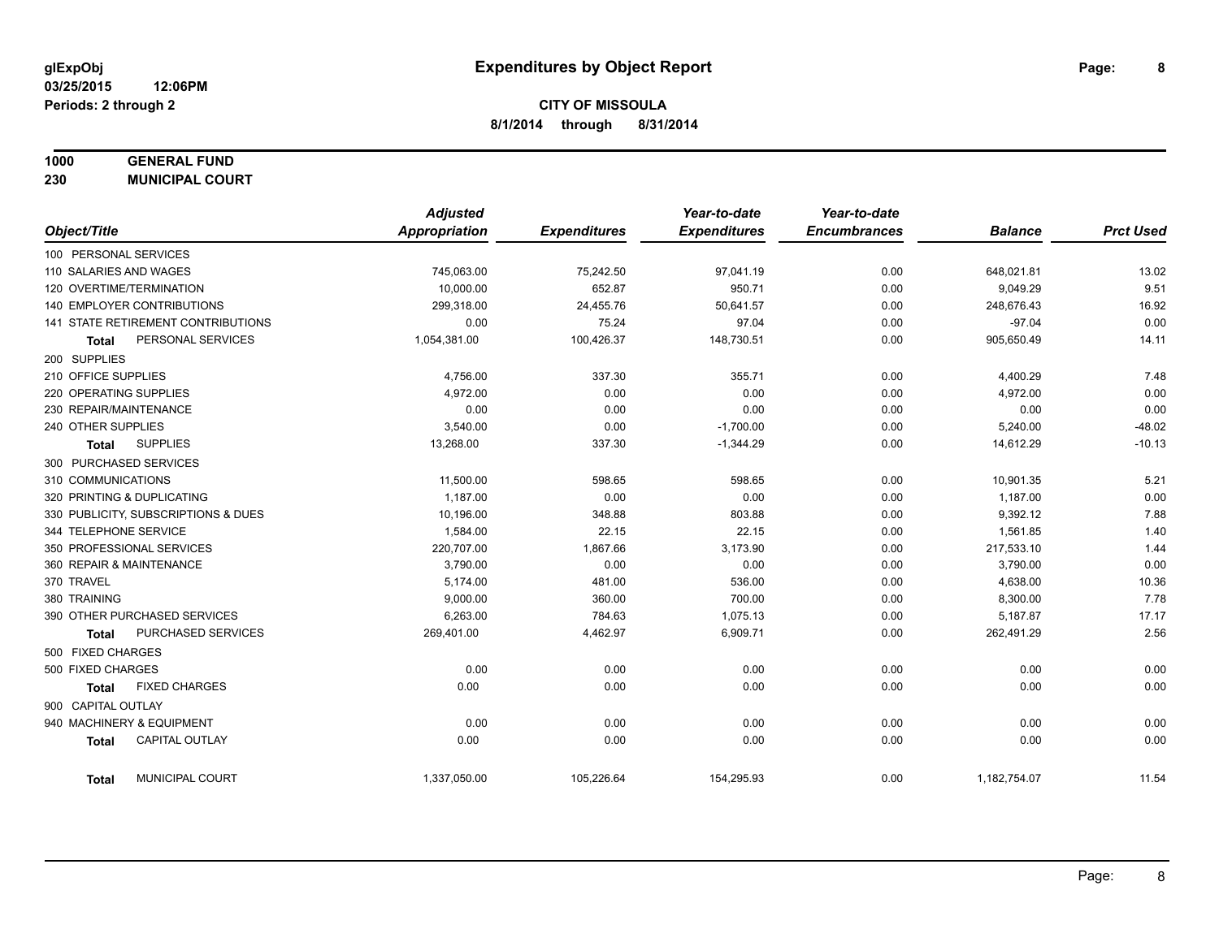# Expenditures by Object Report

glExpObj
03/25/2015 12:06PM
Periods: 2 through 2

**CITY OF MISSOULA**
**8/1/2014 through 8/31/2014**

**1000 GENERAL FUND**
**230 MUNICIPAL COURT**

| Object/Title | Adjusted Appropriation | Expenditures | Year-to-date Expenditures | Year-to-date Encumbrances | Balance | Prct Used |
|---|---|---|---|---|---|---|
| 100 PERSONAL SERVICES | | | | | | |
| 110 SALARIES AND WAGES | 745,063.00 | 75,242.50 | 97,041.19 | 0.00 | 648,021.81 | 13.02 |
| 120 OVERTIME/TERMINATION | 10,000.00 | 652.87 | 950.71 | 0.00 | 9,049.29 | 9.51 |
| 140 EMPLOYER CONTRIBUTIONS | 299,318.00 | 24,455.76 | 50,641.57 | 0.00 | 248,676.43 | 16.92 |
| 141 STATE RETIREMENT CONTRIBUTIONS | 0.00 | 75.24 | 97.04 | 0.00 | -97.04 | 0.00 |
| **Total** PERSONAL SERVICES | 1,054,381.00 | 100,426.37 | 148,730.51 | 0.00 | 905,650.49 | 14.11 |
| 200 SUPPLIES | | | | | | |
| 210 OFFICE SUPPLIES | 4,756.00 | 337.30 | 355.71 | 0.00 | 4,400.29 | 7.48 |
| 220 OPERATING SUPPLIES | 4,972.00 | 0.00 | 0.00 | 0.00 | 4,972.00 | 0.00 |
| 230 REPAIR/MAINTENANCE | 0.00 | 0.00 | 0.00 | 0.00 | 0.00 | 0.00 |
| 240 OTHER SUPPLIES | 3,540.00 | 0.00 | -1,700.00 | 0.00 | 5,240.00 | -48.02 |
| **Total** SUPPLIES | 13,268.00 | 337.30 | -1,344.29 | 0.00 | 14,612.29 | -10.13 |
| 300 PURCHASED SERVICES | | | | | | |
| 310 COMMUNICATIONS | 11,500.00 | 598.65 | 598.65 | 0.00 | 10,901.35 | 5.21 |
| 320 PRINTING & DUPLICATING | 1,187.00 | 0.00 | 0.00 | 0.00 | 1,187.00 | 0.00 |
| 330 PUBLICITY, SUBSCRIPTIONS & DUES | 10,196.00 | 348.88 | 803.88 | 0.00 | 9,392.12 | 7.88 |
| 344 TELEPHONE SERVICE | 1,584.00 | 22.15 | 22.15 | 0.00 | 1,561.85 | 1.40 |
| 350 PROFESSIONAL SERVICES | 220,707.00 | 1,867.66 | 3,173.90 | 0.00 | 217,533.10 | 1.44 |
| 360 REPAIR & MAINTENANCE | 3,790.00 | 0.00 | 0.00 | 0.00 | 3,790.00 | 0.00 |
| 370 TRAVEL | 5,174.00 | 481.00 | 536.00 | 0.00 | 4,638.00 | 10.36 |
| 380 TRAINING | 9,000.00 | 360.00 | 700.00 | 0.00 | 8,300.00 | 7.78 |
| 390 OTHER PURCHASED SERVICES | 6,263.00 | 784.63 | 1,075.13 | 0.00 | 5,187.87 | 17.17 |
| **Total** PURCHASED SERVICES | 269,401.00 | 4,462.97 | 6,909.71 | 0.00 | 262,491.29 | 2.56 |
| 500 FIXED CHARGES | | | | | | |
| 500 FIXED CHARGES | 0.00 | 0.00 | 0.00 | 0.00 | 0.00 | 0.00 |
| **Total** FIXED CHARGES | 0.00 | 0.00 | 0.00 | 0.00 | 0.00 | 0.00 |
| 900 CAPITAL OUTLAY | | | | | | |
| 940 MACHINERY & EQUIPMENT | 0.00 | 0.00 | 0.00 | 0.00 | 0.00 | 0.00 |
| **Total** CAPITAL OUTLAY | 0.00 | 0.00 | 0.00 | 0.00 | 0.00 | 0.00 |
| **Total** MUNICIPAL COURT | 1,337,050.00 | 105,226.64 | 154,295.93 | 0.00 | 1,182,754.07 | 11.54 |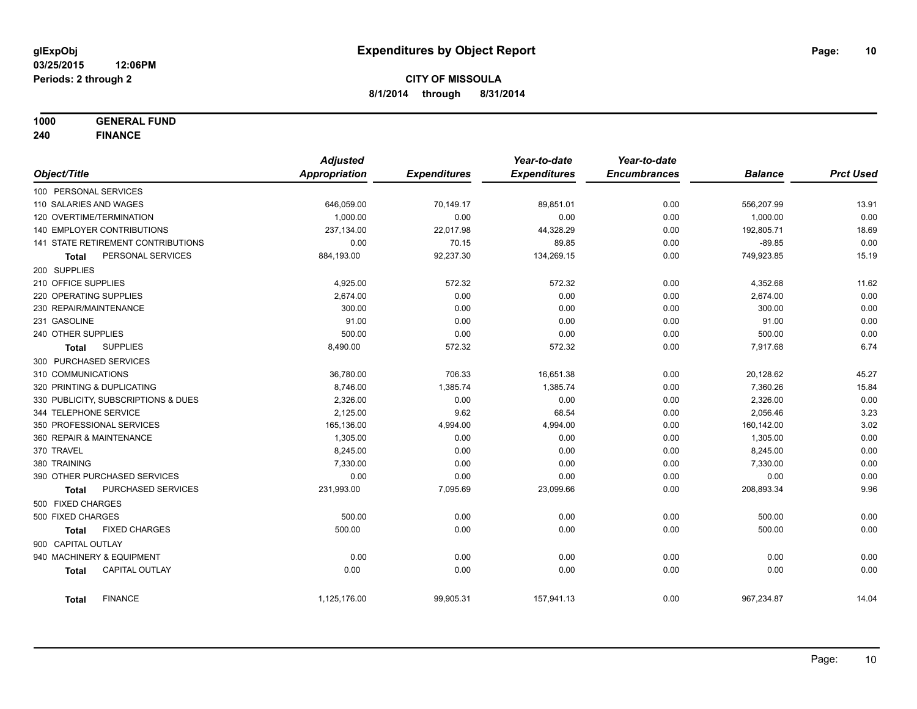glExpObj
03/25/2015 12:06PM
Periods: 2 through 2

# Expenditures by Object Report

**CITY OF MISSOULA**

**8/1/2014 through 8/31/2014**

**1000 GENERAL FUND**
**240 FINANCE**

| Object/Title | Adjusted Appropriation | Expenditures | Year-to-date Expenditures | Year-to-date Encumbrances | Balance | Prct Used |
|---|---|---|---|---|---|---|
| 100 PERSONAL SERVICES | | | | | | |
| 110 SALARIES AND WAGES | 646,059.00 | 70,149.17 | 89,851.01 | 0.00 | 556,207.99 | 13.91 |
| 120 OVERTIME/TERMINATION | 1,000.00 | 0.00 | 0.00 | 0.00 | 1,000.00 | 0.00 |
| 140 EMPLOYER CONTRIBUTIONS | 237,134.00 | 22,017.98 | 44,328.29 | 0.00 | 192,805.71 | 18.69 |
| 141 STATE RETIREMENT CONTRIBUTIONS | 0.00 | 70.15 | 89.85 | 0.00 | -89.85 | 0.00 |
| **Total** PERSONAL SERVICES | 884,193.00 | 92,237.30 | 134,269.15 | 0.00 | 749,923.85 | 15.19 |
| 200 SUPPLIES | | | | | | |
| 210 OFFICE SUPPLIES | 4,925.00 | 572.32 | 572.32 | 0.00 | 4,352.68 | 11.62 |
| 220 OPERATING SUPPLIES | 2,674.00 | 0.00 | 0.00 | 0.00 | 2,674.00 | 0.00 |
| 230 REPAIR/MAINTENANCE | 300.00 | 0.00 | 0.00 | 0.00 | 300.00 | 0.00 |
| 231 GASOLINE | 91.00 | 0.00 | 0.00 | 0.00 | 91.00 | 0.00 |
| 240 OTHER SUPPLIES | 500.00 | 0.00 | 0.00 | 0.00 | 500.00 | 0.00 |
| **Total** SUPPLIES | 8,490.00 | 572.32 | 572.32 | 0.00 | 7,917.68 | 6.74 |
| 300 PURCHASED SERVICES | | | | | | |
| 310 COMMUNICATIONS | 36,780.00 | 706.33 | 16,651.38 | 0.00 | 20,128.62 | 45.27 |
| 320 PRINTING & DUPLICATING | 8,746.00 | 1,385.74 | 1,385.74 | 0.00 | 7,360.26 | 15.84 |
| 330 PUBLICITY, SUBSCRIPTIONS & DUES | 2,326.00 | 0.00 | 0.00 | 0.00 | 2,326.00 | 0.00 |
| 344 TELEPHONE SERVICE | 2,125.00 | 9.62 | 68.54 | 0.00 | 2,056.46 | 3.23 |
| 350 PROFESSIONAL SERVICES | 165,136.00 | 4,994.00 | 4,994.00 | 0.00 | 160,142.00 | 3.02 |
| 360 REPAIR & MAINTENANCE | 1,305.00 | 0.00 | 0.00 | 0.00 | 1,305.00 | 0.00 |
| 370 TRAVEL | 8,245.00 | 0.00 | 0.00 | 0.00 | 8,245.00 | 0.00 |
| 380 TRAINING | 7,330.00 | 0.00 | 0.00 | 0.00 | 7,330.00 | 0.00 |
| 390 OTHER PURCHASED SERVICES | 0.00 | 0.00 | 0.00 | 0.00 | 0.00 | 0.00 |
| **Total** PURCHASED SERVICES | 231,993.00 | 7,095.69 | 23,099.66 | 0.00 | 208,893.34 | 9.96 |
| 500 FIXED CHARGES | | | | | | |
| 500 FIXED CHARGES | 500.00 | 0.00 | 0.00 | 0.00 | 500.00 | 0.00 |
| **Total** FIXED CHARGES | 500.00 | 0.00 | 0.00 | 0.00 | 500.00 | 0.00 |
| 900 CAPITAL OUTLAY | | | | | | |
| 940 MACHINERY & EQUIPMENT | 0.00 | 0.00 | 0.00 | 0.00 | 0.00 | 0.00 |
| **Total** CAPITAL OUTLAY | 0.00 | 0.00 | 0.00 | 0.00 | 0.00 | 0.00 |
| **Total** FINANCE | 1,125,176.00 | 99,905.31 | 157,941.13 | 0.00 | 967,234.87 | 14.04 |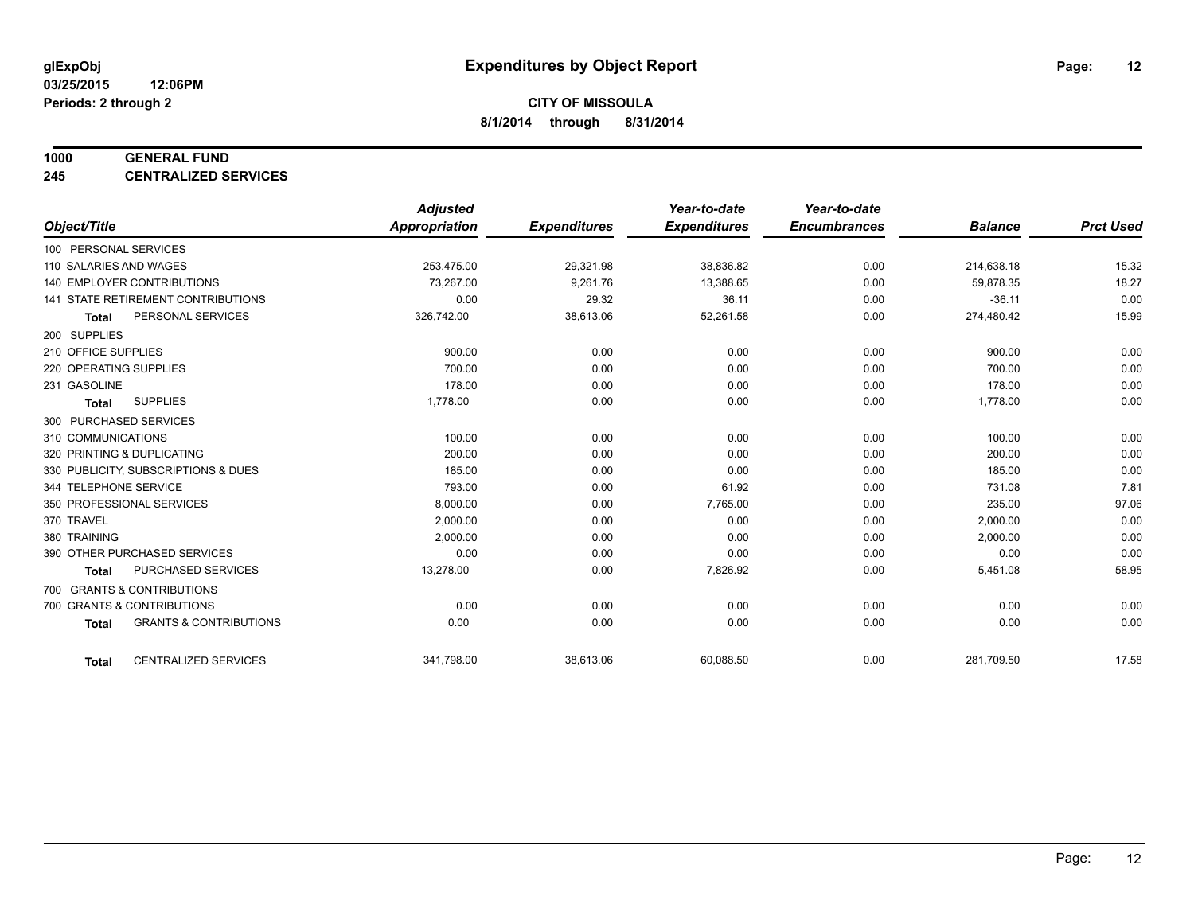glExpObj
03/25/2015 12:06PM
Periods: 2 through 2

# Expenditures by Object Report

**CITY OF MISSOULA**
**8/1/2014 through 8/31/2014**

**1000 GENERAL FUND**
**245 CENTRALIZED SERVICES**

| Object/Title | Adjusted Appropriation | Expenditures | Year-to-date Expenditures | Year-to-date Encumbrances | Balance | Prct Used |
|---|---|---|---|---|---|---|
| 100 PERSONAL SERVICES | | | | | | |
| 110 SALARIES AND WAGES | 253,475.00 | 29,321.98 | 38,836.82 | 0.00 | 214,638.18 | 15.32 |
| 140 EMPLOYER CONTRIBUTIONS | 73,267.00 | 9,261.76 | 13,388.65 | 0.00 | 59,878.35 | 18.27 |
| 141 STATE RETIREMENT CONTRIBUTIONS | 0.00 | 29.32 | 36.11 | 0.00 | -36.11 | 0.00 |
| **Total** PERSONAL SERVICES | 326,742.00 | 38,613.06 | 52,261.58 | 0.00 | 274,480.42 | 15.99 |
| 200 SUPPLIES | | | | | | |
| 210 OFFICE SUPPLIES | 900.00 | 0.00 | 0.00 | 0.00 | 900.00 | 0.00 |
| 220 OPERATING SUPPLIES | 700.00 | 0.00 | 0.00 | 0.00 | 700.00 | 0.00 |
| 231 GASOLINE | 178.00 | 0.00 | 0.00 | 0.00 | 178.00 | 0.00 |
| **Total** SUPPLIES | 1,778.00 | 0.00 | 0.00 | 0.00 | 1,778.00 | 0.00 |
| 300 PURCHASED SERVICES | | | | | | |
| 310 COMMUNICATIONS | 100.00 | 0.00 | 0.00 | 0.00 | 100.00 | 0.00 |
| 320 PRINTING & DUPLICATING | 200.00 | 0.00 | 0.00 | 0.00 | 200.00 | 0.00 |
| 330 PUBLICITY, SUBSCRIPTIONS & DUES | 185.00 | 0.00 | 0.00 | 0.00 | 185.00 | 0.00 |
| 344 TELEPHONE SERVICE | 793.00 | 0.00 | 61.92 | 0.00 | 731.08 | 7.81 |
| 350 PROFESSIONAL SERVICES | 8,000.00 | 0.00 | 7,765.00 | 0.00 | 235.00 | 97.06 |
| 370 TRAVEL | 2,000.00 | 0.00 | 0.00 | 0.00 | 2,000.00 | 0.00 |
| 380 TRAINING | 2,000.00 | 0.00 | 0.00 | 0.00 | 2,000.00 | 0.00 |
| 390 OTHER PURCHASED SERVICES | 0.00 | 0.00 | 0.00 | 0.00 | 0.00 | 0.00 |
| **Total** PURCHASED SERVICES | 13,278.00 | 0.00 | 7,826.92 | 0.00 | 5,451.08 | 58.95 |
| 700 GRANTS & CONTRIBUTIONS | | | | | | |
| 700 GRANTS & CONTRIBUTIONS | 0.00 | 0.00 | 0.00 | 0.00 | 0.00 | 0.00 |
| **Total** GRANTS & CONTRIBUTIONS | 0.00 | 0.00 | 0.00 | 0.00 | 0.00 | 0.00 |
| **Total** CENTRALIZED SERVICES | 341,798.00 | 38,613.06 | 60,088.50 | 0.00 | 281,709.50 | 17.58 |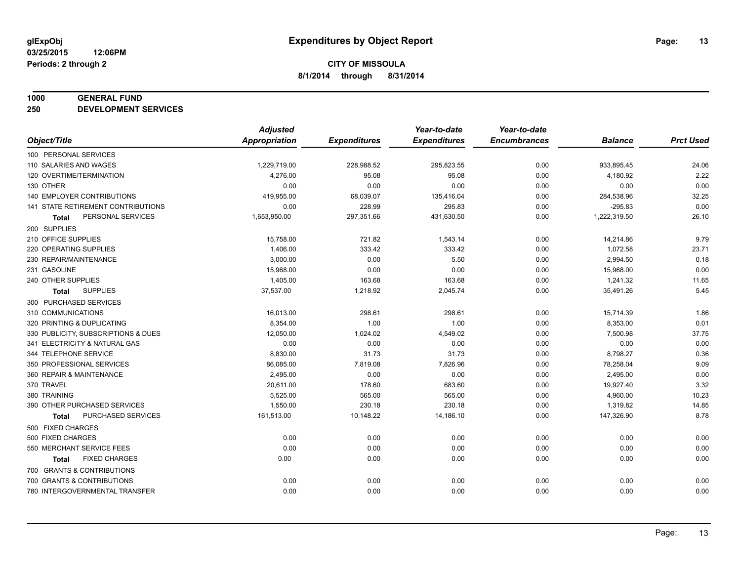# Expenditures by Object Report

glExpObj
03/25/2015 12:06PM
Periods: 2 through 2

**CITY OF MISSOULA**
**8/1/2014 through 8/31/2014**

**1000 GENERAL FUND**
**250 DEVELOPMENT SERVICES**

| Object/Title | Adjusted Appropriation | Expenditures | Year-to-date Expenditures | Year-to-date Encumbrances | Balance | Prct Used |
|---|---|---|---|---|---|---|
| 100 PERSONAL SERVICES | | | | | | |
| 110 SALARIES AND WAGES | 1,229,719.00 | 228,988.52 | 295,823.55 | 0.00 | 933,895.45 | 24.06 |
| 120 OVERTIME/TERMINATION | 4,276.00 | 95.08 | 95.08 | 0.00 | 4,180.92 | 2.22 |
| 130 OTHER | 0.00 | 0.00 | 0.00 | 0.00 | 0.00 | 0.00 |
| 140 EMPLOYER CONTRIBUTIONS | 419,955.00 | 68,039.07 | 135,416.04 | 0.00 | 284,538.96 | 32.25 |
| 141 STATE RETIREMENT CONTRIBUTIONS | 0.00 | 228.99 | 295.83 | 0.00 | -295.83 | 0.00 |
| **Total** PERSONAL SERVICES | 1,653,950.00 | 297,351.66 | 431,630.50 | 0.00 | 1,222,319.50 | 26.10 |
| 200 SUPPLIES | | | | | | |
| 210 OFFICE SUPPLIES | 15,758.00 | 721.82 | 1,543.14 | 0.00 | 14,214.86 | 9.79 |
| 220 OPERATING SUPPLIES | 1,406.00 | 333.42 | 333.42 | 0.00 | 1,072.58 | 23.71 |
| 230 REPAIR/MAINTENANCE | 3,000.00 | 0.00 | 5.50 | 0.00 | 2,994.50 | 0.18 |
| 231 GASOLINE | 15,968.00 | 0.00 | 0.00 | 0.00 | 15,968.00 | 0.00 |
| 240 OTHER SUPPLIES | 1,405.00 | 163.68 | 163.68 | 0.00 | 1,241.32 | 11.65 |
| **Total** SUPPLIES | 37,537.00 | 1,218.92 | 2,045.74 | 0.00 | 35,491.26 | 5.45 |
| 300 PURCHASED SERVICES | | | | | | |
| 310 COMMUNICATIONS | 16,013.00 | 298.61 | 298.61 | 0.00 | 15,714.39 | 1.86 |
| 320 PRINTING & DUPLICATING | 8,354.00 | 1.00 | 1.00 | 0.00 | 8,353.00 | 0.01 |
| 330 PUBLICITY, SUBSCRIPTIONS & DUES | 12,050.00 | 1,024.02 | 4,549.02 | 0.00 | 7,500.98 | 37.75 |
| 341 ELECTRICITY & NATURAL GAS | 0.00 | 0.00 | 0.00 | 0.00 | 0.00 | 0.00 |
| 344 TELEPHONE SERVICE | 8,830.00 | 31.73 | 31.73 | 0.00 | 8,798.27 | 0.36 |
| 350 PROFESSIONAL SERVICES | 86,085.00 | 7,819.08 | 7,826.96 | 0.00 | 78,258.04 | 9.09 |
| 360 REPAIR & MAINTENANCE | 2,495.00 | 0.00 | 0.00 | 0.00 | 2,495.00 | 0.00 |
| 370 TRAVEL | 20,611.00 | 178.60 | 683.60 | 0.00 | 19,927.40 | 3.32 |
| 380 TRAINING | 5,525.00 | 565.00 | 565.00 | 0.00 | 4,960.00 | 10.23 |
| 390 OTHER PURCHASED SERVICES | 1,550.00 | 230.18 | 230.18 | 0.00 | 1,319.82 | 14.85 |
| **Total** PURCHASED SERVICES | 161,513.00 | 10,148.22 | 14,186.10 | 0.00 | 147,326.90 | 8.78 |
| 500 FIXED CHARGES | | | | | | |
| 500 FIXED CHARGES | 0.00 | 0.00 | 0.00 | 0.00 | 0.00 | 0.00 |
| 550 MERCHANT SERVICE FEES | 0.00 | 0.00 | 0.00 | 0.00 | 0.00 | 0.00 |
| **Total** FIXED CHARGES | 0.00 | 0.00 | 0.00 | 0.00 | 0.00 | 0.00 |
| 700 GRANTS & CONTRIBUTIONS | | | | | | |
| 700 GRANTS & CONTRIBUTIONS | 0.00 | 0.00 | 0.00 | 0.00 | 0.00 | 0.00 |
| 780 INTERGOVERNMENTAL TRANSFER | 0.00 | 0.00 | 0.00 | 0.00 | 0.00 | 0.00 |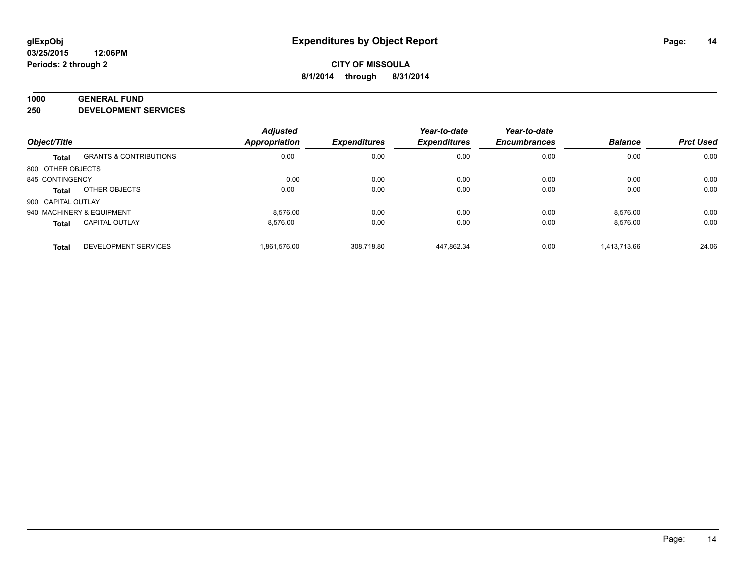# Expenditures by Object Report

glExpObj
03/25/2015 12:06PM
Periods: 2 through 2

**CITY OF MISSOULA**
**8/1/2014 through 8/31/2014**

## 1000 GENERAL FUND
## 250 DEVELOPMENT SERVICES

| Object/Title | | Adjusted Appropriation | Expenditures | Year-to-date Expenditures | Year-to-date Encumbrances | Balance | Prct Used |
|---|---|---|---|---|---|---|---|
| **Total** | GRANTS & CONTRIBUTIONS | 0.00 | 0.00 | 0.00 | 0.00 | 0.00 | 0.00 |
| 800 OTHER OBJECTS | | | | | | | |
| 845 CONTINGENCY | | 0.00 | 0.00 | 0.00 | 0.00 | 0.00 | 0.00 |
| **Total** | OTHER OBJECTS | 0.00 | 0.00 | 0.00 | 0.00 | 0.00 | 0.00 |
| 900 CAPITAL OUTLAY | | | | | | | |
| 940 MACHINERY & EQUIPMENT | | 8,576.00 | 0.00 | 0.00 | 0.00 | 8,576.00 | 0.00 |
| **Total** | CAPITAL OUTLAY | 8,576.00 | 0.00 | 0.00 | 0.00 | 8,576.00 | 0.00 |
| **Total** | DEVELOPMENT SERVICES | 1,861,576.00 | 308,718.80 | 447,862.34 | 0.00 | 1,413,713.66 | 24.06 |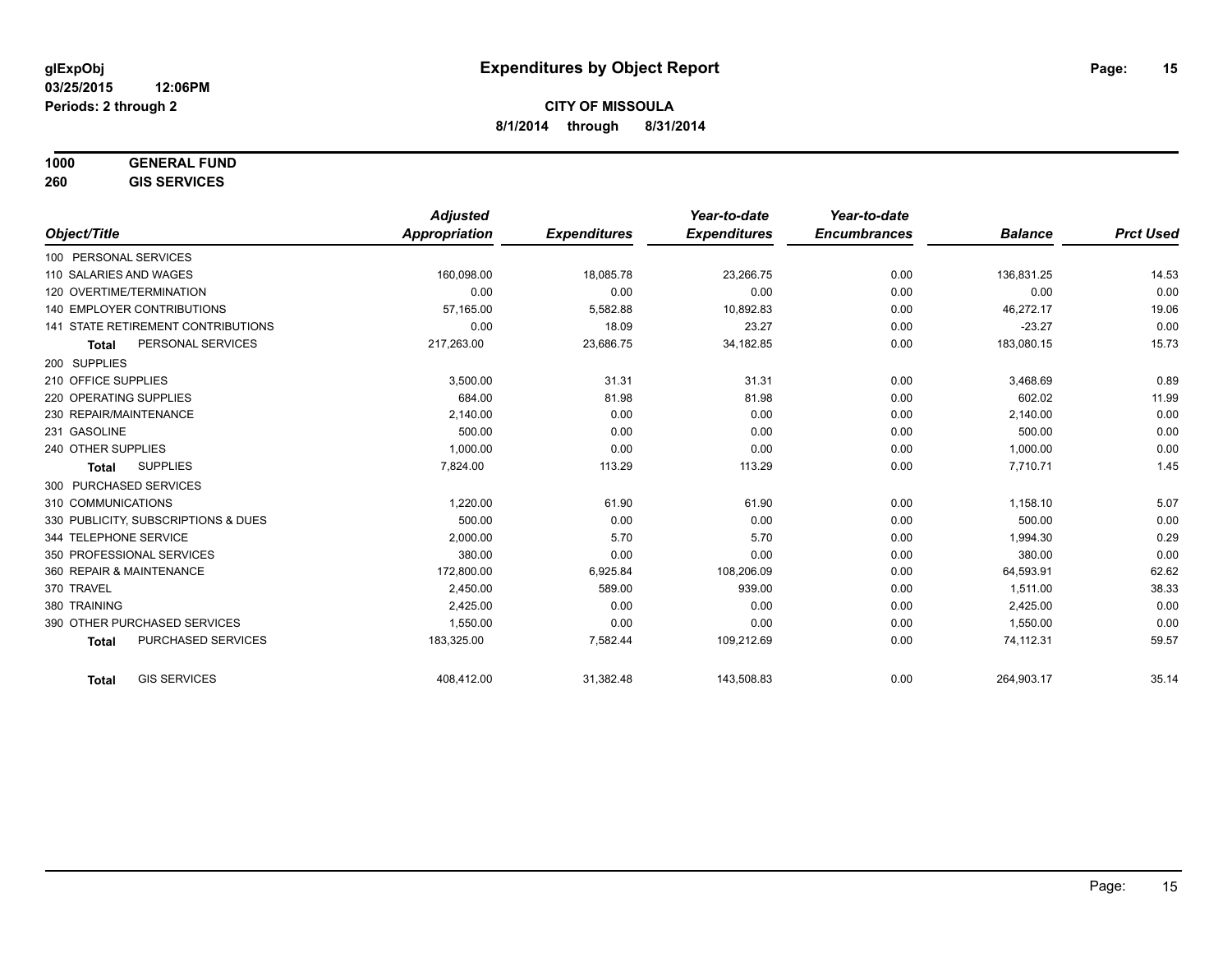# Expenditures by Object Report

glExpObj
03/25/2015 12:06PM
Periods: 2 through 2

**CITY OF MISSOULA**
**8/1/2014 through 8/31/2014**

**1000 GENERAL FUND**
**260 GIS SERVICES**

| Object/Title | Adjusted Appropriation | Expenditures | Year-to-date Expenditures | Year-to-date Encumbrances | Balance | Prct Used |
|---|---|---|---|---|---|---|
| 100 PERSONAL SERVICES | | | | | | |
| 110 SALARIES AND WAGES | 160,098.00 | 18,085.78 | 23,266.75 | 0.00 | 136,831.25 | 14.53 |
| 120 OVERTIME/TERMINATION | 0.00 | 0.00 | 0.00 | 0.00 | 0.00 | 0.00 |
| 140 EMPLOYER CONTRIBUTIONS | 57,165.00 | 5,582.88 | 10,892.83 | 0.00 | 46,272.17 | 19.06 |
| 141 STATE RETIREMENT CONTRIBUTIONS | 0.00 | 18.09 | 23.27 | 0.00 | -23.27 | 0.00 |
| **Total** PERSONAL SERVICES | 217,263.00 | 23,686.75 | 34,182.85 | 0.00 | 183,080.15 | 15.73 |
| 200 SUPPLIES | | | | | | |
| 210 OFFICE SUPPLIES | 3,500.00 | 31.31 | 31.31 | 0.00 | 3,468.69 | 0.89 |
| 220 OPERATING SUPPLIES | 684.00 | 81.98 | 81.98 | 0.00 | 602.02 | 11.99 |
| 230 REPAIR/MAINTENANCE | 2,140.00 | 0.00 | 0.00 | 0.00 | 2,140.00 | 0.00 |
| 231 GASOLINE | 500.00 | 0.00 | 0.00 | 0.00 | 500.00 | 0.00 |
| 240 OTHER SUPPLIES | 1,000.00 | 0.00 | 0.00 | 0.00 | 1,000.00 | 0.00 |
| **Total** SUPPLIES | 7,824.00 | 113.29 | 113.29 | 0.00 | 7,710.71 | 1.45 |
| 300 PURCHASED SERVICES | | | | | | |
| 310 COMMUNICATIONS | 1,220.00 | 61.90 | 61.90 | 0.00 | 1,158.10 | 5.07 |
| 330 PUBLICITY, SUBSCRIPTIONS & DUES | 500.00 | 0.00 | 0.00 | 0.00 | 500.00 | 0.00 |
| 344 TELEPHONE SERVICE | 2,000.00 | 5.70 | 5.70 | 0.00 | 1,994.30 | 0.29 |
| 350 PROFESSIONAL SERVICES | 380.00 | 0.00 | 0.00 | 0.00 | 380.00 | 0.00 |
| 360 REPAIR & MAINTENANCE | 172,800.00 | 6,925.84 | 108,206.09 | 0.00 | 64,593.91 | 62.62 |
| 370 TRAVEL | 2,450.00 | 589.00 | 939.00 | 0.00 | 1,511.00 | 38.33 |
| 380 TRAINING | 2,425.00 | 0.00 | 0.00 | 0.00 | 2,425.00 | 0.00 |
| 390 OTHER PURCHASED SERVICES | 1,550.00 | 0.00 | 0.00 | 0.00 | 1,550.00 | 0.00 |
| **Total** PURCHASED SERVICES | 183,325.00 | 7,582.44 | 109,212.69 | 0.00 | 74,112.31 | 59.57 |
| **Total** GIS SERVICES | 408,412.00 | 31,382.48 | 143,508.83 | 0.00 | 264,903.17 | 35.14 |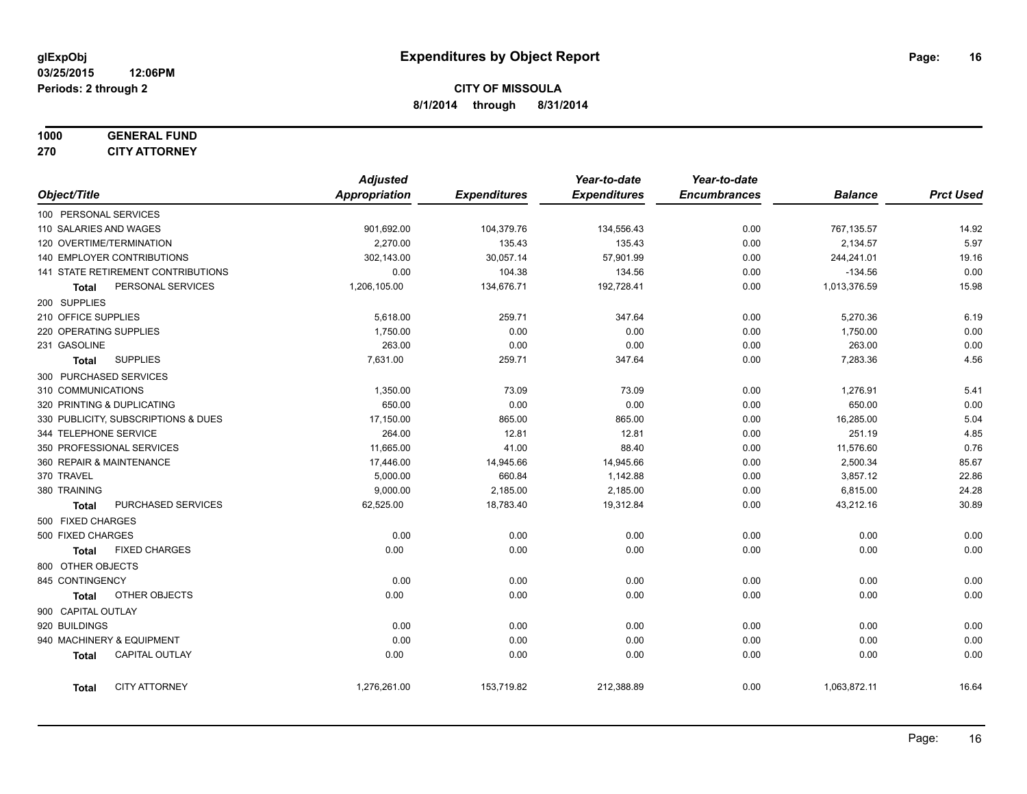**glExpObj**
**03/25/2015 12:06PM**
**Periods: 2 through 2**

# Expenditures by Object Report

**CITY OF MISSOULA**
**8/1/2014 through 8/31/2014**

**1000 GENERAL FUND**
**270 CITY ATTORNEY**

| Object/Title | Adjusted Appropriation | Expenditures | Year-to-date Expenditures | Year-to-date Encumbrances | Balance | Prct Used |
|---|---|---|---|---|---|---|
| 100 PERSONAL SERVICES | | | | | | |
| 110 SALARIES AND WAGES | 901,692.00 | 104,379.76 | 134,556.43 | 0.00 | 767,135.57 | 14.92 |
| 120 OVERTIME/TERMINATION | 2,270.00 | 135.43 | 135.43 | 0.00 | 2,134.57 | 5.97 |
| 140 EMPLOYER CONTRIBUTIONS | 302,143.00 | 30,057.14 | 57,901.99 | 0.00 | 244,241.01 | 19.16 |
| 141 STATE RETIREMENT CONTRIBUTIONS | 0.00 | 104.38 | 134.56 | 0.00 | -134.56 | 0.00 |
| **Total** PERSONAL SERVICES | 1,206,105.00 | 134,676.71 | 192,728.41 | 0.00 | 1,013,376.59 | 15.98 |
| 200 SUPPLIES | | | | | | |
| 210 OFFICE SUPPLIES | 5,618.00 | 259.71 | 347.64 | 0.00 | 5,270.36 | 6.19 |
| 220 OPERATING SUPPLIES | 1,750.00 | 0.00 | 0.00 | 0.00 | 1,750.00 | 0.00 |
| 231 GASOLINE | 263.00 | 0.00 | 0.00 | 0.00 | 263.00 | 0.00 |
| **Total** SUPPLIES | 7,631.00 | 259.71 | 347.64 | 0.00 | 7,283.36 | 4.56 |
| 300 PURCHASED SERVICES | | | | | | |
| 310 COMMUNICATIONS | 1,350.00 | 73.09 | 73.09 | 0.00 | 1,276.91 | 5.41 |
| 320 PRINTING & DUPLICATING | 650.00 | 0.00 | 0.00 | 0.00 | 650.00 | 0.00 |
| 330 PUBLICITY, SUBSCRIPTIONS & DUES | 17,150.00 | 865.00 | 865.00 | 0.00 | 16,285.00 | 5.04 |
| 344 TELEPHONE SERVICE | 264.00 | 12.81 | 12.81 | 0.00 | 251.19 | 4.85 |
| 350 PROFESSIONAL SERVICES | 11,665.00 | 41.00 | 88.40 | 0.00 | 11,576.60 | 0.76 |
| 360 REPAIR & MAINTENANCE | 17,446.00 | 14,945.66 | 14,945.66 | 0.00 | 2,500.34 | 85.67 |
| 370 TRAVEL | 5,000.00 | 660.84 | 1,142.88 | 0.00 | 3,857.12 | 22.86 |
| 380 TRAINING | 9,000.00 | 2,185.00 | 2,185.00 | 0.00 | 6,815.00 | 24.28 |
| **Total** PURCHASED SERVICES | 62,525.00 | 18,783.40 | 19,312.84 | 0.00 | 43,212.16 | 30.89 |
| 500 FIXED CHARGES | | | | | | |
| 500 FIXED CHARGES | 0.00 | 0.00 | 0.00 | 0.00 | 0.00 | 0.00 |
| **Total** FIXED CHARGES | 0.00 | 0.00 | 0.00 | 0.00 | 0.00 | 0.00 |
| 800 OTHER OBJECTS | | | | | | |
| 845 CONTINGENCY | 0.00 | 0.00 | 0.00 | 0.00 | 0.00 | 0.00 |
| **Total** OTHER OBJECTS | 0.00 | 0.00 | 0.00 | 0.00 | 0.00 | 0.00 |
| 900 CAPITAL OUTLAY | | | | | | |
| 920 BUILDINGS | 0.00 | 0.00 | 0.00 | 0.00 | 0.00 | 0.00 |
| 940 MACHINERY & EQUIPMENT | 0.00 | 0.00 | 0.00 | 0.00 | 0.00 | 0.00 |
| **Total** CAPITAL OUTLAY | 0.00 | 0.00 | 0.00 | 0.00 | 0.00 | 0.00 |
| **Total** CITY ATTORNEY | 1,276,261.00 | 153,719.82 | 212,388.89 | 0.00 | 1,063,872.11 | 16.64 |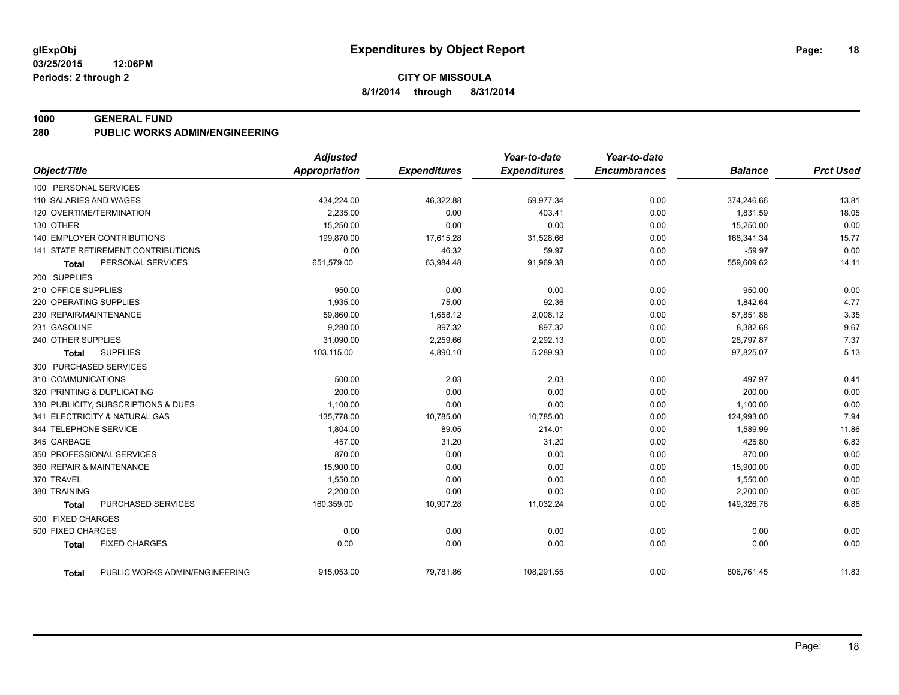**glExpObj**
**03/25/2015 12:06PM**
**Periods: 2 through 2**

# Expenditures by Object Report

**CITY OF MISSOULA**
**8/1/2014 through 8/31/2014**

## 1000 GENERAL FUND
## 280 PUBLIC WORKS ADMIN/ENGINEERING

| Object/Title | Adjusted Appropriation | Expenditures | Year-to-date Expenditures | Year-to-date Encumbrances | Balance | Prct Used |
|---|---|---|---|---|---|---|
| 100 PERSONAL SERVICES | | | | | | |
| 110 SALARIES AND WAGES | 434,224.00 | 46,322.88 | 59,977.34 | 0.00 | 374,246.66 | 13.81 |
| 120 OVERTIME/TERMINATION | 2,235.00 | 0.00 | 403.41 | 0.00 | 1,831.59 | 18.05 |
| 130 OTHER | 15,250.00 | 0.00 | 0.00 | 0.00 | 15,250.00 | 0.00 |
| 140 EMPLOYER CONTRIBUTIONS | 199,870.00 | 17,615.28 | 31,528.66 | 0.00 | 168,341.34 | 15.77 |
| 141 STATE RETIREMENT CONTRIBUTIONS | 0.00 | 46.32 | 59.97 | 0.00 | -59.97 | 0.00 |
| **Total** PERSONAL SERVICES | 651,579.00 | 63,984.48 | 91,969.38 | 0.00 | 559,609.62 | 14.11 |
| 200 SUPPLIES | | | | | | |
| 210 OFFICE SUPPLIES | 950.00 | 0.00 | 0.00 | 0.00 | 950.00 | 0.00 |
| 220 OPERATING SUPPLIES | 1,935.00 | 75.00 | 92.36 | 0.00 | 1,842.64 | 4.77 |
| 230 REPAIR/MAINTENANCE | 59,860.00 | 1,658.12 | 2,008.12 | 0.00 | 57,851.88 | 3.35 |
| 231 GASOLINE | 9,280.00 | 897.32 | 897.32 | 0.00 | 8,382.68 | 9.67 |
| 240 OTHER SUPPLIES | 31,090.00 | 2,259.66 | 2,292.13 | 0.00 | 28,797.87 | 7.37 |
| **Total** SUPPLIES | 103,115.00 | 4,890.10 | 5,289.93 | 0.00 | 97,825.07 | 5.13 |
| 300 PURCHASED SERVICES | | | | | | |
| 310 COMMUNICATIONS | 500.00 | 2.03 | 2.03 | 0.00 | 497.97 | 0.41 |
| 320 PRINTING & DUPLICATING | 200.00 | 0.00 | 0.00 | 0.00 | 200.00 | 0.00 |
| 330 PUBLICITY, SUBSCRIPTIONS & DUES | 1,100.00 | 0.00 | 0.00 | 0.00 | 1,100.00 | 0.00 |
| 341 ELECTRICITY & NATURAL GAS | 135,778.00 | 10,785.00 | 10,785.00 | 0.00 | 124,993.00 | 7.94 |
| 344 TELEPHONE SERVICE | 1,804.00 | 89.05 | 214.01 | 0.00 | 1,589.99 | 11.86 |
| 345 GARBAGE | 457.00 | 31.20 | 31.20 | 0.00 | 425.80 | 6.83 |
| 350 PROFESSIONAL SERVICES | 870.00 | 0.00 | 0.00 | 0.00 | 870.00 | 0.00 |
| 360 REPAIR & MAINTENANCE | 15,900.00 | 0.00 | 0.00 | 0.00 | 15,900.00 | 0.00 |
| 370 TRAVEL | 1,550.00 | 0.00 | 0.00 | 0.00 | 1,550.00 | 0.00 |
| 380 TRAINING | 2,200.00 | 0.00 | 0.00 | 0.00 | 2,200.00 | 0.00 |
| **Total** PURCHASED SERVICES | 160,359.00 | 10,907.28 | 11,032.24 | 0.00 | 149,326.76 | 6.88 |
| 500 FIXED CHARGES | | | | | | |
| 500 FIXED CHARGES | 0.00 | 0.00 | 0.00 | 0.00 | 0.00 | 0.00 |
| **Total** FIXED CHARGES | 0.00 | 0.00 | 0.00 | 0.00 | 0.00 | 0.00 |
| **Total** PUBLIC WORKS ADMIN/ENGINEERING | 915,053.00 | 79,781.86 | 108,291.55 | 0.00 | 806,761.45 | 11.83 |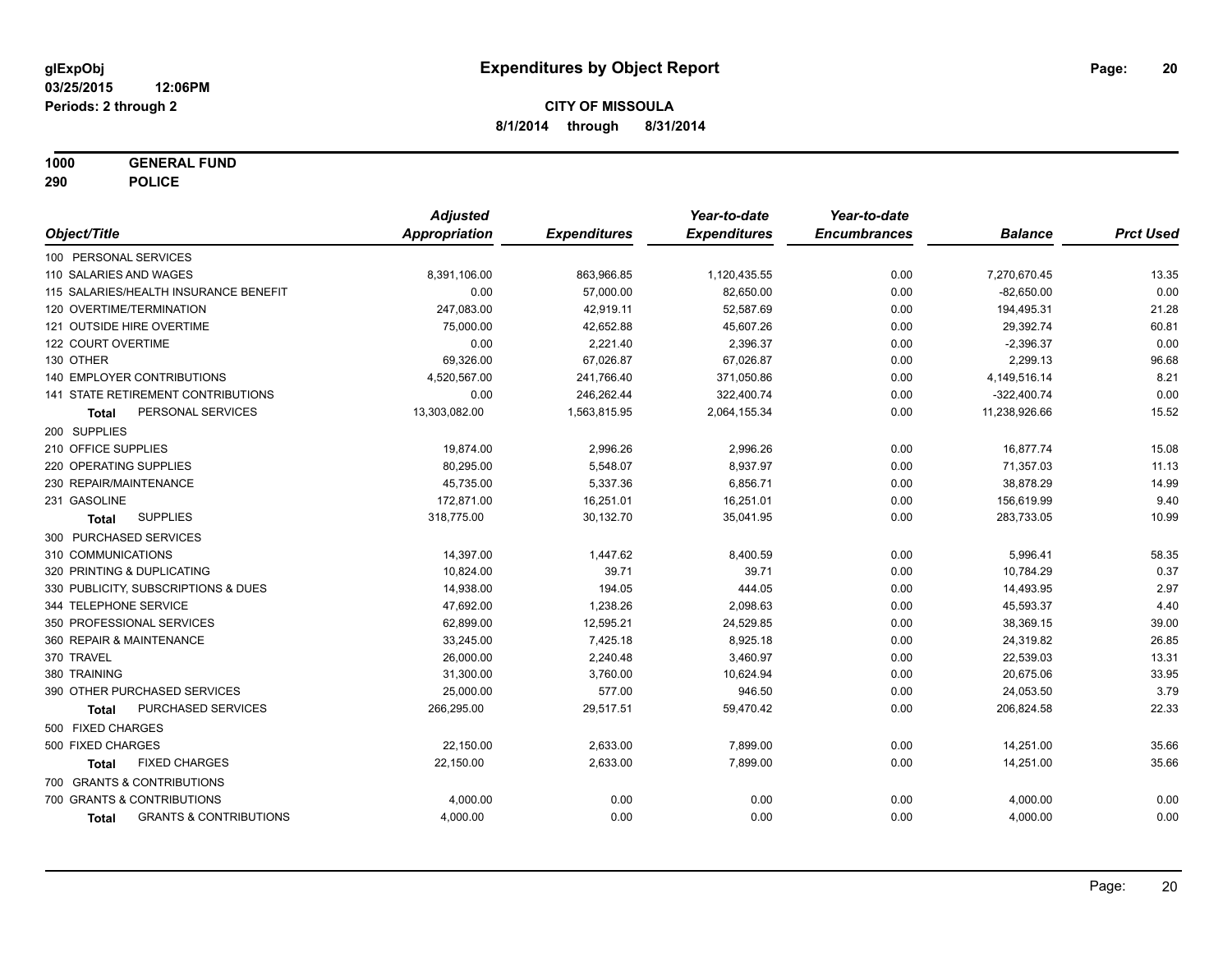# Expenditures by Object Report

glExpObj
03/25/2015 12:06PM
Periods: 2 through 2

**CITY OF MISSOULA**
**8/1/2014 through 8/31/2014**

**1000 GENERAL FUND**
**290 POLICE**

| Object/Title | Adjusted Appropriation | Expenditures | Year-to-date Expenditures | Year-to-date Encumbrances | Balance | Prct Used |
|---|---|---|---|---|---|---|
| 100 PERSONAL SERVICES | | | | | | |
| 110 SALARIES AND WAGES | 8,391,106.00 | 863,966.85 | 1,120,435.55 | 0.00 | 7,270,670.45 | 13.35 |
| 115 SALARIES/HEALTH INSURANCE BENEFIT | 0.00 | 57,000.00 | 82,650.00 | 0.00 | -82,650.00 | 0.00 |
| 120 OVERTIME/TERMINATION | 247,083.00 | 42,919.11 | 52,587.69 | 0.00 | 194,495.31 | 21.28 |
| 121 OUTSIDE HIRE OVERTIME | 75,000.00 | 42,652.88 | 45,607.26 | 0.00 | 29,392.74 | 60.81 |
| 122 COURT OVERTIME | 0.00 | 2,221.40 | 2,396.37 | 0.00 | -2,396.37 | 0.00 |
| 130 OTHER | 69,326.00 | 67,026.87 | 67,026.87 | 0.00 | 2,299.13 | 96.68 |
| 140 EMPLOYER CONTRIBUTIONS | 4,520,567.00 | 241,766.40 | 371,050.86 | 0.00 | 4,149,516.14 | 8.21 |
| 141 STATE RETIREMENT CONTRIBUTIONS | 0.00 | 246,262.44 | 322,400.74 | 0.00 | -322,400.74 | 0.00 |
| **Total** PERSONAL SERVICES | 13,303,082.00 | 1,563,815.95 | 2,064,155.34 | 0.00 | 11,238,926.66 | 15.52 |
| 200 SUPPLIES | | | | | | |
| 210 OFFICE SUPPLIES | 19,874.00 | 2,996.26 | 2,996.26 | 0.00 | 16,877.74 | 15.08 |
| 220 OPERATING SUPPLIES | 80,295.00 | 5,548.07 | 8,937.97 | 0.00 | 71,357.03 | 11.13 |
| 230 REPAIR/MAINTENANCE | 45,735.00 | 5,337.36 | 6,856.71 | 0.00 | 38,878.29 | 14.99 |
| 231 GASOLINE | 172,871.00 | 16,251.01 | 16,251.01 | 0.00 | 156,619.99 | 9.40 |
| **Total** SUPPLIES | 318,775.00 | 30,132.70 | 35,041.95 | 0.00 | 283,733.05 | 10.99 |
| 300 PURCHASED SERVICES | | | | | | |
| 310 COMMUNICATIONS | 14,397.00 | 1,447.62 | 8,400.59 | 0.00 | 5,996.41 | 58.35 |
| 320 PRINTING & DUPLICATING | 10,824.00 | 39.71 | 39.71 | 0.00 | 10,784.29 | 0.37 |
| 330 PUBLICITY, SUBSCRIPTIONS & DUES | 14,938.00 | 194.05 | 444.05 | 0.00 | 14,493.95 | 2.97 |
| 344 TELEPHONE SERVICE | 47,692.00 | 1,238.26 | 2,098.63 | 0.00 | 45,593.37 | 4.40 |
| 350 PROFESSIONAL SERVICES | 62,899.00 | 12,595.21 | 24,529.85 | 0.00 | 38,369.15 | 39.00 |
| 360 REPAIR & MAINTENANCE | 33,245.00 | 7,425.18 | 8,925.18 | 0.00 | 24,319.82 | 26.85 |
| 370 TRAVEL | 26,000.00 | 2,240.48 | 3,460.97 | 0.00 | 22,539.03 | 13.31 |
| 380 TRAINING | 31,300.00 | 3,760.00 | 10,624.94 | 0.00 | 20,675.06 | 33.95 |
| 390 OTHER PURCHASED SERVICES | 25,000.00 | 577.00 | 946.50 | 0.00 | 24,053.50 | 3.79 |
| **Total** PURCHASED SERVICES | 266,295.00 | 29,517.51 | 59,470.42 | 0.00 | 206,824.58 | 22.33 |
| 500 FIXED CHARGES | | | | | | |
| 500 FIXED CHARGES | 22,150.00 | 2,633.00 | 7,899.00 | 0.00 | 14,251.00 | 35.66 |
| **Total** FIXED CHARGES | 22,150.00 | 2,633.00 | 7,899.00 | 0.00 | 14,251.00 | 35.66 |
| 700 GRANTS & CONTRIBUTIONS | | | | | | |
| 700 GRANTS & CONTRIBUTIONS | 4,000.00 | 0.00 | 0.00 | 0.00 | 4,000.00 | 0.00 |
| **Total** GRANTS & CONTRIBUTIONS | 4,000.00 | 0.00 | 0.00 | 0.00 | 4,000.00 | 0.00 |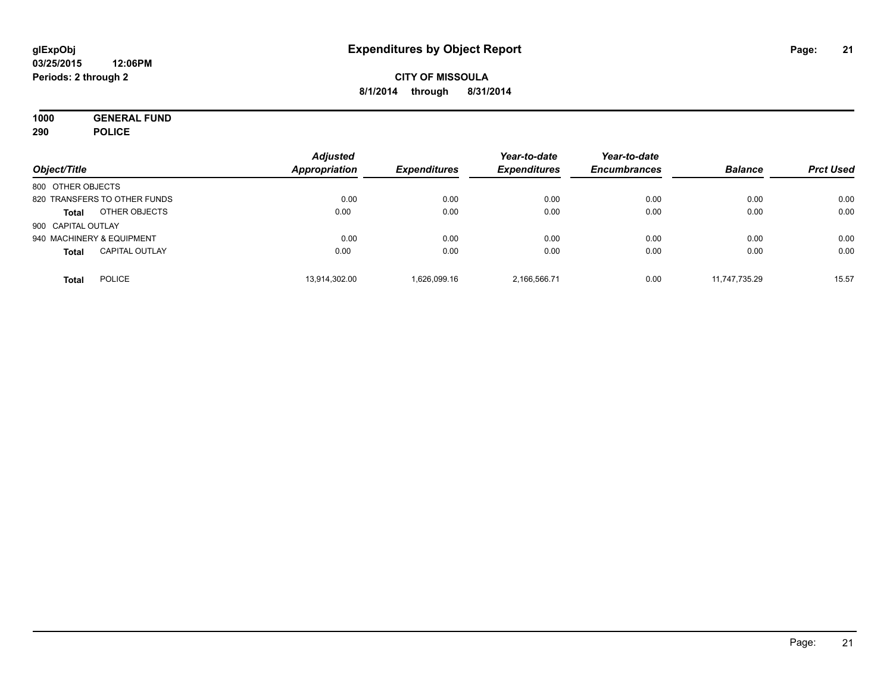# Expenditures by Object Report

glExpObj
03/25/2015 12:06PM
Periods: 2 through 2

**CITY OF MISSOULA**
**8/1/2014 through 8/31/2014**

**1000 GENERAL FUND**
**290 POLICE**

| Object/Title | | Adjusted Appropriation | Expenditures | Year-to-date Expenditures | Year-to-date Encumbrances | Balance | Prct Used |
|---|---|---|---|---|---|---|---|
| 800 OTHER OBJECTS | | | | | | | |
| 820 TRANSFERS TO OTHER FUNDS | | 0.00 | 0.00 | 0.00 | 0.00 | 0.00 | 0.00 |
| **Total** | OTHER OBJECTS | 0.00 | 0.00 | 0.00 | 0.00 | 0.00 | 0.00 |
| 900 CAPITAL OUTLAY | | | | | | | |
| 940 MACHINERY & EQUIPMENT | | 0.00 | 0.00 | 0.00 | 0.00 | 0.00 | 0.00 |
| **Total** | CAPITAL OUTLAY | 0.00 | 0.00 | 0.00 | 0.00 | 0.00 | 0.00 |
| **Total** | POLICE | 13,914,302.00 | 1,626,099.16 | 2,166,566.71 | 0.00 | 11,747,735.29 | 15.57 |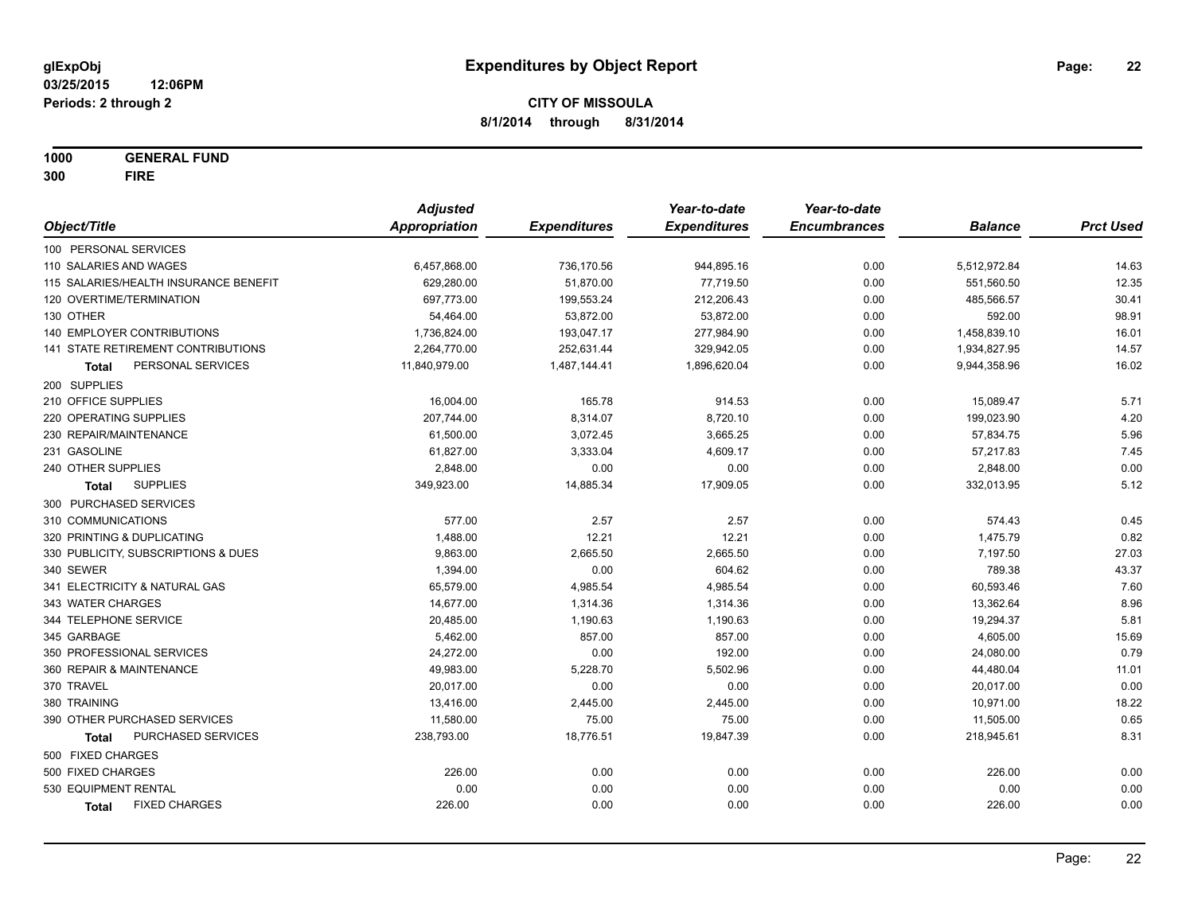**glExpObj**
**03/25/2015 12:06PM**
**Periods: 2 through 2**

# Expenditures by Object Report

**CITY OF MISSOULA**
**8/1/2014 through 8/31/2014**

**1000 GENERAL FUND**
**300 FIRE**

| Object/Title | Adjusted Appropriation | Expenditures | Year-to-date Expenditures | Year-to-date Encumbrances | Balance | Prct Used |
|---|---|---|---|---|---|---|
| 100 PERSONAL SERVICES | | | | | | |
| 110 SALARIES AND WAGES | 6,457,868.00 | 736,170.56 | 944,895.16 | 0.00 | 5,512,972.84 | 14.63 |
| 115 SALARIES/HEALTH INSURANCE BENEFIT | 629,280.00 | 51,870.00 | 77,719.50 | 0.00 | 551,560.50 | 12.35 |
| 120 OVERTIME/TERMINATION | 697,773.00 | 199,553.24 | 212,206.43 | 0.00 | 485,566.57 | 30.41 |
| 130 OTHER | 54,464.00 | 53,872.00 | 53,872.00 | 0.00 | 592.00 | 98.91 |
| 140 EMPLOYER CONTRIBUTIONS | 1,736,824.00 | 193,047.17 | 277,984.90 | 0.00 | 1,458,839.10 | 16.01 |
| 141 STATE RETIREMENT CONTRIBUTIONS | 2,264,770.00 | 252,631.44 | 329,942.05 | 0.00 | 1,934,827.95 | 14.57 |
| **Total** PERSONAL SERVICES | 11,840,979.00 | 1,487,144.41 | 1,896,620.04 | 0.00 | 9,944,358.96 | 16.02 |
| 200 SUPPLIES | | | | | | |
| 210 OFFICE SUPPLIES | 16,004.00 | 165.78 | 914.53 | 0.00 | 15,089.47 | 5.71 |
| 220 OPERATING SUPPLIES | 207,744.00 | 8,314.07 | 8,720.10 | 0.00 | 199,023.90 | 4.20 |
| 230 REPAIR/MAINTENANCE | 61,500.00 | 3,072.45 | 3,665.25 | 0.00 | 57,834.75 | 5.96 |
| 231 GASOLINE | 61,827.00 | 3,333.04 | 4,609.17 | 0.00 | 57,217.83 | 7.45 |
| 240 OTHER SUPPLIES | 2,848.00 | 0.00 | 0.00 | 0.00 | 2,848.00 | 0.00 |
| **Total** SUPPLIES | 349,923.00 | 14,885.34 | 17,909.05 | 0.00 | 332,013.95 | 5.12 |
| 300 PURCHASED SERVICES | | | | | | |
| 310 COMMUNICATIONS | 577.00 | 2.57 | 2.57 | 0.00 | 574.43 | 0.45 |
| 320 PRINTING & DUPLICATING | 1,488.00 | 12.21 | 12.21 | 0.00 | 1,475.79 | 0.82 |
| 330 PUBLICITY, SUBSCRIPTIONS & DUES | 9,863.00 | 2,665.50 | 2,665.50 | 0.00 | 7,197.50 | 27.03 |
| 340 SEWER | 1,394.00 | 0.00 | 604.62 | 0.00 | 789.38 | 43.37 |
| 341 ELECTRICITY & NATURAL GAS | 65,579.00 | 4,985.54 | 4,985.54 | 0.00 | 60,593.46 | 7.60 |
| 343 WATER CHARGES | 14,677.00 | 1,314.36 | 1,314.36 | 0.00 | 13,362.64 | 8.96 |
| 344 TELEPHONE SERVICE | 20,485.00 | 1,190.63 | 1,190.63 | 0.00 | 19,294.37 | 5.81 |
| 345 GARBAGE | 5,462.00 | 857.00 | 857.00 | 0.00 | 4,605.00 | 15.69 |
| 350 PROFESSIONAL SERVICES | 24,272.00 | 0.00 | 192.00 | 0.00 | 24,080.00 | 0.79 |
| 360 REPAIR & MAINTENANCE | 49,983.00 | 5,228.70 | 5,502.96 | 0.00 | 44,480.04 | 11.01 |
| 370 TRAVEL | 20,017.00 | 0.00 | 0.00 | 0.00 | 20,017.00 | 0.00 |
| 380 TRAINING | 13,416.00 | 2,445.00 | 2,445.00 | 0.00 | 10,971.00 | 18.22 |
| 390 OTHER PURCHASED SERVICES | 11,580.00 | 75.00 | 75.00 | 0.00 | 11,505.00 | 0.65 |
| **Total** PURCHASED SERVICES | 238,793.00 | 18,776.51 | 19,847.39 | 0.00 | 218,945.61 | 8.31 |
| 500 FIXED CHARGES | | | | | | |
| 500 FIXED CHARGES | 226.00 | 0.00 | 0.00 | 0.00 | 226.00 | 0.00 |
| 530 EQUIPMENT RENTAL | 0.00 | 0.00 | 0.00 | 0.00 | 0.00 | 0.00 |
| **Total** FIXED CHARGES | 226.00 | 0.00 | 0.00 | 0.00 | 226.00 | 0.00 |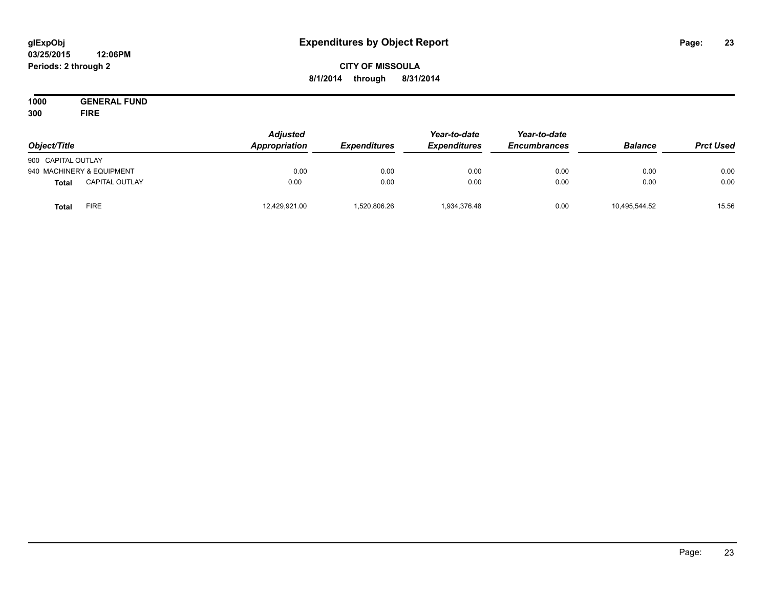glExpObj
03/25/2015 12:06PM
Periods: 2 through 2

# Expenditures by Object Report

**CITY OF MISSOULA**
**8/1/2014 through 8/31/2014**

**1000 GENERAL FUND**
**300 FIRE**

| Object/Title | | Adjusted Appropriation | Expenditures | Year-to-date Expenditures | Year-to-date Encumbrances | Balance | Prct Used |
|---|---|---|---|---|---|---|---|
| 900 CAPITAL OUTLAY | | | | | | | |
| 940 MACHINERY & EQUIPMENT | | 0.00 | 0.00 | 0.00 | 0.00 | 0.00 | 0.00 |
| **Total** | CAPITAL OUTLAY | 0.00 | 0.00 | 0.00 | 0.00 | 0.00 | 0.00 |
| **Total** | FIRE | 12,429,921.00 | 1,520,806.26 | 1,934,376.48 | 0.00 | 10,495,544.52 | 15.56 |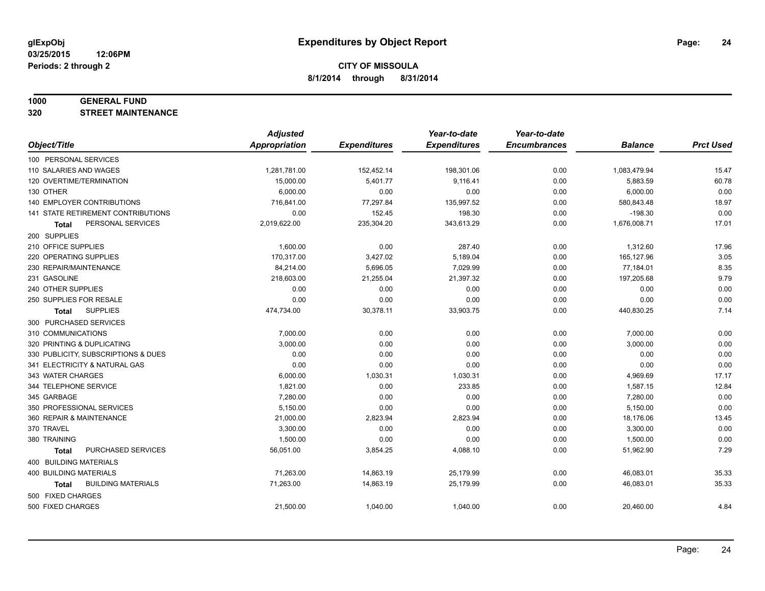# Expenditures by Object Report

glExpObj
03/25/2015 12:06PM
Periods: 2 through 2

**CITY OF MISSOULA**
**8/1/2014 through 8/31/2014**

**1000 GENERAL FUND**
**320 STREET MAINTENANCE**

| Object/Title | Adjusted Appropriation | Expenditures | Year-to-date Expenditures | Year-to-date Encumbrances | Balance | Prct Used |
|---|---|---|---|---|---|---|
| 100 PERSONAL SERVICES | | | | | | |
| 110 SALARIES AND WAGES | 1,281,781.00 | 152,452.14 | 198,301.06 | 0.00 | 1,083,479.94 | 15.47 |
| 120 OVERTIME/TERMINATION | 15,000.00 | 5,401.77 | 9,116.41 | 0.00 | 5,883.59 | 60.78 |
| 130 OTHER | 6,000.00 | 0.00 | 0.00 | 0.00 | 6,000.00 | 0.00 |
| 140 EMPLOYER CONTRIBUTIONS | 716,841.00 | 77,297.84 | 135,997.52 | 0.00 | 580,843.48 | 18.97 |
| 141 STATE RETIREMENT CONTRIBUTIONS | 0.00 | 152.45 | 198.30 | 0.00 | -198.30 | 0.00 |
| **Total** PERSONAL SERVICES | 2,019,622.00 | 235,304.20 | 343,613.29 | 0.00 | 1,676,008.71 | 17.01 |
| 200 SUPPLIES | | | | | | |
| 210 OFFICE SUPPLIES | 1,600.00 | 0.00 | 287.40 | 0.00 | 1,312.60 | 17.96 |
| 220 OPERATING SUPPLIES | 170,317.00 | 3,427.02 | 5,189.04 | 0.00 | 165,127.96 | 3.05 |
| 230 REPAIR/MAINTENANCE | 84,214.00 | 5,696.05 | 7,029.99 | 0.00 | 77,184.01 | 8.35 |
| 231 GASOLINE | 218,603.00 | 21,255.04 | 21,397.32 | 0.00 | 197,205.68 | 9.79 |
| 240 OTHER SUPPLIES | 0.00 | 0.00 | 0.00 | 0.00 | 0.00 | 0.00 |
| 250 SUPPLIES FOR RESALE | 0.00 | 0.00 | 0.00 | 0.00 | 0.00 | 0.00 |
| **Total** SUPPLIES | 474,734.00 | 30,378.11 | 33,903.75 | 0.00 | 440,830.25 | 7.14 |
| 300 PURCHASED SERVICES | | | | | | |
| 310 COMMUNICATIONS | 7,000.00 | 0.00 | 0.00 | 0.00 | 7,000.00 | 0.00 |
| 320 PRINTING & DUPLICATING | 3,000.00 | 0.00 | 0.00 | 0.00 | 3,000.00 | 0.00 |
| 330 PUBLICITY, SUBSCRIPTIONS & DUES | 0.00 | 0.00 | 0.00 | 0.00 | 0.00 | 0.00 |
| 341 ELECTRICITY & NATURAL GAS | 0.00 | 0.00 | 0.00 | 0.00 | 0.00 | 0.00 |
| 343 WATER CHARGES | 6,000.00 | 1,030.31 | 1,030.31 | 0.00 | 4,969.69 | 17.17 |
| 344 TELEPHONE SERVICE | 1,821.00 | 0.00 | 233.85 | 0.00 | 1,587.15 | 12.84 |
| 345 GARBAGE | 7,280.00 | 0.00 | 0.00 | 0.00 | 7,280.00 | 0.00 |
| 350 PROFESSIONAL SERVICES | 5,150.00 | 0.00 | 0.00 | 0.00 | 5,150.00 | 0.00 |
| 360 REPAIR & MAINTENANCE | 21,000.00 | 2,823.94 | 2,823.94 | 0.00 | 18,176.06 | 13.45 |
| 370 TRAVEL | 3,300.00 | 0.00 | 0.00 | 0.00 | 3,300.00 | 0.00 |
| 380 TRAINING | 1,500.00 | 0.00 | 0.00 | 0.00 | 1,500.00 | 0.00 |
| **Total** PURCHASED SERVICES | 56,051.00 | 3,854.25 | 4,088.10 | 0.00 | 51,962.90 | 7.29 |
| 400 BUILDING MATERIALS | | | | | | |
| 400 BUILDING MATERIALS | 71,263.00 | 14,863.19 | 25,179.99 | 0.00 | 46,083.01 | 35.33 |
| **Total** BUILDING MATERIALS | 71,263.00 | 14,863.19 | 25,179.99 | 0.00 | 46,083.01 | 35.33 |
| 500 FIXED CHARGES | | | | | | |
| 500 FIXED CHARGES | 21,500.00 | 1,040.00 | 1,040.00 | 0.00 | 20,460.00 | 4.84 |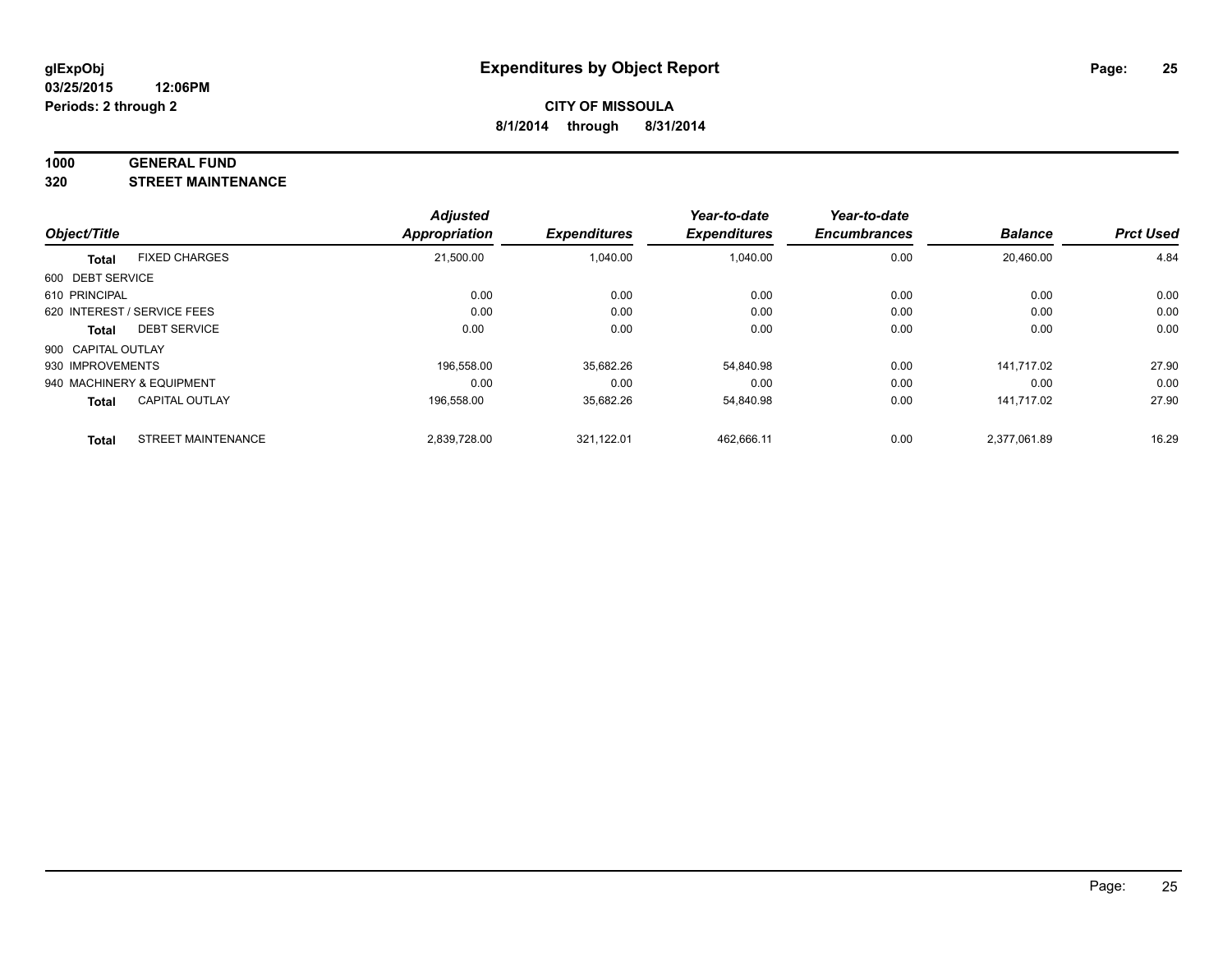# CITY OF MISSOULA

**8/1/2014 through 8/31/2014**

**glExpObj**
**03/25/2015 12:06PM**
**Periods: 2 through 2**

## Expenditures by Object Report

**1000 GENERAL FUND**
**320 STREET MAINTENANCE**

| Object/Title | | Adjusted Appropriation | Expenditures | Year-to-date Expenditures | Year-to-date Encumbrances | Balance | Prct Used |
|---|---|---|---|---|---|---|---|
| **Total** | FIXED CHARGES | 21,500.00 | 1,040.00 | 1,040.00 | 0.00 | 20,460.00 | 4.84 |
| 600 DEBT SERVICE | | | | | | | |
| 610 PRINCIPAL | | 0.00 | 0.00 | 0.00 | 0.00 | 0.00 | 0.00 |
| 620 INTEREST / SERVICE FEES | | 0.00 | 0.00 | 0.00 | 0.00 | 0.00 | 0.00 |
| **Total** | DEBT SERVICE | 0.00 | 0.00 | 0.00 | 0.00 | 0.00 | 0.00 |
| 900 CAPITAL OUTLAY | | | | | | | |
| 930 IMPROVEMENTS | | 196,558.00 | 35,682.26 | 54,840.98 | 0.00 | 141,717.02 | 27.90 |
| 940 MACHINERY & EQUIPMENT | | 0.00 | 0.00 | 0.00 | 0.00 | 0.00 | 0.00 |
| **Total** | CAPITAL OUTLAY | 196,558.00 | 35,682.26 | 54,840.98 | 0.00 | 141,717.02 | 27.90 |
| **Total** | STREET MAINTENANCE | 2,839,728.00 | 321,122.01 | 462,666.11 | 0.00 | 2,377,061.89 | 16.29 |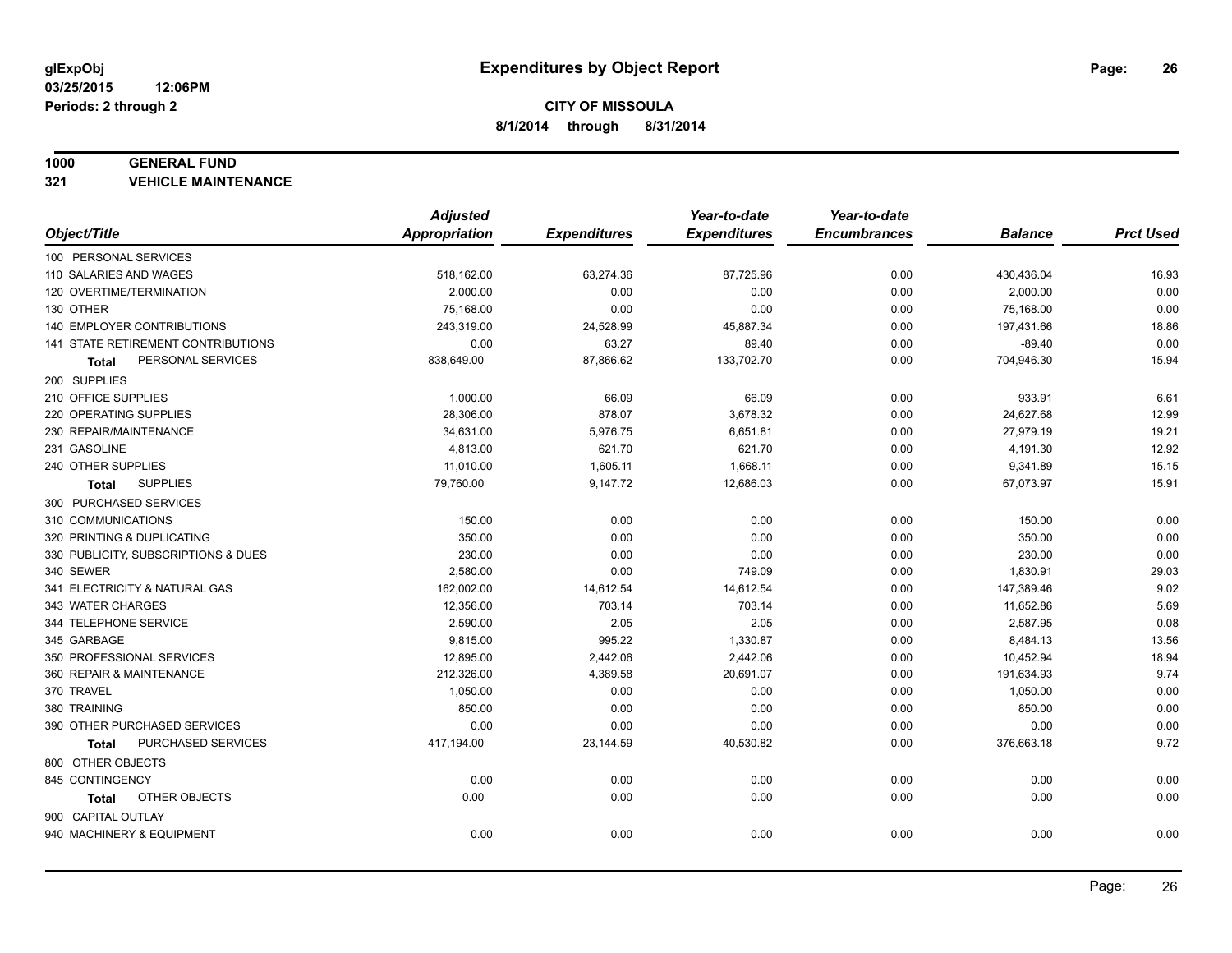**glExpObj**
**03/25/2015 12:06PM**
**Periods: 2 through 2**

# Expenditures by Object Report

**CITY OF MISSOULA**
**8/1/2014 through 8/31/2014**

**1000 GENERAL FUND**
**321 VEHICLE MAINTENANCE**

| Object/Title | Adjusted Appropriation | Expenditures | Year-to-date Expenditures | Year-to-date Encumbrances | Balance | Prct Used |
|---|---|---|---|---|---|---|
| 100 PERSONAL SERVICES | | | | | | |
| 110 SALARIES AND WAGES | 518,162.00 | 63,274.36 | 87,725.96 | 0.00 | 430,436.04 | 16.93 |
| 120 OVERTIME/TERMINATION | 2,000.00 | 0.00 | 0.00 | 0.00 | 2,000.00 | 0.00 |
| 130 OTHER | 75,168.00 | 0.00 | 0.00 | 0.00 | 75,168.00 | 0.00 |
| 140 EMPLOYER CONTRIBUTIONS | 243,319.00 | 24,528.99 | 45,887.34 | 0.00 | 197,431.66 | 18.86 |
| 141 STATE RETIREMENT CONTRIBUTIONS | 0.00 | 63.27 | 89.40 | 0.00 | -89.40 | 0.00 |
| **Total** PERSONAL SERVICES | 838,649.00 | 87,866.62 | 133,702.70 | 0.00 | 704,946.30 | 15.94 |
| 200 SUPPLIES | | | | | | |
| 210 OFFICE SUPPLIES | 1,000.00 | 66.09 | 66.09 | 0.00 | 933.91 | 6.61 |
| 220 OPERATING SUPPLIES | 28,306.00 | 878.07 | 3,678.32 | 0.00 | 24,627.68 | 12.99 |
| 230 REPAIR/MAINTENANCE | 34,631.00 | 5,976.75 | 6,651.81 | 0.00 | 27,979.19 | 19.21 |
| 231 GASOLINE | 4,813.00 | 621.70 | 621.70 | 0.00 | 4,191.30 | 12.92 |
| 240 OTHER SUPPLIES | 11,010.00 | 1,605.11 | 1,668.11 | 0.00 | 9,341.89 | 15.15 |
| **Total** SUPPLIES | 79,760.00 | 9,147.72 | 12,686.03 | 0.00 | 67,073.97 | 15.91 |
| 300 PURCHASED SERVICES | | | | | | |
| 310 COMMUNICATIONS | 150.00 | 0.00 | 0.00 | 0.00 | 150.00 | 0.00 |
| 320 PRINTING & DUPLICATING | 350.00 | 0.00 | 0.00 | 0.00 | 350.00 | 0.00 |
| 330 PUBLICITY, SUBSCRIPTIONS & DUES | 230.00 | 0.00 | 0.00 | 0.00 | 230.00 | 0.00 |
| 340 SEWER | 2,580.00 | 0.00 | 749.09 | 0.00 | 1,830.91 | 29.03 |
| 341 ELECTRICITY & NATURAL GAS | 162,002.00 | 14,612.54 | 14,612.54 | 0.00 | 147,389.46 | 9.02 |
| 343 WATER CHARGES | 12,356.00 | 703.14 | 703.14 | 0.00 | 11,652.86 | 5.69 |
| 344 TELEPHONE SERVICE | 2,590.00 | 2.05 | 2.05 | 0.00 | 2,587.95 | 0.08 |
| 345 GARBAGE | 9,815.00 | 995.22 | 1,330.87 | 0.00 | 8,484.13 | 13.56 |
| 350 PROFESSIONAL SERVICES | 12,895.00 | 2,442.06 | 2,442.06 | 0.00 | 10,452.94 | 18.94 |
| 360 REPAIR & MAINTENANCE | 212,326.00 | 4,389.58 | 20,691.07 | 0.00 | 191,634.93 | 9.74 |
| 370 TRAVEL | 1,050.00 | 0.00 | 0.00 | 0.00 | 1,050.00 | 0.00 |
| 380 TRAINING | 850.00 | 0.00 | 0.00 | 0.00 | 850.00 | 0.00 |
| 390 OTHER PURCHASED SERVICES | 0.00 | 0.00 | 0.00 | 0.00 | 0.00 | 0.00 |
| **Total** PURCHASED SERVICES | 417,194.00 | 23,144.59 | 40,530.82 | 0.00 | 376,663.18 | 9.72 |
| 800 OTHER OBJECTS | | | | | | |
| 845 CONTINGENCY | 0.00 | 0.00 | 0.00 | 0.00 | 0.00 | 0.00 |
| **Total** OTHER OBJECTS | 0.00 | 0.00 | 0.00 | 0.00 | 0.00 | 0.00 |
| 900 CAPITAL OUTLAY | | | | | | |
| 940 MACHINERY & EQUIPMENT | 0.00 | 0.00 | 0.00 | 0.00 | 0.00 | 0.00 |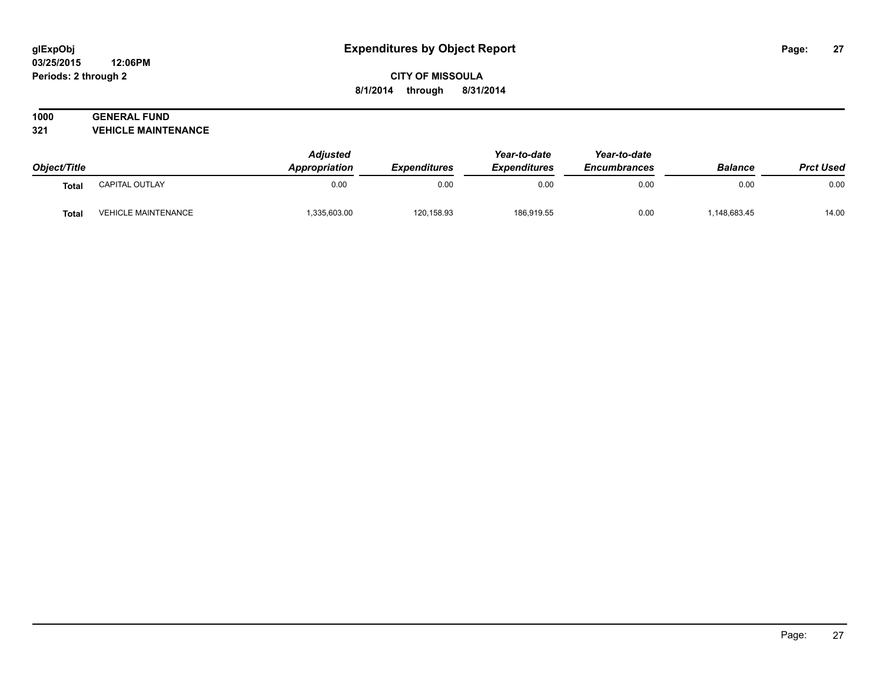# Expenditures by Object Report

**CITY OF MISSOULA**

**8/1/2014 through 8/31/2014**

glExpObj
03/25/2015 12:06PM
Periods: 2 through 2

**1000 GENERAL FUND**

**321 VEHICLE MAINTENANCE**

| Object/Title | | Adjusted Appropriation | Expenditures | Year-to-date Expenditures | Year-to-date Encumbrances | Balance | Prct Used |
|---|---|---|---|---|---|---|---|
| **Total** | CAPITAL OUTLAY | 0.00 | 0.00 | 0.00 | 0.00 | 0.00 | 0.00 |
| **Total** | VEHICLE MAINTENANCE | 1,335,603.00 | 120,158.93 | 186,919.55 | 0.00 | 1,148,683.45 | 14.00 |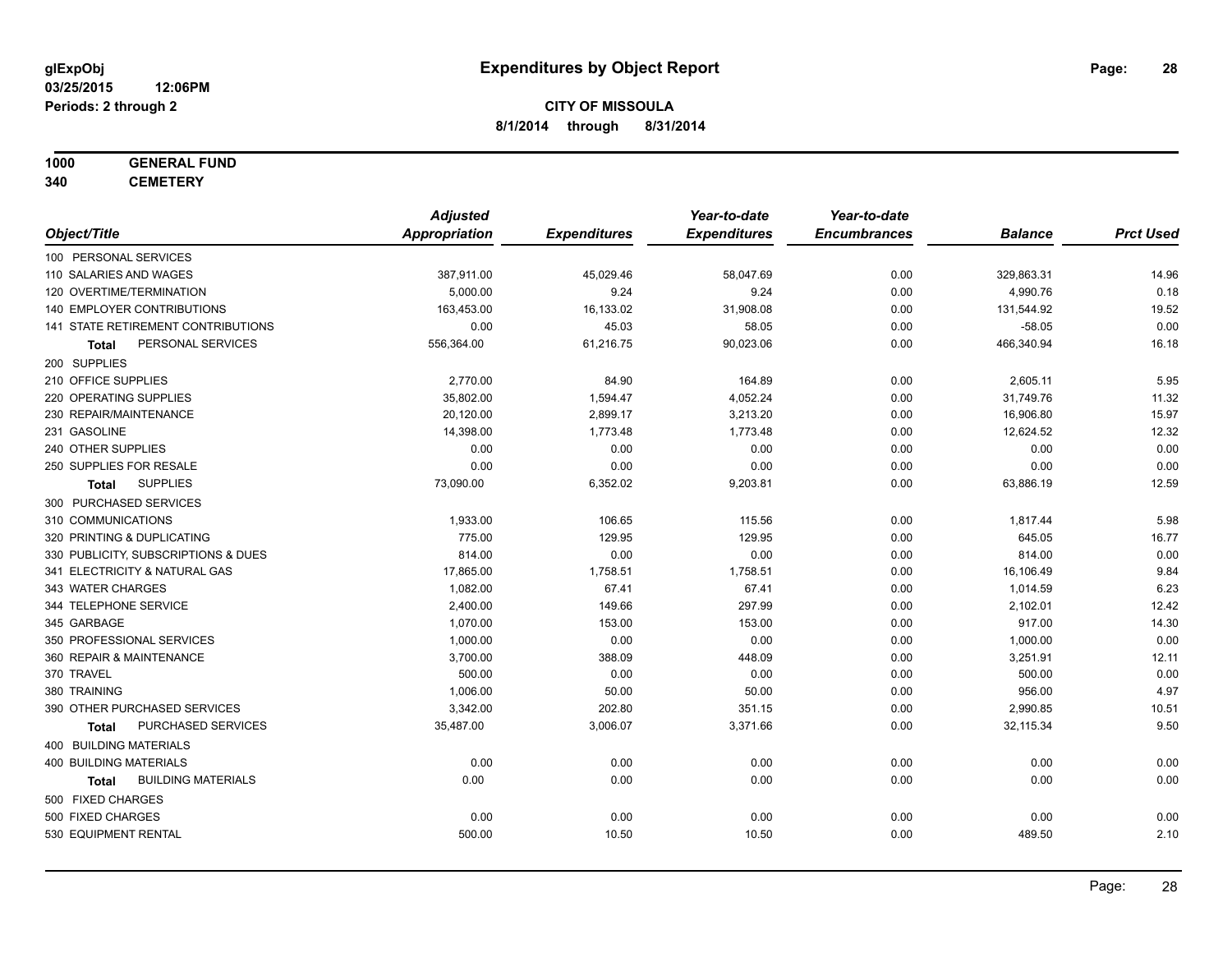**glExpObj**
**03/25/2015 12:06PM**
**Periods: 2 through 2**

# Expenditures by Object Report

**CITY OF MISSOULA**
**8/1/2014 through 8/31/2014**

**1000 GENERAL FUND**
**340 CEMETERY**

| Object/Title | Adjusted Appropriation | Expenditures | Year-to-date Expenditures | Year-to-date Encumbrances | Balance | Prct Used |
|---|---|---|---|---|---|---|
| 100 PERSONAL SERVICES | | | | | | |
| 110 SALARIES AND WAGES | 387,911.00 | 45,029.46 | 58,047.69 | 0.00 | 329,863.31 | 14.96 |
| 120 OVERTIME/TERMINATION | 5,000.00 | 9.24 | 9.24 | 0.00 | 4,990.76 | 0.18 |
| 140 EMPLOYER CONTRIBUTIONS | 163,453.00 | 16,133.02 | 31,908.08 | 0.00 | 131,544.92 | 19.52 |
| 141 STATE RETIREMENT CONTRIBUTIONS | 0.00 | 45.03 | 58.05 | 0.00 | -58.05 | 0.00 |
| **Total** PERSONAL SERVICES | 556,364.00 | 61,216.75 | 90,023.06 | 0.00 | 466,340.94 | 16.18 |
| 200 SUPPLIES | | | | | | |
| 210 OFFICE SUPPLIES | 2,770.00 | 84.90 | 164.89 | 0.00 | 2,605.11 | 5.95 |
| 220 OPERATING SUPPLIES | 35,802.00 | 1,594.47 | 4,052.24 | 0.00 | 31,749.76 | 11.32 |
| 230 REPAIR/MAINTENANCE | 20,120.00 | 2,899.17 | 3,213.20 | 0.00 | 16,906.80 | 15.97 |
| 231 GASOLINE | 14,398.00 | 1,773.48 | 1,773.48 | 0.00 | 12,624.52 | 12.32 |
| 240 OTHER SUPPLIES | 0.00 | 0.00 | 0.00 | 0.00 | 0.00 | 0.00 |
| 250 SUPPLIES FOR RESALE | 0.00 | 0.00 | 0.00 | 0.00 | 0.00 | 0.00 |
| **Total** SUPPLIES | 73,090.00 | 6,352.02 | 9,203.81 | 0.00 | 63,886.19 | 12.59 |
| 300 PURCHASED SERVICES | | | | | | |
| 310 COMMUNICATIONS | 1,933.00 | 106.65 | 115.56 | 0.00 | 1,817.44 | 5.98 |
| 320 PRINTING & DUPLICATING | 775.00 | 129.95 | 129.95 | 0.00 | 645.05 | 16.77 |
| 330 PUBLICITY, SUBSCRIPTIONS & DUES | 814.00 | 0.00 | 0.00 | 0.00 | 814.00 | 0.00 |
| 341 ELECTRICITY & NATURAL GAS | 17,865.00 | 1,758.51 | 1,758.51 | 0.00 | 16,106.49 | 9.84 |
| 343 WATER CHARGES | 1,082.00 | 67.41 | 67.41 | 0.00 | 1,014.59 | 6.23 |
| 344 TELEPHONE SERVICE | 2,400.00 | 149.66 | 297.99 | 0.00 | 2,102.01 | 12.42 |
| 345 GARBAGE | 1,070.00 | 153.00 | 153.00 | 0.00 | 917.00 | 14.30 |
| 350 PROFESSIONAL SERVICES | 1,000.00 | 0.00 | 0.00 | 0.00 | 1,000.00 | 0.00 |
| 360 REPAIR & MAINTENANCE | 3,700.00 | 388.09 | 448.09 | 0.00 | 3,251.91 | 12.11 |
| 370 TRAVEL | 500.00 | 0.00 | 0.00 | 0.00 | 500.00 | 0.00 |
| 380 TRAINING | 1,006.00 | 50.00 | 50.00 | 0.00 | 956.00 | 4.97 |
| 390 OTHER PURCHASED SERVICES | 3,342.00 | 202.80 | 351.15 | 0.00 | 2,990.85 | 10.51 |
| **Total** PURCHASED SERVICES | 35,487.00 | 3,006.07 | 3,371.66 | 0.00 | 32,115.34 | 9.50 |
| 400 BUILDING MATERIALS | | | | | | |
| 400 BUILDING MATERIALS | 0.00 | 0.00 | 0.00 | 0.00 | 0.00 | 0.00 |
| **Total** BUILDING MATERIALS | 0.00 | 0.00 | 0.00 | 0.00 | 0.00 | 0.00 |
| 500 FIXED CHARGES | | | | | | |
| 500 FIXED CHARGES | 0.00 | 0.00 | 0.00 | 0.00 | 0.00 | 0.00 |
| 530 EQUIPMENT RENTAL | 500.00 | 10.50 | 10.50 | 0.00 | 489.50 | 2.10 |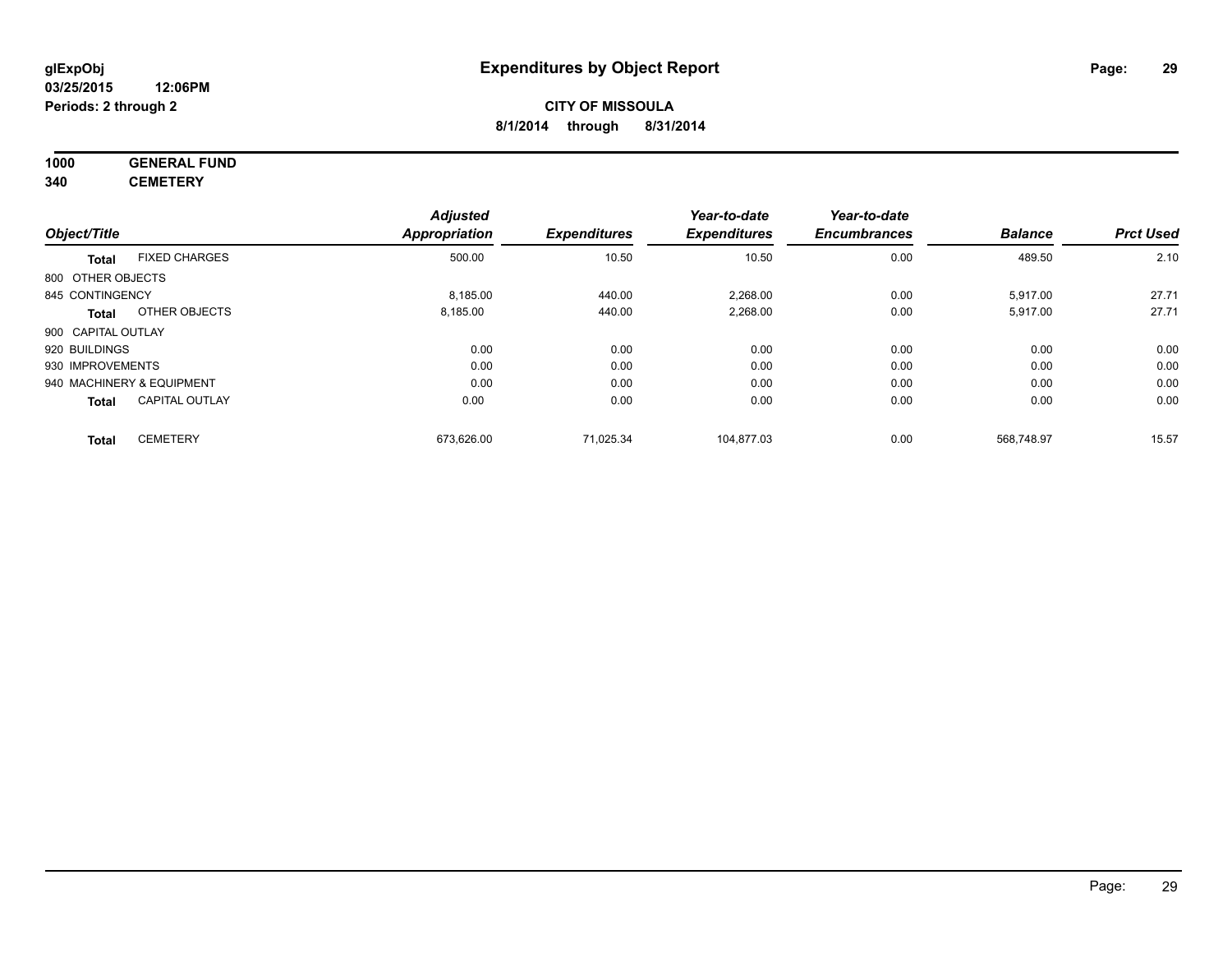# Expenditures by Object Report

glExpObj
03/25/2015 12:06PM
Periods: 2 through 2

**CITY OF MISSOULA**
**8/1/2014 through 8/31/2014**

**1000 GENERAL FUND**
**340 CEMETERY**

| Object/Title | Adjusted Appropriation | Expenditures | Year-to-date Expenditures | Year-to-date Encumbrances | Balance | Prct Used |
|---|---|---|---|---|---|---|
| **Total** FIXED CHARGES | 500.00 | 10.50 | 10.50 | 0.00 | 489.50 | 2.10 |
| 800 OTHER OBJECTS | | | | | | |
| 845 CONTINGENCY | 8,185.00 | 440.00 | 2,268.00 | 0.00 | 5,917.00 | 27.71 |
| **Total** OTHER OBJECTS | 8,185.00 | 440.00 | 2,268.00 | 0.00 | 5,917.00 | 27.71 |
| 900 CAPITAL OUTLAY | | | | | | |
| 920 BUILDINGS | 0.00 | 0.00 | 0.00 | 0.00 | 0.00 | 0.00 |
| 930 IMPROVEMENTS | 0.00 | 0.00 | 0.00 | 0.00 | 0.00 | 0.00 |
| 940 MACHINERY & EQUIPMENT | 0.00 | 0.00 | 0.00 | 0.00 | 0.00 | 0.00 |
| **Total** CAPITAL OUTLAY | 0.00 | 0.00 | 0.00 | 0.00 | 0.00 | 0.00 |
| **Total** CEMETERY | 673,626.00 | 71,025.34 | 104,877.03 | 0.00 | 568,748.97 | 15.57 |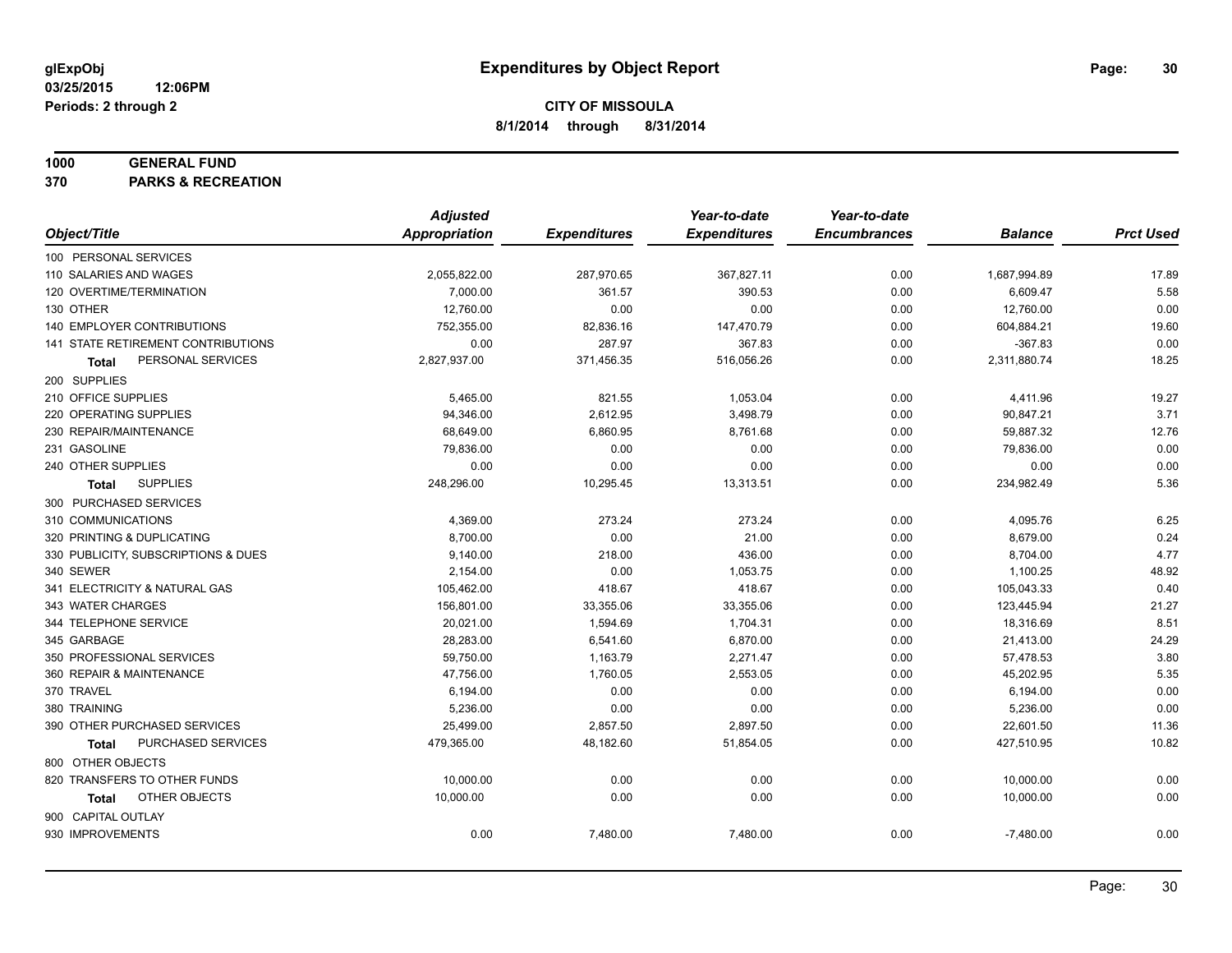**glExpObj** **Expenditures by Object Report**
**03/25/2015 12:06PM**
**Periods: 2 through 2**

**CITY OF MISSOULA**
**8/1/2014 through 8/31/2014**

**1000 GENERAL FUND**
**370 PARKS & RECREATION**

| Object/Title | Adjusted Appropriation | Expenditures | Year-to-date Expenditures | Year-to-date Encumbrances | Balance | Prct Used |
|---|---|---|---|---|---|---|
| 100 PERSONAL SERVICES | | | | | | |
| 110 SALARIES AND WAGES | 2,055,822.00 | 287,970.65 | 367,827.11 | 0.00 | 1,687,994.89 | 17.89 |
| 120 OVERTIME/TERMINATION | 7,000.00 | 361.57 | 390.53 | 0.00 | 6,609.47 | 5.58 |
| 130 OTHER | 12,760.00 | 0.00 | 0.00 | 0.00 | 12,760.00 | 0.00 |
| 140 EMPLOYER CONTRIBUTIONS | 752,355.00 | 82,836.16 | 147,470.79 | 0.00 | 604,884.21 | 19.60 |
| 141 STATE RETIREMENT CONTRIBUTIONS | 0.00 | 287.97 | 367.83 | 0.00 | -367.83 | 0.00 |
| **Total** PERSONAL SERVICES | 2,827,937.00 | 371,456.35 | 516,056.26 | 0.00 | 2,311,880.74 | 18.25 |
| 200 SUPPLIES | | | | | | |
| 210 OFFICE SUPPLIES | 5,465.00 | 821.55 | 1,053.04 | 0.00 | 4,411.96 | 19.27 |
| 220 OPERATING SUPPLIES | 94,346.00 | 2,612.95 | 3,498.79 | 0.00 | 90,847.21 | 3.71 |
| 230 REPAIR/MAINTENANCE | 68,649.00 | 6,860.95 | 8,761.68 | 0.00 | 59,887.32 | 12.76 |
| 231 GASOLINE | 79,836.00 | 0.00 | 0.00 | 0.00 | 79,836.00 | 0.00 |
| 240 OTHER SUPPLIES | 0.00 | 0.00 | 0.00 | 0.00 | 0.00 | 0.00 |
| **Total** SUPPLIES | 248,296.00 | 10,295.45 | 13,313.51 | 0.00 | 234,982.49 | 5.36 |
| 300 PURCHASED SERVICES | | | | | | |
| 310 COMMUNICATIONS | 4,369.00 | 273.24 | 273.24 | 0.00 | 4,095.76 | 6.25 |
| 320 PRINTING & DUPLICATING | 8,700.00 | 0.00 | 21.00 | 0.00 | 8,679.00 | 0.24 |
| 330 PUBLICITY, SUBSCRIPTIONS & DUES | 9,140.00 | 218.00 | 436.00 | 0.00 | 8,704.00 | 4.77 |
| 340 SEWER | 2,154.00 | 0.00 | 1,053.75 | 0.00 | 1,100.25 | 48.92 |
| 341 ELECTRICITY & NATURAL GAS | 105,462.00 | 418.67 | 418.67 | 0.00 | 105,043.33 | 0.40 |
| 343 WATER CHARGES | 156,801.00 | 33,355.06 | 33,355.06 | 0.00 | 123,445.94 | 21.27 |
| 344 TELEPHONE SERVICE | 20,021.00 | 1,594.69 | 1,704.31 | 0.00 | 18,316.69 | 8.51 |
| 345 GARBAGE | 28,283.00 | 6,541.60 | 6,870.00 | 0.00 | 21,413.00 | 24.29 |
| 350 PROFESSIONAL SERVICES | 59,750.00 | 1,163.79 | 2,271.47 | 0.00 | 57,478.53 | 3.80 |
| 360 REPAIR & MAINTENANCE | 47,756.00 | 1,760.05 | 2,553.05 | 0.00 | 45,202.95 | 5.35 |
| 370 TRAVEL | 6,194.00 | 0.00 | 0.00 | 0.00 | 6,194.00 | 0.00 |
| 380 TRAINING | 5,236.00 | 0.00 | 0.00 | 0.00 | 5,236.00 | 0.00 |
| 390 OTHER PURCHASED SERVICES | 25,499.00 | 2,857.50 | 2,897.50 | 0.00 | 22,601.50 | 11.36 |
| **Total** PURCHASED SERVICES | 479,365.00 | 48,182.60 | 51,854.05 | 0.00 | 427,510.95 | 10.82 |
| 800 OTHER OBJECTS | | | | | | |
| 820 TRANSFERS TO OTHER FUNDS | 10,000.00 | 0.00 | 0.00 | 0.00 | 10,000.00 | 0.00 |
| **Total** OTHER OBJECTS | 10,000.00 | 0.00 | 0.00 | 0.00 | 10,000.00 | 0.00 |
| 900 CAPITAL OUTLAY | | | | | | |
| 930 IMPROVEMENTS | 0.00 | 7,480.00 | 7,480.00 | 0.00 | -7,480.00 | 0.00 |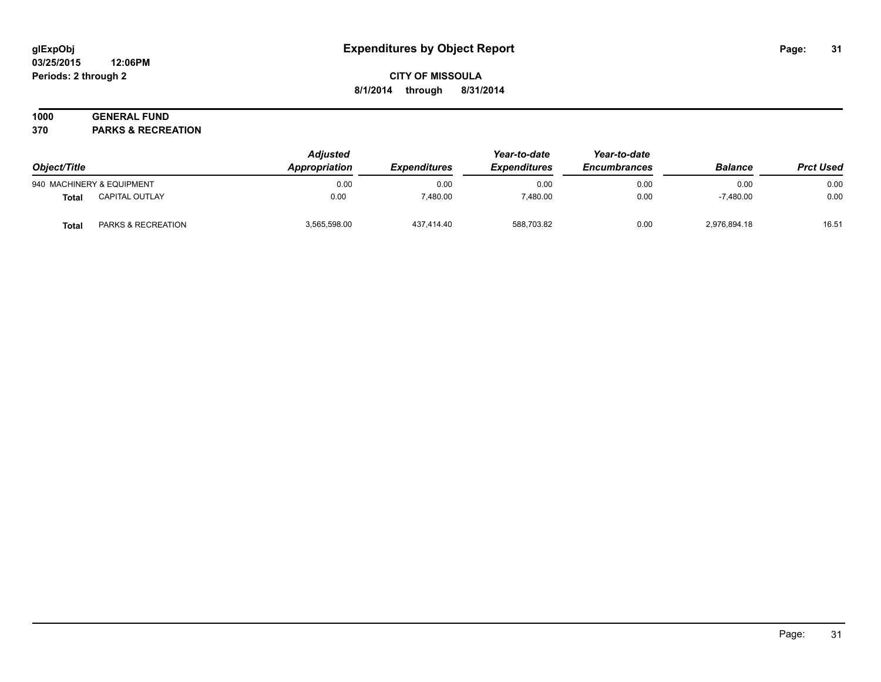# Expenditures by Object Report

glExpObj
03/25/2015 12:06PM
Periods: 2 through 2

**CITY OF MISSOULA**
**8/1/2014 through 8/31/2014**

**1000 GENERAL FUND**
**370 PARKS & RECREATION**

| Object/Title | | Adjusted Appropriation | Expenditures | Year-to-date Expenditures | Year-to-date Encumbrances | Balance | Prct Used |
|---|---|---|---|---|---|---|---|
| 940 MACHINERY & EQUIPMENT | | 0.00 | 0.00 | 0.00 | 0.00 | 0.00 | 0.00 |
| **Total** | CAPITAL OUTLAY | 0.00 | 7,480.00 | 7,480.00 | 0.00 | -7,480.00 | 0.00 |
| **Total** | PARKS & RECREATION | 3,565,598.00 | 437,414.40 | 588,703.82 | 0.00 | 2,976,894.18 | 16.51 |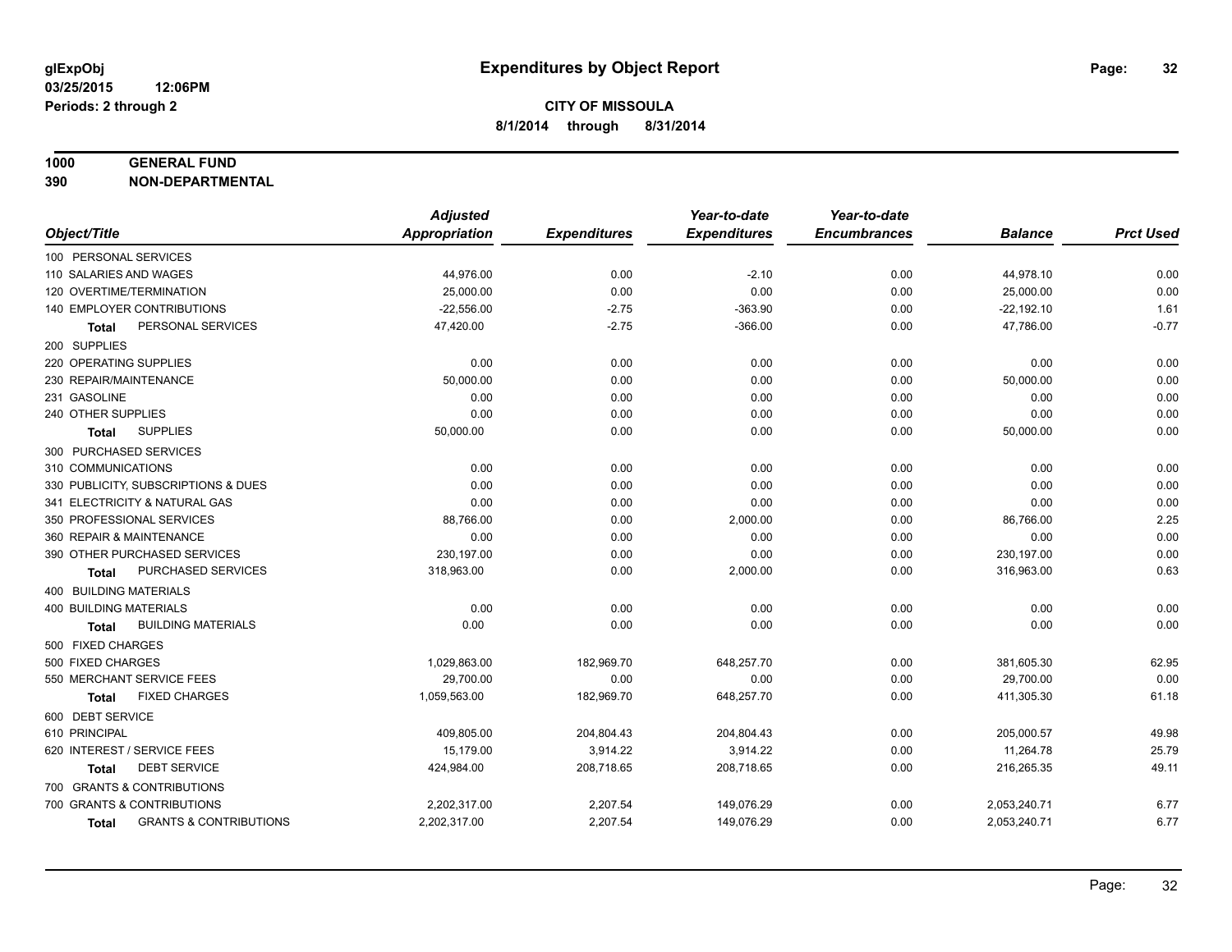# Expenditures by Object Report

glExpObj
03/25/2015 12:06PM
Periods: 2 through 2

**CITY OF MISSOULA**
**8/1/2014 through 8/31/2014**

**1000 GENERAL FUND**
**390 NON-DEPARTMENTAL**

| Object/Title | Adjusted Appropriation | Expenditures | Year-to-date Expenditures | Year-to-date Encumbrances | Balance | Prct Used |
|---|---|---|---|---|---|---|
| 100 PERSONAL SERVICES | | | | | | |
| 110 SALARIES AND WAGES | 44,976.00 | 0.00 | -2.10 | 0.00 | 44,978.10 | 0.00 |
| 120 OVERTIME/TERMINATION | 25,000.00 | 0.00 | 0.00 | 0.00 | 25,000.00 | 0.00 |
| 140 EMPLOYER CONTRIBUTIONS | -22,556.00 | -2.75 | -363.90 | 0.00 | -22,192.10 | 1.61 |
| **Total** PERSONAL SERVICES | 47,420.00 | -2.75 | -366.00 | 0.00 | 47,786.00 | -0.77 |
| 200 SUPPLIES | | | | | | |
| 220 OPERATING SUPPLIES | 0.00 | 0.00 | 0.00 | 0.00 | 0.00 | 0.00 |
| 230 REPAIR/MAINTENANCE | 50,000.00 | 0.00 | 0.00 | 0.00 | 50,000.00 | 0.00 |
| 231 GASOLINE | 0.00 | 0.00 | 0.00 | 0.00 | 0.00 | 0.00 |
| 240 OTHER SUPPLIES | 0.00 | 0.00 | 0.00 | 0.00 | 0.00 | 0.00 |
| **Total** SUPPLIES | 50,000.00 | 0.00 | 0.00 | 0.00 | 50,000.00 | 0.00 |
| 300 PURCHASED SERVICES | | | | | | |
| 310 COMMUNICATIONS | 0.00 | 0.00 | 0.00 | 0.00 | 0.00 | 0.00 |
| 330 PUBLICITY, SUBSCRIPTIONS & DUES | 0.00 | 0.00 | 0.00 | 0.00 | 0.00 | 0.00 |
| 341 ELECTRICITY & NATURAL GAS | 0.00 | 0.00 | 0.00 | 0.00 | 0.00 | 0.00 |
| 350 PROFESSIONAL SERVICES | 88,766.00 | 0.00 | 2,000.00 | 0.00 | 86,766.00 | 2.25 |
| 360 REPAIR & MAINTENANCE | 0.00 | 0.00 | 0.00 | 0.00 | 0.00 | 0.00 |
| 390 OTHER PURCHASED SERVICES | 230,197.00 | 0.00 | 0.00 | 0.00 | 230,197.00 | 0.00 |
| **Total** PURCHASED SERVICES | 318,963.00 | 0.00 | 2,000.00 | 0.00 | 316,963.00 | 0.63 |
| 400 BUILDING MATERIALS | | | | | | |
| 400 BUILDING MATERIALS | 0.00 | 0.00 | 0.00 | 0.00 | 0.00 | 0.00 |
| **Total** BUILDING MATERIALS | 0.00 | 0.00 | 0.00 | 0.00 | 0.00 | 0.00 |
| 500 FIXED CHARGES | | | | | | |
| 500 FIXED CHARGES | 1,029,863.00 | 182,969.70 | 648,257.70 | 0.00 | 381,605.30 | 62.95 |
| 550 MERCHANT SERVICE FEES | 29,700.00 | 0.00 | 0.00 | 0.00 | 29,700.00 | 0.00 |
| **Total** FIXED CHARGES | 1,059,563.00 | 182,969.70 | 648,257.70 | 0.00 | 411,305.30 | 61.18 |
| 600 DEBT SERVICE | | | | | | |
| 610 PRINCIPAL | 409,805.00 | 204,804.43 | 204,804.43 | 0.00 | 205,000.57 | 49.98 |
| 620 INTEREST / SERVICE FEES | 15,179.00 | 3,914.22 | 3,914.22 | 0.00 | 11,264.78 | 25.79 |
| **Total** DEBT SERVICE | 424,984.00 | 208,718.65 | 208,718.65 | 0.00 | 216,265.35 | 49.11 |
| 700 GRANTS & CONTRIBUTIONS | | | | | | |
| 700 GRANTS & CONTRIBUTIONS | 2,202,317.00 | 2,207.54 | 149,076.29 | 0.00 | 2,053,240.71 | 6.77 |
| **Total** GRANTS & CONTRIBUTIONS | 2,202,317.00 | 2,207.54 | 149,076.29 | 0.00 | 2,053,240.71 | 6.77 |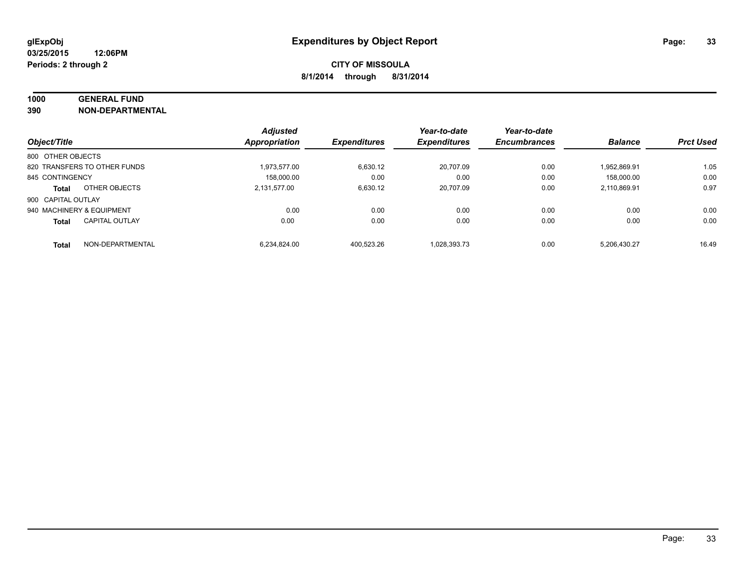# Expenditures by Object Report

glExpObj
03/25/2015 12:06PM
Periods: 2 through 2

**CITY OF MISSOULA**
**8/1/2014 through 8/31/2014**

**1000 GENERAL FUND**
**390 NON-DEPARTMENTAL**

| Object/Title | | Adjusted Appropriation | Expenditures | Year-to-date Expenditures | Year-to-date Encumbrances | Balance | Prct Used |
|---|---|---|---|---|---|---|---|
| 800 OTHER OBJECTS | | | | | | | |
| 820 TRANSFERS TO OTHER FUNDS | | 1,973,577.00 | 6,630.12 | 20,707.09 | 0.00 | 1,952,869.91 | 1.05 |
| 845 CONTINGENCY | | 158,000.00 | 0.00 | 0.00 | 0.00 | 158,000.00 | 0.00 |
| **Total** | OTHER OBJECTS | 2,131,577.00 | 6,630.12 | 20,707.09 | 0.00 | 2,110,869.91 | 0.97 |
| 900 CAPITAL OUTLAY | | | | | | | |
| 940 MACHINERY & EQUIPMENT | | 0.00 | 0.00 | 0.00 | 0.00 | 0.00 | 0.00 |
| **Total** | CAPITAL OUTLAY | 0.00 | 0.00 | 0.00 | 0.00 | 0.00 | 0.00 |
| **Total** | NON-DEPARTMENTAL | 6,234,824.00 | 400,523.26 | 1,028,393.73 | 0.00 | 5,206,430.27 | 16.49 |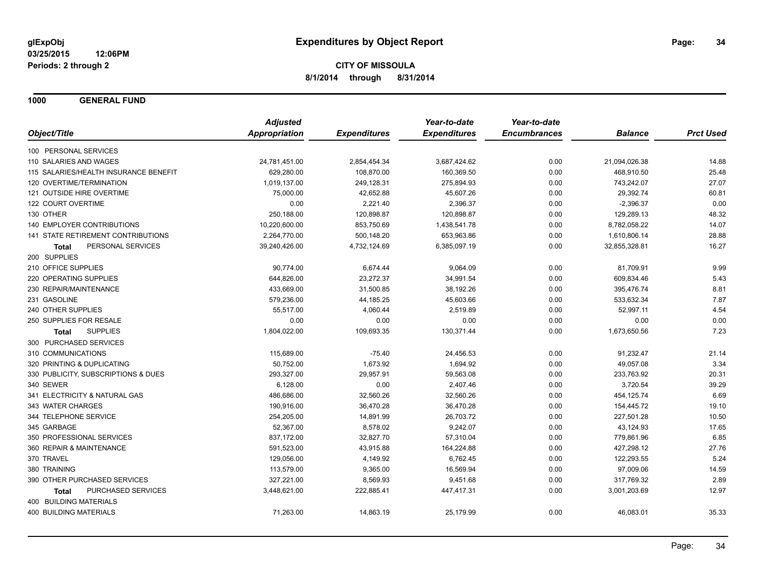**glExpObj**
**03/25/2015 12:06PM**
**Periods: 2 through 2**

# Expenditures by Object Report

**CITY OF MISSOULA**
**8/1/2014 through 8/31/2014**

## 1000 GENERAL FUND

| Object/Title | Adjusted Appropriation | Expenditures | Year-to-date Expenditures | Year-to-date Encumbrances | Balance | Prct Used |
|---|---|---|---|---|---|---|
| 100 PERSONAL SERVICES | | | | | | |
| 110 SALARIES AND WAGES | 24,781,451.00 | 2,854,454.34 | 3,687,424.62 | 0.00 | 21,094,026.38 | 14.88 |
| 115 SALARIES/HEALTH INSURANCE BENEFIT | 629,280.00 | 108,870.00 | 160,369.50 | 0.00 | 468,910.50 | 25.48 |
| 120 OVERTIME/TERMINATION | 1,019,137.00 | 249,128.31 | 275,894.93 | 0.00 | 743,242.07 | 27.07 |
| 121 OUTSIDE HIRE OVERTIME | 75,000.00 | 42,652.88 | 45,607.26 | 0.00 | 29,392.74 | 60.81 |
| 122 COURT OVERTIME | 0.00 | 2,221.40 | 2,396.37 | 0.00 | -2,396.37 | 0.00 |
| 130 OTHER | 250,188.00 | 120,898.87 | 120,898.87 | 0.00 | 129,289.13 | 48.32 |
| 140 EMPLOYER CONTRIBUTIONS | 10,220,600.00 | 853,750.69 | 1,438,541.78 | 0.00 | 8,782,058.22 | 14.07 |
| 141 STATE RETIREMENT CONTRIBUTIONS | 2,264,770.00 | 500,148.20 | 653,963.86 | 0.00 | 1,610,806.14 | 28.88 |
| **Total** PERSONAL SERVICES | 39,240,426.00 | 4,732,124.69 | 6,385,097.19 | 0.00 | 32,855,328.81 | 16.27 |
| 200 SUPPLIES | | | | | | |
| 210 OFFICE SUPPLIES | 90,774.00 | 6,674.44 | 9,064.09 | 0.00 | 81,709.91 | 9.99 |
| 220 OPERATING SUPPLIES | 644,826.00 | 23,272.37 | 34,991.54 | 0.00 | 609,834.46 | 5.43 |
| 230 REPAIR/MAINTENANCE | 433,669.00 | 31,500.85 | 38,192.26 | 0.00 | 395,476.74 | 8.81 |
| 231 GASOLINE | 579,236.00 | 44,185.25 | 45,603.66 | 0.00 | 533,632.34 | 7.87 |
| 240 OTHER SUPPLIES | 55,517.00 | 4,060.44 | 2,519.89 | 0.00 | 52,997.11 | 4.54 |
| 250 SUPPLIES FOR RESALE | 0.00 | 0.00 | 0.00 | 0.00 | 0.00 | 0.00 |
| **Total** SUPPLIES | 1,804,022.00 | 109,693.35 | 130,371.44 | 0.00 | 1,673,650.56 | 7.23 |
| 300 PURCHASED SERVICES | | | | | | |
| 310 COMMUNICATIONS | 115,689.00 | -75.40 | 24,456.53 | 0.00 | 91,232.47 | 21.14 |
| 320 PRINTING & DUPLICATING | 50,752.00 | 1,673.92 | 1,694.92 | 0.00 | 49,057.08 | 3.34 |
| 330 PUBLICITY, SUBSCRIPTIONS & DUES | 293,327.00 | 29,957.91 | 59,563.08 | 0.00 | 233,763.92 | 20.31 |
| 340 SEWER | 6,128.00 | 0.00 | 2,407.46 | 0.00 | 3,720.54 | 39.29 |
| 341 ELECTRICITY & NATURAL GAS | 486,686.00 | 32,560.26 | 32,560.26 | 0.00 | 454,125.74 | 6.69 |
| 343 WATER CHARGES | 190,916.00 | 36,470.28 | 36,470.28 | 0.00 | 154,445.72 | 19.10 |
| 344 TELEPHONE SERVICE | 254,205.00 | 14,891.99 | 26,703.72 | 0.00 | 227,501.28 | 10.50 |
| 345 GARBAGE | 52,367.00 | 8,578.02 | 9,242.07 | 0.00 | 43,124.93 | 17.65 |
| 350 PROFESSIONAL SERVICES | 837,172.00 | 32,827.70 | 57,310.04 | 0.00 | 779,861.96 | 6.85 |
| 360 REPAIR & MAINTENANCE | 591,523.00 | 43,915.88 | 164,224.88 | 0.00 | 427,298.12 | 27.76 |
| 370 TRAVEL | 129,056.00 | 4,149.92 | 6,762.45 | 0.00 | 122,293.55 | 5.24 |
| 380 TRAINING | 113,579.00 | 9,365.00 | 16,569.94 | 0.00 | 97,009.06 | 14.59 |
| 390 OTHER PURCHASED SERVICES | 327,221.00 | 8,569.93 | 9,451.68 | 0.00 | 317,769.32 | 2.89 |
| **Total** PURCHASED SERVICES | 3,448,621.00 | 222,885.41 | 447,417.31 | 0.00 | 3,001,203.69 | 12.97 |
| 400 BUILDING MATERIALS | | | | | | |
| 400 BUILDING MATERIALS | 71,263.00 | 14,863.19 | 25,179.99 | 0.00 | 46,083.01 | 35.33 |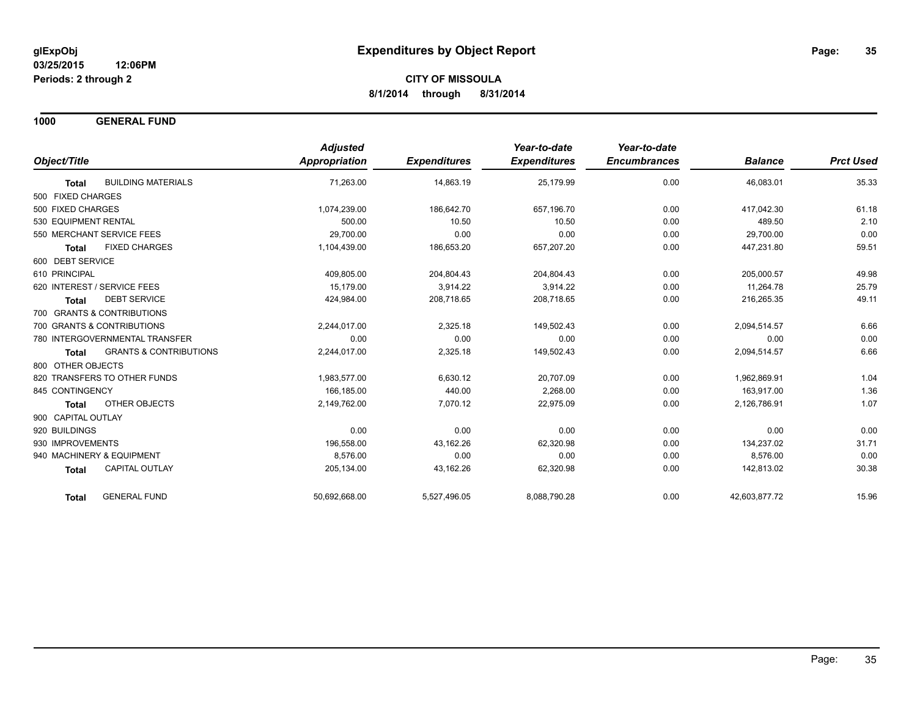**glExpObj**
**03/25/2015 12:06PM**
**Periods: 2 through 2**

# Expenditures by Object Report

**CITY OF MISSOULA**
**8/1/2014 through 8/31/2014**

## 1000 GENERAL FUND

| Object/Title | Adjusted Appropriation | Expenditures | Year-to-date Expenditures | Year-to-date Encumbrances | Balance | Prct Used |
|---|---|---|---|---|---|---|
| **Total** BUILDING MATERIALS | 71,263.00 | 14,863.19 | 25,179.99 | 0.00 | 46,083.01 | 35.33 |
| 500 FIXED CHARGES | | | | | | |
| 500 FIXED CHARGES | 1,074,239.00 | 186,642.70 | 657,196.70 | 0.00 | 417,042.30 | 61.18 |
| 530 EQUIPMENT RENTAL | 500.00 | 10.50 | 10.50 | 0.00 | 489.50 | 2.10 |
| 550 MERCHANT SERVICE FEES | 29,700.00 | 0.00 | 0.00 | 0.00 | 29,700.00 | 0.00 |
| **Total** FIXED CHARGES | 1,104,439.00 | 186,653.20 | 657,207.20 | 0.00 | 447,231.80 | 59.51 |
| 600 DEBT SERVICE | | | | | | |
| 610 PRINCIPAL | 409,805.00 | 204,804.43 | 204,804.43 | 0.00 | 205,000.57 | 49.98 |
| 620 INTEREST / SERVICE FEES | 15,179.00 | 3,914.22 | 3,914.22 | 0.00 | 11,264.78 | 25.79 |
| **Total** DEBT SERVICE | 424,984.00 | 208,718.65 | 208,718.65 | 0.00 | 216,265.35 | 49.11 |
| 700 GRANTS & CONTRIBUTIONS | | | | | | |
| 700 GRANTS & CONTRIBUTIONS | 2,244,017.00 | 2,325.18 | 149,502.43 | 0.00 | 2,094,514.57 | 6.66 |
| 780 INTERGOVERNMENTAL TRANSFER | 0.00 | 0.00 | 0.00 | 0.00 | 0.00 | 0.00 |
| **Total** GRANTS & CONTRIBUTIONS | 2,244,017.00 | 2,325.18 | 149,502.43 | 0.00 | 2,094,514.57 | 6.66 |
| 800 OTHER OBJECTS | | | | | | |
| 820 TRANSFERS TO OTHER FUNDS | 1,983,577.00 | 6,630.12 | 20,707.09 | 0.00 | 1,962,869.91 | 1.04 |
| 845 CONTINGENCY | 166,185.00 | 440.00 | 2,268.00 | 0.00 | 163,917.00 | 1.36 |
| **Total** OTHER OBJECTS | 2,149,762.00 | 7,070.12 | 22,975.09 | 0.00 | 2,126,786.91 | 1.07 |
| 900 CAPITAL OUTLAY | | | | | | |
| 920 BUILDINGS | 0.00 | 0.00 | 0.00 | 0.00 | 0.00 | 0.00 |
| 930 IMPROVEMENTS | 196,558.00 | 43,162.26 | 62,320.98 | 0.00 | 134,237.02 | 31.71 |
| 940 MACHINERY & EQUIPMENT | 8,576.00 | 0.00 | 0.00 | 0.00 | 8,576.00 | 0.00 |
| **Total** CAPITAL OUTLAY | 205,134.00 | 43,162.26 | 62,320.98 | 0.00 | 142,813.02 | 30.38 |
| **Total** GENERAL FUND | 50,692,668.00 | 5,527,496.05 | 8,088,790.28 | 0.00 | 42,603,877.72 | 15.96 |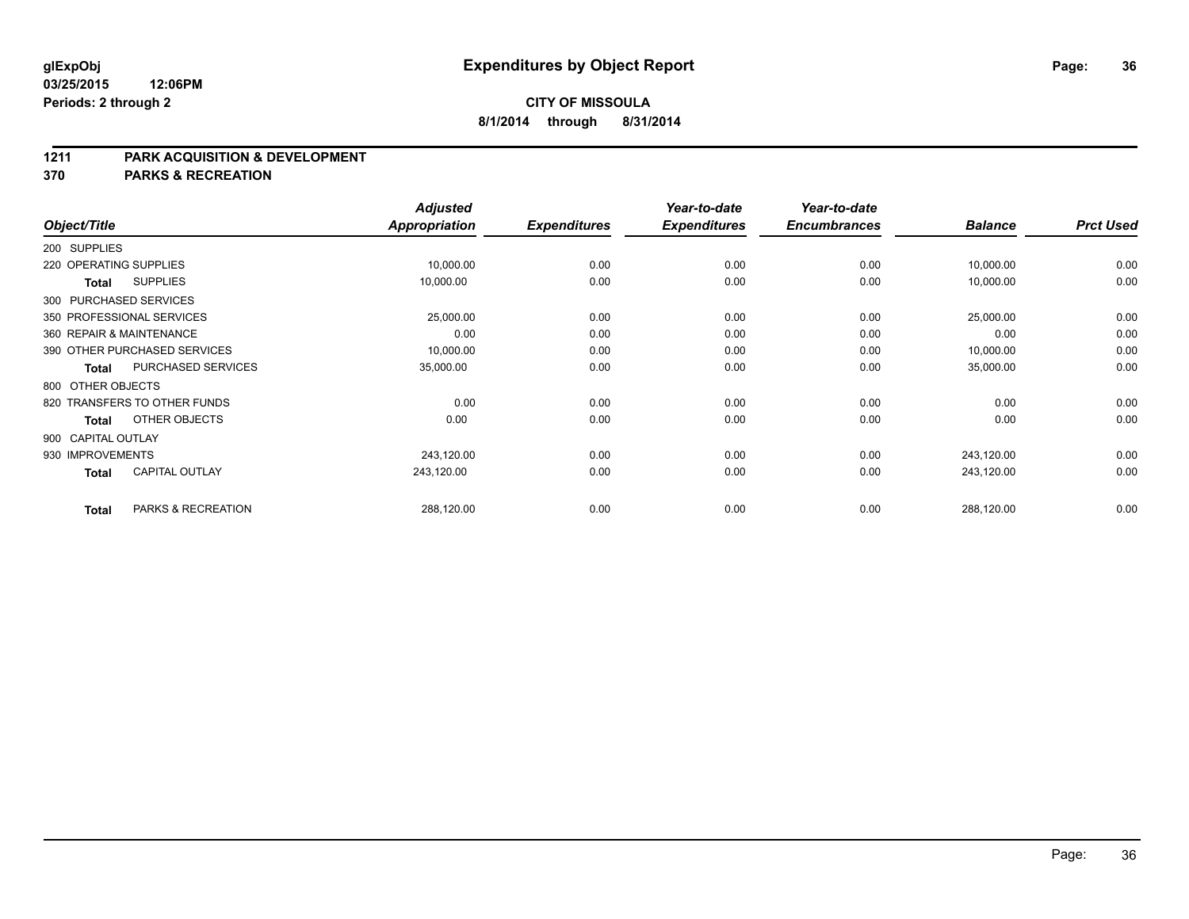# Expenditures by Object Report

glExpObj
03/25/2015 12:06PM
Periods: 2 through 2

**CITY OF MISSOULA**
**8/1/2014 through 8/31/2014**

## 1211 PARK ACQUISITION & DEVELOPMENT
## 370 PARKS & RECREATION

| Object/Title | | Adjusted Appropriation | Expenditures | Year-to-date Expenditures | Year-to-date Encumbrances | Balance | Prct Used |
|---|---|---|---|---|---|---|---|
| 200 SUPPLIES | | | | | | | |
| 220 OPERATING SUPPLIES | | 10,000.00 | 0.00 | 0.00 | 0.00 | 10,000.00 | 0.00 |
| **Total** | SUPPLIES | 10,000.00 | 0.00 | 0.00 | 0.00 | 10,000.00 | 0.00 |
| 300 PURCHASED SERVICES | | | | | | | |
| 350 PROFESSIONAL SERVICES | | 25,000.00 | 0.00 | 0.00 | 0.00 | 25,000.00 | 0.00 |
| 360 REPAIR & MAINTENANCE | | 0.00 | 0.00 | 0.00 | 0.00 | 0.00 | 0.00 |
| 390 OTHER PURCHASED SERVICES | | 10,000.00 | 0.00 | 0.00 | 0.00 | 10,000.00 | 0.00 |
| **Total** | PURCHASED SERVICES | 35,000.00 | 0.00 | 0.00 | 0.00 | 35,000.00 | 0.00 |
| 800 OTHER OBJECTS | | | | | | | |
| 820 TRANSFERS TO OTHER FUNDS | | 0.00 | 0.00 | 0.00 | 0.00 | 0.00 | 0.00 |
| **Total** | OTHER OBJECTS | 0.00 | 0.00 | 0.00 | 0.00 | 0.00 | 0.00 |
| 900 CAPITAL OUTLAY | | | | | | | |
| 930 IMPROVEMENTS | | 243,120.00 | 0.00 | 0.00 | 0.00 | 243,120.00 | 0.00 |
| **Total** | CAPITAL OUTLAY | 243,120.00 | 0.00 | 0.00 | 0.00 | 243,120.00 | 0.00 |
| **Total** | PARKS & RECREATION | 288,120.00 | 0.00 | 0.00 | 0.00 | 288,120.00 | 0.00 |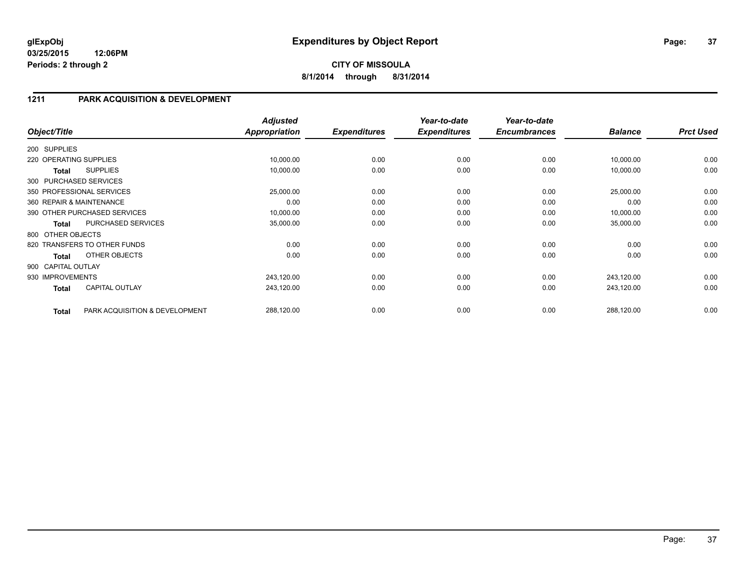# Expenditures by Object Report

**glExpObj**
**03/25/2015 12:06PM**
**Periods: 2 through 2**

**CITY OF MISSOULA**
**8/1/2014 through 8/31/2014**

## 1211 PARK ACQUISITION & DEVELOPMENT

| Object/Title | | Adjusted Appropriation | Expenditures | Year-to-date Expenditures | Year-to-date Encumbrances | Balance | Prct Used |
|---|---|---|---|---|---|---|---|
| 200 SUPPLIES | | | | | | | |
| 220 OPERATING SUPPLIES | | 10,000.00 | 0.00 | 0.00 | 0.00 | 10,000.00 | 0.00 |
| **Total** | SUPPLIES | 10,000.00 | 0.00 | 0.00 | 0.00 | 10,000.00 | 0.00 |
| 300 PURCHASED SERVICES | | | | | | | |
| 350 PROFESSIONAL SERVICES | | 25,000.00 | 0.00 | 0.00 | 0.00 | 25,000.00 | 0.00 |
| 360 REPAIR & MAINTENANCE | | 0.00 | 0.00 | 0.00 | 0.00 | 0.00 | 0.00 |
| 390 OTHER PURCHASED SERVICES | | 10,000.00 | 0.00 | 0.00 | 0.00 | 10,000.00 | 0.00 |
| **Total** | PURCHASED SERVICES | 35,000.00 | 0.00 | 0.00 | 0.00 | 35,000.00 | 0.00 |
| 800 OTHER OBJECTS | | | | | | | |
| 820 TRANSFERS TO OTHER FUNDS | | 0.00 | 0.00 | 0.00 | 0.00 | 0.00 | 0.00 |
| **Total** | OTHER OBJECTS | 0.00 | 0.00 | 0.00 | 0.00 | 0.00 | 0.00 |
| 900 CAPITAL OUTLAY | | | | | | | |
| 930 IMPROVEMENTS | | 243,120.00 | 0.00 | 0.00 | 0.00 | 243,120.00 | 0.00 |
| **Total** | CAPITAL OUTLAY | 243,120.00 | 0.00 | 0.00 | 0.00 | 243,120.00 | 0.00 |
| **Total** | PARK ACQUISITION & DEVELOPMENT | 288,120.00 | 0.00 | 0.00 | 0.00 | 288,120.00 | 0.00 |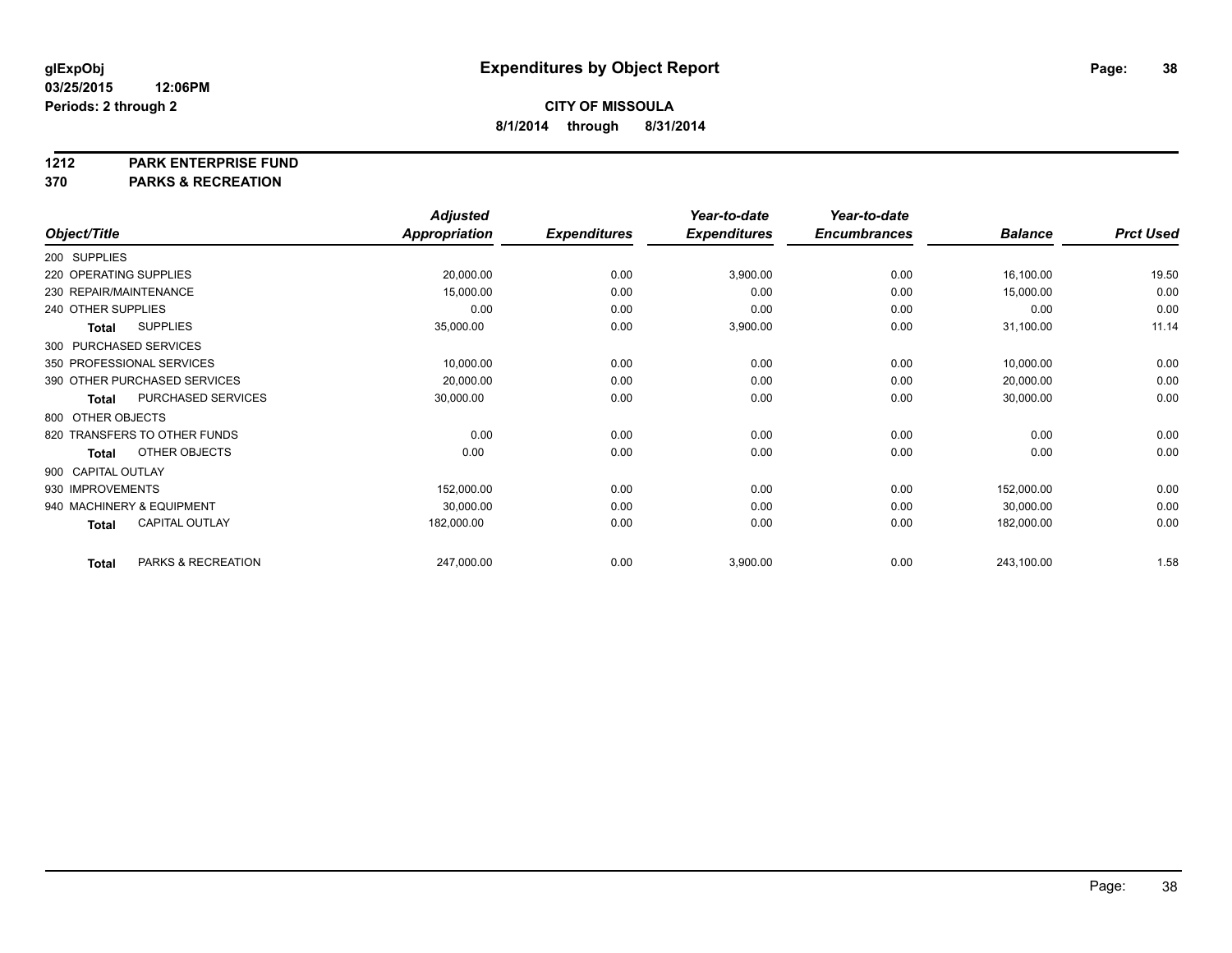# Expenditures by Object Report

glExpObj
03/25/2015 12:06PM
Periods: 2 through 2

**CITY OF MISSOULA**
**8/1/2014 through 8/31/2014**

**1212 PARK ENTERPRISE FUND**
**370 PARKS & RECREATION**

| Object/Title | Adjusted Appropriation | Expenditures | Year-to-date Expenditures | Year-to-date Encumbrances | Balance | Prct Used |
|---|---|---|---|---|---|---|
| 200 SUPPLIES | | | | | | |
| 220 OPERATING SUPPLIES | 20,000.00 | 0.00 | 3,900.00 | 0.00 | 16,100.00 | 19.50 |
| 230 REPAIR/MAINTENANCE | 15,000.00 | 0.00 | 0.00 | 0.00 | 15,000.00 | 0.00 |
| 240 OTHER SUPPLIES | 0.00 | 0.00 | 0.00 | 0.00 | 0.00 | 0.00 |
| **Total** SUPPLIES | 35,000.00 | 0.00 | 3,900.00 | 0.00 | 31,100.00 | 11.14 |
| 300 PURCHASED SERVICES | | | | | | |
| 350 PROFESSIONAL SERVICES | 10,000.00 | 0.00 | 0.00 | 0.00 | 10,000.00 | 0.00 |
| 390 OTHER PURCHASED SERVICES | 20,000.00 | 0.00 | 0.00 | 0.00 | 20,000.00 | 0.00 |
| **Total** PURCHASED SERVICES | 30,000.00 | 0.00 | 0.00 | 0.00 | 30,000.00 | 0.00 |
| 800 OTHER OBJECTS | | | | | | |
| 820 TRANSFERS TO OTHER FUNDS | 0.00 | 0.00 | 0.00 | 0.00 | 0.00 | 0.00 |
| **Total** OTHER OBJECTS | 0.00 | 0.00 | 0.00 | 0.00 | 0.00 | 0.00 |
| 900 CAPITAL OUTLAY | | | | | | |
| 930 IMPROVEMENTS | 152,000.00 | 0.00 | 0.00 | 0.00 | 152,000.00 | 0.00 |
| 940 MACHINERY & EQUIPMENT | 30,000.00 | 0.00 | 0.00 | 0.00 | 30,000.00 | 0.00 |
| **Total** CAPITAL OUTLAY | 182,000.00 | 0.00 | 0.00 | 0.00 | 182,000.00 | 0.00 |
| **Total** PARKS & RECREATION | 247,000.00 | 0.00 | 3,900.00 | 0.00 | 243,100.00 | 1.58 |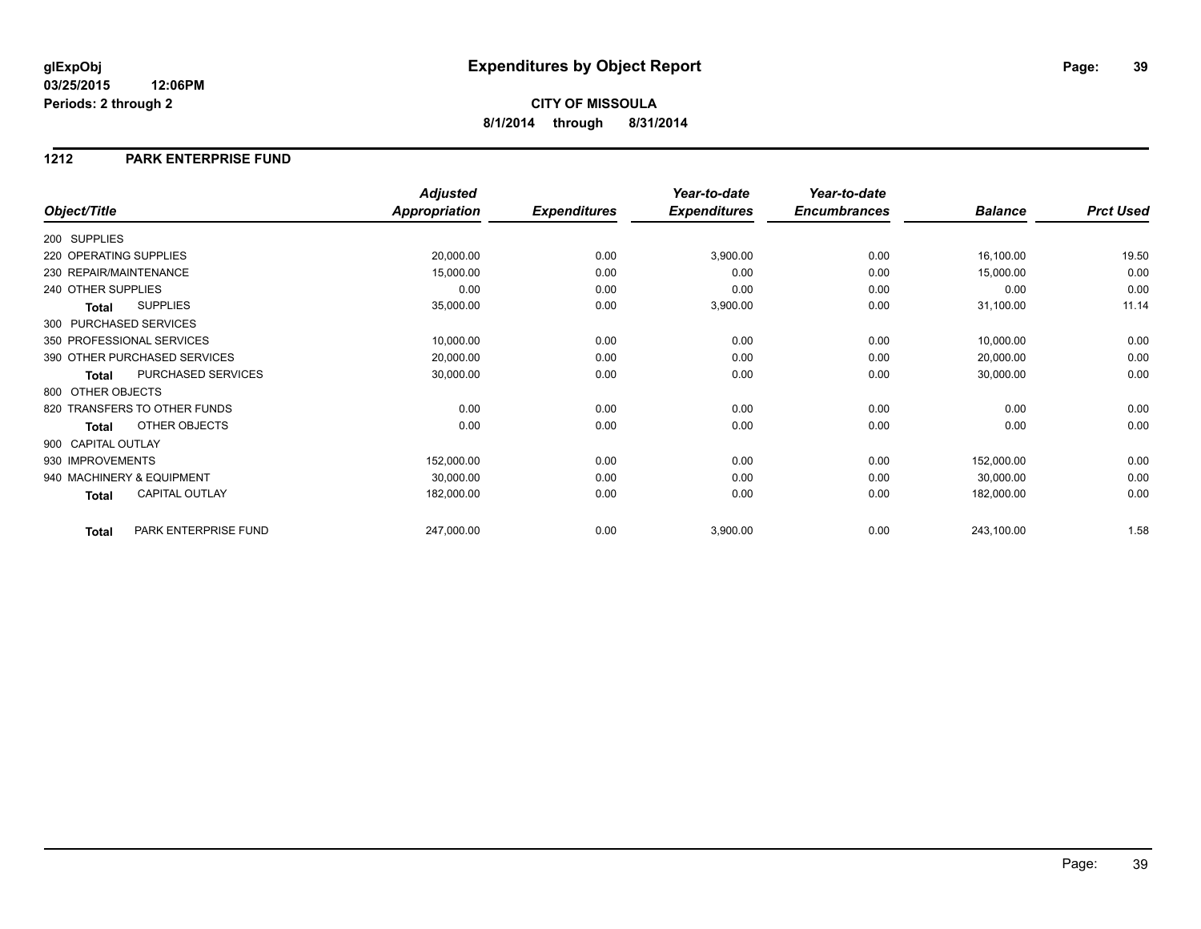# Expenditures by Object Report

glExpObj
03/25/2015 12:06PM
Periods: 2 through 2

**CITY OF MISSOULA**
**8/1/2014 through 8/31/2014**

## 1212 PARK ENTERPRISE FUND

| Object/Title | Adjusted Appropriation | Expenditures | Year-to-date Expenditures | Year-to-date Encumbrances | Balance | Prct Used |
|---|---|---|---|---|---|---|
| 200 SUPPLIES | | | | | | |
| 220 OPERATING SUPPLIES | 20,000.00 | 0.00 | 3,900.00 | 0.00 | 16,100.00 | 19.50 |
| 230 REPAIR/MAINTENANCE | 15,000.00 | 0.00 | 0.00 | 0.00 | 15,000.00 | 0.00 |
| 240 OTHER SUPPLIES | 0.00 | 0.00 | 0.00 | 0.00 | 0.00 | 0.00 |
| **Total** SUPPLIES | 35,000.00 | 0.00 | 3,900.00 | 0.00 | 31,100.00 | 11.14 |
| 300 PURCHASED SERVICES | | | | | | |
| 350 PROFESSIONAL SERVICES | 10,000.00 | 0.00 | 0.00 | 0.00 | 10,000.00 | 0.00 |
| 390 OTHER PURCHASED SERVICES | 20,000.00 | 0.00 | 0.00 | 0.00 | 20,000.00 | 0.00 |
| **Total** PURCHASED SERVICES | 30,000.00 | 0.00 | 0.00 | 0.00 | 30,000.00 | 0.00 |
| 800 OTHER OBJECTS | | | | | | |
| 820 TRANSFERS TO OTHER FUNDS | 0.00 | 0.00 | 0.00 | 0.00 | 0.00 | 0.00 |
| **Total** OTHER OBJECTS | 0.00 | 0.00 | 0.00 | 0.00 | 0.00 | 0.00 |
| 900 CAPITAL OUTLAY | | | | | | |
| 930 IMPROVEMENTS | 152,000.00 | 0.00 | 0.00 | 0.00 | 152,000.00 | 0.00 |
| 940 MACHINERY & EQUIPMENT | 30,000.00 | 0.00 | 0.00 | 0.00 | 30,000.00 | 0.00 |
| **Total** CAPITAL OUTLAY | 182,000.00 | 0.00 | 0.00 | 0.00 | 182,000.00 | 0.00 |
| **Total** PARK ENTERPRISE FUND | 247,000.00 | 0.00 | 3,900.00 | 0.00 | 243,100.00 | 1.58 |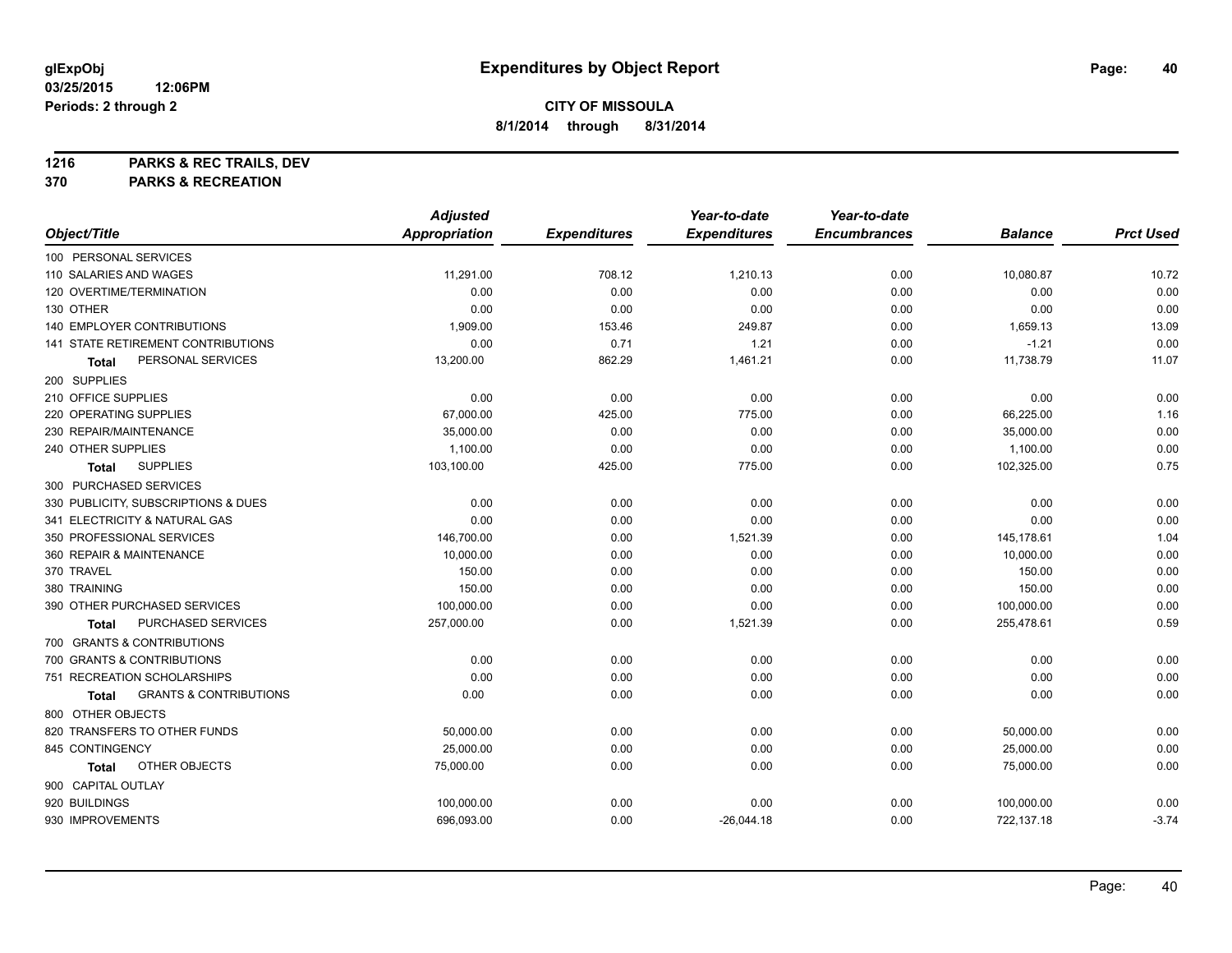# Expenditures by Object Report

glExpObj
03/25/2015 12:06PM
Periods: 2 through 2

**CITY OF MISSOULA**
**8/1/2014 through 8/31/2014**

**1216 PARKS & REC TRAILS, DEV**
**370 PARKS & RECREATION**

| Object/Title | Adjusted Appropriation | Expenditures | Year-to-date Expenditures | Year-to-date Encumbrances | Balance | Prct Used |
|---|---|---|---|---|---|---|
| 100 PERSONAL SERVICES | | | | | | |
| 110 SALARIES AND WAGES | 11,291.00 | 708.12 | 1,210.13 | 0.00 | 10,080.87 | 10.72 |
| 120 OVERTIME/TERMINATION | 0.00 | 0.00 | 0.00 | 0.00 | 0.00 | 0.00 |
| 130 OTHER | 0.00 | 0.00 | 0.00 | 0.00 | 0.00 | 0.00 |
| 140 EMPLOYER CONTRIBUTIONS | 1,909.00 | 153.46 | 249.87 | 0.00 | 1,659.13 | 13.09 |
| 141 STATE RETIREMENT CONTRIBUTIONS | 0.00 | 0.71 | 1.21 | 0.00 | -1.21 | 0.00 |
| **Total** PERSONAL SERVICES | 13,200.00 | 862.29 | 1,461.21 | 0.00 | 11,738.79 | 11.07 |
| 200 SUPPLIES | | | | | | |
| 210 OFFICE SUPPLIES | 0.00 | 0.00 | 0.00 | 0.00 | 0.00 | 0.00 |
| 220 OPERATING SUPPLIES | 67,000.00 | 425.00 | 775.00 | 0.00 | 66,225.00 | 1.16 |
| 230 REPAIR/MAINTENANCE | 35,000.00 | 0.00 | 0.00 | 0.00 | 35,000.00 | 0.00 |
| 240 OTHER SUPPLIES | 1,100.00 | 0.00 | 0.00 | 0.00 | 1,100.00 | 0.00 |
| **Total** SUPPLIES | 103,100.00 | 425.00 | 775.00 | 0.00 | 102,325.00 | 0.75 |
| 300 PURCHASED SERVICES | | | | | | |
| 330 PUBLICITY, SUBSCRIPTIONS & DUES | 0.00 | 0.00 | 0.00 | 0.00 | 0.00 | 0.00 |
| 341 ELECTRICITY & NATURAL GAS | 0.00 | 0.00 | 0.00 | 0.00 | 0.00 | 0.00 |
| 350 PROFESSIONAL SERVICES | 146,700.00 | 0.00 | 1,521.39 | 0.00 | 145,178.61 | 1.04 |
| 360 REPAIR & MAINTENANCE | 10,000.00 | 0.00 | 0.00 | 0.00 | 10,000.00 | 0.00 |
| 370 TRAVEL | 150.00 | 0.00 | 0.00 | 0.00 | 150.00 | 0.00 |
| 380 TRAINING | 150.00 | 0.00 | 0.00 | 0.00 | 150.00 | 0.00 |
| 390 OTHER PURCHASED SERVICES | 100,000.00 | 0.00 | 0.00 | 0.00 | 100,000.00 | 0.00 |
| **Total** PURCHASED SERVICES | 257,000.00 | 0.00 | 1,521.39 | 0.00 | 255,478.61 | 0.59 |
| 700 GRANTS & CONTRIBUTIONS | | | | | | |
| 700 GRANTS & CONTRIBUTIONS | 0.00 | 0.00 | 0.00 | 0.00 | 0.00 | 0.00 |
| 751 RECREATION SCHOLARSHIPS | 0.00 | 0.00 | 0.00 | 0.00 | 0.00 | 0.00 |
| **Total** GRANTS & CONTRIBUTIONS | 0.00 | 0.00 | 0.00 | 0.00 | 0.00 | 0.00 |
| 800 OTHER OBJECTS | | | | | | |
| 820 TRANSFERS TO OTHER FUNDS | 50,000.00 | 0.00 | 0.00 | 0.00 | 50,000.00 | 0.00 |
| 845 CONTINGENCY | 25,000.00 | 0.00 | 0.00 | 0.00 | 25,000.00 | 0.00 |
| **Total** OTHER OBJECTS | 75,000.00 | 0.00 | 0.00 | 0.00 | 75,000.00 | 0.00 |
| 900 CAPITAL OUTLAY | | | | | | |
| 920 BUILDINGS | 100,000.00 | 0.00 | 0.00 | 0.00 | 100,000.00 | 0.00 |
| 930 IMPROVEMENTS | 696,093.00 | 0.00 | -26,044.18 | 0.00 | 722,137.18 | -3.74 |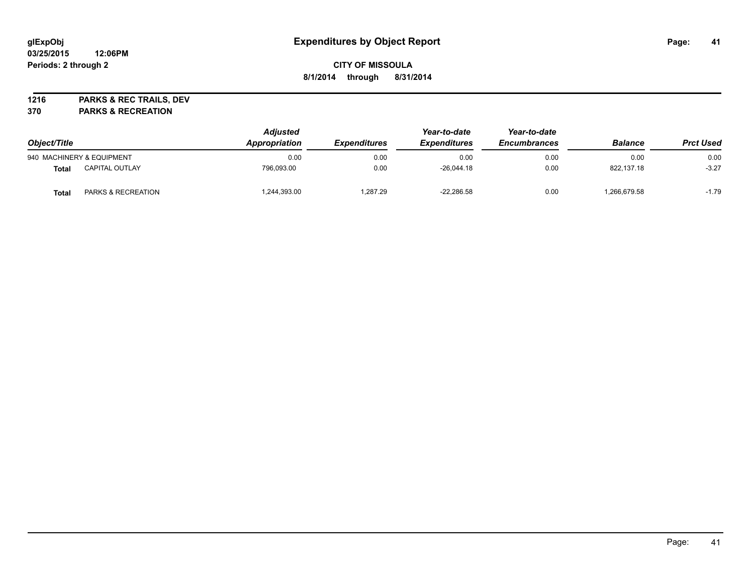**Expenditures by Object Report**

**CITY OF MISSOULA**

**8/1/2014 through 8/31/2014**

glExpObj
03/25/2015 12:06PM
Periods: 2 through 2

**1216 PARKS & REC TRAILS, DEV**

**370 PARKS & RECREATION**

| Object/Title | | Adjusted Appropriation | Expenditures | Year-to-date Expenditures | Year-to-date Encumbrances | Balance | Prct Used |
|---|---|---|---|---|---|---|---|
| 940 MACHINERY & EQUIPMENT | | 0.00 | 0.00 | 0.00 | 0.00 | 0.00 | 0.00 |
| **Total** | CAPITAL OUTLAY | 796,093.00 | 0.00 | -26,044.18 | 0.00 | 822,137.18 | -3.27 |
| **Total** | PARKS & RECREATION | 1,244,393.00 | 1,287.29 | -22,286.58 | 0.00 | 1,266,679.58 | -1.79 |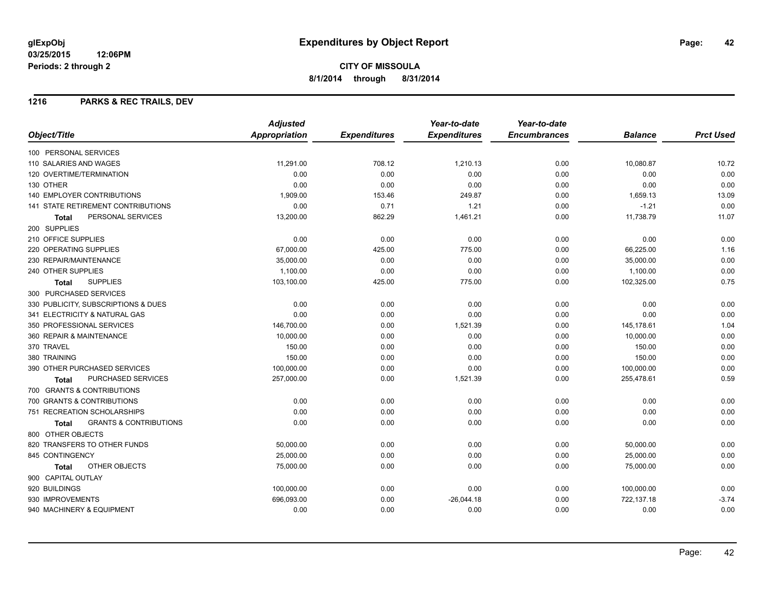# Expenditures by Object Report

glExpObj
03/25/2015 12:06PM
Periods: 2 through 2

**CITY OF MISSOULA**
**8/1/2014 through 8/31/2014**

## 1216 PARKS & REC TRAILS, DEV

| Object/Title | Adjusted Appropriation | Expenditures | Year-to-date Expenditures | Year-to-date Encumbrances | Balance | Prct Used |
|---|---|---|---|---|---|---|
| 100 PERSONAL SERVICES | | | | | | |
| 110 SALARIES AND WAGES | 11,291.00 | 708.12 | 1,210.13 | 0.00 | 10,080.87 | 10.72 |
| 120 OVERTIME/TERMINATION | 0.00 | 0.00 | 0.00 | 0.00 | 0.00 | 0.00 |
| 130 OTHER | 0.00 | 0.00 | 0.00 | 0.00 | 0.00 | 0.00 |
| 140 EMPLOYER CONTRIBUTIONS | 1,909.00 | 153.46 | 249.87 | 0.00 | 1,659.13 | 13.09 |
| 141 STATE RETIREMENT CONTRIBUTIONS | 0.00 | 0.71 | 1.21 | 0.00 | -1.21 | 0.00 |
| **Total** PERSONAL SERVICES | 13,200.00 | 862.29 | 1,461.21 | 0.00 | 11,738.79 | 11.07 |
| 200 SUPPLIES | | | | | | |
| 210 OFFICE SUPPLIES | 0.00 | 0.00 | 0.00 | 0.00 | 0.00 | 0.00 |
| 220 OPERATING SUPPLIES | 67,000.00 | 425.00 | 775.00 | 0.00 | 66,225.00 | 1.16 |
| 230 REPAIR/MAINTENANCE | 35,000.00 | 0.00 | 0.00 | 0.00 | 35,000.00 | 0.00 |
| 240 OTHER SUPPLIES | 1,100.00 | 0.00 | 0.00 | 0.00 | 1,100.00 | 0.00 |
| **Total** SUPPLIES | 103,100.00 | 425.00 | 775.00 | 0.00 | 102,325.00 | 0.75 |
| 300 PURCHASED SERVICES | | | | | | |
| 330 PUBLICITY, SUBSCRIPTIONS & DUES | 0.00 | 0.00 | 0.00 | 0.00 | 0.00 | 0.00 |
| 341 ELECTRICITY & NATURAL GAS | 0.00 | 0.00 | 0.00 | 0.00 | 0.00 | 0.00 |
| 350 PROFESSIONAL SERVICES | 146,700.00 | 0.00 | 1,521.39 | 0.00 | 145,178.61 | 1.04 |
| 360 REPAIR & MAINTENANCE | 10,000.00 | 0.00 | 0.00 | 0.00 | 10,000.00 | 0.00 |
| 370 TRAVEL | 150.00 | 0.00 | 0.00 | 0.00 | 150.00 | 0.00 |
| 380 TRAINING | 150.00 | 0.00 | 0.00 | 0.00 | 150.00 | 0.00 |
| 390 OTHER PURCHASED SERVICES | 100,000.00 | 0.00 | 0.00 | 0.00 | 100,000.00 | 0.00 |
| **Total** PURCHASED SERVICES | 257,000.00 | 0.00 | 1,521.39 | 0.00 | 255,478.61 | 0.59 |
| 700 GRANTS & CONTRIBUTIONS | | | | | | |
| 700 GRANTS & CONTRIBUTIONS | 0.00 | 0.00 | 0.00 | 0.00 | 0.00 | 0.00 |
| 751 RECREATION SCHOLARSHIPS | 0.00 | 0.00 | 0.00 | 0.00 | 0.00 | 0.00 |
| **Total** GRANTS & CONTRIBUTIONS | 0.00 | 0.00 | 0.00 | 0.00 | 0.00 | 0.00 |
| 800 OTHER OBJECTS | | | | | | |
| 820 TRANSFERS TO OTHER FUNDS | 50,000.00 | 0.00 | 0.00 | 0.00 | 50,000.00 | 0.00 |
| 845 CONTINGENCY | 25,000.00 | 0.00 | 0.00 | 0.00 | 25,000.00 | 0.00 |
| **Total** OTHER OBJECTS | 75,000.00 | 0.00 | 0.00 | 0.00 | 75,000.00 | 0.00 |
| 900 CAPITAL OUTLAY | | | | | | |
| 920 BUILDINGS | 100,000.00 | 0.00 | 0.00 | 0.00 | 100,000.00 | 0.00 |
| 930 IMPROVEMENTS | 696,093.00 | 0.00 | -26,044.18 | 0.00 | 722,137.18 | -3.74 |
| 940 MACHINERY & EQUIPMENT | 0.00 | 0.00 | 0.00 | 0.00 | 0.00 | 0.00 |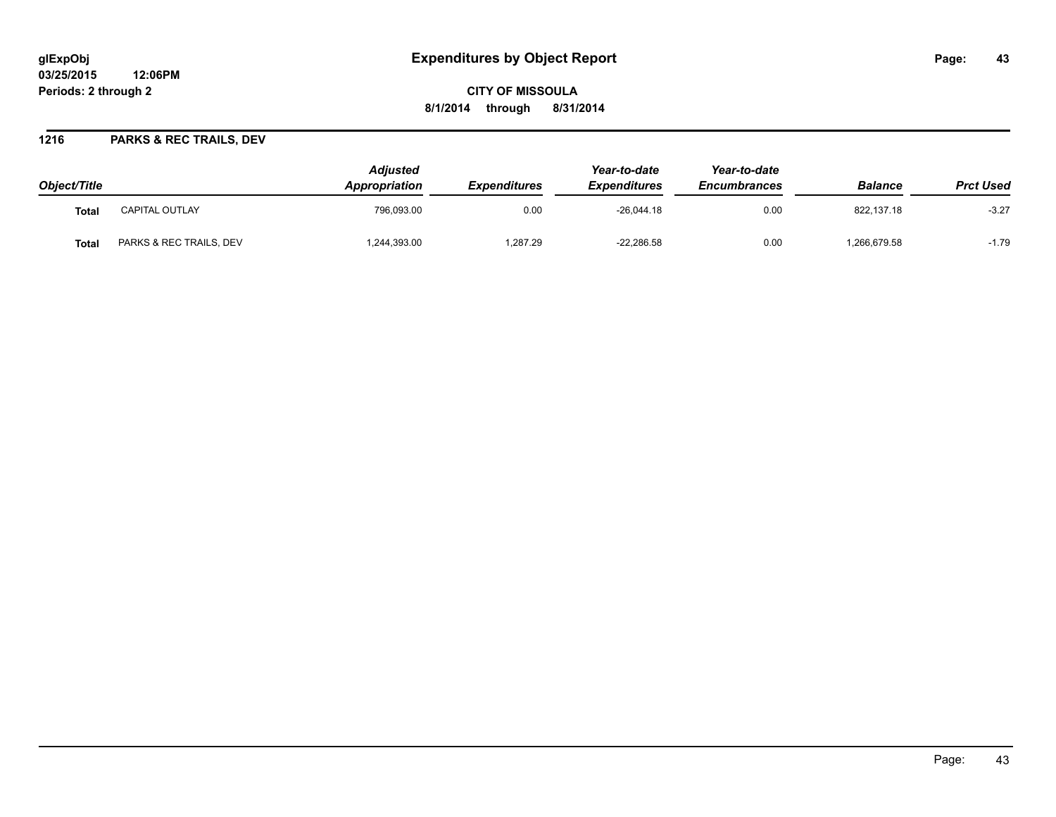**glExpObj**
**03/25/2015 12:06PM**
**Periods: 2 through 2**

# Expenditures by Object Report

**CITY OF MISSOULA**
**8/1/2014 through 8/31/2014**

## 1216 PARKS & REC TRAILS, DEV

| Object/Title | | Adjusted Appropriation | Expenditures | Year-to-date Expenditures | Year-to-date Encumbrances | Balance | Prct Used |
|---|---|---|---|---|---|---|---|
| **Total** | CAPITAL OUTLAY | 796,093.00 | 0.00 | -26,044.18 | 0.00 | 822,137.18 | -3.27 |
| **Total** | PARKS & REC TRAILS, DEV | 1,244,393.00 | 1,287.29 | -22,286.58 | 0.00 | 1,266,679.58 | -1.79 |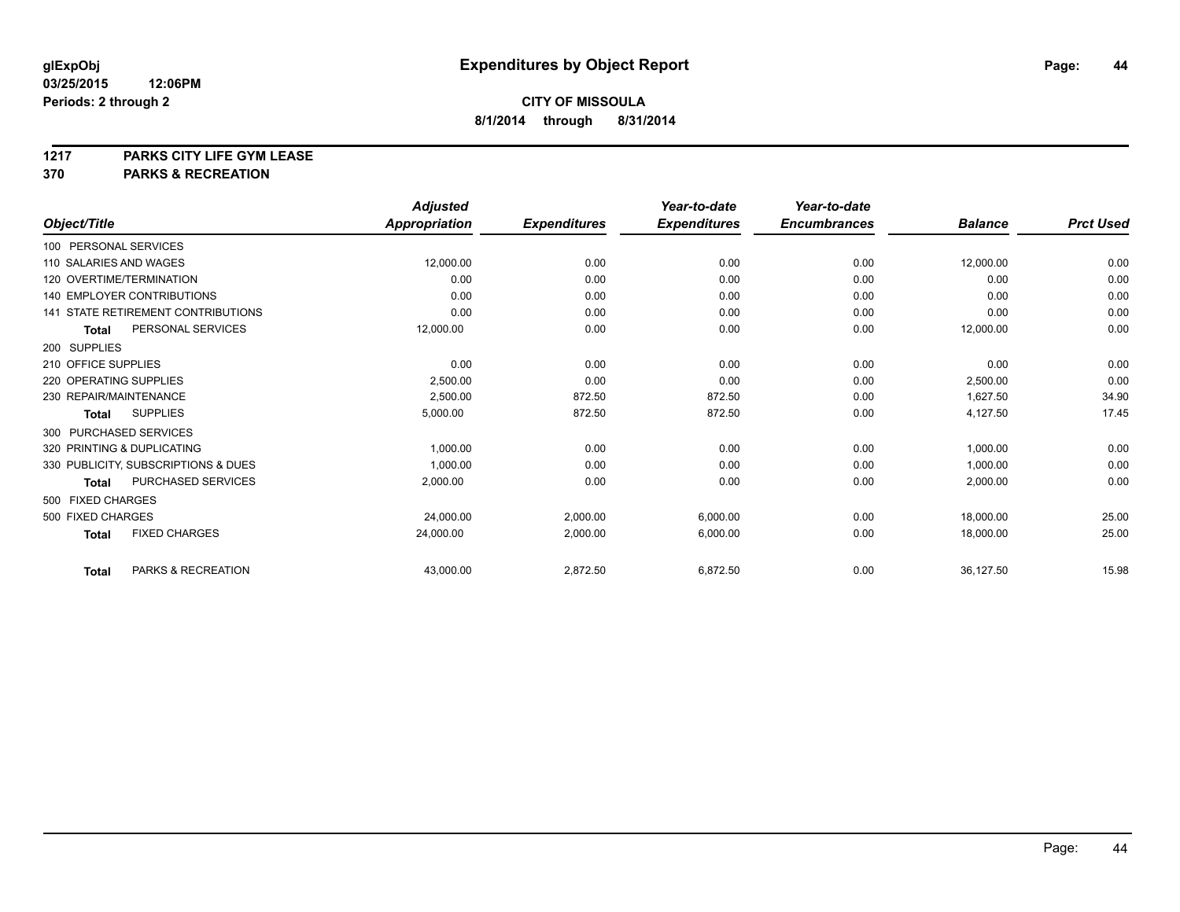# Expenditures by Object Report

glExpObj
03/25/2015 12:06PM
Periods: 2 through 2

**CITY OF MISSOULA**
**8/1/2014 through 8/31/2014**

**1217 PARKS CITY LIFE GYM LEASE**
**370 PARKS & RECREATION**

| Object/Title | Adjusted Appropriation | Expenditures | Year-to-date Expenditures | Year-to-date Encumbrances | Balance | Prct Used |
|---|---|---|---|---|---|---|
| 100 PERSONAL SERVICES | | | | | | |
| 110 SALARIES AND WAGES | 12,000.00 | 0.00 | 0.00 | 0.00 | 12,000.00 | 0.00 |
| 120 OVERTIME/TERMINATION | 0.00 | 0.00 | 0.00 | 0.00 | 0.00 | 0.00 |
| 140 EMPLOYER CONTRIBUTIONS | 0.00 | 0.00 | 0.00 | 0.00 | 0.00 | 0.00 |
| 141 STATE RETIREMENT CONTRIBUTIONS | 0.00 | 0.00 | 0.00 | 0.00 | 0.00 | 0.00 |
| **Total** PERSONAL SERVICES | 12,000.00 | 0.00 | 0.00 | 0.00 | 12,000.00 | 0.00 |
| 200 SUPPLIES | | | | | | |
| 210 OFFICE SUPPLIES | 0.00 | 0.00 | 0.00 | 0.00 | 0.00 | 0.00 |
| 220 OPERATING SUPPLIES | 2,500.00 | 0.00 | 0.00 | 0.00 | 2,500.00 | 0.00 |
| 230 REPAIR/MAINTENANCE | 2,500.00 | 872.50 | 872.50 | 0.00 | 1,627.50 | 34.90 |
| **Total** SUPPLIES | 5,000.00 | 872.50 | 872.50 | 0.00 | 4,127.50 | 17.45 |
| 300 PURCHASED SERVICES | | | | | | |
| 320 PRINTING & DUPLICATING | 1,000.00 | 0.00 | 0.00 | 0.00 | 1,000.00 | 0.00 |
| 330 PUBLICITY, SUBSCRIPTIONS & DUES | 1,000.00 | 0.00 | 0.00 | 0.00 | 1,000.00 | 0.00 |
| **Total** PURCHASED SERVICES | 2,000.00 | 0.00 | 0.00 | 0.00 | 2,000.00 | 0.00 |
| 500 FIXED CHARGES | | | | | | |
| 500 FIXED CHARGES | 24,000.00 | 2,000.00 | 6,000.00 | 0.00 | 18,000.00 | 25.00 |
| **Total** FIXED CHARGES | 24,000.00 | 2,000.00 | 6,000.00 | 0.00 | 18,000.00 | 25.00 |
| **Total** PARKS & RECREATION | 43,000.00 | 2,872.50 | 6,872.50 | 0.00 | 36,127.50 | 15.98 |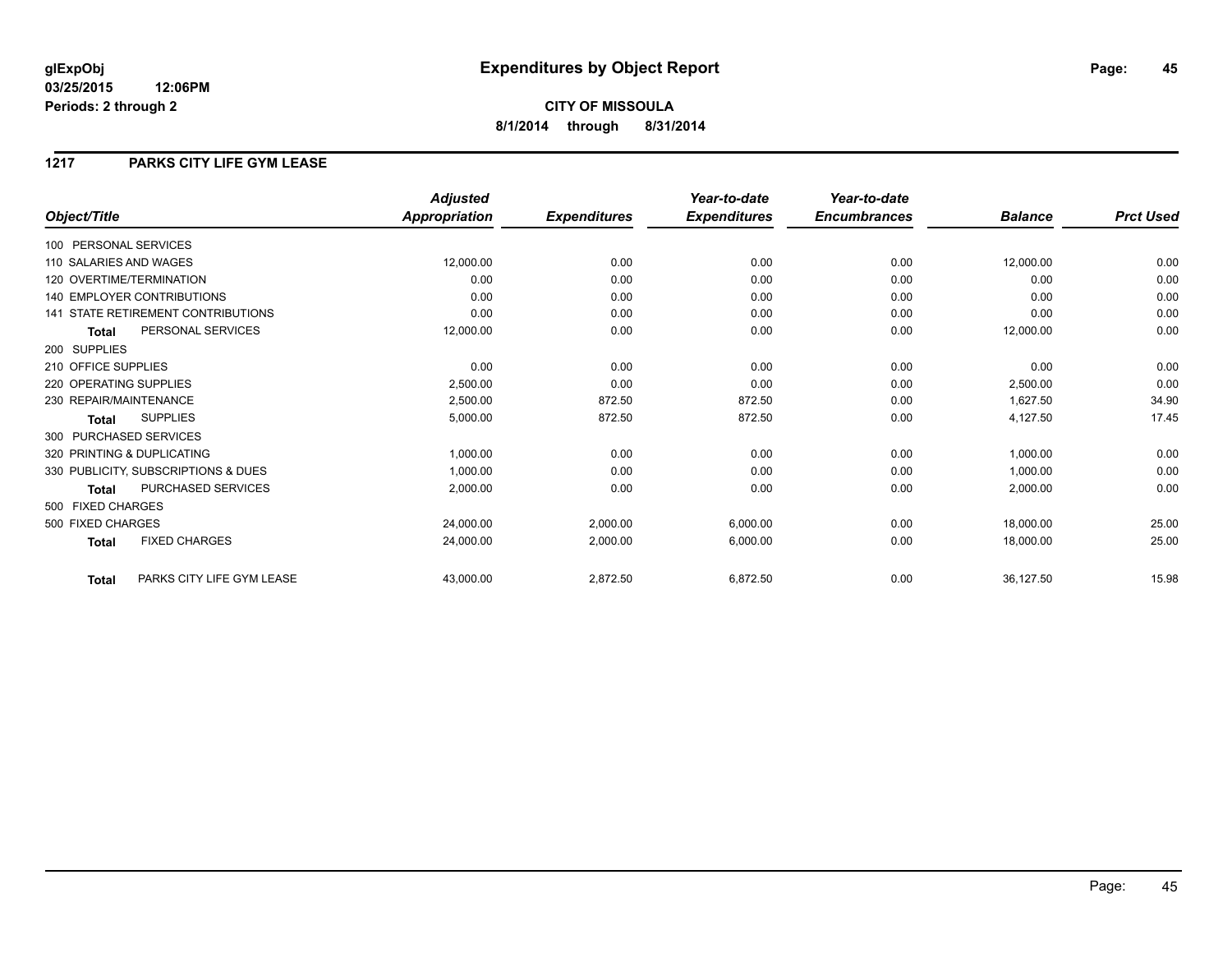# Expenditures by Object Report

glExpObj
03/25/2015 12:06PM
Periods: 2 through 2

**CITY OF MISSOULA**
**8/1/2014 through 8/31/2014**

## 1217 PARKS CITY LIFE GYM LEASE

| Object/Title | | Adjusted Appropriation | Expenditures | Year-to-date Expenditures | Year-to-date Encumbrances | Balance | Prct Used |
|---|---|---|---|---|---|---|---|
| 100 PERSONAL SERVICES | | | | | | | |
| 110 SALARIES AND WAGES | | 12,000.00 | 0.00 | 0.00 | 0.00 | 12,000.00 | 0.00 |
| 120 OVERTIME/TERMINATION | | 0.00 | 0.00 | 0.00 | 0.00 | 0.00 | 0.00 |
| 140 EMPLOYER CONTRIBUTIONS | | 0.00 | 0.00 | 0.00 | 0.00 | 0.00 | 0.00 |
| 141 STATE RETIREMENT CONTRIBUTIONS | | 0.00 | 0.00 | 0.00 | 0.00 | 0.00 | 0.00 |
| **Total** | PERSONAL SERVICES | 12,000.00 | 0.00 | 0.00 | 0.00 | 12,000.00 | 0.00 |
| 200 SUPPLIES | | | | | | | |
| 210 OFFICE SUPPLIES | | 0.00 | 0.00 | 0.00 | 0.00 | 0.00 | 0.00 |
| 220 OPERATING SUPPLIES | | 2,500.00 | 0.00 | 0.00 | 0.00 | 2,500.00 | 0.00 |
| 230 REPAIR/MAINTENANCE | | 2,500.00 | 872.50 | 872.50 | 0.00 | 1,627.50 | 34.90 |
| **Total** | SUPPLIES | 5,000.00 | 872.50 | 872.50 | 0.00 | 4,127.50 | 17.45 |
| 300 PURCHASED SERVICES | | | | | | | |
| 320 PRINTING & DUPLICATING | | 1,000.00 | 0.00 | 0.00 | 0.00 | 1,000.00 | 0.00 |
| 330 PUBLICITY, SUBSCRIPTIONS & DUES | | 1,000.00 | 0.00 | 0.00 | 0.00 | 1,000.00 | 0.00 |
| **Total** | PURCHASED SERVICES | 2,000.00 | 0.00 | 0.00 | 0.00 | 2,000.00 | 0.00 |
| 500 FIXED CHARGES | | | | | | | |
| 500 FIXED CHARGES | | 24,000.00 | 2,000.00 | 6,000.00 | 0.00 | 18,000.00 | 25.00 |
| **Total** | FIXED CHARGES | 24,000.00 | 2,000.00 | 6,000.00 | 0.00 | 18,000.00 | 25.00 |
| **Total** | PARKS CITY LIFE GYM LEASE | 43,000.00 | 2,872.50 | 6,872.50 | 0.00 | 36,127.50 | 15.98 |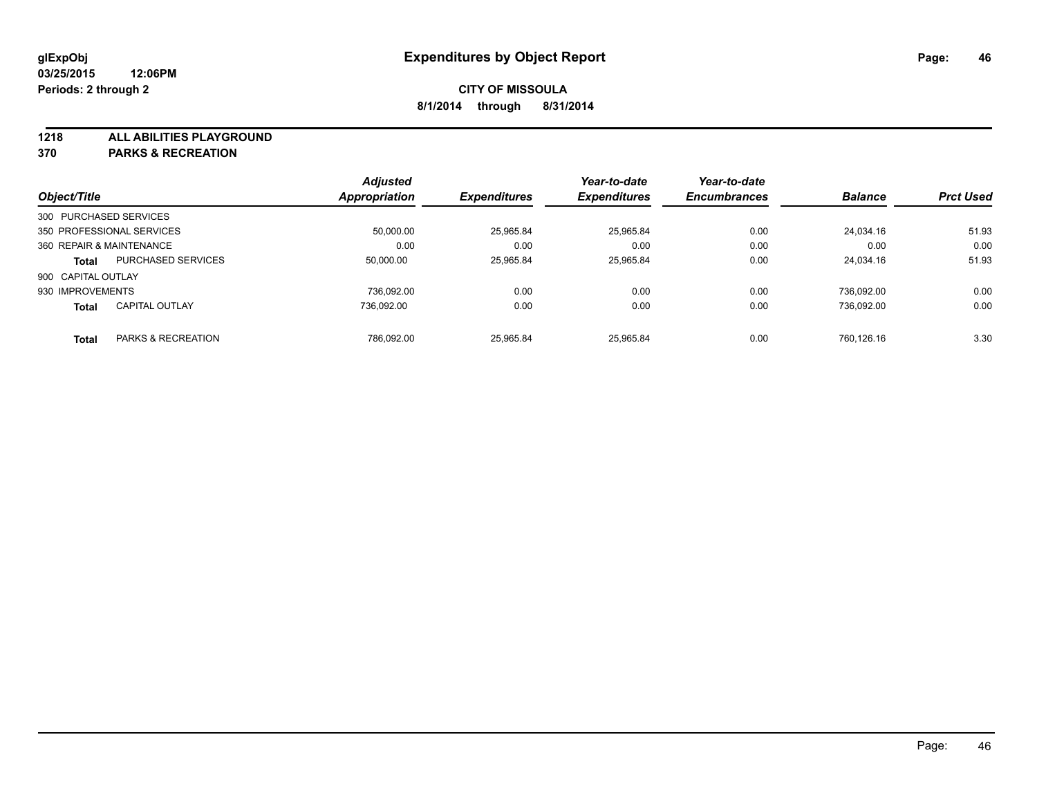glExpObj
03/25/2015 12:06PM
Periods: 2 through 2

# Expenditures by Object Report

**CITY OF MISSOULA**
**8/1/2014 through 8/31/2014**

**1218 ALL ABILITIES PLAYGROUND**
**370 PARKS & RECREATION**

| Object/Title | Adjusted Appropriation | Expenditures | Year-to-date Expenditures | Year-to-date Encumbrances | Balance | Prct Used |
|---|---|---|---|---|---|---|
| 300 PURCHASED SERVICES | | | | | | |
| 350 PROFESSIONAL SERVICES | 50,000.00 | 25,965.84 | 25,965.84 | 0.00 | 24,034.16 | 51.93 |
| 360 REPAIR & MAINTENANCE | 0.00 | 0.00 | 0.00 | 0.00 | 0.00 | 0.00 |
| **Total** PURCHASED SERVICES | 50,000.00 | 25,965.84 | 25,965.84 | 0.00 | 24,034.16 | 51.93 |
| 900 CAPITAL OUTLAY | | | | | | |
| 930 IMPROVEMENTS | 736,092.00 | 0.00 | 0.00 | 0.00 | 736,092.00 | 0.00 |
| **Total** CAPITAL OUTLAY | 736,092.00 | 0.00 | 0.00 | 0.00 | 736,092.00 | 0.00 |
| **Total** PARKS & RECREATION | 786,092.00 | 25,965.84 | 25,965.84 | 0.00 | 760,126.16 | 3.30 |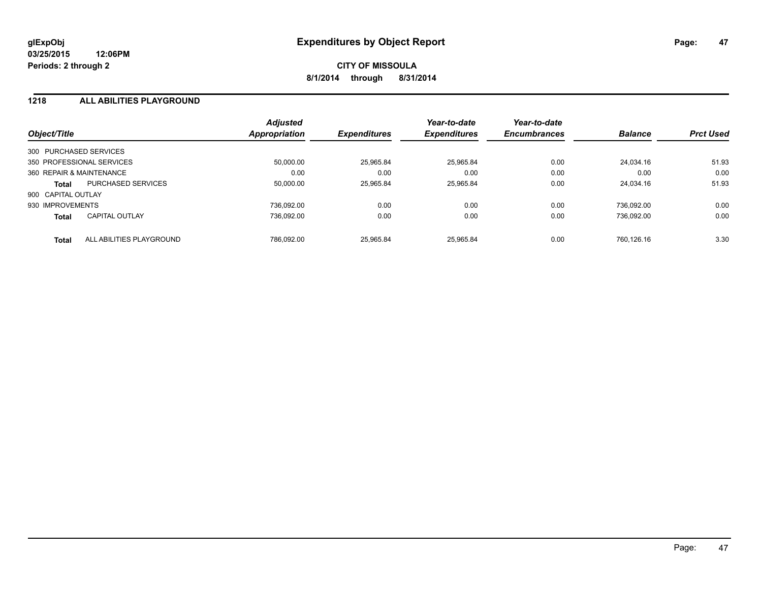**glExpObj**
**03/25/2015 12:06PM**
**Periods: 2 through 2**

# Expenditures by Object Report

**CITY OF MISSOULA**
**8/1/2014 through 8/31/2014**

## 1218 ALL ABILITIES PLAYGROUND

| Object/Title | | Adjusted Appropriation | Expenditures | Year-to-date Expenditures | Year-to-date Encumbrances | Balance | Prct Used |
|---|---|---|---|---|---|---|---|
| 300 PURCHASED SERVICES | | | | | | | |
| 350 PROFESSIONAL SERVICES | | 50,000.00 | 25,965.84 | 25,965.84 | 0.00 | 24,034.16 | 51.93 |
| 360 REPAIR & MAINTENANCE | | 0.00 | 0.00 | 0.00 | 0.00 | 0.00 | 0.00 |
| **Total** | PURCHASED SERVICES | 50,000.00 | 25,965.84 | 25,965.84 | 0.00 | 24,034.16 | 51.93 |
| 900 CAPITAL OUTLAY | | | | | | | |
| 930 IMPROVEMENTS | | 736,092.00 | 0.00 | 0.00 | 0.00 | 736,092.00 | 0.00 |
| **Total** | CAPITAL OUTLAY | 736,092.00 | 0.00 | 0.00 | 0.00 | 736,092.00 | 0.00 |
| **Total** | ALL ABILITIES PLAYGROUND | 786,092.00 | 25,965.84 | 25,965.84 | 0.00 | 760,126.16 | 3.30 |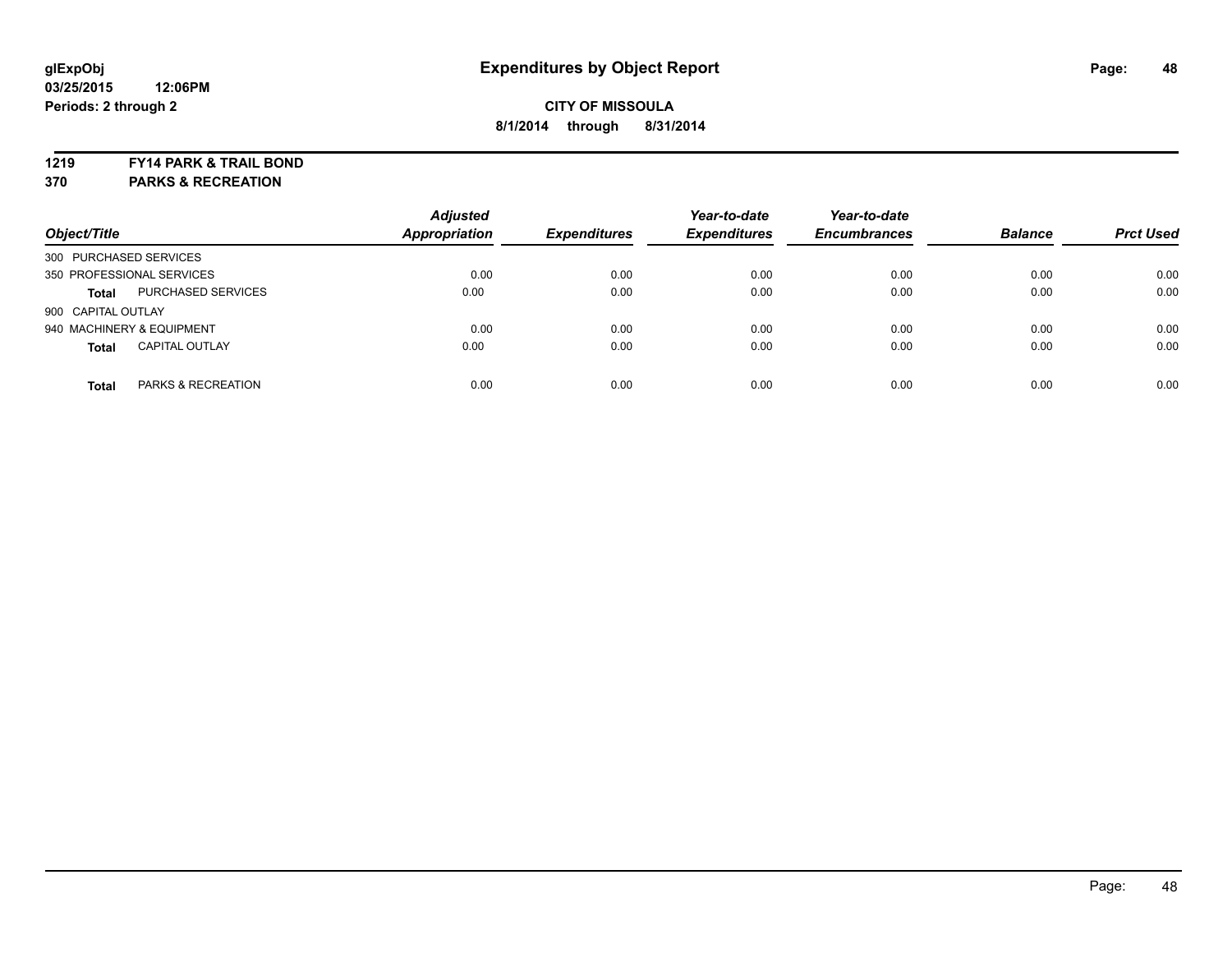# Expenditures by Object Report

glExpObj
03/25/2015 12:06PM
Periods: 2 through 2

**CITY OF MISSOULA**
**8/1/2014 through 8/31/2014**

**1219 FY14 PARK & TRAIL BOND**
**370 PARKS & RECREATION**

| Object/Title | | Adjusted Appropriation | Expenditures | Year-to-date Expenditures | Year-to-date Encumbrances | Balance | Prct Used |
|---|---|---|---|---|---|---|---|
| 300 PURCHASED SERVICES | | | | | | | |
| 350 PROFESSIONAL SERVICES | | 0.00 | 0.00 | 0.00 | 0.00 | 0.00 | 0.00 |
| **Total** | PURCHASED SERVICES | 0.00 | 0.00 | 0.00 | 0.00 | 0.00 | 0.00 |
| 900 CAPITAL OUTLAY | | | | | | | |
| 940 MACHINERY & EQUIPMENT | | 0.00 | 0.00 | 0.00 | 0.00 | 0.00 | 0.00 |
| **Total** | CAPITAL OUTLAY | 0.00 | 0.00 | 0.00 | 0.00 | 0.00 | 0.00 |
| **Total** | PARKS & RECREATION | 0.00 | 0.00 | 0.00 | 0.00 | 0.00 | 0.00 |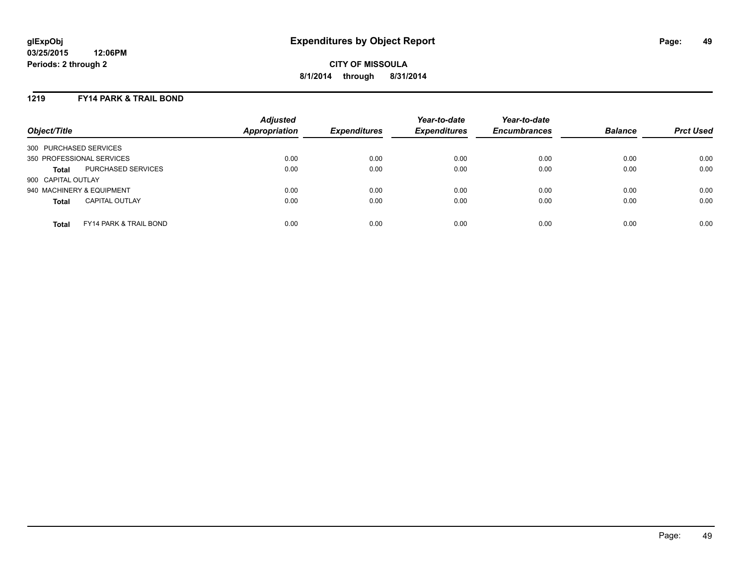**glExpObj**
**03/25/2015 12:06PM**
**Periods: 2 through 2**

# Expenditures by Object Report

**CITY OF MISSOULA**
**8/1/2014 through 8/31/2014**

## 1219 FY14 PARK & TRAIL BOND

| Object/Title | | Adjusted Appropriation | Expenditures | Year-to-date Expenditures | Year-to-date Encumbrances | Balance | Prct Used |
|---|---|---|---|---|---|---|---|
| 300 PURCHASED SERVICES | | | | | | | |
| 350 PROFESSIONAL SERVICES | | 0.00 | 0.00 | 0.00 | 0.00 | 0.00 | 0.00 |
| **Total** | PURCHASED SERVICES | 0.00 | 0.00 | 0.00 | 0.00 | 0.00 | 0.00 |
| 900 CAPITAL OUTLAY | | | | | | | |
| 940 MACHINERY & EQUIPMENT | | 0.00 | 0.00 | 0.00 | 0.00 | 0.00 | 0.00 |
| **Total** | CAPITAL OUTLAY | 0.00 | 0.00 | 0.00 | 0.00 | 0.00 | 0.00 |
| **Total** | FY14 PARK & TRAIL BOND | 0.00 | 0.00 | 0.00 | 0.00 | 0.00 | 0.00 |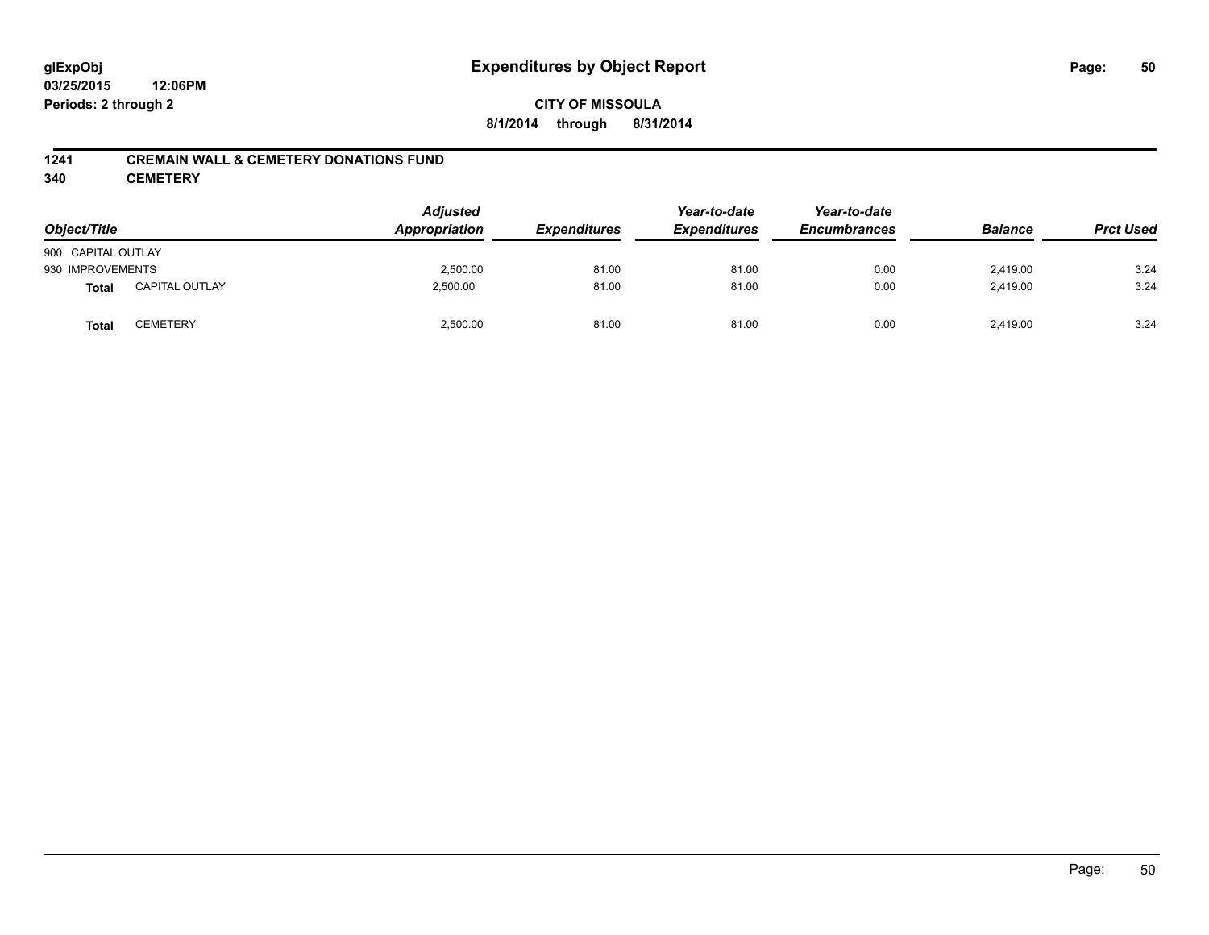**glExpObj**
**03/25/2015 12:06PM**
**Periods: 2 through 2**

# Expenditures by Object Report

**CITY OF MISSOULA**
**8/1/2014 through 8/31/2014**

## 1241 CREMAIN WALL & CEMETERY DONATIONS FUND
## 340 CEMETERY

| Object/Title | | *Adjusted Appropriation* | *Expenditures* | *Year-to-date Expenditures* | *Year-to-date Encumbrances* | *Balance* | *Prct Used* |
|---|---|---|---|---|---|---|---|
| 900 CAPITAL OUTLAY | | | | | | | |
| 930 IMPROVEMENTS | | 2,500.00 | 81.00 | 81.00 | 0.00 | 2,419.00 | 3.24 |
| **Total** | CAPITAL OUTLAY | 2,500.00 | 81.00 | 81.00 | 0.00 | 2,419.00 | 3.24 |
| **Total** | CEMETERY | 2,500.00 | 81.00 | 81.00 | 0.00 | 2,419.00 | 3.24 |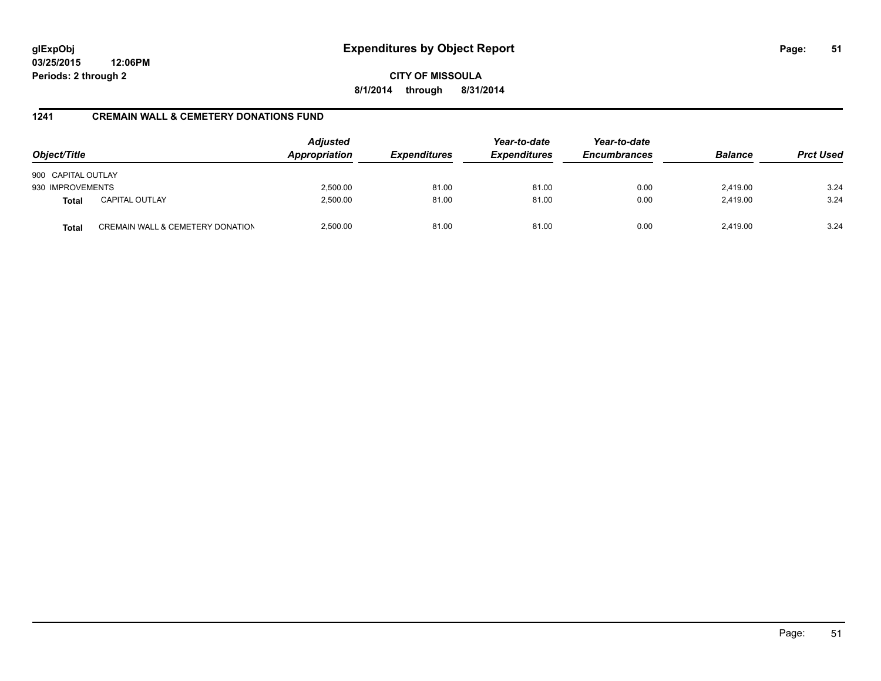glExpObj
03/25/2015 12:06PM
Periods: 2 through 2

# Expenditures by Object Report

**CITY OF MISSOULA**
**8/1/2014 through 8/31/2014**

## 1241 CREMAIN WALL & CEMETERY DONATIONS FUND

| Object/Title | | Adjusted Appropriation | Expenditures | Year-to-date Expenditures | Year-to-date Encumbrances | Balance | Prct Used |
|---|---|---|---|---|---|---|---|
| 900 CAPITAL OUTLAY | | | | | | | |
| 930 IMPROVEMENTS | | 2,500.00 | 81.00 | 81.00 | 0.00 | 2,419.00 | 3.24 |
| **Total** | CAPITAL OUTLAY | 2,500.00 | 81.00 | 81.00 | 0.00 | 2,419.00 | 3.24 |
| **Total** | CREMAIN WALL & CEMETERY DONATION | 2,500.00 | 81.00 | 81.00 | 0.00 | 2,419.00 | 3.24 |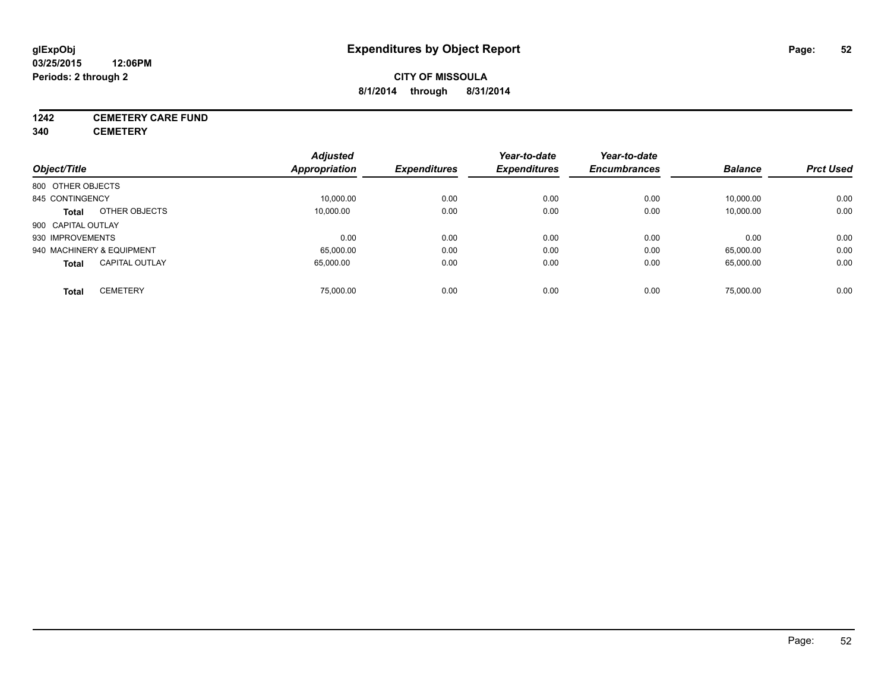**glExpObj**
**03/25/2015 12:06PM**
**Periods: 2 through 2**

# Expenditures by Object Report

**CITY OF MISSOULA**
**8/1/2014 through 8/31/2014**

**1242 CEMETERY CARE FUND**
**340 CEMETERY**

| Object/Title | | Adjusted Appropriation | Expenditures | Year-to-date Expenditures | Year-to-date Encumbrances | Balance | Prct Used |
|---|---|---|---|---|---|---|---|
| 800 OTHER OBJECTS | | | | | | | |
| 845 CONTINGENCY | | 10,000.00 | 0.00 | 0.00 | 0.00 | 10,000.00 | 0.00 |
| **Total** | OTHER OBJECTS | 10,000.00 | 0.00 | 0.00 | 0.00 | 10,000.00 | 0.00 |
| 900 CAPITAL OUTLAY | | | | | | | |
| 930 IMPROVEMENTS | | 0.00 | 0.00 | 0.00 | 0.00 | 0.00 | 0.00 |
| 940 MACHINERY & EQUIPMENT | | 65,000.00 | 0.00 | 0.00 | 0.00 | 65,000.00 | 0.00 |
| **Total** | CAPITAL OUTLAY | 65,000.00 | 0.00 | 0.00 | 0.00 | 65,000.00 | 0.00 |
| **Total** | CEMETERY | 75,000.00 | 0.00 | 0.00 | 0.00 | 75,000.00 | 0.00 |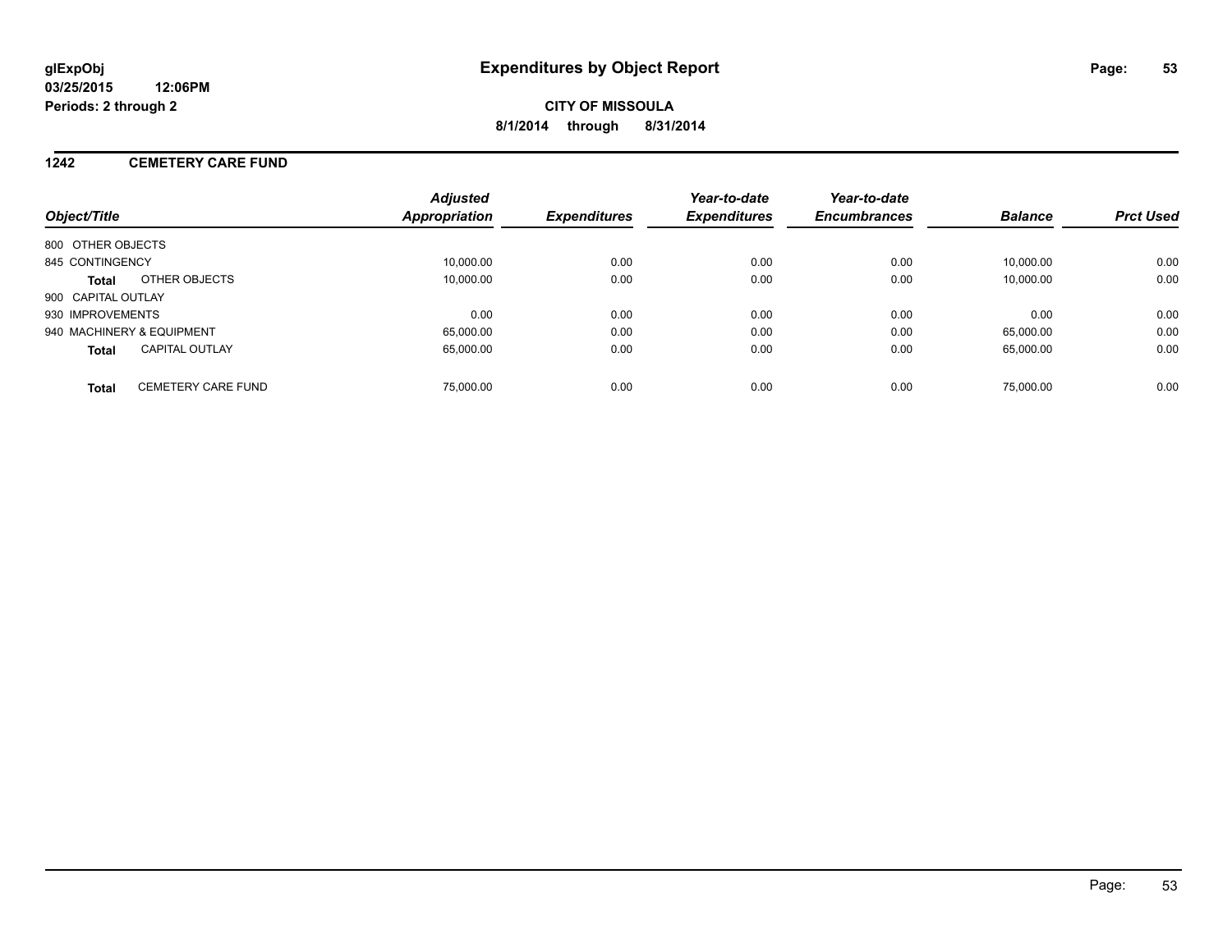**glExpObj**
**03/25/2015 12:06PM**
**Periods: 2 through 2**

# Expenditures by Object Report

**CITY OF MISSOULA**
**8/1/2014 through 8/31/2014**

## 1242 CEMETERY CARE FUND

| Object/Title | | Adjusted Appropriation | Expenditures | Year-to-date Expenditures | Year-to-date Encumbrances | Balance | Prct Used |
|---|---|---|---|---|---|---|---|
| 800 OTHER OBJECTS | | | | | | | |
| 845 CONTINGENCY | | 10,000.00 | 0.00 | 0.00 | 0.00 | 10,000.00 | 0.00 |
| **Total** | OTHER OBJECTS | 10,000.00 | 0.00 | 0.00 | 0.00 | 10,000.00 | 0.00 |
| 900 CAPITAL OUTLAY | | | | | | | |
| 930 IMPROVEMENTS | | 0.00 | 0.00 | 0.00 | 0.00 | 0.00 | 0.00 |
| 940 MACHINERY & EQUIPMENT | | 65,000.00 | 0.00 | 0.00 | 0.00 | 65,000.00 | 0.00 |
| **Total** | CAPITAL OUTLAY | 65,000.00 | 0.00 | 0.00 | 0.00 | 65,000.00 | 0.00 |
| **Total** | CEMETERY CARE FUND | 75,000.00 | 0.00 | 0.00 | 0.00 | 75,000.00 | 0.00 |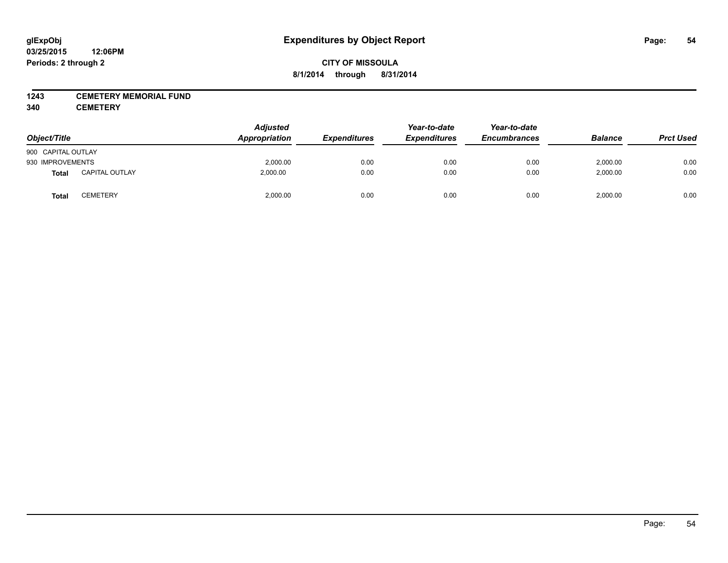# Expenditures by Object Report

glExpObj
03/25/2015 12:06PM
Periods: 2 through 2

**CITY OF MISSOULA**
**8/1/2014 through 8/31/2014**

## 1243 CEMETERY MEMORIAL FUND
## 340 CEMETERY

| Object/Title | | Adjusted Appropriation | Expenditures | Year-to-date Expenditures | Year-to-date Encumbrances | Balance | Prct Used |
|---|---|---|---|---|---|---|---|
| 900 CAPITAL OUTLAY | | | | | | | |
| 930 IMPROVEMENTS | | 2,000.00 | 0.00 | 0.00 | 0.00 | 2,000.00 | 0.00 |
| **Total** | CAPITAL OUTLAY | 2,000.00 | 0.00 | 0.00 | 0.00 | 2,000.00 | 0.00 |
| **Total** | CEMETERY | 2,000.00 | 0.00 | 0.00 | 0.00 | 2,000.00 | 0.00 |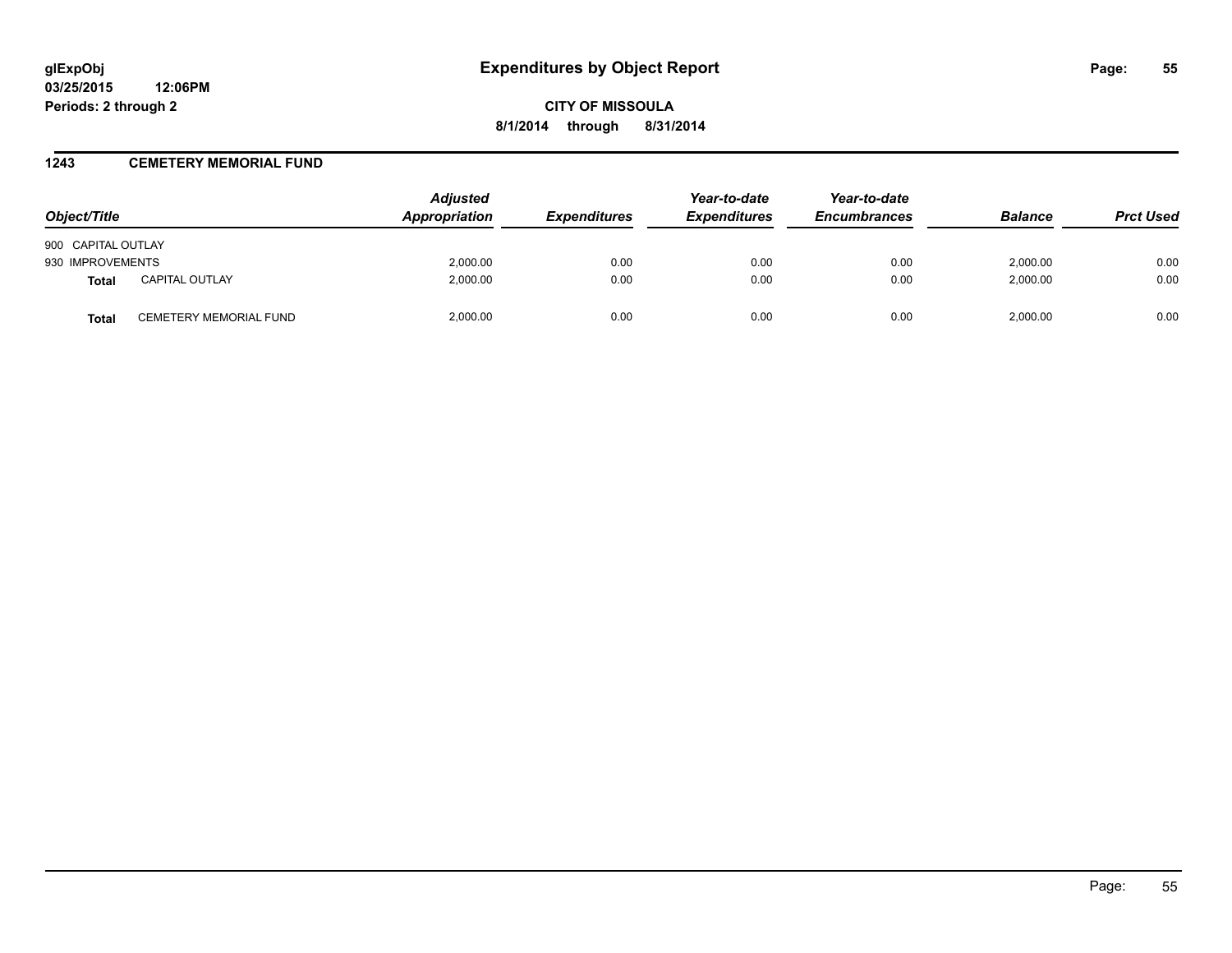glExpObj
03/25/2015 12:06PM
Periods: 2 through 2

# Expenditures by Object Report

**CITY OF MISSOULA**
**8/1/2014 through 8/31/2014**

## 1243 CEMETERY MEMORIAL FUND

| Object/Title | | Adjusted Appropriation | Expenditures | Year-to-date Expenditures | Year-to-date Encumbrances | Balance | Prct Used |
|---|---|---|---|---|---|---|---|
| 900 CAPITAL OUTLAY | | | | | | | |
| 930 IMPROVEMENTS | | 2,000.00 | 0.00 | 0.00 | 0.00 | 2,000.00 | 0.00 |
| **Total** | CAPITAL OUTLAY | 2,000.00 | 0.00 | 0.00 | 0.00 | 2,000.00 | 0.00 |
| **Total** | CEMETERY MEMORIAL FUND | 2,000.00 | 0.00 | 0.00 | 0.00 | 2,000.00 | 0.00 |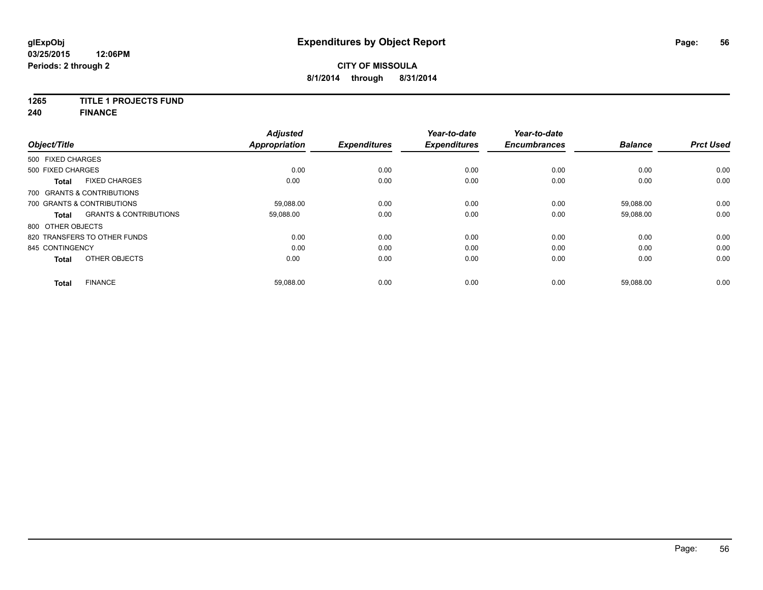**glExpObj** **Expenditures by Object Report**
**03/25/2015 12:06PM**
**Periods: 2 through 2**

**CITY OF MISSOULA**
**8/1/2014 through 8/31/2014**

**1265 TITLE 1 PROJECTS FUND**
**240 FINANCE**

| Object/Title | | Adjusted Appropriation | Expenditures | Year-to-date Expenditures | Year-to-date Encumbrances | Balance | Prct Used |
|---|---|---|---|---|---|---|---|
| 500 FIXED CHARGES | | | | | | | |
| 500 FIXED CHARGES | | 0.00 | 0.00 | 0.00 | 0.00 | 0.00 | 0.00 |
| **Total** | FIXED CHARGES | 0.00 | 0.00 | 0.00 | 0.00 | 0.00 | 0.00 |
| 700 GRANTS & CONTRIBUTIONS | | | | | | | |
| 700 GRANTS & CONTRIBUTIONS | | 59,088.00 | 0.00 | 0.00 | 0.00 | 59,088.00 | 0.00 |
| **Total** | GRANTS & CONTRIBUTIONS | 59,088.00 | 0.00 | 0.00 | 0.00 | 59,088.00 | 0.00 |
| 800 OTHER OBJECTS | | | | | | | |
| 820 TRANSFERS TO OTHER FUNDS | | 0.00 | 0.00 | 0.00 | 0.00 | 0.00 | 0.00 |
| 845 CONTINGENCY | | 0.00 | 0.00 | 0.00 | 0.00 | 0.00 | 0.00 |
| **Total** | OTHER OBJECTS | 0.00 | 0.00 | 0.00 | 0.00 | 0.00 | 0.00 |
| **Total** | FINANCE | 59,088.00 | 0.00 | 0.00 | 0.00 | 59,088.00 | 0.00 |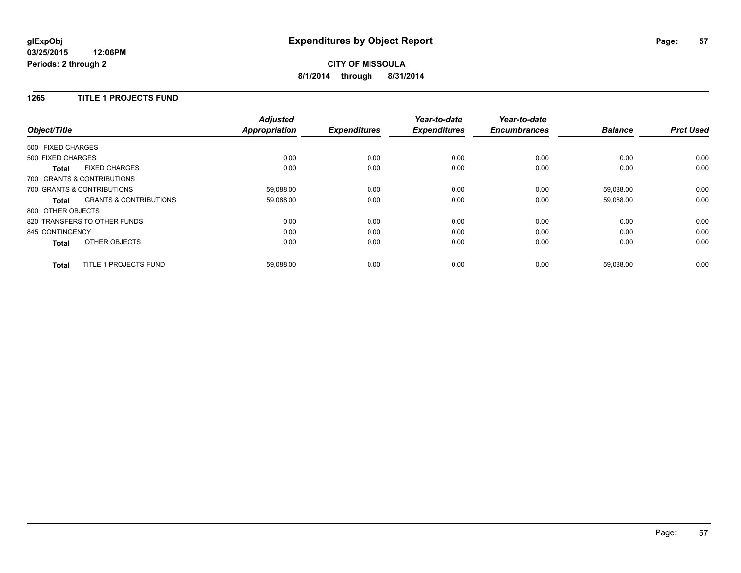**glExpObj**
**03/25/2015 12:06PM**
**Periods: 2 through 2**

# Expenditures by Object Report

**CITY OF MISSOULA**
**8/1/2014 through 8/31/2014**

## 1265 TITLE 1 PROJECTS FUND

| Object/Title | | Adjusted Appropriation | Expenditures | Year-to-date Expenditures | Year-to-date Encumbrances | Balance | Prct Used |
|---|---|---|---|---|---|---|---|
| 500 FIXED CHARGES | | | | | | | |
| 500 FIXED CHARGES | | 0.00 | 0.00 | 0.00 | 0.00 | 0.00 | 0.00 |
| **Total** | FIXED CHARGES | 0.00 | 0.00 | 0.00 | 0.00 | 0.00 | 0.00 |
| 700 GRANTS & CONTRIBUTIONS | | | | | | | |
| 700 GRANTS & CONTRIBUTIONS | | 59,088.00 | 0.00 | 0.00 | 0.00 | 59,088.00 | 0.00 |
| **Total** | GRANTS & CONTRIBUTIONS | 59,088.00 | 0.00 | 0.00 | 0.00 | 59,088.00 | 0.00 |
| 800 OTHER OBJECTS | | | | | | | |
| 820 TRANSFERS TO OTHER FUNDS | | 0.00 | 0.00 | 0.00 | 0.00 | 0.00 | 0.00 |
| 845 CONTINGENCY | | 0.00 | 0.00 | 0.00 | 0.00 | 0.00 | 0.00 |
| **Total** | OTHER OBJECTS | 0.00 | 0.00 | 0.00 | 0.00 | 0.00 | 0.00 |
| **Total** | TITLE 1 PROJECTS FUND | 59,088.00 | 0.00 | 0.00 | 0.00 | 59,088.00 | 0.00 |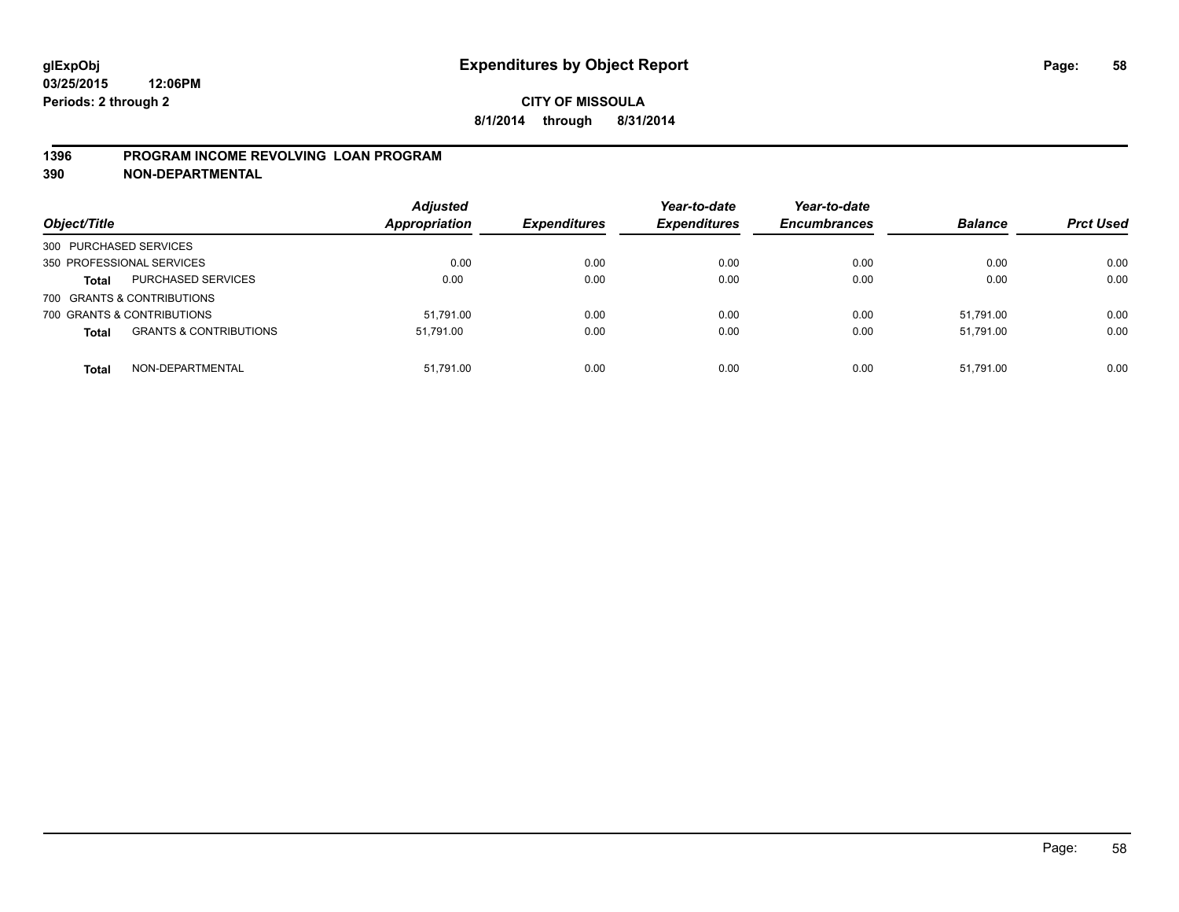glExpObj
03/25/2015 12:06PM
Periods: 2 through 2

# Expenditures by Object Report

**CITY OF MISSOULA**
**8/1/2014 through 8/31/2014**

## 1396 PROGRAM INCOME REVOLVING LOAN PROGRAM
## 390 NON-DEPARTMENTAL

| Object/Title | | Adjusted Appropriation | Expenditures | Year-to-date Expenditures | Year-to-date Encumbrances | Balance | Prct Used |
|---|---|---|---|---|---|---|---|
| 300 PURCHASED SERVICES | | | | | | | |
| 350 PROFESSIONAL SERVICES | | 0.00 | 0.00 | 0.00 | 0.00 | 0.00 | 0.00 |
| **Total** | PURCHASED SERVICES | 0.00 | 0.00 | 0.00 | 0.00 | 0.00 | 0.00 |
| 700 GRANTS & CONTRIBUTIONS | | | | | | | |
| 700 GRANTS & CONTRIBUTIONS | | 51,791.00 | 0.00 | 0.00 | 0.00 | 51,791.00 | 0.00 |
| **Total** | GRANTS & CONTRIBUTIONS | 51,791.00 | 0.00 | 0.00 | 0.00 | 51,791.00 | 0.00 |
| **Total** | NON-DEPARTMENTAL | 51,791.00 | 0.00 | 0.00 | 0.00 | 51,791.00 | 0.00 |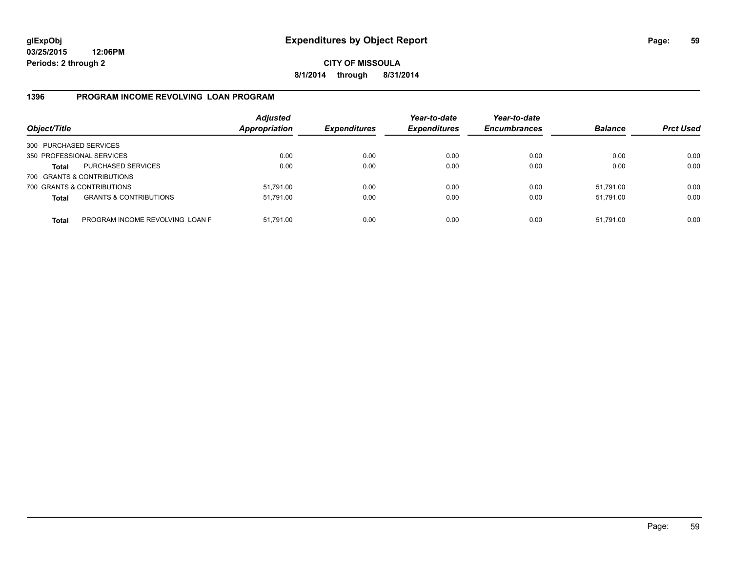**glExpObj** **Expenditures by Object Report**
**03/25/2015 12:06PM**
**Periods: 2 through 2**

**CITY OF MISSOULA**
**8/1/2014 through 8/31/2014**

## 1396 PROGRAM INCOME REVOLVING LOAN PROGRAM

| Object/Title | | Adjusted Appropriation | Expenditures | Year-to-date Expenditures | Year-to-date Encumbrances | Balance | Prct Used |
|---|---|---|---|---|---|---|---|
| 300 PURCHASED SERVICES | | | | | | | |
| 350 PROFESSIONAL SERVICES | | 0.00 | 0.00 | 0.00 | 0.00 | 0.00 | 0.00 |
| **Total** | PURCHASED SERVICES | 0.00 | 0.00 | 0.00 | 0.00 | 0.00 | 0.00 |
| 700 GRANTS & CONTRIBUTIONS | | | | | | | |
| 700 GRANTS & CONTRIBUTIONS | | 51,791.00 | 0.00 | 0.00 | 0.00 | 51,791.00 | 0.00 |
| **Total** | GRANTS & CONTRIBUTIONS | 51,791.00 | 0.00 | 0.00 | 0.00 | 51,791.00 | 0.00 |
| **Total** | PROGRAM INCOME REVOLVING LOAN F | 51,791.00 | 0.00 | 0.00 | 0.00 | 51,791.00 | 0.00 |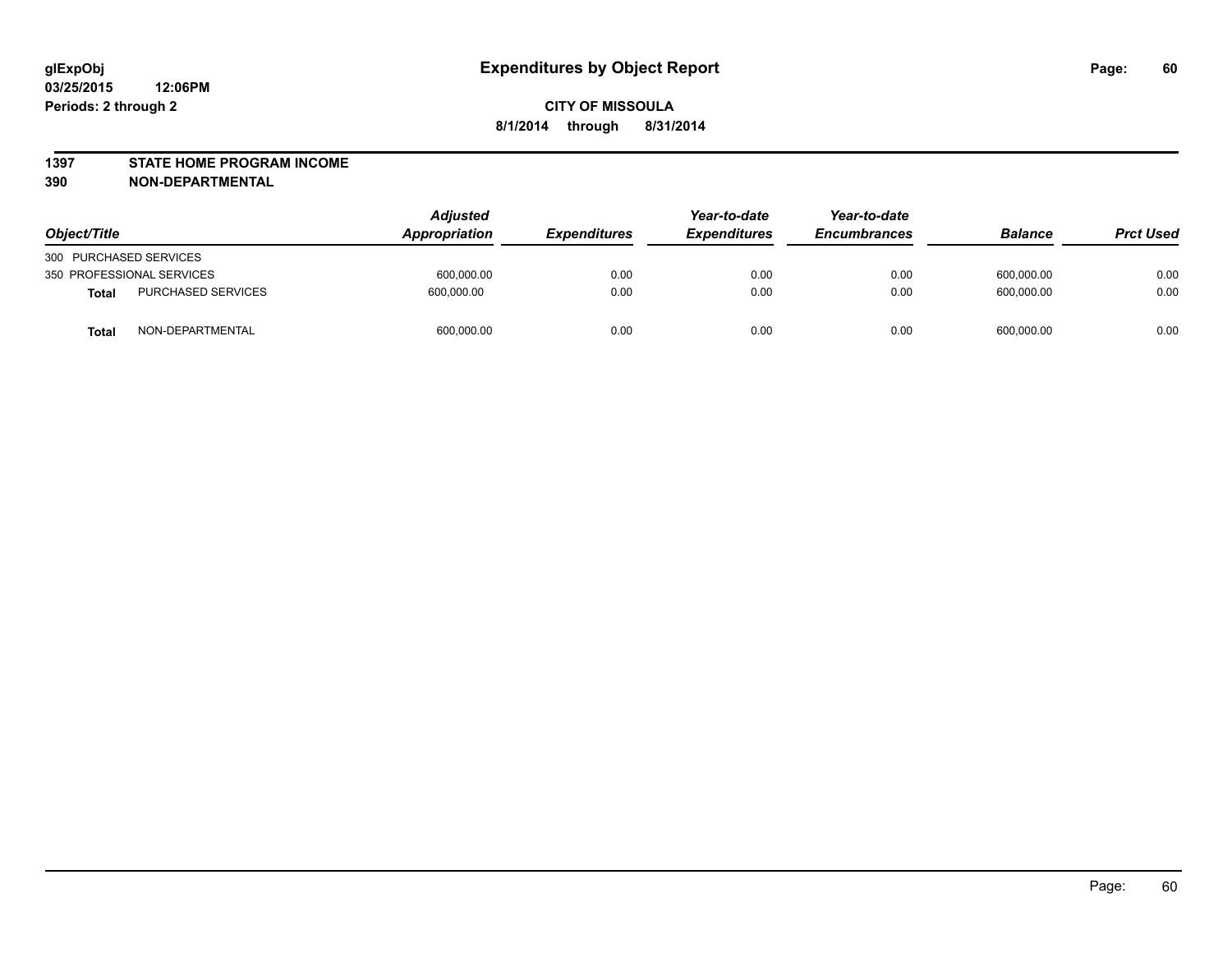# Expenditures by Object Report

glExpObj
03/25/2015 12:06PM
Periods: 2 through 2

**CITY OF MISSOULA**
**8/1/2014 through 8/31/2014**

**1397 STATE HOME PROGRAM INCOME**
**390 NON-DEPARTMENTAL**

| Object/Title | | Adjusted Appropriation | Expenditures | Year-to-date Expenditures | Year-to-date Encumbrances | Balance | Prct Used |
|---|---|---|---|---|---|---|---|
| 300 PURCHASED SERVICES | | | | | | | |
| 350 PROFESSIONAL SERVICES | | 600,000.00 | 0.00 | 0.00 | 0.00 | 600,000.00 | 0.00 |
| **Total** | PURCHASED SERVICES | 600,000.00 | 0.00 | 0.00 | 0.00 | 600,000.00 | 0.00 |
| **Total** | NON-DEPARTMENTAL | 600,000.00 | 0.00 | 0.00 | 0.00 | 600,000.00 | 0.00 |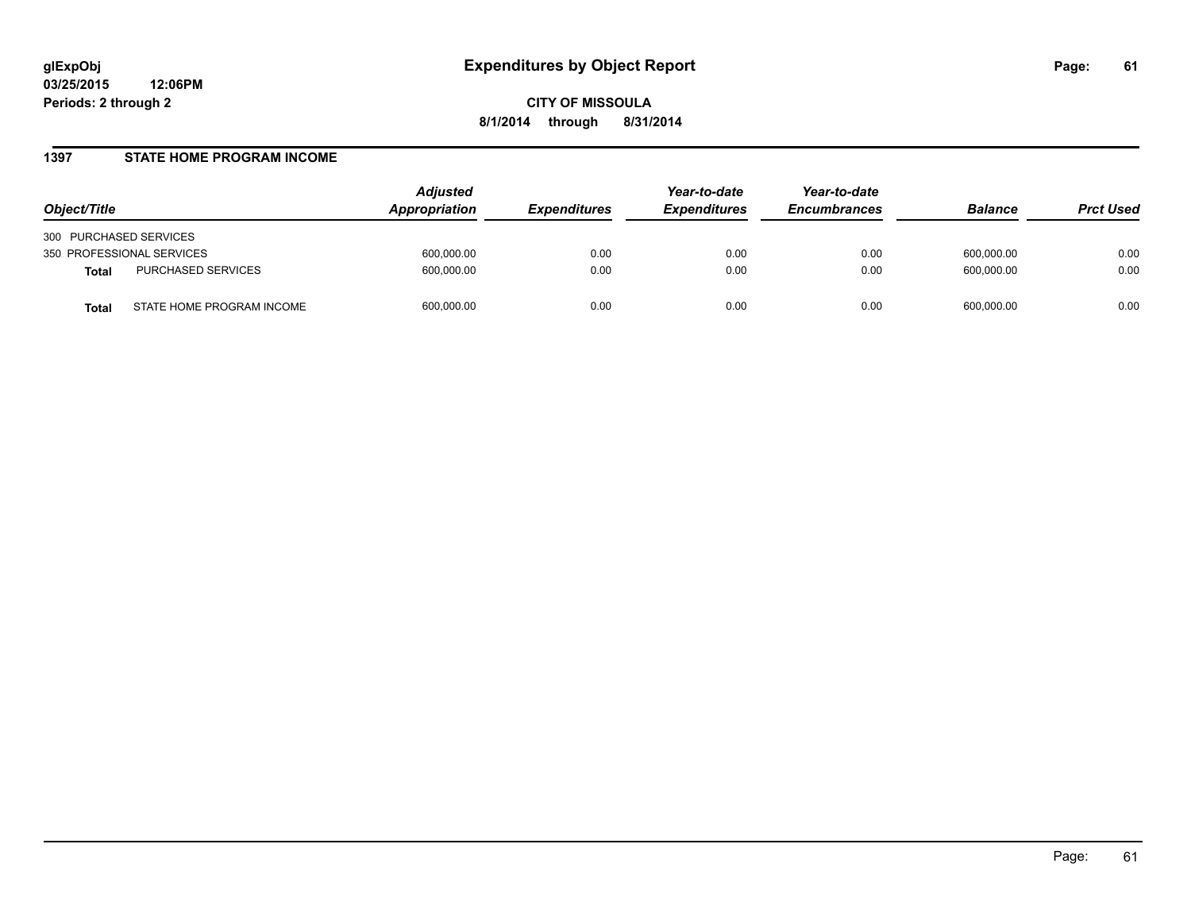# Expenditures by Object Report

glExpObj
03/25/2015 12:06PM
Periods: 2 through 2

**CITY OF MISSOULA**
**8/1/2014 through 8/31/2014**

## 1397 STATE HOME PROGRAM INCOME

| Object/Title | | Adjusted Appropriation | Expenditures | Year-to-date Expenditures | Year-to-date Encumbrances | Balance | Prct Used |
|---|---|---|---|---|---|---|---|
| 300 PURCHASED SERVICES | | | | | | | |
| 350 PROFESSIONAL SERVICES | | 600,000.00 | 0.00 | 0.00 | 0.00 | 600,000.00 | 0.00 |
| **Total** | PURCHASED SERVICES | 600,000.00 | 0.00 | 0.00 | 0.00 | 600,000.00 | 0.00 |
| **Total** | STATE HOME PROGRAM INCOME | 600,000.00 | 0.00 | 0.00 | 0.00 | 600,000.00 | 0.00 |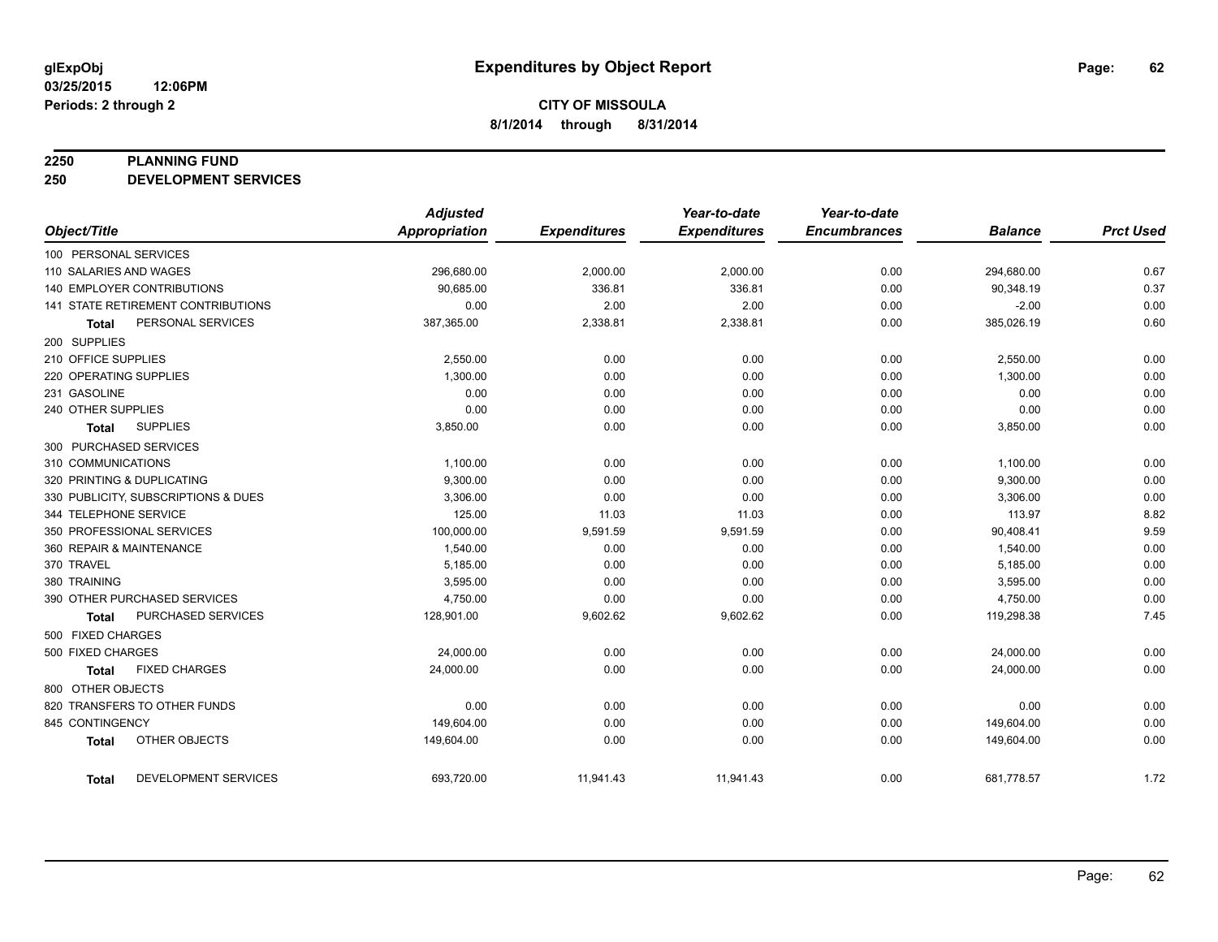glExpObj
03/25/2015 12:06PM
Periods: 2 through 2

# Expenditures by Object Report

**CITY OF MISSOULA**
**8/1/2014 through 8/31/2014**

**2250 PLANNING FUND**
**250 DEVELOPMENT SERVICES**

| Object/Title | Adjusted Appropriation | Expenditures | Year-to-date Expenditures | Year-to-date Encumbrances | Balance | Prct Used |
|---|---|---|---|---|---|---|
| 100 PERSONAL SERVICES | | | | | | |
| 110 SALARIES AND WAGES | 296,680.00 | 2,000.00 | 2,000.00 | 0.00 | 294,680.00 | 0.67 |
| 140 EMPLOYER CONTRIBUTIONS | 90,685.00 | 336.81 | 336.81 | 0.00 | 90,348.19 | 0.37 |
| 141 STATE RETIREMENT CONTRIBUTIONS | 0.00 | 2.00 | 2.00 | 0.00 | -2.00 | 0.00 |
| **Total** PERSONAL SERVICES | 387,365.00 | 2,338.81 | 2,338.81 | 0.00 | 385,026.19 | 0.60 |
| 200 SUPPLIES | | | | | | |
| 210 OFFICE SUPPLIES | 2,550.00 | 0.00 | 0.00 | 0.00 | 2,550.00 | 0.00 |
| 220 OPERATING SUPPLIES | 1,300.00 | 0.00 | 0.00 | 0.00 | 1,300.00 | 0.00 |
| 231 GASOLINE | 0.00 | 0.00 | 0.00 | 0.00 | 0.00 | 0.00 |
| 240 OTHER SUPPLIES | 0.00 | 0.00 | 0.00 | 0.00 | 0.00 | 0.00 |
| **Total** SUPPLIES | 3,850.00 | 0.00 | 0.00 | 0.00 | 3,850.00 | 0.00 |
| 300 PURCHASED SERVICES | | | | | | |
| 310 COMMUNICATIONS | 1,100.00 | 0.00 | 0.00 | 0.00 | 1,100.00 | 0.00 |
| 320 PRINTING & DUPLICATING | 9,300.00 | 0.00 | 0.00 | 0.00 | 9,300.00 | 0.00 |
| 330 PUBLICITY, SUBSCRIPTIONS & DUES | 3,306.00 | 0.00 | 0.00 | 0.00 | 3,306.00 | 0.00 |
| 344 TELEPHONE SERVICE | 125.00 | 11.03 | 11.03 | 0.00 | 113.97 | 8.82 |
| 350 PROFESSIONAL SERVICES | 100,000.00 | 9,591.59 | 9,591.59 | 0.00 | 90,408.41 | 9.59 |
| 360 REPAIR & MAINTENANCE | 1,540.00 | 0.00 | 0.00 | 0.00 | 1,540.00 | 0.00 |
| 370 TRAVEL | 5,185.00 | 0.00 | 0.00 | 0.00 | 5,185.00 | 0.00 |
| 380 TRAINING | 3,595.00 | 0.00 | 0.00 | 0.00 | 3,595.00 | 0.00 |
| 390 OTHER PURCHASED SERVICES | 4,750.00 | 0.00 | 0.00 | 0.00 | 4,750.00 | 0.00 |
| **Total** PURCHASED SERVICES | 128,901.00 | 9,602.62 | 9,602.62 | 0.00 | 119,298.38 | 7.45 |
| 500 FIXED CHARGES | | | | | | |
| 500 FIXED CHARGES | 24,000.00 | 0.00 | 0.00 | 0.00 | 24,000.00 | 0.00 |
| **Total** FIXED CHARGES | 24,000.00 | 0.00 | 0.00 | 0.00 | 24,000.00 | 0.00 |
| 800 OTHER OBJECTS | | | | | | |
| 820 TRANSFERS TO OTHER FUNDS | 0.00 | 0.00 | 0.00 | 0.00 | 0.00 | 0.00 |
| 845 CONTINGENCY | 149,604.00 | 0.00 | 0.00 | 0.00 | 149,604.00 | 0.00 |
| **Total** OTHER OBJECTS | 149,604.00 | 0.00 | 0.00 | 0.00 | 149,604.00 | 0.00 |
| **Total** DEVELOPMENT SERVICES | 693,720.00 | 11,941.43 | 11,941.43 | 0.00 | 681,778.57 | 1.72 |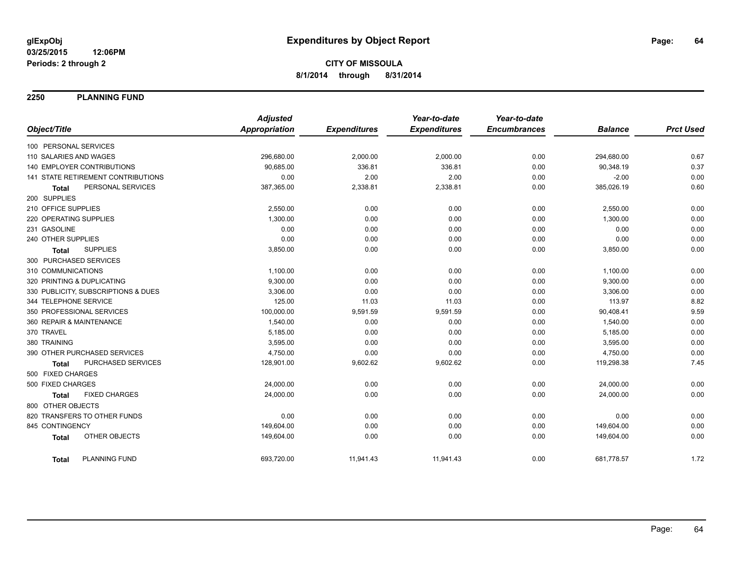**glExpObj**
**03/25/2015 12:06PM**
**Periods: 2 through 2**

# Expenditures by Object Report

**CITY OF MISSOULA**
**8/1/2014 through 8/31/2014**

## 2250 PLANNING FUND

| Object/Title | Adjusted Appropriation | Expenditures | Year-to-date Expenditures | Year-to-date Encumbrances | Balance | Prct Used |
|---|---|---|---|---|---|---|
| 100 PERSONAL SERVICES | | | | | | |
| 110 SALARIES AND WAGES | 296,680.00 | 2,000.00 | 2,000.00 | 0.00 | 294,680.00 | 0.67 |
| 140 EMPLOYER CONTRIBUTIONS | 90,685.00 | 336.81 | 336.81 | 0.00 | 90,348.19 | 0.37 |
| 141 STATE RETIREMENT CONTRIBUTIONS | 0.00 | 2.00 | 2.00 | 0.00 | -2.00 | 0.00 |
| **Total** PERSONAL SERVICES | 387,365.00 | 2,338.81 | 2,338.81 | 0.00 | 385,026.19 | 0.60 |
| 200 SUPPLIES | | | | | | |
| 210 OFFICE SUPPLIES | 2,550.00 | 0.00 | 0.00 | 0.00 | 2,550.00 | 0.00 |
| 220 OPERATING SUPPLIES | 1,300.00 | 0.00 | 0.00 | 0.00 | 1,300.00 | 0.00 |
| 231 GASOLINE | 0.00 | 0.00 | 0.00 | 0.00 | 0.00 | 0.00 |
| 240 OTHER SUPPLIES | 0.00 | 0.00 | 0.00 | 0.00 | 0.00 | 0.00 |
| **Total** SUPPLIES | 3,850.00 | 0.00 | 0.00 | 0.00 | 3,850.00 | 0.00 |
| 300 PURCHASED SERVICES | | | | | | |
| 310 COMMUNICATIONS | 1,100.00 | 0.00 | 0.00 | 0.00 | 1,100.00 | 0.00 |
| 320 PRINTING & DUPLICATING | 9,300.00 | 0.00 | 0.00 | 0.00 | 9,300.00 | 0.00 |
| 330 PUBLICITY, SUBSCRIPTIONS & DUES | 3,306.00 | 0.00 | 0.00 | 0.00 | 3,306.00 | 0.00 |
| 344 TELEPHONE SERVICE | 125.00 | 11.03 | 11.03 | 0.00 | 113.97 | 8.82 |
| 350 PROFESSIONAL SERVICES | 100,000.00 | 9,591.59 | 9,591.59 | 0.00 | 90,408.41 | 9.59 |
| 360 REPAIR & MAINTENANCE | 1,540.00 | 0.00 | 0.00 | 0.00 | 1,540.00 | 0.00 |
| 370 TRAVEL | 5,185.00 | 0.00 | 0.00 | 0.00 | 5,185.00 | 0.00 |
| 380 TRAINING | 3,595.00 | 0.00 | 0.00 | 0.00 | 3,595.00 | 0.00 |
| 390 OTHER PURCHASED SERVICES | 4,750.00 | 0.00 | 0.00 | 0.00 | 4,750.00 | 0.00 |
| **Total** PURCHASED SERVICES | 128,901.00 | 9,602.62 | 9,602.62 | 0.00 | 119,298.38 | 7.45 |
| 500 FIXED CHARGES | | | | | | |
| 500 FIXED CHARGES | 24,000.00 | 0.00 | 0.00 | 0.00 | 24,000.00 | 0.00 |
| **Total** FIXED CHARGES | 24,000.00 | 0.00 | 0.00 | 0.00 | 24,000.00 | 0.00 |
| 800 OTHER OBJECTS | | | | | | |
| 820 TRANSFERS TO OTHER FUNDS | 0.00 | 0.00 | 0.00 | 0.00 | 0.00 | 0.00 |
| 845 CONTINGENCY | 149,604.00 | 0.00 | 0.00 | 0.00 | 149,604.00 | 0.00 |
| **Total** OTHER OBJECTS | 149,604.00 | 0.00 | 0.00 | 0.00 | 149,604.00 | 0.00 |
| **Total** PLANNING FUND | 693,720.00 | 11,941.43 | 11,941.43 | 0.00 | 681,778.57 | 1.72 |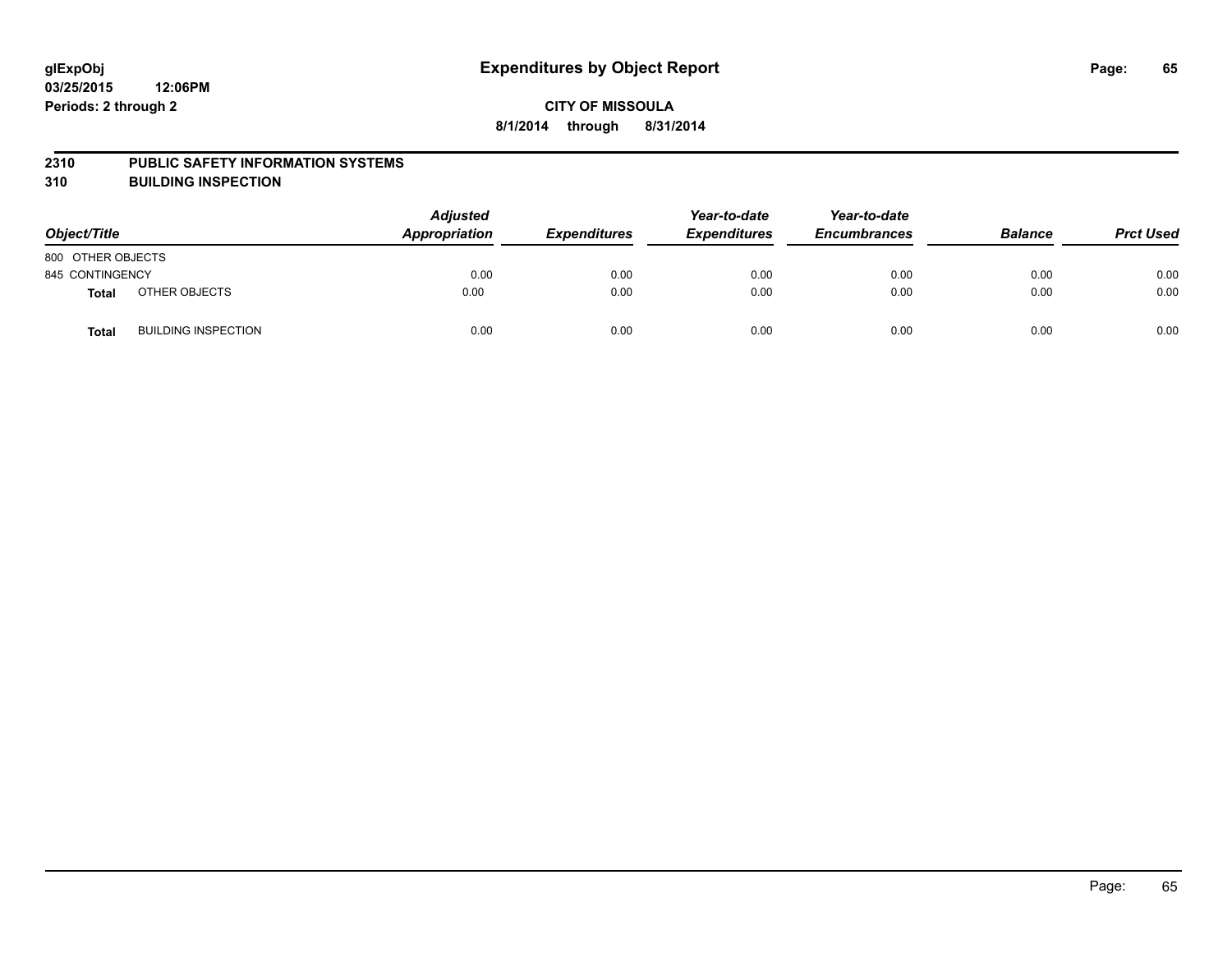# Expenditures by Object Report

glExpObj
03/25/2015 12:06PM
Periods: 2 through 2

**CITY OF MISSOULA**
**8/1/2014 through 8/31/2014**

## 2310 PUBLIC SAFETY INFORMATION SYSTEMS
## 310 BUILDING INSPECTION

| Object/Title | | Adjusted Appropriation | Expenditures | Year-to-date Expenditures | Year-to-date Encumbrances | Balance | Prct Used |
|---|---|---|---|---|---|---|---|
| 800 OTHER OBJECTS | | | | | | | |
| 845 CONTINGENCY | | 0.00 | 0.00 | 0.00 | 0.00 | 0.00 | 0.00 |
| **Total** | OTHER OBJECTS | 0.00 | 0.00 | 0.00 | 0.00 | 0.00 | 0.00 |
| **Total** | BUILDING INSPECTION | 0.00 | 0.00 | 0.00 | 0.00 | 0.00 | 0.00 |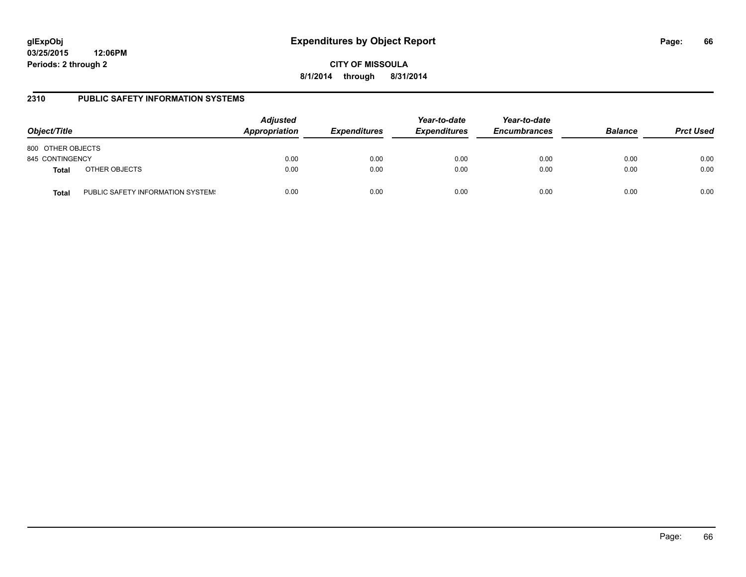**glExpObj**
**03/25/2015 12:06PM**
**Periods: 2 through 2**

# Expenditures by Object Report

**CITY OF MISSOULA**
**8/1/2014 through 8/31/2014**

## 2310 PUBLIC SAFETY INFORMATION SYSTEMS

| Object/Title | | Adjusted Appropriation | Expenditures | Year-to-date Expenditures | Year-to-date Encumbrances | Balance | Prct Used |
|---|---|---|---|---|---|---|---|
| 800 OTHER OBJECTS | | | | | | | |
| 845 CONTINGENCY | | 0.00 | 0.00 | 0.00 | 0.00 | 0.00 | 0.00 |
| **Total** | OTHER OBJECTS | 0.00 | 0.00 | 0.00 | 0.00 | 0.00 | 0.00 |
| **Total** | PUBLIC SAFETY INFORMATION SYSTEMS | 0.00 | 0.00 | 0.00 | 0.00 | 0.00 | 0.00 |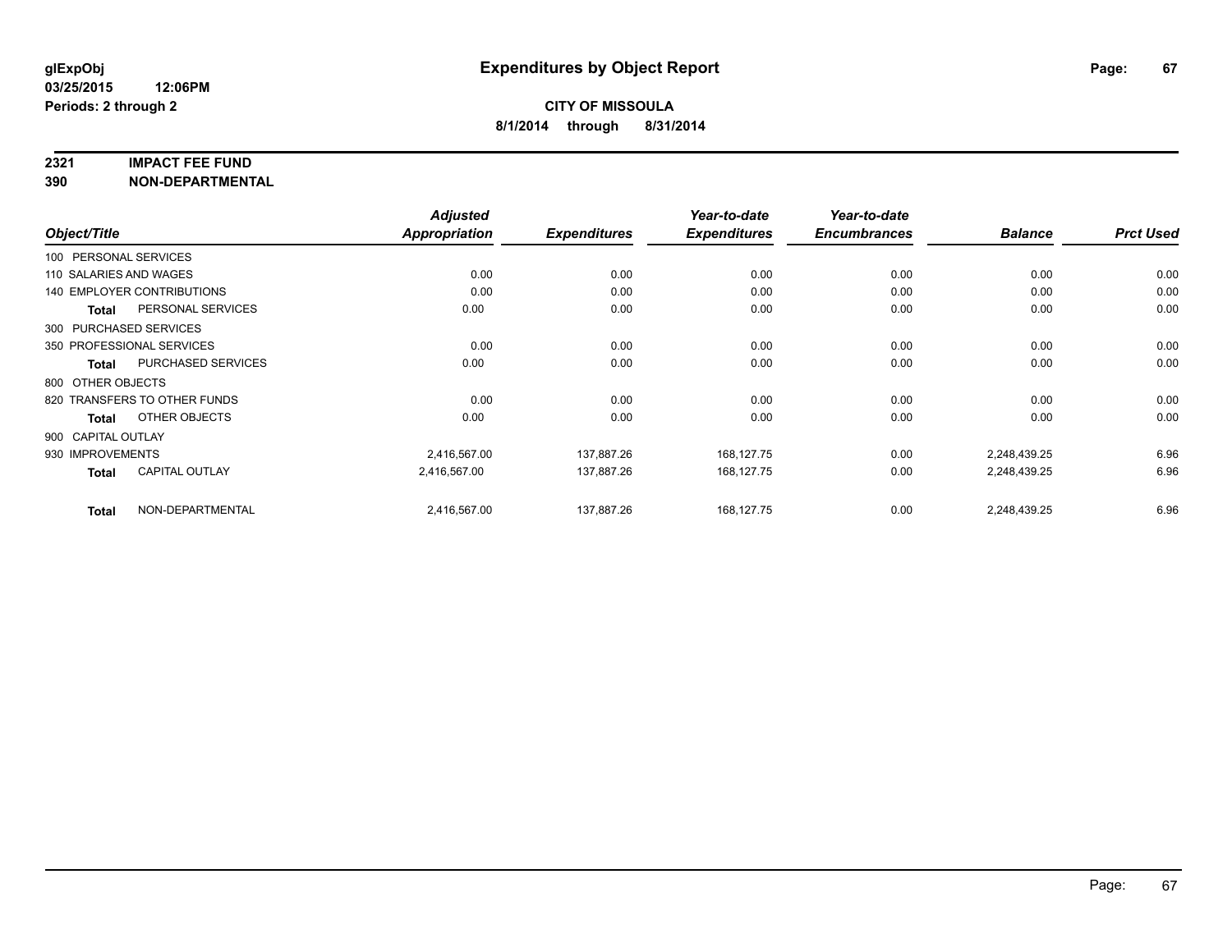glExpObj
03/25/2015 12:06PM
Periods: 2 through 2

# Expenditures by Object Report

**CITY OF MISSOULA**
**8/1/2014 through 8/31/2014**

**2321 IMPACT FEE FUND**
**390 NON-DEPARTMENTAL**

| Object/Title | | Adjusted Appropriation | Expenditures | Year-to-date Expenditures | Year-to-date Encumbrances | Balance | Prct Used |
|---|---|---|---|---|---|---|---|
| 100 PERSONAL SERVICES | | | | | | | |
| 110 SALARIES AND WAGES | | 0.00 | 0.00 | 0.00 | 0.00 | 0.00 | 0.00 |
| 140 EMPLOYER CONTRIBUTIONS | | 0.00 | 0.00 | 0.00 | 0.00 | 0.00 | 0.00 |
| **Total** | PERSONAL SERVICES | 0.00 | 0.00 | 0.00 | 0.00 | 0.00 | 0.00 |
| 300 PURCHASED SERVICES | | | | | | | |
| 350 PROFESSIONAL SERVICES | | 0.00 | 0.00 | 0.00 | 0.00 | 0.00 | 0.00 |
| **Total** | PURCHASED SERVICES | 0.00 | 0.00 | 0.00 | 0.00 | 0.00 | 0.00 |
| 800 OTHER OBJECTS | | | | | | | |
| 820 TRANSFERS TO OTHER FUNDS | | 0.00 | 0.00 | 0.00 | 0.00 | 0.00 | 0.00 |
| **Total** | OTHER OBJECTS | 0.00 | 0.00 | 0.00 | 0.00 | 0.00 | 0.00 |
| 900 CAPITAL OUTLAY | | | | | | | |
| 930 IMPROVEMENTS | | 2,416,567.00 | 137,887.26 | 168,127.75 | 0.00 | 2,248,439.25 | 6.96 |
| **Total** | CAPITAL OUTLAY | 2,416,567.00 | 137,887.26 | 168,127.75 | 0.00 | 2,248,439.25 | 6.96 |
| **Total** | NON-DEPARTMENTAL | 2,416,567.00 | 137,887.26 | 168,127.75 | 0.00 | 2,248,439.25 | 6.96 |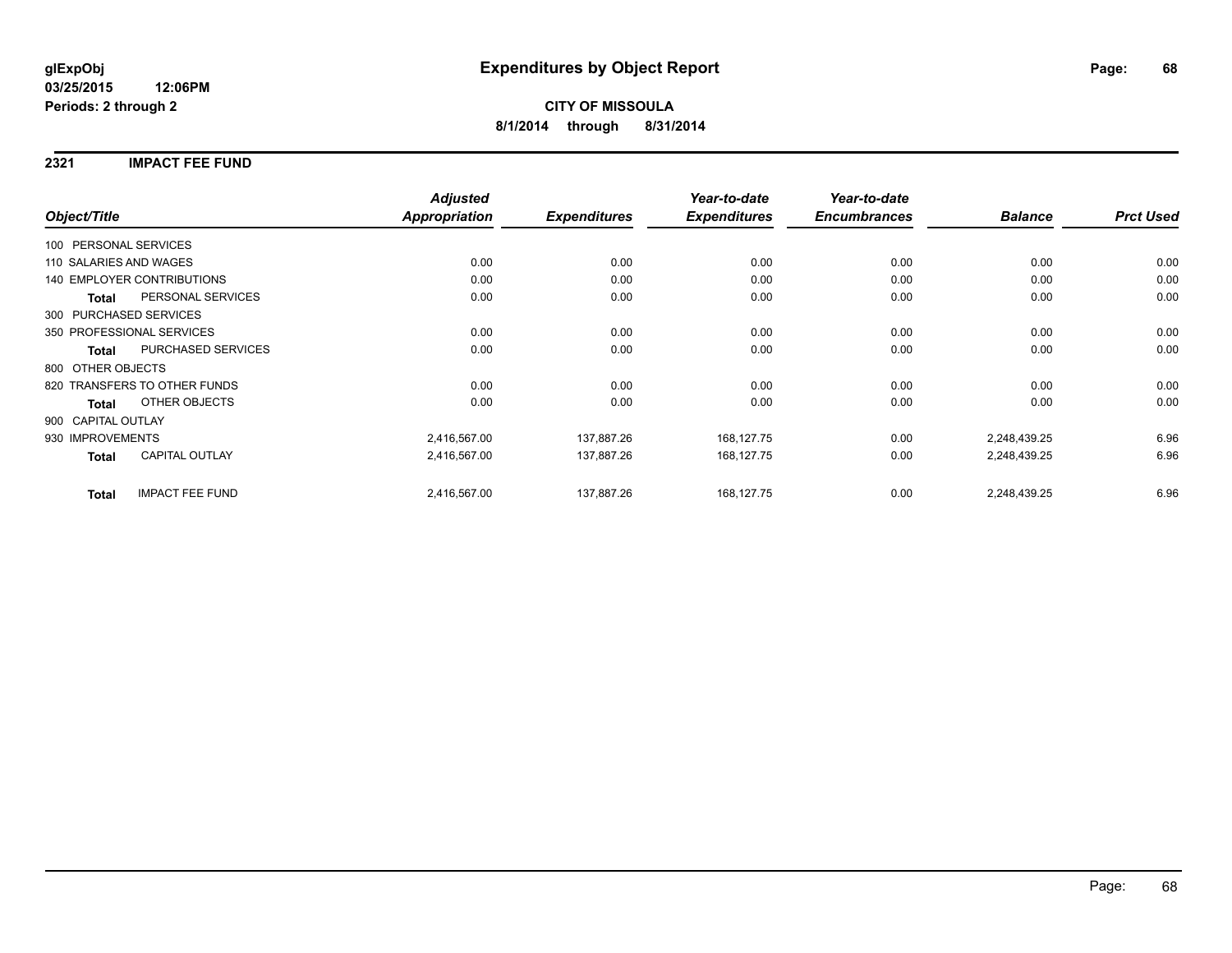**glExpObj**
**03/25/2015 12:06PM**
**Periods: 2 through 2**

# Expenditures by Object Report

**CITY OF MISSOULA**
**8/1/2014 through 8/31/2014**

## 2321 IMPACT FEE FUND

| Object/Title | | Adjusted Appropriation | Expenditures | Year-to-date Expenditures | Year-to-date Encumbrances | Balance | Prct Used |
|---|---|---|---|---|---|---|---|
| 100 PERSONAL SERVICES | | | | | | | |
| 110 SALARIES AND WAGES | | 0.00 | 0.00 | 0.00 | 0.00 | 0.00 | 0.00 |
| 140 EMPLOYER CONTRIBUTIONS | | 0.00 | 0.00 | 0.00 | 0.00 | 0.00 | 0.00 |
| **Total** | PERSONAL SERVICES | 0.00 | 0.00 | 0.00 | 0.00 | 0.00 | 0.00 |
| 300 PURCHASED SERVICES | | | | | | | |
| 350 PROFESSIONAL SERVICES | | 0.00 | 0.00 | 0.00 | 0.00 | 0.00 | 0.00 |
| **Total** | PURCHASED SERVICES | 0.00 | 0.00 | 0.00 | 0.00 | 0.00 | 0.00 |
| 800 OTHER OBJECTS | | | | | | | |
| 820 TRANSFERS TO OTHER FUNDS | | 0.00 | 0.00 | 0.00 | 0.00 | 0.00 | 0.00 |
| **Total** | OTHER OBJECTS | 0.00 | 0.00 | 0.00 | 0.00 | 0.00 | 0.00 |
| 900 CAPITAL OUTLAY | | | | | | | |
| 930 IMPROVEMENTS | | 2,416,567.00 | 137,887.26 | 168,127.75 | 0.00 | 2,248,439.25 | 6.96 |
| **Total** | CAPITAL OUTLAY | 2,416,567.00 | 137,887.26 | 168,127.75 | 0.00 | 2,248,439.25 | 6.96 |
| **Total** | IMPACT FEE FUND | 2,416,567.00 | 137,887.26 | 168,127.75 | 0.00 | 2,248,439.25 | 6.96 |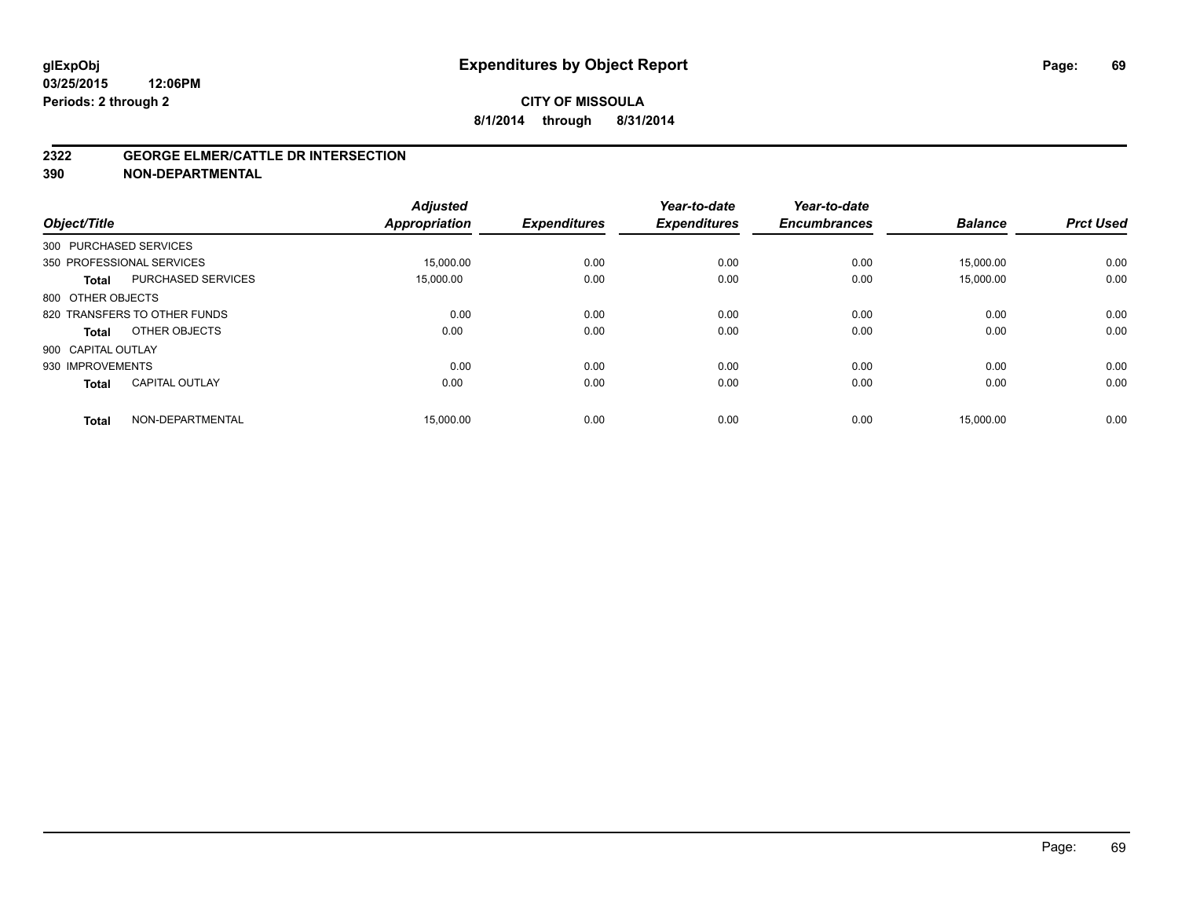# Expenditures by Object Report

glExpObj
03/25/2015 12:06PM
Periods: 2 through 2

**CITY OF MISSOULA**
**8/1/2014 through 8/31/2014**

## 2322 GEORGE ELMER/CATTLE DR INTERSECTION
## 390 NON-DEPARTMENTAL

| Object/Title | | Adjusted Appropriation | Expenditures | Year-to-date Expenditures | Year-to-date Encumbrances | Balance | Prct Used |
|---|---|---|---|---|---|---|---|
| 300 PURCHASED SERVICES | | | | | | | |
| 350 PROFESSIONAL SERVICES | | 15,000.00 | 0.00 | 0.00 | 0.00 | 15,000.00 | 0.00 |
| **Total** | PURCHASED SERVICES | 15,000.00 | 0.00 | 0.00 | 0.00 | 15,000.00 | 0.00 |
| 800 OTHER OBJECTS | | | | | | | |
| 820 TRANSFERS TO OTHER FUNDS | | 0.00 | 0.00 | 0.00 | 0.00 | 0.00 | 0.00 |
| **Total** | OTHER OBJECTS | 0.00 | 0.00 | 0.00 | 0.00 | 0.00 | 0.00 |
| 900 CAPITAL OUTLAY | | | | | | | |
| 930 IMPROVEMENTS | | 0.00 | 0.00 | 0.00 | 0.00 | 0.00 | 0.00 |
| **Total** | CAPITAL OUTLAY | 0.00 | 0.00 | 0.00 | 0.00 | 0.00 | 0.00 |
| **Total** | NON-DEPARTMENTAL | 15,000.00 | 0.00 | 0.00 | 0.00 | 15,000.00 | 0.00 |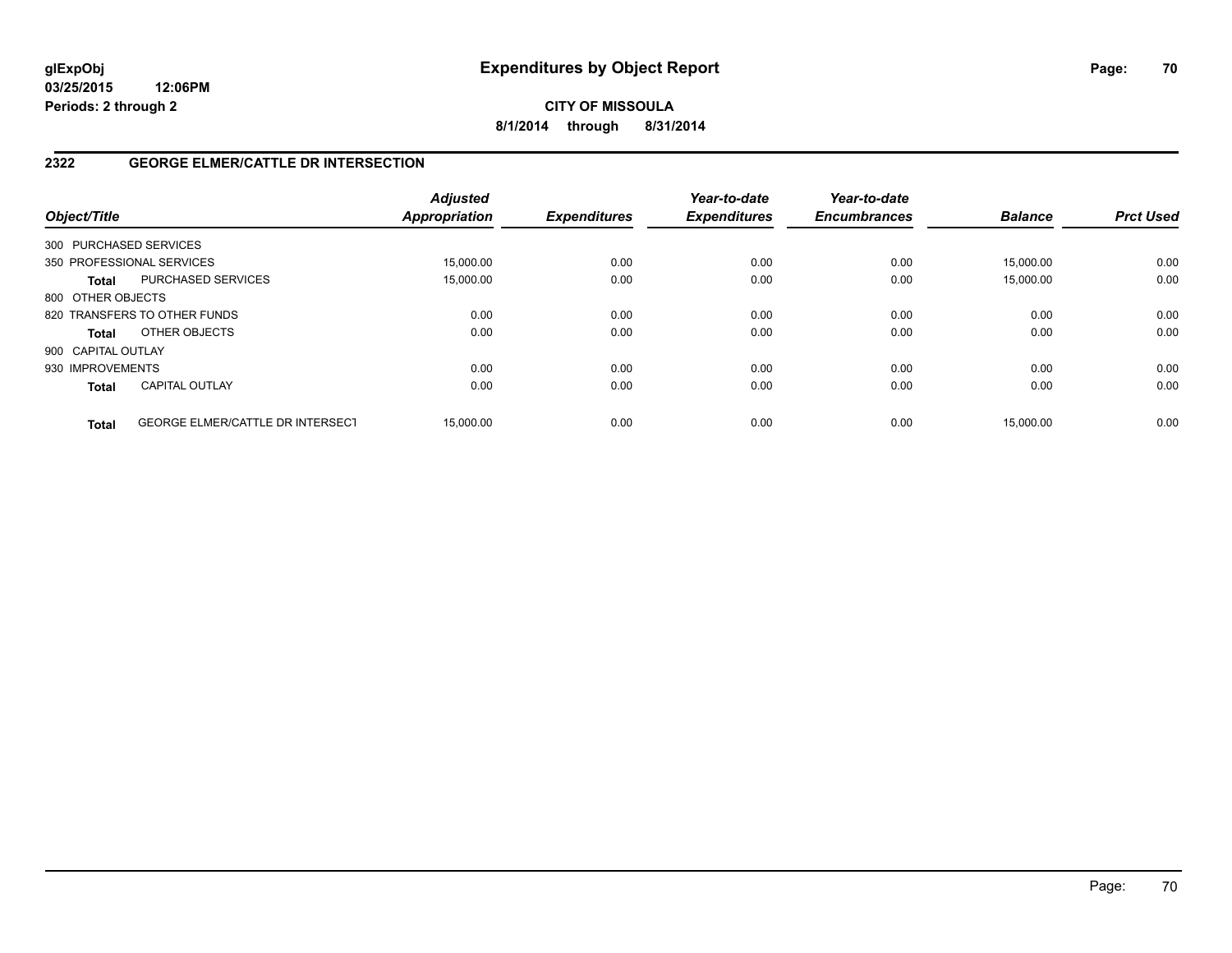glExpObj
03/25/2015 12:06PM
Periods: 2 through 2

# Expenditures by Object Report

**CITY OF MISSOULA**

**8/1/2014 through 8/31/2014**

## 2322 GEORGE ELMER/CATTLE DR INTERSECTION

| Object/Title | | Adjusted Appropriation | Expenditures | Year-to-date Expenditures | Year-to-date Encumbrances | Balance | Prct Used |
|---|---|---|---|---|---|---|---|
| 300 PURCHASED SERVICES | | | | | | | |
| 350 PROFESSIONAL SERVICES | | 15,000.00 | 0.00 | 0.00 | 0.00 | 15,000.00 | 0.00 |
| **Total** | PURCHASED SERVICES | 15,000.00 | 0.00 | 0.00 | 0.00 | 15,000.00 | 0.00 |
| 800 OTHER OBJECTS | | | | | | | |
| 820 TRANSFERS TO OTHER FUNDS | | 0.00 | 0.00 | 0.00 | 0.00 | 0.00 | 0.00 |
| **Total** | OTHER OBJECTS | 0.00 | 0.00 | 0.00 | 0.00 | 0.00 | 0.00 |
| 900 CAPITAL OUTLAY | | | | | | | |
| 930 IMPROVEMENTS | | 0.00 | 0.00 | 0.00 | 0.00 | 0.00 | 0.00 |
| **Total** | CAPITAL OUTLAY | 0.00 | 0.00 | 0.00 | 0.00 | 0.00 | 0.00 |
| **Total** | GEORGE ELMER/CATTLE DR INTERSECT | 15,000.00 | 0.00 | 0.00 | 0.00 | 15,000.00 | 0.00 |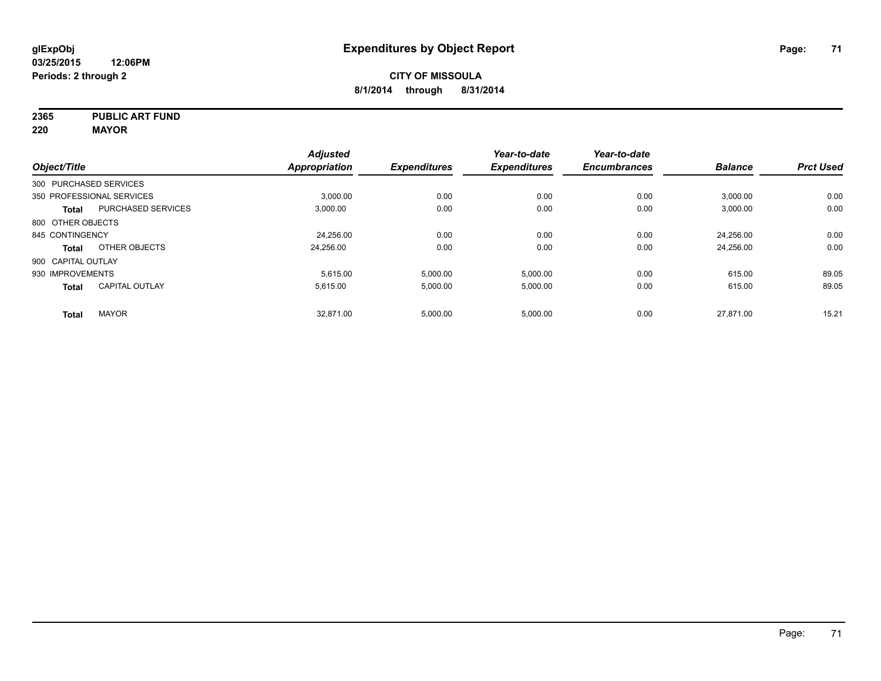**glExpObj**
**03/25/2015 12:06PM**
**Periods: 2 through 2**

# Expenditures by Object Report

**CITY OF MISSOULA**
**8/1/2014 through 8/31/2014**

**2365 PUBLIC ART FUND**
**220 MAYOR**

| Object/Title | | Adjusted Appropriation | Expenditures | Year-to-date Expenditures | Year-to-date Encumbrances | Balance | Prct Used |
|---|---|---|---|---|---|---|---|
| 300 PURCHASED SERVICES | | | | | | | |
| 350 PROFESSIONAL SERVICES | | 3,000.00 | 0.00 | 0.00 | 0.00 | 3,000.00 | 0.00 |
| **Total** | PURCHASED SERVICES | 3,000.00 | 0.00 | 0.00 | 0.00 | 3,000.00 | 0.00 |
| 800 OTHER OBJECTS | | | | | | | |
| 845 CONTINGENCY | | 24,256.00 | 0.00 | 0.00 | 0.00 | 24,256.00 | 0.00 |
| **Total** | OTHER OBJECTS | 24,256.00 | 0.00 | 0.00 | 0.00 | 24,256.00 | 0.00 |
| 900 CAPITAL OUTLAY | | | | | | | |
| 930 IMPROVEMENTS | | 5,615.00 | 5,000.00 | 5,000.00 | 0.00 | 615.00 | 89.05 |
| **Total** | CAPITAL OUTLAY | 5,615.00 | 5,000.00 | 5,000.00 | 0.00 | 615.00 | 89.05 |
| **Total** | MAYOR | 32,871.00 | 5,000.00 | 5,000.00 | 0.00 | 27,871.00 | 15.21 |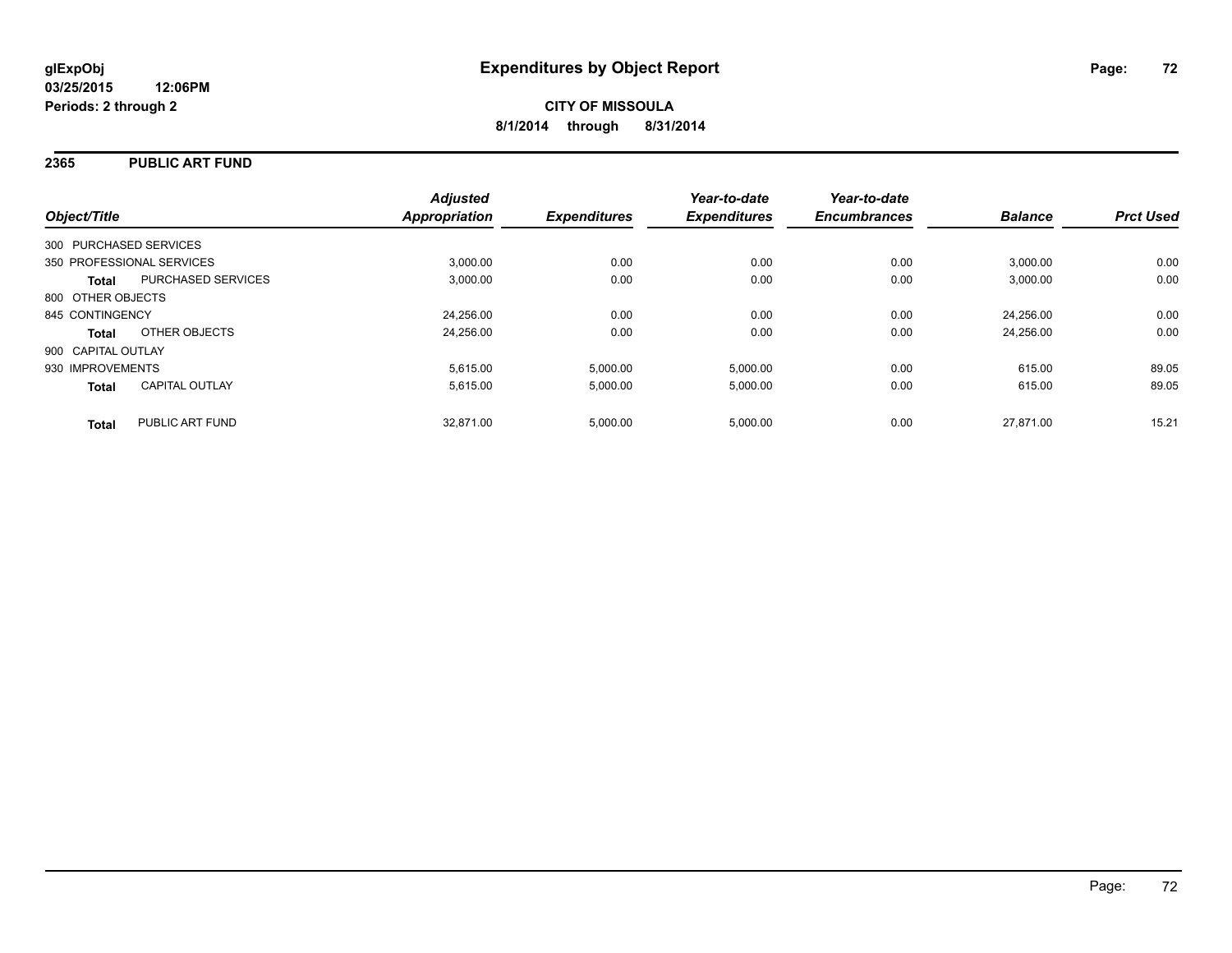# Expenditures by Object Report

glExpObj
03/25/2015 12:06PM
Periods: 2 through 2

**CITY OF MISSOULA**
**8/1/2014 through 8/31/2014**

## 2365 PUBLIC ART FUND

| Object/Title | | Adjusted Appropriation | Expenditures | Year-to-date Expenditures | Year-to-date Encumbrances | Balance | Prct Used |
|---|---|---|---|---|---|---|---|
| 300 PURCHASED SERVICES | | | | | | | |
| 350 PROFESSIONAL SERVICES | | 3,000.00 | 0.00 | 0.00 | 0.00 | 3,000.00 | 0.00 |
| **Total** | PURCHASED SERVICES | 3,000.00 | 0.00 | 0.00 | 0.00 | 3,000.00 | 0.00 |
| 800 OTHER OBJECTS | | | | | | | |
| 845 CONTINGENCY | | 24,256.00 | 0.00 | 0.00 | 0.00 | 24,256.00 | 0.00 |
| **Total** | OTHER OBJECTS | 24,256.00 | 0.00 | 0.00 | 0.00 | 24,256.00 | 0.00 |
| 900 CAPITAL OUTLAY | | | | | | | |
| 930 IMPROVEMENTS | | 5,615.00 | 5,000.00 | 5,000.00 | 0.00 | 615.00 | 89.05 |
| **Total** | CAPITAL OUTLAY | 5,615.00 | 5,000.00 | 5,000.00 | 0.00 | 615.00 | 89.05 |
| **Total** | PUBLIC ART FUND | 32,871.00 | 5,000.00 | 5,000.00 | 0.00 | 27,871.00 | 15.21 |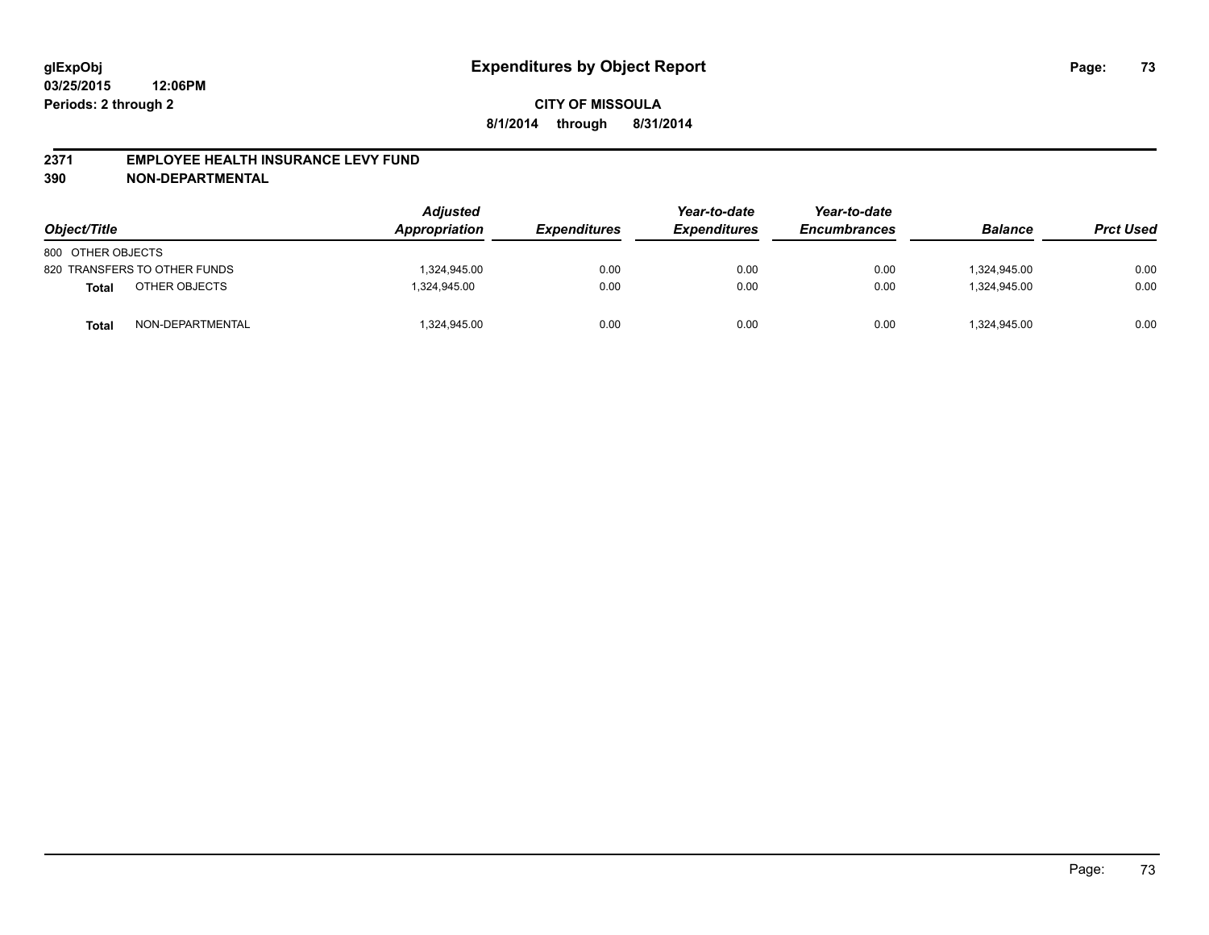glExpObj
03/25/2015 12:06PM
Periods: 2 through 2

# Expenditures by Object Report

**CITY OF MISSOULA**
**8/1/2014 through 8/31/2014**

## 2371 EMPLOYEE HEALTH INSURANCE LEVY FUND
## 390 NON-DEPARTMENTAL

| Object/Title | | Adjusted Appropriation | Expenditures | Year-to-date Expenditures | Year-to-date Encumbrances | Balance | Prct Used |
|---|---|---|---|---|---|---|---|
| 800 OTHER OBJECTS | | | | | | | |
| 820 TRANSFERS TO OTHER FUNDS | | 1,324,945.00 | 0.00 | 0.00 | 0.00 | 1,324,945.00 | 0.00 |
| **Total** | OTHER OBJECTS | 1,324,945.00 | 0.00 | 0.00 | 0.00 | 1,324,945.00 | 0.00 |
| **Total** | NON-DEPARTMENTAL | 1,324,945.00 | 0.00 | 0.00 | 0.00 | 1,324,945.00 | 0.00 |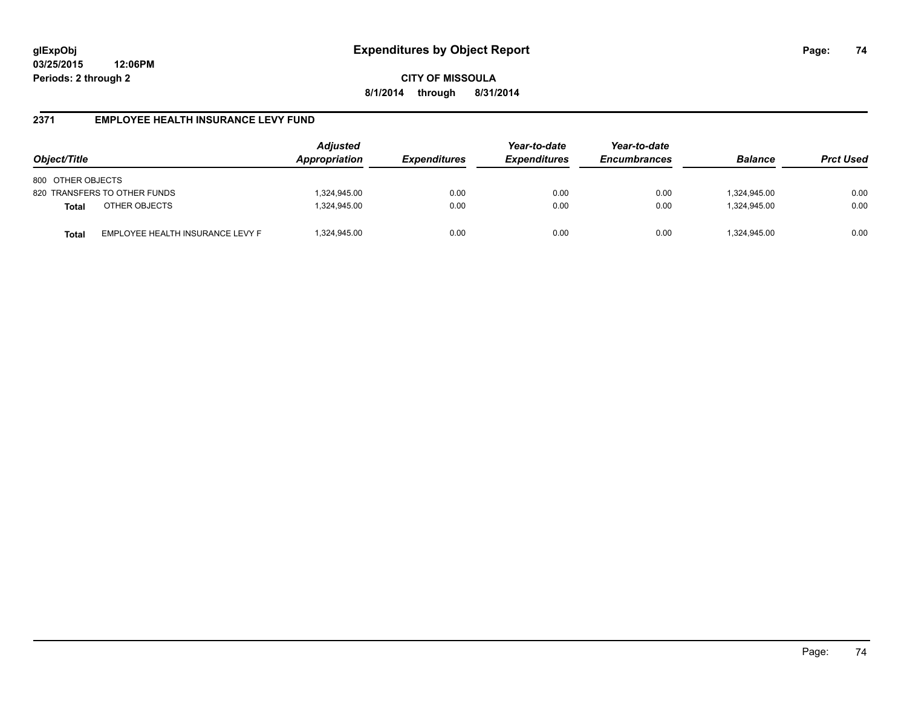**glExpObj**
**03/25/2015 12:06PM**
**Periods: 2 through 2**

# Expenditures by Object Report

**CITY OF MISSOULA**
**8/1/2014 through 8/31/2014**

## 2371 EMPLOYEE HEALTH INSURANCE LEVY FUND

| Object/Title | | Adjusted Appropriation | Expenditures | Year-to-date Expenditures | Year-to-date Encumbrances | Balance | Prct Used |
|---|---|---|---|---|---|---|---|
| 800 OTHER OBJECTS | | | | | | | |
| 820 TRANSFERS TO OTHER FUNDS | | 1,324,945.00 | 0.00 | 0.00 | 0.00 | 1,324,945.00 | 0.00 |
| **Total** | OTHER OBJECTS | 1,324,945.00 | 0.00 | 0.00 | 0.00 | 1,324,945.00 | 0.00 |
| **Total** | EMPLOYEE HEALTH INSURANCE LEVY F | 1,324,945.00 | 0.00 | 0.00 | 0.00 | 1,324,945.00 | 0.00 |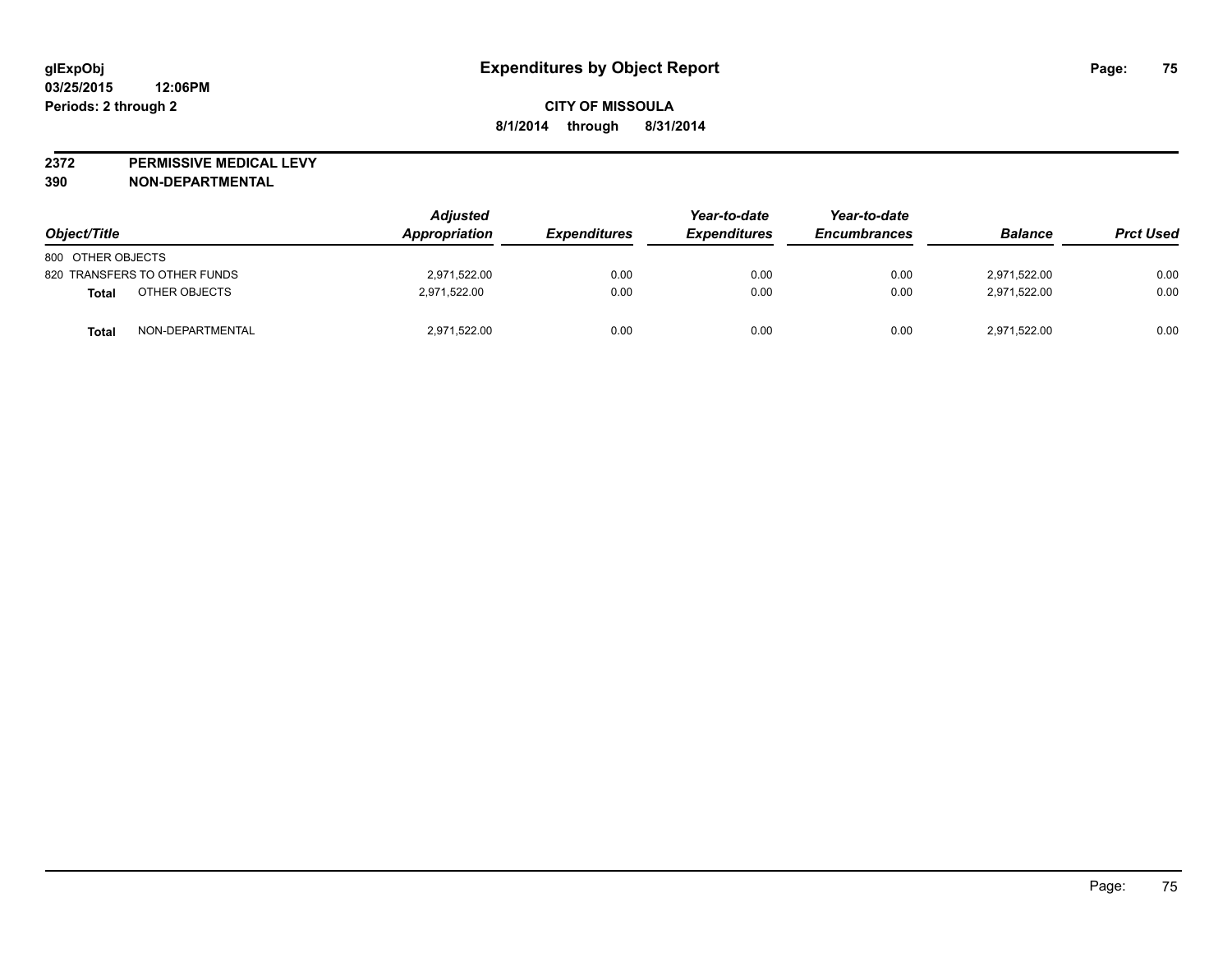# Expenditures by Object Report

glExpObj
03/25/2015 12:06PM
Periods: 2 through 2

**CITY OF MISSOULA**
**8/1/2014 through 8/31/2014**

**2372 PERMISSIVE MEDICAL LEVY**
**390 NON-DEPARTMENTAL**

| Object/Title | Adjusted Appropriation | Expenditures | Year-to-date Expenditures | Year-to-date Encumbrances | Balance | Prct Used |
|---|---|---|---|---|---|---|
| 800 OTHER OBJECTS | | | | | | |
| 820 TRANSFERS TO OTHER FUNDS | 2,971,522.00 | 0.00 | 0.00 | 0.00 | 2,971,522.00 | 0.00 |
| **Total** OTHER OBJECTS | 2,971,522.00 | 0.00 | 0.00 | 0.00 | 2,971,522.00 | 0.00 |
| **Total** NON-DEPARTMENTAL | 2,971,522.00 | 0.00 | 0.00 | 0.00 | 2,971,522.00 | 0.00 |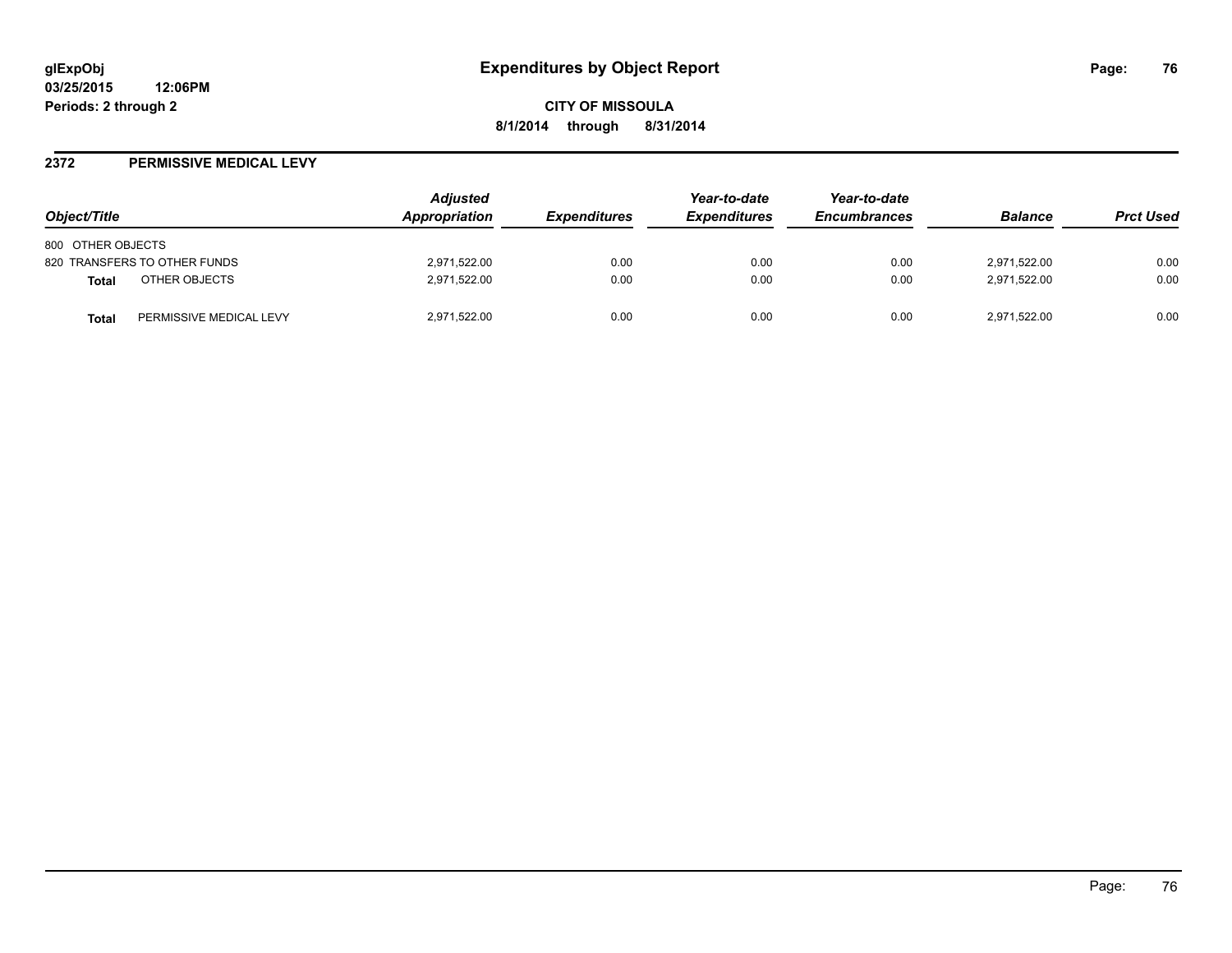# Expenditures by Object Report

glExpObj
03/25/2015 12:06PM
Periods: 2 through 2

**CITY OF MISSOULA**
**8/1/2014 through 8/31/2014**

## 2372 PERMISSIVE MEDICAL LEVY

| Object/Title | | Adjusted Appropriation | Expenditures | Year-to-date Expenditures | Year-to-date Encumbrances | Balance | Prct Used |
|---|---|---|---|---|---|---|---|
| 800 OTHER OBJECTS | | | | | | | |
| 820 TRANSFERS TO OTHER FUNDS | | 2,971,522.00 | 0.00 | 0.00 | 0.00 | 2,971,522.00 | 0.00 |
| **Total** | OTHER OBJECTS | 2,971,522.00 | 0.00 | 0.00 | 0.00 | 2,971,522.00 | 0.00 |
| **Total** | PERMISSIVE MEDICAL LEVY | 2,971,522.00 | 0.00 | 0.00 | 0.00 | 2,971,522.00 | 0.00 |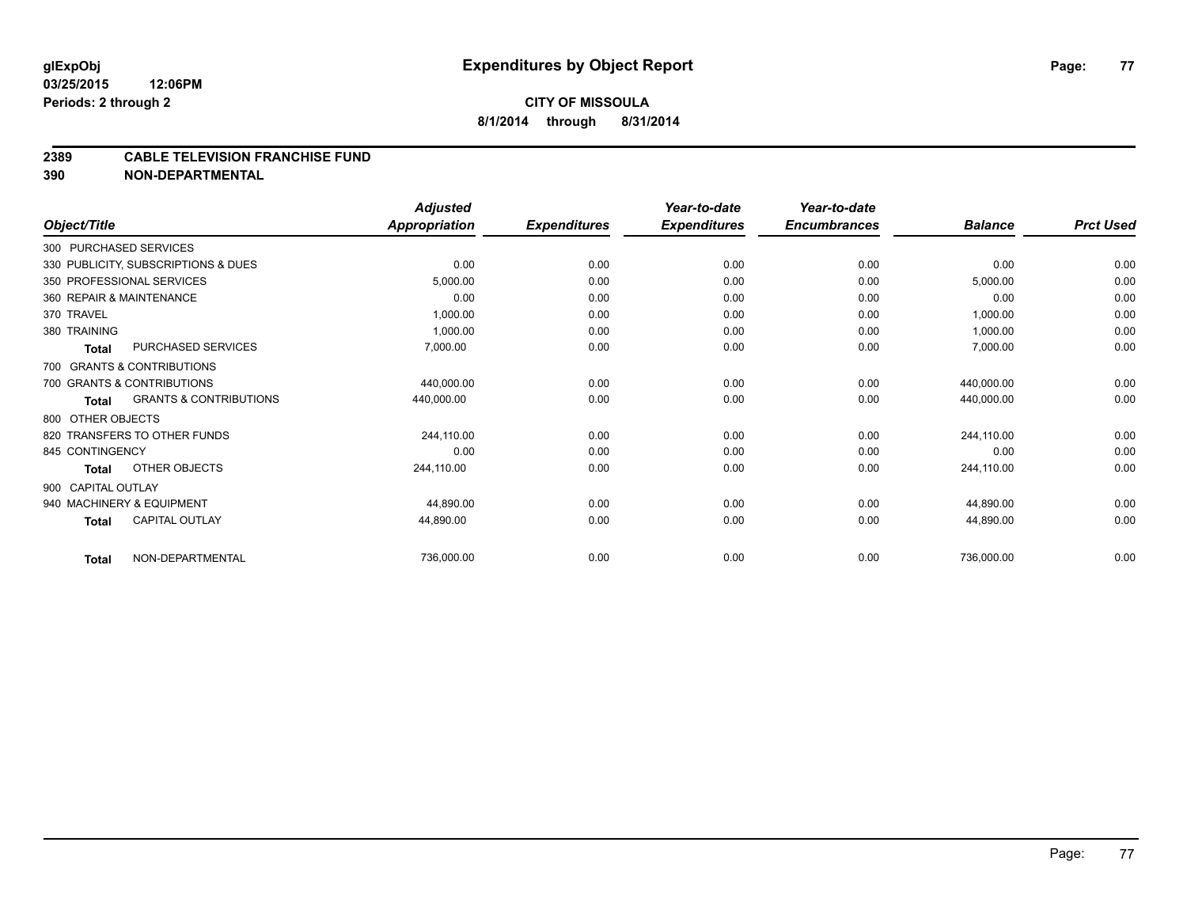**glExpObj**
**03/25/2015 12:06PM**
**Periods: 2 through 2**

# Expenditures by Object Report

**CITY OF MISSOULA**
**8/1/2014 through 8/31/2014**

## 2389 CABLE TELEVISION FRANCHISE FUND
## 390 NON-DEPARTMENTAL

| Object/Title | Adjusted Appropriation | Expenditures | Year-to-date Expenditures | Year-to-date Encumbrances | Balance | Prct Used |
|---|---|---|---|---|---|---|
| 300 PURCHASED SERVICES | | | | | | |
| 330 PUBLICITY, SUBSCRIPTIONS & DUES | 0.00 | 0.00 | 0.00 | 0.00 | 0.00 | 0.00 |
| 350 PROFESSIONAL SERVICES | 5,000.00 | 0.00 | 0.00 | 0.00 | 5,000.00 | 0.00 |
| 360 REPAIR & MAINTENANCE | 0.00 | 0.00 | 0.00 | 0.00 | 0.00 | 0.00 |
| 370 TRAVEL | 1,000.00 | 0.00 | 0.00 | 0.00 | 1,000.00 | 0.00 |
| 380 TRAINING | 1,000.00 | 0.00 | 0.00 | 0.00 | 1,000.00 | 0.00 |
| **Total** PURCHASED SERVICES | 7,000.00 | 0.00 | 0.00 | 0.00 | 7,000.00 | 0.00 |
| 700 GRANTS & CONTRIBUTIONS | | | | | | |
| 700 GRANTS & CONTRIBUTIONS | 440,000.00 | 0.00 | 0.00 | 0.00 | 440,000.00 | 0.00 |
| **Total** GRANTS & CONTRIBUTIONS | 440,000.00 | 0.00 | 0.00 | 0.00 | 440,000.00 | 0.00 |
| 800 OTHER OBJECTS | | | | | | |
| 820 TRANSFERS TO OTHER FUNDS | 244,110.00 | 0.00 | 0.00 | 0.00 | 244,110.00 | 0.00 |
| 845 CONTINGENCY | 0.00 | 0.00 | 0.00 | 0.00 | 0.00 | 0.00 |
| **Total** OTHER OBJECTS | 244,110.00 | 0.00 | 0.00 | 0.00 | 244,110.00 | 0.00 |
| 900 CAPITAL OUTLAY | | | | | | |
| 940 MACHINERY & EQUIPMENT | 44,890.00 | 0.00 | 0.00 | 0.00 | 44,890.00 | 0.00 |
| **Total** CAPITAL OUTLAY | 44,890.00 | 0.00 | 0.00 | 0.00 | 44,890.00 | 0.00 |
| **Total** NON-DEPARTMENTAL | 736,000.00 | 0.00 | 0.00 | 0.00 | 736,000.00 | 0.00 |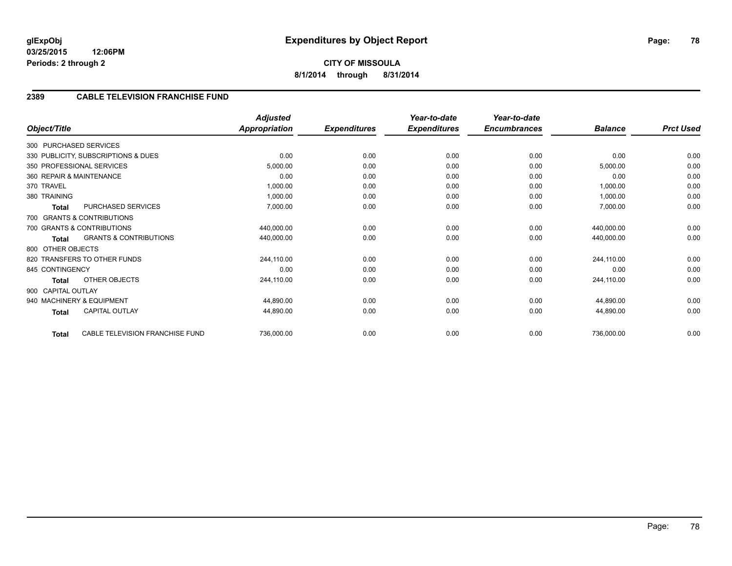**glExpObj**
**03/25/2015 12:06PM**
**Periods: 2 through 2**

# Expenditures by Object Report

**CITY OF MISSOULA**
**8/1/2014 through 8/31/2014**

## 2389 CABLE TELEVISION FRANCHISE FUND

| Object/Title | Adjusted Appropriation | Expenditures | Year-to-date Expenditures | Year-to-date Encumbrances | Balance | Prct Used |
|---|---|---|---|---|---|---|
| 300 PURCHASED SERVICES | | | | | | |
| 330 PUBLICITY, SUBSCRIPTIONS & DUES | 0.00 | 0.00 | 0.00 | 0.00 | 0.00 | 0.00 |
| 350 PROFESSIONAL SERVICES | 5,000.00 | 0.00 | 0.00 | 0.00 | 5,000.00 | 0.00 |
| 360 REPAIR & MAINTENANCE | 0.00 | 0.00 | 0.00 | 0.00 | 0.00 | 0.00 |
| 370 TRAVEL | 1,000.00 | 0.00 | 0.00 | 0.00 | 1,000.00 | 0.00 |
| 380 TRAINING | 1,000.00 | 0.00 | 0.00 | 0.00 | 1,000.00 | 0.00 |
| **Total** PURCHASED SERVICES | 7,000.00 | 0.00 | 0.00 | 0.00 | 7,000.00 | 0.00 |
| 700 GRANTS & CONTRIBUTIONS | | | | | | |
| 700 GRANTS & CONTRIBUTIONS | 440,000.00 | 0.00 | 0.00 | 0.00 | 440,000.00 | 0.00 |
| **Total** GRANTS & CONTRIBUTIONS | 440,000.00 | 0.00 | 0.00 | 0.00 | 440,000.00 | 0.00 |
| 800 OTHER OBJECTS | | | | | | |
| 820 TRANSFERS TO OTHER FUNDS | 244,110.00 | 0.00 | 0.00 | 0.00 | 244,110.00 | 0.00 |
| 845 CONTINGENCY | 0.00 | 0.00 | 0.00 | 0.00 | 0.00 | 0.00 |
| **Total** OTHER OBJECTS | 244,110.00 | 0.00 | 0.00 | 0.00 | 244,110.00 | 0.00 |
| 900 CAPITAL OUTLAY | | | | | | |
| 940 MACHINERY & EQUIPMENT | 44,890.00 | 0.00 | 0.00 | 0.00 | 44,890.00 | 0.00 |
| **Total** CAPITAL OUTLAY | 44,890.00 | 0.00 | 0.00 | 0.00 | 44,890.00 | 0.00 |
| **Total** CABLE TELEVISION FRANCHISE FUND | 736,000.00 | 0.00 | 0.00 | 0.00 | 736,000.00 | 0.00 |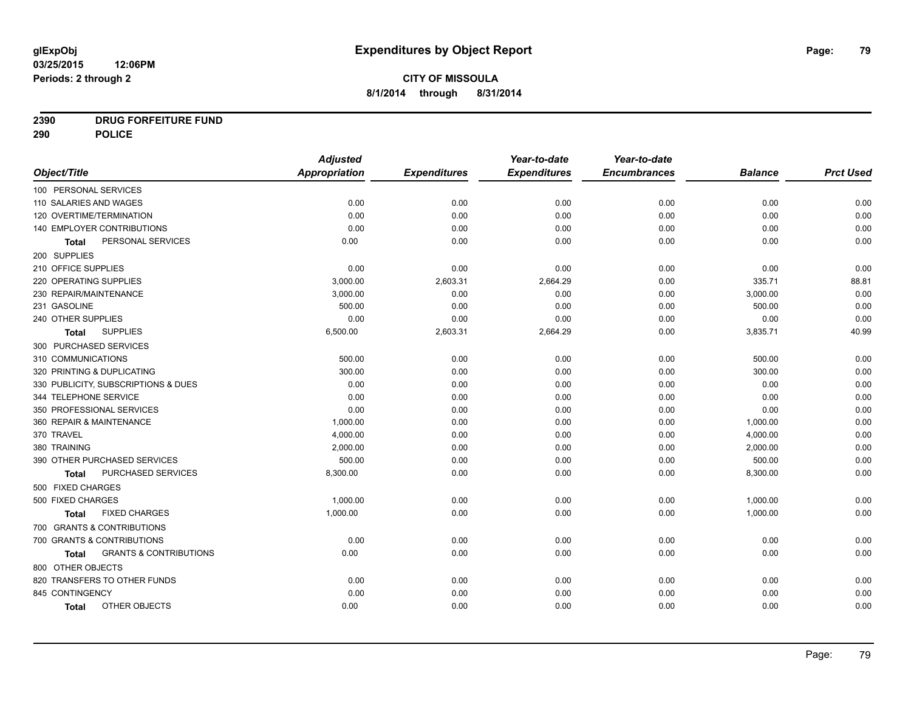glExpObj
03/25/2015 12:06PM
Periods: 2 through 2

# Expenditures by Object Report

**CITY OF MISSOULA**
**8/1/2014 through 8/31/2014**

**2390 DRUG FORFEITURE FUND**
**290 POLICE**

| Object/Title | Adjusted Appropriation | Expenditures | Year-to-date Expenditures | Year-to-date Encumbrances | Balance | Prct Used |
|---|---|---|---|---|---|---|
| 100 PERSONAL SERVICES | | | | | | |
| 110 SALARIES AND WAGES | 0.00 | 0.00 | 0.00 | 0.00 | 0.00 | 0.00 |
| 120 OVERTIME/TERMINATION | 0.00 | 0.00 | 0.00 | 0.00 | 0.00 | 0.00 |
| 140 EMPLOYER CONTRIBUTIONS | 0.00 | 0.00 | 0.00 | 0.00 | 0.00 | 0.00 |
| **Total** PERSONAL SERVICES | 0.00 | 0.00 | 0.00 | 0.00 | 0.00 | 0.00 |
| 200 SUPPLIES | | | | | | |
| 210 OFFICE SUPPLIES | 0.00 | 0.00 | 0.00 | 0.00 | 0.00 | 0.00 |
| 220 OPERATING SUPPLIES | 3,000.00 | 2,603.31 | 2,664.29 | 0.00 | 335.71 | 88.81 |
| 230 REPAIR/MAINTENANCE | 3,000.00 | 0.00 | 0.00 | 0.00 | 3,000.00 | 0.00 |
| 231 GASOLINE | 500.00 | 0.00 | 0.00 | 0.00 | 500.00 | 0.00 |
| 240 OTHER SUPPLIES | 0.00 | 0.00 | 0.00 | 0.00 | 0.00 | 0.00 |
| **Total** SUPPLIES | 6,500.00 | 2,603.31 | 2,664.29 | 0.00 | 3,835.71 | 40.99 |
| 300 PURCHASED SERVICES | | | | | | |
| 310 COMMUNICATIONS | 500.00 | 0.00 | 0.00 | 0.00 | 500.00 | 0.00 |
| 320 PRINTING & DUPLICATING | 300.00 | 0.00 | 0.00 | 0.00 | 300.00 | 0.00 |
| 330 PUBLICITY, SUBSCRIPTIONS & DUES | 0.00 | 0.00 | 0.00 | 0.00 | 0.00 | 0.00 |
| 344 TELEPHONE SERVICE | 0.00 | 0.00 | 0.00 | 0.00 | 0.00 | 0.00 |
| 350 PROFESSIONAL SERVICES | 0.00 | 0.00 | 0.00 | 0.00 | 0.00 | 0.00 |
| 360 REPAIR & MAINTENANCE | 1,000.00 | 0.00 | 0.00 | 0.00 | 1,000.00 | 0.00 |
| 370 TRAVEL | 4,000.00 | 0.00 | 0.00 | 0.00 | 4,000.00 | 0.00 |
| 380 TRAINING | 2,000.00 | 0.00 | 0.00 | 0.00 | 2,000.00 | 0.00 |
| 390 OTHER PURCHASED SERVICES | 500.00 | 0.00 | 0.00 | 0.00 | 500.00 | 0.00 |
| **Total** PURCHASED SERVICES | 8,300.00 | 0.00 | 0.00 | 0.00 | 8,300.00 | 0.00 |
| 500 FIXED CHARGES | | | | | | |
| 500 FIXED CHARGES | 1,000.00 | 0.00 | 0.00 | 0.00 | 1,000.00 | 0.00 |
| **Total** FIXED CHARGES | 1,000.00 | 0.00 | 0.00 | 0.00 | 1,000.00 | 0.00 |
| 700 GRANTS & CONTRIBUTIONS | | | | | | |
| 700 GRANTS & CONTRIBUTIONS | 0.00 | 0.00 | 0.00 | 0.00 | 0.00 | 0.00 |
| **Total** GRANTS & CONTRIBUTIONS | 0.00 | 0.00 | 0.00 | 0.00 | 0.00 | 0.00 |
| 800 OTHER OBJECTS | | | | | | |
| 820 TRANSFERS TO OTHER FUNDS | 0.00 | 0.00 | 0.00 | 0.00 | 0.00 | 0.00 |
| 845 CONTINGENCY | 0.00 | 0.00 | 0.00 | 0.00 | 0.00 | 0.00 |
| **Total** OTHER OBJECTS | 0.00 | 0.00 | 0.00 | 0.00 | 0.00 | 0.00 |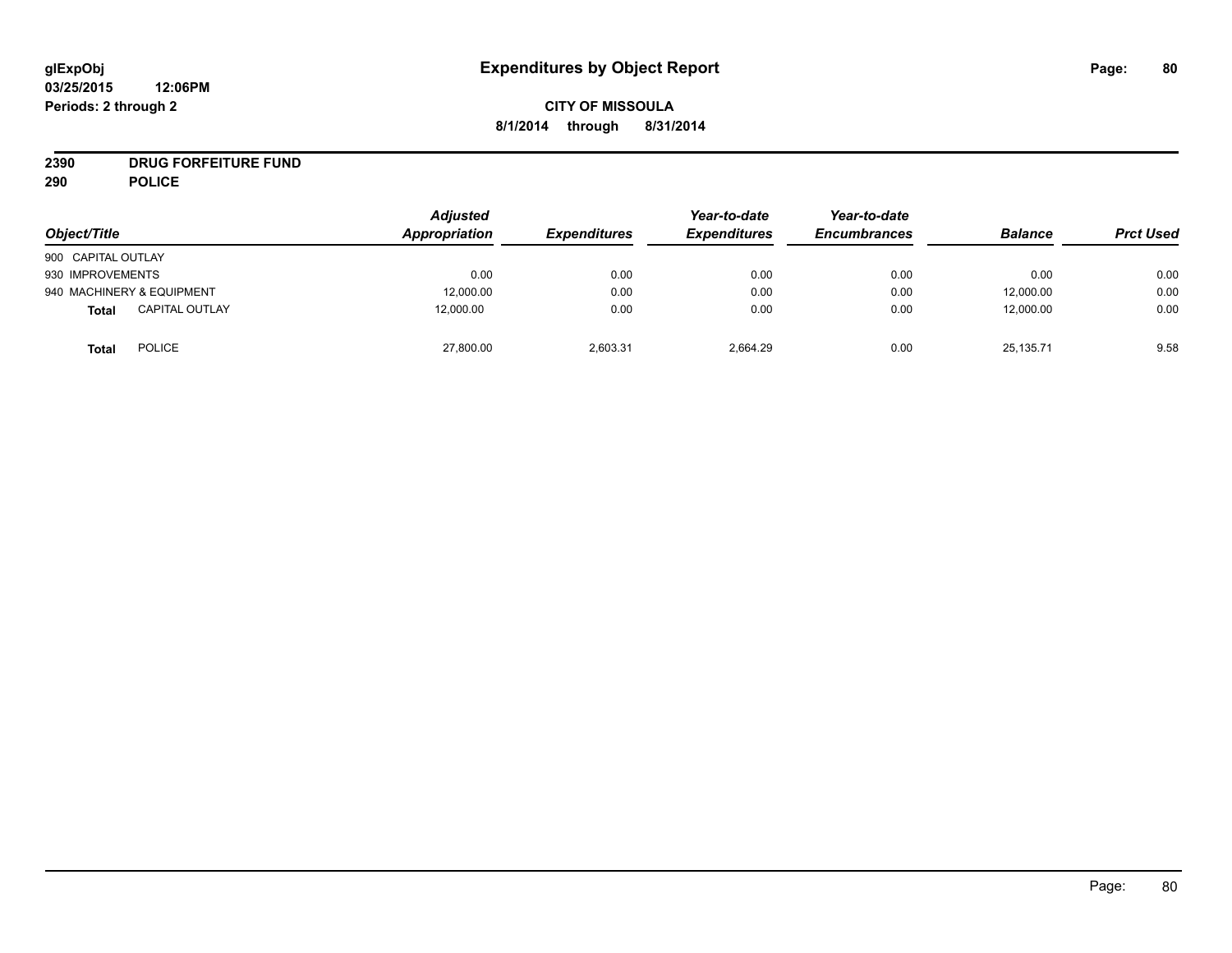# Expenditures by Object Report

glExpObj
03/25/2015 12:06PM
Periods: 2 through 2

**CITY OF MISSOULA**
**8/1/2014 through 8/31/2014**

**2390 DRUG FORFEITURE FUND**
**290 POLICE**

| Object/Title | Adjusted Appropriation | Expenditures | Year-to-date Expenditures | Year-to-date Encumbrances | Balance | Prct Used |
|---|---|---|---|---|---|---|
| 900 CAPITAL OUTLAY | | | | | | |
| 930 IMPROVEMENTS | 0.00 | 0.00 | 0.00 | 0.00 | 0.00 | 0.00 |
| 940 MACHINERY & EQUIPMENT | 12,000.00 | 0.00 | 0.00 | 0.00 | 12,000.00 | 0.00 |
| **Total** CAPITAL OUTLAY | 12,000.00 | 0.00 | 0.00 | 0.00 | 12,000.00 | 0.00 |
| **Total** POLICE | 27,800.00 | 2,603.31 | 2,664.29 | 0.00 | 25,135.71 | 9.58 |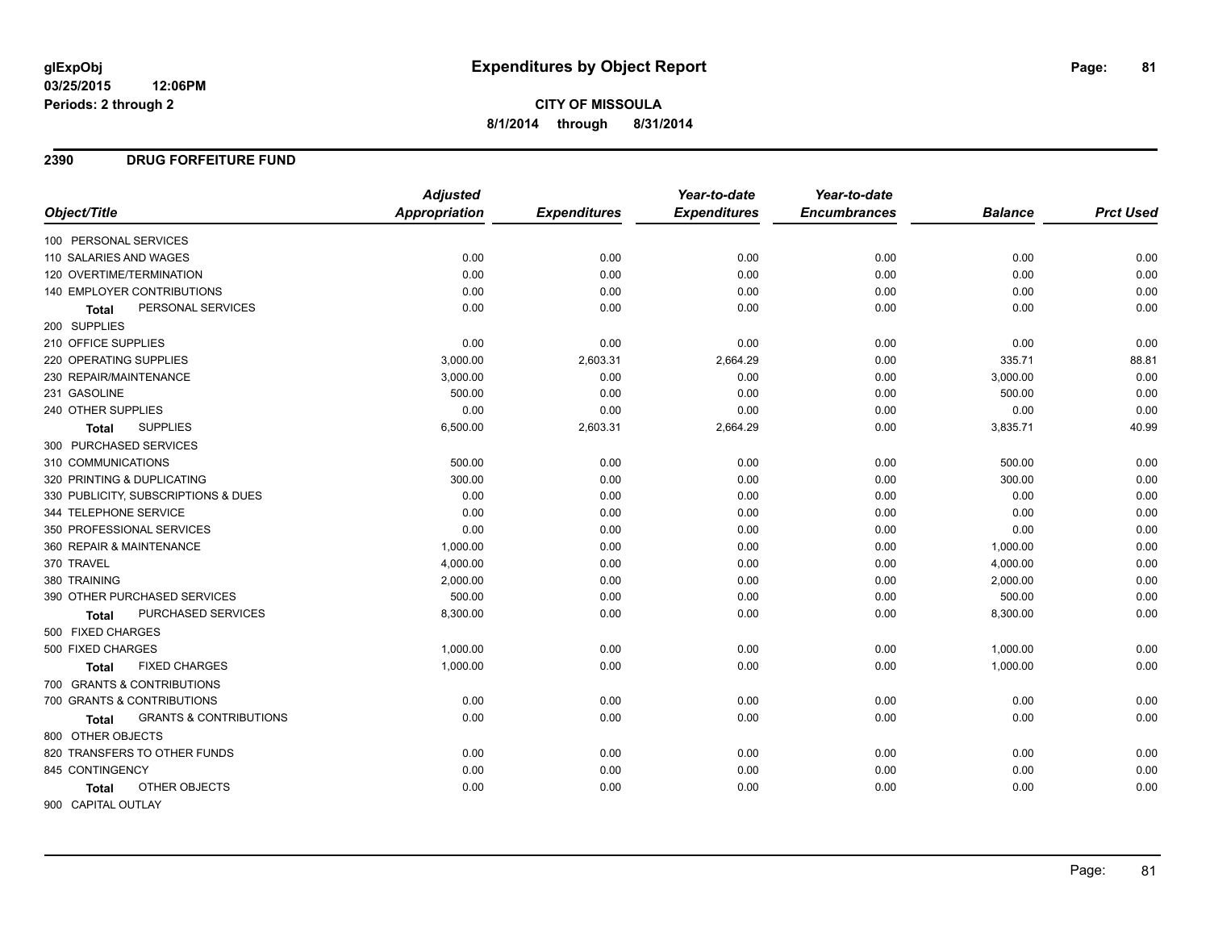# Expenditures by Object Report

glExpObj
03/25/2015 12:06PM
Periods: 2 through 2

**CITY OF MISSOULA**
**8/1/2014 through 8/31/2014**

## 2390 DRUG FORFEITURE FUND

| Object/Title | Adjusted Appropriation | Expenditures | Year-to-date Expenditures | Year-to-date Encumbrances | Balance | Prct Used |
|---|---|---|---|---|---|---|
| 100 PERSONAL SERVICES | | | | | | |
| 110 SALARIES AND WAGES | 0.00 | 0.00 | 0.00 | 0.00 | 0.00 | 0.00 |
| 120 OVERTIME/TERMINATION | 0.00 | 0.00 | 0.00 | 0.00 | 0.00 | 0.00 |
| 140 EMPLOYER CONTRIBUTIONS | 0.00 | 0.00 | 0.00 | 0.00 | 0.00 | 0.00 |
| **Total** PERSONAL SERVICES | 0.00 | 0.00 | 0.00 | 0.00 | 0.00 | 0.00 |
| 200 SUPPLIES | | | | | | |
| 210 OFFICE SUPPLIES | 0.00 | 0.00 | 0.00 | 0.00 | 0.00 | 0.00 |
| 220 OPERATING SUPPLIES | 3,000.00 | 2,603.31 | 2,664.29 | 0.00 | 335.71 | 88.81 |
| 230 REPAIR/MAINTENANCE | 3,000.00 | 0.00 | 0.00 | 0.00 | 3,000.00 | 0.00 |
| 231 GASOLINE | 500.00 | 0.00 | 0.00 | 0.00 | 500.00 | 0.00 |
| 240 OTHER SUPPLIES | 0.00 | 0.00 | 0.00 | 0.00 | 0.00 | 0.00 |
| **Total** SUPPLIES | 6,500.00 | 2,603.31 | 2,664.29 | 0.00 | 3,835.71 | 40.99 |
| 300 PURCHASED SERVICES | | | | | | |
| 310 COMMUNICATIONS | 500.00 | 0.00 | 0.00 | 0.00 | 500.00 | 0.00 |
| 320 PRINTING & DUPLICATING | 300.00 | 0.00 | 0.00 | 0.00 | 300.00 | 0.00 |
| 330 PUBLICITY, SUBSCRIPTIONS & DUES | 0.00 | 0.00 | 0.00 | 0.00 | 0.00 | 0.00 |
| 344 TELEPHONE SERVICE | 0.00 | 0.00 | 0.00 | 0.00 | 0.00 | 0.00 |
| 350 PROFESSIONAL SERVICES | 0.00 | 0.00 | 0.00 | 0.00 | 0.00 | 0.00 |
| 360 REPAIR & MAINTENANCE | 1,000.00 | 0.00 | 0.00 | 0.00 | 1,000.00 | 0.00 |
| 370 TRAVEL | 4,000.00 | 0.00 | 0.00 | 0.00 | 4,000.00 | 0.00 |
| 380 TRAINING | 2,000.00 | 0.00 | 0.00 | 0.00 | 2,000.00 | 0.00 |
| 390 OTHER PURCHASED SERVICES | 500.00 | 0.00 | 0.00 | 0.00 | 500.00 | 0.00 |
| **Total** PURCHASED SERVICES | 8,300.00 | 0.00 | 0.00 | 0.00 | 8,300.00 | 0.00 |
| 500 FIXED CHARGES | | | | | | |
| 500 FIXED CHARGES | 1,000.00 | 0.00 | 0.00 | 0.00 | 1,000.00 | 0.00 |
| **Total** FIXED CHARGES | 1,000.00 | 0.00 | 0.00 | 0.00 | 1,000.00 | 0.00 |
| 700 GRANTS & CONTRIBUTIONS | | | | | | |
| 700 GRANTS & CONTRIBUTIONS | 0.00 | 0.00 | 0.00 | 0.00 | 0.00 | 0.00 |
| **Total** GRANTS & CONTRIBUTIONS | 0.00 | 0.00 | 0.00 | 0.00 | 0.00 | 0.00 |
| 800 OTHER OBJECTS | | | | | | |
| 820 TRANSFERS TO OTHER FUNDS | 0.00 | 0.00 | 0.00 | 0.00 | 0.00 | 0.00 |
| 845 CONTINGENCY | 0.00 | 0.00 | 0.00 | 0.00 | 0.00 | 0.00 |
| **Total** OTHER OBJECTS | 0.00 | 0.00 | 0.00 | 0.00 | 0.00 | 0.00 |
| 900 CAPITAL OUTLAY | | | | | | |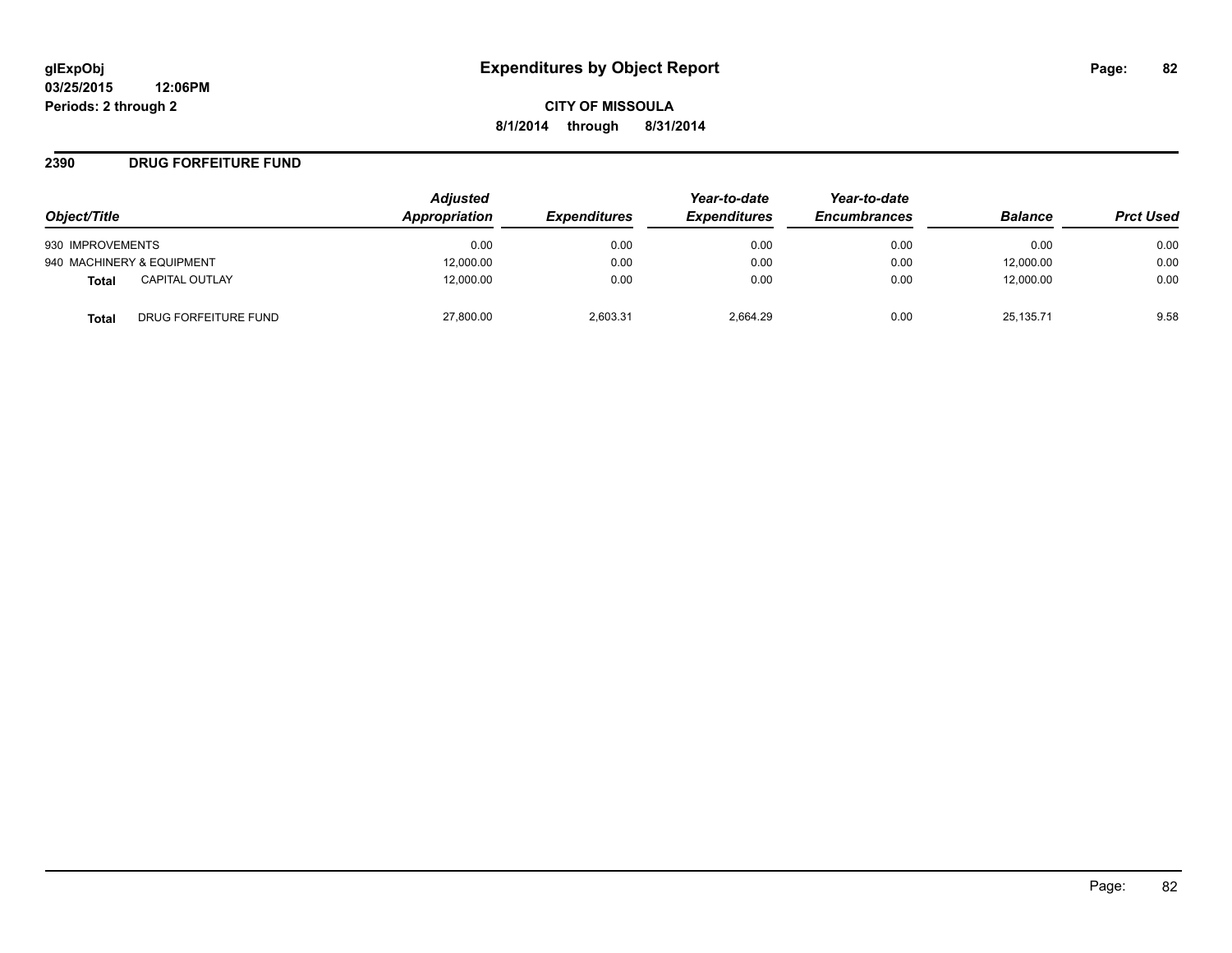**glExpObj**
**03/25/2015 12:06PM**
**Periods: 2 through 2**

# Expenditures by Object Report

**CITY OF MISSOULA**
**8/1/2014 through 8/31/2014**

## 2390 DRUG FORFEITURE FUND

| Object/Title | | Adjusted Appropriation | Expenditures | Year-to-date Expenditures | Year-to-date Encumbrances | Balance | Prct Used |
|---|---|---|---|---|---|---|---|
| 930 IMPROVEMENTS | | 0.00 | 0.00 | 0.00 | 0.00 | 0.00 | 0.00 |
| 940 MACHINERY & EQUIPMENT | | 12,000.00 | 0.00 | 0.00 | 0.00 | 12,000.00 | 0.00 |
| **Total** | CAPITAL OUTLAY | 12,000.00 | 0.00 | 0.00 | 0.00 | 12,000.00 | 0.00 |
| **Total** | DRUG FORFEITURE FUND | 27,800.00 | 2,603.31 | 2,664.29 | 0.00 | 25,135.71 | 9.58 |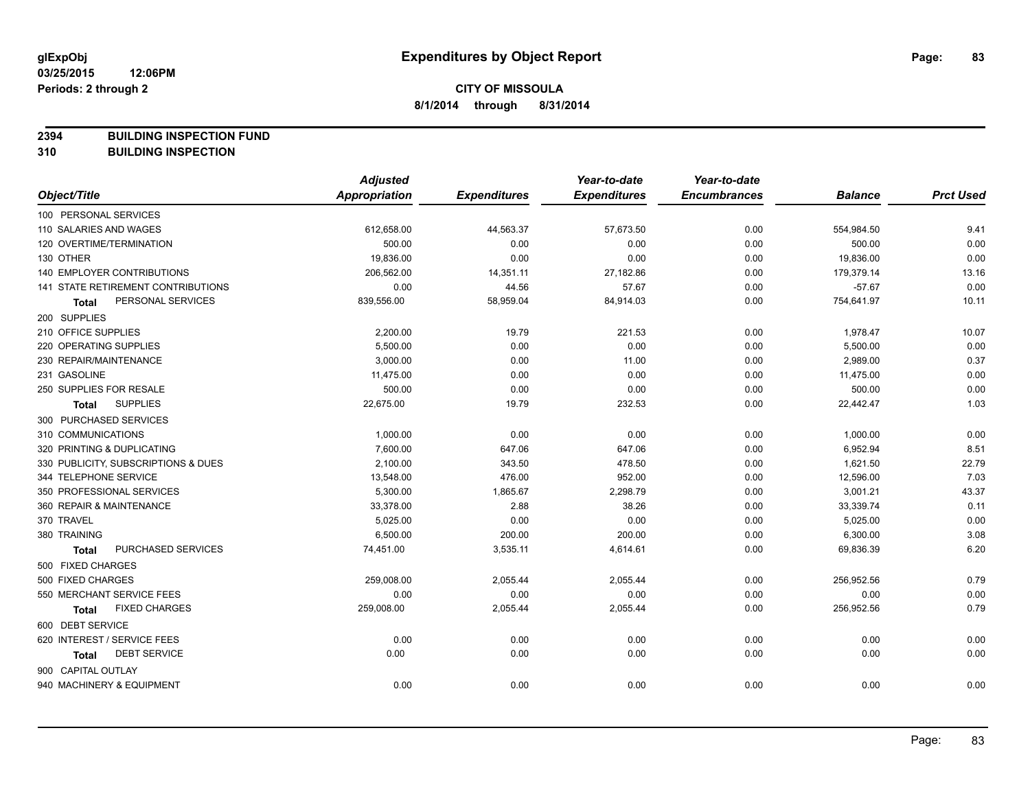# Expenditures by Object Report

glExpObj
03/25/2015 12:06PM
Periods: 2 through 2

**CITY OF MISSOULA**
**8/1/2014 through 8/31/2014**

**2394 BUILDING INSPECTION FUND**
**310 BUILDING INSPECTION**

| Object/Title | Adjusted Appropriation | Expenditures | Year-to-date Expenditures | Year-to-date Encumbrances | Balance | Prct Used |
|---|---|---|---|---|---|---|
| 100 PERSONAL SERVICES | | | | | | |
| 110 SALARIES AND WAGES | 612,658.00 | 44,563.37 | 57,673.50 | 0.00 | 554,984.50 | 9.41 |
| 120 OVERTIME/TERMINATION | 500.00 | 0.00 | 0.00 | 0.00 | 500.00 | 0.00 |
| 130 OTHER | 19,836.00 | 0.00 | 0.00 | 0.00 | 19,836.00 | 0.00 |
| 140 EMPLOYER CONTRIBUTIONS | 206,562.00 | 14,351.11 | 27,182.86 | 0.00 | 179,379.14 | 13.16 |
| 141 STATE RETIREMENT CONTRIBUTIONS | 0.00 | 44.56 | 57.67 | 0.00 | -57.67 | 0.00 |
| **Total** PERSONAL SERVICES | 839,556.00 | 58,959.04 | 84,914.03 | 0.00 | 754,641.97 | 10.11 |
| 200 SUPPLIES | | | | | | |
| 210 OFFICE SUPPLIES | 2,200.00 | 19.79 | 221.53 | 0.00 | 1,978.47 | 10.07 |
| 220 OPERATING SUPPLIES | 5,500.00 | 0.00 | 0.00 | 0.00 | 5,500.00 | 0.00 |
| 230 REPAIR/MAINTENANCE | 3,000.00 | 0.00 | 11.00 | 0.00 | 2,989.00 | 0.37 |
| 231 GASOLINE | 11,475.00 | 0.00 | 0.00 | 0.00 | 11,475.00 | 0.00 |
| 250 SUPPLIES FOR RESALE | 500.00 | 0.00 | 0.00 | 0.00 | 500.00 | 0.00 |
| **Total** SUPPLIES | 22,675.00 | 19.79 | 232.53 | 0.00 | 22,442.47 | 1.03 |
| 300 PURCHASED SERVICES | | | | | | |
| 310 COMMUNICATIONS | 1,000.00 | 0.00 | 0.00 | 0.00 | 1,000.00 | 0.00 |
| 320 PRINTING & DUPLICATING | 7,600.00 | 647.06 | 647.06 | 0.00 | 6,952.94 | 8.51 |
| 330 PUBLICITY, SUBSCRIPTIONS & DUES | 2,100.00 | 343.50 | 478.50 | 0.00 | 1,621.50 | 22.79 |
| 344 TELEPHONE SERVICE | 13,548.00 | 476.00 | 952.00 | 0.00 | 12,596.00 | 7.03 |
| 350 PROFESSIONAL SERVICES | 5,300.00 | 1,865.67 | 2,298.79 | 0.00 | 3,001.21 | 43.37 |
| 360 REPAIR & MAINTENANCE | 33,378.00 | 2.88 | 38.26 | 0.00 | 33,339.74 | 0.11 |
| 370 TRAVEL | 5,025.00 | 0.00 | 0.00 | 0.00 | 5,025.00 | 0.00 |
| 380 TRAINING | 6,500.00 | 200.00 | 200.00 | 0.00 | 6,300.00 | 3.08 |
| **Total** PURCHASED SERVICES | 74,451.00 | 3,535.11 | 4,614.61 | 0.00 | 69,836.39 | 6.20 |
| 500 FIXED CHARGES | | | | | | |
| 500 FIXED CHARGES | 259,008.00 | 2,055.44 | 2,055.44 | 0.00 | 256,952.56 | 0.79 |
| 550 MERCHANT SERVICE FEES | 0.00 | 0.00 | 0.00 | 0.00 | 0.00 | 0.00 |
| **Total** FIXED CHARGES | 259,008.00 | 2,055.44 | 2,055.44 | 0.00 | 256,952.56 | 0.79 |
| 600 DEBT SERVICE | | | | | | |
| 620 INTEREST / SERVICE FEES | 0.00 | 0.00 | 0.00 | 0.00 | 0.00 | 0.00 |
| **Total** DEBT SERVICE | 0.00 | 0.00 | 0.00 | 0.00 | 0.00 | 0.00 |
| 900 CAPITAL OUTLAY | | | | | | |
| 940 MACHINERY & EQUIPMENT | 0.00 | 0.00 | 0.00 | 0.00 | 0.00 | 0.00 |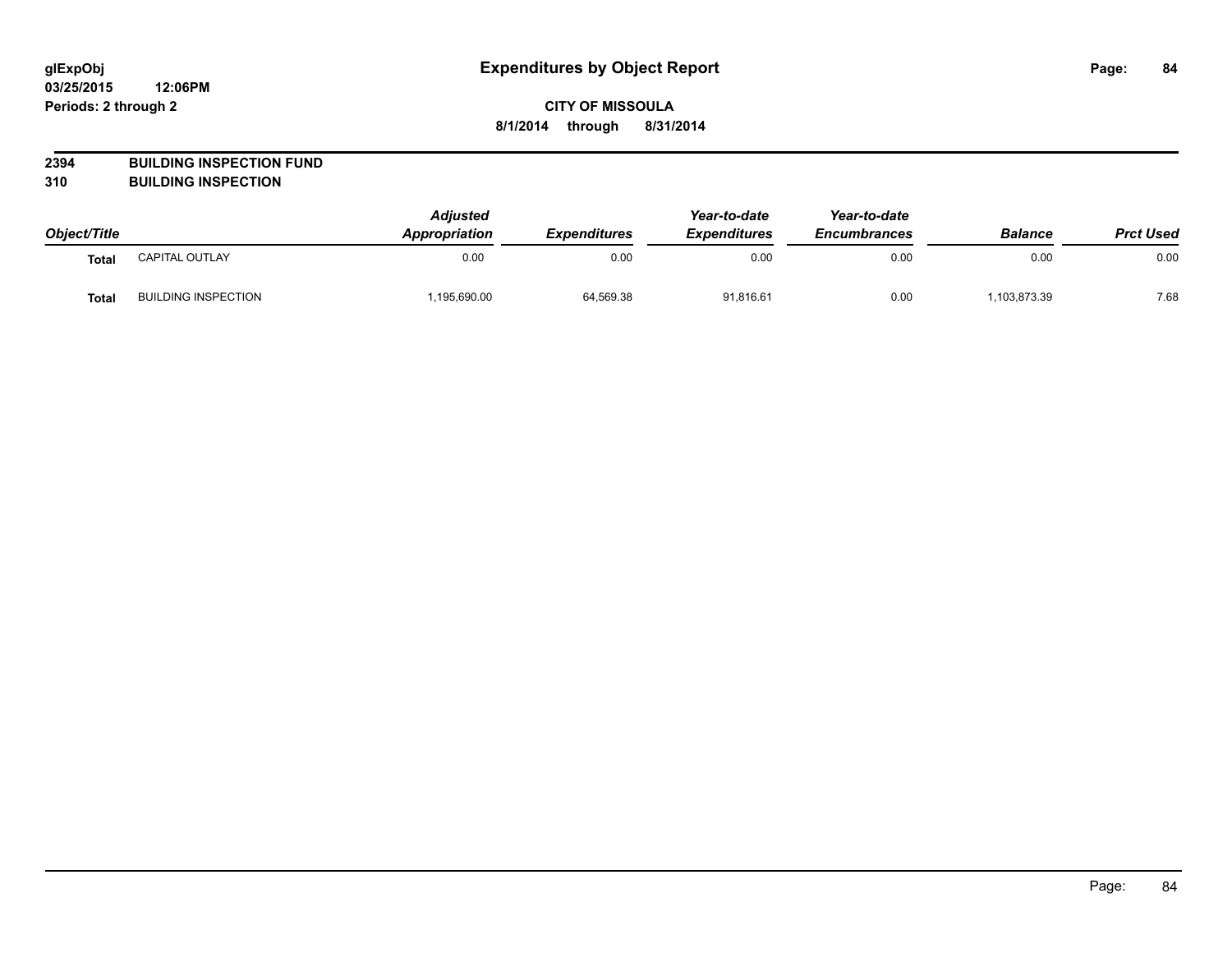# Expenditures by Object Report

glExpObj
03/25/2015 12:06PM
Periods: 2 through 2

**CITY OF MISSOULA**
**8/1/2014 through 8/31/2014**

**2394 BUILDING INSPECTION FUND**
**310 BUILDING INSPECTION**

| Object/Title | | Adjusted Appropriation | Expenditures | Year-to-date Expenditures | Year-to-date Encumbrances | Balance | Prct Used |
|---|---|---|---|---|---|---|---|
| Total | CAPITAL OUTLAY | 0.00 | 0.00 | 0.00 | 0.00 | 0.00 | 0.00 |
| Total | BUILDING INSPECTION | 1,195,690.00 | 64,569.38 | 91,816.61 | 0.00 | 1,103,873.39 | 7.68 |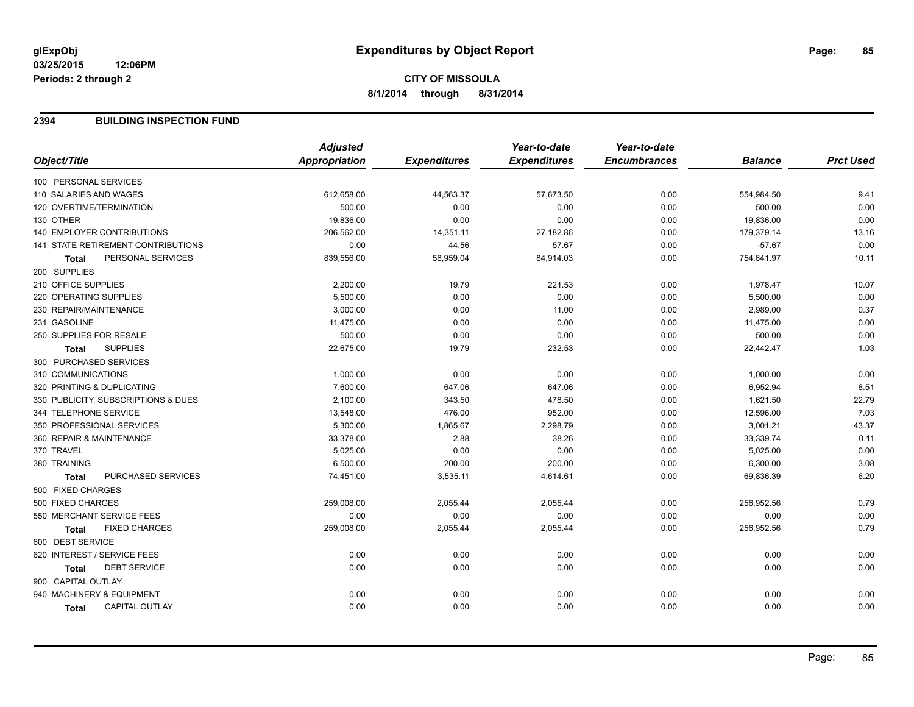**glExpObj**
**03/25/2015 12:06PM**
**Periods: 2 through 2**

# Expenditures by Object Report

**CITY OF MISSOULA**
**8/1/2014 through 8/31/2014**

## 2394 BUILDING INSPECTION FUND

| Object/Title | Adjusted Appropriation | Expenditures | Year-to-date Expenditures | Year-to-date Encumbrances | Balance | Prct Used |
|---|---|---|---|---|---|---|
| 100 PERSONAL SERVICES | | | | | | |
| 110 SALARIES AND WAGES | 612,658.00 | 44,563.37 | 57,673.50 | 0.00 | 554,984.50 | 9.41 |
| 120 OVERTIME/TERMINATION | 500.00 | 0.00 | 0.00 | 0.00 | 500.00 | 0.00 |
| 130 OTHER | 19,836.00 | 0.00 | 0.00 | 0.00 | 19,836.00 | 0.00 |
| 140 EMPLOYER CONTRIBUTIONS | 206,562.00 | 14,351.11 | 27,182.86 | 0.00 | 179,379.14 | 13.16 |
| 141 STATE RETIREMENT CONTRIBUTIONS | 0.00 | 44.56 | 57.67 | 0.00 | -57.67 | 0.00 |
| **Total** PERSONAL SERVICES | 839,556.00 | 58,959.04 | 84,914.03 | 0.00 | 754,641.97 | 10.11 |
| 200 SUPPLIES | | | | | | |
| 210 OFFICE SUPPLIES | 2,200.00 | 19.79 | 221.53 | 0.00 | 1,978.47 | 10.07 |
| 220 OPERATING SUPPLIES | 5,500.00 | 0.00 | 0.00 | 0.00 | 5,500.00 | 0.00 |
| 230 REPAIR/MAINTENANCE | 3,000.00 | 0.00 | 11.00 | 0.00 | 2,989.00 | 0.37 |
| 231 GASOLINE | 11,475.00 | 0.00 | 0.00 | 0.00 | 11,475.00 | 0.00 |
| 250 SUPPLIES FOR RESALE | 500.00 | 0.00 | 0.00 | 0.00 | 500.00 | 0.00 |
| **Total** SUPPLIES | 22,675.00 | 19.79 | 232.53 | 0.00 | 22,442.47 | 1.03 |
| 300 PURCHASED SERVICES | | | | | | |
| 310 COMMUNICATIONS | 1,000.00 | 0.00 | 0.00 | 0.00 | 1,000.00 | 0.00 |
| 320 PRINTING & DUPLICATING | 7,600.00 | 647.06 | 647.06 | 0.00 | 6,952.94 | 8.51 |
| 330 PUBLICITY, SUBSCRIPTIONS & DUES | 2,100.00 | 343.50 | 478.50 | 0.00 | 1,621.50 | 22.79 |
| 344 TELEPHONE SERVICE | 13,548.00 | 476.00 | 952.00 | 0.00 | 12,596.00 | 7.03 |
| 350 PROFESSIONAL SERVICES | 5,300.00 | 1,865.67 | 2,298.79 | 0.00 | 3,001.21 | 43.37 |
| 360 REPAIR & MAINTENANCE | 33,378.00 | 2.88 | 38.26 | 0.00 | 33,339.74 | 0.11 |
| 370 TRAVEL | 5,025.00 | 0.00 | 0.00 | 0.00 | 5,025.00 | 0.00 |
| 380 TRAINING | 6,500.00 | 200.00 | 200.00 | 0.00 | 6,300.00 | 3.08 |
| **Total** PURCHASED SERVICES | 74,451.00 | 3,535.11 | 4,614.61 | 0.00 | 69,836.39 | 6.20 |
| 500 FIXED CHARGES | | | | | | |
| 500 FIXED CHARGES | 259,008.00 | 2,055.44 | 2,055.44 | 0.00 | 256,952.56 | 0.79 |
| 550 MERCHANT SERVICE FEES | 0.00 | 0.00 | 0.00 | 0.00 | 0.00 | 0.00 |
| **Total** FIXED CHARGES | 259,008.00 | 2,055.44 | 2,055.44 | 0.00 | 256,952.56 | 0.79 |
| 600 DEBT SERVICE | | | | | | |
| 620 INTEREST / SERVICE FEES | 0.00 | 0.00 | 0.00 | 0.00 | 0.00 | 0.00 |
| **Total** DEBT SERVICE | 0.00 | 0.00 | 0.00 | 0.00 | 0.00 | 0.00 |
| 900 CAPITAL OUTLAY | | | | | | |
| 940 MACHINERY & EQUIPMENT | 0.00 | 0.00 | 0.00 | 0.00 | 0.00 | 0.00 |
| **Total** CAPITAL OUTLAY | 0.00 | 0.00 | 0.00 | 0.00 | 0.00 | 0.00 |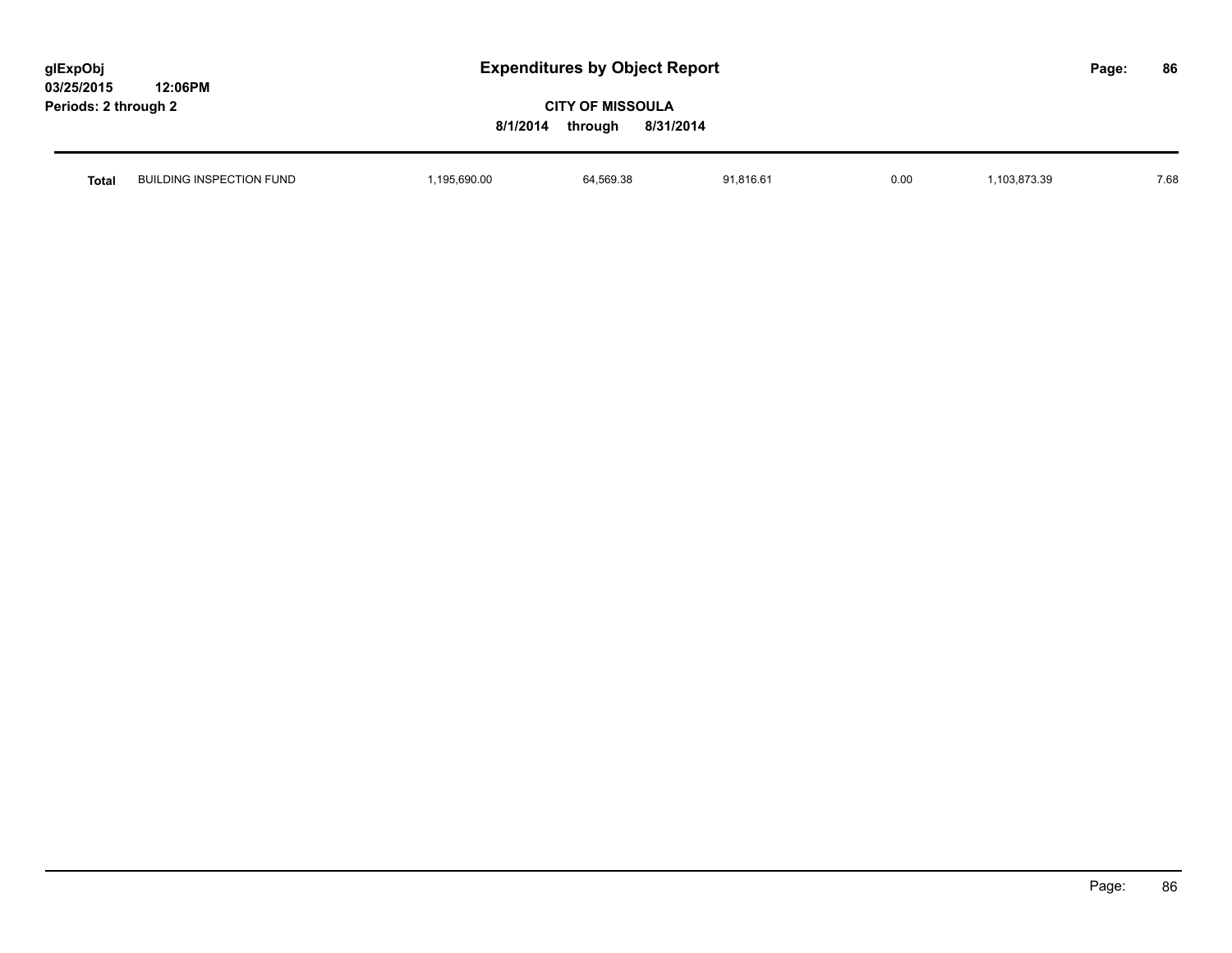# Expenditures by Object Report

**CITY OF MISSOULA**

**8/1/2014 through 8/31/2014**

glExpObj
03/25/2015 12:06PM
Periods: 2 through 2

| | | | | | | | |
|---|---|---|---|---|---|---|---|
| **Total** | BUILDING INSPECTION FUND | 1,195,690.00 | 64,569.38 | 91,816.61 | 0.00 | 1,103,873.39 | 7.68 |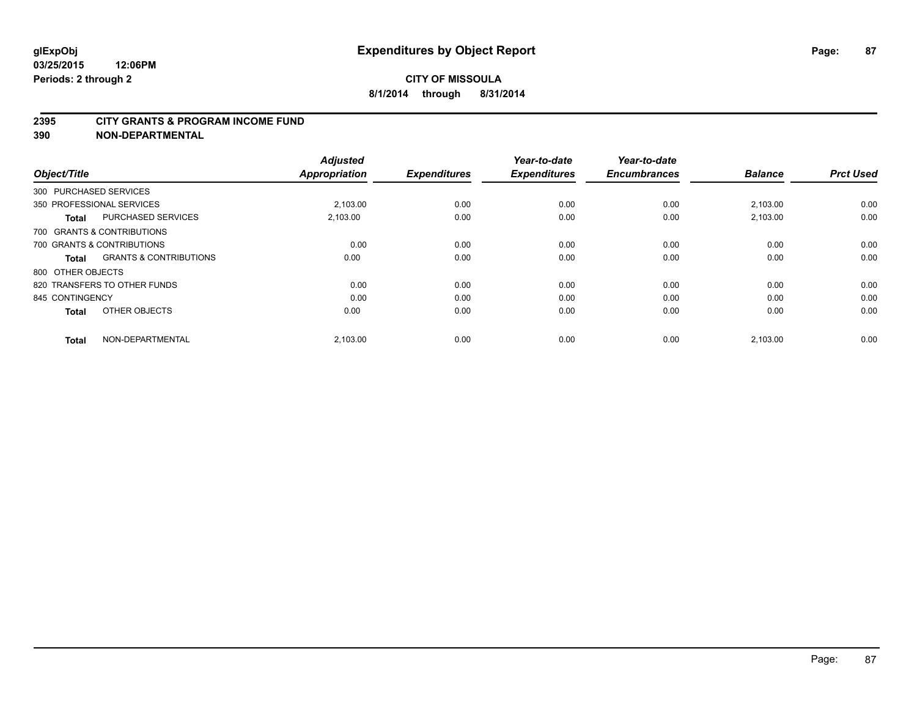# Expenditures by Object Report

**glExpObj**
**03/25/2015 12:06PM**
**Periods: 2 through 2**

**CITY OF MISSOULA**
**8/1/2014 through 8/31/2014**

## 2395 CITY GRANTS & PROGRAM INCOME FUND
## 390 NON-DEPARTMENTAL

| Object/Title | | Adjusted Appropriation | Expenditures | Year-to-date Expenditures | Year-to-date Encumbrances | Balance | Prct Used |
|---|---|---|---|---|---|---|---|
| 300 PURCHASED SERVICES | | | | | | | |
| 350 PROFESSIONAL SERVICES | | 2,103.00 | 0.00 | 0.00 | 0.00 | 2,103.00 | 0.00 |
| **Total** | PURCHASED SERVICES | 2,103.00 | 0.00 | 0.00 | 0.00 | 2,103.00 | 0.00 |
| 700 GRANTS & CONTRIBUTIONS | | | | | | | |
| 700 GRANTS & CONTRIBUTIONS | | 0.00 | 0.00 | 0.00 | 0.00 | 0.00 | 0.00 |
| **Total** | GRANTS & CONTRIBUTIONS | 0.00 | 0.00 | 0.00 | 0.00 | 0.00 | 0.00 |
| 800 OTHER OBJECTS | | | | | | | |
| 820 TRANSFERS TO OTHER FUNDS | | 0.00 | 0.00 | 0.00 | 0.00 | 0.00 | 0.00 |
| 845 CONTINGENCY | | 0.00 | 0.00 | 0.00 | 0.00 | 0.00 | 0.00 |
| **Total** | OTHER OBJECTS | 0.00 | 0.00 | 0.00 | 0.00 | 0.00 | 0.00 |
| **Total** | NON-DEPARTMENTAL | 2,103.00 | 0.00 | 0.00 | 0.00 | 2,103.00 | 0.00 |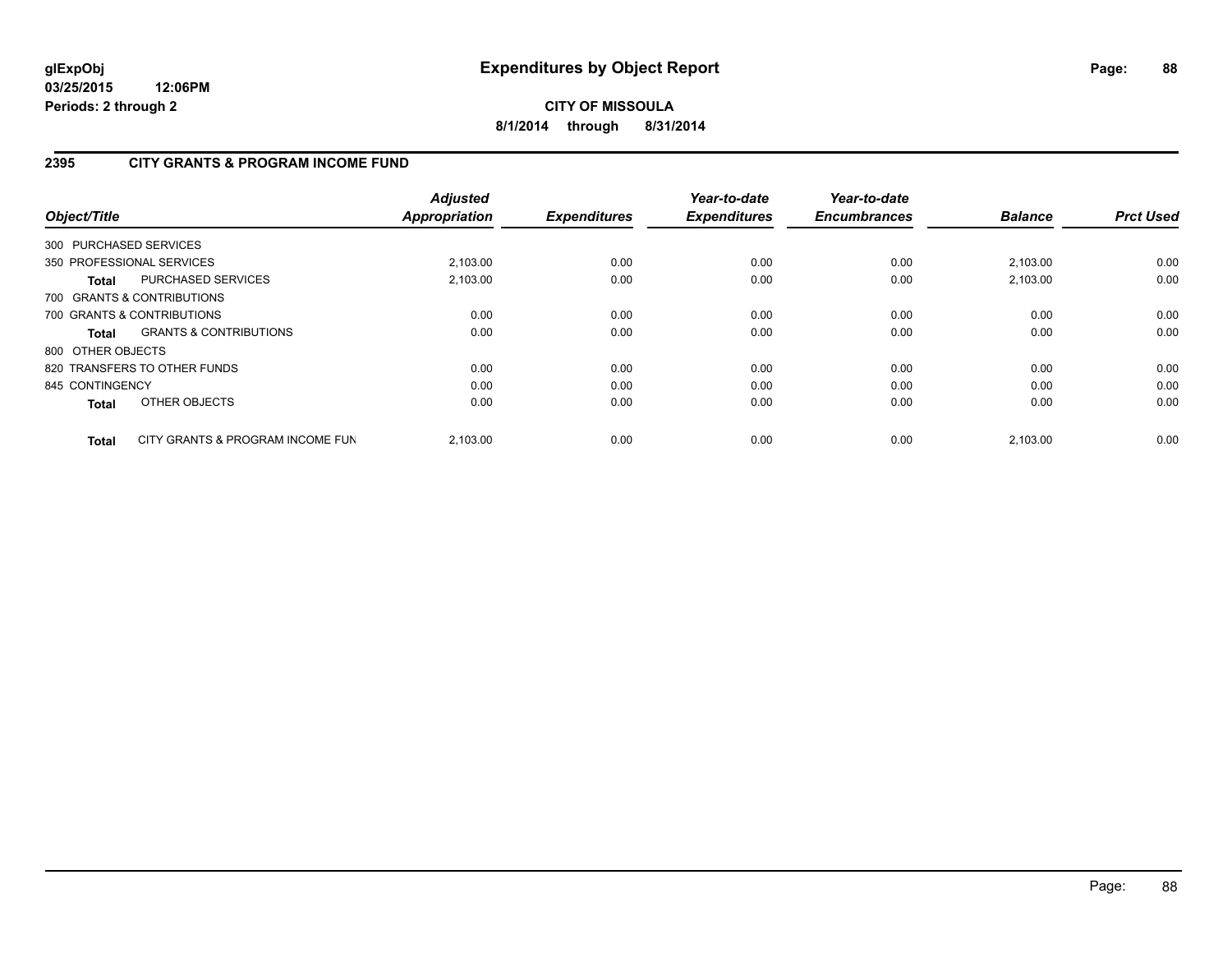**glExpObj**
**03/25/2015 12:06PM**
**Periods: 2 through 2**

# Expenditures by Object Report

**CITY OF MISSOULA**
**8/1/2014 through 8/31/2014**

## 2395 CITY GRANTS & PROGRAM INCOME FUND

| Object/Title | | Adjusted Appropriation | Expenditures | Year-to-date Expenditures | Year-to-date Encumbrances | Balance | Prct Used |
|---|---|---|---|---|---|---|---|
| 300 PURCHASED SERVICES | | | | | | | |
| 350 PROFESSIONAL SERVICES | | 2,103.00 | 0.00 | 0.00 | 0.00 | 2,103.00 | 0.00 |
| **Total** | PURCHASED SERVICES | 2,103.00 | 0.00 | 0.00 | 0.00 | 2,103.00 | 0.00 |
| 700 GRANTS & CONTRIBUTIONS | | | | | | | |
| 700 GRANTS & CONTRIBUTIONS | | 0.00 | 0.00 | 0.00 | 0.00 | 0.00 | 0.00 |
| **Total** | GRANTS & CONTRIBUTIONS | 0.00 | 0.00 | 0.00 | 0.00 | 0.00 | 0.00 |
| 800 OTHER OBJECTS | | | | | | | |
| 820 TRANSFERS TO OTHER FUNDS | | 0.00 | 0.00 | 0.00 | 0.00 | 0.00 | 0.00 |
| 845 CONTINGENCY | | 0.00 | 0.00 | 0.00 | 0.00 | 0.00 | 0.00 |
| **Total** | OTHER OBJECTS | 0.00 | 0.00 | 0.00 | 0.00 | 0.00 | 0.00 |
| **Total** | CITY GRANTS & PROGRAM INCOME FUN | 2,103.00 | 0.00 | 0.00 | 0.00 | 2,103.00 | 0.00 |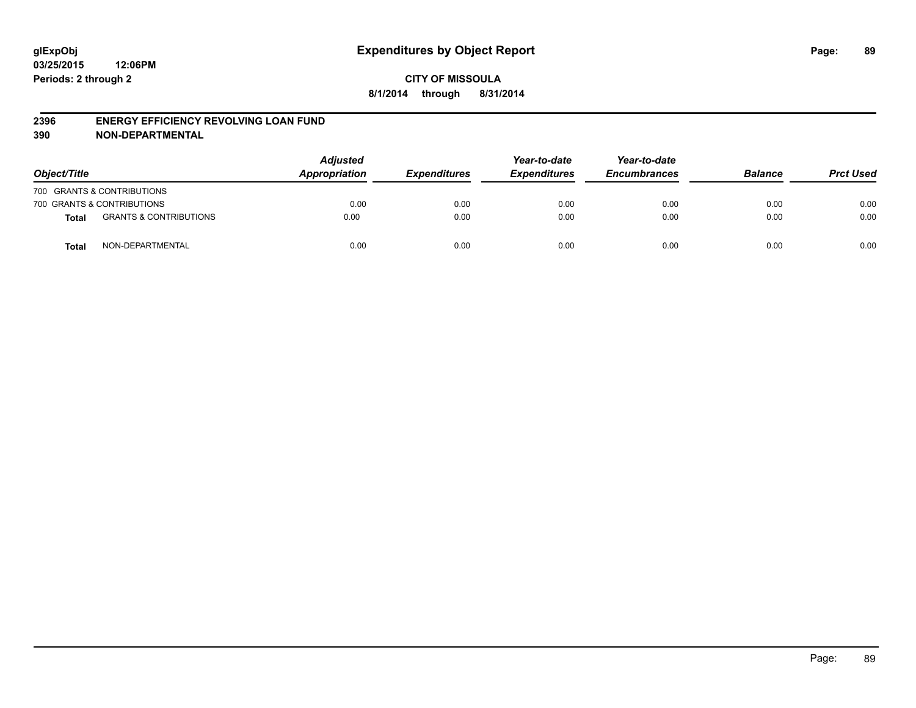glExpObj
03/25/2015 12:06PM
Periods: 2 through 2

# Expenditures by Object Report

**CITY OF MISSOULA**
**8/1/2014 through 8/31/2014**

## 2396 ENERGY EFFICIENCY REVOLVING LOAN FUND
## 390 NON-DEPARTMENTAL

| Object/Title | | Adjusted Appropriation | Expenditures | Year-to-date Expenditures | Year-to-date Encumbrances | Balance | Prct Used |
|---|---|---|---|---|---|---|---|
| 700 GRANTS & CONTRIBUTIONS | | | | | | | |
| 700 GRANTS & CONTRIBUTIONS | | 0.00 | 0.00 | 0.00 | 0.00 | 0.00 | 0.00 |
| **Total** | GRANTS & CONTRIBUTIONS | 0.00 | 0.00 | 0.00 | 0.00 | 0.00 | 0.00 |
| **Total** | NON-DEPARTMENTAL | 0.00 | 0.00 | 0.00 | 0.00 | 0.00 | 0.00 |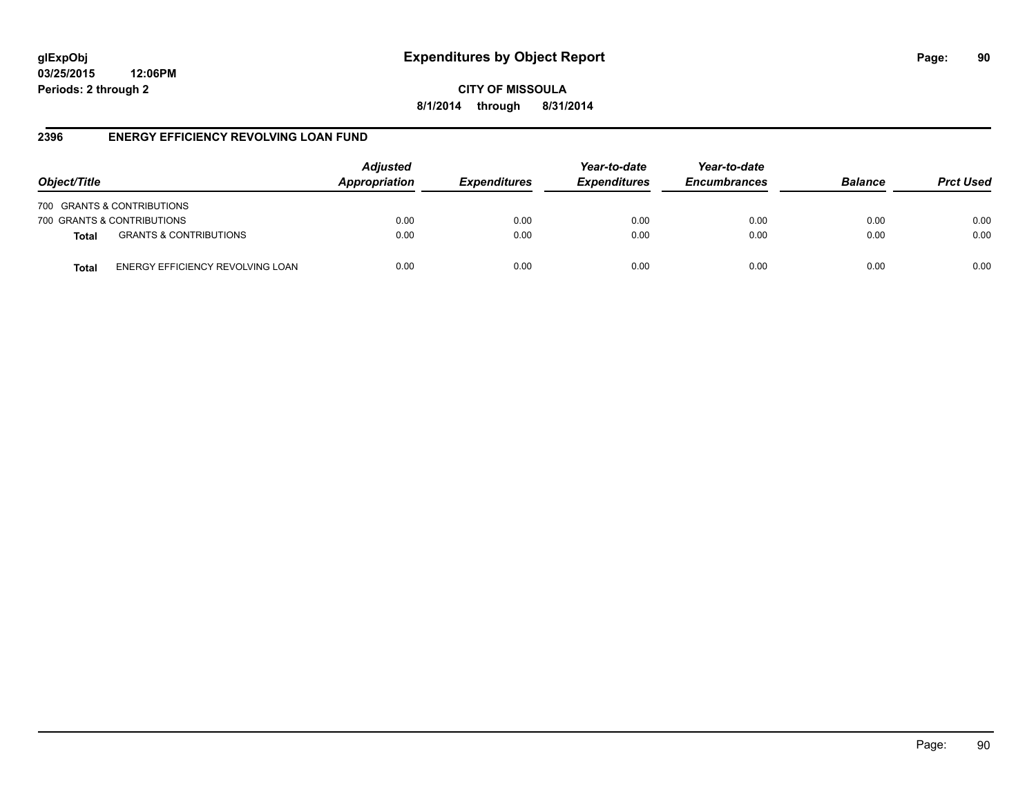glExpObj
03/25/2015 12:06PM
Periods: 2 through 2

# Expenditures by Object Report

CITY OF MISSOULA

8/1/2014 through 8/31/2014

## 2396 ENERGY EFFICIENCY REVOLVING LOAN FUND

| Object/Title | | Adjusted Appropriation | Expenditures | Year-to-date Expenditures | Year-to-date Encumbrances | Balance | Prct Used |
|---|---|---|---|---|---|---|---|
| 700 GRANTS & CONTRIBUTIONS | | | | | | | |
| 700 GRANTS & CONTRIBUTIONS | | 0.00 | 0.00 | 0.00 | 0.00 | 0.00 | 0.00 |
| **Total** | GRANTS & CONTRIBUTIONS | 0.00 | 0.00 | 0.00 | 0.00 | 0.00 | 0.00 |
| **Total** | ENERGY EFFICIENCY REVOLVING LOAN | 0.00 | 0.00 | 0.00 | 0.00 | 0.00 | 0.00 |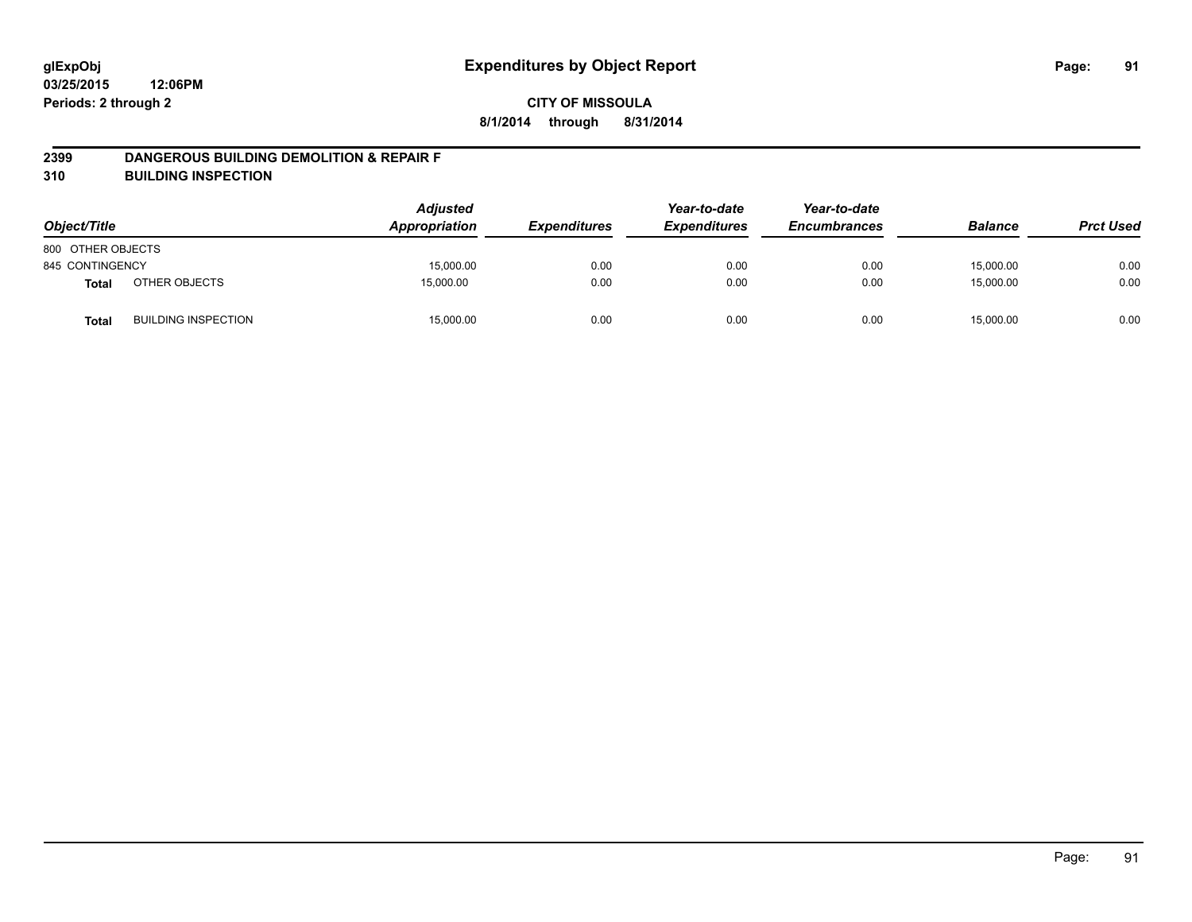# Expenditures by Object Report

glExpObj
03/25/2015 12:06PM
Periods: 2 through 2

**CITY OF MISSOULA**
**8/1/2014 through 8/31/2014**

## 2399 DANGEROUS BUILDING DEMOLITION & REPAIR F
## 310 BUILDING INSPECTION

| Object/Title | | Adjusted Appropriation | Expenditures | Year-to-date Expenditures | Year-to-date Encumbrances | Balance | Prct Used |
|---|---|---|---|---|---|---|---|
| 800 OTHER OBJECTS | | | | | | | |
| 845 CONTINGENCY | | 15,000.00 | 0.00 | 0.00 | 0.00 | 15,000.00 | 0.00 |
| **Total** | OTHER OBJECTS | 15,000.00 | 0.00 | 0.00 | 0.00 | 15,000.00 | 0.00 |
| **Total** | BUILDING INSPECTION | 15,000.00 | 0.00 | 0.00 | 0.00 | 15,000.00 | 0.00 |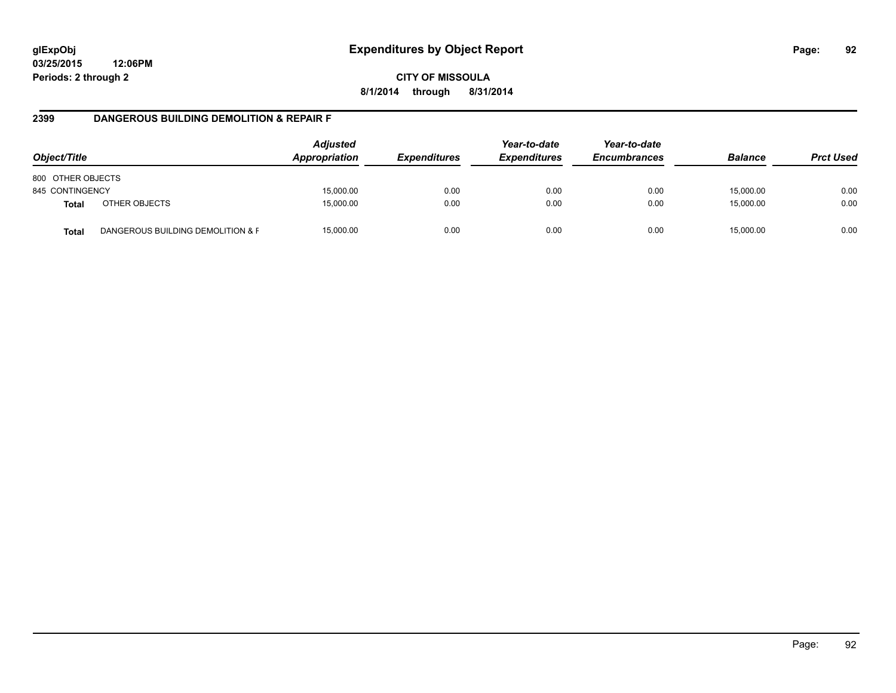**glExpObj**
**03/25/2015 12:06PM**
**Periods: 2 through 2**

# Expenditures by Object Report

**CITY OF MISSOULA**
**8/1/2014 through 8/31/2014**

## 2399 DANGEROUS BUILDING DEMOLITION & REPAIR F

| Object/Title | | Adjusted Appropriation | Expenditures | Year-to-date Expenditures | Year-to-date Encumbrances | Balance | Prct Used |
|---|---|---|---|---|---|---|---|
| 800 OTHER OBJECTS | | | | | | | |
| 845 CONTINGENCY | | 15,000.00 | 0.00 | 0.00 | 0.00 | 15,000.00 | 0.00 |
| **Total** | OTHER OBJECTS | 15,000.00 | 0.00 | 0.00 | 0.00 | 15,000.00 | 0.00 |
| **Total** | DANGEROUS BUILDING DEMOLITION & F | 15,000.00 | 0.00 | 0.00 | 0.00 | 15,000.00 | 0.00 |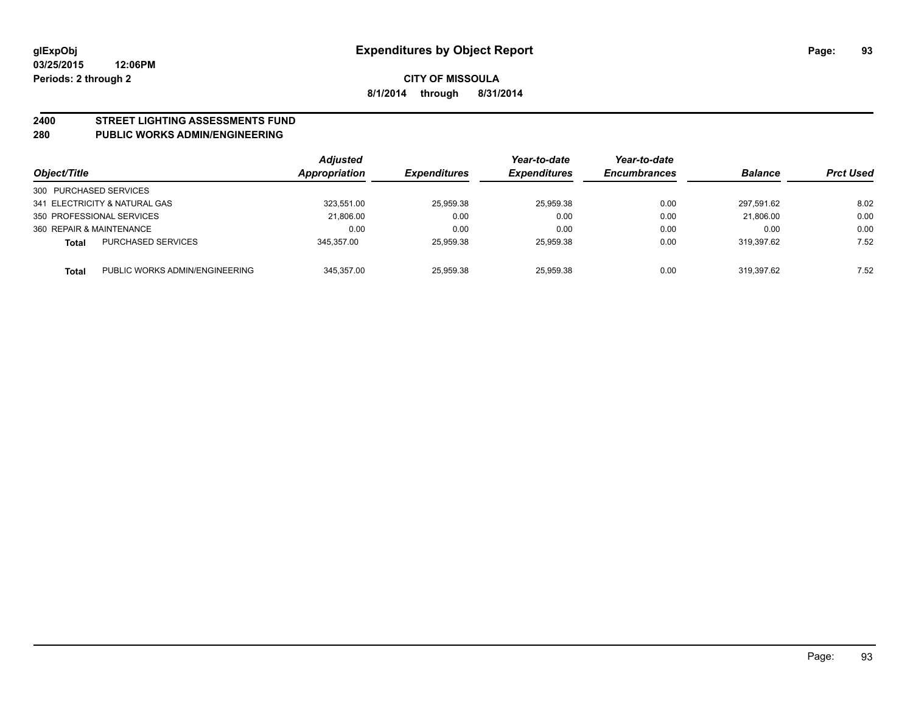**glExpObj** **Expenditures by Object Report**

**03/25/2015 12:06PM**

**Periods: 2 through 2**

**CITY OF MISSOULA**

**8/1/2014 through 8/31/2014**

## 2400 STREET LIGHTING ASSESSMENTS FUND

## 280 PUBLIC WORKS ADMIN/ENGINEERING

| Object/Title | | Adjusted Appropriation | Expenditures | Year-to-date Expenditures | Year-to-date Encumbrances | Balance | Prct Used |
|---|---|---|---|---|---|---|---|
| 300 PURCHASED SERVICES | | | | | | | |
| 341 ELECTRICITY & NATURAL GAS | | 323,551.00 | 25,959.38 | 25,959.38 | 0.00 | 297,591.62 | 8.02 |
| 350 PROFESSIONAL SERVICES | | 21,806.00 | 0.00 | 0.00 | 0.00 | 21,806.00 | 0.00 |
| 360 REPAIR & MAINTENANCE | | 0.00 | 0.00 | 0.00 | 0.00 | 0.00 | 0.00 |
| **Total** | PURCHASED SERVICES | 345,357.00 | 25,959.38 | 25,959.38 | 0.00 | 319,397.62 | 7.52 |
| **Total** | PUBLIC WORKS ADMIN/ENGINEERING | 345,357.00 | 25,959.38 | 25,959.38 | 0.00 | 319,397.62 | 7.52 |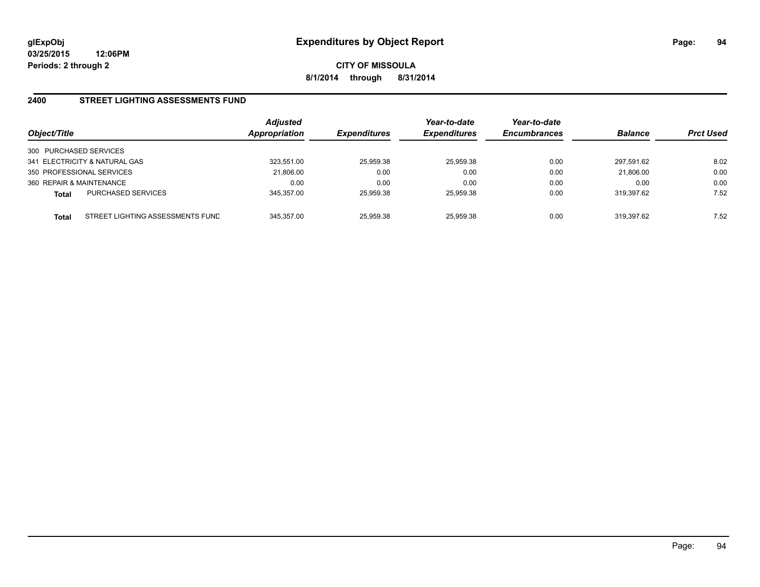**glExpObj**
**03/25/2015 12:06PM**
**Periods: 2 through 2**

# Expenditures by Object Report

**CITY OF MISSOULA**
**8/1/2014 through 8/31/2014**

## 2400 STREET LIGHTING ASSESSMENTS FUND

| Object/Title | | *Adjusted Appropriation* | *Expenditures* | *Year-to-date Expenditures* | *Year-to-date Encumbrances* | *Balance* | *Prct Used* |
|---|---|---|---|---|---|---|---|
| 300 PURCHASED SERVICES | | | | | | | |
| 341 ELECTRICITY & NATURAL GAS | | 323,551.00 | 25,959.38 | 25,959.38 | 0.00 | 297,591.62 | 8.02 |
| 350 PROFESSIONAL SERVICES | | 21,806.00 | 0.00 | 0.00 | 0.00 | 21,806.00 | 0.00 |
| 360 REPAIR & MAINTENANCE | | 0.00 | 0.00 | 0.00 | 0.00 | 0.00 | 0.00 |
| **Total** | PURCHASED SERVICES | 345,357.00 | 25,959.38 | 25,959.38 | 0.00 | 319,397.62 | 7.52 |
| **Total** | STREET LIGHTING ASSESSMENTS FUND | 345,357.00 | 25,959.38 | 25,959.38 | 0.00 | 319,397.62 | 7.52 |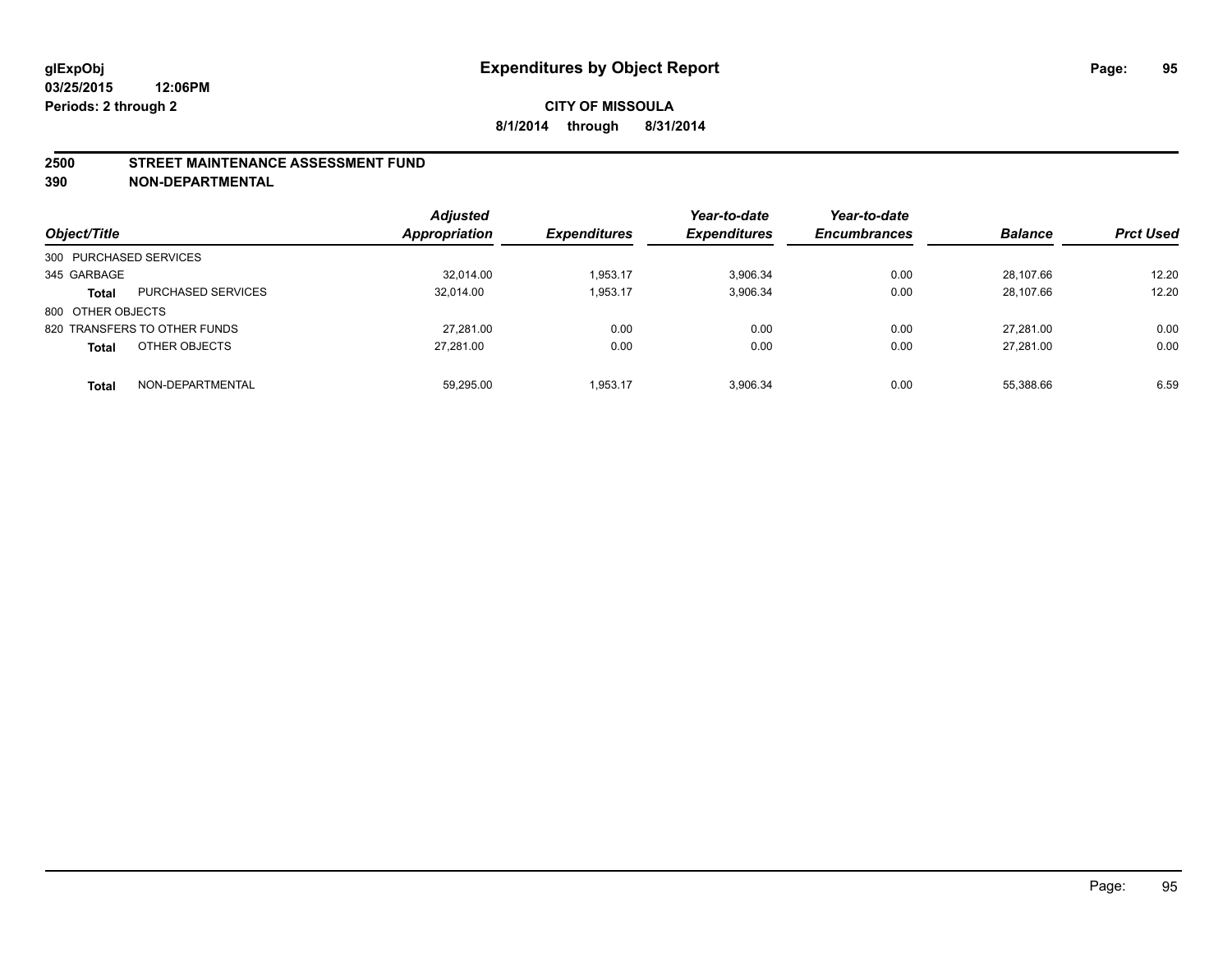glExpObj
03/25/2015 12:06PM
Periods: 2 through 2

# Expenditures by Object Report

**CITY OF MISSOULA**
**8/1/2014 through 8/31/2014**

## 2500 STREET MAINTENANCE ASSESSMENT FUND
## 390 NON-DEPARTMENTAL

| Object/Title | | Adjusted Appropriation | Expenditures | Year-to-date Expenditures | Year-to-date Encumbrances | Balance | Prct Used |
|---|---|---|---|---|---|---|---|
| 300 PURCHASED SERVICES | | | | | | | |
| 345 GARBAGE | | 32,014.00 | 1,953.17 | 3,906.34 | 0.00 | 28,107.66 | 12.20 |
| **Total** | PURCHASED SERVICES | 32,014.00 | 1,953.17 | 3,906.34 | 0.00 | 28,107.66 | 12.20 |
| 800 OTHER OBJECTS | | | | | | | |
| 820 TRANSFERS TO OTHER FUNDS | | 27,281.00 | 0.00 | 0.00 | 0.00 | 27,281.00 | 0.00 |
| **Total** | OTHER OBJECTS | 27,281.00 | 0.00 | 0.00 | 0.00 | 27,281.00 | 0.00 |
| **Total** | NON-DEPARTMENTAL | 59,295.00 | 1,953.17 | 3,906.34 | 0.00 | 55,388.66 | 6.59 |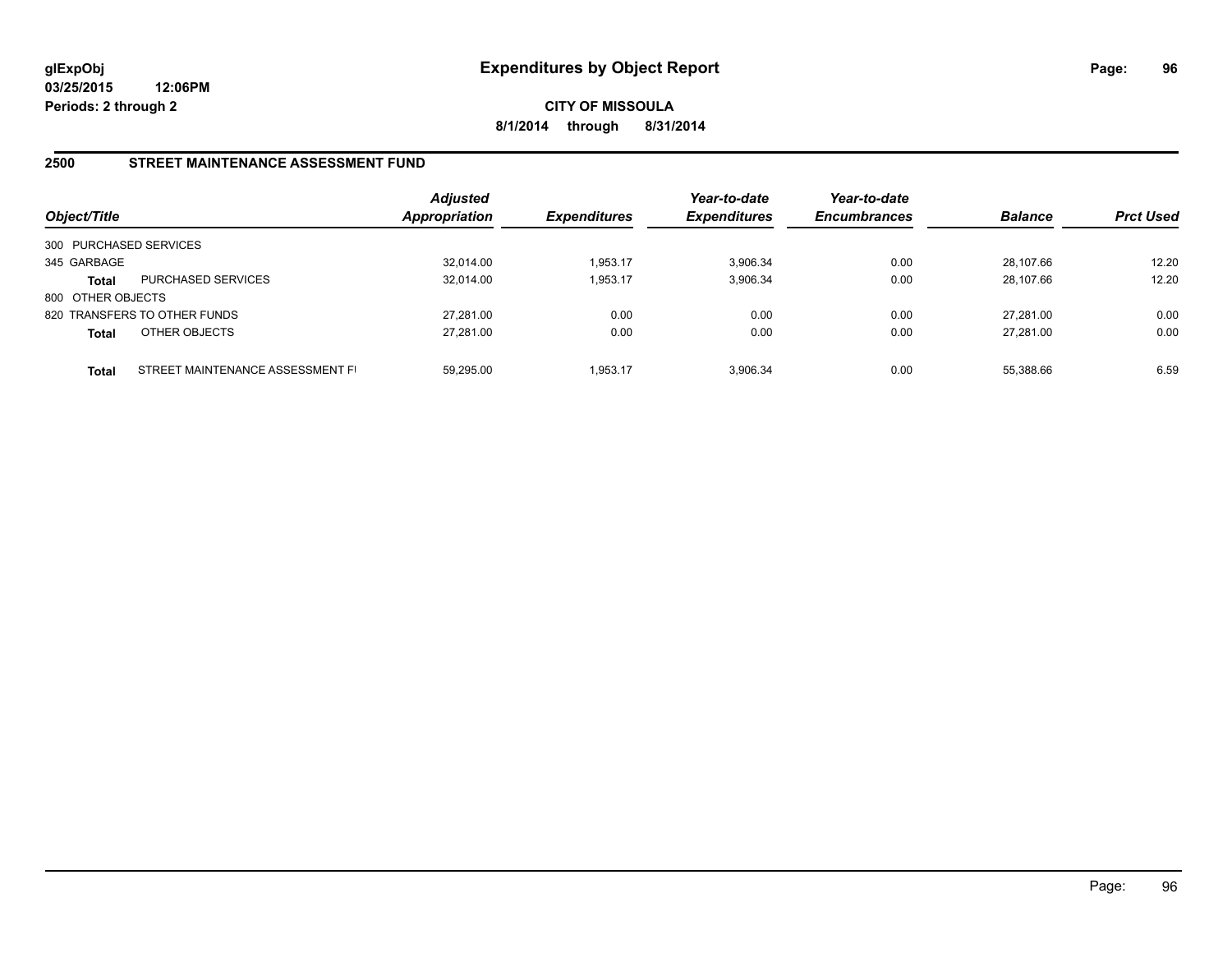**glExpObj**
**03/25/2015 12:06PM**
**Periods: 2 through 2**

# Expenditures by Object Report

**CITY OF MISSOULA**
**8/1/2014 through 8/31/2014**

## 2500 STREET MAINTENANCE ASSESSMENT FUND

| Object/Title | | Adjusted Appropriation | Expenditures | Year-to-date Expenditures | Year-to-date Encumbrances | Balance | Prct Used |
|---|---|---|---|---|---|---|---|
| 300 PURCHASED SERVICES | | | | | | | |
| 345 GARBAGE | | 32,014.00 | 1,953.17 | 3,906.34 | 0.00 | 28,107.66 | 12.20 |
| **Total** | PURCHASED SERVICES | 32,014.00 | 1,953.17 | 3,906.34 | 0.00 | 28,107.66 | 12.20 |
| 800 OTHER OBJECTS | | | | | | | |
| 820 TRANSFERS TO OTHER FUNDS | | 27,281.00 | 0.00 | 0.00 | 0.00 | 27,281.00 | 0.00 |
| **Total** | OTHER OBJECTS | 27,281.00 | 0.00 | 0.00 | 0.00 | 27,281.00 | 0.00 |
| **Total** | STREET MAINTENANCE ASSESSMENT FI | 59,295.00 | 1,953.17 | 3,906.34 | 0.00 | 55,388.66 | 6.59 |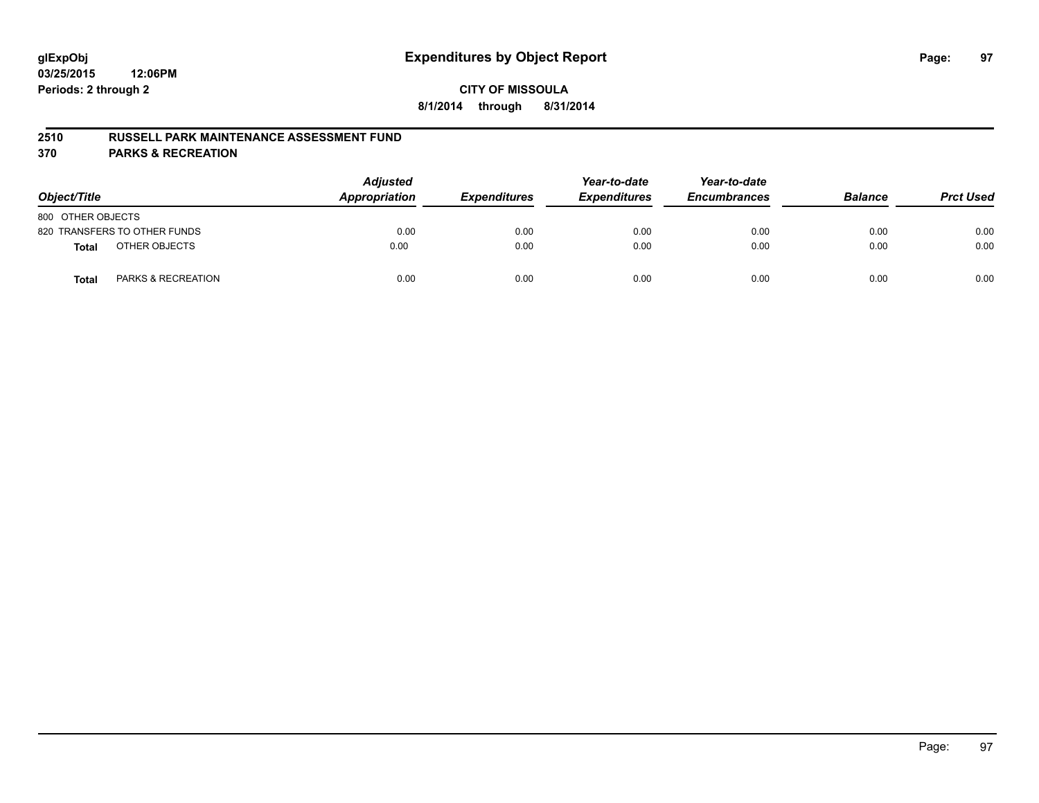glExpObj
03/25/2015 12:06PM
Periods: 2 through 2

# Expenditures by Object Report

**CITY OF MISSOULA**
**8/1/2014 through 8/31/2014**

**2510 RUSSELL PARK MAINTENANCE ASSESSMENT FUND**
**370 PARKS & RECREATION**

| Object/Title | Adjusted Appropriation | Expenditures | Year-to-date Expenditures | Year-to-date Encumbrances | Balance | Prct Used |
|---|---|---|---|---|---|---|
| 800 OTHER OBJECTS | | | | | | |
| 820 TRANSFERS TO OTHER FUNDS | 0.00 | 0.00 | 0.00 | 0.00 | 0.00 | 0.00 |
| **Total** OTHER OBJECTS | 0.00 | 0.00 | 0.00 | 0.00 | 0.00 | 0.00 |
| **Total** PARKS & RECREATION | 0.00 | 0.00 | 0.00 | 0.00 | 0.00 | 0.00 |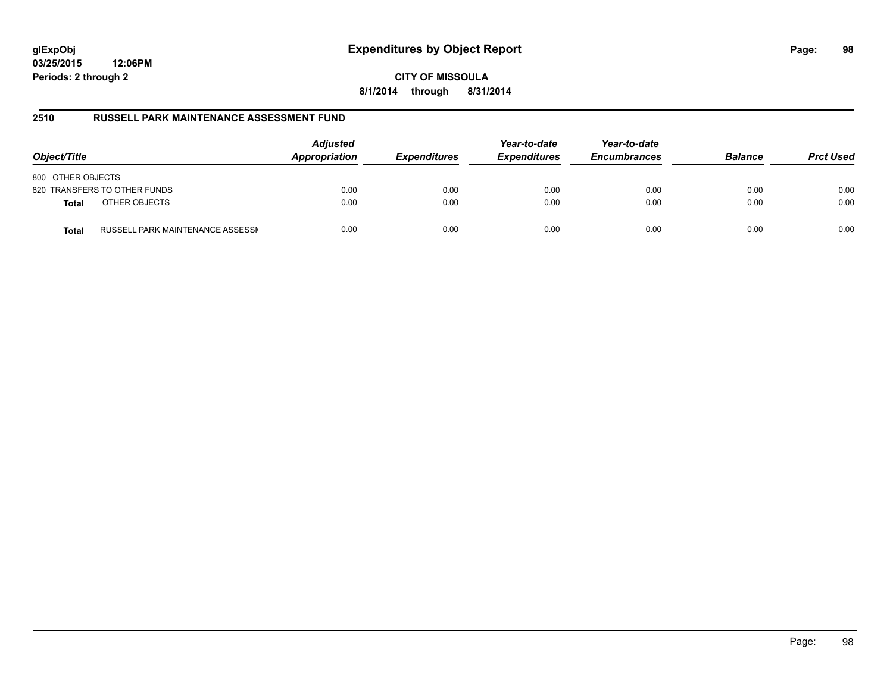# Expenditures by Object Report

glExpObj
03/25/2015 12:06PM
Periods: 2 through 2

**CITY OF MISSOULA**
**8/1/2014 through 8/31/2014**

## 2510 RUSSELL PARK MAINTENANCE ASSESSMENT FUND

| Object/Title | | Adjusted Appropriation | Expenditures | Year-to-date Expenditures | Year-to-date Encumbrances | Balance | Prct Used |
|---|---|---|---|---|---|---|---|
| 800 OTHER OBJECTS | | | | | | | |
| 820 TRANSFERS TO OTHER FUNDS | | 0.00 | 0.00 | 0.00 | 0.00 | 0.00 | 0.00 |
| **Total** | OTHER OBJECTS | 0.00 | 0.00 | 0.00 | 0.00 | 0.00 | 0.00 |
| **Total** | RUSSELL PARK MAINTENANCE ASSESSI | 0.00 | 0.00 | 0.00 | 0.00 | 0.00 | 0.00 |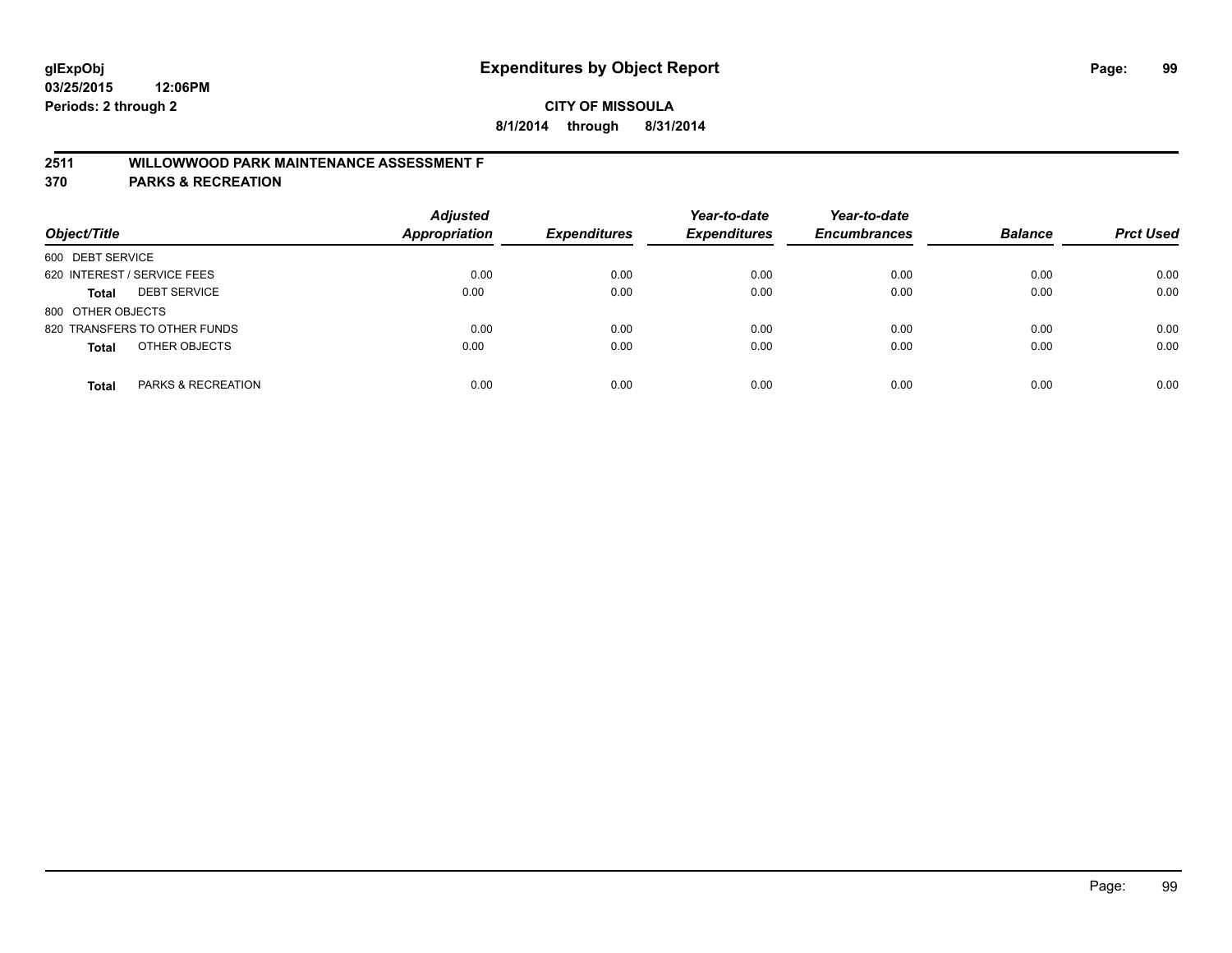**glExpObj** **Expenditures by Object Report**
**03/25/2015 12:06PM**
**Periods: 2 through 2**

**CITY OF MISSOULA**
**8/1/2014 through 8/31/2014**

## 2511 WILLOWWOOD PARK MAINTENANCE ASSESSMENT F
## 370 PARKS & RECREATION

| Object/Title | Adjusted Appropriation | Expenditures | Year-to-date Expenditures | Year-to-date Encumbrances | Balance | Prct Used |
|---|---|---|---|---|---|---|
| 600 DEBT SERVICE | | | | | | |
| 620 INTEREST / SERVICE FEES | 0.00 | 0.00 | 0.00 | 0.00 | 0.00 | 0.00 |
| **Total** DEBT SERVICE | 0.00 | 0.00 | 0.00 | 0.00 | 0.00 | 0.00 |
| 800 OTHER OBJECTS | | | | | | |
| 820 TRANSFERS TO OTHER FUNDS | 0.00 | 0.00 | 0.00 | 0.00 | 0.00 | 0.00 |
| **Total** OTHER OBJECTS | 0.00 | 0.00 | 0.00 | 0.00 | 0.00 | 0.00 |
| **Total** PARKS & RECREATION | 0.00 | 0.00 | 0.00 | 0.00 | 0.00 | 0.00 |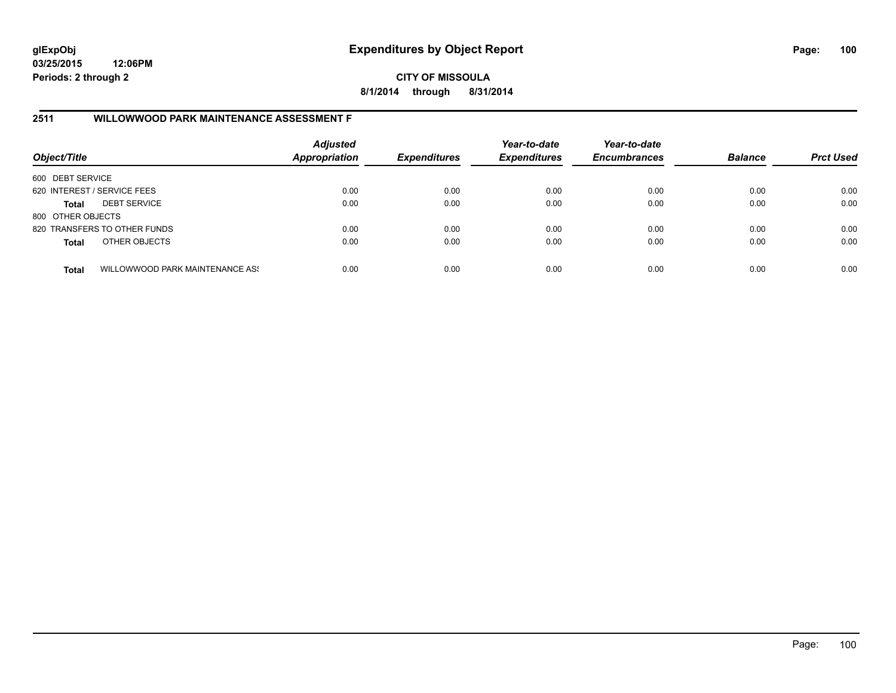**glExpObj**
**03/25/2015 12:06PM**
**Periods: 2 through 2**

# Expenditures by Object Report

**CITY OF MISSOULA**
**8/1/2014 through 8/31/2014**

## 2511 WILLOWWOOD PARK MAINTENANCE ASSESSMENT F

| Object/Title | | *Adjusted Appropriation* | *Expenditures* | *Year-to-date Expenditures* | *Year-to-date Encumbrances* | *Balance* | *Prct Used* |
|---|---|---|---|---|---|---|---|
| 600 DEBT SERVICE | | | | | | | |
| 620 INTEREST / SERVICE FEES | | 0.00 | 0.00 | 0.00 | 0.00 | 0.00 | 0.00 |
| **Total** | DEBT SERVICE | 0.00 | 0.00 | 0.00 | 0.00 | 0.00 | 0.00 |
| 800 OTHER OBJECTS | | | | | | | |
| 820 TRANSFERS TO OTHER FUNDS | | 0.00 | 0.00 | 0.00 | 0.00 | 0.00 | 0.00 |
| **Total** | OTHER OBJECTS | 0.00 | 0.00 | 0.00 | 0.00 | 0.00 | 0.00 |
| **Total** | WILLOWWOOD PARK MAINTENANCE ASS | 0.00 | 0.00 | 0.00 | 0.00 | 0.00 | 0.00 |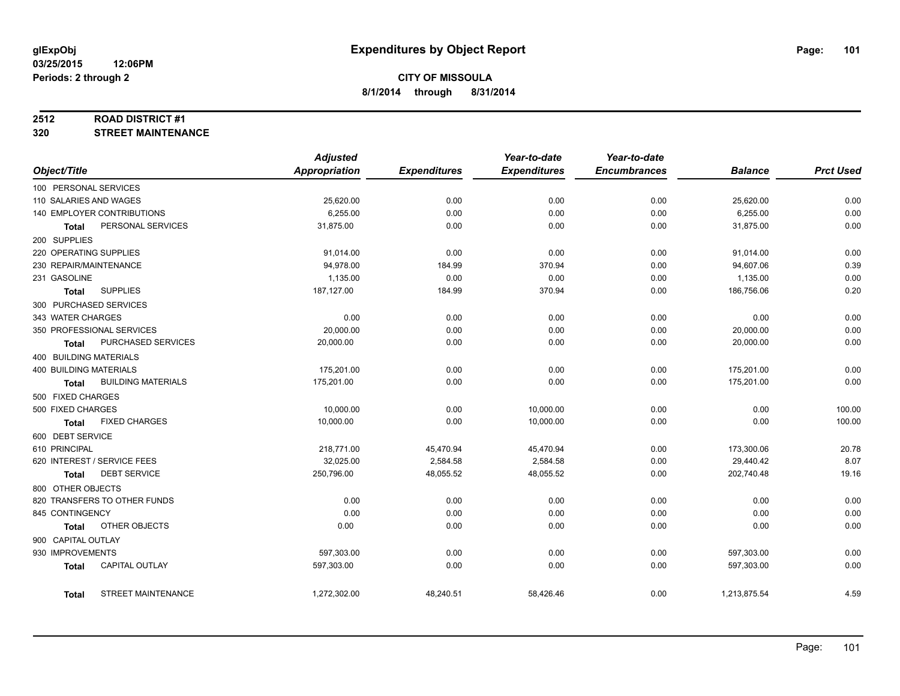# Expenditures by Object Report

glExpObj
03/25/2015 12:06PM
Periods: 2 through 2

**CITY OF MISSOULA**
**8/1/2014 through 8/31/2014**

## 2512 ROAD DISTRICT #1
## 320 STREET MAINTENANCE

| Object/Title | Adjusted Appropriation | Expenditures | Year-to-date Expenditures | Year-to-date Encumbrances | Balance | Prct Used |
|---|---|---|---|---|---|---|
| 100 PERSONAL SERVICES | | | | | | |
| 110 SALARIES AND WAGES | 25,620.00 | 0.00 | 0.00 | 0.00 | 25,620.00 | 0.00 |
| 140 EMPLOYER CONTRIBUTIONS | 6,255.00 | 0.00 | 0.00 | 0.00 | 6,255.00 | 0.00 |
| **Total** PERSONAL SERVICES | 31,875.00 | 0.00 | 0.00 | 0.00 | 31,875.00 | 0.00 |
| 200 SUPPLIES | | | | | | |
| 220 OPERATING SUPPLIES | 91,014.00 | 0.00 | 0.00 | 0.00 | 91,014.00 | 0.00 |
| 230 REPAIR/MAINTENANCE | 94,978.00 | 184.99 | 370.94 | 0.00 | 94,607.06 | 0.39 |
| 231 GASOLINE | 1,135.00 | 0.00 | 0.00 | 0.00 | 1,135.00 | 0.00 |
| **Total** SUPPLIES | 187,127.00 | 184.99 | 370.94 | 0.00 | 186,756.06 | 0.20 |
| 300 PURCHASED SERVICES | | | | | | |
| 343 WATER CHARGES | 0.00 | 0.00 | 0.00 | 0.00 | 0.00 | 0.00 |
| 350 PROFESSIONAL SERVICES | 20,000.00 | 0.00 | 0.00 | 0.00 | 20,000.00 | 0.00 |
| **Total** PURCHASED SERVICES | 20,000.00 | 0.00 | 0.00 | 0.00 | 20,000.00 | 0.00 |
| 400 BUILDING MATERIALS | | | | | | |
| 400 BUILDING MATERIALS | 175,201.00 | 0.00 | 0.00 | 0.00 | 175,201.00 | 0.00 |
| **Total** BUILDING MATERIALS | 175,201.00 | 0.00 | 0.00 | 0.00 | 175,201.00 | 0.00 |
| 500 FIXED CHARGES | | | | | | |
| 500 FIXED CHARGES | 10,000.00 | 0.00 | 10,000.00 | 0.00 | 0.00 | 100.00 |
| **Total** FIXED CHARGES | 10,000.00 | 0.00 | 10,000.00 | 0.00 | 0.00 | 100.00 |
| 600 DEBT SERVICE | | | | | | |
| 610 PRINCIPAL | 218,771.00 | 45,470.94 | 45,470.94 | 0.00 | 173,300.06 | 20.78 |
| 620 INTEREST / SERVICE FEES | 32,025.00 | 2,584.58 | 2,584.58 | 0.00 | 29,440.42 | 8.07 |
| **Total** DEBT SERVICE | 250,796.00 | 48,055.52 | 48,055.52 | 0.00 | 202,740.48 | 19.16 |
| 800 OTHER OBJECTS | | | | | | |
| 820 TRANSFERS TO OTHER FUNDS | 0.00 | 0.00 | 0.00 | 0.00 | 0.00 | 0.00 |
| 845 CONTINGENCY | 0.00 | 0.00 | 0.00 | 0.00 | 0.00 | 0.00 |
| **Total** OTHER OBJECTS | 0.00 | 0.00 | 0.00 | 0.00 | 0.00 | 0.00 |
| 900 CAPITAL OUTLAY | | | | | | |
| 930 IMPROVEMENTS | 597,303.00 | 0.00 | 0.00 | 0.00 | 597,303.00 | 0.00 |
| **Total** CAPITAL OUTLAY | 597,303.00 | 0.00 | 0.00 | 0.00 | 597,303.00 | 0.00 |
| **Total** STREET MAINTENANCE | 1,272,302.00 | 48,240.51 | 58,426.46 | 0.00 | 1,213,875.54 | 4.59 |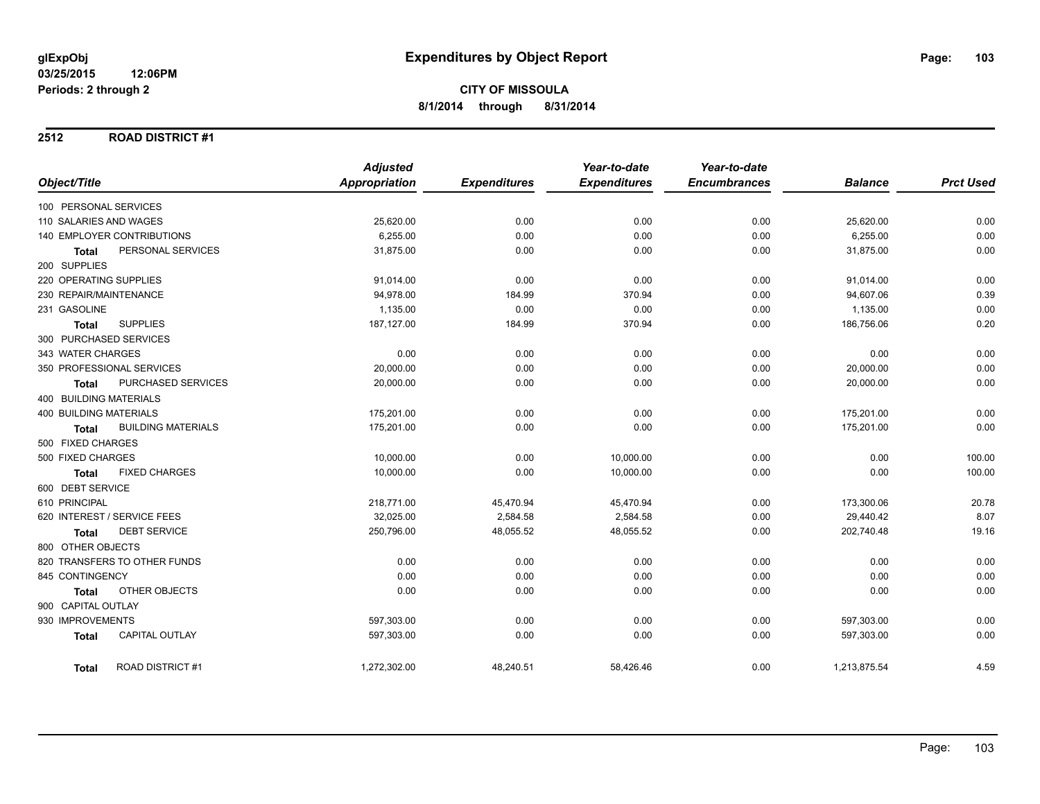glExpObj
03/25/2015 12:06PM
Periods: 2 through 2

# Expenditures by Object Report

**CITY OF MISSOULA**
**8/1/2014 through 8/31/2014**

## 2512 ROAD DISTRICT #1

| Object/Title | Adjusted Appropriation | Expenditures | Year-to-date Expenditures | Year-to-date Encumbrances | Balance | Prct Used |
|---|---|---|---|---|---|---|
| 100 PERSONAL SERVICES | | | | | | |
| 110 SALARIES AND WAGES | 25,620.00 | 0.00 | 0.00 | 0.00 | 25,620.00 | 0.00 |
| 140 EMPLOYER CONTRIBUTIONS | 6,255.00 | 0.00 | 0.00 | 0.00 | 6,255.00 | 0.00 |
| **Total** PERSONAL SERVICES | 31,875.00 | 0.00 | 0.00 | 0.00 | 31,875.00 | 0.00 |
| 200 SUPPLIES | | | | | | |
| 220 OPERATING SUPPLIES | 91,014.00 | 0.00 | 0.00 | 0.00 | 91,014.00 | 0.00 |
| 230 REPAIR/MAINTENANCE | 94,978.00 | 184.99 | 370.94 | 0.00 | 94,607.06 | 0.39 |
| 231 GASOLINE | 1,135.00 | 0.00 | 0.00 | 0.00 | 1,135.00 | 0.00 |
| **Total** SUPPLIES | 187,127.00 | 184.99 | 370.94 | 0.00 | 186,756.06 | 0.20 |
| 300 PURCHASED SERVICES | | | | | | |
| 343 WATER CHARGES | 0.00 | 0.00 | 0.00 | 0.00 | 0.00 | 0.00 |
| 350 PROFESSIONAL SERVICES | 20,000.00 | 0.00 | 0.00 | 0.00 | 20,000.00 | 0.00 |
| **Total** PURCHASED SERVICES | 20,000.00 | 0.00 | 0.00 | 0.00 | 20,000.00 | 0.00 |
| 400 BUILDING MATERIALS | | | | | | |
| 400 BUILDING MATERIALS | 175,201.00 | 0.00 | 0.00 | 0.00 | 175,201.00 | 0.00 |
| **Total** BUILDING MATERIALS | 175,201.00 | 0.00 | 0.00 | 0.00 | 175,201.00 | 0.00 |
| 500 FIXED CHARGES | | | | | | |
| 500 FIXED CHARGES | 10,000.00 | 0.00 | 10,000.00 | 0.00 | 0.00 | 100.00 |
| **Total** FIXED CHARGES | 10,000.00 | 0.00 | 10,000.00 | 0.00 | 0.00 | 100.00 |
| 600 DEBT SERVICE | | | | | | |
| 610 PRINCIPAL | 218,771.00 | 45,470.94 | 45,470.94 | 0.00 | 173,300.06 | 20.78 |
| 620 INTEREST / SERVICE FEES | 32,025.00 | 2,584.58 | 2,584.58 | 0.00 | 29,440.42 | 8.07 |
| **Total** DEBT SERVICE | 250,796.00 | 48,055.52 | 48,055.52 | 0.00 | 202,740.48 | 19.16 |
| 800 OTHER OBJECTS | | | | | | |
| 820 TRANSFERS TO OTHER FUNDS | 0.00 | 0.00 | 0.00 | 0.00 | 0.00 | 0.00 |
| 845 CONTINGENCY | 0.00 | 0.00 | 0.00 | 0.00 | 0.00 | 0.00 |
| **Total** OTHER OBJECTS | 0.00 | 0.00 | 0.00 | 0.00 | 0.00 | 0.00 |
| 900 CAPITAL OUTLAY | | | | | | |
| 930 IMPROVEMENTS | 597,303.00 | 0.00 | 0.00 | 0.00 | 597,303.00 | 0.00 |
| **Total** CAPITAL OUTLAY | 597,303.00 | 0.00 | 0.00 | 0.00 | 597,303.00 | 0.00 |
| **Total** ROAD DISTRICT #1 | 1,272,302.00 | 48,240.51 | 58,426.46 | 0.00 | 1,213,875.54 | 4.59 |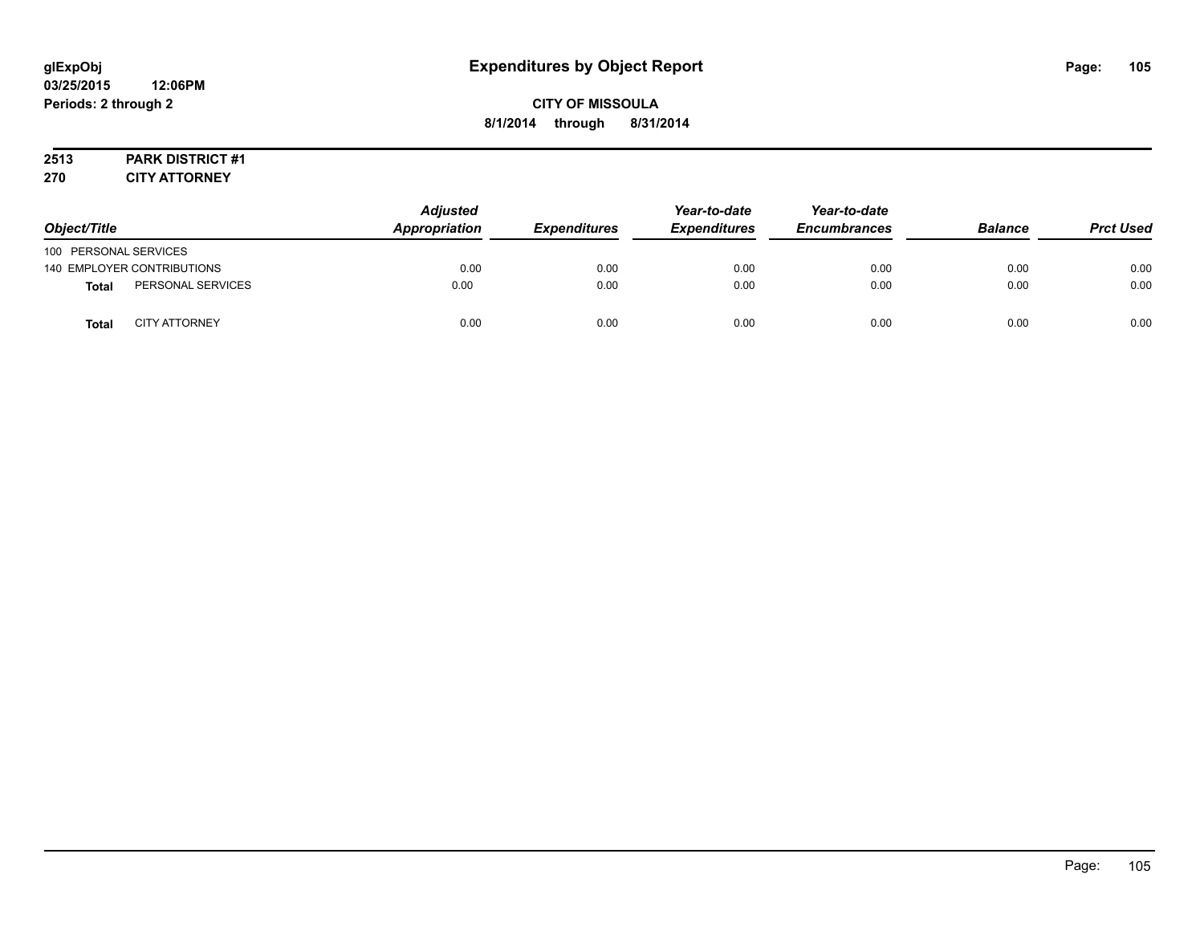# Expenditures by Object Report

glExpObj
03/25/2015 12:06PM
Periods: 2 through 2

**CITY OF MISSOULA**
**8/1/2014 through 8/31/2014**

**2513 PARK DISTRICT #1**
**270 CITY ATTORNEY**

| Object/Title | | Adjusted Appropriation | Expenditures | Year-to-date Expenditures | Year-to-date Encumbrances | Balance | Prct Used |
|---|---|---|---|---|---|---|---|
| 100 PERSONAL SERVICES | | | | | | | |
| 140 EMPLOYER CONTRIBUTIONS | | 0.00 | 0.00 | 0.00 | 0.00 | 0.00 | 0.00 |
| **Total** | PERSONAL SERVICES | 0.00 | 0.00 | 0.00 | 0.00 | 0.00 | 0.00 |
| **Total** | CITY ATTORNEY | 0.00 | 0.00 | 0.00 | 0.00 | 0.00 | 0.00 |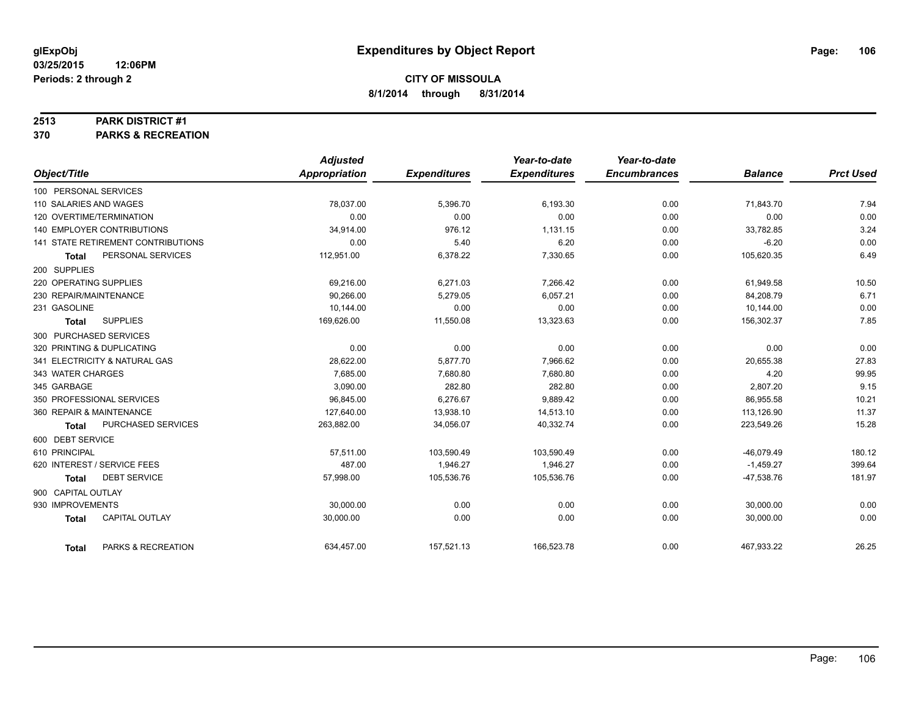**glExpObj**
**03/25/2015 12:06PM**
**Periods: 2 through 2**

# Expenditures by Object Report

**CITY OF MISSOULA**
**8/1/2014 through 8/31/2014**

**2513 PARK DISTRICT #1**
**370 PARKS & RECREATION**

| Object/Title | Adjusted Appropriation | Expenditures | Year-to-date Expenditures | Year-to-date Encumbrances | Balance | Prct Used |
|---|---|---|---|---|---|---|
| 100 PERSONAL SERVICES | | | | | | |
| 110 SALARIES AND WAGES | 78,037.00 | 5,396.70 | 6,193.30 | 0.00 | 71,843.70 | 7.94 |
| 120 OVERTIME/TERMINATION | 0.00 | 0.00 | 0.00 | 0.00 | 0.00 | 0.00 |
| 140 EMPLOYER CONTRIBUTIONS | 34,914.00 | 976.12 | 1,131.15 | 0.00 | 33,782.85 | 3.24 |
| 141 STATE RETIREMENT CONTRIBUTIONS | 0.00 | 5.40 | 6.20 | 0.00 | -6.20 | 0.00 |
| **Total** PERSONAL SERVICES | 112,951.00 | 6,378.22 | 7,330.65 | 0.00 | 105,620.35 | 6.49 |
| 200 SUPPLIES | | | | | | |
| 220 OPERATING SUPPLIES | 69,216.00 | 6,271.03 | 7,266.42 | 0.00 | 61,949.58 | 10.50 |
| 230 REPAIR/MAINTENANCE | 90,266.00 | 5,279.05 | 6,057.21 | 0.00 | 84,208.79 | 6.71 |
| 231 GASOLINE | 10,144.00 | 0.00 | 0.00 | 0.00 | 10,144.00 | 0.00 |
| **Total** SUPPLIES | 169,626.00 | 11,550.08 | 13,323.63 | 0.00 | 156,302.37 | 7.85 |
| 300 PURCHASED SERVICES | | | | | | |
| 320 PRINTING & DUPLICATING | 0.00 | 0.00 | 0.00 | 0.00 | 0.00 | 0.00 |
| 341 ELECTRICITY & NATURAL GAS | 28,622.00 | 5,877.70 | 7,966.62 | 0.00 | 20,655.38 | 27.83 |
| 343 WATER CHARGES | 7,685.00 | 7,680.80 | 7,680.80 | 0.00 | 4.20 | 99.95 |
| 345 GARBAGE | 3,090.00 | 282.80 | 282.80 | 0.00 | 2,807.20 | 9.15 |
| 350 PROFESSIONAL SERVICES | 96,845.00 | 6,276.67 | 9,889.42 | 0.00 | 86,955.58 | 10.21 |
| 360 REPAIR & MAINTENANCE | 127,640.00 | 13,938.10 | 14,513.10 | 0.00 | 113,126.90 | 11.37 |
| **Total** PURCHASED SERVICES | 263,882.00 | 34,056.07 | 40,332.74 | 0.00 | 223,549.26 | 15.28 |
| 600 DEBT SERVICE | | | | | | |
| 610 PRINCIPAL | 57,511.00 | 103,590.49 | 103,590.49 | 0.00 | -46,079.49 | 180.12 |
| 620 INTEREST / SERVICE FEES | 487.00 | 1,946.27 | 1,946.27 | 0.00 | -1,459.27 | 399.64 |
| **Total** DEBT SERVICE | 57,998.00 | 105,536.76 | 105,536.76 | 0.00 | -47,538.76 | 181.97 |
| 900 CAPITAL OUTLAY | | | | | | |
| 930 IMPROVEMENTS | 30,000.00 | 0.00 | 0.00 | 0.00 | 30,000.00 | 0.00 |
| **Total** CAPITAL OUTLAY | 30,000.00 | 0.00 | 0.00 | 0.00 | 30,000.00 | 0.00 |
| **Total** PARKS & RECREATION | 634,457.00 | 157,521.13 | 166,523.78 | 0.00 | 467,933.22 | 26.25 |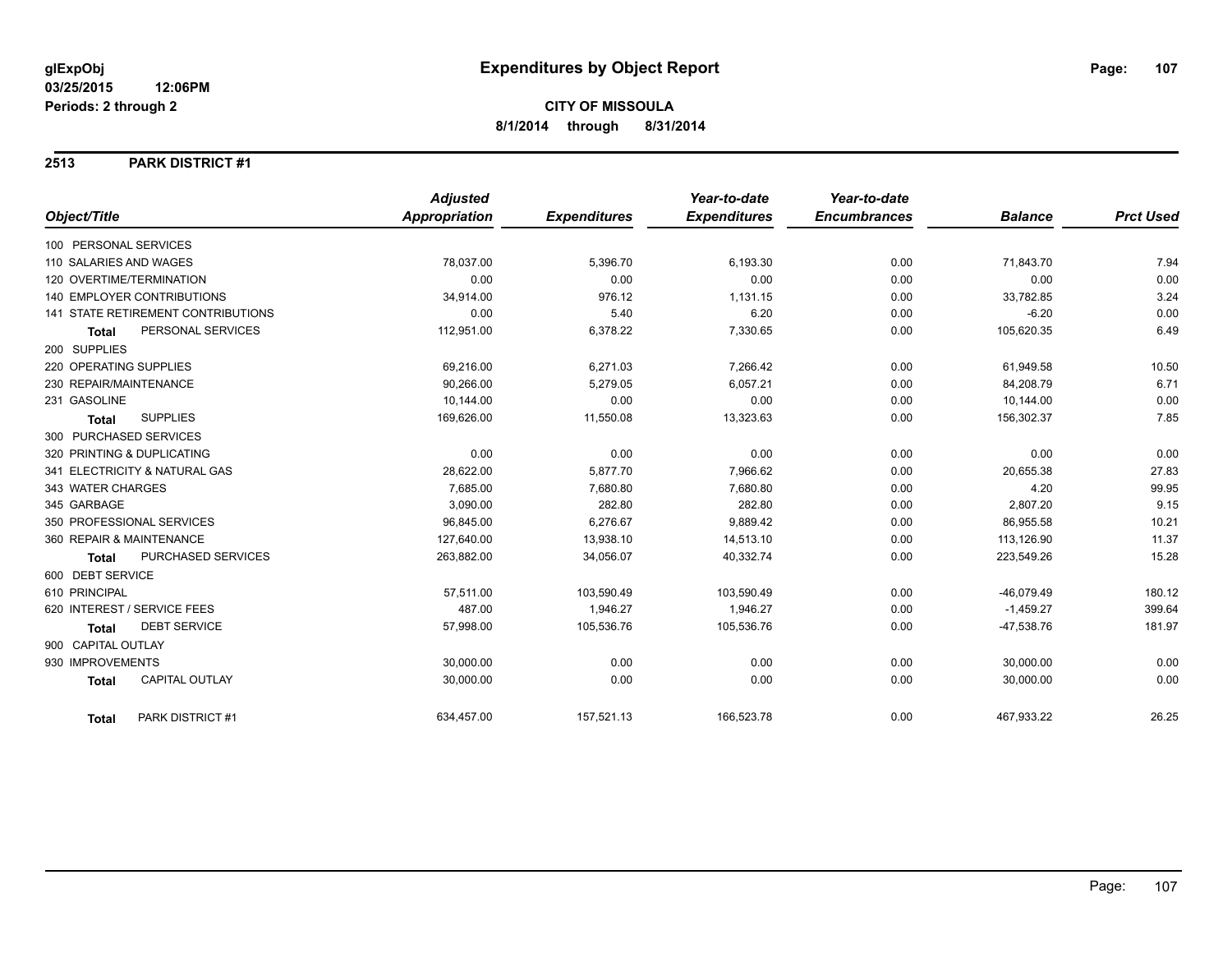**glExpObj** 03/25/2015 12:06PM
**Periods: 2 through 2**

# Expenditures by Object Report

**CITY OF MISSOULA**
**8/1/2014 through 8/31/2014**

## 2513 PARK DISTRICT #1

| Object/Title | | Adjusted Appropriation | Expenditures | Year-to-date Expenditures | Year-to-date Encumbrances | Balance | Prct Used |
|---|---|---|---|---|---|---|---|
| 100 PERSONAL SERVICES | | | | | | | |
| 110 SALARIES AND WAGES | | 78,037.00 | 5,396.70 | 6,193.30 | 0.00 | 71,843.70 | 7.94 |
| 120 OVERTIME/TERMINATION | | 0.00 | 0.00 | 0.00 | 0.00 | 0.00 | 0.00 |
| 140 EMPLOYER CONTRIBUTIONS | | 34,914.00 | 976.12 | 1,131.15 | 0.00 | 33,782.85 | 3.24 |
| 141 STATE RETIREMENT CONTRIBUTIONS | | 0.00 | 5.40 | 6.20 | 0.00 | -6.20 | 0.00 |
| **Total** | PERSONAL SERVICES | 112,951.00 | 6,378.22 | 7,330.65 | 0.00 | 105,620.35 | 6.49 |
| 200 SUPPLIES | | | | | | | |
| 220 OPERATING SUPPLIES | | 69,216.00 | 6,271.03 | 7,266.42 | 0.00 | 61,949.58 | 10.50 |
| 230 REPAIR/MAINTENANCE | | 90,266.00 | 5,279.05 | 6,057.21 | 0.00 | 84,208.79 | 6.71 |
| 231 GASOLINE | | 10,144.00 | 0.00 | 0.00 | 0.00 | 10,144.00 | 0.00 |
| **Total** | SUPPLIES | 169,626.00 | 11,550.08 | 13,323.63 | 0.00 | 156,302.37 | 7.85 |
| 300 PURCHASED SERVICES | | | | | | | |
| 320 PRINTING & DUPLICATING | | 0.00 | 0.00 | 0.00 | 0.00 | 0.00 | 0.00 |
| 341 ELECTRICITY & NATURAL GAS | | 28,622.00 | 5,877.70 | 7,966.62 | 0.00 | 20,655.38 | 27.83 |
| 343 WATER CHARGES | | 7,685.00 | 7,680.80 | 7,680.80 | 0.00 | 4.20 | 99.95 |
| 345 GARBAGE | | 3,090.00 | 282.80 | 282.80 | 0.00 | 2,807.20 | 9.15 |
| 350 PROFESSIONAL SERVICES | | 96,845.00 | 6,276.67 | 9,889.42 | 0.00 | 86,955.58 | 10.21 |
| 360 REPAIR & MAINTENANCE | | 127,640.00 | 13,938.10 | 14,513.10 | 0.00 | 113,126.90 | 11.37 |
| **Total** | PURCHASED SERVICES | 263,882.00 | 34,056.07 | 40,332.74 | 0.00 | 223,549.26 | 15.28 |
| 600 DEBT SERVICE | | | | | | | |
| 610 PRINCIPAL | | 57,511.00 | 103,590.49 | 103,590.49 | 0.00 | -46,079.49 | 180.12 |
| 620 INTEREST / SERVICE FEES | | 487.00 | 1,946.27 | 1,946.27 | 0.00 | -1,459.27 | 399.64 |
| **Total** | DEBT SERVICE | 57,998.00 | 105,536.76 | 105,536.76 | 0.00 | -47,538.76 | 181.97 |
| 900 CAPITAL OUTLAY | | | | | | | |
| 930 IMPROVEMENTS | | 30,000.00 | 0.00 | 0.00 | 0.00 | 30,000.00 | 0.00 |
| **Total** | CAPITAL OUTLAY | 30,000.00 | 0.00 | 0.00 | 0.00 | 30,000.00 | 0.00 |
| **Total** | PARK DISTRICT #1 | 634,457.00 | 157,521.13 | 166,523.78 | 0.00 | 467,933.22 | 26.25 |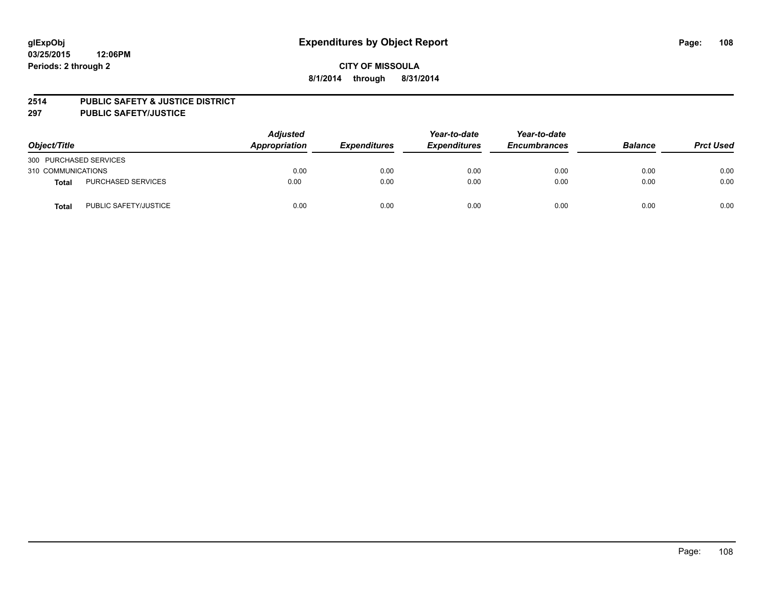**glExpObj**
**03/25/2015 12:06PM**
**Periods: 2 through 2**

# Expenditures by Object Report

**CITY OF MISSOULA**
**8/1/2014 through 8/31/2014**

## 2514 PUBLIC SAFETY & JUSTICE DISTRICT
## 297 PUBLIC SAFETY/JUSTICE

| Object/Title | | Adjusted Appropriation | Expenditures | Year-to-date Expenditures | Year-to-date Encumbrances | Balance | Prct Used |
|---|---|---|---|---|---|---|---|
| 300 PURCHASED SERVICES | | | | | | | |
| 310 COMMUNICATIONS | | 0.00 | 0.00 | 0.00 | 0.00 | 0.00 | 0.00 |
| **Total** | PURCHASED SERVICES | 0.00 | 0.00 | 0.00 | 0.00 | 0.00 | 0.00 |
| **Total** | PUBLIC SAFETY/JUSTICE | 0.00 | 0.00 | 0.00 | 0.00 | 0.00 | 0.00 |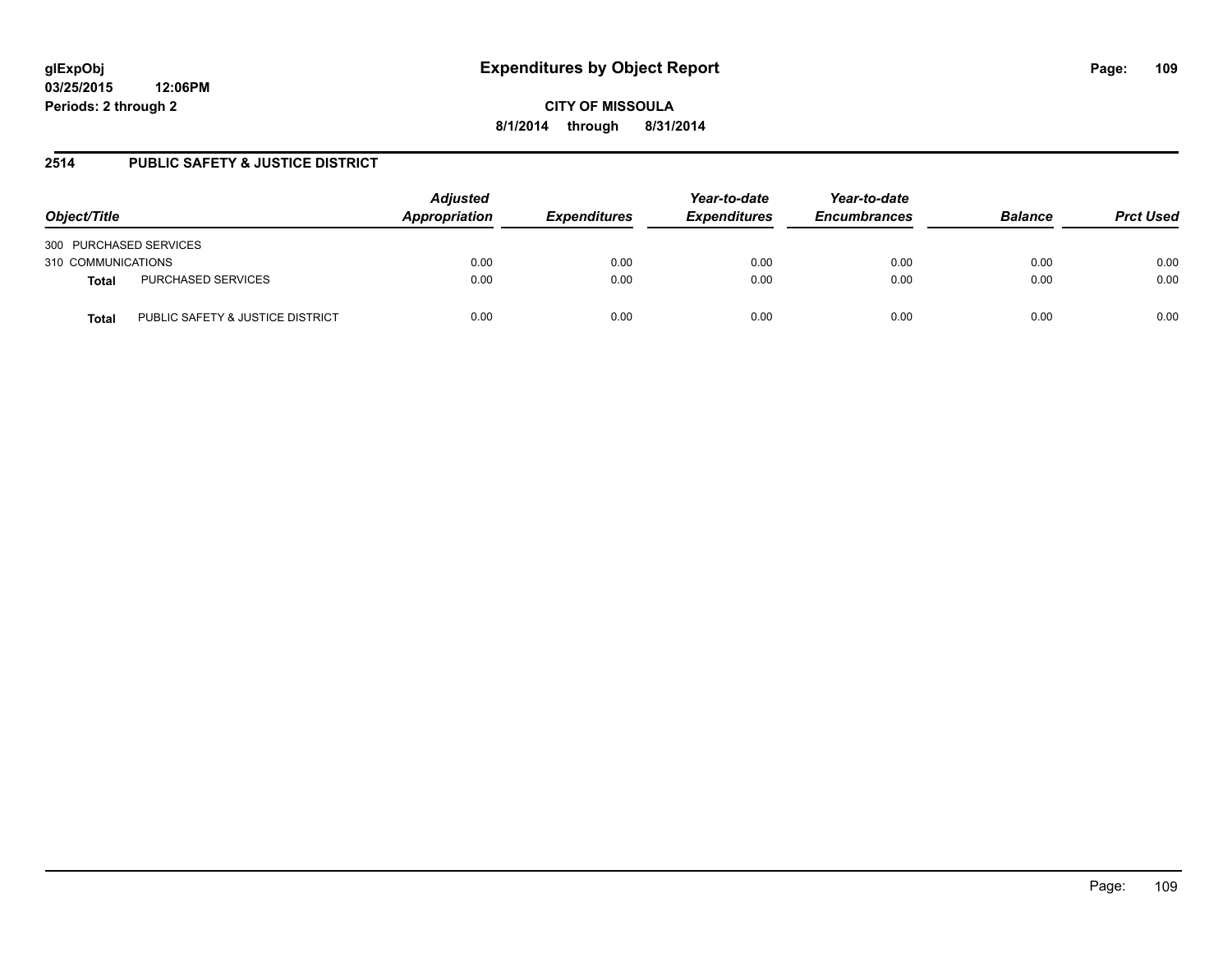# Expenditures by Object Report

glExpObj
03/25/2015 12:06PM
Periods: 2 through 2

**CITY OF MISSOULA**
**8/1/2014 through 8/31/2014**

## 2514 PUBLIC SAFETY & JUSTICE DISTRICT

| Object/Title | | Adjusted Appropriation | Expenditures | Year-to-date Expenditures | Year-to-date Encumbrances | Balance | Prct Used |
|---|---|---|---|---|---|---|---|
| 300 PURCHASED SERVICES | | | | | | | |
| 310 COMMUNICATIONS | | 0.00 | 0.00 | 0.00 | 0.00 | 0.00 | 0.00 |
| **Total** | PURCHASED SERVICES | 0.00 | 0.00 | 0.00 | 0.00 | 0.00 | 0.00 |
| **Total** | PUBLIC SAFETY & JUSTICE DISTRICT | 0.00 | 0.00 | 0.00 | 0.00 | 0.00 | 0.00 |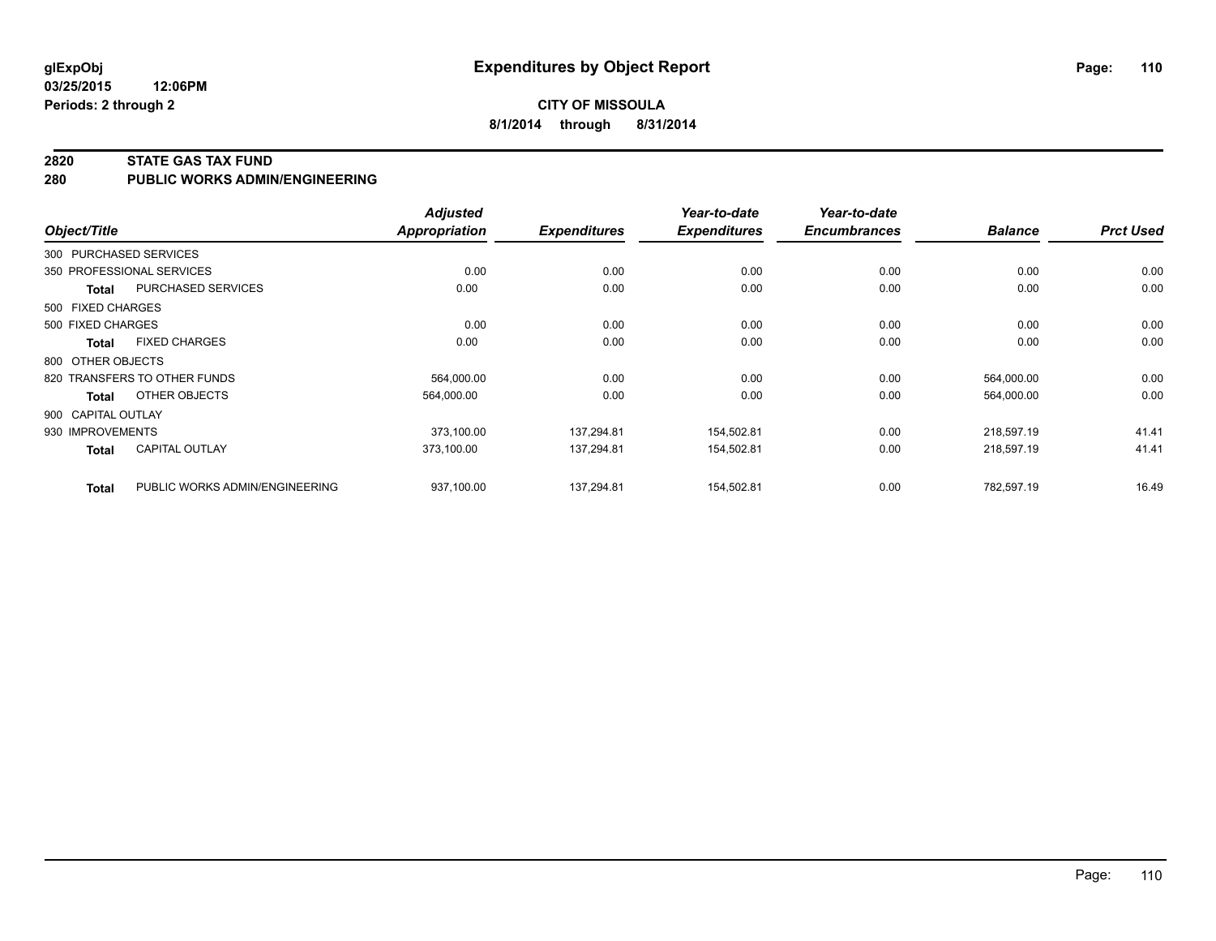# Expenditures by Object Report

glExpObj
03/25/2015 12:06PM
Periods: 2 through 2

**CITY OF MISSOULA**
**8/1/2014 through 8/31/2014**

**2820 STATE GAS TAX FUND**
**280 PUBLIC WORKS ADMIN/ENGINEERING**

| Object/Title | | Adjusted Appropriation | Expenditures | Year-to-date Expenditures | Year-to-date Encumbrances | Balance | Prct Used |
|---|---|---|---|---|---|---|---|
| 300 PURCHASED SERVICES | | | | | | | |
| 350 PROFESSIONAL SERVICES | | 0.00 | 0.00 | 0.00 | 0.00 | 0.00 | 0.00 |
| **Total** | PURCHASED SERVICES | 0.00 | 0.00 | 0.00 | 0.00 | 0.00 | 0.00 |
| 500 FIXED CHARGES | | | | | | | |
| 500 FIXED CHARGES | | 0.00 | 0.00 | 0.00 | 0.00 | 0.00 | 0.00 |
| **Total** | FIXED CHARGES | 0.00 | 0.00 | 0.00 | 0.00 | 0.00 | 0.00 |
| 800 OTHER OBJECTS | | | | | | | |
| 820 TRANSFERS TO OTHER FUNDS | | 564,000.00 | 0.00 | 0.00 | 0.00 | 564,000.00 | 0.00 |
| **Total** | OTHER OBJECTS | 564,000.00 | 0.00 | 0.00 | 0.00 | 564,000.00 | 0.00 |
| 900 CAPITAL OUTLAY | | | | | | | |
| 930 IMPROVEMENTS | | 373,100.00 | 137,294.81 | 154,502.81 | 0.00 | 218,597.19 | 41.41 |
| **Total** | CAPITAL OUTLAY | 373,100.00 | 137,294.81 | 154,502.81 | 0.00 | 218,597.19 | 41.41 |
| **Total** | PUBLIC WORKS ADMIN/ENGINEERING | 937,100.00 | 137,294.81 | 154,502.81 | 0.00 | 782,597.19 | 16.49 |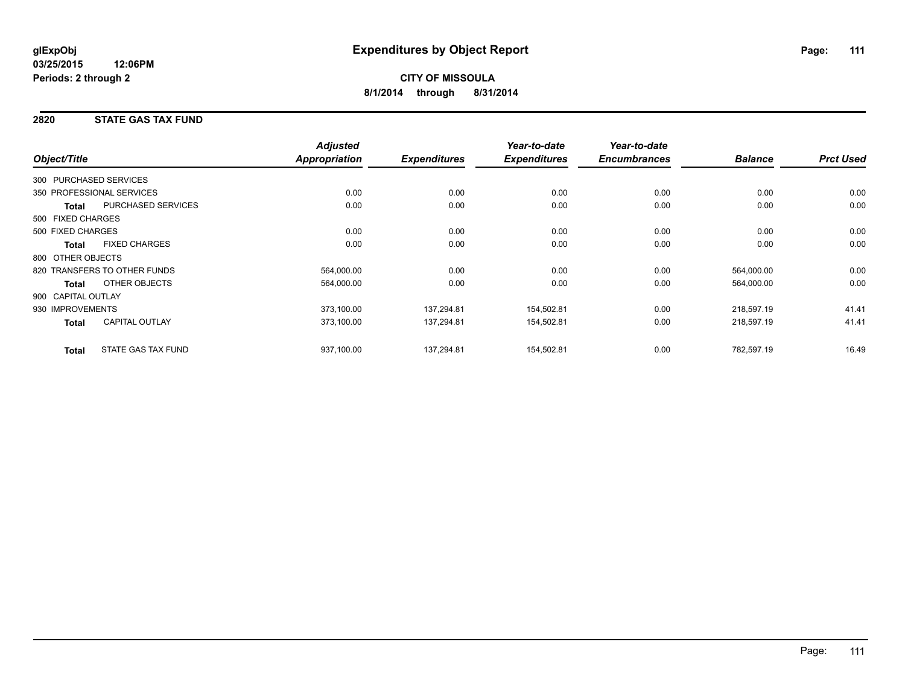# Expenditures by Object Report

glExpObj
03/25/2015 12:06PM
Periods: 2 through 2

**CITY OF MISSOULA**
**8/1/2014 through 8/31/2014**

## 2820 STATE GAS TAX FUND

| Object/Title | | Adjusted Appropriation | Expenditures | Year-to-date Expenditures | Year-to-date Encumbrances | Balance | Prct Used |
|---|---|---|---|---|---|---|---|
| 300 PURCHASED SERVICES | | | | | | | |
| 350 PROFESSIONAL SERVICES | | 0.00 | 0.00 | 0.00 | 0.00 | 0.00 | 0.00 |
| **Total** | PURCHASED SERVICES | 0.00 | 0.00 | 0.00 | 0.00 | 0.00 | 0.00 |
| 500 FIXED CHARGES | | | | | | | |
| 500 FIXED CHARGES | | 0.00 | 0.00 | 0.00 | 0.00 | 0.00 | 0.00 |
| **Total** | FIXED CHARGES | 0.00 | 0.00 | 0.00 | 0.00 | 0.00 | 0.00 |
| 800 OTHER OBJECTS | | | | | | | |
| 820 TRANSFERS TO OTHER FUNDS | | 564,000.00 | 0.00 | 0.00 | 0.00 | 564,000.00 | 0.00 |
| **Total** | OTHER OBJECTS | 564,000.00 | 0.00 | 0.00 | 0.00 | 564,000.00 | 0.00 |
| 900 CAPITAL OUTLAY | | | | | | | |
| 930 IMPROVEMENTS | | 373,100.00 | 137,294.81 | 154,502.81 | 0.00 | 218,597.19 | 41.41 |
| **Total** | CAPITAL OUTLAY | 373,100.00 | 137,294.81 | 154,502.81 | 0.00 | 218,597.19 | 41.41 |
| **Total** | STATE GAS TAX FUND | 937,100.00 | 137,294.81 | 154,502.81 | 0.00 | 782,597.19 | 16.49 |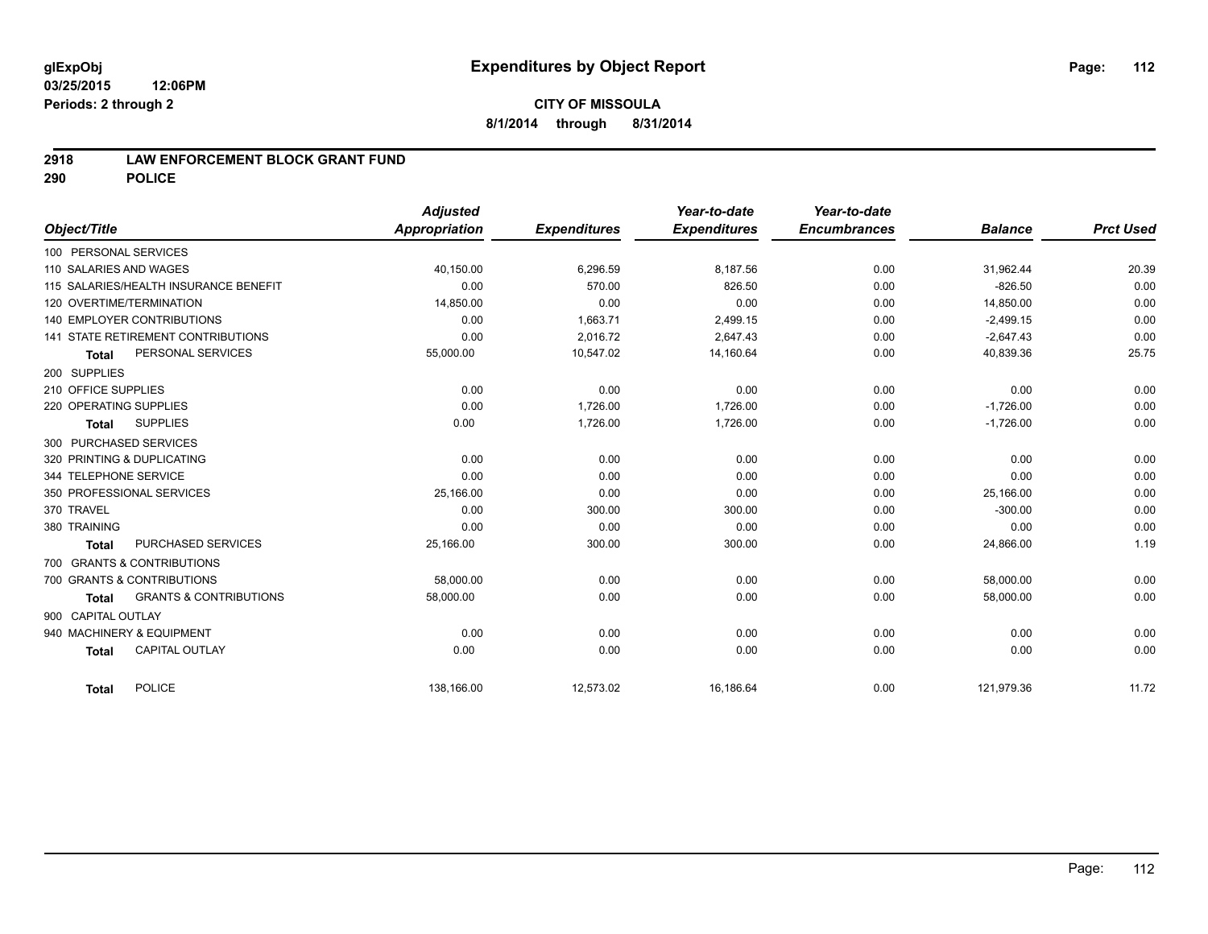glExpObj
03/25/2015 12:06PM
Periods: 2 through 2

# Expenditures by Object Report

**CITY OF MISSOULA**
**8/1/2014 through 8/31/2014**

## 2918 LAW ENFORCEMENT BLOCK GRANT FUND
## 290 POLICE

| Object/Title | Adjusted Appropriation | Expenditures | Year-to-date Expenditures | Year-to-date Encumbrances | Balance | Prct Used |
|---|---|---|---|---|---|---|
| 100 PERSONAL SERVICES | | | | | | |
| 110 SALARIES AND WAGES | 40,150.00 | 6,296.59 | 8,187.56 | 0.00 | 31,962.44 | 20.39 |
| 115 SALARIES/HEALTH INSURANCE BENEFIT | 0.00 | 570.00 | 826.50 | 0.00 | -826.50 | 0.00 |
| 120 OVERTIME/TERMINATION | 14,850.00 | 0.00 | 0.00 | 0.00 | 14,850.00 | 0.00 |
| 140 EMPLOYER CONTRIBUTIONS | 0.00 | 1,663.71 | 2,499.15 | 0.00 | -2,499.15 | 0.00 |
| 141 STATE RETIREMENT CONTRIBUTIONS | 0.00 | 2,016.72 | 2,647.43 | 0.00 | -2,647.43 | 0.00 |
| **Total** PERSONAL SERVICES | 55,000.00 | 10,547.02 | 14,160.64 | 0.00 | 40,839.36 | 25.75 |
| 200 SUPPLIES | | | | | | |
| 210 OFFICE SUPPLIES | 0.00 | 0.00 | 0.00 | 0.00 | 0.00 | 0.00 |
| 220 OPERATING SUPPLIES | 0.00 | 1,726.00 | 1,726.00 | 0.00 | -1,726.00 | 0.00 |
| **Total** SUPPLIES | 0.00 | 1,726.00 | 1,726.00 | 0.00 | -1,726.00 | 0.00 |
| 300 PURCHASED SERVICES | | | | | | |
| 320 PRINTING & DUPLICATING | 0.00 | 0.00 | 0.00 | 0.00 | 0.00 | 0.00 |
| 344 TELEPHONE SERVICE | 0.00 | 0.00 | 0.00 | 0.00 | 0.00 | 0.00 |
| 350 PROFESSIONAL SERVICES | 25,166.00 | 0.00 | 0.00 | 0.00 | 25,166.00 | 0.00 |
| 370 TRAVEL | 0.00 | 300.00 | 300.00 | 0.00 | -300.00 | 0.00 |
| 380 TRAINING | 0.00 | 0.00 | 0.00 | 0.00 | 0.00 | 0.00 |
| **Total** PURCHASED SERVICES | 25,166.00 | 300.00 | 300.00 | 0.00 | 24,866.00 | 1.19 |
| 700 GRANTS & CONTRIBUTIONS | | | | | | |
| 700 GRANTS & CONTRIBUTIONS | 58,000.00 | 0.00 | 0.00 | 0.00 | 58,000.00 | 0.00 |
| **Total** GRANTS & CONTRIBUTIONS | 58,000.00 | 0.00 | 0.00 | 0.00 | 58,000.00 | 0.00 |
| 900 CAPITAL OUTLAY | | | | | | |
| 940 MACHINERY & EQUIPMENT | 0.00 | 0.00 | 0.00 | 0.00 | 0.00 | 0.00 |
| **Total** CAPITAL OUTLAY | 0.00 | 0.00 | 0.00 | 0.00 | 0.00 | 0.00 |
| **Total** POLICE | 138,166.00 | 12,573.02 | 16,186.64 | 0.00 | 121,979.36 | 11.72 |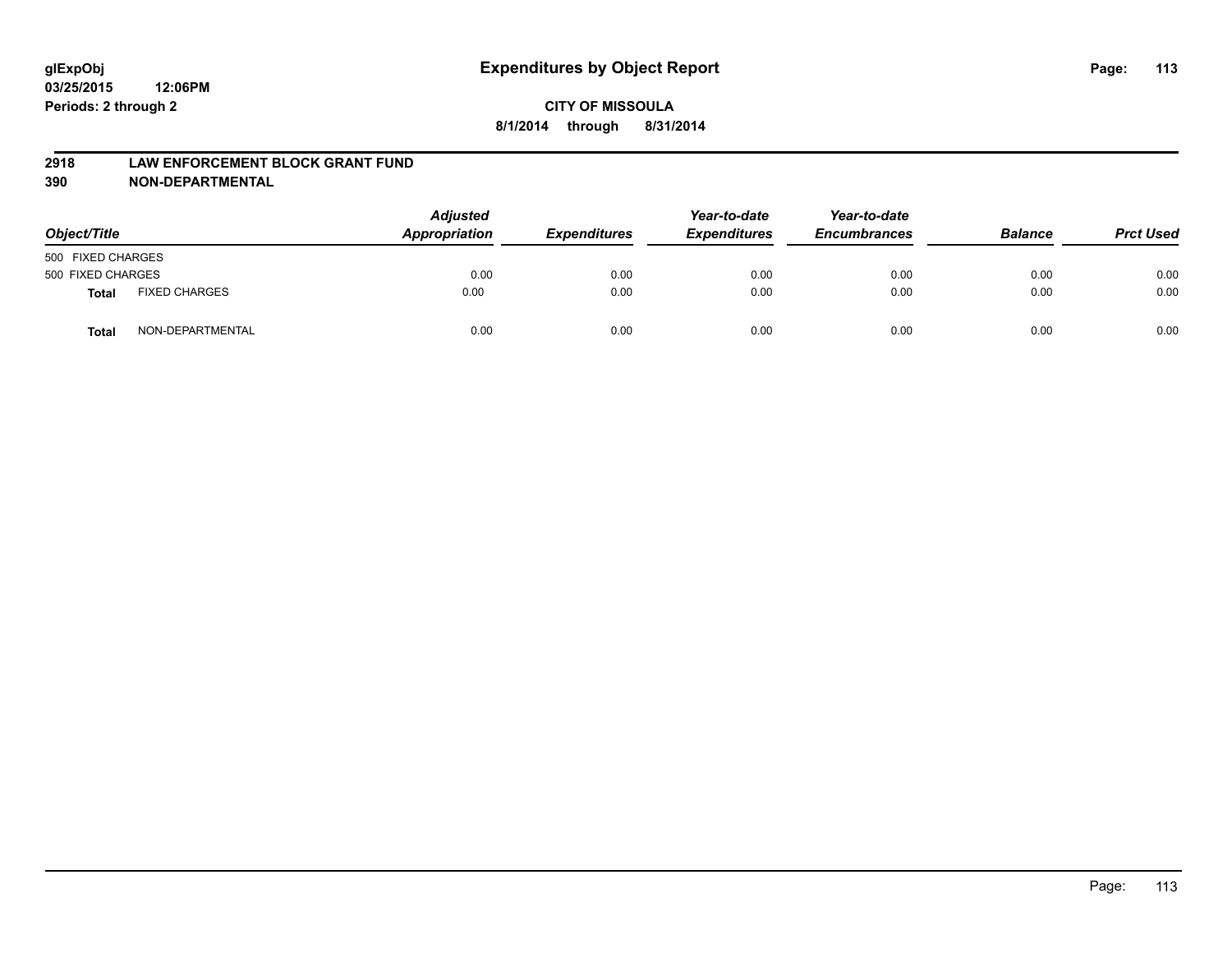**glExpObj**
**03/25/2015 12:06PM**
**Periods: 2 through 2**

# Expenditures by Object Report

**CITY OF MISSOULA**
**8/1/2014 through 8/31/2014**

**2918 LAW ENFORCEMENT BLOCK GRANT FUND**
**390 NON-DEPARTMENTAL**

| Object/Title | | Adjusted Appropriation | Expenditures | Year-to-date Expenditures | Year-to-date Encumbrances | Balance | Prct Used |
|---|---|---|---|---|---|---|---|
| 500 FIXED CHARGES | | | | | | | |
| 500 FIXED CHARGES | | 0.00 | 0.00 | 0.00 | 0.00 | 0.00 | 0.00 |
| **Total** | FIXED CHARGES | 0.00 | 0.00 | 0.00 | 0.00 | 0.00 | 0.00 |
| **Total** | NON-DEPARTMENTAL | 0.00 | 0.00 | 0.00 | 0.00 | 0.00 | 0.00 |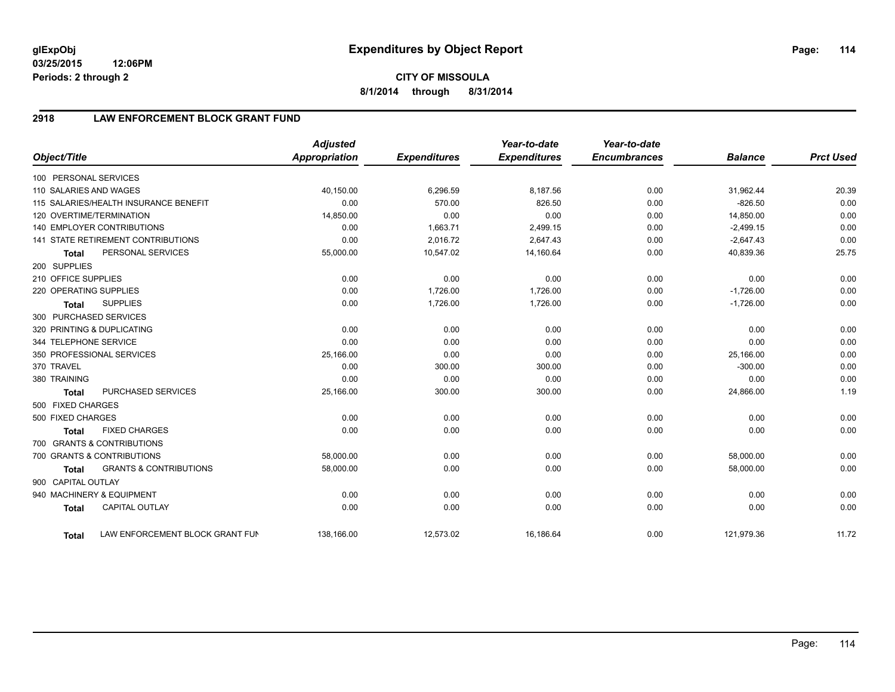**glExpObj** **Expenditures by Object Report**
**03/25/2015 12:06PM**
**Periods: 2 through 2**

**CITY OF MISSOULA**
**8/1/2014 through 8/31/2014**

## 2918 LAW ENFORCEMENT BLOCK GRANT FUND

| Object/Title | | Adjusted Appropriation | Expenditures | Year-to-date Expenditures | Year-to-date Encumbrances | Balance | Prct Used |
|---|---|---|---|---|---|---|---|
| 100 PERSONAL SERVICES | | | | | | | |
| 110 SALARIES AND WAGES | | 40,150.00 | 6,296.59 | 8,187.56 | 0.00 | 31,962.44 | 20.39 |
| 115 SALARIES/HEALTH INSURANCE BENEFIT | | 0.00 | 570.00 | 826.50 | 0.00 | -826.50 | 0.00 |
| 120 OVERTIME/TERMINATION | | 14,850.00 | 0.00 | 0.00 | 0.00 | 14,850.00 | 0.00 |
| 140 EMPLOYER CONTRIBUTIONS | | 0.00 | 1,663.71 | 2,499.15 | 0.00 | -2,499.15 | 0.00 |
| 141 STATE RETIREMENT CONTRIBUTIONS | | 0.00 | 2,016.72 | 2,647.43 | 0.00 | -2,647.43 | 0.00 |
| **Total** | PERSONAL SERVICES | 55,000.00 | 10,547.02 | 14,160.64 | 0.00 | 40,839.36 | 25.75 |
| 200 SUPPLIES | | | | | | | |
| 210 OFFICE SUPPLIES | | 0.00 | 0.00 | 0.00 | 0.00 | 0.00 | 0.00 |
| 220 OPERATING SUPPLIES | | 0.00 | 1,726.00 | 1,726.00 | 0.00 | -1,726.00 | 0.00 |
| **Total** | SUPPLIES | 0.00 | 1,726.00 | 1,726.00 | 0.00 | -1,726.00 | 0.00 |
| 300 PURCHASED SERVICES | | | | | | | |
| 320 PRINTING & DUPLICATING | | 0.00 | 0.00 | 0.00 | 0.00 | 0.00 | 0.00 |
| 344 TELEPHONE SERVICE | | 0.00 | 0.00 | 0.00 | 0.00 | 0.00 | 0.00 |
| 350 PROFESSIONAL SERVICES | | 25,166.00 | 0.00 | 0.00 | 0.00 | 25,166.00 | 0.00 |
| 370 TRAVEL | | 0.00 | 300.00 | 300.00 | 0.00 | -300.00 | 0.00 |
| 380 TRAINING | | 0.00 | 0.00 | 0.00 | 0.00 | 0.00 | 0.00 |
| **Total** | PURCHASED SERVICES | 25,166.00 | 300.00 | 300.00 | 0.00 | 24,866.00 | 1.19 |
| 500 FIXED CHARGES | | | | | | | |
| 500 FIXED CHARGES | | 0.00 | 0.00 | 0.00 | 0.00 | 0.00 | 0.00 |
| **Total** | FIXED CHARGES | 0.00 | 0.00 | 0.00 | 0.00 | 0.00 | 0.00 |
| 700 GRANTS & CONTRIBUTIONS | | | | | | | |
| 700 GRANTS & CONTRIBUTIONS | | 58,000.00 | 0.00 | 0.00 | 0.00 | 58,000.00 | 0.00 |
| **Total** | GRANTS & CONTRIBUTIONS | 58,000.00 | 0.00 | 0.00 | 0.00 | 58,000.00 | 0.00 |
| 900 CAPITAL OUTLAY | | | | | | | |
| 940 MACHINERY & EQUIPMENT | | 0.00 | 0.00 | 0.00 | 0.00 | 0.00 | 0.00 |
| **Total** | CAPITAL OUTLAY | 0.00 | 0.00 | 0.00 | 0.00 | 0.00 | 0.00 |
| **Total** | LAW ENFORCEMENT BLOCK GRANT FUN | 138,166.00 | 12,573.02 | 16,186.64 | 0.00 | 121,979.36 | 11.72 |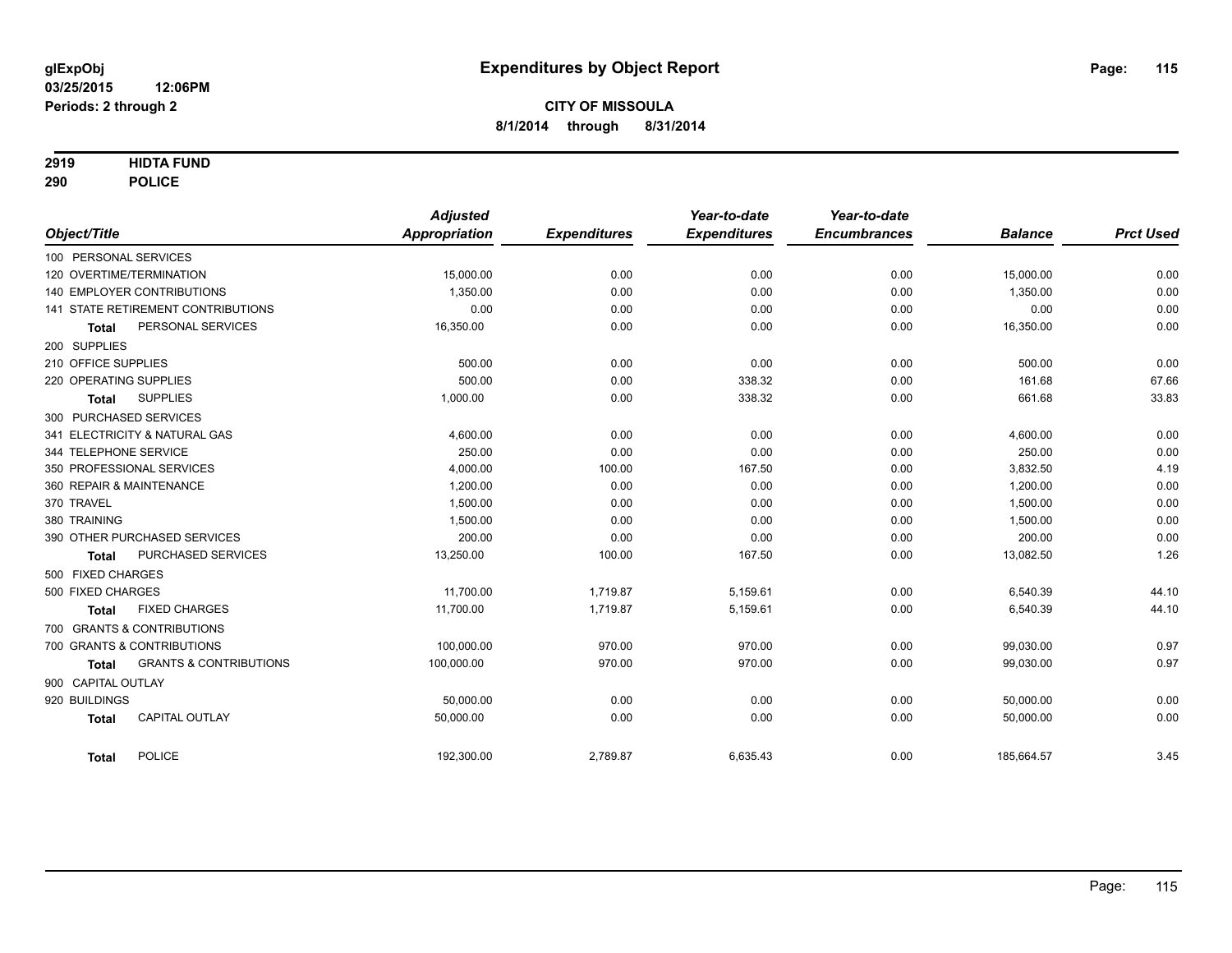**glExpObj**
**03/25/2015 12:06PM**
**Periods: 2 through 2**

# Expenditures by Object Report

**CITY OF MISSOULA**
**8/1/2014 through 8/31/2014**

**2919 HIDTA FUND**
**290 POLICE**

| Object/Title | Adjusted Appropriation | Expenditures | Year-to-date Expenditures | Year-to-date Encumbrances | Balance | Prct Used |
|---|---|---|---|---|---|---|
| 100 PERSONAL SERVICES | | | | | | |
| 120 OVERTIME/TERMINATION | 15,000.00 | 0.00 | 0.00 | 0.00 | 15,000.00 | 0.00 |
| 140 EMPLOYER CONTRIBUTIONS | 1,350.00 | 0.00 | 0.00 | 0.00 | 1,350.00 | 0.00 |
| 141 STATE RETIREMENT CONTRIBUTIONS | 0.00 | 0.00 | 0.00 | 0.00 | 0.00 | 0.00 |
| **Total** PERSONAL SERVICES | 16,350.00 | 0.00 | 0.00 | 0.00 | 16,350.00 | 0.00 |
| 200 SUPPLIES | | | | | | |
| 210 OFFICE SUPPLIES | 500.00 | 0.00 | 0.00 | 0.00 | 500.00 | 0.00 |
| 220 OPERATING SUPPLIES | 500.00 | 0.00 | 338.32 | 0.00 | 161.68 | 67.66 |
| **Total** SUPPLIES | 1,000.00 | 0.00 | 338.32 | 0.00 | 661.68 | 33.83 |
| 300 PURCHASED SERVICES | | | | | | |
| 341 ELECTRICITY & NATURAL GAS | 4,600.00 | 0.00 | 0.00 | 0.00 | 4,600.00 | 0.00 |
| 344 TELEPHONE SERVICE | 250.00 | 0.00 | 0.00 | 0.00 | 250.00 | 0.00 |
| 350 PROFESSIONAL SERVICES | 4,000.00 | 100.00 | 167.50 | 0.00 | 3,832.50 | 4.19 |
| 360 REPAIR & MAINTENANCE | 1,200.00 | 0.00 | 0.00 | 0.00 | 1,200.00 | 0.00 |
| 370 TRAVEL | 1,500.00 | 0.00 | 0.00 | 0.00 | 1,500.00 | 0.00 |
| 380 TRAINING | 1,500.00 | 0.00 | 0.00 | 0.00 | 1,500.00 | 0.00 |
| 390 OTHER PURCHASED SERVICES | 200.00 | 0.00 | 0.00 | 0.00 | 200.00 | 0.00 |
| **Total** PURCHASED SERVICES | 13,250.00 | 100.00 | 167.50 | 0.00 | 13,082.50 | 1.26 |
| 500 FIXED CHARGES | | | | | | |
| 500 FIXED CHARGES | 11,700.00 | 1,719.87 | 5,159.61 | 0.00 | 6,540.39 | 44.10 |
| **Total** FIXED CHARGES | 11,700.00 | 1,719.87 | 5,159.61 | 0.00 | 6,540.39 | 44.10 |
| 700 GRANTS & CONTRIBUTIONS | | | | | | |
| 700 GRANTS & CONTRIBUTIONS | 100,000.00 | 970.00 | 970.00 | 0.00 | 99,030.00 | 0.97 |
| **Total** GRANTS & CONTRIBUTIONS | 100,000.00 | 970.00 | 970.00 | 0.00 | 99,030.00 | 0.97 |
| 900 CAPITAL OUTLAY | | | | | | |
| 920 BUILDINGS | 50,000.00 | 0.00 | 0.00 | 0.00 | 50,000.00 | 0.00 |
| **Total** CAPITAL OUTLAY | 50,000.00 | 0.00 | 0.00 | 0.00 | 50,000.00 | 0.00 |
| **Total** POLICE | 192,300.00 | 2,789.87 | 6,635.43 | 0.00 | 185,664.57 | 3.45 |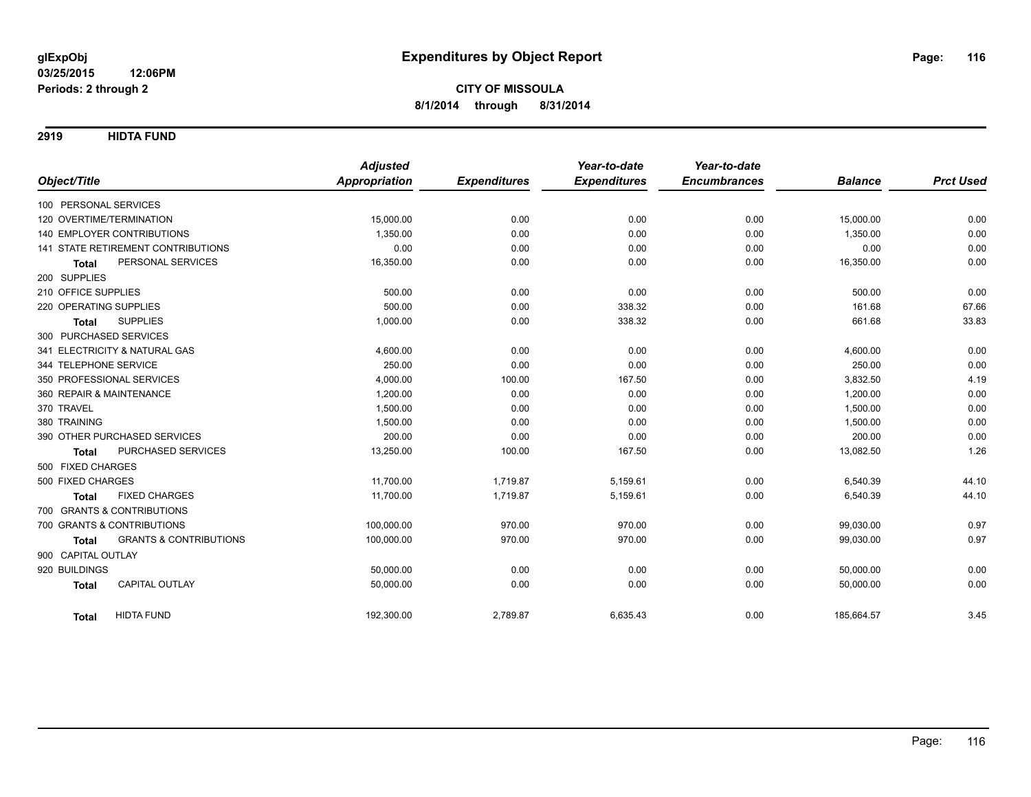**glExpObj** **Expenditures by Object Report**
**03/25/2015 12:06PM**
**Periods: 2 through 2**

**CITY OF MISSOULA**
**8/1/2014 through 8/31/2014**

## 2919 HIDTA FUND

| Object/Title | Adjusted Appropriation | Expenditures | Year-to-date Expenditures | Year-to-date Encumbrances | Balance | Prct Used |
|---|---|---|---|---|---|---|
| 100 PERSONAL SERVICES | | | | | | |
| 120 OVERTIME/TERMINATION | 15,000.00 | 0.00 | 0.00 | 0.00 | 15,000.00 | 0.00 |
| 140 EMPLOYER CONTRIBUTIONS | 1,350.00 | 0.00 | 0.00 | 0.00 | 1,350.00 | 0.00 |
| 141 STATE RETIREMENT CONTRIBUTIONS | 0.00 | 0.00 | 0.00 | 0.00 | 0.00 | 0.00 |
| **Total** PERSONAL SERVICES | 16,350.00 | 0.00 | 0.00 | 0.00 | 16,350.00 | 0.00 |
| 200 SUPPLIES | | | | | | |
| 210 OFFICE SUPPLIES | 500.00 | 0.00 | 0.00 | 0.00 | 500.00 | 0.00 |
| 220 OPERATING SUPPLIES | 500.00 | 0.00 | 338.32 | 0.00 | 161.68 | 67.66 |
| **Total** SUPPLIES | 1,000.00 | 0.00 | 338.32 | 0.00 | 661.68 | 33.83 |
| 300 PURCHASED SERVICES | | | | | | |
| 341 ELECTRICITY & NATURAL GAS | 4,600.00 | 0.00 | 0.00 | 0.00 | 4,600.00 | 0.00 |
| 344 TELEPHONE SERVICE | 250.00 | 0.00 | 0.00 | 0.00 | 250.00 | 0.00 |
| 350 PROFESSIONAL SERVICES | 4,000.00 | 100.00 | 167.50 | 0.00 | 3,832.50 | 4.19 |
| 360 REPAIR & MAINTENANCE | 1,200.00 | 0.00 | 0.00 | 0.00 | 1,200.00 | 0.00 |
| 370 TRAVEL | 1,500.00 | 0.00 | 0.00 | 0.00 | 1,500.00 | 0.00 |
| 380 TRAINING | 1,500.00 | 0.00 | 0.00 | 0.00 | 1,500.00 | 0.00 |
| 390 OTHER PURCHASED SERVICES | 200.00 | 0.00 | 0.00 | 0.00 | 200.00 | 0.00 |
| **Total** PURCHASED SERVICES | 13,250.00 | 100.00 | 167.50 | 0.00 | 13,082.50 | 1.26 |
| 500 FIXED CHARGES | | | | | | |
| 500 FIXED CHARGES | 11,700.00 | 1,719.87 | 5,159.61 | 0.00 | 6,540.39 | 44.10 |
| **Total** FIXED CHARGES | 11,700.00 | 1,719.87 | 5,159.61 | 0.00 | 6,540.39 | 44.10 |
| 700 GRANTS & CONTRIBUTIONS | | | | | | |
| 700 GRANTS & CONTRIBUTIONS | 100,000.00 | 970.00 | 970.00 | 0.00 | 99,030.00 | 0.97 |
| **Total** GRANTS & CONTRIBUTIONS | 100,000.00 | 970.00 | 970.00 | 0.00 | 99,030.00 | 0.97 |
| 900 CAPITAL OUTLAY | | | | | | |
| 920 BUILDINGS | 50,000.00 | 0.00 | 0.00 | 0.00 | 50,000.00 | 0.00 |
| **Total** CAPITAL OUTLAY | 50,000.00 | 0.00 | 0.00 | 0.00 | 50,000.00 | 0.00 |
| **Total** HIDTA FUND | 192,300.00 | 2,789.87 | 6,635.43 | 0.00 | 185,664.57 | 3.45 |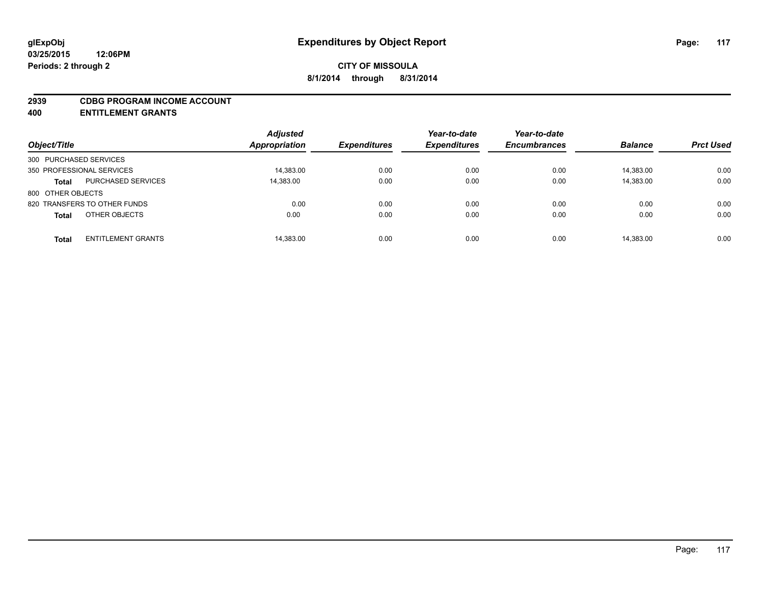**glExpObj**
**03/25/2015 12:06PM**
**Periods: 2 through 2**

# Expenditures by Object Report

**CITY OF MISSOULA**
**8/1/2014 through 8/31/2014**

**2939 CDBG PROGRAM INCOME ACCOUNT**
**400 ENTITLEMENT GRANTS**

| Object/Title | | Adjusted Appropriation | Expenditures | Year-to-date Expenditures | Year-to-date Encumbrances | Balance | Prct Used |
|---|---|---|---|---|---|---|---|
| 300 PURCHASED SERVICES | | | | | | | |
| 350 PROFESSIONAL SERVICES | | 14,383.00 | 0.00 | 0.00 | 0.00 | 14,383.00 | 0.00 |
| **Total** | PURCHASED SERVICES | 14,383.00 | 0.00 | 0.00 | 0.00 | 14,383.00 | 0.00 |
| 800 OTHER OBJECTS | | | | | | | |
| 820 TRANSFERS TO OTHER FUNDS | | 0.00 | 0.00 | 0.00 | 0.00 | 0.00 | 0.00 |
| **Total** | OTHER OBJECTS | 0.00 | 0.00 | 0.00 | 0.00 | 0.00 | 0.00 |
| **Total** | ENTITLEMENT GRANTS | 14,383.00 | 0.00 | 0.00 | 0.00 | 14,383.00 | 0.00 |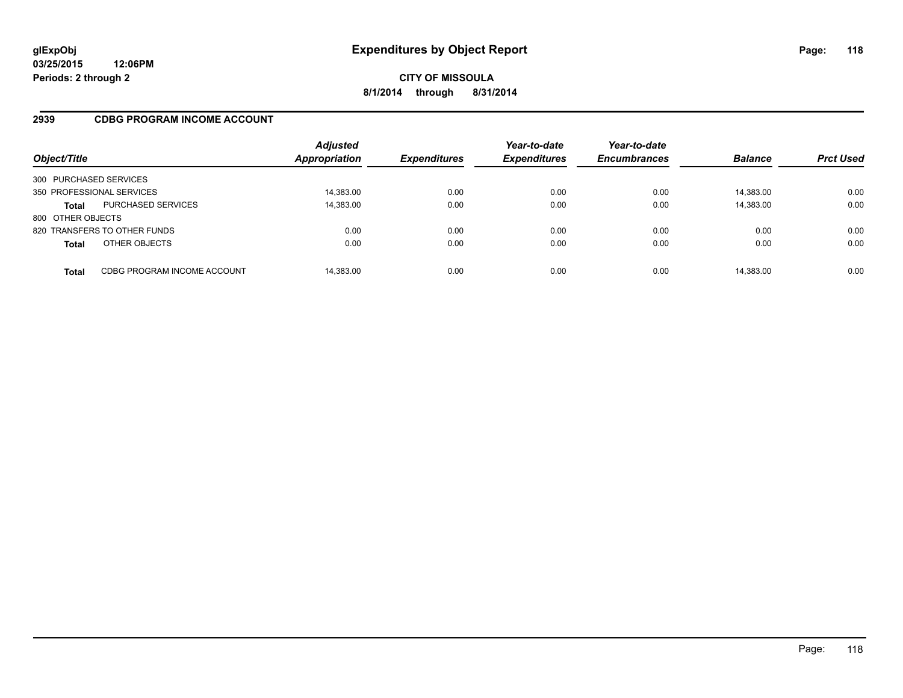# Expenditures by Object Report

glExpObj
03/25/2015 12:06PM
Periods: 2 through 2

**CITY OF MISSOULA**
**8/1/2014 through 8/31/2014**

## 2939 CDBG PROGRAM INCOME ACCOUNT

| Object/Title | | Adjusted Appropriation | Expenditures | Year-to-date Expenditures | Year-to-date Encumbrances | Balance | Prct Used |
|---|---|---|---|---|---|---|---|
| 300 PURCHASED SERVICES | | | | | | | |
| 350 PROFESSIONAL SERVICES | | 14,383.00 | 0.00 | 0.00 | 0.00 | 14,383.00 | 0.00 |
| **Total** | PURCHASED SERVICES | 14,383.00 | 0.00 | 0.00 | 0.00 | 14,383.00 | 0.00 |
| 800 OTHER OBJECTS | | | | | | | |
| 820 TRANSFERS TO OTHER FUNDS | | 0.00 | 0.00 | 0.00 | 0.00 | 0.00 | 0.00 |
| **Total** | OTHER OBJECTS | 0.00 | 0.00 | 0.00 | 0.00 | 0.00 | 0.00 |
| **Total** | CDBG PROGRAM INCOME ACCOUNT | 14,383.00 | 0.00 | 0.00 | 0.00 | 14,383.00 | 0.00 |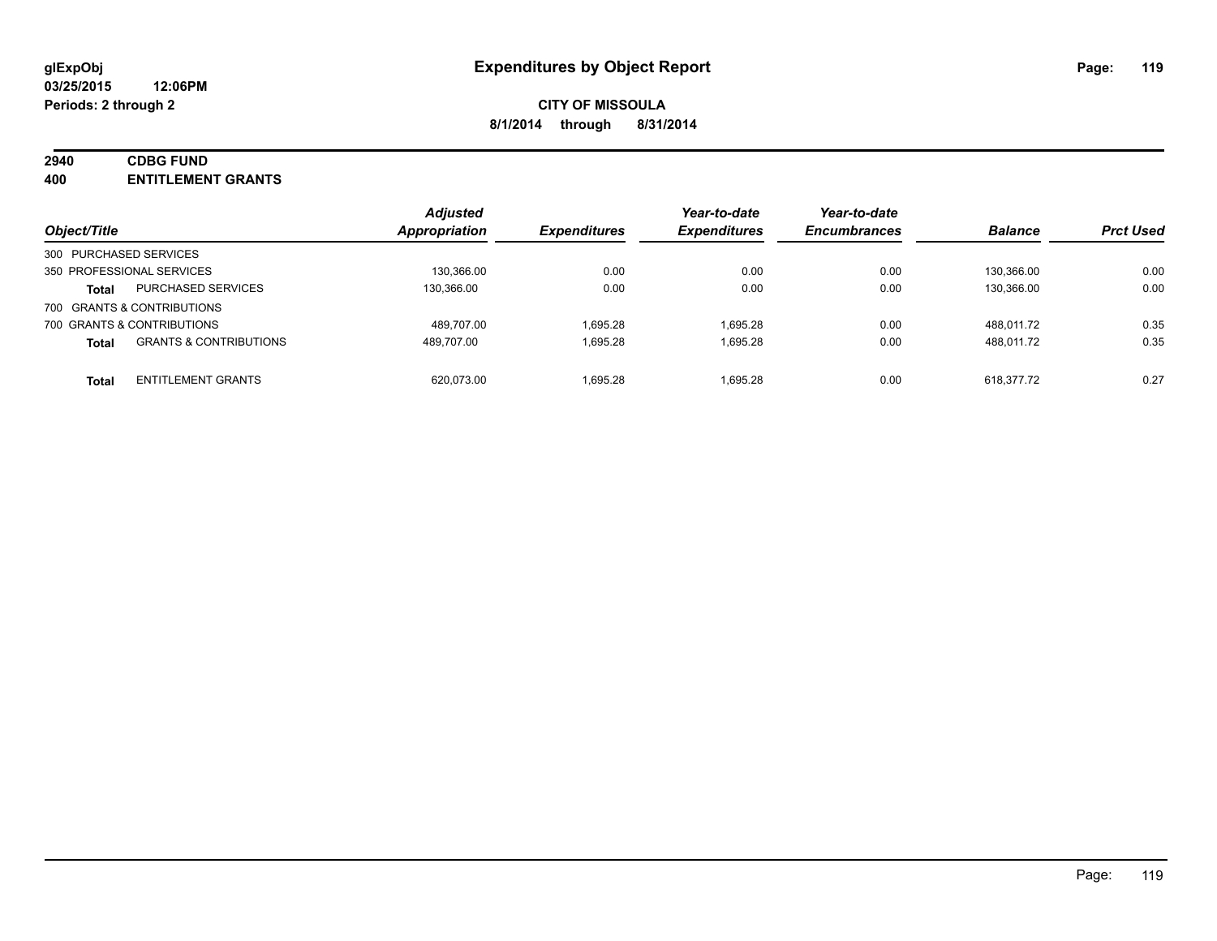# Expenditures by Object Report

glExpObj
03/25/2015 12:06PM
Periods: 2 through 2

**CITY OF MISSOULA**
**8/1/2014 through 8/31/2014**

**2940 CDBG FUND**
**400 ENTITLEMENT GRANTS**

| Object/Title | | Adjusted Appropriation | Expenditures | Year-to-date Expenditures | Year-to-date Encumbrances | Balance | Prct Used |
|---|---|---|---|---|---|---|---|
| 300 PURCHASED SERVICES | | | | | | | |
| 350 PROFESSIONAL SERVICES | | 130,366.00 | 0.00 | 0.00 | 0.00 | 130,366.00 | 0.00 |
| **Total** | PURCHASED SERVICES | 130,366.00 | 0.00 | 0.00 | 0.00 | 130,366.00 | 0.00 |
| 700 GRANTS & CONTRIBUTIONS | | | | | | | |
| 700 GRANTS & CONTRIBUTIONS | | 489,707.00 | 1,695.28 | 1,695.28 | 0.00 | 488,011.72 | 0.35 |
| **Total** | GRANTS & CONTRIBUTIONS | 489,707.00 | 1,695.28 | 1,695.28 | 0.00 | 488,011.72 | 0.35 |
| **Total** | ENTITLEMENT GRANTS | 620,073.00 | 1,695.28 | 1,695.28 | 0.00 | 618,377.72 | 0.27 |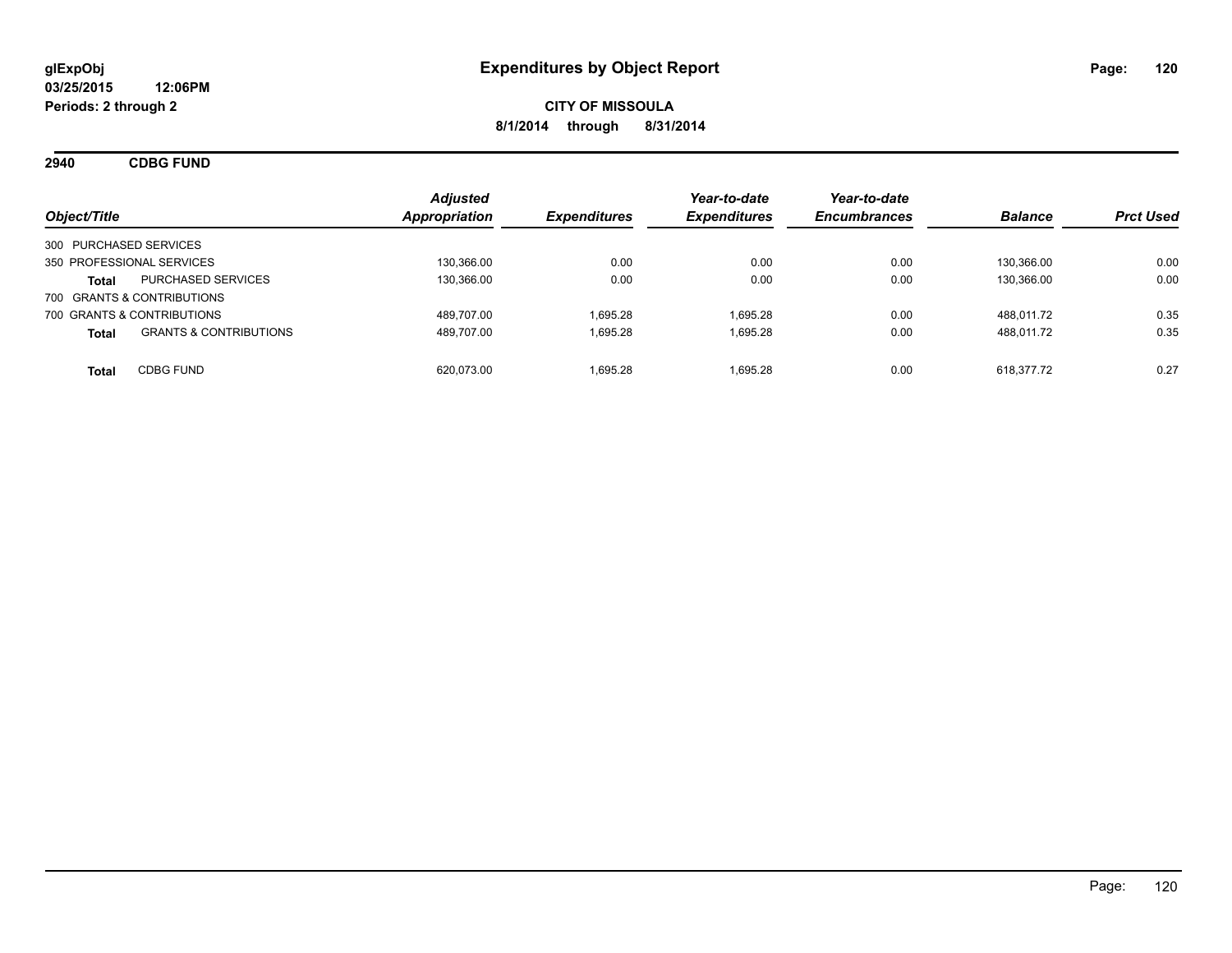**glExpObj**
**03/25/2015 12:06PM**
**Periods: 2 through 2**

# Expenditures by Object Report

**CITY OF MISSOULA**
**8/1/2014 through 8/31/2014**

## 2940 CDBG FUND

| Object/Title | | Adjusted Appropriation | Expenditures | Year-to-date Expenditures | Year-to-date Encumbrances | Balance | Prct Used |
|---|---|---|---|---|---|---|---|
| 300 PURCHASED SERVICES | | | | | | | |
| 350 PROFESSIONAL SERVICES | | 130,366.00 | 0.00 | 0.00 | 0.00 | 130,366.00 | 0.00 |
| **Total** | PURCHASED SERVICES | 130,366.00 | 0.00 | 0.00 | 0.00 | 130,366.00 | 0.00 |
| 700 GRANTS & CONTRIBUTIONS | | | | | | | |
| 700 GRANTS & CONTRIBUTIONS | | 489,707.00 | 1,695.28 | 1,695.28 | 0.00 | 488,011.72 | 0.35 |
| **Total** | GRANTS & CONTRIBUTIONS | 489,707.00 | 1,695.28 | 1,695.28 | 0.00 | 488,011.72 | 0.35 |
| **Total** | CDBG FUND | 620,073.00 | 1,695.28 | 1,695.28 | 0.00 | 618,377.72 | 0.27 |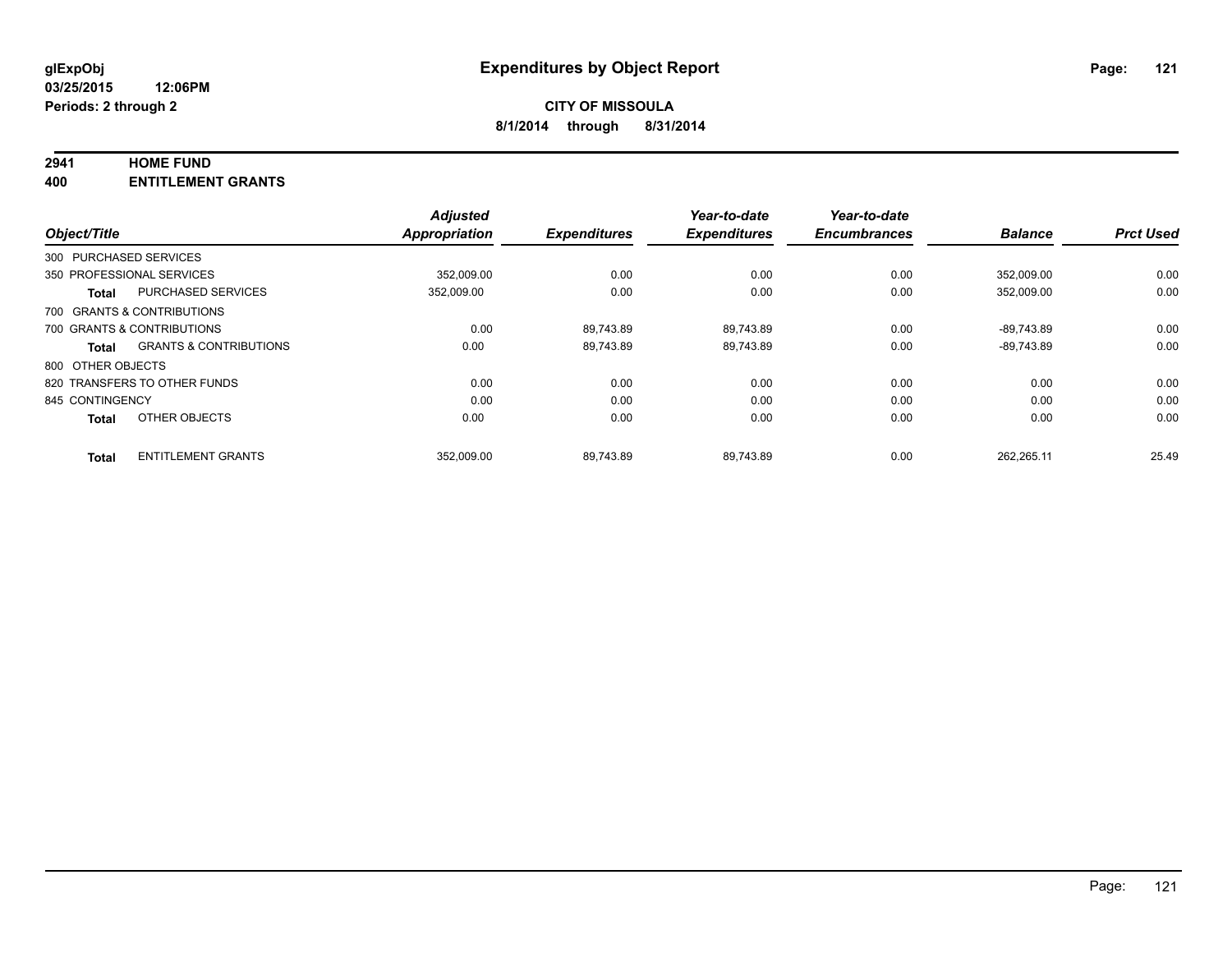glExpObj
03/25/2015 12:06PM
Periods: 2 through 2

# Expenditures by Object Report

**CITY OF MISSOULA**
**8/1/2014 through 8/31/2014**

**2941 HOME FUND**
**400 ENTITLEMENT GRANTS**

| Object/Title | | Adjusted Appropriation | Expenditures | Year-to-date Expenditures | Year-to-date Encumbrances | Balance | Prct Used |
|---|---|---|---|---|---|---|---|
| 300 PURCHASED SERVICES | | | | | | | |
| 350 PROFESSIONAL SERVICES | | 352,009.00 | 0.00 | 0.00 | 0.00 | 352,009.00 | 0.00 |
| **Total** | PURCHASED SERVICES | 352,009.00 | 0.00 | 0.00 | 0.00 | 352,009.00 | 0.00 |
| 700 GRANTS & CONTRIBUTIONS | | | | | | | |
| 700 GRANTS & CONTRIBUTIONS | | 0.00 | 89,743.89 | 89,743.89 | 0.00 | -89,743.89 | 0.00 |
| **Total** | GRANTS & CONTRIBUTIONS | 0.00 | 89,743.89 | 89,743.89 | 0.00 | -89,743.89 | 0.00 |
| 800 OTHER OBJECTS | | | | | | | |
| 820 TRANSFERS TO OTHER FUNDS | | 0.00 | 0.00 | 0.00 | 0.00 | 0.00 | 0.00 |
| 845 CONTINGENCY | | 0.00 | 0.00 | 0.00 | 0.00 | 0.00 | 0.00 |
| **Total** | OTHER OBJECTS | 0.00 | 0.00 | 0.00 | 0.00 | 0.00 | 0.00 |
| **Total** | ENTITLEMENT GRANTS | 352,009.00 | 89,743.89 | 89,743.89 | 0.00 | 262,265.11 | 25.49 |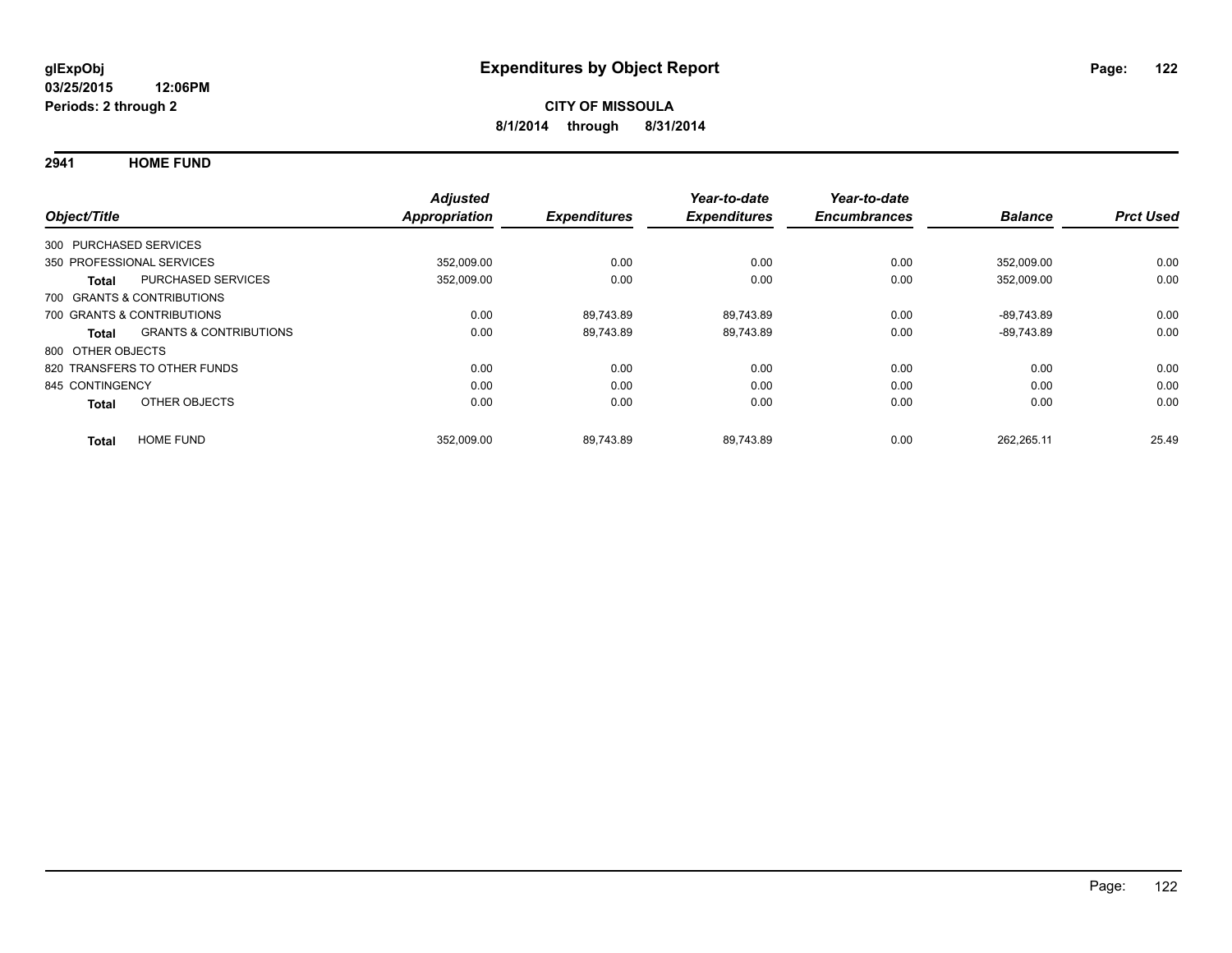glExpObj
03/25/2015 12:06PM
Periods: 2 through 2

# Expenditures by Object Report

**CITY OF MISSOULA**
**8/1/2014 through 8/31/2014**

## 2941 HOME FUND

| Object/Title | | Adjusted Appropriation | Expenditures | Year-to-date Expenditures | Year-to-date Encumbrances | Balance | Prct Used |
|---|---|---|---|---|---|---|---|
| 300 PURCHASED SERVICES | | | | | | | |
| 350 PROFESSIONAL SERVICES | | 352,009.00 | 0.00 | 0.00 | 0.00 | 352,009.00 | 0.00 |
| **Total** | PURCHASED SERVICES | 352,009.00 | 0.00 | 0.00 | 0.00 | 352,009.00 | 0.00 |
| 700 GRANTS & CONTRIBUTIONS | | | | | | | |
| 700 GRANTS & CONTRIBUTIONS | | 0.00 | 89,743.89 | 89,743.89 | 0.00 | -89,743.89 | 0.00 |
| **Total** | GRANTS & CONTRIBUTIONS | 0.00 | 89,743.89 | 89,743.89 | 0.00 | -89,743.89 | 0.00 |
| 800 OTHER OBJECTS | | | | | | | |
| 820 TRANSFERS TO OTHER FUNDS | | 0.00 | 0.00 | 0.00 | 0.00 | 0.00 | 0.00 |
| 845 CONTINGENCY | | 0.00 | 0.00 | 0.00 | 0.00 | 0.00 | 0.00 |
| **Total** | OTHER OBJECTS | 0.00 | 0.00 | 0.00 | 0.00 | 0.00 | 0.00 |
| **Total** | HOME FUND | 352,009.00 | 89,743.89 | 89,743.89 | 0.00 | 262,265.11 | 25.49 |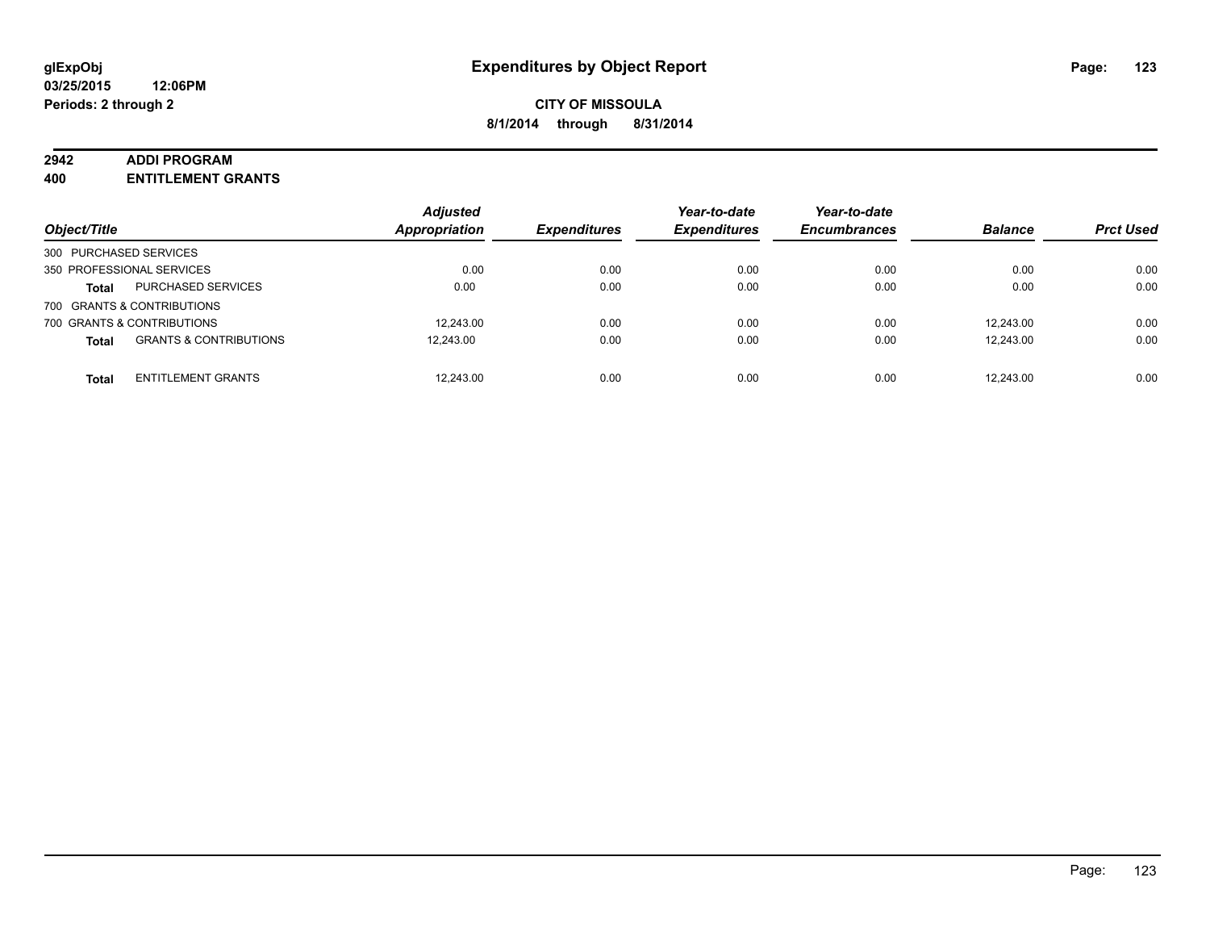**glExpObj**
**03/25/2015 12:06PM**
**Periods: 2 through 2**

# Expenditures by Object Report

**CITY OF MISSOULA**
**8/1/2014 through 8/31/2014**

**2942 ADDI PROGRAM**
**400 ENTITLEMENT GRANTS**

| Object/Title | | Adjusted Appropriation | Expenditures | Year-to-date Expenditures | Year-to-date Encumbrances | Balance | Prct Used |
|---|---|---|---|---|---|---|---|
| 300 PURCHASED SERVICES | | | | | | | |
| 350 PROFESSIONAL SERVICES | | 0.00 | 0.00 | 0.00 | 0.00 | 0.00 | 0.00 |
| **Total** | PURCHASED SERVICES | 0.00 | 0.00 | 0.00 | 0.00 | 0.00 | 0.00 |
| 700 GRANTS & CONTRIBUTIONS | | | | | | | |
| 700 GRANTS & CONTRIBUTIONS | | 12,243.00 | 0.00 | 0.00 | 0.00 | 12,243.00 | 0.00 |
| **Total** | GRANTS & CONTRIBUTIONS | 12,243.00 | 0.00 | 0.00 | 0.00 | 12,243.00 | 0.00 |
| **Total** | ENTITLEMENT GRANTS | 12,243.00 | 0.00 | 0.00 | 0.00 | 12,243.00 | 0.00 |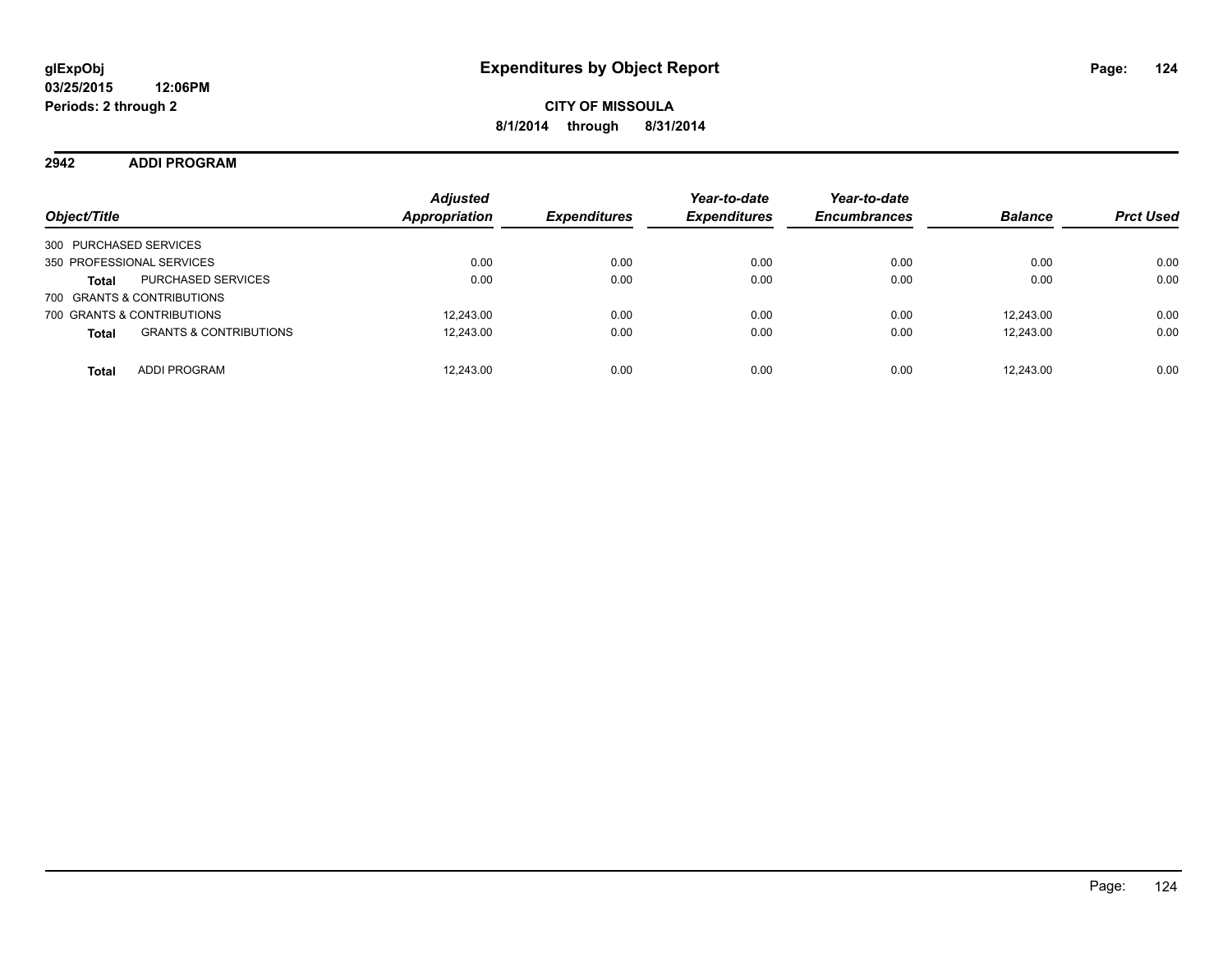**glExpObj**
**03/25/2015 12:06PM**
**Periods: 2 through 2**

# Expenditures by Object Report

**CITY OF MISSOULA**
**8/1/2014 through 8/31/2014**

## 2942 ADDI PROGRAM

| Object/Title | | *Adjusted Appropriation* | *Expenditures* | *Year-to-date Expenditures* | *Year-to-date Encumbrances* | *Balance* | *Prct Used* |
|---|---|---|---|---|---|---|---|
| 300 PURCHASED SERVICES | | | | | | | |
| 350 PROFESSIONAL SERVICES | | 0.00 | 0.00 | 0.00 | 0.00 | 0.00 | 0.00 |
| **Total** | PURCHASED SERVICES | 0.00 | 0.00 | 0.00 | 0.00 | 0.00 | 0.00 |
| 700 GRANTS & CONTRIBUTIONS | | | | | | | |
| 700 GRANTS & CONTRIBUTIONS | | 12,243.00 | 0.00 | 0.00 | 0.00 | 12,243.00 | 0.00 |
| **Total** | GRANTS & CONTRIBUTIONS | 12,243.00 | 0.00 | 0.00 | 0.00 | 12,243.00 | 0.00 |
| **Total** | ADDI PROGRAM | 12,243.00 | 0.00 | 0.00 | 0.00 | 12,243.00 | 0.00 |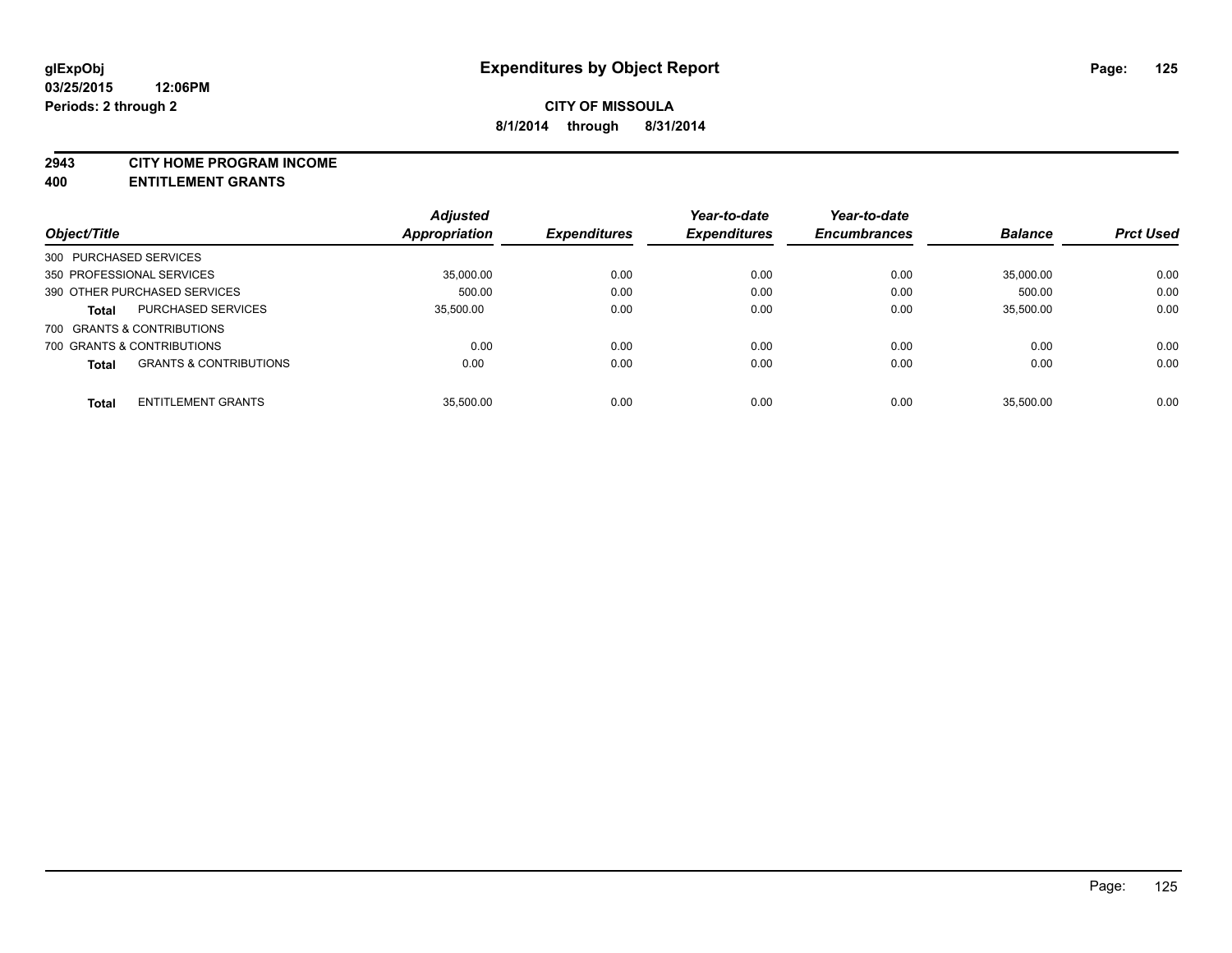glExpObj
03/25/2015 12:06PM
Periods: 2 through 2

# Expenditures by Object Report

**CITY OF MISSOULA**
**8/1/2014 through 8/31/2014**

**2943 CITY HOME PROGRAM INCOME**
**400 ENTITLEMENT GRANTS**

| Object/Title | | Adjusted Appropriation | Expenditures | Year-to-date Expenditures | Year-to-date Encumbrances | Balance | Prct Used |
|---|---|---|---|---|---|---|---|
| 300 PURCHASED SERVICES | | | | | | | |
| 350 PROFESSIONAL SERVICES | | 35,000.00 | 0.00 | 0.00 | 0.00 | 35,000.00 | 0.00 |
| 390 OTHER PURCHASED SERVICES | | 500.00 | 0.00 | 0.00 | 0.00 | 500.00 | 0.00 |
| **Total** | PURCHASED SERVICES | 35,500.00 | 0.00 | 0.00 | 0.00 | 35,500.00 | 0.00 |
| 700 GRANTS & CONTRIBUTIONS | | | | | | | |
| 700 GRANTS & CONTRIBUTIONS | | 0.00 | 0.00 | 0.00 | 0.00 | 0.00 | 0.00 |
| **Total** | GRANTS & CONTRIBUTIONS | 0.00 | 0.00 | 0.00 | 0.00 | 0.00 | 0.00 |
| **Total** | ENTITLEMENT GRANTS | 35,500.00 | 0.00 | 0.00 | 0.00 | 35,500.00 | 0.00 |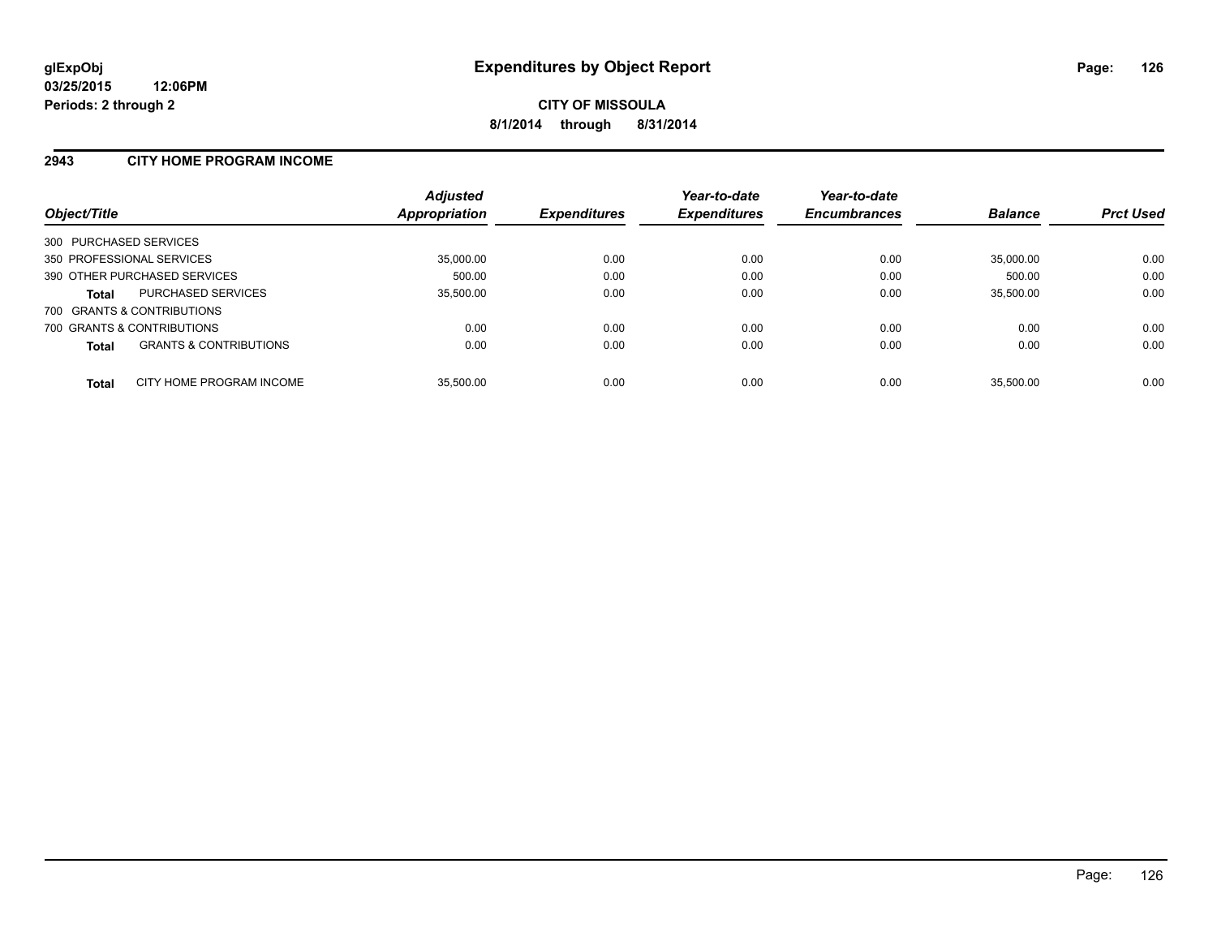# Expenditures by Object Report

glExpObj
03/25/2015 12:06PM
Periods: 2 through 2

**CITY OF MISSOULA**
**8/1/2014 through 8/31/2014**

## 2943 CITY HOME PROGRAM INCOME

| Object/Title | | Adjusted Appropriation | Expenditures | Year-to-date Expenditures | Year-to-date Encumbrances | Balance | Prct Used |
|---|---|---|---|---|---|---|---|
| 300 PURCHASED SERVICES | | | | | | | |
| 350 PROFESSIONAL SERVICES | | 35,000.00 | 0.00 | 0.00 | 0.00 | 35,000.00 | 0.00 |
| 390 OTHER PURCHASED SERVICES | | 500.00 | 0.00 | 0.00 | 0.00 | 500.00 | 0.00 |
| **Total** | PURCHASED SERVICES | 35,500.00 | 0.00 | 0.00 | 0.00 | 35,500.00 | 0.00 |
| 700 GRANTS & CONTRIBUTIONS | | | | | | | |
| 700 GRANTS & CONTRIBUTIONS | | 0.00 | 0.00 | 0.00 | 0.00 | 0.00 | 0.00 |
| **Total** | GRANTS & CONTRIBUTIONS | 0.00 | 0.00 | 0.00 | 0.00 | 0.00 | 0.00 |
| **Total** | CITY HOME PROGRAM INCOME | 35,500.00 | 0.00 | 0.00 | 0.00 | 35,500.00 | 0.00 |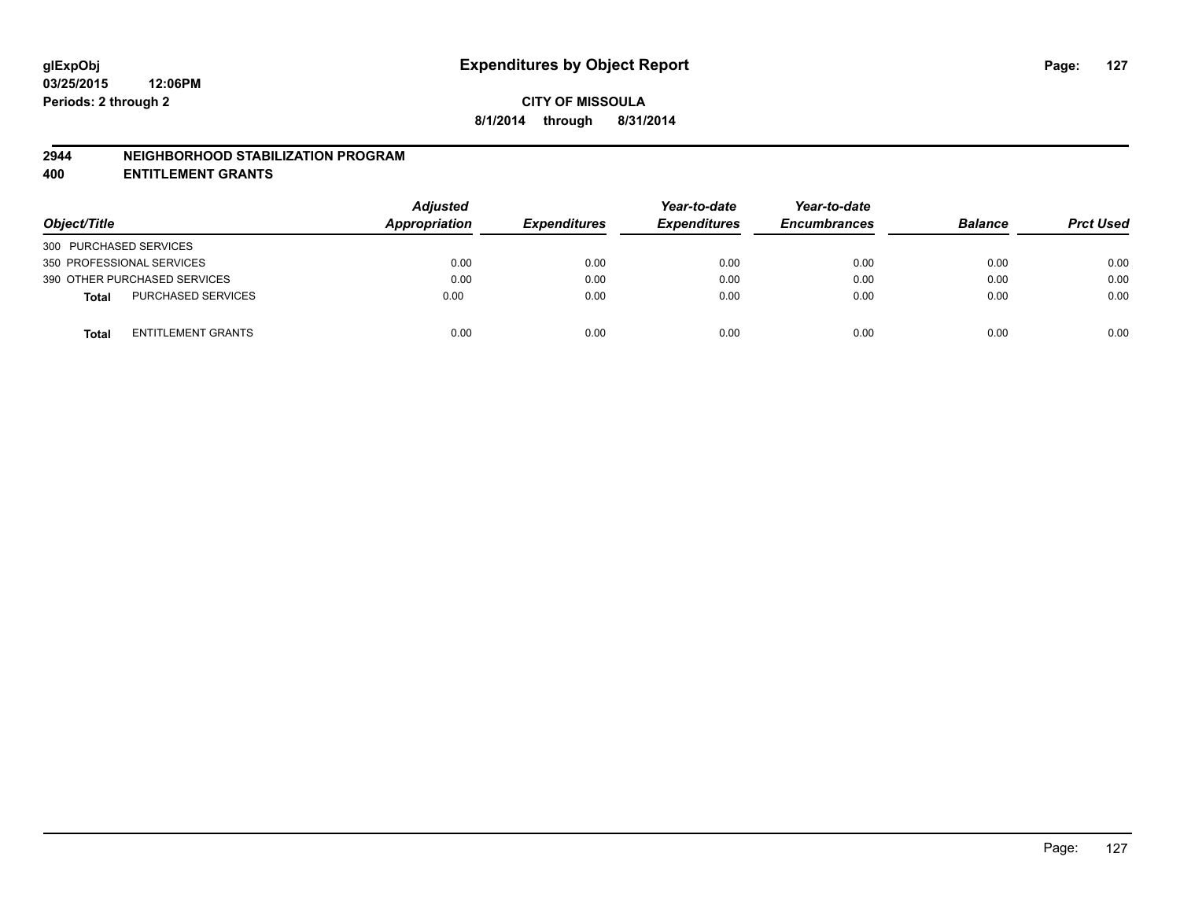# Expenditures by Object Report

**CITY OF MISSOULA**

**8/1/2014 through 8/31/2014**

glExpObj
03/25/2015 12:06PM
Periods: 2 through 2

## 2944 NEIGHBORHOOD STABILIZATION PROGRAM
## 400 ENTITLEMENT GRANTS

| Object/Title | | Adjusted Appropriation | Expenditures | Year-to-date Expenditures | Year-to-date Encumbrances | Balance | Prct Used |
|---|---|---|---|---|---|---|---|
| 300 PURCHASED SERVICES | | | | | | | |
| 350 PROFESSIONAL SERVICES | | 0.00 | 0.00 | 0.00 | 0.00 | 0.00 | 0.00 |
| 390 OTHER PURCHASED SERVICES | | 0.00 | 0.00 | 0.00 | 0.00 | 0.00 | 0.00 |
| **Total** | PURCHASED SERVICES | 0.00 | 0.00 | 0.00 | 0.00 | 0.00 | 0.00 |
| **Total** | ENTITLEMENT GRANTS | 0.00 | 0.00 | 0.00 | 0.00 | 0.00 | 0.00 |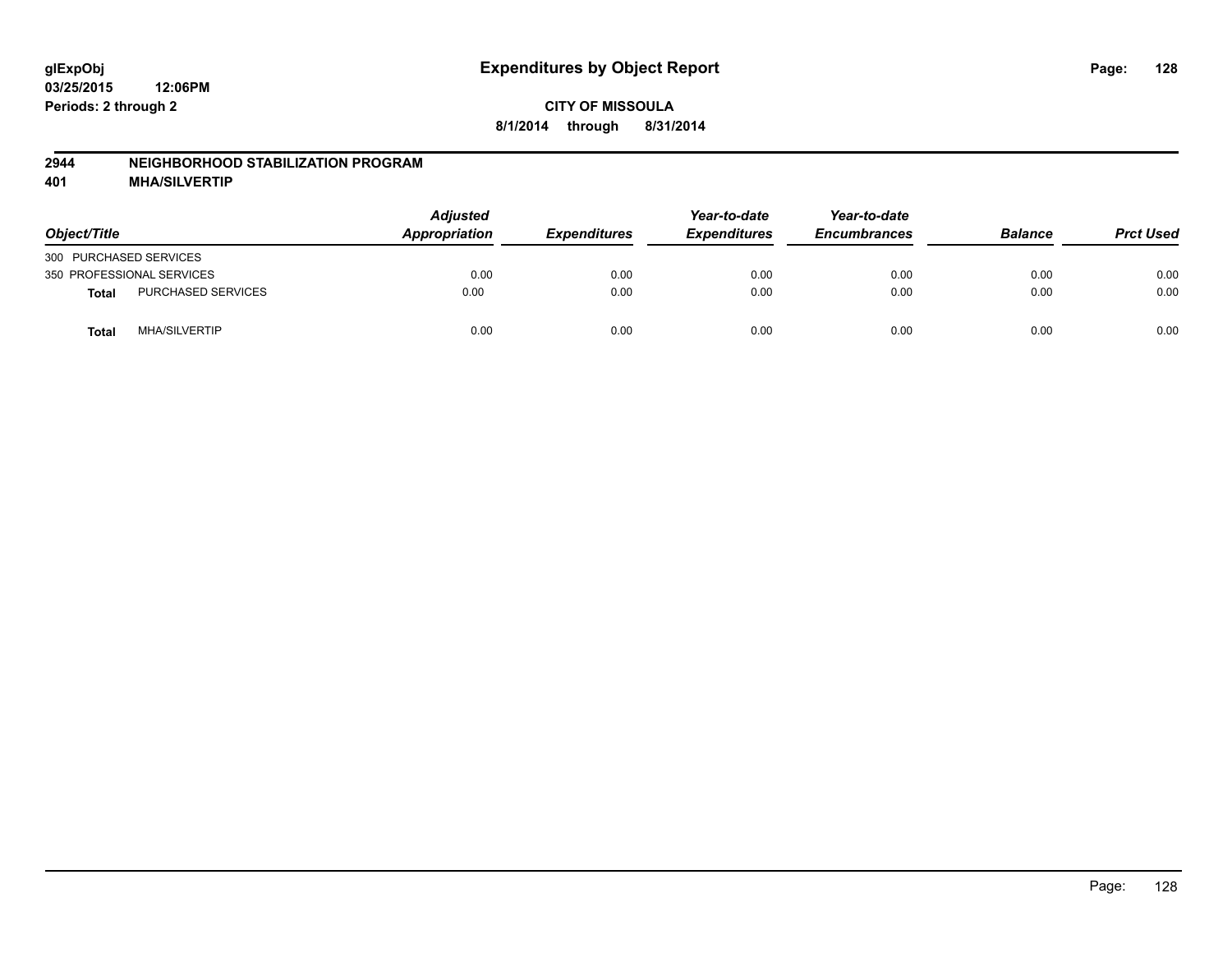**glExpObj**
**03/25/2015 12:06PM**
**Periods: 2 through 2**

# Expenditures by Object Report

**CITY OF MISSOULA**
**8/1/2014 through 8/31/2014**

## 2944 NEIGHBORHOOD STABILIZATION PROGRAM
## 401 MHA/SILVERTIP

| Object/Title | | Adjusted Appropriation | Expenditures | Year-to-date Expenditures | Year-to-date Encumbrances | Balance | Prct Used |
|---|---|---|---|---|---|---|---|
| 300 PURCHASED SERVICES | | | | | | | |
| 350 PROFESSIONAL SERVICES | | 0.00 | 0.00 | 0.00 | 0.00 | 0.00 | 0.00 |
| **Total** | PURCHASED SERVICES | 0.00 | 0.00 | 0.00 | 0.00 | 0.00 | 0.00 |
| **Total** | MHA/SILVERTIP | 0.00 | 0.00 | 0.00 | 0.00 | 0.00 | 0.00 |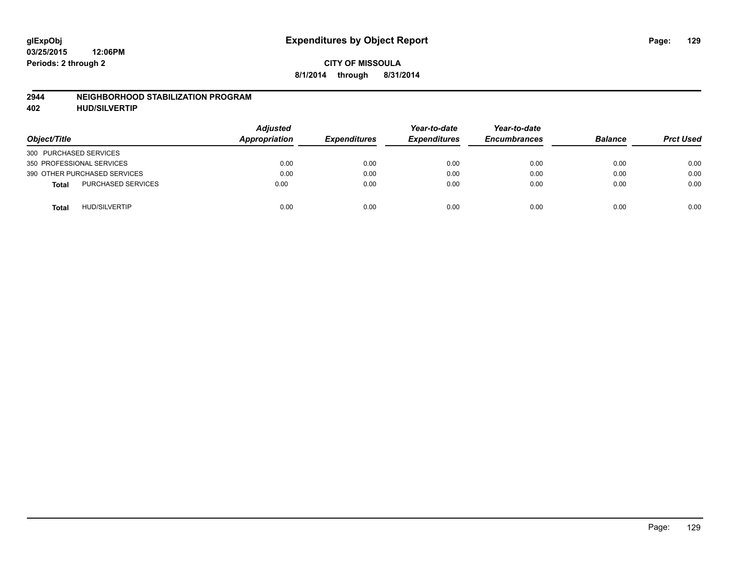glExpObj
03/25/2015 12:06PM
Periods: 2 through 2

# Expenditures by Object Report

**CITY OF MISSOULA**
**8/1/2014 through 8/31/2014**

## 2944 NEIGHBORHOOD STABILIZATION PROGRAM
## 402 HUD/SILVERTIP

| Object/Title | Adjusted Appropriation | Expenditures | Year-to-date Expenditures | Year-to-date Encumbrances | Balance | Prct Used |
|---|---|---|---|---|---|---|
| 300 PURCHASED SERVICES | | | | | | |
| 350 PROFESSIONAL SERVICES | 0.00 | 0.00 | 0.00 | 0.00 | 0.00 | 0.00 |
| 390 OTHER PURCHASED SERVICES | 0.00 | 0.00 | 0.00 | 0.00 | 0.00 | 0.00 |
| **Total** PURCHASED SERVICES | 0.00 | 0.00 | 0.00 | 0.00 | 0.00 | 0.00 |
| **Total** HUD/SILVERTIP | 0.00 | 0.00 | 0.00 | 0.00 | 0.00 | 0.00 |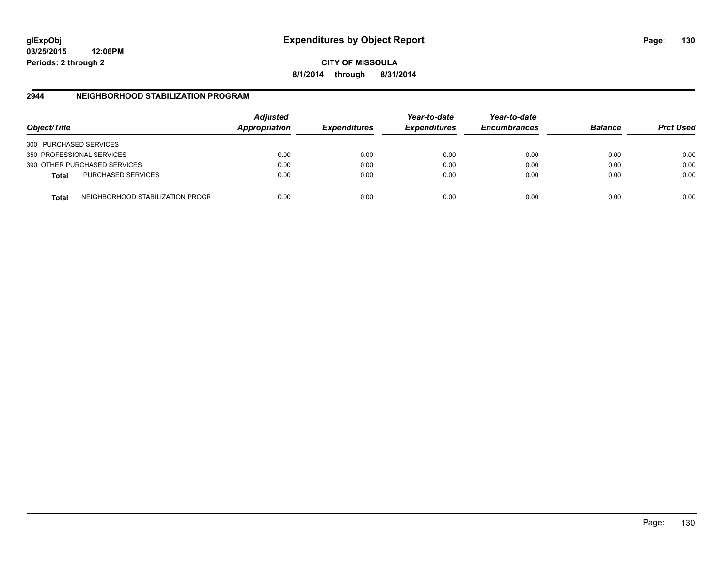glExpObj
03/25/2015 12:06PM
Periods: 2 through 2

# Expenditures by Object Report

CITY OF MISSOULA
8/1/2014 through 8/31/2014

## 2944 NEIGHBORHOOD STABILIZATION PROGRAM

| Object/Title | Adjusted Appropriation | Expenditures | Year-to-date Expenditures | Year-to-date Encumbrances | Balance | Prct Used |
|---|---|---|---|---|---|---|
| 300 PURCHASED SERVICES | | | | | | |
| 350 PROFESSIONAL SERVICES | 0.00 | 0.00 | 0.00 | 0.00 | 0.00 | 0.00 |
| 390 OTHER PURCHASED SERVICES | 0.00 | 0.00 | 0.00 | 0.00 | 0.00 | 0.00 |
| **Total** PURCHASED SERVICES | 0.00 | 0.00 | 0.00 | 0.00 | 0.00 | 0.00 |
| **Total** NEIGHBORHOOD STABILIZATION PROGF | 0.00 | 0.00 | 0.00 | 0.00 | 0.00 | 0.00 |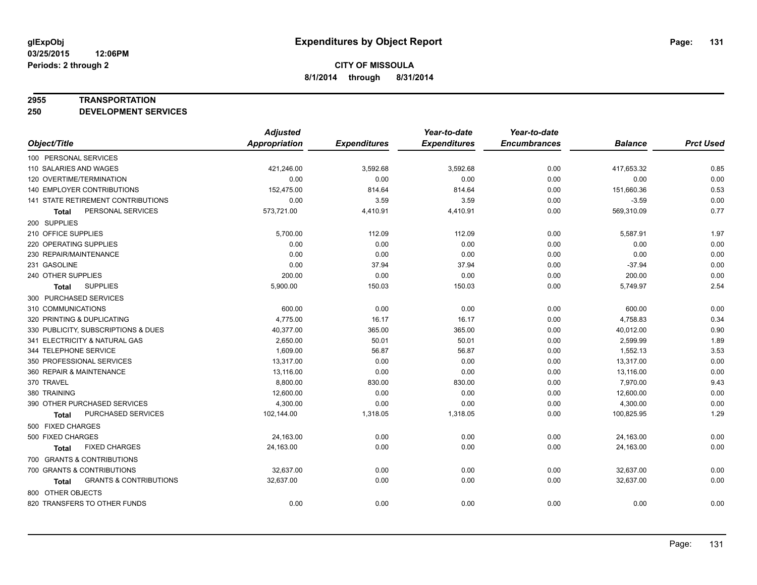glExpObj
03/25/2015 12:06PM
Periods: 2 through 2

# Expenditures by Object Report

**CITY OF MISSOULA**
**8/1/2014 through 8/31/2014**

**2955 TRANSPORTATION**
**250 DEVELOPMENT SERVICES**

| Object/Title | Adjusted Appropriation | Expenditures | Year-to-date Expenditures | Year-to-date Encumbrances | Balance | Prct Used |
|---|---|---|---|---|---|---|
| 100 PERSONAL SERVICES | | | | | | |
| 110 SALARIES AND WAGES | 421,246.00 | 3,592.68 | 3,592.68 | 0.00 | 417,653.32 | 0.85 |
| 120 OVERTIME/TERMINATION | 0.00 | 0.00 | 0.00 | 0.00 | 0.00 | 0.00 |
| 140 EMPLOYER CONTRIBUTIONS | 152,475.00 | 814.64 | 814.64 | 0.00 | 151,660.36 | 0.53 |
| 141 STATE RETIREMENT CONTRIBUTIONS | 0.00 | 3.59 | 3.59 | 0.00 | -3.59 | 0.00 |
| **Total** PERSONAL SERVICES | 573,721.00 | 4,410.91 | 4,410.91 | 0.00 | 569,310.09 | 0.77 |
| 200 SUPPLIES | | | | | | |
| 210 OFFICE SUPPLIES | 5,700.00 | 112.09 | 112.09 | 0.00 | 5,587.91 | 1.97 |
| 220 OPERATING SUPPLIES | 0.00 | 0.00 | 0.00 | 0.00 | 0.00 | 0.00 |
| 230 REPAIR/MAINTENANCE | 0.00 | 0.00 | 0.00 | 0.00 | 0.00 | 0.00 |
| 231 GASOLINE | 0.00 | 37.94 | 37.94 | 0.00 | -37.94 | 0.00 |
| 240 OTHER SUPPLIES | 200.00 | 0.00 | 0.00 | 0.00 | 200.00 | 0.00 |
| **Total** SUPPLIES | 5,900.00 | 150.03 | 150.03 | 0.00 | 5,749.97 | 2.54 |
| 300 PURCHASED SERVICES | | | | | | |
| 310 COMMUNICATIONS | 600.00 | 0.00 | 0.00 | 0.00 | 600.00 | 0.00 |
| 320 PRINTING & DUPLICATING | 4,775.00 | 16.17 | 16.17 | 0.00 | 4,758.83 | 0.34 |
| 330 PUBLICITY, SUBSCRIPTIONS & DUES | 40,377.00 | 365.00 | 365.00 | 0.00 | 40,012.00 | 0.90 |
| 341 ELECTRICITY & NATURAL GAS | 2,650.00 | 50.01 | 50.01 | 0.00 | 2,599.99 | 1.89 |
| 344 TELEPHONE SERVICE | 1,609.00 | 56.87 | 56.87 | 0.00 | 1,552.13 | 3.53 |
| 350 PROFESSIONAL SERVICES | 13,317.00 | 0.00 | 0.00 | 0.00 | 13,317.00 | 0.00 |
| 360 REPAIR & MAINTENANCE | 13,116.00 | 0.00 | 0.00 | 0.00 | 13,116.00 | 0.00 |
| 370 TRAVEL | 8,800.00 | 830.00 | 830.00 | 0.00 | 7,970.00 | 9.43 |
| 380 TRAINING | 12,600.00 | 0.00 | 0.00 | 0.00 | 12,600.00 | 0.00 |
| 390 OTHER PURCHASED SERVICES | 4,300.00 | 0.00 | 0.00 | 0.00 | 4,300.00 | 0.00 |
| **Total** PURCHASED SERVICES | 102,144.00 | 1,318.05 | 1,318.05 | 0.00 | 100,825.95 | 1.29 |
| 500 FIXED CHARGES | | | | | | |
| 500 FIXED CHARGES | 24,163.00 | 0.00 | 0.00 | 0.00 | 24,163.00 | 0.00 |
| **Total** FIXED CHARGES | 24,163.00 | 0.00 | 0.00 | 0.00 | 24,163.00 | 0.00 |
| 700 GRANTS & CONTRIBUTIONS | | | | | | |
| 700 GRANTS & CONTRIBUTIONS | 32,637.00 | 0.00 | 0.00 | 0.00 | 32,637.00 | 0.00 |
| **Total** GRANTS & CONTRIBUTIONS | 32,637.00 | 0.00 | 0.00 | 0.00 | 32,637.00 | 0.00 |
| 800 OTHER OBJECTS | | | | | | |
| 820 TRANSFERS TO OTHER FUNDS | 0.00 | 0.00 | 0.00 | 0.00 | 0.00 | 0.00 |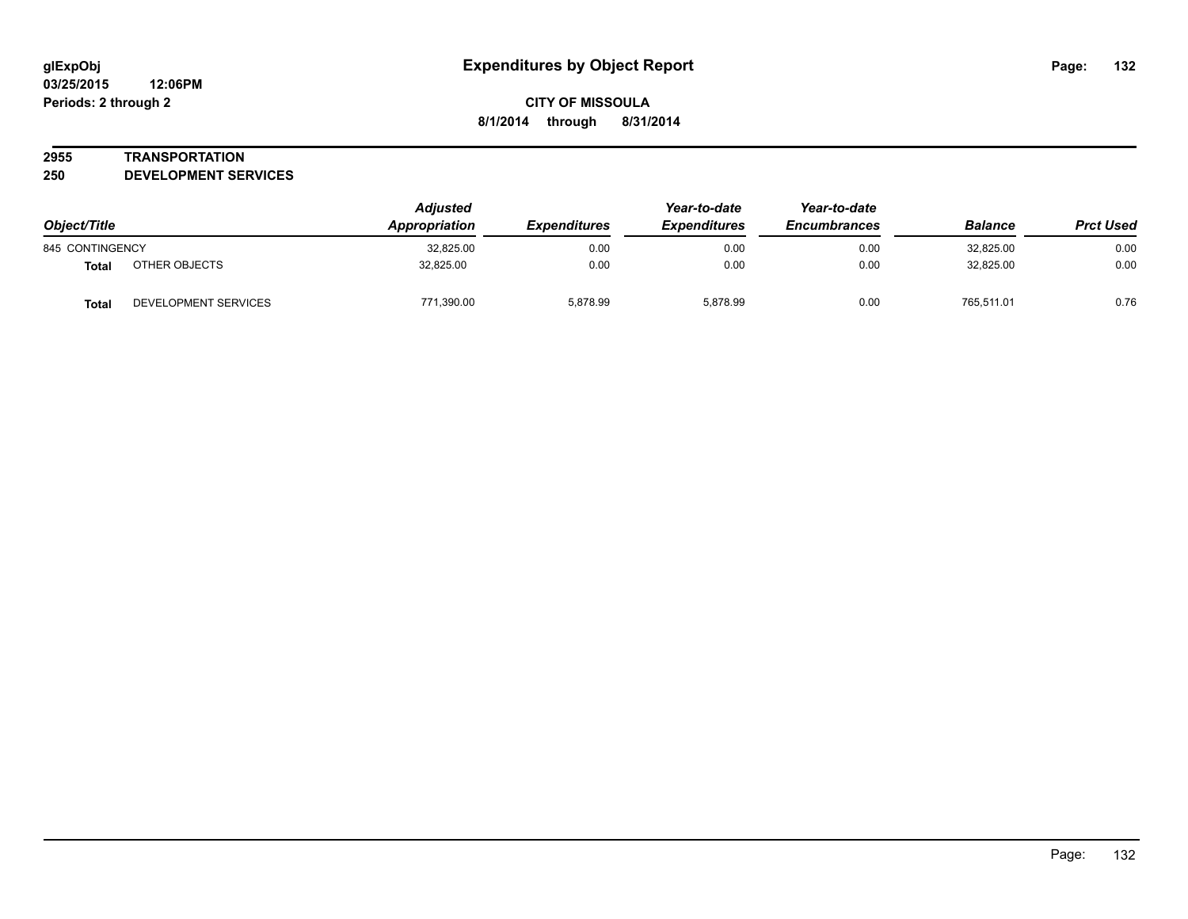# Expenditures by Object Report

glExpObj
03/25/2015 12:06PM
Periods: 2 through 2

**CITY OF MISSOULA**
**8/1/2014 through 8/31/2014**

## 2955 TRANSPORTATION
## 250 DEVELOPMENT SERVICES

| Object/Title | | Adjusted Appropriation | Expenditures | Year-to-date Expenditures | Year-to-date Encumbrances | Balance | Prct Used |
|---|---|---|---|---|---|---|---|
| 845 CONTINGENCY | | 32,825.00 | 0.00 | 0.00 | 0.00 | 32,825.00 | 0.00 |
| **Total** | OTHER OBJECTS | 32,825.00 | 0.00 | 0.00 | 0.00 | 32,825.00 | 0.00 |
| **Total** | DEVELOPMENT SERVICES | 771,390.00 | 5,878.99 | 5,878.99 | 0.00 | 765,511.01 | 0.76 |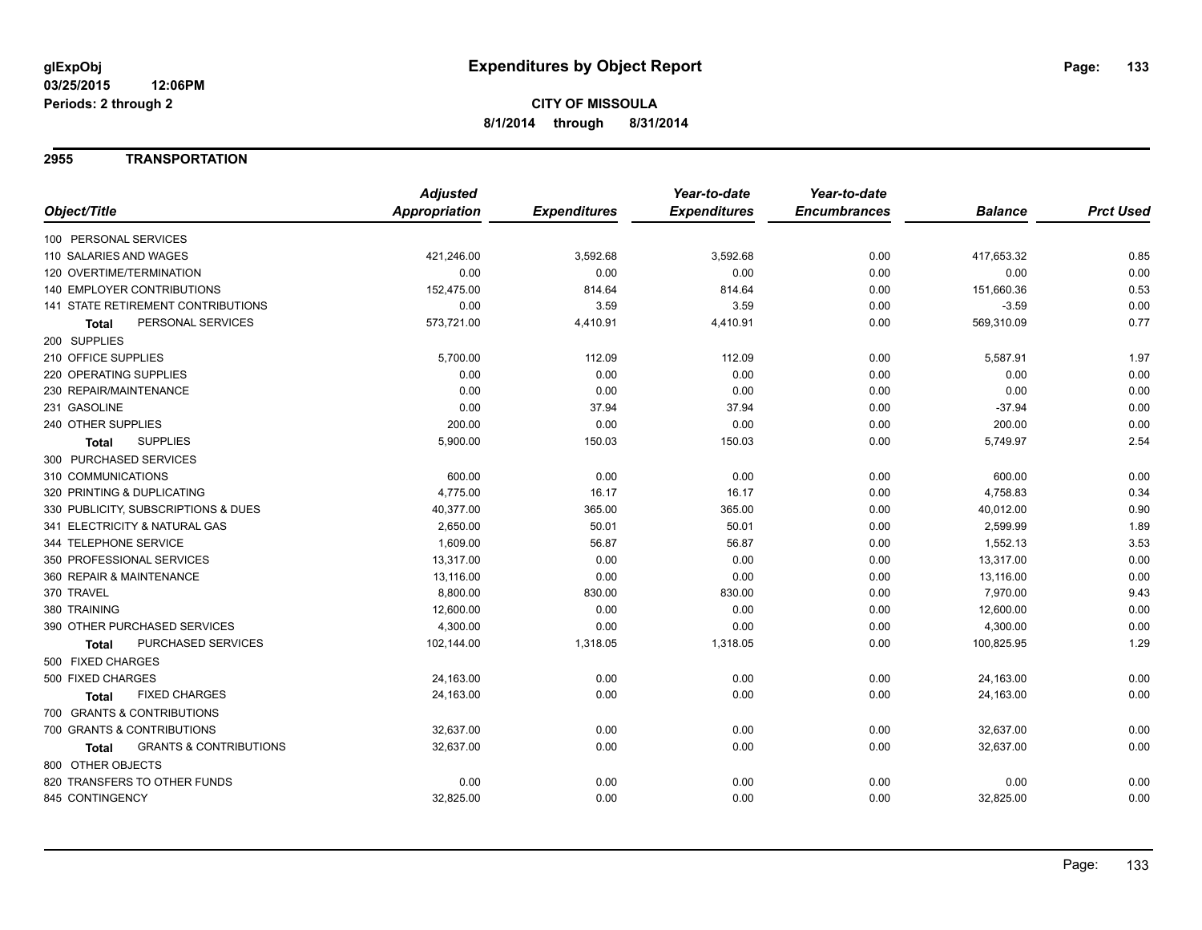**glExpObj**
**03/25/2015 12:06PM**
**Periods: 2 through 2**

# Expenditures by Object Report

**CITY OF MISSOULA**
**8/1/2014 through 8/31/2014**

## 2955 TRANSPORTATION

| Object/Title | Adjusted Appropriation | Expenditures | Year-to-date Expenditures | Year-to-date Encumbrances | Balance | Prct Used |
|---|---|---|---|---|---|---|
| 100 PERSONAL SERVICES | | | | | | |
| 110 SALARIES AND WAGES | 421,246.00 | 3,592.68 | 3,592.68 | 0.00 | 417,653.32 | 0.85 |
| 120 OVERTIME/TERMINATION | 0.00 | 0.00 | 0.00 | 0.00 | 0.00 | 0.00 |
| 140 EMPLOYER CONTRIBUTIONS | 152,475.00 | 814.64 | 814.64 | 0.00 | 151,660.36 | 0.53 |
| 141 STATE RETIREMENT CONTRIBUTIONS | 0.00 | 3.59 | 3.59 | 0.00 | -3.59 | 0.00 |
| **Total** PERSONAL SERVICES | 573,721.00 | 4,410.91 | 4,410.91 | 0.00 | 569,310.09 | 0.77 |
| 200 SUPPLIES | | | | | | |
| 210 OFFICE SUPPLIES | 5,700.00 | 112.09 | 112.09 | 0.00 | 5,587.91 | 1.97 |
| 220 OPERATING SUPPLIES | 0.00 | 0.00 | 0.00 | 0.00 | 0.00 | 0.00 |
| 230 REPAIR/MAINTENANCE | 0.00 | 0.00 | 0.00 | 0.00 | 0.00 | 0.00 |
| 231 GASOLINE | 0.00 | 37.94 | 37.94 | 0.00 | -37.94 | 0.00 |
| 240 OTHER SUPPLIES | 200.00 | 0.00 | 0.00 | 0.00 | 200.00 | 0.00 |
| **Total** SUPPLIES | 5,900.00 | 150.03 | 150.03 | 0.00 | 5,749.97 | 2.54 |
| 300 PURCHASED SERVICES | | | | | | |
| 310 COMMUNICATIONS | 600.00 | 0.00 | 0.00 | 0.00 | 600.00 | 0.00 |
| 320 PRINTING & DUPLICATING | 4,775.00 | 16.17 | 16.17 | 0.00 | 4,758.83 | 0.34 |
| 330 PUBLICITY, SUBSCRIPTIONS & DUES | 40,377.00 | 365.00 | 365.00 | 0.00 | 40,012.00 | 0.90 |
| 341 ELECTRICITY & NATURAL GAS | 2,650.00 | 50.01 | 50.01 | 0.00 | 2,599.99 | 1.89 |
| 344 TELEPHONE SERVICE | 1,609.00 | 56.87 | 56.87 | 0.00 | 1,552.13 | 3.53 |
| 350 PROFESSIONAL SERVICES | 13,317.00 | 0.00 | 0.00 | 0.00 | 13,317.00 | 0.00 |
| 360 REPAIR & MAINTENANCE | 13,116.00 | 0.00 | 0.00 | 0.00 | 13,116.00 | 0.00 |
| 370 TRAVEL | 8,800.00 | 830.00 | 830.00 | 0.00 | 7,970.00 | 9.43 |
| 380 TRAINING | 12,600.00 | 0.00 | 0.00 | 0.00 | 12,600.00 | 0.00 |
| 390 OTHER PURCHASED SERVICES | 4,300.00 | 0.00 | 0.00 | 0.00 | 4,300.00 | 0.00 |
| **Total** PURCHASED SERVICES | 102,144.00 | 1,318.05 | 1,318.05 | 0.00 | 100,825.95 | 1.29 |
| 500 FIXED CHARGES | | | | | | |
| 500 FIXED CHARGES | 24,163.00 | 0.00 | 0.00 | 0.00 | 24,163.00 | 0.00 |
| **Total** FIXED CHARGES | 24,163.00 | 0.00 | 0.00 | 0.00 | 24,163.00 | 0.00 |
| 700 GRANTS & CONTRIBUTIONS | | | | | | |
| 700 GRANTS & CONTRIBUTIONS | 32,637.00 | 0.00 | 0.00 | 0.00 | 32,637.00 | 0.00 |
| **Total** GRANTS & CONTRIBUTIONS | 32,637.00 | 0.00 | 0.00 | 0.00 | 32,637.00 | 0.00 |
| 800 OTHER OBJECTS | | | | | | |
| 820 TRANSFERS TO OTHER FUNDS | 0.00 | 0.00 | 0.00 | 0.00 | 0.00 | 0.00 |
| 845 CONTINGENCY | 32,825.00 | 0.00 | 0.00 | 0.00 | 32,825.00 | 0.00 |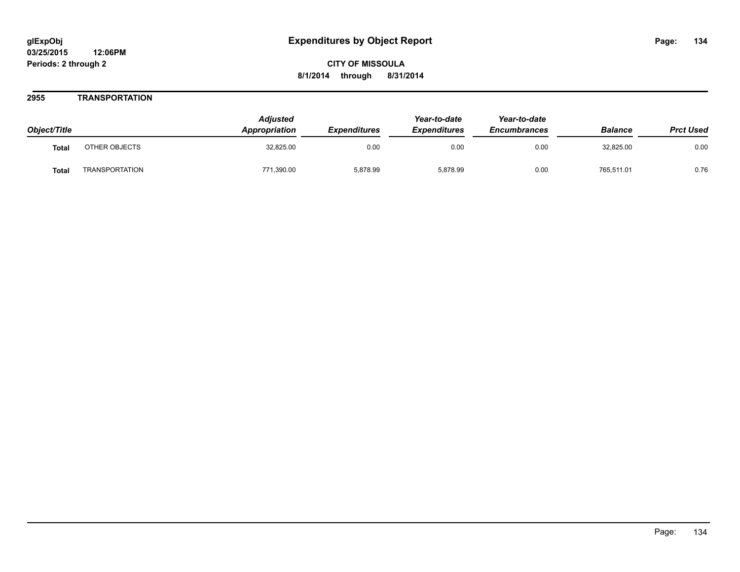glExpObj
03/25/2015 12:06PM
Periods: 2 through 2

# Expenditures by Object Report

CITY OF MISSOULA
8/1/2014 through 8/31/2014

## 2955 TRANSPORTATION

| Object/Title | | Adjusted Appropriation | Expenditures | Year-to-date Expenditures | Year-to-date Encumbrances | Balance | Prct Used |
|---|---|---|---|---|---|---|---|
| **Total** | OTHER OBJECTS | 32,825.00 | 0.00 | 0.00 | 0.00 | 32,825.00 | 0.00 |
| **Total** | TRANSPORTATION | 771,390.00 | 5,878.99 | 5,878.99 | 0.00 | 765,511.01 | 0.76 |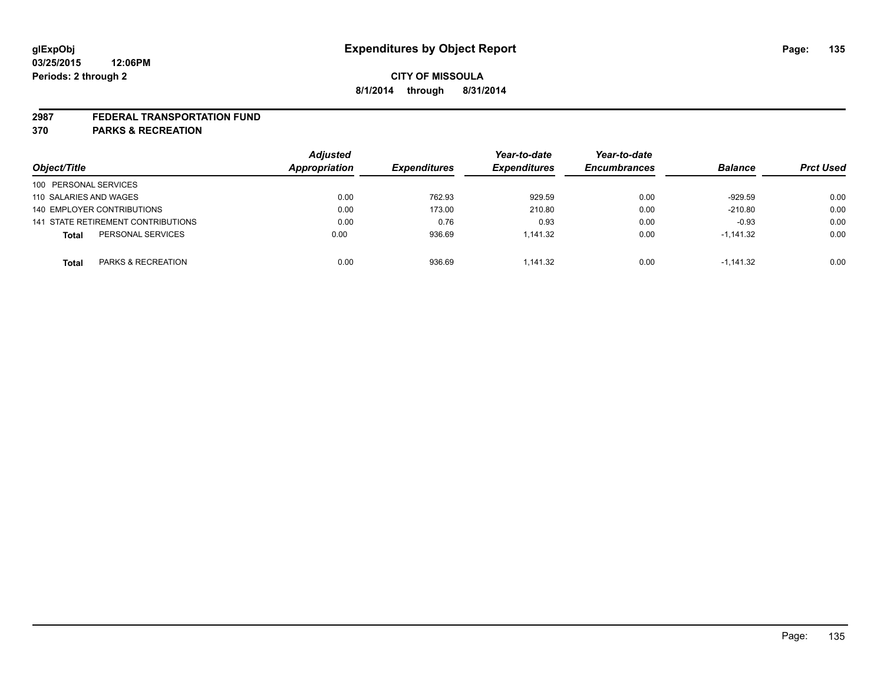**glExpObj**
**03/25/2015 12:06PM**
**Periods: 2 through 2**

# Expenditures by Object Report

**CITY OF MISSOULA**
**8/1/2014 through 8/31/2014**

## 2987 FEDERAL TRANSPORTATION FUND
## 370 PARKS & RECREATION

| Object/Title | | Adjusted Appropriation | Expenditures | Year-to-date Expenditures | Year-to-date Encumbrances | Balance | Prct Used |
|---|---|---|---|---|---|---|---|
| 100 PERSONAL SERVICES | | | | | | | |
| 110 SALARIES AND WAGES | | 0.00 | 762.93 | 929.59 | 0.00 | -929.59 | 0.00 |
| 140 EMPLOYER CONTRIBUTIONS | | 0.00 | 173.00 | 210.80 | 0.00 | -210.80 | 0.00 |
| 141 STATE RETIREMENT CONTRIBUTIONS | | 0.00 | 0.76 | 0.93 | 0.00 | -0.93 | 0.00 |
| **Total** | PERSONAL SERVICES | 0.00 | 936.69 | 1,141.32 | 0.00 | -1,141.32 | 0.00 |
| **Total** | PARKS & RECREATION | 0.00 | 936.69 | 1,141.32 | 0.00 | -1,141.32 | 0.00 |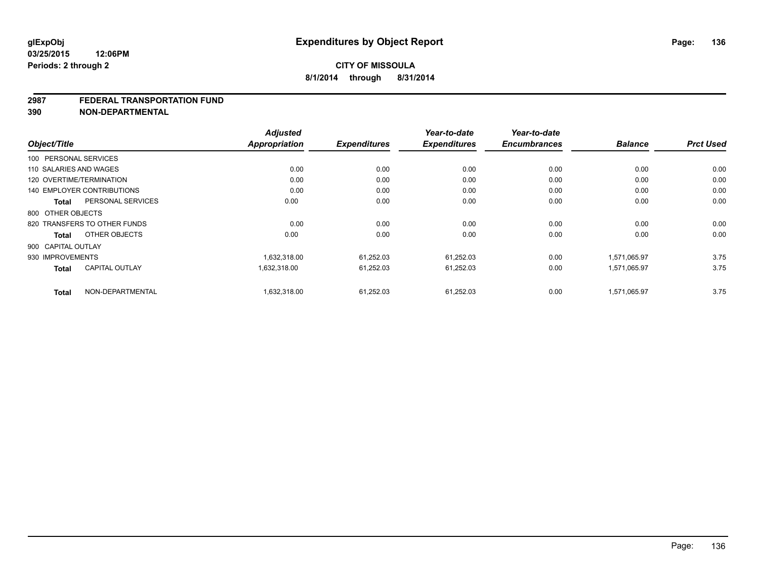# Expenditures by Object Report

glExpObj
03/25/2015 12:06PM
Periods: 2 through 2

**CITY OF MISSOULA**
**8/1/2014 through 8/31/2014**

## 2987 FEDERAL TRANSPORTATION FUND
## 390 NON-DEPARTMENTAL

| Object/Title | Adjusted Appropriation | Expenditures | Year-to-date Expenditures | Year-to-date Encumbrances | Balance | Prct Used |
|---|---|---|---|---|---|---|
| 100 PERSONAL SERVICES | | | | | | |
| 110 SALARIES AND WAGES | 0.00 | 0.00 | 0.00 | 0.00 | 0.00 | 0.00 |
| 120 OVERTIME/TERMINATION | 0.00 | 0.00 | 0.00 | 0.00 | 0.00 | 0.00 |
| 140 EMPLOYER CONTRIBUTIONS | 0.00 | 0.00 | 0.00 | 0.00 | 0.00 | 0.00 |
| **Total** PERSONAL SERVICES | 0.00 | 0.00 | 0.00 | 0.00 | 0.00 | 0.00 |
| 800 OTHER OBJECTS | | | | | | |
| 820 TRANSFERS TO OTHER FUNDS | 0.00 | 0.00 | 0.00 | 0.00 | 0.00 | 0.00 |
| **Total** OTHER OBJECTS | 0.00 | 0.00 | 0.00 | 0.00 | 0.00 | 0.00 |
| 900 CAPITAL OUTLAY | | | | | | |
| 930 IMPROVEMENTS | 1,632,318.00 | 61,252.03 | 61,252.03 | 0.00 | 1,571,065.97 | 3.75 |
| **Total** CAPITAL OUTLAY | 1,632,318.00 | 61,252.03 | 61,252.03 | 0.00 | 1,571,065.97 | 3.75 |
| **Total** NON-DEPARTMENTAL | 1,632,318.00 | 61,252.03 | 61,252.03 | 0.00 | 1,571,065.97 | 3.75 |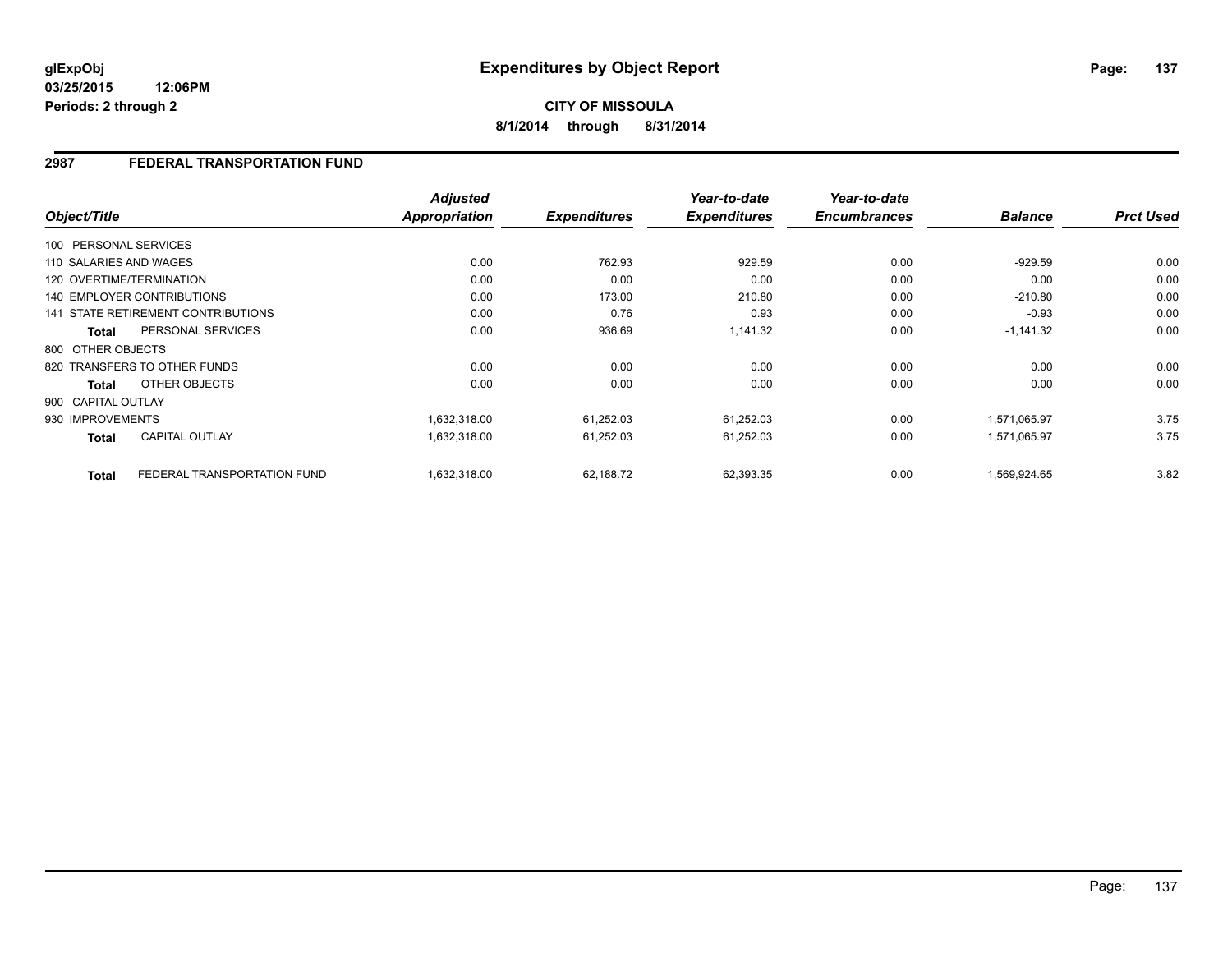# Expenditures by Object Report

glExpObj
03/25/2015 12:06PM
Periods: 2 through 2

**CITY OF MISSOULA**
**8/1/2014 through 8/31/2014**

## 2987 FEDERAL TRANSPORTATION FUND

| Object/Title | | Adjusted Appropriation | Expenditures | Year-to-date Expenditures | Year-to-date Encumbrances | Balance | Prct Used |
|---|---|---|---|---|---|---|---|
| 100 PERSONAL SERVICES | | | | | | | |
| 110 SALARIES AND WAGES | | 0.00 | 762.93 | 929.59 | 0.00 | -929.59 | 0.00 |
| 120 OVERTIME/TERMINATION | | 0.00 | 0.00 | 0.00 | 0.00 | 0.00 | 0.00 |
| 140 EMPLOYER CONTRIBUTIONS | | 0.00 | 173.00 | 210.80 | 0.00 | -210.80 | 0.00 |
| 141 STATE RETIREMENT CONTRIBUTIONS | | 0.00 | 0.76 | 0.93 | 0.00 | -0.93 | 0.00 |
| **Total** | PERSONAL SERVICES | 0.00 | 936.69 | 1,141.32 | 0.00 | -1,141.32 | 0.00 |
| 800 OTHER OBJECTS | | | | | | | |
| 820 TRANSFERS TO OTHER FUNDS | | 0.00 | 0.00 | 0.00 | 0.00 | 0.00 | 0.00 |
| **Total** | OTHER OBJECTS | 0.00 | 0.00 | 0.00 | 0.00 | 0.00 | 0.00 |
| 900 CAPITAL OUTLAY | | | | | | | |
| 930 IMPROVEMENTS | | 1,632,318.00 | 61,252.03 | 61,252.03 | 0.00 | 1,571,065.97 | 3.75 |
| **Total** | CAPITAL OUTLAY | 1,632,318.00 | 61,252.03 | 61,252.03 | 0.00 | 1,571,065.97 | 3.75 |
| **Total** | FEDERAL TRANSPORTATION FUND | 1,632,318.00 | 62,188.72 | 62,393.35 | 0.00 | 1,569,924.65 | 3.82 |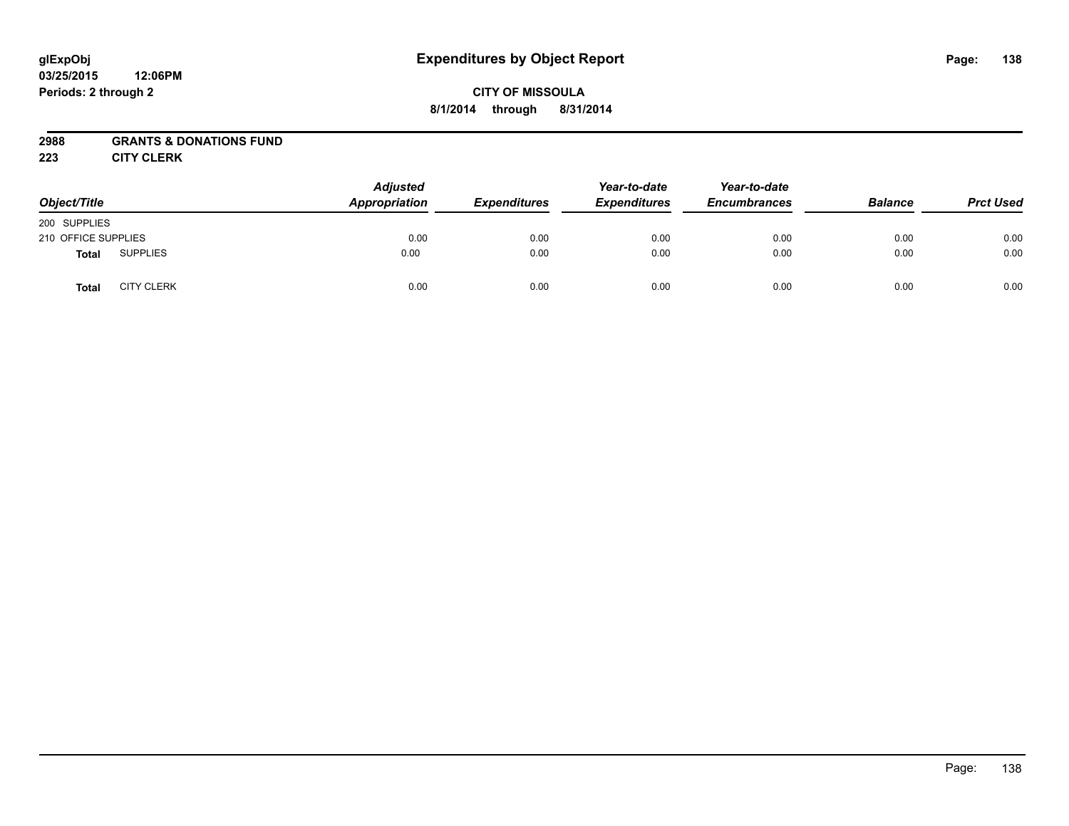glExpObj
03/25/2015 12:06PM
Periods: 2 through 2

# Expenditures by Object Report

**CITY OF MISSOULA**
**8/1/2014 through 8/31/2014**

**2988 GRANTS & DONATIONS FUND**
**223 CITY CLERK**

| Object/Title | | Adjusted Appropriation | Expenditures | Year-to-date Expenditures | Year-to-date Encumbrances | Balance | Prct Used |
|---|---|---|---|---|---|---|---|
| 200 SUPPLIES | | | | | | | |
| 210 OFFICE SUPPLIES | | 0.00 | 0.00 | 0.00 | 0.00 | 0.00 | 0.00 |
| **Total** | SUPPLIES | 0.00 | 0.00 | 0.00 | 0.00 | 0.00 | 0.00 |
| **Total** | CITY CLERK | 0.00 | 0.00 | 0.00 | 0.00 | 0.00 | 0.00 |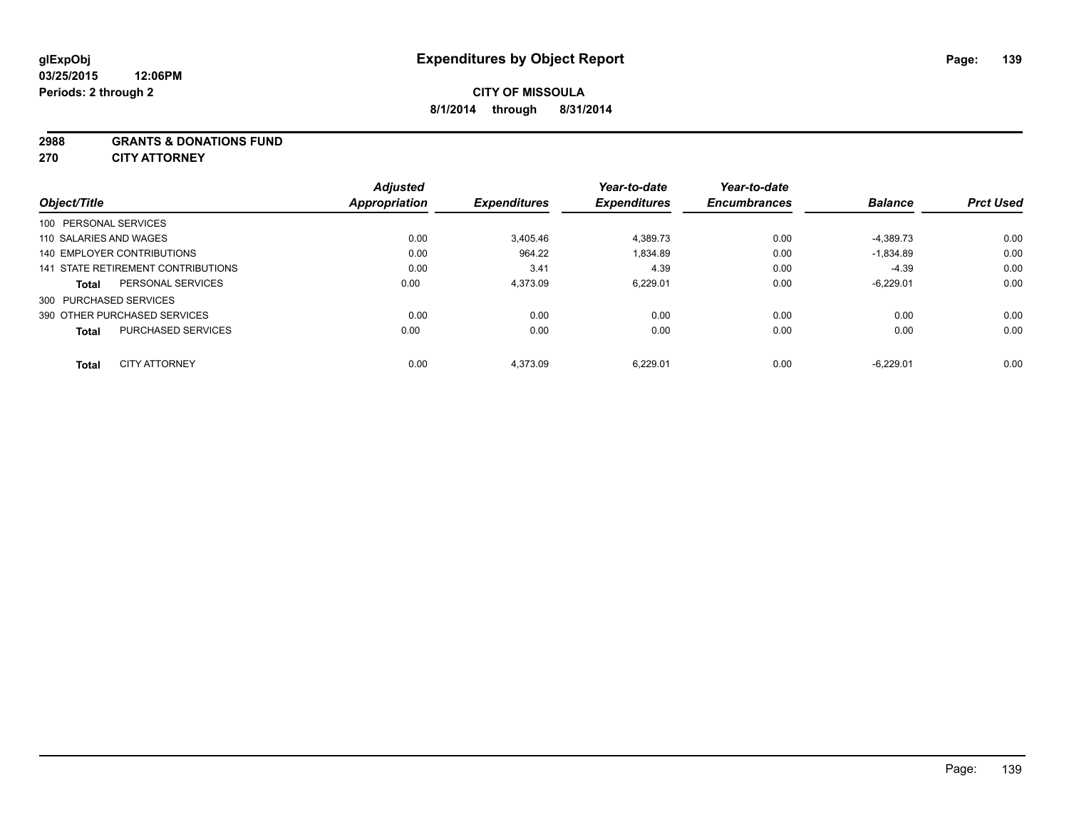# Expenditures by Object Report

glExpObj
03/25/2015 12:06PM
Periods: 2 through 2

**CITY OF MISSOULA**
**8/1/2014 through 8/31/2014**

**2988 GRANTS & DONATIONS FUND**
**270 CITY ATTORNEY**

| Object/Title | | Adjusted Appropriation | Expenditures | Year-to-date Expenditures | Year-to-date Encumbrances | Balance | Prct Used |
|---|---|---|---|---|---|---|---|
| 100 PERSONAL SERVICES | | | | | | | |
| 110 SALARIES AND WAGES | | 0.00 | 3,405.46 | 4,389.73 | 0.00 | -4,389.73 | 0.00 |
| 140 EMPLOYER CONTRIBUTIONS | | 0.00 | 964.22 | 1,834.89 | 0.00 | -1,834.89 | 0.00 |
| 141 STATE RETIREMENT CONTRIBUTIONS | | 0.00 | 3.41 | 4.39 | 0.00 | -4.39 | 0.00 |
| **Total** | PERSONAL SERVICES | 0.00 | 4,373.09 | 6,229.01 | 0.00 | -6,229.01 | 0.00 |
| 300 PURCHASED SERVICES | | | | | | | |
| 390 OTHER PURCHASED SERVICES | | 0.00 | 0.00 | 0.00 | 0.00 | 0.00 | 0.00 |
| **Total** | PURCHASED SERVICES | 0.00 | 0.00 | 0.00 | 0.00 | 0.00 | 0.00 |
| **Total** | CITY ATTORNEY | 0.00 | 4,373.09 | 6,229.01 | 0.00 | -6,229.01 | 0.00 |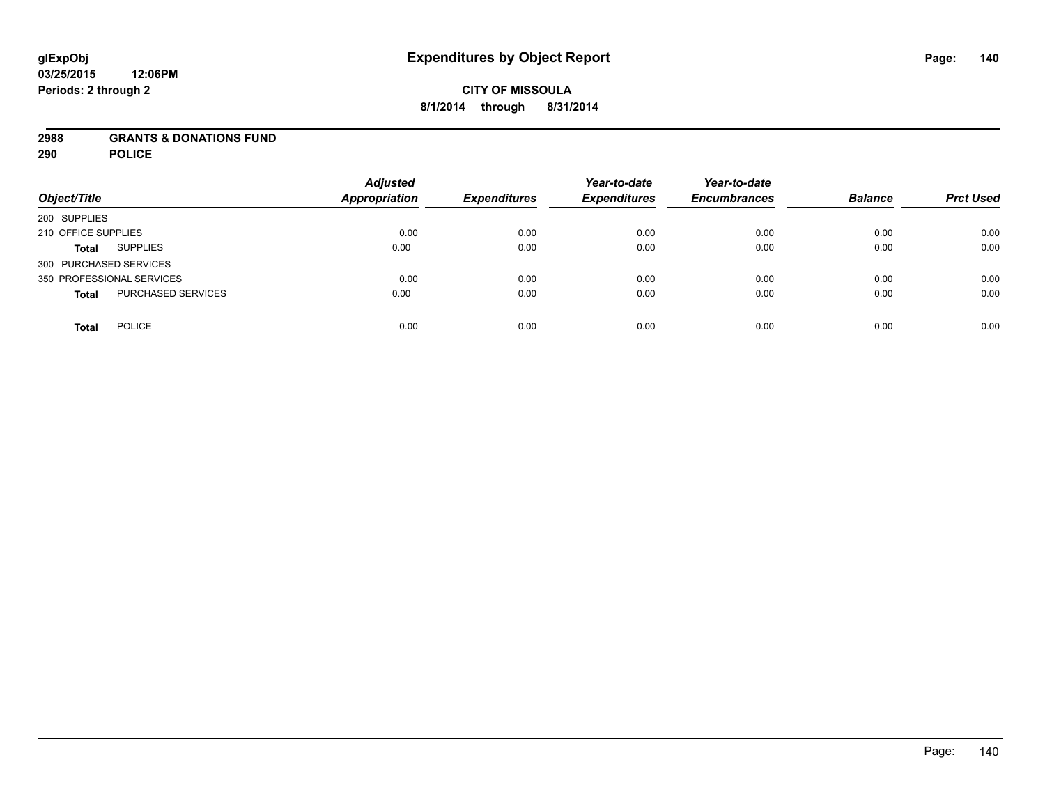**glExpObj**
**03/25/2015 12:06PM**
**Periods: 2 through 2**

# Expenditures by Object Report

**CITY OF MISSOULA**
**8/1/2014 through 8/31/2014**

**2988 GRANTS & DONATIONS FUND**
**290 POLICE**

| Object/Title | | Adjusted Appropriation | Expenditures | Year-to-date Expenditures | Year-to-date Encumbrances | Balance | Prct Used |
|---|---|---|---|---|---|---|---|
| 200 SUPPLIES | | | | | | | |
| 210 OFFICE SUPPLIES | | 0.00 | 0.00 | 0.00 | 0.00 | 0.00 | 0.00 |
| **Total** | SUPPLIES | 0.00 | 0.00 | 0.00 | 0.00 | 0.00 | 0.00 |
| 300 PURCHASED SERVICES | | | | | | | |
| 350 PROFESSIONAL SERVICES | | 0.00 | 0.00 | 0.00 | 0.00 | 0.00 | 0.00 |
| **Total** | PURCHASED SERVICES | 0.00 | 0.00 | 0.00 | 0.00 | 0.00 | 0.00 |
| **Total** | POLICE | 0.00 | 0.00 | 0.00 | 0.00 | 0.00 | 0.00 |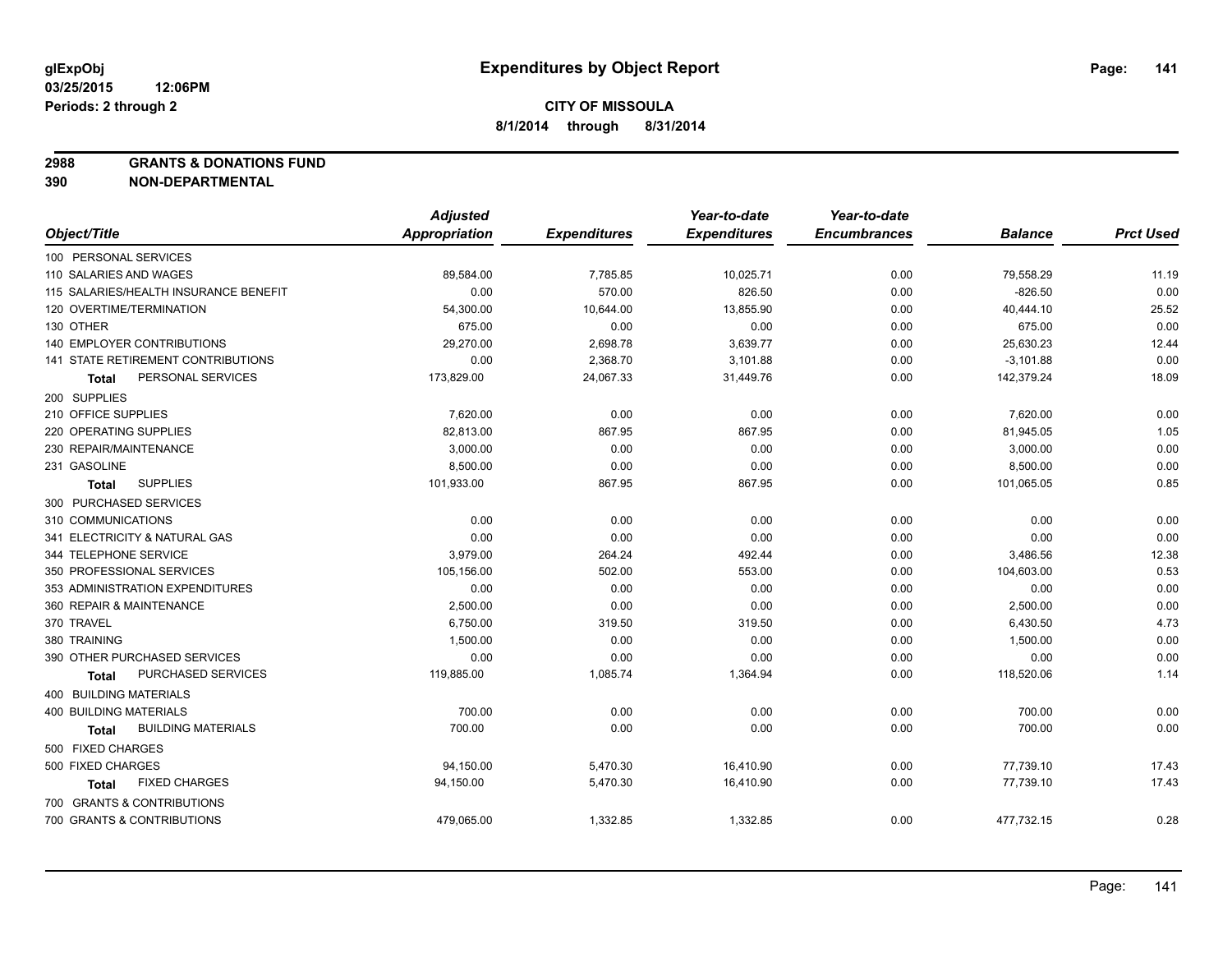# Expenditures by Object Report

glExpObj
03/25/2015 12:06PM
Periods: 2 through 2

**CITY OF MISSOULA**
**8/1/2014 through 8/31/2014**

**2988 GRANTS & DONATIONS FUND**
**390 NON-DEPARTMENTAL**

| Object/Title | Adjusted Appropriation | Expenditures | Year-to-date Expenditures | Year-to-date Encumbrances | Balance | Prct Used |
|---|---|---|---|---|---|---|
| 100 PERSONAL SERVICES | | | | | | |
| 110 SALARIES AND WAGES | 89,584.00 | 7,785.85 | 10,025.71 | 0.00 | 79,558.29 | 11.19 |
| 115 SALARIES/HEALTH INSURANCE BENEFIT | 0.00 | 570.00 | 826.50 | 0.00 | -826.50 | 0.00 |
| 120 OVERTIME/TERMINATION | 54,300.00 | 10,644.00 | 13,855.90 | 0.00 | 40,444.10 | 25.52 |
| 130 OTHER | 675.00 | 0.00 | 0.00 | 0.00 | 675.00 | 0.00 |
| 140 EMPLOYER CONTRIBUTIONS | 29,270.00 | 2,698.78 | 3,639.77 | 0.00 | 25,630.23 | 12.44 |
| 141 STATE RETIREMENT CONTRIBUTIONS | 0.00 | 2,368.70 | 3,101.88 | 0.00 | -3,101.88 | 0.00 |
| **Total** PERSONAL SERVICES | 173,829.00 | 24,067.33 | 31,449.76 | 0.00 | 142,379.24 | 18.09 |
| 200 SUPPLIES | | | | | | |
| 210 OFFICE SUPPLIES | 7,620.00 | 0.00 | 0.00 | 0.00 | 7,620.00 | 0.00 |
| 220 OPERATING SUPPLIES | 82,813.00 | 867.95 | 867.95 | 0.00 | 81,945.05 | 1.05 |
| 230 REPAIR/MAINTENANCE | 3,000.00 | 0.00 | 0.00 | 0.00 | 3,000.00 | 0.00 |
| 231 GASOLINE | 8,500.00 | 0.00 | 0.00 | 0.00 | 8,500.00 | 0.00 |
| **Total** SUPPLIES | 101,933.00 | 867.95 | 867.95 | 0.00 | 101,065.05 | 0.85 |
| 300 PURCHASED SERVICES | | | | | | |
| 310 COMMUNICATIONS | 0.00 | 0.00 | 0.00 | 0.00 | 0.00 | 0.00 |
| 341 ELECTRICITY & NATURAL GAS | 0.00 | 0.00 | 0.00 | 0.00 | 0.00 | 0.00 |
| 344 TELEPHONE SERVICE | 3,979.00 | 264.24 | 492.44 | 0.00 | 3,486.56 | 12.38 |
| 350 PROFESSIONAL SERVICES | 105,156.00 | 502.00 | 553.00 | 0.00 | 104,603.00 | 0.53 |
| 353 ADMINISTRATION EXPENDITURES | 0.00 | 0.00 | 0.00 | 0.00 | 0.00 | 0.00 |
| 360 REPAIR & MAINTENANCE | 2,500.00 | 0.00 | 0.00 | 0.00 | 2,500.00 | 0.00 |
| 370 TRAVEL | 6,750.00 | 319.50 | 319.50 | 0.00 | 6,430.50 | 4.73 |
| 380 TRAINING | 1,500.00 | 0.00 | 0.00 | 0.00 | 1,500.00 | 0.00 |
| 390 OTHER PURCHASED SERVICES | 0.00 | 0.00 | 0.00 | 0.00 | 0.00 | 0.00 |
| **Total** PURCHASED SERVICES | 119,885.00 | 1,085.74 | 1,364.94 | 0.00 | 118,520.06 | 1.14 |
| 400 BUILDING MATERIALS | | | | | | |
| 400 BUILDING MATERIALS | 700.00 | 0.00 | 0.00 | 0.00 | 700.00 | 0.00 |
| **Total** BUILDING MATERIALS | 700.00 | 0.00 | 0.00 | 0.00 | 700.00 | 0.00 |
| 500 FIXED CHARGES | | | | | | |
| 500 FIXED CHARGES | 94,150.00 | 5,470.30 | 16,410.90 | 0.00 | 77,739.10 | 17.43 |
| **Total** FIXED CHARGES | 94,150.00 | 5,470.30 | 16,410.90 | 0.00 | 77,739.10 | 17.43 |
| 700 GRANTS & CONTRIBUTIONS | | | | | | |
| 700 GRANTS & CONTRIBUTIONS | 479,065.00 | 1,332.85 | 1,332.85 | 0.00 | 477,732.15 | 0.28 |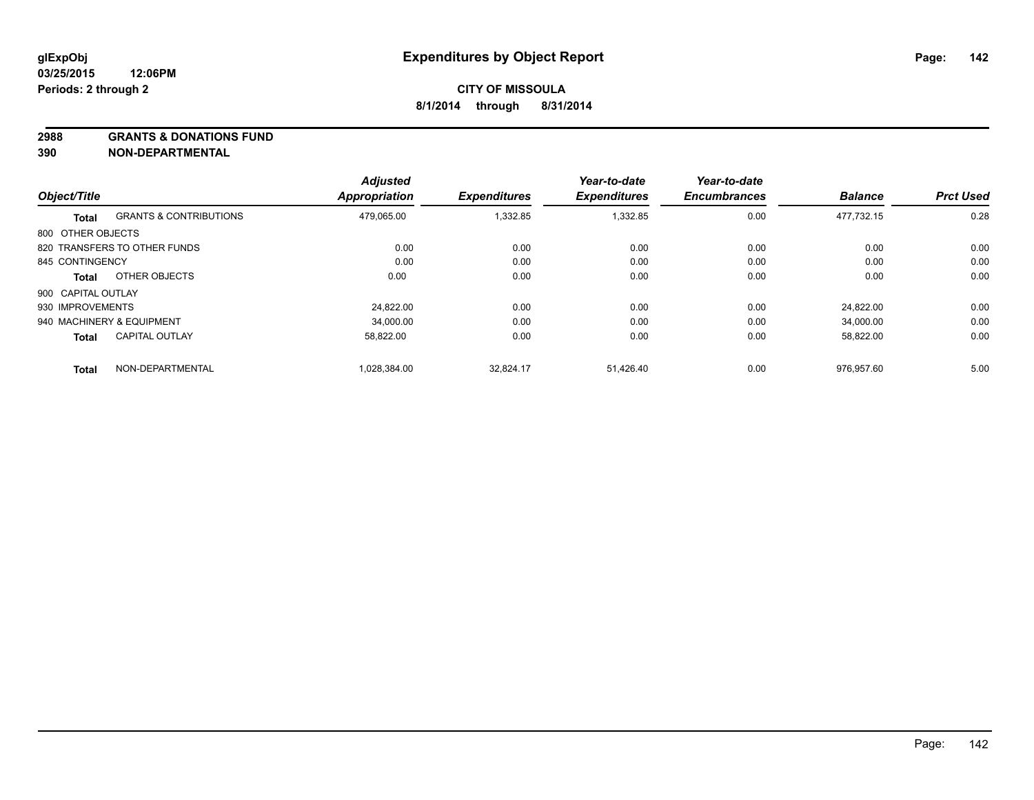**Expenditures by Object Report**

**CITY OF MISSOULA**

**8/1/2014 through 8/31/2014**

glExpObj
03/25/2015 12:06PM
Periods: 2 through 2

**2988 GRANTS & DONATIONS FUND**
**390 NON-DEPARTMENTAL**

| Object/Title | | Adjusted Appropriation | Expenditures | Year-to-date Expenditures | Year-to-date Encumbrances | Balance | Prct Used |
|---|---|---|---|---|---|---|---|
| **Total** | GRANTS & CONTRIBUTIONS | 479,065.00 | 1,332.85 | 1,332.85 | 0.00 | 477,732.15 | 0.28 |
| 800 OTHER OBJECTS | | | | | | | |
| 820 TRANSFERS TO OTHER FUNDS | | 0.00 | 0.00 | 0.00 | 0.00 | 0.00 | 0.00 |
| 845 CONTINGENCY | | 0.00 | 0.00 | 0.00 | 0.00 | 0.00 | 0.00 |
| **Total** | OTHER OBJECTS | 0.00 | 0.00 | 0.00 | 0.00 | 0.00 | 0.00 |
| 900 CAPITAL OUTLAY | | | | | | | |
| 930 IMPROVEMENTS | | 24,822.00 | 0.00 | 0.00 | 0.00 | 24,822.00 | 0.00 |
| 940 MACHINERY & EQUIPMENT | | 34,000.00 | 0.00 | 0.00 | 0.00 | 34,000.00 | 0.00 |
| **Total** | CAPITAL OUTLAY | 58,822.00 | 0.00 | 0.00 | 0.00 | 58,822.00 | 0.00 |
| **Total** | NON-DEPARTMENTAL | 1,028,384.00 | 32,824.17 | 51,426.40 | 0.00 | 976,957.60 | 5.00 |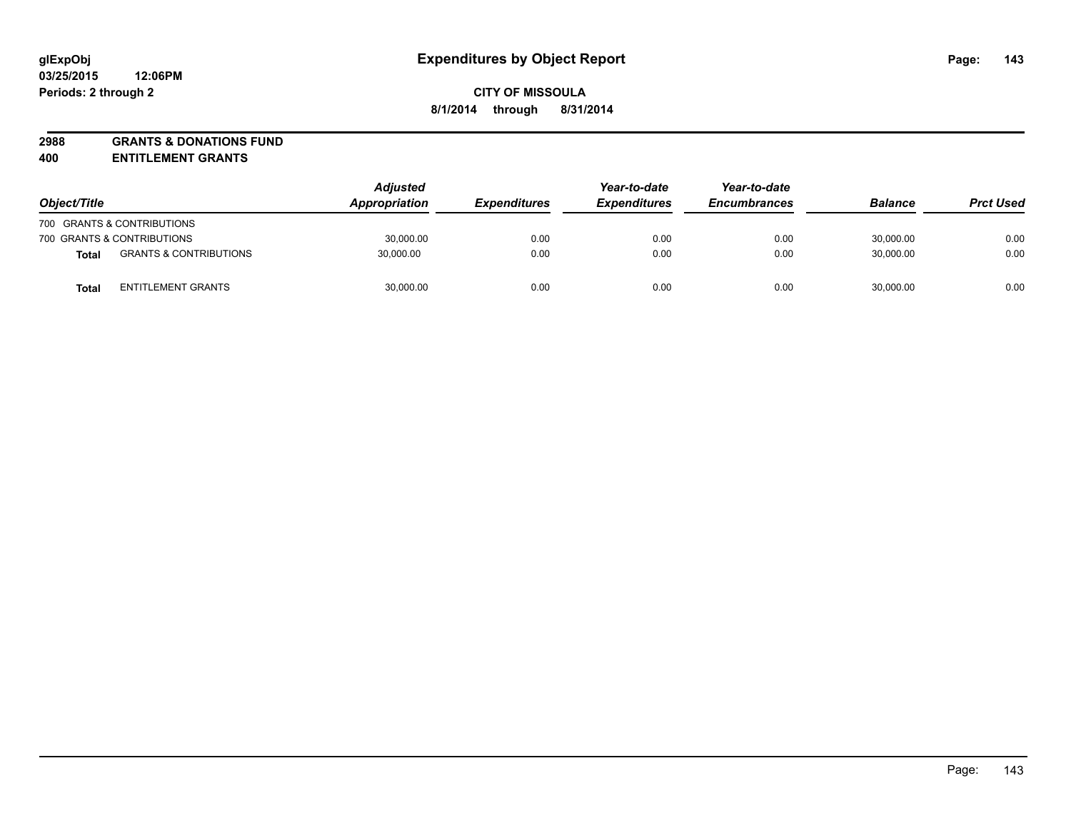# Expenditures by Object Report

glExpObj
03/25/2015 12:06PM
Periods: 2 through 2

**CITY OF MISSOULA**
**8/1/2014 through 8/31/2014**

## 2988 GRANTS & DONATIONS FUND
## 400 ENTITLEMENT GRANTS

| Object/Title | | Adjusted Appropriation | Expenditures | Year-to-date Expenditures | Year-to-date Encumbrances | Balance | Prct Used |
|---|---|---|---|---|---|---|---|
| 700 GRANTS & CONTRIBUTIONS | | | | | | | |
| 700 GRANTS & CONTRIBUTIONS | | 30,000.00 | 0.00 | 0.00 | 0.00 | 30,000.00 | 0.00 |
| **Total** | GRANTS & CONTRIBUTIONS | 30,000.00 | 0.00 | 0.00 | 0.00 | 30,000.00 | 0.00 |
| **Total** | ENTITLEMENT GRANTS | 30,000.00 | 0.00 | 0.00 | 0.00 | 30,000.00 | 0.00 |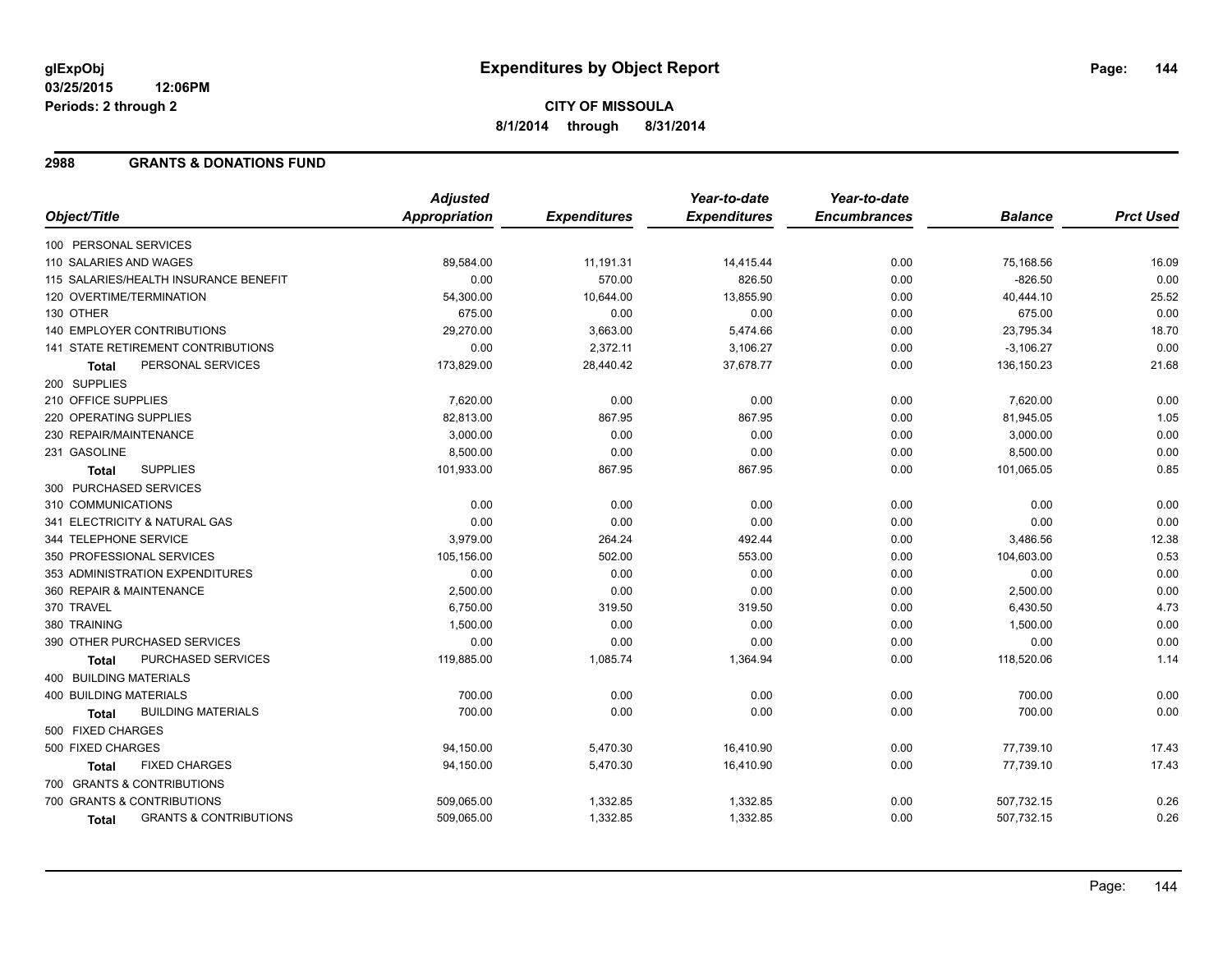**glExpObj** **Expenditures by Object Report**

**03/25/2015 12:06PM**

**Periods: 2 through 2**

**CITY OF MISSOULA**

**8/1/2014 through 8/31/2014**

## 2988 GRANTS & DONATIONS FUND

| Object/Title | Adjusted Appropriation | Expenditures | Year-to-date Expenditures | Year-to-date Encumbrances | Balance | Prct Used |
|---|---|---|---|---|---|---|
| 100 PERSONAL SERVICES | | | | | | |
| 110 SALARIES AND WAGES | 89,584.00 | 11,191.31 | 14,415.44 | 0.00 | 75,168.56 | 16.09 |
| 115 SALARIES/HEALTH INSURANCE BENEFIT | 0.00 | 570.00 | 826.50 | 0.00 | -826.50 | 0.00 |
| 120 OVERTIME/TERMINATION | 54,300.00 | 10,644.00 | 13,855.90 | 0.00 | 40,444.10 | 25.52 |
| 130 OTHER | 675.00 | 0.00 | 0.00 | 0.00 | 675.00 | 0.00 |
| 140 EMPLOYER CONTRIBUTIONS | 29,270.00 | 3,663.00 | 5,474.66 | 0.00 | 23,795.34 | 18.70 |
| 141 STATE RETIREMENT CONTRIBUTIONS | 0.00 | 2,372.11 | 3,106.27 | 0.00 | -3,106.27 | 0.00 |
| **Total** PERSONAL SERVICES | 173,829.00 | 28,440.42 | 37,678.77 | 0.00 | 136,150.23 | 21.68 |
| 200 SUPPLIES | | | | | | |
| 210 OFFICE SUPPLIES | 7,620.00 | 0.00 | 0.00 | 0.00 | 7,620.00 | 0.00 |
| 220 OPERATING SUPPLIES | 82,813.00 | 867.95 | 867.95 | 0.00 | 81,945.05 | 1.05 |
| 230 REPAIR/MAINTENANCE | 3,000.00 | 0.00 | 0.00 | 0.00 | 3,000.00 | 0.00 |
| 231 GASOLINE | 8,500.00 | 0.00 | 0.00 | 0.00 | 8,500.00 | 0.00 |
| **Total** SUPPLIES | 101,933.00 | 867.95 | 867.95 | 0.00 | 101,065.05 | 0.85 |
| 300 PURCHASED SERVICES | | | | | | |
| 310 COMMUNICATIONS | 0.00 | 0.00 | 0.00 | 0.00 | 0.00 | 0.00 |
| 341 ELECTRICITY & NATURAL GAS | 0.00 | 0.00 | 0.00 | 0.00 | 0.00 | 0.00 |
| 344 TELEPHONE SERVICE | 3,979.00 | 264.24 | 492.44 | 0.00 | 3,486.56 | 12.38 |
| 350 PROFESSIONAL SERVICES | 105,156.00 | 502.00 | 553.00 | 0.00 | 104,603.00 | 0.53 |
| 353 ADMINISTRATION EXPENDITURES | 0.00 | 0.00 | 0.00 | 0.00 | 0.00 | 0.00 |
| 360 REPAIR & MAINTENANCE | 2,500.00 | 0.00 | 0.00 | 0.00 | 2,500.00 | 0.00 |
| 370 TRAVEL | 6,750.00 | 319.50 | 319.50 | 0.00 | 6,430.50 | 4.73 |
| 380 TRAINING | 1,500.00 | 0.00 | 0.00 | 0.00 | 1,500.00 | 0.00 |
| 390 OTHER PURCHASED SERVICES | 0.00 | 0.00 | 0.00 | 0.00 | 0.00 | 0.00 |
| **Total** PURCHASED SERVICES | 119,885.00 | 1,085.74 | 1,364.94 | 0.00 | 118,520.06 | 1.14 |
| 400 BUILDING MATERIALS | | | | | | |
| 400 BUILDING MATERIALS | 700.00 | 0.00 | 0.00 | 0.00 | 700.00 | 0.00 |
| **Total** BUILDING MATERIALS | 700.00 | 0.00 | 0.00 | 0.00 | 700.00 | 0.00 |
| 500 FIXED CHARGES | | | | | | |
| 500 FIXED CHARGES | 94,150.00 | 5,470.30 | 16,410.90 | 0.00 | 77,739.10 | 17.43 |
| **Total** FIXED CHARGES | 94,150.00 | 5,470.30 | 16,410.90 | 0.00 | 77,739.10 | 17.43 |
| 700 GRANTS & CONTRIBUTIONS | | | | | | |
| 700 GRANTS & CONTRIBUTIONS | 509,065.00 | 1,332.85 | 1,332.85 | 0.00 | 507,732.15 | 0.26 |
| **Total** GRANTS & CONTRIBUTIONS | 509,065.00 | 1,332.85 | 1,332.85 | 0.00 | 507,732.15 | 0.26 |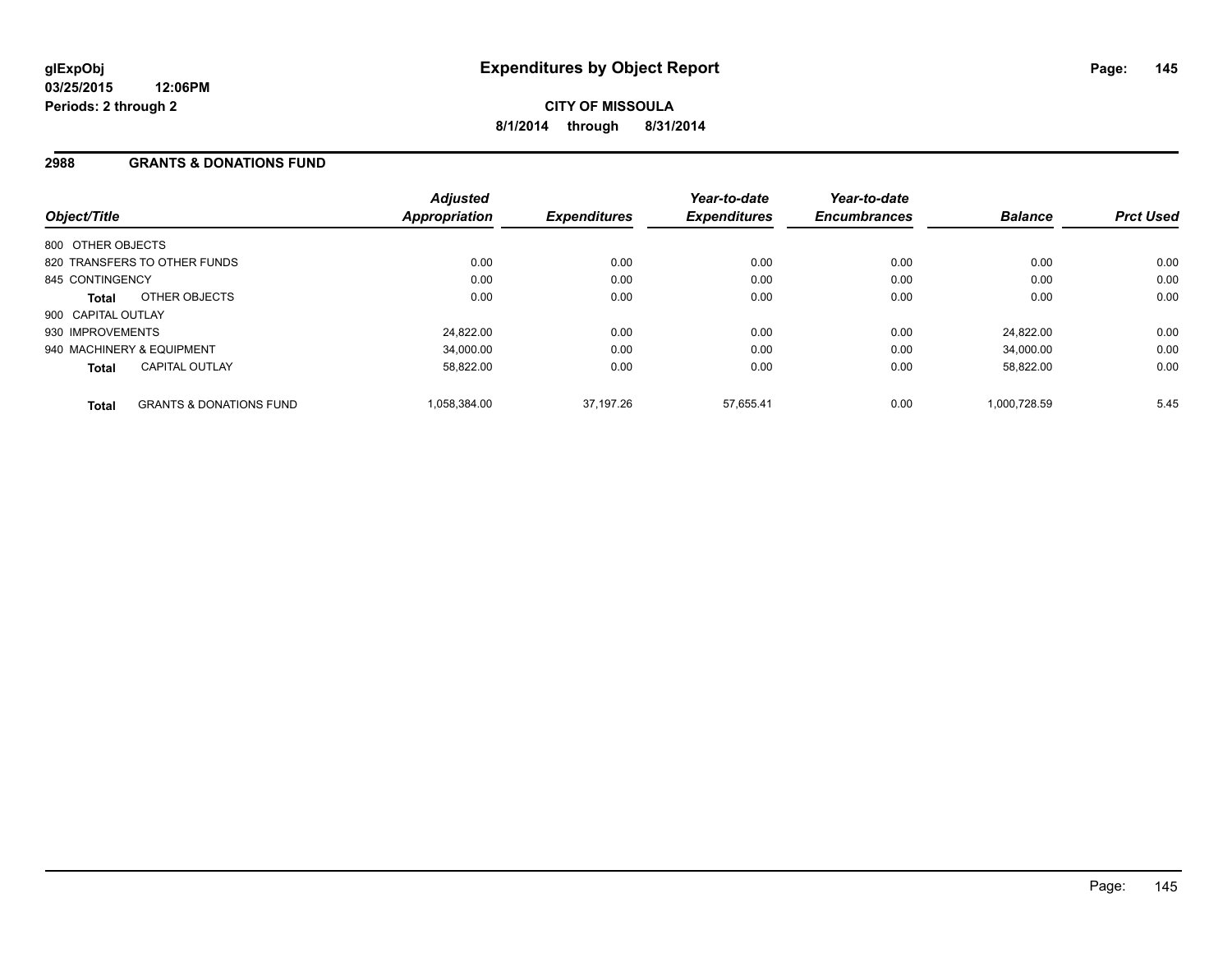**glExpObj**
**03/25/2015 12:06PM**
**Periods: 2 through 2**

# Expenditures by Object Report

**CITY OF MISSOULA**
**8/1/2014 through 8/31/2014**

## 2988 GRANTS & DONATIONS FUND

| Object/Title | Adjusted Appropriation | Expenditures | Year-to-date Expenditures | Year-to-date Encumbrances | Balance | Prct Used |
|---|---|---|---|---|---|---|
| 800 OTHER OBJECTS | | | | | | |
| 820 TRANSFERS TO OTHER FUNDS | 0.00 | 0.00 | 0.00 | 0.00 | 0.00 | 0.00 |
| 845 CONTINGENCY | 0.00 | 0.00 | 0.00 | 0.00 | 0.00 | 0.00 |
| **Total** OTHER OBJECTS | 0.00 | 0.00 | 0.00 | 0.00 | 0.00 | 0.00 |
| 900 CAPITAL OUTLAY | | | | | | |
| 930 IMPROVEMENTS | 24,822.00 | 0.00 | 0.00 | 0.00 | 24,822.00 | 0.00 |
| 940 MACHINERY & EQUIPMENT | 34,000.00 | 0.00 | 0.00 | 0.00 | 34,000.00 | 0.00 |
| **Total** CAPITAL OUTLAY | 58,822.00 | 0.00 | 0.00 | 0.00 | 58,822.00 | 0.00 |
| **Total** GRANTS & DONATIONS FUND | 1,058,384.00 | 37,197.26 | 57,655.41 | 0.00 | 1,000,728.59 | 5.45 |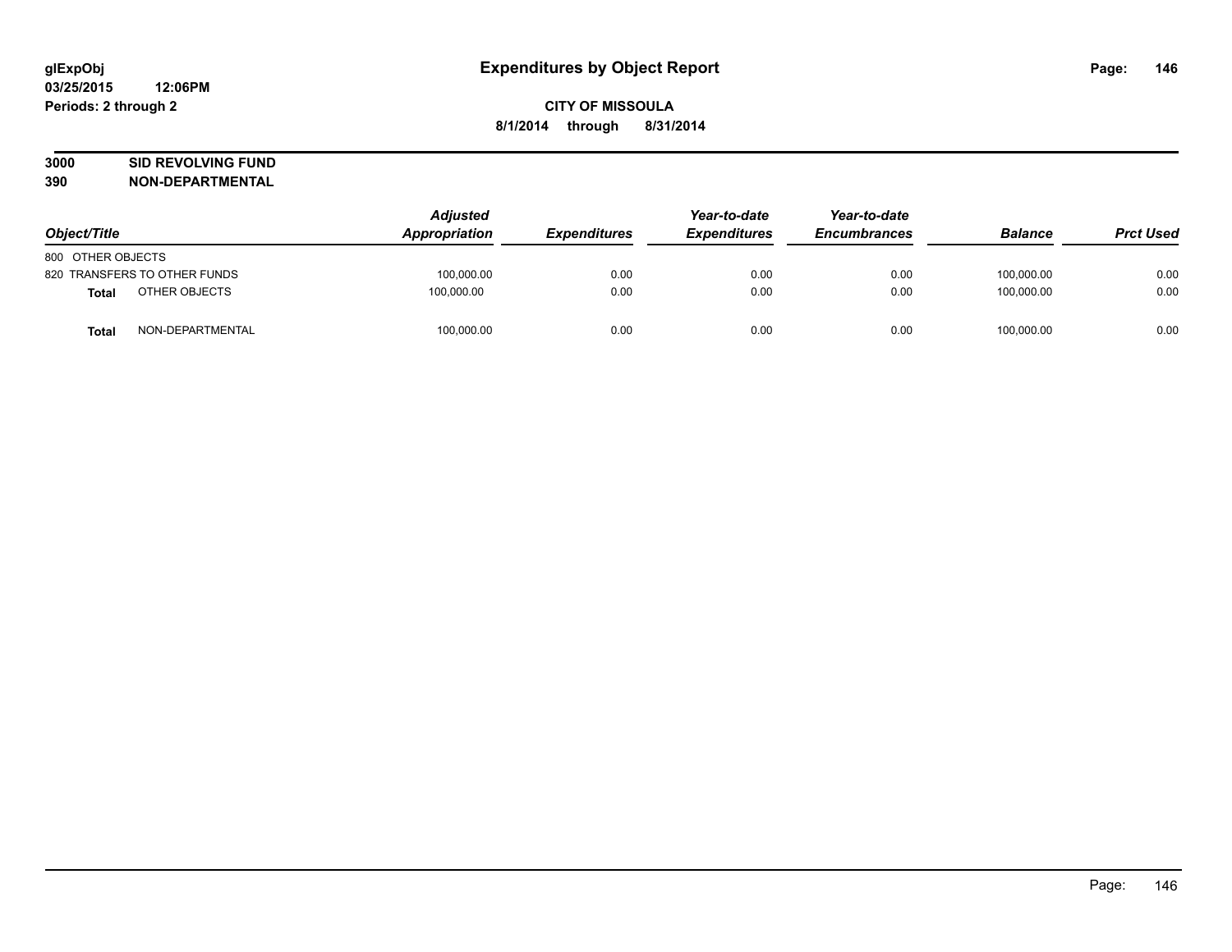# Expenditures by Object Report

**glExpObj**
**03/25/2015 12:06PM**
**Periods: 2 through 2**

**CITY OF MISSOULA**
**8/1/2014 through 8/31/2014**

**3000 SID REVOLVING FUND**
**390 NON-DEPARTMENTAL**

| Object/Title | | Adjusted Appropriation | Expenditures | Year-to-date Expenditures | Year-to-date Encumbrances | Balance | Prct Used |
|---|---|---|---|---|---|---|---|
| 800 OTHER OBJECTS | | | | | | | |
| 820 TRANSFERS TO OTHER FUNDS | | 100,000.00 | 0.00 | 0.00 | 0.00 | 100,000.00 | 0.00 |
| **Total** | OTHER OBJECTS | 100,000.00 | 0.00 | 0.00 | 0.00 | 100,000.00 | 0.00 |
| **Total** | NON-DEPARTMENTAL | 100,000.00 | 0.00 | 0.00 | 0.00 | 100,000.00 | 0.00 |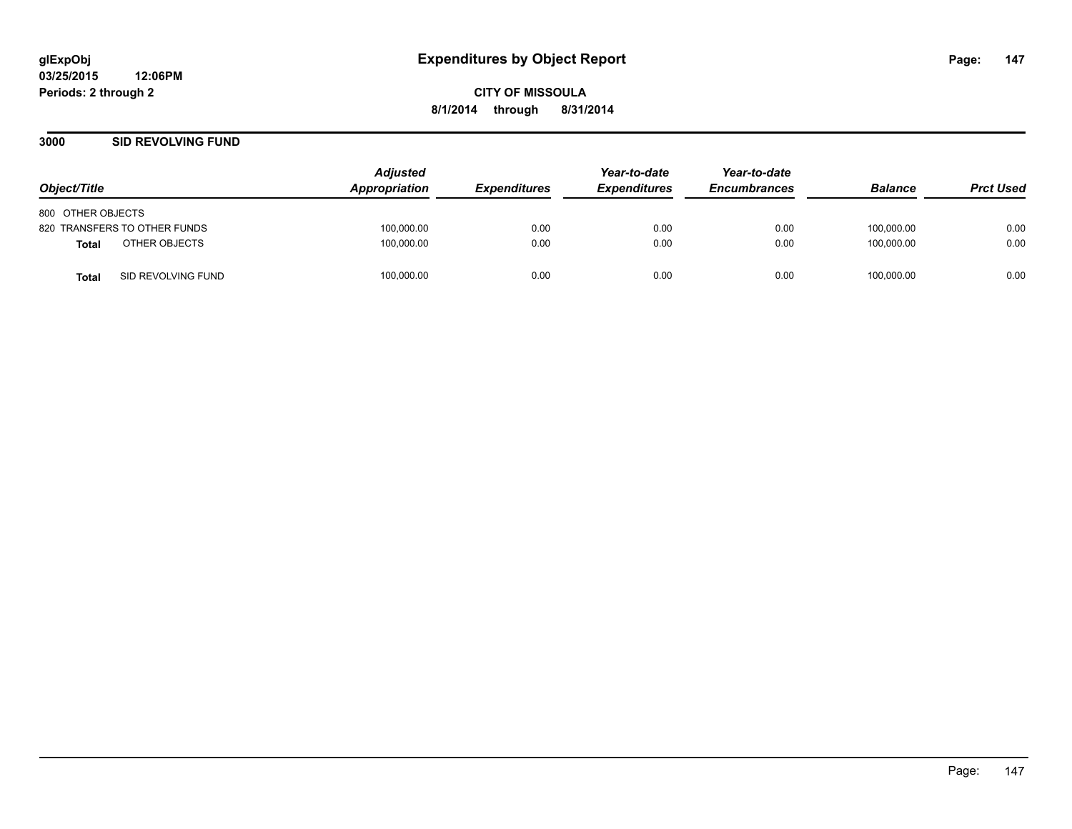glExpObj
03/25/2015 12:06PM
Periods: 2 through 2

# Expenditures by Object Report

**CITY OF MISSOULA**
**8/1/2014 through 8/31/2014**

## 3000 SID REVOLVING FUND

| Object/Title | | Adjusted Appropriation | Expenditures | Year-to-date Expenditures | Year-to-date Encumbrances | Balance | Prct Used |
|---|---|---|---|---|---|---|---|
| 800 OTHER OBJECTS | | | | | | | |
| 820 TRANSFERS TO OTHER FUNDS | | 100,000.00 | 0.00 | 0.00 | 0.00 | 100,000.00 | 0.00 |
| **Total** | OTHER OBJECTS | 100,000.00 | 0.00 | 0.00 | 0.00 | 100,000.00 | 0.00 |
| **Total** | SID REVOLVING FUND | 100,000.00 | 0.00 | 0.00 | 0.00 | 100,000.00 | 0.00 |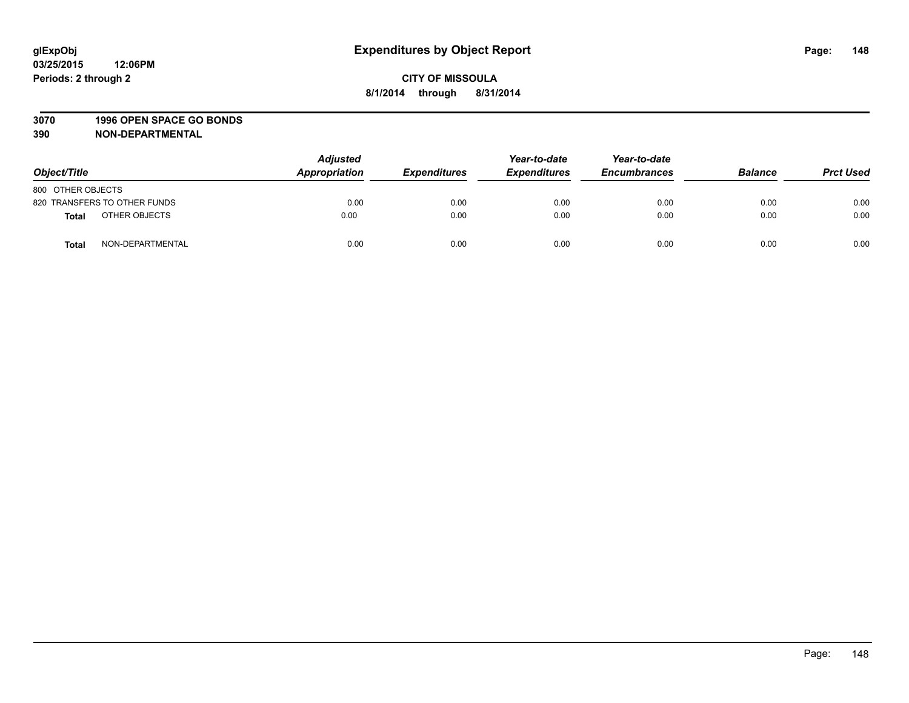# Expenditures by Object Report

glExpObj
03/25/2015 12:06PM
Periods: 2 through 2

**CITY OF MISSOULA**

**8/1/2014 through 8/31/2014**

**3070 1996 OPEN SPACE GO BONDS**

**390 NON-DEPARTMENTAL**

| Object/Title | Adjusted Appropriation | Expenditures | Year-to-date Expenditures | Year-to-date Encumbrances | Balance | Prct Used |
|---|---|---|---|---|---|---|
| 800 OTHER OBJECTS | | | | | | |
| 820 TRANSFERS TO OTHER FUNDS | 0.00 | 0.00 | 0.00 | 0.00 | 0.00 | 0.00 |
| **Total** OTHER OBJECTS | 0.00 | 0.00 | 0.00 | 0.00 | 0.00 | 0.00 |
| **Total** NON-DEPARTMENTAL | 0.00 | 0.00 | 0.00 | 0.00 | 0.00 | 0.00 |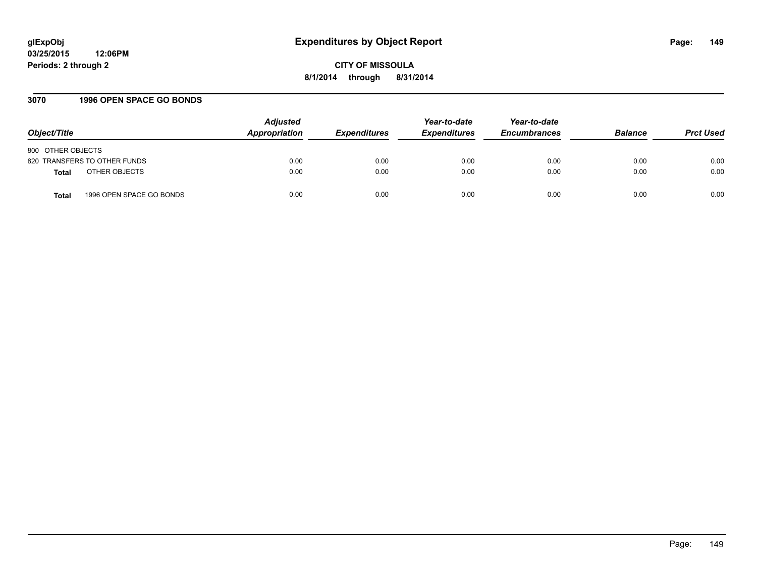glExpObj
03/25/2015 12:06PM
Periods: 2 through 2

# Expenditures by Object Report

CITY OF MISSOULA
8/1/2014 through 8/31/2014

## 3070 1996 OPEN SPACE GO BONDS

| Object/Title | | Adjusted Appropriation | Expenditures | Year-to-date Expenditures | Year-to-date Encumbrances | Balance | Prct Used |
|---|---|---|---|---|---|---|---|
| 800 OTHER OBJECTS | | | | | | | |
| 820 TRANSFERS TO OTHER FUNDS | | 0.00 | 0.00 | 0.00 | 0.00 | 0.00 | 0.00 |
| **Total** | OTHER OBJECTS | 0.00 | 0.00 | 0.00 | 0.00 | 0.00 | 0.00 |
| **Total** | 1996 OPEN SPACE GO BONDS | 0.00 | 0.00 | 0.00 | 0.00 | 0.00 | 0.00 |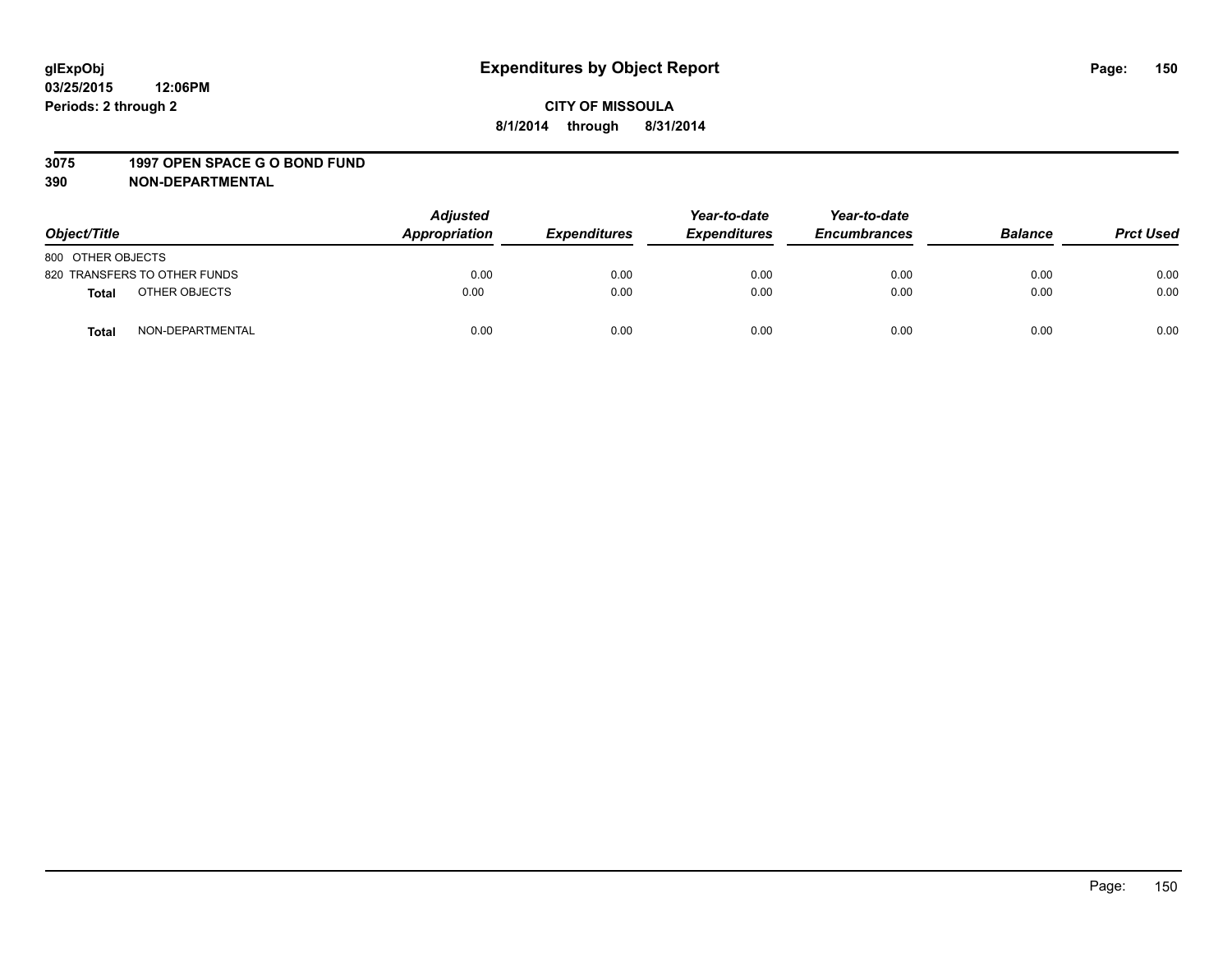# Expenditures by Object Report

glExpObj
03/25/2015 12:06PM
Periods: 2 through 2

**CITY OF MISSOULA**
**8/1/2014 through 8/31/2014**

**3075 1997 OPEN SPACE G O BOND FUND**
**390 NON-DEPARTMENTAL**

| Object/Title | Adjusted Appropriation | Expenditures | Year-to-date Expenditures | Year-to-date Encumbrances | Balance | Prct Used |
|---|---|---|---|---|---|---|
| 800 OTHER OBJECTS | | | | | | |
| 820 TRANSFERS TO OTHER FUNDS | 0.00 | 0.00 | 0.00 | 0.00 | 0.00 | 0.00 |
| **Total** OTHER OBJECTS | 0.00 | 0.00 | 0.00 | 0.00 | 0.00 | 0.00 |
| **Total** NON-DEPARTMENTAL | 0.00 | 0.00 | 0.00 | 0.00 | 0.00 | 0.00 |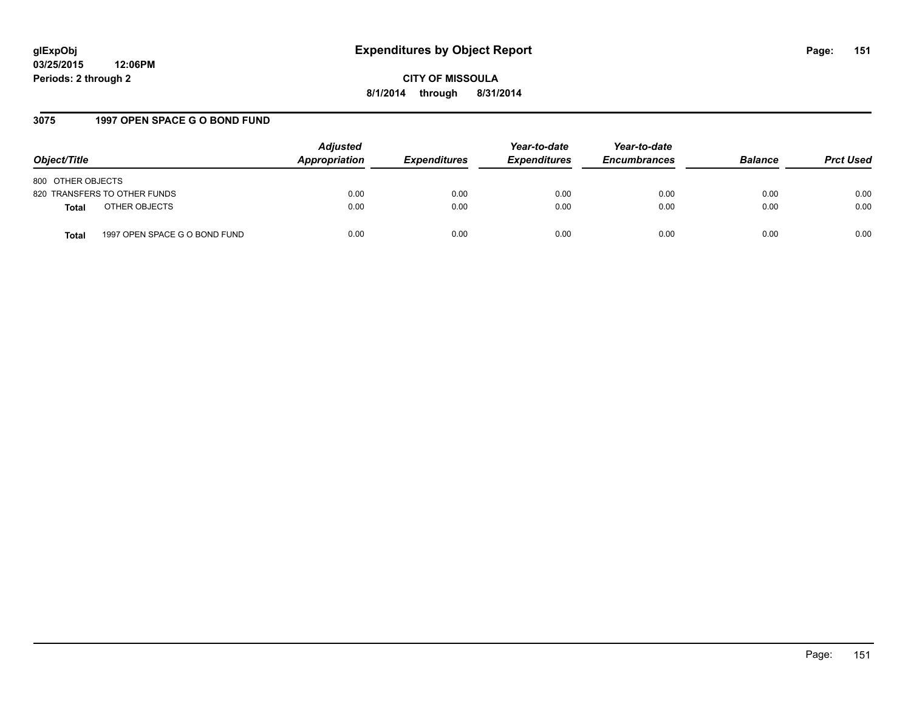**glExpObj** **Expenditures by Object Report**

**03/25/2015 12:06PM**

**Periods: 2 through 2**

**CITY OF MISSOULA**

**8/1/2014 through 8/31/2014**

## 3075 1997 OPEN SPACE G O BOND FUND

| Object/Title | | Adjusted Appropriation | Expenditures | Year-to-date Expenditures | Year-to-date Encumbrances | Balance | Prct Used |
|---|---|---|---|---|---|---|---|
| 800 OTHER OBJECTS | | | | | | | |
| 820 TRANSFERS TO OTHER FUNDS | | 0.00 | 0.00 | 0.00 | 0.00 | 0.00 | 0.00 |
| **Total** | OTHER OBJECTS | 0.00 | 0.00 | 0.00 | 0.00 | 0.00 | 0.00 |
| **Total** | 1997 OPEN SPACE G O BOND FUND | 0.00 | 0.00 | 0.00 | 0.00 | 0.00 | 0.00 |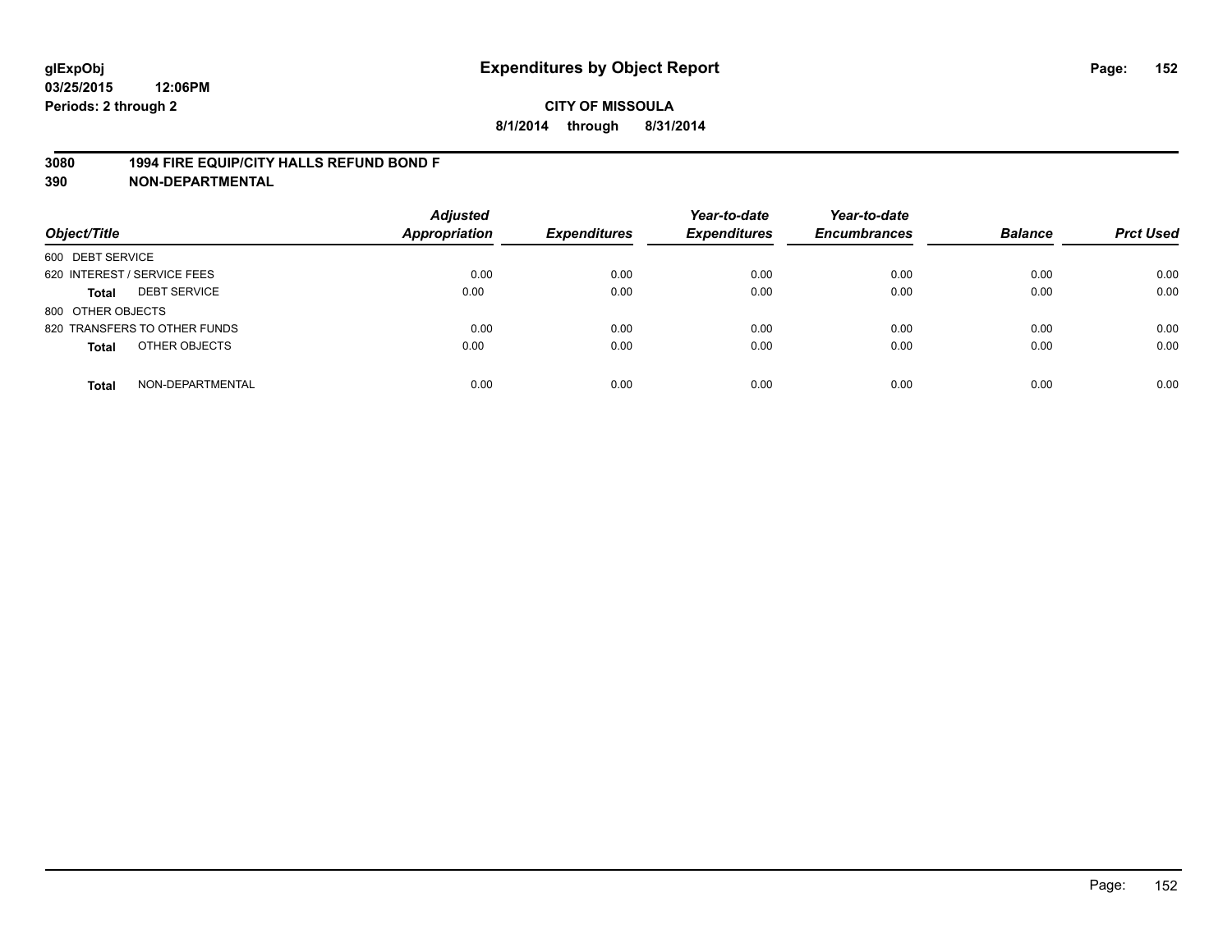**glExpObj** **Expenditures by Object Report**
**03/25/2015 12:06PM**
**Periods: 2 through 2**

**CITY OF MISSOULA**
**8/1/2014 through 8/31/2014**

**3080 1994 FIRE EQUIP/CITY HALLS REFUND BOND F**
**390 NON-DEPARTMENTAL**

| Object/Title | | Adjusted Appropriation | Expenditures | Year-to-date Expenditures | Year-to-date Encumbrances | Balance | Prct Used |
|---|---|---|---|---|---|---|---|
| 600 DEBT SERVICE | | | | | | | |
| 620 INTEREST / SERVICE FEES | | 0.00 | 0.00 | 0.00 | 0.00 | 0.00 | 0.00 |
| **Total** | DEBT SERVICE | 0.00 | 0.00 | 0.00 | 0.00 | 0.00 | 0.00 |
| 800 OTHER OBJECTS | | | | | | | |
| 820 TRANSFERS TO OTHER FUNDS | | 0.00 | 0.00 | 0.00 | 0.00 | 0.00 | 0.00 |
| **Total** | OTHER OBJECTS | 0.00 | 0.00 | 0.00 | 0.00 | 0.00 | 0.00 |
| **Total** | NON-DEPARTMENTAL | 0.00 | 0.00 | 0.00 | 0.00 | 0.00 | 0.00 |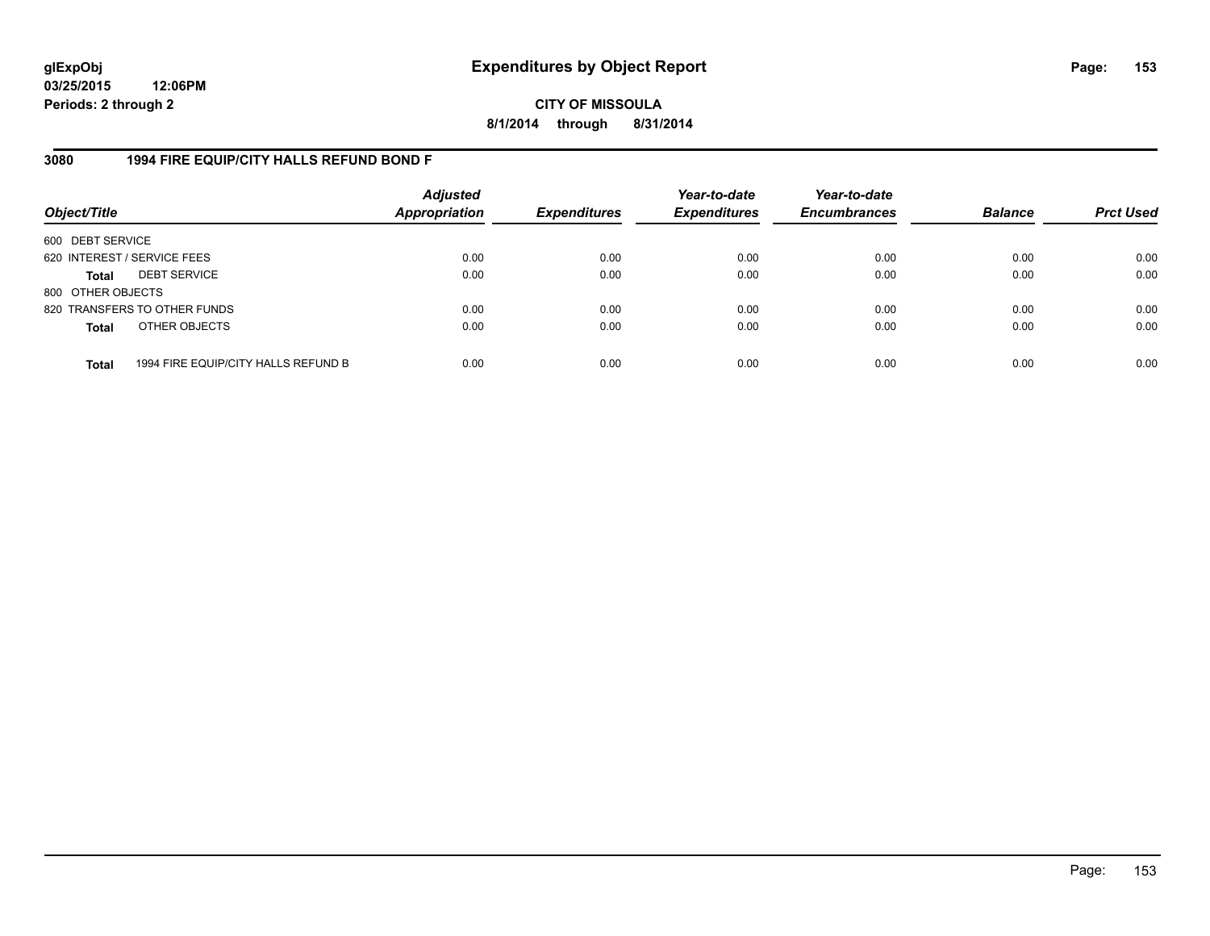**glExpObj**
**03/25/2015 12:06PM**
**Periods: 2 through 2**

# Expenditures by Object Report

**CITY OF MISSOULA**
**8/1/2014 through 8/31/2014**

## 3080 1994 FIRE EQUIP/CITY HALLS REFUND BOND F

| Object/Title | Adjusted Appropriation | Expenditures | Year-to-date Expenditures | Year-to-date Encumbrances | Balance | Prct Used |
|---|---|---|---|---|---|---|
| 600 DEBT SERVICE | | | | | | |
| 620 INTEREST / SERVICE FEES | 0.00 | 0.00 | 0.00 | 0.00 | 0.00 | 0.00 |
| **Total** DEBT SERVICE | 0.00 | 0.00 | 0.00 | 0.00 | 0.00 | 0.00 |
| 800 OTHER OBJECTS | | | | | | |
| 820 TRANSFERS TO OTHER FUNDS | 0.00 | 0.00 | 0.00 | 0.00 | 0.00 | 0.00 |
| **Total** OTHER OBJECTS | 0.00 | 0.00 | 0.00 | 0.00 | 0.00 | 0.00 |
| **Total** 1994 FIRE EQUIP/CITY HALLS REFUND B | 0.00 | 0.00 | 0.00 | 0.00 | 0.00 | 0.00 |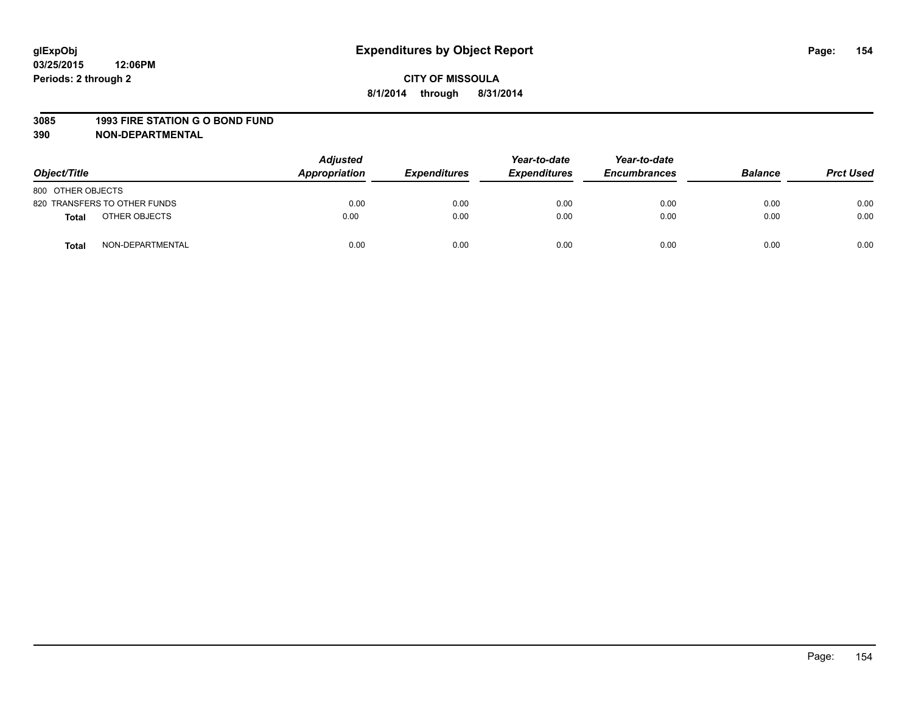glExpObj
03/25/2015 12:06PM
Periods: 2 through 2

# Expenditures by Object Report

**CITY OF MISSOULA**
**8/1/2014 through 8/31/2014**

**3085 1993 FIRE STATION G O BOND FUND**
**390 NON-DEPARTMENTAL**

| Object/Title | | Adjusted Appropriation | Expenditures | Year-to-date Expenditures | Year-to-date Encumbrances | Balance | Prct Used |
|---|---|---|---|---|---|---|---|
| 800 OTHER OBJECTS | | | | | | | |
| 820 TRANSFERS TO OTHER FUNDS | | 0.00 | 0.00 | 0.00 | 0.00 | 0.00 | 0.00 |
| **Total** | OTHER OBJECTS | 0.00 | 0.00 | 0.00 | 0.00 | 0.00 | 0.00 |
| **Total** | NON-DEPARTMENTAL | 0.00 | 0.00 | 0.00 | 0.00 | 0.00 | 0.00 |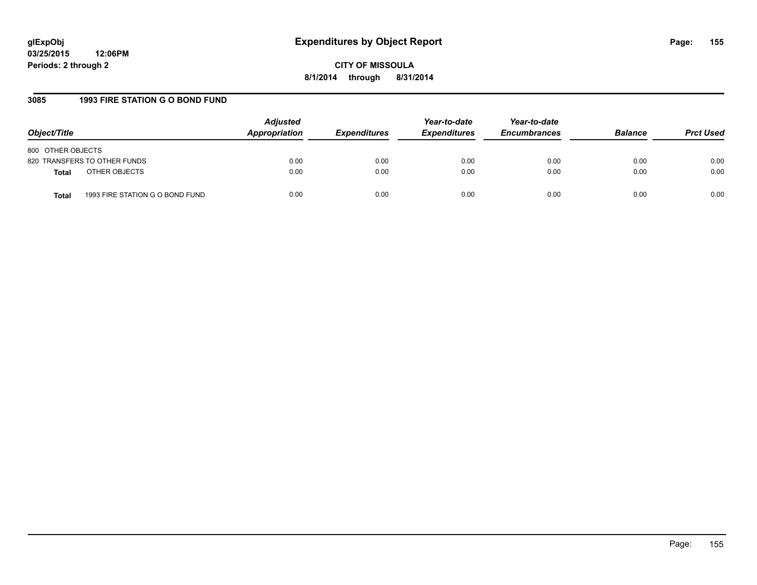**CITY OF MISSOULA**

**8/1/2014 through 8/31/2014**

## 3085 1993 FIRE STATION G O BOND FUND

| Object/Title | Adjusted Appropriation | Expenditures | Year-to-date Expenditures | Year-to-date Encumbrances | Balance | Prct Used |
|---|---|---|---|---|---|---|
| 800 OTHER OBJECTS | | | | | | |
| 820 TRANSFERS TO OTHER FUNDS | 0.00 | 0.00 | 0.00 | 0.00 | 0.00 | 0.00 |
| **Total** OTHER OBJECTS | 0.00 | 0.00 | 0.00 | 0.00 | 0.00 | 0.00 |
| **Total** 1993 FIRE STATION G O BOND FUND | 0.00 | 0.00 | 0.00 | 0.00 | 0.00 | 0.00 |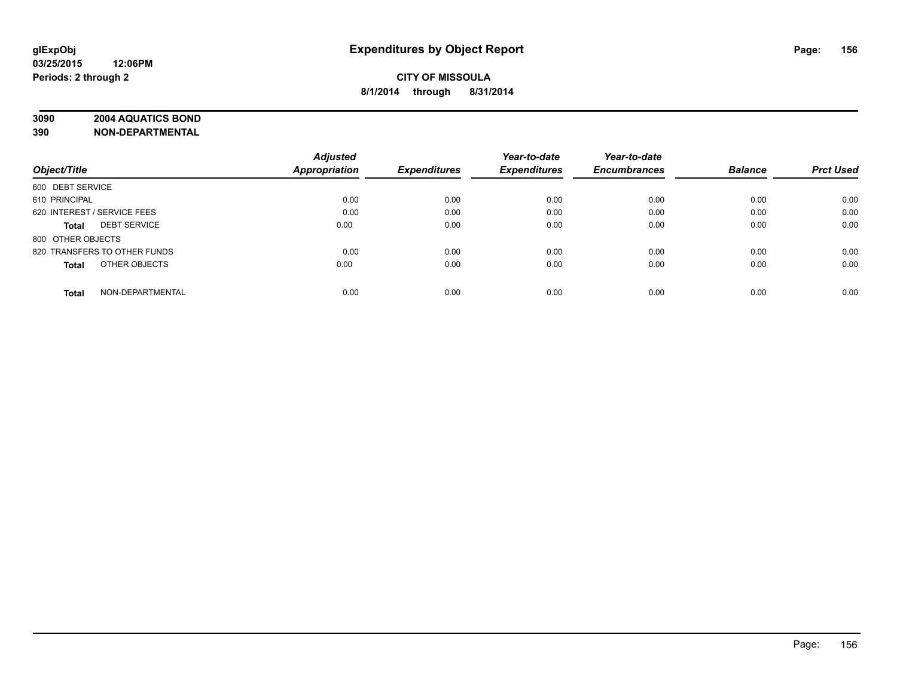# Expenditures by Object Report

glExpObj
03/25/2015 12:06PM
Periods: 2 through 2

**CITY OF MISSOULA**
**8/1/2014 through 8/31/2014**

**3090 2004 AQUATICS BOND**
**390 NON-DEPARTMENTAL**

| Object/Title | Adjusted Appropriation | Expenditures | Year-to-date Expenditures | Year-to-date Encumbrances | Balance | Prct Used |
|---|---|---|---|---|---|---|
| 600 DEBT SERVICE | | | | | | |
| 610 PRINCIPAL | 0.00 | 0.00 | 0.00 | 0.00 | 0.00 | 0.00 |
| 620 INTEREST / SERVICE FEES | 0.00 | 0.00 | 0.00 | 0.00 | 0.00 | 0.00 |
| **Total** DEBT SERVICE | 0.00 | 0.00 | 0.00 | 0.00 | 0.00 | 0.00 |
| 800 OTHER OBJECTS | | | | | | |
| 820 TRANSFERS TO OTHER FUNDS | 0.00 | 0.00 | 0.00 | 0.00 | 0.00 | 0.00 |
| **Total** OTHER OBJECTS | 0.00 | 0.00 | 0.00 | 0.00 | 0.00 | 0.00 |
| **Total** NON-DEPARTMENTAL | 0.00 | 0.00 | 0.00 | 0.00 | 0.00 | 0.00 |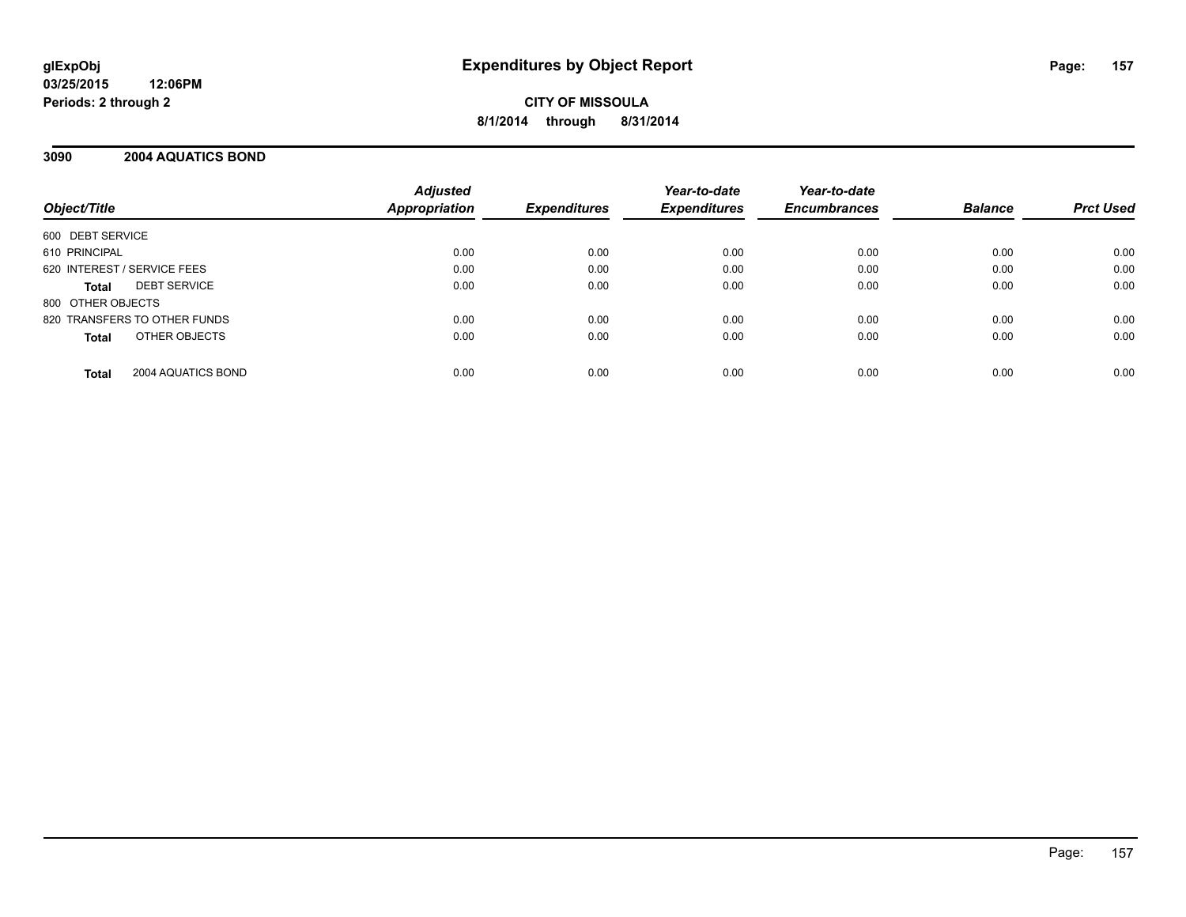# Expenditures by Object Report

glExpObj
03/25/2015 12:06PM
Periods: 2 through 2

**CITY OF MISSOULA**
**8/1/2014 through 8/31/2014**

## 3090 2004 AQUATICS BOND

| Object/Title | Adjusted Appropriation | Expenditures | Year-to-date Expenditures | Year-to-date Encumbrances | Balance | Prct Used |
|---|---|---|---|---|---|---|
| 600 DEBT SERVICE | | | | | | |
| 610 PRINCIPAL | 0.00 | 0.00 | 0.00 | 0.00 | 0.00 | 0.00 |
| 620 INTEREST / SERVICE FEES | 0.00 | 0.00 | 0.00 | 0.00 | 0.00 | 0.00 |
| **Total** DEBT SERVICE | 0.00 | 0.00 | 0.00 | 0.00 | 0.00 | 0.00 |
| 800 OTHER OBJECTS | | | | | | |
| 820 TRANSFERS TO OTHER FUNDS | 0.00 | 0.00 | 0.00 | 0.00 | 0.00 | 0.00 |
| **Total** OTHER OBJECTS | 0.00 | 0.00 | 0.00 | 0.00 | 0.00 | 0.00 |
| **Total** 2004 AQUATICS BOND | 0.00 | 0.00 | 0.00 | 0.00 | 0.00 | 0.00 |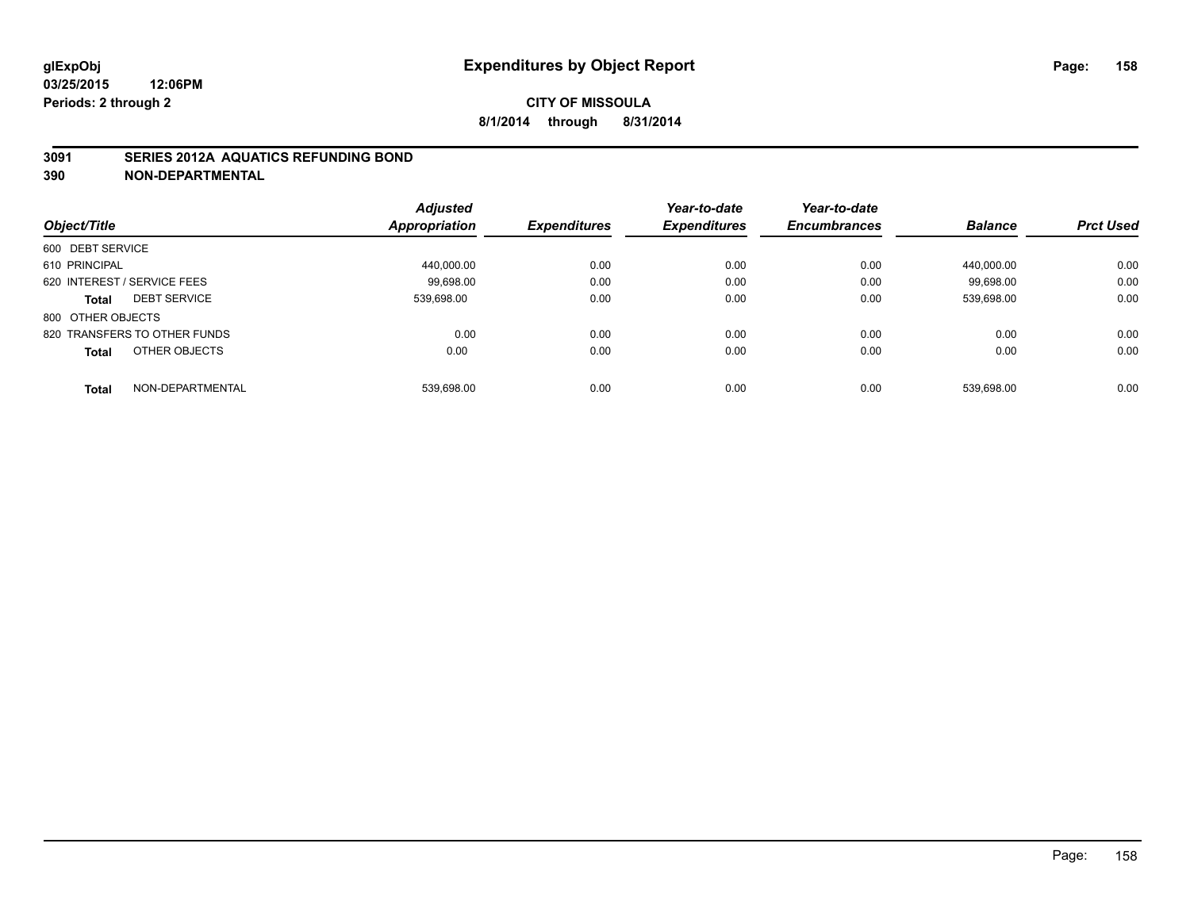**glExpObj**
**03/25/2015 12:06PM**
**Periods: 2 through 2**

# Expenditures by Object Report

**CITY OF MISSOULA**
**8/1/2014 through 8/31/2014**

**3091 SERIES 2012A AQUATICS REFUNDING BOND**
**390 NON-DEPARTMENTAL**

| Object/Title | | Adjusted Appropriation | Expenditures | Year-to-date Expenditures | Year-to-date Encumbrances | Balance | Prct Used |
|---|---|---|---|---|---|---|---|
| 600 DEBT SERVICE | | | | | | | |
| 610 PRINCIPAL | | 440,000.00 | 0.00 | 0.00 | 0.00 | 440,000.00 | 0.00 |
| 620 INTEREST / SERVICE FEES | | 99,698.00 | 0.00 | 0.00 | 0.00 | 99,698.00 | 0.00 |
| **Total** | DEBT SERVICE | 539,698.00 | 0.00 | 0.00 | 0.00 | 539,698.00 | 0.00 |
| 800 OTHER OBJECTS | | | | | | | |
| 820 TRANSFERS TO OTHER FUNDS | | 0.00 | 0.00 | 0.00 | 0.00 | 0.00 | 0.00 |
| **Total** | OTHER OBJECTS | 0.00 | 0.00 | 0.00 | 0.00 | 0.00 | 0.00 |
| **Total** | NON-DEPARTMENTAL | 539,698.00 | 0.00 | 0.00 | 0.00 | 539,698.00 | 0.00 |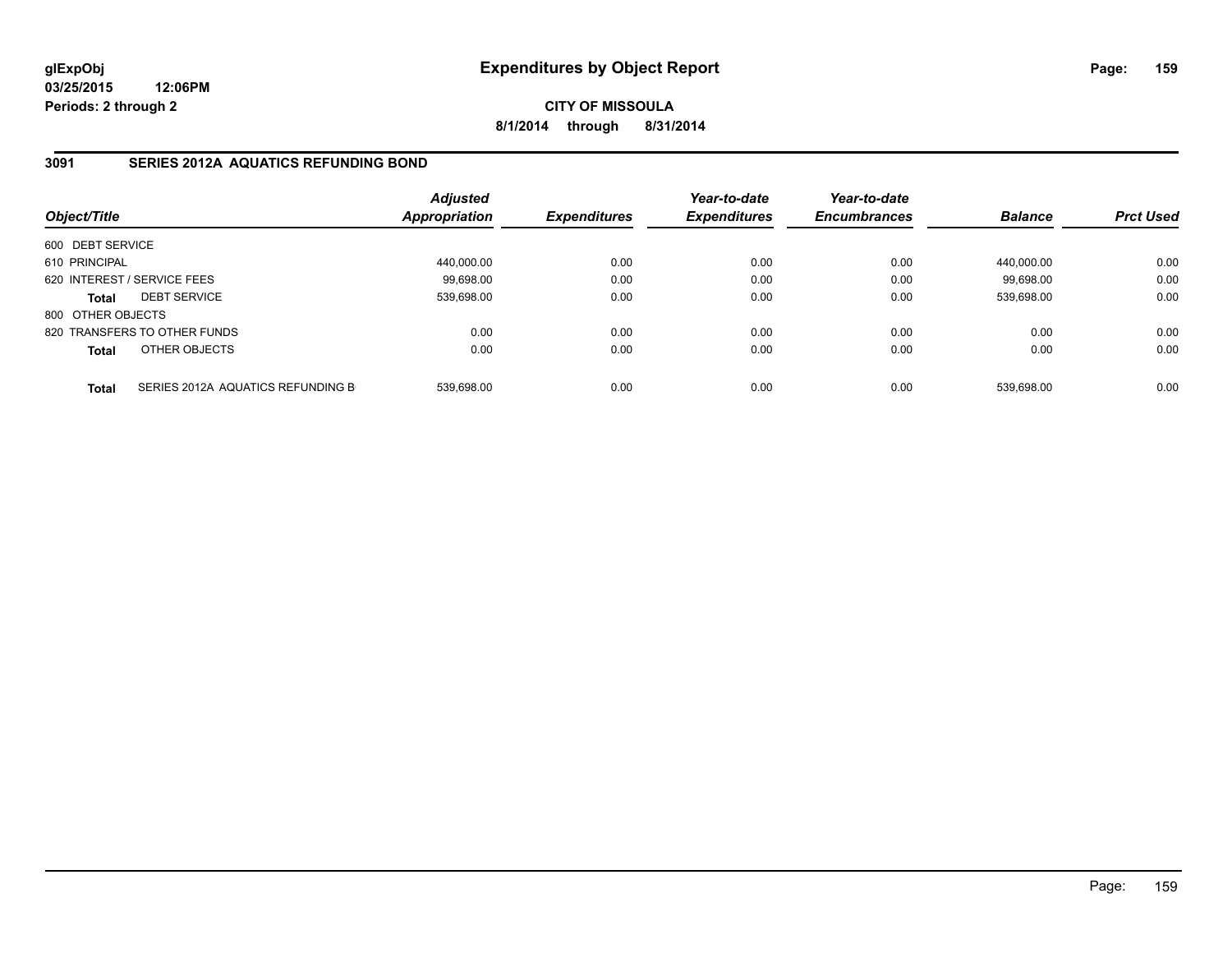# Expenditures by Object Report

glExpObj
03/25/2015 12:06PM
Periods: 2 through 2

**CITY OF MISSOULA**
**8/1/2014 through 8/31/2014**

## 3091 SERIES 2012A AQUATICS REFUNDING BOND

| Object/Title | | Adjusted Appropriation | Expenditures | Year-to-date Expenditures | Year-to-date Encumbrances | Balance | Prct Used |
|---|---|---|---|---|---|---|---|
| 600 DEBT SERVICE | | | | | | | |
| 610 PRINCIPAL | | 440,000.00 | 0.00 | 0.00 | 0.00 | 440,000.00 | 0.00 |
| 620 INTEREST / SERVICE FEES | | 99,698.00 | 0.00 | 0.00 | 0.00 | 99,698.00 | 0.00 |
| **Total** | DEBT SERVICE | 539,698.00 | 0.00 | 0.00 | 0.00 | 539,698.00 | 0.00 |
| 800 OTHER OBJECTS | | | | | | | |
| 820 TRANSFERS TO OTHER FUNDS | | 0.00 | 0.00 | 0.00 | 0.00 | 0.00 | 0.00 |
| **Total** | OTHER OBJECTS | 0.00 | 0.00 | 0.00 | 0.00 | 0.00 | 0.00 |
| **Total** | SERIES 2012A AQUATICS REFUNDING B | 539,698.00 | 0.00 | 0.00 | 0.00 | 539,698.00 | 0.00 |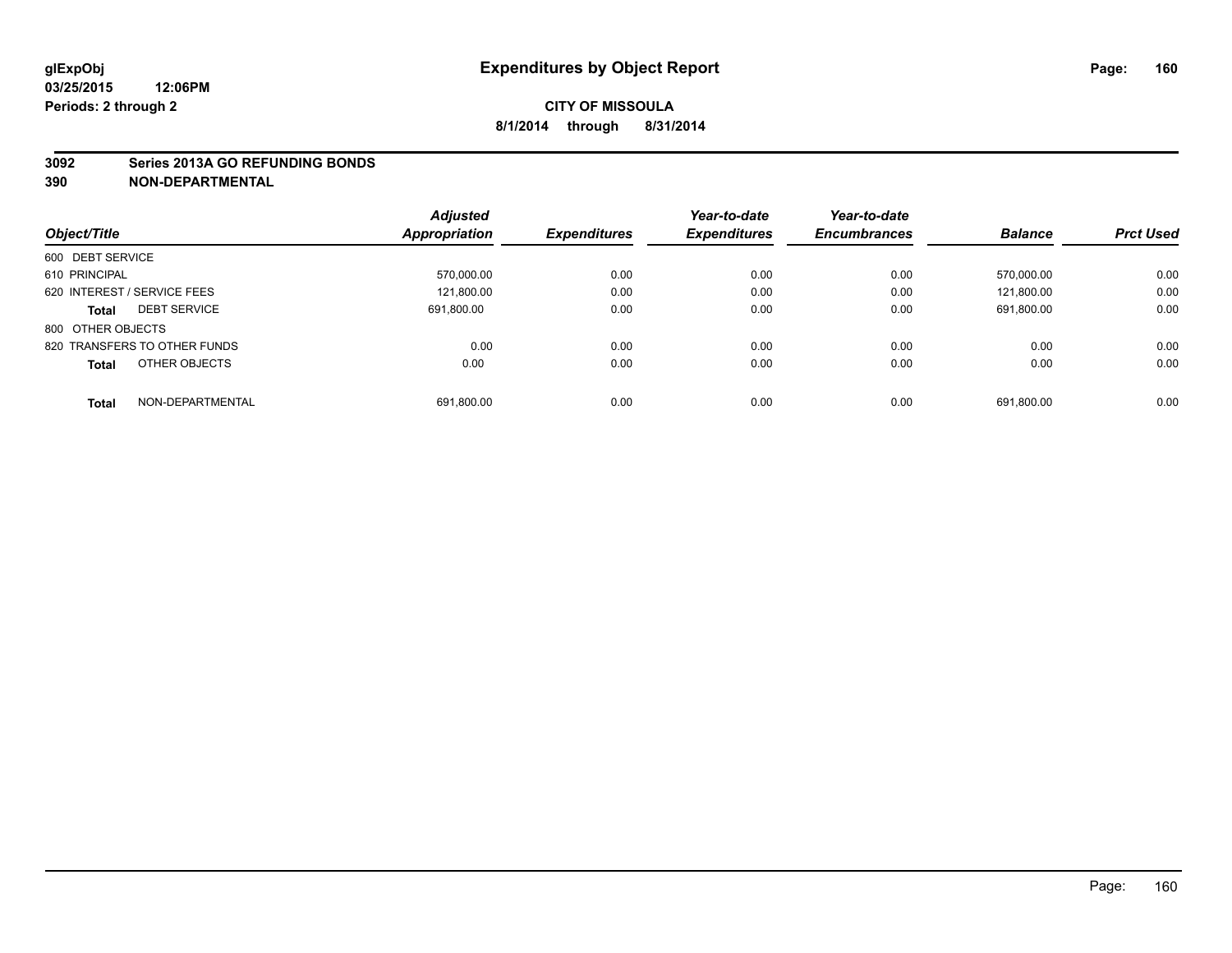glExpObj
03/25/2015 12:06PM
Periods: 2 through 2

# Expenditures by Object Report

**CITY OF MISSOULA**
**8/1/2014 through 8/31/2014**

**3092 Series 2013A GO REFUNDING BONDS**
**390 NON-DEPARTMENTAL**

| Object/Title | | Adjusted Appropriation | Expenditures | Year-to-date Expenditures | Year-to-date Encumbrances | Balance | Prct Used |
|---|---|---|---|---|---|---|---|
| 600 DEBT SERVICE | | | | | | | |
| 610 PRINCIPAL | | 570,000.00 | 0.00 | 0.00 | 0.00 | 570,000.00 | 0.00 |
| 620 INTEREST / SERVICE FEES | | 121,800.00 | 0.00 | 0.00 | 0.00 | 121,800.00 | 0.00 |
| **Total** | DEBT SERVICE | 691,800.00 | 0.00 | 0.00 | 0.00 | 691,800.00 | 0.00 |
| 800 OTHER OBJECTS | | | | | | | |
| 820 TRANSFERS TO OTHER FUNDS | | 0.00 | 0.00 | 0.00 | 0.00 | 0.00 | 0.00 |
| **Total** | OTHER OBJECTS | 0.00 | 0.00 | 0.00 | 0.00 | 0.00 | 0.00 |
| **Total** | NON-DEPARTMENTAL | 691,800.00 | 0.00 | 0.00 | 0.00 | 691,800.00 | 0.00 |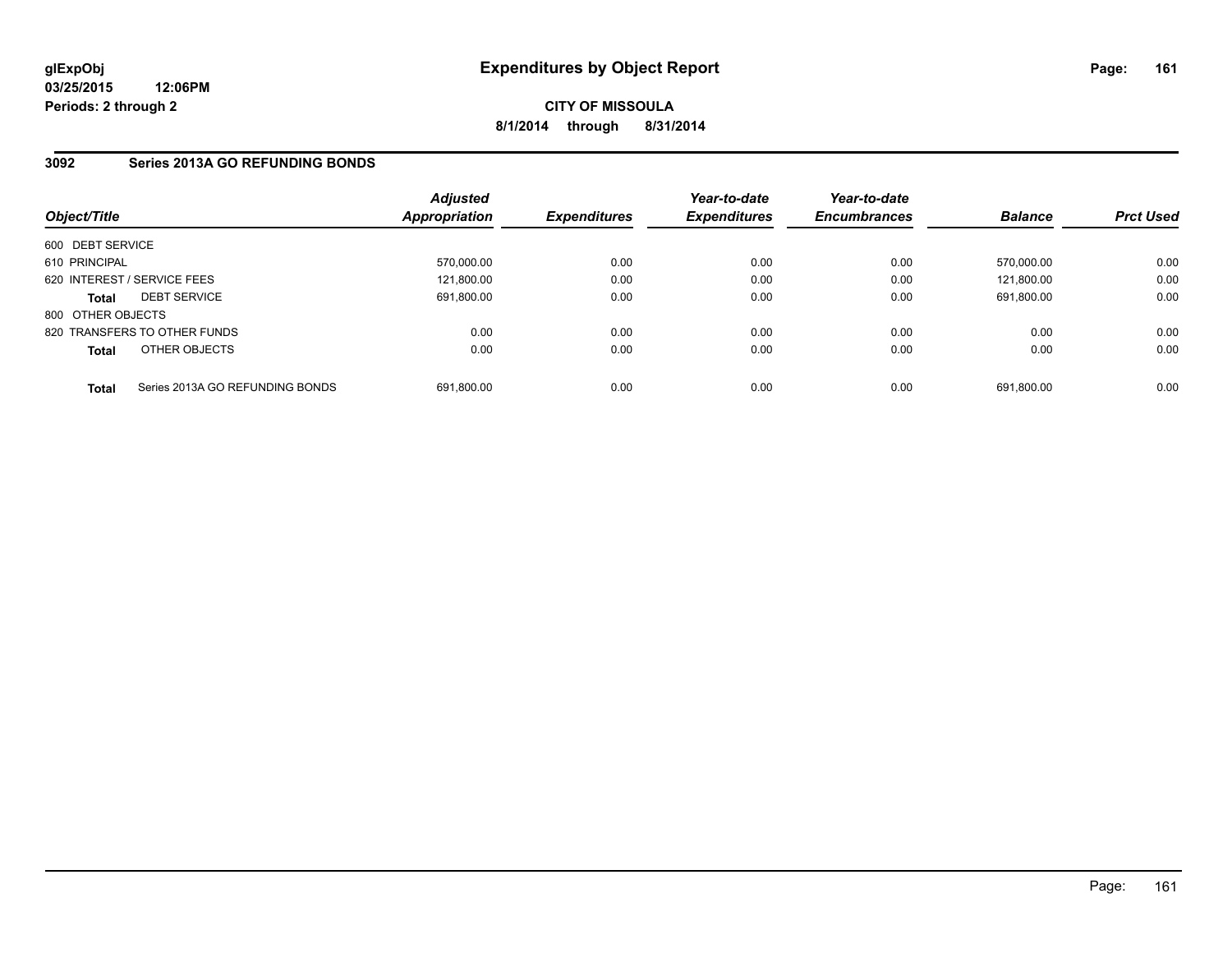**glExpObj** **Expenditures by Object Report**
**03/25/2015 12:06PM**
**Periods: 2 through 2**

**CITY OF MISSOULA**
**8/1/2014 through 8/31/2014**

## 3092 Series 2013A GO REFUNDING BONDS

| Object/Title | | Adjusted Appropriation | Expenditures | Year-to-date Expenditures | Year-to-date Encumbrances | Balance | Prct Used |
|---|---|---|---|---|---|---|---|
| 600 DEBT SERVICE | | | | | | | |
| 610 PRINCIPAL | | 570,000.00 | 0.00 | 0.00 | 0.00 | 570,000.00 | 0.00 |
| 620 INTEREST / SERVICE FEES | | 121,800.00 | 0.00 | 0.00 | 0.00 | 121,800.00 | 0.00 |
| **Total** | DEBT SERVICE | 691,800.00 | 0.00 | 0.00 | 0.00 | 691,800.00 | 0.00 |
| 800 OTHER OBJECTS | | | | | | | |
| 820 TRANSFERS TO OTHER FUNDS | | 0.00 | 0.00 | 0.00 | 0.00 | 0.00 | 0.00 |
| **Total** | OTHER OBJECTS | 0.00 | 0.00 | 0.00 | 0.00 | 0.00 | 0.00 |
| **Total** | Series 2013A GO REFUNDING BONDS | 691,800.00 | 0.00 | 0.00 | 0.00 | 691,800.00 | 0.00 |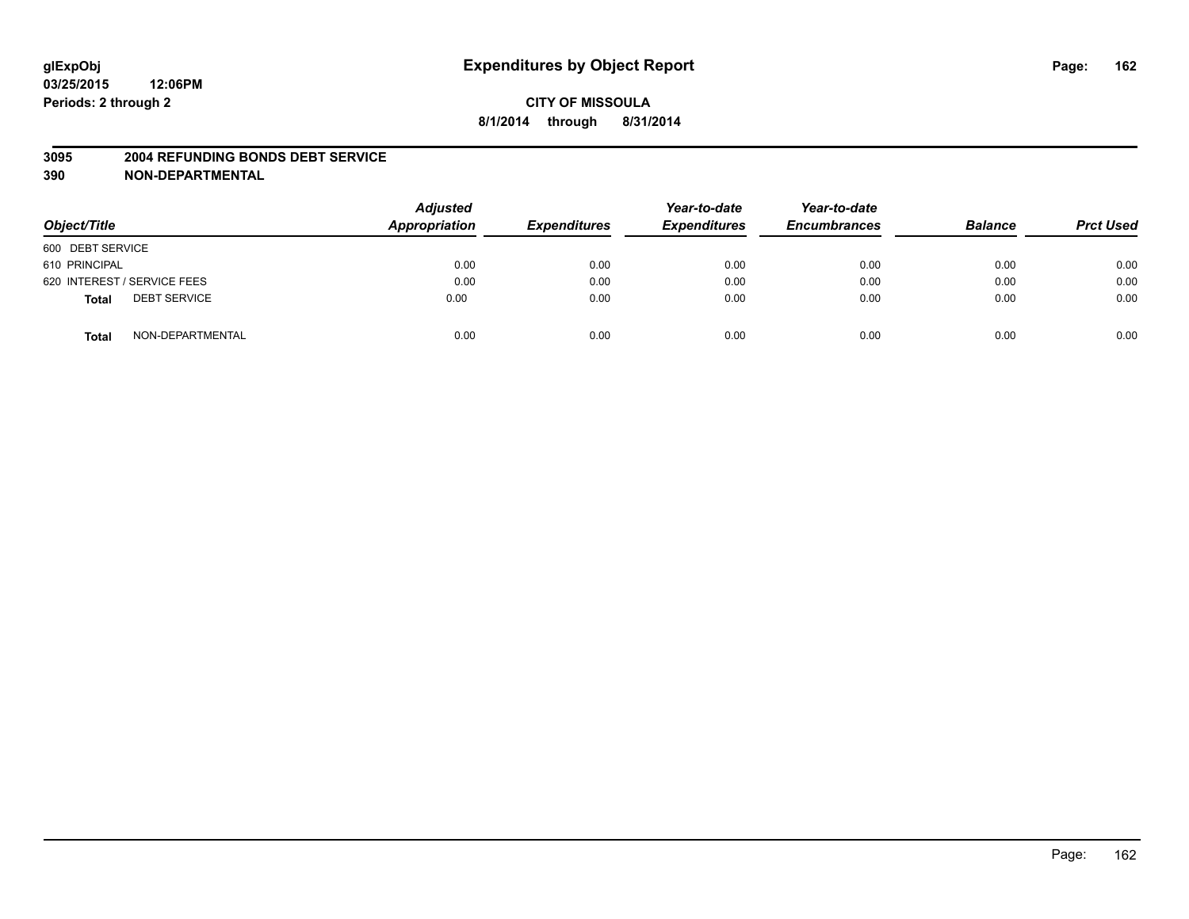**glExpObj**
**03/25/2015 12:06PM**
**Periods: 2 through 2**

# Expenditures by Object Report

**CITY OF MISSOULA**
**8/1/2014 through 8/31/2014**

**3095 2004 REFUNDING BONDS DEBT SERVICE**
**390 NON-DEPARTMENTAL**

| Object/Title | Adjusted Appropriation | Expenditures | Year-to-date Expenditures | Year-to-date Encumbrances | Balance | Prct Used |
|---|---|---|---|---|---|---|
| 600 DEBT SERVICE | | | | | | |
| 610 PRINCIPAL | 0.00 | 0.00 | 0.00 | 0.00 | 0.00 | 0.00 |
| 620 INTEREST / SERVICE FEES | 0.00 | 0.00 | 0.00 | 0.00 | 0.00 | 0.00 |
| **Total** DEBT SERVICE | 0.00 | 0.00 | 0.00 | 0.00 | 0.00 | 0.00 |
| **Total** NON-DEPARTMENTAL | 0.00 | 0.00 | 0.00 | 0.00 | 0.00 | 0.00 |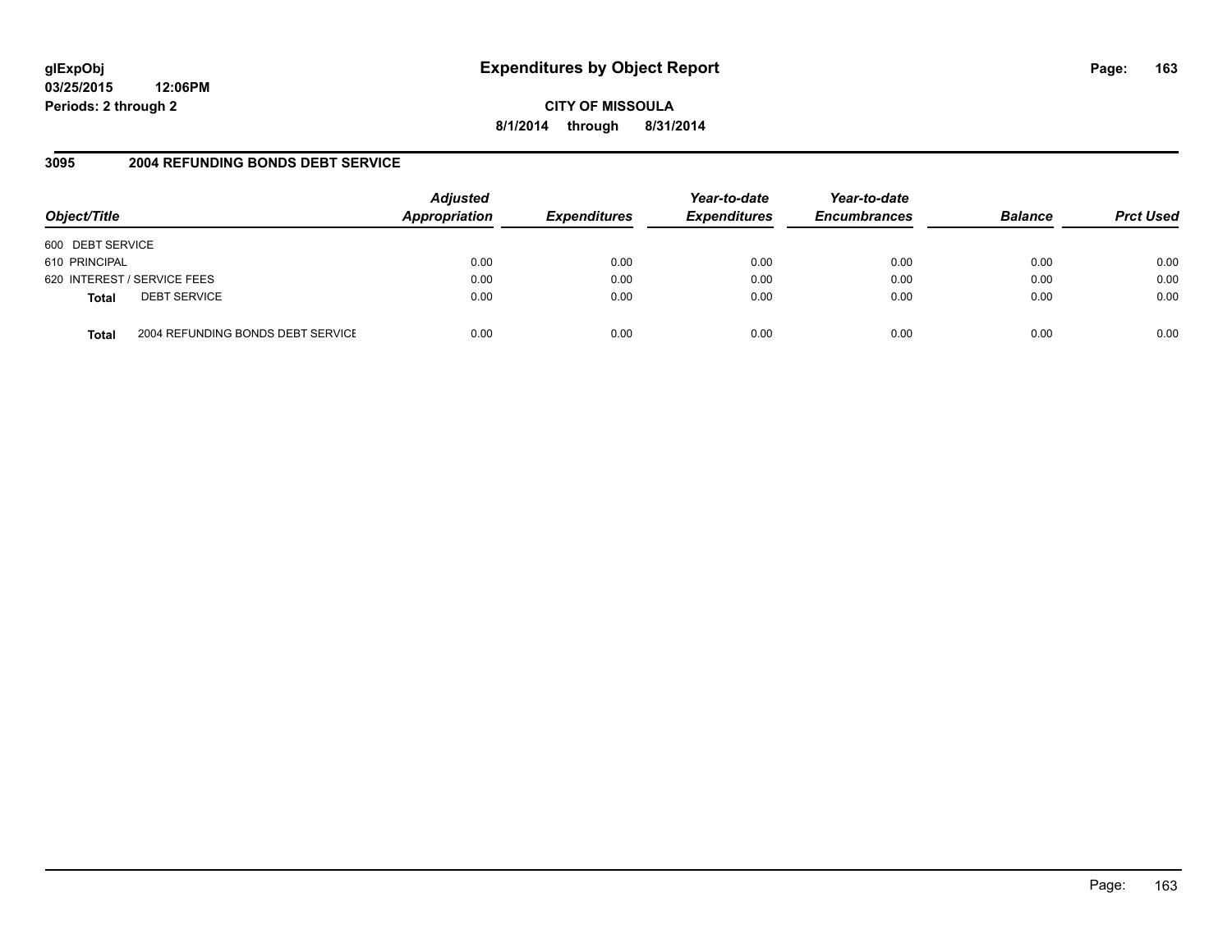# Expenditures by Object Report

glExpObj
03/25/2015 12:06PM
Periods: 2 through 2

**CITY OF MISSOULA**
**8/1/2014 through 8/31/2014**

## 3095 2004 REFUNDING BONDS DEBT SERVICE

| Object/Title | | Adjusted Appropriation | Expenditures | Year-to-date Expenditures | Year-to-date Encumbrances | Balance | Prct Used |
|---|---|---|---|---|---|---|---|
| 600 DEBT SERVICE | | | | | | | |
| 610 PRINCIPAL | | 0.00 | 0.00 | 0.00 | 0.00 | 0.00 | 0.00 |
| 620 INTEREST / SERVICE FEES | | 0.00 | 0.00 | 0.00 | 0.00 | 0.00 | 0.00 |
| **Total** | DEBT SERVICE | 0.00 | 0.00 | 0.00 | 0.00 | 0.00 | 0.00 |
| **Total** | 2004 REFUNDING BONDS DEBT SERVICE | 0.00 | 0.00 | 0.00 | 0.00 | 0.00 | 0.00 |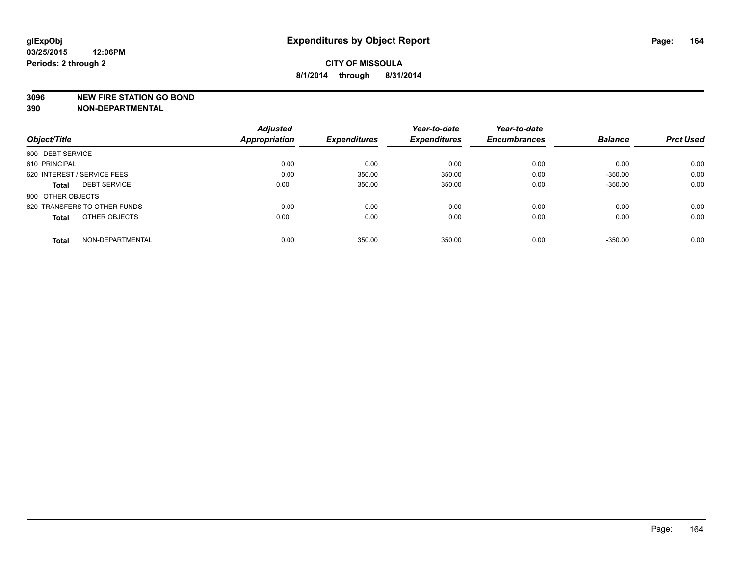**glExpObj**
**03/25/2015 12:06PM**
**Periods: 2 through 2**

# Expenditures by Object Report

**CITY OF MISSOULA**
**8/1/2014 through 8/31/2014**

**3096 NEW FIRE STATION GO BOND**
**390 NON-DEPARTMENTAL**

| Object/Title | Adjusted Appropriation | Expenditures | Year-to-date Expenditures | Year-to-date Encumbrances | Balance | Prct Used |
|---|---|---|---|---|---|---|
| 600 DEBT SERVICE | | | | | | |
| 610 PRINCIPAL | 0.00 | 0.00 | 0.00 | 0.00 | 0.00 | 0.00 |
| 620 INTEREST / SERVICE FEES | 0.00 | 350.00 | 350.00 | 0.00 | -350.00 | 0.00 |
| **Total** DEBT SERVICE | 0.00 | 350.00 | 350.00 | 0.00 | -350.00 | 0.00 |
| 800 OTHER OBJECTS | | | | | | |
| 820 TRANSFERS TO OTHER FUNDS | 0.00 | 0.00 | 0.00 | 0.00 | 0.00 | 0.00 |
| **Total** OTHER OBJECTS | 0.00 | 0.00 | 0.00 | 0.00 | 0.00 | 0.00 |
| **Total** NON-DEPARTMENTAL | 0.00 | 350.00 | 350.00 | 0.00 | -350.00 | 0.00 |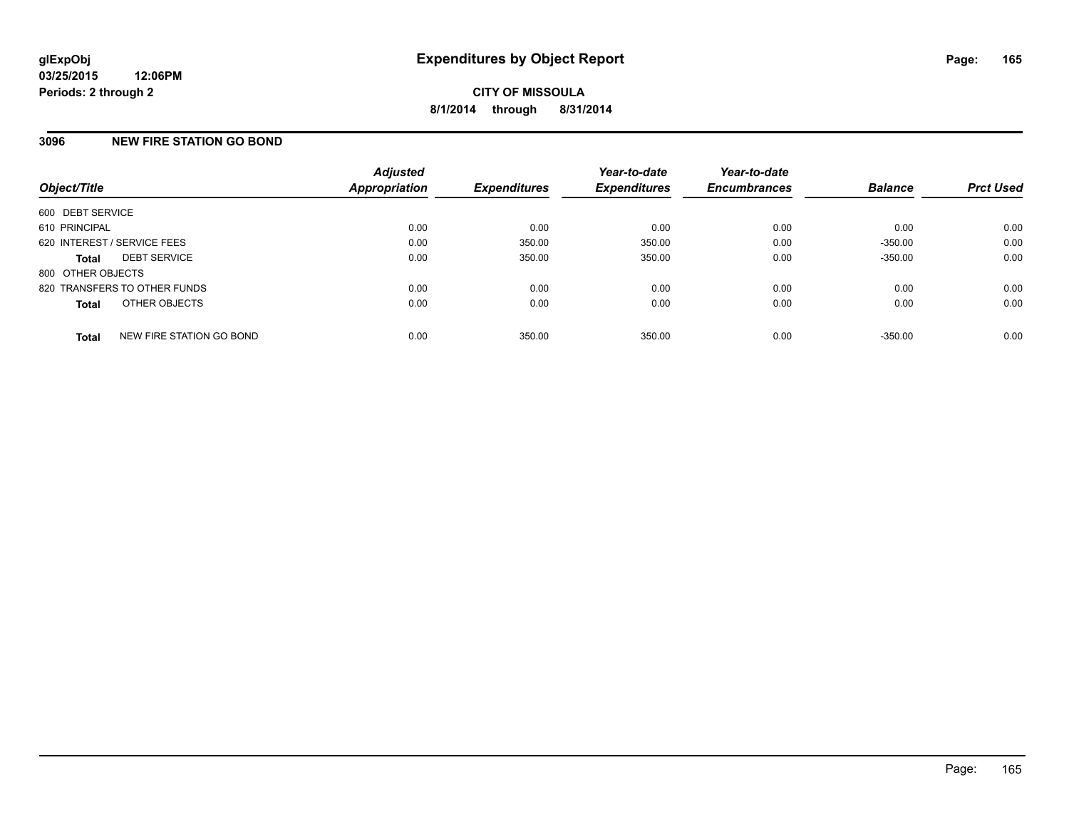glExpObj
03/25/2015 12:06PM
Periods: 2 through 2

# Expenditures by Object Report

**CITY OF MISSOULA**

**8/1/2014 through 8/31/2014**

## 3096 NEW FIRE STATION GO BOND

| Object/Title | Adjusted Appropriation | Expenditures | Year-to-date Expenditures | Year-to-date Encumbrances | Balance | Prct Used |
|---|---|---|---|---|---|---|
| 600 DEBT SERVICE | | | | | | |
| 610 PRINCIPAL | 0.00 | 0.00 | 0.00 | 0.00 | 0.00 | 0.00 |
| 620 INTEREST / SERVICE FEES | 0.00 | 350.00 | 350.00 | 0.00 | -350.00 | 0.00 |
| **Total** DEBT SERVICE | 0.00 | 350.00 | 350.00 | 0.00 | -350.00 | 0.00 |
| 800 OTHER OBJECTS | | | | | | |
| 820 TRANSFERS TO OTHER FUNDS | 0.00 | 0.00 | 0.00 | 0.00 | 0.00 | 0.00 |
| **Total** OTHER OBJECTS | 0.00 | 0.00 | 0.00 | 0.00 | 0.00 | 0.00 |
| **Total** NEW FIRE STATION GO BOND | 0.00 | 350.00 | 350.00 | 0.00 | -350.00 | 0.00 |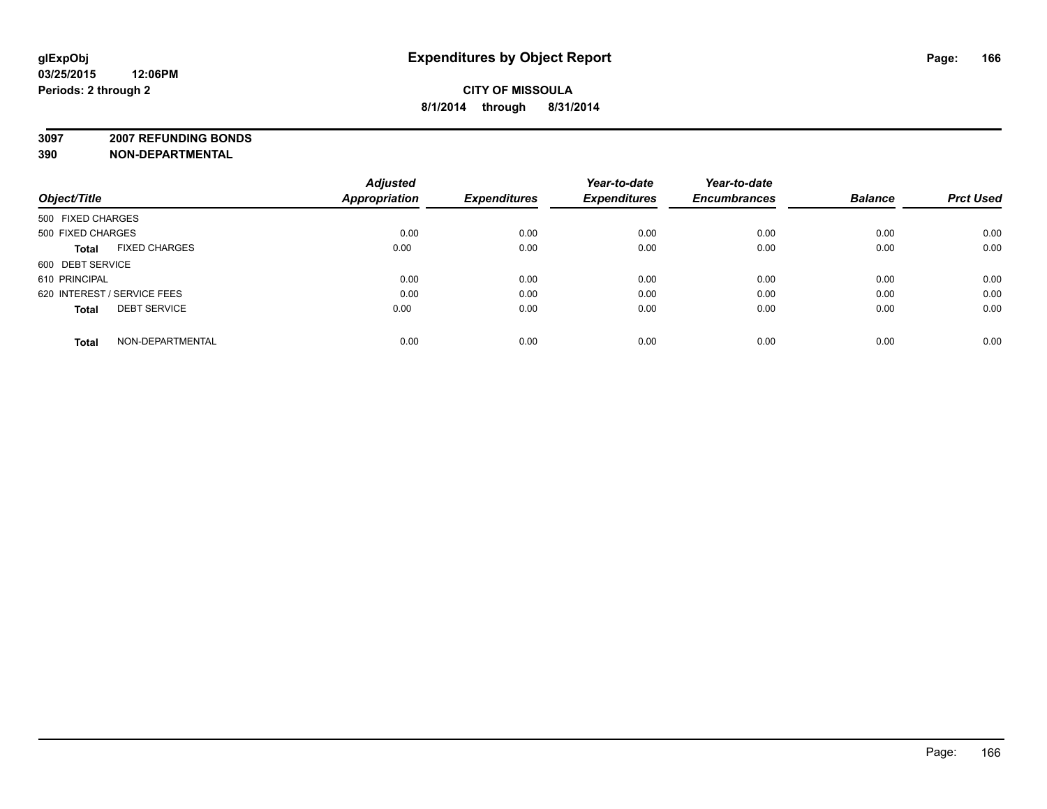# Expenditures by Object Report

glExpObj
03/25/2015 12:06PM
Periods: 2 through 2

**CITY OF MISSOULA**
**8/1/2014 through 8/31/2014**

**3097 2007 REFUNDING BONDS**
**390 NON-DEPARTMENTAL**

| Object/Title | Adjusted Appropriation | Expenditures | Year-to-date Expenditures | Year-to-date Encumbrances | Balance | Prct Used |
|---|---|---|---|---|---|---|
| 500 FIXED CHARGES | | | | | | |
| 500 FIXED CHARGES | 0.00 | 0.00 | 0.00 | 0.00 | 0.00 | 0.00 |
| **Total** FIXED CHARGES | 0.00 | 0.00 | 0.00 | 0.00 | 0.00 | 0.00 |
| 600 DEBT SERVICE | | | | | | |
| 610 PRINCIPAL | 0.00 | 0.00 | 0.00 | 0.00 | 0.00 | 0.00 |
| 620 INTEREST / SERVICE FEES | 0.00 | 0.00 | 0.00 | 0.00 | 0.00 | 0.00 |
| **Total** DEBT SERVICE | 0.00 | 0.00 | 0.00 | 0.00 | 0.00 | 0.00 |
| **Total** NON-DEPARTMENTAL | 0.00 | 0.00 | 0.00 | 0.00 | 0.00 | 0.00 |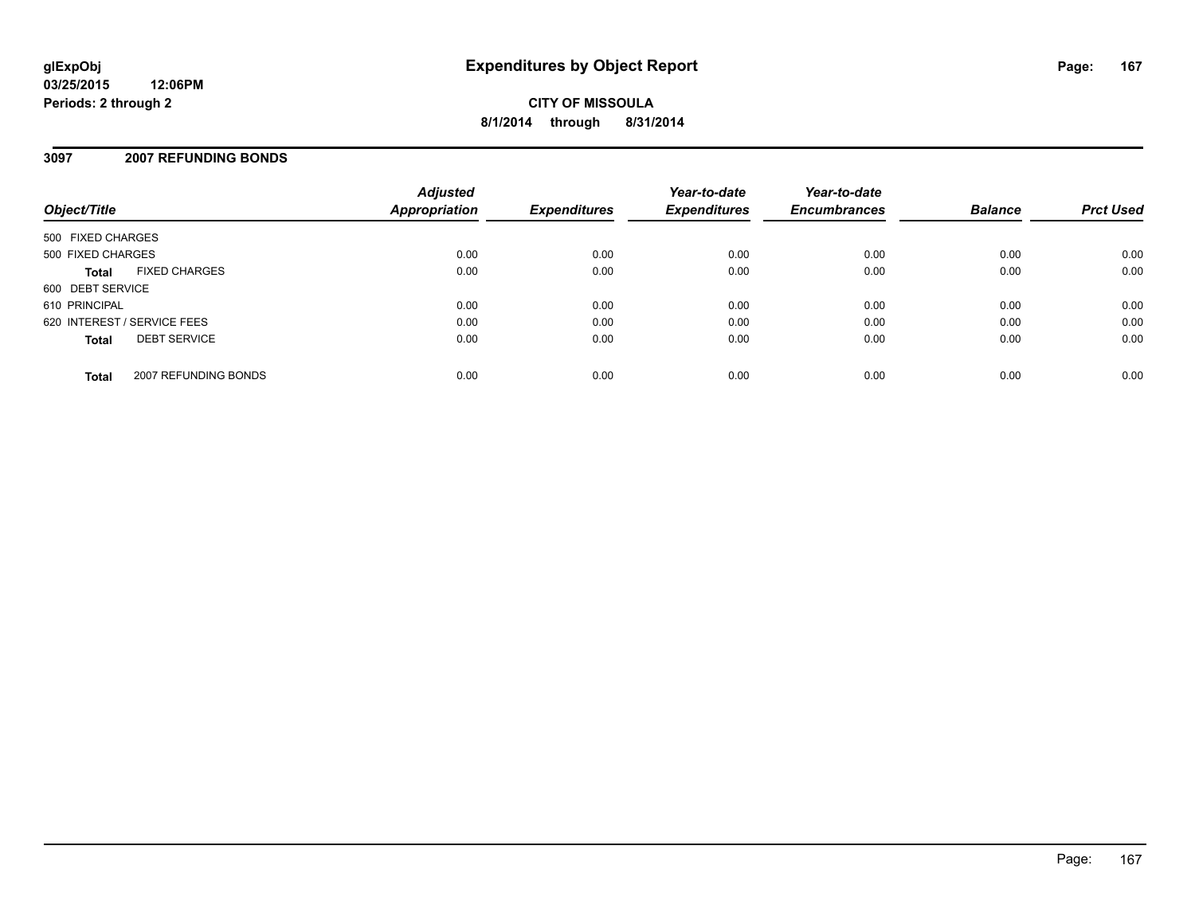glExpObj
03/25/2015 12:06PM
Periods: 2 through 2

# Expenditures by Object Report

**CITY OF MISSOULA**
**8/1/2014 through 8/31/2014**

## 3097 2007 REFUNDING BONDS

| Object/Title | | Adjusted Appropriation | Expenditures | Year-to-date Expenditures | Year-to-date Encumbrances | Balance | Prct Used |
|---|---|---|---|---|---|---|---|
| 500 FIXED CHARGES | | | | | | | |
| 500 FIXED CHARGES | | 0.00 | 0.00 | 0.00 | 0.00 | 0.00 | 0.00 |
| **Total** | FIXED CHARGES | 0.00 | 0.00 | 0.00 | 0.00 | 0.00 | 0.00 |
| 600 DEBT SERVICE | | | | | | | |
| 610 PRINCIPAL | | 0.00 | 0.00 | 0.00 | 0.00 | 0.00 | 0.00 |
| 620 INTEREST / SERVICE FEES | | 0.00 | 0.00 | 0.00 | 0.00 | 0.00 | 0.00 |
| **Total** | DEBT SERVICE | 0.00 | 0.00 | 0.00 | 0.00 | 0.00 | 0.00 |
| **Total** | 2007 REFUNDING BONDS | 0.00 | 0.00 | 0.00 | 0.00 | 0.00 | 0.00 |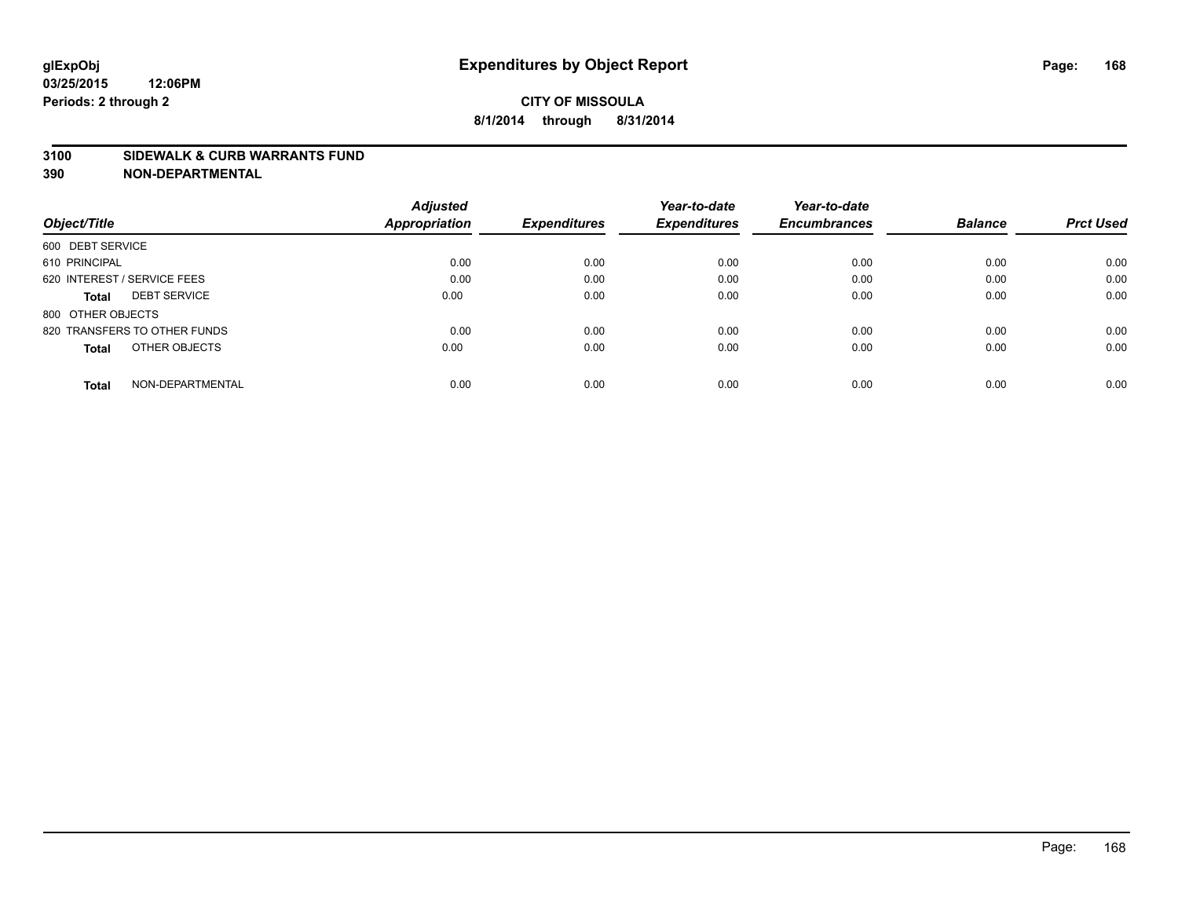glExpObj
03/25/2015 12:06PM
Periods: 2 through 2

# Expenditures by Object Report

**CITY OF MISSOULA**
**8/1/2014 through 8/31/2014**

**3100 SIDEWALK & CURB WARRANTS FUND**
**390 NON-DEPARTMENTAL**

| Object/Title | Adjusted Appropriation | Expenditures | Year-to-date Expenditures | Year-to-date Encumbrances | Balance | Prct Used |
|---|---|---|---|---|---|---|
| 600 DEBT SERVICE | | | | | | |
| 610 PRINCIPAL | 0.00 | 0.00 | 0.00 | 0.00 | 0.00 | 0.00 |
| 620 INTEREST / SERVICE FEES | 0.00 | 0.00 | 0.00 | 0.00 | 0.00 | 0.00 |
| **Total** DEBT SERVICE | 0.00 | 0.00 | 0.00 | 0.00 | 0.00 | 0.00 |
| 800 OTHER OBJECTS | | | | | | |
| 820 TRANSFERS TO OTHER FUNDS | 0.00 | 0.00 | 0.00 | 0.00 | 0.00 | 0.00 |
| **Total** OTHER OBJECTS | 0.00 | 0.00 | 0.00 | 0.00 | 0.00 | 0.00 |
| **Total** NON-DEPARTMENTAL | 0.00 | 0.00 | 0.00 | 0.00 | 0.00 | 0.00 |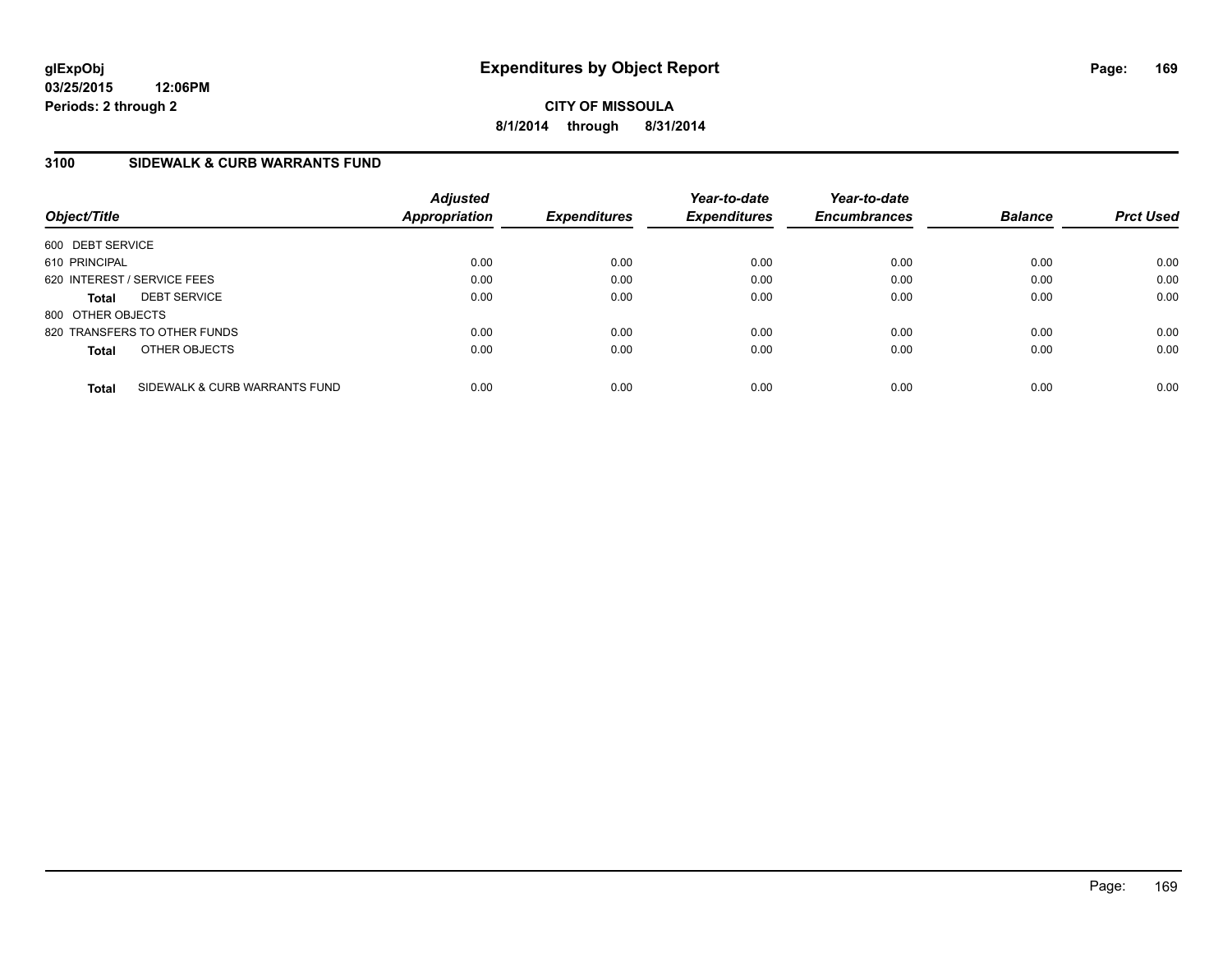# Expenditures by Object Report

**glExpObj**
**03/25/2015 12:06PM**
**Periods: 2 through 2**

**CITY OF MISSOULA**
**8/1/2014 through 8/31/2014**

## 3100 SIDEWALK & CURB WARRANTS FUND

| Object/Title | Adjusted Appropriation | Expenditures | Year-to-date Expenditures | Year-to-date Encumbrances | Balance | Prct Used |
|---|---|---|---|---|---|---|
| 600 DEBT SERVICE | | | | | | |
| 610 PRINCIPAL | 0.00 | 0.00 | 0.00 | 0.00 | 0.00 | 0.00 |
| 620 INTEREST / SERVICE FEES | 0.00 | 0.00 | 0.00 | 0.00 | 0.00 | 0.00 |
| **Total** DEBT SERVICE | 0.00 | 0.00 | 0.00 | 0.00 | 0.00 | 0.00 |
| 800 OTHER OBJECTS | | | | | | |
| 820 TRANSFERS TO OTHER FUNDS | 0.00 | 0.00 | 0.00 | 0.00 | 0.00 | 0.00 |
| **Total** OTHER OBJECTS | 0.00 | 0.00 | 0.00 | 0.00 | 0.00 | 0.00 |
| **Total** SIDEWALK & CURB WARRANTS FUND | 0.00 | 0.00 | 0.00 | 0.00 | 0.00 | 0.00 |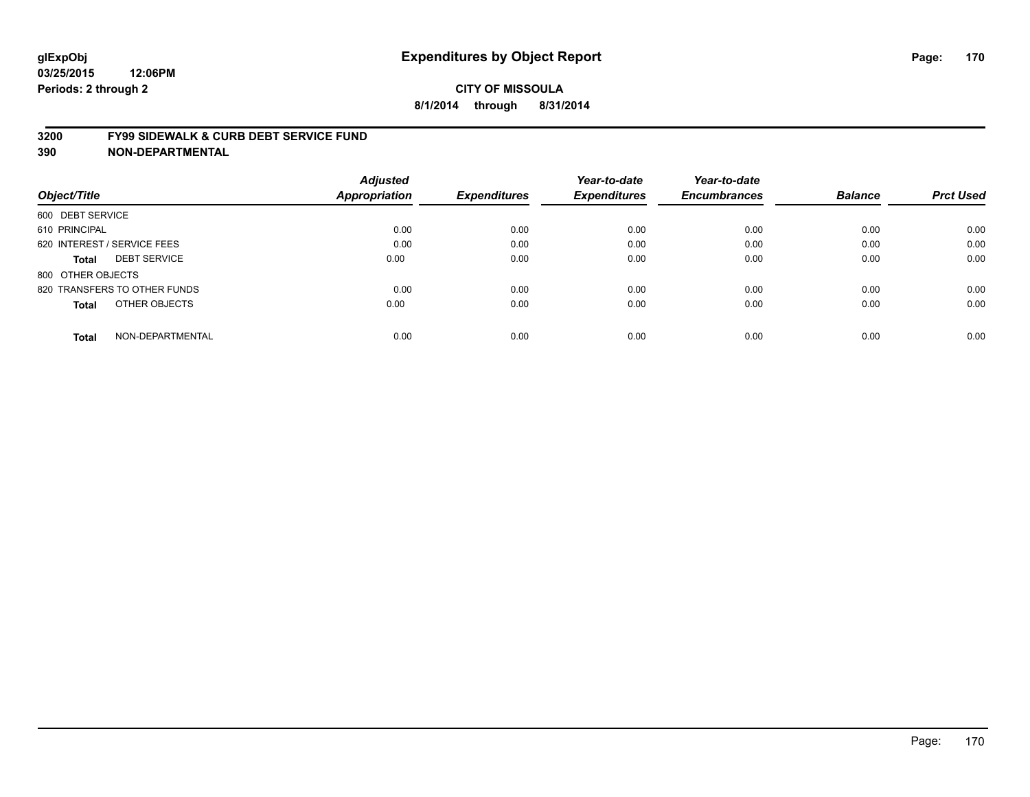# Expenditures by Object Report

glExpObj
03/25/2015 12:06PM
Periods: 2 through 2

**CITY OF MISSOULA**
**8/1/2014 through 8/31/2014**

## 3200 FY99 SIDEWALK & CURB DEBT SERVICE FUND
## 390 NON-DEPARTMENTAL

| Object/Title | Adjusted Appropriation | Expenditures | Year-to-date Expenditures | Year-to-date Encumbrances | Balance | Prct Used |
|---|---|---|---|---|---|---|
| 600 DEBT SERVICE | | | | | | |
| 610 PRINCIPAL | 0.00 | 0.00 | 0.00 | 0.00 | 0.00 | 0.00 |
| 620 INTEREST / SERVICE FEES | 0.00 | 0.00 | 0.00 | 0.00 | 0.00 | 0.00 |
| **Total** DEBT SERVICE | 0.00 | 0.00 | 0.00 | 0.00 | 0.00 | 0.00 |
| 800 OTHER OBJECTS | | | | | | |
| 820 TRANSFERS TO OTHER FUNDS | 0.00 | 0.00 | 0.00 | 0.00 | 0.00 | 0.00 |
| **Total** OTHER OBJECTS | 0.00 | 0.00 | 0.00 | 0.00 | 0.00 | 0.00 |
| **Total** NON-DEPARTMENTAL | 0.00 | 0.00 | 0.00 | 0.00 | 0.00 | 0.00 |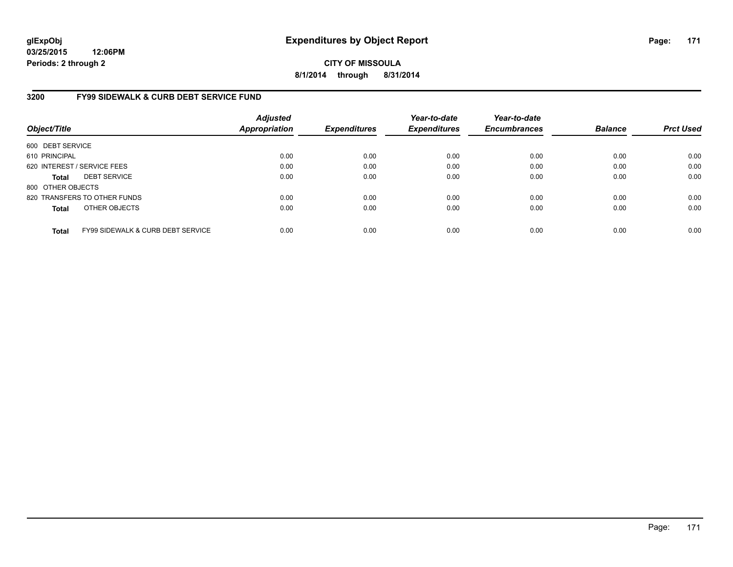**glExpObj** **Expenditures by Object Report**

**03/25/2015 12:06PM**

**Periods: 2 through 2**

**CITY OF MISSOULA**

**8/1/2014 through 8/31/2014**

## 3200 FY99 SIDEWALK & CURB DEBT SERVICE FUND

| Object/Title | Adjusted Appropriation | Expenditures | Year-to-date Expenditures | Year-to-date Encumbrances | Balance | Prct Used |
|---|---|---|---|---|---|---|
| 600 DEBT SERVICE | | | | | | |
| 610 PRINCIPAL | 0.00 | 0.00 | 0.00 | 0.00 | 0.00 | 0.00 |
| 620 INTEREST / SERVICE FEES | 0.00 | 0.00 | 0.00 | 0.00 | 0.00 | 0.00 |
| **Total** DEBT SERVICE | 0.00 | 0.00 | 0.00 | 0.00 | 0.00 | 0.00 |
| 800 OTHER OBJECTS | | | | | | |
| 820 TRANSFERS TO OTHER FUNDS | 0.00 | 0.00 | 0.00 | 0.00 | 0.00 | 0.00 |
| **Total** OTHER OBJECTS | 0.00 | 0.00 | 0.00 | 0.00 | 0.00 | 0.00 |
| **Total** FY99 SIDEWALK & CURB DEBT SERVICE | 0.00 | 0.00 | 0.00 | 0.00 | 0.00 | 0.00 |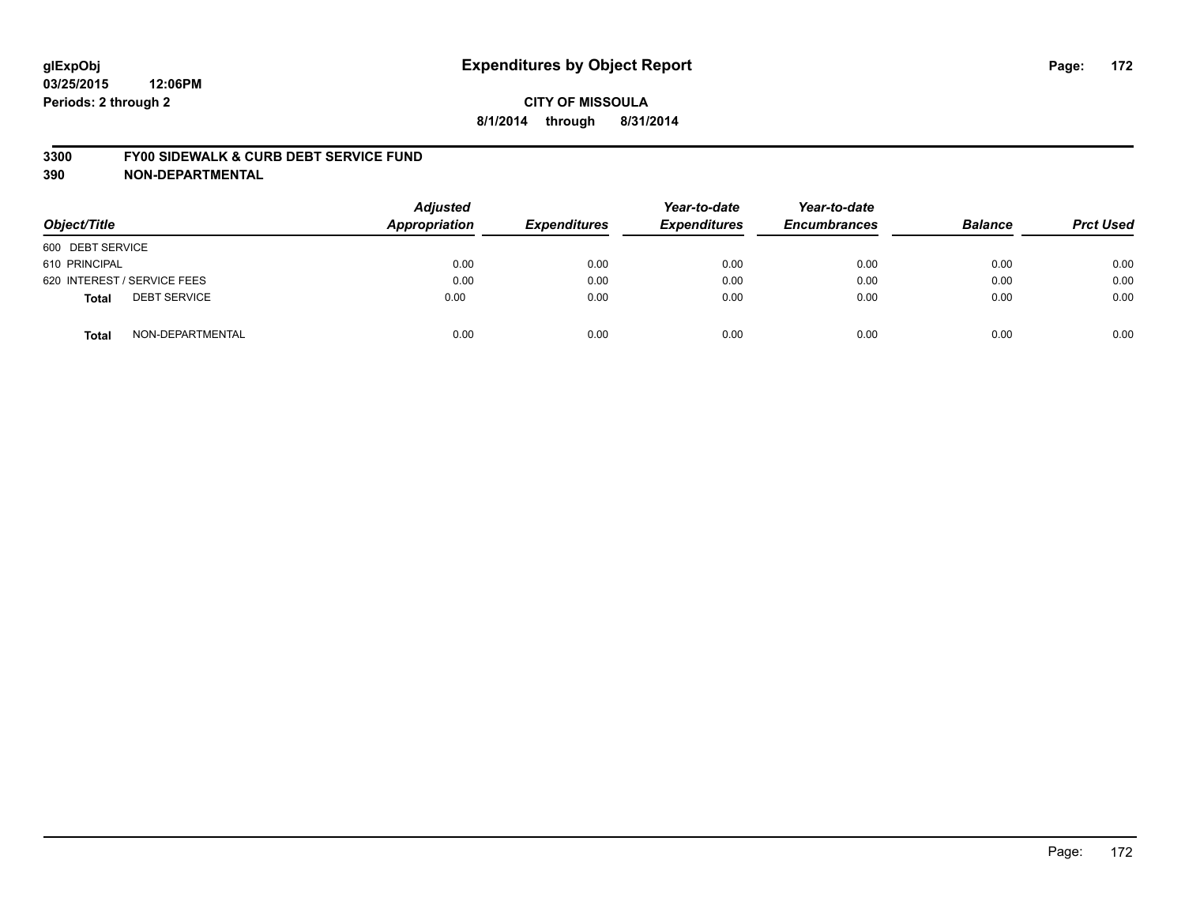**glExpObj** **Expenditures by Object Report**

**03/25/2015 12:06PM**

**Periods: 2 through 2**

**CITY OF MISSOULA**

**8/1/2014 through 8/31/2014**

**3300 FY00 SIDEWALK & CURB DEBT SERVICE FUND**

**390 NON-DEPARTMENTAL**

| Object/Title | Adjusted Appropriation | Expenditures | Year-to-date Expenditures | Year-to-date Encumbrances | Balance | Prct Used |
|---|---|---|---|---|---|---|
| 600 DEBT SERVICE | | | | | | |
| 610 PRINCIPAL | 0.00 | 0.00 | 0.00 | 0.00 | 0.00 | 0.00 |
| 620 INTEREST / SERVICE FEES | 0.00 | 0.00 | 0.00 | 0.00 | 0.00 | 0.00 |
| **Total** DEBT SERVICE | 0.00 | 0.00 | 0.00 | 0.00 | 0.00 | 0.00 |
| **Total** NON-DEPARTMENTAL | 0.00 | 0.00 | 0.00 | 0.00 | 0.00 | 0.00 |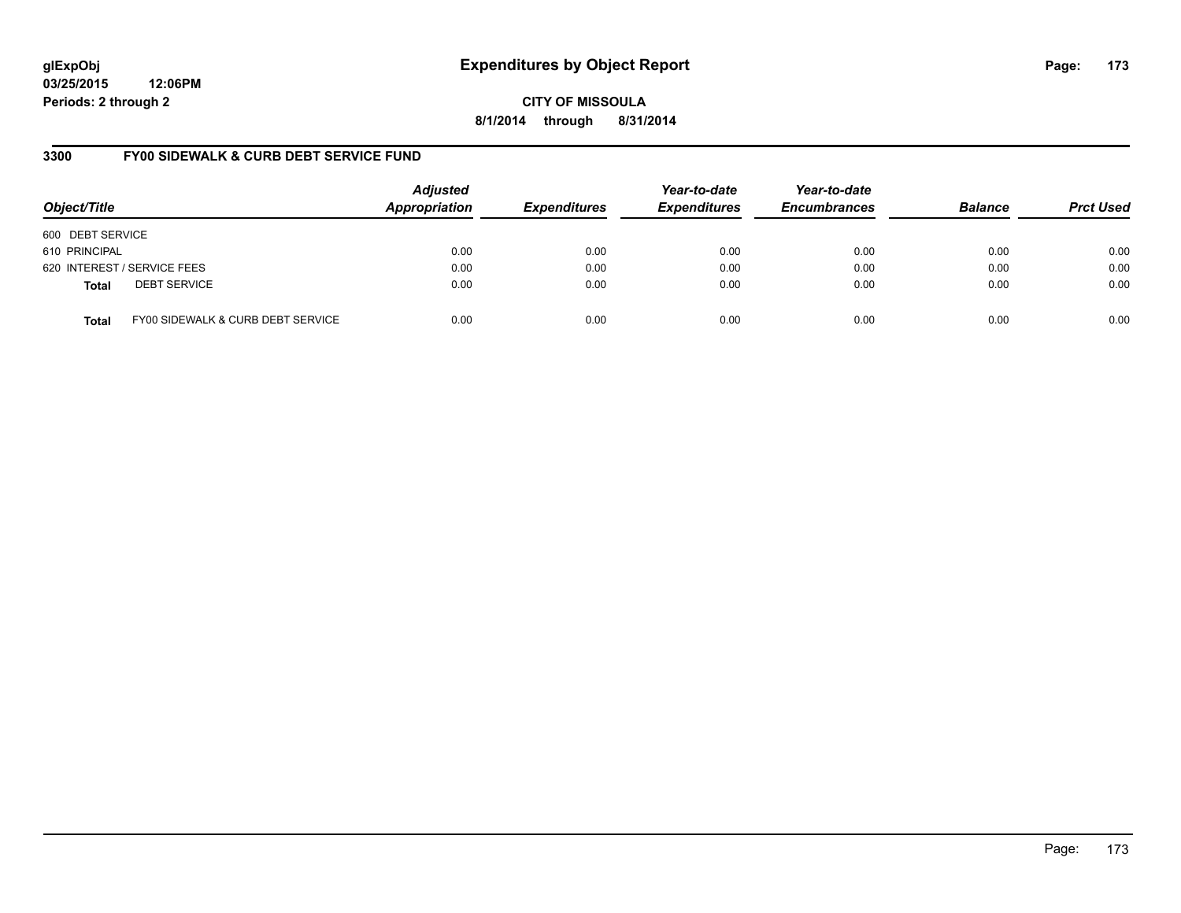glExpObj
03/25/2015 12:06PM
Periods: 2 through 2

# Expenditures by Object Report

CITY OF MISSOULA
8/1/2014 through 8/31/2014

## 3300 FY00 SIDEWALK & CURB DEBT SERVICE FUND

| Object/Title | Adjusted Appropriation | Expenditures | Year-to-date Expenditures | Year-to-date Encumbrances | Balance | Prct Used |
|---|---|---|---|---|---|---|
| 600 DEBT SERVICE | | | | | | |
| 610 PRINCIPAL | 0.00 | 0.00 | 0.00 | 0.00 | 0.00 | 0.00 |
| 620 INTEREST / SERVICE FEES | 0.00 | 0.00 | 0.00 | 0.00 | 0.00 | 0.00 |
| **Total** DEBT SERVICE | 0.00 | 0.00 | 0.00 | 0.00 | 0.00 | 0.00 |
| **Total** FY00 SIDEWALK & CURB DEBT SERVICE | 0.00 | 0.00 | 0.00 | 0.00 | 0.00 | 0.00 |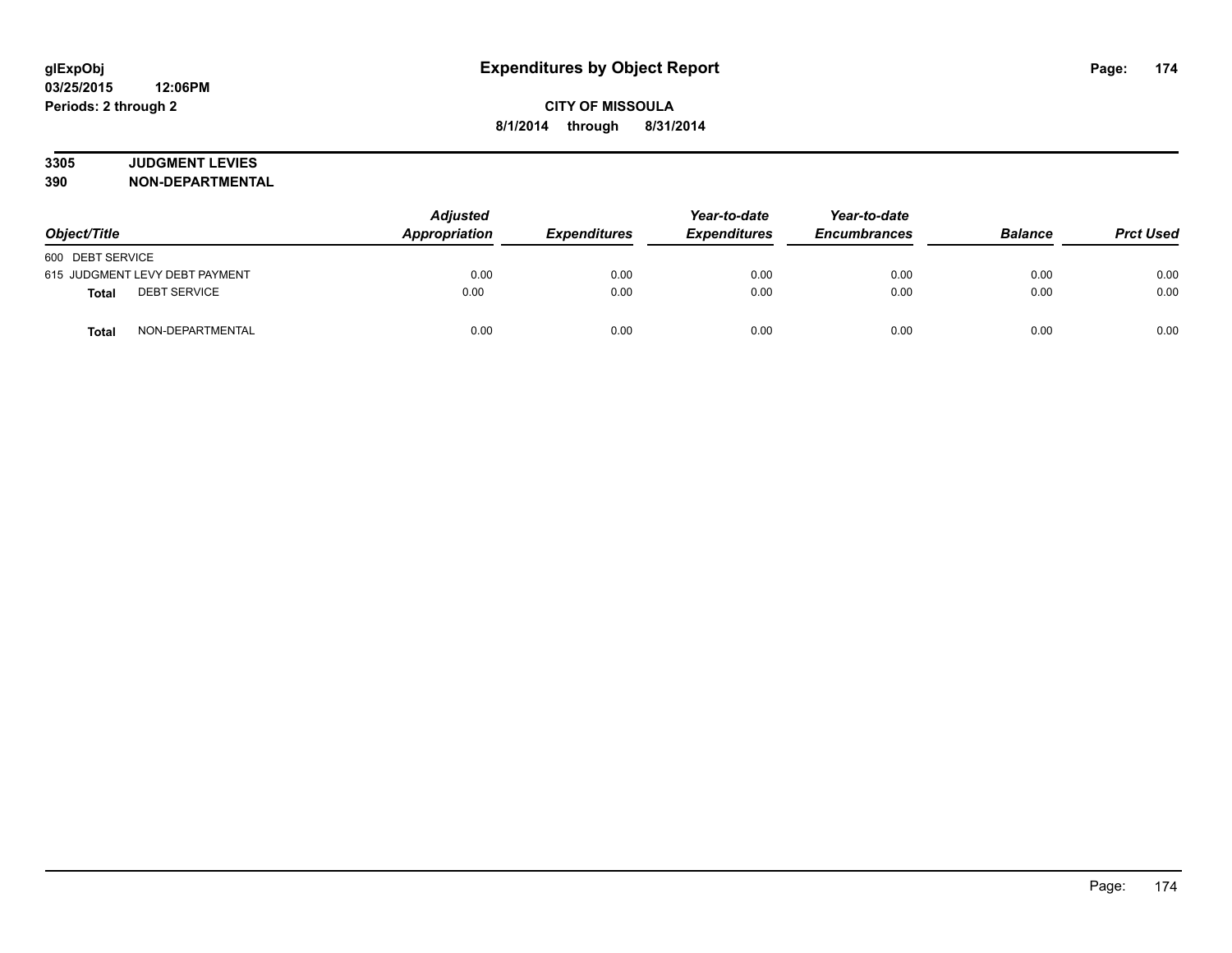# Expenditures by Object Report

**glExpObj**
**03/25/2015 12:06PM**
**Periods: 2 through 2**

**CITY OF MISSOULA**
**8/1/2014 through 8/31/2014**

**3305 JUDGMENT LEVIES**
**390 NON-DEPARTMENTAL**

| Object/Title | | Adjusted Appropriation | Expenditures | Year-to-date Expenditures | Year-to-date Encumbrances | Balance | Prct Used |
|---|---|---|---|---|---|---|---|
| 600 DEBT SERVICE | | | | | | | |
| 615 JUDGMENT LEVY DEBT PAYMENT | | 0.00 | 0.00 | 0.00 | 0.00 | 0.00 | 0.00 |
| **Total** | DEBT SERVICE | 0.00 | 0.00 | 0.00 | 0.00 | 0.00 | 0.00 |
| **Total** | NON-DEPARTMENTAL | 0.00 | 0.00 | 0.00 | 0.00 | 0.00 | 0.00 |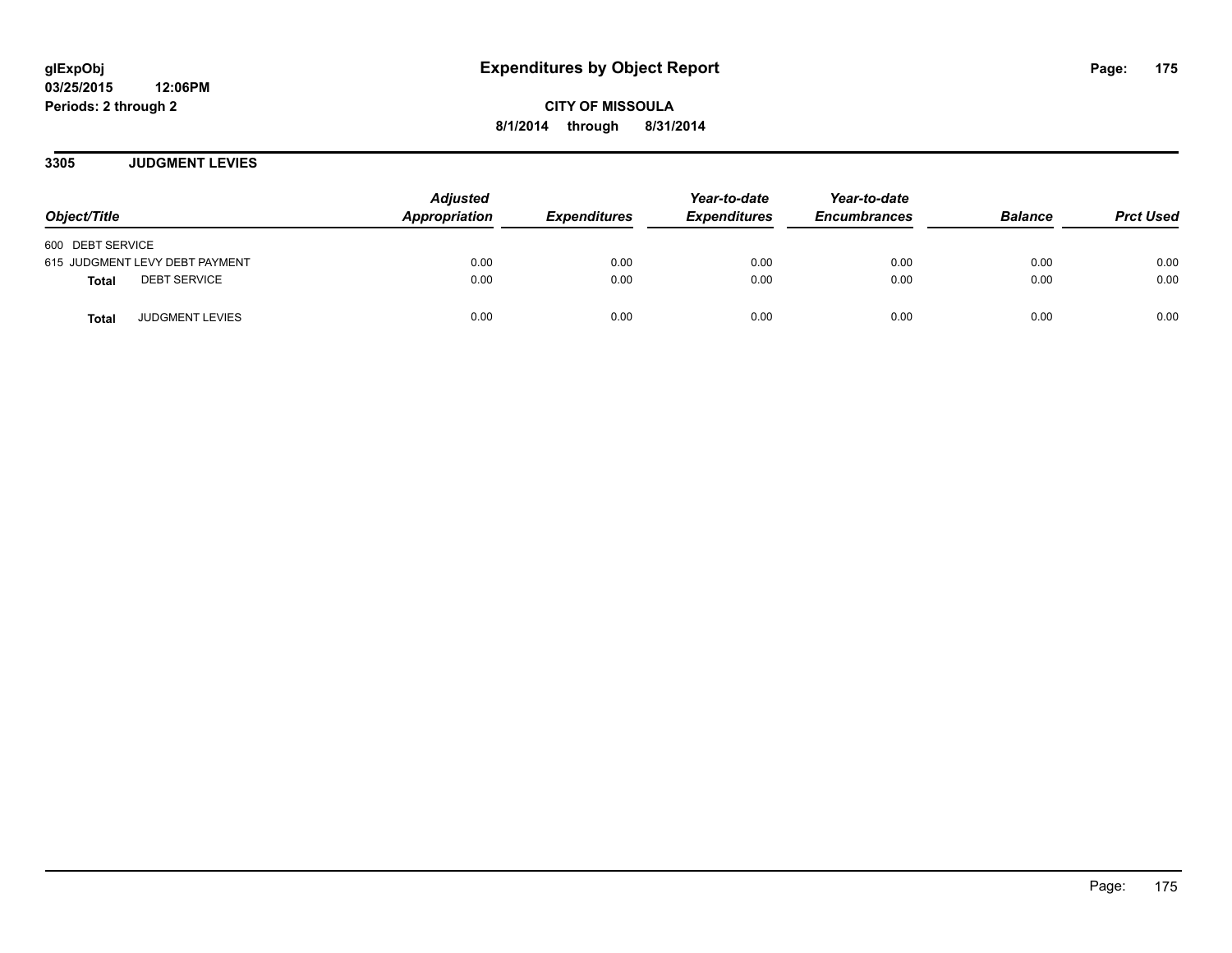# Expenditures by Object Report

glExpObj
03/25/2015 12:06PM
Periods: 2 through 2

**CITY OF MISSOULA**
**8/1/2014 through 8/31/2014**

## 3305 JUDGMENT LEVIES

| Object/Title | Adjusted Appropriation | Expenditures | Year-to-date Expenditures | Year-to-date Encumbrances | Balance | Prct Used |
|---|---|---|---|---|---|---|
| 600 DEBT SERVICE | | | | | | |
| 615 JUDGMENT LEVY DEBT PAYMENT | 0.00 | 0.00 | 0.00 | 0.00 | 0.00 | 0.00 |
| **Total** DEBT SERVICE | 0.00 | 0.00 | 0.00 | 0.00 | 0.00 | 0.00 |
| **Total** JUDGMENT LEVIES | 0.00 | 0.00 | 0.00 | 0.00 | 0.00 | 0.00 |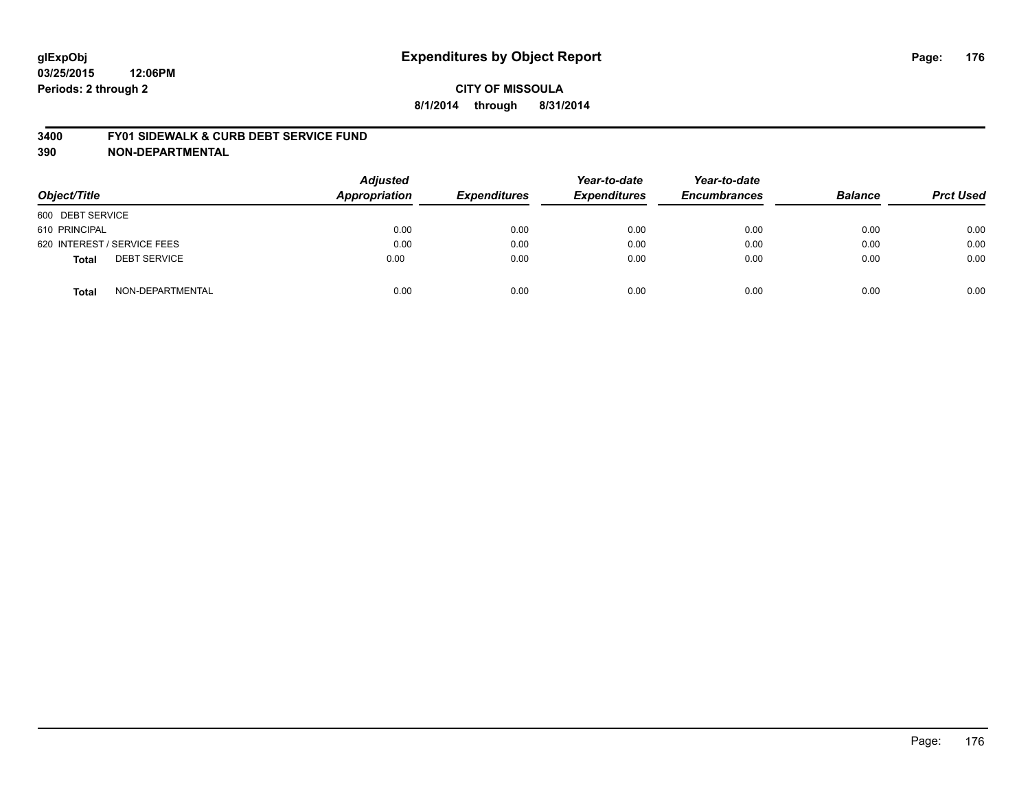# Expenditures by Object Report

glExpObj
03/25/2015 12:06PM
Periods: 2 through 2

**CITY OF MISSOULA**
**8/1/2014 through 8/31/2014**

**3400 FY01 SIDEWALK & CURB DEBT SERVICE FUND**
**390 NON-DEPARTMENTAL**

| Object/Title | Adjusted Appropriation | Expenditures | Year-to-date Expenditures | Year-to-date Encumbrances | Balance | Prct Used |
|---|---|---|---|---|---|---|
| 600 DEBT SERVICE | | | | | | |
| 610 PRINCIPAL | 0.00 | 0.00 | 0.00 | 0.00 | 0.00 | 0.00 |
| 620 INTEREST / SERVICE FEES | 0.00 | 0.00 | 0.00 | 0.00 | 0.00 | 0.00 |
| **Total** DEBT SERVICE | 0.00 | 0.00 | 0.00 | 0.00 | 0.00 | 0.00 |
| **Total** NON-DEPARTMENTAL | 0.00 | 0.00 | 0.00 | 0.00 | 0.00 | 0.00 |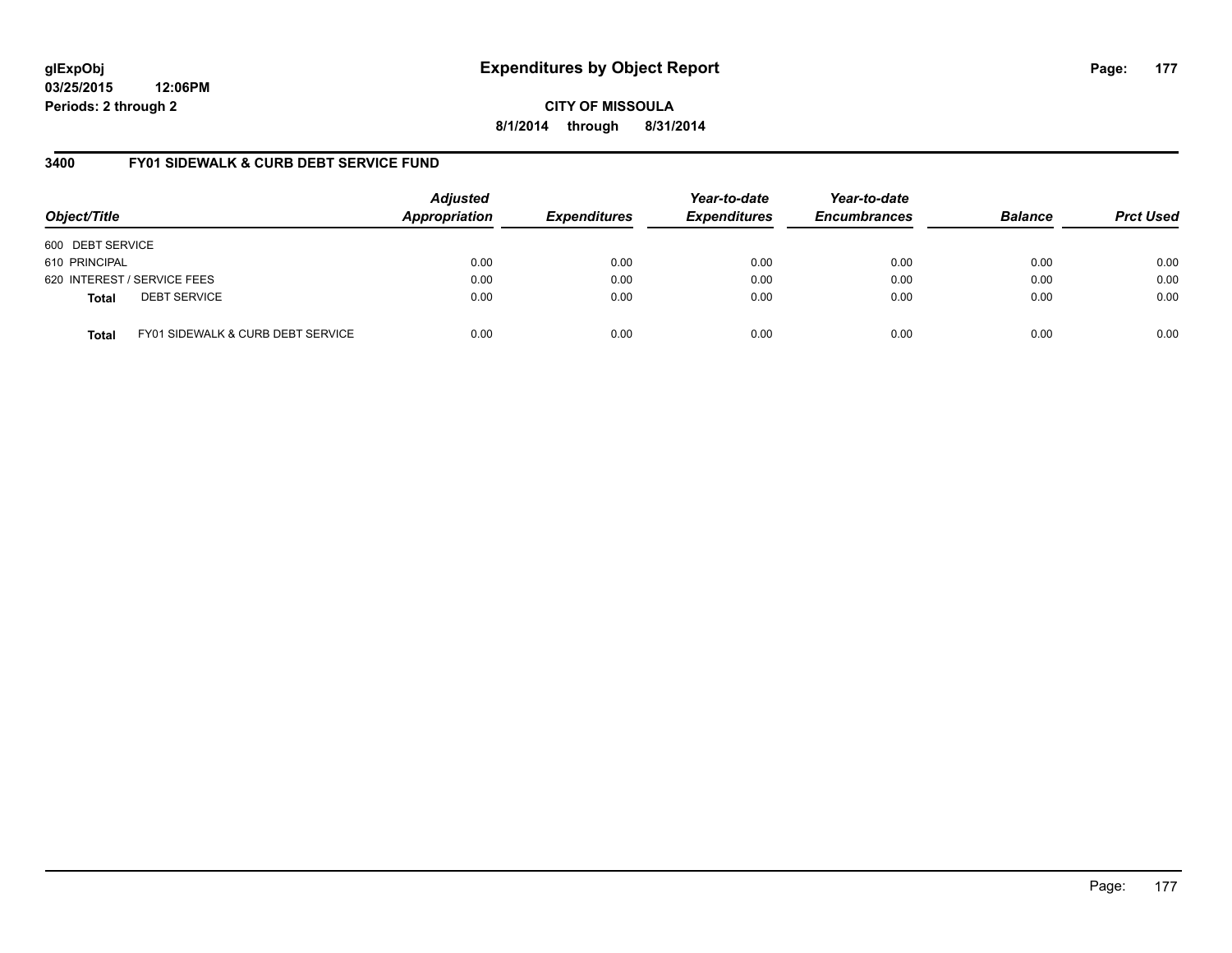glExpObj
03/25/2015 12:06PM
Periods: 2 through 2

# Expenditures by Object Report

**CITY OF MISSOULA**

**8/1/2014 through 8/31/2014**

## 3400 FY01 SIDEWALK & CURB DEBT SERVICE FUND

| Object/Title | | Adjusted Appropriation | Expenditures | Year-to-date Expenditures | Year-to-date Encumbrances | Balance | Prct Used |
|---|---|---|---|---|---|---|---|
| 600 DEBT SERVICE | | | | | | | |
| 610 PRINCIPAL | | 0.00 | 0.00 | 0.00 | 0.00 | 0.00 | 0.00 |
| 620 INTEREST / SERVICE FEES | | 0.00 | 0.00 | 0.00 | 0.00 | 0.00 | 0.00 |
| **Total** | DEBT SERVICE | 0.00 | 0.00 | 0.00 | 0.00 | 0.00 | 0.00 |
| **Total** | FY01 SIDEWALK & CURB DEBT SERVICE | 0.00 | 0.00 | 0.00 | 0.00 | 0.00 | 0.00 |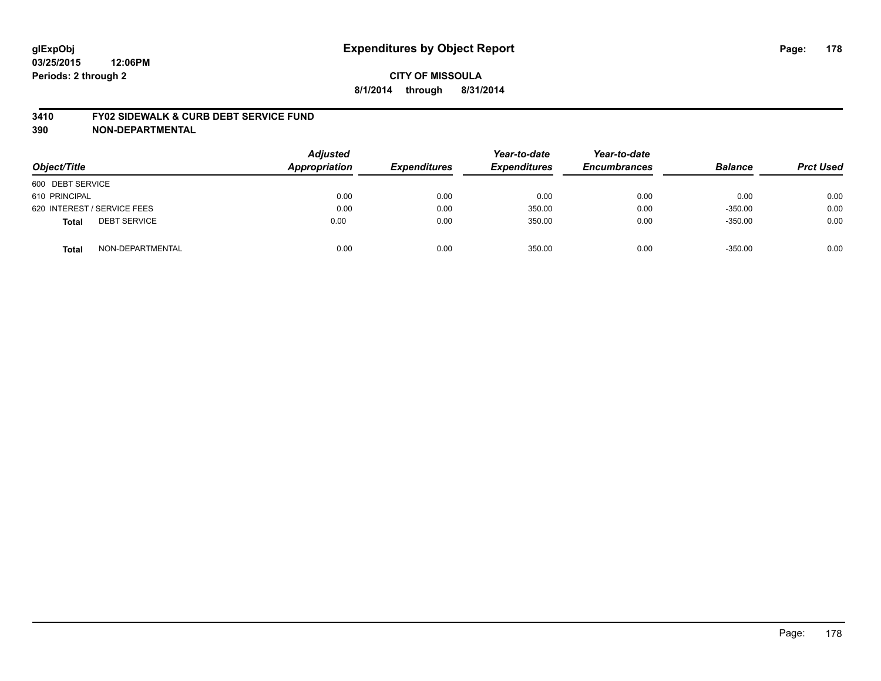glExpObj
03/25/2015 12:06PM
Periods: 2 through 2

# Expenditures by Object Report

**CITY OF MISSOULA**

**8/1/2014 through 8/31/2014**

**3410 FY02 SIDEWALK & CURB DEBT SERVICE FUND**

**390 NON-DEPARTMENTAL**

| Object/Title | Adjusted Appropriation | Expenditures | Year-to-date Expenditures | Year-to-date Encumbrances | Balance | Prct Used |
|---|---|---|---|---|---|---|
| 600 DEBT SERVICE | | | | | | |
| 610 PRINCIPAL | 0.00 | 0.00 | 0.00 | 0.00 | 0.00 | 0.00 |
| 620 INTEREST / SERVICE FEES | 0.00 | 0.00 | 350.00 | 0.00 | -350.00 | 0.00 |
| **Total** DEBT SERVICE | 0.00 | 0.00 | 350.00 | 0.00 | -350.00 | 0.00 |
| **Total** NON-DEPARTMENTAL | 0.00 | 0.00 | 350.00 | 0.00 | -350.00 | 0.00 |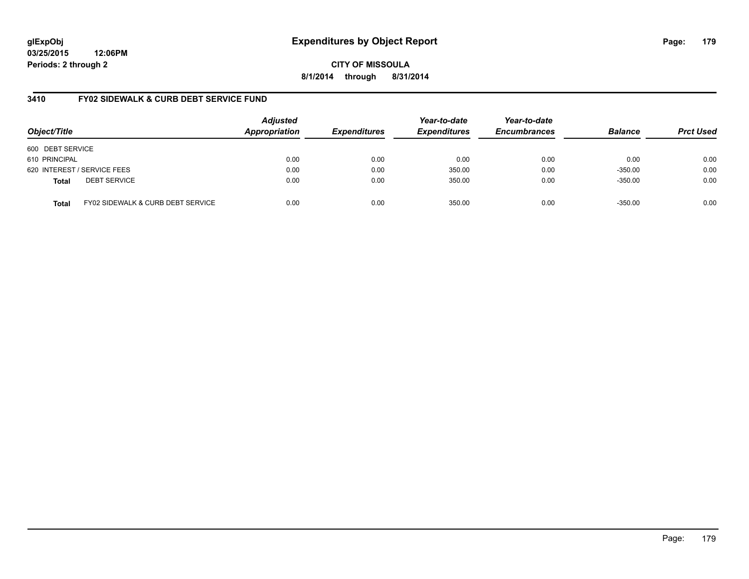**glExpObj**
**03/25/2015 12:06PM**
**Periods: 2 through 2**

# Expenditures by Object Report

**CITY OF MISSOULA**
**8/1/2014 through 8/31/2014**

## 3410 FY02 SIDEWALK & CURB DEBT SERVICE FUND

| Object/Title | | *Adjusted Appropriation* | *Expenditures* | *Year-to-date Expenditures* | *Year-to-date Encumbrances* | *Balance* | *Prct Used* |
|---|---|---|---|---|---|---|---|
| 600 DEBT SERVICE | | | | | | | |
| 610 PRINCIPAL | | 0.00 | 0.00 | 0.00 | 0.00 | 0.00 | 0.00 |
| 620 INTEREST / SERVICE FEES | | 0.00 | 0.00 | 350.00 | 0.00 | -350.00 | 0.00 |
| **Total** | DEBT SERVICE | 0.00 | 0.00 | 350.00 | 0.00 | -350.00 | 0.00 |
| **Total** | FY02 SIDEWALK & CURB DEBT SERVICE | 0.00 | 0.00 | 350.00 | 0.00 | -350.00 | 0.00 |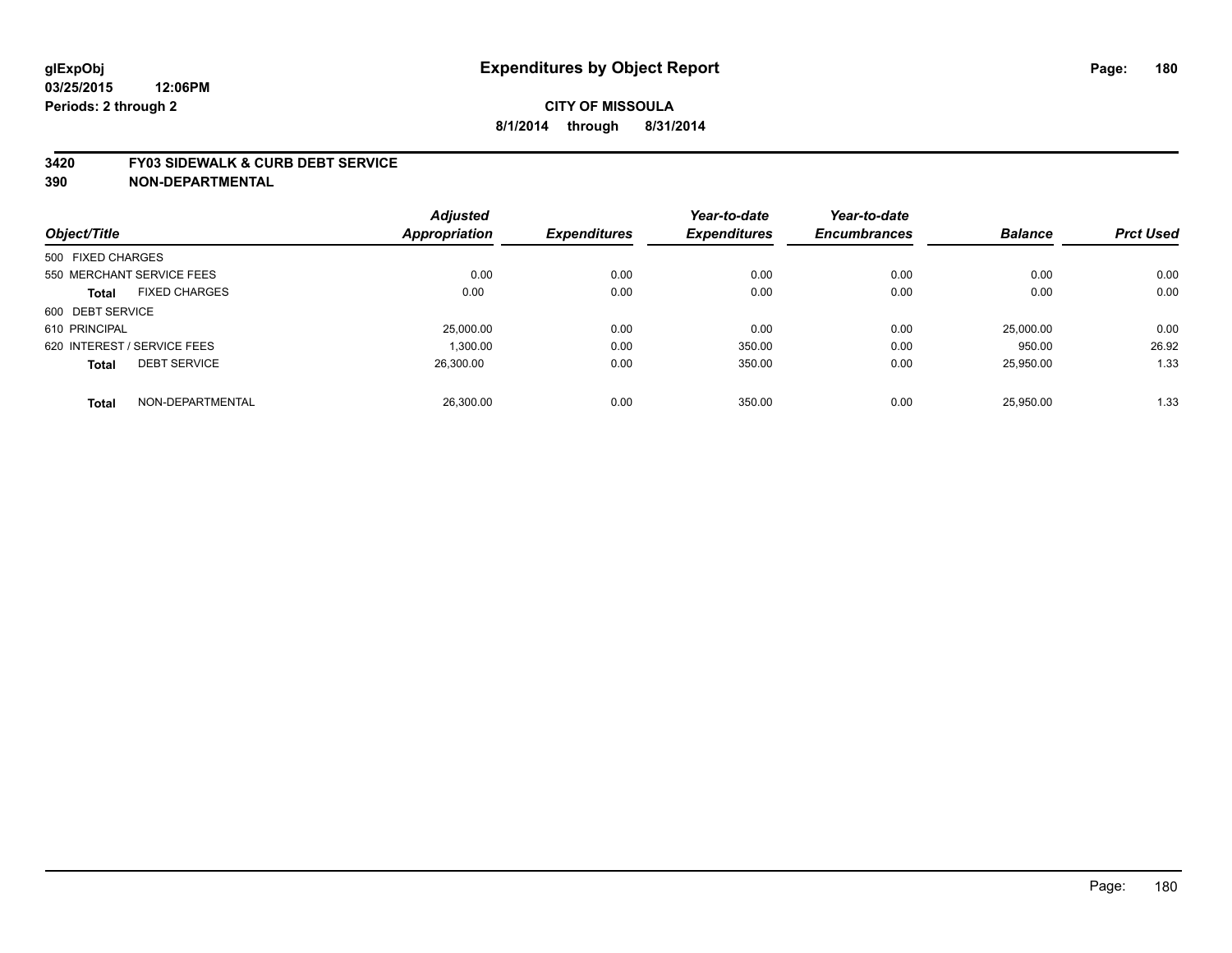# Expenditures by Object Report

glExpObj
03/25/2015 12:06PM
Periods: 2 through 2

**CITY OF MISSOULA**
**8/1/2014 through 8/31/2014**

**3420 FY03 SIDEWALK & CURB DEBT SERVICE**
**390 NON-DEPARTMENTAL**

| Object/Title | | Adjusted Appropriation | Expenditures | Year-to-date Expenditures | Year-to-date Encumbrances | Balance | Prct Used |
|---|---|---|---|---|---|---|---|
| 500 FIXED CHARGES | | | | | | | |
| 550 MERCHANT SERVICE FEES | | 0.00 | 0.00 | 0.00 | 0.00 | 0.00 | 0.00 |
| **Total** | FIXED CHARGES | 0.00 | 0.00 | 0.00 | 0.00 | 0.00 | 0.00 |
| 600 DEBT SERVICE | | | | | | | |
| 610 PRINCIPAL | | 25,000.00 | 0.00 | 0.00 | 0.00 | 25,000.00 | 0.00 |
| 620 INTEREST / SERVICE FEES | | 1,300.00 | 0.00 | 350.00 | 0.00 | 950.00 | 26.92 |
| **Total** | DEBT SERVICE | 26,300.00 | 0.00 | 350.00 | 0.00 | 25,950.00 | 1.33 |
| **Total** | NON-DEPARTMENTAL | 26,300.00 | 0.00 | 350.00 | 0.00 | 25,950.00 | 1.33 |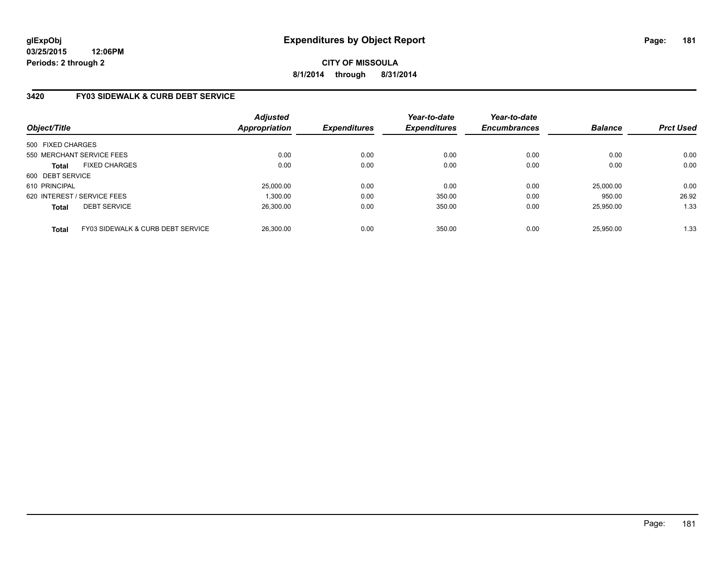glExpObj
03/25/2015 12:06PM
Periods: 2 through 2

# Expenditures by Object Report

CITY OF MISSOULA
8/1/2014 through 8/31/2014

## 3420 FY03 SIDEWALK & CURB DEBT SERVICE

| Object/Title | | Adjusted Appropriation | Expenditures | Year-to-date Expenditures | Year-to-date Encumbrances | Balance | Prct Used |
|---|---|---|---|---|---|---|---|
| 500 FIXED CHARGES | | | | | | | |
| 550 MERCHANT SERVICE FEES | | 0.00 | 0.00 | 0.00 | 0.00 | 0.00 | 0.00 |
| **Total** | FIXED CHARGES | 0.00 | 0.00 | 0.00 | 0.00 | 0.00 | 0.00 |
| 600 DEBT SERVICE | | | | | | | |
| 610 PRINCIPAL | | 25,000.00 | 0.00 | 0.00 | 0.00 | 25,000.00 | 0.00 |
| 620 INTEREST / SERVICE FEES | | 1,300.00 | 0.00 | 350.00 | 0.00 | 950.00 | 26.92 |
| **Total** | DEBT SERVICE | 26,300.00 | 0.00 | 350.00 | 0.00 | 25,950.00 | 1.33 |
| **Total** | FY03 SIDEWALK & CURB DEBT SERVICE | 26,300.00 | 0.00 | 350.00 | 0.00 | 25,950.00 | 1.33 |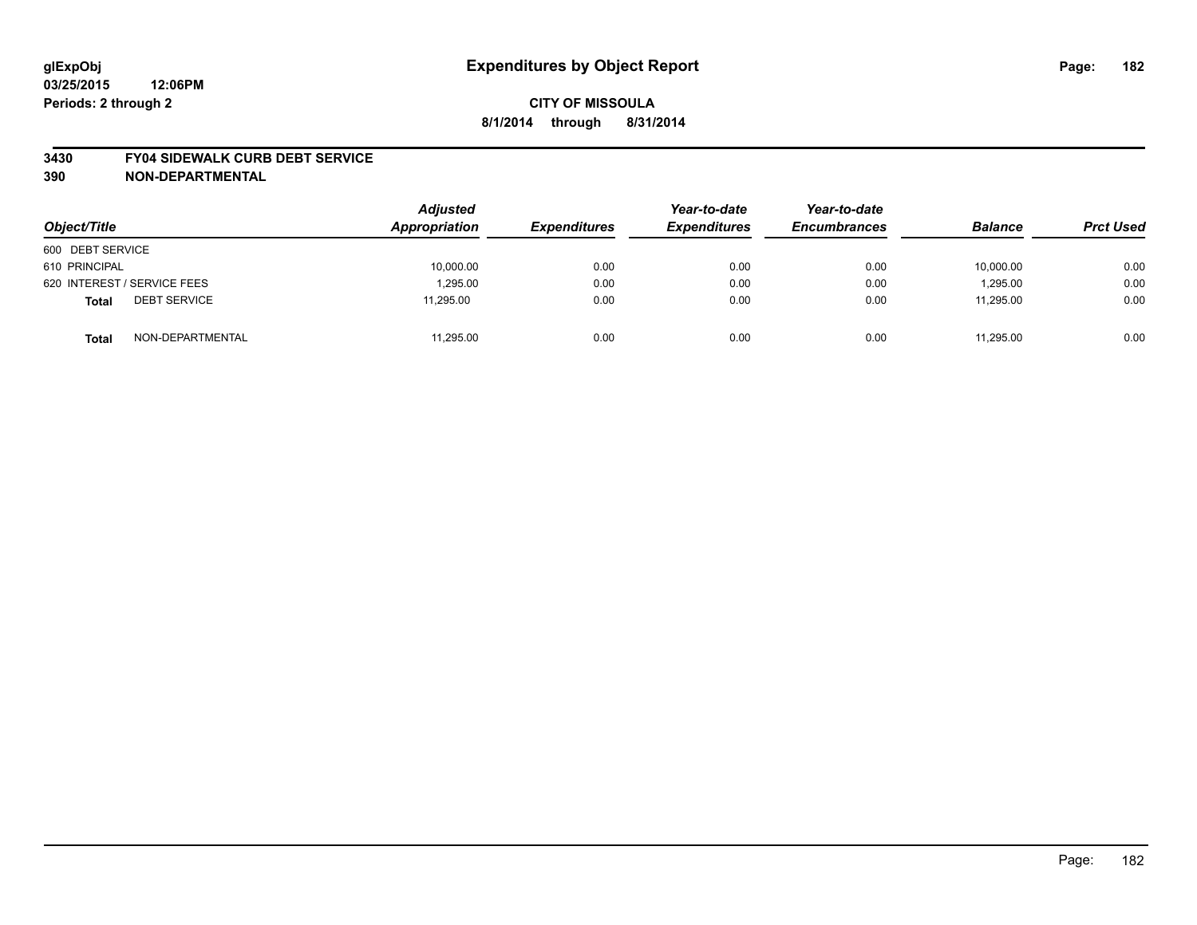# Expenditures by Object Report

glExpObj
03/25/2015 12:06PM
Periods: 2 through 2

**CITY OF MISSOULA**
**8/1/2014 through 8/31/2014**

## 3430 FY04 SIDEWALK CURB DEBT SERVICE
## 390 NON-DEPARTMENTAL

| Object/Title | Adjusted Appropriation | Expenditures | Year-to-date Expenditures | Year-to-date Encumbrances | Balance | Prct Used |
|---|---|---|---|---|---|---|
| 600 DEBT SERVICE | | | | | | |
| 610 PRINCIPAL | 10,000.00 | 0.00 | 0.00 | 0.00 | 10,000.00 | 0.00 |
| 620 INTEREST / SERVICE FEES | 1,295.00 | 0.00 | 0.00 | 0.00 | 1,295.00 | 0.00 |
| **Total** DEBT SERVICE | 11,295.00 | 0.00 | 0.00 | 0.00 | 11,295.00 | 0.00 |
| **Total** NON-DEPARTMENTAL | 11,295.00 | 0.00 | 0.00 | 0.00 | 11,295.00 | 0.00 |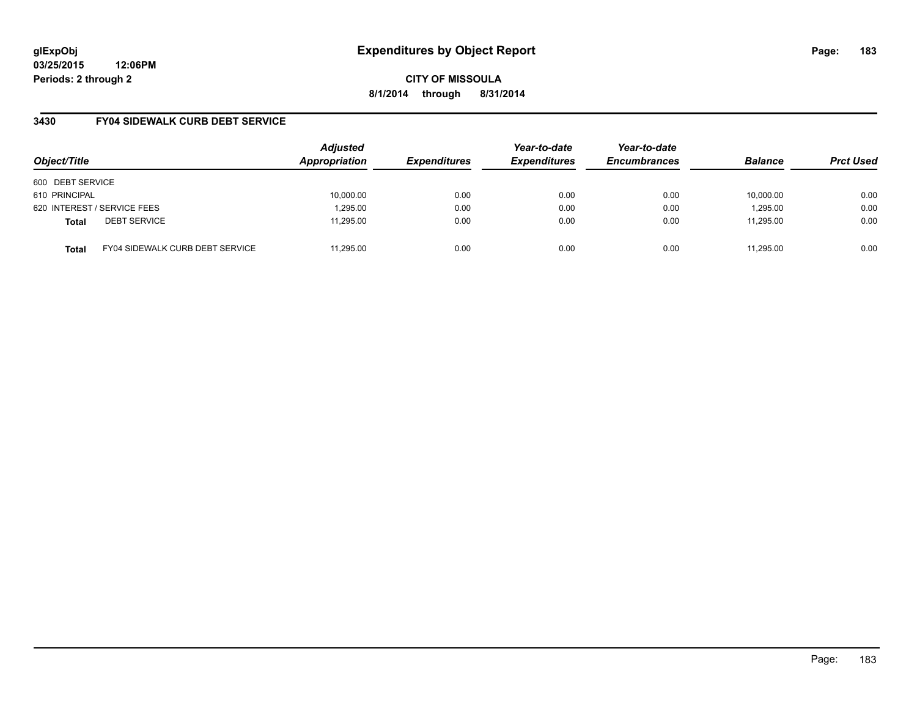glExpObj
03/25/2015 12:06PM
Periods: 2 through 2

# Expenditures by Object Report

**CITY OF MISSOULA**
**8/1/2014 through 8/31/2014**

## 3430 FY04 SIDEWALK CURB DEBT SERVICE

| Object/Title | | Adjusted Appropriation | Expenditures | Year-to-date Expenditures | Year-to-date Encumbrances | Balance | Prct Used |
|---|---|---|---|---|---|---|---|
| 600 DEBT SERVICE | | | | | | | |
| 610 PRINCIPAL | | 10,000.00 | 0.00 | 0.00 | 0.00 | 10,000.00 | 0.00 |
| 620 INTEREST / SERVICE FEES | | 1,295.00 | 0.00 | 0.00 | 0.00 | 1,295.00 | 0.00 |
| **Total** | DEBT SERVICE | 11,295.00 | 0.00 | 0.00 | 0.00 | 11,295.00 | 0.00 |
| **Total** | FY04 SIDEWALK CURB DEBT SERVICE | 11,295.00 | 0.00 | 0.00 | 0.00 | 11,295.00 | 0.00 |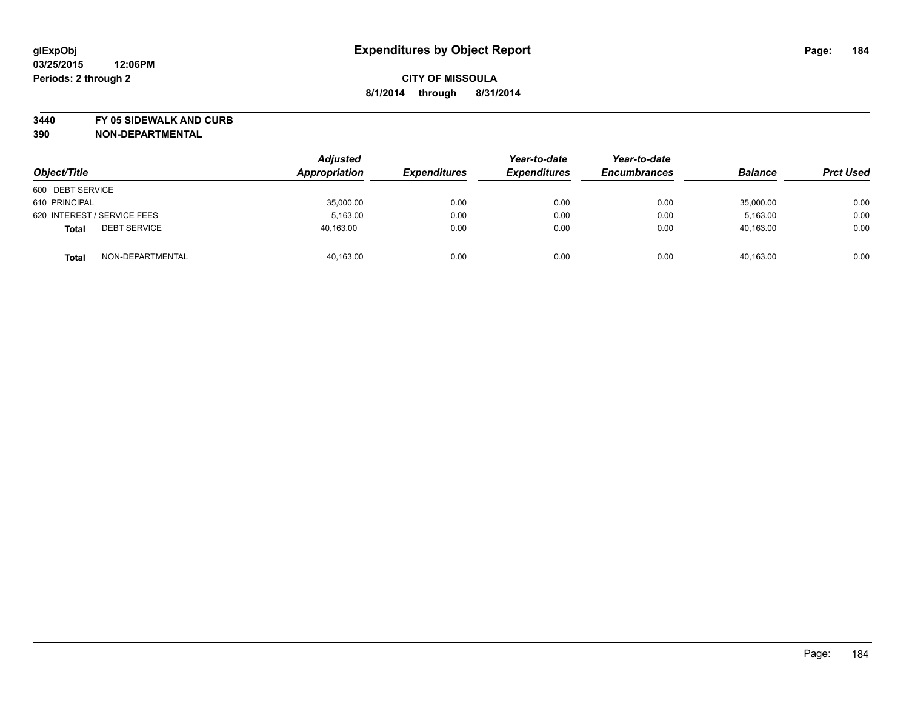glExpObj
03/25/2015 12:06PM
Periods: 2 through 2

# Expenditures by Object Report

**CITY OF MISSOULA**

**8/1/2014 through 8/31/2014**

**3440 FY 05 SIDEWALK AND CURB**
**390 NON-DEPARTMENTAL**

| Object/Title | Adjusted Appropriation | Expenditures | Year-to-date Expenditures | Year-to-date Encumbrances | Balance | Prct Used |
|---|---|---|---|---|---|---|
| 600 DEBT SERVICE | | | | | | |
| 610 PRINCIPAL | 35,000.00 | 0.00 | 0.00 | 0.00 | 35,000.00 | 0.00 |
| 620 INTEREST / SERVICE FEES | 5,163.00 | 0.00 | 0.00 | 0.00 | 5,163.00 | 0.00 |
| **Total** DEBT SERVICE | 40,163.00 | 0.00 | 0.00 | 0.00 | 40,163.00 | 0.00 |
| **Total** NON-DEPARTMENTAL | 40,163.00 | 0.00 | 0.00 | 0.00 | 40,163.00 | 0.00 |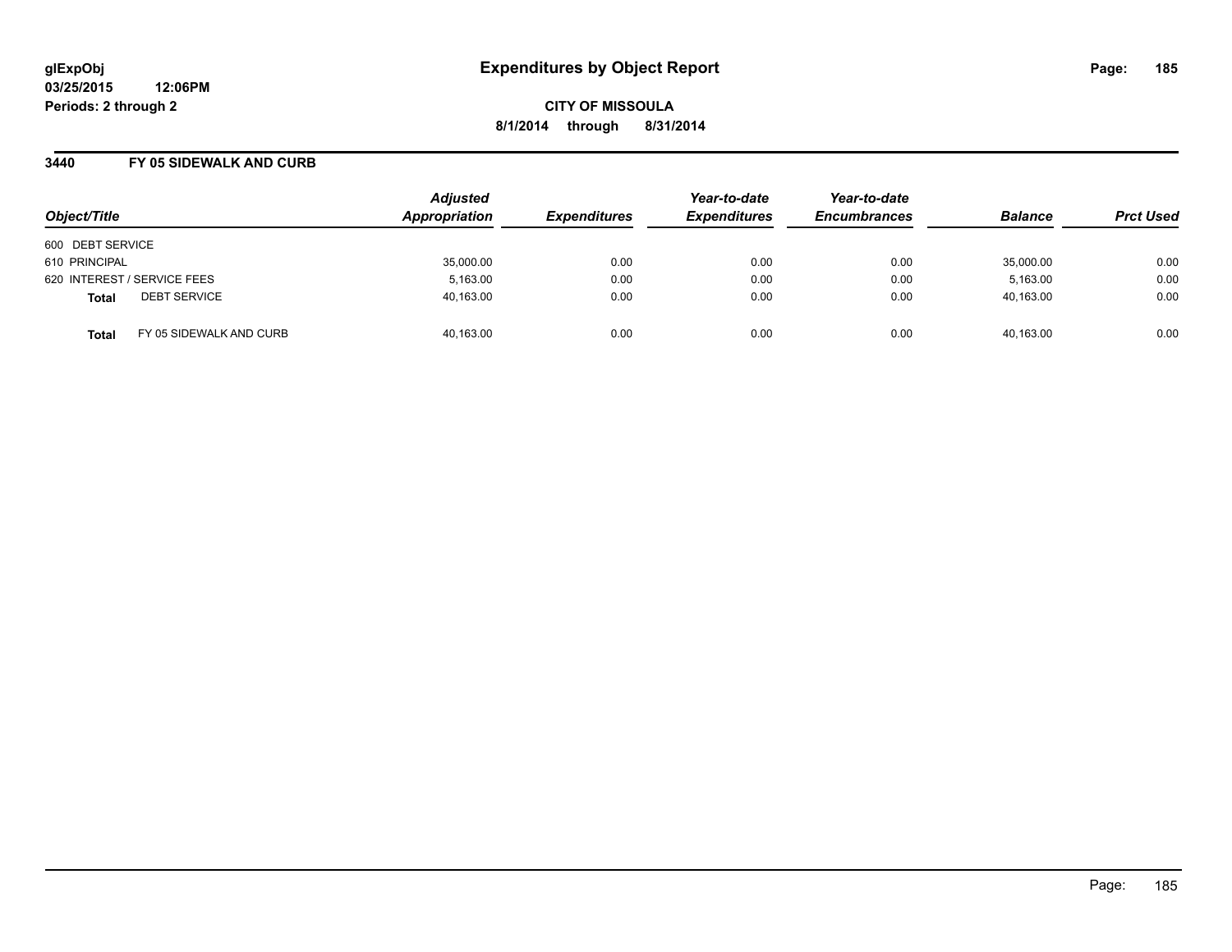# Expenditures by Object Report

glExpObj
03/25/2015 12:06PM
Periods: 2 through 2

**CITY OF MISSOULA**
**8/1/2014 through 8/31/2014**

## 3440 FY 05 SIDEWALK AND CURB

| Object/Title | | Adjusted Appropriation | Expenditures | Year-to-date Expenditures | Year-to-date Encumbrances | Balance | Prct Used |
|---|---|---|---|---|---|---|---|
| 600 DEBT SERVICE | | | | | | | |
| 610 PRINCIPAL | | 35,000.00 | 0.00 | 0.00 | 0.00 | 35,000.00 | 0.00 |
| 620 INTEREST / SERVICE FEES | | 5,163.00 | 0.00 | 0.00 | 0.00 | 5,163.00 | 0.00 |
| **Total** | DEBT SERVICE | 40,163.00 | 0.00 | 0.00 | 0.00 | 40,163.00 | 0.00 |
| **Total** | FY 05 SIDEWALK AND CURB | 40,163.00 | 0.00 | 0.00 | 0.00 | 40,163.00 | 0.00 |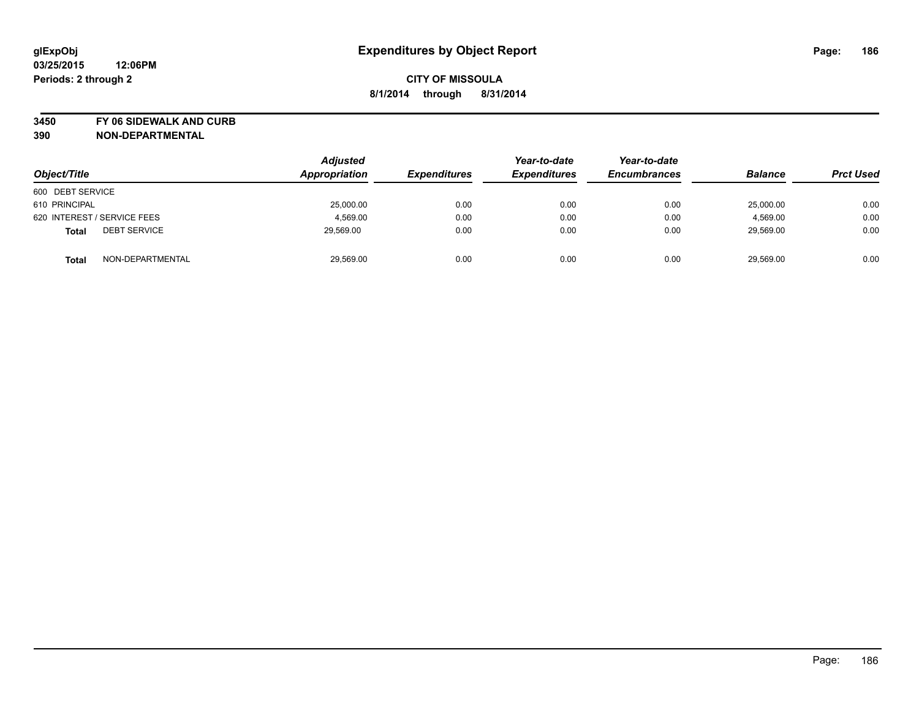glExpObj
03/25/2015 12:06PM
Periods: 2 through 2

# Expenditures by Object Report

**CITY OF MISSOULA**
**8/1/2014 through 8/31/2014**

**3450 FY 06 SIDEWALK AND CURB**
**390 NON-DEPARTMENTAL**

| Object/Title | Adjusted Appropriation | Expenditures | Year-to-date Expenditures | Year-to-date Encumbrances | Balance | Prct Used |
|---|---|---|---|---|---|---|
| 600 DEBT SERVICE | | | | | | |
| 610 PRINCIPAL | 25,000.00 | 0.00 | 0.00 | 0.00 | 25,000.00 | 0.00 |
| 620 INTEREST / SERVICE FEES | 4,569.00 | 0.00 | 0.00 | 0.00 | 4,569.00 | 0.00 |
| **Total** DEBT SERVICE | 29,569.00 | 0.00 | 0.00 | 0.00 | 29,569.00 | 0.00 |
| **Total** NON-DEPARTMENTAL | 29,569.00 | 0.00 | 0.00 | 0.00 | 29,569.00 | 0.00 |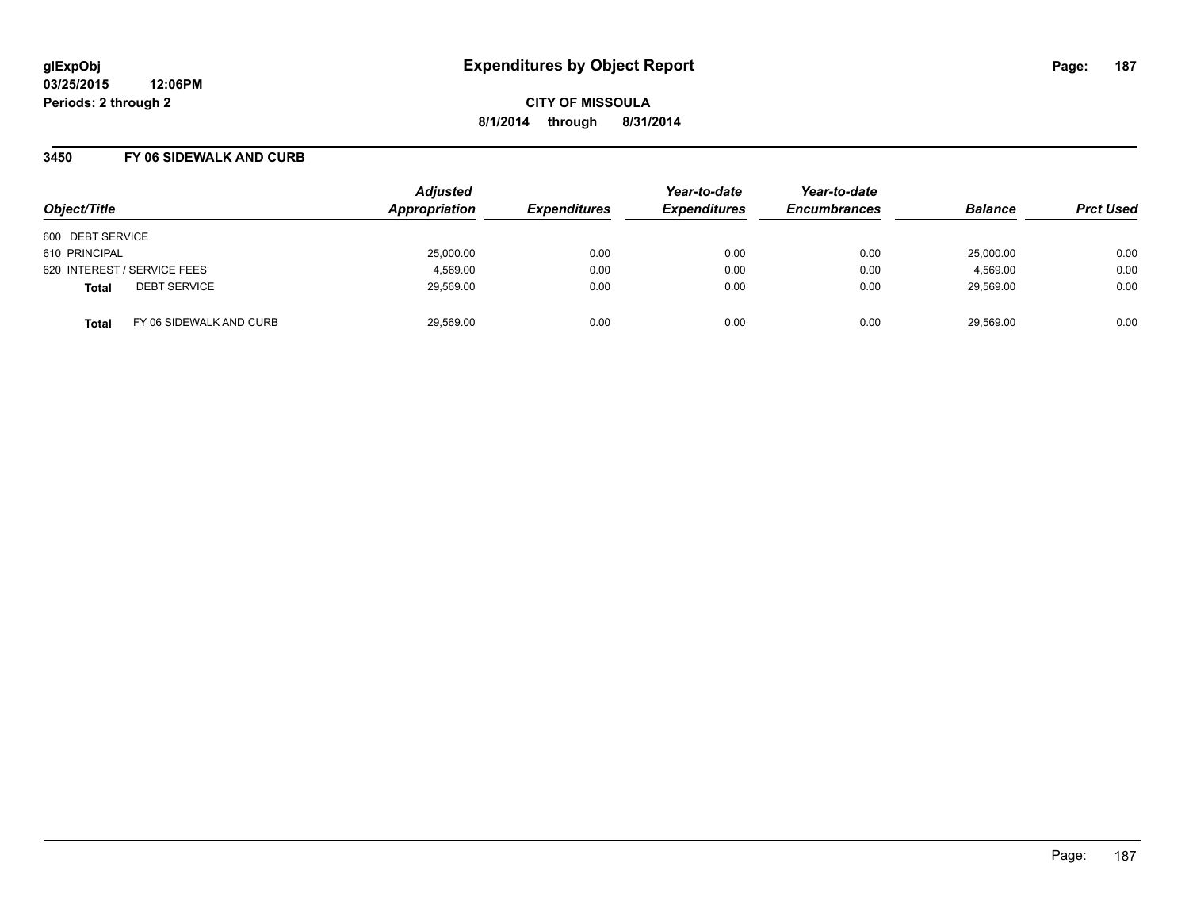glExpObj
03/25/2015 12:06PM
Periods: 2 through 2

# Expenditures by Object Report

**CITY OF MISSOULA**
**8/1/2014 through 8/31/2014**

## 3450 FY 06 SIDEWALK AND CURB

| Object/Title | | Adjusted Appropriation | Expenditures | Year-to-date Expenditures | Year-to-date Encumbrances | Balance | Prct Used |
|---|---|---|---|---|---|---|---|
| 600 DEBT SERVICE | | | | | | | |
| 610 PRINCIPAL | | 25,000.00 | 0.00 | 0.00 | 0.00 | 25,000.00 | 0.00 |
| 620 INTEREST / SERVICE FEES | | 4,569.00 | 0.00 | 0.00 | 0.00 | 4,569.00 | 0.00 |
| **Total** | DEBT SERVICE | 29,569.00 | 0.00 | 0.00 | 0.00 | 29,569.00 | 0.00 |
| **Total** | FY 06 SIDEWALK AND CURB | 29,569.00 | 0.00 | 0.00 | 0.00 | 29,569.00 | 0.00 |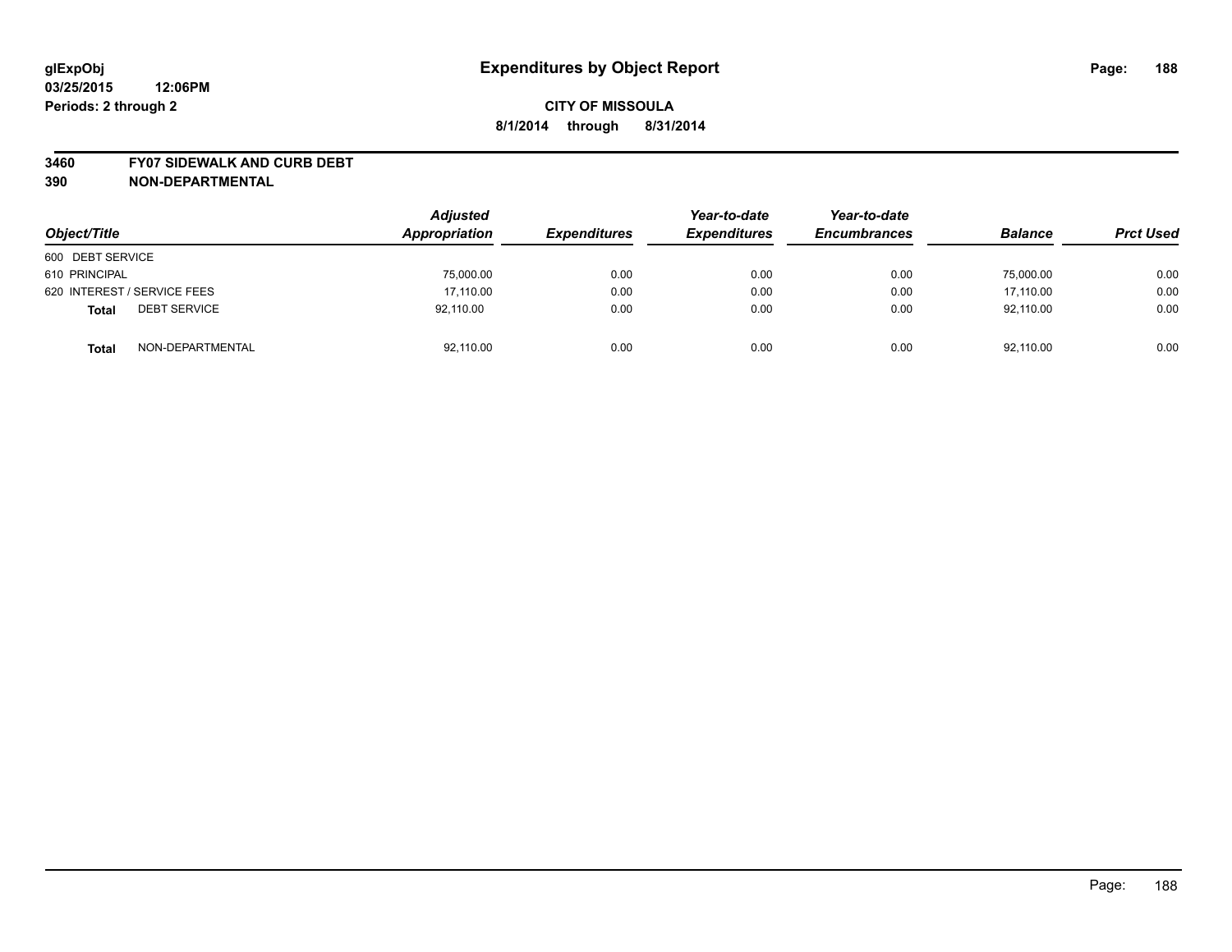**glExpObj**
**03/25/2015 12:06PM**
**Periods: 2 through 2**

# Expenditures by Object Report

**CITY OF MISSOULA**
**8/1/2014 through 8/31/2014**

**3460 FY07 SIDEWALK AND CURB DEBT**
**390 NON-DEPARTMENTAL**

| Object/Title | Adjusted Appropriation | Expenditures | Year-to-date Expenditures | Year-to-date Encumbrances | Balance | Prct Used |
|---|---|---|---|---|---|---|
| 600 DEBT SERVICE | | | | | | |
| 610 PRINCIPAL | 75,000.00 | 0.00 | 0.00 | 0.00 | 75,000.00 | 0.00 |
| 620 INTEREST / SERVICE FEES | 17,110.00 | 0.00 | 0.00 | 0.00 | 17,110.00 | 0.00 |
| **Total** DEBT SERVICE | 92,110.00 | 0.00 | 0.00 | 0.00 | 92,110.00 | 0.00 |
| **Total** NON-DEPARTMENTAL | 92,110.00 | 0.00 | 0.00 | 0.00 | 92,110.00 | 0.00 |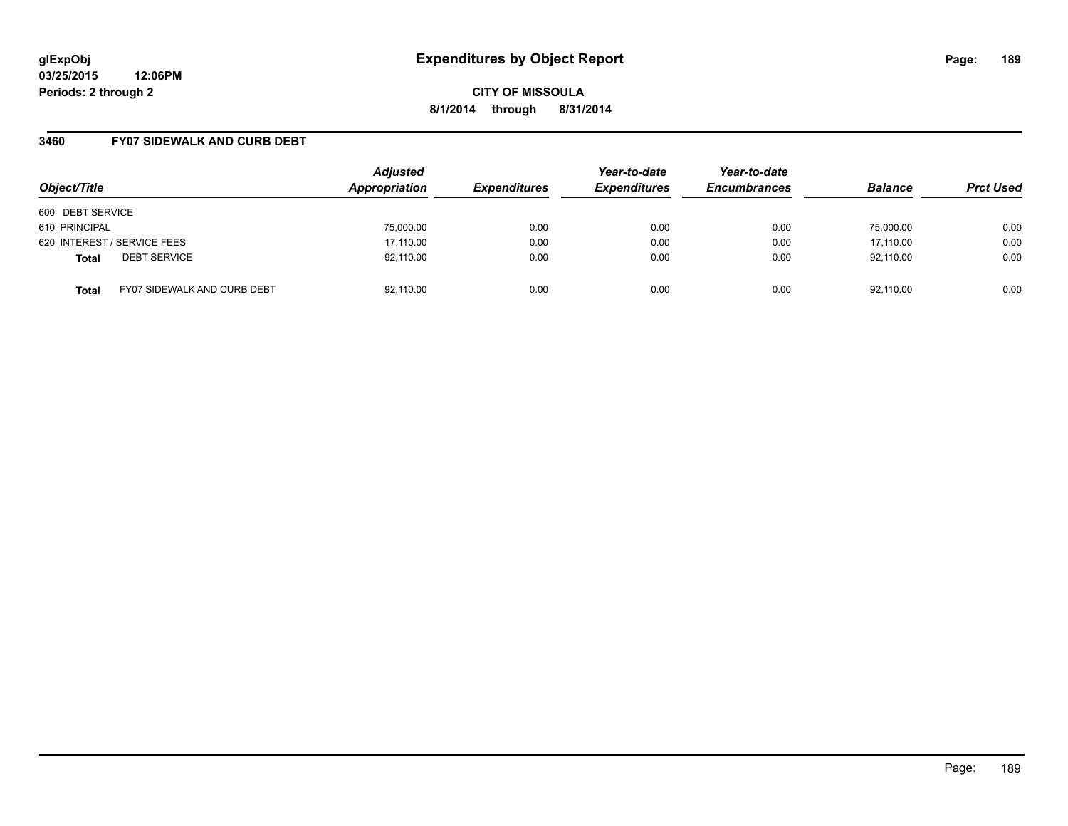# Expenditures by Object Report

glExpObj
03/25/2015 12:06PM
Periods: 2 through 2

**CITY OF MISSOULA**
**8/1/2014 through 8/31/2014**

## 3460 FY07 SIDEWALK AND CURB DEBT

| Object/Title | | Adjusted Appropriation | Expenditures | Year-to-date Expenditures | Year-to-date Encumbrances | Balance | Prct Used |
|---|---|---|---|---|---|---|---|
| 600 DEBT SERVICE | | | | | | | |
| 610 PRINCIPAL | | 75,000.00 | 0.00 | 0.00 | 0.00 | 75,000.00 | 0.00 |
| 620 INTEREST / SERVICE FEES | | 17,110.00 | 0.00 | 0.00 | 0.00 | 17,110.00 | 0.00 |
| **Total** | DEBT SERVICE | 92,110.00 | 0.00 | 0.00 | 0.00 | 92,110.00 | 0.00 |
| **Total** | FY07 SIDEWALK AND CURB DEBT | 92,110.00 | 0.00 | 0.00 | 0.00 | 92,110.00 | 0.00 |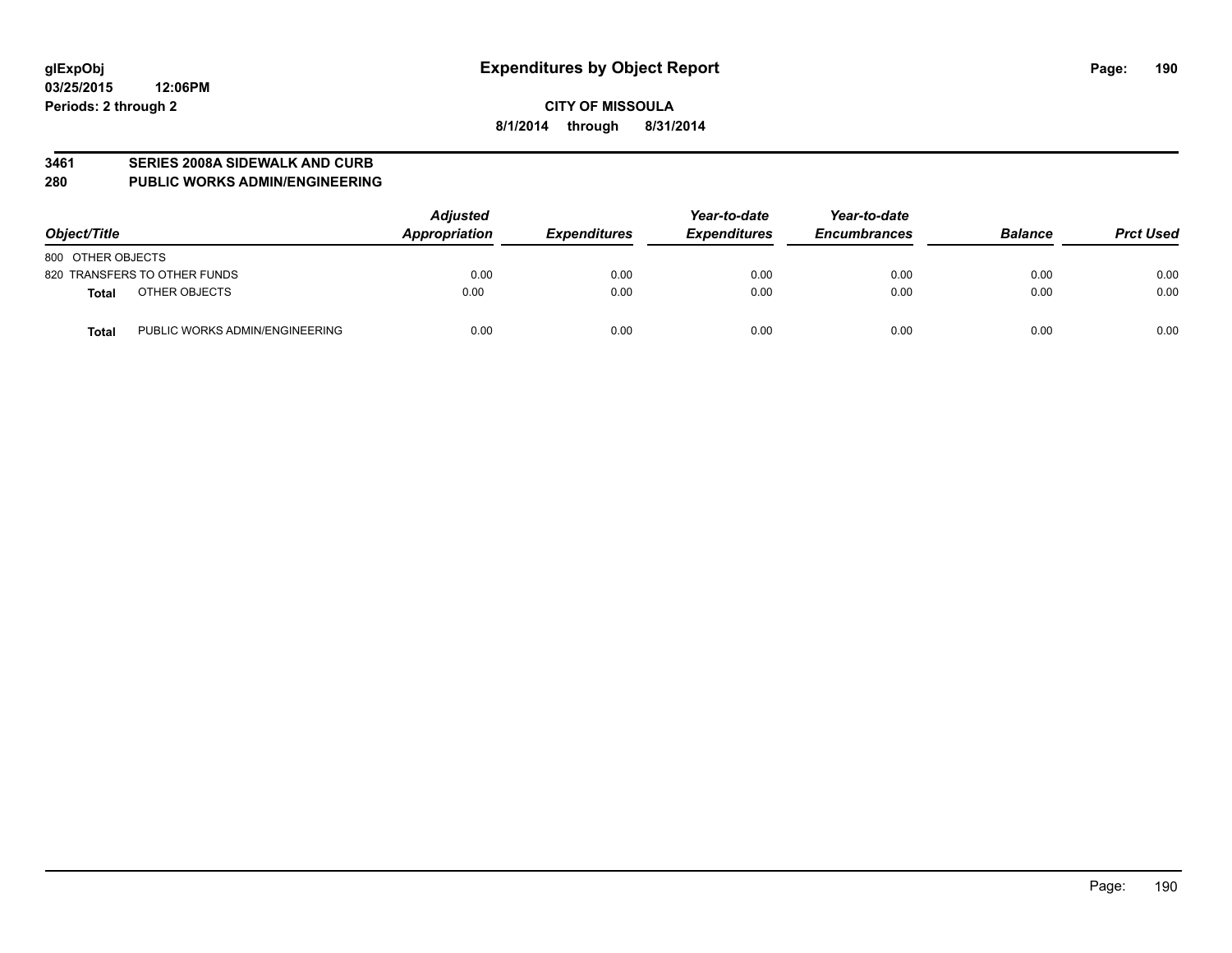# Expenditures by Object Report

**CITY OF MISSOULA**

**8/1/2014 through 8/31/2014**

glExpObj
03/25/2015 12:06PM
Periods: 2 through 2

## 3461 SERIES 2008A SIDEWALK AND CURB
## 280 PUBLIC WORKS ADMIN/ENGINEERING

| Object/Title | | Adjusted Appropriation | Expenditures | Year-to-date Expenditures | Year-to-date Encumbrances | Balance | Prct Used |
|---|---|---|---|---|---|---|---|
| 800 OTHER OBJECTS | | | | | | | |
| 820 TRANSFERS TO OTHER FUNDS | | 0.00 | 0.00 | 0.00 | 0.00 | 0.00 | 0.00 |
| **Total** | OTHER OBJECTS | 0.00 | 0.00 | 0.00 | 0.00 | 0.00 | 0.00 |
| **Total** | PUBLIC WORKS ADMIN/ENGINEERING | 0.00 | 0.00 | 0.00 | 0.00 | 0.00 | 0.00 |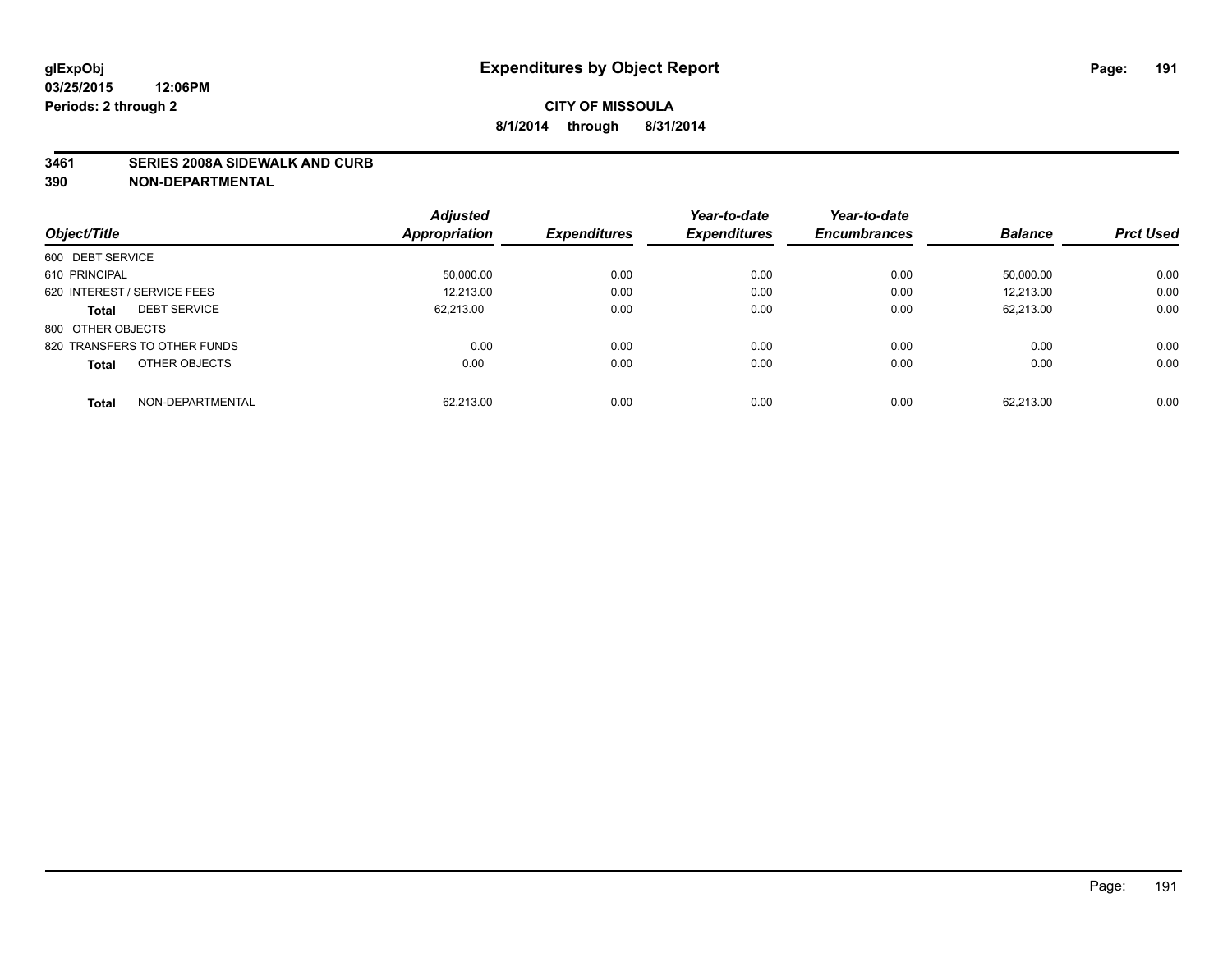glExpObj
03/25/2015 12:06PM
Periods: 2 through 2

# Expenditures by Object Report

**CITY OF MISSOULA**
**8/1/2014 through 8/31/2014**

**3461 SERIES 2008A SIDEWALK AND CURB**
**390 NON-DEPARTMENTAL**

| Object/Title | | Adjusted Appropriation | Expenditures | Year-to-date Expenditures | Year-to-date Encumbrances | Balance | Prct Used |
|---|---|---|---|---|---|---|---|
| 600 DEBT SERVICE | | | | | | | |
| 610 PRINCIPAL | | 50,000.00 | 0.00 | 0.00 | 0.00 | 50,000.00 | 0.00 |
| 620 INTEREST / SERVICE FEES | | 12,213.00 | 0.00 | 0.00 | 0.00 | 12,213.00 | 0.00 |
| **Total** | DEBT SERVICE | 62,213.00 | 0.00 | 0.00 | 0.00 | 62,213.00 | 0.00 |
| 800 OTHER OBJECTS | | | | | | | |
| 820 TRANSFERS TO OTHER FUNDS | | 0.00 | 0.00 | 0.00 | 0.00 | 0.00 | 0.00 |
| **Total** | OTHER OBJECTS | 0.00 | 0.00 | 0.00 | 0.00 | 0.00 | 0.00 |
| **Total** | NON-DEPARTMENTAL | 62,213.00 | 0.00 | 0.00 | 0.00 | 62,213.00 | 0.00 |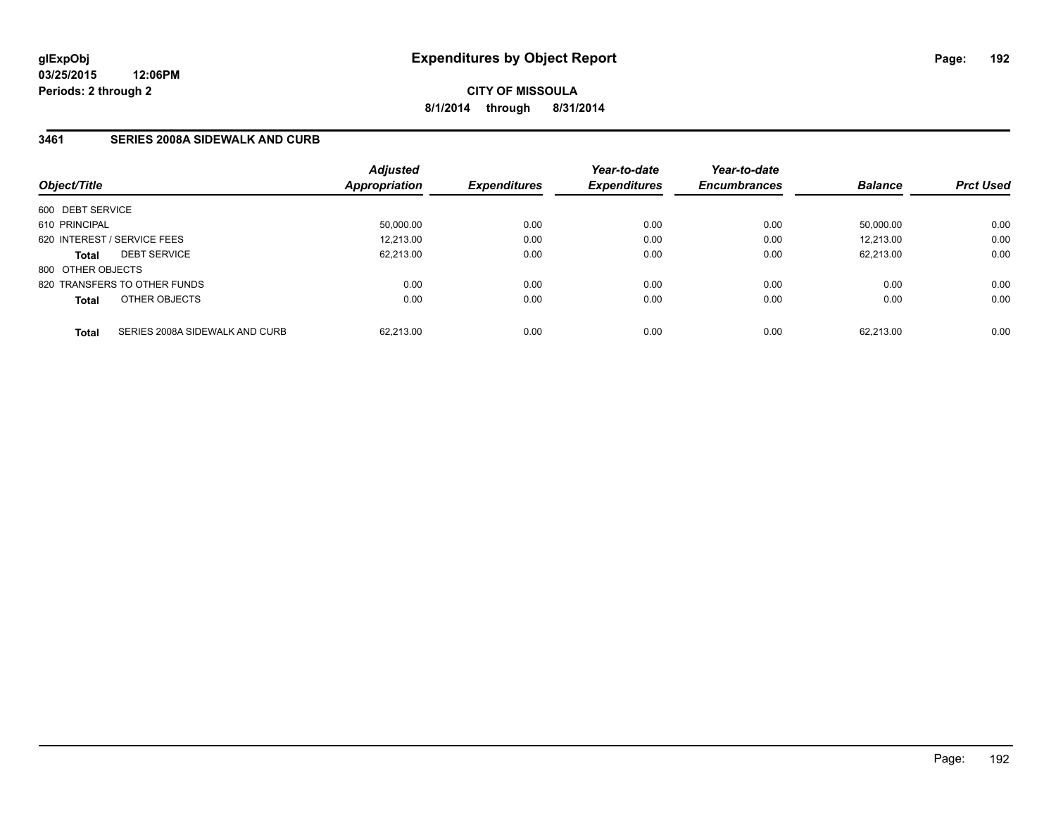# Expenditures by Object Report

glExpObj
03/25/2015 12:06PM
Periods: 2 through 2

**CITY OF MISSOULA**
**8/1/2014 through 8/31/2014**

## 3461 SERIES 2008A SIDEWALK AND CURB

| Object/Title | | Adjusted Appropriation | Expenditures | Year-to-date Expenditures | Year-to-date Encumbrances | Balance | Prct Used |
|---|---|---|---|---|---|---|---|
| 600 DEBT SERVICE | | | | | | | |
| 610 PRINCIPAL | | 50,000.00 | 0.00 | 0.00 | 0.00 | 50,000.00 | 0.00 |
| 620 INTEREST / SERVICE FEES | | 12,213.00 | 0.00 | 0.00 | 0.00 | 12,213.00 | 0.00 |
| **Total** | DEBT SERVICE | 62,213.00 | 0.00 | 0.00 | 0.00 | 62,213.00 | 0.00 |
| 800 OTHER OBJECTS | | | | | | | |
| 820 TRANSFERS TO OTHER FUNDS | | 0.00 | 0.00 | 0.00 | 0.00 | 0.00 | 0.00 |
| **Total** | OTHER OBJECTS | 0.00 | 0.00 | 0.00 | 0.00 | 0.00 | 0.00 |
| **Total** | SERIES 2008A SIDEWALK AND CURB | 62,213.00 | 0.00 | 0.00 | 0.00 | 62,213.00 | 0.00 |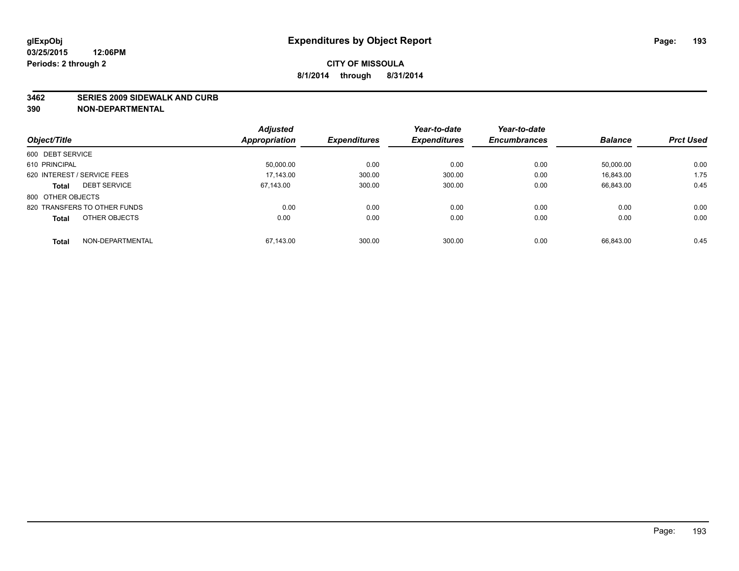glExpObj
03/25/2015 12:06PM
Periods: 2 through 2

# Expenditures by Object Report

**CITY OF MISSOULA**
**8/1/2014 through 8/31/2014**

**3462 SERIES 2009 SIDEWALK AND CURB**
**390 NON-DEPARTMENTAL**

| Object/Title | | Adjusted Appropriation | Expenditures | Year-to-date Expenditures | Year-to-date Encumbrances | Balance | Prct Used |
|---|---|---|---|---|---|---|---|
| 600 DEBT SERVICE | | | | | | | |
| 610 PRINCIPAL | | 50,000.00 | 0.00 | 0.00 | 0.00 | 50,000.00 | 0.00 |
| 620 INTEREST / SERVICE FEES | | 17,143.00 | 300.00 | 300.00 | 0.00 | 16,843.00 | 1.75 |
| **Total** | DEBT SERVICE | 67,143.00 | 300.00 | 300.00 | 0.00 | 66,843.00 | 0.45 |
| 800 OTHER OBJECTS | | | | | | | |
| 820 TRANSFERS TO OTHER FUNDS | | 0.00 | 0.00 | 0.00 | 0.00 | 0.00 | 0.00 |
| **Total** | OTHER OBJECTS | 0.00 | 0.00 | 0.00 | 0.00 | 0.00 | 0.00 |
| **Total** | NON-DEPARTMENTAL | 67,143.00 | 300.00 | 300.00 | 0.00 | 66,843.00 | 0.45 |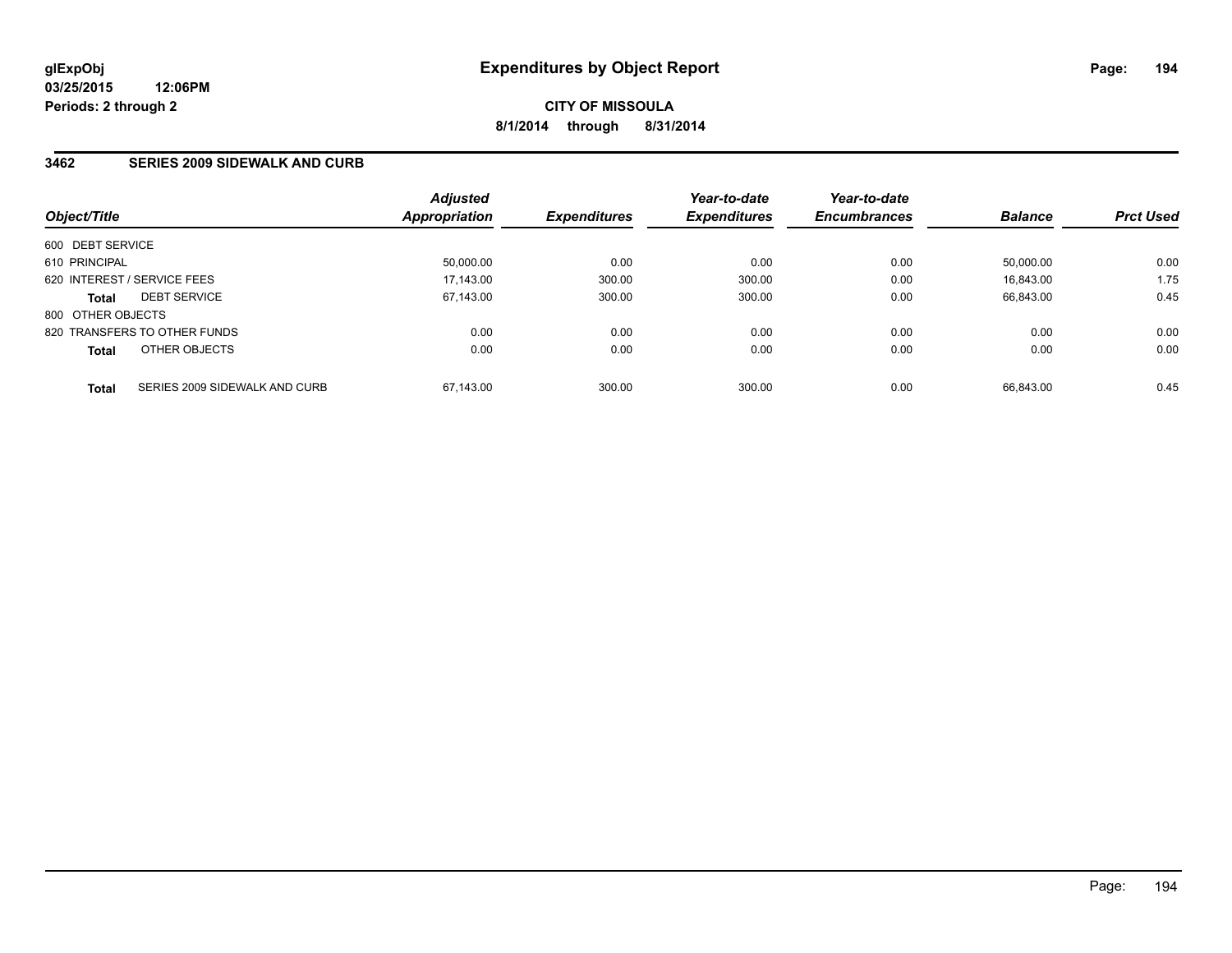**glExpObj**
**03/25/2015 12:06PM**
**Periods: 2 through 2**

# Expenditures by Object Report

**CITY OF MISSOULA**
**8/1/2014 through 8/31/2014**

## 3462 SERIES 2009 SIDEWALK AND CURB

| Object/Title | | Adjusted Appropriation | Expenditures | Year-to-date Expenditures | Year-to-date Encumbrances | Balance | Prct Used |
|---|---|---|---|---|---|---|---|
| 600 DEBT SERVICE | | | | | | | |
| 610 PRINCIPAL | | 50,000.00 | 0.00 | 0.00 | 0.00 | 50,000.00 | 0.00 |
| 620 INTEREST / SERVICE FEES | | 17,143.00 | 300.00 | 300.00 | 0.00 | 16,843.00 | 1.75 |
| **Total** | DEBT SERVICE | 67,143.00 | 300.00 | 300.00 | 0.00 | 66,843.00 | 0.45 |
| 800 OTHER OBJECTS | | | | | | | |
| 820 TRANSFERS TO OTHER FUNDS | | 0.00 | 0.00 | 0.00 | 0.00 | 0.00 | 0.00 |
| **Total** | OTHER OBJECTS | 0.00 | 0.00 | 0.00 | 0.00 | 0.00 | 0.00 |
| **Total** | SERIES 2009 SIDEWALK AND CURB | 67,143.00 | 300.00 | 300.00 | 0.00 | 66,843.00 | 0.45 |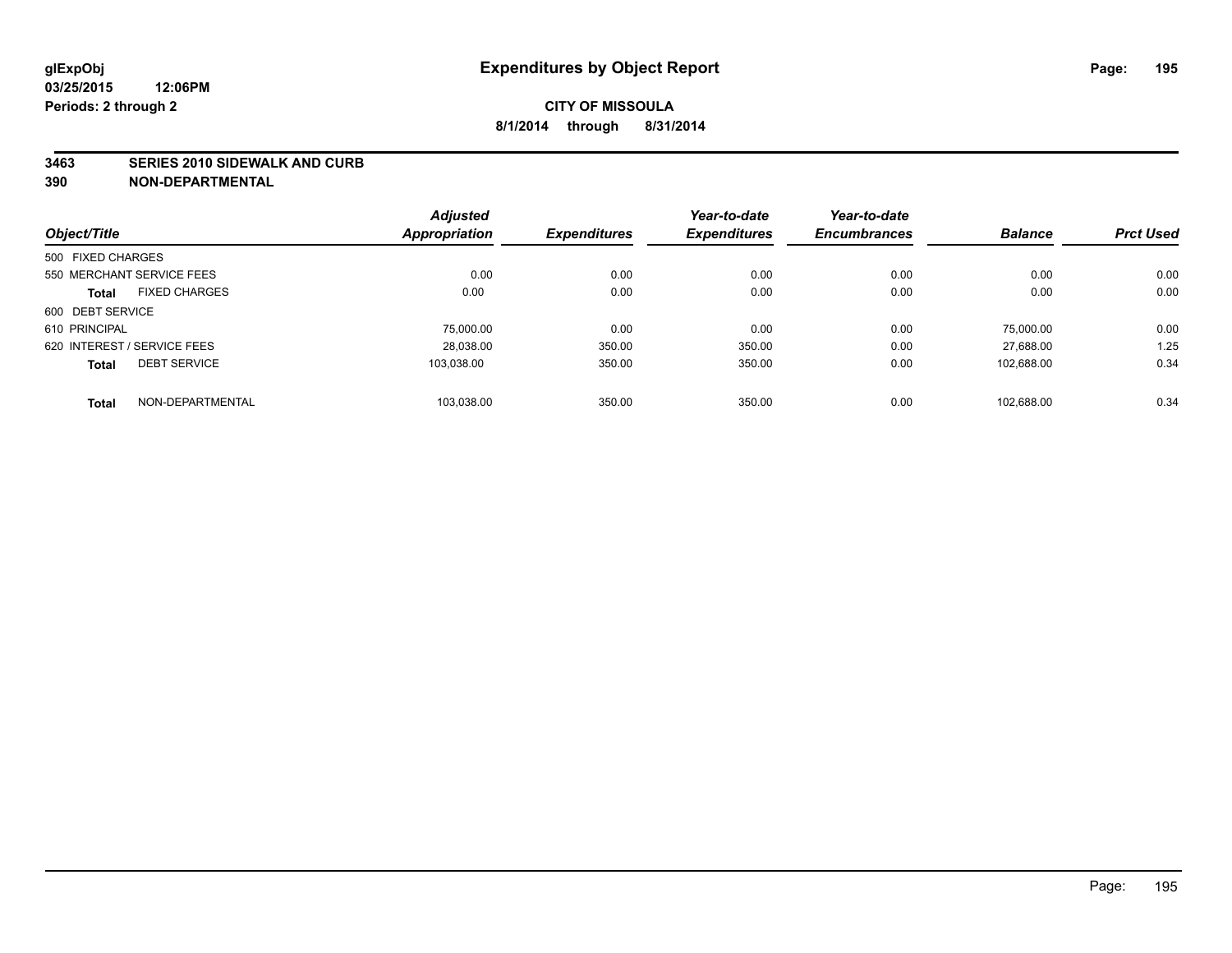# Expenditures by Object Report

glExpObj
03/25/2015 12:06PM
Periods: 2 through 2

**CITY OF MISSOULA**
**8/1/2014 through 8/31/2014**

## 3463 SERIES 2010 SIDEWALK AND CURB
## 390 NON-DEPARTMENTAL

| Object/Title | Adjusted Appropriation | Expenditures | Year-to-date Expenditures | Year-to-date Encumbrances | Balance | Prct Used |
|---|---|---|---|---|---|---|
| 500 FIXED CHARGES | | | | | | |
| 550 MERCHANT SERVICE FEES | 0.00 | 0.00 | 0.00 | 0.00 | 0.00 | 0.00 |
| **Total** FIXED CHARGES | 0.00 | 0.00 | 0.00 | 0.00 | 0.00 | 0.00 |
| 600 DEBT SERVICE | | | | | | |
| 610 PRINCIPAL | 75,000.00 | 0.00 | 0.00 | 0.00 | 75,000.00 | 0.00 |
| 620 INTEREST / SERVICE FEES | 28,038.00 | 350.00 | 350.00 | 0.00 | 27,688.00 | 1.25 |
| **Total** DEBT SERVICE | 103,038.00 | 350.00 | 350.00 | 0.00 | 102,688.00 | 0.34 |
| **Total** NON-DEPARTMENTAL | 103,038.00 | 350.00 | 350.00 | 0.00 | 102,688.00 | 0.34 |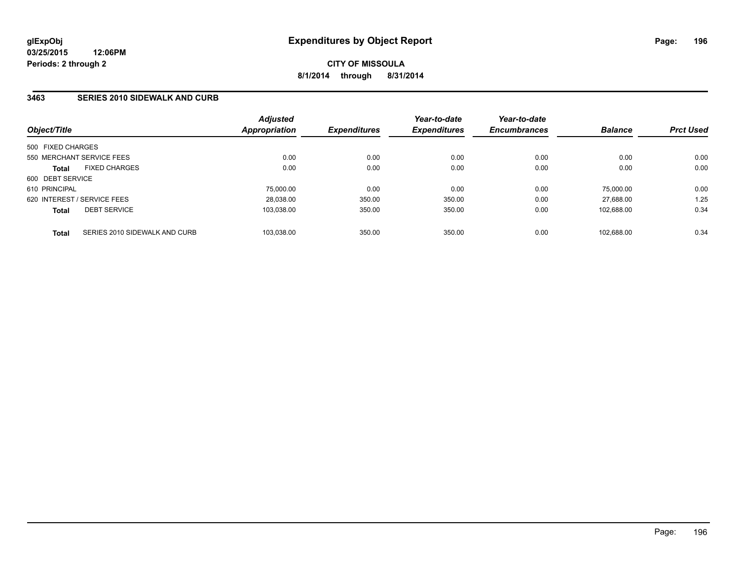glExpObj
03/25/2015 12:06PM
Periods: 2 through 2

# Expenditures by Object Report

**CITY OF MISSOULA**
**8/1/2014 through 8/31/2014**

### 3463 SERIES 2010 SIDEWALK AND CURB

| Object/Title | Adjusted Appropriation | Expenditures | Year-to-date Expenditures | Year-to-date Encumbrances | Balance | Prct Used |
|---|---|---|---|---|---|---|
| 500 FIXED CHARGES | | | | | | |
| 550 MERCHANT SERVICE FEES | 0.00 | 0.00 | 0.00 | 0.00 | 0.00 | 0.00 |
| **Total** FIXED CHARGES | 0.00 | 0.00 | 0.00 | 0.00 | 0.00 | 0.00 |
| 600 DEBT SERVICE | | | | | | |
| 610 PRINCIPAL | 75,000.00 | 0.00 | 0.00 | 0.00 | 75,000.00 | 0.00 |
| 620 INTEREST / SERVICE FEES | 28,038.00 | 350.00 | 350.00 | 0.00 | 27,688.00 | 1.25 |
| **Total** DEBT SERVICE | 103,038.00 | 350.00 | 350.00 | 0.00 | 102,688.00 | 0.34 |
| **Total** SERIES 2010 SIDEWALK AND CURB | 103,038.00 | 350.00 | 350.00 | 0.00 | 102,688.00 | 0.34 |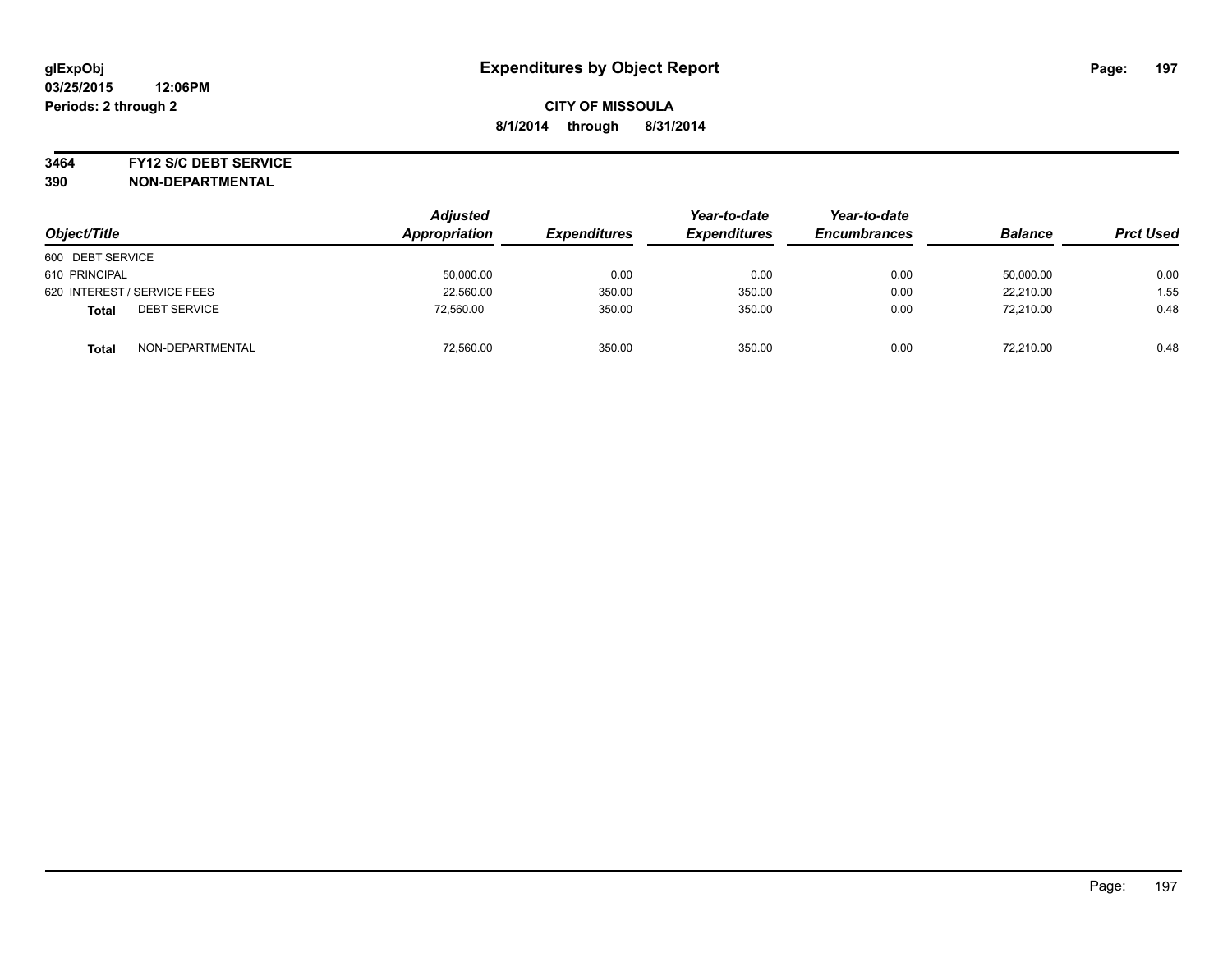# Expenditures by Object Report

glExpObj
03/25/2015 12:06PM
Periods: 2 through 2

**CITY OF MISSOULA**
**8/1/2014 through 8/31/2014**

**3464 FY12 S/C DEBT SERVICE**
**390 NON-DEPARTMENTAL**

| Object/Title | | Adjusted Appropriation | Expenditures | Year-to-date Expenditures | Year-to-date Encumbrances | Balance | Prct Used |
|---|---|---|---|---|---|---|---|
| 600 DEBT SERVICE | | | | | | | |
| 610 PRINCIPAL | | 50,000.00 | 0.00 | 0.00 | 0.00 | 50,000.00 | 0.00 |
| 620 INTEREST / SERVICE FEES | | 22,560.00 | 350.00 | 350.00 | 0.00 | 22,210.00 | 1.55 |
| **Total** | DEBT SERVICE | 72,560.00 | 350.00 | 350.00 | 0.00 | 72,210.00 | 0.48 |
| **Total** | NON-DEPARTMENTAL | 72,560.00 | 350.00 | 350.00 | 0.00 | 72,210.00 | 0.48 |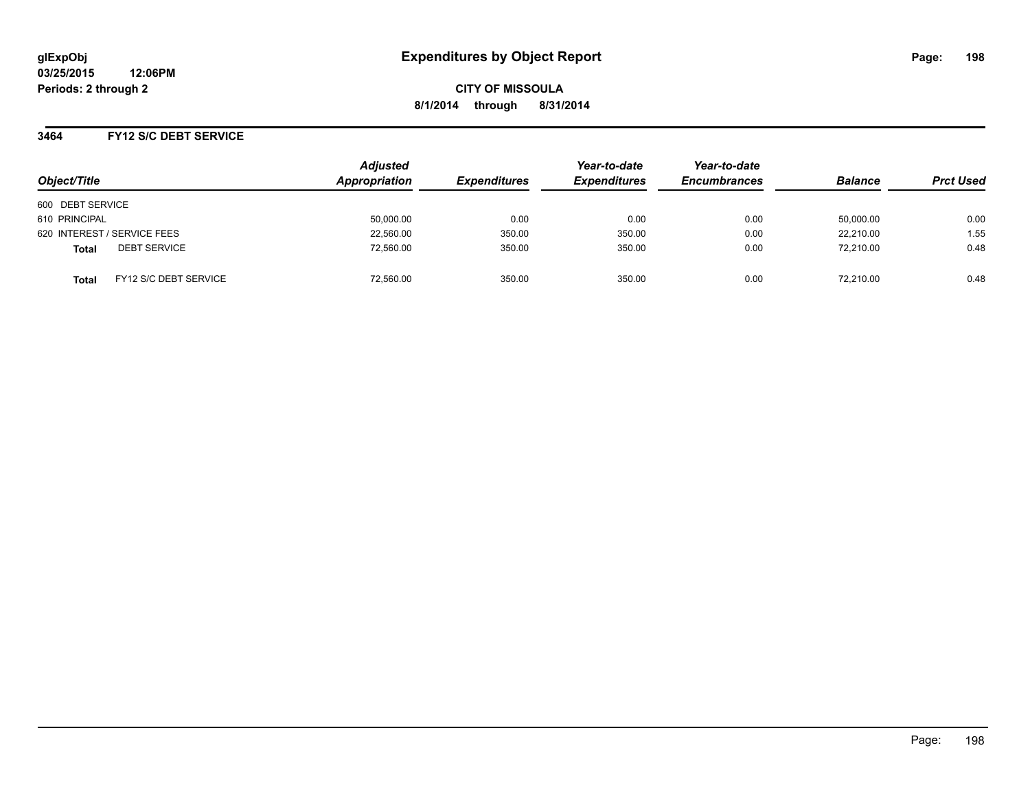# Expenditures by Object Report

glExpObj
03/25/2015 12:06PM
Periods: 2 through 2

**CITY OF MISSOULA**
**8/1/2014 through 8/31/2014**

## 3464 FY12 S/C DEBT SERVICE

| Object/Title | Adjusted Appropriation | Expenditures | Year-to-date Expenditures | Year-to-date Encumbrances | Balance | Prct Used |
|---|---|---|---|---|---|---|
| 600 DEBT SERVICE | | | | | | |
| 610 PRINCIPAL | 50,000.00 | 0.00 | 0.00 | 0.00 | 50,000.00 | 0.00 |
| 620 INTEREST / SERVICE FEES | 22,560.00 | 350.00 | 350.00 | 0.00 | 22,210.00 | 1.55 |
| **Total** DEBT SERVICE | 72,560.00 | 350.00 | 350.00 | 0.00 | 72,210.00 | 0.48 |
| **Total** FY12 S/C DEBT SERVICE | 72,560.00 | 350.00 | 350.00 | 0.00 | 72,210.00 | 0.48 |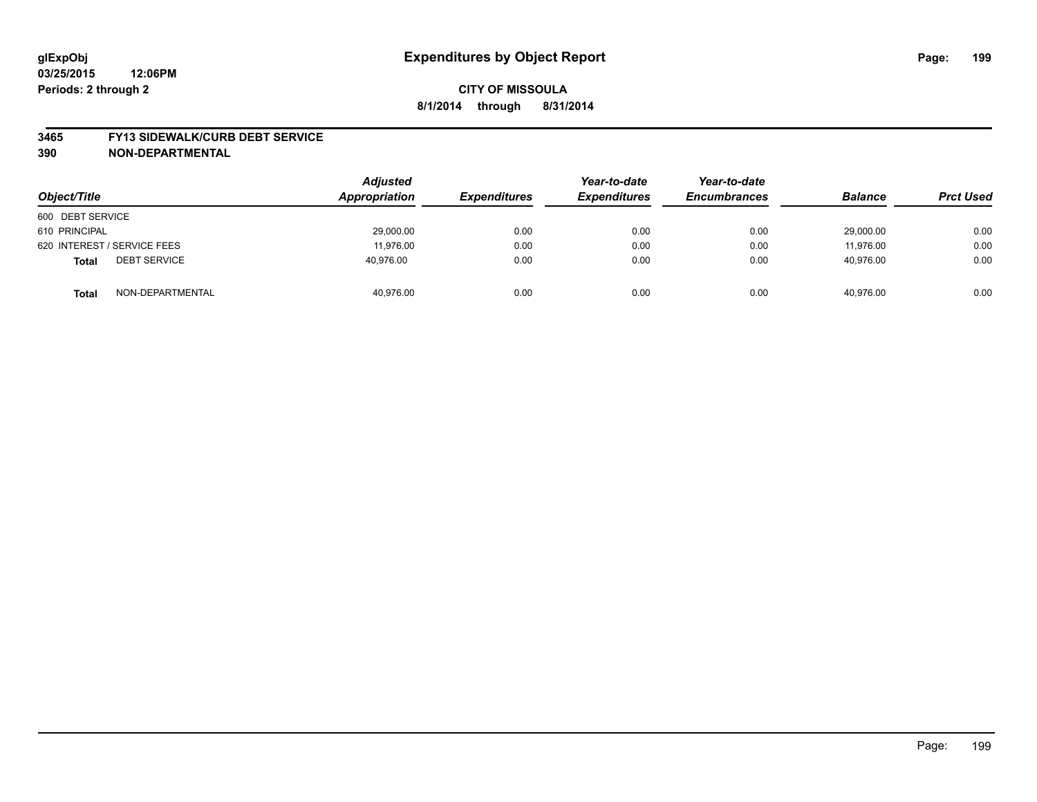glExpObj
03/25/2015 12:06PM
Periods: 2 through 2

# Expenditures by Object Report

**CITY OF MISSOULA**
**8/1/2014 through 8/31/2014**

**3465 FY13 SIDEWALK/CURB DEBT SERVICE**
**390 NON-DEPARTMENTAL**

| Object/Title | Adjusted Appropriation | Expenditures | Year-to-date Expenditures | Year-to-date Encumbrances | Balance | Prct Used |
|---|---|---|---|---|---|---|
| 600 DEBT SERVICE | | | | | | |
| 610 PRINCIPAL | 29,000.00 | 0.00 | 0.00 | 0.00 | 29,000.00 | 0.00 |
| 620 INTEREST / SERVICE FEES | 11,976.00 | 0.00 | 0.00 | 0.00 | 11,976.00 | 0.00 |
| **Total** DEBT SERVICE | 40,976.00 | 0.00 | 0.00 | 0.00 | 40,976.00 | 0.00 |
| **Total** NON-DEPARTMENTAL | 40,976.00 | 0.00 | 0.00 | 0.00 | 40,976.00 | 0.00 |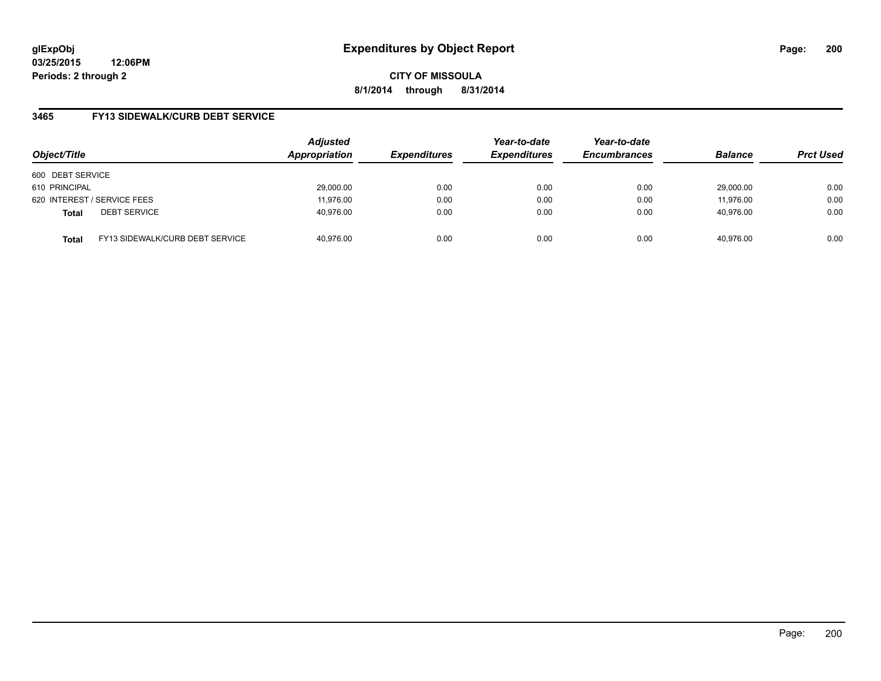glExpObj
03/25/2015 12:06PM
Periods: 2 through 2

# Expenditures by Object Report

**CITY OF MISSOULA**
**8/1/2014 through 8/31/2014**

## 3465 FY13 SIDEWALK/CURB DEBT SERVICE

| Object/Title | | Adjusted Appropriation | Expenditures | Year-to-date Expenditures | Year-to-date Encumbrances | Balance | Prct Used |
|---|---|---|---|---|---|---|---|
| 600 DEBT SERVICE | | | | | | | |
| 610 PRINCIPAL | | 29,000.00 | 0.00 | 0.00 | 0.00 | 29,000.00 | 0.00 |
| 620 INTEREST / SERVICE FEES | | 11,976.00 | 0.00 | 0.00 | 0.00 | 11,976.00 | 0.00 |
| **Total** | DEBT SERVICE | 40,976.00 | 0.00 | 0.00 | 0.00 | 40,976.00 | 0.00 |
| **Total** | FY13 SIDEWALK/CURB DEBT SERVICE | 40,976.00 | 0.00 | 0.00 | 0.00 | 40,976.00 | 0.00 |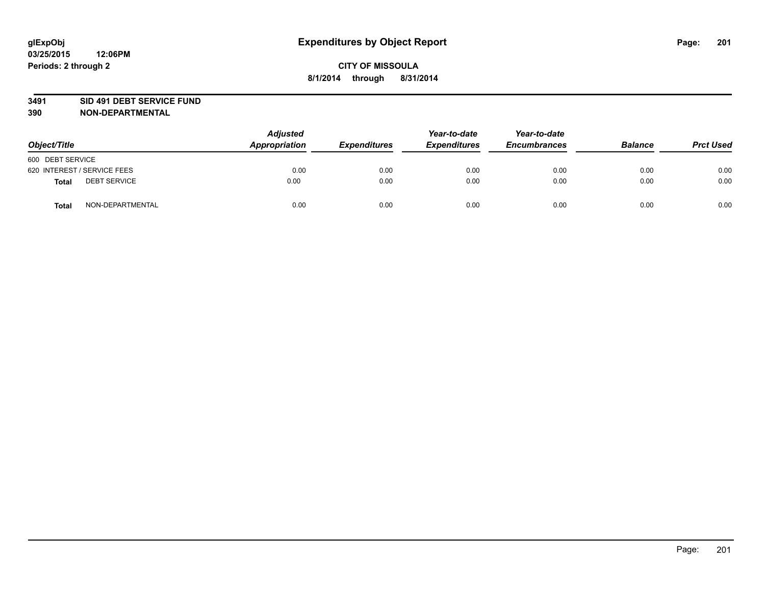**glExpObj**
**03/25/2015 12:06PM**
**Periods: 2 through 2**

# Expenditures by Object Report

**CITY OF MISSOULA**
**8/1/2014 through 8/31/2014**

**3491 SID 491 DEBT SERVICE FUND**
**390 NON-DEPARTMENTAL**

| Object/Title | Adjusted Appropriation | Expenditures | Year-to-date Expenditures | Year-to-date Encumbrances | Balance | Prct Used |
|---|---|---|---|---|---|---|
| 600 DEBT SERVICE | | | | | | |
| 620 INTEREST / SERVICE FEES | 0.00 | 0.00 | 0.00 | 0.00 | 0.00 | 0.00 |
| **Total** DEBT SERVICE | 0.00 | 0.00 | 0.00 | 0.00 | 0.00 | 0.00 |
| **Total** NON-DEPARTMENTAL | 0.00 | 0.00 | 0.00 | 0.00 | 0.00 | 0.00 |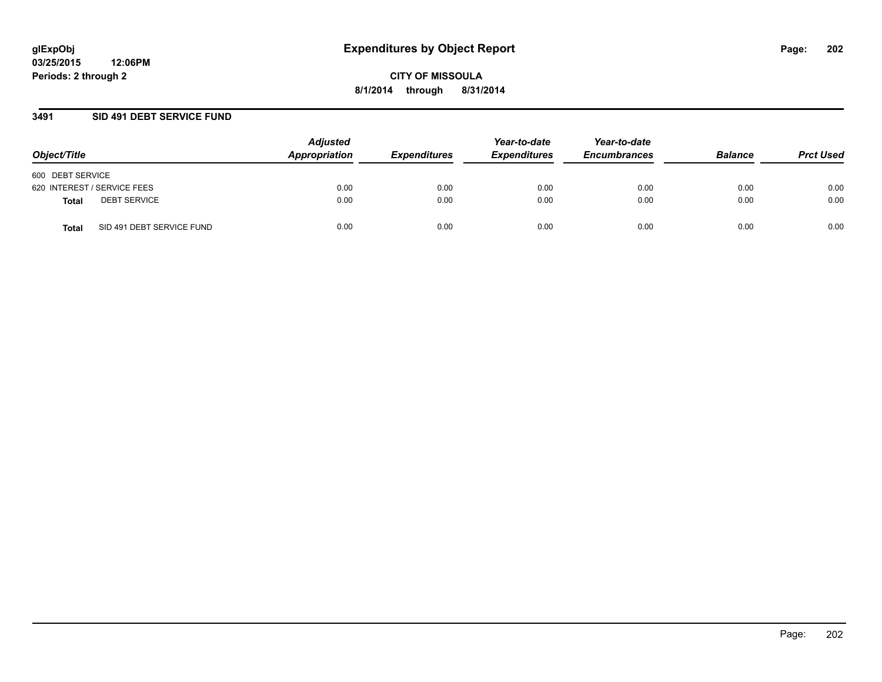**glExpObj** **Expenditures by Object Report**
**03/25/2015 12:06PM**
**Periods: 2 through 2**

**CITY OF MISSOULA**
**8/1/2014 through 8/31/2014**

## 3491 SID 491 DEBT SERVICE FUND

| Object/Title | Adjusted Appropriation | Expenditures | Year-to-date Expenditures | Year-to-date Encumbrances | Balance | Prct Used |
|---|---|---|---|---|---|---|
| 600 DEBT SERVICE | | | | | | |
| 620 INTEREST / SERVICE FEES | 0.00 | 0.00 | 0.00 | 0.00 | 0.00 | 0.00 |
| **Total** DEBT SERVICE | 0.00 | 0.00 | 0.00 | 0.00 | 0.00 | 0.00 |
| **Total** SID 491 DEBT SERVICE FUND | 0.00 | 0.00 | 0.00 | 0.00 | 0.00 | 0.00 |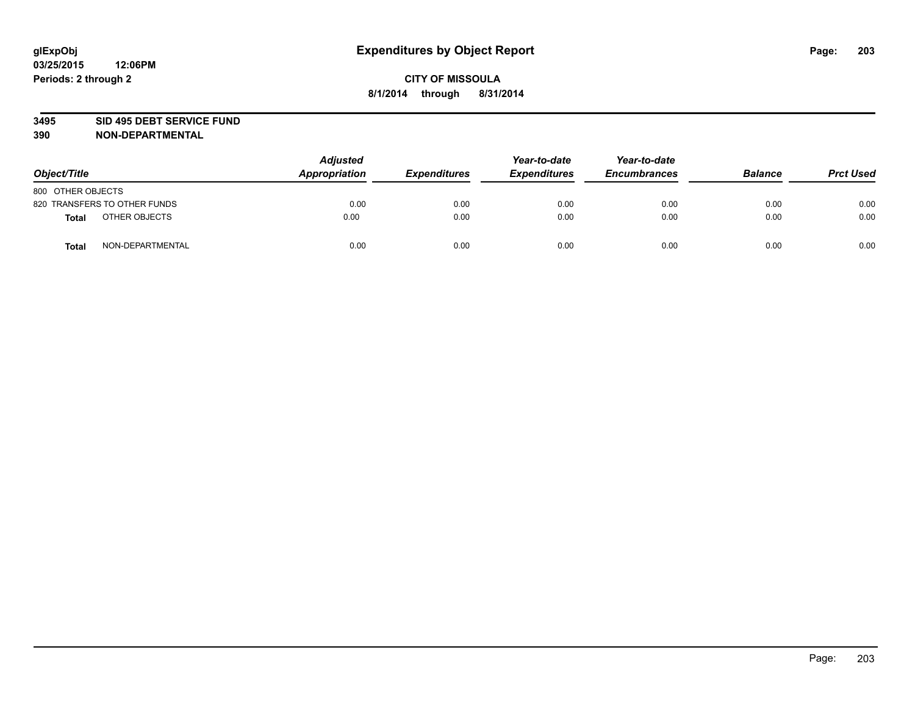**glExpObj**
**03/25/2015 12:06PM**
**Periods: 2 through 2**

# Expenditures by Object Report

**CITY OF MISSOULA**
**8/1/2014 through 8/31/2014**

**3495 SID 495 DEBT SERVICE FUND**
**390 NON-DEPARTMENTAL**

| Object/Title | Adjusted Appropriation | Expenditures | Year-to-date Expenditures | Year-to-date Encumbrances | Balance | Prct Used |
|---|---|---|---|---|---|---|
| 800 OTHER OBJECTS | | | | | | |
| 820 TRANSFERS TO OTHER FUNDS | 0.00 | 0.00 | 0.00 | 0.00 | 0.00 | 0.00 |
| **Total** OTHER OBJECTS | 0.00 | 0.00 | 0.00 | 0.00 | 0.00 | 0.00 |
| **Total** NON-DEPARTMENTAL | 0.00 | 0.00 | 0.00 | 0.00 | 0.00 | 0.00 |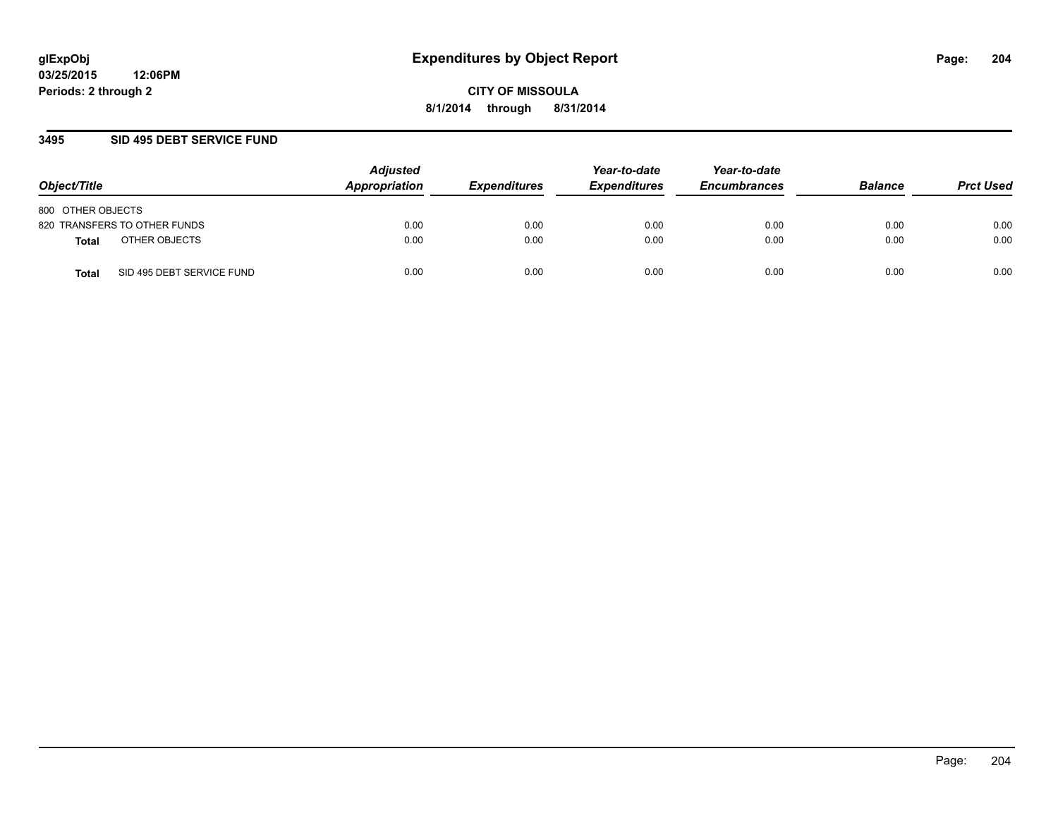glExpObj
03/25/2015 12:06PM
Periods: 2 through 2

# Expenditures by Object Report

**CITY OF MISSOULA**
**8/1/2014 through 8/31/2014**

## 3495 SID 495 DEBT SERVICE FUND

| Object/Title | | *Adjusted Appropriation* | *Expenditures* | *Year-to-date Expenditures* | *Year-to-date Encumbrances* | *Balance* | *Prct Used* |
|---|---|---|---|---|---|---|---|
| 800 OTHER OBJECTS | | | | | | | |
| 820 TRANSFERS TO OTHER FUNDS | | 0.00 | 0.00 | 0.00 | 0.00 | 0.00 | 0.00 |
| **Total** | OTHER OBJECTS | 0.00 | 0.00 | 0.00 | 0.00 | 0.00 | 0.00 |
| **Total** | SID 495 DEBT SERVICE FUND | 0.00 | 0.00 | 0.00 | 0.00 | 0.00 | 0.00 |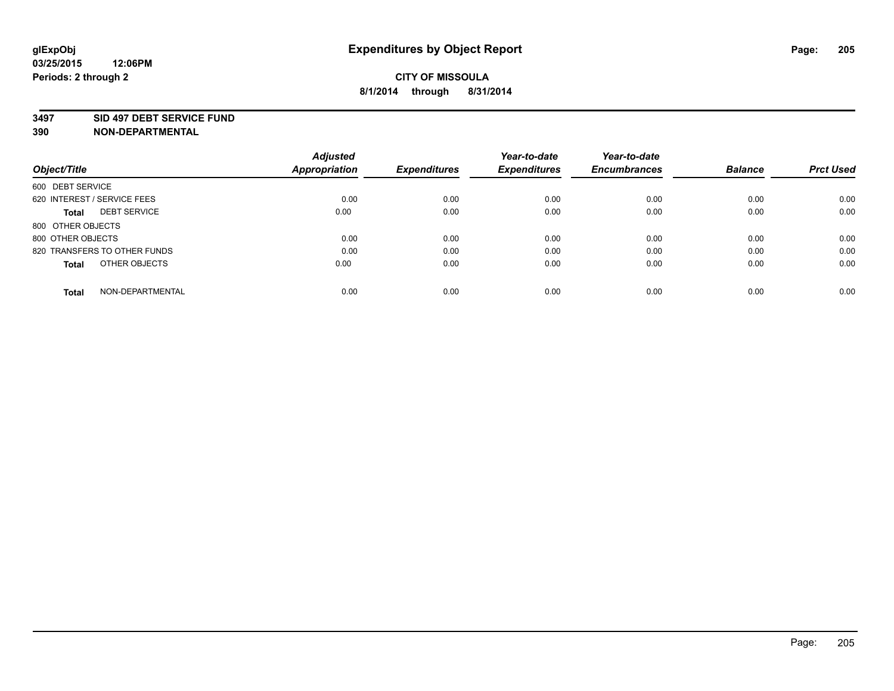glExpObj
03/25/2015 12:06PM
Periods: 2 through 2

# Expenditures by Object Report

**CITY OF MISSOULA**
**8/1/2014 through 8/31/2014**

**3497 SID 497 DEBT SERVICE FUND**
**390 NON-DEPARTMENTAL**

| Object/Title | | Adjusted Appropriation | Expenditures | Year-to-date Expenditures | Year-to-date Encumbrances | Balance | Prct Used |
|---|---|---|---|---|---|---|---|
| 600 DEBT SERVICE | | | | | | | |
| 620 INTEREST / SERVICE FEES | | 0.00 | 0.00 | 0.00 | 0.00 | 0.00 | 0.00 |
| **Total** | DEBT SERVICE | 0.00 | 0.00 | 0.00 | 0.00 | 0.00 | 0.00 |
| 800 OTHER OBJECTS | | | | | | | |
| 800 OTHER OBJECTS | | 0.00 | 0.00 | 0.00 | 0.00 | 0.00 | 0.00 |
| 820 TRANSFERS TO OTHER FUNDS | | 0.00 | 0.00 | 0.00 | 0.00 | 0.00 | 0.00 |
| **Total** | OTHER OBJECTS | 0.00 | 0.00 | 0.00 | 0.00 | 0.00 | 0.00 |
| **Total** | NON-DEPARTMENTAL | 0.00 | 0.00 | 0.00 | 0.00 | 0.00 | 0.00 |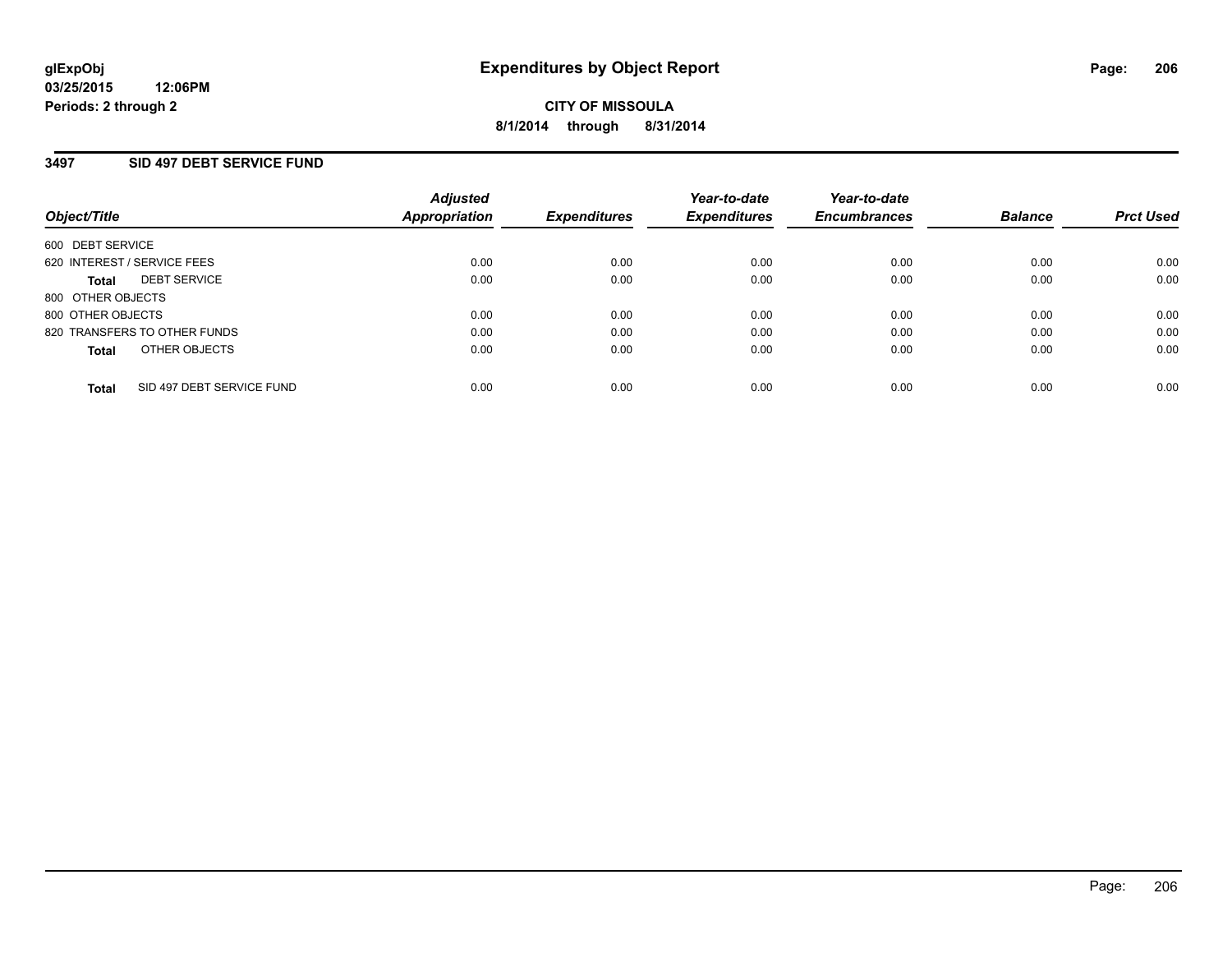**glExpObj**
**03/25/2015 12:06PM**
**Periods: 2 through 2**

# Expenditures by Object Report

**CITY OF MISSOULA**
**8/1/2014 through 8/31/2014**

## 3497 SID 497 DEBT SERVICE FUND

| Object/Title | | Adjusted Appropriation | Expenditures | Year-to-date Expenditures | Year-to-date Encumbrances | Balance | Prct Used |
|---|---|---|---|---|---|---|---|
| 600 DEBT SERVICE | | | | | | | |
| 620 INTEREST / SERVICE FEES | | 0.00 | 0.00 | 0.00 | 0.00 | 0.00 | 0.00 |
| **Total** | DEBT SERVICE | 0.00 | 0.00 | 0.00 | 0.00 | 0.00 | 0.00 |
| 800 OTHER OBJECTS | | | | | | | |
| 800 OTHER OBJECTS | | 0.00 | 0.00 | 0.00 | 0.00 | 0.00 | 0.00 |
| 820 TRANSFERS TO OTHER FUNDS | | 0.00 | 0.00 | 0.00 | 0.00 | 0.00 | 0.00 |
| **Total** | OTHER OBJECTS | 0.00 | 0.00 | 0.00 | 0.00 | 0.00 | 0.00 |
| **Total** | SID 497 DEBT SERVICE FUND | 0.00 | 0.00 | 0.00 | 0.00 | 0.00 | 0.00 |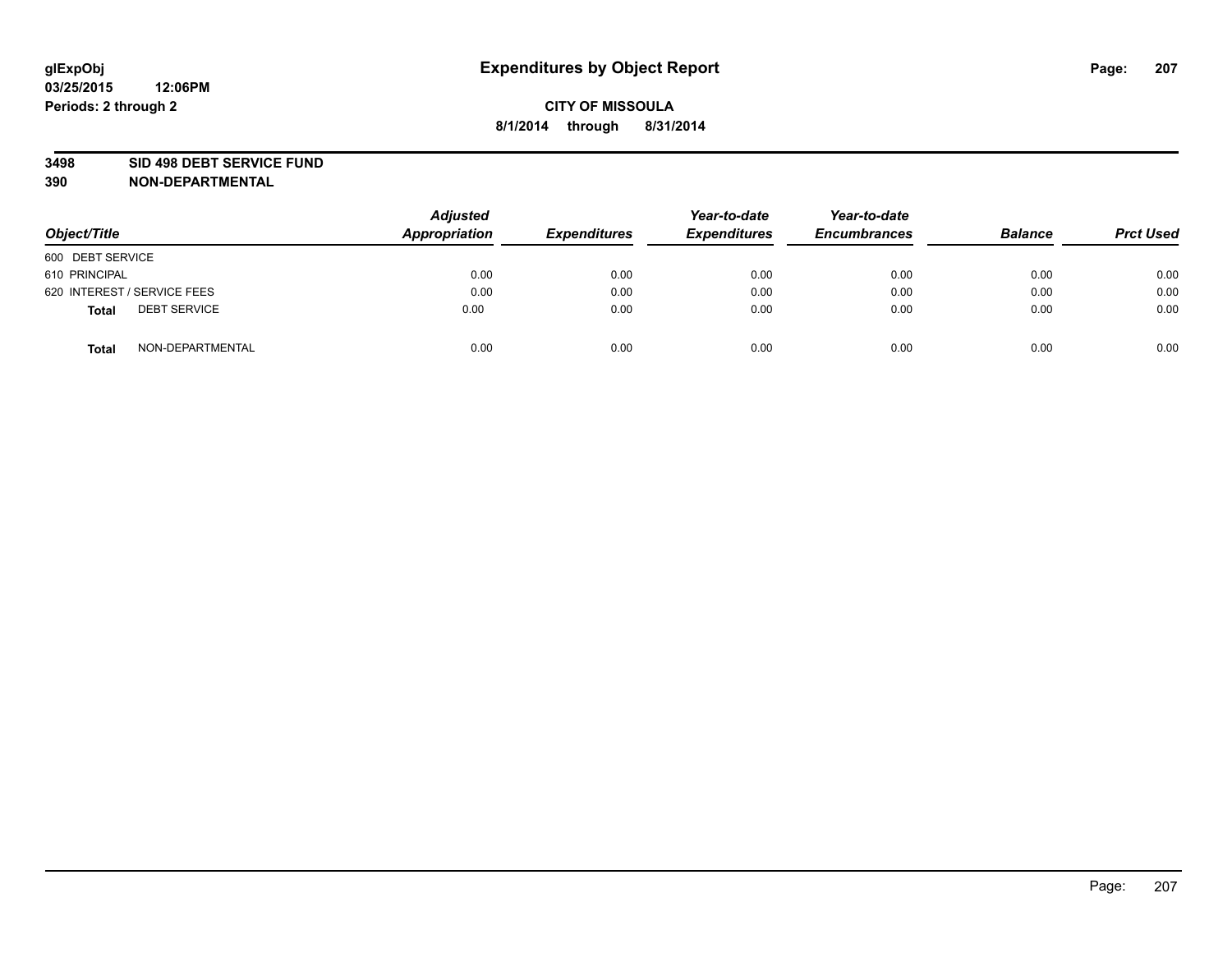# Expenditures by Object Report

glExpObj
03/25/2015 12:06PM
Periods: 2 through 2

**CITY OF MISSOULA**
**8/1/2014 through 8/31/2014**

**3498 SID 498 DEBT SERVICE FUND**
**390 NON-DEPARTMENTAL**

| Object/Title | Adjusted Appropriation | Expenditures | Year-to-date Expenditures | Year-to-date Encumbrances | Balance | Prct Used |
|---|---|---|---|---|---|---|
| 600 DEBT SERVICE | | | | | | |
| 610 PRINCIPAL | 0.00 | 0.00 | 0.00 | 0.00 | 0.00 | 0.00 |
| 620 INTEREST / SERVICE FEES | 0.00 | 0.00 | 0.00 | 0.00 | 0.00 | 0.00 |
| **Total** DEBT SERVICE | 0.00 | 0.00 | 0.00 | 0.00 | 0.00 | 0.00 |
| **Total** NON-DEPARTMENTAL | 0.00 | 0.00 | 0.00 | 0.00 | 0.00 | 0.00 |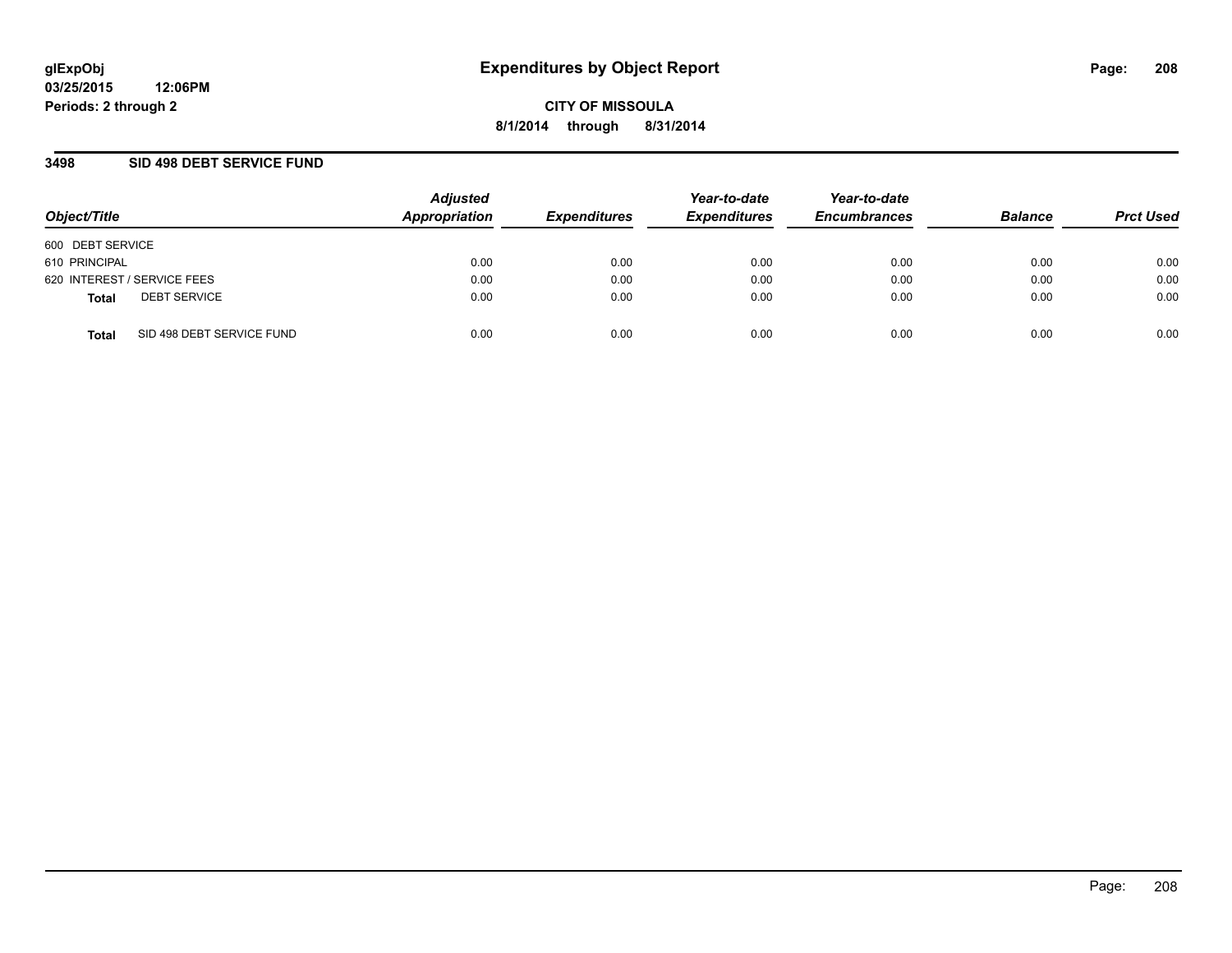# Expenditures by Object Report

glExpObj
03/25/2015 12:06PM
Periods: 2 through 2

**CITY OF MISSOULA**
**8/1/2014 through 8/31/2014**

## 3498 SID 498 DEBT SERVICE FUND

| Object/Title | Adjusted Appropriation | Expenditures | Year-to-date Expenditures | Year-to-date Encumbrances | Balance | Prct Used |
|---|---|---|---|---|---|---|
| 600 DEBT SERVICE | | | | | | |
| 610 PRINCIPAL | 0.00 | 0.00 | 0.00 | 0.00 | 0.00 | 0.00 |
| 620 INTEREST / SERVICE FEES | 0.00 | 0.00 | 0.00 | 0.00 | 0.00 | 0.00 |
| **Total** DEBT SERVICE | 0.00 | 0.00 | 0.00 | 0.00 | 0.00 | 0.00 |
| **Total** SID 498 DEBT SERVICE FUND | 0.00 | 0.00 | 0.00 | 0.00 | 0.00 | 0.00 |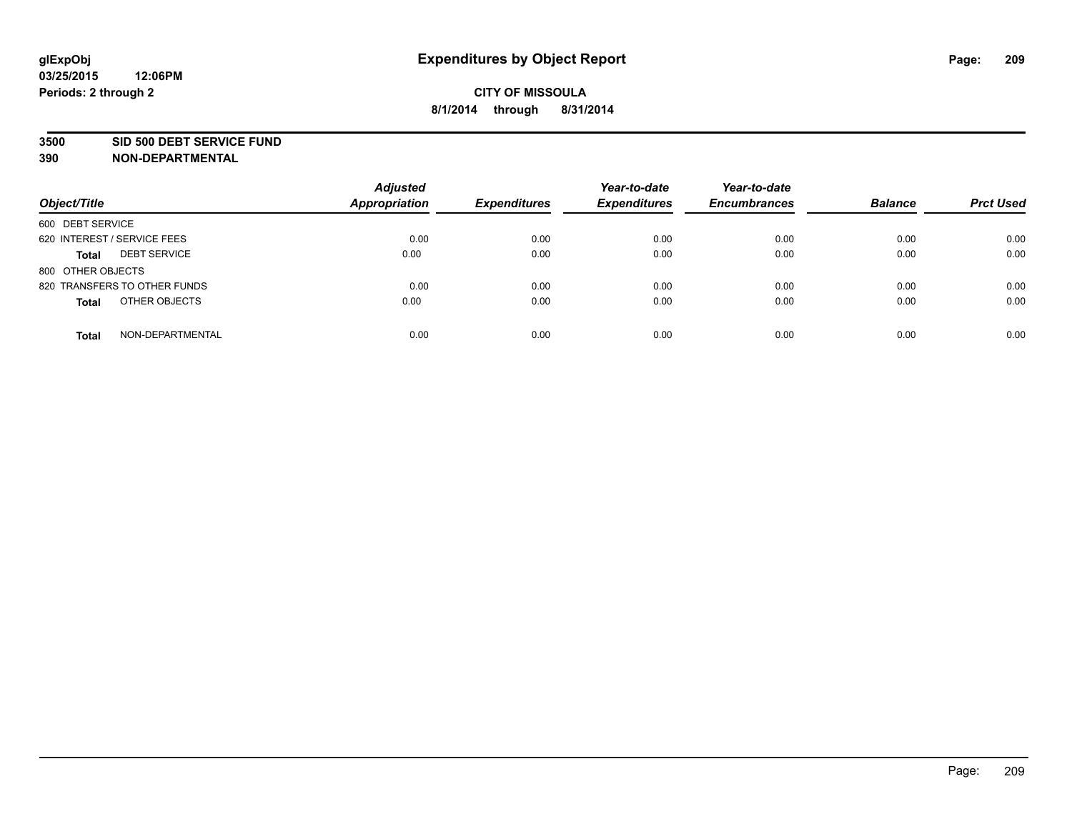# Expenditures by Object Report

glExpObj
03/25/2015 12:06PM
Periods: 2 through 2

**CITY OF MISSOULA**
**8/1/2014 through 8/31/2014**

**3500 SID 500 DEBT SERVICE FUND**
**390 NON-DEPARTMENTAL**

| Object/Title | Adjusted Appropriation | Expenditures | Year-to-date Expenditures | Year-to-date Encumbrances | Balance | Prct Used |
|---|---|---|---|---|---|---|
| 600 DEBT SERVICE | | | | | | |
| 620 INTEREST / SERVICE FEES | 0.00 | 0.00 | 0.00 | 0.00 | 0.00 | 0.00 |
| **Total** DEBT SERVICE | 0.00 | 0.00 | 0.00 | 0.00 | 0.00 | 0.00 |
| 800 OTHER OBJECTS | | | | | | |
| 820 TRANSFERS TO OTHER FUNDS | 0.00 | 0.00 | 0.00 | 0.00 | 0.00 | 0.00 |
| **Total** OTHER OBJECTS | 0.00 | 0.00 | 0.00 | 0.00 | 0.00 | 0.00 |
| **Total** NON-DEPARTMENTAL | 0.00 | 0.00 | 0.00 | 0.00 | 0.00 | 0.00 |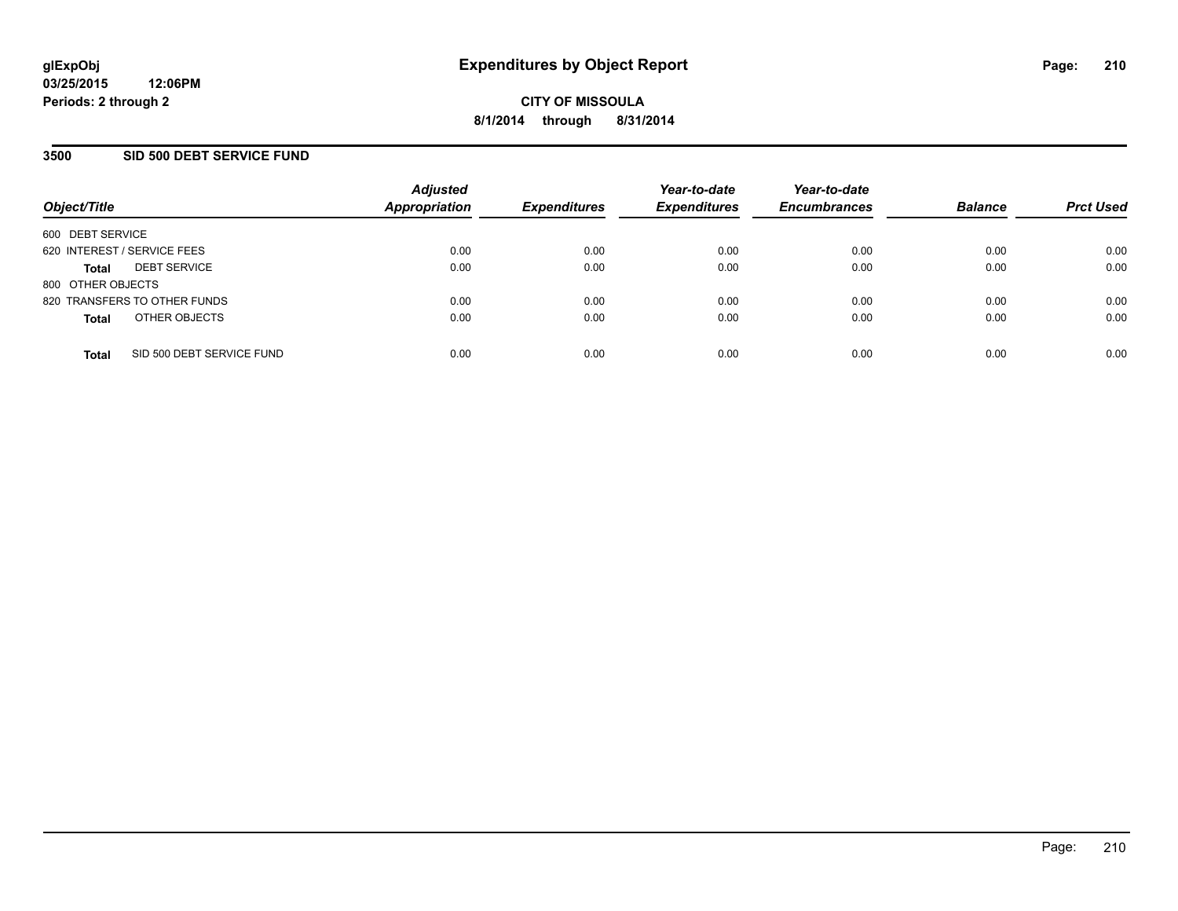glExpObj
03/25/2015 12:06PM
Periods: 2 through 2

# Expenditures by Object Report

CITY OF MISSOULA
8/1/2014 through 8/31/2014

## 3500 SID 500 DEBT SERVICE FUND

| Object/Title | Adjusted Appropriation | Expenditures | Year-to-date Expenditures | Year-to-date Encumbrances | Balance | Prct Used |
|---|---|---|---|---|---|---|
| 600 DEBT SERVICE | | | | | | |
| 620 INTEREST / SERVICE FEES | 0.00 | 0.00 | 0.00 | 0.00 | 0.00 | 0.00 |
| **Total** DEBT SERVICE | 0.00 | 0.00 | 0.00 | 0.00 | 0.00 | 0.00 |
| 800 OTHER OBJECTS | | | | | | |
| 820 TRANSFERS TO OTHER FUNDS | 0.00 | 0.00 | 0.00 | 0.00 | 0.00 | 0.00 |
| **Total** OTHER OBJECTS | 0.00 | 0.00 | 0.00 | 0.00 | 0.00 | 0.00 |
| **Total** SID 500 DEBT SERVICE FUND | 0.00 | 0.00 | 0.00 | 0.00 | 0.00 | 0.00 |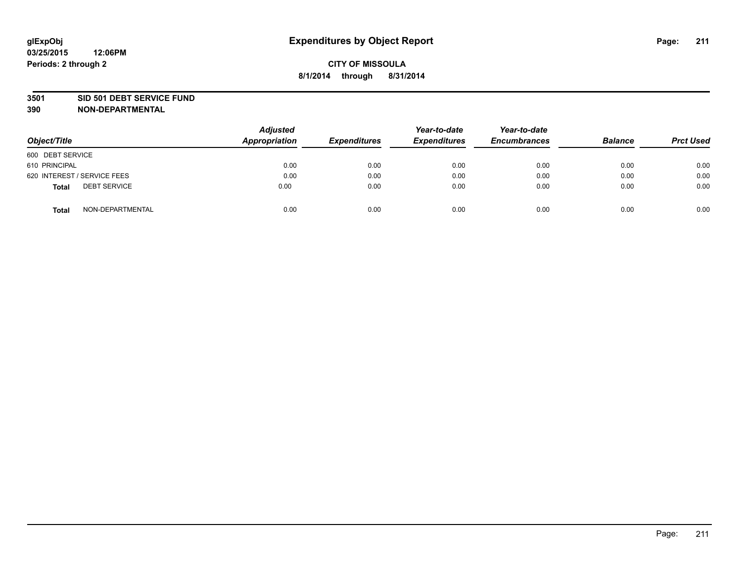# Expenditures by Object Report

glExpObj
03/25/2015 12:06PM
Periods: 2 through 2

**CITY OF MISSOULA**
**8/1/2014 through 8/31/2014**

**3501 SID 501 DEBT SERVICE FUND**
**390 NON-DEPARTMENTAL**

| Object/Title | Adjusted Appropriation | Expenditures | Year-to-date Expenditures | Year-to-date Encumbrances | Balance | Prct Used |
|---|---|---|---|---|---|---|
| 600 DEBT SERVICE | | | | | | |
| 610 PRINCIPAL | 0.00 | 0.00 | 0.00 | 0.00 | 0.00 | 0.00 |
| 620 INTEREST / SERVICE FEES | 0.00 | 0.00 | 0.00 | 0.00 | 0.00 | 0.00 |
| **Total** DEBT SERVICE | 0.00 | 0.00 | 0.00 | 0.00 | 0.00 | 0.00 |
| **Total** NON-DEPARTMENTAL | 0.00 | 0.00 | 0.00 | 0.00 | 0.00 | 0.00 |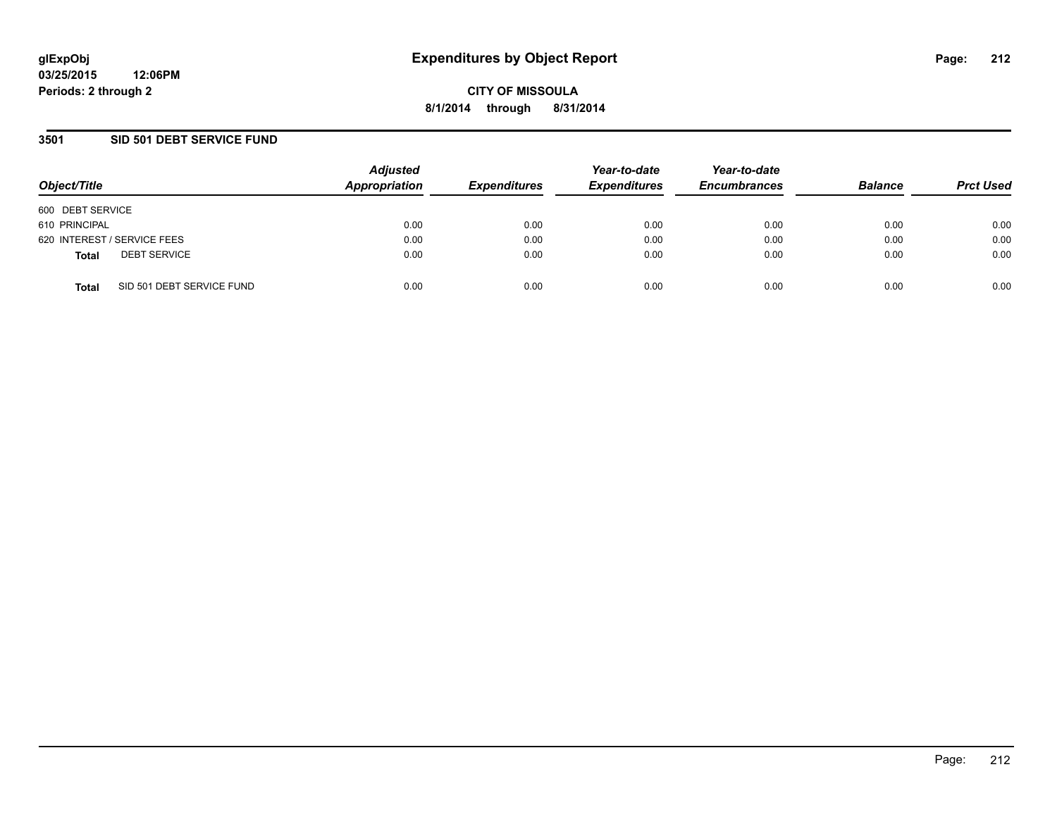**glExpObj**
**03/25/2015 12:06PM**
**Periods: 2 through 2**

# Expenditures by Object Report

**CITY OF MISSOULA**
**8/1/2014 through 8/31/2014**

## 3501 SID 501 DEBT SERVICE FUND

| Object/Title | Adjusted Appropriation | Expenditures | Year-to-date Expenditures | Year-to-date Encumbrances | Balance | Prct Used |
|---|---|---|---|---|---|---|
| 600 DEBT SERVICE | | | | | | |
| 610 PRINCIPAL | 0.00 | 0.00 | 0.00 | 0.00 | 0.00 | 0.00 |
| 620 INTEREST / SERVICE FEES | 0.00 | 0.00 | 0.00 | 0.00 | 0.00 | 0.00 |
| **Total** DEBT SERVICE | 0.00 | 0.00 | 0.00 | 0.00 | 0.00 | 0.00 |
| **Total** SID 501 DEBT SERVICE FUND | 0.00 | 0.00 | 0.00 | 0.00 | 0.00 | 0.00 |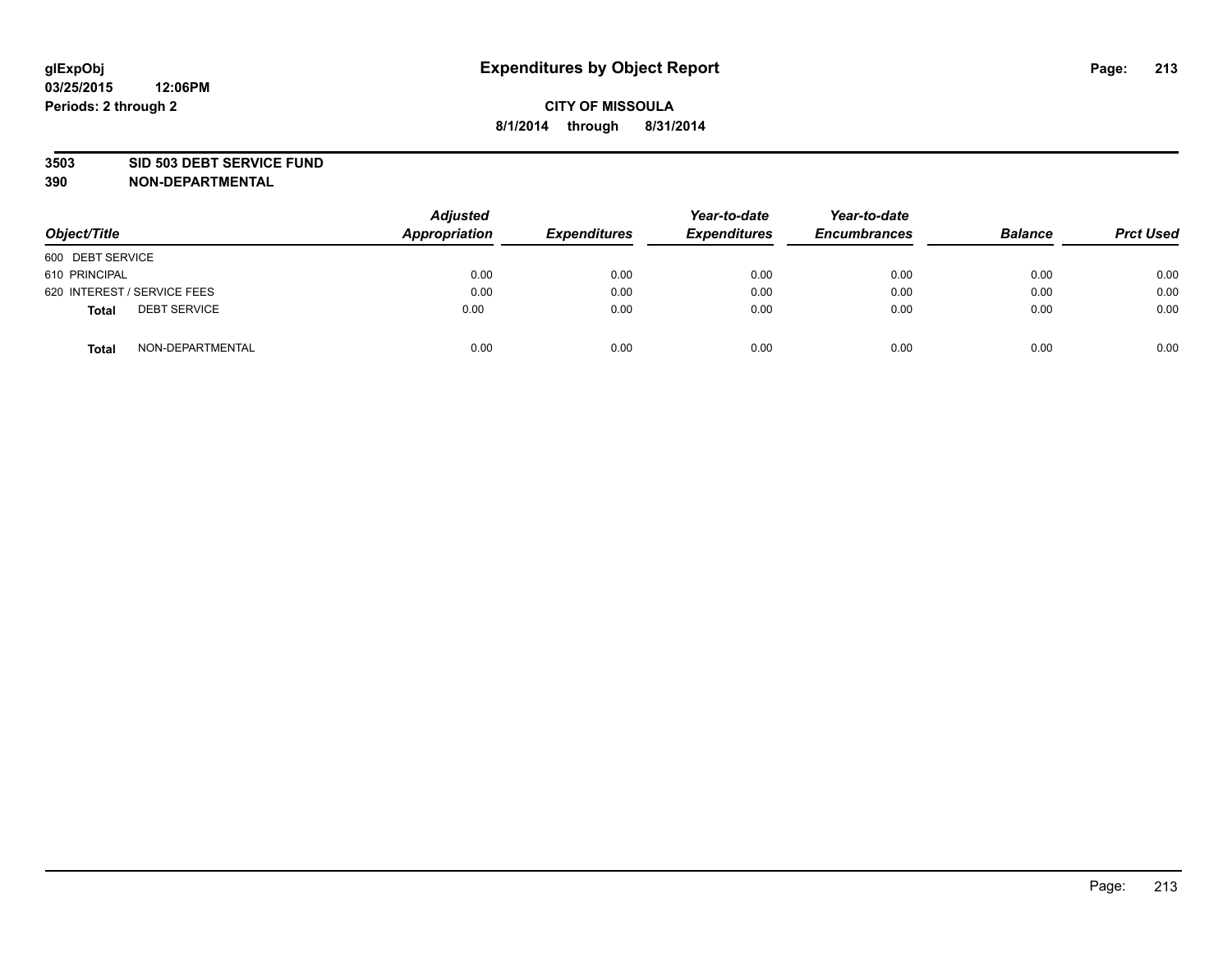glExpObj
03/25/2015 12:06PM
Periods: 2 through 2

# Expenditures by Object Report

**CITY OF MISSOULA**
**8/1/2014 through 8/31/2014**

**3503 SID 503 DEBT SERVICE FUND**
**390 NON-DEPARTMENTAL**

| Object/Title | Adjusted Appropriation | Expenditures | Year-to-date Expenditures | Year-to-date Encumbrances | Balance | Prct Used |
|---|---|---|---|---|---|---|
| 600 DEBT SERVICE | | | | | | |
| 610 PRINCIPAL | 0.00 | 0.00 | 0.00 | 0.00 | 0.00 | 0.00 |
| 620 INTEREST / SERVICE FEES | 0.00 | 0.00 | 0.00 | 0.00 | 0.00 | 0.00 |
| **Total** DEBT SERVICE | 0.00 | 0.00 | 0.00 | 0.00 | 0.00 | 0.00 |
| **Total** NON-DEPARTMENTAL | 0.00 | 0.00 | 0.00 | 0.00 | 0.00 | 0.00 |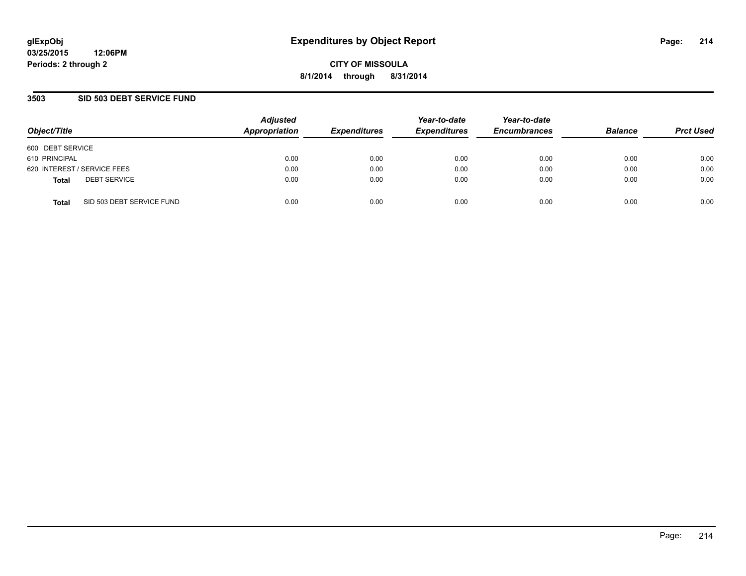glExpObj
03/25/2015 12:06PM
Periods: 2 through 2

# Expenditures by Object Report

**CITY OF MISSOULA**
**8/1/2014 through 8/31/2014**

## 3503 SID 503 DEBT SERVICE FUND

| Object/Title | Adjusted Appropriation | Expenditures | Year-to-date Expenditures | Year-to-date Encumbrances | Balance | Prct Used |
|---|---|---|---|---|---|---|
| 600 DEBT SERVICE | | | | | | |
| 610 PRINCIPAL | 0.00 | 0.00 | 0.00 | 0.00 | 0.00 | 0.00 |
| 620 INTEREST / SERVICE FEES | 0.00 | 0.00 | 0.00 | 0.00 | 0.00 | 0.00 |
| **Total** DEBT SERVICE | 0.00 | 0.00 | 0.00 | 0.00 | 0.00 | 0.00 |
| **Total** SID 503 DEBT SERVICE FUND | 0.00 | 0.00 | 0.00 | 0.00 | 0.00 | 0.00 |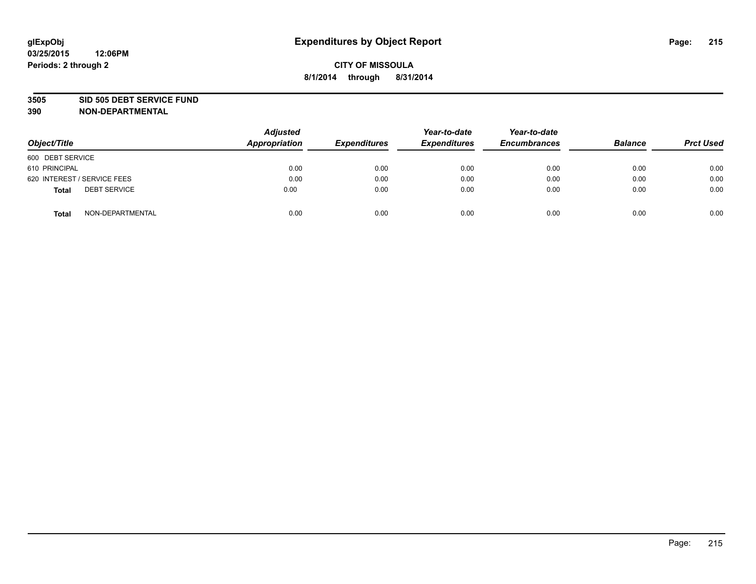# Expenditures by Object Report

glExpObj
03/25/2015 12:06PM
Periods: 2 through 2

CITY OF MISSOULA
8/1/2014 through 8/31/2014

**3505 SID 505 DEBT SERVICE FUND**
**390 NON-DEPARTMENTAL**

| Object/Title | Adjusted Appropriation | Expenditures | Year-to-date Expenditures | Year-to-date Encumbrances | Balance | Prct Used |
|---|---|---|---|---|---|---|
| 600 DEBT SERVICE | | | | | | |
| 610 PRINCIPAL | 0.00 | 0.00 | 0.00 | 0.00 | 0.00 | 0.00 |
| 620 INTEREST / SERVICE FEES | 0.00 | 0.00 | 0.00 | 0.00 | 0.00 | 0.00 |
| **Total** DEBT SERVICE | 0.00 | 0.00 | 0.00 | 0.00 | 0.00 | 0.00 |
| **Total** NON-DEPARTMENTAL | 0.00 | 0.00 | 0.00 | 0.00 | 0.00 | 0.00 |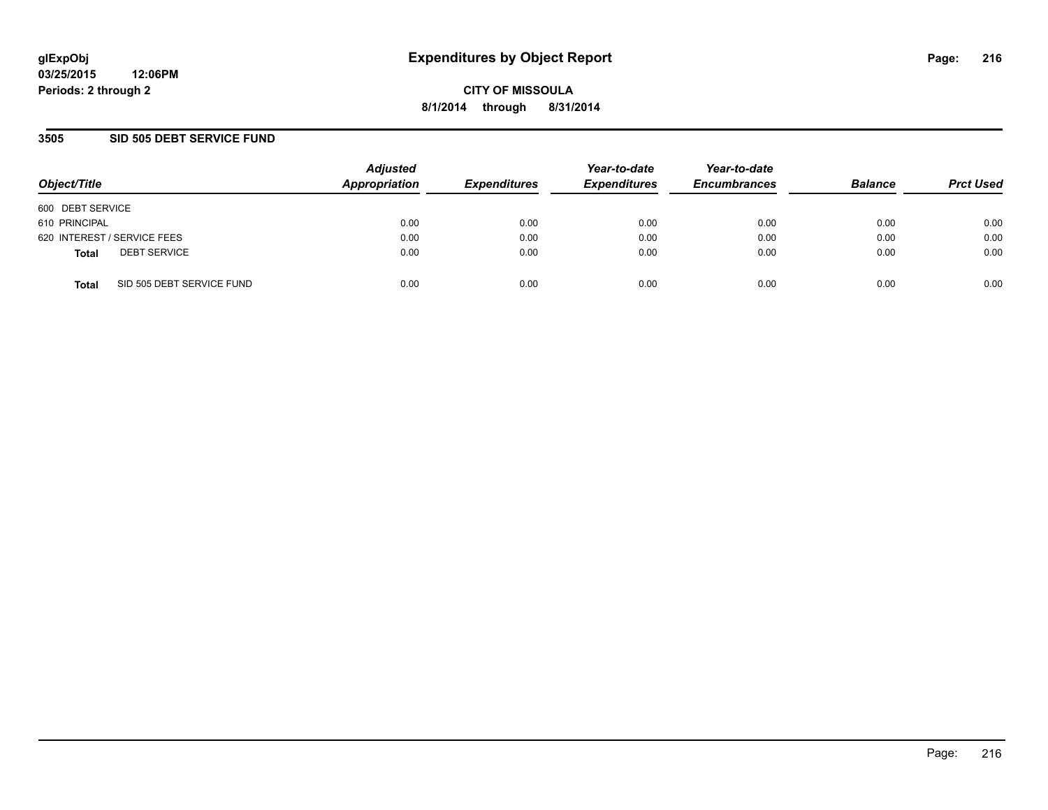# Expenditures by Object Report

glExpObj
03/25/2015 12:06PM
Periods: 2 through 2

**CITY OF MISSOULA**
**8/1/2014 through 8/31/2014**

## 3505 SID 505 DEBT SERVICE FUND

| Object/Title | Adjusted Appropriation | Expenditures | Year-to-date Expenditures | Year-to-date Encumbrances | Balance | Prct Used |
|---|---|---|---|---|---|---|
| 600 DEBT SERVICE | | | | | | |
| 610 PRINCIPAL | 0.00 | 0.00 | 0.00 | 0.00 | 0.00 | 0.00 |
| 620 INTEREST / SERVICE FEES | 0.00 | 0.00 | 0.00 | 0.00 | 0.00 | 0.00 |
| **Total** DEBT SERVICE | 0.00 | 0.00 | 0.00 | 0.00 | 0.00 | 0.00 |
| **Total** SID 505 DEBT SERVICE FUND | 0.00 | 0.00 | 0.00 | 0.00 | 0.00 | 0.00 |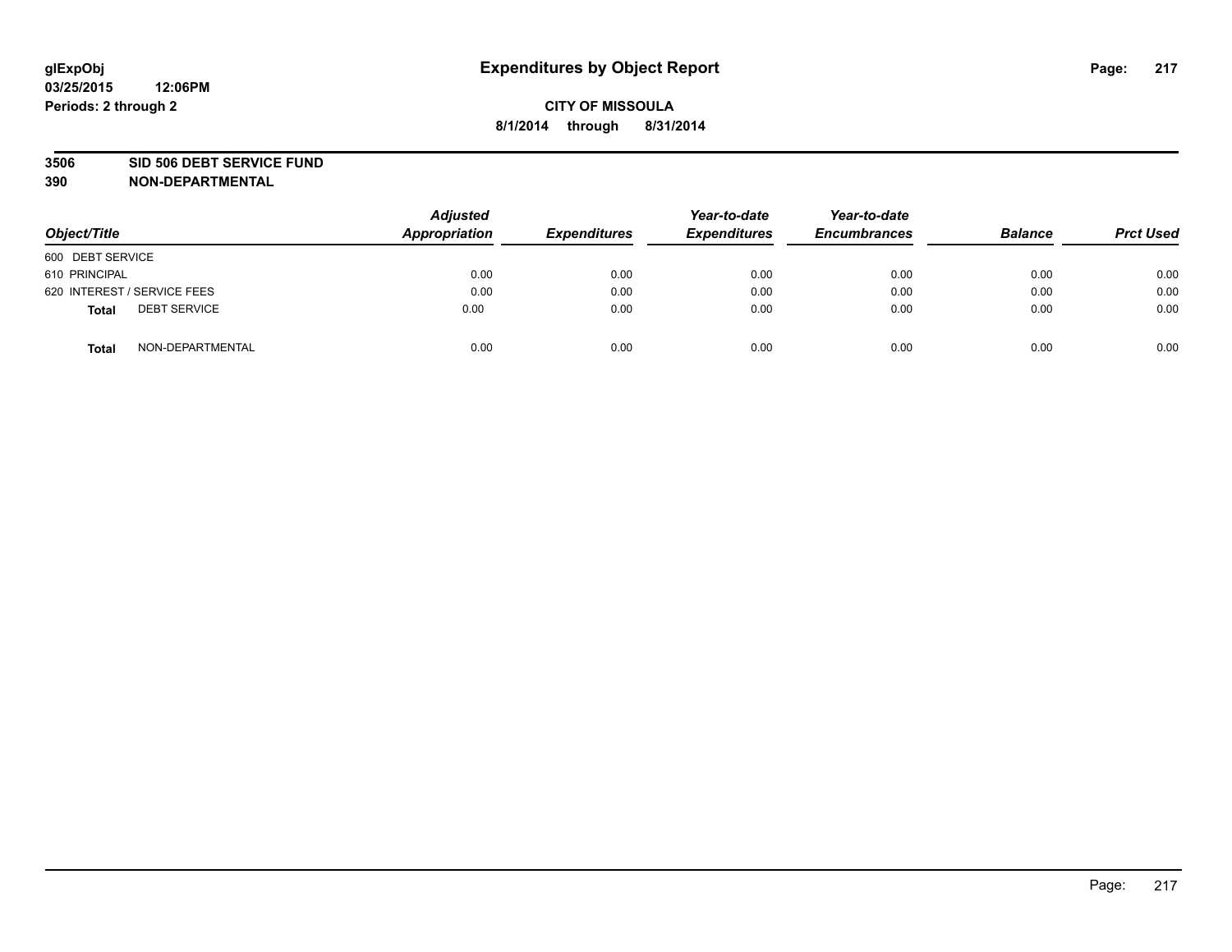# Expenditures by Object Report

glExpObj
03/25/2015 12:06PM
Periods: 2 through 2

**CITY OF MISSOULA**
**8/1/2014 through 8/31/2014**

**3506 SID 506 DEBT SERVICE FUND**
**390 NON-DEPARTMENTAL**

| Object/Title | Adjusted Appropriation | Expenditures | Year-to-date Expenditures | Year-to-date Encumbrances | Balance | Prct Used |
|---|---|---|---|---|---|---|
| 600 DEBT SERVICE | | | | | | |
| 610 PRINCIPAL | 0.00 | 0.00 | 0.00 | 0.00 | 0.00 | 0.00 |
| 620 INTEREST / SERVICE FEES | 0.00 | 0.00 | 0.00 | 0.00 | 0.00 | 0.00 |
| **Total** DEBT SERVICE | 0.00 | 0.00 | 0.00 | 0.00 | 0.00 | 0.00 |
| **Total** NON-DEPARTMENTAL | 0.00 | 0.00 | 0.00 | 0.00 | 0.00 | 0.00 |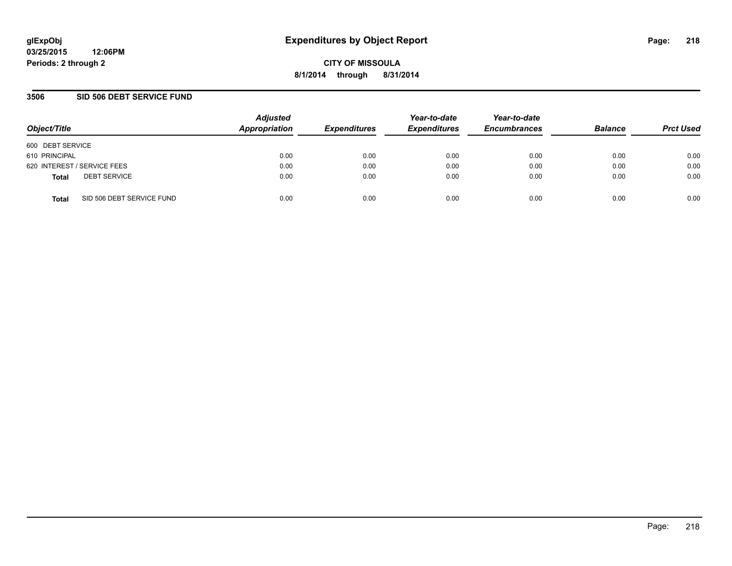glExpObj
03/25/2015 12:06PM
Periods: 2 through 2

# Expenditures by Object Report

CITY OF MISSOULA
8/1/2014 through 8/31/2014

## 3506 SID 506 DEBT SERVICE FUND

| Object/Title | Adjusted Appropriation | Expenditures | Year-to-date Expenditures | Year-to-date Encumbrances | Balance | Prct Used |
|---|---|---|---|---|---|---|
| 600 DEBT SERVICE | | | | | | |
| 610 PRINCIPAL | 0.00 | 0.00 | 0.00 | 0.00 | 0.00 | 0.00 |
| 620 INTEREST / SERVICE FEES | 0.00 | 0.00 | 0.00 | 0.00 | 0.00 | 0.00 |
| **Total** DEBT SERVICE | 0.00 | 0.00 | 0.00 | 0.00 | 0.00 | 0.00 |
| **Total** SID 506 DEBT SERVICE FUND | 0.00 | 0.00 | 0.00 | 0.00 | 0.00 | 0.00 |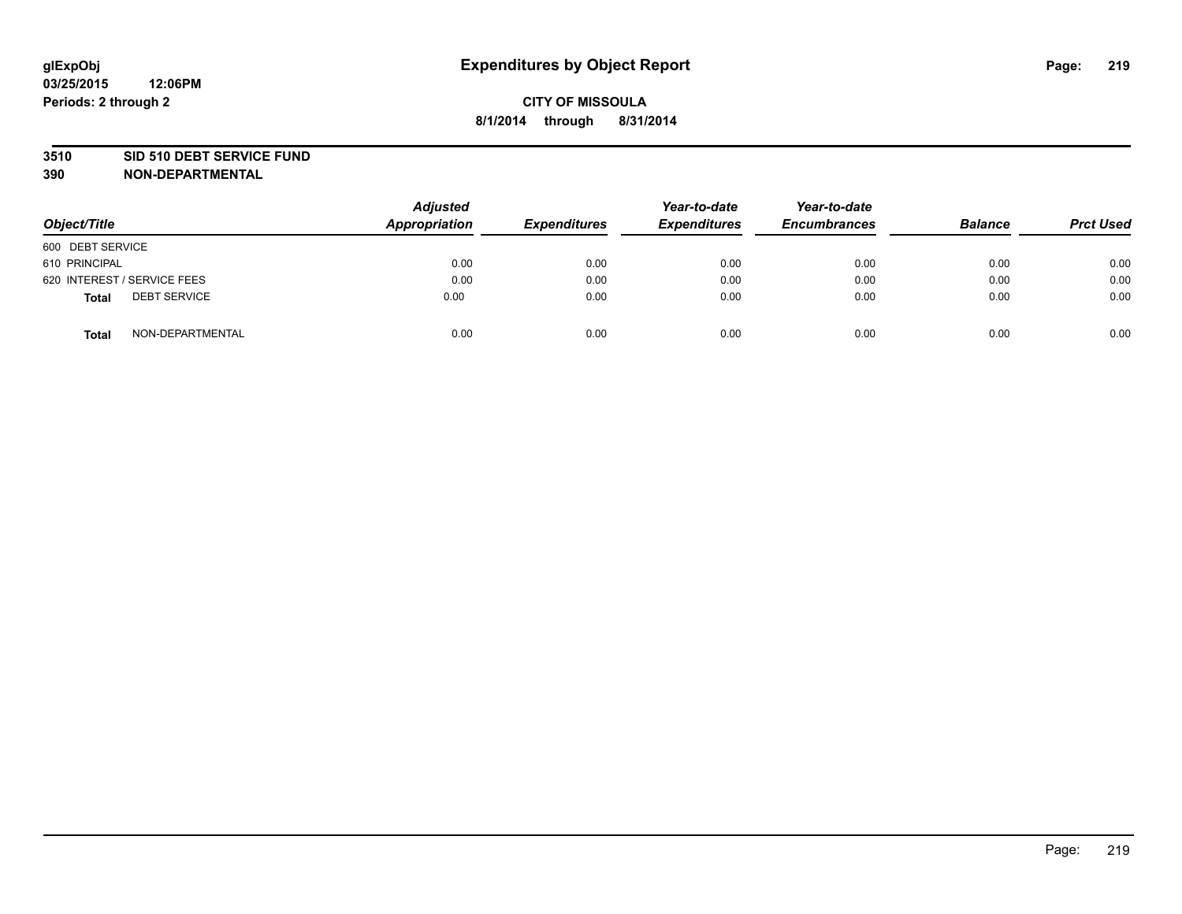# Expenditures by Object Report

glExpObj
03/25/2015 12:06PM
Periods: 2 through 2

**CITY OF MISSOULA**
**8/1/2014 through 8/31/2014**

**3510 SID 510 DEBT SERVICE FUND**
**390 NON-DEPARTMENTAL**

| Object/Title | Adjusted Appropriation | Expenditures | Year-to-date Expenditures | Year-to-date Encumbrances | Balance | Prct Used |
|---|---|---|---|---|---|---|
| 600 DEBT SERVICE | | | | | | |
| 610 PRINCIPAL | 0.00 | 0.00 | 0.00 | 0.00 | 0.00 | 0.00 |
| 620 INTEREST / SERVICE FEES | 0.00 | 0.00 | 0.00 | 0.00 | 0.00 | 0.00 |
| **Total** DEBT SERVICE | 0.00 | 0.00 | 0.00 | 0.00 | 0.00 | 0.00 |
| **Total** NON-DEPARTMENTAL | 0.00 | 0.00 | 0.00 | 0.00 | 0.00 | 0.00 |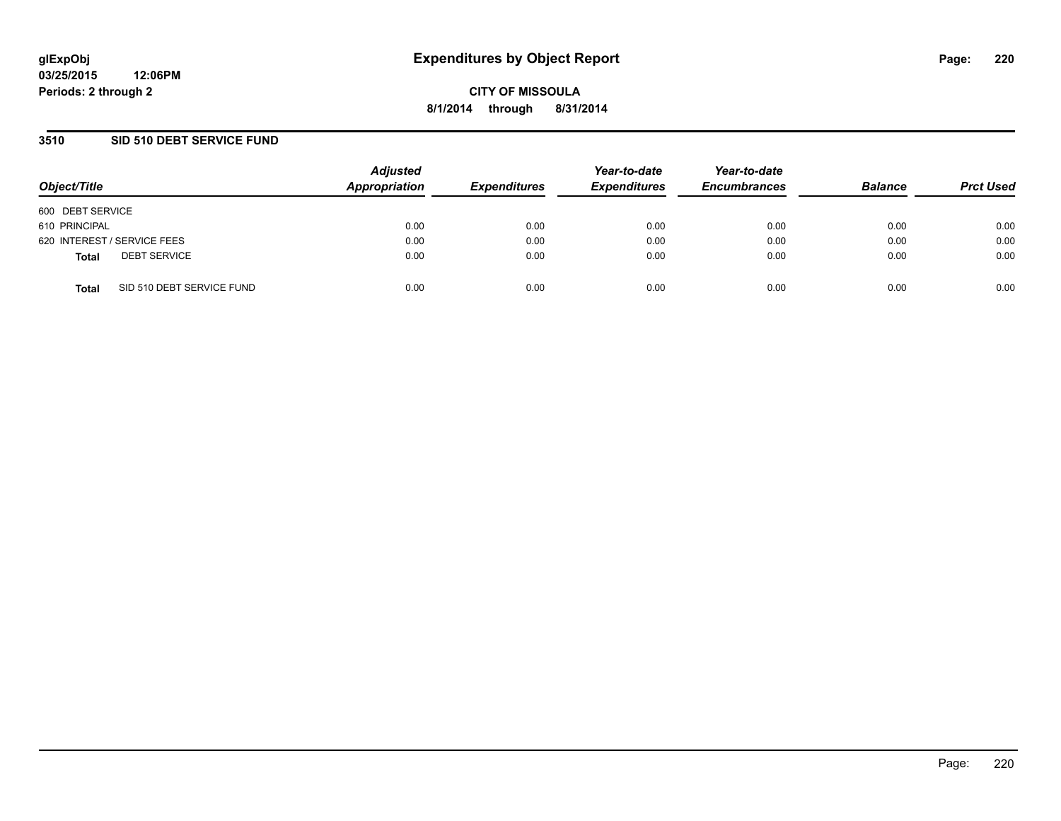**glExpObj**
**03/25/2015 12:06PM**
**Periods: 2 through 2**

# Expenditures by Object Report

**CITY OF MISSOULA**
**8/1/2014 through 8/31/2014**

## 3510 SID 510 DEBT SERVICE FUND

| Object/Title | | Adjusted Appropriation | Expenditures | Year-to-date Expenditures | Year-to-date Encumbrances | Balance | Prct Used |
|---|---|---|---|---|---|---|---|
| 600 DEBT SERVICE | | | | | | | |
| 610 PRINCIPAL | | 0.00 | 0.00 | 0.00 | 0.00 | 0.00 | 0.00 |
| 620 INTEREST / SERVICE FEES | | 0.00 | 0.00 | 0.00 | 0.00 | 0.00 | 0.00 |
| **Total** | DEBT SERVICE | 0.00 | 0.00 | 0.00 | 0.00 | 0.00 | 0.00 |
| **Total** | SID 510 DEBT SERVICE FUND | 0.00 | 0.00 | 0.00 | 0.00 | 0.00 | 0.00 |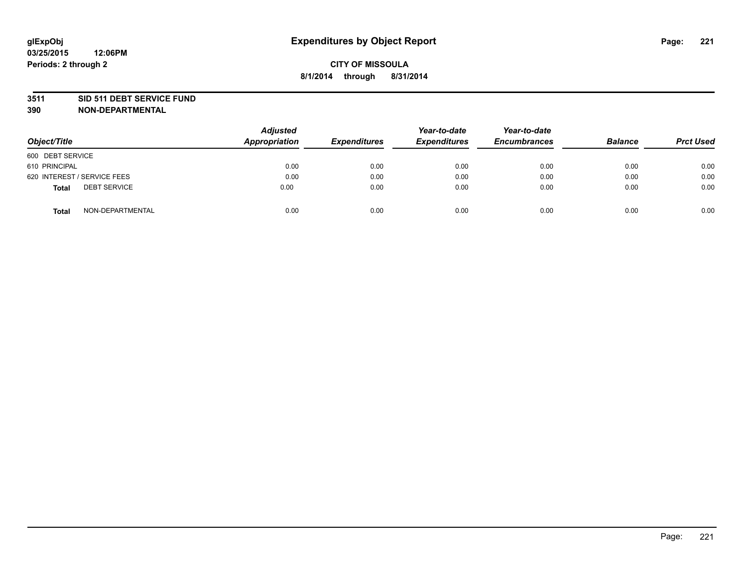# Expenditures by Object Report

glExpObj
03/25/2015 12:06PM
Periods: 2 through 2

**CITY OF MISSOULA**
**8/1/2014 through 8/31/2014**

## 3511 SID 511 DEBT SERVICE FUND
## 390 NON-DEPARTMENTAL

| Object/Title | Adjusted Appropriation | Expenditures | Year-to-date Expenditures | Year-to-date Encumbrances | Balance | Prct Used |
|---|---|---|---|---|---|---|
| 600 DEBT SERVICE | | | | | | |
| 610 PRINCIPAL | 0.00 | 0.00 | 0.00 | 0.00 | 0.00 | 0.00 |
| 620 INTEREST / SERVICE FEES | 0.00 | 0.00 | 0.00 | 0.00 | 0.00 | 0.00 |
| **Total** DEBT SERVICE | 0.00 | 0.00 | 0.00 | 0.00 | 0.00 | 0.00 |
| **Total** NON-DEPARTMENTAL | 0.00 | 0.00 | 0.00 | 0.00 | 0.00 | 0.00 |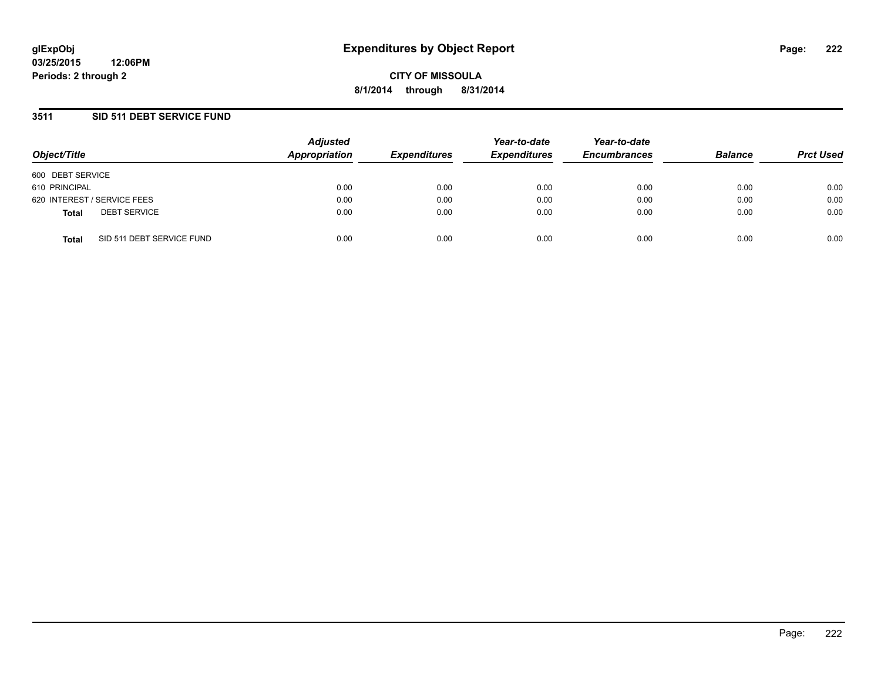**glExpObj**
**03/25/2015 12:06PM**
**Periods: 2 through 2**

# Expenditures by Object Report

**CITY OF MISSOULA**
**8/1/2014 through 8/31/2014**

## 3511 SID 511 DEBT SERVICE FUND

| Object/Title | Adjusted Appropriation | Expenditures | Year-to-date Expenditures | Year-to-date Encumbrances | Balance | Prct Used |
|---|---|---|---|---|---|---|
| 600 DEBT SERVICE | | | | | | |
| 610 PRINCIPAL | 0.00 | 0.00 | 0.00 | 0.00 | 0.00 | 0.00 |
| 620 INTEREST / SERVICE FEES | 0.00 | 0.00 | 0.00 | 0.00 | 0.00 | 0.00 |
| **Total** DEBT SERVICE | 0.00 | 0.00 | 0.00 | 0.00 | 0.00 | 0.00 |
| **Total** SID 511 DEBT SERVICE FUND | 0.00 | 0.00 | 0.00 | 0.00 | 0.00 | 0.00 |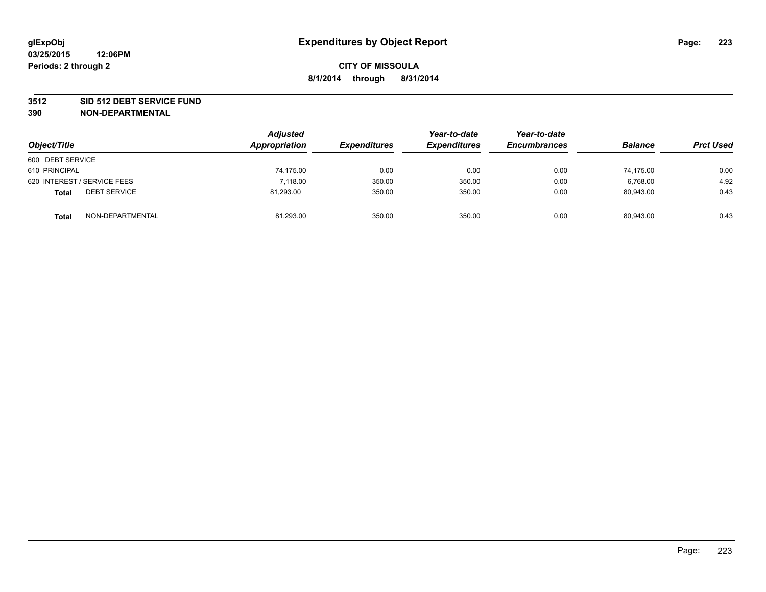glExpObj
03/25/2015 12:06PM
Periods: 2 through 2

# Expenditures by Object Report

**CITY OF MISSOULA**
**8/1/2014 through 8/31/2014**

**3512 SID 512 DEBT SERVICE FUND**
**390 NON-DEPARTMENTAL**

| Object/Title | | Adjusted Appropriation | Expenditures | Year-to-date Expenditures | Year-to-date Encumbrances | Balance | Prct Used |
|---|---|---|---|---|---|---|---|
| 600 DEBT SERVICE | | | | | | | |
| 610 PRINCIPAL | | 74,175.00 | 0.00 | 0.00 | 0.00 | 74,175.00 | 0.00 |
| 620 INTEREST / SERVICE FEES | | 7,118.00 | 350.00 | 350.00 | 0.00 | 6,768.00 | 4.92 |
| **Total** | DEBT SERVICE | 81,293.00 | 350.00 | 350.00 | 0.00 | 80,943.00 | 0.43 |
| **Total** | NON-DEPARTMENTAL | 81,293.00 | 350.00 | 350.00 | 0.00 | 80,943.00 | 0.43 |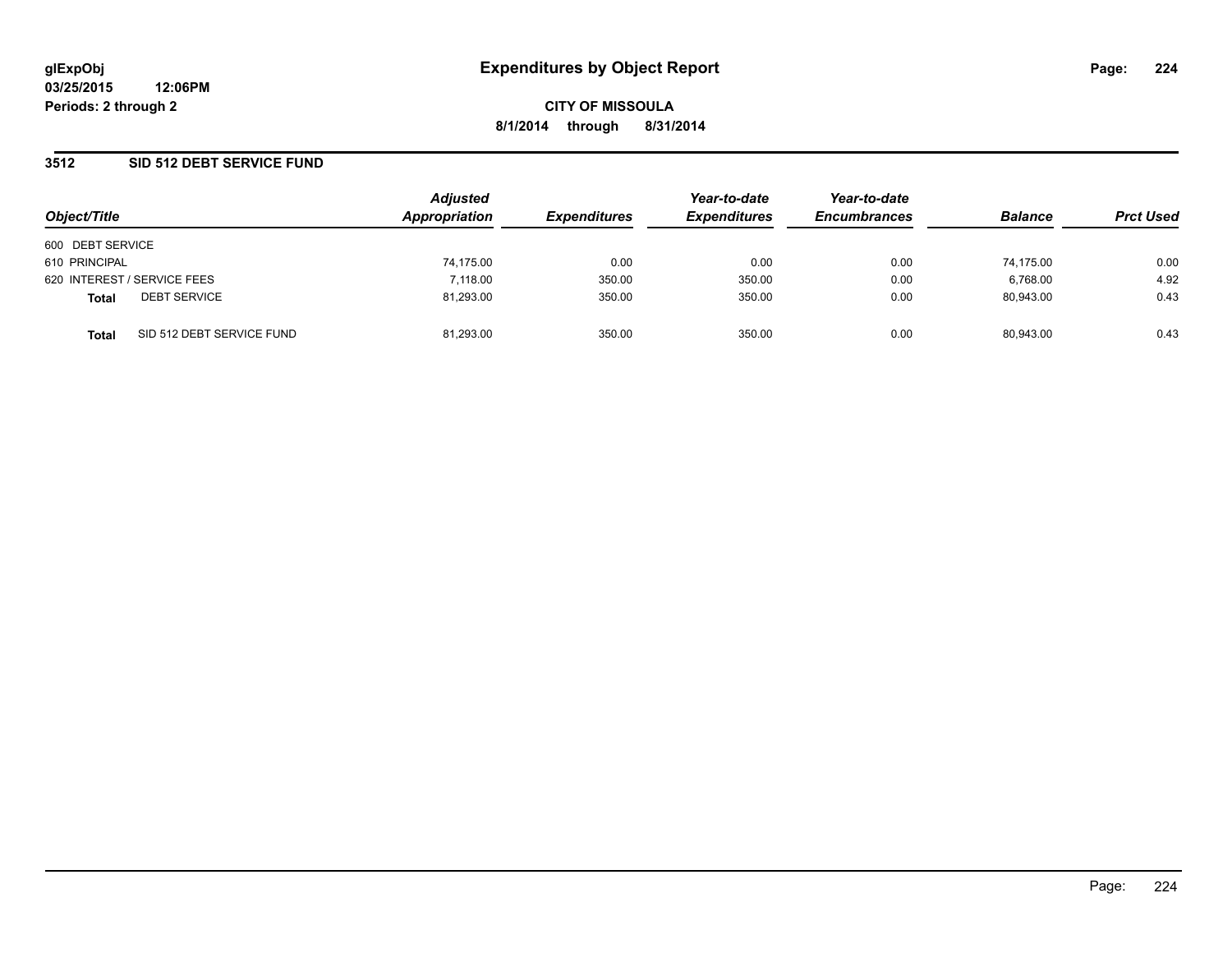# Expenditures by Object Report

glExpObj
03/25/2015 12:06PM
Periods: 2 through 2

**CITY OF MISSOULA**
**8/1/2014 through 8/31/2014**

## 3512 SID 512 DEBT SERVICE FUND

| Object/Title | Adjusted Appropriation | Expenditures | Year-to-date Expenditures | Year-to-date Encumbrances | Balance | Prct Used |
|---|---|---|---|---|---|---|
| 600 DEBT SERVICE | | | | | | |
| 610 PRINCIPAL | 74,175.00 | 0.00 | 0.00 | 0.00 | 74,175.00 | 0.00 |
| 620 INTEREST / SERVICE FEES | 7,118.00 | 350.00 | 350.00 | 0.00 | 6,768.00 | 4.92 |
| **Total** DEBT SERVICE | 81,293.00 | 350.00 | 350.00 | 0.00 | 80,943.00 | 0.43 |
| **Total** SID 512 DEBT SERVICE FUND | 81,293.00 | 350.00 | 350.00 | 0.00 | 80,943.00 | 0.43 |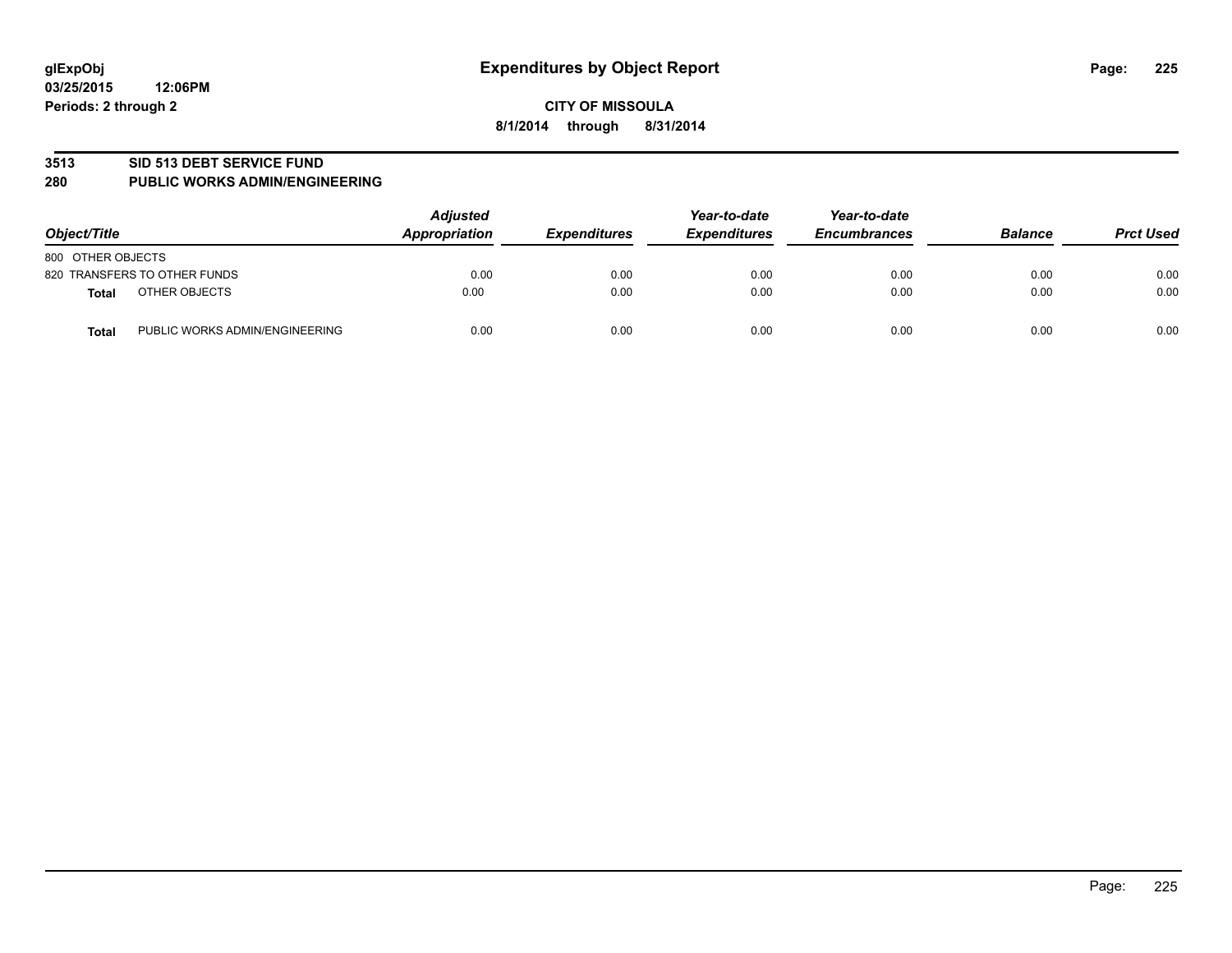glExpObj
03/25/2015 12:06PM
Periods: 2 through 2

# Expenditures by Object Report

**CITY OF MISSOULA**
**8/1/2014 through 8/31/2014**

**3513 SID 513 DEBT SERVICE FUND**
**280 PUBLIC WORKS ADMIN/ENGINEERING**

| Object/Title | | Adjusted Appropriation | Expenditures | Year-to-date Expenditures | Year-to-date Encumbrances | Balance | Prct Used |
|---|---|---|---|---|---|---|---|
| 800 OTHER OBJECTS | | | | | | | |
| 820 TRANSFERS TO OTHER FUNDS | | 0.00 | 0.00 | 0.00 | 0.00 | 0.00 | 0.00 |
| **Total** | OTHER OBJECTS | 0.00 | 0.00 | 0.00 | 0.00 | 0.00 | 0.00 |
| **Total** | PUBLIC WORKS ADMIN/ENGINEERING | 0.00 | 0.00 | 0.00 | 0.00 | 0.00 | 0.00 |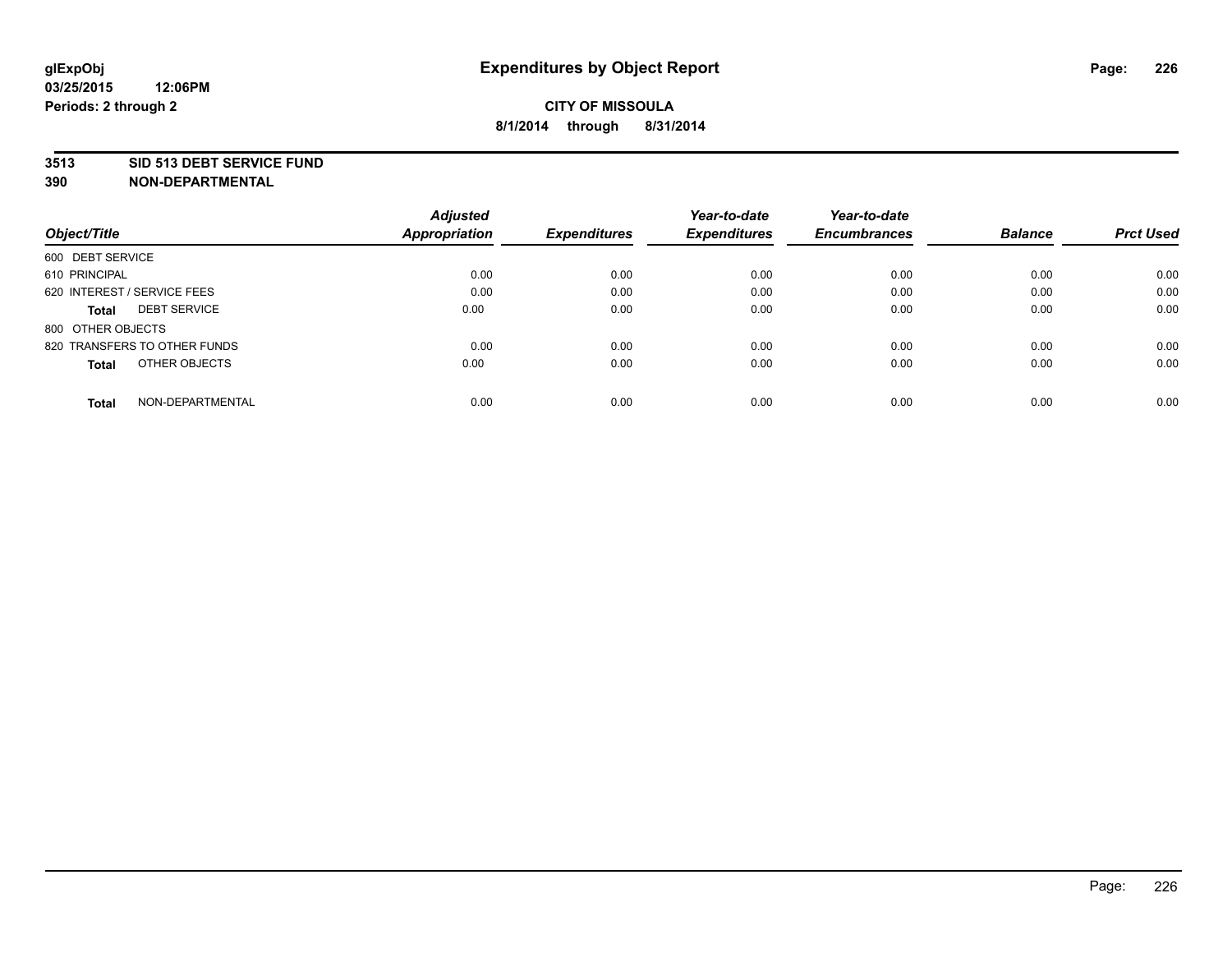**glExpObj**
**03/25/2015 12:06PM**
**Periods: 2 through 2**

# Expenditures by Object Report

**CITY OF MISSOULA**
**8/1/2014 through 8/31/2014**

**3513 SID 513 DEBT SERVICE FUND**
**390 NON-DEPARTMENTAL**

| Object/Title | Adjusted Appropriation | Expenditures | Year-to-date Expenditures | Year-to-date Encumbrances | Balance | Prct Used |
|---|---|---|---|---|---|---|
| 600 DEBT SERVICE | | | | | | |
| 610 PRINCIPAL | 0.00 | 0.00 | 0.00 | 0.00 | 0.00 | 0.00 |
| 620 INTEREST / SERVICE FEES | 0.00 | 0.00 | 0.00 | 0.00 | 0.00 | 0.00 |
| **Total** DEBT SERVICE | 0.00 | 0.00 | 0.00 | 0.00 | 0.00 | 0.00 |
| 800 OTHER OBJECTS | | | | | | |
| 820 TRANSFERS TO OTHER FUNDS | 0.00 | 0.00 | 0.00 | 0.00 | 0.00 | 0.00 |
| **Total** OTHER OBJECTS | 0.00 | 0.00 | 0.00 | 0.00 | 0.00 | 0.00 |
| **Total** NON-DEPARTMENTAL | 0.00 | 0.00 | 0.00 | 0.00 | 0.00 | 0.00 |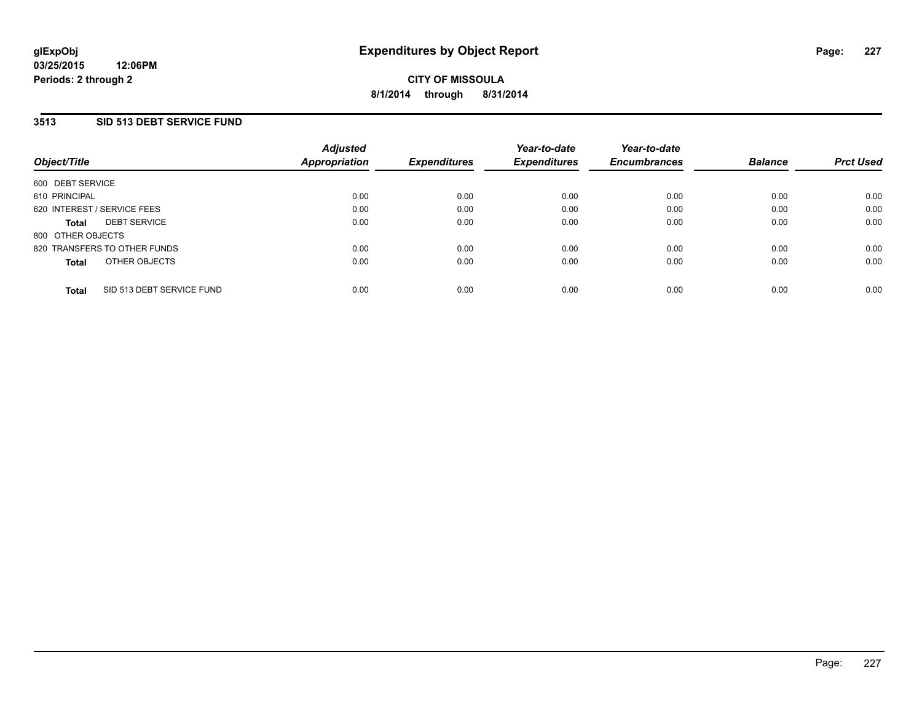glExpObj
03/25/2015 12:06PM
Periods: 2 through 2

# Expenditures by Object Report

**CITY OF MISSOULA**

**8/1/2014 through 8/31/2014**

## 3513 SID 513 DEBT SERVICE FUND

| Object/Title | Adjusted Appropriation | Expenditures | Year-to-date Expenditures | Year-to-date Encumbrances | Balance | Prct Used |
|---|---|---|---|---|---|---|
| 600 DEBT SERVICE | | | | | | |
| 610 PRINCIPAL | 0.00 | 0.00 | 0.00 | 0.00 | 0.00 | 0.00 |
| 620 INTEREST / SERVICE FEES | 0.00 | 0.00 | 0.00 | 0.00 | 0.00 | 0.00 |
| **Total** DEBT SERVICE | 0.00 | 0.00 | 0.00 | 0.00 | 0.00 | 0.00 |
| 800 OTHER OBJECTS | | | | | | |
| 820 TRANSFERS TO OTHER FUNDS | 0.00 | 0.00 | 0.00 | 0.00 | 0.00 | 0.00 |
| **Total** OTHER OBJECTS | 0.00 | 0.00 | 0.00 | 0.00 | 0.00 | 0.00 |
| **Total** SID 513 DEBT SERVICE FUND | 0.00 | 0.00 | 0.00 | 0.00 | 0.00 | 0.00 |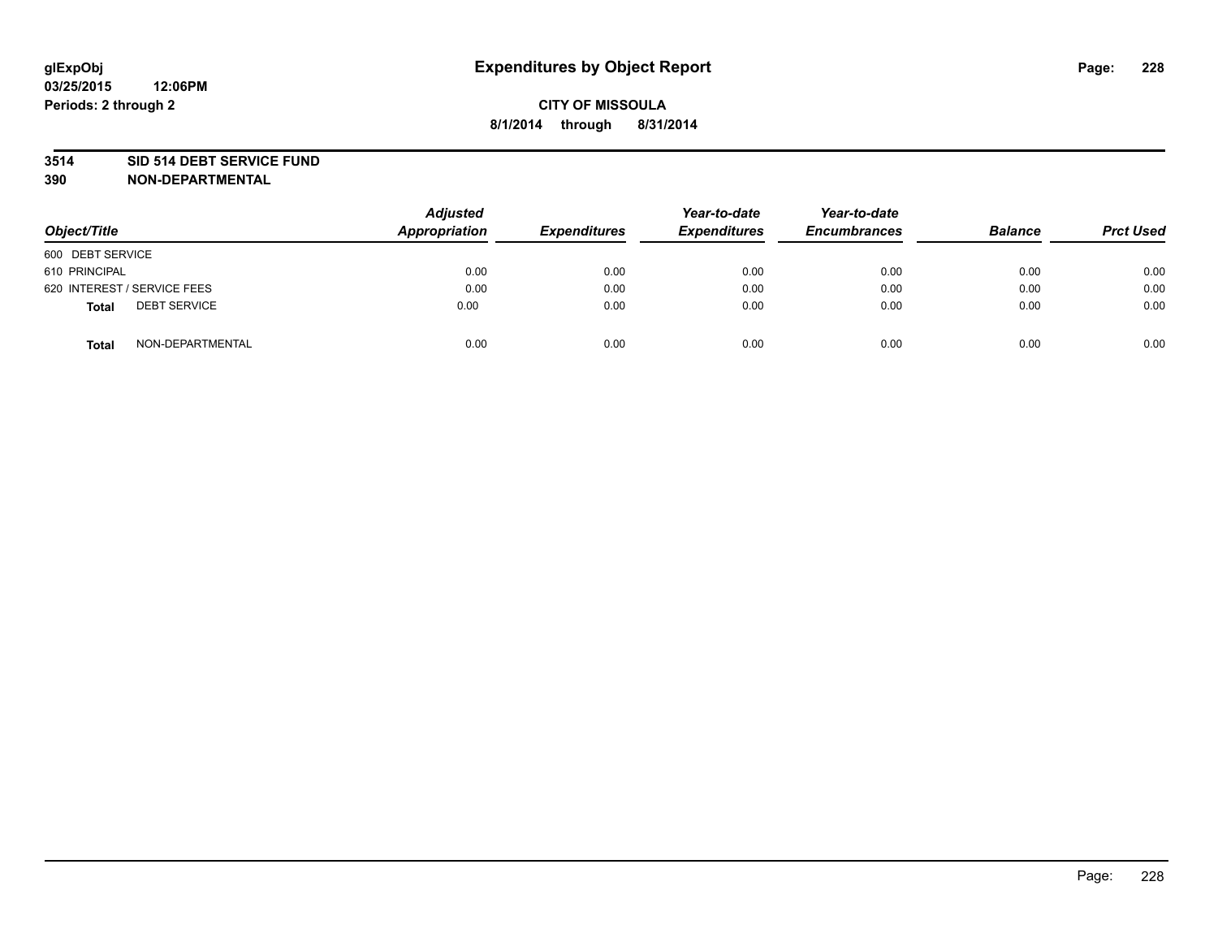**glExpObj** **Expenditures by Object Report**

**03/25/2015 12:06PM**

**Periods: 2 through 2**

**CITY OF MISSOULA**

**8/1/2014 through 8/31/2014**

**3514 SID 514 DEBT SERVICE FUND**

**390 NON-DEPARTMENTAL**

| Object/Title | Adjusted Appropriation | Expenditures | Year-to-date Expenditures | Year-to-date Encumbrances | Balance | Prct Used |
|---|---|---|---|---|---|---|
| 600 DEBT SERVICE | | | | | | |
| 610 PRINCIPAL | 0.00 | 0.00 | 0.00 | 0.00 | 0.00 | 0.00 |
| 620 INTEREST / SERVICE FEES | 0.00 | 0.00 | 0.00 | 0.00 | 0.00 | 0.00 |
| **Total** DEBT SERVICE | 0.00 | 0.00 | 0.00 | 0.00 | 0.00 | 0.00 |
| **Total** NON-DEPARTMENTAL | 0.00 | 0.00 | 0.00 | 0.00 | 0.00 | 0.00 |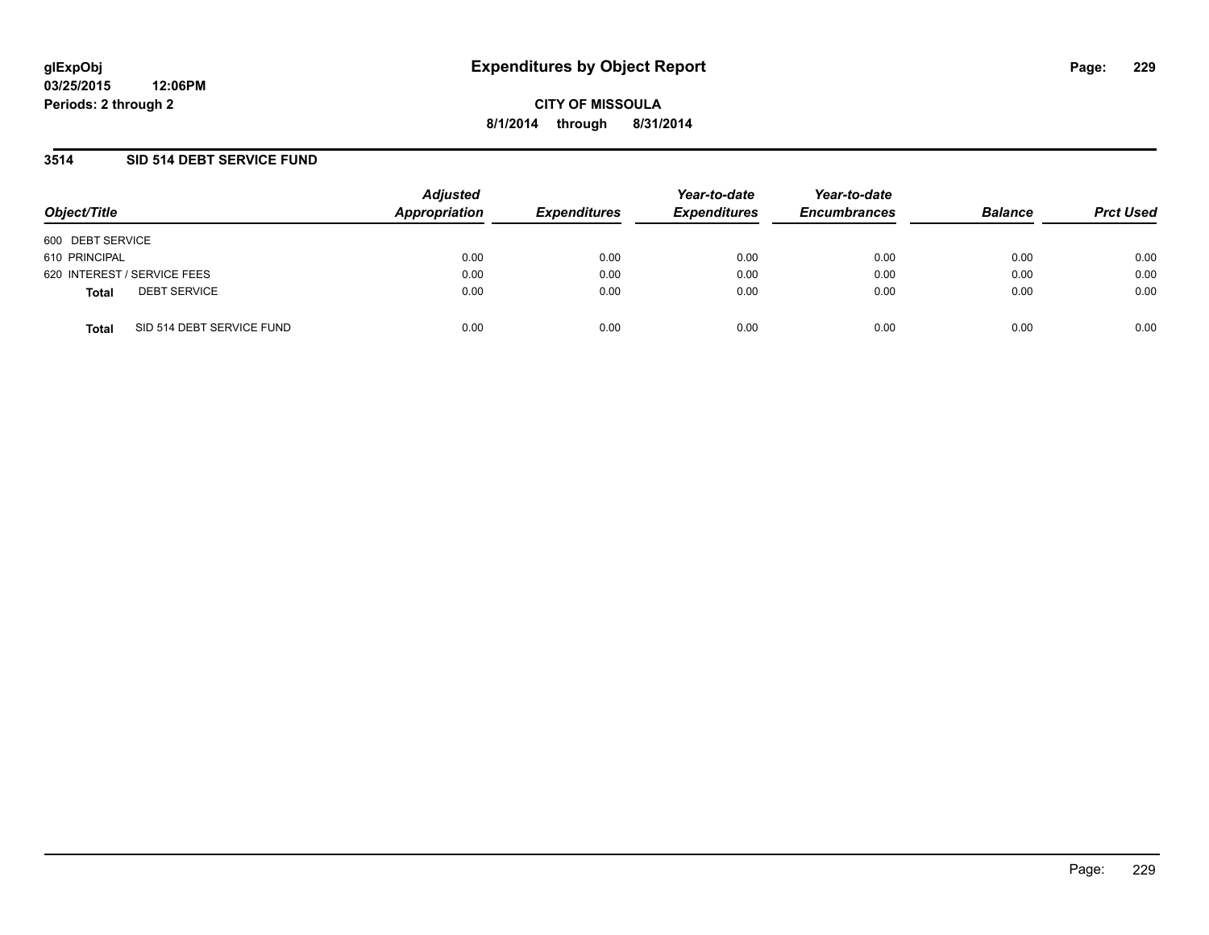glExpObj
03/25/2015 12:06PM
Periods: 2 through 2

# Expenditures by Object Report

**CITY OF MISSOULA**
**8/1/2014 through 8/31/2014**

## 3514 SID 514 DEBT SERVICE FUND

| Object/Title | Adjusted Appropriation | Expenditures | Year-to-date Expenditures | Year-to-date Encumbrances | Balance | Prct Used |
|---|---|---|---|---|---|---|
| 600 DEBT SERVICE | | | | | | |
| 610 PRINCIPAL | 0.00 | 0.00 | 0.00 | 0.00 | 0.00 | 0.00 |
| 620 INTEREST / SERVICE FEES | 0.00 | 0.00 | 0.00 | 0.00 | 0.00 | 0.00 |
| **Total** DEBT SERVICE | 0.00 | 0.00 | 0.00 | 0.00 | 0.00 | 0.00 |
| **Total** SID 514 DEBT SERVICE FUND | 0.00 | 0.00 | 0.00 | 0.00 | 0.00 | 0.00 |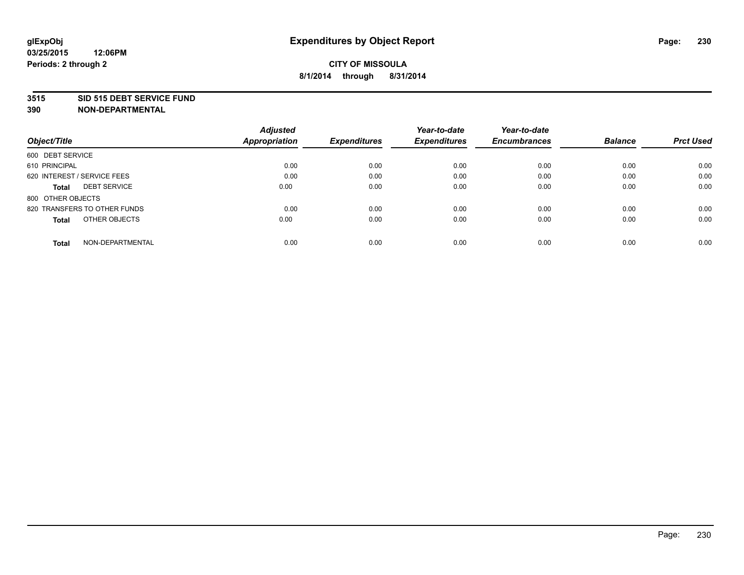glExpObj
03/25/2015 12:06PM
Periods: 2 through 2

# Expenditures by Object Report

**CITY OF MISSOULA**
**8/1/2014 through 8/31/2014**

**3515 SID 515 DEBT SERVICE FUND**
**390 NON-DEPARTMENTAL**

| Object/Title | Adjusted Appropriation | Expenditures | Year-to-date Expenditures | Year-to-date Encumbrances | Balance | Prct Used |
|---|---|---|---|---|---|---|
| 600 DEBT SERVICE | | | | | | |
| 610 PRINCIPAL | 0.00 | 0.00 | 0.00 | 0.00 | 0.00 | 0.00 |
| 620 INTEREST / SERVICE FEES | 0.00 | 0.00 | 0.00 | 0.00 | 0.00 | 0.00 |
| **Total** DEBT SERVICE | 0.00 | 0.00 | 0.00 | 0.00 | 0.00 | 0.00 |
| 800 OTHER OBJECTS | | | | | | |
| 820 TRANSFERS TO OTHER FUNDS | 0.00 | 0.00 | 0.00 | 0.00 | 0.00 | 0.00 |
| **Total** OTHER OBJECTS | 0.00 | 0.00 | 0.00 | 0.00 | 0.00 | 0.00 |
| **Total** NON-DEPARTMENTAL | 0.00 | 0.00 | 0.00 | 0.00 | 0.00 | 0.00 |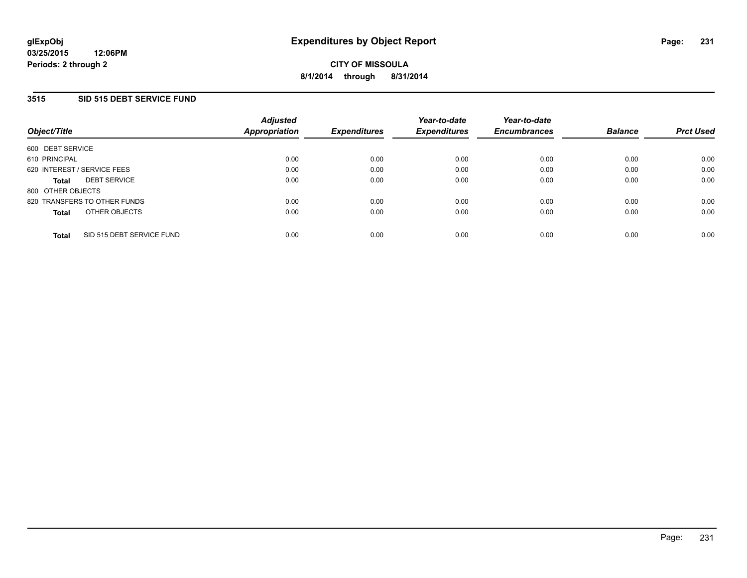glExpObj
03/25/2015 12:06PM
Periods: 2 through 2

# Expenditures by Object Report

**CITY OF MISSOULA**
**8/1/2014 through 8/31/2014**

## 3515 SID 515 DEBT SERVICE FUND

| Object/Title | Adjusted Appropriation | Expenditures | Year-to-date Expenditures | Year-to-date Encumbrances | Balance | Prct Used |
|---|---|---|---|---|---|---|
| 600 DEBT SERVICE | | | | | | |
| 610 PRINCIPAL | 0.00 | 0.00 | 0.00 | 0.00 | 0.00 | 0.00 |
| 620 INTEREST / SERVICE FEES | 0.00 | 0.00 | 0.00 | 0.00 | 0.00 | 0.00 |
| **Total** DEBT SERVICE | 0.00 | 0.00 | 0.00 | 0.00 | 0.00 | 0.00 |
| 800 OTHER OBJECTS | | | | | | |
| 820 TRANSFERS TO OTHER FUNDS | 0.00 | 0.00 | 0.00 | 0.00 | 0.00 | 0.00 |
| **Total** OTHER OBJECTS | 0.00 | 0.00 | 0.00 | 0.00 | 0.00 | 0.00 |
| **Total** SID 515 DEBT SERVICE FUND | 0.00 | 0.00 | 0.00 | 0.00 | 0.00 | 0.00 |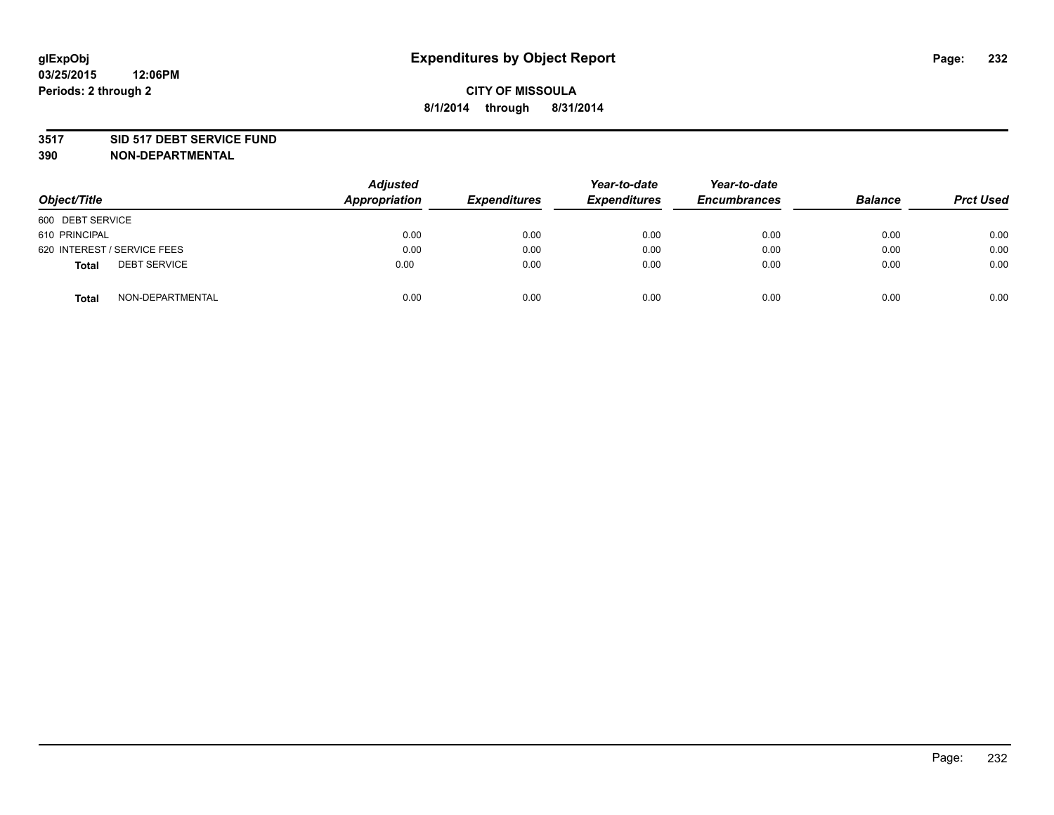# Expenditures by Object Report

glExpObj
03/25/2015 12:06PM
Periods: 2 through 2

**CITY OF MISSOULA**
**8/1/2014 through 8/31/2014**

**3517 SID 517 DEBT SERVICE FUND**
**390 NON-DEPARTMENTAL**

| Object/Title | Adjusted Appropriation | Expenditures | Year-to-date Expenditures | Year-to-date Encumbrances | Balance | Prct Used |
|---|---|---|---|---|---|---|
| 600 DEBT SERVICE | | | | | | |
| 610 PRINCIPAL | 0.00 | 0.00 | 0.00 | 0.00 | 0.00 | 0.00 |
| 620 INTEREST / SERVICE FEES | 0.00 | 0.00 | 0.00 | 0.00 | 0.00 | 0.00 |
| **Total** DEBT SERVICE | 0.00 | 0.00 | 0.00 | 0.00 | 0.00 | 0.00 |
| **Total** NON-DEPARTMENTAL | 0.00 | 0.00 | 0.00 | 0.00 | 0.00 | 0.00 |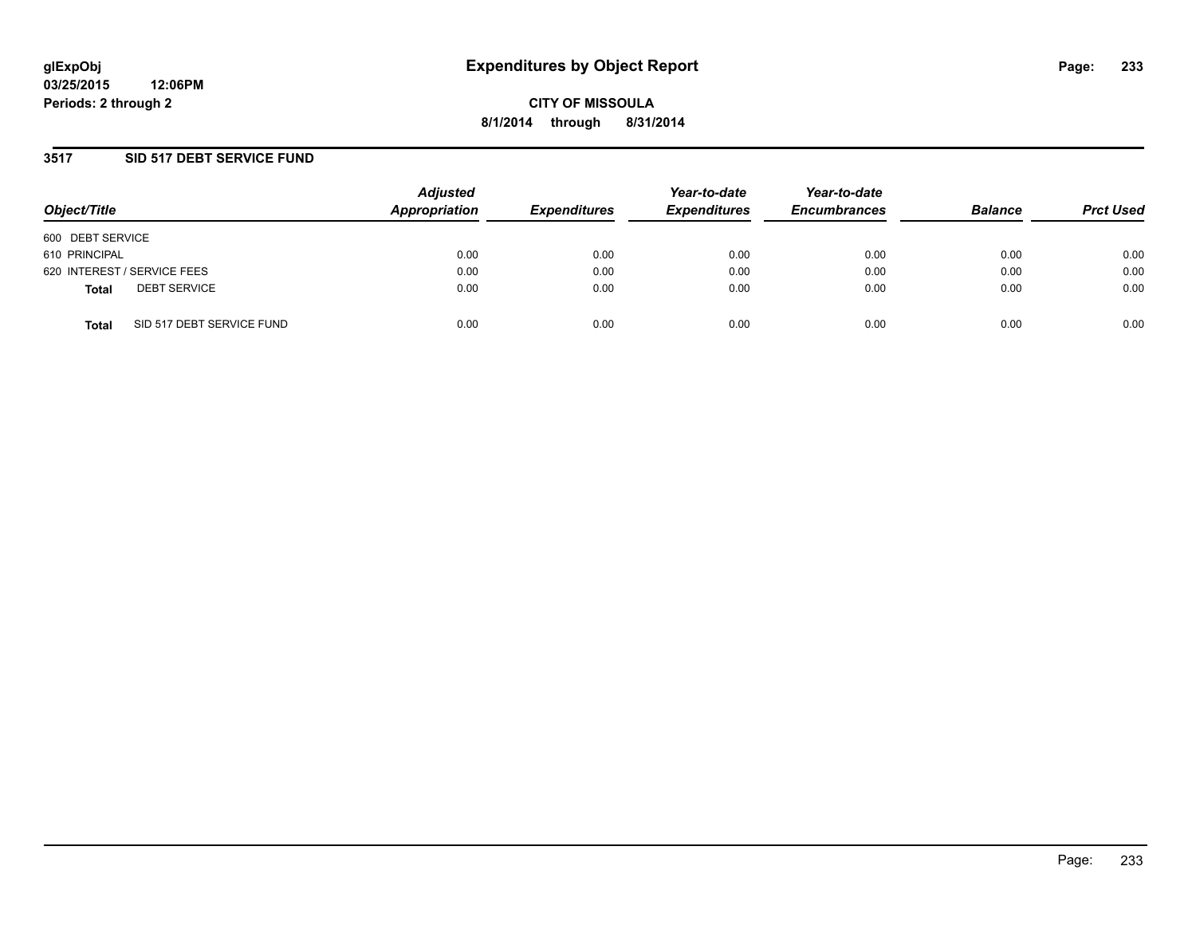# Expenditures by Object Report

glExpObj
03/25/2015 12:06PM
Periods: 2 through 2

**CITY OF MISSOULA**
**8/1/2014 through 8/31/2014**

## 3517 SID 517 DEBT SERVICE FUND

| Object/Title | Adjusted Appropriation | Expenditures | Year-to-date Expenditures | Year-to-date Encumbrances | Balance | Prct Used |
|---|---|---|---|---|---|---|
| 600 DEBT SERVICE | | | | | | |
| 610 PRINCIPAL | 0.00 | 0.00 | 0.00 | 0.00 | 0.00 | 0.00 |
| 620 INTEREST / SERVICE FEES | 0.00 | 0.00 | 0.00 | 0.00 | 0.00 | 0.00 |
| **Total** DEBT SERVICE | 0.00 | 0.00 | 0.00 | 0.00 | 0.00 | 0.00 |
| **Total** SID 517 DEBT SERVICE FUND | 0.00 | 0.00 | 0.00 | 0.00 | 0.00 | 0.00 |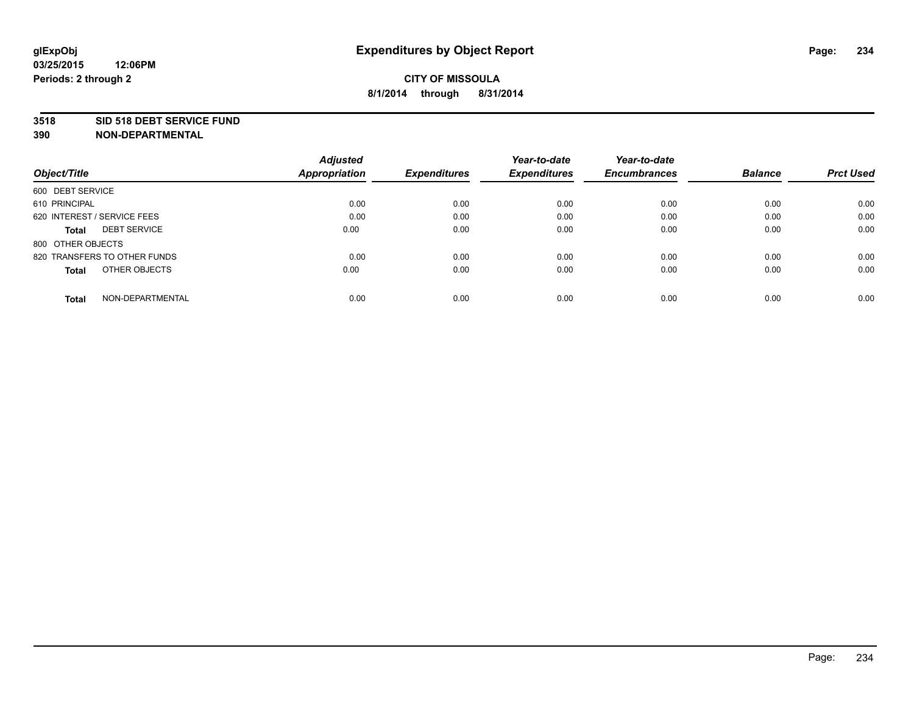# Expenditures by Object Report

glExpObj
03/25/2015 12:06PM
Periods: 2 through 2

**CITY OF MISSOULA**

**8/1/2014 through 8/31/2014**

**3518 SID 518 DEBT SERVICE FUND**
**390 NON-DEPARTMENTAL**

| Object/Title | Adjusted Appropriation | Expenditures | Year-to-date Expenditures | Year-to-date Encumbrances | Balance | Prct Used |
|---|---|---|---|---|---|---|
| 600 DEBT SERVICE | | | | | | |
| 610 PRINCIPAL | 0.00 | 0.00 | 0.00 | 0.00 | 0.00 | 0.00 |
| 620 INTEREST / SERVICE FEES | 0.00 | 0.00 | 0.00 | 0.00 | 0.00 | 0.00 |
| **Total** DEBT SERVICE | 0.00 | 0.00 | 0.00 | 0.00 | 0.00 | 0.00 |
| 800 OTHER OBJECTS | | | | | | |
| 820 TRANSFERS TO OTHER FUNDS | 0.00 | 0.00 | 0.00 | 0.00 | 0.00 | 0.00 |
| **Total** OTHER OBJECTS | 0.00 | 0.00 | 0.00 | 0.00 | 0.00 | 0.00 |
| **Total** NON-DEPARTMENTAL | 0.00 | 0.00 | 0.00 | 0.00 | 0.00 | 0.00 |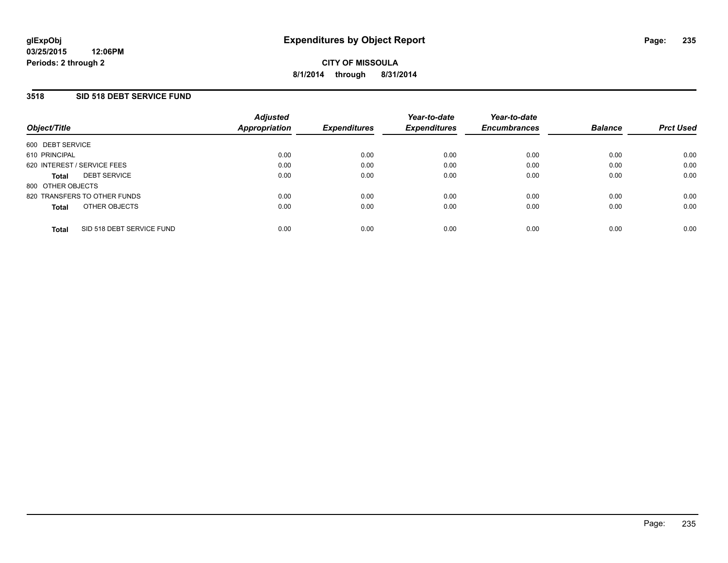**glExpObj**
**03/25/2015 12:06PM**
**Periods: 2 through 2**

# Expenditures by Object Report

**CITY OF MISSOULA**
**8/1/2014 through 8/31/2014**

## 3518 SID 518 DEBT SERVICE FUND

| Object/Title | Adjusted Appropriation | Expenditures | Year-to-date Expenditures | Year-to-date Encumbrances | Balance | Prct Used |
|---|---|---|---|---|---|---|
| 600 DEBT SERVICE | | | | | | |
| 610 PRINCIPAL | 0.00 | 0.00 | 0.00 | 0.00 | 0.00 | 0.00 |
| 620 INTEREST / SERVICE FEES | 0.00 | 0.00 | 0.00 | 0.00 | 0.00 | 0.00 |
| **Total** DEBT SERVICE | 0.00 | 0.00 | 0.00 | 0.00 | 0.00 | 0.00 |
| 800 OTHER OBJECTS | | | | | | |
| 820 TRANSFERS TO OTHER FUNDS | 0.00 | 0.00 | 0.00 | 0.00 | 0.00 | 0.00 |
| **Total** OTHER OBJECTS | 0.00 | 0.00 | 0.00 | 0.00 | 0.00 | 0.00 |
| **Total** SID 518 DEBT SERVICE FUND | 0.00 | 0.00 | 0.00 | 0.00 | 0.00 | 0.00 |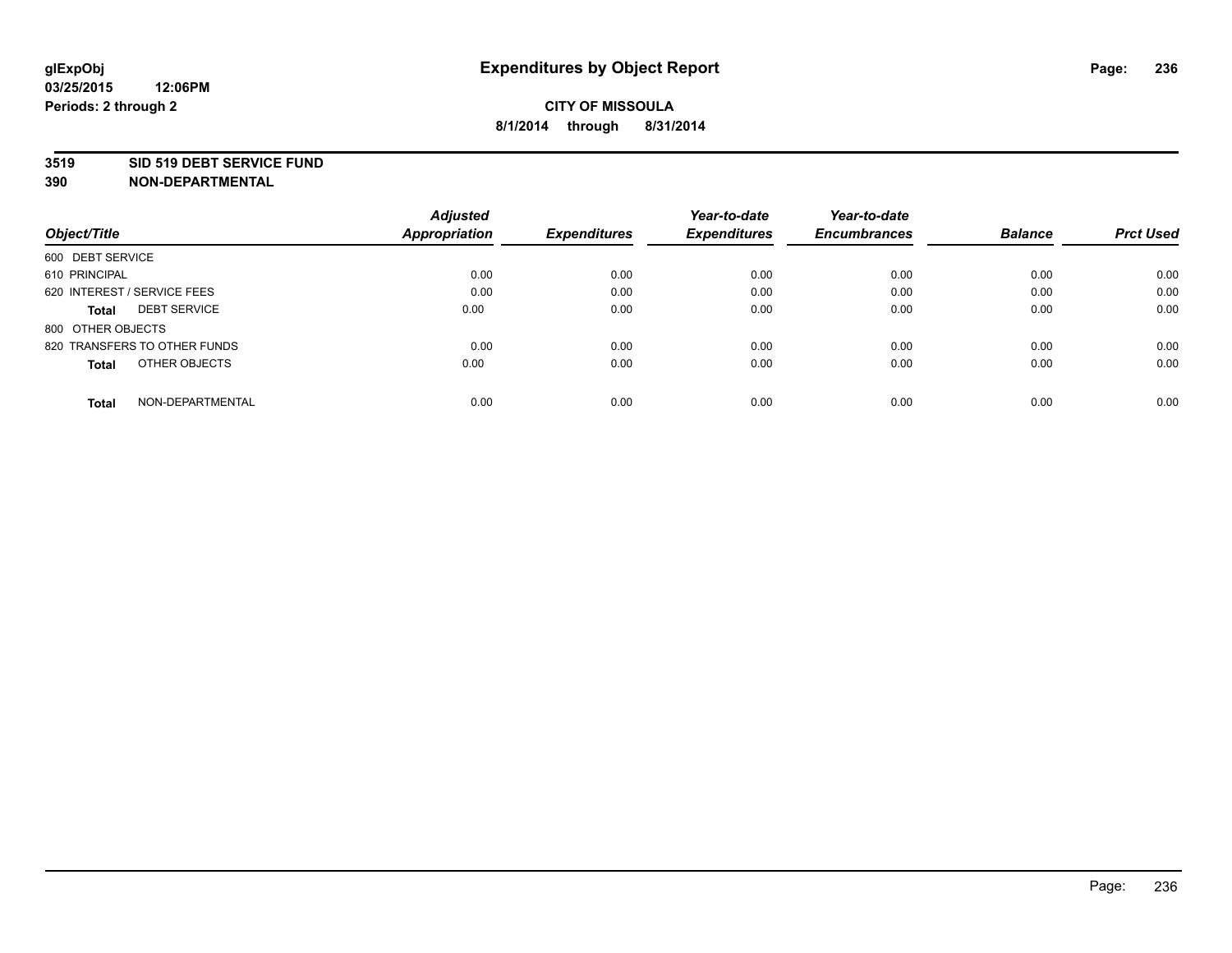# Expenditures by Object Report

glExpObj
03/25/2015 12:06PM
Periods: 2 through 2

**CITY OF MISSOULA**
**8/1/2014 through 8/31/2014**

**3519 SID 519 DEBT SERVICE FUND**
**390 NON-DEPARTMENTAL**

| Object/Title | Adjusted Appropriation | Expenditures | Year-to-date Expenditures | Year-to-date Encumbrances | Balance | Prct Used |
|---|---|---|---|---|---|---|
| 600 DEBT SERVICE | | | | | | |
| 610 PRINCIPAL | 0.00 | 0.00 | 0.00 | 0.00 | 0.00 | 0.00 |
| 620 INTEREST / SERVICE FEES | 0.00 | 0.00 | 0.00 | 0.00 | 0.00 | 0.00 |
| **Total** DEBT SERVICE | 0.00 | 0.00 | 0.00 | 0.00 | 0.00 | 0.00 |
| 800 OTHER OBJECTS | | | | | | |
| 820 TRANSFERS TO OTHER FUNDS | 0.00 | 0.00 | 0.00 | 0.00 | 0.00 | 0.00 |
| **Total** OTHER OBJECTS | 0.00 | 0.00 | 0.00 | 0.00 | 0.00 | 0.00 |
| **Total** NON-DEPARTMENTAL | 0.00 | 0.00 | 0.00 | 0.00 | 0.00 | 0.00 |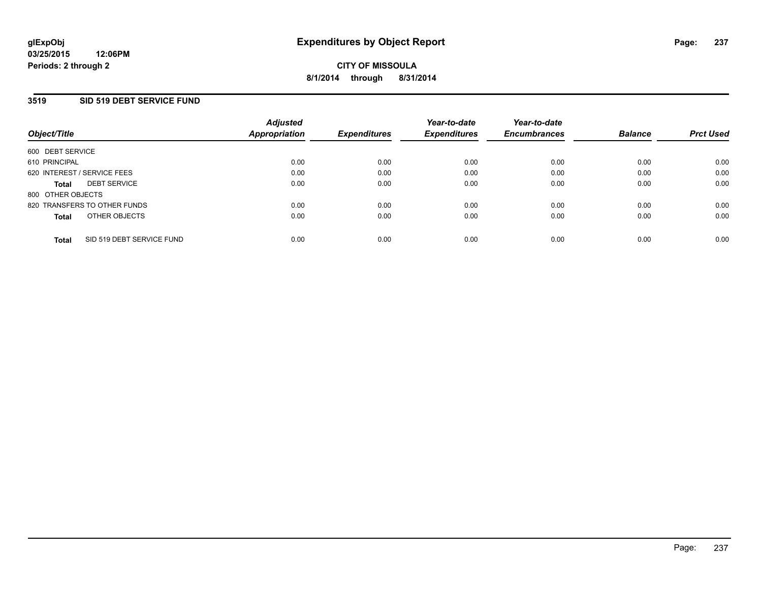# Expenditures by Object Report

glExpObj
03/25/2015 12:06PM
Periods: 2 through 2

**CITY OF MISSOULA**
**8/1/2014 through 8/31/2014**

## 3519 SID 519 DEBT SERVICE FUND

| Object/Title | Adjusted Appropriation | Expenditures | Year-to-date Expenditures | Year-to-date Encumbrances | Balance | Prct Used |
|---|---|---|---|---|---|---|
| 600 DEBT SERVICE | | | | | | |
| 610 PRINCIPAL | 0.00 | 0.00 | 0.00 | 0.00 | 0.00 | 0.00 |
| 620 INTEREST / SERVICE FEES | 0.00 | 0.00 | 0.00 | 0.00 | 0.00 | 0.00 |
| **Total** DEBT SERVICE | 0.00 | 0.00 | 0.00 | 0.00 | 0.00 | 0.00 |
| 800 OTHER OBJECTS | | | | | | |
| 820 TRANSFERS TO OTHER FUNDS | 0.00 | 0.00 | 0.00 | 0.00 | 0.00 | 0.00 |
| **Total** OTHER OBJECTS | 0.00 | 0.00 | 0.00 | 0.00 | 0.00 | 0.00 |
| **Total** SID 519 DEBT SERVICE FUND | 0.00 | 0.00 | 0.00 | 0.00 | 0.00 | 0.00 |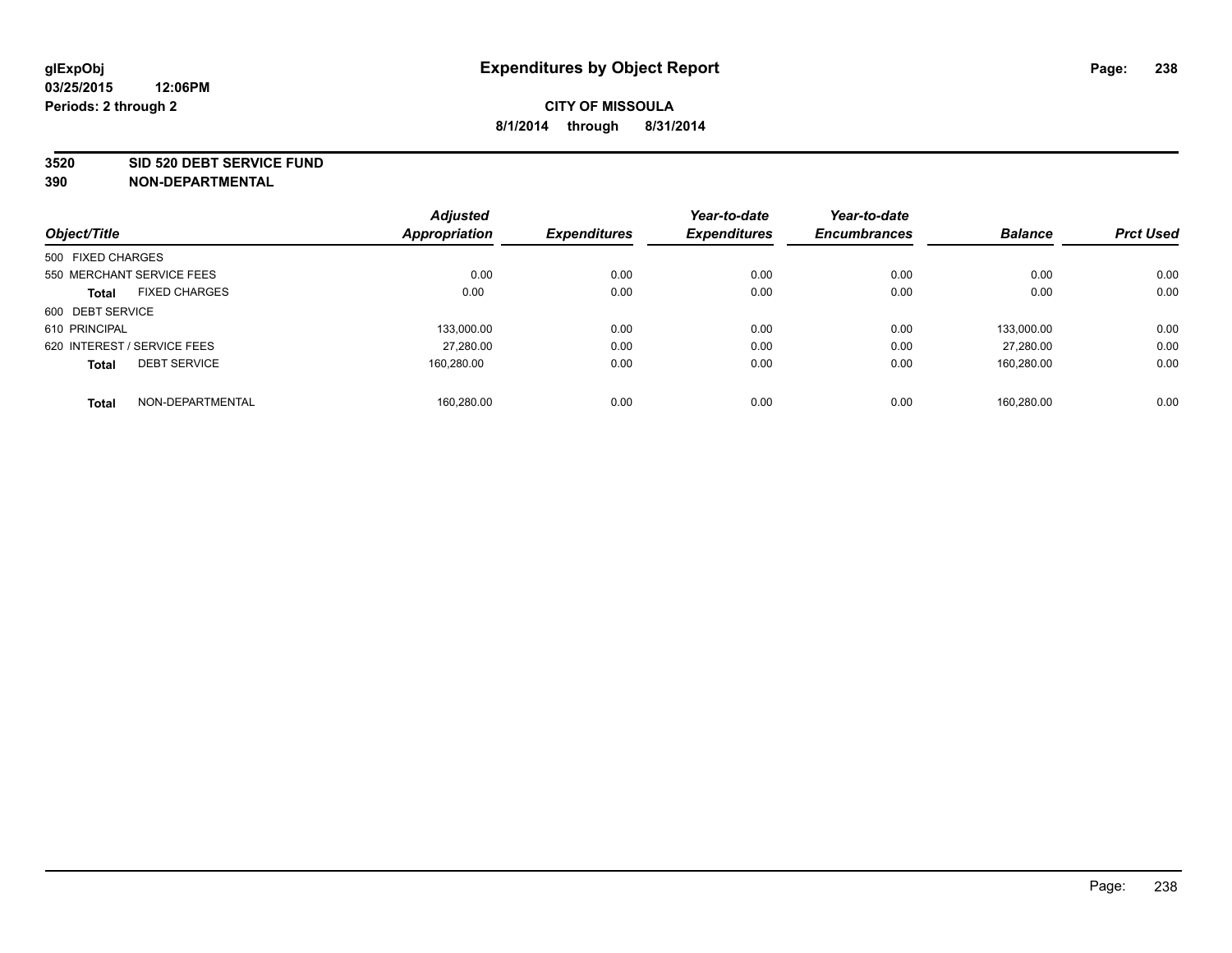glExpObj
03/25/2015 12:06PM
Periods: 2 through 2

# Expenditures by Object Report

**CITY OF MISSOULA**

**8/1/2014 through 8/31/2014**

**3520 SID 520 DEBT SERVICE FUND**
**390 NON-DEPARTMENTAL**

| Object/Title | Adjusted Appropriation | Expenditures | Year-to-date Expenditures | Year-to-date Encumbrances | Balance | Prct Used |
|---|---|---|---|---|---|---|
| 500 FIXED CHARGES | | | | | | |
| 550 MERCHANT SERVICE FEES | 0.00 | 0.00 | 0.00 | 0.00 | 0.00 | 0.00 |
| **Total** FIXED CHARGES | 0.00 | 0.00 | 0.00 | 0.00 | 0.00 | 0.00 |
| 600 DEBT SERVICE | | | | | | |
| 610 PRINCIPAL | 133,000.00 | 0.00 | 0.00 | 0.00 | 133,000.00 | 0.00 |
| 620 INTEREST / SERVICE FEES | 27,280.00 | 0.00 | 0.00 | 0.00 | 27,280.00 | 0.00 |
| **Total** DEBT SERVICE | 160,280.00 | 0.00 | 0.00 | 0.00 | 160,280.00 | 0.00 |
| **Total** NON-DEPARTMENTAL | 160,280.00 | 0.00 | 0.00 | 0.00 | 160,280.00 | 0.00 |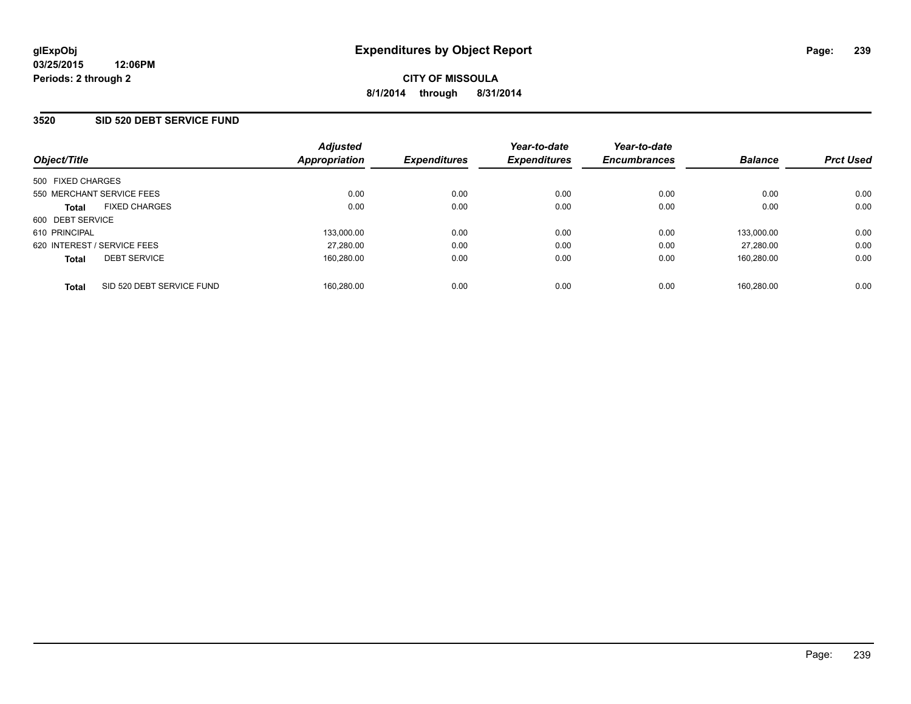glExpObj
03/25/2015 12:06PM
Periods: 2 through 2

# Expenditures by Object Report

**CITY OF MISSOULA**
**8/1/2014 through 8/31/2014**

## 3520 SID 520 DEBT SERVICE FUND

| Object/Title | | Adjusted Appropriation | Expenditures | Year-to-date Expenditures | Year-to-date Encumbrances | Balance | Prct Used |
|---|---|---|---|---|---|---|---|
| 500 FIXED CHARGES | | | | | | | |
| 550 MERCHANT SERVICE FEES | | 0.00 | 0.00 | 0.00 | 0.00 | 0.00 | 0.00 |
| **Total** | FIXED CHARGES | 0.00 | 0.00 | 0.00 | 0.00 | 0.00 | 0.00 |
| 600 DEBT SERVICE | | | | | | | |
| 610 PRINCIPAL | | 133,000.00 | 0.00 | 0.00 | 0.00 | 133,000.00 | 0.00 |
| 620 INTEREST / SERVICE FEES | | 27,280.00 | 0.00 | 0.00 | 0.00 | 27,280.00 | 0.00 |
| **Total** | DEBT SERVICE | 160,280.00 | 0.00 | 0.00 | 0.00 | 160,280.00 | 0.00 |
| **Total** | SID 520 DEBT SERVICE FUND | 160,280.00 | 0.00 | 0.00 | 0.00 | 160,280.00 | 0.00 |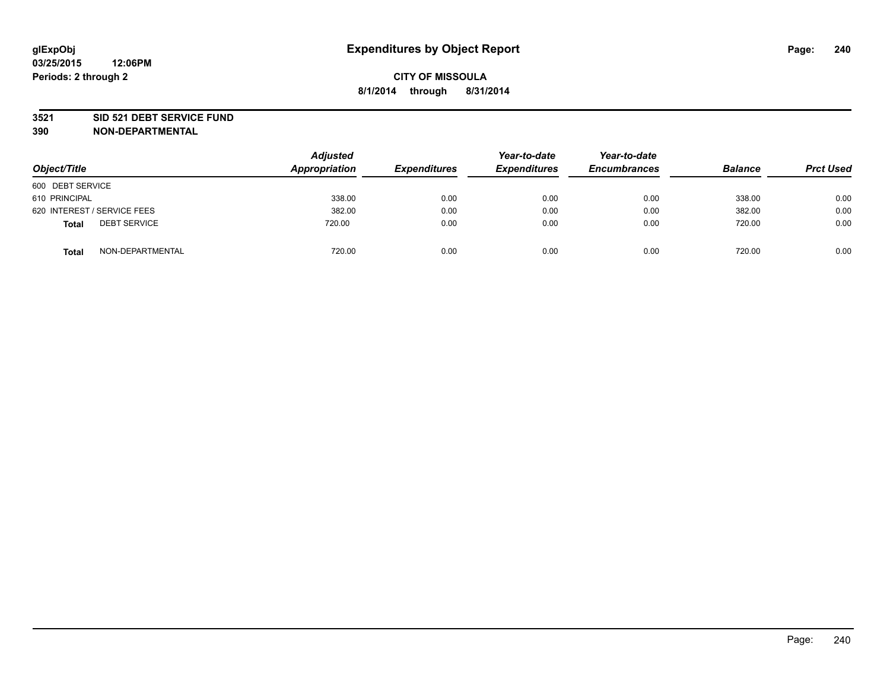# Expenditures by Object Report

glExpObj
03/25/2015 12:06PM
Periods: 2 through 2

**CITY OF MISSOULA**
**8/1/2014 through 8/31/2014**

**3521 SID 521 DEBT SERVICE FUND**
**390 NON-DEPARTMENTAL**

| Object/Title | Adjusted Appropriation | Expenditures | Year-to-date Expenditures | Year-to-date Encumbrances | Balance | Prct Used |
|---|---|---|---|---|---|---|
| 600 DEBT SERVICE | | | | | | |
| 610 PRINCIPAL | 338.00 | 0.00 | 0.00 | 0.00 | 338.00 | 0.00 |
| 620 INTEREST / SERVICE FEES | 382.00 | 0.00 | 0.00 | 0.00 | 382.00 | 0.00 |
| **Total** DEBT SERVICE | 720.00 | 0.00 | 0.00 | 0.00 | 720.00 | 0.00 |
| **Total** NON-DEPARTMENTAL | 720.00 | 0.00 | 0.00 | 0.00 | 720.00 | 0.00 |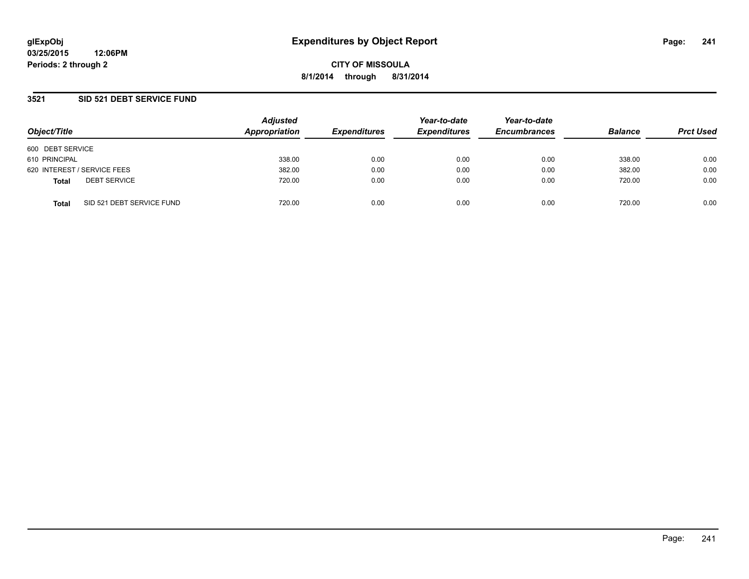glExpObj
03/25/2015 12:06PM
Periods: 2 through 2

# Expenditures by Object Report

**CITY OF MISSOULA**
**8/1/2014 through 8/31/2014**

## 3521 SID 521 DEBT SERVICE FUND

| Object/Title | | Adjusted Appropriation | Expenditures | Year-to-date Expenditures | Year-to-date Encumbrances | Balance | Prct Used |
|---|---|---|---|---|---|---|---|
| 600 DEBT SERVICE | | | | | | | |
| 610 PRINCIPAL | | 338.00 | 0.00 | 0.00 | 0.00 | 338.00 | 0.00 |
| 620 INTEREST / SERVICE FEES | | 382.00 | 0.00 | 0.00 | 0.00 | 382.00 | 0.00 |
| **Total** | DEBT SERVICE | 720.00 | 0.00 | 0.00 | 0.00 | 720.00 | 0.00 |
| **Total** | SID 521 DEBT SERVICE FUND | 720.00 | 0.00 | 0.00 | 0.00 | 720.00 | 0.00 |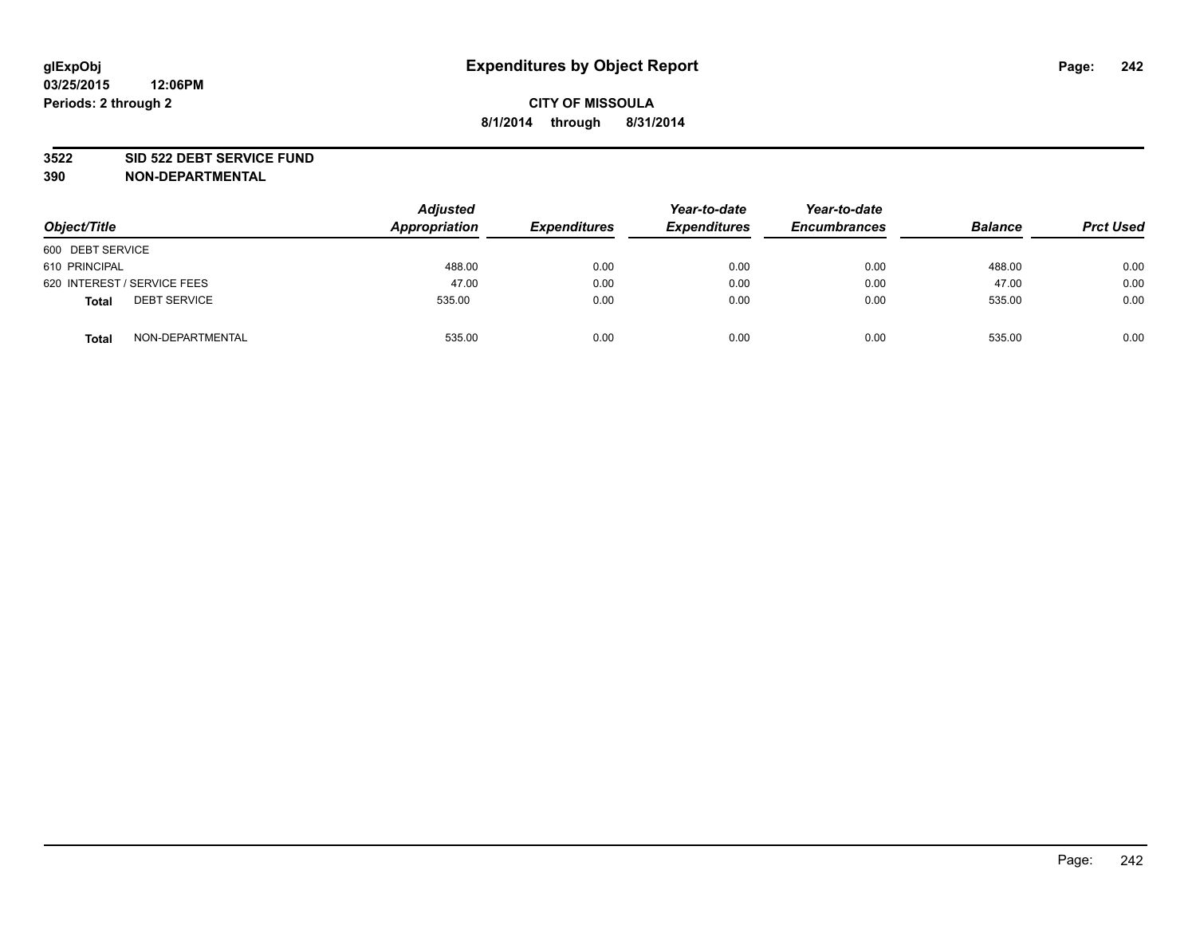**Expenditures by Object Report**

glExpObj
03/25/2015 12:06PM
Periods: 2 through 2

**CITY OF MISSOULA**
**8/1/2014 through 8/31/2014**

**3522 SID 522 DEBT SERVICE FUND**
**390 NON-DEPARTMENTAL**

| Object/Title | Adjusted Appropriation | Expenditures | Year-to-date Expenditures | Year-to-date Encumbrances | Balance | Prct Used |
|---|---|---|---|---|---|---|
| 600 DEBT SERVICE | | | | | | |
| 610 PRINCIPAL | 488.00 | 0.00 | 0.00 | 0.00 | 488.00 | 0.00 |
| 620 INTEREST / SERVICE FEES | 47.00 | 0.00 | 0.00 | 0.00 | 47.00 | 0.00 |
| **Total** DEBT SERVICE | 535.00 | 0.00 | 0.00 | 0.00 | 535.00 | 0.00 |
| **Total** NON-DEPARTMENTAL | 535.00 | 0.00 | 0.00 | 0.00 | 535.00 | 0.00 |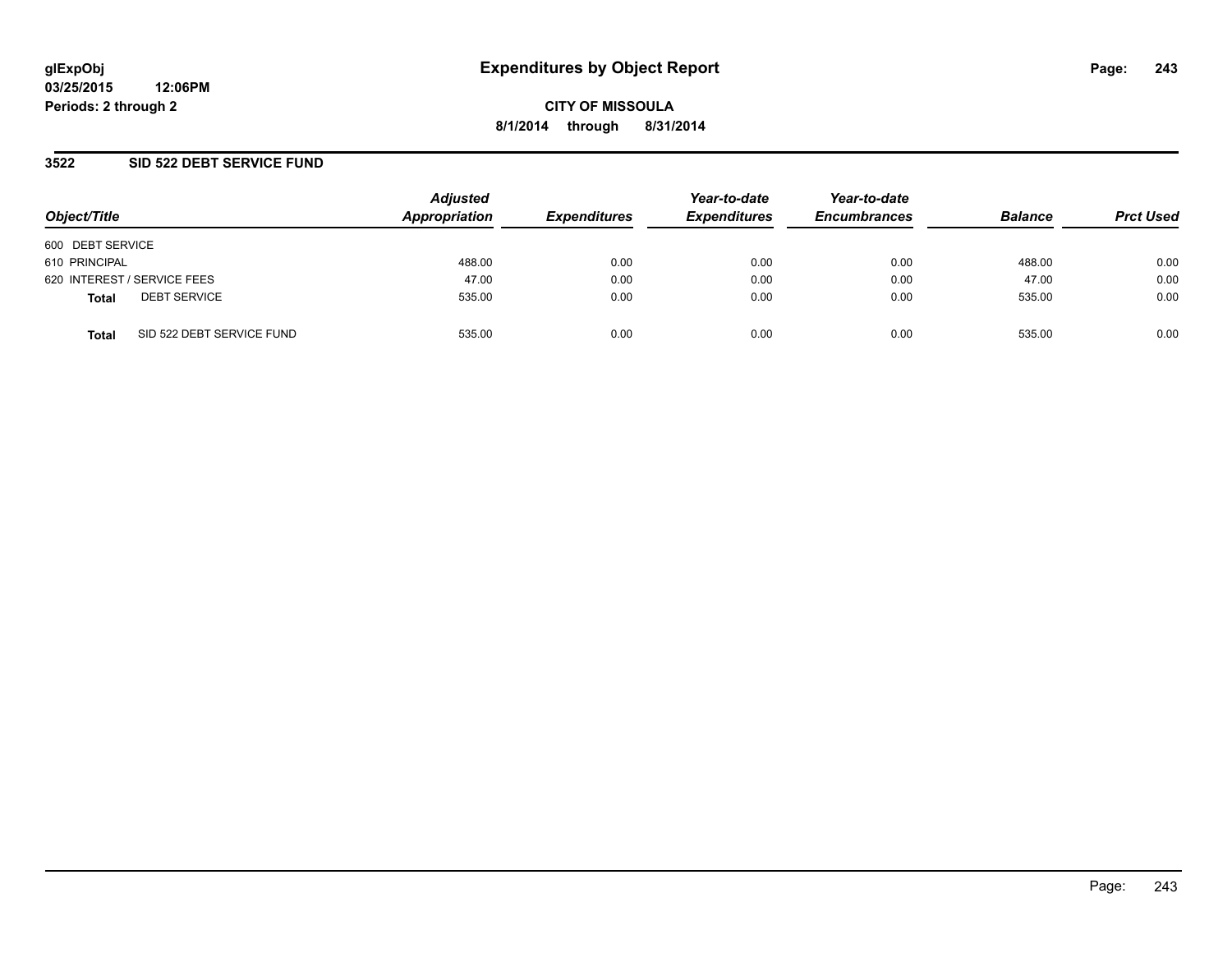# Expenditures by Object Report

glExpObj
03/25/2015 12:06PM
Periods: 2 through 2

**CITY OF MISSOULA**
**8/1/2014 through 8/31/2014**

## 3522 SID 522 DEBT SERVICE FUND

| Object/Title | | Adjusted Appropriation | Expenditures | Year-to-date Expenditures | Year-to-date Encumbrances | Balance | Prct Used |
|---|---|---|---|---|---|---|---|
| 600 DEBT SERVICE | | | | | | | |
| 610 PRINCIPAL | | 488.00 | 0.00 | 0.00 | 0.00 | 488.00 | 0.00 |
| 620 INTEREST / SERVICE FEES | | 47.00 | 0.00 | 0.00 | 0.00 | 47.00 | 0.00 |
| **Total** | DEBT SERVICE | 535.00 | 0.00 | 0.00 | 0.00 | 535.00 | 0.00 |
| **Total** | SID 522 DEBT SERVICE FUND | 535.00 | 0.00 | 0.00 | 0.00 | 535.00 | 0.00 |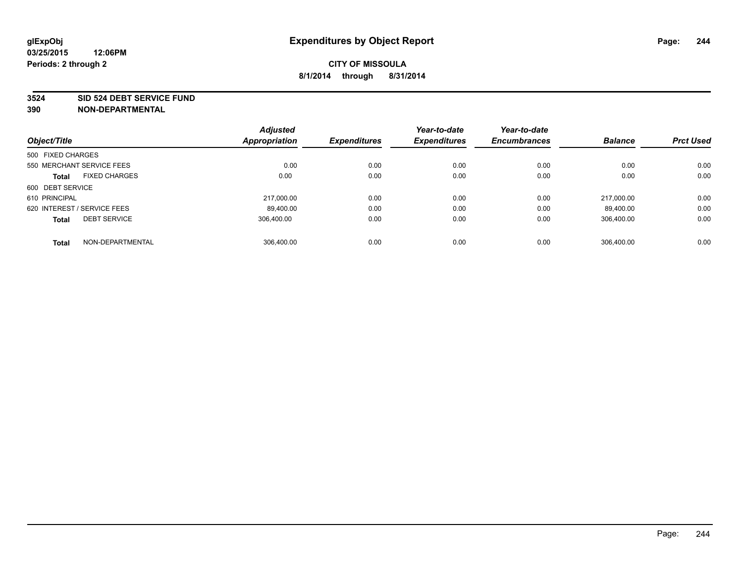glExpObj
03/25/2015 12:06PM
Periods: 2 through 2

# Expenditures by Object Report

**CITY OF MISSOULA**
**8/1/2014 through 8/31/2014**

**3524 SID 524 DEBT SERVICE FUND**
**390 NON-DEPARTMENTAL**

| Object/Title | | Adjusted Appropriation | Expenditures | Year-to-date Expenditures | Year-to-date Encumbrances | Balance | Prct Used |
|---|---|---|---|---|---|---|---|
| 500 FIXED CHARGES | | | | | | | |
| 550 MERCHANT SERVICE FEES | | 0.00 | 0.00 | 0.00 | 0.00 | 0.00 | 0.00 |
| **Total** | FIXED CHARGES | 0.00 | 0.00 | 0.00 | 0.00 | 0.00 | 0.00 |
| 600 DEBT SERVICE | | | | | | | |
| 610 PRINCIPAL | | 217,000.00 | 0.00 | 0.00 | 0.00 | 217,000.00 | 0.00 |
| 620 INTEREST / SERVICE FEES | | 89,400.00 | 0.00 | 0.00 | 0.00 | 89,400.00 | 0.00 |
| **Total** | DEBT SERVICE | 306,400.00 | 0.00 | 0.00 | 0.00 | 306,400.00 | 0.00 |
| **Total** | NON-DEPARTMENTAL | 306,400.00 | 0.00 | 0.00 | 0.00 | 306,400.00 | 0.00 |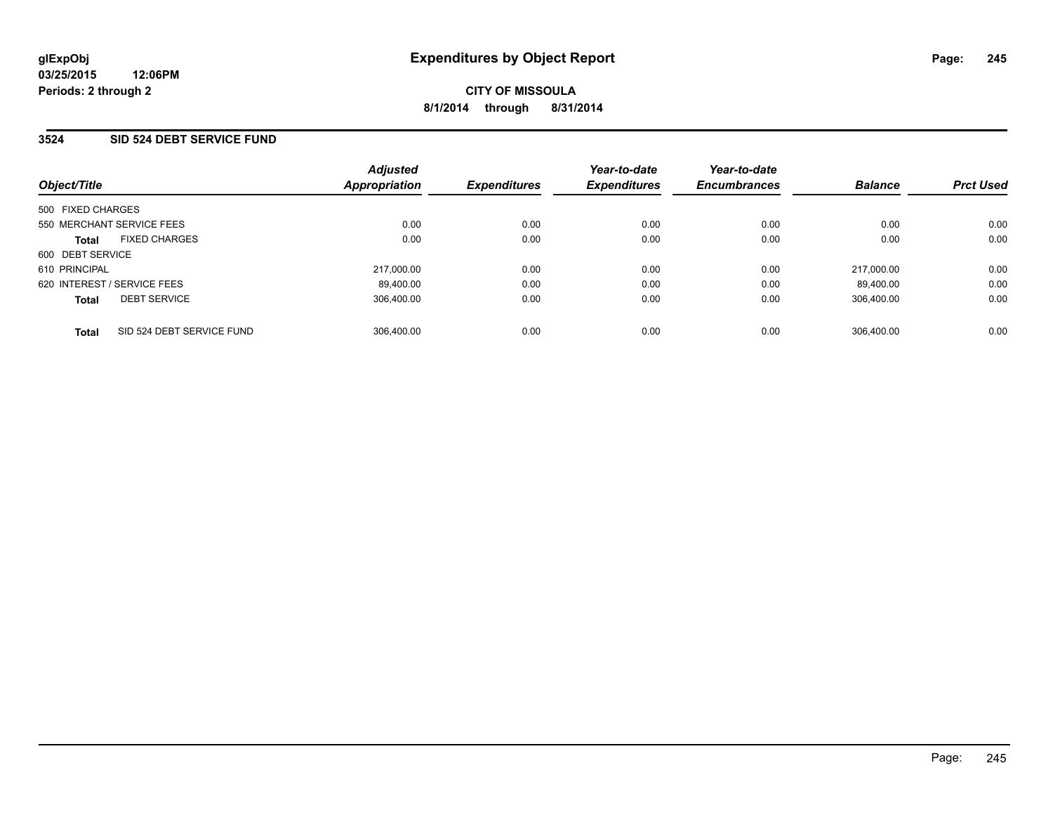glExpObj
03/25/2015 12:06PM
Periods: 2 through 2

# Expenditures by Object Report

**CITY OF MISSOULA**
**8/1/2014 through 8/31/2014**

## 3524 SID 524 DEBT SERVICE FUND

| Object/Title | | Adjusted Appropriation | Expenditures | Year-to-date Expenditures | Year-to-date Encumbrances | Balance | Prct Used |
|---|---|---|---|---|---|---|---|
| 500 FIXED CHARGES | | | | | | | |
| 550 MERCHANT SERVICE FEES | | 0.00 | 0.00 | 0.00 | 0.00 | 0.00 | 0.00 |
| **Total** | FIXED CHARGES | 0.00 | 0.00 | 0.00 | 0.00 | 0.00 | 0.00 |
| 600 DEBT SERVICE | | | | | | | |
| 610 PRINCIPAL | | 217,000.00 | 0.00 | 0.00 | 0.00 | 217,000.00 | 0.00 |
| 620 INTEREST / SERVICE FEES | | 89,400.00 | 0.00 | 0.00 | 0.00 | 89,400.00 | 0.00 |
| **Total** | DEBT SERVICE | 306,400.00 | 0.00 | 0.00 | 0.00 | 306,400.00 | 0.00 |
| **Total** | SID 524 DEBT SERVICE FUND | 306,400.00 | 0.00 | 0.00 | 0.00 | 306,400.00 | 0.00 |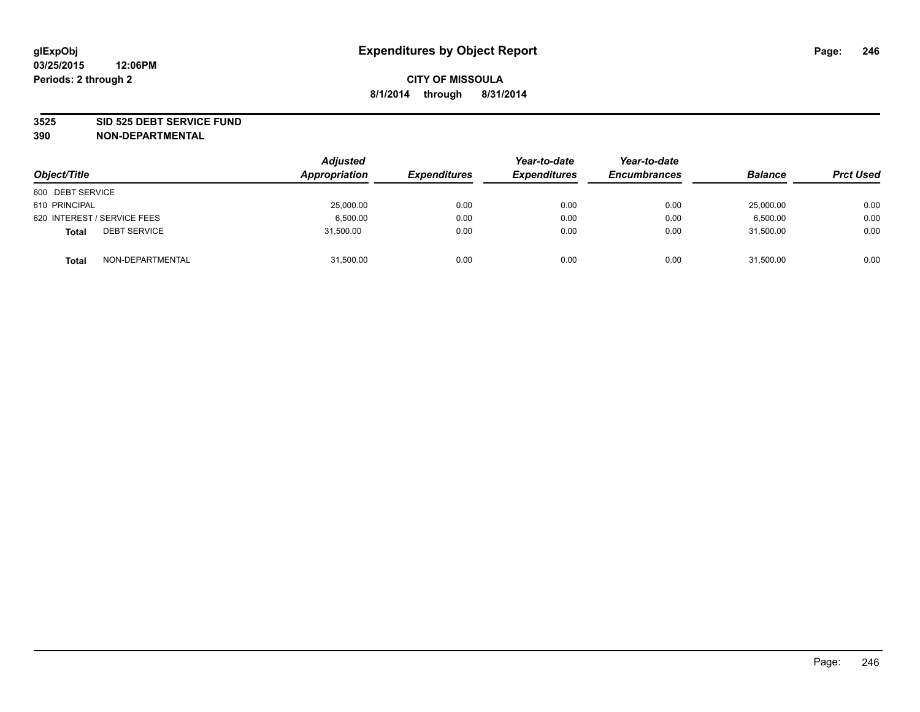# Expenditures by Object Report

glExpObj
03/25/2015 12:06PM
Periods: 2 through 2

**CITY OF MISSOULA**
**8/1/2014 through 8/31/2014**

**3525 SID 525 DEBT SERVICE FUND**
**390 NON-DEPARTMENTAL**

| Object/Title | Adjusted Appropriation | Expenditures | Year-to-date Expenditures | Year-to-date Encumbrances | Balance | Prct Used |
|---|---|---|---|---|---|---|
| 600 DEBT SERVICE | | | | | | |
| 610 PRINCIPAL | 25,000.00 | 0.00 | 0.00 | 0.00 | 25,000.00 | 0.00 |
| 620 INTEREST / SERVICE FEES | 6,500.00 | 0.00 | 0.00 | 0.00 | 6,500.00 | 0.00 |
| **Total** DEBT SERVICE | 31,500.00 | 0.00 | 0.00 | 0.00 | 31,500.00 | 0.00 |
| **Total** NON-DEPARTMENTAL | 31,500.00 | 0.00 | 0.00 | 0.00 | 31,500.00 | 0.00 |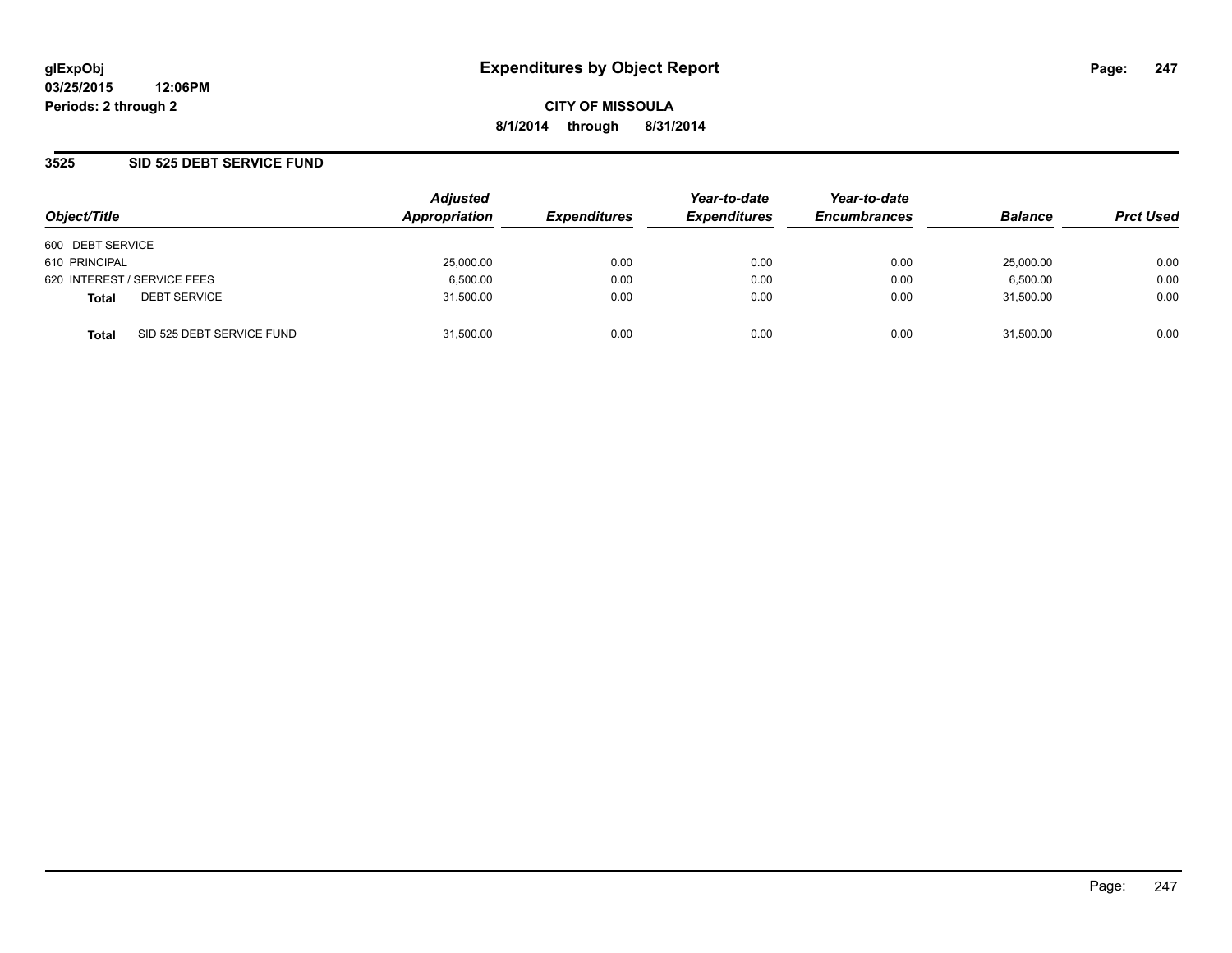glExpObj
03/25/2015 12:06PM
Periods: 2 through 2

# Expenditures by Object Report

CITY OF MISSOULA
8/1/2014 through 8/31/2014

## 3525 SID 525 DEBT SERVICE FUND

| Object/Title | | Adjusted Appropriation | Expenditures | Year-to-date Expenditures | Year-to-date Encumbrances | Balance | Prct Used |
|---|---|---|---|---|---|---|---|
| 600 DEBT SERVICE | | | | | | | |
| 610 PRINCIPAL | | 25,000.00 | 0.00 | 0.00 | 0.00 | 25,000.00 | 0.00 |
| 620 INTEREST / SERVICE FEES | | 6,500.00 | 0.00 | 0.00 | 0.00 | 6,500.00 | 0.00 |
| **Total** | DEBT SERVICE | 31,500.00 | 0.00 | 0.00 | 0.00 | 31,500.00 | 0.00 |
| **Total** | SID 525 DEBT SERVICE FUND | 31,500.00 | 0.00 | 0.00 | 0.00 | 31,500.00 | 0.00 |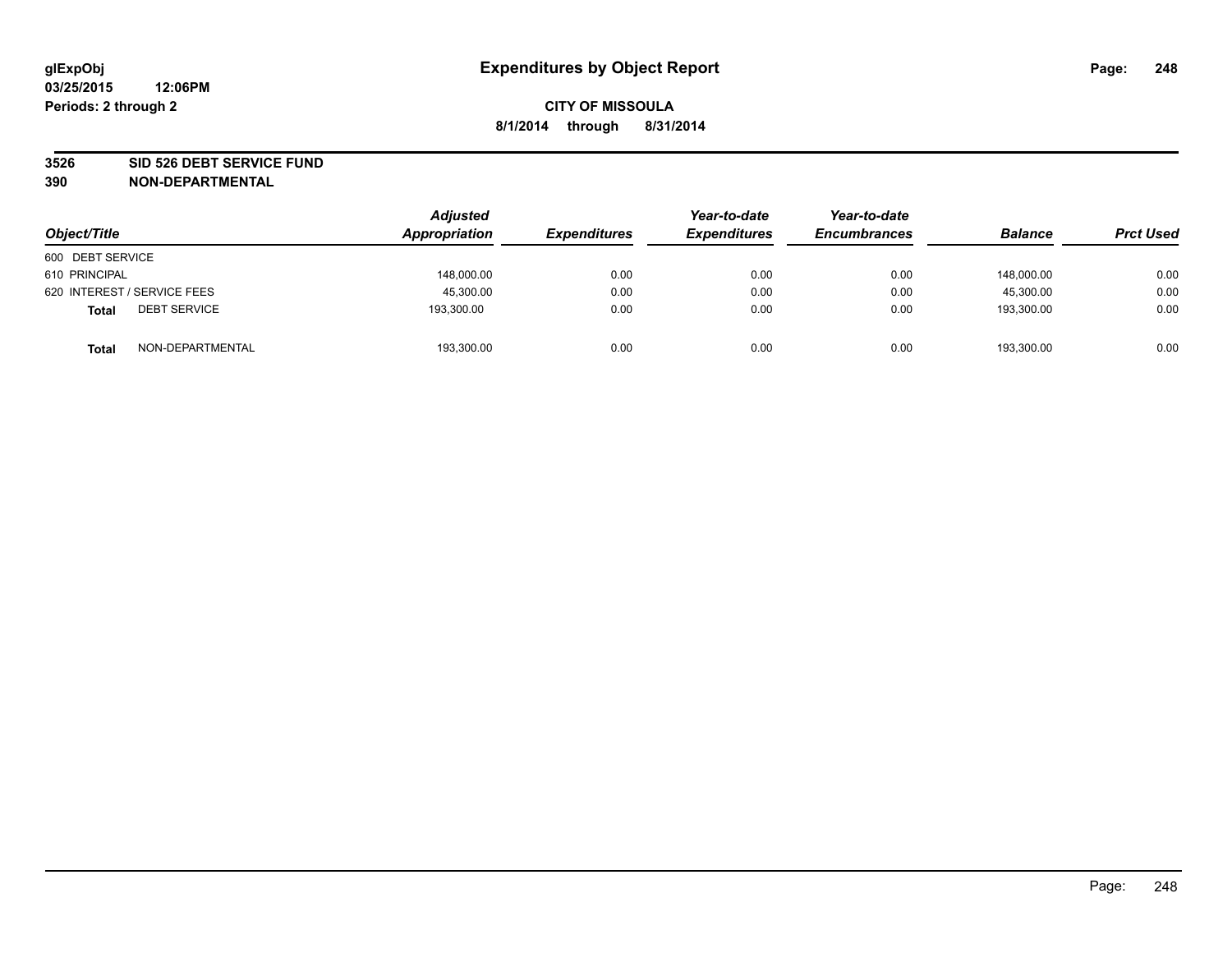glExpObj
03/25/2015 12:06PM
Periods: 2 through 2

# Expenditures by Object Report

**CITY OF MISSOULA**
**8/1/2014 through 8/31/2014**

**3526 SID 526 DEBT SERVICE FUND**
**390 NON-DEPARTMENTAL**

| Object/Title | Adjusted Appropriation | Expenditures | Year-to-date Expenditures | Year-to-date Encumbrances | Balance | Prct Used |
|---|---|---|---|---|---|---|
| 600 DEBT SERVICE | | | | | | |
| 610 PRINCIPAL | 148,000.00 | 0.00 | 0.00 | 0.00 | 148,000.00 | 0.00 |
| 620 INTEREST / SERVICE FEES | 45,300.00 | 0.00 | 0.00 | 0.00 | 45,300.00 | 0.00 |
| **Total** DEBT SERVICE | 193,300.00 | 0.00 | 0.00 | 0.00 | 193,300.00 | 0.00 |
| **Total** NON-DEPARTMENTAL | 193,300.00 | 0.00 | 0.00 | 0.00 | 193,300.00 | 0.00 |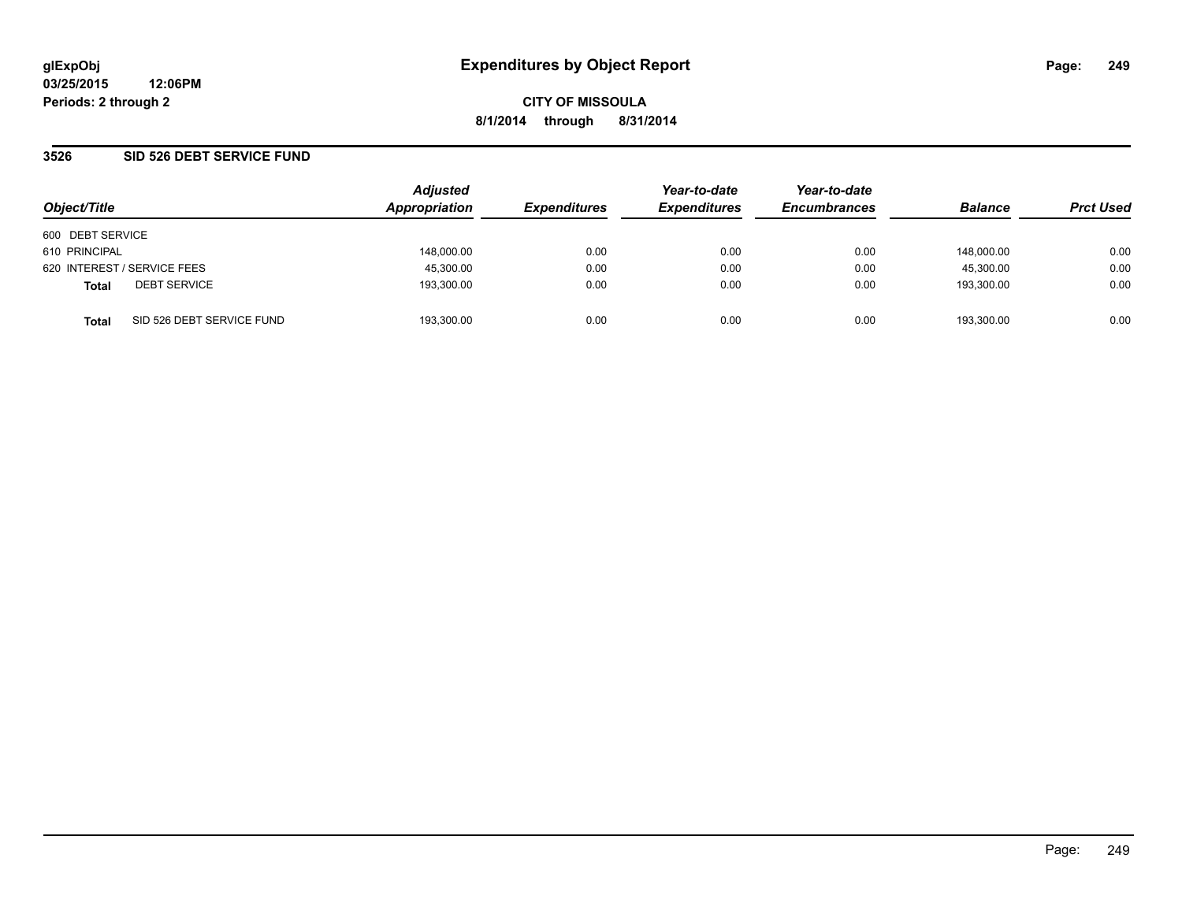glExpObj
03/25/2015 12:06PM
Periods: 2 through 2

# Expenditures by Object Report

**CITY OF MISSOULA**
**8/1/2014 through 8/31/2014**

## 3526 SID 526 DEBT SERVICE FUND

| Object/Title | | Adjusted Appropriation | Expenditures | Year-to-date Expenditures | Year-to-date Encumbrances | Balance | Prct Used |
|---|---|---|---|---|---|---|---|
| 600 DEBT SERVICE | | | | | | | |
| 610 PRINCIPAL | | 148,000.00 | 0.00 | 0.00 | 0.00 | 148,000.00 | 0.00 |
| 620 INTEREST / SERVICE FEES | | 45,300.00 | 0.00 | 0.00 | 0.00 | 45,300.00 | 0.00 |
| **Total** | DEBT SERVICE | 193,300.00 | 0.00 | 0.00 | 0.00 | 193,300.00 | 0.00 |
| **Total** | SID 526 DEBT SERVICE FUND | 193,300.00 | 0.00 | 0.00 | 0.00 | 193,300.00 | 0.00 |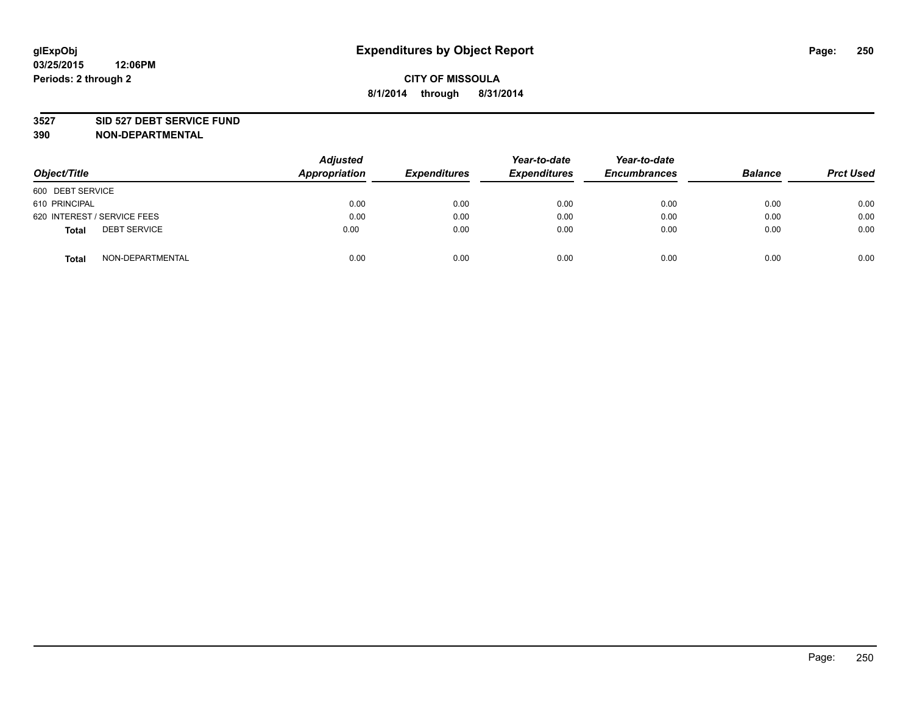# Expenditures by Object Report

glExpObj
03/25/2015 12:06PM
Periods: 2 through 2

**CITY OF MISSOULA**
**8/1/2014 through 8/31/2014**

**3527 SID 527 DEBT SERVICE FUND**
**390 NON-DEPARTMENTAL**

| Object/Title | Adjusted Appropriation | Expenditures | Year-to-date Expenditures | Year-to-date Encumbrances | Balance | Prct Used |
|---|---|---|---|---|---|---|
| 600 DEBT SERVICE | | | | | | |
| 610 PRINCIPAL | 0.00 | 0.00 | 0.00 | 0.00 | 0.00 | 0.00 |
| 620 INTEREST / SERVICE FEES | 0.00 | 0.00 | 0.00 | 0.00 | 0.00 | 0.00 |
| **Total** DEBT SERVICE | 0.00 | 0.00 | 0.00 | 0.00 | 0.00 | 0.00 |
| **Total** NON-DEPARTMENTAL | 0.00 | 0.00 | 0.00 | 0.00 | 0.00 | 0.00 |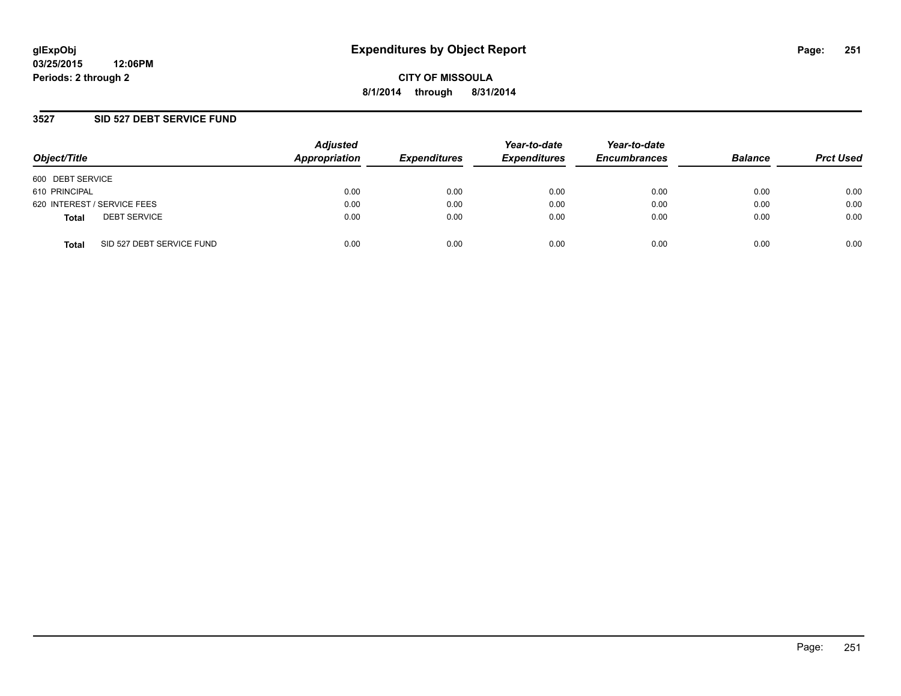glExpObj
03/25/2015 12:06PM
Periods: 2 through 2

# Expenditures by Object Report

**CITY OF MISSOULA**
**8/1/2014 through 8/31/2014**

## 3527 SID 527 DEBT SERVICE FUND

| Object/Title | Adjusted Appropriation | Expenditures | Year-to-date Expenditures | Year-to-date Encumbrances | Balance | Prct Used |
|---|---|---|---|---|---|---|
| 600 DEBT SERVICE | | | | | | |
| 610 PRINCIPAL | 0.00 | 0.00 | 0.00 | 0.00 | 0.00 | 0.00 |
| 620 INTEREST / SERVICE FEES | 0.00 | 0.00 | 0.00 | 0.00 | 0.00 | 0.00 |
| **Total** DEBT SERVICE | 0.00 | 0.00 | 0.00 | 0.00 | 0.00 | 0.00 |
| **Total** SID 527 DEBT SERVICE FUND | 0.00 | 0.00 | 0.00 | 0.00 | 0.00 | 0.00 |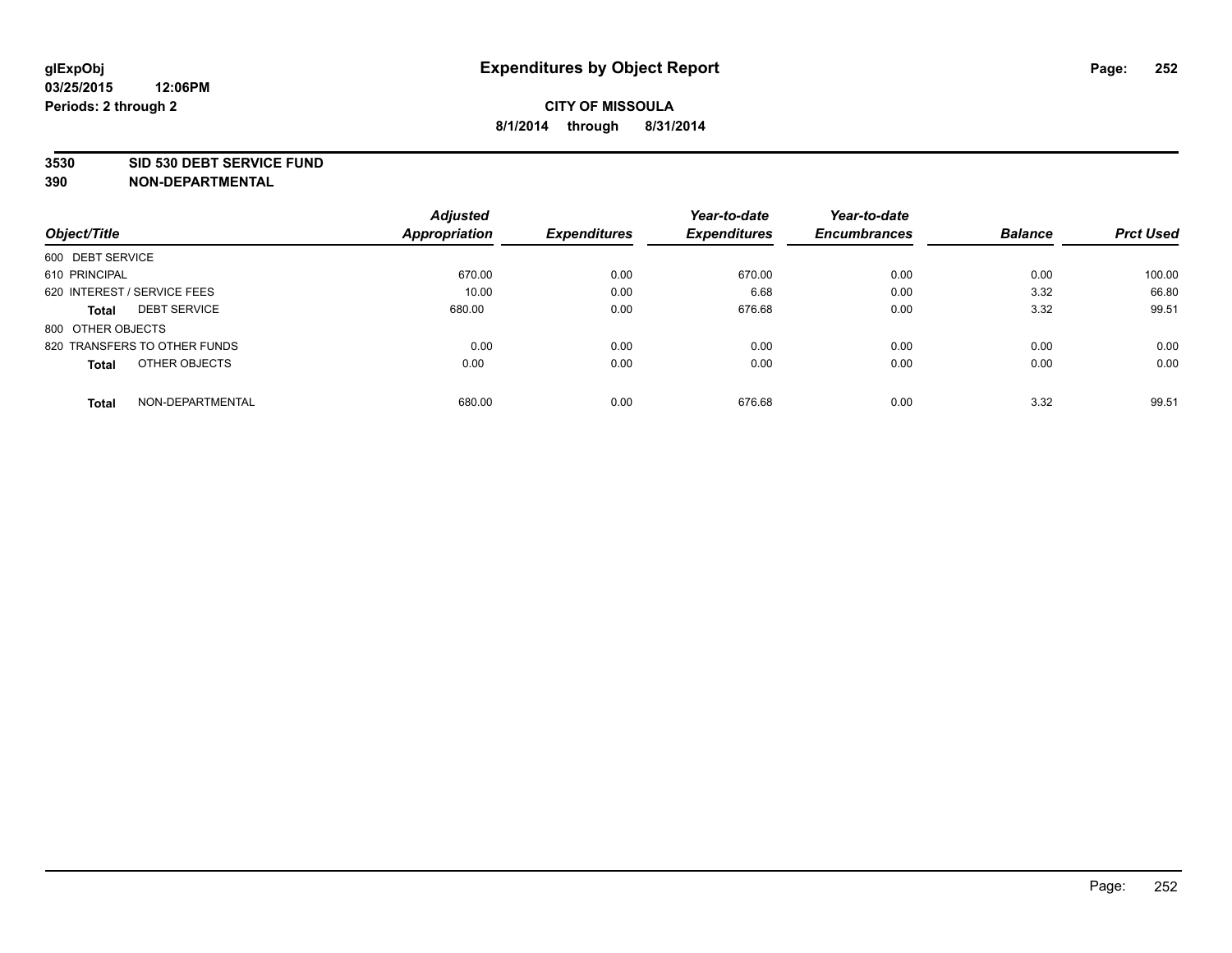# Expenditures by Object Report

glExpObj
03/25/2015 12:06PM
Periods: 2 through 2

**CITY OF MISSOULA**
**8/1/2014 through 8/31/2014**

**3530 SID 530 DEBT SERVICE FUND**
**390 NON-DEPARTMENTAL**

| Object/Title | | Adjusted Appropriation | Expenditures | Year-to-date Expenditures | Year-to-date Encumbrances | Balance | Prct Used |
|---|---|---|---|---|---|---|---|
| 600 DEBT SERVICE | | | | | | | |
| 610 PRINCIPAL | | 670.00 | 0.00 | 670.00 | 0.00 | 0.00 | 100.00 |
| 620 INTEREST / SERVICE FEES | | 10.00 | 0.00 | 6.68 | 0.00 | 3.32 | 66.80 |
| **Total** | DEBT SERVICE | 680.00 | 0.00 | 676.68 | 0.00 | 3.32 | 99.51 |
| 800 OTHER OBJECTS | | | | | | | |
| 820 TRANSFERS TO OTHER FUNDS | | 0.00 | 0.00 | 0.00 | 0.00 | 0.00 | 0.00 |
| **Total** | OTHER OBJECTS | 0.00 | 0.00 | 0.00 | 0.00 | 0.00 | 0.00 |
| **Total** | NON-DEPARTMENTAL | 680.00 | 0.00 | 676.68 | 0.00 | 3.32 | 99.51 |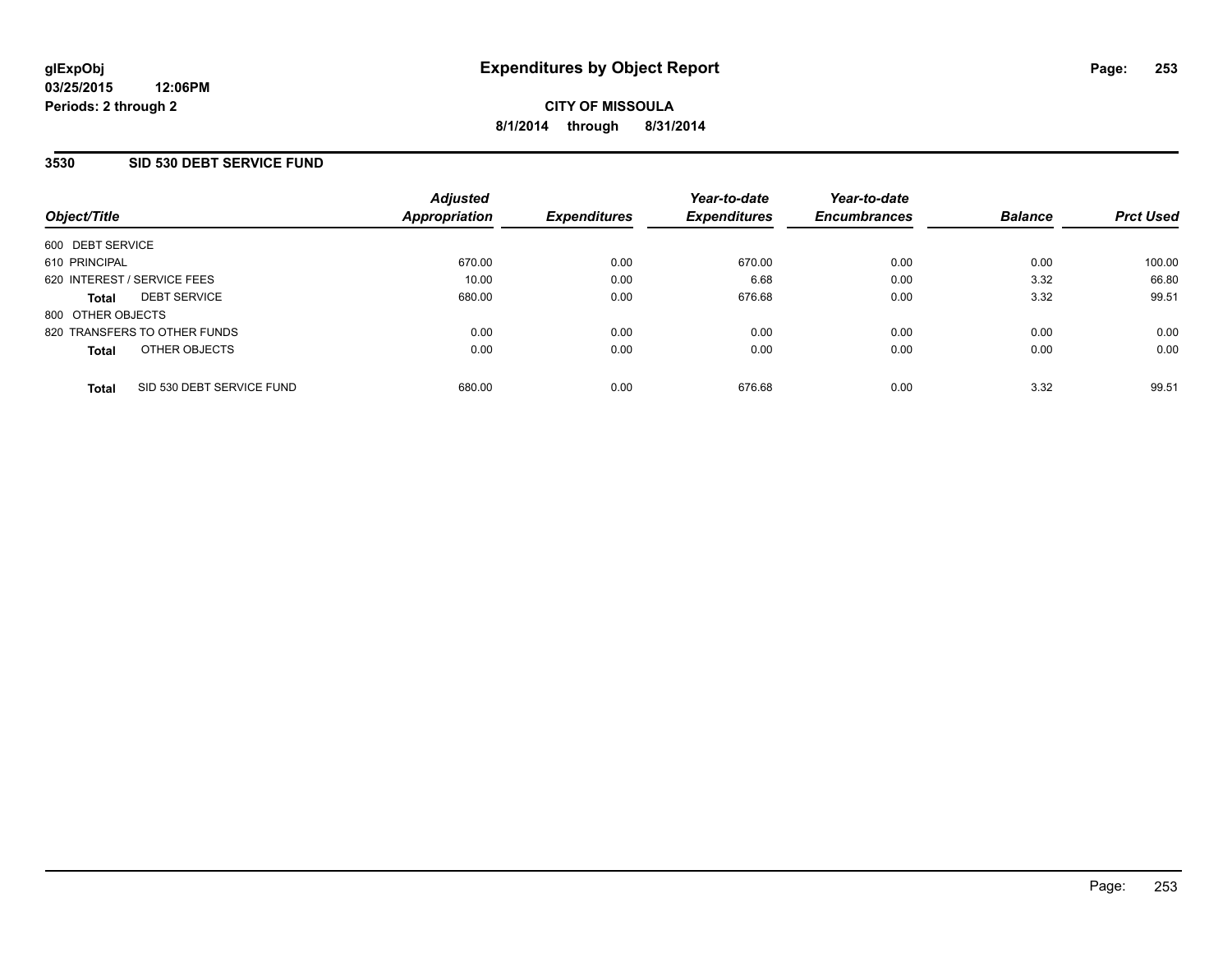**glExpObj**
**03/25/2015 12:06PM**
**Periods: 2 through 2**

# Expenditures by Object Report

**CITY OF MISSOULA**
**8/1/2014 through 8/31/2014**

## 3530 SID 530 DEBT SERVICE FUND

| Object/Title | Adjusted Appropriation | Expenditures | Year-to-date Expenditures | Year-to-date Encumbrances | Balance | Prct Used |
|---|---|---|---|---|---|---|
| 600 DEBT SERVICE | | | | | | |
| 610 PRINCIPAL | 670.00 | 0.00 | 670.00 | 0.00 | 0.00 | 100.00 |
| 620 INTEREST / SERVICE FEES | 10.00 | 0.00 | 6.68 | 0.00 | 3.32 | 66.80 |
| **Total** DEBT SERVICE | 680.00 | 0.00 | 676.68 | 0.00 | 3.32 | 99.51 |
| 800 OTHER OBJECTS | | | | | | |
| 820 TRANSFERS TO OTHER FUNDS | 0.00 | 0.00 | 0.00 | 0.00 | 0.00 | 0.00 |
| **Total** OTHER OBJECTS | 0.00 | 0.00 | 0.00 | 0.00 | 0.00 | 0.00 |
| **Total** SID 530 DEBT SERVICE FUND | 680.00 | 0.00 | 676.68 | 0.00 | 3.32 | 99.51 |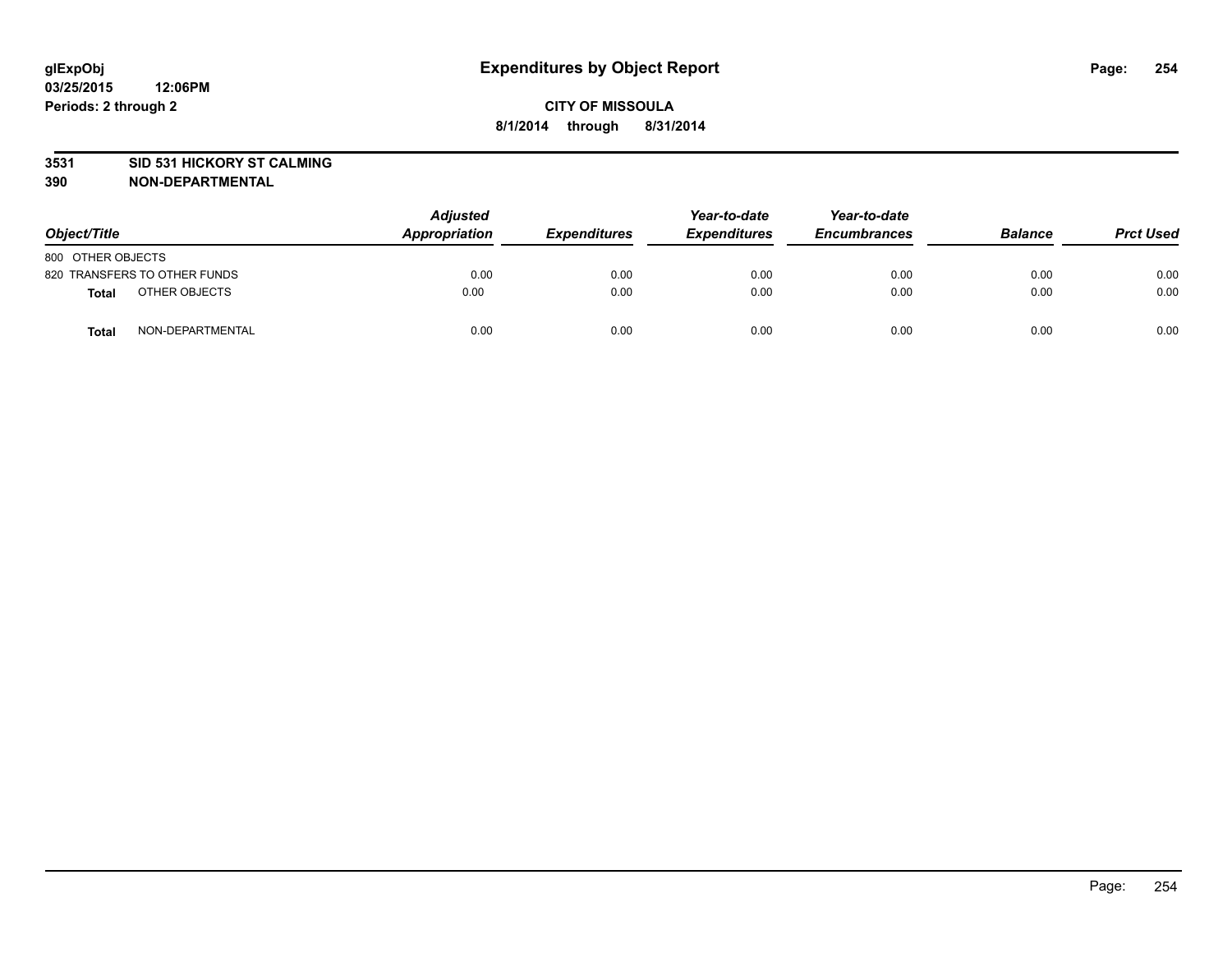# Expenditures by Object Report

glExpObj
03/25/2015 12:06PM
Periods: 2 through 2

**CITY OF MISSOULA**
**8/1/2014 through 8/31/2014**

**3531 SID 531 HICKORY ST CALMING**
**390 NON-DEPARTMENTAL**

| Object/Title | Adjusted Appropriation | Expenditures | Year-to-date Expenditures | Year-to-date Encumbrances | Balance | Prct Used |
|---|---|---|---|---|---|---|
| 800 OTHER OBJECTS | | | | | | |
| 820 TRANSFERS TO OTHER FUNDS | 0.00 | 0.00 | 0.00 | 0.00 | 0.00 | 0.00 |
| **Total** OTHER OBJECTS | 0.00 | 0.00 | 0.00 | 0.00 | 0.00 | 0.00 |
| **Total** NON-DEPARTMENTAL | 0.00 | 0.00 | 0.00 | 0.00 | 0.00 | 0.00 |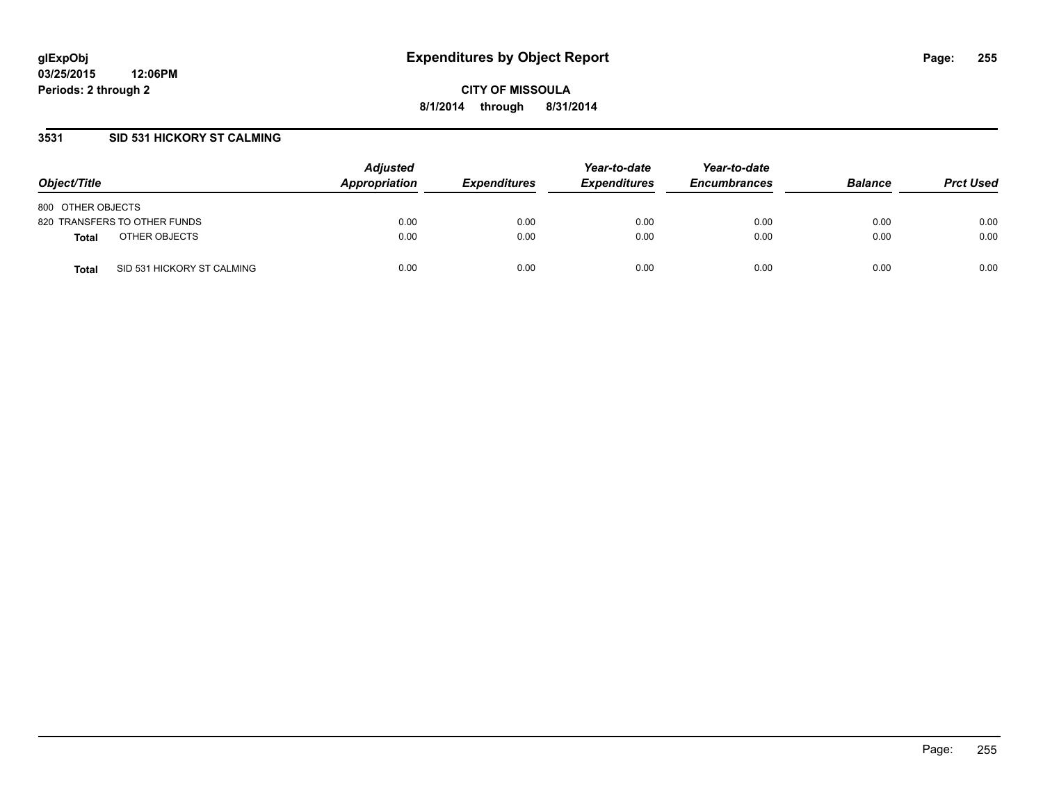# Expenditures by Object Report

**glExpObj**
**03/25/2015 12:06PM**
**Periods: 2 through 2**

**CITY OF MISSOULA**
**8/1/2014 through 8/31/2014**

## 3531 SID 531 HICKORY ST CALMING

| Object/Title | Adjusted Appropriation | Expenditures | Year-to-date Expenditures | Year-to-date Encumbrances | Balance | Prct Used |
|---|---|---|---|---|---|---|
| 800 OTHER OBJECTS | | | | | | |
| 820 TRANSFERS TO OTHER FUNDS | 0.00 | 0.00 | 0.00 | 0.00 | 0.00 | 0.00 |
| **Total** OTHER OBJECTS | 0.00 | 0.00 | 0.00 | 0.00 | 0.00 | 0.00 |
| **Total** SID 531 HICKORY ST CALMING | 0.00 | 0.00 | 0.00 | 0.00 | 0.00 | 0.00 |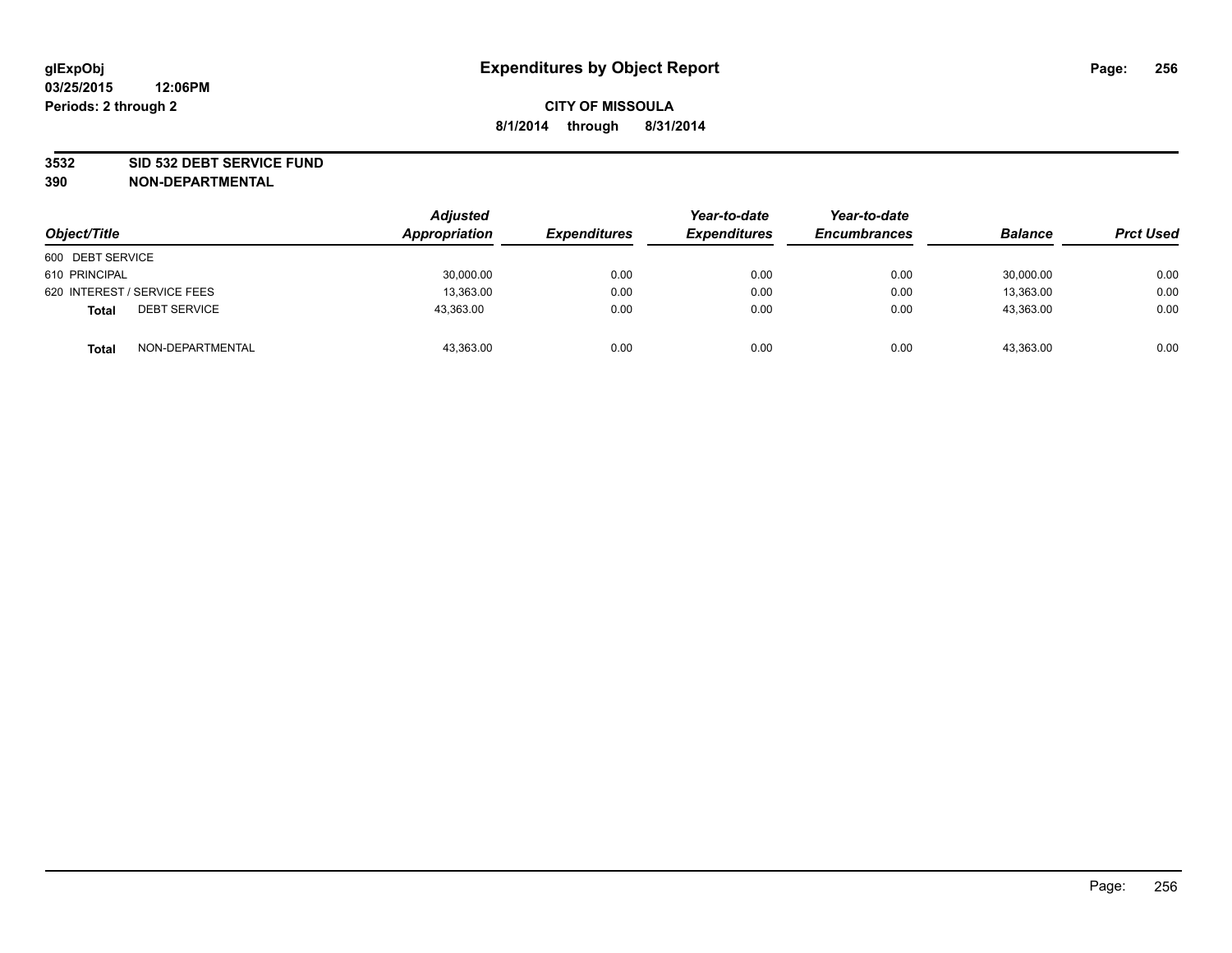**glExpObj** **Expenditures by Object Report**

**03/25/2015 12:06PM**

**Periods: 2 through 2**

**CITY OF MISSOULA**

**8/1/2014 through 8/31/2014**

**3532 SID 532 DEBT SERVICE FUND**

**390 NON-DEPARTMENTAL**

| Object/Title | | Adjusted Appropriation | Expenditures | Year-to-date Expenditures | Year-to-date Encumbrances | Balance | Prct Used |
|---|---|---|---|---|---|---|---|
| 600 DEBT SERVICE | | | | | | | |
| 610 PRINCIPAL | | 30,000.00 | 0.00 | 0.00 | 0.00 | 30,000.00 | 0.00 |
| 620 INTEREST / SERVICE FEES | | 13,363.00 | 0.00 | 0.00 | 0.00 | 13,363.00 | 0.00 |
| **Total** | DEBT SERVICE | 43,363.00 | 0.00 | 0.00 | 0.00 | 43,363.00 | 0.00 |
| **Total** | NON-DEPARTMENTAL | 43,363.00 | 0.00 | 0.00 | 0.00 | 43,363.00 | 0.00 |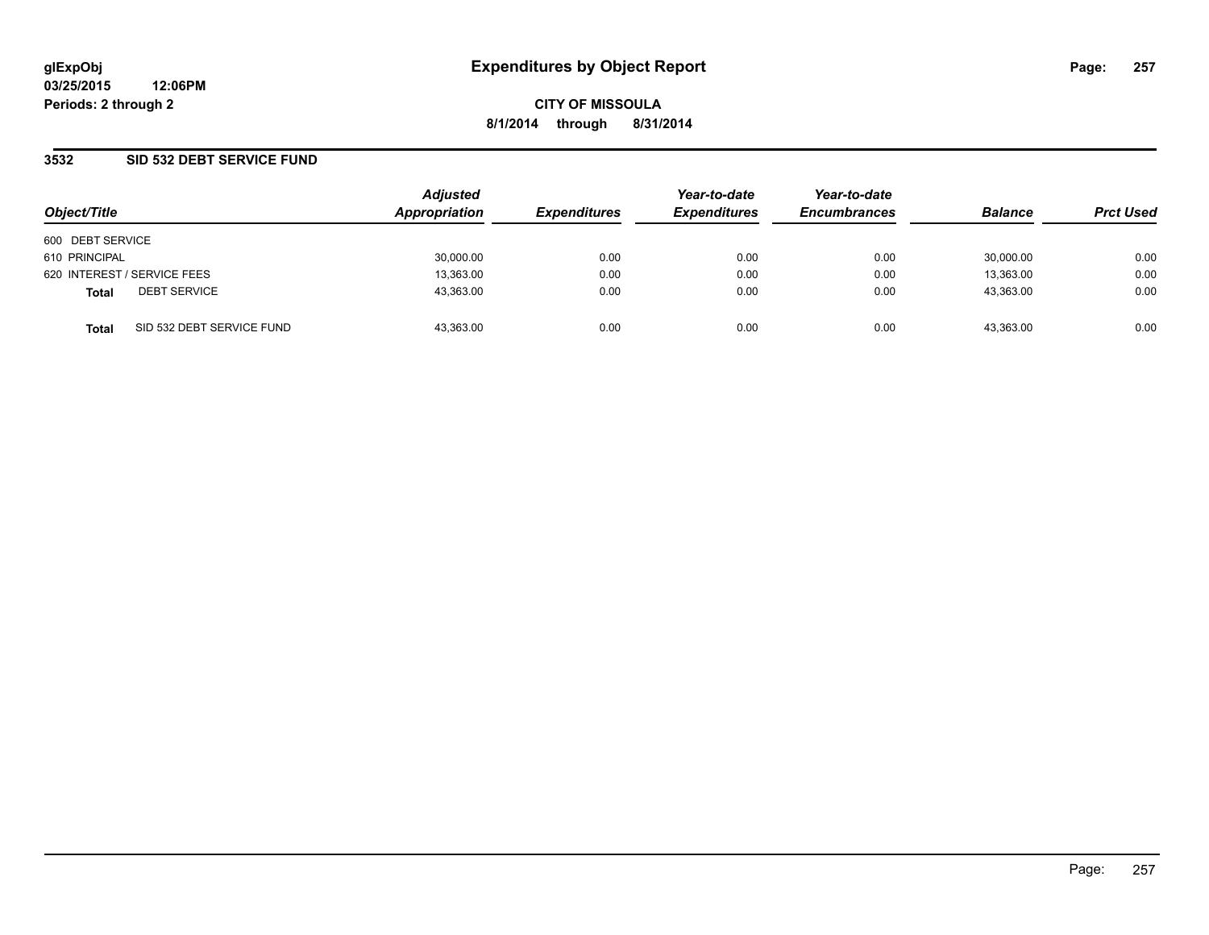glExpObj
03/25/2015 12:06PM
Periods: 2 through 2

# Expenditures by Object Report

CITY OF MISSOULA
8/1/2014 through 8/31/2014

## 3532 SID 532 DEBT SERVICE FUND

| Object/Title | | Adjusted Appropriation | Expenditures | Year-to-date Expenditures | Year-to-date Encumbrances | Balance | Prct Used |
|---|---|---|---|---|---|---|---|
| 600 DEBT SERVICE | | | | | | | |
| 610 PRINCIPAL | | 30,000.00 | 0.00 | 0.00 | 0.00 | 30,000.00 | 0.00 |
| 620 INTEREST / SERVICE FEES | | 13,363.00 | 0.00 | 0.00 | 0.00 | 13,363.00 | 0.00 |
| **Total** | DEBT SERVICE | 43,363.00 | 0.00 | 0.00 | 0.00 | 43,363.00 | 0.00 |
| **Total** | SID 532 DEBT SERVICE FUND | 43,363.00 | 0.00 | 0.00 | 0.00 | 43,363.00 | 0.00 |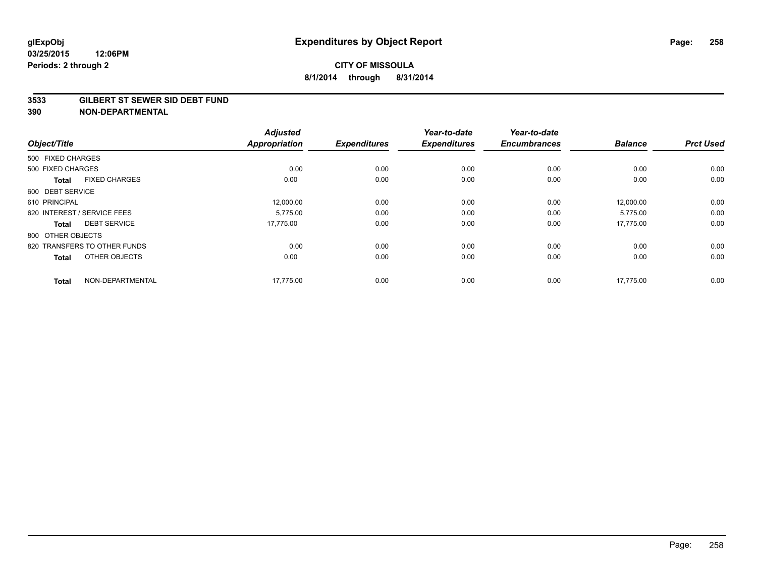# Expenditures by Object Report

glExpObj
03/25/2015 12:06PM
Periods: 2 through 2

**CITY OF MISSOULA**
**8/1/2014 through 8/31/2014**

**3533 GILBERT ST SEWER SID DEBT FUND**
**390 NON-DEPARTMENTAL**

| Object/Title | | Adjusted Appropriation | Expenditures | Year-to-date Expenditures | Year-to-date Encumbrances | Balance | Prct Used |
|---|---|---|---|---|---|---|---|
| 500 FIXED CHARGES | | | | | | | |
| 500 FIXED CHARGES | | 0.00 | 0.00 | 0.00 | 0.00 | 0.00 | 0.00 |
| **Total** | FIXED CHARGES | 0.00 | 0.00 | 0.00 | 0.00 | 0.00 | 0.00 |
| 600 DEBT SERVICE | | | | | | | |
| 610 PRINCIPAL | | 12,000.00 | 0.00 | 0.00 | 0.00 | 12,000.00 | 0.00 |
| 620 INTEREST / SERVICE FEES | | 5,775.00 | 0.00 | 0.00 | 0.00 | 5,775.00 | 0.00 |
| **Total** | DEBT SERVICE | 17,775.00 | 0.00 | 0.00 | 0.00 | 17,775.00 | 0.00 |
| 800 OTHER OBJECTS | | | | | | | |
| 820 TRANSFERS TO OTHER FUNDS | | 0.00 | 0.00 | 0.00 | 0.00 | 0.00 | 0.00 |
| **Total** | OTHER OBJECTS | 0.00 | 0.00 | 0.00 | 0.00 | 0.00 | 0.00 |
| **Total** | NON-DEPARTMENTAL | 17,775.00 | 0.00 | 0.00 | 0.00 | 17,775.00 | 0.00 |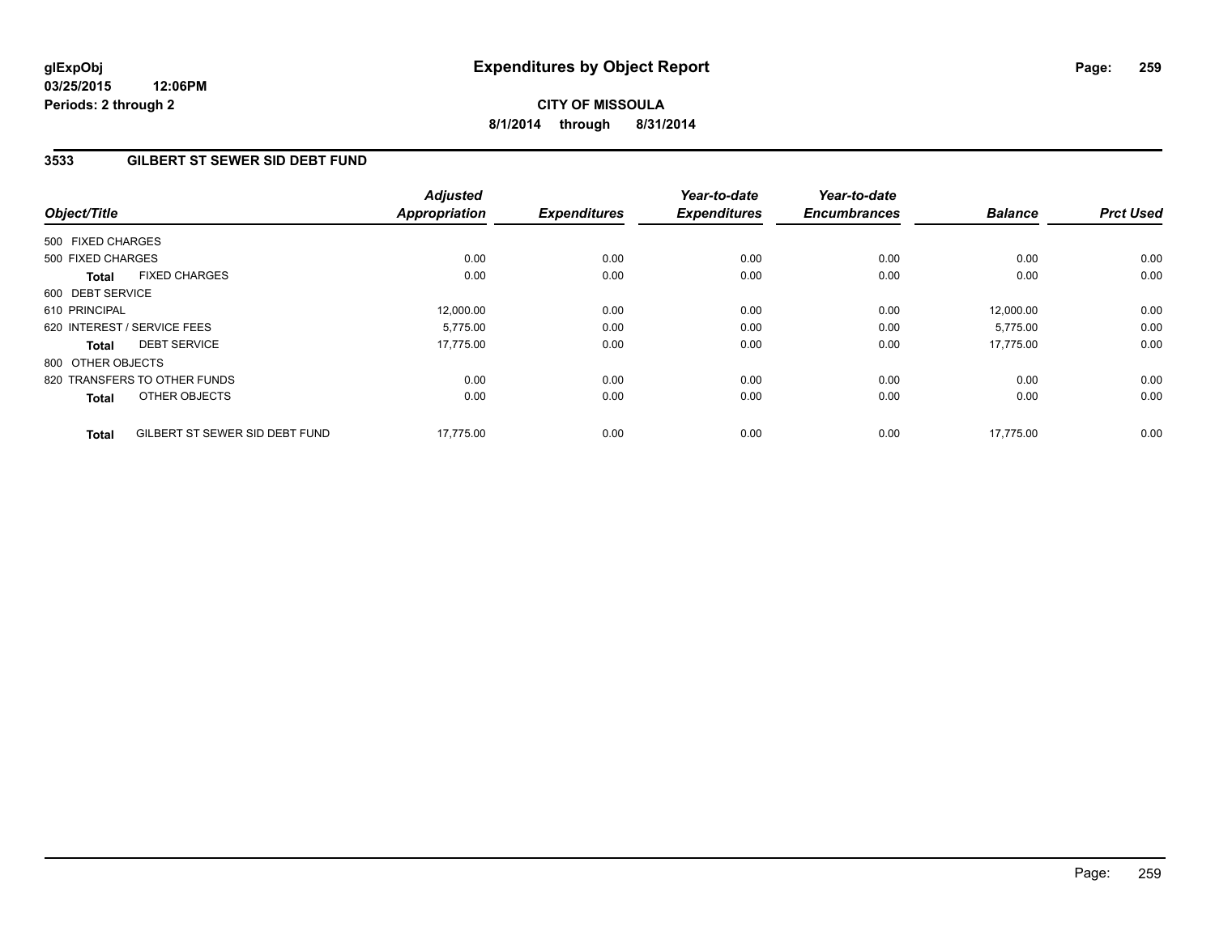**glExpObj**
**03/25/2015 12:06PM**
**Periods: 2 through 2**

# Expenditures by Object Report

**CITY OF MISSOULA**
**8/1/2014 through 8/31/2014**

## 3533 GILBERT ST SEWER SID DEBT FUND

| Object/Title | | Adjusted Appropriation | Expenditures | Year-to-date Expenditures | Year-to-date Encumbrances | Balance | Prct Used |
|---|---|---|---|---|---|---|---|
| 500 FIXED CHARGES | | | | | | | |
| 500 FIXED CHARGES | | 0.00 | 0.00 | 0.00 | 0.00 | 0.00 | 0.00 |
| **Total** | FIXED CHARGES | 0.00 | 0.00 | 0.00 | 0.00 | 0.00 | 0.00 |
| 600 DEBT SERVICE | | | | | | | |
| 610 PRINCIPAL | | 12,000.00 | 0.00 | 0.00 | 0.00 | 12,000.00 | 0.00 |
| 620 INTEREST / SERVICE FEES | | 5,775.00 | 0.00 | 0.00 | 0.00 | 5,775.00 | 0.00 |
| **Total** | DEBT SERVICE | 17,775.00 | 0.00 | 0.00 | 0.00 | 17,775.00 | 0.00 |
| 800 OTHER OBJECTS | | | | | | | |
| 820 TRANSFERS TO OTHER FUNDS | | 0.00 | 0.00 | 0.00 | 0.00 | 0.00 | 0.00 |
| **Total** | OTHER OBJECTS | 0.00 | 0.00 | 0.00 | 0.00 | 0.00 | 0.00 |
| **Total** | GILBERT ST SEWER SID DEBT FUND | 17,775.00 | 0.00 | 0.00 | 0.00 | 17,775.00 | 0.00 |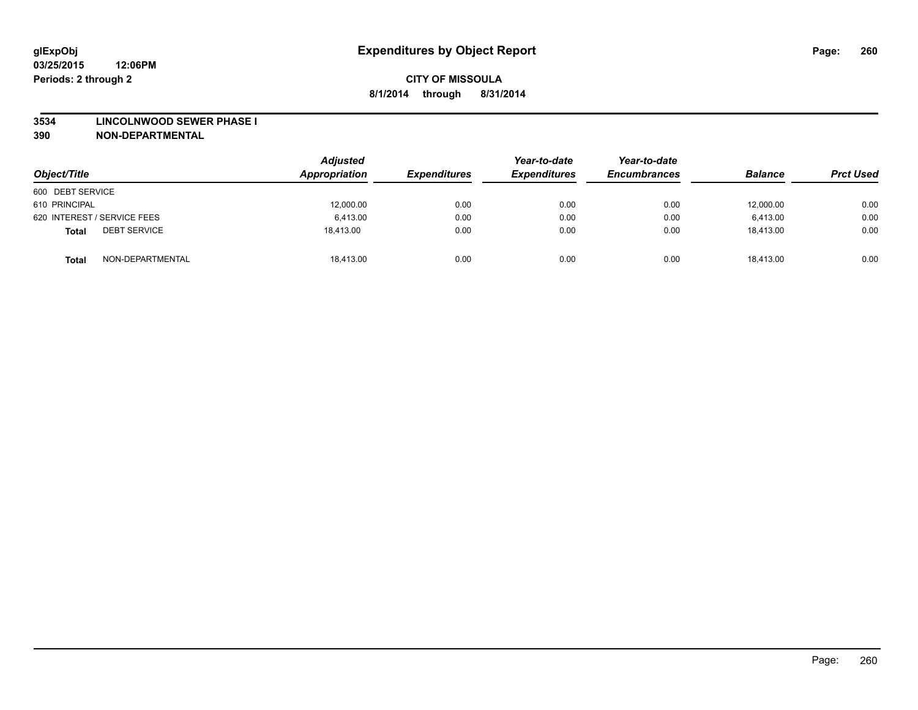**glExpObj**
**03/25/2015 12:06PM**
**Periods: 2 through 2**

# Expenditures by Object Report

**CITY OF MISSOULA**
**8/1/2014 through 8/31/2014**

**3534 LINCOLNWOOD SEWER PHASE I**
**390 NON-DEPARTMENTAL**

| Object/Title | Adjusted Appropriation | Expenditures | Year-to-date Expenditures | Year-to-date Encumbrances | Balance | Prct Used |
|---|---|---|---|---|---|---|
| 600 DEBT SERVICE | | | | | | |
| 610 PRINCIPAL | 12,000.00 | 0.00 | 0.00 | 0.00 | 12,000.00 | 0.00 |
| 620 INTEREST / SERVICE FEES | 6,413.00 | 0.00 | 0.00 | 0.00 | 6,413.00 | 0.00 |
| **Total** DEBT SERVICE | 18,413.00 | 0.00 | 0.00 | 0.00 | 18,413.00 | 0.00 |
| **Total** NON-DEPARTMENTAL | 18,413.00 | 0.00 | 0.00 | 0.00 | 18,413.00 | 0.00 |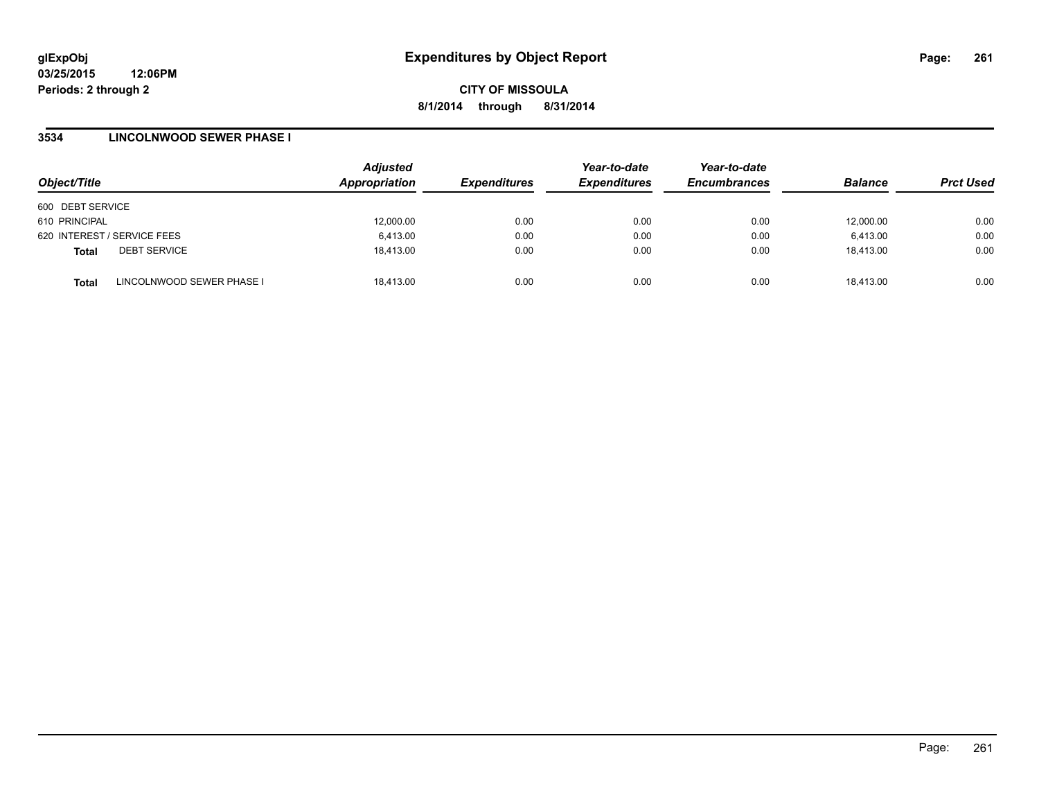glExpObj
03/25/2015 12:06PM
Periods: 2 through 2

# Expenditures by Object Report

CITY OF MISSOULA

8/1/2014 through 8/31/2014

## 3534 LINCOLNWOOD SEWER PHASE I

| Object/Title | | Adjusted Appropriation | Expenditures | Year-to-date Expenditures | Year-to-date Encumbrances | Balance | Prct Used |
|---|---|---|---|---|---|---|---|
| 600 DEBT SERVICE | | | | | | | |
| 610 PRINCIPAL | | 12,000.00 | 0.00 | 0.00 | 0.00 | 12,000.00 | 0.00 |
| 620 INTEREST / SERVICE FEES | | 6,413.00 | 0.00 | 0.00 | 0.00 | 6,413.00 | 0.00 |
| **Total** | DEBT SERVICE | 18,413.00 | 0.00 | 0.00 | 0.00 | 18,413.00 | 0.00 |
| **Total** | LINCOLNWOOD SEWER PHASE I | 18,413.00 | 0.00 | 0.00 | 0.00 | 18,413.00 | 0.00 |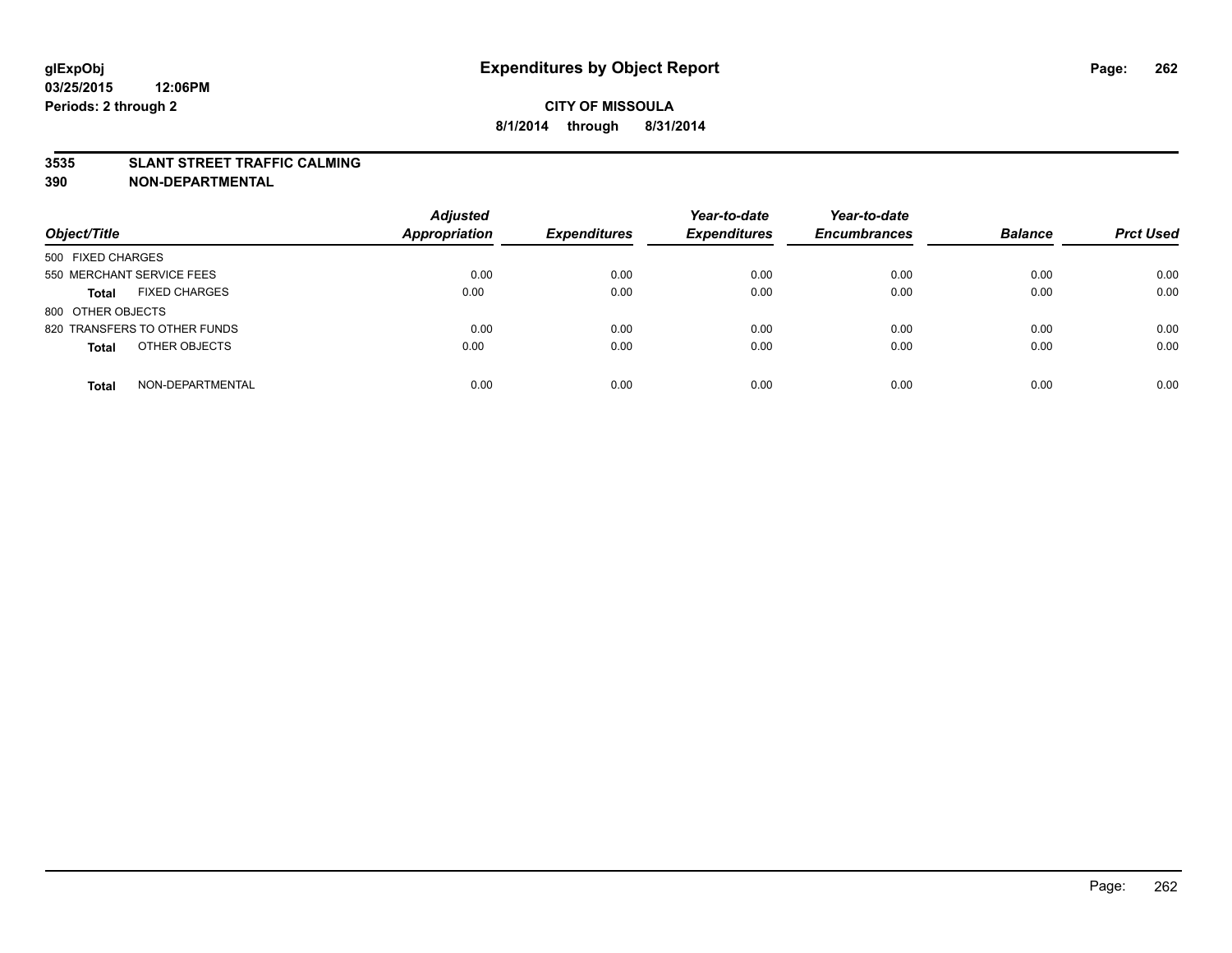# Expenditures by Object Report

**glExpObj**
**03/25/2015 12:06PM**
**Periods: 2 through 2**

**CITY OF MISSOULA**
**8/1/2014 through 8/31/2014**

**3535 SLANT STREET TRAFFIC CALMING**
**390 NON-DEPARTMENTAL**

| Object/Title | Adjusted Appropriation | Expenditures | Year-to-date Expenditures | Year-to-date Encumbrances | Balance | Prct Used |
|---|---|---|---|---|---|---|
| 500 FIXED CHARGES | | | | | | |
| 550 MERCHANT SERVICE FEES | 0.00 | 0.00 | 0.00 | 0.00 | 0.00 | 0.00 |
| **Total** FIXED CHARGES | 0.00 | 0.00 | 0.00 | 0.00 | 0.00 | 0.00 |
| 800 OTHER OBJECTS | | | | | | |
| 820 TRANSFERS TO OTHER FUNDS | 0.00 | 0.00 | 0.00 | 0.00 | 0.00 | 0.00 |
| **Total** OTHER OBJECTS | 0.00 | 0.00 | 0.00 | 0.00 | 0.00 | 0.00 |
| **Total** NON-DEPARTMENTAL | 0.00 | 0.00 | 0.00 | 0.00 | 0.00 | 0.00 |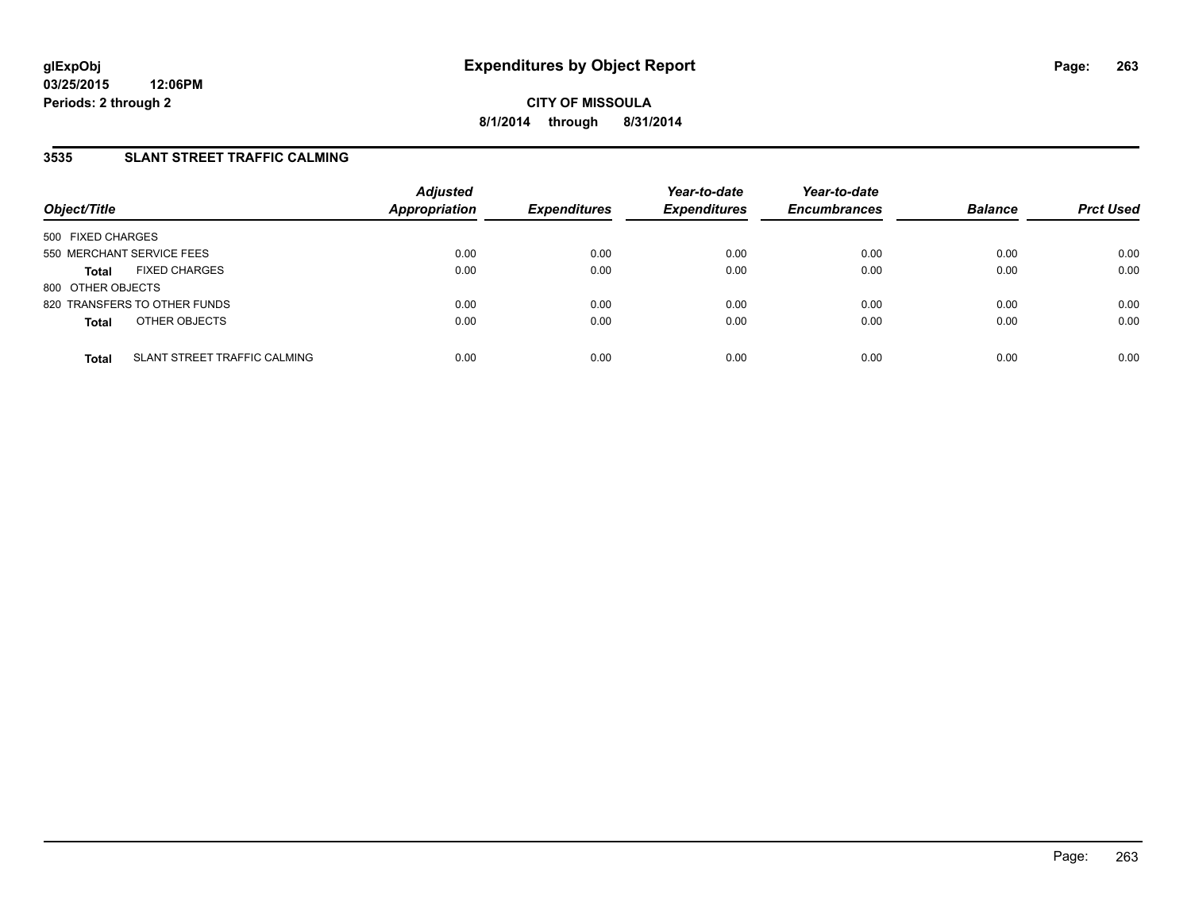# Expenditures by Object Report

glExpObj
03/25/2015 12:06PM
Periods: 2 through 2

**CITY OF MISSOULA**
**8/1/2014 through 8/31/2014**

## 3535 SLANT STREET TRAFFIC CALMING

| Object/Title | Adjusted Appropriation | Expenditures | Year-to-date Expenditures | Year-to-date Encumbrances | Balance | Prct Used |
|---|---|---|---|---|---|---|
| 500 FIXED CHARGES | | | | | | |
| 550 MERCHANT SERVICE FEES | 0.00 | 0.00 | 0.00 | 0.00 | 0.00 | 0.00 |
| **Total** FIXED CHARGES | 0.00 | 0.00 | 0.00 | 0.00 | 0.00 | 0.00 |
| 800 OTHER OBJECTS | | | | | | |
| 820 TRANSFERS TO OTHER FUNDS | 0.00 | 0.00 | 0.00 | 0.00 | 0.00 | 0.00 |
| **Total** OTHER OBJECTS | 0.00 | 0.00 | 0.00 | 0.00 | 0.00 | 0.00 |
| **Total** SLANT STREET TRAFFIC CALMING | 0.00 | 0.00 | 0.00 | 0.00 | 0.00 | 0.00 |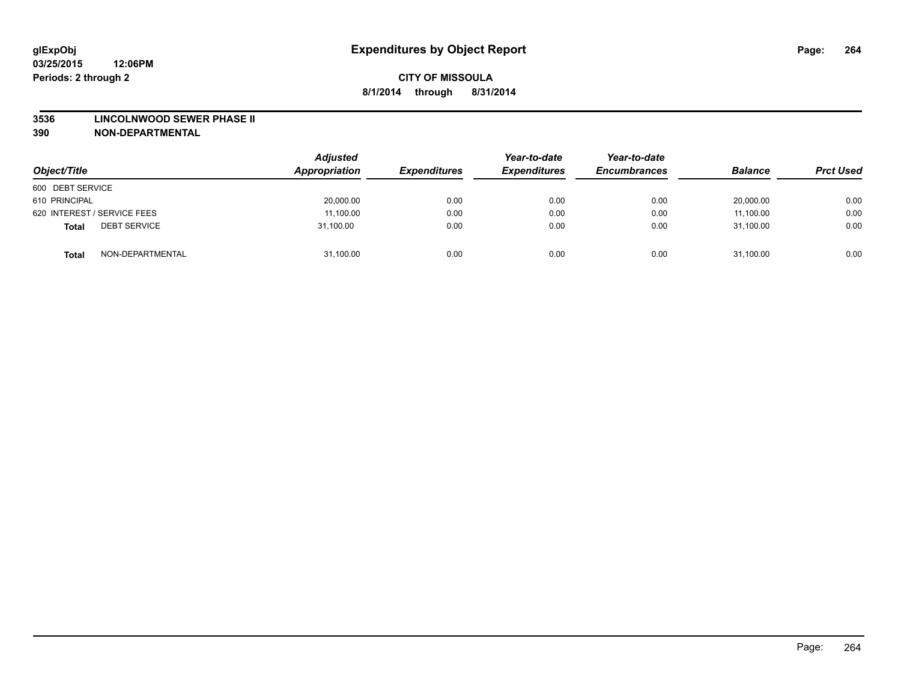**glExpObj**
**03/25/2015 12:06PM**
**Periods: 2 through 2**

# Expenditures by Object Report

**CITY OF MISSOULA**
**8/1/2014 through 8/31/2014**

**3536 LINCOLNWOOD SEWER PHASE II**
**390 NON-DEPARTMENTAL**

| Object/Title | | Adjusted Appropriation | Expenditures | Year-to-date Expenditures | Year-to-date Encumbrances | Balance | Prct Used |
|---|---|---|---|---|---|---|---|
| 600 DEBT SERVICE | | | | | | | |
| 610 PRINCIPAL | | 20,000.00 | 0.00 | 0.00 | 0.00 | 20,000.00 | 0.00 |
| 620 INTEREST / SERVICE FEES | | 11,100.00 | 0.00 | 0.00 | 0.00 | 11,100.00 | 0.00 |
| **Total** | DEBT SERVICE | 31,100.00 | 0.00 | 0.00 | 0.00 | 31,100.00 | 0.00 |
| **Total** | NON-DEPARTMENTAL | 31,100.00 | 0.00 | 0.00 | 0.00 | 31,100.00 | 0.00 |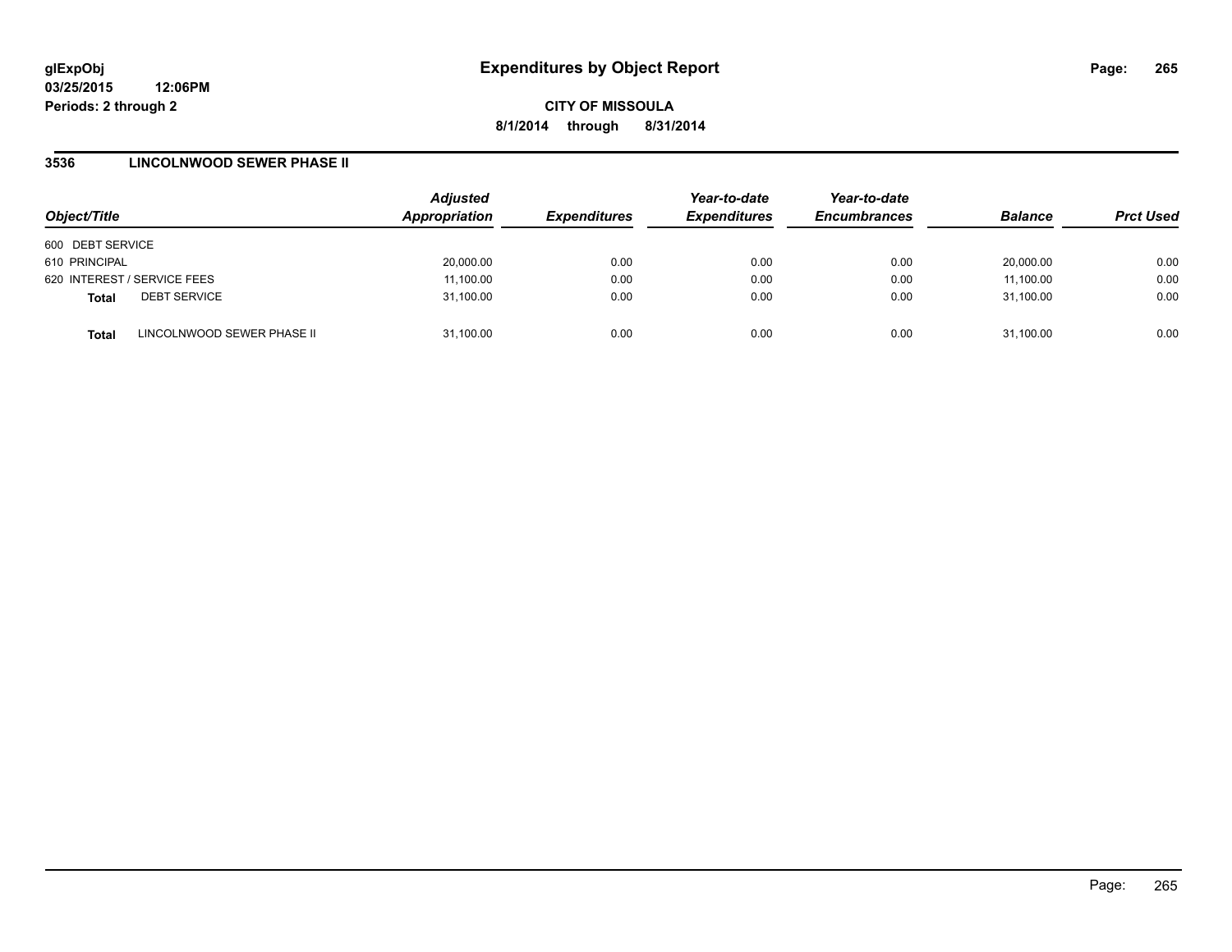# Expenditures by Object Report

glExpObj
03/25/2015 12:06PM
Periods: 2 through 2

**CITY OF MISSOULA**
**8/1/2014 through 8/31/2014**

## 3536 LINCOLNWOOD SEWER PHASE II

| Object/Title | | Adjusted Appropriation | Expenditures | Year-to-date Expenditures | Year-to-date Encumbrances | Balance | Prct Used |
|---|---|---|---|---|---|---|---|
| 600 DEBT SERVICE | | | | | | | |
| 610 PRINCIPAL | | 20,000.00 | 0.00 | 0.00 | 0.00 | 20,000.00 | 0.00 |
| 620 INTEREST / SERVICE FEES | | 11,100.00 | 0.00 | 0.00 | 0.00 | 11,100.00 | 0.00 |
| **Total** | DEBT SERVICE | 31,100.00 | 0.00 | 0.00 | 0.00 | 31,100.00 | 0.00 |
| **Total** | LINCOLNWOOD SEWER PHASE II | 31,100.00 | 0.00 | 0.00 | 0.00 | 31,100.00 | 0.00 |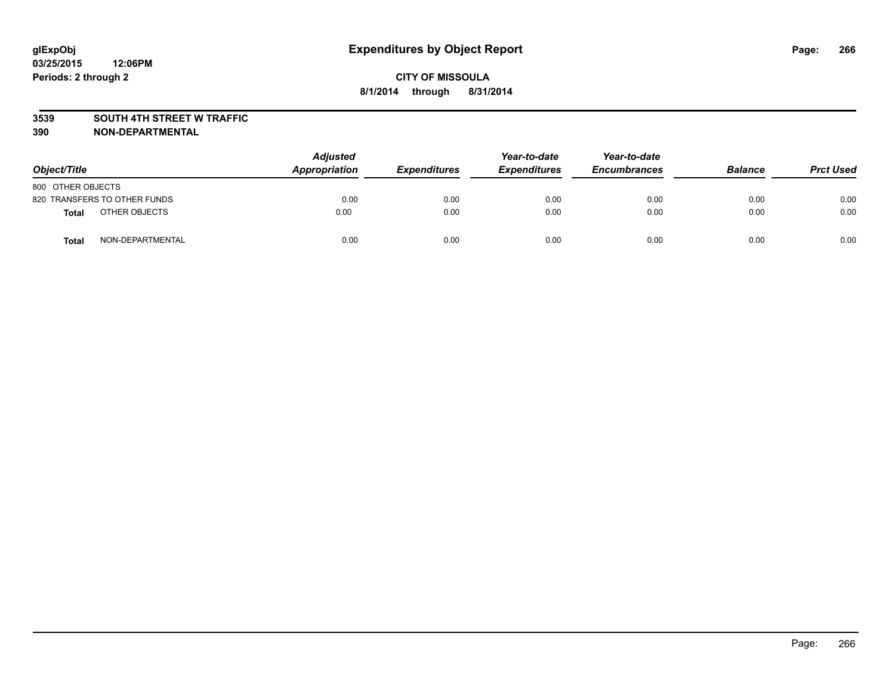# Expenditures by Object Report

glExpObj
03/25/2015 12:06PM
Periods: 2 through 2

**CITY OF MISSOULA**

**8/1/2014 through 8/31/2014**

**3539 SOUTH 4TH STREET W TRAFFIC**
**390 NON-DEPARTMENTAL**

| Object/Title | Adjusted Appropriation | Expenditures | Year-to-date Expenditures | Year-to-date Encumbrances | Balance | Prct Used |
|---|---|---|---|---|---|---|
| 800 OTHER OBJECTS | | | | | | |
| 820 TRANSFERS TO OTHER FUNDS | 0.00 | 0.00 | 0.00 | 0.00 | 0.00 | 0.00 |
| **Total** OTHER OBJECTS | 0.00 | 0.00 | 0.00 | 0.00 | 0.00 | 0.00 |
| **Total** NON-DEPARTMENTAL | 0.00 | 0.00 | 0.00 | 0.00 | 0.00 | 0.00 |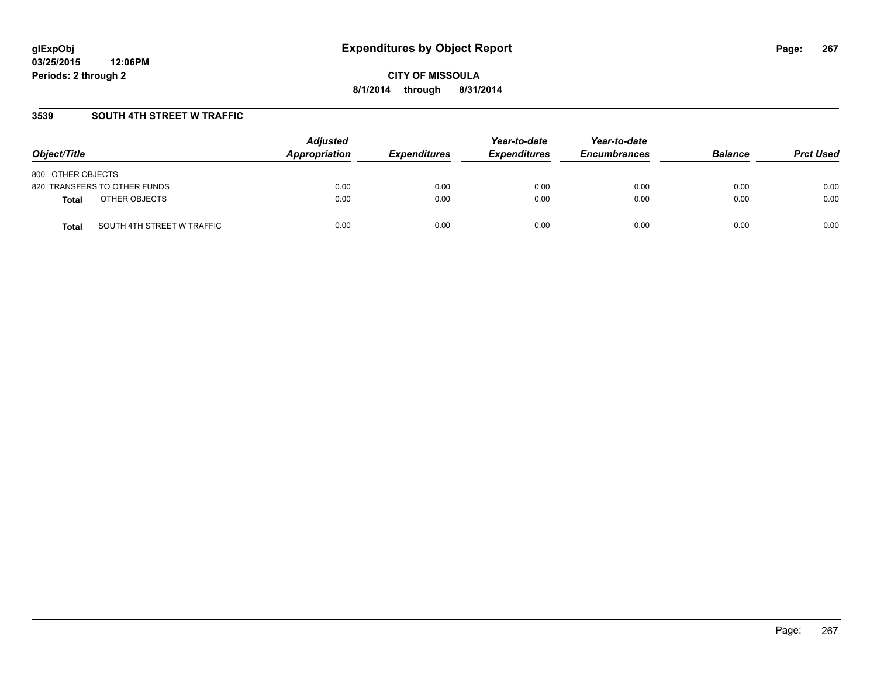# Expenditures by Object Report

glExpObj
03/25/2015 12:06PM
Periods: 2 through 2

**CITY OF MISSOULA**
**8/1/2014 through 8/31/2014**

## 3539 SOUTH 4TH STREET W TRAFFIC

| Object/Title | | Adjusted Appropriation | Expenditures | Year-to-date Expenditures | Year-to-date Encumbrances | Balance | Prct Used |
|---|---|---|---|---|---|---|---|
| 800 OTHER OBJECTS | | | | | | | |
| 820 TRANSFERS TO OTHER FUNDS | | 0.00 | 0.00 | 0.00 | 0.00 | 0.00 | 0.00 |
| **Total** | OTHER OBJECTS | 0.00 | 0.00 | 0.00 | 0.00 | 0.00 | 0.00 |
| **Total** | SOUTH 4TH STREET W TRAFFIC | 0.00 | 0.00 | 0.00 | 0.00 | 0.00 | 0.00 |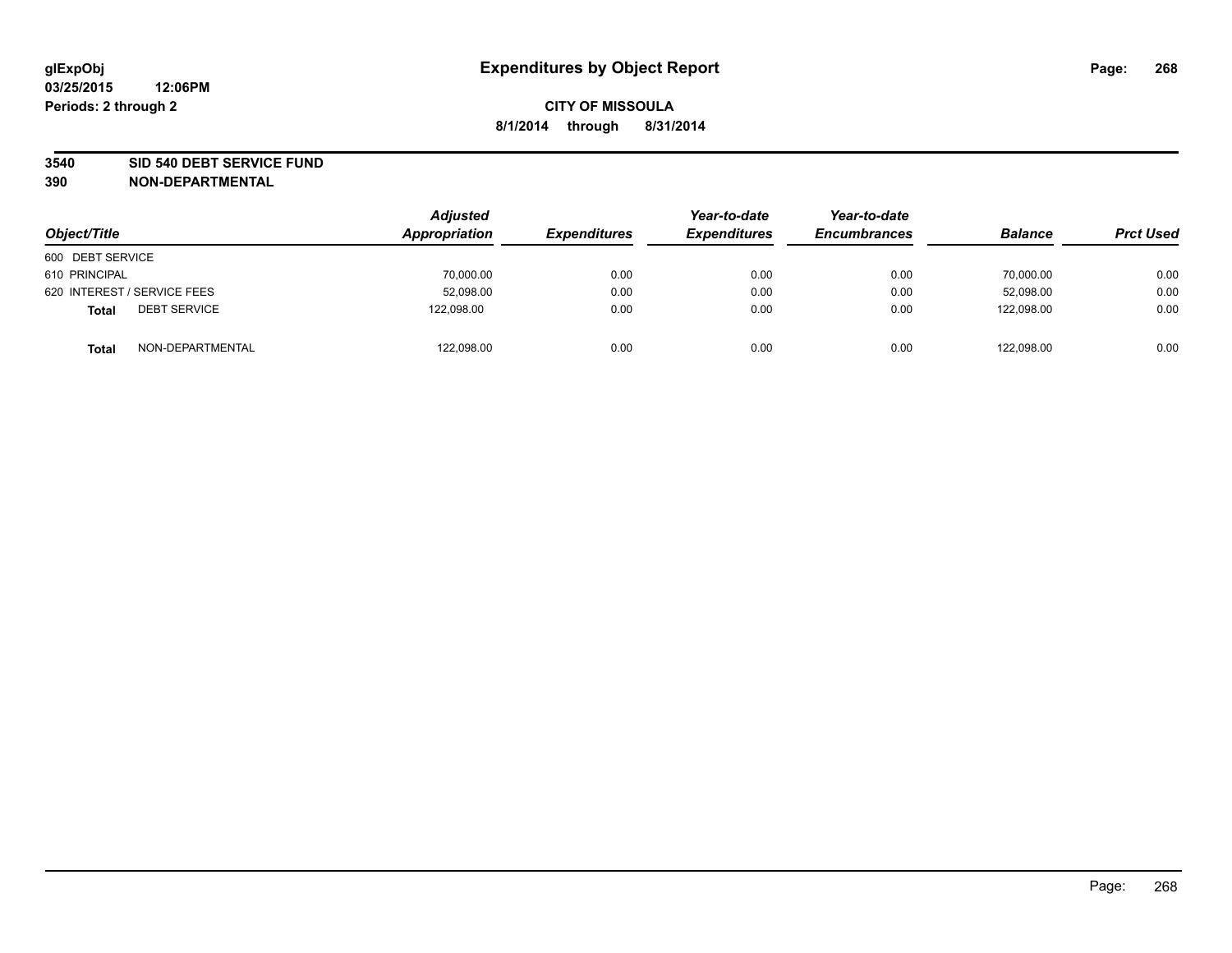**glExpObj**
**03/25/2015 12:06PM**
**Periods: 2 through 2**

# Expenditures by Object Report

**CITY OF MISSOULA**
**8/1/2014 through 8/31/2014**

**3540 SID 540 DEBT SERVICE FUND**
**390 NON-DEPARTMENTAL**

| Object/Title | Adjusted Appropriation | Expenditures | Year-to-date Expenditures | Year-to-date Encumbrances | Balance | Prct Used |
|---|---|---|---|---|---|---|
| 600 DEBT SERVICE | | | | | | |
| 610 PRINCIPAL | 70,000.00 | 0.00 | 0.00 | 0.00 | 70,000.00 | 0.00 |
| 620 INTEREST / SERVICE FEES | 52,098.00 | 0.00 | 0.00 | 0.00 | 52,098.00 | 0.00 |
| **Total** DEBT SERVICE | 122,098.00 | 0.00 | 0.00 | 0.00 | 122,098.00 | 0.00 |
| **Total** NON-DEPARTMENTAL | 122,098.00 | 0.00 | 0.00 | 0.00 | 122,098.00 | 0.00 |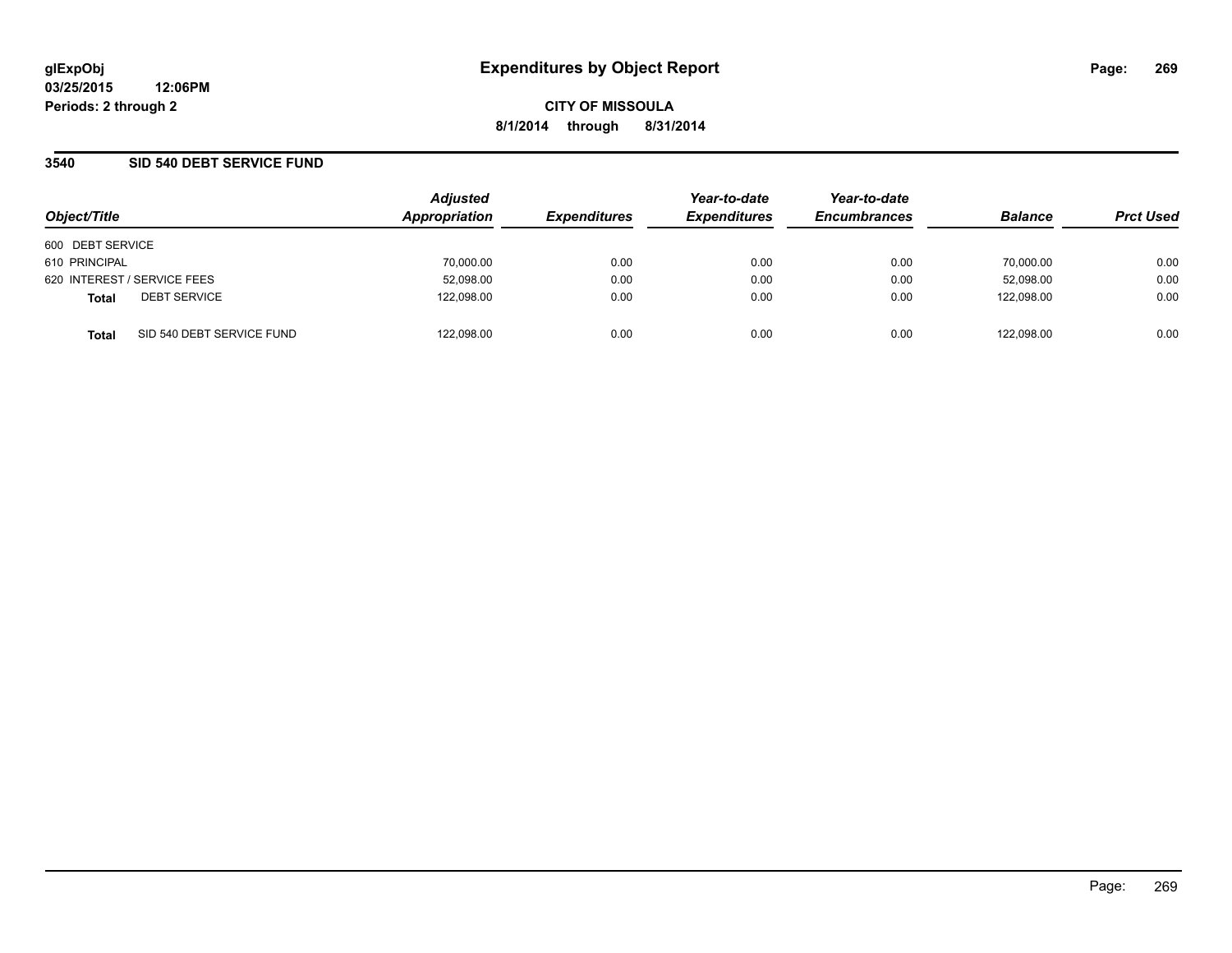glExpObj
03/25/2015 12:06PM
Periods: 2 through 2

# Expenditures by Object Report

**CITY OF MISSOULA**
**8/1/2014 through 8/31/2014**

## 3540 SID 540 DEBT SERVICE FUND

| Object/Title | Adjusted Appropriation | Expenditures | Year-to-date Expenditures | Year-to-date Encumbrances | Balance | Prct Used |
|---|---|---|---|---|---|---|
| 600 DEBT SERVICE | | | | | | |
| 610 PRINCIPAL | 70,000.00 | 0.00 | 0.00 | 0.00 | 70,000.00 | 0.00 |
| 620 INTEREST / SERVICE FEES | 52,098.00 | 0.00 | 0.00 | 0.00 | 52,098.00 | 0.00 |
| **Total** DEBT SERVICE | 122,098.00 | 0.00 | 0.00 | 0.00 | 122,098.00 | 0.00 |
| **Total** SID 540 DEBT SERVICE FUND | 122,098.00 | 0.00 | 0.00 | 0.00 | 122,098.00 | 0.00 |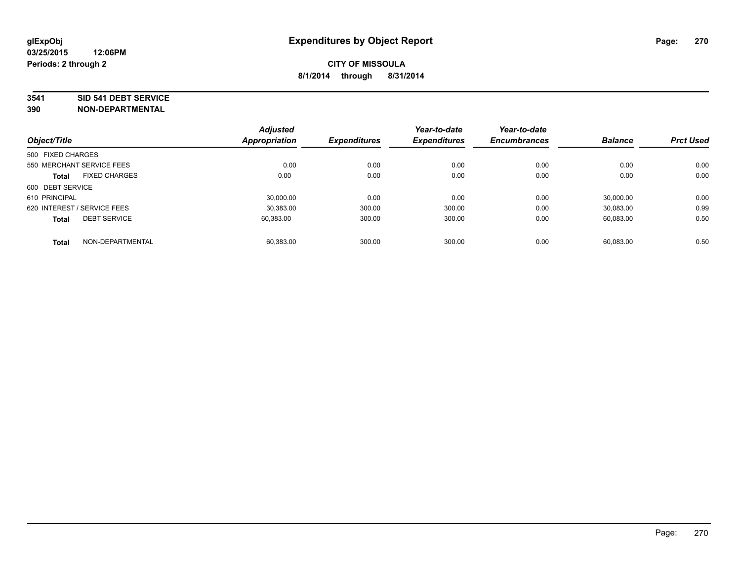**glExpObj** **Expenditures by Object Report**

**03/25/2015 12:06PM**

**Periods: 2 through 2**

**CITY OF MISSOULA**

**8/1/2014 through 8/31/2014**

**3541 SID 541 DEBT SERVICE**

**390 NON-DEPARTMENTAL**

| Object/Title | Adjusted Appropriation | Expenditures | Year-to-date Expenditures | Year-to-date Encumbrances | Balance | Prct Used |
|---|---|---|---|---|---|---|
| 500 FIXED CHARGES | | | | | | |
| 550 MERCHANT SERVICE FEES | 0.00 | 0.00 | 0.00 | 0.00 | 0.00 | 0.00 |
| **Total** FIXED CHARGES | 0.00 | 0.00 | 0.00 | 0.00 | 0.00 | 0.00 |
| 600 DEBT SERVICE | | | | | | |
| 610 PRINCIPAL | 30,000.00 | 0.00 | 0.00 | 0.00 | 30,000.00 | 0.00 |
| 620 INTEREST / SERVICE FEES | 30,383.00 | 300.00 | 300.00 | 0.00 | 30,083.00 | 0.99 |
| **Total** DEBT SERVICE | 60,383.00 | 300.00 | 300.00 | 0.00 | 60,083.00 | 0.50 |
| **Total** NON-DEPARTMENTAL | 60,383.00 | 300.00 | 300.00 | 0.00 | 60,083.00 | 0.50 |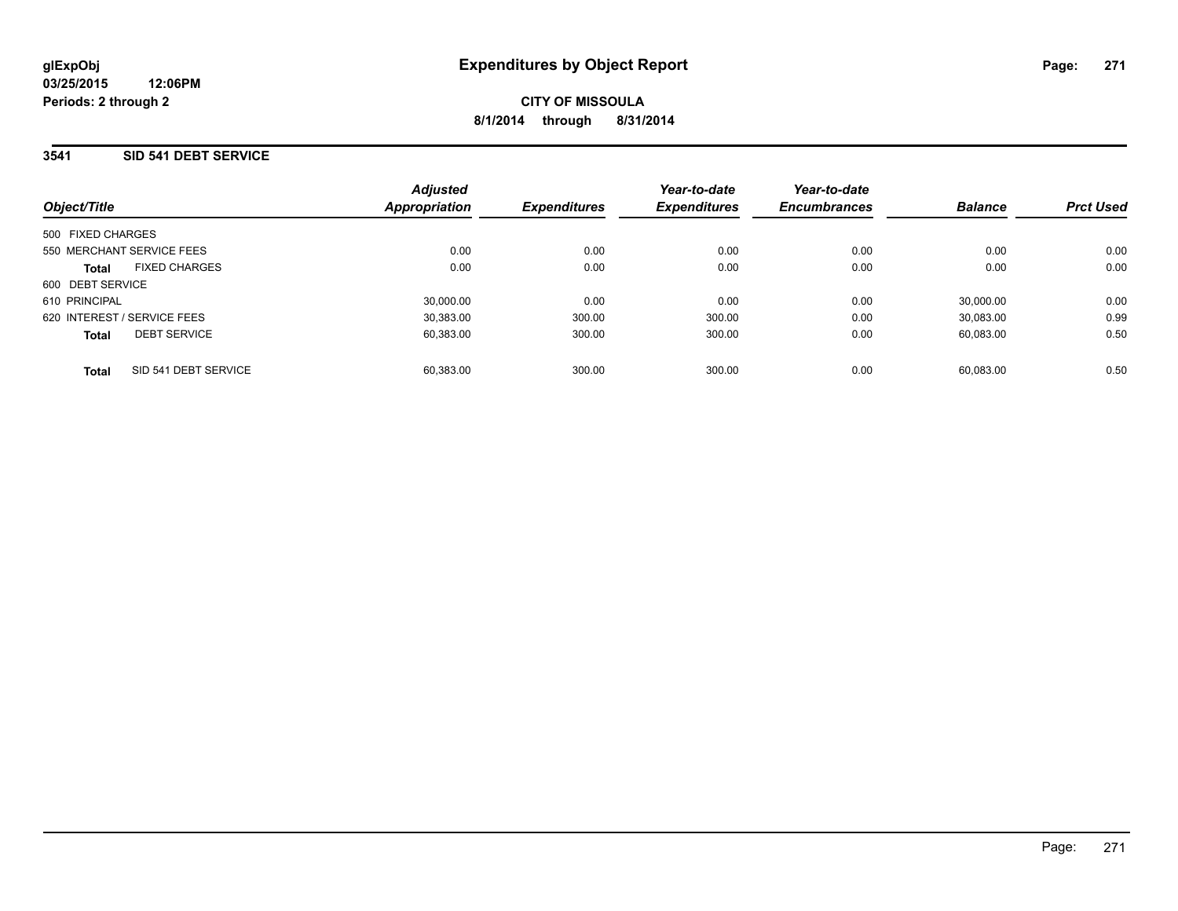**glExpObj**
**03/25/2015 12:06PM**
**Periods: 2 through 2**

# Expenditures by Object Report

**CITY OF MISSOULA**
**8/1/2014 through 8/31/2014**

## 3541 SID 541 DEBT SERVICE

| Object/Title | | Adjusted Appropriation | Expenditures | Year-to-date Expenditures | Year-to-date Encumbrances | Balance | Prct Used |
|---|---|---|---|---|---|---|---|
| 500 FIXED CHARGES | | | | | | | |
| 550 MERCHANT SERVICE FEES | | 0.00 | 0.00 | 0.00 | 0.00 | 0.00 | 0.00 |
| **Total** | FIXED CHARGES | 0.00 | 0.00 | 0.00 | 0.00 | 0.00 | 0.00 |
| 600 DEBT SERVICE | | | | | | | |
| 610 PRINCIPAL | | 30,000.00 | 0.00 | 0.00 | 0.00 | 30,000.00 | 0.00 |
| 620 INTEREST / SERVICE FEES | | 30,383.00 | 300.00 | 300.00 | 0.00 | 30,083.00 | 0.99 |
| **Total** | DEBT SERVICE | 60,383.00 | 300.00 | 300.00 | 0.00 | 60,083.00 | 0.50 |
| **Total** | SID 541 DEBT SERVICE | 60,383.00 | 300.00 | 300.00 | 0.00 | 60,083.00 | 0.50 |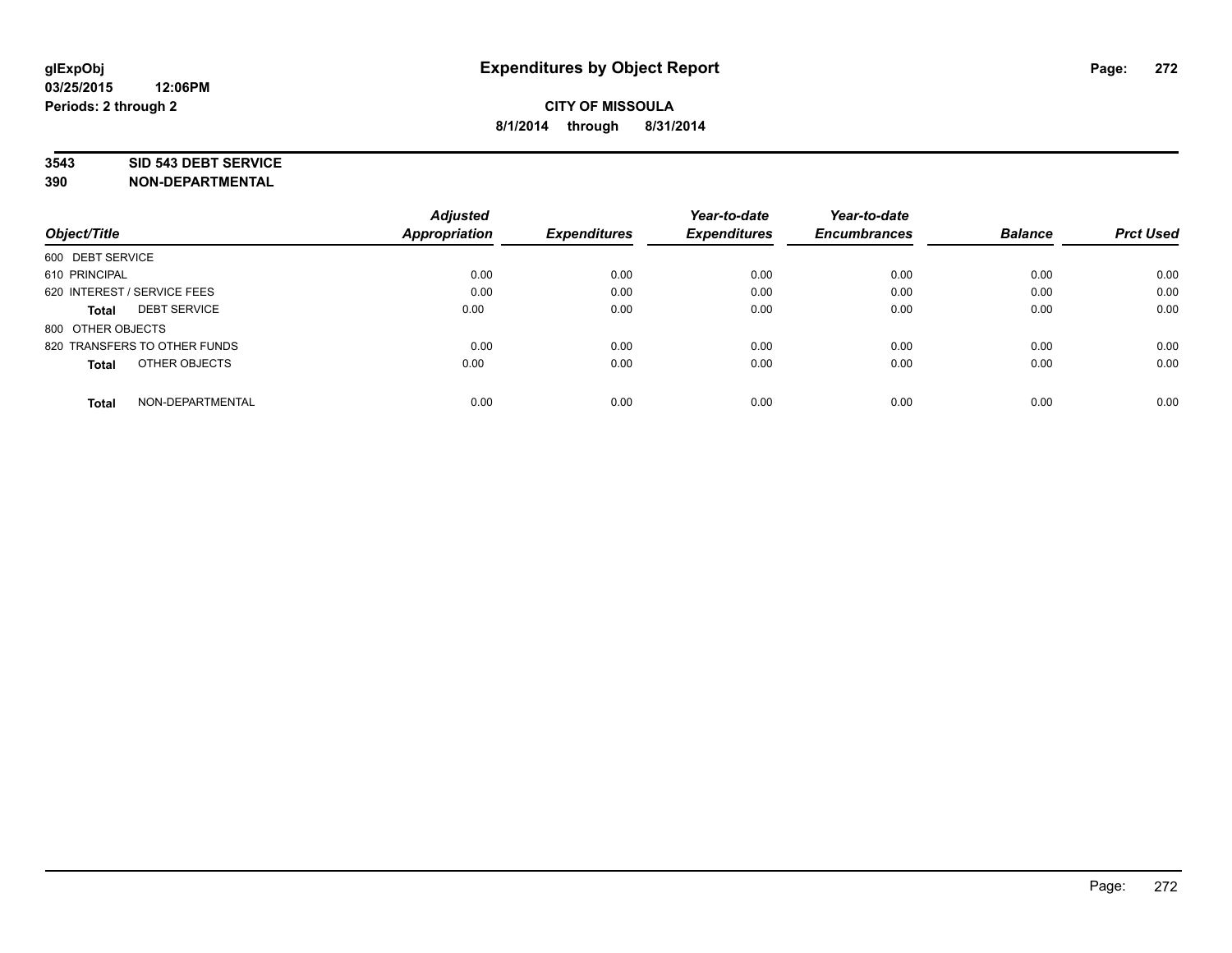glExpObj
03/25/2015 12:06PM
Periods: 2 through 2

# Expenditures by Object Report

**CITY OF MISSOULA**
**8/1/2014 through 8/31/2014**

**3543 SID 543 DEBT SERVICE**
**390 NON-DEPARTMENTAL**

| Object/Title | Adjusted Appropriation | Expenditures | Year-to-date Expenditures | Year-to-date Encumbrances | Balance | Prct Used |
|---|---|---|---|---|---|---|
| 600 DEBT SERVICE | | | | | | |
| 610 PRINCIPAL | 0.00 | 0.00 | 0.00 | 0.00 | 0.00 | 0.00 |
| 620 INTEREST / SERVICE FEES | 0.00 | 0.00 | 0.00 | 0.00 | 0.00 | 0.00 |
| **Total** DEBT SERVICE | 0.00 | 0.00 | 0.00 | 0.00 | 0.00 | 0.00 |
| 800 OTHER OBJECTS | | | | | | |
| 820 TRANSFERS TO OTHER FUNDS | 0.00 | 0.00 | 0.00 | 0.00 | 0.00 | 0.00 |
| **Total** OTHER OBJECTS | 0.00 | 0.00 | 0.00 | 0.00 | 0.00 | 0.00 |
| **Total** NON-DEPARTMENTAL | 0.00 | 0.00 | 0.00 | 0.00 | 0.00 | 0.00 |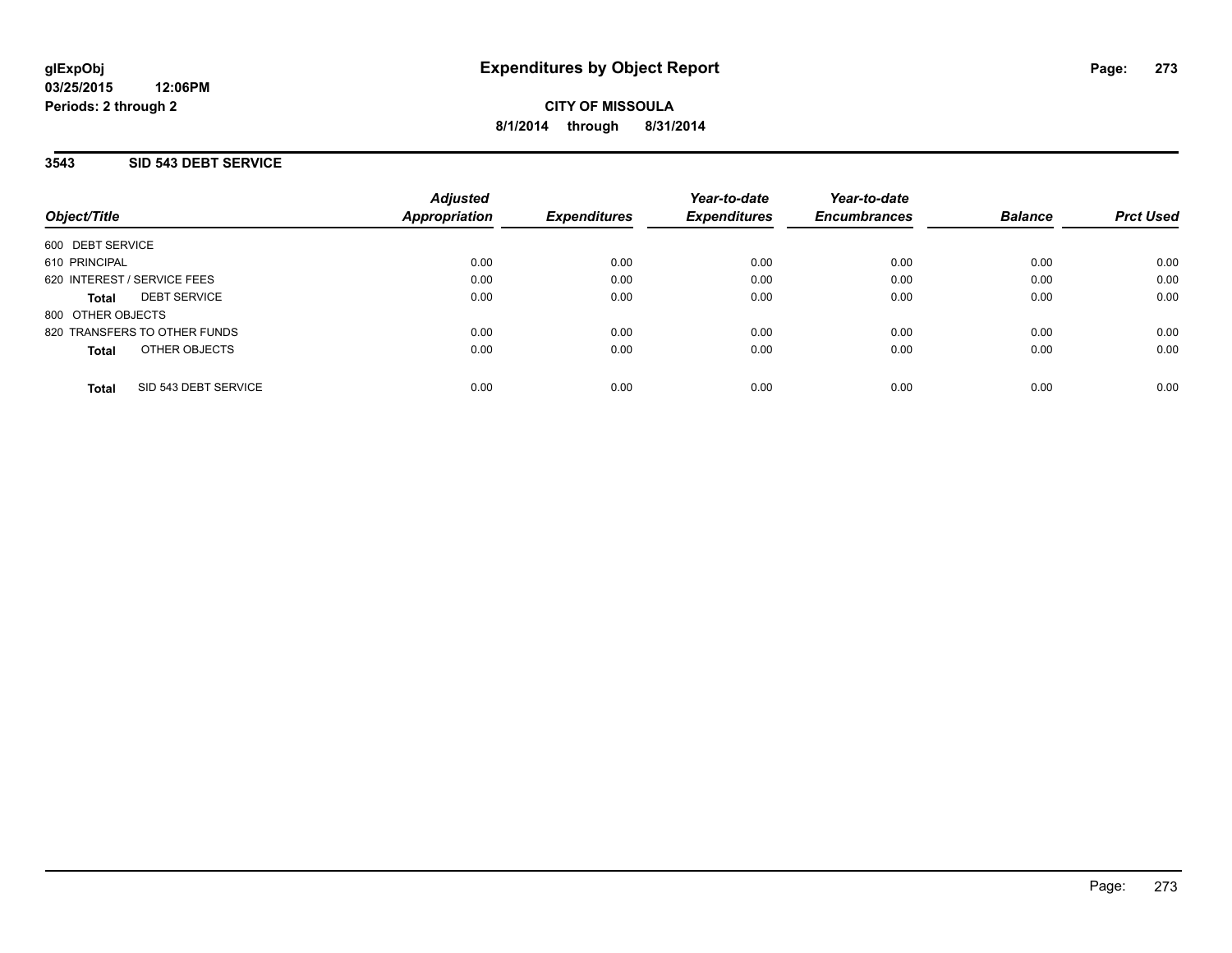# Expenditures by Object Report

glExpObj
03/25/2015 12:06PM
Periods: 2 through 2

**CITY OF MISSOULA**
**8/1/2014 through 8/31/2014**

## 3543 SID 543 DEBT SERVICE

| Object/Title | Adjusted Appropriation | Expenditures | Year-to-date Expenditures | Year-to-date Encumbrances | Balance | Prct Used |
|---|---|---|---|---|---|---|
| 600 DEBT SERVICE | | | | | | |
| 610 PRINCIPAL | 0.00 | 0.00 | 0.00 | 0.00 | 0.00 | 0.00 |
| 620 INTEREST / SERVICE FEES | 0.00 | 0.00 | 0.00 | 0.00 | 0.00 | 0.00 |
| **Total** DEBT SERVICE | 0.00 | 0.00 | 0.00 | 0.00 | 0.00 | 0.00 |
| 800 OTHER OBJECTS | | | | | | |
| 820 TRANSFERS TO OTHER FUNDS | 0.00 | 0.00 | 0.00 | 0.00 | 0.00 | 0.00 |
| **Total** OTHER OBJECTS | 0.00 | 0.00 | 0.00 | 0.00 | 0.00 | 0.00 |
| **Total** SID 543 DEBT SERVICE | 0.00 | 0.00 | 0.00 | 0.00 | 0.00 | 0.00 |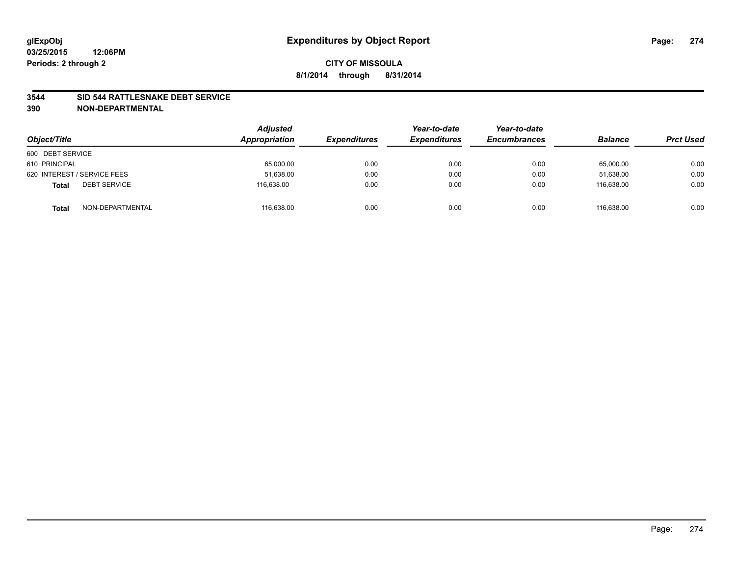# Expenditures by Object Report

**CITY OF MISSOULA**

**8/1/2014 through 8/31/2014**

glExpObj
03/25/2015 12:06PM
Periods: 2 through 2

## 3544 SID 544 RATTLESNAKE DEBT SERVICE
## 390 NON-DEPARTMENTAL

| Object/Title | Adjusted Appropriation | Expenditures | Year-to-date Expenditures | Year-to-date Encumbrances | Balance | Prct Used |
|---|---|---|---|---|---|---|
| 600 DEBT SERVICE | | | | | | |
| 610 PRINCIPAL | 65,000.00 | 0.00 | 0.00 | 0.00 | 65,000.00 | 0.00 |
| 620 INTEREST / SERVICE FEES | 51,638.00 | 0.00 | 0.00 | 0.00 | 51,638.00 | 0.00 |
| **Total** DEBT SERVICE | 116,638.00 | 0.00 | 0.00 | 0.00 | 116,638.00 | 0.00 |
| **Total** NON-DEPARTMENTAL | 116,638.00 | 0.00 | 0.00 | 0.00 | 116,638.00 | 0.00 |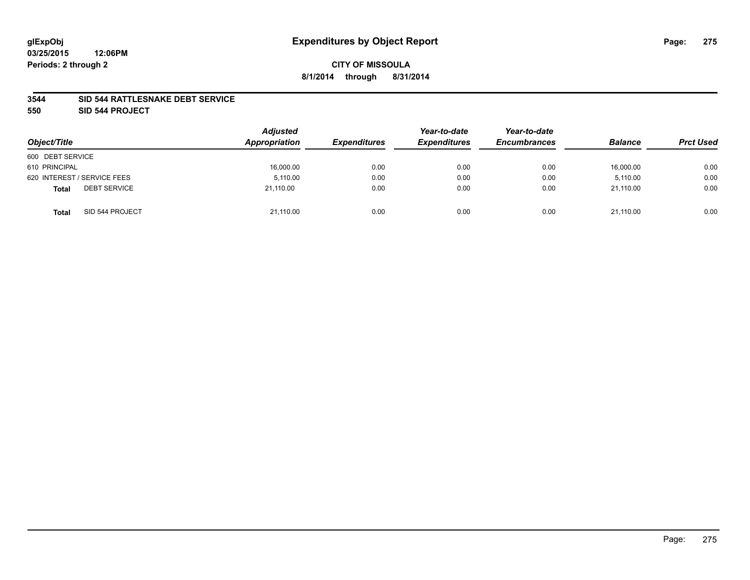# Expenditures by Object Report

glExpObj
03/25/2015 12:06PM
Periods: 2 through 2

**CITY OF MISSOULA**
**8/1/2014 through 8/31/2014**

**3544 SID 544 RATTLESNAKE DEBT SERVICE**
**550 SID 544 PROJECT**

| Object/Title | Adjusted Appropriation | Expenditures | Year-to-date Expenditures | Year-to-date Encumbrances | Balance | Prct Used |
|---|---|---|---|---|---|---|
| 600 DEBT SERVICE | | | | | | |
| 610 PRINCIPAL | 16,000.00 | 0.00 | 0.00 | 0.00 | 16,000.00 | 0.00 |
| 620 INTEREST / SERVICE FEES | 5,110.00 | 0.00 | 0.00 | 0.00 | 5,110.00 | 0.00 |
| **Total** DEBT SERVICE | 21,110.00 | 0.00 | 0.00 | 0.00 | 21,110.00 | 0.00 |
| **Total** SID 544 PROJECT | 21,110.00 | 0.00 | 0.00 | 0.00 | 21,110.00 | 0.00 |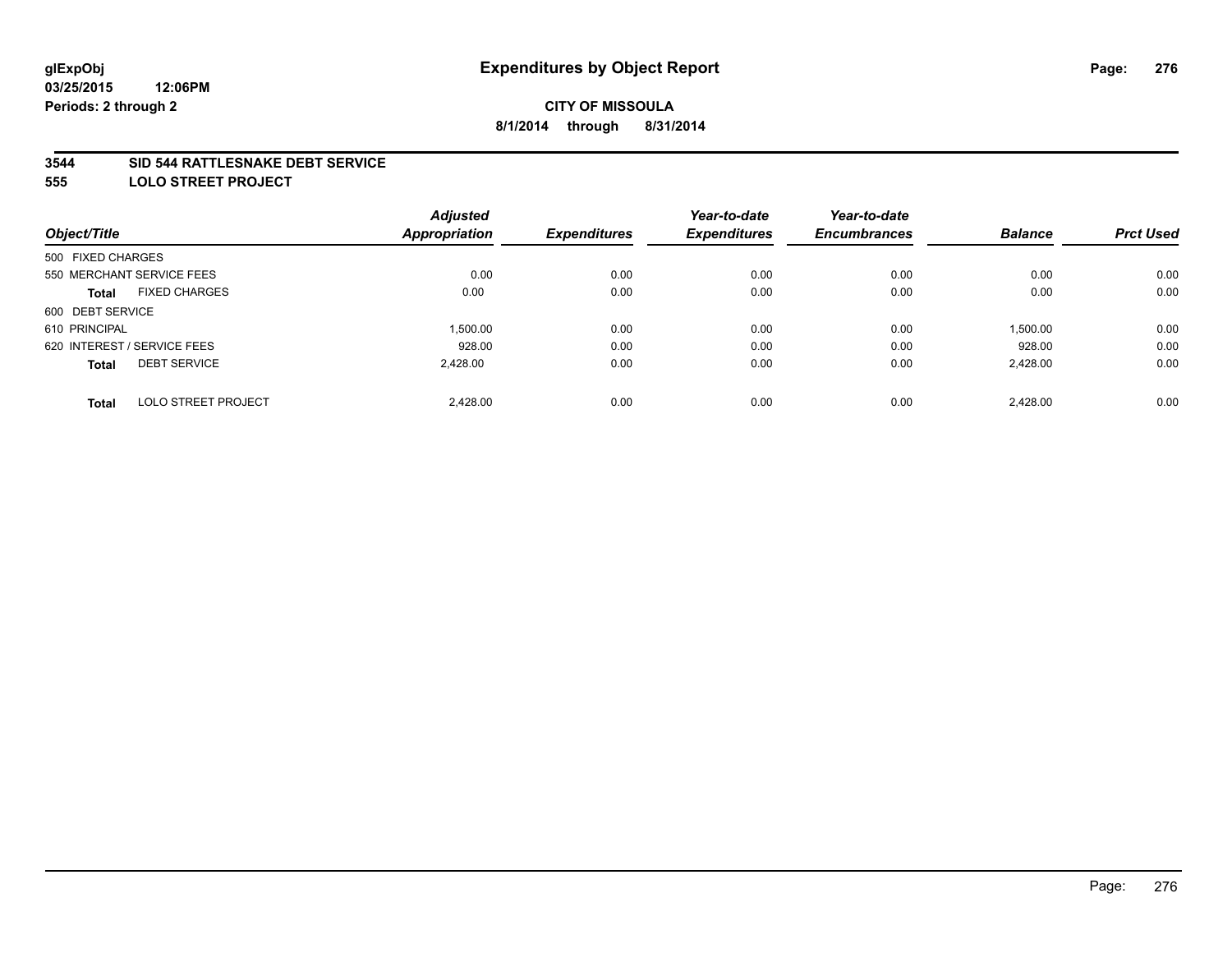**glExpObj**
**03/25/2015 12:06PM**
**Periods: 2 through 2**

# Expenditures by Object Report

**CITY OF MISSOULA**
**8/1/2014 through 8/31/2014**

**3544 SID 544 RATTLESNAKE DEBT SERVICE**
**555 LOLO STREET PROJECT**

| Object/Title | | Adjusted Appropriation | Expenditures | Year-to-date Expenditures | Year-to-date Encumbrances | Balance | Prct Used |
|---|---|---|---|---|---|---|---|
| 500 FIXED CHARGES | | | | | | | |
| 550 MERCHANT SERVICE FEES | | 0.00 | 0.00 | 0.00 | 0.00 | 0.00 | 0.00 |
| **Total** | FIXED CHARGES | 0.00 | 0.00 | 0.00 | 0.00 | 0.00 | 0.00 |
| 600 DEBT SERVICE | | | | | | | |
| 610 PRINCIPAL | | 1,500.00 | 0.00 | 0.00 | 0.00 | 1,500.00 | 0.00 |
| 620 INTEREST / SERVICE FEES | | 928.00 | 0.00 | 0.00 | 0.00 | 928.00 | 0.00 |
| **Total** | DEBT SERVICE | 2,428.00 | 0.00 | 0.00 | 0.00 | 2,428.00 | 0.00 |
| **Total** | LOLO STREET PROJECT | 2,428.00 | 0.00 | 0.00 | 0.00 | 2,428.00 | 0.00 |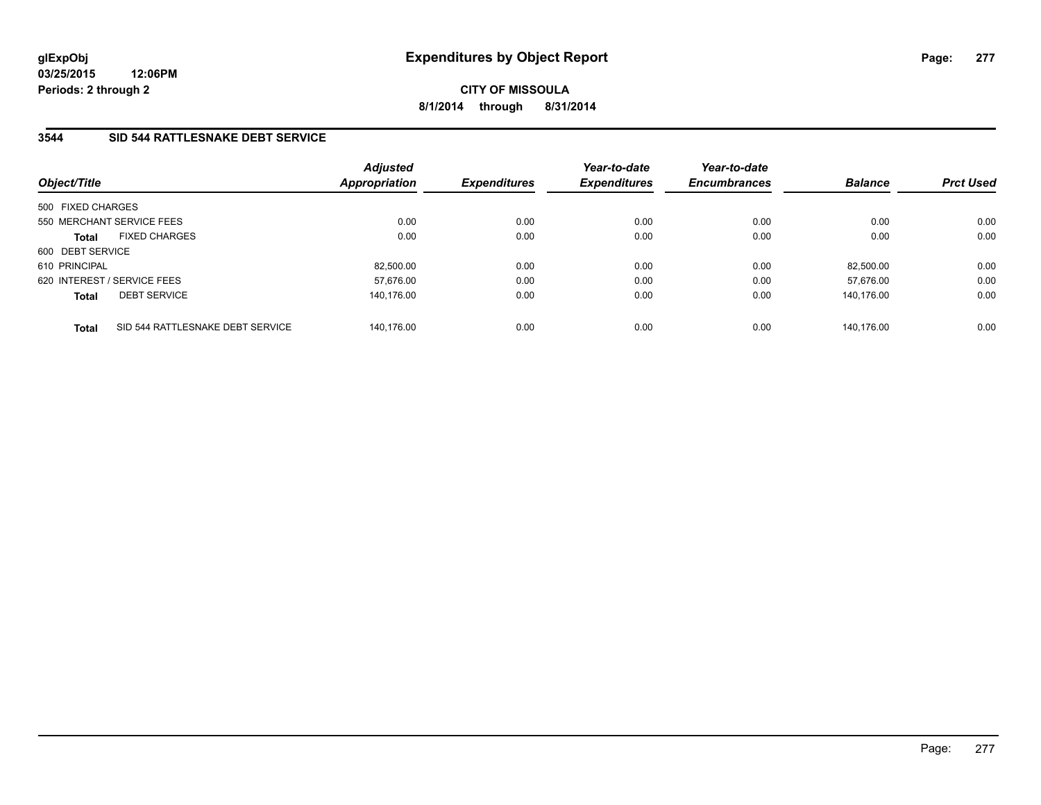glExpObj
03/25/2015 12:06PM
Periods: 2 through 2

# Expenditures by Object Report

**CITY OF MISSOULA**
**8/1/2014 through 8/31/2014**

## 3544 SID 544 RATTLESNAKE DEBT SERVICE

| Object/Title | | Adjusted Appropriation | Expenditures | Year-to-date Expenditures | Year-to-date Encumbrances | Balance | Prct Used |
|---|---|---|---|---|---|---|---|
| 500 FIXED CHARGES | | | | | | | |
| 550 MERCHANT SERVICE FEES | | 0.00 | 0.00 | 0.00 | 0.00 | 0.00 | 0.00 |
| **Total** | FIXED CHARGES | 0.00 | 0.00 | 0.00 | 0.00 | 0.00 | 0.00 |
| 600 DEBT SERVICE | | | | | | | |
| 610 PRINCIPAL | | 82,500.00 | 0.00 | 0.00 | 0.00 | 82,500.00 | 0.00 |
| 620 INTEREST / SERVICE FEES | | 57,676.00 | 0.00 | 0.00 | 0.00 | 57,676.00 | 0.00 |
| **Total** | DEBT SERVICE | 140,176.00 | 0.00 | 0.00 | 0.00 | 140,176.00 | 0.00 |
| **Total** | SID 544 RATTLESNAKE DEBT SERVICE | 140,176.00 | 0.00 | 0.00 | 0.00 | 140,176.00 | 0.00 |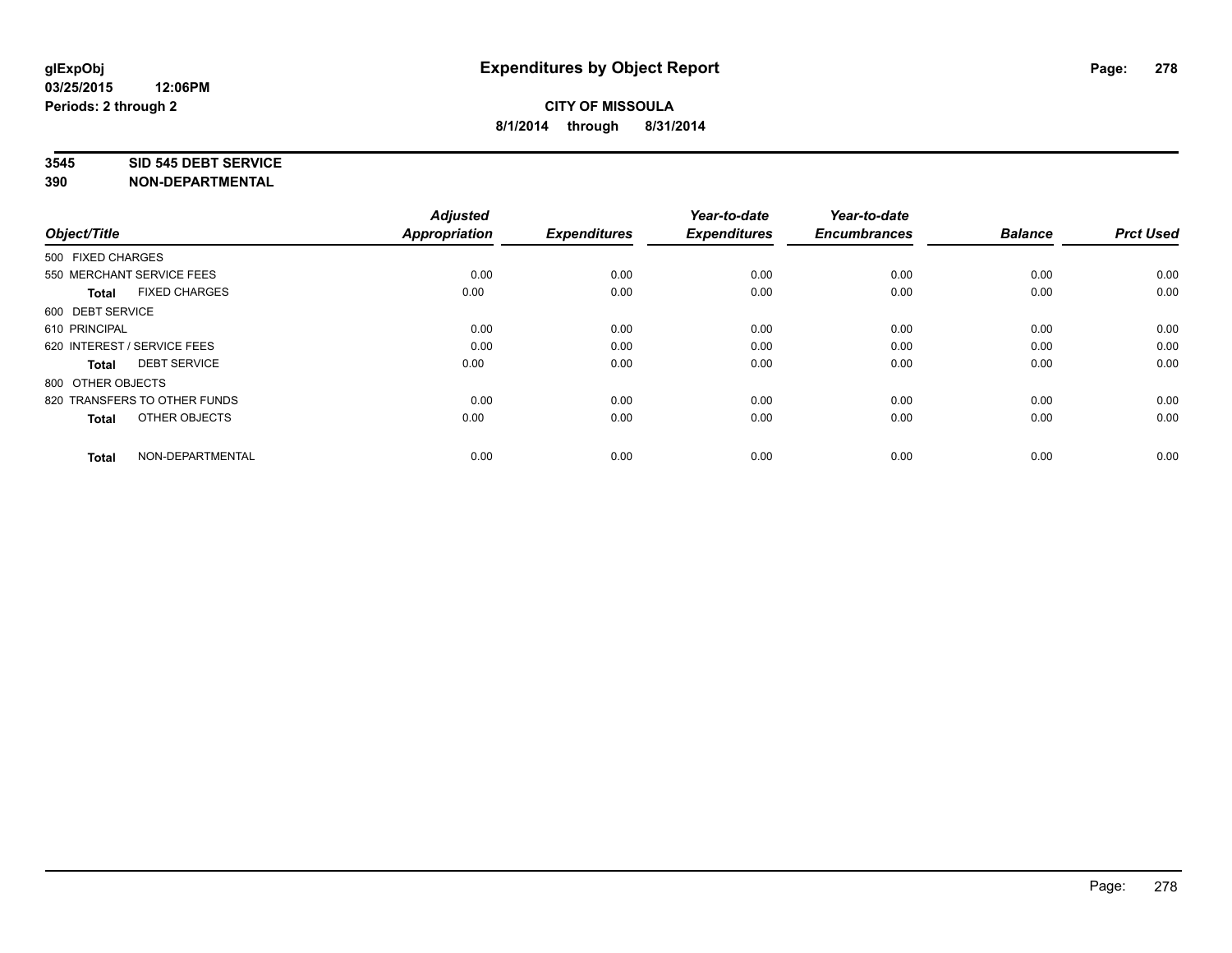**glExpObj** **Expenditures by Object Report**
**03/25/2015 12:06PM**
**Periods: 2 through 2**

**CITY OF MISSOULA**
**8/1/2014 through 8/31/2014**

**3545 SID 545 DEBT SERVICE**
**390 NON-DEPARTMENTAL**

| Object/Title | | Adjusted Appropriation | Expenditures | Year-to-date Expenditures | Year-to-date Encumbrances | Balance | Prct Used |
|---|---|---|---|---|---|---|---|
| 500 FIXED CHARGES | | | | | | | |
| 550 MERCHANT SERVICE FEES | | 0.00 | 0.00 | 0.00 | 0.00 | 0.00 | 0.00 |
| **Total** | FIXED CHARGES | 0.00 | 0.00 | 0.00 | 0.00 | 0.00 | 0.00 |
| 600 DEBT SERVICE | | | | | | | |
| 610 PRINCIPAL | | 0.00 | 0.00 | 0.00 | 0.00 | 0.00 | 0.00 |
| 620 INTEREST / SERVICE FEES | | 0.00 | 0.00 | 0.00 | 0.00 | 0.00 | 0.00 |
| **Total** | DEBT SERVICE | 0.00 | 0.00 | 0.00 | 0.00 | 0.00 | 0.00 |
| 800 OTHER OBJECTS | | | | | | | |
| 820 TRANSFERS TO OTHER FUNDS | | 0.00 | 0.00 | 0.00 | 0.00 | 0.00 | 0.00 |
| **Total** | OTHER OBJECTS | 0.00 | 0.00 | 0.00 | 0.00 | 0.00 | 0.00 |
| **Total** | NON-DEPARTMENTAL | 0.00 | 0.00 | 0.00 | 0.00 | 0.00 | 0.00 |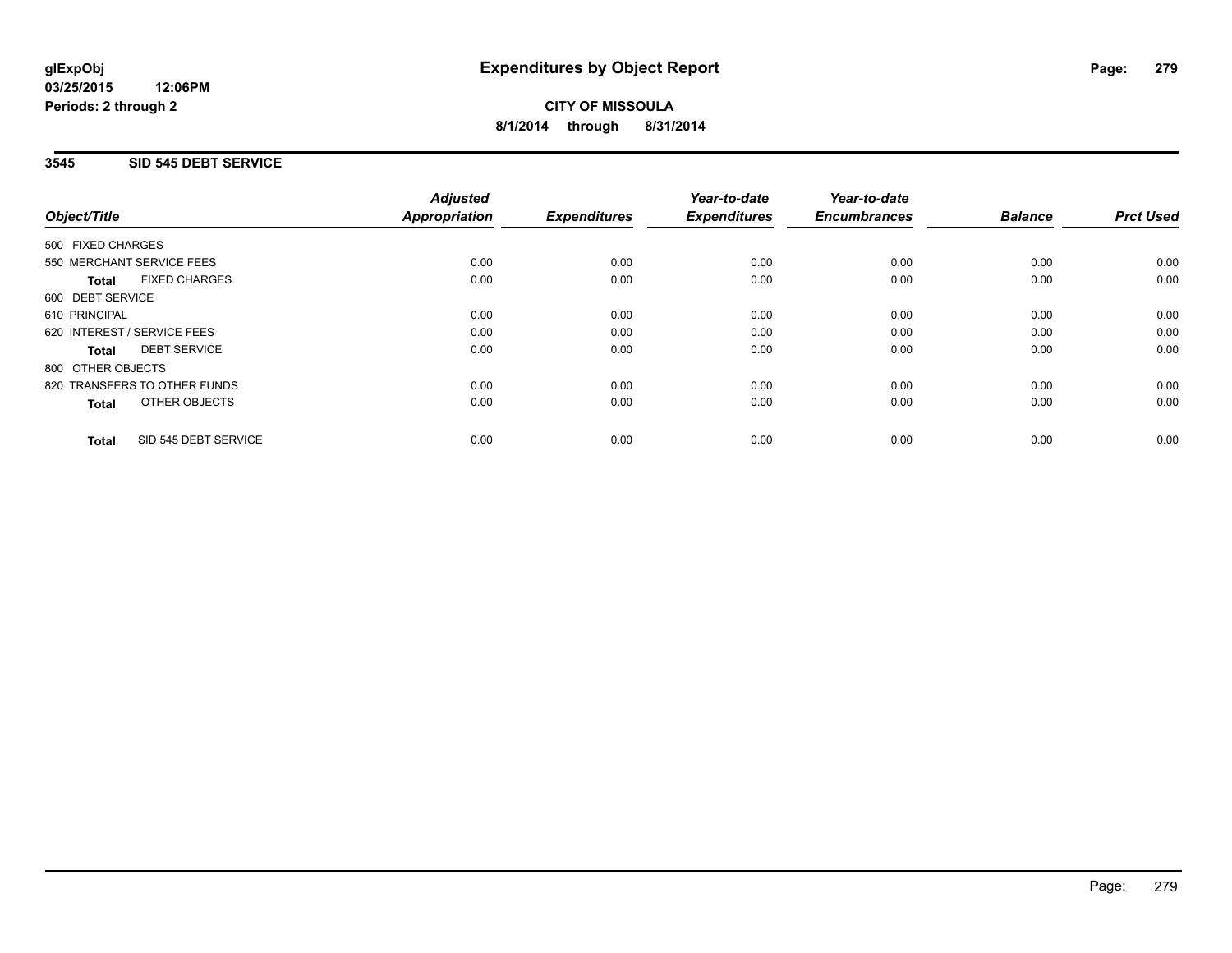glExpObj
03/25/2015 12:06PM
Periods: 2 through 2

# Expenditures by Object Report

**CITY OF MISSOULA**
**8/1/2014 through 8/31/2014**

## 3545 SID 545 DEBT SERVICE

| Object/Title | Adjusted Appropriation | Expenditures | Year-to-date Expenditures | Year-to-date Encumbrances | Balance | Prct Used |
|---|---|---|---|---|---|---|
| 500 FIXED CHARGES | | | | | | |
| 550 MERCHANT SERVICE FEES | 0.00 | 0.00 | 0.00 | 0.00 | 0.00 | 0.00 |
| **Total** FIXED CHARGES | 0.00 | 0.00 | 0.00 | 0.00 | 0.00 | 0.00 |
| 600 DEBT SERVICE | | | | | | |
| 610 PRINCIPAL | 0.00 | 0.00 | 0.00 | 0.00 | 0.00 | 0.00 |
| 620 INTEREST / SERVICE FEES | 0.00 | 0.00 | 0.00 | 0.00 | 0.00 | 0.00 |
| **Total** DEBT SERVICE | 0.00 | 0.00 | 0.00 | 0.00 | 0.00 | 0.00 |
| 800 OTHER OBJECTS | | | | | | |
| 820 TRANSFERS TO OTHER FUNDS | 0.00 | 0.00 | 0.00 | 0.00 | 0.00 | 0.00 |
| **Total** OTHER OBJECTS | 0.00 | 0.00 | 0.00 | 0.00 | 0.00 | 0.00 |
| **Total** SID 545 DEBT SERVICE | 0.00 | 0.00 | 0.00 | 0.00 | 0.00 | 0.00 |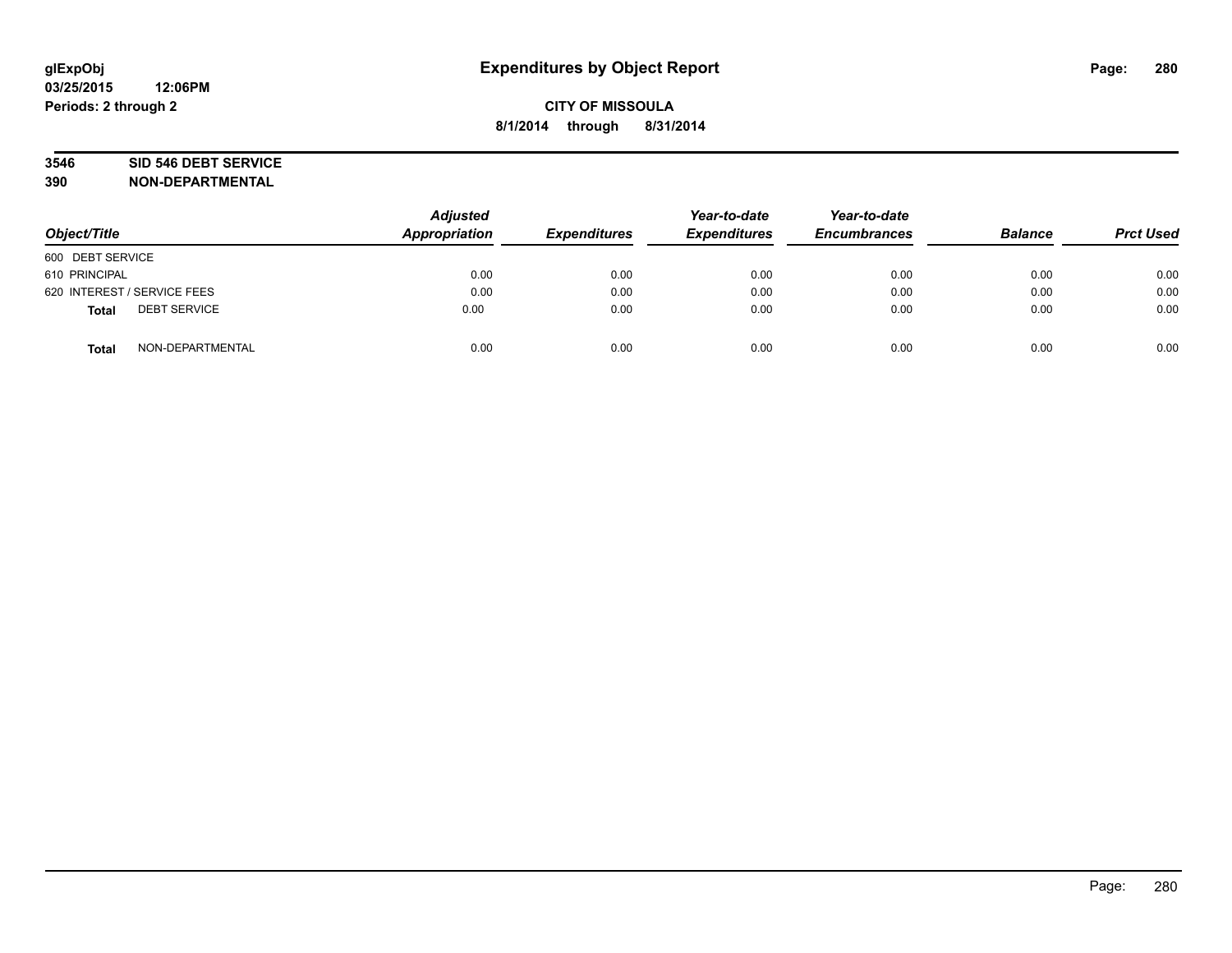# Expenditures by Object Report

glExpObj
03/25/2015 12:06PM
Periods: 2 through 2

**CITY OF MISSOULA**
**8/1/2014 through 8/31/2014**

**3546 SID 546 DEBT SERVICE**
**390 NON-DEPARTMENTAL**

| Object/Title | Adjusted Appropriation | Expenditures | Year-to-date Expenditures | Year-to-date Encumbrances | Balance | Prct Used |
|---|---|---|---|---|---|---|
| 600 DEBT SERVICE | | | | | | |
| 610 PRINCIPAL | 0.00 | 0.00 | 0.00 | 0.00 | 0.00 | 0.00 |
| 620 INTEREST / SERVICE FEES | 0.00 | 0.00 | 0.00 | 0.00 | 0.00 | 0.00 |
| **Total** DEBT SERVICE | 0.00 | 0.00 | 0.00 | 0.00 | 0.00 | 0.00 |
| **Total** NON-DEPARTMENTAL | 0.00 | 0.00 | 0.00 | 0.00 | 0.00 | 0.00 |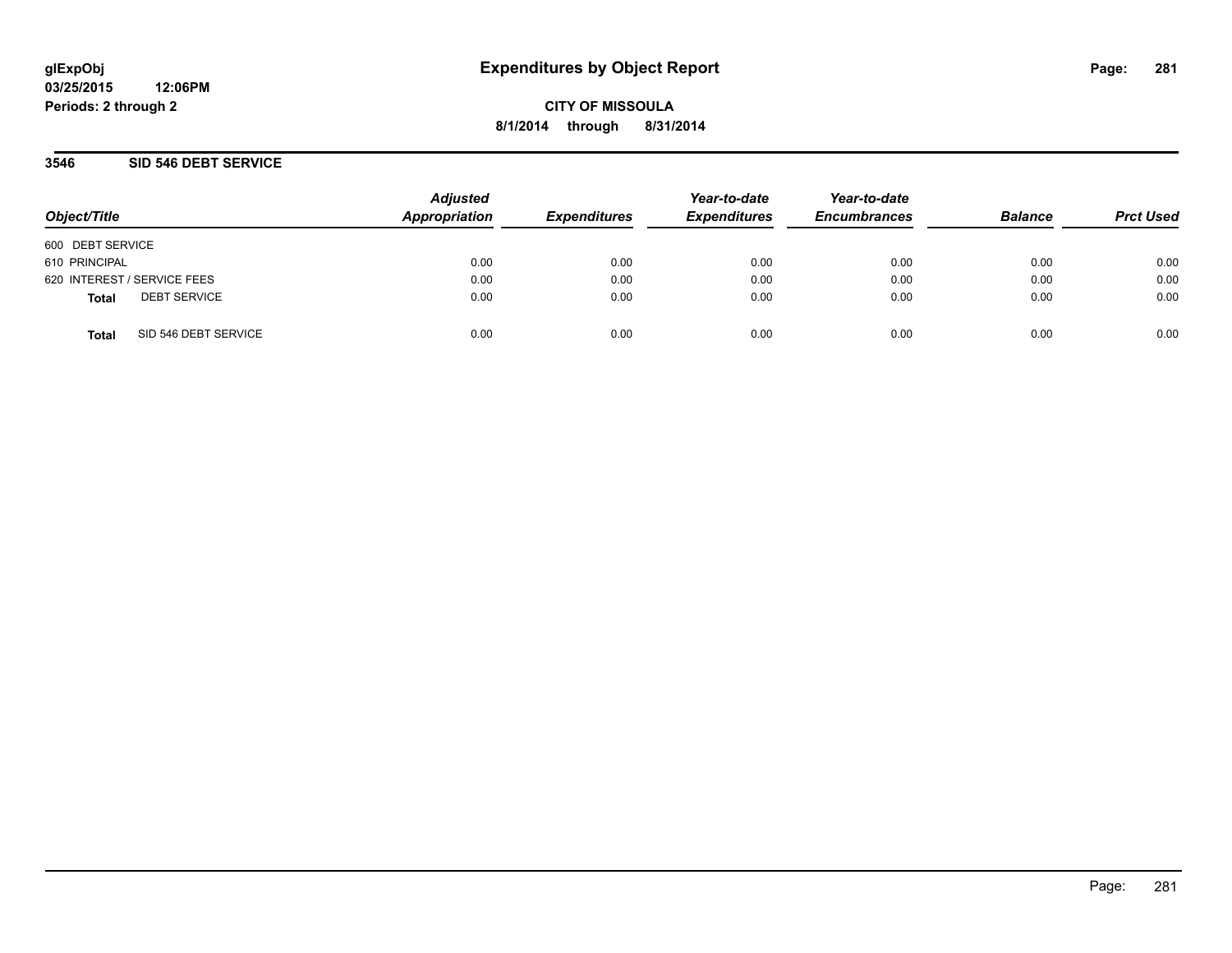glExpObj
03/25/2015 12:06PM
Periods: 2 through 2

# Expenditures by Object Report

CITY OF MISSOULA
8/1/2014 through 8/31/2014

## 3546 SID 546 DEBT SERVICE

| Object/Title | Adjusted Appropriation | Expenditures | Year-to-date Expenditures | Year-to-date Encumbrances | Balance | Prct Used |
|---|---|---|---|---|---|---|
| 600 DEBT SERVICE | | | | | | |
| 610 PRINCIPAL | 0.00 | 0.00 | 0.00 | 0.00 | 0.00 | 0.00 |
| 620 INTEREST / SERVICE FEES | 0.00 | 0.00 | 0.00 | 0.00 | 0.00 | 0.00 |
| **Total** DEBT SERVICE | 0.00 | 0.00 | 0.00 | 0.00 | 0.00 | 0.00 |
| **Total** SID 546 DEBT SERVICE | 0.00 | 0.00 | 0.00 | 0.00 | 0.00 | 0.00 |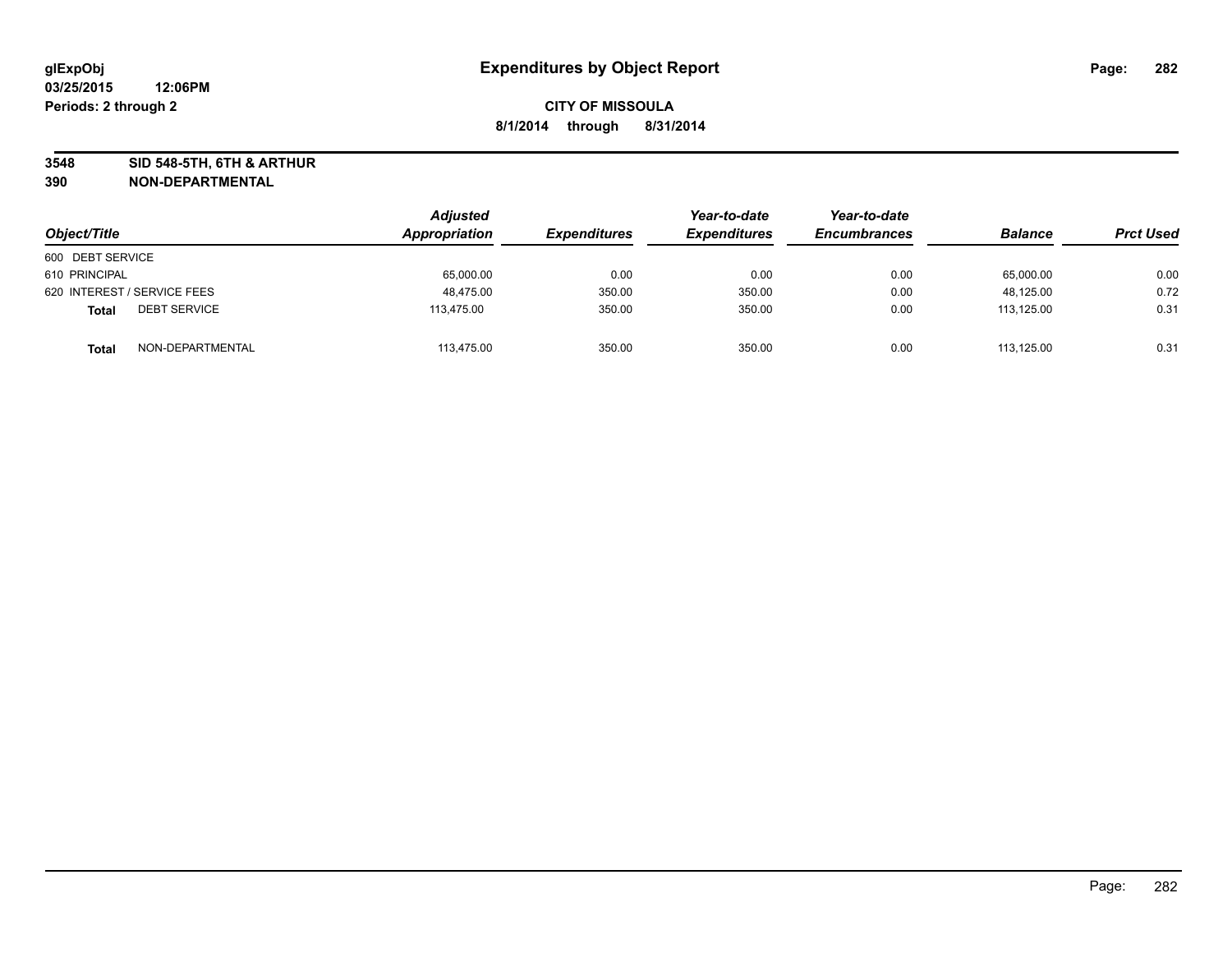# Expenditures by Object Report

glExpObj
03/25/2015 12:06PM
Periods: 2 through 2

**CITY OF MISSOULA**
**8/1/2014 through 8/31/2014**

## 3548 SID 548-5TH, 6TH & ARTHUR
## 390 NON-DEPARTMENTAL

| Object/Title | Adjusted Appropriation | Expenditures | Year-to-date Expenditures | Year-to-date Encumbrances | Balance | Prct Used |
|---|---|---|---|---|---|---|
| 600 DEBT SERVICE | | | | | | |
| 610 PRINCIPAL | 65,000.00 | 0.00 | 0.00 | 0.00 | 65,000.00 | 0.00 |
| 620 INTEREST / SERVICE FEES | 48,475.00 | 350.00 | 350.00 | 0.00 | 48,125.00 | 0.72 |
| **Total** DEBT SERVICE | 113,475.00 | 350.00 | 350.00 | 0.00 | 113,125.00 | 0.31 |
| **Total** NON-DEPARTMENTAL | 113,475.00 | 350.00 | 350.00 | 0.00 | 113,125.00 | 0.31 |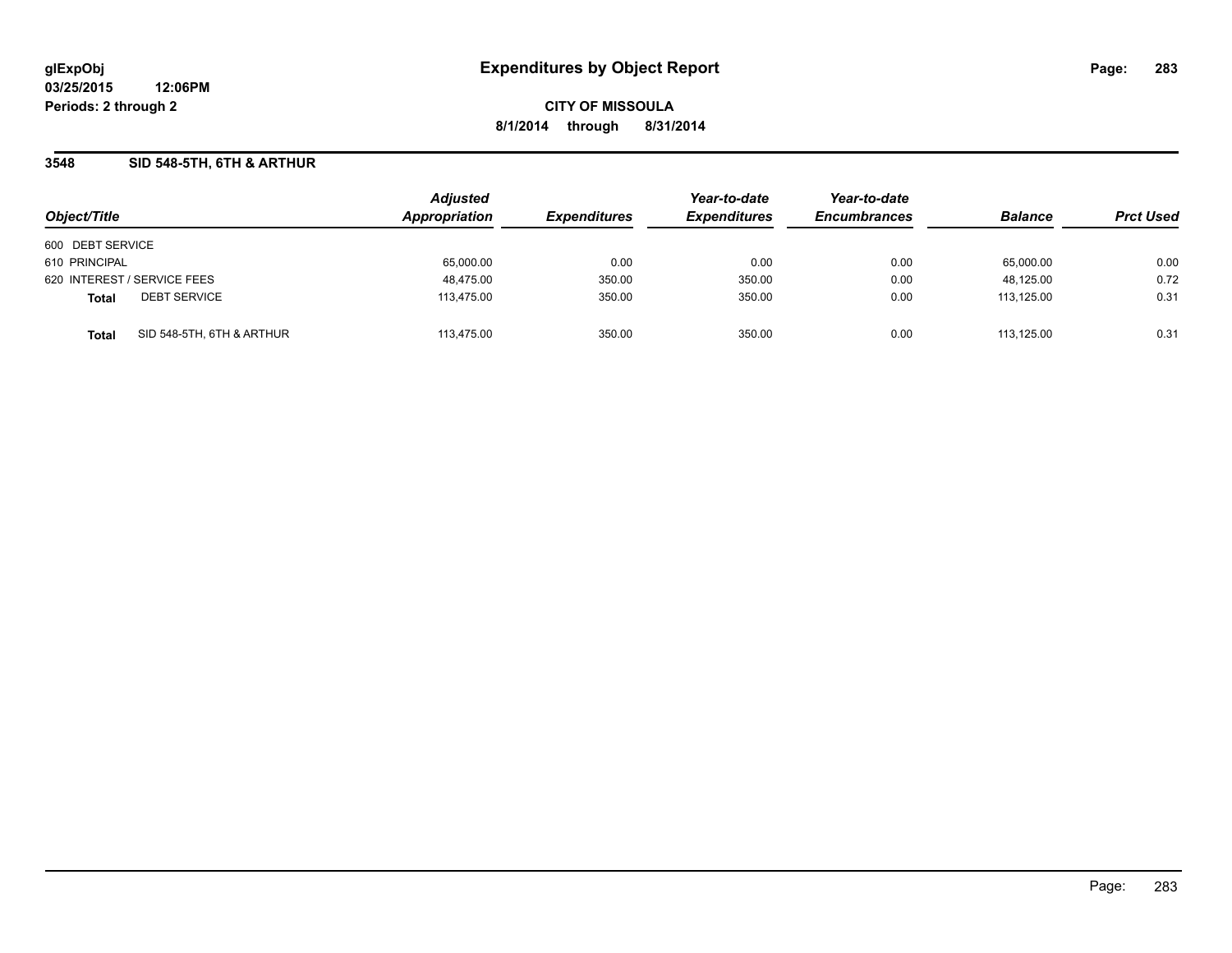**glExpObj** **Expenditures by Object Report**

**03/25/2015 12:06PM**

**Periods: 2 through 2**

**CITY OF MISSOULA**

**8/1/2014 through 8/31/2014**

## 3548 SID 548-5TH, 6TH & ARTHUR

| Object/Title | Adjusted Appropriation | Expenditures | Year-to-date Expenditures | Year-to-date Encumbrances | Balance | Prct Used |
|---|---|---|---|---|---|---|
| 600 DEBT SERVICE | | | | | | |
| 610 PRINCIPAL | 65,000.00 | 0.00 | 0.00 | 0.00 | 65,000.00 | 0.00 |
| 620 INTEREST / SERVICE FEES | 48,475.00 | 350.00 | 350.00 | 0.00 | 48,125.00 | 0.72 |
| **Total** DEBT SERVICE | 113,475.00 | 350.00 | 350.00 | 0.00 | 113,125.00 | 0.31 |
| **Total** SID 548-5TH, 6TH & ARTHUR | 113,475.00 | 350.00 | 350.00 | 0.00 | 113,125.00 | 0.31 |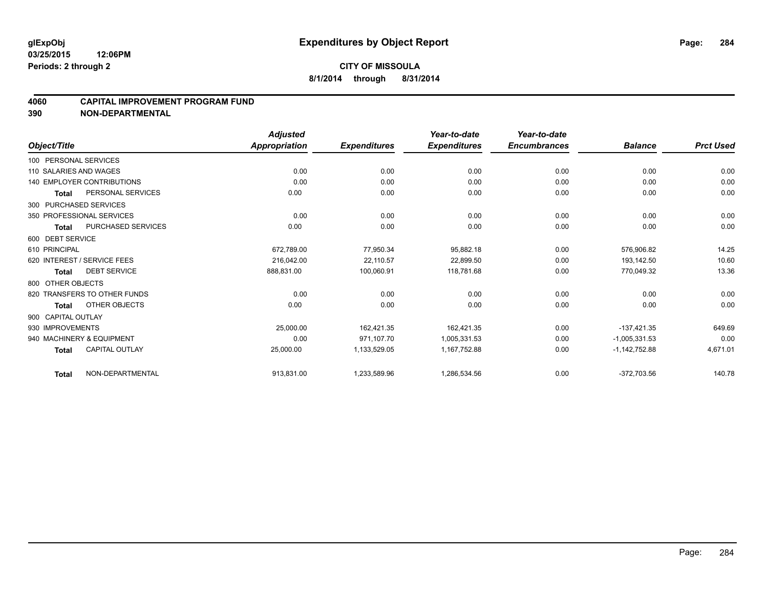**glExpObj**
**03/25/2015 12:06PM**
**Periods: 2 through 2**

# Expenditures by Object Report

**CITY OF MISSOULA**
**8/1/2014 through 8/31/2014**

## 4060 CAPITAL IMPROVEMENT PROGRAM FUND
## 390 NON-DEPARTMENTAL

| Object/Title | | Adjusted Appropriation | Expenditures | Year-to-date Expenditures | Year-to-date Encumbrances | Balance | Prct Used |
|---|---|---|---|---|---|---|---|
| 100 PERSONAL SERVICES | | | | | | | |
| 110 SALARIES AND WAGES | | 0.00 | 0.00 | 0.00 | 0.00 | 0.00 | 0.00 |
| 140 EMPLOYER CONTRIBUTIONS | | 0.00 | 0.00 | 0.00 | 0.00 | 0.00 | 0.00 |
| **Total** | PERSONAL SERVICES | 0.00 | 0.00 | 0.00 | 0.00 | 0.00 | 0.00 |
| 300 PURCHASED SERVICES | | | | | | | |
| 350 PROFESSIONAL SERVICES | | 0.00 | 0.00 | 0.00 | 0.00 | 0.00 | 0.00 |
| **Total** | PURCHASED SERVICES | 0.00 | 0.00 | 0.00 | 0.00 | 0.00 | 0.00 |
| 600 DEBT SERVICE | | | | | | | |
| 610 PRINCIPAL | | 672,789.00 | 77,950.34 | 95,882.18 | 0.00 | 576,906.82 | 14.25 |
| 620 INTEREST / SERVICE FEES | | 216,042.00 | 22,110.57 | 22,899.50 | 0.00 | 193,142.50 | 10.60 |
| **Total** | DEBT SERVICE | 888,831.00 | 100,060.91 | 118,781.68 | 0.00 | 770,049.32 | 13.36 |
| 800 OTHER OBJECTS | | | | | | | |
| 820 TRANSFERS TO OTHER FUNDS | | 0.00 | 0.00 | 0.00 | 0.00 | 0.00 | 0.00 |
| **Total** | OTHER OBJECTS | 0.00 | 0.00 | 0.00 | 0.00 | 0.00 | 0.00 |
| 900 CAPITAL OUTLAY | | | | | | | |
| 930 IMPROVEMENTS | | 25,000.00 | 162,421.35 | 162,421.35 | 0.00 | -137,421.35 | 649.69 |
| 940 MACHINERY & EQUIPMENT | | 0.00 | 971,107.70 | 1,005,331.53 | 0.00 | -1,005,331.53 | 0.00 |
| **Total** | CAPITAL OUTLAY | 25,000.00 | 1,133,529.05 | 1,167,752.88 | 0.00 | -1,142,752.88 | 4,671.01 |
| **Total** | NON-DEPARTMENTAL | 913,831.00 | 1,233,589.96 | 1,286,534.56 | 0.00 | -372,703.56 | 140.78 |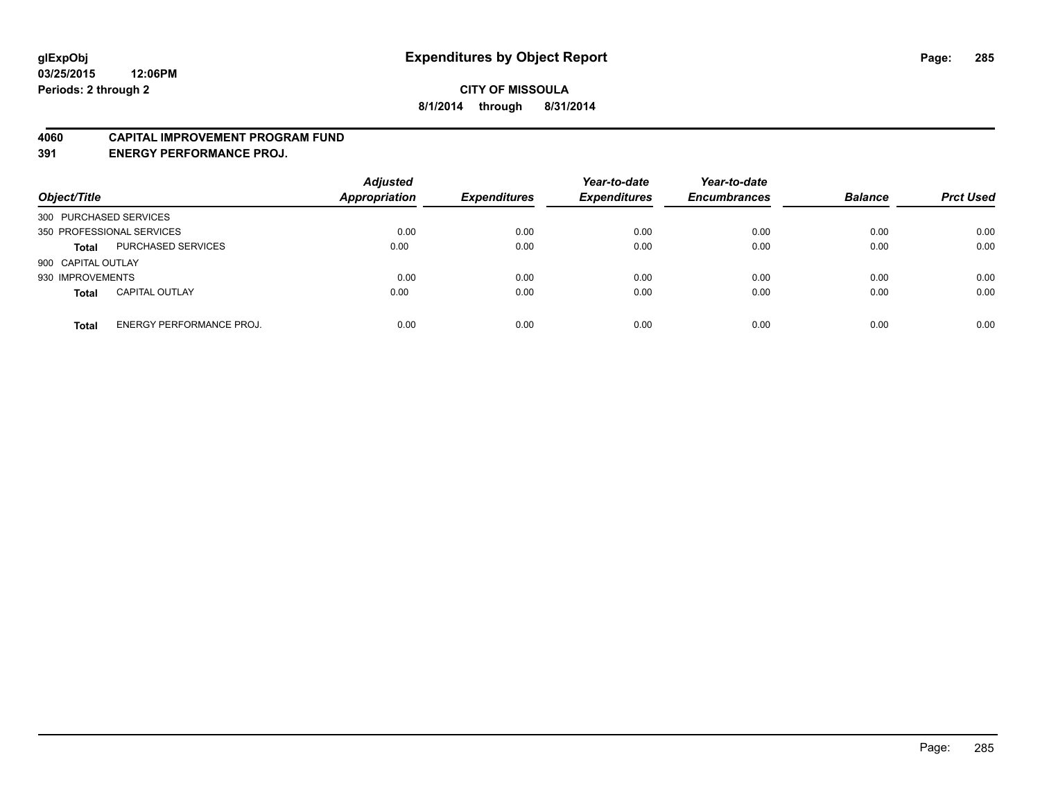glExpObj **Expenditures by Object Report**
03/25/2015 12:06PM
Periods: 2 through 2

**CITY OF MISSOULA**
**8/1/2014 through 8/31/2014**

**4060 CAPITAL IMPROVEMENT PROGRAM FUND**
**391 ENERGY PERFORMANCE PROJ.**

| Object/Title | | Adjusted Appropriation | Expenditures | Year-to-date Expenditures | Year-to-date Encumbrances | Balance | Prct Used |
|---|---|---|---|---|---|---|---|
| 300 PURCHASED SERVICES | | | | | | | |
| 350 PROFESSIONAL SERVICES | | 0.00 | 0.00 | 0.00 | 0.00 | 0.00 | 0.00 |
| **Total** | PURCHASED SERVICES | 0.00 | 0.00 | 0.00 | 0.00 | 0.00 | 0.00 |
| 900 CAPITAL OUTLAY | | | | | | | |
| 930 IMPROVEMENTS | | 0.00 | 0.00 | 0.00 | 0.00 | 0.00 | 0.00 |
| **Total** | CAPITAL OUTLAY | 0.00 | 0.00 | 0.00 | 0.00 | 0.00 | 0.00 |
| **Total** | ENERGY PERFORMANCE PROJ. | 0.00 | 0.00 | 0.00 | 0.00 | 0.00 | 0.00 |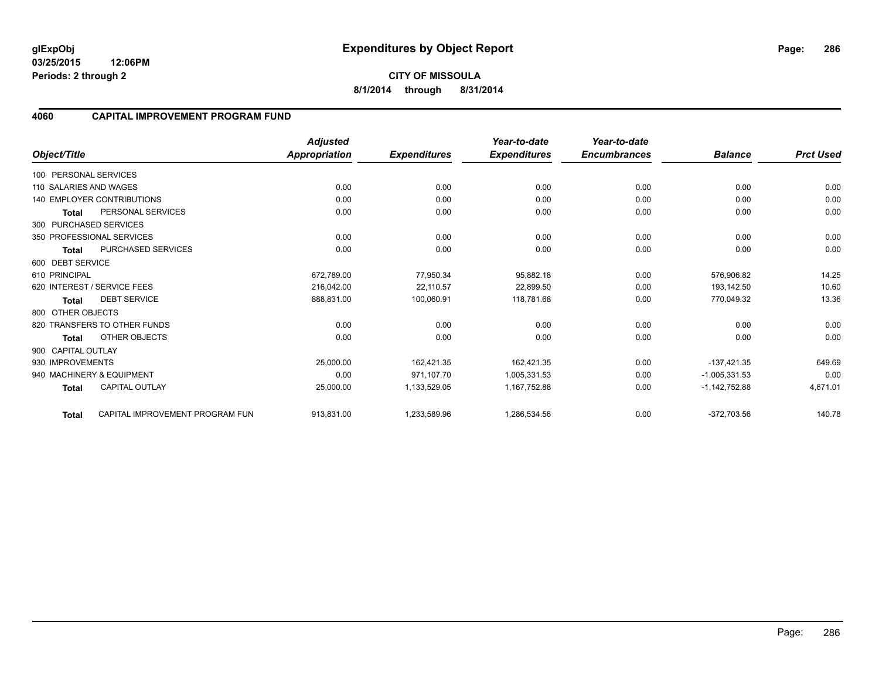glExpObj
03/25/2015 12:06PM
Periods: 2 through 2

# Expenditures by Object Report

**CITY OF MISSOULA**

**8/1/2014 through 8/31/2014**

## 4060 CAPITAL IMPROVEMENT PROGRAM FUND

| Object/Title | | Adjusted Appropriation | Expenditures | Year-to-date Expenditures | Year-to-date Encumbrances | Balance | Prct Used |
|---|---|---|---|---|---|---|---|
| 100 PERSONAL SERVICES | | | | | | | |
| 110 SALARIES AND WAGES | | 0.00 | 0.00 | 0.00 | 0.00 | 0.00 | 0.00 |
| 140 EMPLOYER CONTRIBUTIONS | | 0.00 | 0.00 | 0.00 | 0.00 | 0.00 | 0.00 |
| Total | PERSONAL SERVICES | 0.00 | 0.00 | 0.00 | 0.00 | 0.00 | 0.00 |
| 300 PURCHASED SERVICES | | | | | | | |
| 350 PROFESSIONAL SERVICES | | 0.00 | 0.00 | 0.00 | 0.00 | 0.00 | 0.00 |
| Total | PURCHASED SERVICES | 0.00 | 0.00 | 0.00 | 0.00 | 0.00 | 0.00 |
| 600 DEBT SERVICE | | | | | | | |
| 610 PRINCIPAL | | 672,789.00 | 77,950.34 | 95,882.18 | 0.00 | 576,906.82 | 14.25 |
| 620 INTEREST / SERVICE FEES | | 216,042.00 | 22,110.57 | 22,899.50 | 0.00 | 193,142.50 | 10.60 |
| Total | DEBT SERVICE | 888,831.00 | 100,060.91 | 118,781.68 | 0.00 | 770,049.32 | 13.36 |
| 800 OTHER OBJECTS | | | | | | | |
| 820 TRANSFERS TO OTHER FUNDS | | 0.00 | 0.00 | 0.00 | 0.00 | 0.00 | 0.00 |
| Total | OTHER OBJECTS | 0.00 | 0.00 | 0.00 | 0.00 | 0.00 | 0.00 |
| 900 CAPITAL OUTLAY | | | | | | | |
| 930 IMPROVEMENTS | | 25,000.00 | 162,421.35 | 162,421.35 | 0.00 | -137,421.35 | 649.69 |
| 940 MACHINERY & EQUIPMENT | | 0.00 | 971,107.70 | 1,005,331.53 | 0.00 | -1,005,331.53 | 0.00 |
| Total | CAPITAL OUTLAY | 25,000.00 | 1,133,529.05 | 1,167,752.88 | 0.00 | -1,142,752.88 | 4,671.01 |
| Total | CAPITAL IMPROVEMENT PROGRAM FUN | 913,831.00 | 1,233,589.96 | 1,286,534.56 | 0.00 | -372,703.56 | 140.78 |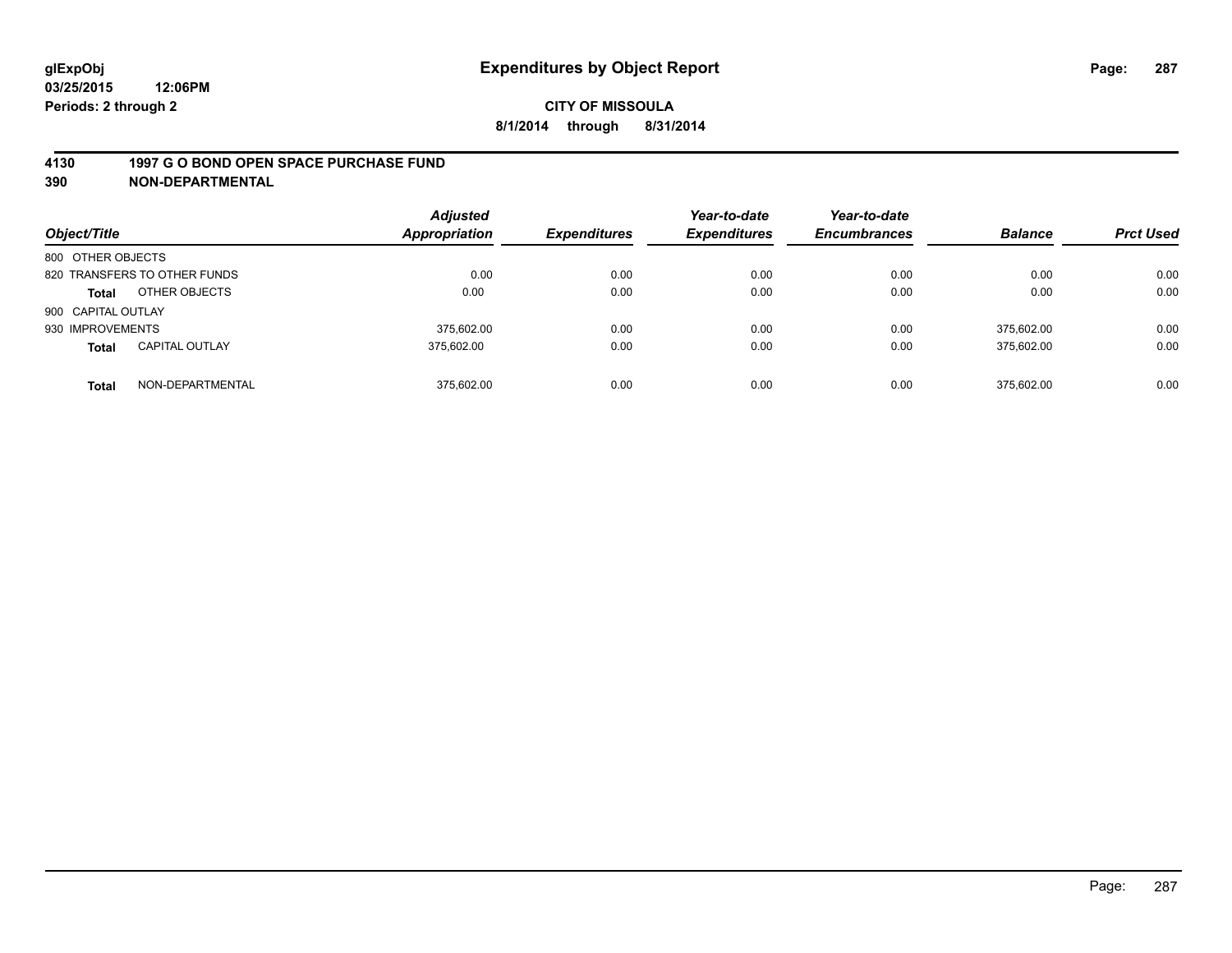glExpObj
03/25/2015 12:06PM
Periods: 2 through 2

# Expenditures by Object Report

**CITY OF MISSOULA**

**8/1/2014 through 8/31/2014**

## 4130 1997 G O BOND OPEN SPACE PURCHASE FUND
## 390 NON-DEPARTMENTAL

| Object/Title | | Adjusted Appropriation | Expenditures | Year-to-date Expenditures | Year-to-date Encumbrances | Balance | Prct Used |
|---|---|---|---|---|---|---|---|
| 800 OTHER OBJECTS | | | | | | | |
| 820 TRANSFERS TO OTHER FUNDS | | 0.00 | 0.00 | 0.00 | 0.00 | 0.00 | 0.00 |
| **Total** | OTHER OBJECTS | 0.00 | 0.00 | 0.00 | 0.00 | 0.00 | 0.00 |
| 900 CAPITAL OUTLAY | | | | | | | |
| 930 IMPROVEMENTS | | 375,602.00 | 0.00 | 0.00 | 0.00 | 375,602.00 | 0.00 |
| **Total** | CAPITAL OUTLAY | 375,602.00 | 0.00 | 0.00 | 0.00 | 375,602.00 | 0.00 |
| **Total** | NON-DEPARTMENTAL | 375,602.00 | 0.00 | 0.00 | 0.00 | 375,602.00 | 0.00 |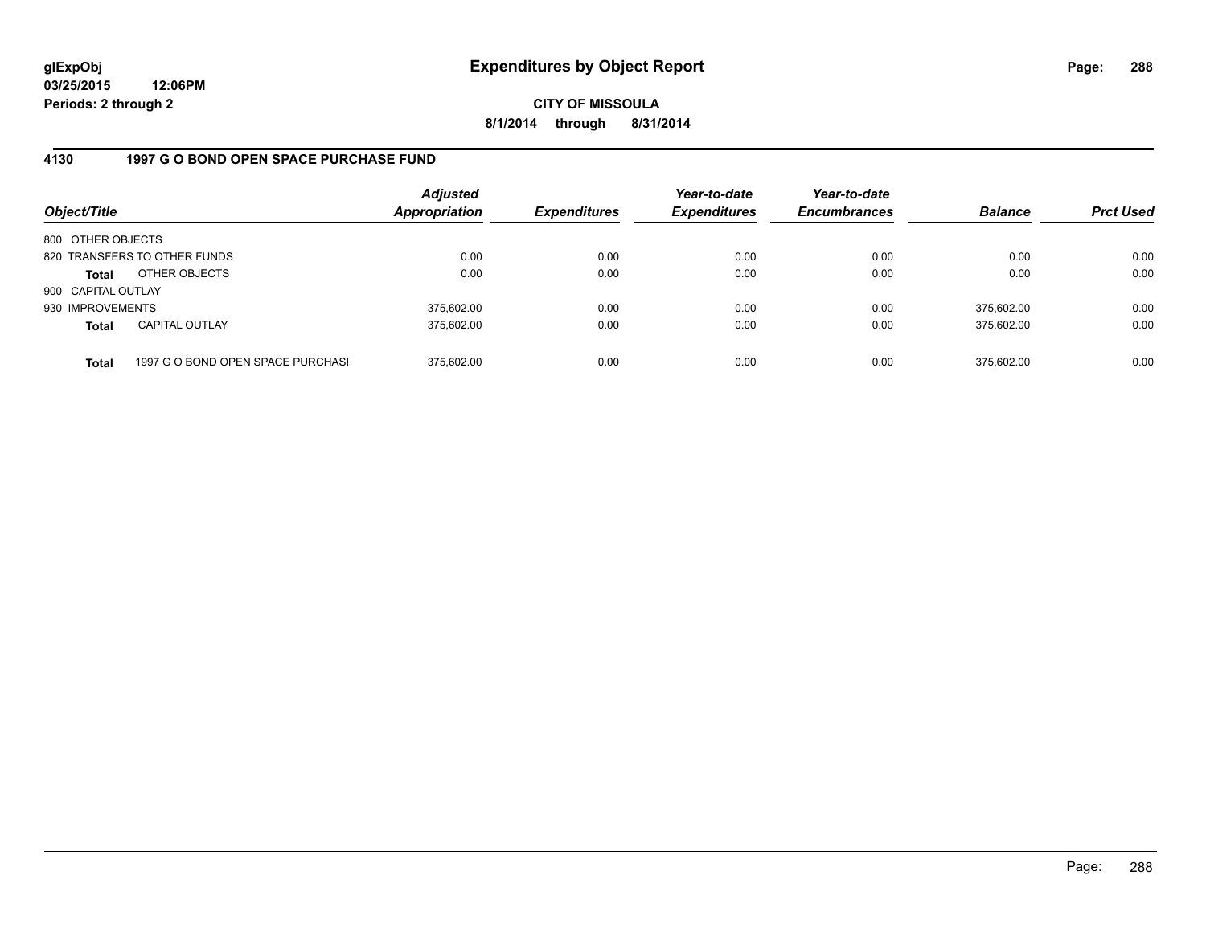# Expenditures by Object Report

**glExpObj**
**03/25/2015 12:06PM**
**Periods: 2 through 2**

**CITY OF MISSOULA**
**8/1/2014 through 8/31/2014**

## 4130 1997 G O BOND OPEN SPACE PURCHASE FUND

| Object/Title | | *Adjusted Appropriation* | *Expenditures* | *Year-to-date Expenditures* | *Year-to-date Encumbrances* | *Balance* | *Prct Used* |
|---|---|---|---|---|---|---|---|
| 800 OTHER OBJECTS | | | | | | | |
| 820 TRANSFERS TO OTHER FUNDS | | 0.00 | 0.00 | 0.00 | 0.00 | 0.00 | 0.00 |
| **Total** | OTHER OBJECTS | 0.00 | 0.00 | 0.00 | 0.00 | 0.00 | 0.00 |
| 900 CAPITAL OUTLAY | | | | | | | |
| 930 IMPROVEMENTS | | 375,602.00 | 0.00 | 0.00 | 0.00 | 375,602.00 | 0.00 |
| **Total** | CAPITAL OUTLAY | 375,602.00 | 0.00 | 0.00 | 0.00 | 375,602.00 | 0.00 |
| **Total** | 1997 G O BOND OPEN SPACE PURCHASI | 375,602.00 | 0.00 | 0.00 | 0.00 | 375,602.00 | 0.00 |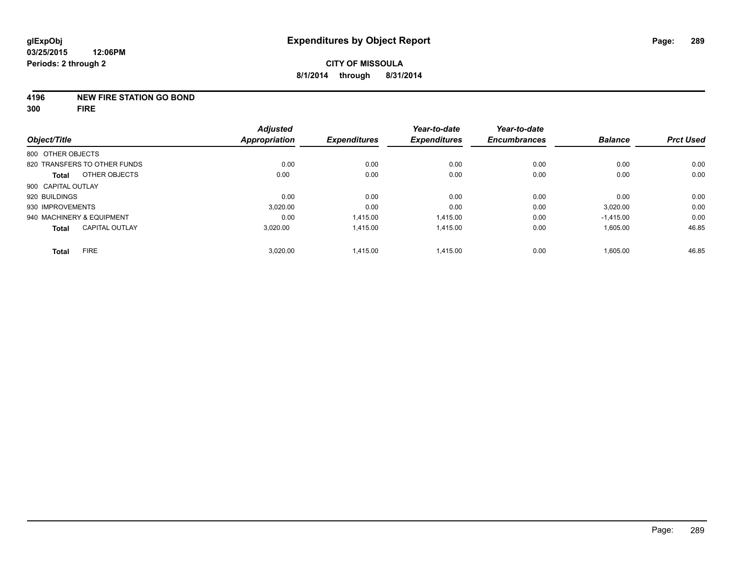**glExpObj**
**03/25/2015 12:06PM**
**Periods: 2 through 2**

# Expenditures by Object Report

**CITY OF MISSOULA**
**8/1/2014 through 8/31/2014**

**4196 NEW FIRE STATION GO BOND**
**300 FIRE**

| Object/Title | | Adjusted Appropriation | Expenditures | Year-to-date Expenditures | Year-to-date Encumbrances | Balance | Prct Used |
|---|---|---|---|---|---|---|---|
| 800 OTHER OBJECTS | | | | | | | |
| 820 TRANSFERS TO OTHER FUNDS | | 0.00 | 0.00 | 0.00 | 0.00 | 0.00 | 0.00 |
| **Total** | OTHER OBJECTS | 0.00 | 0.00 | 0.00 | 0.00 | 0.00 | 0.00 |
| 900 CAPITAL OUTLAY | | | | | | | |
| 920 BUILDINGS | | 0.00 | 0.00 | 0.00 | 0.00 | 0.00 | 0.00 |
| 930 IMPROVEMENTS | | 3,020.00 | 0.00 | 0.00 | 0.00 | 3,020.00 | 0.00 |
| 940 MACHINERY & EQUIPMENT | | 0.00 | 1,415.00 | 1,415.00 | 0.00 | -1,415.00 | 0.00 |
| **Total** | CAPITAL OUTLAY | 3,020.00 | 1,415.00 | 1,415.00 | 0.00 | 1,605.00 | 46.85 |
| **Total** | FIRE | 3,020.00 | 1,415.00 | 1,415.00 | 0.00 | 1,605.00 | 46.85 |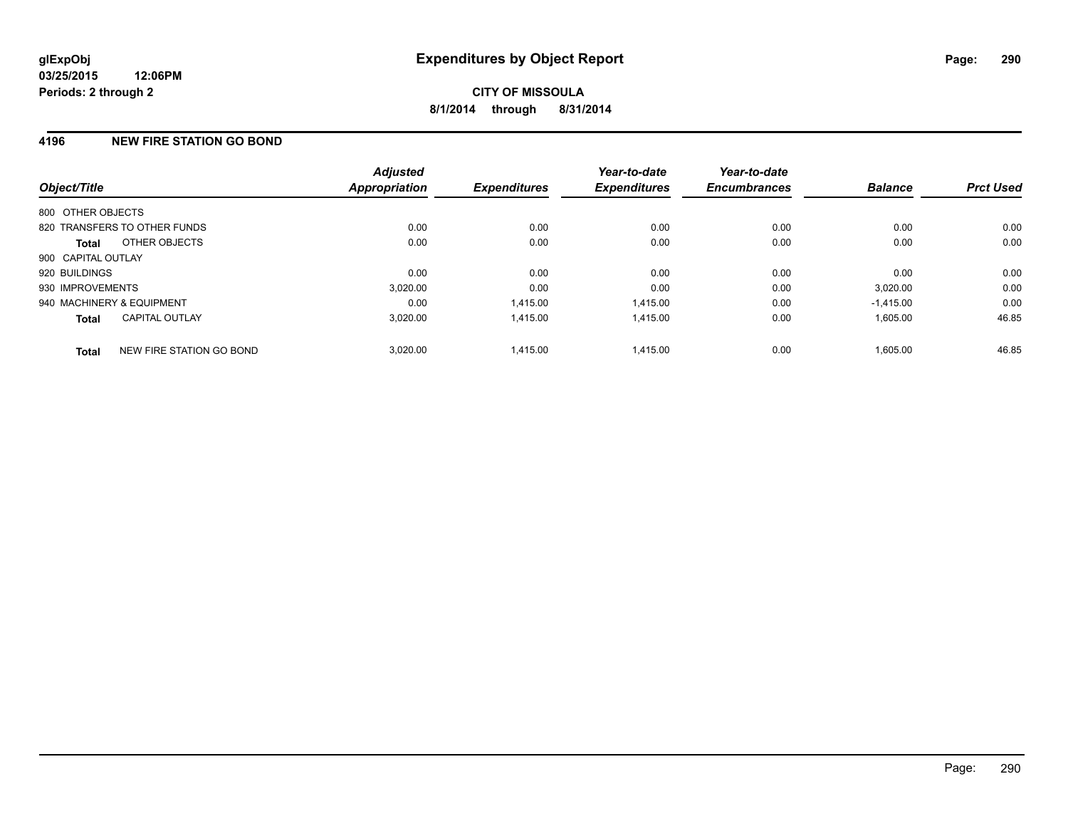**glExpObj** **Expenditures by Object Report**

**03/25/2015 12:06PM**

**Periods: 2 through 2**

**CITY OF MISSOULA**

**8/1/2014 through 8/31/2014**

## 4196 NEW FIRE STATION GO BOND

| Object/Title | | Adjusted Appropriation | Expenditures | Year-to-date Expenditures | Year-to-date Encumbrances | Balance | Prct Used |
|---|---|---|---|---|---|---|---|
| 800 OTHER OBJECTS | | | | | | | |
| 820 TRANSFERS TO OTHER FUNDS | | 0.00 | 0.00 | 0.00 | 0.00 | 0.00 | 0.00 |
| **Total** | OTHER OBJECTS | 0.00 | 0.00 | 0.00 | 0.00 | 0.00 | 0.00 |
| 900 CAPITAL OUTLAY | | | | | | | |
| 920 BUILDINGS | | 0.00 | 0.00 | 0.00 | 0.00 | 0.00 | 0.00 |
| 930 IMPROVEMENTS | | 3,020.00 | 0.00 | 0.00 | 0.00 | 3,020.00 | 0.00 |
| 940 MACHINERY & EQUIPMENT | | 0.00 | 1,415.00 | 1,415.00 | 0.00 | -1,415.00 | 0.00 |
| **Total** | CAPITAL OUTLAY | 3,020.00 | 1,415.00 | 1,415.00 | 0.00 | 1,605.00 | 46.85 |
| **Total** | NEW FIRE STATION GO BOND | 3,020.00 | 1,415.00 | 1,415.00 | 0.00 | 1,605.00 | 46.85 |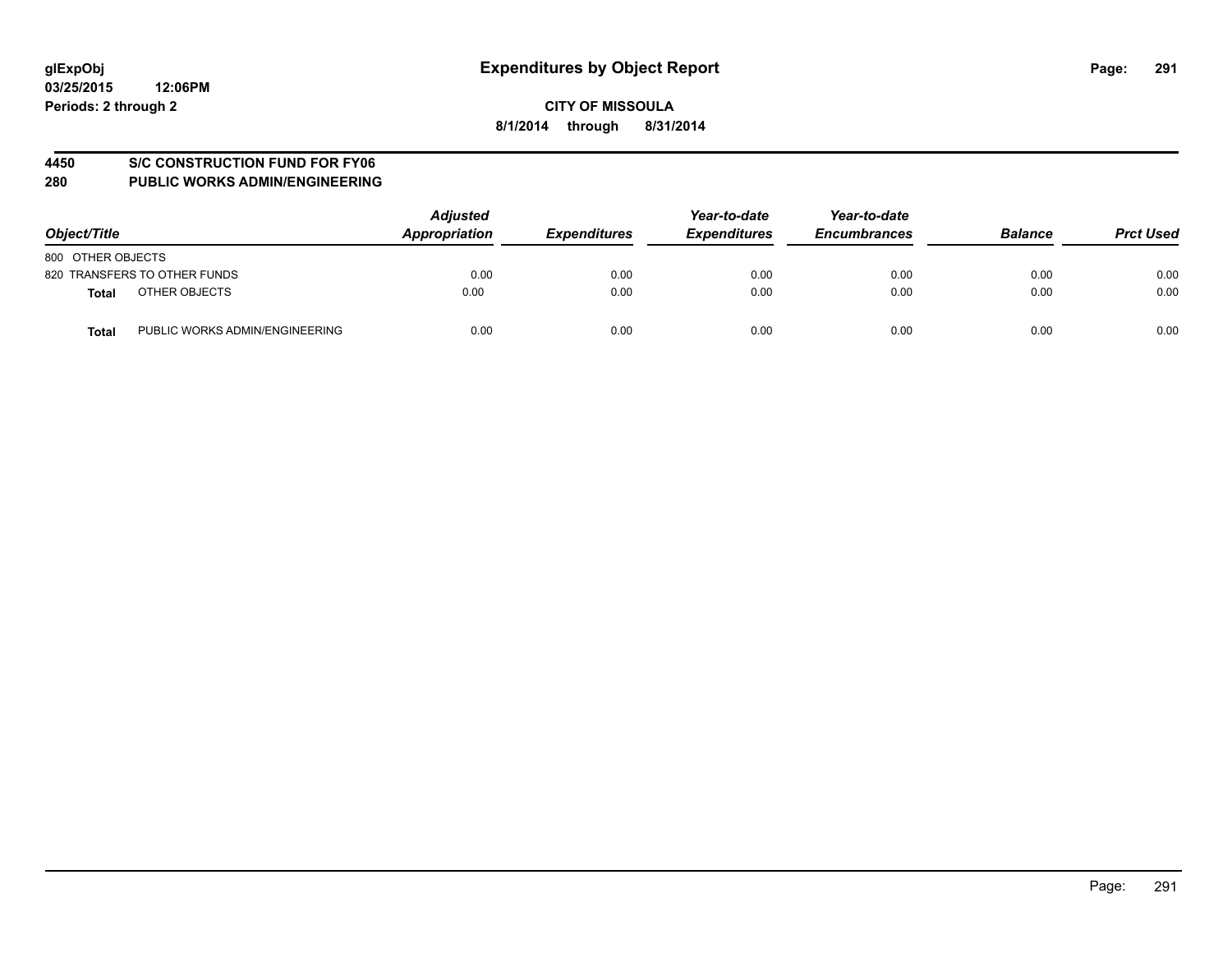glExpObj
03/25/2015 12:06PM
Periods: 2 through 2

# Expenditures by Object Report

**CITY OF MISSOULA**

**8/1/2014 through 8/31/2014**

**4450 S/C CONSTRUCTION FUND FOR FY06**

**280 PUBLIC WORKS ADMIN/ENGINEERING**

| Object/Title | | Adjusted Appropriation | Expenditures | Year-to-date Expenditures | Year-to-date Encumbrances | Balance | Prct Used |
|---|---|---|---|---|---|---|---|
| 800 OTHER OBJECTS | | | | | | | |
| 820 TRANSFERS TO OTHER FUNDS | | 0.00 | 0.00 | 0.00 | 0.00 | 0.00 | 0.00 |
| **Total** | OTHER OBJECTS | 0.00 | 0.00 | 0.00 | 0.00 | 0.00 | 0.00 |
| **Total** | PUBLIC WORKS ADMIN/ENGINEERING | 0.00 | 0.00 | 0.00 | 0.00 | 0.00 | 0.00 |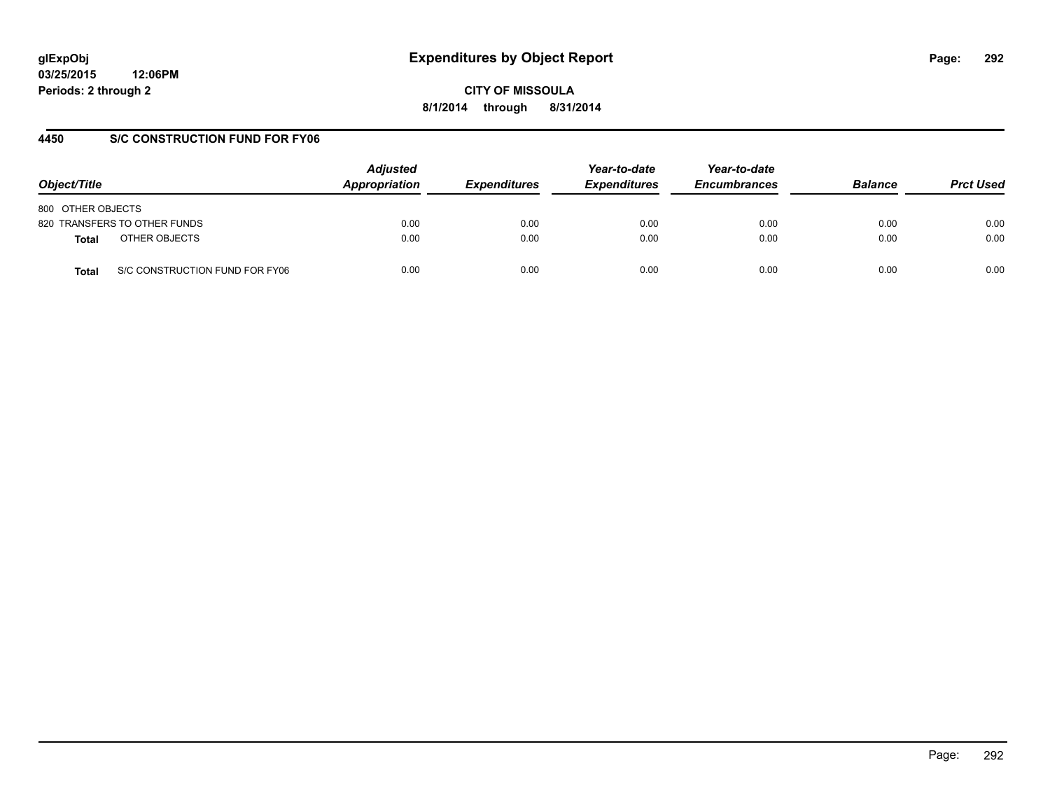**glExpObj**
**03/25/2015 12:06PM**
**Periods: 2 through 2**

# Expenditures by Object Report

**CITY OF MISSOULA**
**8/1/2014 through 8/31/2014**

## 4450 S/C CONSTRUCTION FUND FOR FY06

| Object/Title | | Adjusted Appropriation | Expenditures | Year-to-date Expenditures | Year-to-date Encumbrances | Balance | Prct Used |
|---|---|---|---|---|---|---|---|
| 800 OTHER OBJECTS | | | | | | | |
| 820 TRANSFERS TO OTHER FUNDS | | 0.00 | 0.00 | 0.00 | 0.00 | 0.00 | 0.00 |
| **Total** | OTHER OBJECTS | 0.00 | 0.00 | 0.00 | 0.00 | 0.00 | 0.00 |
| **Total** | S/C CONSTRUCTION FUND FOR FY06 | 0.00 | 0.00 | 0.00 | 0.00 | 0.00 | 0.00 |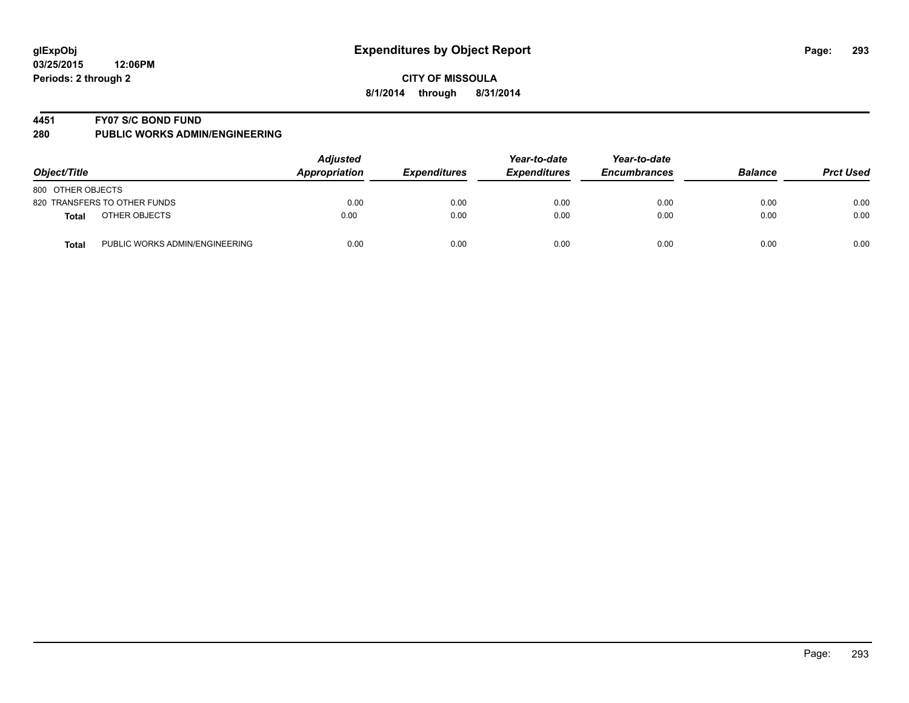glExpObj
03/25/2015 12:06PM
Periods: 2 through 2

# Expenditures by Object Report

CITY OF MISSOULA

8/1/2014 through 8/31/2014

## 4451 FY07 S/C BOND FUND
## 280 PUBLIC WORKS ADMIN/ENGINEERING

| Object/Title | | Adjusted Appropriation | Expenditures | Year-to-date Expenditures | Year-to-date Encumbrances | Balance | Prct Used |
|---|---|---|---|---|---|---|---|
| 800 OTHER OBJECTS | | | | | | | |
| 820 TRANSFERS TO OTHER FUNDS | | 0.00 | 0.00 | 0.00 | 0.00 | 0.00 | 0.00 |
| **Total** | OTHER OBJECTS | 0.00 | 0.00 | 0.00 | 0.00 | 0.00 | 0.00 |
| **Total** | PUBLIC WORKS ADMIN/ENGINEERING | 0.00 | 0.00 | 0.00 | 0.00 | 0.00 | 0.00 |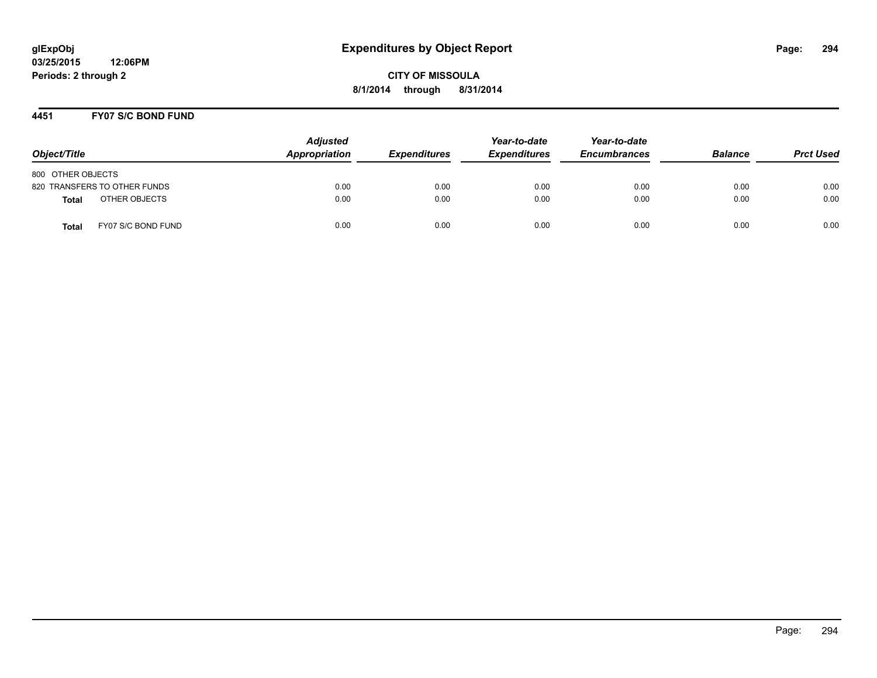glExpObj
03/25/2015 12:06PM
Periods: 2 through 2

# Expenditures by Object Report

**CITY OF MISSOULA**
**8/1/2014 through 8/31/2014**

## 4451 FY07 S/C BOND FUND

| Object/Title | Adjusted Appropriation | Expenditures | Year-to-date Expenditures | Year-to-date Encumbrances | Balance | Prct Used |
|---|---|---|---|---|---|---|
| 800 OTHER OBJECTS | | | | | | |
| 820 TRANSFERS TO OTHER FUNDS | 0.00 | 0.00 | 0.00 | 0.00 | 0.00 | 0.00 |
| **Total** OTHER OBJECTS | 0.00 | 0.00 | 0.00 | 0.00 | 0.00 | 0.00 |
| **Total** FY07 S/C BOND FUND | 0.00 | 0.00 | 0.00 | 0.00 | 0.00 | 0.00 |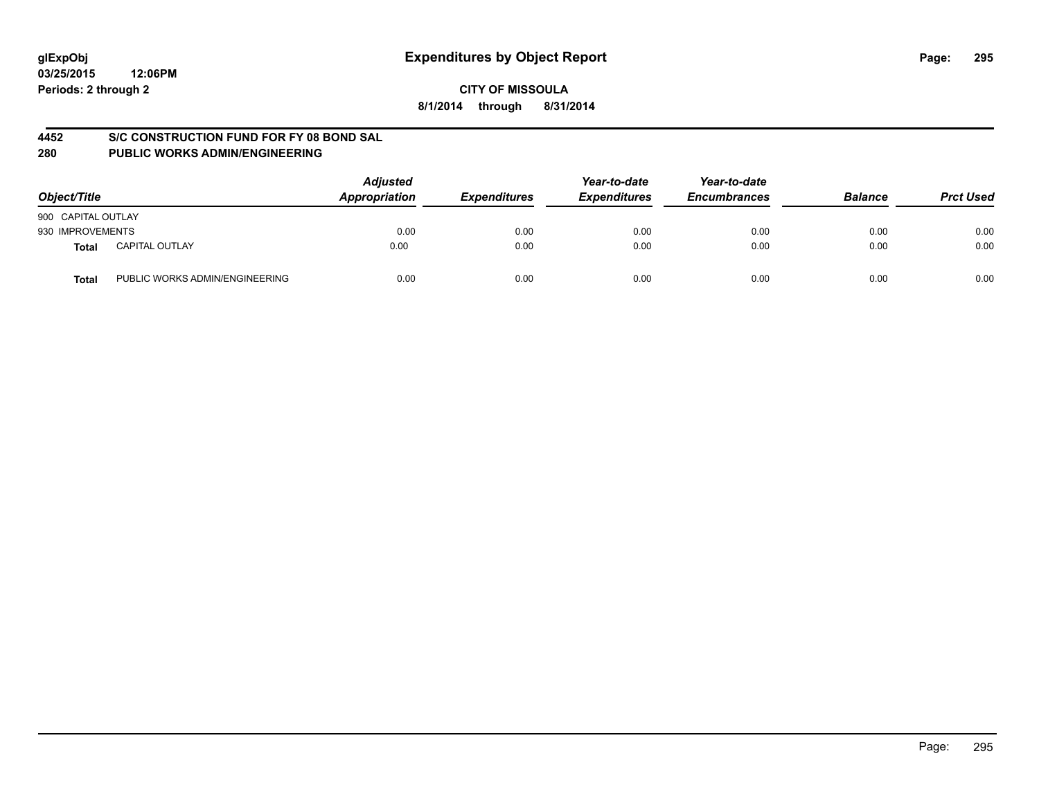**glExpObj**
**03/25/2015 12:06PM**
**Periods: 2 through 2**

# Expenditures by Object Report

**CITY OF MISSOULA**
**8/1/2014 through 8/31/2014**

## 4452 S/C CONSTRUCTION FUND FOR FY 08 BOND SAL
## 280 PUBLIC WORKS ADMIN/ENGINEERING

| Object/Title | | Adjusted Appropriation | Expenditures | Year-to-date Expenditures | Year-to-date Encumbrances | Balance | Prct Used |
|---|---|---|---|---|---|---|---|
| 900 CAPITAL OUTLAY | | | | | | | |
| 930 IMPROVEMENTS | | 0.00 | 0.00 | 0.00 | 0.00 | 0.00 | 0.00 |
| **Total** | CAPITAL OUTLAY | 0.00 | 0.00 | 0.00 | 0.00 | 0.00 | 0.00 |
| **Total** | PUBLIC WORKS ADMIN/ENGINEERING | 0.00 | 0.00 | 0.00 | 0.00 | 0.00 | 0.00 |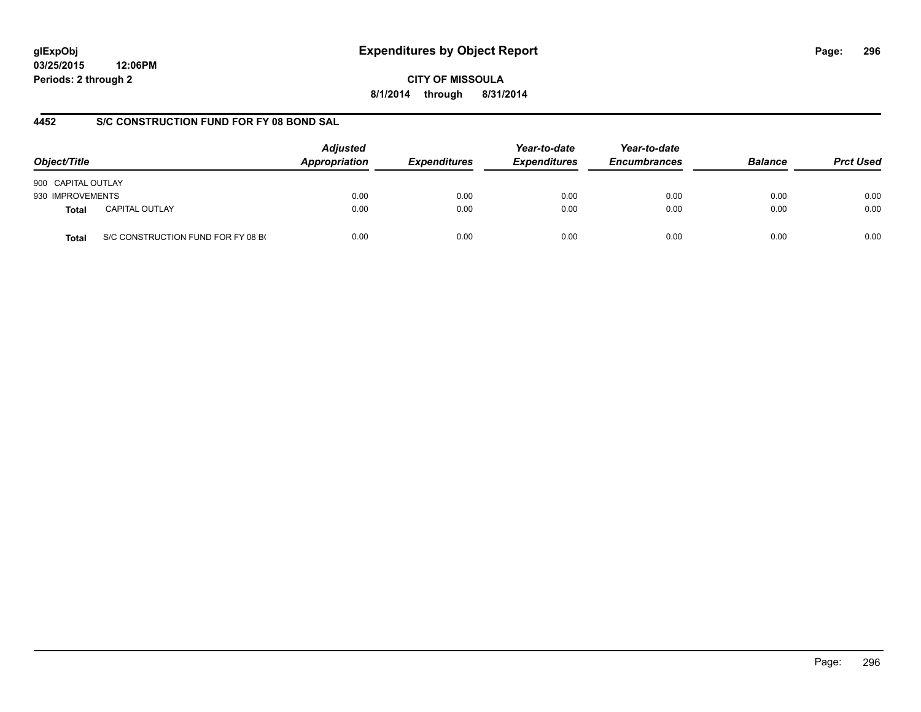**glExpObj**
**03/25/2015 12:06PM**
**Periods: 2 through 2**

# Expenditures by Object Report

**CITY OF MISSOULA**
**8/1/2014 through 8/31/2014**

## 4452 S/C CONSTRUCTION FUND FOR FY 08 BOND SAL

| Object/Title | | Adjusted Appropriation | Expenditures | Year-to-date Expenditures | Year-to-date Encumbrances | Balance | Prct Used |
|---|---|---|---|---|---|---|---|
| 900 CAPITAL OUTLAY | | | | | | | |
| 930 IMPROVEMENTS | | 0.00 | 0.00 | 0.00 | 0.00 | 0.00 | 0.00 |
| **Total** | CAPITAL OUTLAY | 0.00 | 0.00 | 0.00 | 0.00 | 0.00 | 0.00 |
| **Total** | S/C CONSTRUCTION FUND FOR FY 08 B( | 0.00 | 0.00 | 0.00 | 0.00 | 0.00 | 0.00 |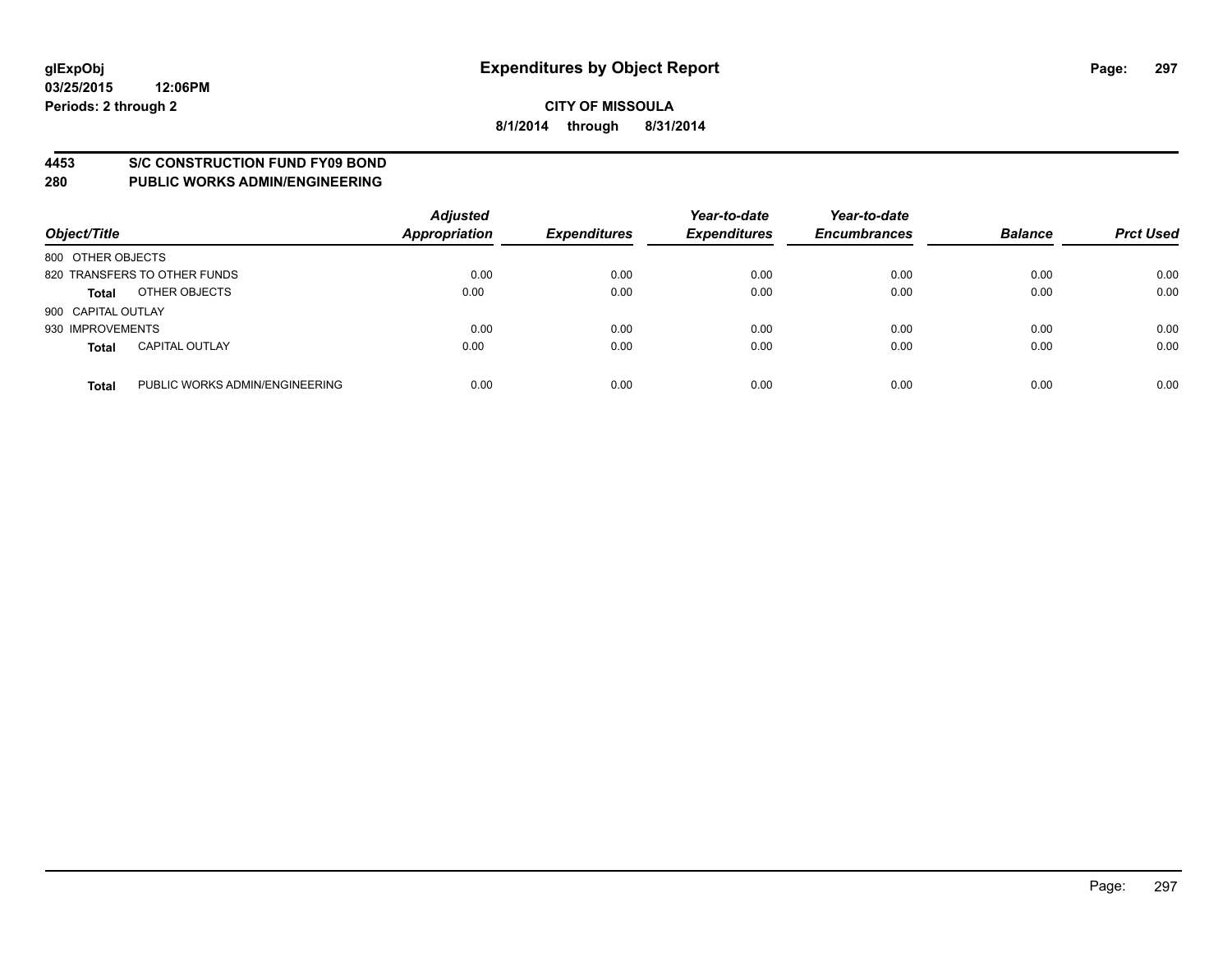# Expenditures by Object Report

glExpObj
03/25/2015 12:06PM
Periods: 2 through 2

**CITY OF MISSOULA**
**8/1/2014 through 8/31/2014**

## 4453 S/C CONSTRUCTION FUND FY09 BOND
## 280 PUBLIC WORKS ADMIN/ENGINEERING

| Object/Title | | Adjusted Appropriation | Expenditures | Year-to-date Expenditures | Year-to-date Encumbrances | Balance | Prct Used |
|---|---|---|---|---|---|---|---|
| 800 OTHER OBJECTS | | | | | | | |
| 820 TRANSFERS TO OTHER FUNDS | | 0.00 | 0.00 | 0.00 | 0.00 | 0.00 | 0.00 |
| **Total** | OTHER OBJECTS | 0.00 | 0.00 | 0.00 | 0.00 | 0.00 | 0.00 |
| 900 CAPITAL OUTLAY | | | | | | | |
| 930 IMPROVEMENTS | | 0.00 | 0.00 | 0.00 | 0.00 | 0.00 | 0.00 |
| **Total** | CAPITAL OUTLAY | 0.00 | 0.00 | 0.00 | 0.00 | 0.00 | 0.00 |
| **Total** | PUBLIC WORKS ADMIN/ENGINEERING | 0.00 | 0.00 | 0.00 | 0.00 | 0.00 | 0.00 |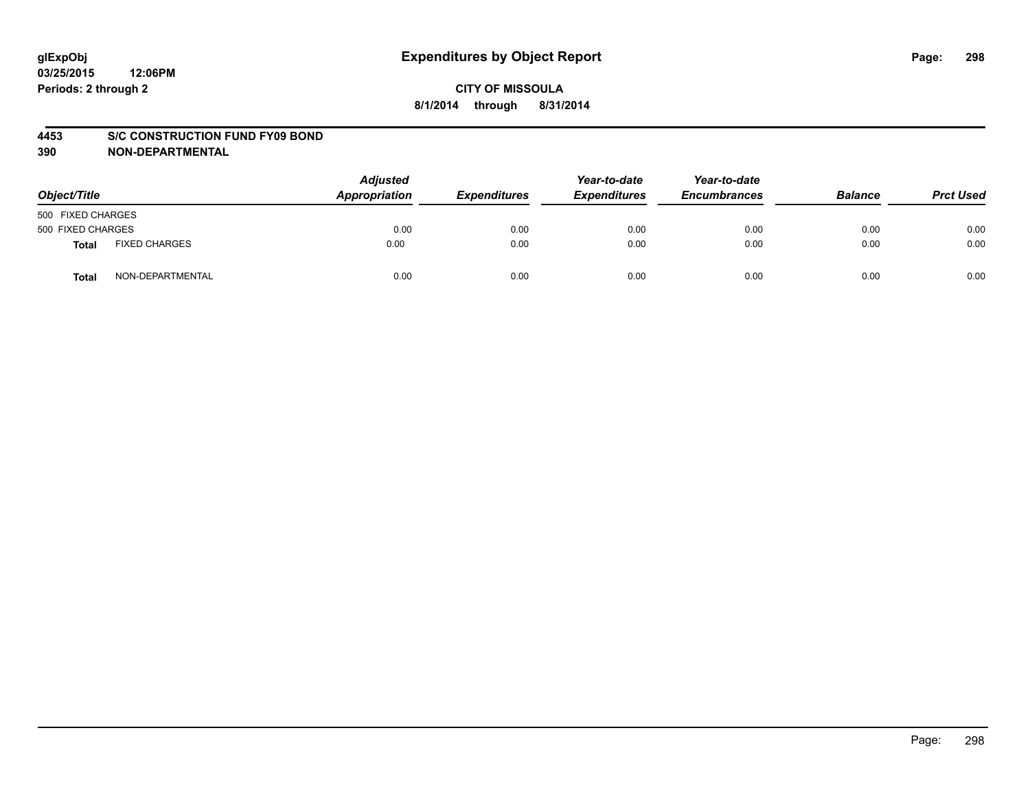**glExpObj**
**03/25/2015 12:06PM**
**Periods: 2 through 2**

# Expenditures by Object Report

**CITY OF MISSOULA**
**8/1/2014 through 8/31/2014**

**4453 S/C CONSTRUCTION FUND FY09 BOND**
**390 NON-DEPARTMENTAL**

| Object/Title | | Adjusted Appropriation | Expenditures | Year-to-date Expenditures | Year-to-date Encumbrances | Balance | Prct Used |
|---|---|---|---|---|---|---|---|
| 500 FIXED CHARGES | | | | | | | |
| 500 FIXED CHARGES | | 0.00 | 0.00 | 0.00 | 0.00 | 0.00 | 0.00 |
| **Total** | FIXED CHARGES | 0.00 | 0.00 | 0.00 | 0.00 | 0.00 | 0.00 |
| **Total** | NON-DEPARTMENTAL | 0.00 | 0.00 | 0.00 | 0.00 | 0.00 | 0.00 |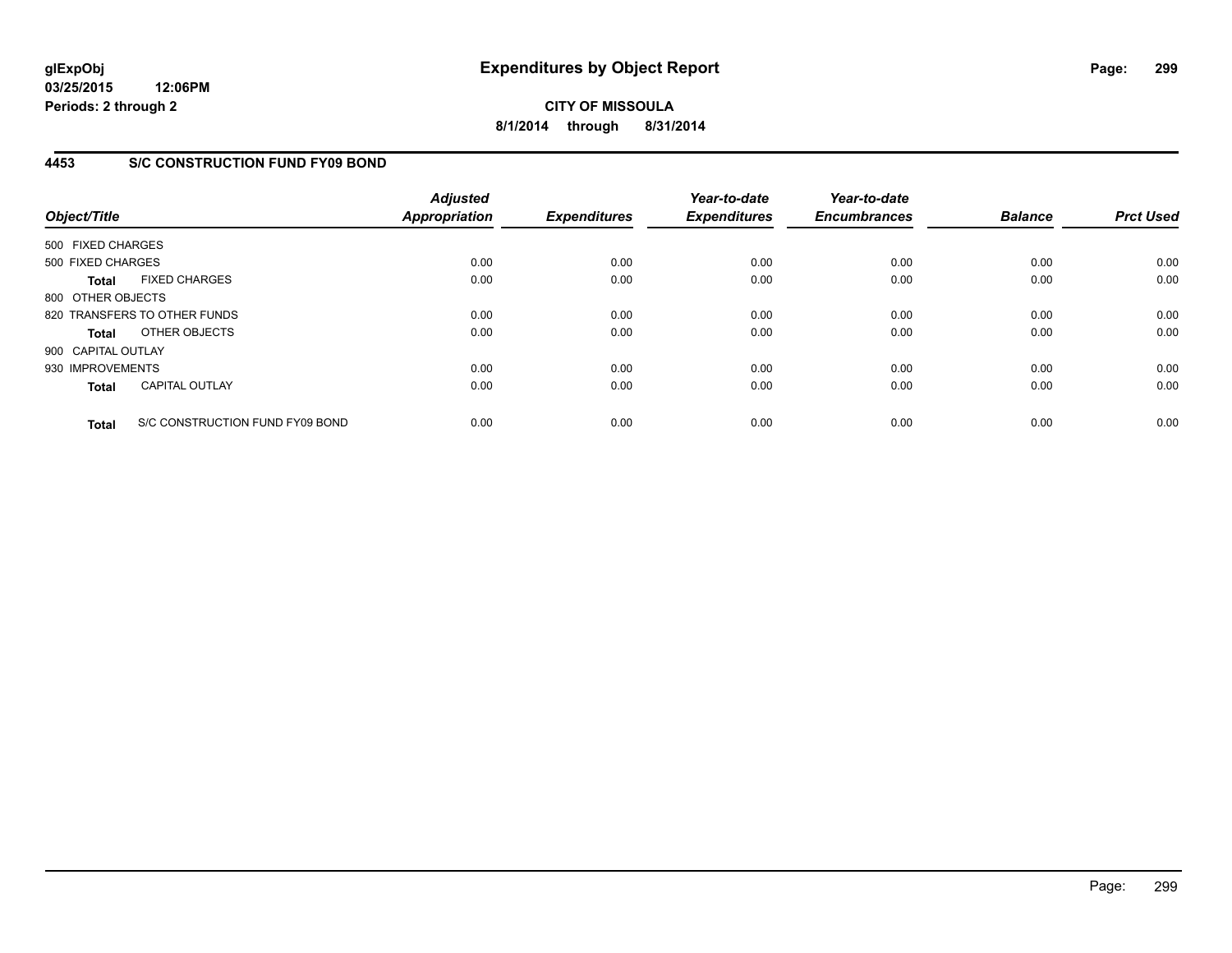**glExpObj**
**03/25/2015 12:06PM**
**Periods: 2 through 2**

# Expenditures by Object Report

**CITY OF MISSOULA**
**8/1/2014 through 8/31/2014**

## 4453 S/C CONSTRUCTION FUND FY09 BOND

| Object/Title | | *Adjusted Appropriation* | *Expenditures* | *Year-to-date Expenditures* | *Year-to-date Encumbrances* | *Balance* | *Prct Used* |
|---|---|---|---|---|---|---|---|
| 500 FIXED CHARGES | | | | | | | |
| 500 FIXED CHARGES | | 0.00 | 0.00 | 0.00 | 0.00 | 0.00 | 0.00 |
| **Total** | FIXED CHARGES | 0.00 | 0.00 | 0.00 | 0.00 | 0.00 | 0.00 |
| 800 OTHER OBJECTS | | | | | | | |
| 820 TRANSFERS TO OTHER FUNDS | | 0.00 | 0.00 | 0.00 | 0.00 | 0.00 | 0.00 |
| **Total** | OTHER OBJECTS | 0.00 | 0.00 | 0.00 | 0.00 | 0.00 | 0.00 |
| 900 CAPITAL OUTLAY | | | | | | | |
| 930 IMPROVEMENTS | | 0.00 | 0.00 | 0.00 | 0.00 | 0.00 | 0.00 |
| **Total** | CAPITAL OUTLAY | 0.00 | 0.00 | 0.00 | 0.00 | 0.00 | 0.00 |
| **Total** | S/C CONSTRUCTION FUND FY09 BOND | 0.00 | 0.00 | 0.00 | 0.00 | 0.00 | 0.00 |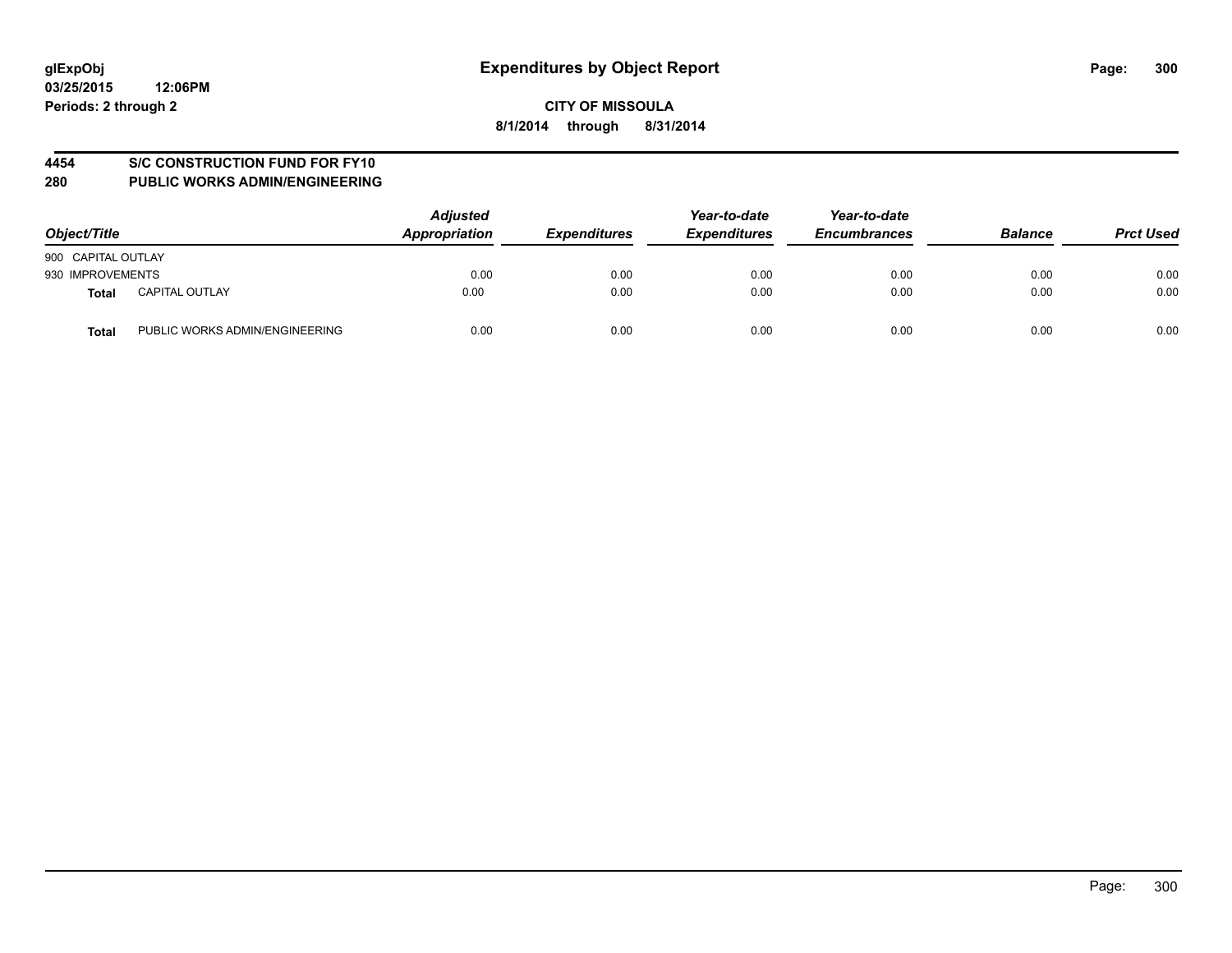glExpObj
03/25/2015 12:06PM
Periods: 2 through 2

# Expenditures by Object Report

**CITY OF MISSOULA**
**8/1/2014 through 8/31/2014**

**4454 S/C CONSTRUCTION FUND FOR FY10**
**280 PUBLIC WORKS ADMIN/ENGINEERING**

| Object/Title | | Adjusted Appropriation | Expenditures | Year-to-date Expenditures | Year-to-date Encumbrances | Balance | Prct Used |
|---|---|---|---|---|---|---|---|
| 900 CAPITAL OUTLAY | | | | | | | |
| 930 IMPROVEMENTS | | 0.00 | 0.00 | 0.00 | 0.00 | 0.00 | 0.00 |
| **Total** | CAPITAL OUTLAY | 0.00 | 0.00 | 0.00 | 0.00 | 0.00 | 0.00 |
| **Total** | PUBLIC WORKS ADMIN/ENGINEERING | 0.00 | 0.00 | 0.00 | 0.00 | 0.00 | 0.00 |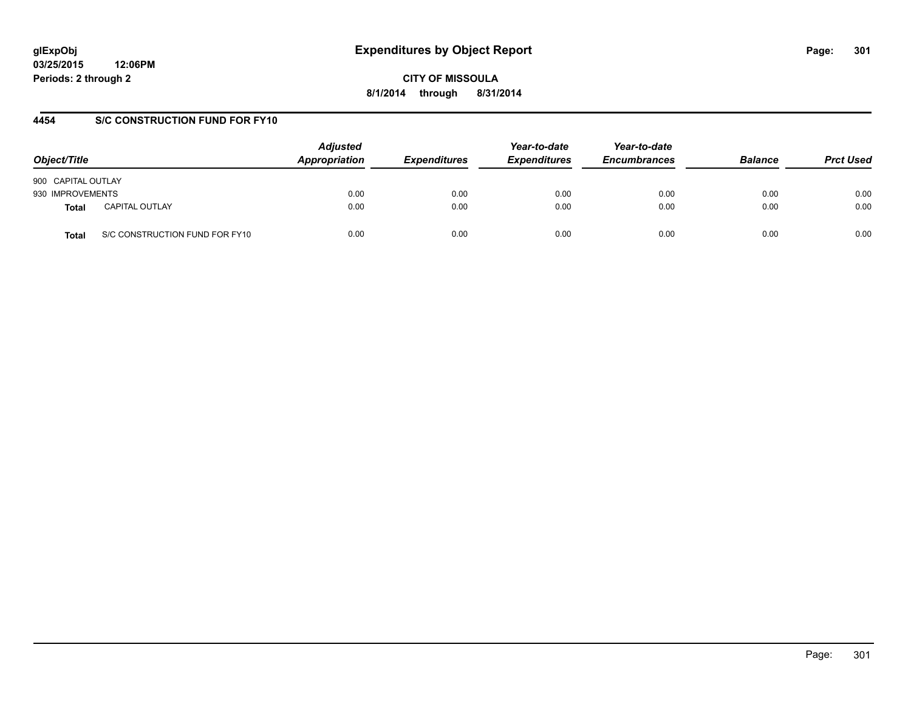glExpObj
03/25/2015 12:06PM
Periods: 2 through 2

# Expenditures by Object Report

**CITY OF MISSOULA**
**8/1/2014 through 8/31/2014**

## 4454 S/C CONSTRUCTION FUND FOR FY10

| Object/Title | Adjusted Appropriation | Expenditures | Year-to-date Expenditures | Year-to-date Encumbrances | Balance | Prct Used |
|---|---|---|---|---|---|---|
| 900 CAPITAL OUTLAY | | | | | | |
| 930 IMPROVEMENTS | 0.00 | 0.00 | 0.00 | 0.00 | 0.00 | 0.00 |
| **Total** CAPITAL OUTLAY | 0.00 | 0.00 | 0.00 | 0.00 | 0.00 | 0.00 |
| **Total** S/C CONSTRUCTION FUND FOR FY10 | 0.00 | 0.00 | 0.00 | 0.00 | 0.00 | 0.00 |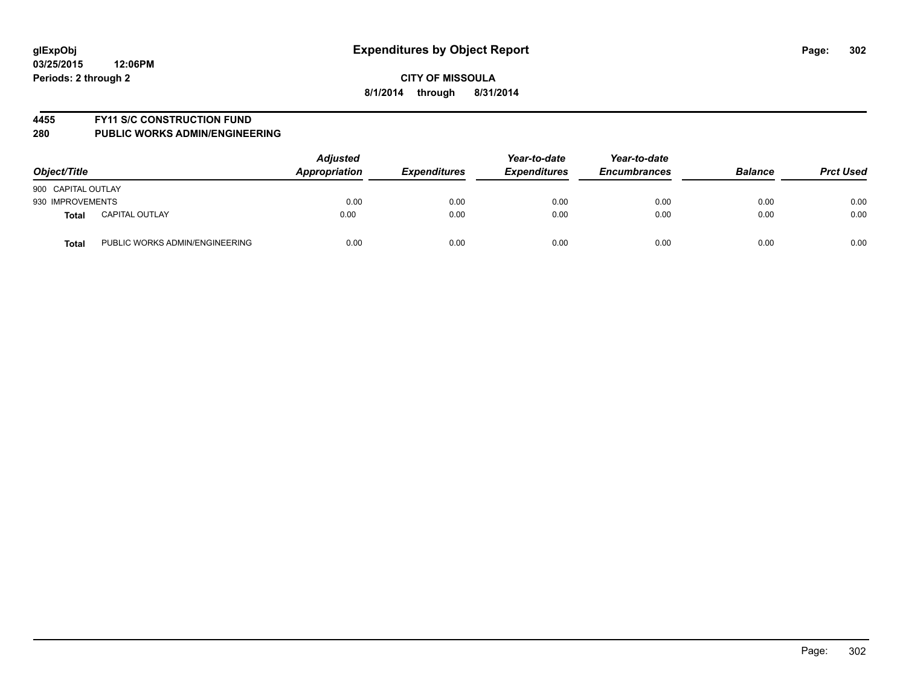**glExpObj**
**03/25/2015 12:06PM**
**Periods: 2 through 2**

# Expenditures by Object Report

**CITY OF MISSOULA**
**8/1/2014 through 8/31/2014**

**4455 FY11 S/C CONSTRUCTION FUND**
**280 PUBLIC WORKS ADMIN/ENGINEERING**

| Object/Title | | Adjusted Appropriation | Expenditures | Year-to-date Expenditures | Year-to-date Encumbrances | Balance | Prct Used |
|---|---|---|---|---|---|---|---|
| 900 CAPITAL OUTLAY | | | | | | | |
| 930 IMPROVEMENTS | | 0.00 | 0.00 | 0.00 | 0.00 | 0.00 | 0.00 |
| **Total** | CAPITAL OUTLAY | 0.00 | 0.00 | 0.00 | 0.00 | 0.00 | 0.00 |
| **Total** | PUBLIC WORKS ADMIN/ENGINEERING | 0.00 | 0.00 | 0.00 | 0.00 | 0.00 | 0.00 |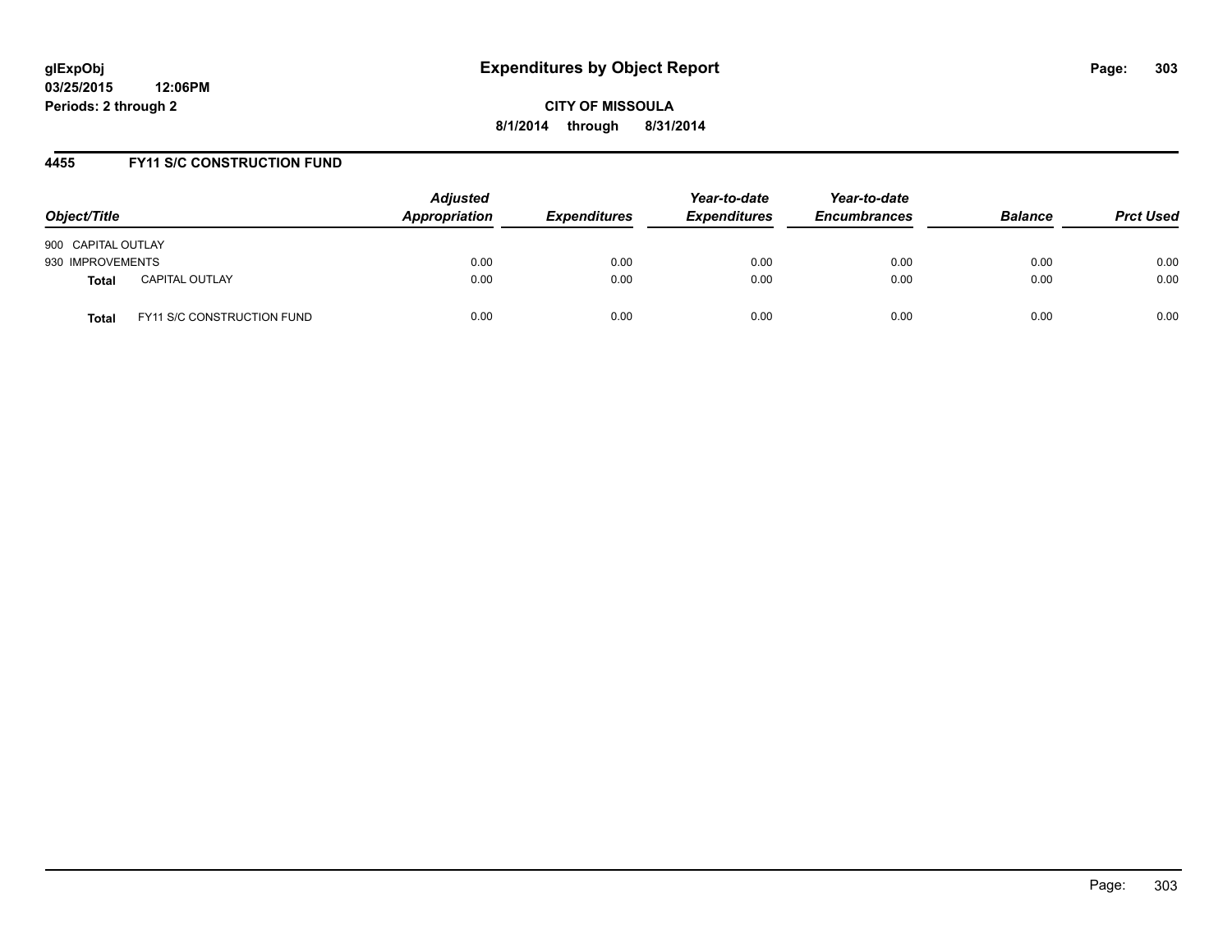**glExpObj** **Expenditures by Object Report**
**03/25/2015 12:06PM**
**Periods: 2 through 2**

**CITY OF MISSOULA**
**8/1/2014 through 8/31/2014**

## 4455 FY11 S/C CONSTRUCTION FUND

| Object/Title | | Adjusted Appropriation | Expenditures | Year-to-date Expenditures | Year-to-date Encumbrances | Balance | Prct Used |
|---|---|---|---|---|---|---|---|
| 900 CAPITAL OUTLAY | | | | | | | |
| 930 IMPROVEMENTS | | 0.00 | 0.00 | 0.00 | 0.00 | 0.00 | 0.00 |
| **Total** | CAPITAL OUTLAY | 0.00 | 0.00 | 0.00 | 0.00 | 0.00 | 0.00 |
| **Total** | FY11 S/C CONSTRUCTION FUND | 0.00 | 0.00 | 0.00 | 0.00 | 0.00 | 0.00 |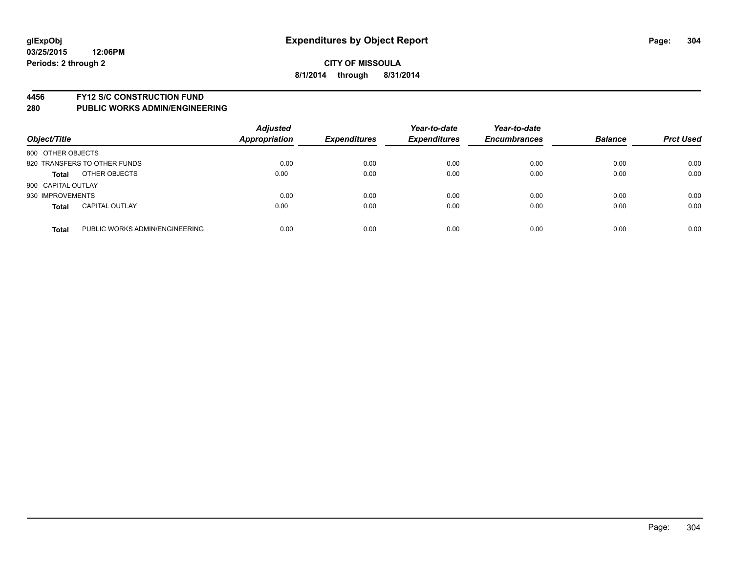**glExpObj**
**03/25/2015 12:06PM**
**Periods: 2 through 2**

# Expenditures by Object Report

**CITY OF MISSOULA**
**8/1/2014 through 8/31/2014**

## 4456 FY12 S/C CONSTRUCTION FUND
## 280 PUBLIC WORKS ADMIN/ENGINEERING

| Object/Title | | Adjusted Appropriation | Expenditures | Year-to-date Expenditures | Year-to-date Encumbrances | Balance | Prct Used |
|---|---|---|---|---|---|---|---|
| 800 OTHER OBJECTS | | | | | | | |
| 820 TRANSFERS TO OTHER FUNDS | | 0.00 | 0.00 | 0.00 | 0.00 | 0.00 | 0.00 |
| **Total** | OTHER OBJECTS | 0.00 | 0.00 | 0.00 | 0.00 | 0.00 | 0.00 |
| 900 CAPITAL OUTLAY | | | | | | | |
| 930 IMPROVEMENTS | | 0.00 | 0.00 | 0.00 | 0.00 | 0.00 | 0.00 |
| **Total** | CAPITAL OUTLAY | 0.00 | 0.00 | 0.00 | 0.00 | 0.00 | 0.00 |
| **Total** | PUBLIC WORKS ADMIN/ENGINEERING | 0.00 | 0.00 | 0.00 | 0.00 | 0.00 | 0.00 |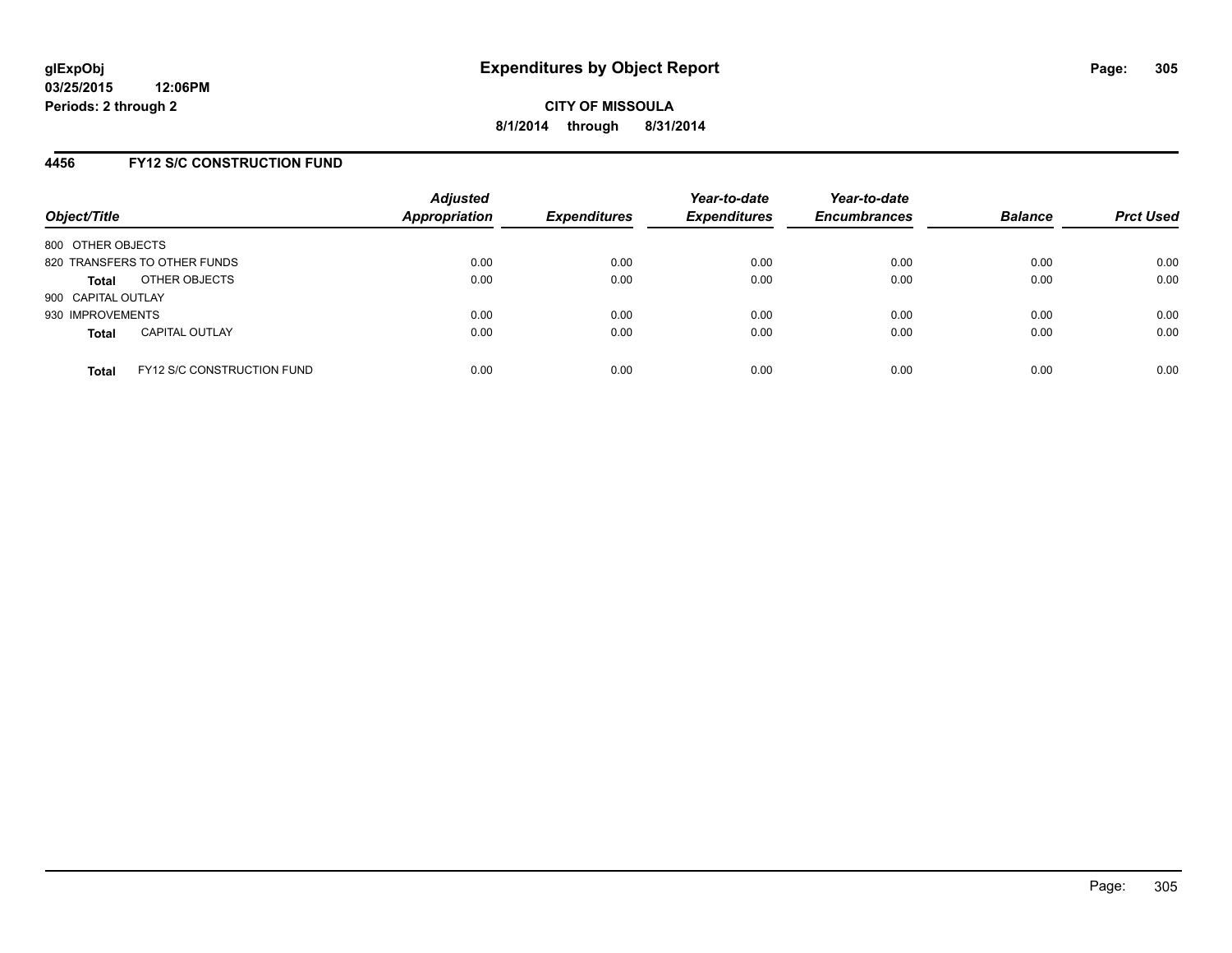# Expenditures by Object Report

glExpObj
03/25/2015 12:06PM
Periods: 2 through 2

**CITY OF MISSOULA**
**8/1/2014 through 8/31/2014**

## 4456 FY12 S/C CONSTRUCTION FUND

| Object/Title | Adjusted Appropriation | Expenditures | Year-to-date Expenditures | Year-to-date Encumbrances | Balance | Prct Used |
|---|---|---|---|---|---|---|
| 800 OTHER OBJECTS | | | | | | |
| 820 TRANSFERS TO OTHER FUNDS | 0.00 | 0.00 | 0.00 | 0.00 | 0.00 | 0.00 |
| **Total** OTHER OBJECTS | 0.00 | 0.00 | 0.00 | 0.00 | 0.00 | 0.00 |
| 900 CAPITAL OUTLAY | | | | | | |
| 930 IMPROVEMENTS | 0.00 | 0.00 | 0.00 | 0.00 | 0.00 | 0.00 |
| **Total** CAPITAL OUTLAY | 0.00 | 0.00 | 0.00 | 0.00 | 0.00 | 0.00 |
| **Total** FY12 S/C CONSTRUCTION FUND | 0.00 | 0.00 | 0.00 | 0.00 | 0.00 | 0.00 |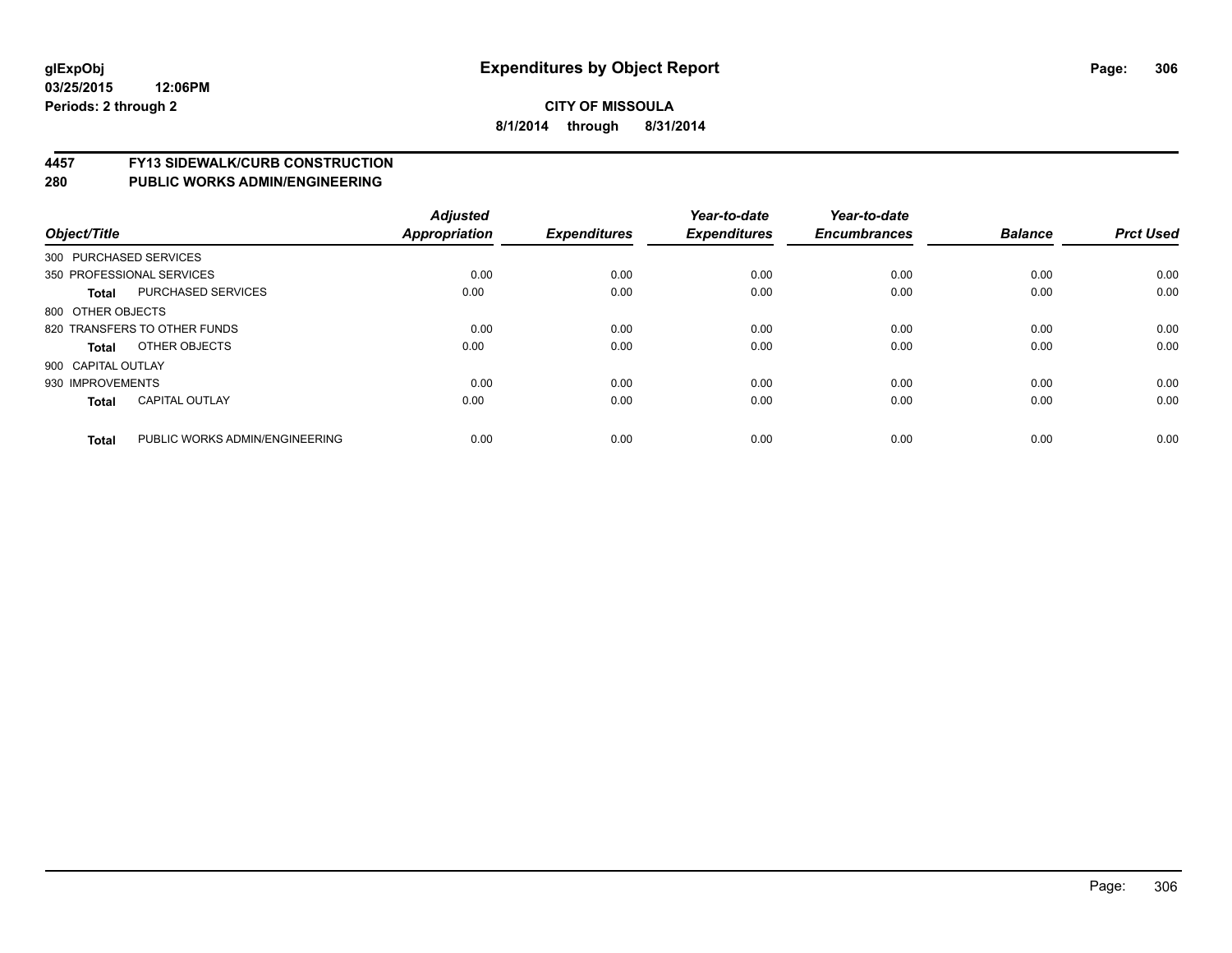glExpObj
03/25/2015 12:06PM
Periods: 2 through 2

# Expenditures by Object Report

**CITY OF MISSOULA**
**8/1/2014 through 8/31/2014**

## 4457 FY13 SIDEWALK/CURB CONSTRUCTION
## 280 PUBLIC WORKS ADMIN/ENGINEERING

| Object/Title | | Adjusted Appropriation | Expenditures | Year-to-date Expenditures | Year-to-date Encumbrances | Balance | Prct Used |
|---|---|---|---|---|---|---|---|
| 300 PURCHASED SERVICES | | | | | | | |
| 350 PROFESSIONAL SERVICES | | 0.00 | 0.00 | 0.00 | 0.00 | 0.00 | 0.00 |
| **Total** | PURCHASED SERVICES | 0.00 | 0.00 | 0.00 | 0.00 | 0.00 | 0.00 |
| 800 OTHER OBJECTS | | | | | | | |
| 820 TRANSFERS TO OTHER FUNDS | | 0.00 | 0.00 | 0.00 | 0.00 | 0.00 | 0.00 |
| **Total** | OTHER OBJECTS | 0.00 | 0.00 | 0.00 | 0.00 | 0.00 | 0.00 |
| 900 CAPITAL OUTLAY | | | | | | | |
| 930 IMPROVEMENTS | | 0.00 | 0.00 | 0.00 | 0.00 | 0.00 | 0.00 |
| **Total** | CAPITAL OUTLAY | 0.00 | 0.00 | 0.00 | 0.00 | 0.00 | 0.00 |
| **Total** | PUBLIC WORKS ADMIN/ENGINEERING | 0.00 | 0.00 | 0.00 | 0.00 | 0.00 | 0.00 |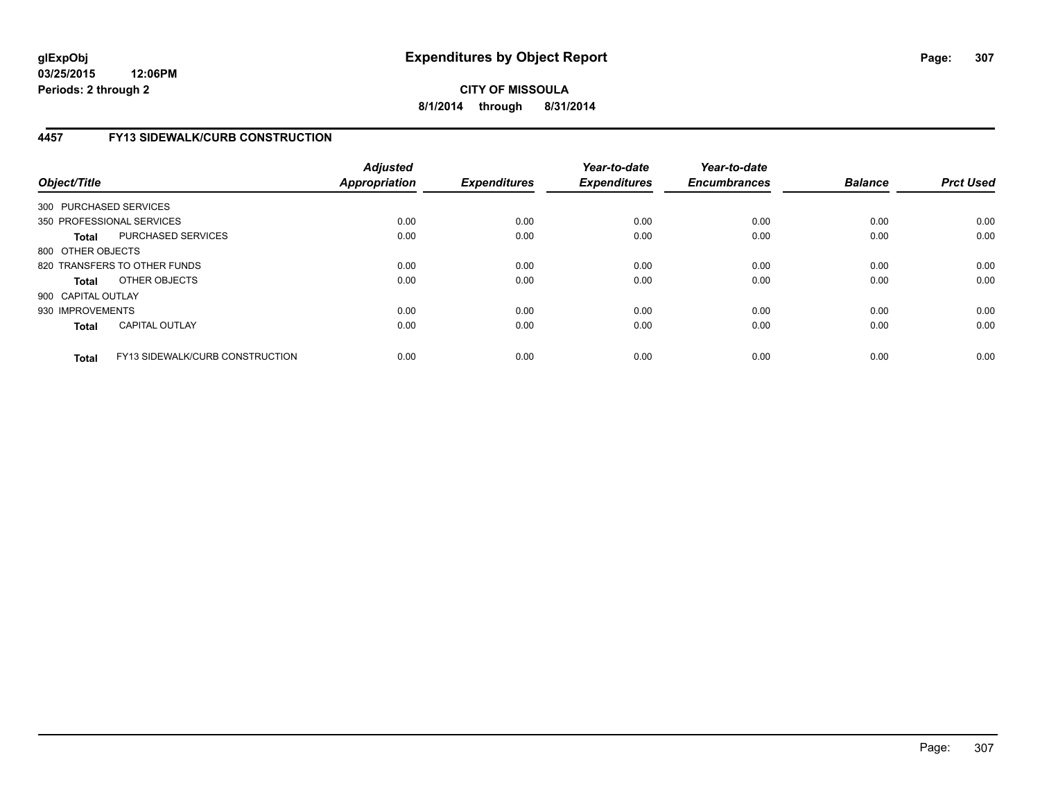**CITY OF MISSOULA**

**8/1/2014 through 8/31/2014**

## 4457 FY13 SIDEWALK/CURB CONSTRUCTION

| Object/Title | Adjusted Appropriation | Expenditures | Year-to-date Expenditures | Year-to-date Encumbrances | Balance | Prct Used |
|---|---|---|---|---|---|---|
| 300 PURCHASED SERVICES | | | | | | |
| 350 PROFESSIONAL SERVICES | 0.00 | 0.00 | 0.00 | 0.00 | 0.00 | 0.00 |
| **Total** PURCHASED SERVICES | 0.00 | 0.00 | 0.00 | 0.00 | 0.00 | 0.00 |
| 800 OTHER OBJECTS | | | | | | |
| 820 TRANSFERS TO OTHER FUNDS | 0.00 | 0.00 | 0.00 | 0.00 | 0.00 | 0.00 |
| **Total** OTHER OBJECTS | 0.00 | 0.00 | 0.00 | 0.00 | 0.00 | 0.00 |
| 900 CAPITAL OUTLAY | | | | | | |
| 930 IMPROVEMENTS | 0.00 | 0.00 | 0.00 | 0.00 | 0.00 | 0.00 |
| **Total** CAPITAL OUTLAY | 0.00 | 0.00 | 0.00 | 0.00 | 0.00 | 0.00 |
| **Total** FY13 SIDEWALK/CURB CONSTRUCTION | 0.00 | 0.00 | 0.00 | 0.00 | 0.00 | 0.00 |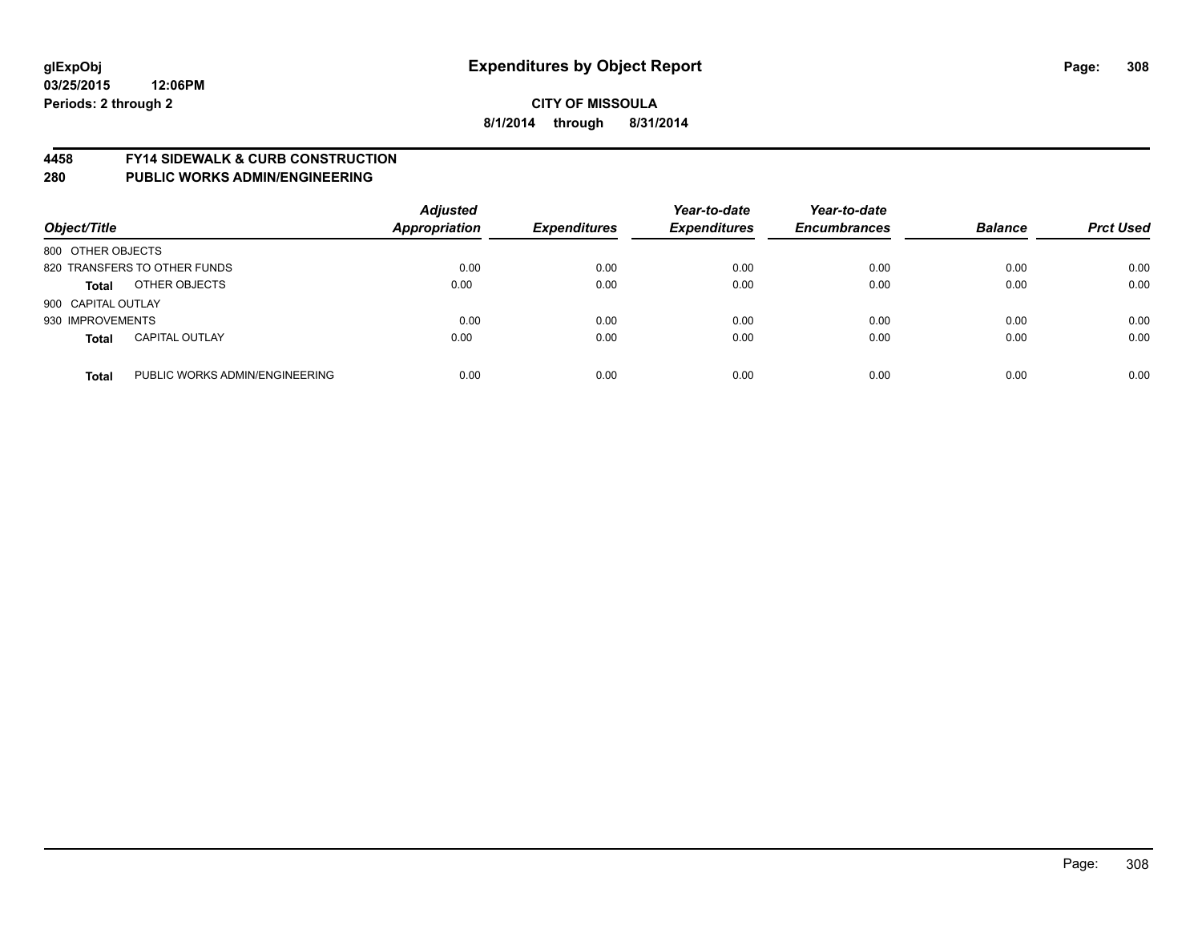**glExpObj** **Expenditures by Object Report**
**03/25/2015 12:06PM**
**Periods: 2 through 2**

**CITY OF MISSOULA**
**8/1/2014 through 8/31/2014**

## 4458 FY14 SIDEWALK & CURB CONSTRUCTION
## 280 PUBLIC WORKS ADMIN/ENGINEERING

| Object/Title | | Adjusted Appropriation | Expenditures | Year-to-date Expenditures | Year-to-date Encumbrances | Balance | Prct Used |
|---|---|---|---|---|---|---|---|
| 800 OTHER OBJECTS | | | | | | | |
| 820 TRANSFERS TO OTHER FUNDS | | 0.00 | 0.00 | 0.00 | 0.00 | 0.00 | 0.00 |
| **Total** | OTHER OBJECTS | 0.00 | 0.00 | 0.00 | 0.00 | 0.00 | 0.00 |
| 900 CAPITAL OUTLAY | | | | | | | |
| 930 IMPROVEMENTS | | 0.00 | 0.00 | 0.00 | 0.00 | 0.00 | 0.00 |
| **Total** | CAPITAL OUTLAY | 0.00 | 0.00 | 0.00 | 0.00 | 0.00 | 0.00 |
| **Total** | PUBLIC WORKS ADMIN/ENGINEERING | 0.00 | 0.00 | 0.00 | 0.00 | 0.00 | 0.00 |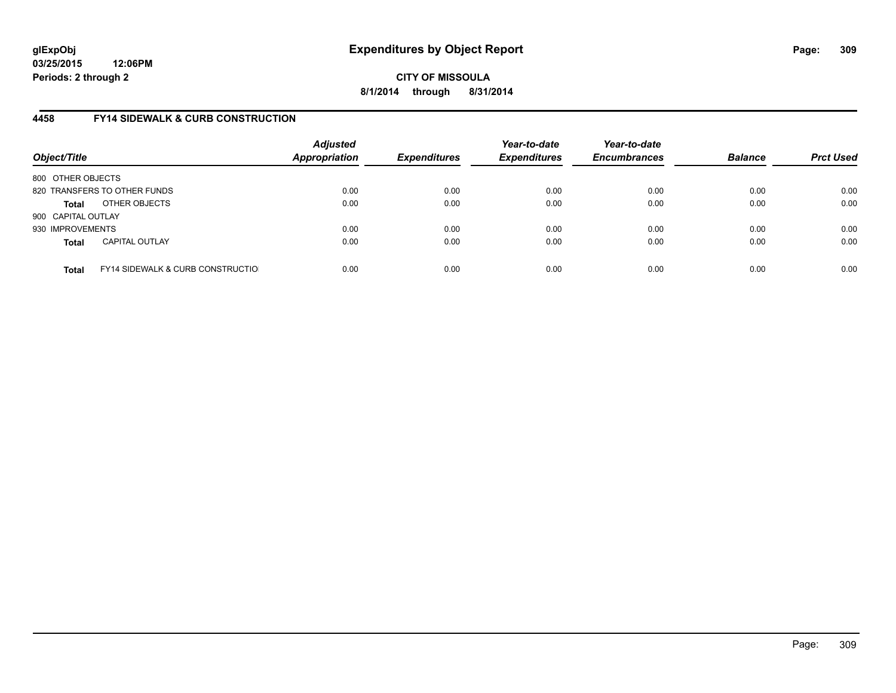**glExpObj**
**03/25/2015 12:06PM**
**Periods: 2 through 2**

# Expenditures by Object Report

**CITY OF MISSOULA**
**8/1/2014 through 8/31/2014**

## 4458 FY14 SIDEWALK & CURB CONSTRUCTION

| Object/Title | | Adjusted Appropriation | Expenditures | Year-to-date Expenditures | Year-to-date Encumbrances | Balance | Prct Used |
|---|---|---|---|---|---|---|---|
| 800 OTHER OBJECTS | | | | | | | |
| 820 TRANSFERS TO OTHER FUNDS | | 0.00 | 0.00 | 0.00 | 0.00 | 0.00 | 0.00 |
| **Total** | OTHER OBJECTS | 0.00 | 0.00 | 0.00 | 0.00 | 0.00 | 0.00 |
| 900 CAPITAL OUTLAY | | | | | | | |
| 930 IMPROVEMENTS | | 0.00 | 0.00 | 0.00 | 0.00 | 0.00 | 0.00 |
| **Total** | CAPITAL OUTLAY | 0.00 | 0.00 | 0.00 | 0.00 | 0.00 | 0.00 |
| **Total** | FY14 SIDEWALK & CURB CONSTRUCTIO | 0.00 | 0.00 | 0.00 | 0.00 | 0.00 | 0.00 |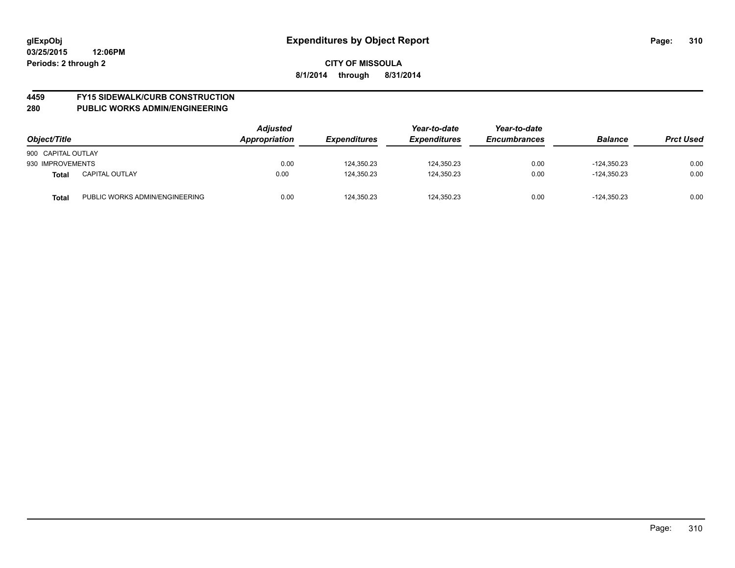# Expenditures by Object Report

glExpObj
03/25/2015 12:06PM
Periods: 2 through 2

**CITY OF MISSOULA**
**8/1/2014 through 8/31/2014**

## 4459 FY15 SIDEWALK/CURB CONSTRUCTION
## 280 PUBLIC WORKS ADMIN/ENGINEERING

| Object/Title | | Adjusted Appropriation | Expenditures | Year-to-date Expenditures | Year-to-date Encumbrances | Balance | Prct Used |
|---|---|---|---|---|---|---|---|
| 900 CAPITAL OUTLAY | | | | | | | |
| 930 IMPROVEMENTS | | 0.00 | 124,350.23 | 124,350.23 | 0.00 | -124,350.23 | 0.00 |
| **Total** | CAPITAL OUTLAY | 0.00 | 124,350.23 | 124,350.23 | 0.00 | -124,350.23 | 0.00 |
| **Total** | PUBLIC WORKS ADMIN/ENGINEERING | 0.00 | 124,350.23 | 124,350.23 | 0.00 | -124,350.23 | 0.00 |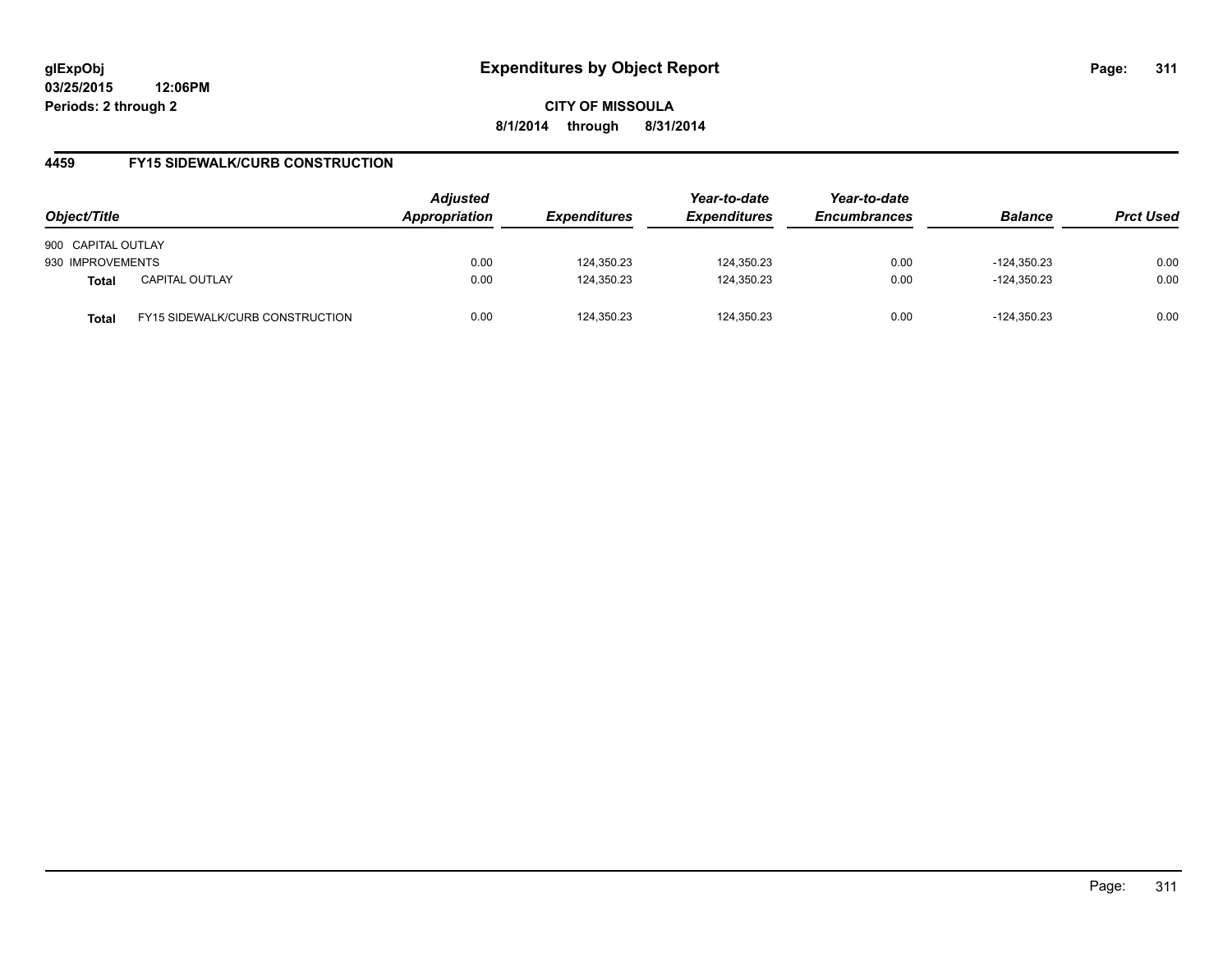**glExpObj** **Expenditures by Object Report**
**03/25/2015 12:06PM**
**Periods: 2 through 2**

**CITY OF MISSOULA**
**8/1/2014 through 8/31/2014**

## 4459 FY15 SIDEWALK/CURB CONSTRUCTION

| Object/Title | | Adjusted Appropriation | Expenditures | Year-to-date Expenditures | Year-to-date Encumbrances | Balance | Prct Used |
|---|---|---|---|---|---|---|---|
| 900 CAPITAL OUTLAY | | | | | | | |
| 930 IMPROVEMENTS | | 0.00 | 124,350.23 | 124,350.23 | 0.00 | -124,350.23 | 0.00 |
| **Total** | CAPITAL OUTLAY | 0.00 | 124,350.23 | 124,350.23 | 0.00 | -124,350.23 | 0.00 |
| **Total** | FY15 SIDEWALK/CURB CONSTRUCTION | 0.00 | 124,350.23 | 124,350.23 | 0.00 | -124,350.23 | 0.00 |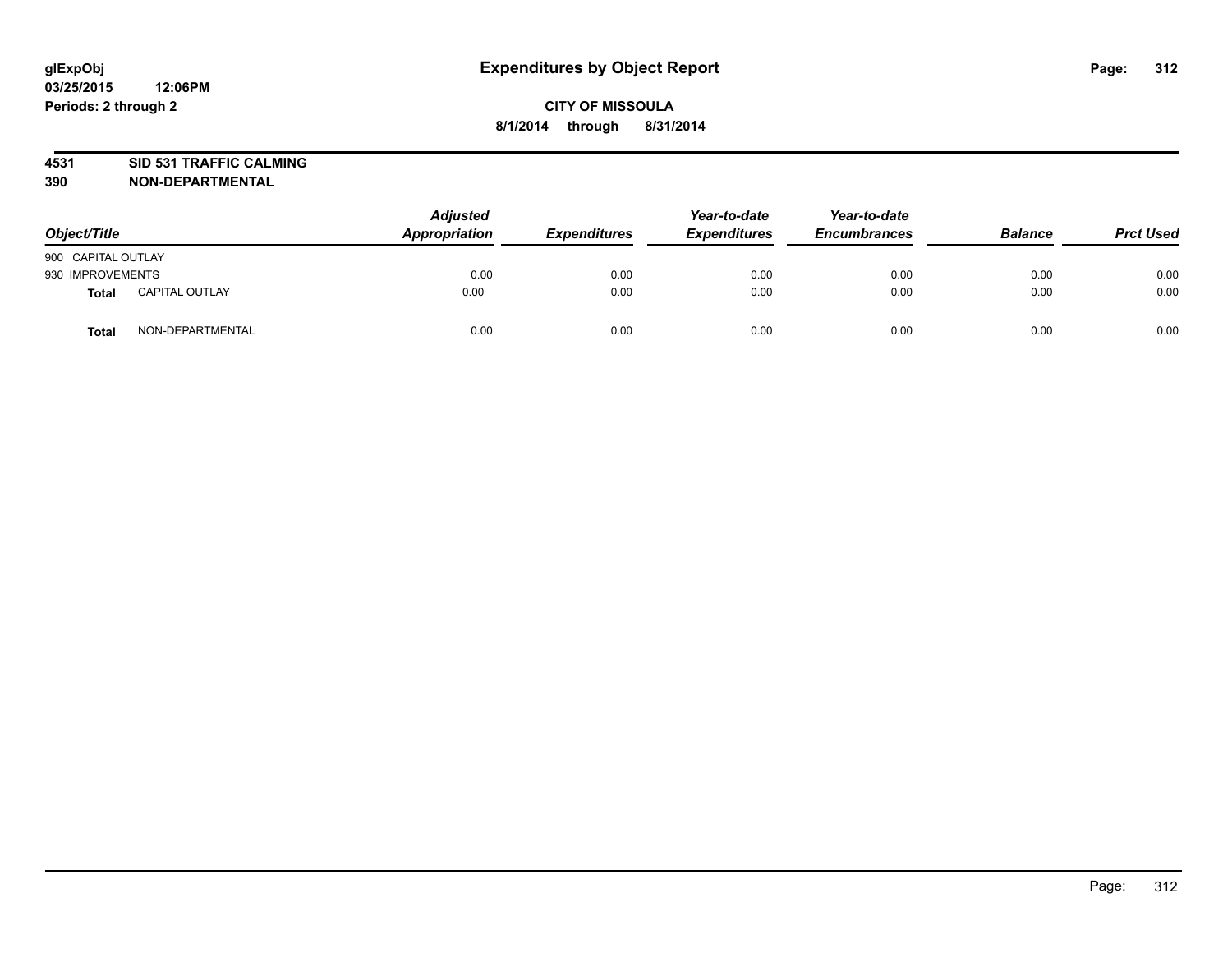# Expenditures by Object Report

glExpObj
03/25/2015 12:06PM
Periods: 2 through 2

**CITY OF MISSOULA**
**8/1/2014 through 8/31/2014**

**4531 SID 531 TRAFFIC CALMING**
**390 NON-DEPARTMENTAL**

| Object/Title | | Adjusted Appropriation | Expenditures | Year-to-date Expenditures | Year-to-date Encumbrances | Balance | Prct Used |
|---|---|---|---|---|---|---|---|
| 900 CAPITAL OUTLAY | | | | | | | |
| 930 IMPROVEMENTS | | 0.00 | 0.00 | 0.00 | 0.00 | 0.00 | 0.00 |
| **Total** | CAPITAL OUTLAY | 0.00 | 0.00 | 0.00 | 0.00 | 0.00 | 0.00 |
| **Total** | NON-DEPARTMENTAL | 0.00 | 0.00 | 0.00 | 0.00 | 0.00 | 0.00 |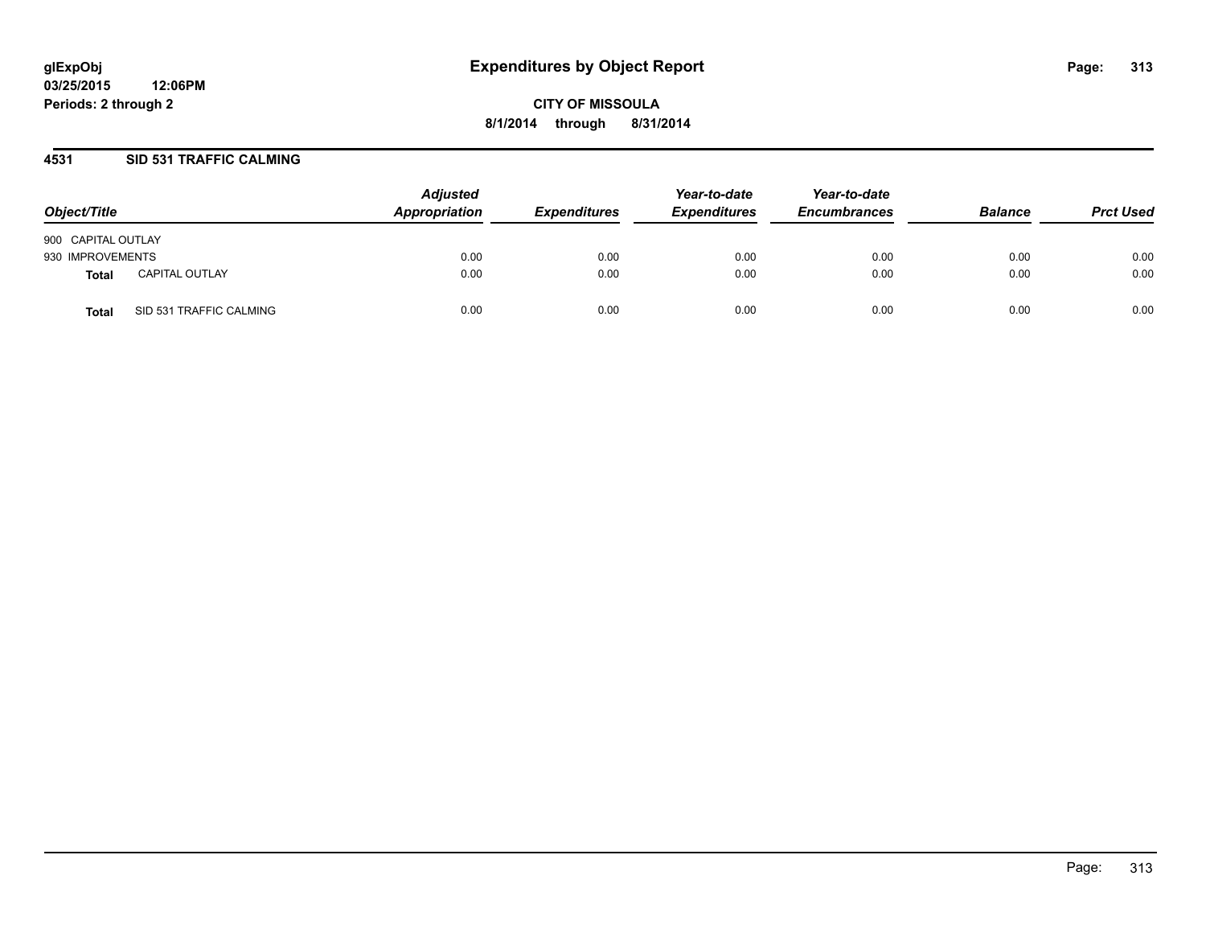# Expenditures by Object Report

**glExpObj**
**03/25/2015 12:06PM**
**Periods: 2 through 2**

**CITY OF MISSOULA**
**8/1/2014 through 8/31/2014**

## 4531 SID 531 TRAFFIC CALMING

| Object/Title | | *Adjusted Appropriation* | *Expenditures* | *Year-to-date Expenditures* | *Year-to-date Encumbrances* | *Balance* | *Prct Used* |
|---|---|---|---|---|---|---|---|
| 900 CAPITAL OUTLAY | | | | | | | |
| 930 IMPROVEMENTS | | 0.00 | 0.00 | 0.00 | 0.00 | 0.00 | 0.00 |
| **Total** | CAPITAL OUTLAY | 0.00 | 0.00 | 0.00 | 0.00 | 0.00 | 0.00 |
| **Total** | SID 531 TRAFFIC CALMING | 0.00 | 0.00 | 0.00 | 0.00 | 0.00 | 0.00 |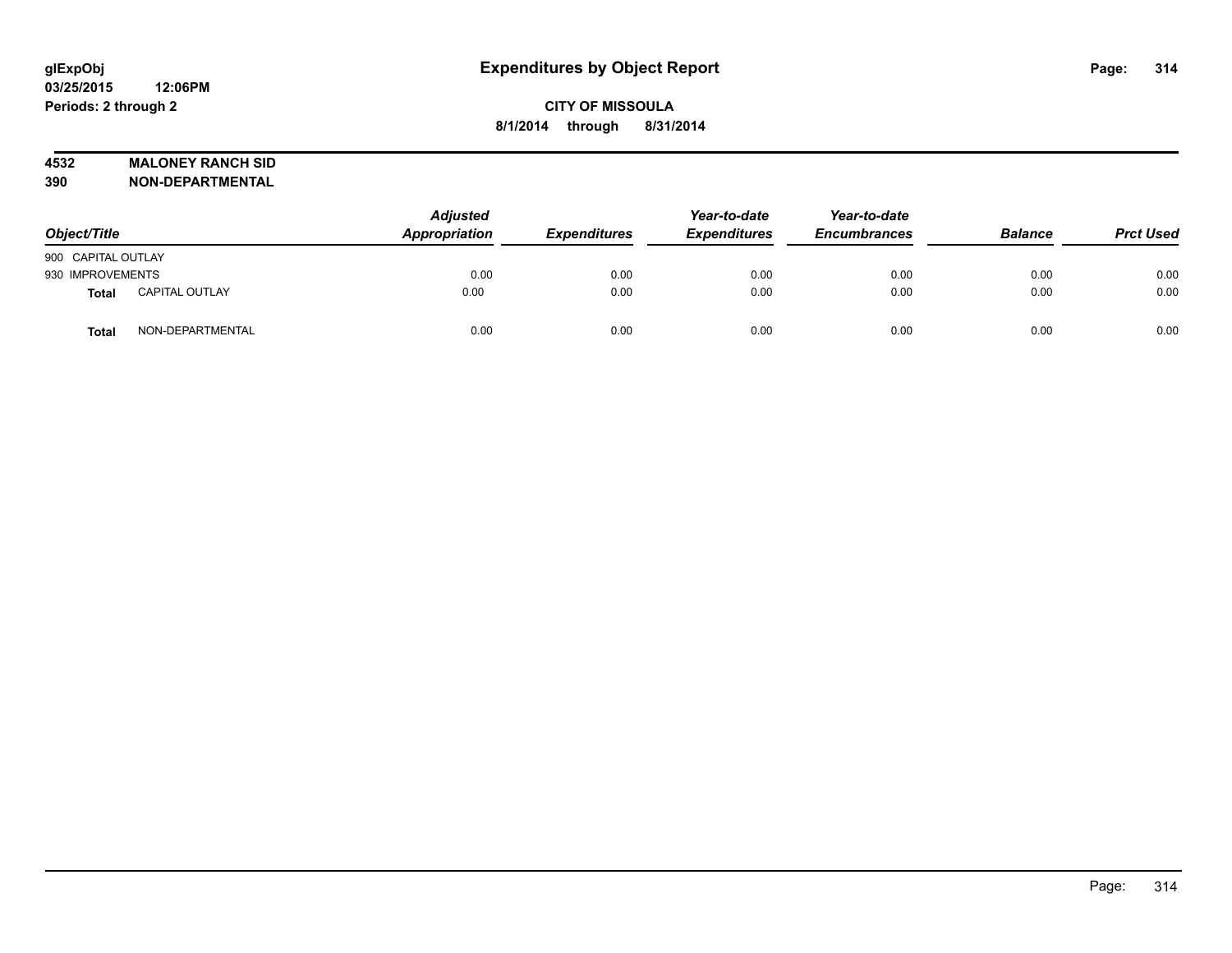**glExpObj** **Expenditures by Object Report**
**03/25/2015 12:06PM**
**Periods: 2 through 2**

**CITY OF MISSOULA**
**8/1/2014 through 8/31/2014**

**4532 MALONEY RANCH SID**
**390 NON-DEPARTMENTAL**

| Object/Title | | Adjusted Appropriation | Expenditures | Year-to-date Expenditures | Year-to-date Encumbrances | Balance | Prct Used |
|---|---|---|---|---|---|---|---|
| 900 CAPITAL OUTLAY | | | | | | | |
| 930 IMPROVEMENTS | | 0.00 | 0.00 | 0.00 | 0.00 | 0.00 | 0.00 |
| **Total** | CAPITAL OUTLAY | 0.00 | 0.00 | 0.00 | 0.00 | 0.00 | 0.00 |
| **Total** | NON-DEPARTMENTAL | 0.00 | 0.00 | 0.00 | 0.00 | 0.00 | 0.00 |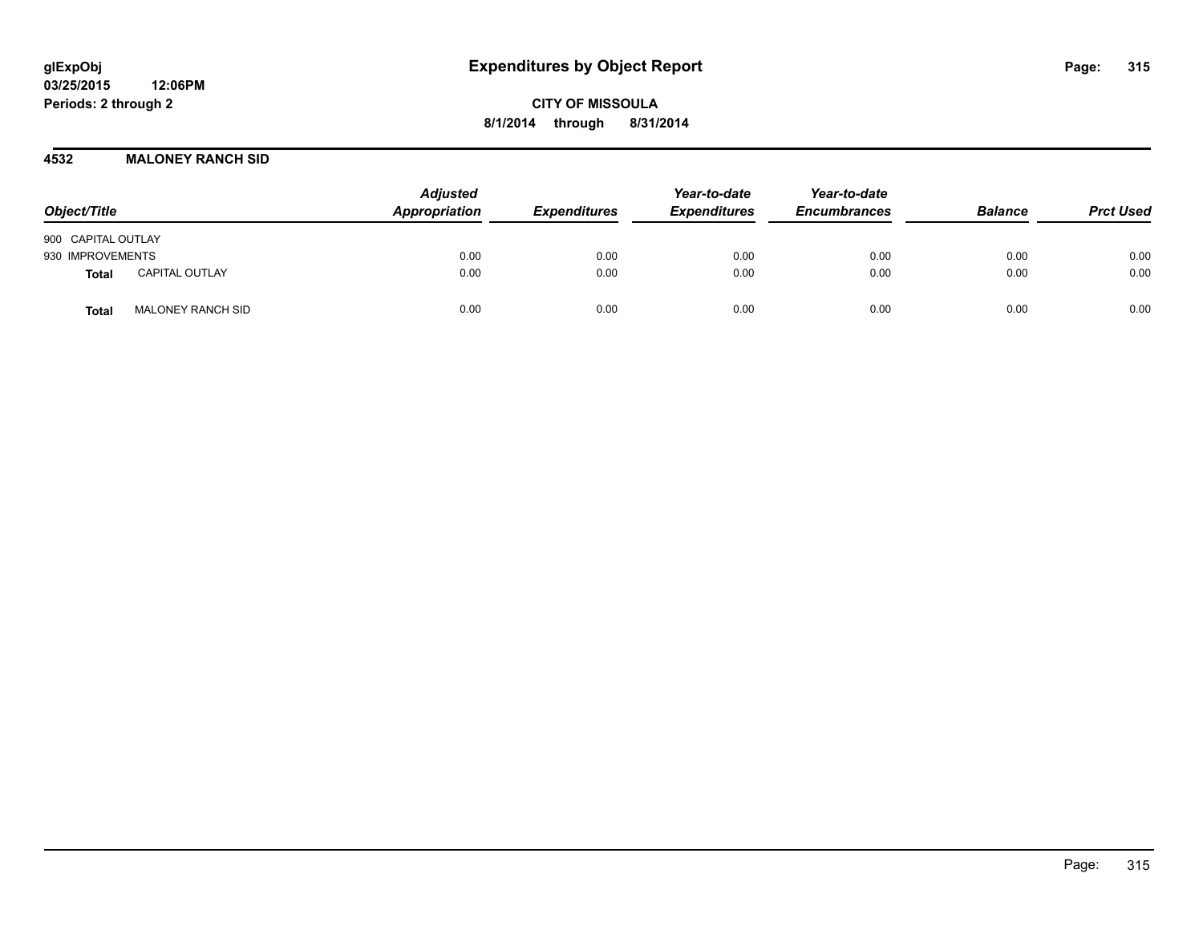**glExpObj**
**03/25/2015 12:06PM**
**Periods: 2 through 2**

# Expenditures by Object Report

**CITY OF MISSOULA**
**8/1/2014 through 8/31/2014**

## 4532 MALONEY RANCH SID

| Object/Title | | Adjusted Appropriation | Expenditures | Year-to-date Expenditures | Year-to-date Encumbrances | Balance | Prct Used |
|---|---|---|---|---|---|---|---|
| 900 CAPITAL OUTLAY | | | | | | | |
| 930 IMPROVEMENTS | | 0.00 | 0.00 | 0.00 | 0.00 | 0.00 | 0.00 |
| **Total** | CAPITAL OUTLAY | 0.00 | 0.00 | 0.00 | 0.00 | 0.00 | 0.00 |
| **Total** | MALONEY RANCH SID | 0.00 | 0.00 | 0.00 | 0.00 | 0.00 | 0.00 |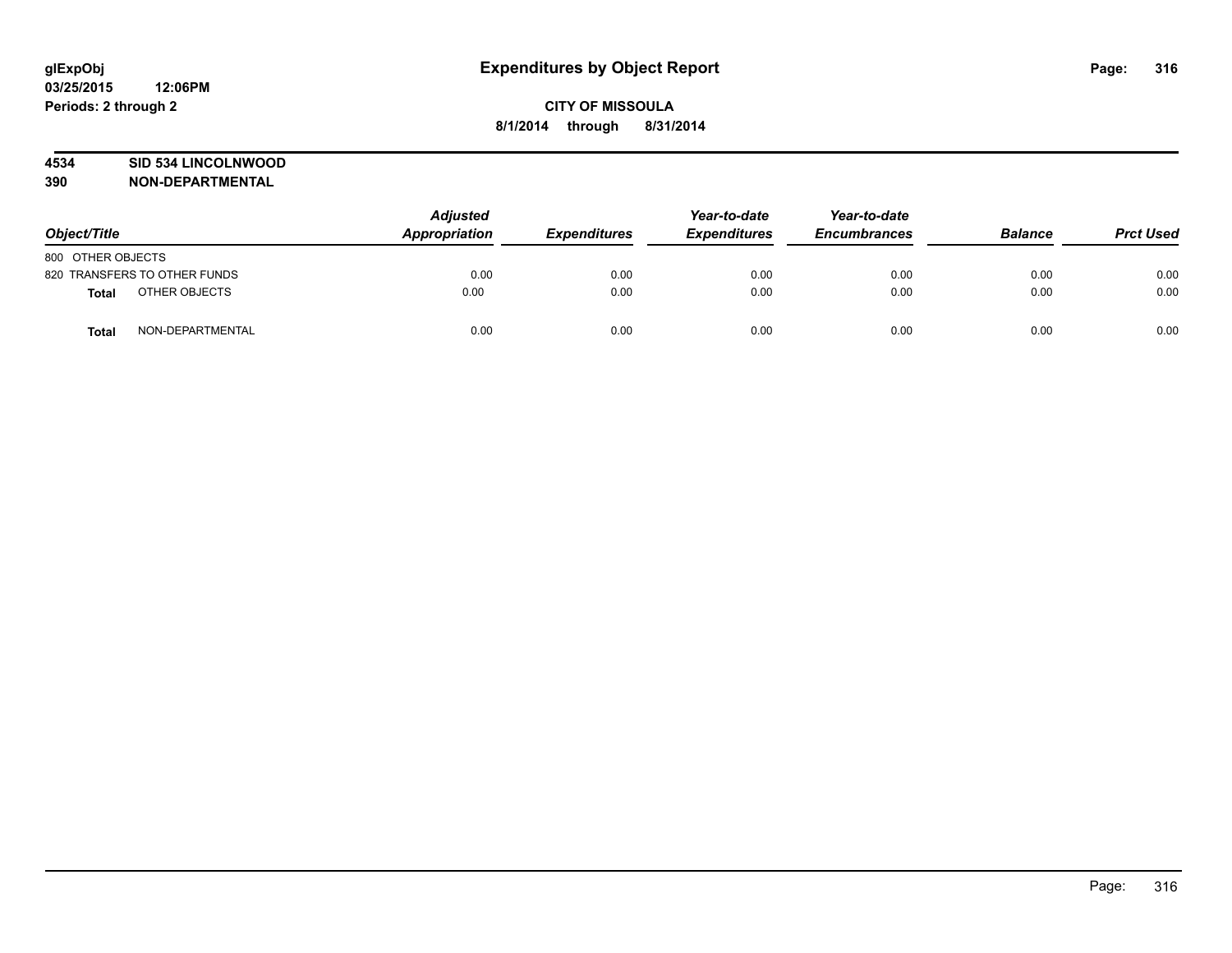# Expenditures by Object Report

glExpObj
03/25/2015 12:06PM
Periods: 2 through 2

**CITY OF MISSOULA**
**8/1/2014 through 8/31/2014**

**4534 SID 534 LINCOLNWOOD**
**390 NON-DEPARTMENTAL**

| Object/Title | Adjusted Appropriation | Expenditures | Year-to-date Expenditures | Year-to-date Encumbrances | Balance | Prct Used |
|---|---|---|---|---|---|---|
| 800 OTHER OBJECTS | | | | | | |
| 820 TRANSFERS TO OTHER FUNDS | 0.00 | 0.00 | 0.00 | 0.00 | 0.00 | 0.00 |
| **Total** OTHER OBJECTS | 0.00 | 0.00 | 0.00 | 0.00 | 0.00 | 0.00 |
| **Total** NON-DEPARTMENTAL | 0.00 | 0.00 | 0.00 | 0.00 | 0.00 | 0.00 |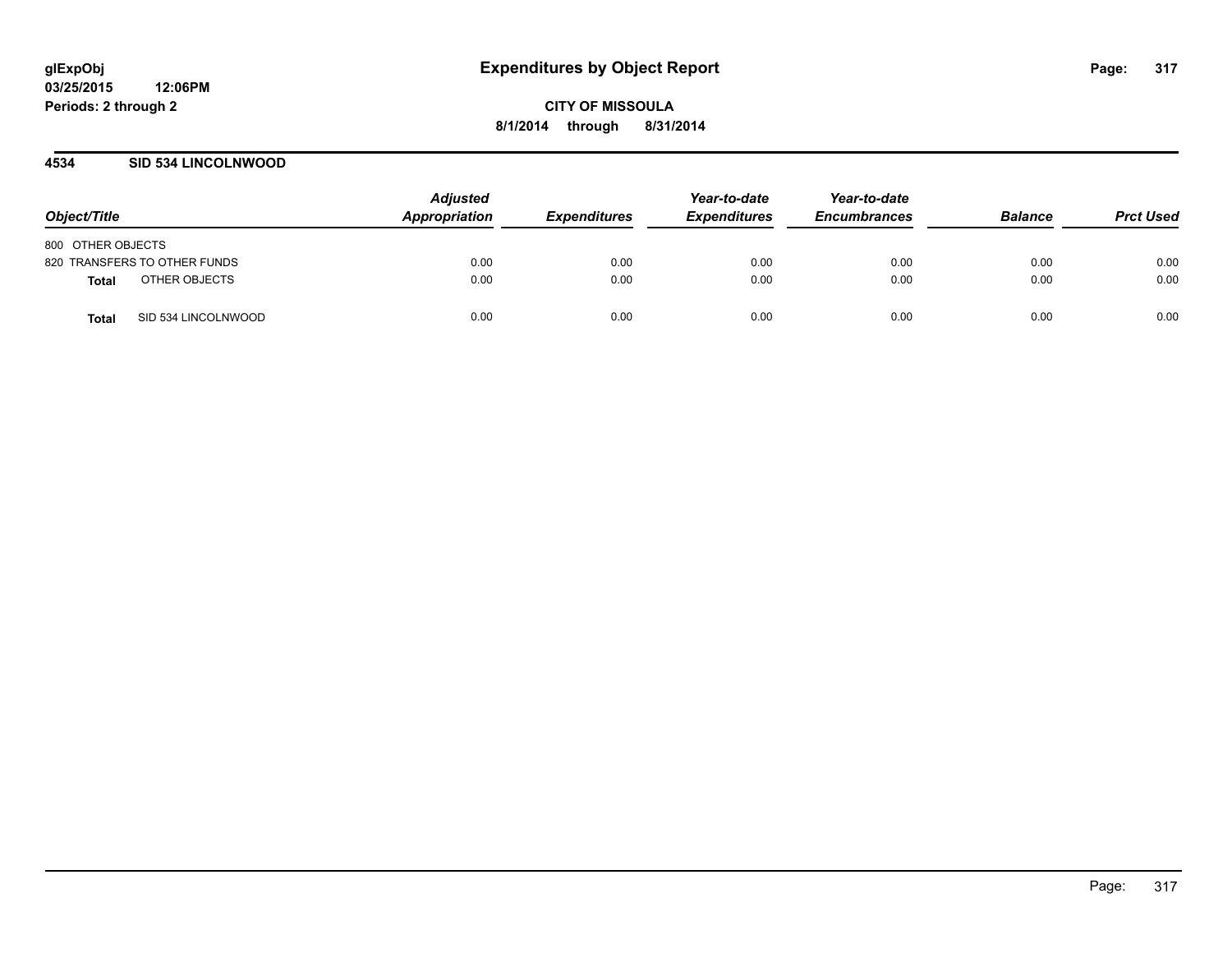**glExpObj**
**03/25/2015 12:06PM**
**Periods: 2 through 2**

# Expenditures by Object Report

**CITY OF MISSOULA**
**8/1/2014 through 8/31/2014**

## 4534 SID 534 LINCOLNWOOD

| Object/Title | | Adjusted Appropriation | Expenditures | Year-to-date Expenditures | Year-to-date Encumbrances | Balance | Prct Used |
|---|---|---|---|---|---|---|---|
| 800 OTHER OBJECTS | | | | | | | |
| 820 TRANSFERS TO OTHER FUNDS | | 0.00 | 0.00 | 0.00 | 0.00 | 0.00 | 0.00 |
| **Total** | OTHER OBJECTS | 0.00 | 0.00 | 0.00 | 0.00 | 0.00 | 0.00 |
| **Total** | SID 534 LINCOLNWOOD | 0.00 | 0.00 | 0.00 | 0.00 | 0.00 | 0.00 |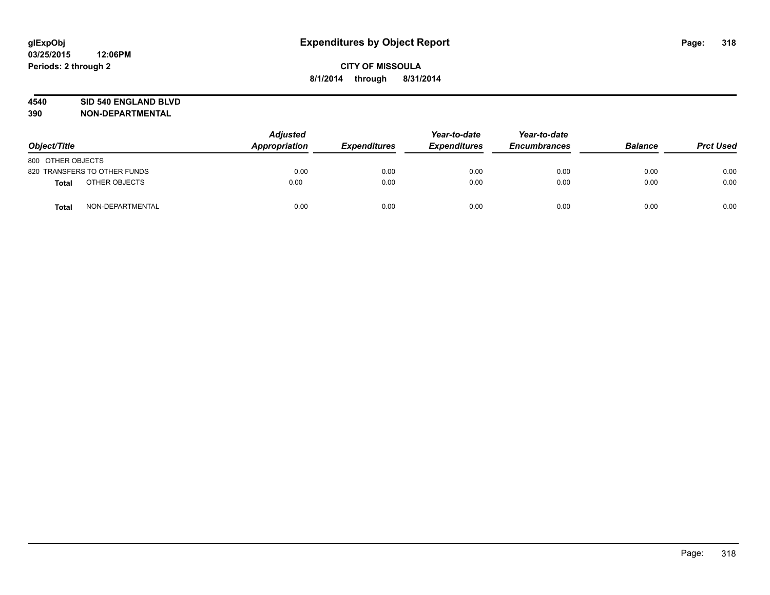**glExpObj** **Expenditures by Object Report**

**03/25/2015 12:06PM**

**Periods: 2 through 2**

**CITY OF MISSOULA**

**8/1/2014 through 8/31/2014**

**4540 SID 540 ENGLAND BLVD**

**390 NON-DEPARTMENTAL**

| Object/Title | Adjusted Appropriation | Expenditures | Year-to-date Expenditures | Year-to-date Encumbrances | Balance | Prct Used |
|---|---|---|---|---|---|---|
| 800 OTHER OBJECTS | | | | | | |
| 820 TRANSFERS TO OTHER FUNDS | 0.00 | 0.00 | 0.00 | 0.00 | 0.00 | 0.00 |
| **Total** OTHER OBJECTS | 0.00 | 0.00 | 0.00 | 0.00 | 0.00 | 0.00 |
| **Total** NON-DEPARTMENTAL | 0.00 | 0.00 | 0.00 | 0.00 | 0.00 | 0.00 |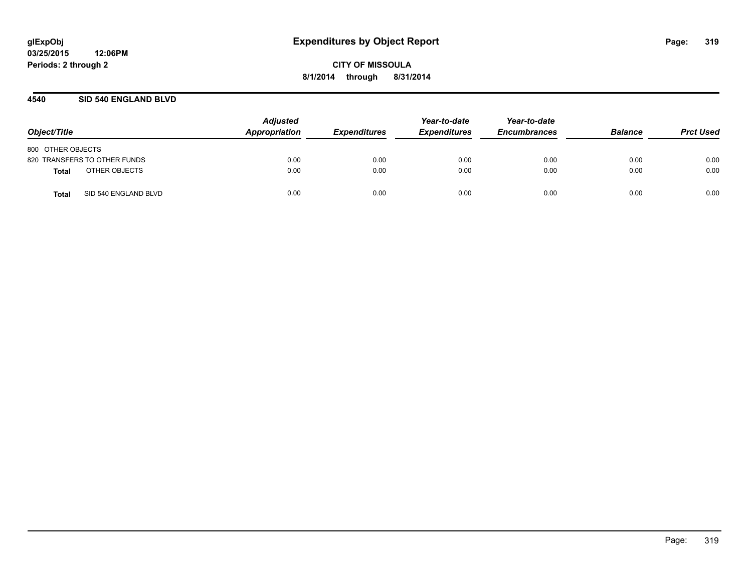**glExpObj**
**03/25/2015 12:06PM**
**Periods: 2 through 2**

# Expenditures by Object Report

**CITY OF MISSOULA**
**8/1/2014 through 8/31/2014**

## 4540 SID 540 ENGLAND BLVD

| Object/Title | Adjusted Appropriation | Expenditures | Year-to-date Expenditures | Year-to-date Encumbrances | Balance | Prct Used |
|---|---|---|---|---|---|---|
| 800 OTHER OBJECTS | | | | | | |
| 820 TRANSFERS TO OTHER FUNDS | 0.00 | 0.00 | 0.00 | 0.00 | 0.00 | 0.00 |
| **Total** OTHER OBJECTS | 0.00 | 0.00 | 0.00 | 0.00 | 0.00 | 0.00 |
| **Total** SID 540 ENGLAND BLVD | 0.00 | 0.00 | 0.00 | 0.00 | 0.00 | 0.00 |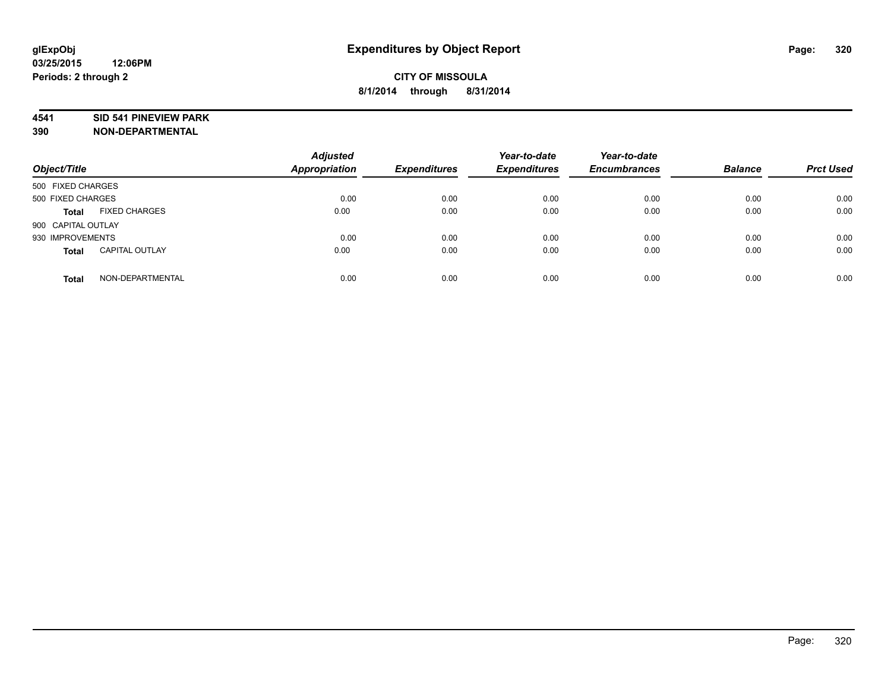**glExpObj** **Expenditures by Object Report**

**03/25/2015 12:06PM**

**Periods: 2 through 2**

**CITY OF MISSOULA**

**8/1/2014 through 8/31/2014**

**4541 SID 541 PINEVIEW PARK**

**390 NON-DEPARTMENTAL**

| Object/Title | | Adjusted Appropriation | Expenditures | Year-to-date Expenditures | Year-to-date Encumbrances | Balance | Prct Used |
|---|---|---|---|---|---|---|---|
| 500 FIXED CHARGES | | | | | | | |
| 500 FIXED CHARGES | | 0.00 | 0.00 | 0.00 | 0.00 | 0.00 | 0.00 |
| **Total** | FIXED CHARGES | 0.00 | 0.00 | 0.00 | 0.00 | 0.00 | 0.00 |
| 900 CAPITAL OUTLAY | | | | | | | |
| 930 IMPROVEMENTS | | 0.00 | 0.00 | 0.00 | 0.00 | 0.00 | 0.00 |
| **Total** | CAPITAL OUTLAY | 0.00 | 0.00 | 0.00 | 0.00 | 0.00 | 0.00 |
| **Total** | NON-DEPARTMENTAL | 0.00 | 0.00 | 0.00 | 0.00 | 0.00 | 0.00 |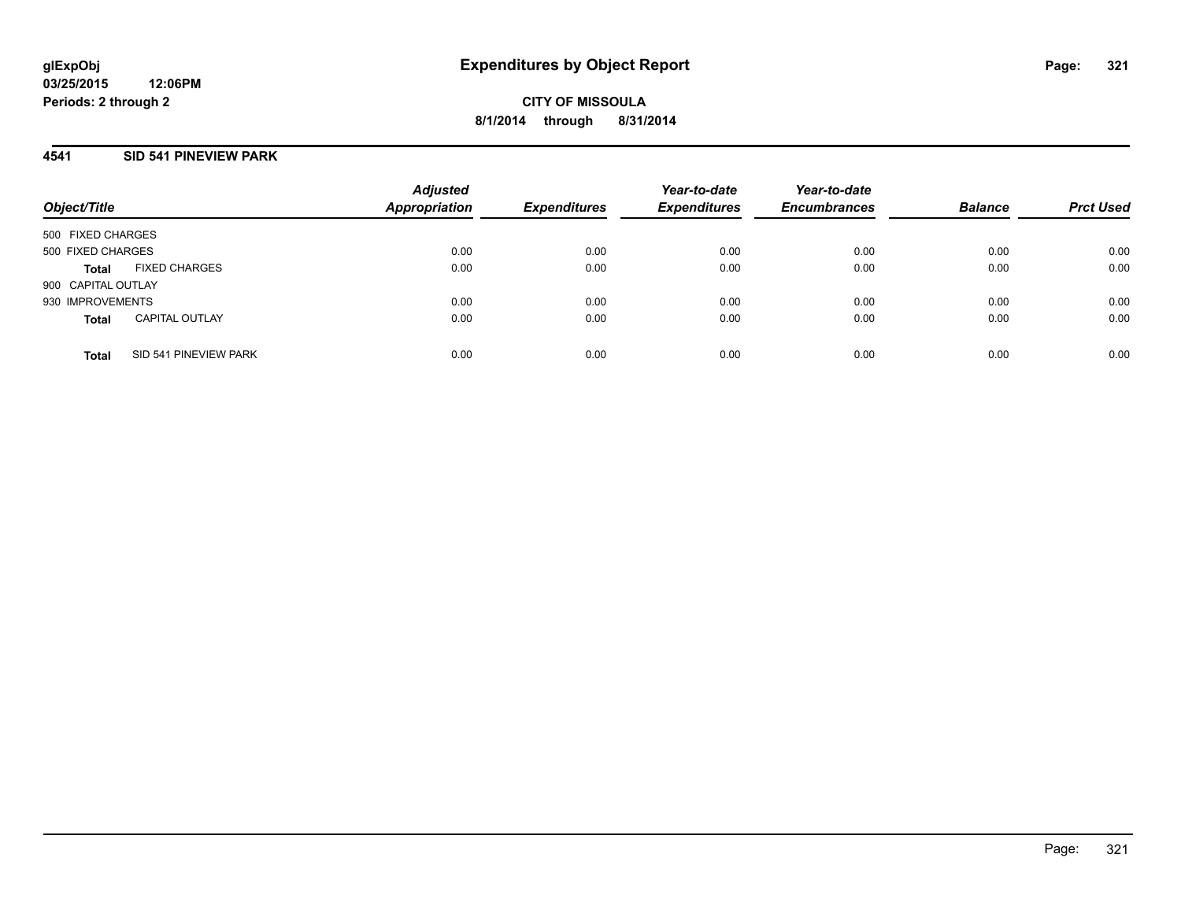**glExpObj**
**03/25/2015 12:06PM**
**Periods: 2 through 2**

# Expenditures by Object Report

**CITY OF MISSOULA**
**8/1/2014 through 8/31/2014**

## 4541 SID 541 PINEVIEW PARK

| Object/Title | | Adjusted Appropriation | Expenditures | Year-to-date Expenditures | Year-to-date Encumbrances | Balance | Prct Used |
|---|---|---|---|---|---|---|---|
| 500 FIXED CHARGES | | | | | | | |
| 500 FIXED CHARGES | | 0.00 | 0.00 | 0.00 | 0.00 | 0.00 | 0.00 |
| **Total** | FIXED CHARGES | 0.00 | 0.00 | 0.00 | 0.00 | 0.00 | 0.00 |
| 900 CAPITAL OUTLAY | | | | | | | |
| 930 IMPROVEMENTS | | 0.00 | 0.00 | 0.00 | 0.00 | 0.00 | 0.00 |
| **Total** | CAPITAL OUTLAY | 0.00 | 0.00 | 0.00 | 0.00 | 0.00 | 0.00 |
| **Total** | SID 541 PINEVIEW PARK | 0.00 | 0.00 | 0.00 | 0.00 | 0.00 | 0.00 |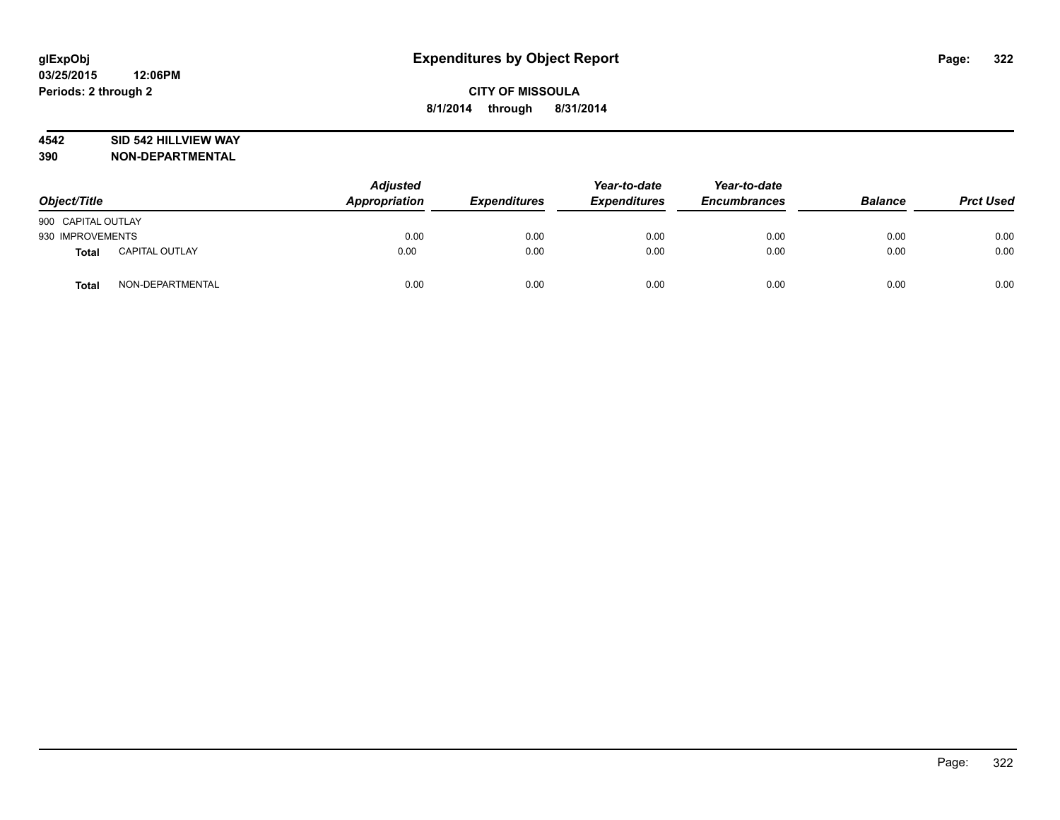**glExpObj**
**03/25/2015 12:06PM**
**Periods: 2 through 2**

# Expenditures by Object Report

**CITY OF MISSOULA**
**8/1/2014 through 8/31/2014**

**4542 SID 542 HILLVIEW WAY**
**390 NON-DEPARTMENTAL**

| Object/Title | | Adjusted Appropriation | Expenditures | Year-to-date Expenditures | Year-to-date Encumbrances | Balance | Prct Used |
|---|---|---|---|---|---|---|---|
| 900 CAPITAL OUTLAY | | | | | | | |
| 930 IMPROVEMENTS | | 0.00 | 0.00 | 0.00 | 0.00 | 0.00 | 0.00 |
| **Total** | CAPITAL OUTLAY | 0.00 | 0.00 | 0.00 | 0.00 | 0.00 | 0.00 |
| **Total** | NON-DEPARTMENTAL | 0.00 | 0.00 | 0.00 | 0.00 | 0.00 | 0.00 |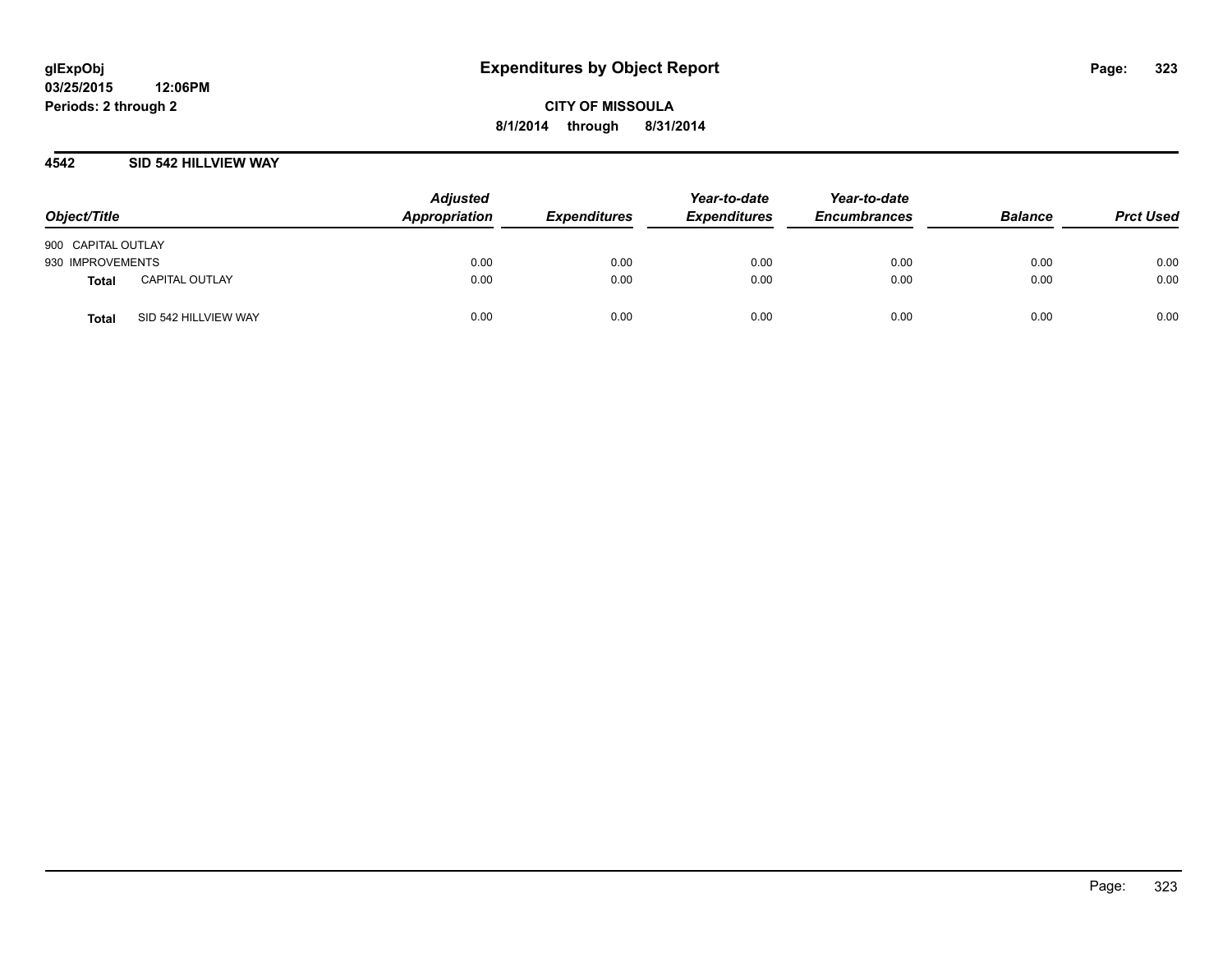glExpObj
03/25/2015 12:06PM
Periods: 2 through 2

# Expenditures by Object Report

**CITY OF MISSOULA**
**8/1/2014 through 8/31/2014**

## 4542 SID 542 HILLVIEW WAY

| Object/Title | | Adjusted Appropriation | Expenditures | Year-to-date Expenditures | Year-to-date Encumbrances | Balance | Prct Used |
|---|---|---|---|---|---|---|---|
| 900 CAPITAL OUTLAY | | | | | | | |
| 930 IMPROVEMENTS | | 0.00 | 0.00 | 0.00 | 0.00 | 0.00 | 0.00 |
| **Total** | CAPITAL OUTLAY | 0.00 | 0.00 | 0.00 | 0.00 | 0.00 | 0.00 |
| **Total** | SID 542 HILLVIEW WAY | 0.00 | 0.00 | 0.00 | 0.00 | 0.00 | 0.00 |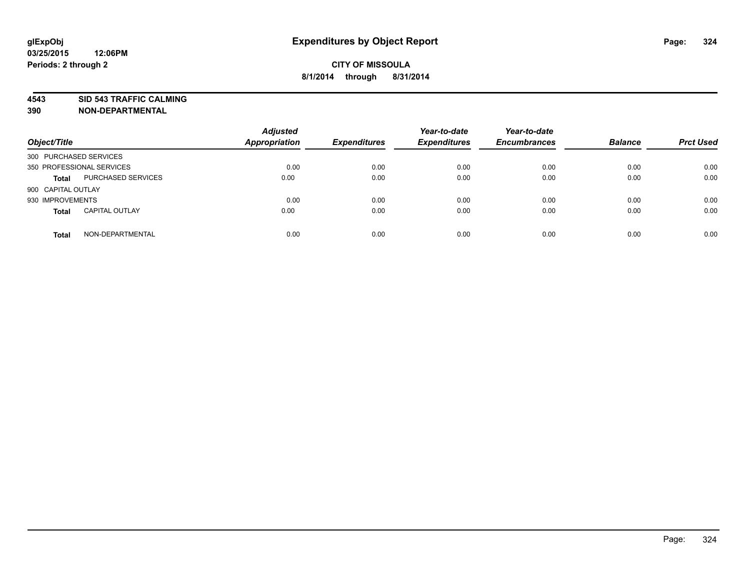**glExpObj**
**03/25/2015 12:06PM**
**Periods: 2 through 2**

# Expenditures by Object Report

**CITY OF MISSOULA**
**8/1/2014 through 8/31/2014**

**4543 SID 543 TRAFFIC CALMING**
**390 NON-DEPARTMENTAL**

| Object/Title | | Adjusted Appropriation | Expenditures | Year-to-date Expenditures | Year-to-date Encumbrances | Balance | Prct Used |
|---|---|---|---|---|---|---|---|
| 300 PURCHASED SERVICES | | | | | | | |
| 350 PROFESSIONAL SERVICES | | 0.00 | 0.00 | 0.00 | 0.00 | 0.00 | 0.00 |
| **Total** | PURCHASED SERVICES | 0.00 | 0.00 | 0.00 | 0.00 | 0.00 | 0.00 |
| 900 CAPITAL OUTLAY | | | | | | | |
| 930 IMPROVEMENTS | | 0.00 | 0.00 | 0.00 | 0.00 | 0.00 | 0.00 |
| **Total** | CAPITAL OUTLAY | 0.00 | 0.00 | 0.00 | 0.00 | 0.00 | 0.00 |
| **Total** | NON-DEPARTMENTAL | 0.00 | 0.00 | 0.00 | 0.00 | 0.00 | 0.00 |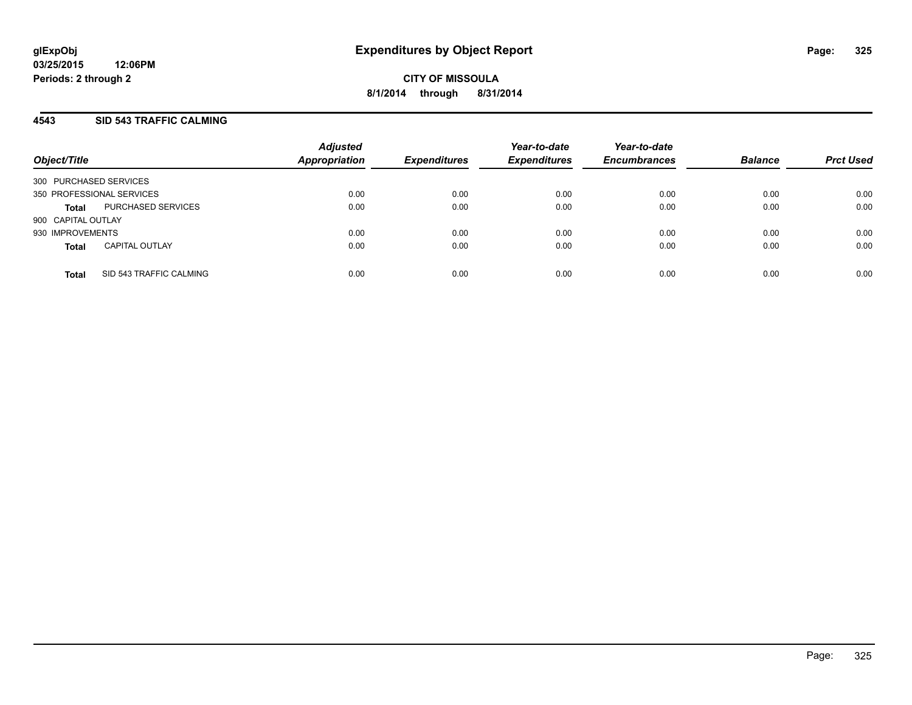**glExpObj**
**03/25/2015 12:06PM**
**Periods: 2 through 2**

# Expenditures by Object Report

**CITY OF MISSOULA**
**8/1/2014 through 8/31/2014**

## 4543 SID 543 TRAFFIC CALMING

| Object/Title | | Adjusted Appropriation | Expenditures | Year-to-date Expenditures | Year-to-date Encumbrances | Balance | Prct Used |
|---|---|---|---|---|---|---|---|
| 300 PURCHASED SERVICES | | | | | | | |
| 350 PROFESSIONAL SERVICES | | 0.00 | 0.00 | 0.00 | 0.00 | 0.00 | 0.00 |
| **Total** | PURCHASED SERVICES | 0.00 | 0.00 | 0.00 | 0.00 | 0.00 | 0.00 |
| 900 CAPITAL OUTLAY | | | | | | | |
| 930 IMPROVEMENTS | | 0.00 | 0.00 | 0.00 | 0.00 | 0.00 | 0.00 |
| **Total** | CAPITAL OUTLAY | 0.00 | 0.00 | 0.00 | 0.00 | 0.00 | 0.00 |
| **Total** | SID 543 TRAFFIC CALMING | 0.00 | 0.00 | 0.00 | 0.00 | 0.00 | 0.00 |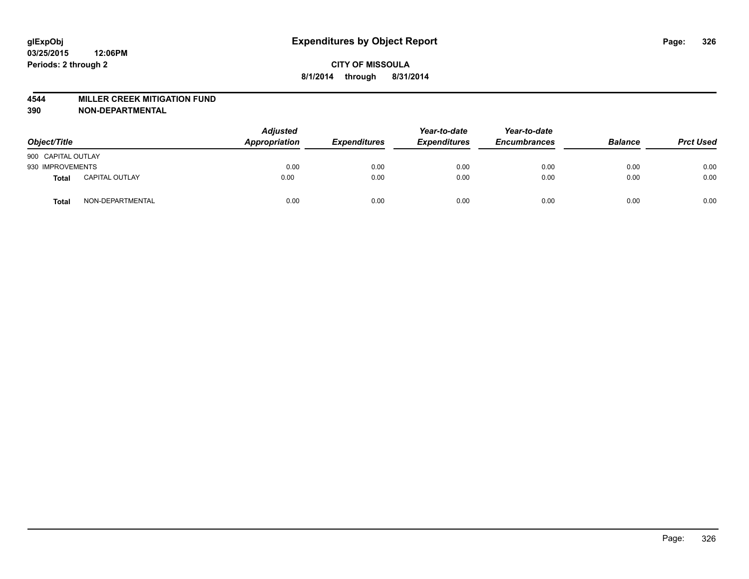glExpObj
03/25/2015 12:06PM
Periods: 2 through 2

# Expenditures by Object Report

**CITY OF MISSOULA**
**8/1/2014 through 8/31/2014**

**4544 MILLER CREEK MITIGATION FUND**
**390 NON-DEPARTMENTAL**

| Object/Title | | Adjusted Appropriation | Expenditures | Year-to-date Expenditures | Year-to-date Encumbrances | Balance | Prct Used |
|---|---|---|---|---|---|---|---|
| 900 CAPITAL OUTLAY | | | | | | | |
| 930 IMPROVEMENTS | | 0.00 | 0.00 | 0.00 | 0.00 | 0.00 | 0.00 |
| **Total** | CAPITAL OUTLAY | 0.00 | 0.00 | 0.00 | 0.00 | 0.00 | 0.00 |
| **Total** | NON-DEPARTMENTAL | 0.00 | 0.00 | 0.00 | 0.00 | 0.00 | 0.00 |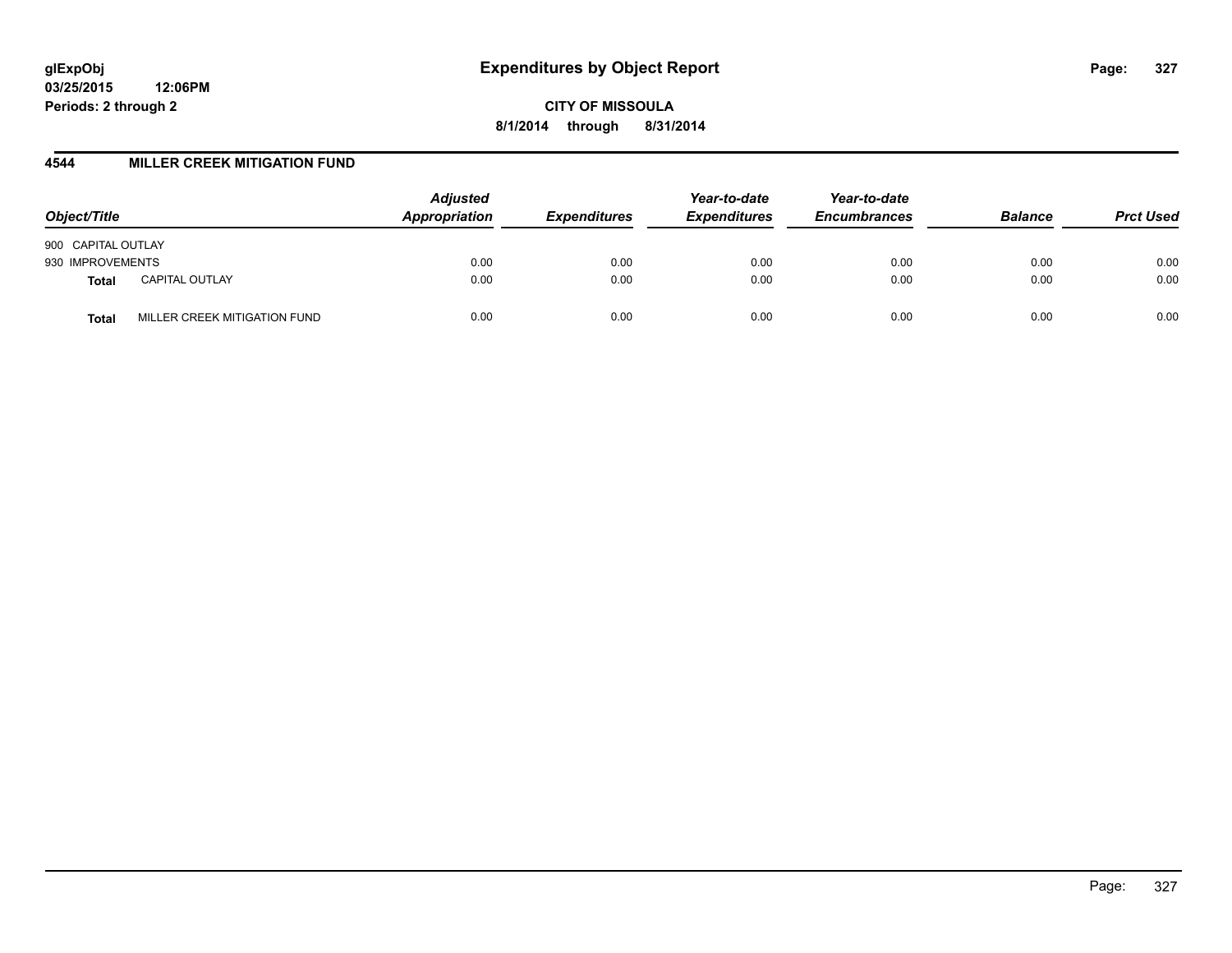# Expenditures by Object Report

glExpObj
03/25/2015 12:06PM
Periods: 2 through 2

**CITY OF MISSOULA**
**8/1/2014 through 8/31/2014**

## 4544 MILLER CREEK MITIGATION FUND

| Object/Title | | Adjusted Appropriation | Expenditures | Year-to-date Expenditures | Year-to-date Encumbrances | Balance | Prct Used |
|---|---|---|---|---|---|---|---|
| 900 CAPITAL OUTLAY | | | | | | | |
| 930 IMPROVEMENTS | | 0.00 | 0.00 | 0.00 | 0.00 | 0.00 | 0.00 |
| **Total** | CAPITAL OUTLAY | 0.00 | 0.00 | 0.00 | 0.00 | 0.00 | 0.00 |
| **Total** | MILLER CREEK MITIGATION FUND | 0.00 | 0.00 | 0.00 | 0.00 | 0.00 | 0.00 |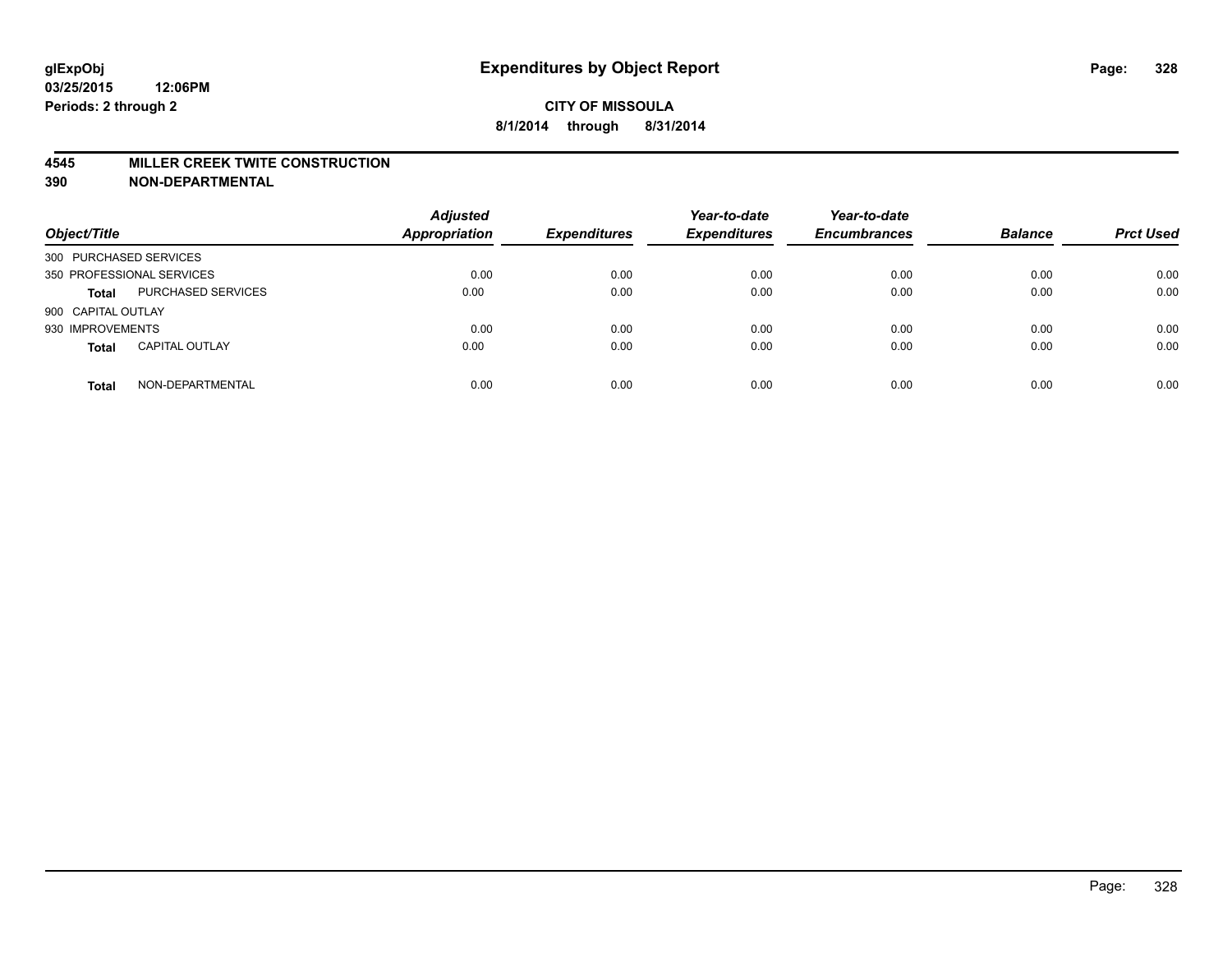**glExpObj**
**03/25/2015 12:06PM**
**Periods: 2 through 2**

# Expenditures by Object Report

**CITY OF MISSOULA**
**8/1/2014 through 8/31/2014**

## 4545 MILLER CREEK TWITE CONSTRUCTION
## 390 NON-DEPARTMENTAL

| Object/Title | | Adjusted Appropriation | Expenditures | Year-to-date Expenditures | Year-to-date Encumbrances | Balance | Prct Used |
|---|---|---|---|---|---|---|---|
| 300 PURCHASED SERVICES | | | | | | | |
| 350 PROFESSIONAL SERVICES | | 0.00 | 0.00 | 0.00 | 0.00 | 0.00 | 0.00 |
| **Total** | PURCHASED SERVICES | 0.00 | 0.00 | 0.00 | 0.00 | 0.00 | 0.00 |
| 900 CAPITAL OUTLAY | | | | | | | |
| 930 IMPROVEMENTS | | 0.00 | 0.00 | 0.00 | 0.00 | 0.00 | 0.00 |
| **Total** | CAPITAL OUTLAY | 0.00 | 0.00 | 0.00 | 0.00 | 0.00 | 0.00 |
| **Total** | NON-DEPARTMENTAL | 0.00 | 0.00 | 0.00 | 0.00 | 0.00 | 0.00 |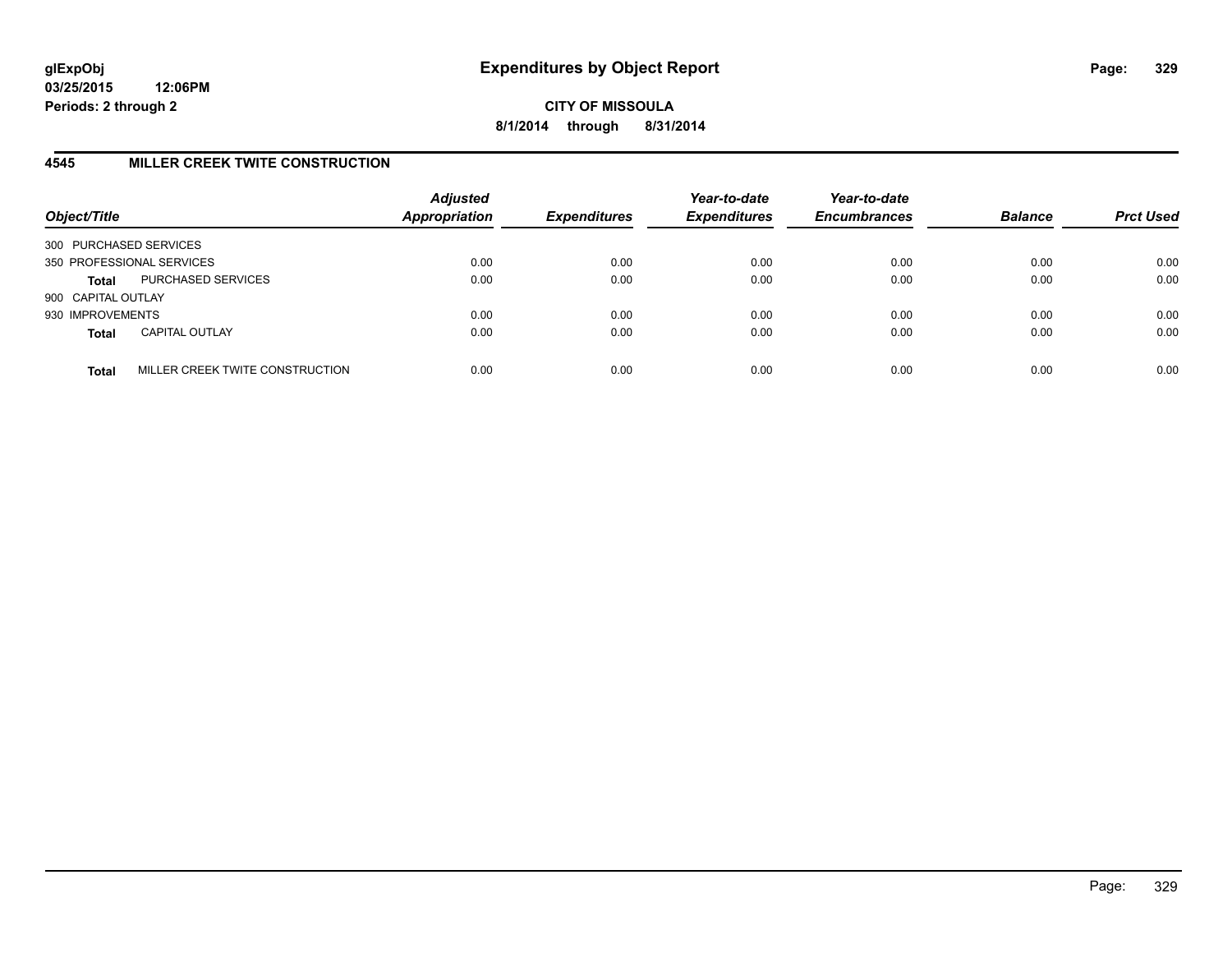**glExpObj**
**03/25/2015 12:06PM**
**Periods: 2 through 2**

# Expenditures by Object Report

**CITY OF MISSOULA**
**8/1/2014 through 8/31/2014**

## 4545 MILLER CREEK TWITE CONSTRUCTION

| Object/Title | | Adjusted Appropriation | Expenditures | Year-to-date Expenditures | Year-to-date Encumbrances | Balance | Prct Used |
|---|---|---|---|---|---|---|---|
| 300 PURCHASED SERVICES | | | | | | | |
| 350 PROFESSIONAL SERVICES | | 0.00 | 0.00 | 0.00 | 0.00 | 0.00 | 0.00 |
| **Total** | PURCHASED SERVICES | 0.00 | 0.00 | 0.00 | 0.00 | 0.00 | 0.00 |
| 900 CAPITAL OUTLAY | | | | | | | |
| 930 IMPROVEMENTS | | 0.00 | 0.00 | 0.00 | 0.00 | 0.00 | 0.00 |
| **Total** | CAPITAL OUTLAY | 0.00 | 0.00 | 0.00 | 0.00 | 0.00 | 0.00 |
| **Total** | MILLER CREEK TWITE CONSTRUCTION | 0.00 | 0.00 | 0.00 | 0.00 | 0.00 | 0.00 |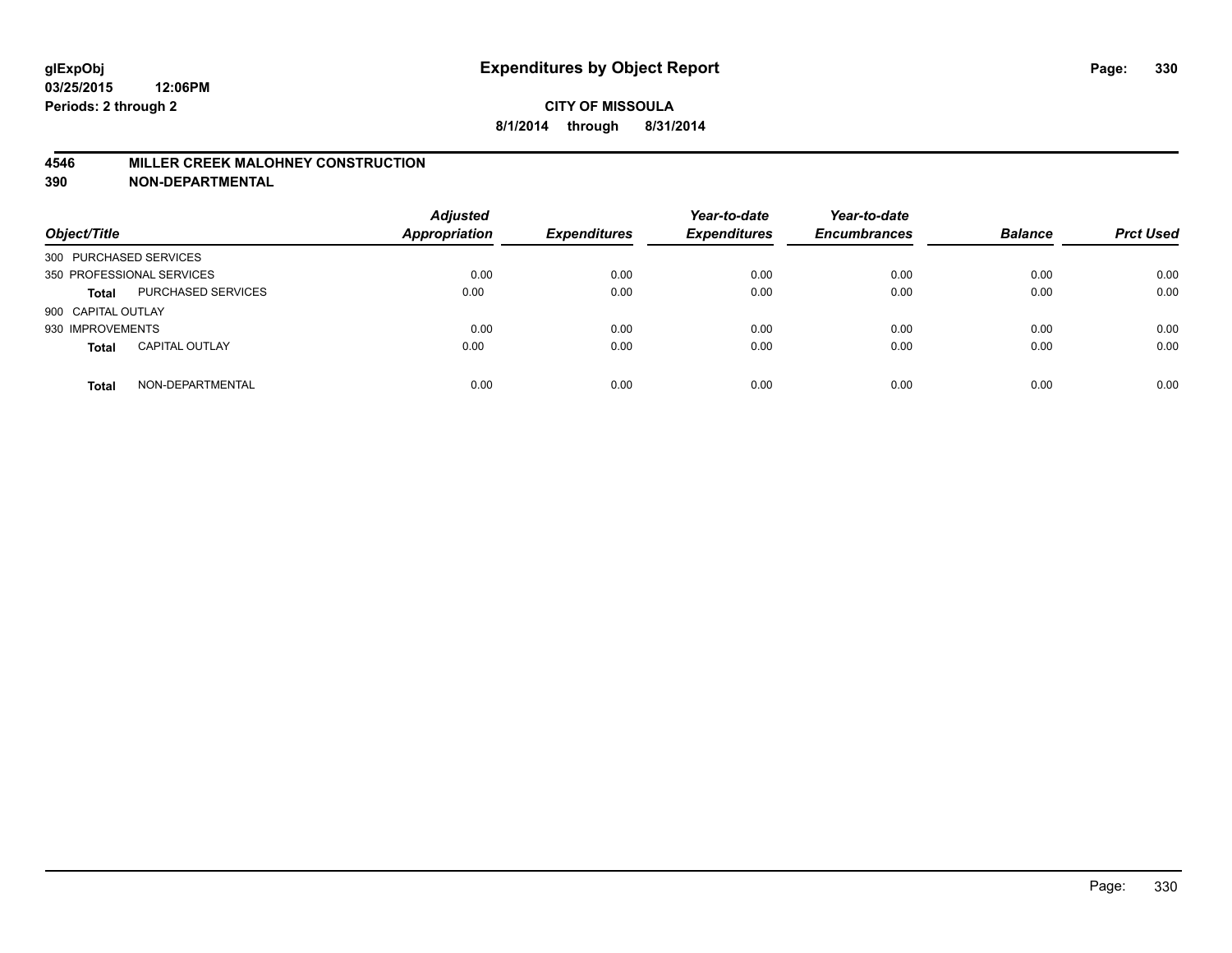# Expenditures by Object Report

glExpObj
03/25/2015 12:06PM
Periods: 2 through 2

**CITY OF MISSOULA**
**8/1/2014 through 8/31/2014**

## 4546 MILLER CREEK MALOHNEY CONSTRUCTION
## 390 NON-DEPARTMENTAL

| Object/Title | | Adjusted Appropriation | Expenditures | Year-to-date Expenditures | Year-to-date Encumbrances | Balance | Prct Used |
|---|---|---|---|---|---|---|---|
| 300 PURCHASED SERVICES | | | | | | | |
| 350 PROFESSIONAL SERVICES | | 0.00 | 0.00 | 0.00 | 0.00 | 0.00 | 0.00 |
| **Total** | PURCHASED SERVICES | 0.00 | 0.00 | 0.00 | 0.00 | 0.00 | 0.00 |
| 900 CAPITAL OUTLAY | | | | | | | |
| 930 IMPROVEMENTS | | 0.00 | 0.00 | 0.00 | 0.00 | 0.00 | 0.00 |
| **Total** | CAPITAL OUTLAY | 0.00 | 0.00 | 0.00 | 0.00 | 0.00 | 0.00 |
| **Total** | NON-DEPARTMENTAL | 0.00 | 0.00 | 0.00 | 0.00 | 0.00 | 0.00 |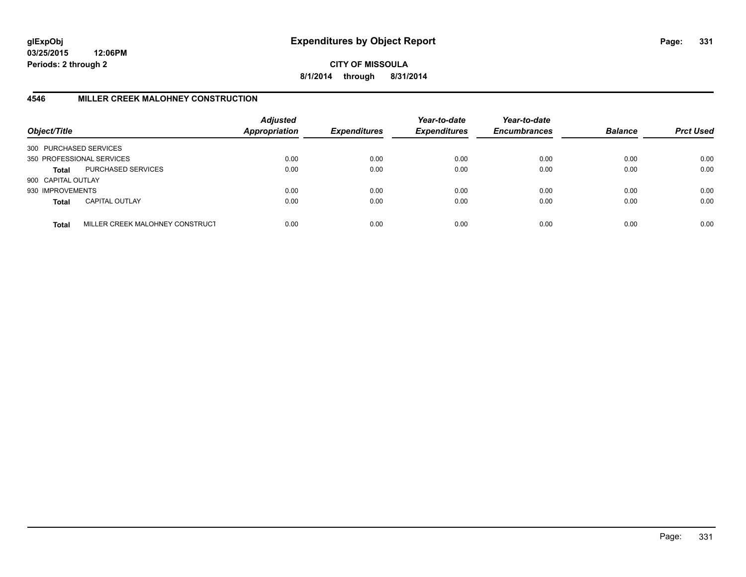**glExpObj**
**03/25/2015 12:06PM**
**Periods: 2 through 2**

# Expenditures by Object Report

**CITY OF MISSOULA**
**8/1/2014 through 8/31/2014**

## 4546 MILLER CREEK MALOHNEY CONSTRUCTION

| Object/Title | | Adjusted Appropriation | Expenditures | Year-to-date Expenditures | Year-to-date Encumbrances | Balance | Prct Used |
|---|---|---|---|---|---|---|---|
| 300 PURCHASED SERVICES | | | | | | | |
| 350 PROFESSIONAL SERVICES | | 0.00 | 0.00 | 0.00 | 0.00 | 0.00 | 0.00 |
| **Total** | PURCHASED SERVICES | 0.00 | 0.00 | 0.00 | 0.00 | 0.00 | 0.00 |
| 900 CAPITAL OUTLAY | | | | | | | |
| 930 IMPROVEMENTS | | 0.00 | 0.00 | 0.00 | 0.00 | 0.00 | 0.00 |
| **Total** | CAPITAL OUTLAY | 0.00 | 0.00 | 0.00 | 0.00 | 0.00 | 0.00 |
| **Total** | MILLER CREEK MALOHNEY CONSTRUCT | 0.00 | 0.00 | 0.00 | 0.00 | 0.00 | 0.00 |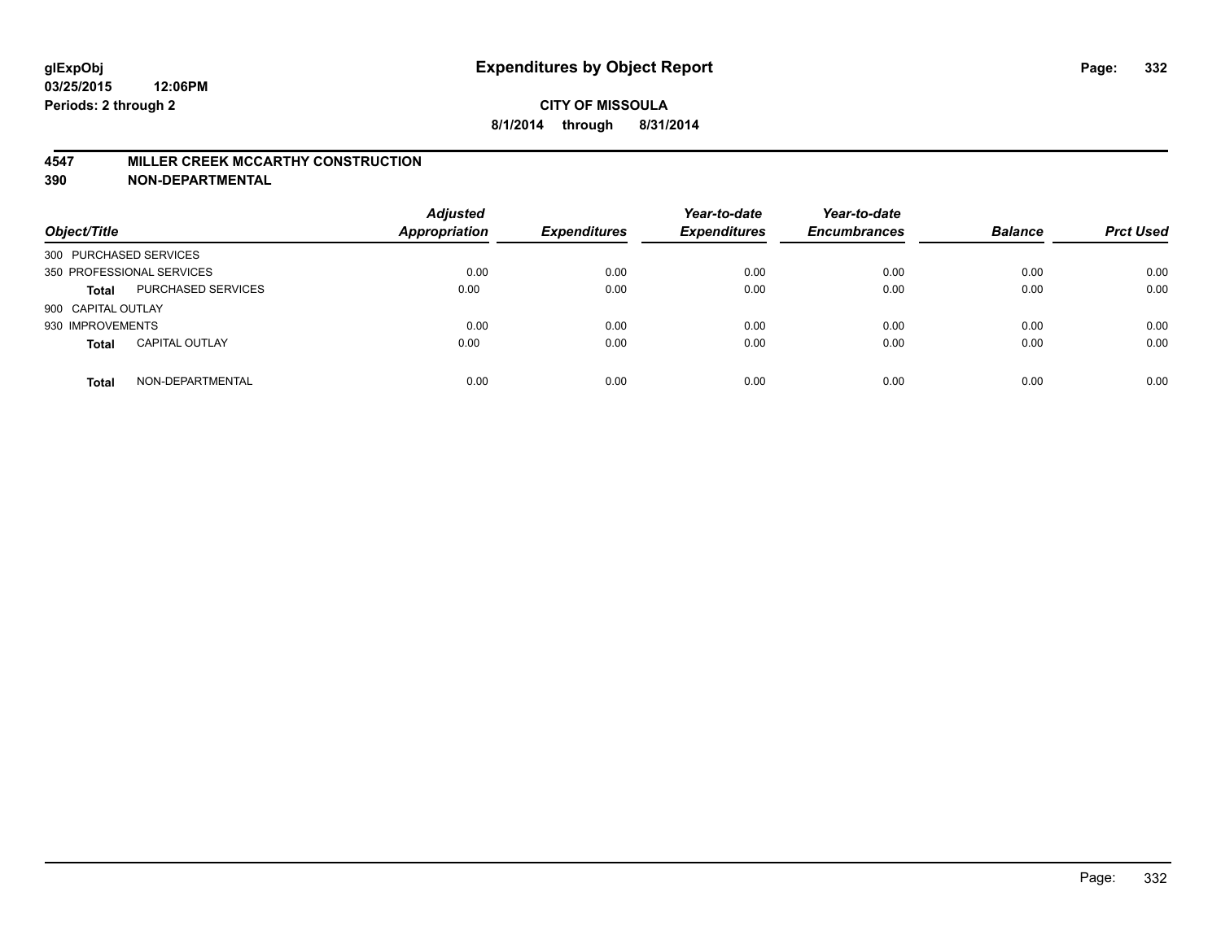**glExpObj**
**03/25/2015 12:06PM**
**Periods: 2 through 2**

# Expenditures by Object Report

**CITY OF MISSOULA**
**8/1/2014 through 8/31/2014**

## 4547 MILLER CREEK MCCARTHY CONSTRUCTION
## 390 NON-DEPARTMENTAL

| Object/Title | | Adjusted Appropriation | Expenditures | Year-to-date Expenditures | Year-to-date Encumbrances | Balance | Prct Used |
|---|---|---|---|---|---|---|---|
| 300 PURCHASED SERVICES | | | | | | | |
| 350 PROFESSIONAL SERVICES | | 0.00 | 0.00 | 0.00 | 0.00 | 0.00 | 0.00 |
| **Total** | PURCHASED SERVICES | 0.00 | 0.00 | 0.00 | 0.00 | 0.00 | 0.00 |
| 900 CAPITAL OUTLAY | | | | | | | |
| 930 IMPROVEMENTS | | 0.00 | 0.00 | 0.00 | 0.00 | 0.00 | 0.00 |
| **Total** | CAPITAL OUTLAY | 0.00 | 0.00 | 0.00 | 0.00 | 0.00 | 0.00 |
| **Total** | NON-DEPARTMENTAL | 0.00 | 0.00 | 0.00 | 0.00 | 0.00 | 0.00 |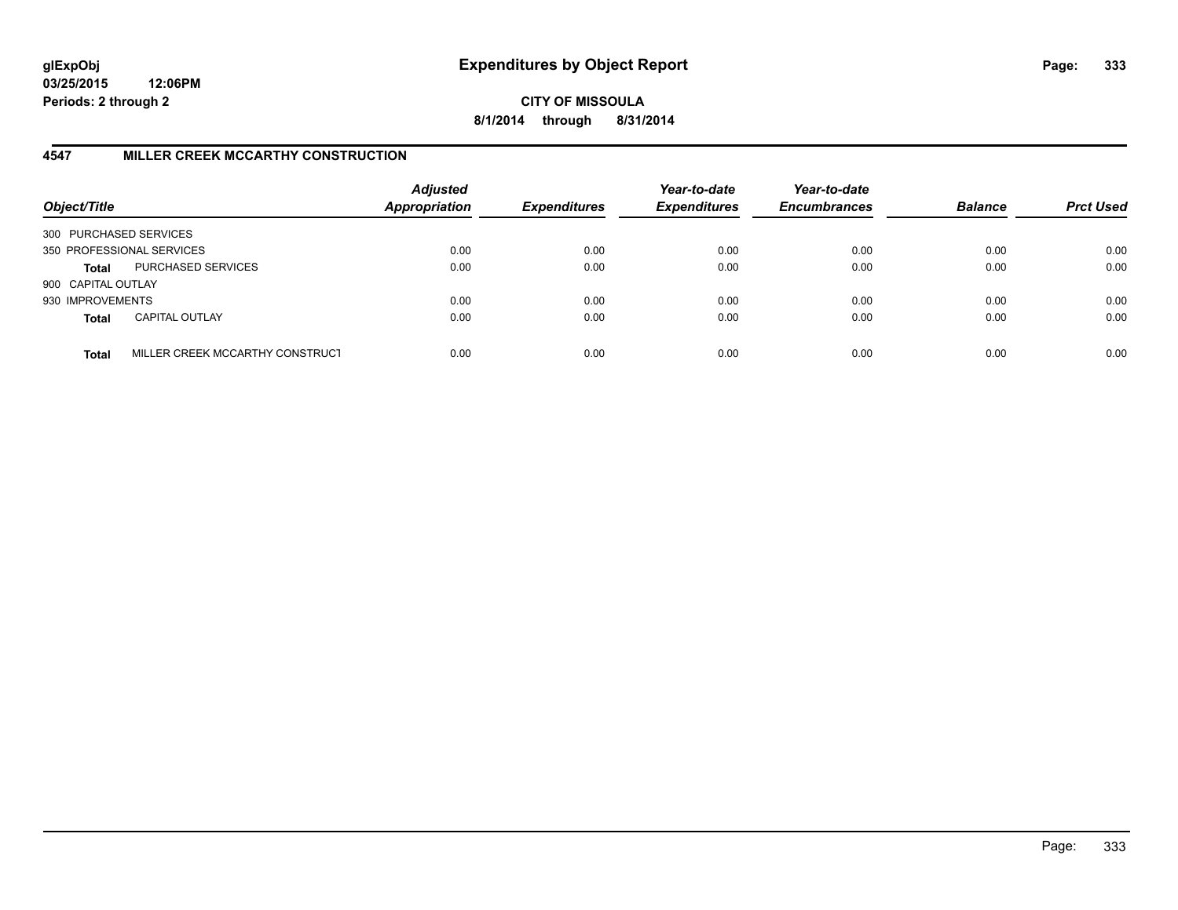# Expenditures by Object Report

**CITY OF MISSOULA**

**8/1/2014 through 8/31/2014**

glExpObj
03/25/2015 12:06PM
Periods: 2 through 2

## 4547 MILLER CREEK MCCARTHY CONSTRUCTION

| Object/Title | | Adjusted Appropriation | Expenditures | Year-to-date Expenditures | Year-to-date Encumbrances | Balance | Prct Used |
|---|---|---|---|---|---|---|---|
| 300 PURCHASED SERVICES | | | | | | | |
| 350 PROFESSIONAL SERVICES | | 0.00 | 0.00 | 0.00 | 0.00 | 0.00 | 0.00 |
| **Total** | PURCHASED SERVICES | 0.00 | 0.00 | 0.00 | 0.00 | 0.00 | 0.00 |
| 900 CAPITAL OUTLAY | | | | | | | |
| 930 IMPROVEMENTS | | 0.00 | 0.00 | 0.00 | 0.00 | 0.00 | 0.00 |
| **Total** | CAPITAL OUTLAY | 0.00 | 0.00 | 0.00 | 0.00 | 0.00 | 0.00 |
| **Total** | MILLER CREEK MCCARTHY CONSTRUCT | 0.00 | 0.00 | 0.00 | 0.00 | 0.00 | 0.00 |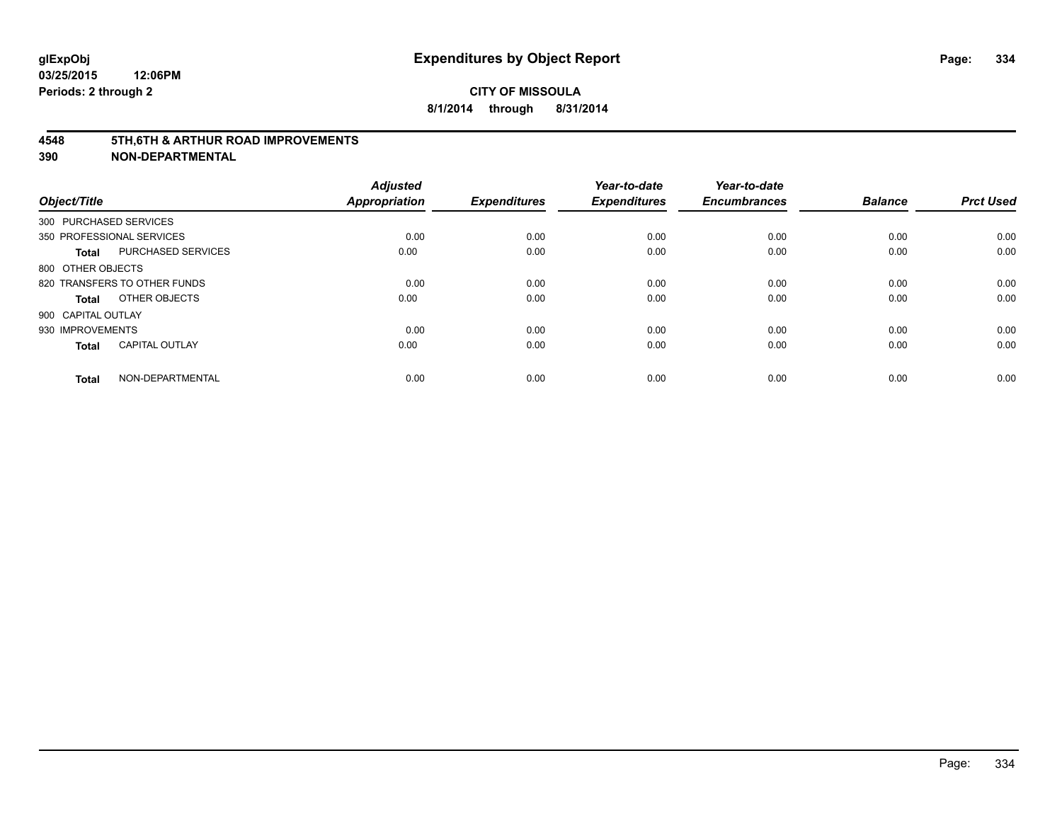# Expenditures by Object Report

**CITY OF MISSOULA**

**8/1/2014 through 8/31/2014**

**4548 5TH,6TH & ARTHUR ROAD IMPROVEMENTS**

**390 NON-DEPARTMENTAL**

| Object/Title | | Adjusted Appropriation | Expenditures | Year-to-date Expenditures | Year-to-date Encumbrances | Balance | Prct Used |
|---|---|---|---|---|---|---|---|
| 300 PURCHASED SERVICES | | | | | | | |
| 350 PROFESSIONAL SERVICES | | 0.00 | 0.00 | 0.00 | 0.00 | 0.00 | 0.00 |
| **Total** | PURCHASED SERVICES | 0.00 | 0.00 | 0.00 | 0.00 | 0.00 | 0.00 |
| 800 OTHER OBJECTS | | | | | | | |
| 820 TRANSFERS TO OTHER FUNDS | | 0.00 | 0.00 | 0.00 | 0.00 | 0.00 | 0.00 |
| **Total** | OTHER OBJECTS | 0.00 | 0.00 | 0.00 | 0.00 | 0.00 | 0.00 |
| 900 CAPITAL OUTLAY | | | | | | | |
| 930 IMPROVEMENTS | | 0.00 | 0.00 | 0.00 | 0.00 | 0.00 | 0.00 |
| **Total** | CAPITAL OUTLAY | 0.00 | 0.00 | 0.00 | 0.00 | 0.00 | 0.00 |
| **Total** | NON-DEPARTMENTAL | 0.00 | 0.00 | 0.00 | 0.00 | 0.00 | 0.00 |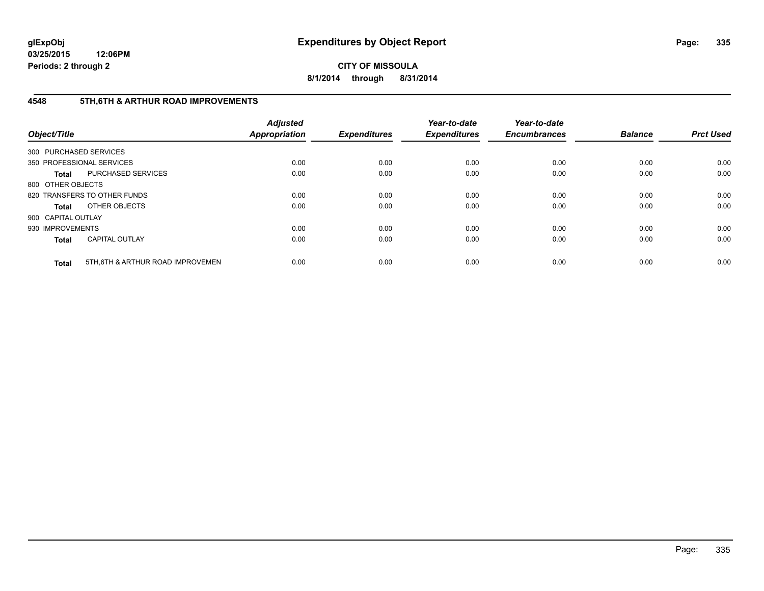**glExpObj**
**03/25/2015 12:06PM**
**Periods: 2 through 2**

# Expenditures by Object Report

**CITY OF MISSOULA**
**8/1/2014 through 8/31/2014**

## 4548 5TH,6TH & ARTHUR ROAD IMPROVEMENTS

| Object/Title | | Adjusted Appropriation | Expenditures | Year-to-date Expenditures | Year-to-date Encumbrances | Balance | Prct Used |
|---|---|---|---|---|---|---|---|
| 300 PURCHASED SERVICES | | | | | | | |
| 350 PROFESSIONAL SERVICES | | 0.00 | 0.00 | 0.00 | 0.00 | 0.00 | 0.00 |
| **Total** | PURCHASED SERVICES | 0.00 | 0.00 | 0.00 | 0.00 | 0.00 | 0.00 |
| 800 OTHER OBJECTS | | | | | | | |
| 820 TRANSFERS TO OTHER FUNDS | | 0.00 | 0.00 | 0.00 | 0.00 | 0.00 | 0.00 |
| **Total** | OTHER OBJECTS | 0.00 | 0.00 | 0.00 | 0.00 | 0.00 | 0.00 |
| 900 CAPITAL OUTLAY | | | | | | | |
| 930 IMPROVEMENTS | | 0.00 | 0.00 | 0.00 | 0.00 | 0.00 | 0.00 |
| **Total** | CAPITAL OUTLAY | 0.00 | 0.00 | 0.00 | 0.00 | 0.00 | 0.00 |
| **Total** | 5TH,6TH & ARTHUR ROAD IMPROVEMEN | 0.00 | 0.00 | 0.00 | 0.00 | 0.00 | 0.00 |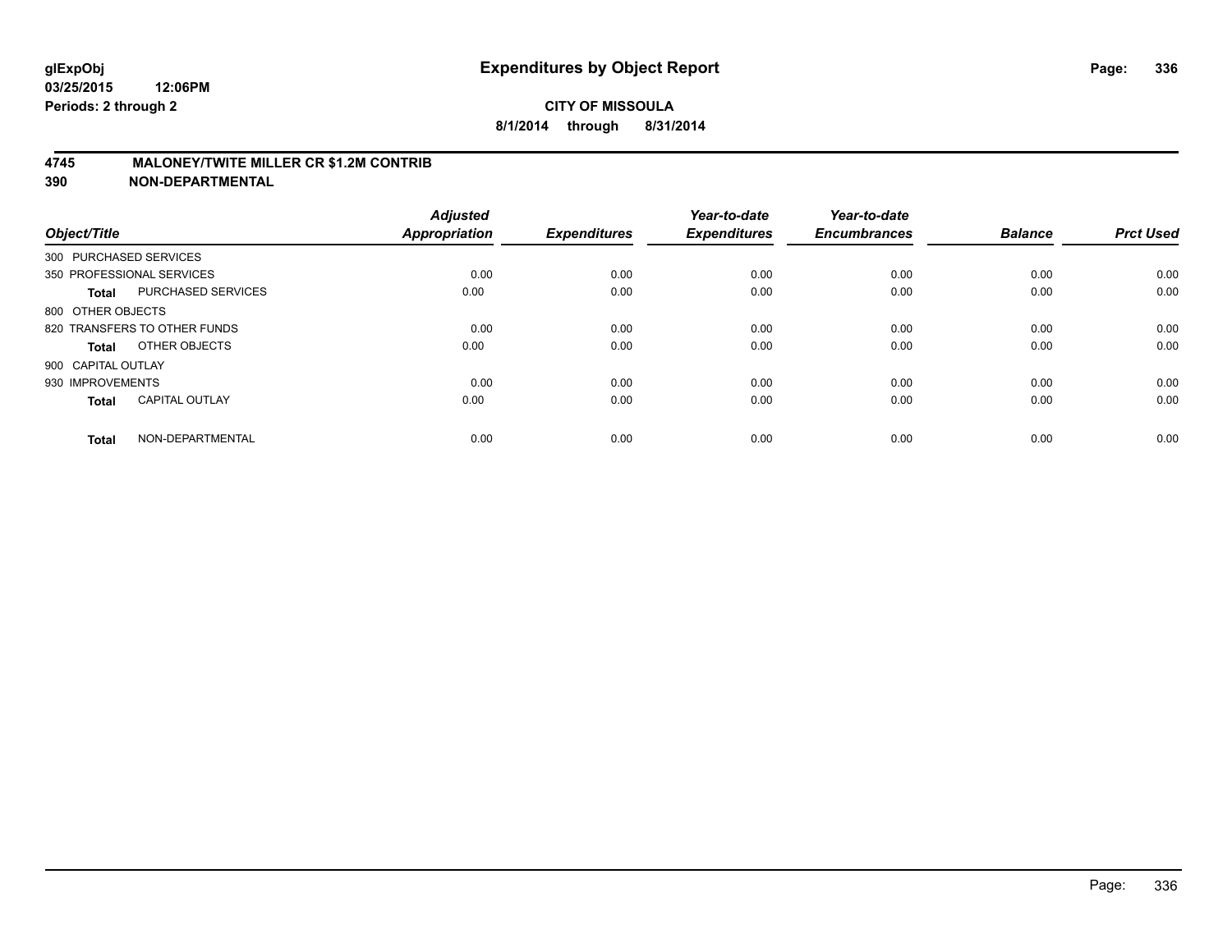**glExpObj**
**03/25/2015 12:06PM**
**Periods: 2 through 2**

# Expenditures by Object Report

**CITY OF MISSOULA**
**8/1/2014 through 8/31/2014**

## 4745 MALONEY/TWITE MILLER CR $1.2M CONTRIB
## 390 NON-DEPARTMENTAL

| Object/Title | | Adjusted Appropriation | Expenditures | Year-to-date Expenditures | Year-to-date Encumbrances | Balance | Prct Used |
|---|---|---|---|---|---|---|---|
| 300 PURCHASED SERVICES | | | | | | | |
| 350 PROFESSIONAL SERVICES | | 0.00 | 0.00 | 0.00 | 0.00 | 0.00 | 0.00 |
| **Total** | PURCHASED SERVICES | 0.00 | 0.00 | 0.00 | 0.00 | 0.00 | 0.00 |
| 800 OTHER OBJECTS | | | | | | | |
| 820 TRANSFERS TO OTHER FUNDS | | 0.00 | 0.00 | 0.00 | 0.00 | 0.00 | 0.00 |
| **Total** | OTHER OBJECTS | 0.00 | 0.00 | 0.00 | 0.00 | 0.00 | 0.00 |
| 900 CAPITAL OUTLAY | | | | | | | |
| 930 IMPROVEMENTS | | 0.00 | 0.00 | 0.00 | 0.00 | 0.00 | 0.00 |
| **Total** | CAPITAL OUTLAY | 0.00 | 0.00 | 0.00 | 0.00 | 0.00 | 0.00 |
| **Total** | NON-DEPARTMENTAL | 0.00 | 0.00 | 0.00 | 0.00 | 0.00 | 0.00 |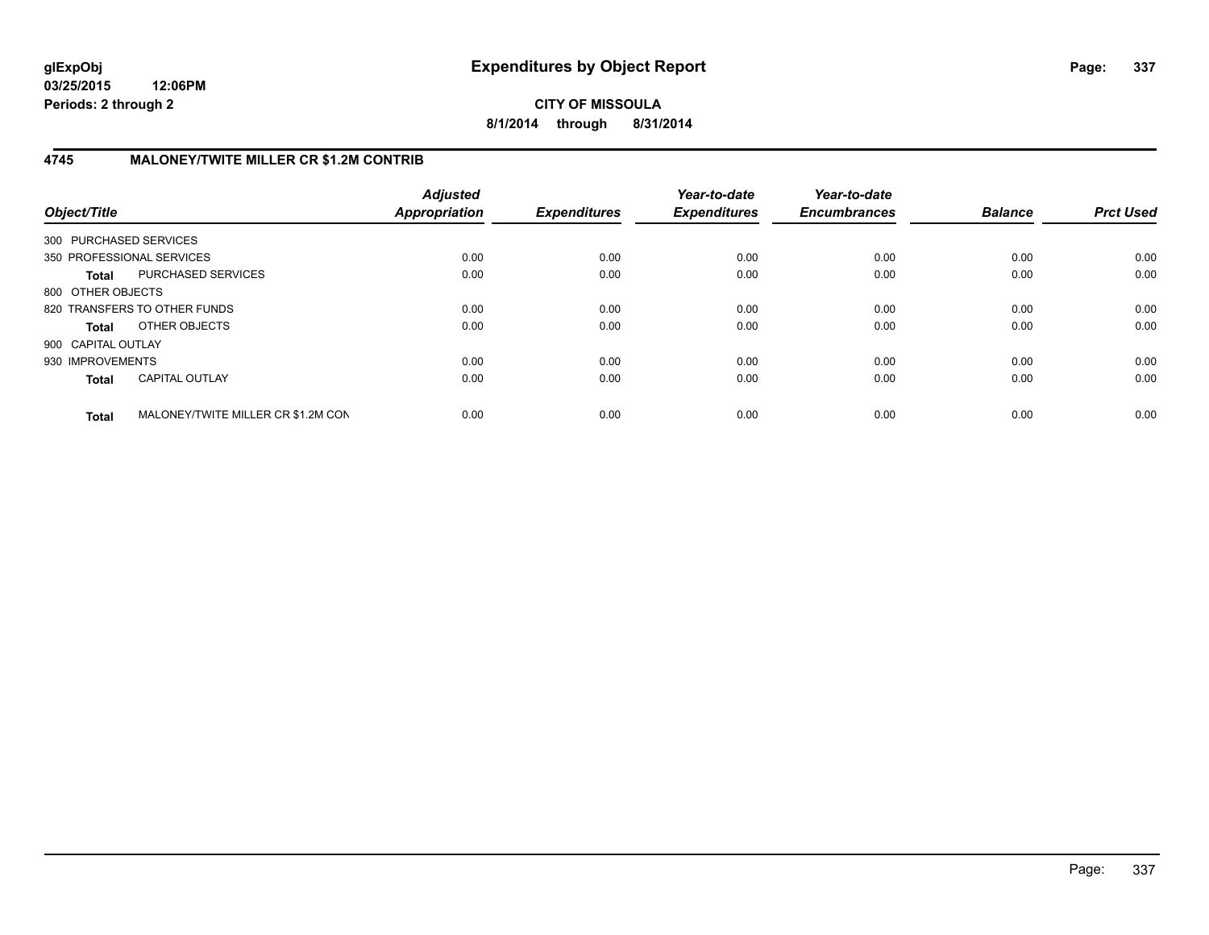**glExpObj**
**03/25/2015 12:06PM**
**Periods: 2 through 2**

# Expenditures by Object Report

**CITY OF MISSOULA**
**8/1/2014 through 8/31/2014**

## 4745 MALONEY/TWITE MILLER CR $1.2M CONTRIB

| Object/Title | | Adjusted Appropriation | Expenditures | Year-to-date Expenditures | Year-to-date Encumbrances | Balance | Prct Used |
|---|---|---|---|---|---|---|---|
| 300 PURCHASED SERVICES | | | | | | | |
| 350 PROFESSIONAL SERVICES | | 0.00 | 0.00 | 0.00 | 0.00 | 0.00 | 0.00 |
| **Total** | PURCHASED SERVICES | 0.00 | 0.00 | 0.00 | 0.00 | 0.00 | 0.00 |
| 800 OTHER OBJECTS | | | | | | | |
| 820 TRANSFERS TO OTHER FUNDS | | 0.00 | 0.00 | 0.00 | 0.00 | 0.00 | 0.00 |
| **Total** | OTHER OBJECTS | 0.00 | 0.00 | 0.00 | 0.00 | 0.00 | 0.00 |
| 900 CAPITAL OUTLAY | | | | | | | |
| 930 IMPROVEMENTS | | 0.00 | 0.00 | 0.00 | 0.00 | 0.00 | 0.00 |
| **Total** | CAPITAL OUTLAY | 0.00 | 0.00 | 0.00 | 0.00 | 0.00 | 0.00 |
| **Total** | MALONEY/TWITE MILLER CR $1.2M CON | 0.00 | 0.00 | 0.00 | 0.00 | 0.00 | 0.00 |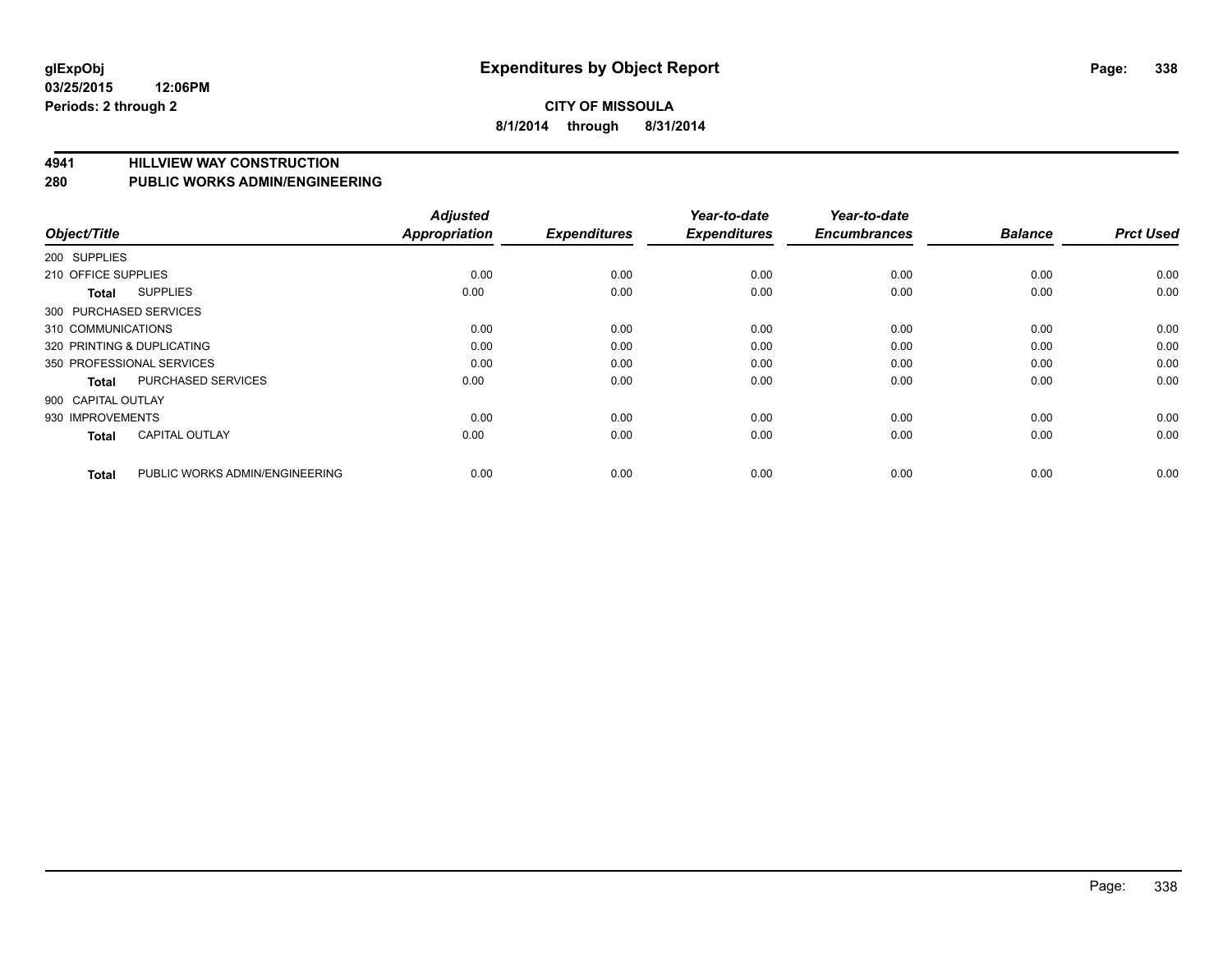**glExpObj**
**03/25/2015 12:06PM**
**Periods: 2 through 2**

# Expenditures by Object Report

**CITY OF MISSOULA**
**8/1/2014 through 8/31/2014**

## 4941 HILLVIEW WAY CONSTRUCTION
## 280 PUBLIC WORKS ADMIN/ENGINEERING

| Object/Title | | Adjusted Appropriation | Expenditures | Year-to-date Expenditures | Year-to-date Encumbrances | Balance | Prct Used |
|---|---|---|---|---|---|---|---|
| 200 SUPPLIES | | | | | | | |
| 210 OFFICE SUPPLIES | | 0.00 | 0.00 | 0.00 | 0.00 | 0.00 | 0.00 |
| **Total** | SUPPLIES | 0.00 | 0.00 | 0.00 | 0.00 | 0.00 | 0.00 |
| 300 PURCHASED SERVICES | | | | | | | |
| 310 COMMUNICATIONS | | 0.00 | 0.00 | 0.00 | 0.00 | 0.00 | 0.00 |
| 320 PRINTING & DUPLICATING | | 0.00 | 0.00 | 0.00 | 0.00 | 0.00 | 0.00 |
| 350 PROFESSIONAL SERVICES | | 0.00 | 0.00 | 0.00 | 0.00 | 0.00 | 0.00 |
| **Total** | PURCHASED SERVICES | 0.00 | 0.00 | 0.00 | 0.00 | 0.00 | 0.00 |
| 900 CAPITAL OUTLAY | | | | | | | |
| 930 IMPROVEMENTS | | 0.00 | 0.00 | 0.00 | 0.00 | 0.00 | 0.00 |
| **Total** | CAPITAL OUTLAY | 0.00 | 0.00 | 0.00 | 0.00 | 0.00 | 0.00 |
| **Total** | PUBLIC WORKS ADMIN/ENGINEERING | 0.00 | 0.00 | 0.00 | 0.00 | 0.00 | 0.00 |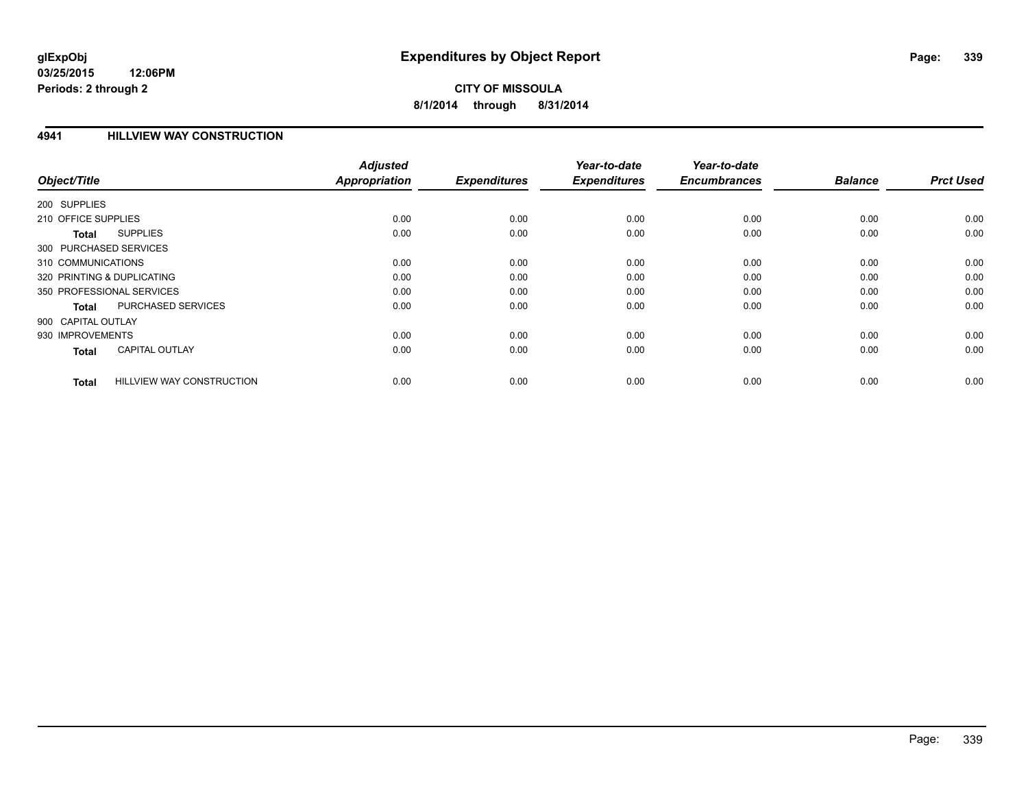# Expenditures by Object Report

glExpObj
03/25/2015 12:06PM
Periods: 2 through 2

**CITY OF MISSOULA**
**8/1/2014 through 8/31/2014**

## 4941 HILLVIEW WAY CONSTRUCTION

| Object/Title | | Adjusted Appropriation | Expenditures | Year-to-date Expenditures | Year-to-date Encumbrances | Balance | Prct Used |
|---|---|---|---|---|---|---|---|
| 200 SUPPLIES | | | | | | | |
| 210 OFFICE SUPPLIES | | 0.00 | 0.00 | 0.00 | 0.00 | 0.00 | 0.00 |
| **Total** | SUPPLIES | 0.00 | 0.00 | 0.00 | 0.00 | 0.00 | 0.00 |
| 300 PURCHASED SERVICES | | | | | | | |
| 310 COMMUNICATIONS | | 0.00 | 0.00 | 0.00 | 0.00 | 0.00 | 0.00 |
| 320 PRINTING & DUPLICATING | | 0.00 | 0.00 | 0.00 | 0.00 | 0.00 | 0.00 |
| 350 PROFESSIONAL SERVICES | | 0.00 | 0.00 | 0.00 | 0.00 | 0.00 | 0.00 |
| **Total** | PURCHASED SERVICES | 0.00 | 0.00 | 0.00 | 0.00 | 0.00 | 0.00 |
| 900 CAPITAL OUTLAY | | | | | | | |
| 930 IMPROVEMENTS | | 0.00 | 0.00 | 0.00 | 0.00 | 0.00 | 0.00 |
| **Total** | CAPITAL OUTLAY | 0.00 | 0.00 | 0.00 | 0.00 | 0.00 | 0.00 |
| **Total** | HILLVIEW WAY CONSTRUCTION | 0.00 | 0.00 | 0.00 | 0.00 | 0.00 | 0.00 |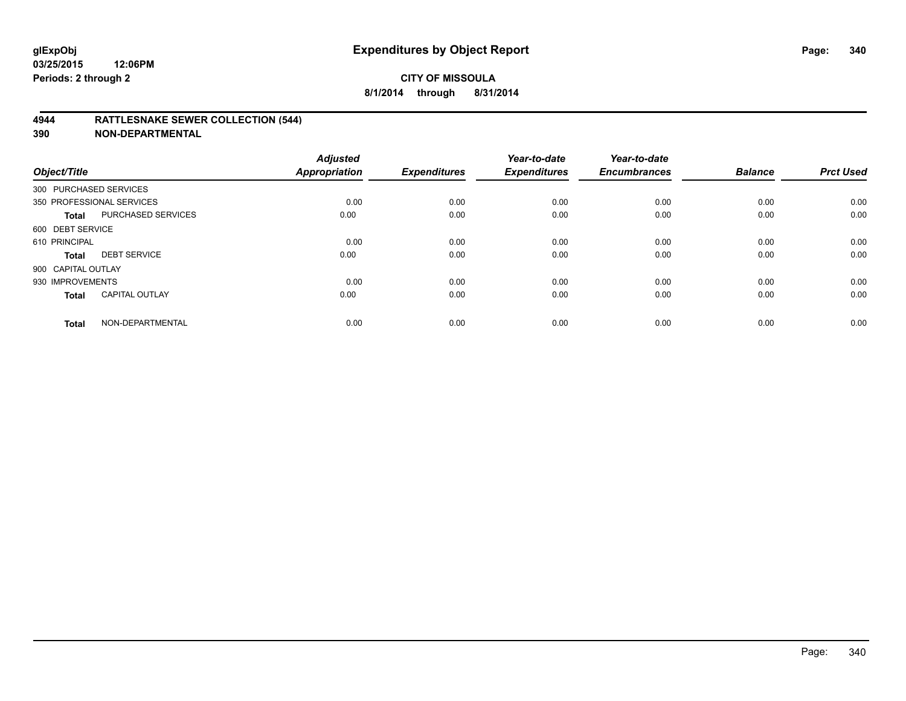**glExpObj** | **Expenditures by Object Report**

**03/25/2015 12:06PM**

**Periods: 2 through 2**

**CITY OF MISSOULA**

**8/1/2014 through 8/31/2014**

## 4944 RATTLESNAKE SEWER COLLECTION (544)

## 390 NON-DEPARTMENTAL

| Object/Title | | Adjusted Appropriation | Expenditures | Year-to-date Expenditures | Year-to-date Encumbrances | Balance | Prct Used |
|---|---|---|---|---|---|---|---|
| 300 PURCHASED SERVICES | | | | | | | |
| 350 PROFESSIONAL SERVICES | | 0.00 | 0.00 | 0.00 | 0.00 | 0.00 | 0.00 |
| **Total** | PURCHASED SERVICES | 0.00 | 0.00 | 0.00 | 0.00 | 0.00 | 0.00 |
| 600 DEBT SERVICE | | | | | | | |
| 610 PRINCIPAL | | 0.00 | 0.00 | 0.00 | 0.00 | 0.00 | 0.00 |
| **Total** | DEBT SERVICE | 0.00 | 0.00 | 0.00 | 0.00 | 0.00 | 0.00 |
| 900 CAPITAL OUTLAY | | | | | | | |
| 930 IMPROVEMENTS | | 0.00 | 0.00 | 0.00 | 0.00 | 0.00 | 0.00 |
| **Total** | CAPITAL OUTLAY | 0.00 | 0.00 | 0.00 | 0.00 | 0.00 | 0.00 |
| **Total** | NON-DEPARTMENTAL | 0.00 | 0.00 | 0.00 | 0.00 | 0.00 | 0.00 |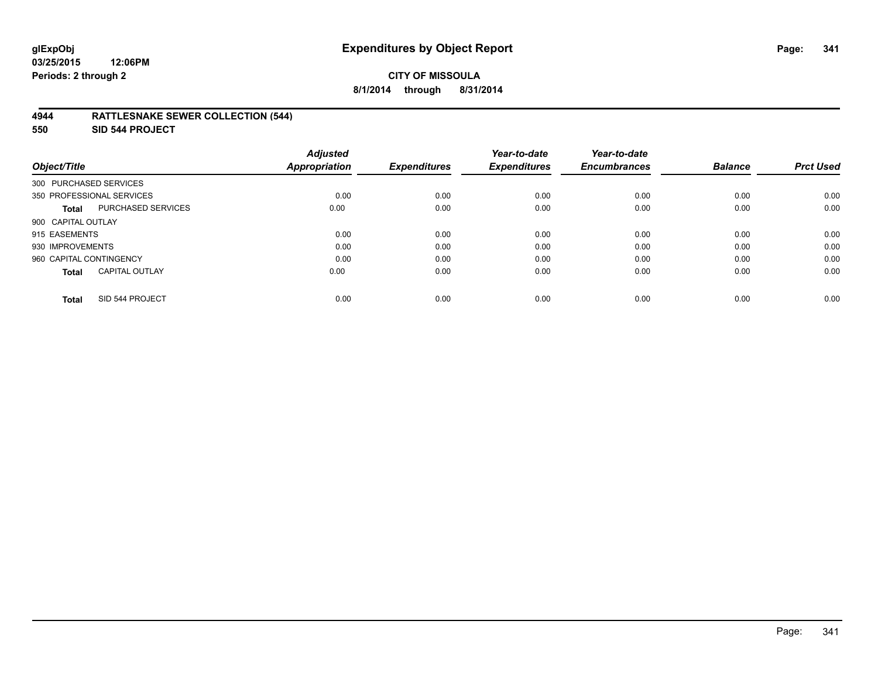**glExpObj**
**03/25/2015 12:06PM**
**Periods: 2 through 2**

# Expenditures by Object Report

**CITY OF MISSOULA**
**8/1/2014 through 8/31/2014**

**4944 RATTLESNAKE SEWER COLLECTION (544)**
**550 SID 544 PROJECT**

| Object/Title | | Adjusted Appropriation | Expenditures | Year-to-date Expenditures | Year-to-date Encumbrances | Balance | Prct Used |
|---|---|---|---|---|---|---|---|
| 300 PURCHASED SERVICES | | | | | | | |
| 350 PROFESSIONAL SERVICES | | 0.00 | 0.00 | 0.00 | 0.00 | 0.00 | 0.00 |
| **Total** | PURCHASED SERVICES | 0.00 | 0.00 | 0.00 | 0.00 | 0.00 | 0.00 |
| 900 CAPITAL OUTLAY | | | | | | | |
| 915 EASEMENTS | | 0.00 | 0.00 | 0.00 | 0.00 | 0.00 | 0.00 |
| 930 IMPROVEMENTS | | 0.00 | 0.00 | 0.00 | 0.00 | 0.00 | 0.00 |
| 960 CAPITAL CONTINGENCY | | 0.00 | 0.00 | 0.00 | 0.00 | 0.00 | 0.00 |
| **Total** | CAPITAL OUTLAY | 0.00 | 0.00 | 0.00 | 0.00 | 0.00 | 0.00 |
| **Total** | SID 544 PROJECT | 0.00 | 0.00 | 0.00 | 0.00 | 0.00 | 0.00 |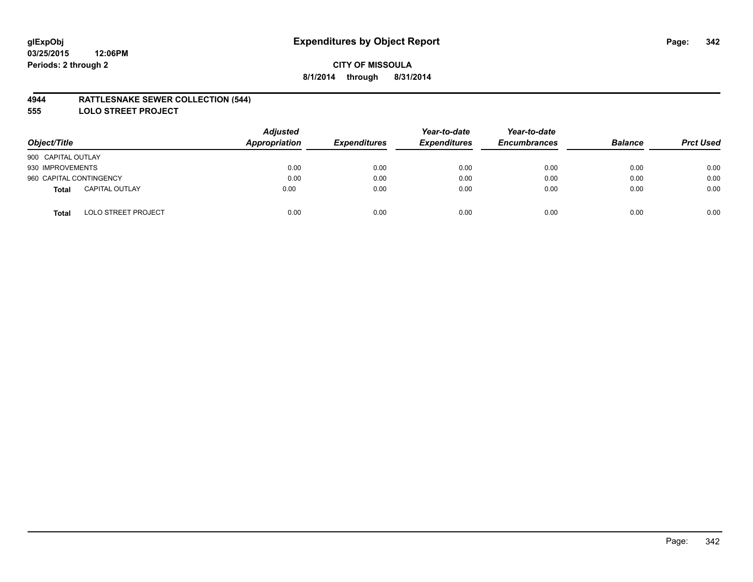# Expenditures by Object Report

glExpObj
03/25/2015 12:06PM
Periods: 2 through 2

CITY OF MISSOULA
8/1/2014 through 8/31/2014

## 4944 RATTLESNAKE SEWER COLLECTION (544)
## 555 LOLO STREET PROJECT

| Object/Title | Adjusted Appropriation | Expenditures | Year-to-date Expenditures | Year-to-date Encumbrances | Balance | Prct Used |
|---|---|---|---|---|---|---|
| 900 CAPITAL OUTLAY | | | | | | |
| 930 IMPROVEMENTS | 0.00 | 0.00 | 0.00 | 0.00 | 0.00 | 0.00 |
| 960 CAPITAL CONTINGENCY | 0.00 | 0.00 | 0.00 | 0.00 | 0.00 | 0.00 |
| **Total** CAPITAL OUTLAY | 0.00 | 0.00 | 0.00 | 0.00 | 0.00 | 0.00 |
| **Total** LOLO STREET PROJECT | 0.00 | 0.00 | 0.00 | 0.00 | 0.00 | 0.00 |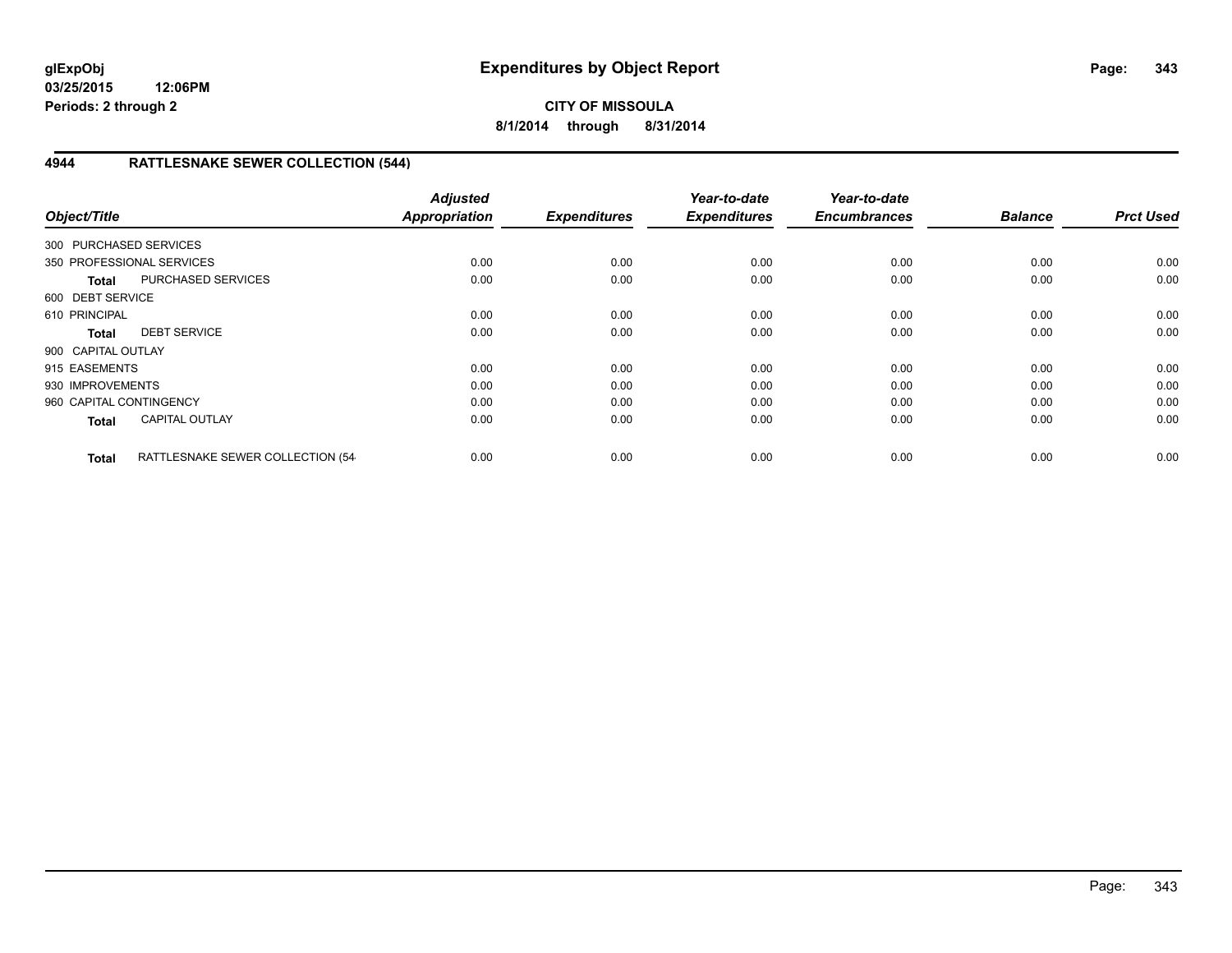**glExpObj**
**03/25/2015 12:06PM**
**Periods: 2 through 2**

# Expenditures by Object Report

**CITY OF MISSOULA**
**8/1/2014 through 8/31/2014**

## 4944 RATTLESNAKE SEWER COLLECTION (544)

| Object/Title | | Adjusted Appropriation | Expenditures | Year-to-date Expenditures | Year-to-date Encumbrances | Balance | Prct Used |
|---|---|---|---|---|---|---|---|
| 300 PURCHASED SERVICES | | | | | | | |
| 350 PROFESSIONAL SERVICES | | 0.00 | 0.00 | 0.00 | 0.00 | 0.00 | 0.00 |
| **Total** | PURCHASED SERVICES | 0.00 | 0.00 | 0.00 | 0.00 | 0.00 | 0.00 |
| 600 DEBT SERVICE | | | | | | | |
| 610 PRINCIPAL | | 0.00 | 0.00 | 0.00 | 0.00 | 0.00 | 0.00 |
| **Total** | DEBT SERVICE | 0.00 | 0.00 | 0.00 | 0.00 | 0.00 | 0.00 |
| 900 CAPITAL OUTLAY | | | | | | | |
| 915 EASEMENTS | | 0.00 | 0.00 | 0.00 | 0.00 | 0.00 | 0.00 |
| 930 IMPROVEMENTS | | 0.00 | 0.00 | 0.00 | 0.00 | 0.00 | 0.00 |
| 960 CAPITAL CONTINGENCY | | 0.00 | 0.00 | 0.00 | 0.00 | 0.00 | 0.00 |
| **Total** | CAPITAL OUTLAY | 0.00 | 0.00 | 0.00 | 0.00 | 0.00 | 0.00 |
| **Total** | RATTLESNAKE SEWER COLLECTION (54 | 0.00 | 0.00 | 0.00 | 0.00 | 0.00 | 0.00 |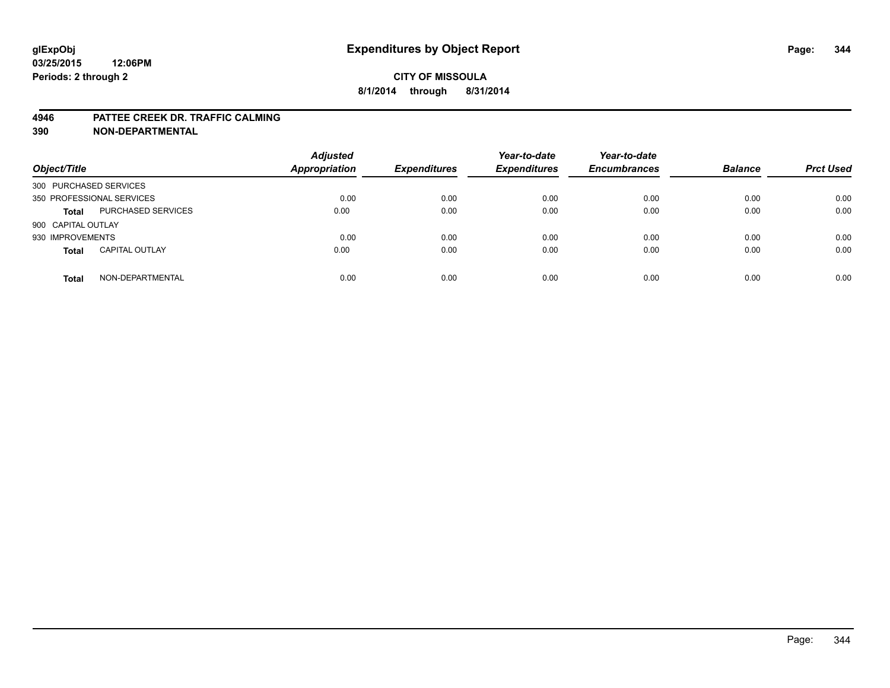**glExpObj** **Expenditures by Object Report**
**03/25/2015 12:06PM**
**Periods: 2 through 2**

**CITY OF MISSOULA**
**8/1/2014 through 8/31/2014**

**4946 PATTEE CREEK DR. TRAFFIC CALMING**
**390 NON-DEPARTMENTAL**

| Object/Title | | Adjusted Appropriation | Expenditures | Year-to-date Expenditures | Year-to-date Encumbrances | Balance | Prct Used |
|---|---|---|---|---|---|---|---|
| 300 PURCHASED SERVICES | | | | | | | |
| 350 PROFESSIONAL SERVICES | | 0.00 | 0.00 | 0.00 | 0.00 | 0.00 | 0.00 |
| **Total** | PURCHASED SERVICES | 0.00 | 0.00 | 0.00 | 0.00 | 0.00 | 0.00 |
| 900 CAPITAL OUTLAY | | | | | | | |
| 930 IMPROVEMENTS | | 0.00 | 0.00 | 0.00 | 0.00 | 0.00 | 0.00 |
| **Total** | CAPITAL OUTLAY | 0.00 | 0.00 | 0.00 | 0.00 | 0.00 | 0.00 |
| **Total** | NON-DEPARTMENTAL | 0.00 | 0.00 | 0.00 | 0.00 | 0.00 | 0.00 |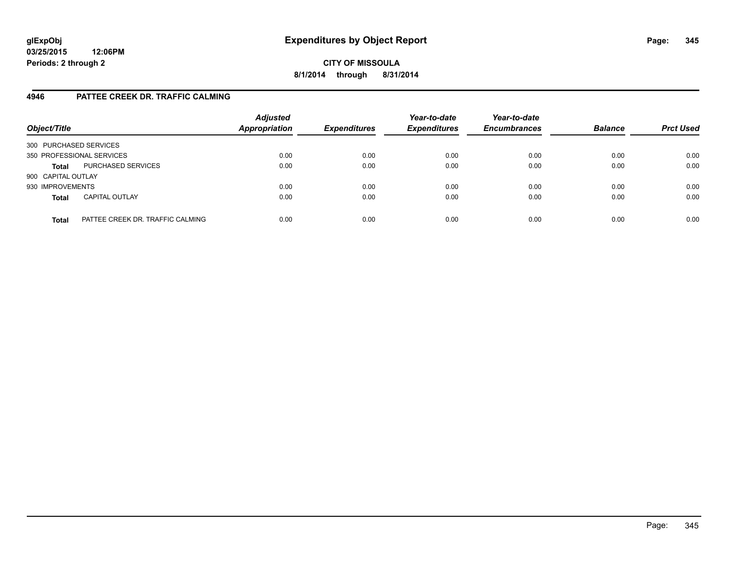**glExpObj**
**03/25/2015 12:06PM**
**Periods: 2 through 2**

# Expenditures by Object Report

**CITY OF MISSOULA**
**8/1/2014 through 8/31/2014**

## 4946 PATTEE CREEK DR. TRAFFIC CALMING

| Object/Title | | Adjusted Appropriation | Expenditures | Year-to-date Expenditures | Year-to-date Encumbrances | Balance | Prct Used |
|---|---|---|---|---|---|---|---|
| 300 PURCHASED SERVICES | | | | | | | |
| 350 PROFESSIONAL SERVICES | | 0.00 | 0.00 | 0.00 | 0.00 | 0.00 | 0.00 |
| **Total** | PURCHASED SERVICES | 0.00 | 0.00 | 0.00 | 0.00 | 0.00 | 0.00 |
| 900 CAPITAL OUTLAY | | | | | | | |
| 930 IMPROVEMENTS | | 0.00 | 0.00 | 0.00 | 0.00 | 0.00 | 0.00 |
| **Total** | CAPITAL OUTLAY | 0.00 | 0.00 | 0.00 | 0.00 | 0.00 | 0.00 |
| **Total** | PATTEE CREEK DR. TRAFFIC CALMING | 0.00 | 0.00 | 0.00 | 0.00 | 0.00 | 0.00 |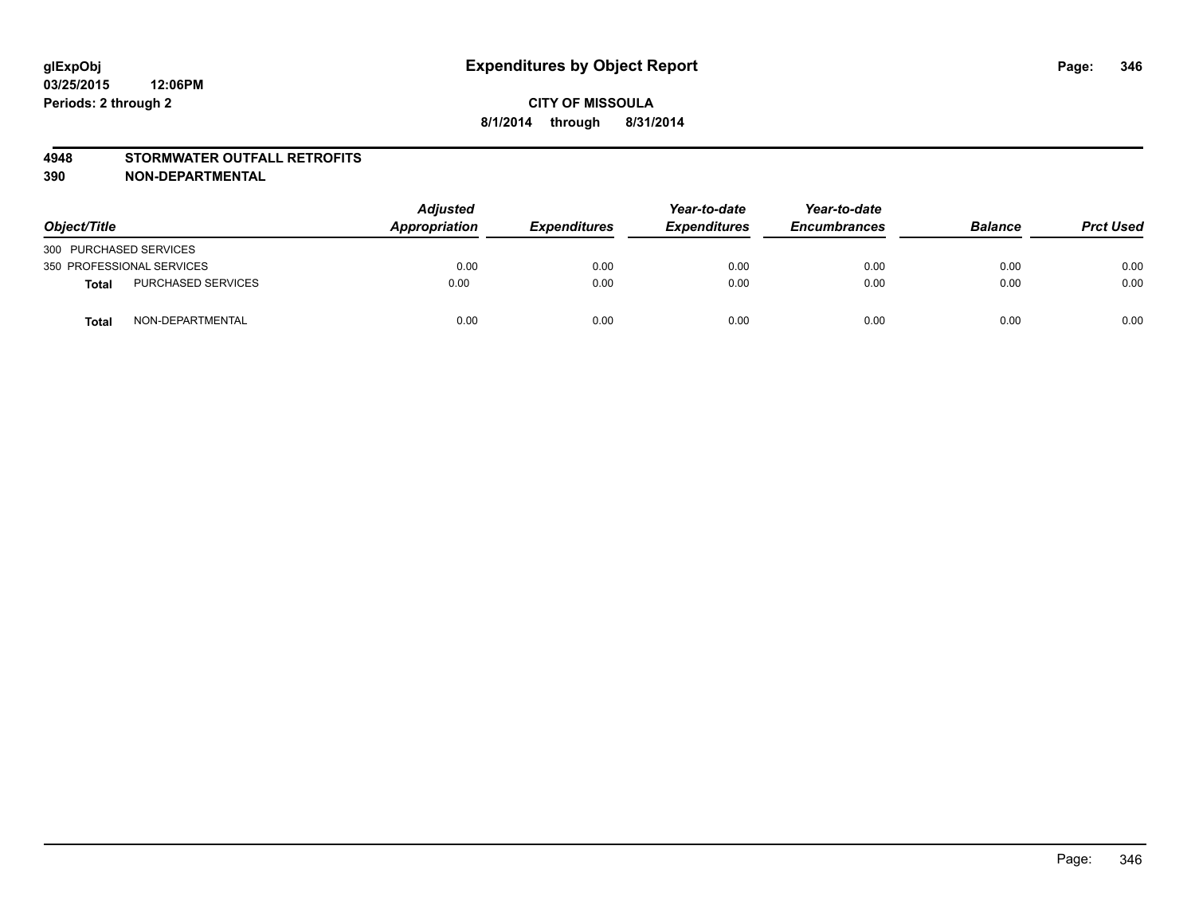# Expenditures by Object Report

glExpObj
03/25/2015 12:06PM
Periods: 2 through 2

**CITY OF MISSOULA**
**8/1/2014 through 8/31/2014**

**4948 STORMWATER OUTFALL RETROFITS**
**390 NON-DEPARTMENTAL**

| Object/Title | | Adjusted Appropriation | Expenditures | Year-to-date Expenditures | Year-to-date Encumbrances | Balance | Prct Used |
|---|---|---|---|---|---|---|---|
| 300 PURCHASED SERVICES | | | | | | | |
| 350 PROFESSIONAL SERVICES | | 0.00 | 0.00 | 0.00 | 0.00 | 0.00 | 0.00 |
| **Total** | PURCHASED SERVICES | 0.00 | 0.00 | 0.00 | 0.00 | 0.00 | 0.00 |
| **Total** | NON-DEPARTMENTAL | 0.00 | 0.00 | 0.00 | 0.00 | 0.00 | 0.00 |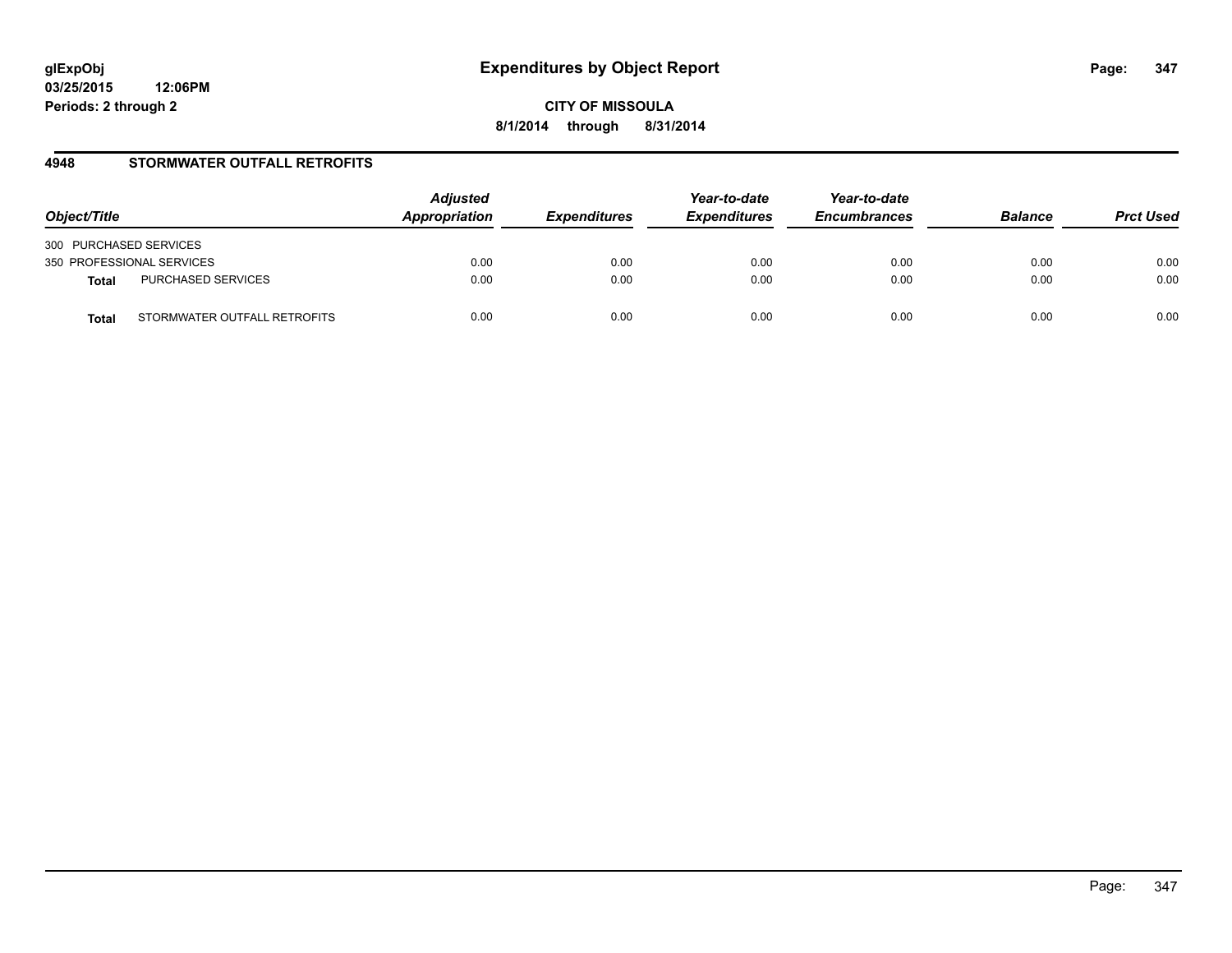**glExpObj**
**03/25/2015 12:06PM**
**Periods: 2 through 2**

# Expenditures by Object Report

**CITY OF MISSOULA**
**8/1/2014 through 8/31/2014**

## 4948 STORMWATER OUTFALL RETROFITS

| Object/Title | | *Adjusted Appropriation* | *Expenditures* | *Year-to-date Expenditures* | *Year-to-date Encumbrances* | *Balance* | *Prct Used* |
|---|---|---|---|---|---|---|---|
| 300 PURCHASED SERVICES | | | | | | | |
| 350 PROFESSIONAL SERVICES | | 0.00 | 0.00 | 0.00 | 0.00 | 0.00 | 0.00 |
| **Total** | PURCHASED SERVICES | 0.00 | 0.00 | 0.00 | 0.00 | 0.00 | 0.00 |
| **Total** | STORMWATER OUTFALL RETROFITS | 0.00 | 0.00 | 0.00 | 0.00 | 0.00 | 0.00 |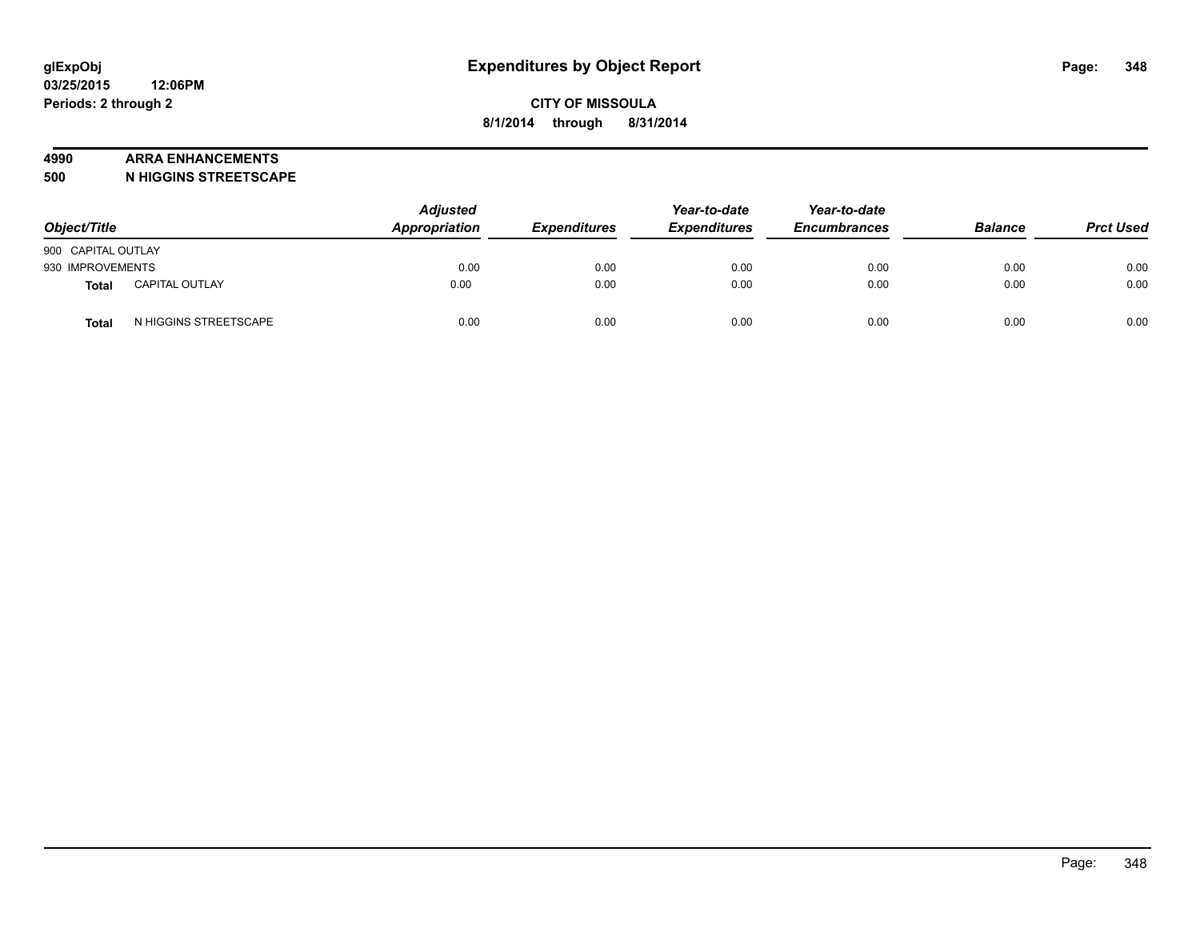glExpObj
03/25/2015 12:06PM
Periods: 2 through 2

# Expenditures by Object Report

**CITY OF MISSOULA**
**8/1/2014 through 8/31/2014**

**4990 ARRA ENHANCEMENTS**
**500 N HIGGINS STREETSCAPE**

| Object/Title | | Adjusted Appropriation | Expenditures | Year-to-date Expenditures | Year-to-date Encumbrances | Balance | Prct Used |
|---|---|---|---|---|---|---|---|
| 900 CAPITAL OUTLAY | | | | | | | |
| 930 IMPROVEMENTS | | 0.00 | 0.00 | 0.00 | 0.00 | 0.00 | 0.00 |
| **Total** | CAPITAL OUTLAY | 0.00 | 0.00 | 0.00 | 0.00 | 0.00 | 0.00 |
| **Total** | N HIGGINS STREETSCAPE | 0.00 | 0.00 | 0.00 | 0.00 | 0.00 | 0.00 |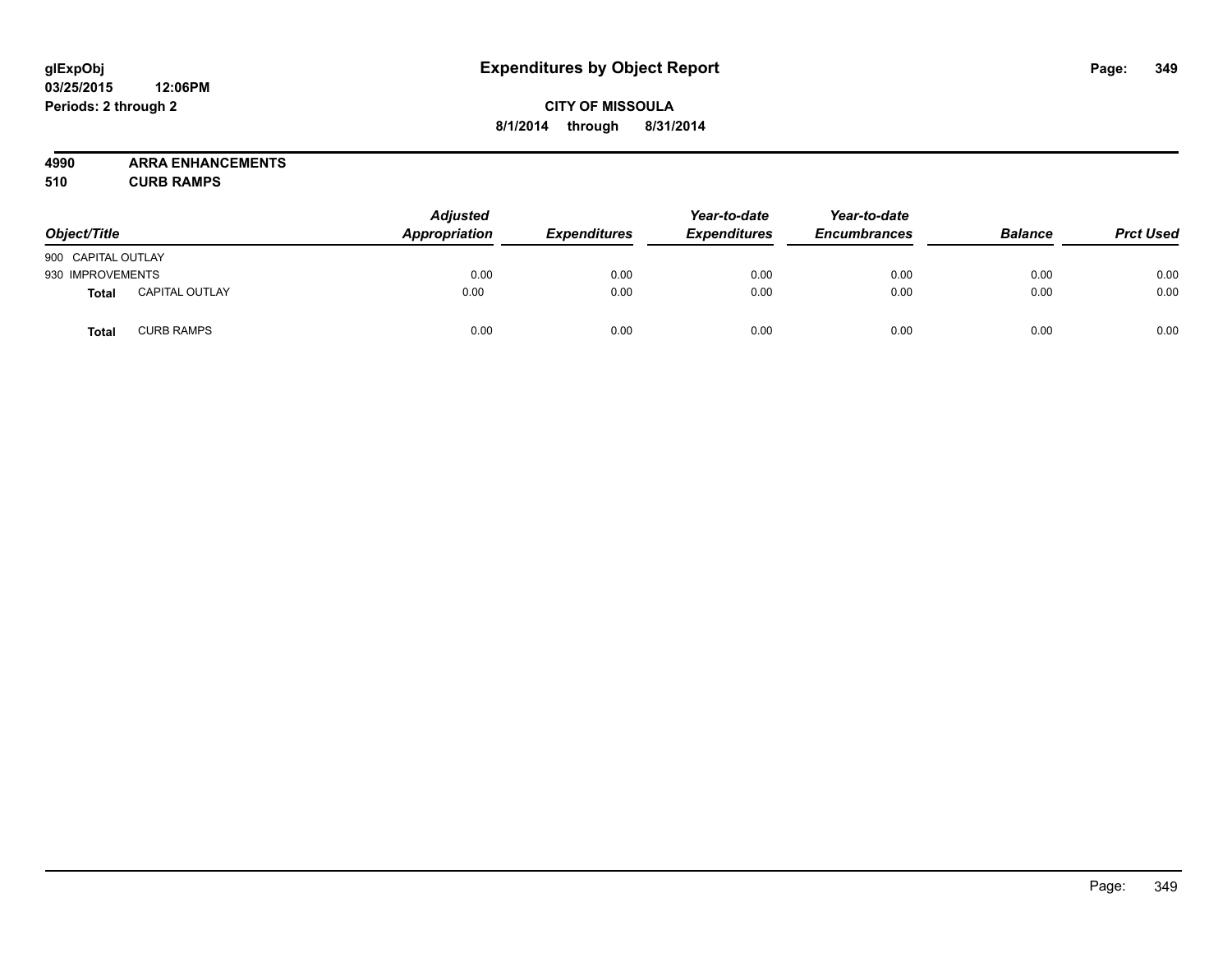# Expenditures by Object Report

glExpObj
03/25/2015 12:06PM
Periods: 2 through 2

**CITY OF MISSOULA**
**8/1/2014 through 8/31/2014**

**4990 ARRA ENHANCEMENTS**
**510 CURB RAMPS**

| Object/Title | | Adjusted Appropriation | Expenditures | Year-to-date Expenditures | Year-to-date Encumbrances | Balance | Prct Used |
|---|---|---|---|---|---|---|---|
| 900 CAPITAL OUTLAY | | | | | | | |
| 930 IMPROVEMENTS | | 0.00 | 0.00 | 0.00 | 0.00 | 0.00 | 0.00 |
| **Total** | CAPITAL OUTLAY | 0.00 | 0.00 | 0.00 | 0.00 | 0.00 | 0.00 |
| **Total** | CURB RAMPS | 0.00 | 0.00 | 0.00 | 0.00 | 0.00 | 0.00 |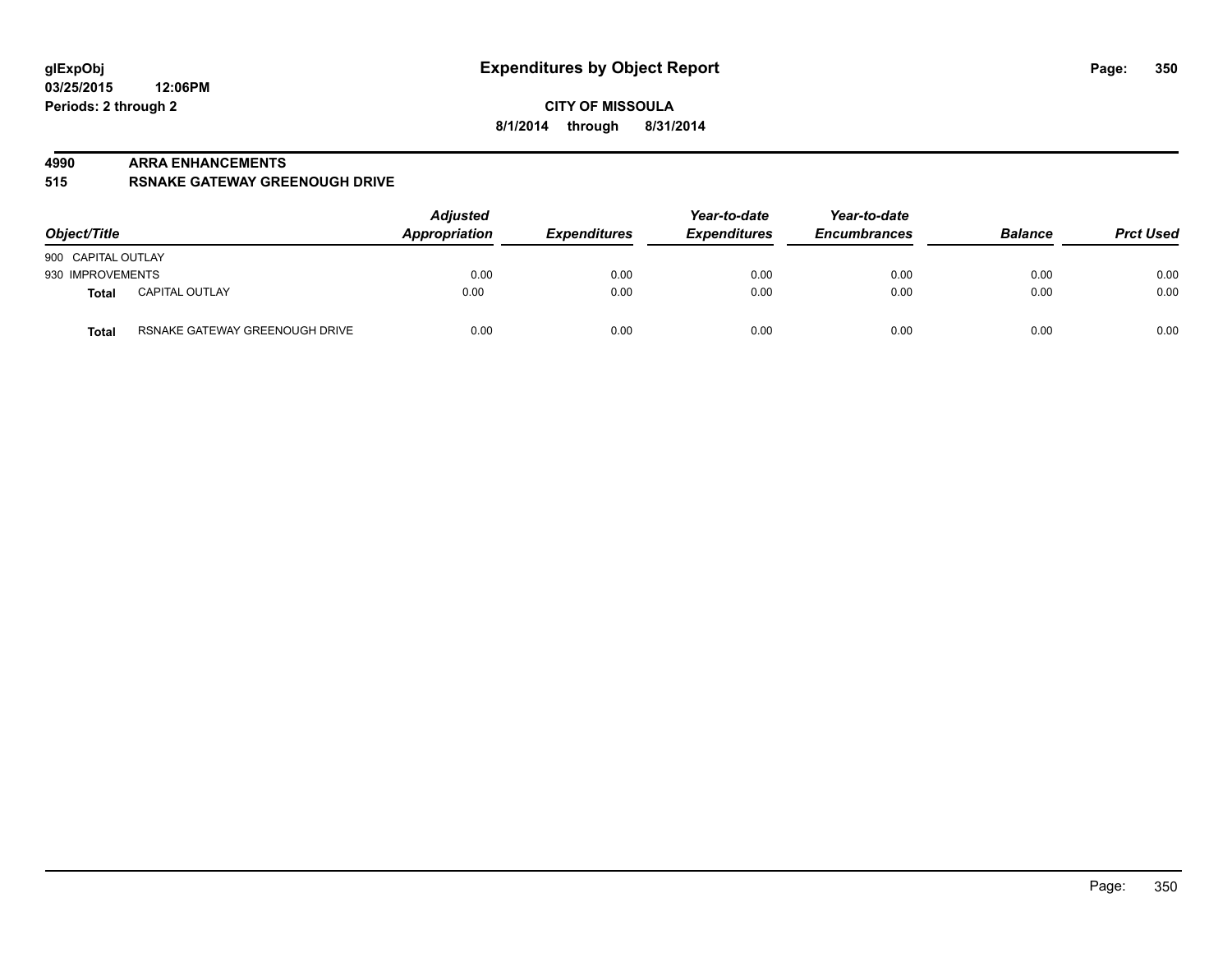**glExpObj** **Expenditures by Object Report**

**03/25/2015 12:06PM**

**Periods: 2 through 2**

**CITY OF MISSOULA**

**8/1/2014 through 8/31/2014**

**4990 ARRA ENHANCEMENTS**

**515 RSNAKE GATEWAY GREENOUGH DRIVE**

| Object/Title | | Adjusted Appropriation | Expenditures | Year-to-date Expenditures | Year-to-date Encumbrances | Balance | Prct Used |
|---|---|---|---|---|---|---|---|
| 900 CAPITAL OUTLAY | | | | | | | |
| 930 IMPROVEMENTS | | 0.00 | 0.00 | 0.00 | 0.00 | 0.00 | 0.00 |
| **Total** | CAPITAL OUTLAY | 0.00 | 0.00 | 0.00 | 0.00 | 0.00 | 0.00 |
| **Total** | RSNAKE GATEWAY GREENOUGH DRIVE | 0.00 | 0.00 | 0.00 | 0.00 | 0.00 | 0.00 |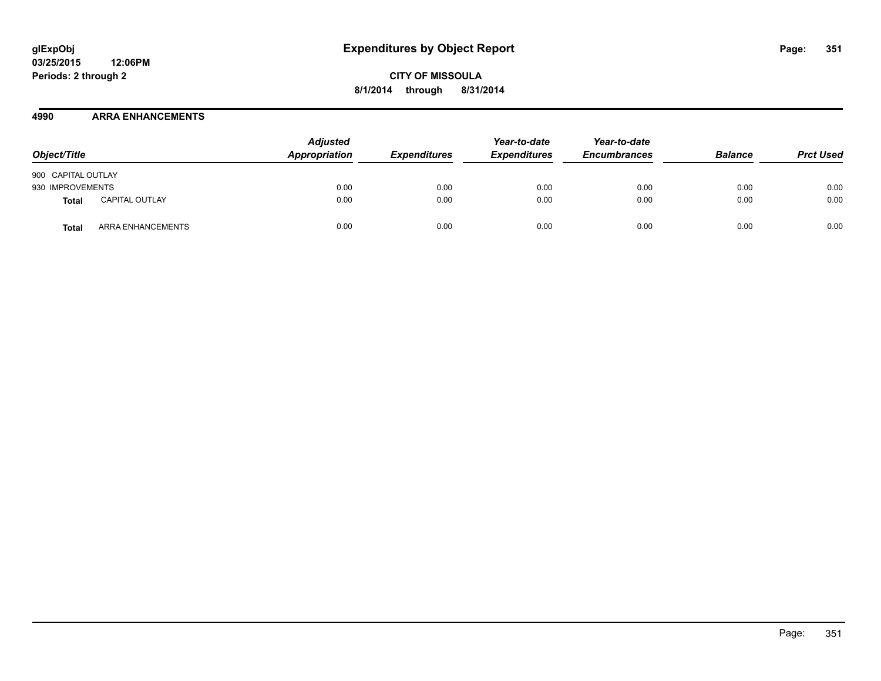glExpObj
03/25/2015 12:06PM
Periods: 2 through 2

# Expenditures by Object Report

**CITY OF MISSOULA**
**8/1/2014 through 8/31/2014**

## 4990 ARRA ENHANCEMENTS

| Object/Title | Adjusted Appropriation | Expenditures | Year-to-date Expenditures | Year-to-date Encumbrances | Balance | Prct Used |
|---|---|---|---|---|---|---|
| 900 CAPITAL OUTLAY | | | | | | |
| 930 IMPROVEMENTS | 0.00 | 0.00 | 0.00 | 0.00 | 0.00 | 0.00 |
| **Total** CAPITAL OUTLAY | 0.00 | 0.00 | 0.00 | 0.00 | 0.00 | 0.00 |
| **Total** ARRA ENHANCEMENTS | 0.00 | 0.00 | 0.00 | 0.00 | 0.00 | 0.00 |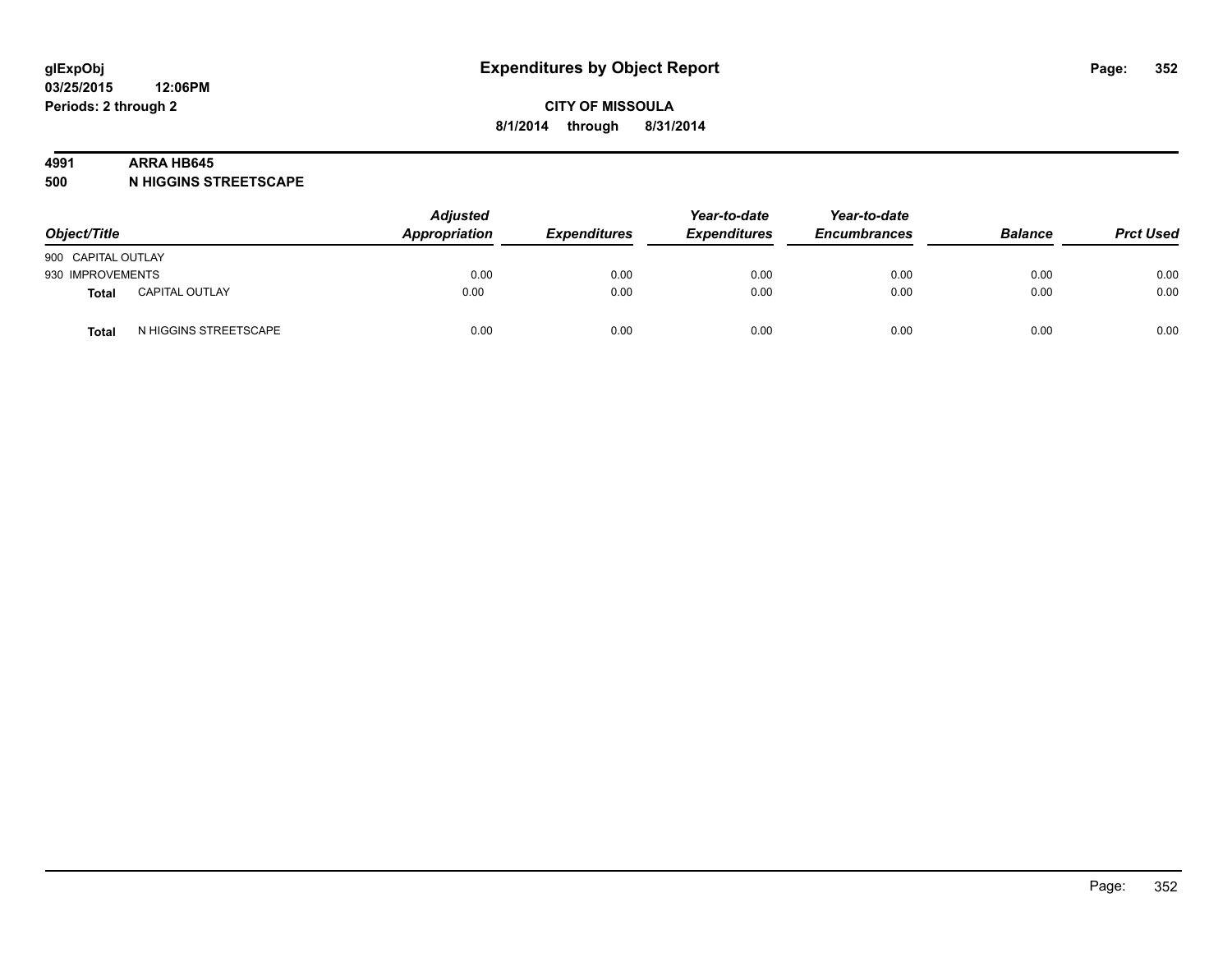**glExpObj**
**03/25/2015 12:06PM**
**Periods: 2 through 2**

# Expenditures by Object Report

**CITY OF MISSOULA**
**8/1/2014 through 8/31/2014**

**4991 ARRA HB645**
**500 N HIGGINS STREETSCAPE**

| Object/Title | | Adjusted Appropriation | Expenditures | Year-to-date Expenditures | Year-to-date Encumbrances | Balance | Prct Used |
|---|---|---|---|---|---|---|---|
| 900 CAPITAL OUTLAY | | | | | | | |
| 930 IMPROVEMENTS | | 0.00 | 0.00 | 0.00 | 0.00 | 0.00 | 0.00 |
| **Total** | CAPITAL OUTLAY | 0.00 | 0.00 | 0.00 | 0.00 | 0.00 | 0.00 |
| **Total** | N HIGGINS STREETSCAPE | 0.00 | 0.00 | 0.00 | 0.00 | 0.00 | 0.00 |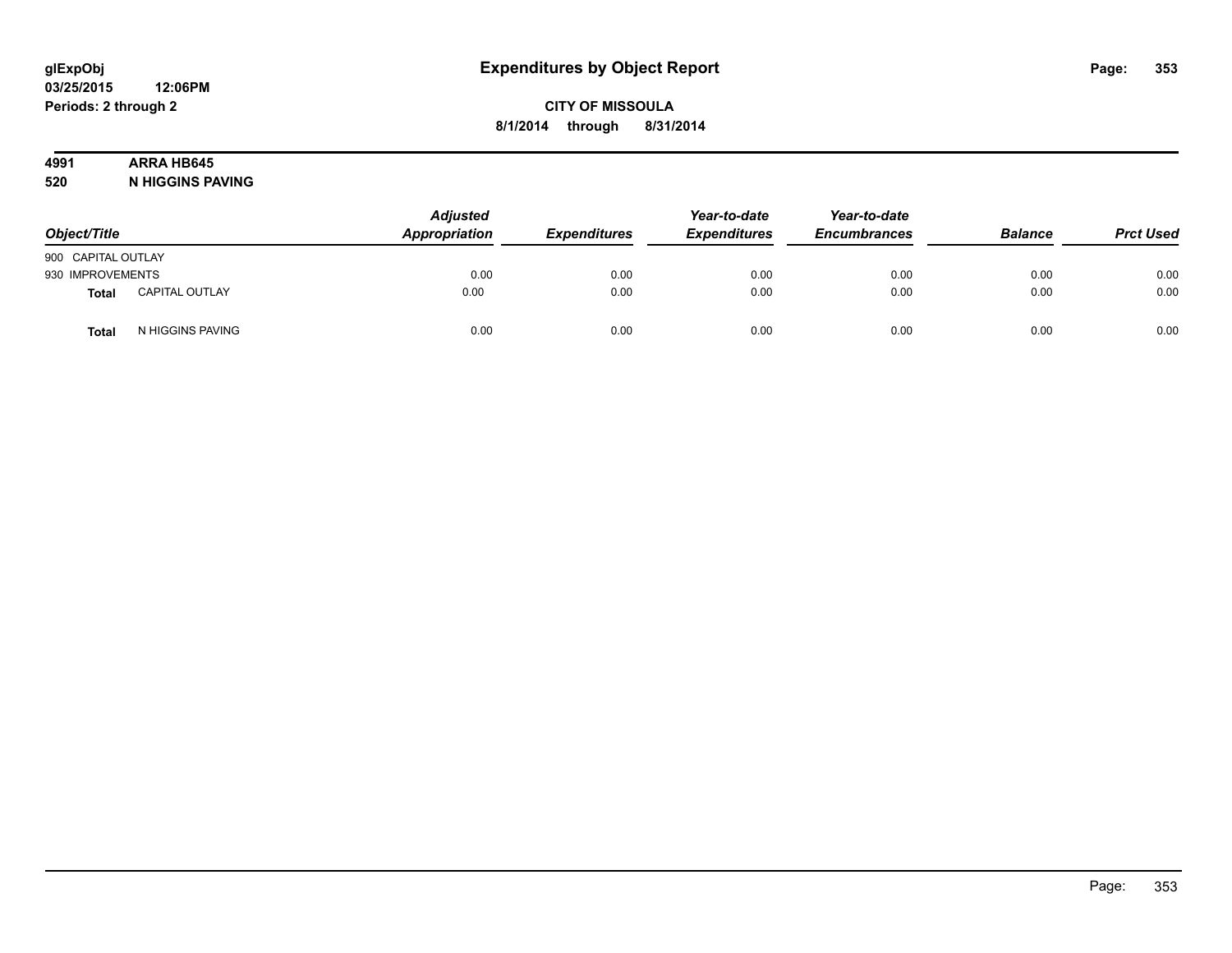# Expenditures by Object Report

glExpObj
03/25/2015 12:06PM
Periods: 2 through 2

**CITY OF MISSOULA**
**8/1/2014 through 8/31/2014**

**4991 ARRA HB645**
**520 N HIGGINS PAVING**

| Object/Title | | Adjusted Appropriation | Expenditures | Year-to-date Expenditures | Year-to-date Encumbrances | Balance | Prct Used |
|---|---|---|---|---|---|---|---|
| 900 CAPITAL OUTLAY | | | | | | | |
| 930 IMPROVEMENTS | | 0.00 | 0.00 | 0.00 | 0.00 | 0.00 | 0.00 |
| **Total** | CAPITAL OUTLAY | 0.00 | 0.00 | 0.00 | 0.00 | 0.00 | 0.00 |
| **Total** | N HIGGINS PAVING | 0.00 | 0.00 | 0.00 | 0.00 | 0.00 | 0.00 |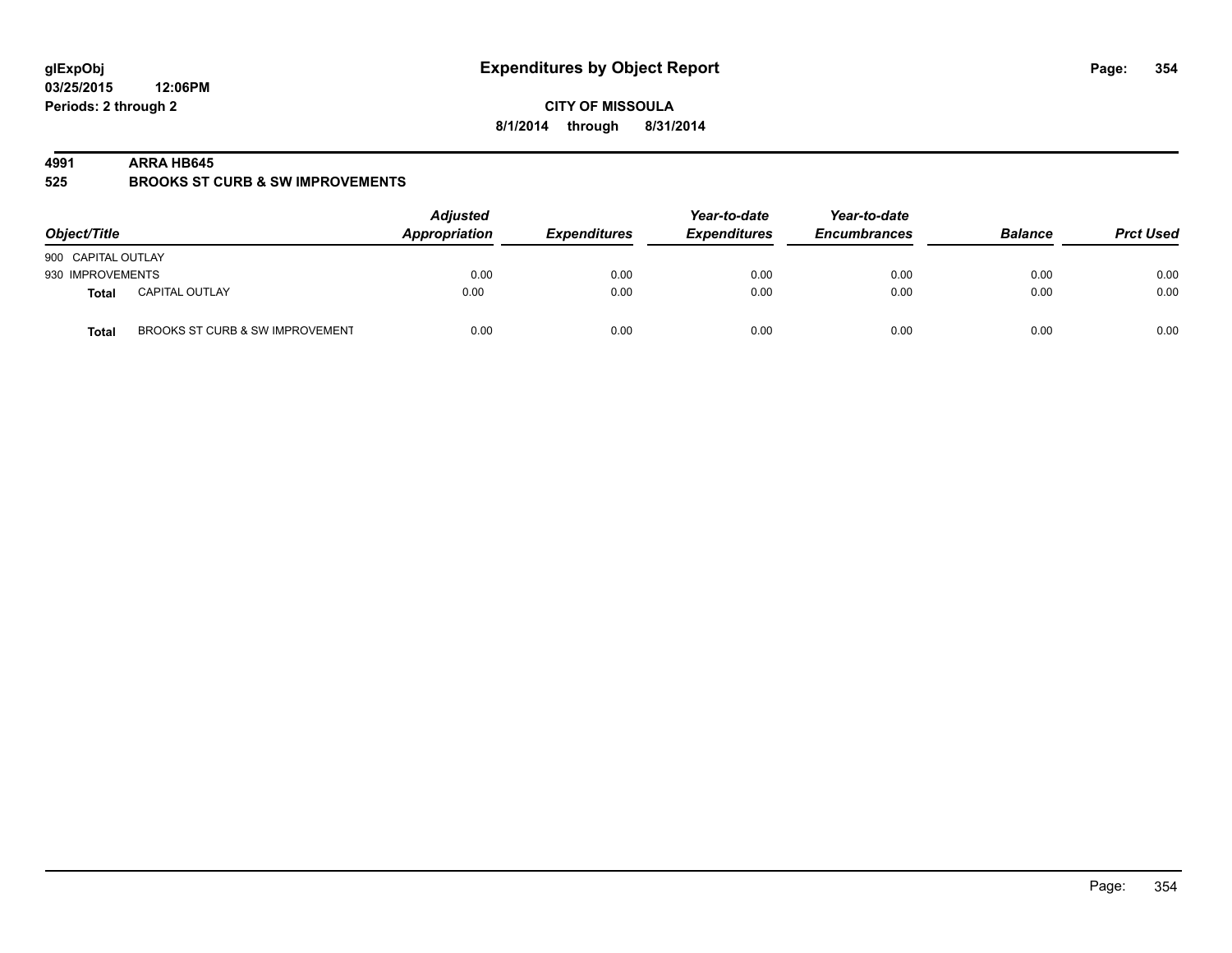# Expenditures by Object Report

**glExpObj**
**03/25/2015 12:06PM**
**Periods: 2 through 2**

**CITY OF MISSOULA**
**8/1/2014 through 8/31/2014**

**4991 ARRA HB645**
**525 BROOKS ST CURB & SW IMPROVEMENTS**

| Object/Title | | Adjusted Appropriation | Expenditures | Year-to-date Expenditures | Year-to-date Encumbrances | Balance | Prct Used |
|---|---|---|---|---|---|---|---|
| 900 CAPITAL OUTLAY | | | | | | | |
| 930 IMPROVEMENTS | | 0.00 | 0.00 | 0.00 | 0.00 | 0.00 | 0.00 |
| **Total** | CAPITAL OUTLAY | 0.00 | 0.00 | 0.00 | 0.00 | 0.00 | 0.00 |
| **Total** | BROOKS ST CURB & SW IMPROVEMENT | 0.00 | 0.00 | 0.00 | 0.00 | 0.00 | 0.00 |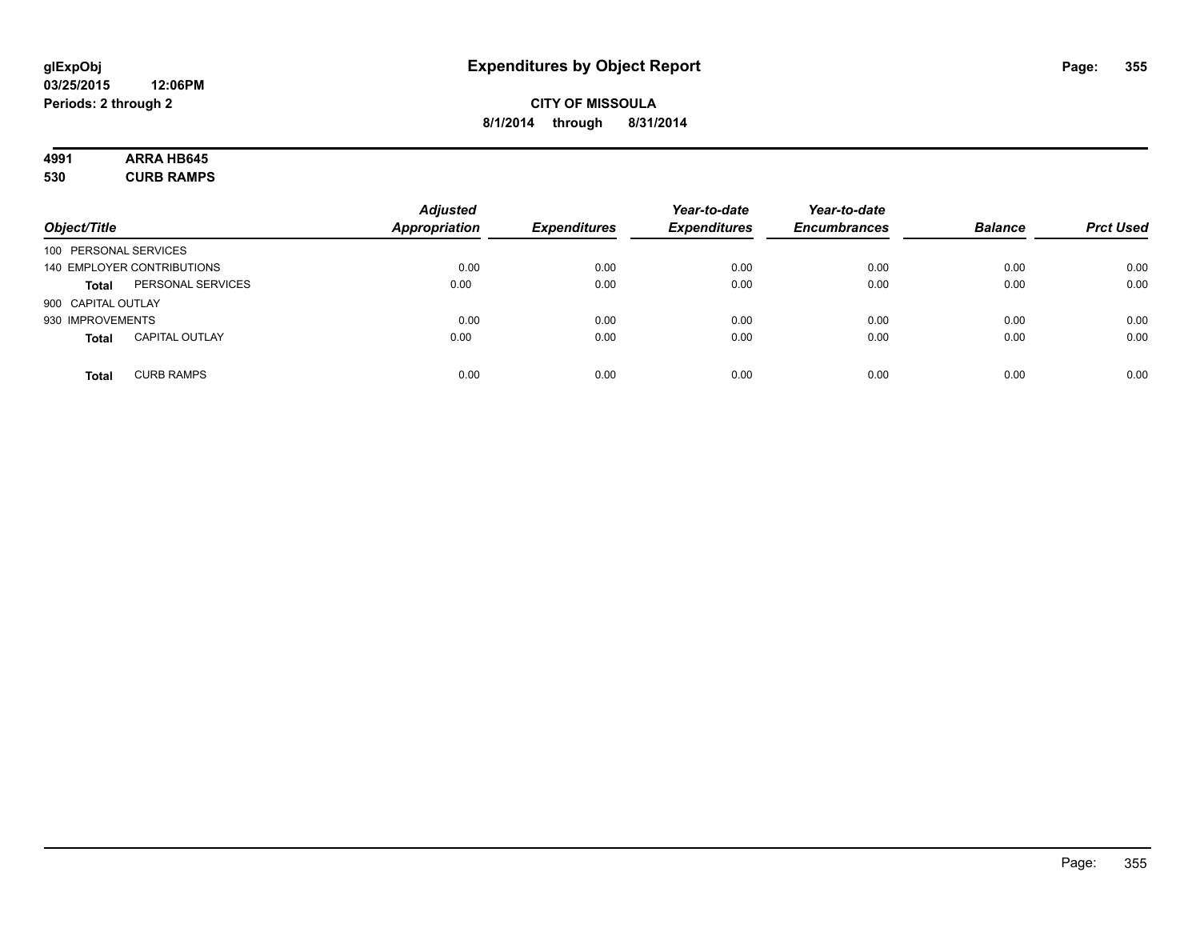**glExpObj** **Expenditures by Object Report**

**03/25/2015 12:06PM**

**Periods: 2 through 2**

**CITY OF MISSOULA**

**8/1/2014 through 8/31/2014**

**4991 ARRA HB645**

**530 CURB RAMPS**

| Object/Title | | Adjusted Appropriation | Expenditures | Year-to-date Expenditures | Year-to-date Encumbrances | Balance | Prct Used |
|---|---|---|---|---|---|---|---|
| 100 PERSONAL SERVICES | | | | | | | |
| 140 EMPLOYER CONTRIBUTIONS | | 0.00 | 0.00 | 0.00 | 0.00 | 0.00 | 0.00 |
| **Total** | PERSONAL SERVICES | 0.00 | 0.00 | 0.00 | 0.00 | 0.00 | 0.00 |
| 900 CAPITAL OUTLAY | | | | | | | |
| 930 IMPROVEMENTS | | 0.00 | 0.00 | 0.00 | 0.00 | 0.00 | 0.00 |
| **Total** | CAPITAL OUTLAY | 0.00 | 0.00 | 0.00 | 0.00 | 0.00 | 0.00 |
| **Total** | CURB RAMPS | 0.00 | 0.00 | 0.00 | 0.00 | 0.00 | 0.00 |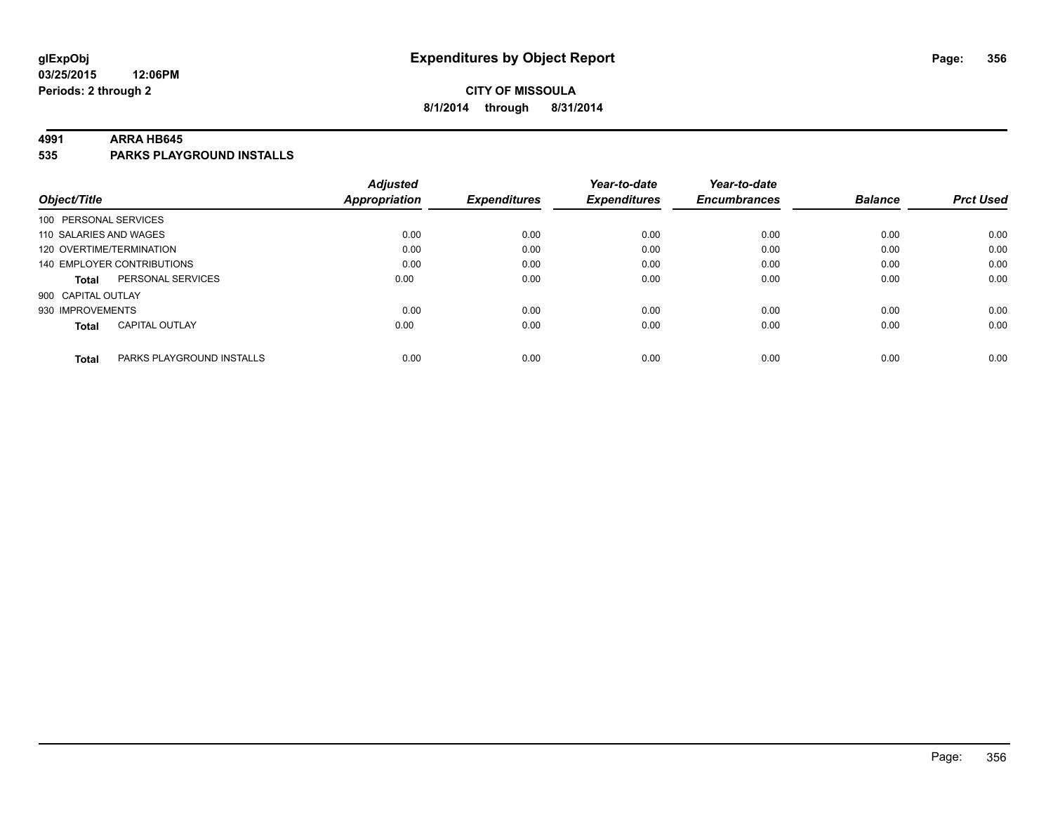glExpObj
03/25/2015 12:06PM
Periods: 2 through 2

# Expenditures by Object Report

**CITY OF MISSOULA**
**8/1/2014 through 8/31/2014**

**4991 ARRA HB645**
**535 PARKS PLAYGROUND INSTALLS**

| Object/Title | Adjusted Appropriation | Expenditures | Year-to-date Expenditures | Year-to-date Encumbrances | Balance | Prct Used |
|---|---|---|---|---|---|---|
| 100 PERSONAL SERVICES | | | | | | |
| 110 SALARIES AND WAGES | 0.00 | 0.00 | 0.00 | 0.00 | 0.00 | 0.00 |
| 120 OVERTIME/TERMINATION | 0.00 | 0.00 | 0.00 | 0.00 | 0.00 | 0.00 |
| 140 EMPLOYER CONTRIBUTIONS | 0.00 | 0.00 | 0.00 | 0.00 | 0.00 | 0.00 |
| **Total** PERSONAL SERVICES | 0.00 | 0.00 | 0.00 | 0.00 | 0.00 | 0.00 |
| 900 CAPITAL OUTLAY | | | | | | |
| 930 IMPROVEMENTS | 0.00 | 0.00 | 0.00 | 0.00 | 0.00 | 0.00 |
| **Total** CAPITAL OUTLAY | 0.00 | 0.00 | 0.00 | 0.00 | 0.00 | 0.00 |
| **Total** PARKS PLAYGROUND INSTALLS | 0.00 | 0.00 | 0.00 | 0.00 | 0.00 | 0.00 |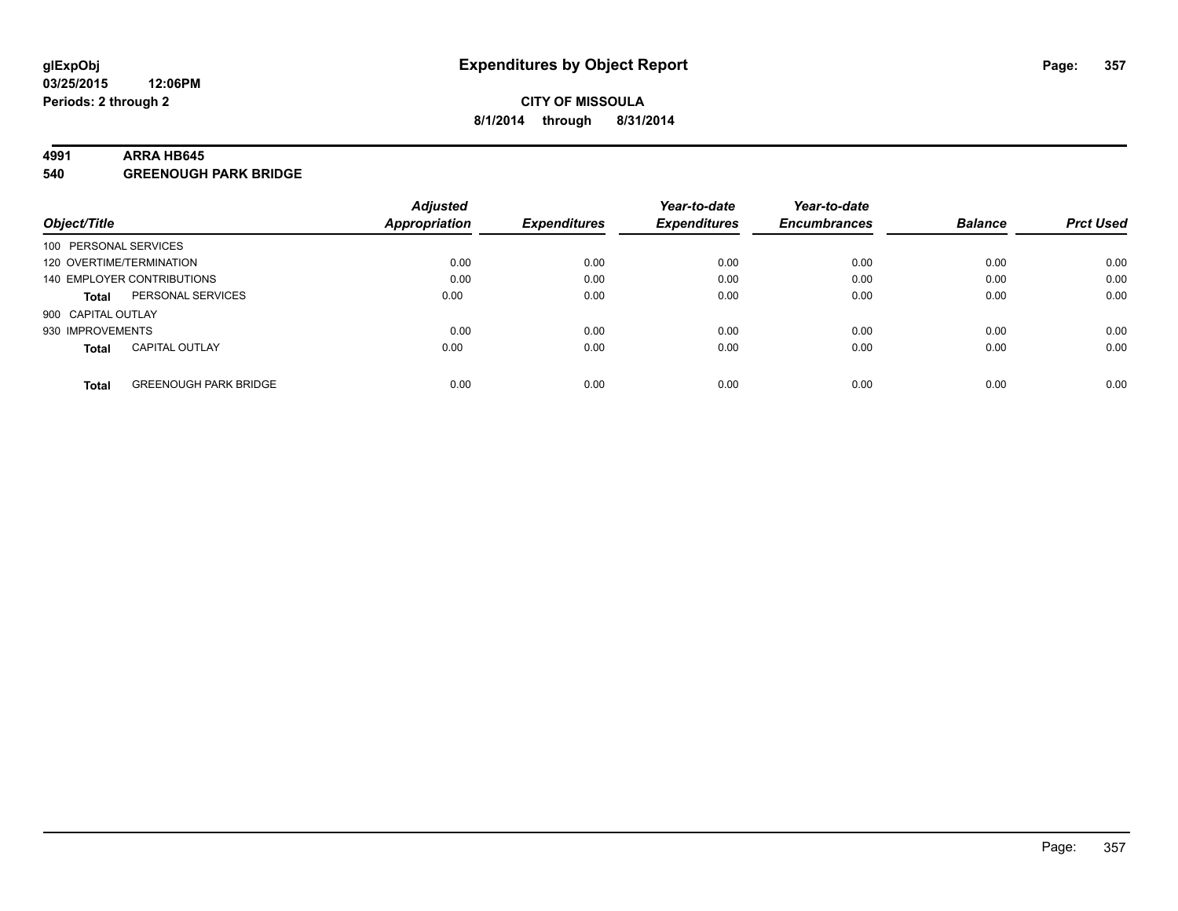# Expenditures by Object Report

**glExpObj**
**03/25/2015 12:06PM**
**Periods: 2 through 2**

**CITY OF MISSOULA**
**8/1/2014 through 8/31/2014**

**4991 ARRA HB645**
**540 GREENOUGH PARK BRIDGE**

| Object/Title | | Adjusted Appropriation | Expenditures | Year-to-date Expenditures | Year-to-date Encumbrances | Balance | Prct Used |
|---|---|---|---|---|---|---|---|
| 100 PERSONAL SERVICES | | | | | | | |
| 120 OVERTIME/TERMINATION | | 0.00 | 0.00 | 0.00 | 0.00 | 0.00 | 0.00 |
| 140 EMPLOYER CONTRIBUTIONS | | 0.00 | 0.00 | 0.00 | 0.00 | 0.00 | 0.00 |
| **Total** | PERSONAL SERVICES | 0.00 | 0.00 | 0.00 | 0.00 | 0.00 | 0.00 |
| 900 CAPITAL OUTLAY | | | | | | | |
| 930 IMPROVEMENTS | | 0.00 | 0.00 | 0.00 | 0.00 | 0.00 | 0.00 |
| **Total** | CAPITAL OUTLAY | 0.00 | 0.00 | 0.00 | 0.00 | 0.00 | 0.00 |
| **Total** | GREENOUGH PARK BRIDGE | 0.00 | 0.00 | 0.00 | 0.00 | 0.00 | 0.00 |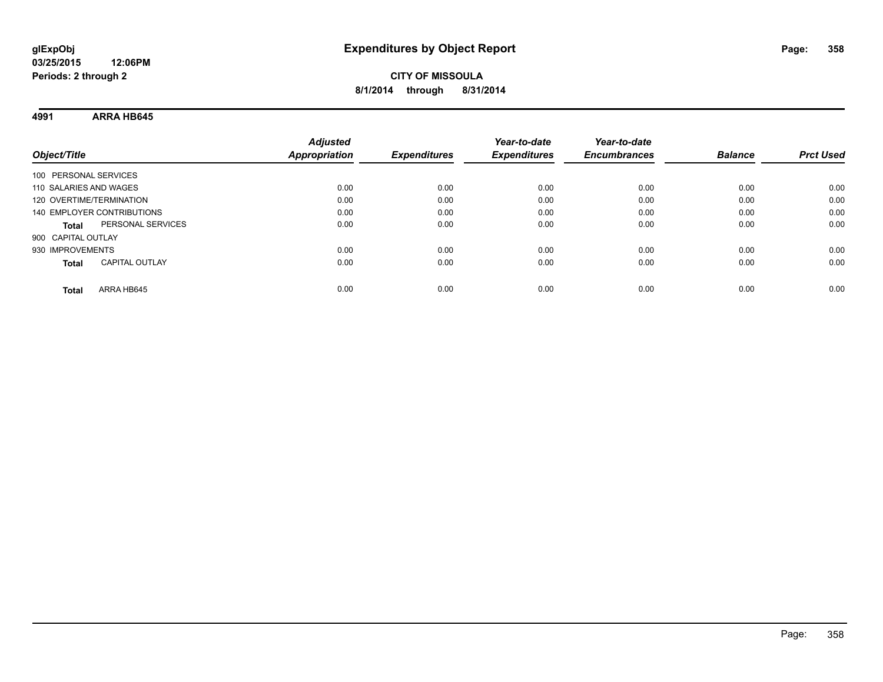**glExpObj**
**03/25/2015 12:06PM**
**Periods: 2 through 2**

# Expenditures by Object Report

**CITY OF MISSOULA**
**8/1/2014 through 8/31/2014**

## 4991 ARRA HB645

| Object/Title | Adjusted Appropriation | Expenditures | Year-to-date Expenditures | Year-to-date Encumbrances | Balance | Prct Used |
|---|---|---|---|---|---|---|
| 100 PERSONAL SERVICES | | | | | | |
| 110 SALARIES AND WAGES | 0.00 | 0.00 | 0.00 | 0.00 | 0.00 | 0.00 |
| 120 OVERTIME/TERMINATION | 0.00 | 0.00 | 0.00 | 0.00 | 0.00 | 0.00 |
| 140 EMPLOYER CONTRIBUTIONS | 0.00 | 0.00 | 0.00 | 0.00 | 0.00 | 0.00 |
| **Total** PERSONAL SERVICES | 0.00 | 0.00 | 0.00 | 0.00 | 0.00 | 0.00 |
| 900 CAPITAL OUTLAY | | | | | | |
| 930 IMPROVEMENTS | 0.00 | 0.00 | 0.00 | 0.00 | 0.00 | 0.00 |
| **Total** CAPITAL OUTLAY | 0.00 | 0.00 | 0.00 | 0.00 | 0.00 | 0.00 |
| **Total** ARRA HB645 | 0.00 | 0.00 | 0.00 | 0.00 | 0.00 | 0.00 |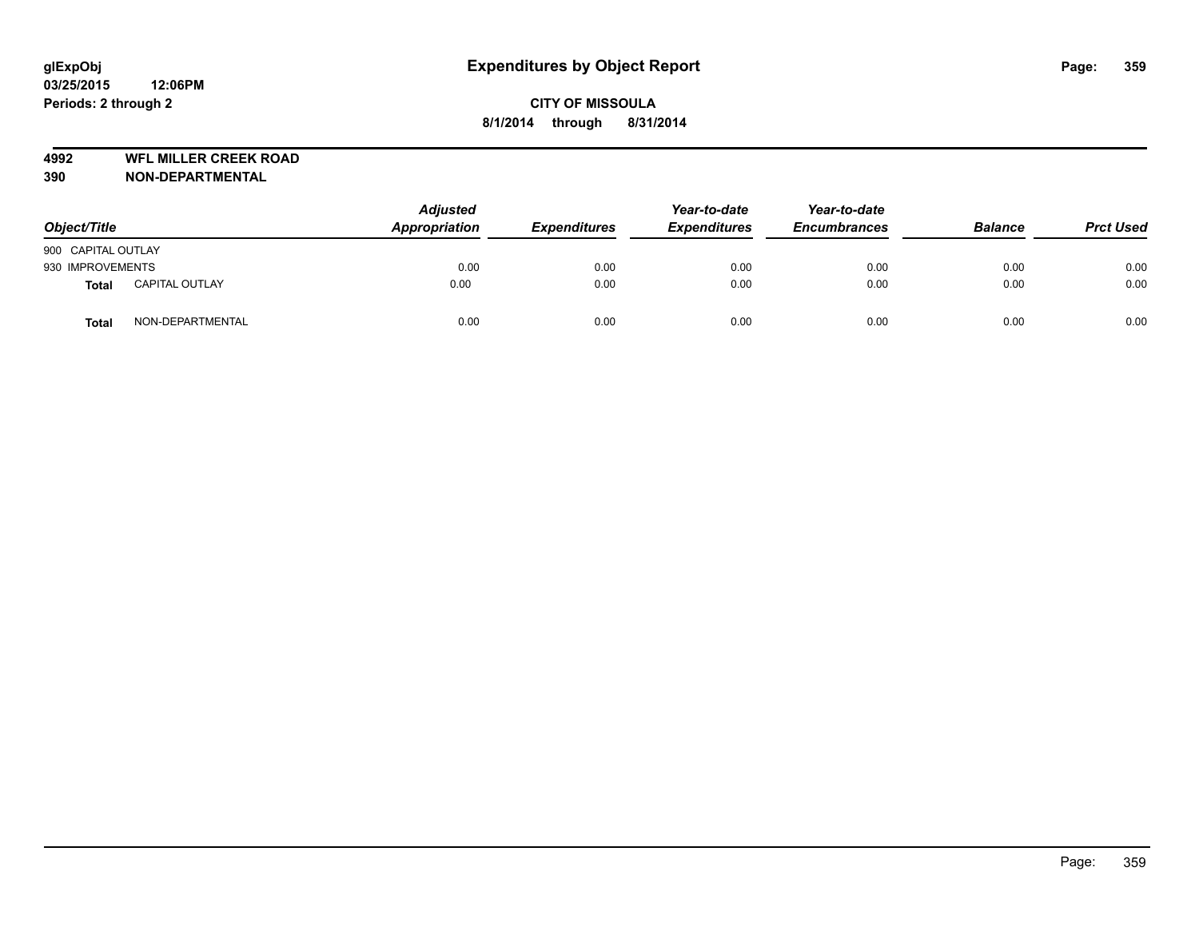# Expenditures by Object Report

glExpObj
03/25/2015 12:06PM
Periods: 2 through 2

**CITY OF MISSOULA**
**8/1/2014 through 8/31/2014**

**4992 WFL MILLER CREEK ROAD**
**390 NON-DEPARTMENTAL**

| Object/Title | | Adjusted Appropriation | Expenditures | Year-to-date Expenditures | Year-to-date Encumbrances | Balance | Prct Used |
|---|---|---|---|---|---|---|---|
| 900 CAPITAL OUTLAY | | | | | | | |
| 930 IMPROVEMENTS | | 0.00 | 0.00 | 0.00 | 0.00 | 0.00 | 0.00 |
| **Total** | CAPITAL OUTLAY | 0.00 | 0.00 | 0.00 | 0.00 | 0.00 | 0.00 |
| **Total** | NON-DEPARTMENTAL | 0.00 | 0.00 | 0.00 | 0.00 | 0.00 | 0.00 |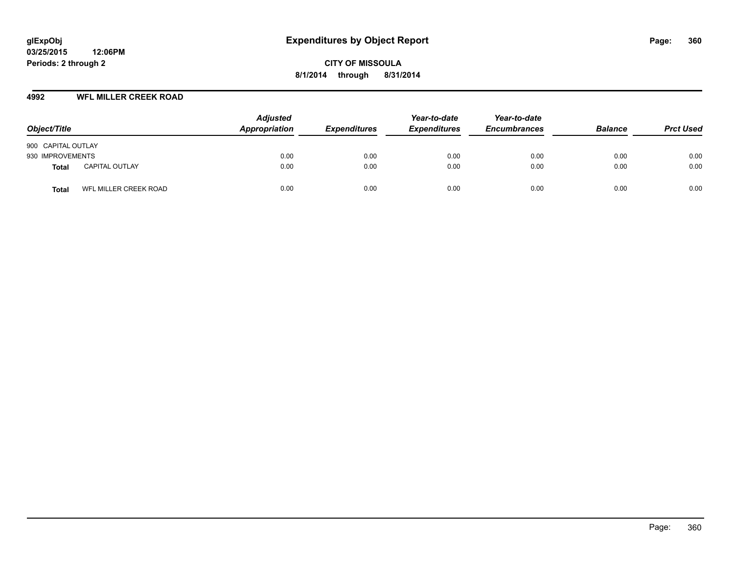**glExpObj**
**03/25/2015 12:06PM**
**Periods: 2 through 2**

# Expenditures by Object Report

**CITY OF MISSOULA**
**8/1/2014 through 8/31/2014**

## 4992 WFL MILLER CREEK ROAD

| Object/Title | | Adjusted Appropriation | Expenditures | Year-to-date Expenditures | Year-to-date Encumbrances | Balance | Prct Used |
|---|---|---|---|---|---|---|---|
| 900 CAPITAL OUTLAY | | | | | | | |
| 930 IMPROVEMENTS | | 0.00 | 0.00 | 0.00 | 0.00 | 0.00 | 0.00 |
| **Total** | CAPITAL OUTLAY | 0.00 | 0.00 | 0.00 | 0.00 | 0.00 | 0.00 |
| **Total** | WFL MILLER CREEK ROAD | 0.00 | 0.00 | 0.00 | 0.00 | 0.00 | 0.00 |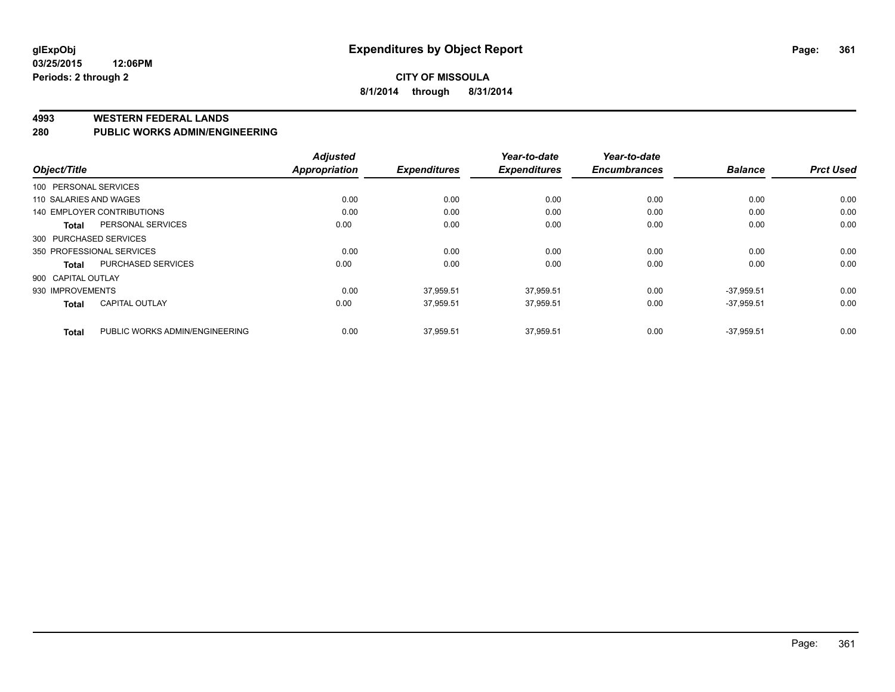**glExpObj** **Expenditures by Object Report**

**03/25/2015 12:06PM**

**Periods: 2 through 2**

**CITY OF MISSOULA**

**8/1/2014 through 8/31/2014**

## 4993 WESTERN FEDERAL LANDS

## 280 PUBLIC WORKS ADMIN/ENGINEERING

| Object/Title | | Adjusted Appropriation | Expenditures | Year-to-date Expenditures | Year-to-date Encumbrances | Balance | Prct Used |
|---|---|---|---|---|---|---|---|
| 100 PERSONAL SERVICES | | | | | | | |
| 110 SALARIES AND WAGES | | 0.00 | 0.00 | 0.00 | 0.00 | 0.00 | 0.00 |
| 140 EMPLOYER CONTRIBUTIONS | | 0.00 | 0.00 | 0.00 | 0.00 | 0.00 | 0.00 |
| Total | PERSONAL SERVICES | 0.00 | 0.00 | 0.00 | 0.00 | 0.00 | 0.00 |
| 300 PURCHASED SERVICES | | | | | | | |
| 350 PROFESSIONAL SERVICES | | 0.00 | 0.00 | 0.00 | 0.00 | 0.00 | 0.00 |
| Total | PURCHASED SERVICES | 0.00 | 0.00 | 0.00 | 0.00 | 0.00 | 0.00 |
| 900 CAPITAL OUTLAY | | | | | | | |
| 930 IMPROVEMENTS | | 0.00 | 37,959.51 | 37,959.51 | 0.00 | -37,959.51 | 0.00 |
| Total | CAPITAL OUTLAY | 0.00 | 37,959.51 | 37,959.51 | 0.00 | -37,959.51 | 0.00 |
| Total | PUBLIC WORKS ADMIN/ENGINEERING | 0.00 | 37,959.51 | 37,959.51 | 0.00 | -37,959.51 | 0.00 |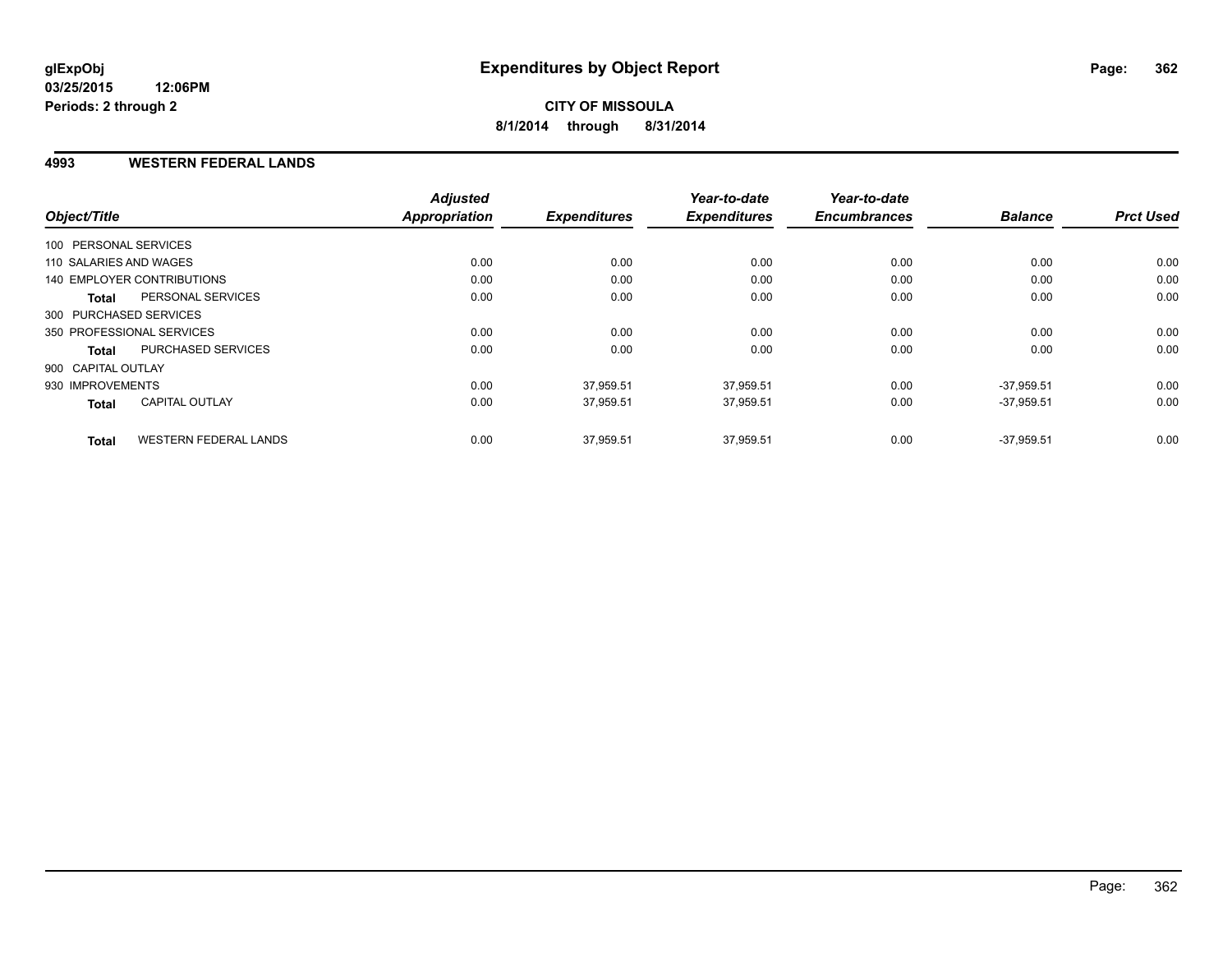# Expenditures by Object Report

glExpObj
03/25/2015 12:06PM
Periods: 2 through 2

**CITY OF MISSOULA**
**8/1/2014 through 8/31/2014**

## 4993 WESTERN FEDERAL LANDS

| Object/Title | | Adjusted Appropriation | Expenditures | Year-to-date Expenditures | Year-to-date Encumbrances | Balance | Prct Used |
|---|---|---|---|---|---|---|---|
| 100 PERSONAL SERVICES | | | | | | | |
| 110 SALARIES AND WAGES | | 0.00 | 0.00 | 0.00 | 0.00 | 0.00 | 0.00 |
| 140 EMPLOYER CONTRIBUTIONS | | 0.00 | 0.00 | 0.00 | 0.00 | 0.00 | 0.00 |
| **Total** | PERSONAL SERVICES | 0.00 | 0.00 | 0.00 | 0.00 | 0.00 | 0.00 |
| 300 PURCHASED SERVICES | | | | | | | |
| 350 PROFESSIONAL SERVICES | | 0.00 | 0.00 | 0.00 | 0.00 | 0.00 | 0.00 |
| **Total** | PURCHASED SERVICES | 0.00 | 0.00 | 0.00 | 0.00 | 0.00 | 0.00 |
| 900 CAPITAL OUTLAY | | | | | | | |
| 930 IMPROVEMENTS | | 0.00 | 37,959.51 | 37,959.51 | 0.00 | -37,959.51 | 0.00 |
| **Total** | CAPITAL OUTLAY | 0.00 | 37,959.51 | 37,959.51 | 0.00 | -37,959.51 | 0.00 |
| **Total** | WESTERN FEDERAL LANDS | 0.00 | 37,959.51 | 37,959.51 | 0.00 | -37,959.51 | 0.00 |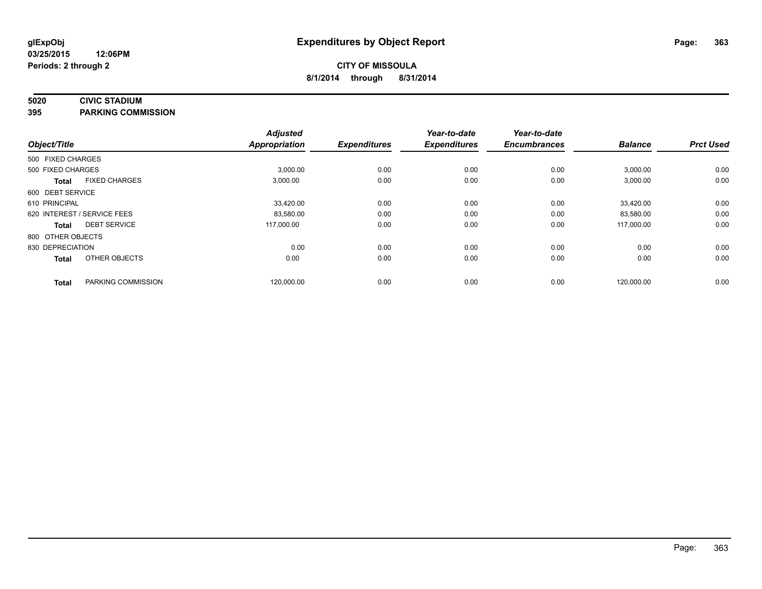# Expenditures by Object Report

glExpObj
03/25/2015 12:06PM
Periods: 2 through 2

**CITY OF MISSOULA**
**8/1/2014 through 8/31/2014**

## 5020 CIVIC STADIUM
## 395 PARKING COMMISSION

| Object/Title | | Adjusted Appropriation | Expenditures | Year-to-date Expenditures | Year-to-date Encumbrances | Balance | Prct Used |
|---|---|---|---|---|---|---|---|
| 500 FIXED CHARGES | | | | | | | |
| 500 FIXED CHARGES | | 3,000.00 | 0.00 | 0.00 | 0.00 | 3,000.00 | 0.00 |
| **Total** | FIXED CHARGES | 3,000.00 | 0.00 | 0.00 | 0.00 | 3,000.00 | 0.00 |
| 600 DEBT SERVICE | | | | | | | |
| 610 PRINCIPAL | | 33,420.00 | 0.00 | 0.00 | 0.00 | 33,420.00 | 0.00 |
| 620 INTEREST / SERVICE FEES | | 83,580.00 | 0.00 | 0.00 | 0.00 | 83,580.00 | 0.00 |
| **Total** | DEBT SERVICE | 117,000.00 | 0.00 | 0.00 | 0.00 | 117,000.00 | 0.00 |
| 800 OTHER OBJECTS | | | | | | | |
| 830 DEPRECIATION | | 0.00 | 0.00 | 0.00 | 0.00 | 0.00 | 0.00 |
| **Total** | OTHER OBJECTS | 0.00 | 0.00 | 0.00 | 0.00 | 0.00 | 0.00 |
| **Total** | PARKING COMMISSION | 120,000.00 | 0.00 | 0.00 | 0.00 | 120,000.00 | 0.00 |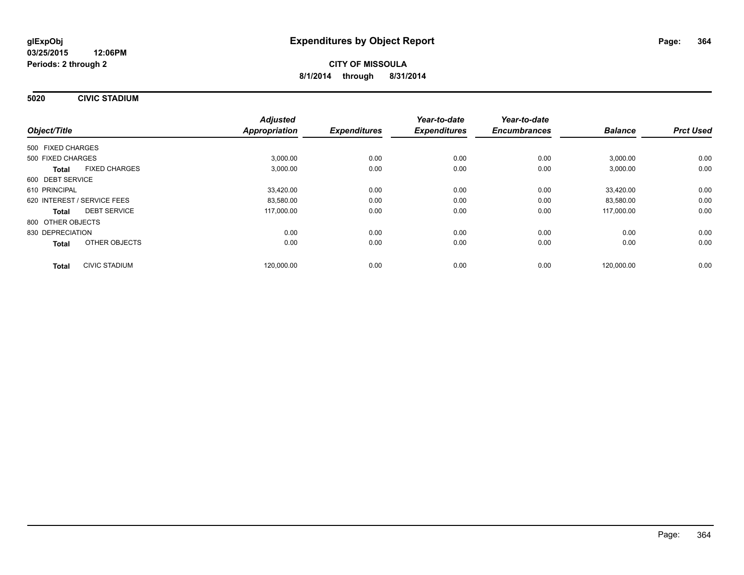**glExpObj** **Expenditures by Object Report**
**03/25/2015 12:06PM**
**Periods: 2 through 2**

**CITY OF MISSOULA**
**8/1/2014 through 8/31/2014**

## 5020 CIVIC STADIUM

| Object/Title | | Adjusted Appropriation | Expenditures | Year-to-date Expenditures | Year-to-date Encumbrances | Balance | Prct Used |
|---|---|---|---|---|---|---|---|
| 500 FIXED CHARGES | | | | | | | |
| 500 FIXED CHARGES | | 3,000.00 | 0.00 | 0.00 | 0.00 | 3,000.00 | 0.00 |
| **Total** | FIXED CHARGES | 3,000.00 | 0.00 | 0.00 | 0.00 | 3,000.00 | 0.00 |
| 600 DEBT SERVICE | | | | | | | |
| 610 PRINCIPAL | | 33,420.00 | 0.00 | 0.00 | 0.00 | 33,420.00 | 0.00 |
| 620 INTEREST / SERVICE FEES | | 83,580.00 | 0.00 | 0.00 | 0.00 | 83,580.00 | 0.00 |
| **Total** | DEBT SERVICE | 117,000.00 | 0.00 | 0.00 | 0.00 | 117,000.00 | 0.00 |
| 800 OTHER OBJECTS | | | | | | | |
| 830 DEPRECIATION | | 0.00 | 0.00 | 0.00 | 0.00 | 0.00 | 0.00 |
| **Total** | OTHER OBJECTS | 0.00 | 0.00 | 0.00 | 0.00 | 0.00 | 0.00 |
| **Total** | CIVIC STADIUM | 120,000.00 | 0.00 | 0.00 | 0.00 | 120,000.00 | 0.00 |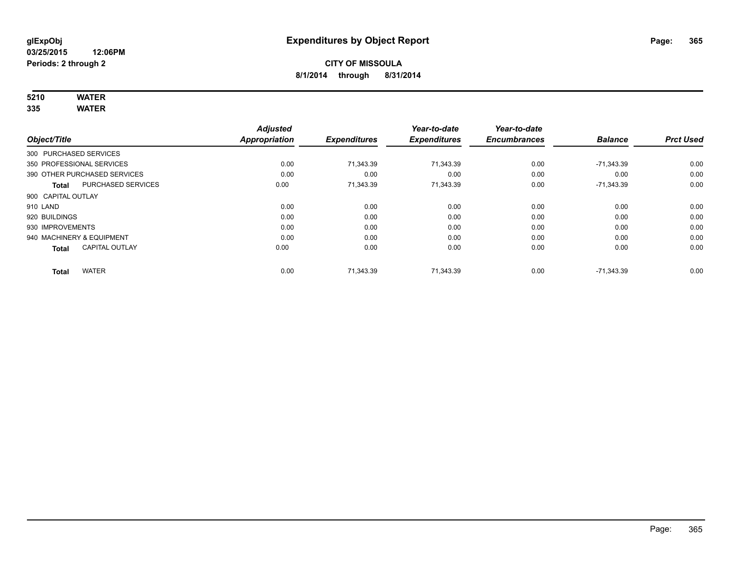**glExpObj**
**03/25/2015 12:06PM**
**Periods: 2 through 2**

# Expenditures by Object Report

**CITY OF MISSOULA**
**8/1/2014 through 8/31/2014**

**5210 WATER**
**335 WATER**

| Object/Title | | Adjusted Appropriation | Expenditures | Year-to-date Expenditures | Year-to-date Encumbrances | Balance | Prct Used |
|---|---|---|---|---|---|---|---|
| 300 PURCHASED SERVICES | | | | | | | |
| 350 PROFESSIONAL SERVICES | | 0.00 | 71,343.39 | 71,343.39 | 0.00 | -71,343.39 | 0.00 |
| 390 OTHER PURCHASED SERVICES | | 0.00 | 0.00 | 0.00 | 0.00 | 0.00 | 0.00 |
| **Total** | PURCHASED SERVICES | 0.00 | 71,343.39 | 71,343.39 | 0.00 | -71,343.39 | 0.00 |
| 900 CAPITAL OUTLAY | | | | | | | |
| 910 LAND | | 0.00 | 0.00 | 0.00 | 0.00 | 0.00 | 0.00 |
| 920 BUILDINGS | | 0.00 | 0.00 | 0.00 | 0.00 | 0.00 | 0.00 |
| 930 IMPROVEMENTS | | 0.00 | 0.00 | 0.00 | 0.00 | 0.00 | 0.00 |
| 940 MACHINERY & EQUIPMENT | | 0.00 | 0.00 | 0.00 | 0.00 | 0.00 | 0.00 |
| **Total** | CAPITAL OUTLAY | 0.00 | 0.00 | 0.00 | 0.00 | 0.00 | 0.00 |
| **Total** | WATER | 0.00 | 71,343.39 | 71,343.39 | 0.00 | -71,343.39 | 0.00 |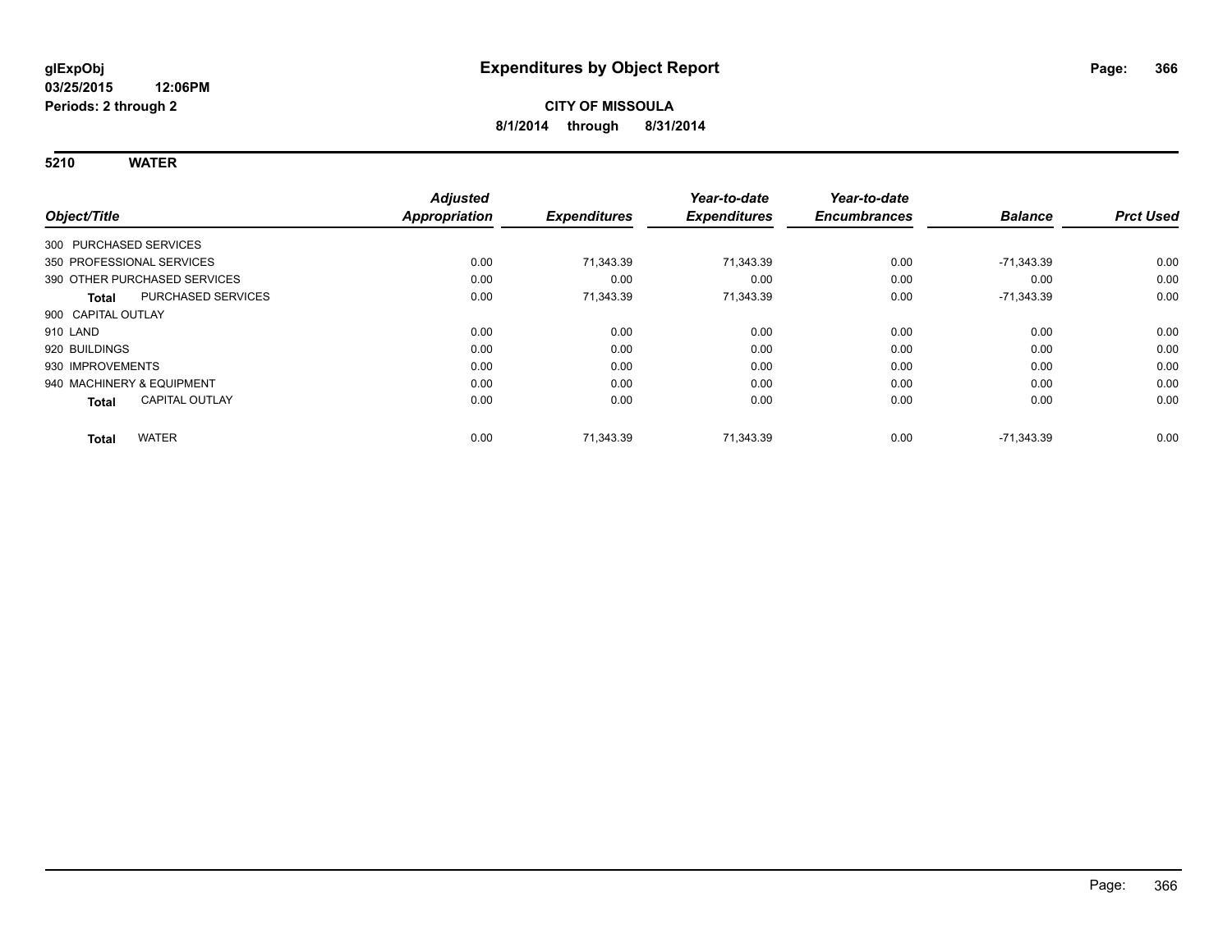**glExpObj**
**03/25/2015 12:06PM**
**Periods: 2 through 2**

# Expenditures by Object Report

**CITY OF MISSOULA**
**8/1/2014 through 8/31/2014**

## 5210 WATER

| Object/Title | Adjusted Appropriation | Expenditures | Year-to-date Expenditures | Year-to-date Encumbrances | Balance | Prct Used |
|---|---|---|---|---|---|---|
| 300 PURCHASED SERVICES | | | | | | |
| 350 PROFESSIONAL SERVICES | 0.00 | 71,343.39 | 71,343.39 | 0.00 | -71,343.39 | 0.00 |
| 390 OTHER PURCHASED SERVICES | 0.00 | 0.00 | 0.00 | 0.00 | 0.00 | 0.00 |
| **Total** PURCHASED SERVICES | 0.00 | 71,343.39 | 71,343.39 | 0.00 | -71,343.39 | 0.00 |
| 900 CAPITAL OUTLAY | | | | | | |
| 910 LAND | 0.00 | 0.00 | 0.00 | 0.00 | 0.00 | 0.00 |
| 920 BUILDINGS | 0.00 | 0.00 | 0.00 | 0.00 | 0.00 | 0.00 |
| 930 IMPROVEMENTS | 0.00 | 0.00 | 0.00 | 0.00 | 0.00 | 0.00 |
| 940 MACHINERY & EQUIPMENT | 0.00 | 0.00 | 0.00 | 0.00 | 0.00 | 0.00 |
| **Total** CAPITAL OUTLAY | 0.00 | 0.00 | 0.00 | 0.00 | 0.00 | 0.00 |
| **Total** WATER | 0.00 | 71,343.39 | 71,343.39 | 0.00 | -71,343.39 | 0.00 |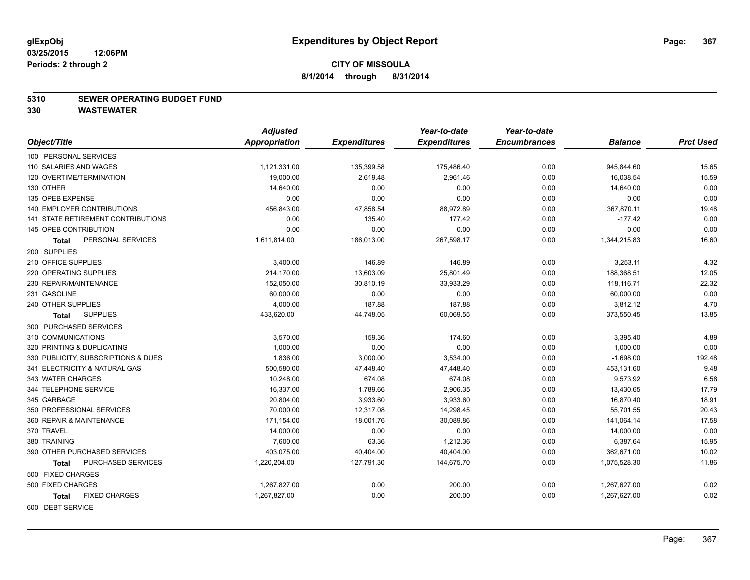# Expenditures by Object Report

glExpObj
03/25/2015 12:06PM
Periods: 2 through 2

**CITY OF MISSOULA**
**8/1/2014 through 8/31/2014**

**5310 SEWER OPERATING BUDGET FUND**
**330 WASTEWATER**

| Object/Title | Adjusted Appropriation | Expenditures | Year-to-date Expenditures | Year-to-date Encumbrances | Balance | Prct Used |
|---|---|---|---|---|---|---|
| 100 PERSONAL SERVICES | | | | | | |
| 110 SALARIES AND WAGES | 1,121,331.00 | 135,399.58 | 175,486.40 | 0.00 | 945,844.60 | 15.65 |
| 120 OVERTIME/TERMINATION | 19,000.00 | 2,619.48 | 2,961.46 | 0.00 | 16,038.54 | 15.59 |
| 130 OTHER | 14,640.00 | 0.00 | 0.00 | 0.00 | 14,640.00 | 0.00 |
| 135 OPEB EXPENSE | 0.00 | 0.00 | 0.00 | 0.00 | 0.00 | 0.00 |
| 140 EMPLOYER CONTRIBUTIONS | 456,843.00 | 47,858.54 | 88,972.89 | 0.00 | 367,870.11 | 19.48 |
| 141 STATE RETIREMENT CONTRIBUTIONS | 0.00 | 135.40 | 177.42 | 0.00 | -177.42 | 0.00 |
| 145 OPEB CONTRIBUTION | 0.00 | 0.00 | 0.00 | 0.00 | 0.00 | 0.00 |
| **Total** PERSONAL SERVICES | 1,611,814.00 | 186,013.00 | 267,598.17 | 0.00 | 1,344,215.83 | 16.60 |
| 200 SUPPLIES | | | | | | |
| 210 OFFICE SUPPLIES | 3,400.00 | 146.89 | 146.89 | 0.00 | 3,253.11 | 4.32 |
| 220 OPERATING SUPPLIES | 214,170.00 | 13,603.09 | 25,801.49 | 0.00 | 188,368.51 | 12.05 |
| 230 REPAIR/MAINTENANCE | 152,050.00 | 30,810.19 | 33,933.29 | 0.00 | 118,116.71 | 22.32 |
| 231 GASOLINE | 60,000.00 | 0.00 | 0.00 | 0.00 | 60,000.00 | 0.00 |
| 240 OTHER SUPPLIES | 4,000.00 | 187.88 | 187.88 | 0.00 | 3,812.12 | 4.70 |
| **Total** SUPPLIES | 433,620.00 | 44,748.05 | 60,069.55 | 0.00 | 373,550.45 | 13.85 |
| 300 PURCHASED SERVICES | | | | | | |
| 310 COMMUNICATIONS | 3,570.00 | 159.36 | 174.60 | 0.00 | 3,395.40 | 4.89 |
| 320 PRINTING & DUPLICATING | 1,000.00 | 0.00 | 0.00 | 0.00 | 1,000.00 | 0.00 |
| 330 PUBLICITY, SUBSCRIPTIONS & DUES | 1,836.00 | 3,000.00 | 3,534.00 | 0.00 | -1,698.00 | 192.48 |
| 341 ELECTRICITY & NATURAL GAS | 500,580.00 | 47,448.40 | 47,448.40 | 0.00 | 453,131.60 | 9.48 |
| 343 WATER CHARGES | 10,248.00 | 674.08 | 674.08 | 0.00 | 9,573.92 | 6.58 |
| 344 TELEPHONE SERVICE | 16,337.00 | 1,789.66 | 2,906.35 | 0.00 | 13,430.65 | 17.79 |
| 345 GARBAGE | 20,804.00 | 3,933.60 | 3,933.60 | 0.00 | 16,870.40 | 18.91 |
| 350 PROFESSIONAL SERVICES | 70,000.00 | 12,317.08 | 14,298.45 | 0.00 | 55,701.55 | 20.43 |
| 360 REPAIR & MAINTENANCE | 171,154.00 | 18,001.76 | 30,089.86 | 0.00 | 141,064.14 | 17.58 |
| 370 TRAVEL | 14,000.00 | 0.00 | 0.00 | 0.00 | 14,000.00 | 0.00 |
| 380 TRAINING | 7,600.00 | 63.36 | 1,212.36 | 0.00 | 6,387.64 | 15.95 |
| 390 OTHER PURCHASED SERVICES | 403,075.00 | 40,404.00 | 40,404.00 | 0.00 | 362,671.00 | 10.02 |
| **Total** PURCHASED SERVICES | 1,220,204.00 | 127,791.30 | 144,675.70 | 0.00 | 1,075,528.30 | 11.86 |
| 500 FIXED CHARGES | | | | | | |
| 500 FIXED CHARGES | 1,267,827.00 | 0.00 | 200.00 | 0.00 | 1,267,627.00 | 0.02 |
| **Total** FIXED CHARGES | 1,267,827.00 | 0.00 | 200.00 | 0.00 | 1,267,627.00 | 0.02 |
| 600 DEBT SERVICE | | | | | | |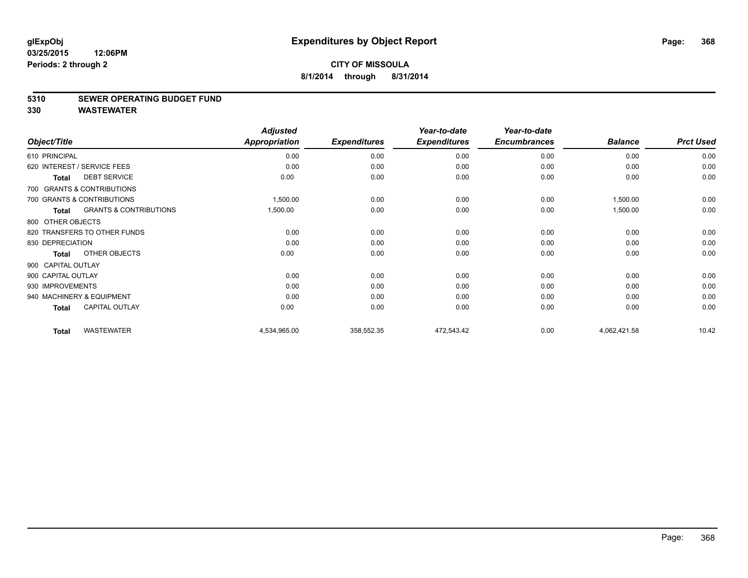glExpObj
03/25/2015 12:06PM
Periods: 2 through 2

# Expenditures by Object Report

**CITY OF MISSOULA**
**8/1/2014 through 8/31/2014**

## 5310 SEWER OPERATING BUDGET FUND
## 330 WASTEWATER

| Object/Title | Adjusted Appropriation | Expenditures | Year-to-date Expenditures | Year-to-date Encumbrances | Balance | Prct Used |
|---|---|---|---|---|---|---|
| 610 PRINCIPAL | 0.00 | 0.00 | 0.00 | 0.00 | 0.00 | 0.00 |
| 620 INTEREST / SERVICE FEES | 0.00 | 0.00 | 0.00 | 0.00 | 0.00 | 0.00 |
| **Total** DEBT SERVICE | 0.00 | 0.00 | 0.00 | 0.00 | 0.00 | 0.00 |
| 700 GRANTS & CONTRIBUTIONS | | | | | | |
| 700 GRANTS & CONTRIBUTIONS | 1,500.00 | 0.00 | 0.00 | 0.00 | 1,500.00 | 0.00 |
| **Total** GRANTS & CONTRIBUTIONS | 1,500.00 | 0.00 | 0.00 | 0.00 | 1,500.00 | 0.00 |
| 800 OTHER OBJECTS | | | | | | |
| 820 TRANSFERS TO OTHER FUNDS | 0.00 | 0.00 | 0.00 | 0.00 | 0.00 | 0.00 |
| 830 DEPRECIATION | 0.00 | 0.00 | 0.00 | 0.00 | 0.00 | 0.00 |
| **Total** OTHER OBJECTS | 0.00 | 0.00 | 0.00 | 0.00 | 0.00 | 0.00 |
| 900 CAPITAL OUTLAY | | | | | | |
| 900 CAPITAL OUTLAY | 0.00 | 0.00 | 0.00 | 0.00 | 0.00 | 0.00 |
| 930 IMPROVEMENTS | 0.00 | 0.00 | 0.00 | 0.00 | 0.00 | 0.00 |
| 940 MACHINERY & EQUIPMENT | 0.00 | 0.00 | 0.00 | 0.00 | 0.00 | 0.00 |
| **Total** CAPITAL OUTLAY | 0.00 | 0.00 | 0.00 | 0.00 | 0.00 | 0.00 |
| **Total** WASTEWATER | 4,534,965.00 | 358,552.35 | 472,543.42 | 0.00 | 4,062,421.58 | 10.42 |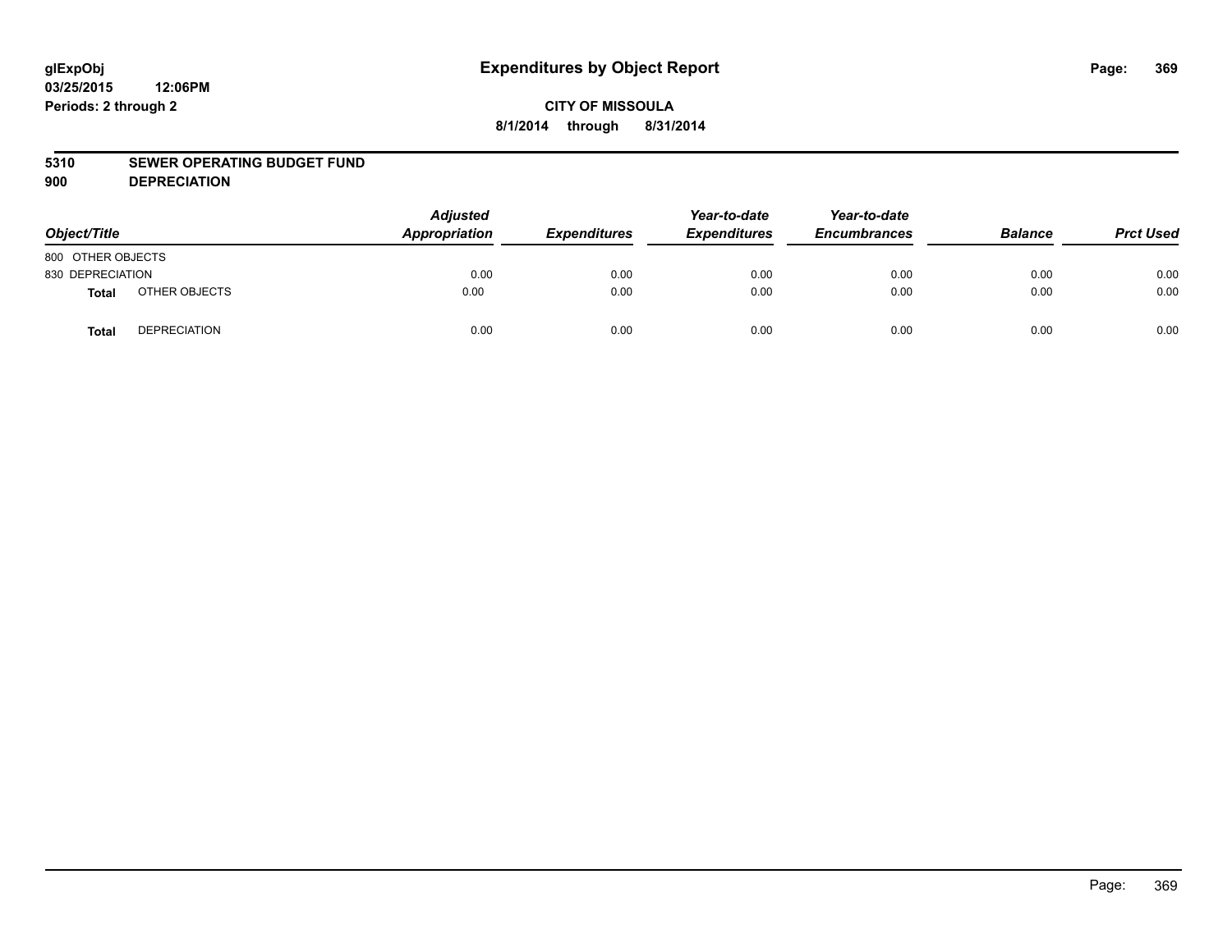# Expenditures by Object Report

glExpObj
03/25/2015 12:06PM
Periods: 2 through 2

**CITY OF MISSOULA**
**8/1/2014 through 8/31/2014**

**5310 SEWER OPERATING BUDGET FUND**
**900 DEPRECIATION**

| Object/Title | | Adjusted Appropriation | Expenditures | Year-to-date Expenditures | Year-to-date Encumbrances | Balance | Prct Used |
|---|---|---|---|---|---|---|---|
| 800 OTHER OBJECTS | | | | | | | |
| 830 DEPRECIATION | | 0.00 | 0.00 | 0.00 | 0.00 | 0.00 | 0.00 |
| **Total** | OTHER OBJECTS | 0.00 | 0.00 | 0.00 | 0.00 | 0.00 | 0.00 |
| **Total** | DEPRECIATION | 0.00 | 0.00 | 0.00 | 0.00 | 0.00 | 0.00 |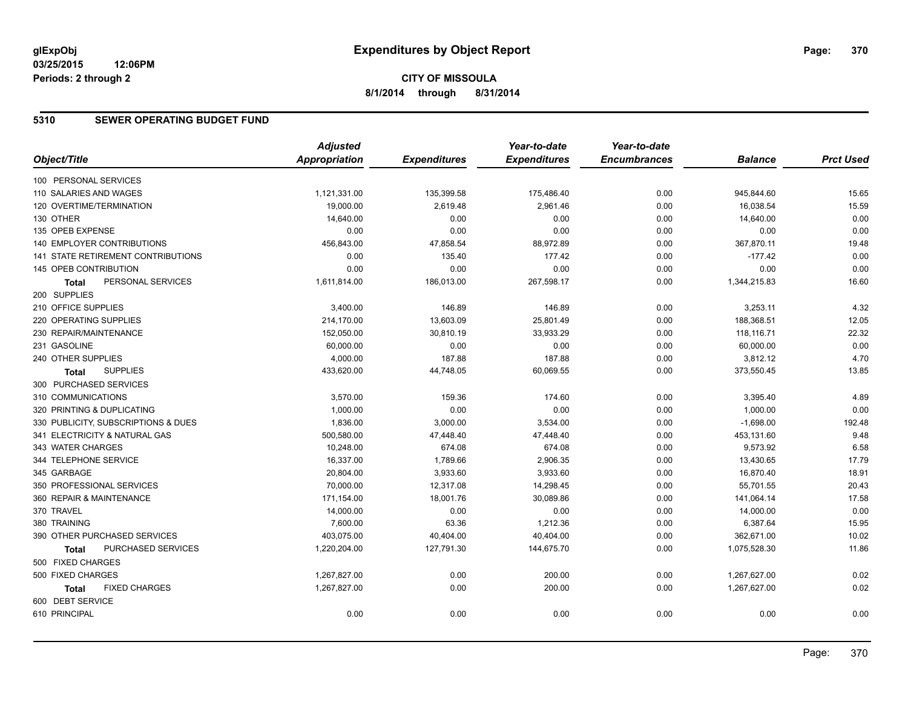**glExpObj**
**03/25/2015 12:06PM**
**Periods: 2 through 2**

# Expenditures by Object Report

**CITY OF MISSOULA**
**8/1/2014 through 8/31/2014**

## 5310 SEWER OPERATING BUDGET FUND

| Object/Title | Adjusted Appropriation | Expenditures | Year-to-date Expenditures | Year-to-date Encumbrances | Balance | Prct Used |
|---|---|---|---|---|---|---|
| 100 PERSONAL SERVICES | | | | | | |
| 110 SALARIES AND WAGES | 1,121,331.00 | 135,399.58 | 175,486.40 | 0.00 | 945,844.60 | 15.65 |
| 120 OVERTIME/TERMINATION | 19,000.00 | 2,619.48 | 2,961.46 | 0.00 | 16,038.54 | 15.59 |
| 130 OTHER | 14,640.00 | 0.00 | 0.00 | 0.00 | 14,640.00 | 0.00 |
| 135 OPEB EXPENSE | 0.00 | 0.00 | 0.00 | 0.00 | 0.00 | 0.00 |
| 140 EMPLOYER CONTRIBUTIONS | 456,843.00 | 47,858.54 | 88,972.89 | 0.00 | 367,870.11 | 19.48 |
| 141 STATE RETIREMENT CONTRIBUTIONS | 0.00 | 135.40 | 177.42 | 0.00 | -177.42 | 0.00 |
| 145 OPEB CONTRIBUTION | 0.00 | 0.00 | 0.00 | 0.00 | 0.00 | 0.00 |
| **Total** PERSONAL SERVICES | 1,611,814.00 | 186,013.00 | 267,598.17 | 0.00 | 1,344,215.83 | 16.60 |
| 200 SUPPLIES | | | | | | |
| 210 OFFICE SUPPLIES | 3,400.00 | 146.89 | 146.89 | 0.00 | 3,253.11 | 4.32 |
| 220 OPERATING SUPPLIES | 214,170.00 | 13,603.09 | 25,801.49 | 0.00 | 188,368.51 | 12.05 |
| 230 REPAIR/MAINTENANCE | 152,050.00 | 30,810.19 | 33,933.29 | 0.00 | 118,116.71 | 22.32 |
| 231 GASOLINE | 60,000.00 | 0.00 | 0.00 | 0.00 | 60,000.00 | 0.00 |
| 240 OTHER SUPPLIES | 4,000.00 | 187.88 | 187.88 | 0.00 | 3,812.12 | 4.70 |
| **Total** SUPPLIES | 433,620.00 | 44,748.05 | 60,069.55 | 0.00 | 373,550.45 | 13.85 |
| 300 PURCHASED SERVICES | | | | | | |
| 310 COMMUNICATIONS | 3,570.00 | 159.36 | 174.60 | 0.00 | 3,395.40 | 4.89 |
| 320 PRINTING & DUPLICATING | 1,000.00 | 0.00 | 0.00 | 0.00 | 1,000.00 | 0.00 |
| 330 PUBLICITY, SUBSCRIPTIONS & DUES | 1,836.00 | 3,000.00 | 3,534.00 | 0.00 | -1,698.00 | 192.48 |
| 341 ELECTRICITY & NATURAL GAS | 500,580.00 | 47,448.40 | 47,448.40 | 0.00 | 453,131.60 | 9.48 |
| 343 WATER CHARGES | 10,248.00 | 674.08 | 674.08 | 0.00 | 9,573.92 | 6.58 |
| 344 TELEPHONE SERVICE | 16,337.00 | 1,789.66 | 2,906.35 | 0.00 | 13,430.65 | 17.79 |
| 345 GARBAGE | 20,804.00 | 3,933.60 | 3,933.60 | 0.00 | 16,870.40 | 18.91 |
| 350 PROFESSIONAL SERVICES | 70,000.00 | 12,317.08 | 14,298.45 | 0.00 | 55,701.55 | 20.43 |
| 360 REPAIR & MAINTENANCE | 171,154.00 | 18,001.76 | 30,089.86 | 0.00 | 141,064.14 | 17.58 |
| 370 TRAVEL | 14,000.00 | 0.00 | 0.00 | 0.00 | 14,000.00 | 0.00 |
| 380 TRAINING | 7,600.00 | 63.36 | 1,212.36 | 0.00 | 6,387.64 | 15.95 |
| 390 OTHER PURCHASED SERVICES | 403,075.00 | 40,404.00 | 40,404.00 | 0.00 | 362,671.00 | 10.02 |
| **Total** PURCHASED SERVICES | 1,220,204.00 | 127,791.30 | 144,675.70 | 0.00 | 1,075,528.30 | 11.86 |
| 500 FIXED CHARGES | | | | | | |
| 500 FIXED CHARGES | 1,267,827.00 | 0.00 | 200.00 | 0.00 | 1,267,627.00 | 0.02 |
| **Total** FIXED CHARGES | 1,267,827.00 | 0.00 | 200.00 | 0.00 | 1,267,627.00 | 0.02 |
| 600 DEBT SERVICE | | | | | | |
| 610 PRINCIPAL | 0.00 | 0.00 | 0.00 | 0.00 | 0.00 | 0.00 |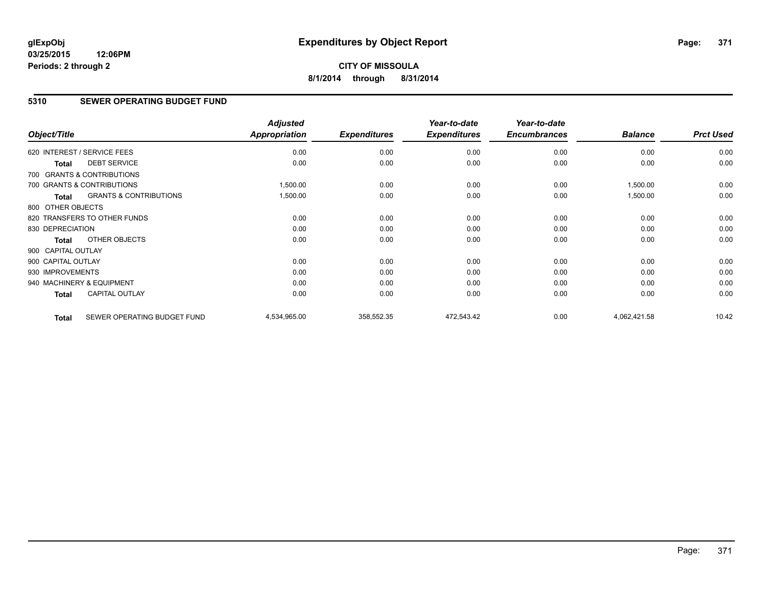**glExpObj**
**03/25/2015 12:06PM**
**Periods: 2 through 2**

# Expenditures by Object Report

**CITY OF MISSOULA**
**8/1/2014 through 8/31/2014**

## 5310 SEWER OPERATING BUDGET FUND

| Object/Title | | Adjusted Appropriation | Expenditures | Year-to-date Expenditures | Year-to-date Encumbrances | Balance | Prct Used |
|---|---|---|---|---|---|---|---|
| 620 INTEREST / SERVICE FEES | | 0.00 | 0.00 | 0.00 | 0.00 | 0.00 | 0.00 |
| **Total** | DEBT SERVICE | 0.00 | 0.00 | 0.00 | 0.00 | 0.00 | 0.00 |
| 700 GRANTS & CONTRIBUTIONS | | | | | | | |
| 700 GRANTS & CONTRIBUTIONS | | 1,500.00 | 0.00 | 0.00 | 0.00 | 1,500.00 | 0.00 |
| **Total** | GRANTS & CONTRIBUTIONS | 1,500.00 | 0.00 | 0.00 | 0.00 | 1,500.00 | 0.00 |
| 800 OTHER OBJECTS | | | | | | | |
| 820 TRANSFERS TO OTHER FUNDS | | 0.00 | 0.00 | 0.00 | 0.00 | 0.00 | 0.00 |
| 830 DEPRECIATION | | 0.00 | 0.00 | 0.00 | 0.00 | 0.00 | 0.00 |
| **Total** | OTHER OBJECTS | 0.00 | 0.00 | 0.00 | 0.00 | 0.00 | 0.00 |
| 900 CAPITAL OUTLAY | | | | | | | |
| 900 CAPITAL OUTLAY | | 0.00 | 0.00 | 0.00 | 0.00 | 0.00 | 0.00 |
| 930 IMPROVEMENTS | | 0.00 | 0.00 | 0.00 | 0.00 | 0.00 | 0.00 |
| 940 MACHINERY & EQUIPMENT | | 0.00 | 0.00 | 0.00 | 0.00 | 0.00 | 0.00 |
| **Total** | CAPITAL OUTLAY | 0.00 | 0.00 | 0.00 | 0.00 | 0.00 | 0.00 |
| **Total** | SEWER OPERATING BUDGET FUND | 4,534,965.00 | 358,552.35 | 472,543.42 | 0.00 | 4,062,421.58 | 10.42 |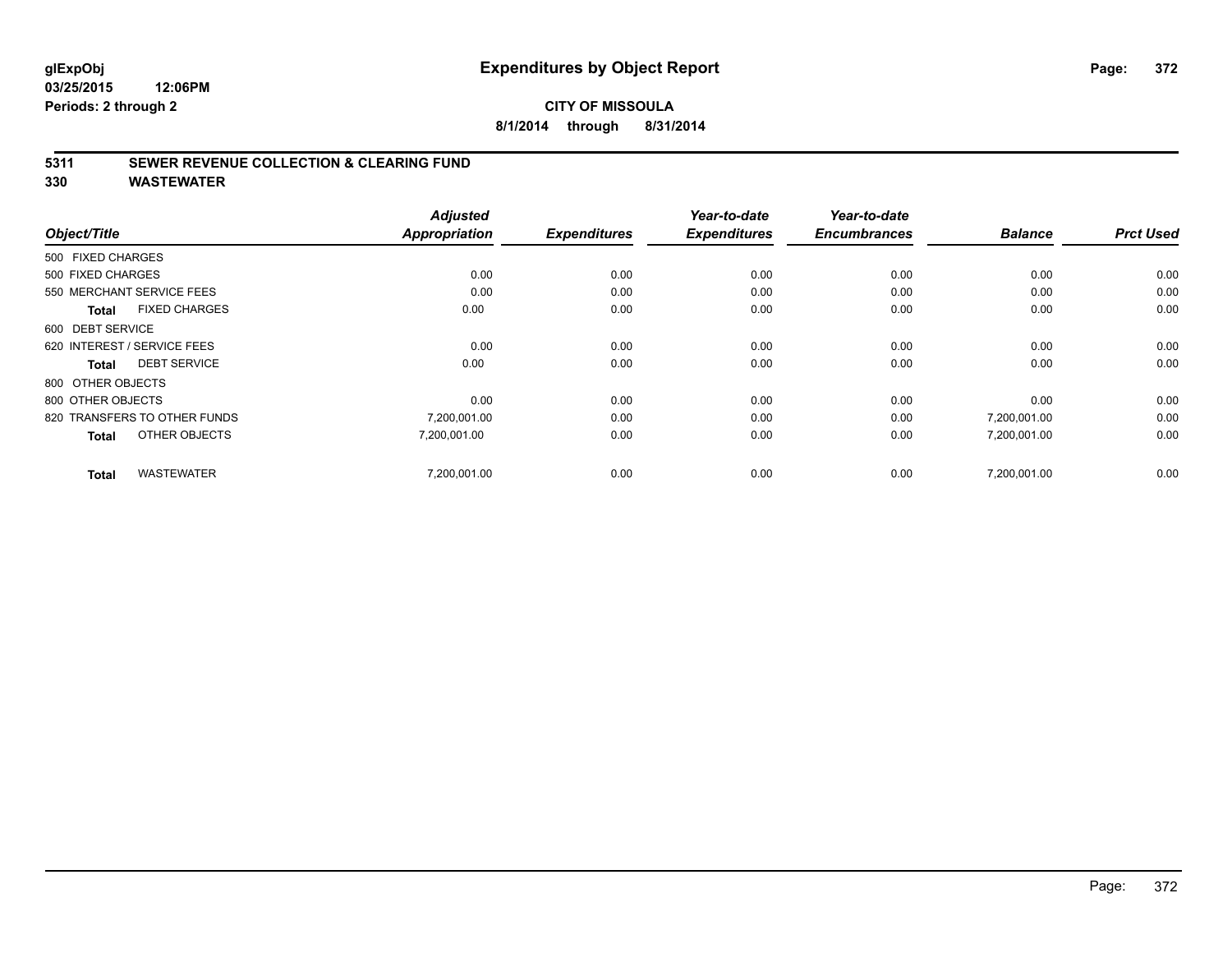**glExpObj**
**03/25/2015 12:06PM**
**Periods: 2 through 2**

# Expenditures by Object Report

**CITY OF MISSOULA**
**8/1/2014 through 8/31/2014**

## 5311 SEWER REVENUE COLLECTION & CLEARING FUND
## 330 WASTEWATER

| Object/Title | Adjusted Appropriation | Expenditures | Year-to-date Expenditures | Year-to-date Encumbrances | Balance | Prct Used |
|---|---|---|---|---|---|---|
| 500 FIXED CHARGES | | | | | | |
| 500 FIXED CHARGES | 0.00 | 0.00 | 0.00 | 0.00 | 0.00 | 0.00 |
| 550 MERCHANT SERVICE FEES | 0.00 | 0.00 | 0.00 | 0.00 | 0.00 | 0.00 |
| **Total** FIXED CHARGES | 0.00 | 0.00 | 0.00 | 0.00 | 0.00 | 0.00 |
| 600 DEBT SERVICE | | | | | | |
| 620 INTEREST / SERVICE FEES | 0.00 | 0.00 | 0.00 | 0.00 | 0.00 | 0.00 |
| **Total** DEBT SERVICE | 0.00 | 0.00 | 0.00 | 0.00 | 0.00 | 0.00 |
| 800 OTHER OBJECTS | | | | | | |
| 800 OTHER OBJECTS | 0.00 | 0.00 | 0.00 | 0.00 | 0.00 | 0.00 |
| 820 TRANSFERS TO OTHER FUNDS | 7,200,001.00 | 0.00 | 0.00 | 0.00 | 7,200,001.00 | 0.00 |
| **Total** OTHER OBJECTS | 7,200,001.00 | 0.00 | 0.00 | 0.00 | 7,200,001.00 | 0.00 |
| **Total** WASTEWATER | 7,200,001.00 | 0.00 | 0.00 | 0.00 | 7,200,001.00 | 0.00 |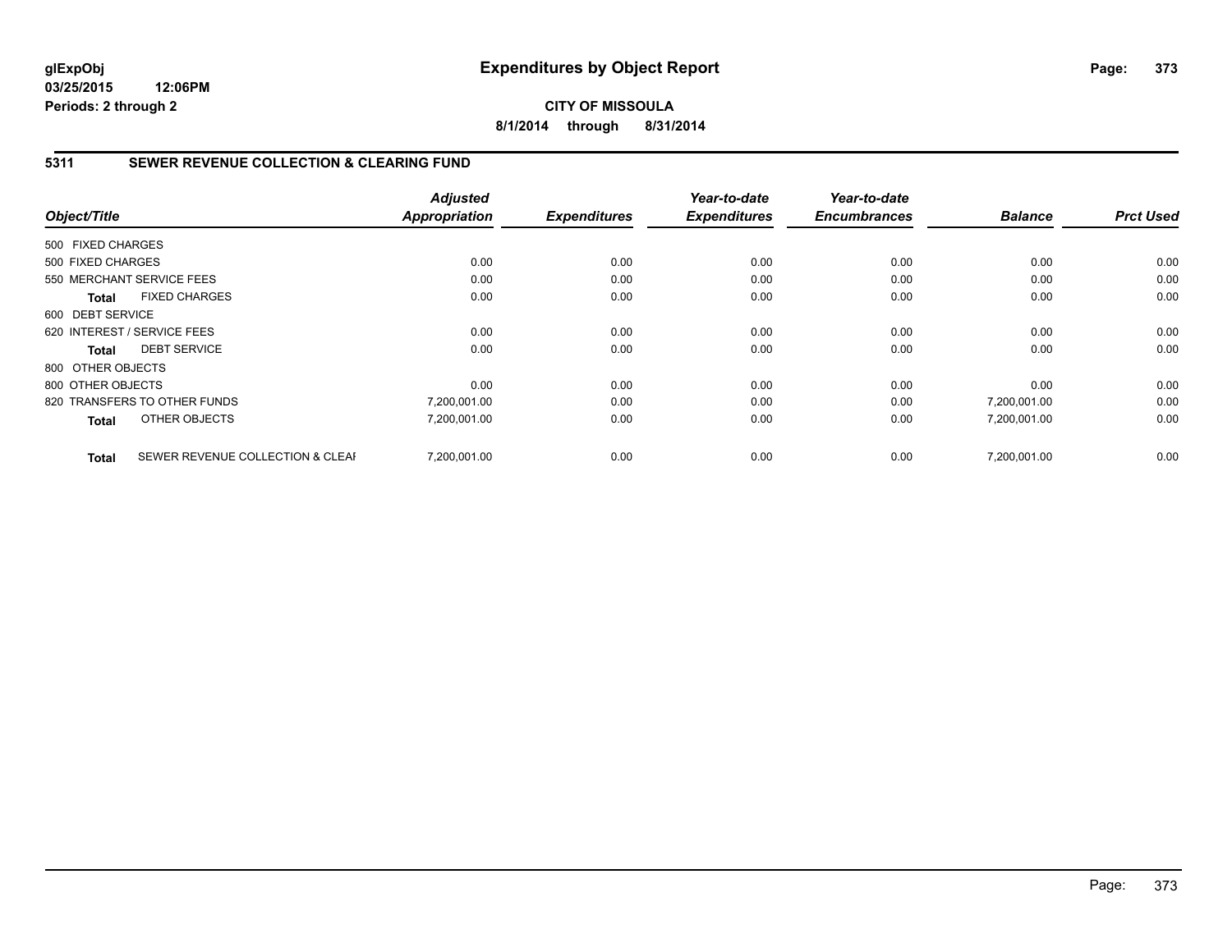**glExpObj** **Expenditures by Object Report**

**03/25/2015 12:06PM**

**Periods: 2 through 2**

**CITY OF MISSOULA**

**8/1/2014 through 8/31/2014**

## 5311 SEWER REVENUE COLLECTION & CLEARING FUND

| Object/Title | | Adjusted Appropriation | Expenditures | Year-to-date Expenditures | Year-to-date Encumbrances | Balance | Prct Used |
|---|---|---|---|---|---|---|---|
| 500 FIXED CHARGES | | | | | | | |
| 500 FIXED CHARGES | | 0.00 | 0.00 | 0.00 | 0.00 | 0.00 | 0.00 |
| 550 MERCHANT SERVICE FEES | | 0.00 | 0.00 | 0.00 | 0.00 | 0.00 | 0.00 |
| **Total** | FIXED CHARGES | 0.00 | 0.00 | 0.00 | 0.00 | 0.00 | 0.00 |
| 600 DEBT SERVICE | | | | | | | |
| 620 INTEREST / SERVICE FEES | | 0.00 | 0.00 | 0.00 | 0.00 | 0.00 | 0.00 |
| **Total** | DEBT SERVICE | 0.00 | 0.00 | 0.00 | 0.00 | 0.00 | 0.00 |
| 800 OTHER OBJECTS | | | | | | | |
| 800 OTHER OBJECTS | | 0.00 | 0.00 | 0.00 | 0.00 | 0.00 | 0.00 |
| 820 TRANSFERS TO OTHER FUNDS | | 7,200,001.00 | 0.00 | 0.00 | 0.00 | 7,200,001.00 | 0.00 |
| **Total** | OTHER OBJECTS | 7,200,001.00 | 0.00 | 0.00 | 0.00 | 7,200,001.00 | 0.00 |
| **Total** | SEWER REVENUE COLLECTION & CLEAI | 7,200,001.00 | 0.00 | 0.00 | 0.00 | 7,200,001.00 | 0.00 |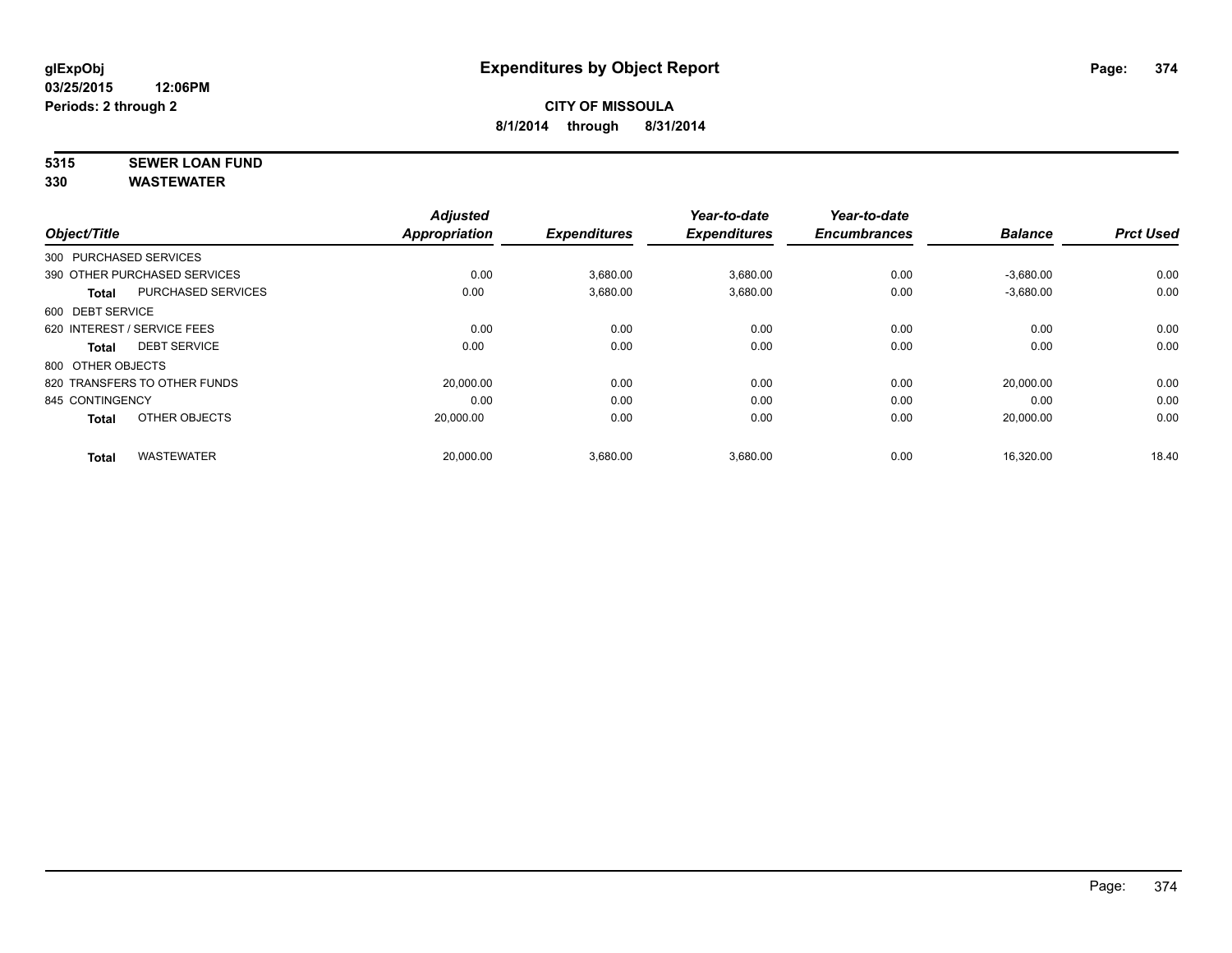glExpObj
03/25/2015 12:06PM
Periods: 2 through 2

# Expenditures by Object Report

**CITY OF MISSOULA**
**8/1/2014 through 8/31/2014**

**5315 SEWER LOAN FUND**
**330 WASTEWATER**

| Object/Title | | Adjusted Appropriation | Expenditures | Year-to-date Expenditures | Year-to-date Encumbrances | Balance | Prct Used |
|---|---|---|---|---|---|---|---|
| 300 PURCHASED SERVICES | | | | | | | |
| 390 OTHER PURCHASED SERVICES | | 0.00 | 3,680.00 | 3,680.00 | 0.00 | -3,680.00 | 0.00 |
| **Total** | PURCHASED SERVICES | 0.00 | 3,680.00 | 3,680.00 | 0.00 | -3,680.00 | 0.00 |
| 600 DEBT SERVICE | | | | | | | |
| 620 INTEREST / SERVICE FEES | | 0.00 | 0.00 | 0.00 | 0.00 | 0.00 | 0.00 |
| **Total** | DEBT SERVICE | 0.00 | 0.00 | 0.00 | 0.00 | 0.00 | 0.00 |
| 800 OTHER OBJECTS | | | | | | | |
| 820 TRANSFERS TO OTHER FUNDS | | 20,000.00 | 0.00 | 0.00 | 0.00 | 20,000.00 | 0.00 |
| 845 CONTINGENCY | | 0.00 | 0.00 | 0.00 | 0.00 | 0.00 | 0.00 |
| **Total** | OTHER OBJECTS | 20,000.00 | 0.00 | 0.00 | 0.00 | 20,000.00 | 0.00 |
| **Total** | WASTEWATER | 20,000.00 | 3,680.00 | 3,680.00 | 0.00 | 16,320.00 | 18.40 |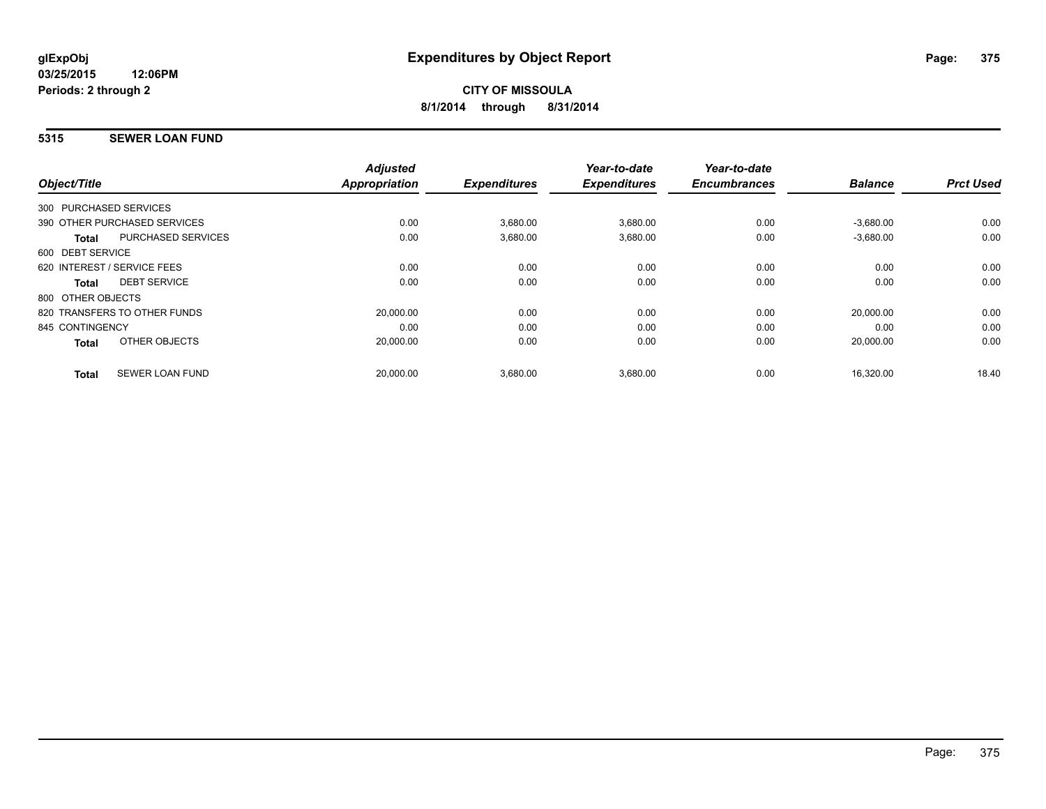**glExpObj**
**03/25/2015 12:06PM**
**Periods: 2 through 2**

# Expenditures by Object Report

**CITY OF MISSOULA**
**8/1/2014 through 8/31/2014**

## 5315 SEWER LOAN FUND

| Object/Title | Adjusted Appropriation | Expenditures | Year-to-date Expenditures | Year-to-date Encumbrances | Balance | Prct Used |
|---|---|---|---|---|---|---|
| 300 PURCHASED SERVICES | | | | | | |
| 390 OTHER PURCHASED SERVICES | 0.00 | 3,680.00 | 3,680.00 | 0.00 | -3,680.00 | 0.00 |
| **Total** PURCHASED SERVICES | 0.00 | 3,680.00 | 3,680.00 | 0.00 | -3,680.00 | 0.00 |
| 600 DEBT SERVICE | | | | | | |
| 620 INTEREST / SERVICE FEES | 0.00 | 0.00 | 0.00 | 0.00 | 0.00 | 0.00 |
| **Total** DEBT SERVICE | 0.00 | 0.00 | 0.00 | 0.00 | 0.00 | 0.00 |
| 800 OTHER OBJECTS | | | | | | |
| 820 TRANSFERS TO OTHER FUNDS | 20,000.00 | 0.00 | 0.00 | 0.00 | 20,000.00 | 0.00 |
| 845 CONTINGENCY | 0.00 | 0.00 | 0.00 | 0.00 | 0.00 | 0.00 |
| **Total** OTHER OBJECTS | 20,000.00 | 0.00 | 0.00 | 0.00 | 20,000.00 | 0.00 |
| **Total** SEWER LOAN FUND | 20,000.00 | 3,680.00 | 3,680.00 | 0.00 | 16,320.00 | 18.40 |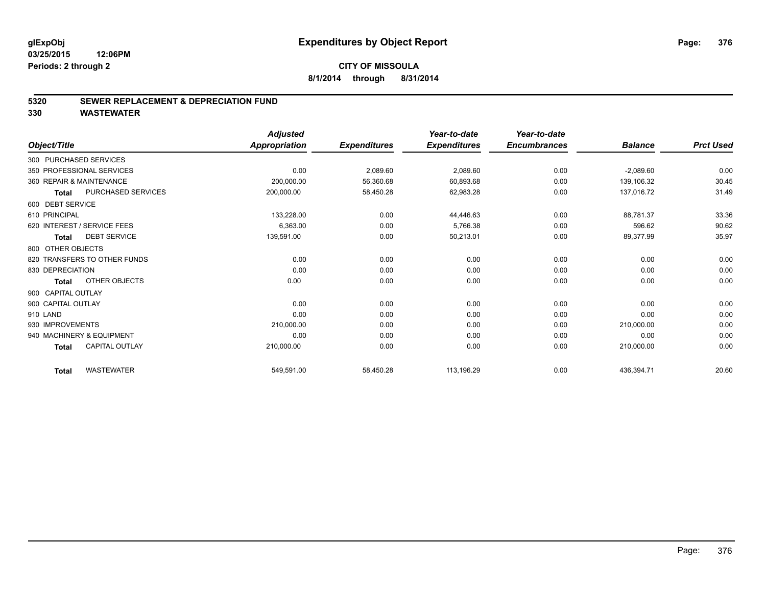**glExpObj** **Expenditures by Object Report**
**03/25/2015 12:06PM**
**Periods: 2 through 2**

**CITY OF MISSOULA**
**8/1/2014 through 8/31/2014**

## 5320 SEWER REPLACEMENT & DEPRECIATION FUND
## 330 WASTEWATER

| Object/Title | | Adjusted Appropriation | Expenditures | Year-to-date Expenditures | Year-to-date Encumbrances | Balance | Prct Used |
|---|---|---|---|---|---|---|---|
| 300 PURCHASED SERVICES | | | | | | | |
| 350 PROFESSIONAL SERVICES | | 0.00 | 2,089.60 | 2,089.60 | 0.00 | -2,089.60 | 0.00 |
| 360 REPAIR & MAINTENANCE | | 200,000.00 | 56,360.68 | 60,893.68 | 0.00 | 139,106.32 | 30.45 |
| **Total** | PURCHASED SERVICES | 200,000.00 | 58,450.28 | 62,983.28 | 0.00 | 137,016.72 | 31.49 |
| 600 DEBT SERVICE | | | | | | | |
| 610 PRINCIPAL | | 133,228.00 | 0.00 | 44,446.63 | 0.00 | 88,781.37 | 33.36 |
| 620 INTEREST / SERVICE FEES | | 6,363.00 | 0.00 | 5,766.38 | 0.00 | 596.62 | 90.62 |
| **Total** | DEBT SERVICE | 139,591.00 | 0.00 | 50,213.01 | 0.00 | 89,377.99 | 35.97 |
| 800 OTHER OBJECTS | | | | | | | |
| 820 TRANSFERS TO OTHER FUNDS | | 0.00 | 0.00 | 0.00 | 0.00 | 0.00 | 0.00 |
| 830 DEPRECIATION | | 0.00 | 0.00 | 0.00 | 0.00 | 0.00 | 0.00 |
| **Total** | OTHER OBJECTS | 0.00 | 0.00 | 0.00 | 0.00 | 0.00 | 0.00 |
| 900 CAPITAL OUTLAY | | | | | | | |
| 900 CAPITAL OUTLAY | | 0.00 | 0.00 | 0.00 | 0.00 | 0.00 | 0.00 |
| 910 LAND | | 0.00 | 0.00 | 0.00 | 0.00 | 0.00 | 0.00 |
| 930 IMPROVEMENTS | | 210,000.00 | 0.00 | 0.00 | 0.00 | 210,000.00 | 0.00 |
| 940 MACHINERY & EQUIPMENT | | 0.00 | 0.00 | 0.00 | 0.00 | 0.00 | 0.00 |
| **Total** | CAPITAL OUTLAY | 210,000.00 | 0.00 | 0.00 | 0.00 | 210,000.00 | 0.00 |
| **Total** | WASTEWATER | 549,591.00 | 58,450.28 | 113,196.29 | 0.00 | 436,394.71 | 20.60 |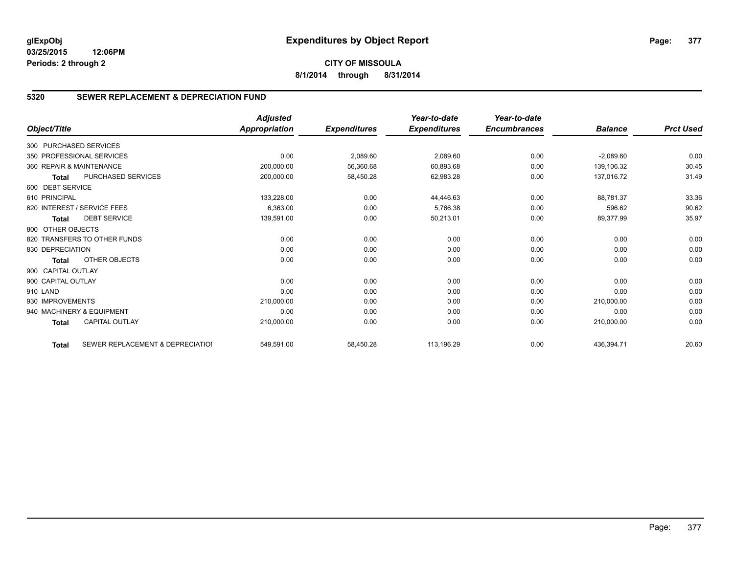glExpObj
03/25/2015 12:06PM
Periods: 2 through 2

# Expenditures by Object Report

**CITY OF MISSOULA**
**8/1/2014 through 8/31/2014**

## 5320 SEWER REPLACEMENT & DEPRECIATION FUND

| Object/Title | Adjusted Appropriation | Expenditures | Year-to-date Expenditures | Year-to-date Encumbrances | Balance | Prct Used |
|---|---|---|---|---|---|---|
| 300 PURCHASED SERVICES | | | | | | |
| 350 PROFESSIONAL SERVICES | 0.00 | 2,089.60 | 2,089.60 | 0.00 | -2,089.60 | 0.00 |
| 360 REPAIR & MAINTENANCE | 200,000.00 | 56,360.68 | 60,893.68 | 0.00 | 139,106.32 | 30.45 |
| **Total** PURCHASED SERVICES | 200,000.00 | 58,450.28 | 62,983.28 | 0.00 | 137,016.72 | 31.49 |
| 600 DEBT SERVICE | | | | | | |
| 610 PRINCIPAL | 133,228.00 | 0.00 | 44,446.63 | 0.00 | 88,781.37 | 33.36 |
| 620 INTEREST / SERVICE FEES | 6,363.00 | 0.00 | 5,766.38 | 0.00 | 596.62 | 90.62 |
| **Total** DEBT SERVICE | 139,591.00 | 0.00 | 50,213.01 | 0.00 | 89,377.99 | 35.97 |
| 800 OTHER OBJECTS | | | | | | |
| 820 TRANSFERS TO OTHER FUNDS | 0.00 | 0.00 | 0.00 | 0.00 | 0.00 | 0.00 |
| 830 DEPRECIATION | 0.00 | 0.00 | 0.00 | 0.00 | 0.00 | 0.00 |
| **Total** OTHER OBJECTS | 0.00 | 0.00 | 0.00 | 0.00 | 0.00 | 0.00 |
| 900 CAPITAL OUTLAY | | | | | | |
| 900 CAPITAL OUTLAY | 0.00 | 0.00 | 0.00 | 0.00 | 0.00 | 0.00 |
| 910 LAND | 0.00 | 0.00 | 0.00 | 0.00 | 0.00 | 0.00 |
| 930 IMPROVEMENTS | 210,000.00 | 0.00 | 0.00 | 0.00 | 210,000.00 | 0.00 |
| 940 MACHINERY & EQUIPMENT | 0.00 | 0.00 | 0.00 | 0.00 | 0.00 | 0.00 |
| **Total** CAPITAL OUTLAY | 210,000.00 | 0.00 | 0.00 | 0.00 | 210,000.00 | 0.00 |
| **Total** SEWER REPLACEMENT & DEPRECIATIOI | 549,591.00 | 58,450.28 | 113,196.29 | 0.00 | 436,394.71 | 20.60 |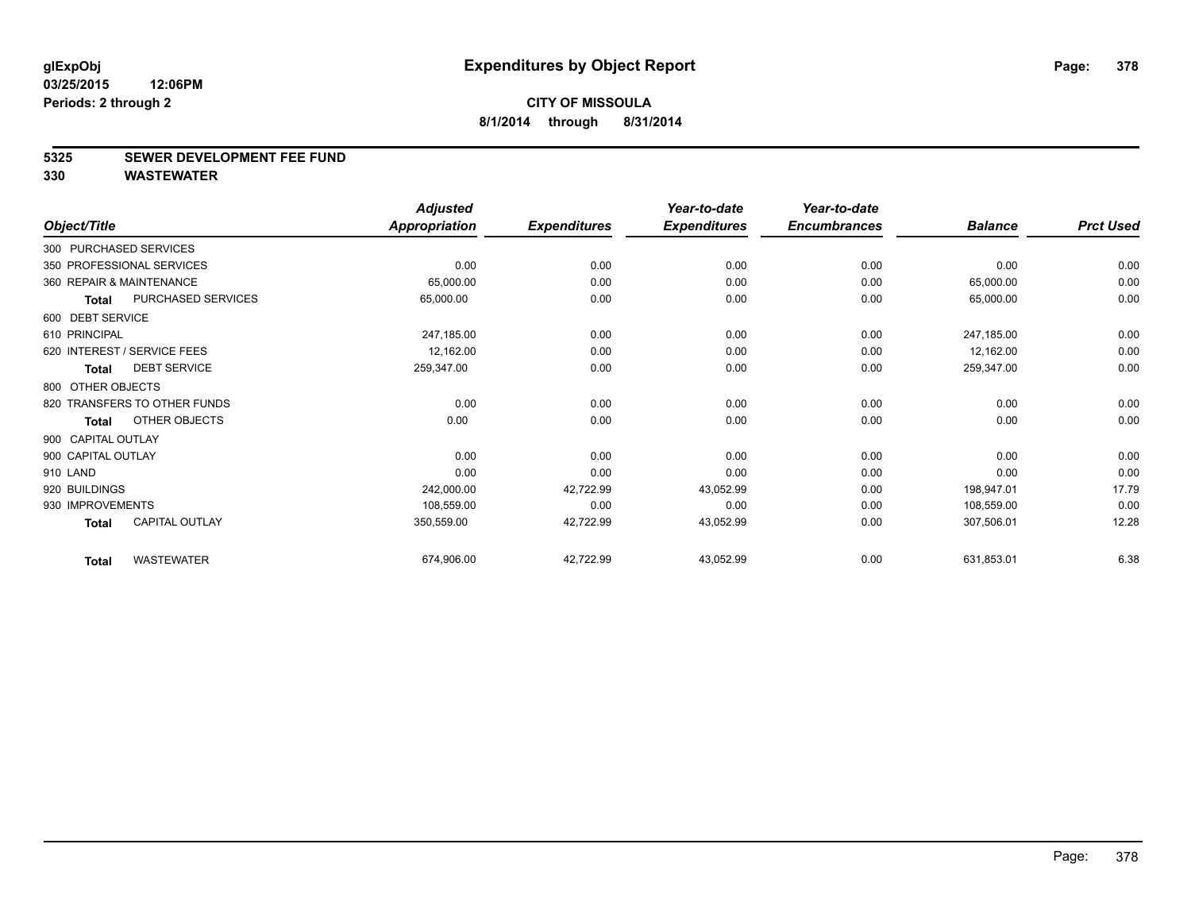**glExpObj**
**03/25/2015 12:06PM**
**Periods: 2 through 2**

# Expenditures by Object Report

**CITY OF MISSOULA**
**8/1/2014 through 8/31/2014**

## 5325 SEWER DEVELOPMENT FEE FUND
## 330 WASTEWATER

| Object/Title | Adjusted Appropriation | Expenditures | Year-to-date Expenditures | Year-to-date Encumbrances | Balance | Prct Used |
|---|---|---|---|---|---|---|
| 300 PURCHASED SERVICES | | | | | | |
| 350 PROFESSIONAL SERVICES | 0.00 | 0.00 | 0.00 | 0.00 | 0.00 | 0.00 |
| 360 REPAIR & MAINTENANCE | 65,000.00 | 0.00 | 0.00 | 0.00 | 65,000.00 | 0.00 |
| **Total** PURCHASED SERVICES | 65,000.00 | 0.00 | 0.00 | 0.00 | 65,000.00 | 0.00 |
| 600 DEBT SERVICE | | | | | | |
| 610 PRINCIPAL | 247,185.00 | 0.00 | 0.00 | 0.00 | 247,185.00 | 0.00 |
| 620 INTEREST / SERVICE FEES | 12,162.00 | 0.00 | 0.00 | 0.00 | 12,162.00 | 0.00 |
| **Total** DEBT SERVICE | 259,347.00 | 0.00 | 0.00 | 0.00 | 259,347.00 | 0.00 |
| 800 OTHER OBJECTS | | | | | | |
| 820 TRANSFERS TO OTHER FUNDS | 0.00 | 0.00 | 0.00 | 0.00 | 0.00 | 0.00 |
| **Total** OTHER OBJECTS | 0.00 | 0.00 | 0.00 | 0.00 | 0.00 | 0.00 |
| 900 CAPITAL OUTLAY | | | | | | |
| 900 CAPITAL OUTLAY | 0.00 | 0.00 | 0.00 | 0.00 | 0.00 | 0.00 |
| 910 LAND | 0.00 | 0.00 | 0.00 | 0.00 | 0.00 | 0.00 |
| 920 BUILDINGS | 242,000.00 | 42,722.99 | 43,052.99 | 0.00 | 198,947.01 | 17.79 |
| 930 IMPROVEMENTS | 108,559.00 | 0.00 | 0.00 | 0.00 | 108,559.00 | 0.00 |
| **Total** CAPITAL OUTLAY | 350,559.00 | 42,722.99 | 43,052.99 | 0.00 | 307,506.01 | 12.28 |
| **Total** WASTEWATER | 674,906.00 | 42,722.99 | 43,052.99 | 0.00 | 631,853.01 | 6.38 |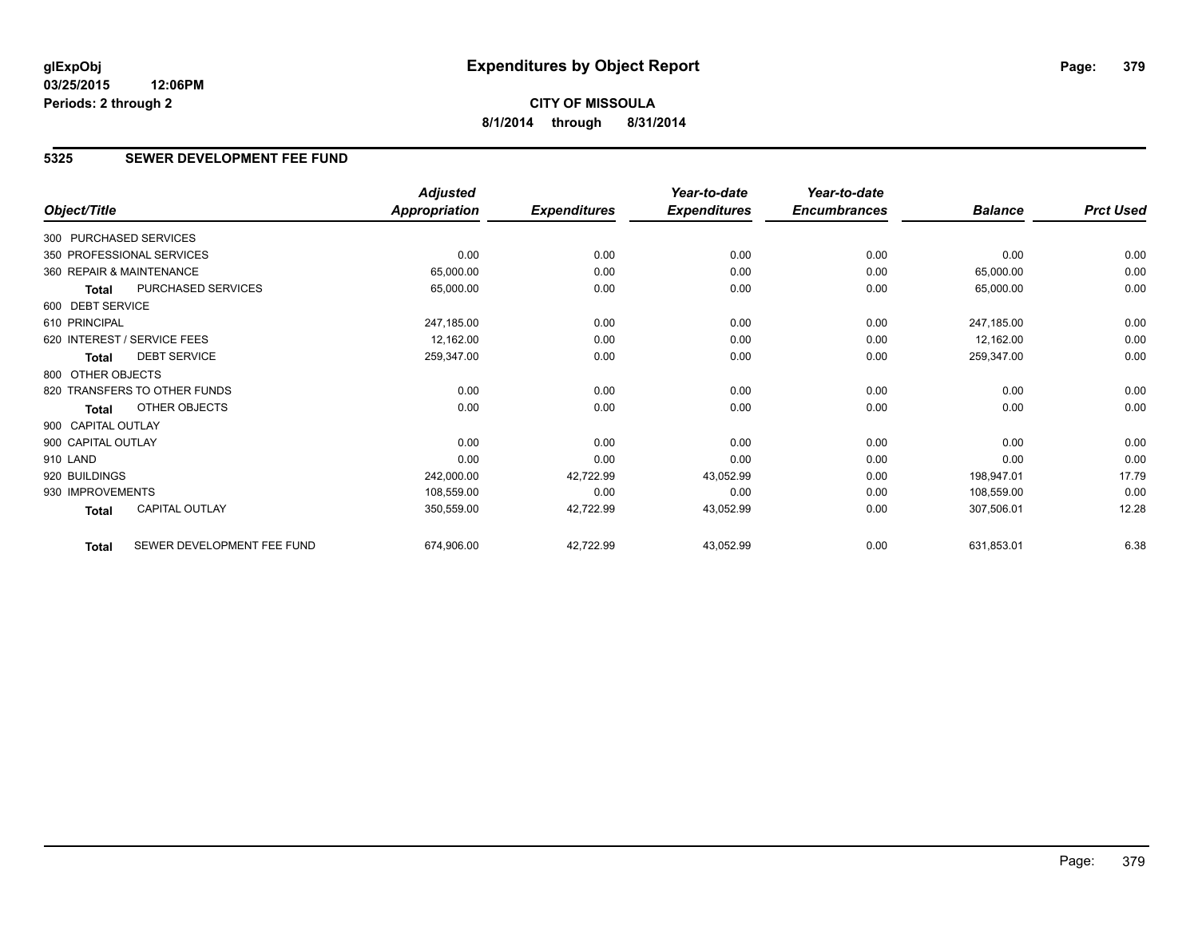**glExpObj**
**03/25/2015 12:06PM**
**Periods: 2 through 2**

# Expenditures by Object Report

**CITY OF MISSOULA**
**8/1/2014 through 8/31/2014**

## 5325 SEWER DEVELOPMENT FEE FUND

| Object/Title | Adjusted Appropriation | Expenditures | Year-to-date Expenditures | Year-to-date Encumbrances | Balance | Prct Used |
|---|---|---|---|---|---|---|
| 300 PURCHASED SERVICES | | | | | | |
| 350 PROFESSIONAL SERVICES | 0.00 | 0.00 | 0.00 | 0.00 | 0.00 | 0.00 |
| 360 REPAIR & MAINTENANCE | 65,000.00 | 0.00 | 0.00 | 0.00 | 65,000.00 | 0.00 |
| **Total** PURCHASED SERVICES | 65,000.00 | 0.00 | 0.00 | 0.00 | 65,000.00 | 0.00 |
| 600 DEBT SERVICE | | | | | | |
| 610 PRINCIPAL | 247,185.00 | 0.00 | 0.00 | 0.00 | 247,185.00 | 0.00 |
| 620 INTEREST / SERVICE FEES | 12,162.00 | 0.00 | 0.00 | 0.00 | 12,162.00 | 0.00 |
| **Total** DEBT SERVICE | 259,347.00 | 0.00 | 0.00 | 0.00 | 259,347.00 | 0.00 |
| 800 OTHER OBJECTS | | | | | | |
| 820 TRANSFERS TO OTHER FUNDS | 0.00 | 0.00 | 0.00 | 0.00 | 0.00 | 0.00 |
| **Total** OTHER OBJECTS | 0.00 | 0.00 | 0.00 | 0.00 | 0.00 | 0.00 |
| 900 CAPITAL OUTLAY | | | | | | |
| 900 CAPITAL OUTLAY | 0.00 | 0.00 | 0.00 | 0.00 | 0.00 | 0.00 |
| 910 LAND | 0.00 | 0.00 | 0.00 | 0.00 | 0.00 | 0.00 |
| 920 BUILDINGS | 242,000.00 | 42,722.99 | 43,052.99 | 0.00 | 198,947.01 | 17.79 |
| 930 IMPROVEMENTS | 108,559.00 | 0.00 | 0.00 | 0.00 | 108,559.00 | 0.00 |
| **Total** CAPITAL OUTLAY | 350,559.00 | 42,722.99 | 43,052.99 | 0.00 | 307,506.01 | 12.28 |
| **Total** SEWER DEVELOPMENT FEE FUND | 674,906.00 | 42,722.99 | 43,052.99 | 0.00 | 631,853.01 | 6.38 |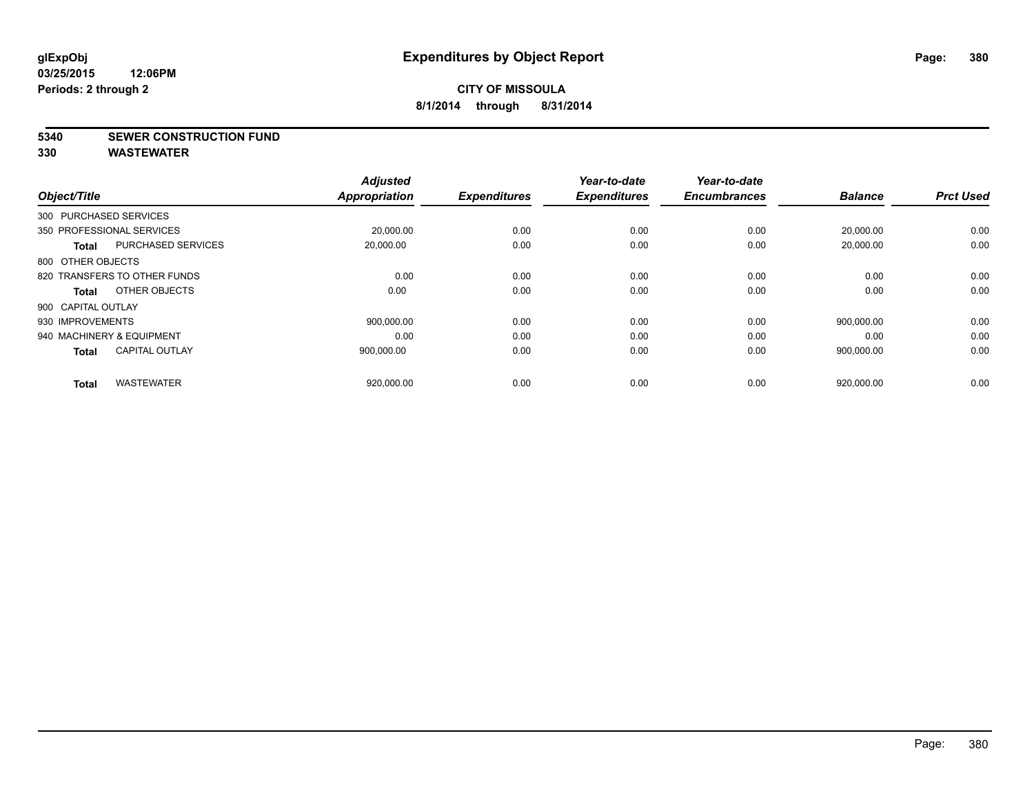# Expenditures by Object Report

glExpObj
03/25/2015 12:06PM
Periods: 2 through 2

**CITY OF MISSOULA**
**8/1/2014 through 8/31/2014**

**5340 SEWER CONSTRUCTION FUND**
**330 WASTEWATER**

| Object/Title | | Adjusted Appropriation | Expenditures | Year-to-date Expenditures | Year-to-date Encumbrances | Balance | Prct Used |
|---|---|---|---|---|---|---|---|
| 300 PURCHASED SERVICES | | | | | | | |
| 350 PROFESSIONAL SERVICES | | 20,000.00 | 0.00 | 0.00 | 0.00 | 20,000.00 | 0.00 |
| **Total** | PURCHASED SERVICES | 20,000.00 | 0.00 | 0.00 | 0.00 | 20,000.00 | 0.00 |
| 800 OTHER OBJECTS | | | | | | | |
| 820 TRANSFERS TO OTHER FUNDS | | 0.00 | 0.00 | 0.00 | 0.00 | 0.00 | 0.00 |
| **Total** | OTHER OBJECTS | 0.00 | 0.00 | 0.00 | 0.00 | 0.00 | 0.00 |
| 900 CAPITAL OUTLAY | | | | | | | |
| 930 IMPROVEMENTS | | 900,000.00 | 0.00 | 0.00 | 0.00 | 900,000.00 | 0.00 |
| 940 MACHINERY & EQUIPMENT | | 0.00 | 0.00 | 0.00 | 0.00 | 0.00 | 0.00 |
| **Total** | CAPITAL OUTLAY | 900,000.00 | 0.00 | 0.00 | 0.00 | 900,000.00 | 0.00 |
| **Total** | WASTEWATER | 920,000.00 | 0.00 | 0.00 | 0.00 | 920,000.00 | 0.00 |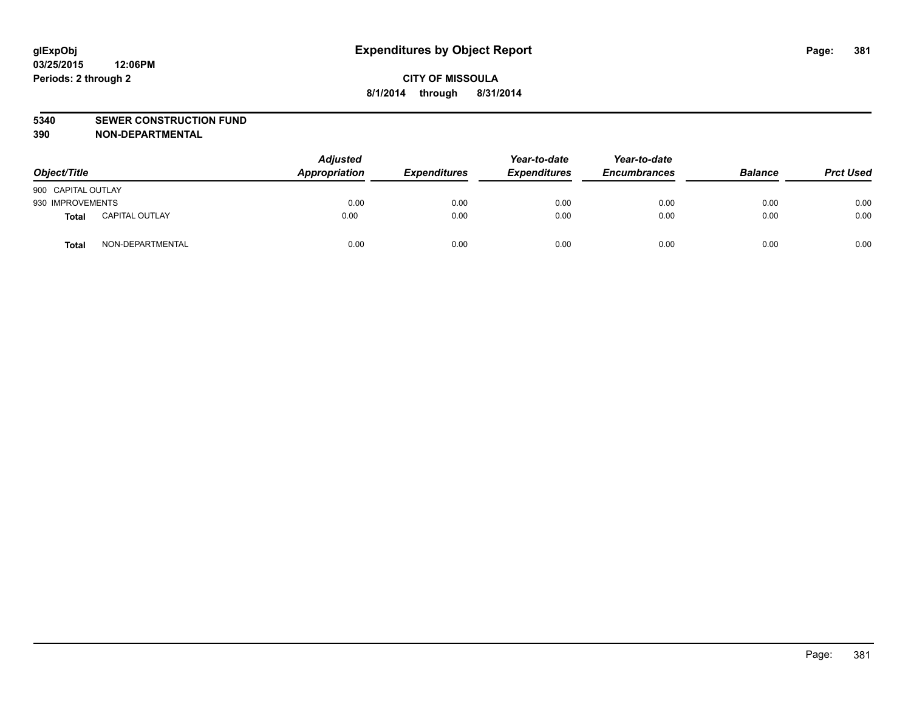# Expenditures by Object Report

glExpObj
03/25/2015 12:06PM
Periods: 2 through 2

CITY OF MISSOULA
8/1/2014 through 8/31/2014

**5340 SEWER CONSTRUCTION FUND**
**390 NON-DEPARTMENTAL**

| Object/Title | | Adjusted Appropriation | Expenditures | Year-to-date Expenditures | Year-to-date Encumbrances | Balance | Prct Used |
|---|---|---|---|---|---|---|---|
| 900 CAPITAL OUTLAY | | | | | | | |
| 930 IMPROVEMENTS | | 0.00 | 0.00 | 0.00 | 0.00 | 0.00 | 0.00 |
| **Total** | CAPITAL OUTLAY | 0.00 | 0.00 | 0.00 | 0.00 | 0.00 | 0.00 |
| **Total** | NON-DEPARTMENTAL | 0.00 | 0.00 | 0.00 | 0.00 | 0.00 | 0.00 |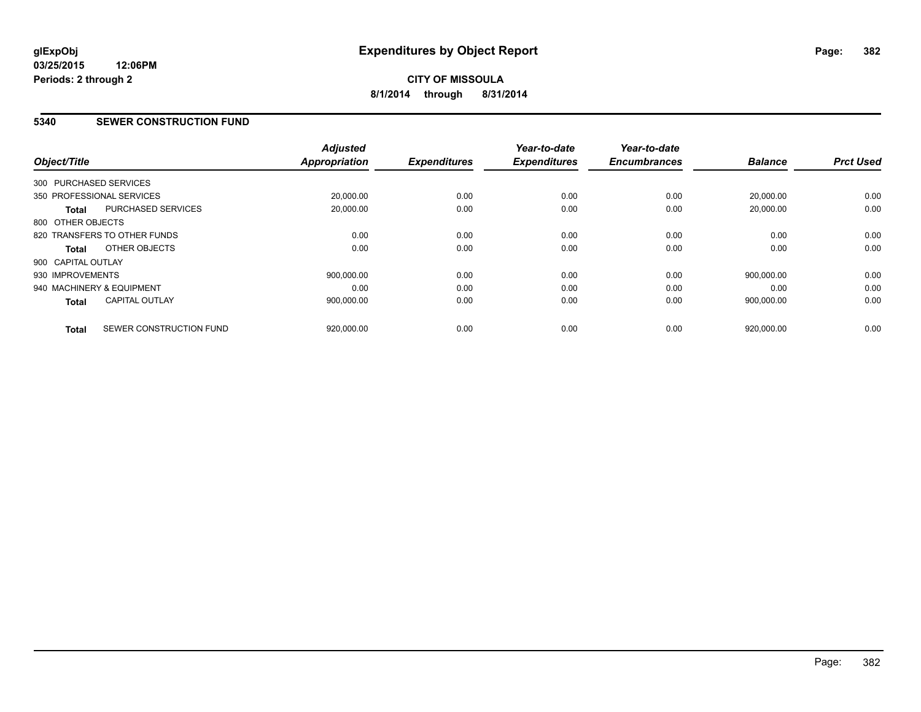**glExpObj**
**03/25/2015 12:06PM**
**Periods: 2 through 2**

# Expenditures by Object Report

**CITY OF MISSOULA**
**8/1/2014 through 8/31/2014**

## 5340 SEWER CONSTRUCTION FUND

| Object/Title | | Adjusted Appropriation | Expenditures | Year-to-date Expenditures | Year-to-date Encumbrances | Balance | Prct Used |
|---|---|---|---|---|---|---|---|
| 300 PURCHASED SERVICES | | | | | | | |
| 350 PROFESSIONAL SERVICES | | 20,000.00 | 0.00 | 0.00 | 0.00 | 20,000.00 | 0.00 |
| **Total** | PURCHASED SERVICES | 20,000.00 | 0.00 | 0.00 | 0.00 | 20,000.00 | 0.00 |
| 800 OTHER OBJECTS | | | | | | | |
| 820 TRANSFERS TO OTHER FUNDS | | 0.00 | 0.00 | 0.00 | 0.00 | 0.00 | 0.00 |
| **Total** | OTHER OBJECTS | 0.00 | 0.00 | 0.00 | 0.00 | 0.00 | 0.00 |
| 900 CAPITAL OUTLAY | | | | | | | |
| 930 IMPROVEMENTS | | 900,000.00 | 0.00 | 0.00 | 0.00 | 900,000.00 | 0.00 |
| 940 MACHINERY & EQUIPMENT | | 0.00 | 0.00 | 0.00 | 0.00 | 0.00 | 0.00 |
| **Total** | CAPITAL OUTLAY | 900,000.00 | 0.00 | 0.00 | 0.00 | 900,000.00 | 0.00 |
| **Total** | SEWER CONSTRUCTION FUND | 920,000.00 | 0.00 | 0.00 | 0.00 | 920,000.00 | 0.00 |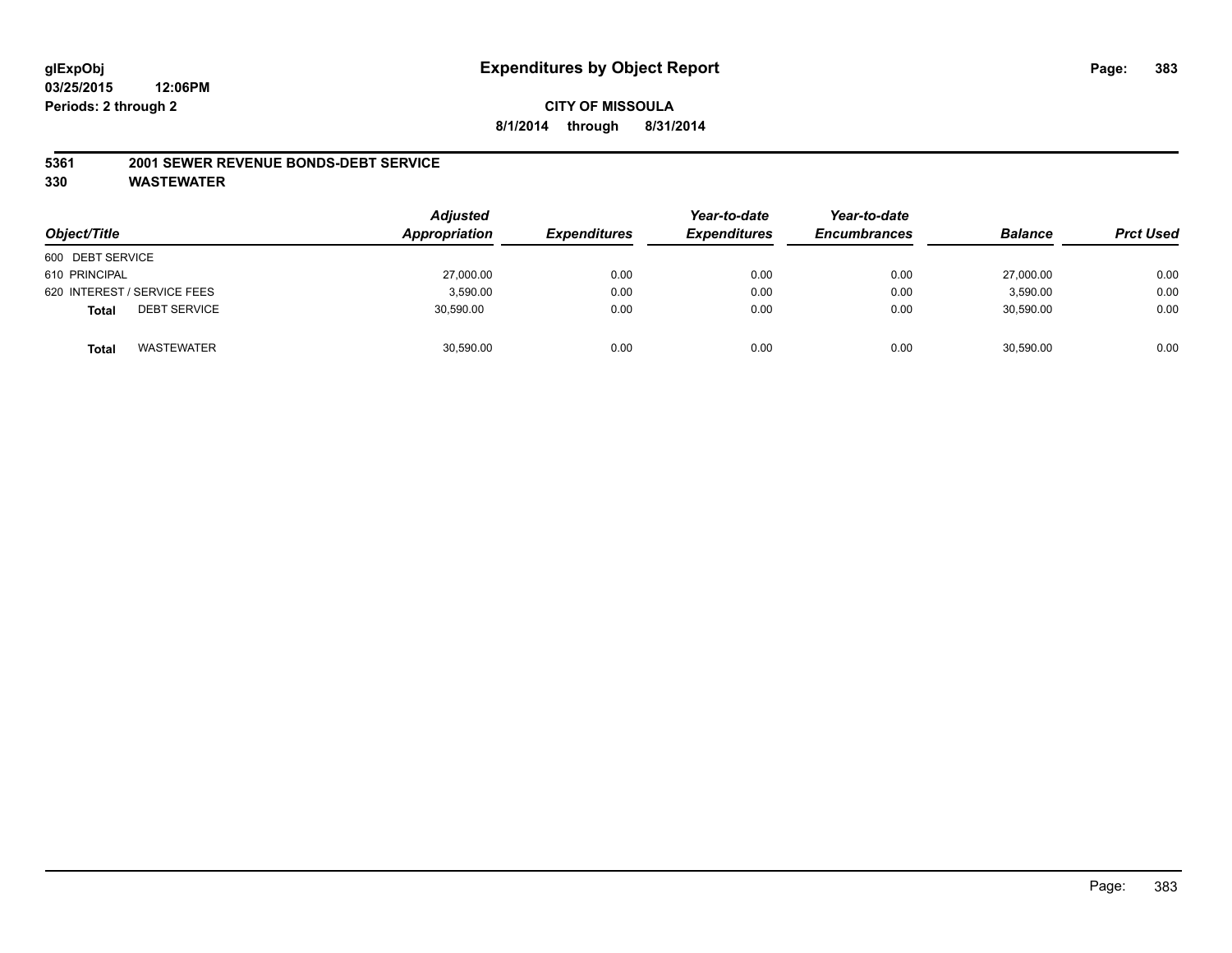**glExpObj**
**03/25/2015 12:06PM**
**Periods: 2 through 2**

# Expenditures by Object Report

**CITY OF MISSOULA**
**8/1/2014 through 8/31/2014**

## 5361 2001 SEWER REVENUE BONDS-DEBT SERVICE
## 330 WASTEWATER

| Object/Title | Adjusted Appropriation | Expenditures | Year-to-date Expenditures | Year-to-date Encumbrances | Balance | Prct Used |
|---|---|---|---|---|---|---|
| 600 DEBT SERVICE | | | | | | |
| 610 PRINCIPAL | 27,000.00 | 0.00 | 0.00 | 0.00 | 27,000.00 | 0.00 |
| 620 INTEREST / SERVICE FEES | 3,590.00 | 0.00 | 0.00 | 0.00 | 3,590.00 | 0.00 |
| **Total** DEBT SERVICE | 30,590.00 | 0.00 | 0.00 | 0.00 | 30,590.00 | 0.00 |
| **Total** WASTEWATER | 30,590.00 | 0.00 | 0.00 | 0.00 | 30,590.00 | 0.00 |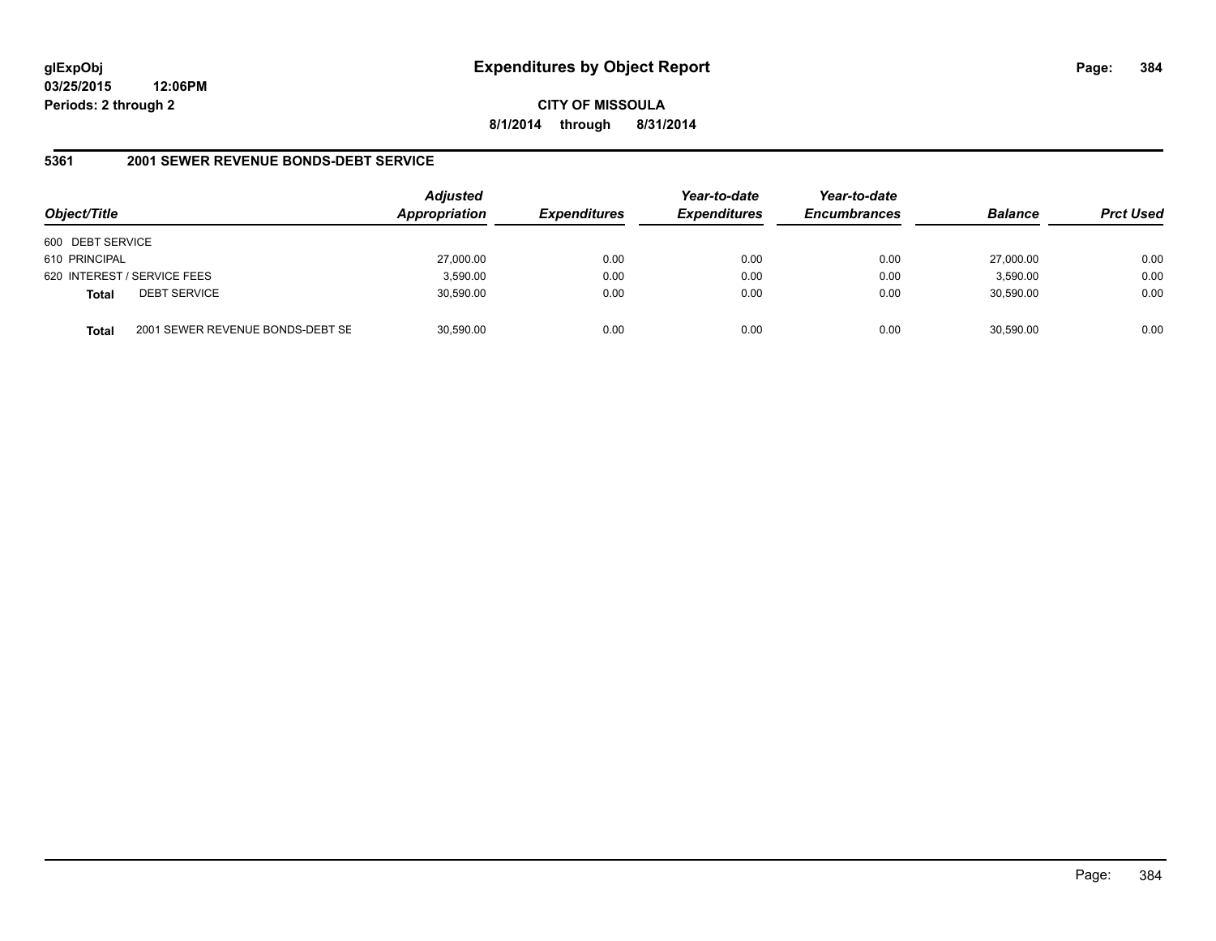**glExpObj**
**03/25/2015 12:06PM**
**Periods: 2 through 2**

# Expenditures by Object Report

**CITY OF MISSOULA**
**8/1/2014 through 8/31/2014**

## 5361 2001 SEWER REVENUE BONDS-DEBT SERVICE

| Object/Title | | *Adjusted Appropriation* | *Expenditures* | *Year-to-date Expenditures* | *Year-to-date Encumbrances* | *Balance* | *Prct Used* |
|---|---|---|---|---|---|---|---|
| 600 DEBT SERVICE | | | | | | | |
| 610 PRINCIPAL | | 27,000.00 | 0.00 | 0.00 | 0.00 | 27,000.00 | 0.00 |
| 620 INTEREST / SERVICE FEES | | 3,590.00 | 0.00 | 0.00 | 0.00 | 3,590.00 | 0.00 |
| **Total** | DEBT SERVICE | 30,590.00 | 0.00 | 0.00 | 0.00 | 30,590.00 | 0.00 |
| **Total** | 2001 SEWER REVENUE BONDS-DEBT SE | 30,590.00 | 0.00 | 0.00 | 0.00 | 30,590.00 | 0.00 |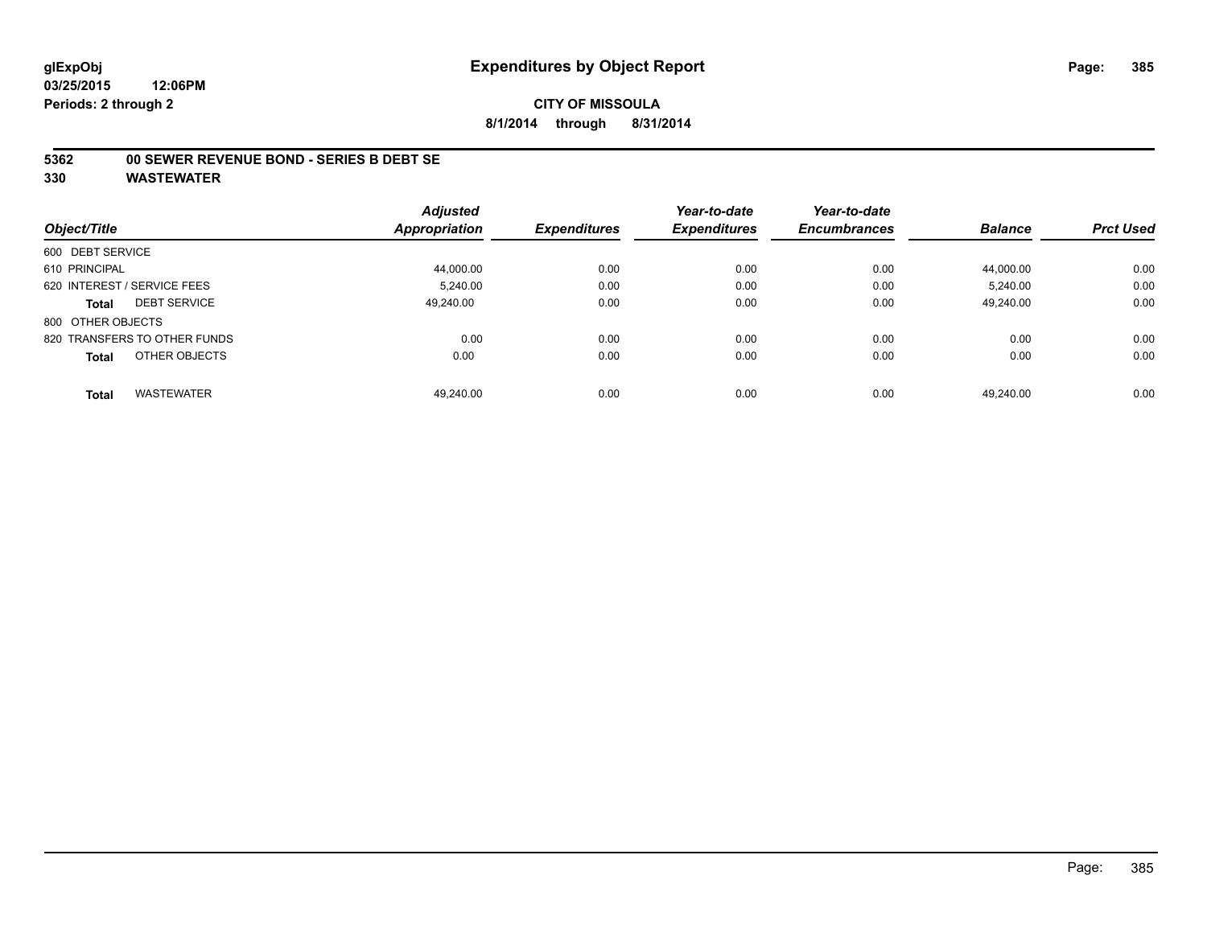**glExpObj**
**03/25/2015 12:06PM**
**Periods: 2 through 2**

# Expenditures by Object Report

**CITY OF MISSOULA**
**8/1/2014 through 8/31/2014**

**5362 00 SEWER REVENUE BOND - SERIES B DEBT SE**
**330 WASTEWATER**

| Object/Title | Adjusted Appropriation | Expenditures | Year-to-date Expenditures | Year-to-date Encumbrances | Balance | Prct Used |
|---|---|---|---|---|---|---|
| 600 DEBT SERVICE | | | | | | |
| 610 PRINCIPAL | 44,000.00 | 0.00 | 0.00 | 0.00 | 44,000.00 | 0.00 |
| 620 INTEREST / SERVICE FEES | 5,240.00 | 0.00 | 0.00 | 0.00 | 5,240.00 | 0.00 |
| **Total** DEBT SERVICE | 49,240.00 | 0.00 | 0.00 | 0.00 | 49,240.00 | 0.00 |
| 800 OTHER OBJECTS | | | | | | |
| 820 TRANSFERS TO OTHER FUNDS | 0.00 | 0.00 | 0.00 | 0.00 | 0.00 | 0.00 |
| **Total** OTHER OBJECTS | 0.00 | 0.00 | 0.00 | 0.00 | 0.00 | 0.00 |
| **Total** WASTEWATER | 49,240.00 | 0.00 | 0.00 | 0.00 | 49,240.00 | 0.00 |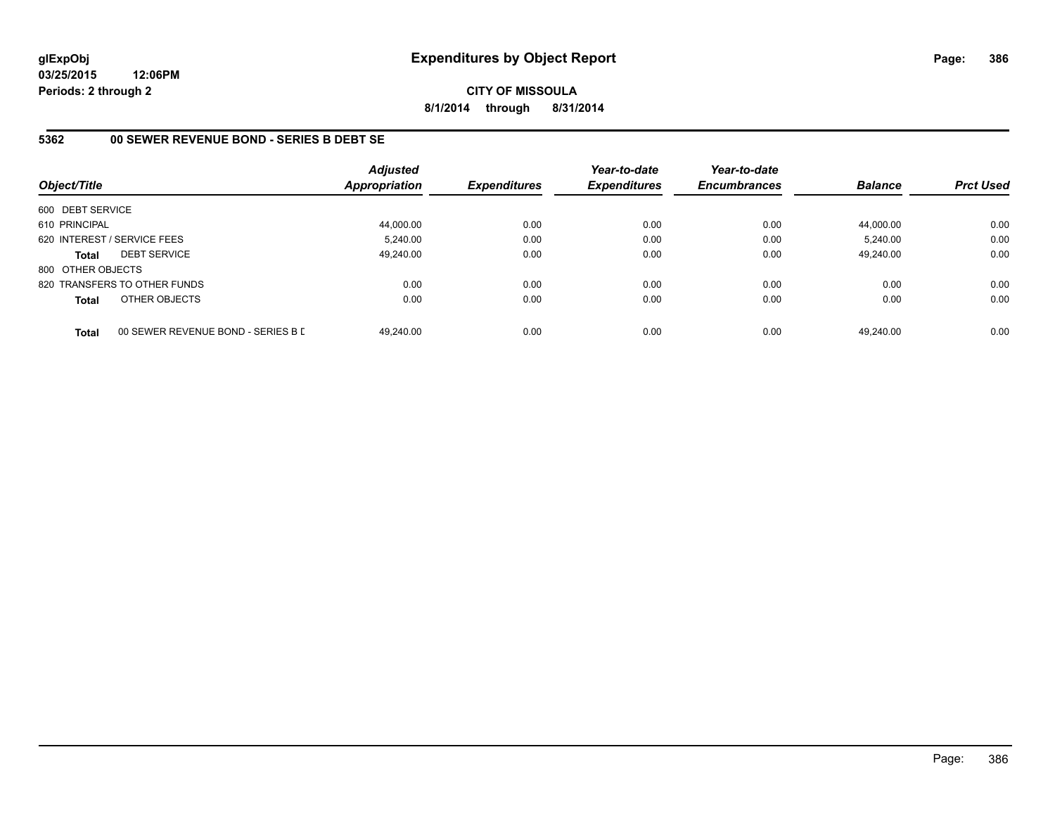glExpObj
03/25/2015 12:06PM
Periods: 2 through 2

# Expenditures by Object Report

**CITY OF MISSOULA**
**8/1/2014 through 8/31/2014**

## 5362 00 SEWER REVENUE BOND - SERIES B DEBT SE

| Object/Title | Adjusted Appropriation | Expenditures | Year-to-date Expenditures | Year-to-date Encumbrances | Balance | Prct Used |
|---|---|---|---|---|---|---|
| 600 DEBT SERVICE | | | | | | |
| 610 PRINCIPAL | 44,000.00 | 0.00 | 0.00 | 0.00 | 44,000.00 | 0.00 |
| 620 INTEREST / SERVICE FEES | 5,240.00 | 0.00 | 0.00 | 0.00 | 5,240.00 | 0.00 |
| **Total** DEBT SERVICE | 49,240.00 | 0.00 | 0.00 | 0.00 | 49,240.00 | 0.00 |
| 800 OTHER OBJECTS | | | | | | |
| 820 TRANSFERS TO OTHER FUNDS | 0.00 | 0.00 | 0.00 | 0.00 | 0.00 | 0.00 |
| **Total** OTHER OBJECTS | 0.00 | 0.00 | 0.00 | 0.00 | 0.00 | 0.00 |
| **Total** 00 SEWER REVENUE BOND - SERIES B D | 49,240.00 | 0.00 | 0.00 | 0.00 | 49,240.00 | 0.00 |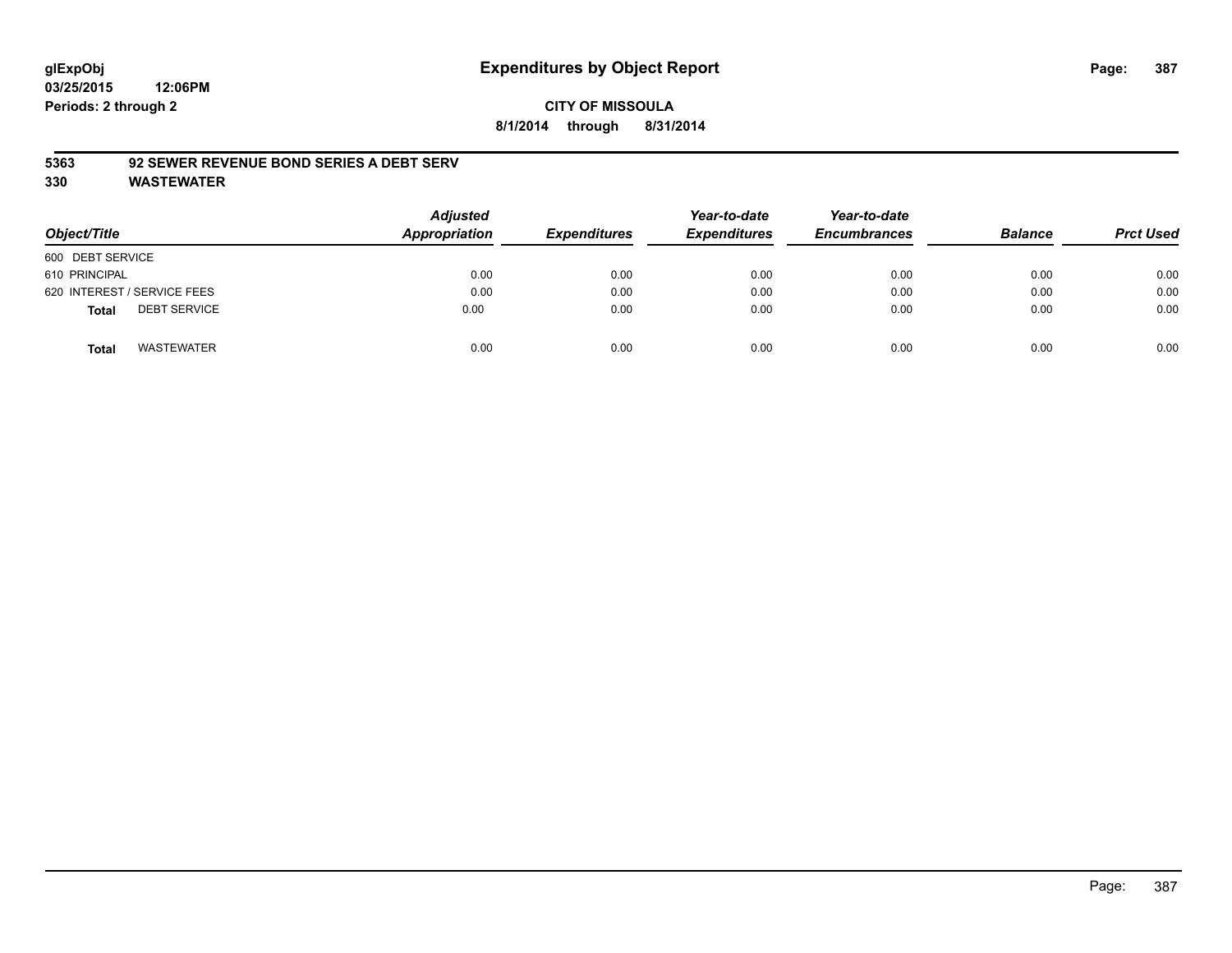# Expenditures by Object Report

**CITY OF MISSOULA**

**8/1/2014 through 8/31/2014**

glExpObj
03/25/2015 12:06PM
Periods: 2 through 2

**5363 92 SEWER REVENUE BOND SERIES A DEBT SERV**

**330 WASTEWATER**

| Object/Title | Adjusted Appropriation | Expenditures | Year-to-date Expenditures | Year-to-date Encumbrances | Balance | Prct Used |
|---|---|---|---|---|---|---|
| 600 DEBT SERVICE | | | | | | |
| 610 PRINCIPAL | 0.00 | 0.00 | 0.00 | 0.00 | 0.00 | 0.00 |
| 620 INTEREST / SERVICE FEES | 0.00 | 0.00 | 0.00 | 0.00 | 0.00 | 0.00 |
| **Total** DEBT SERVICE | 0.00 | 0.00 | 0.00 | 0.00 | 0.00 | 0.00 |
| **Total** WASTEWATER | 0.00 | 0.00 | 0.00 | 0.00 | 0.00 | 0.00 |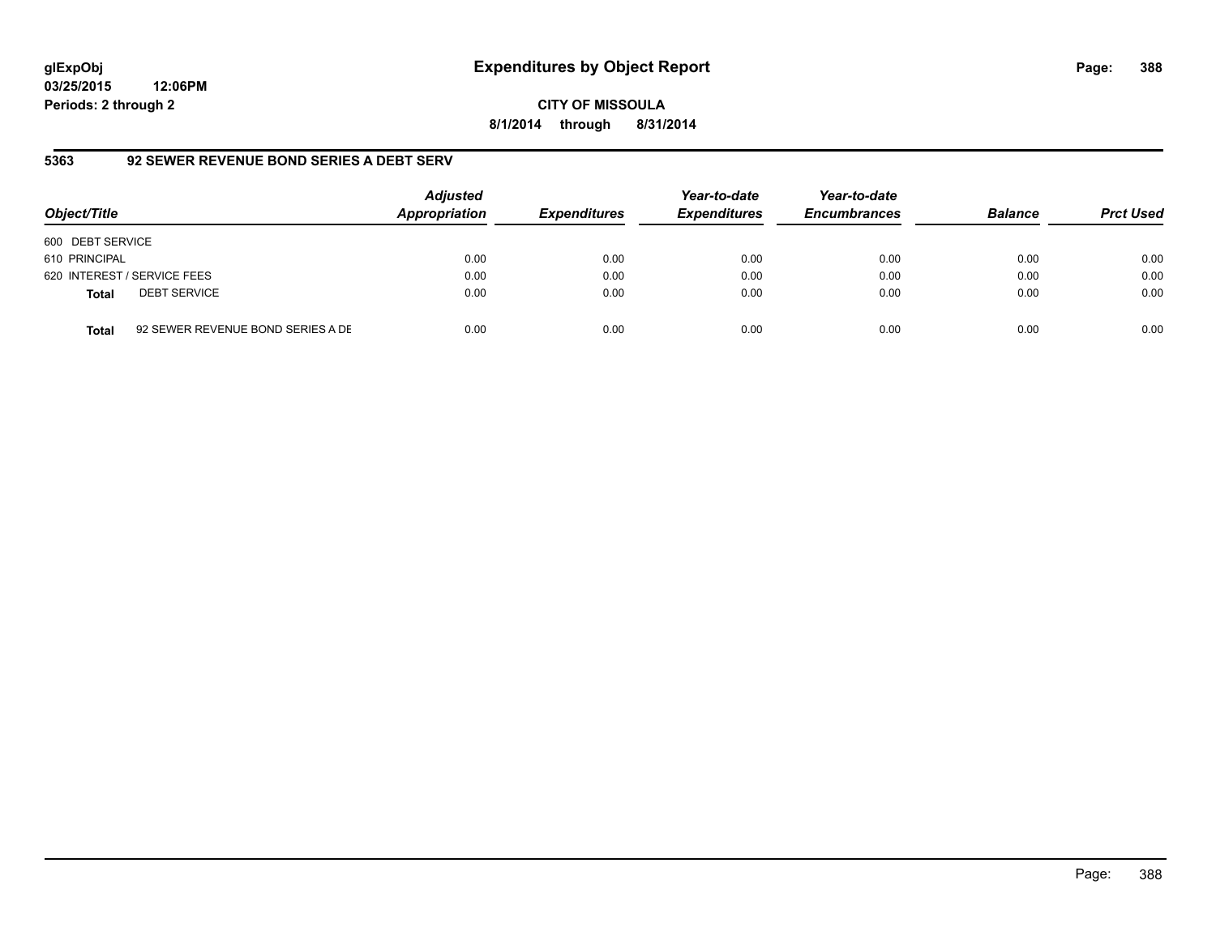# Expenditures by Object Report

glExpObj
03/25/2015 12:06PM
Periods: 2 through 2

**CITY OF MISSOULA**
**8/1/2014 through 8/31/2014**

## 5363 92 SEWER REVENUE BOND SERIES A DEBT SERV

| Object/Title | Adjusted Appropriation | Expenditures | Year-to-date Expenditures | Year-to-date Encumbrances | Balance | Prct Used |
|---|---|---|---|---|---|---|
| 600 DEBT SERVICE | | | | | | |
| 610 PRINCIPAL | 0.00 | 0.00 | 0.00 | 0.00 | 0.00 | 0.00 |
| 620 INTEREST / SERVICE FEES | 0.00 | 0.00 | 0.00 | 0.00 | 0.00 | 0.00 |
| **Total** DEBT SERVICE | 0.00 | 0.00 | 0.00 | 0.00 | 0.00 | 0.00 |
| **Total** 92 SEWER REVENUE BOND SERIES A DE | 0.00 | 0.00 | 0.00 | 0.00 | 0.00 | 0.00 |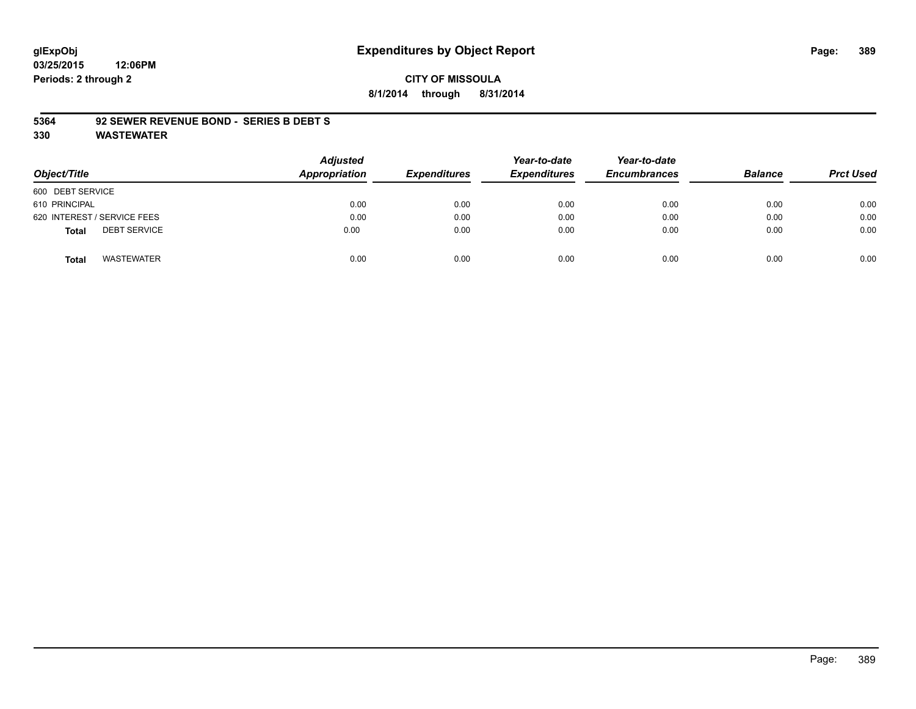glExpObj
03/25/2015 12:06PM
Periods: 2 through 2

# Expenditures by Object Report

**CITY OF MISSOULA**

**8/1/2014 through 8/31/2014**

**5364 92 SEWER REVENUE BOND - SERIES B DEBT S**

**330 WASTEWATER**

| Object/Title | Adjusted Appropriation | Expenditures | Year-to-date Expenditures | Year-to-date Encumbrances | Balance | Prct Used |
|---|---|---|---|---|---|---|
| 600 DEBT SERVICE | | | | | | |
| 610 PRINCIPAL | 0.00 | 0.00 | 0.00 | 0.00 | 0.00 | 0.00 |
| 620 INTEREST / SERVICE FEES | 0.00 | 0.00 | 0.00 | 0.00 | 0.00 | 0.00 |
| **Total** DEBT SERVICE | 0.00 | 0.00 | 0.00 | 0.00 | 0.00 | 0.00 |
| **Total** WASTEWATER | 0.00 | 0.00 | 0.00 | 0.00 | 0.00 | 0.00 |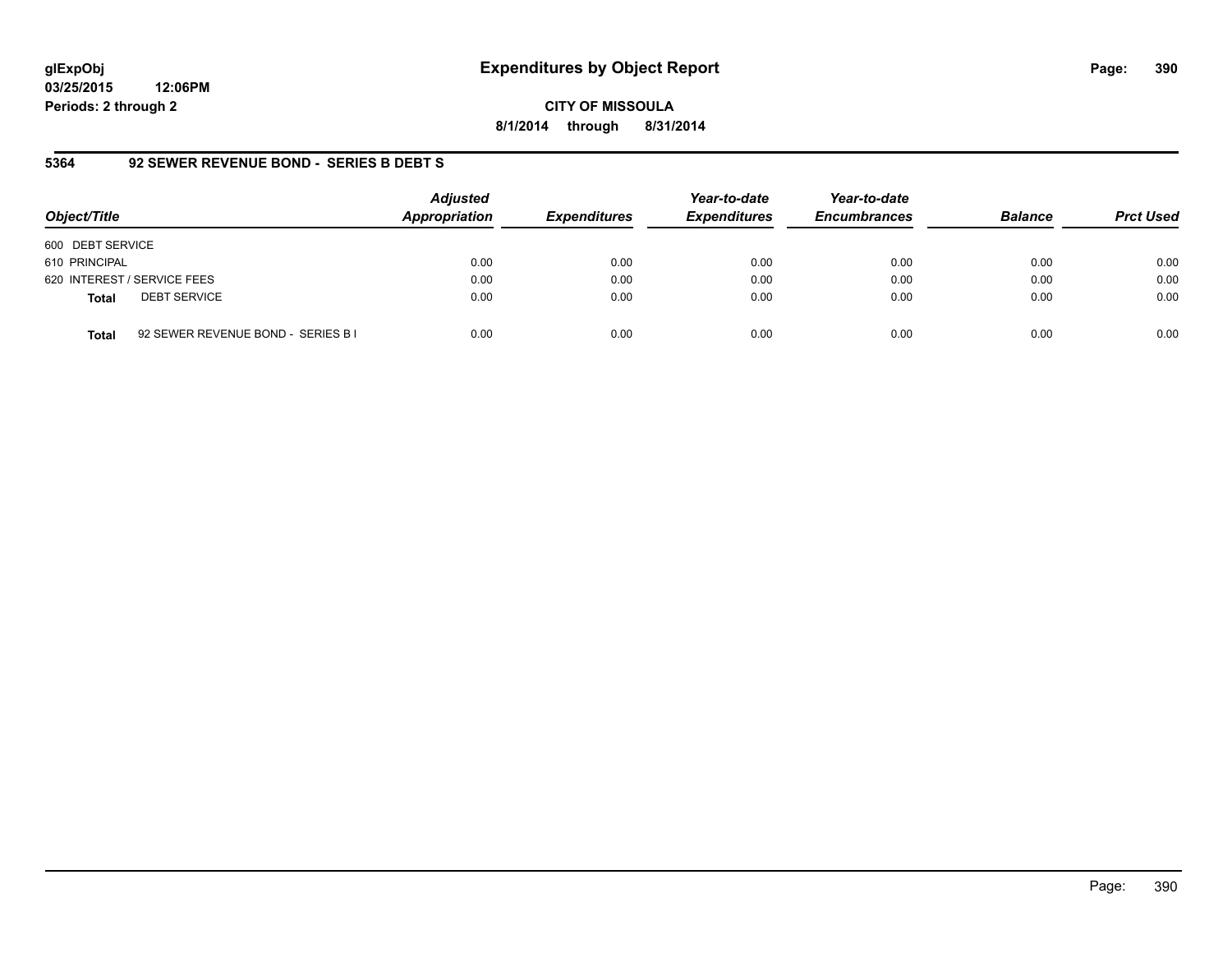**glExpObj**
**03/25/2015 12:06PM**
**Periods: 2 through 2**

# Expenditures by Object Report

**CITY OF MISSOULA**
**8/1/2014 through 8/31/2014**

## 5364 92 SEWER REVENUE BOND - SERIES B DEBT S

| Object/Title | | Adjusted Appropriation | Expenditures | Year-to-date Expenditures | Year-to-date Encumbrances | Balance | Prct Used |
|---|---|---|---|---|---|---|---|
| 600 DEBT SERVICE | | | | | | | |
| 610 PRINCIPAL | | 0.00 | 0.00 | 0.00 | 0.00 | 0.00 | 0.00 |
| 620 INTEREST / SERVICE FEES | | 0.00 | 0.00 | 0.00 | 0.00 | 0.00 | 0.00 |
| **Total** | DEBT SERVICE | 0.00 | 0.00 | 0.00 | 0.00 | 0.00 | 0.00 |
| **Total** | 92 SEWER REVENUE BOND - SERIES B I | 0.00 | 0.00 | 0.00 | 0.00 | 0.00 | 0.00 |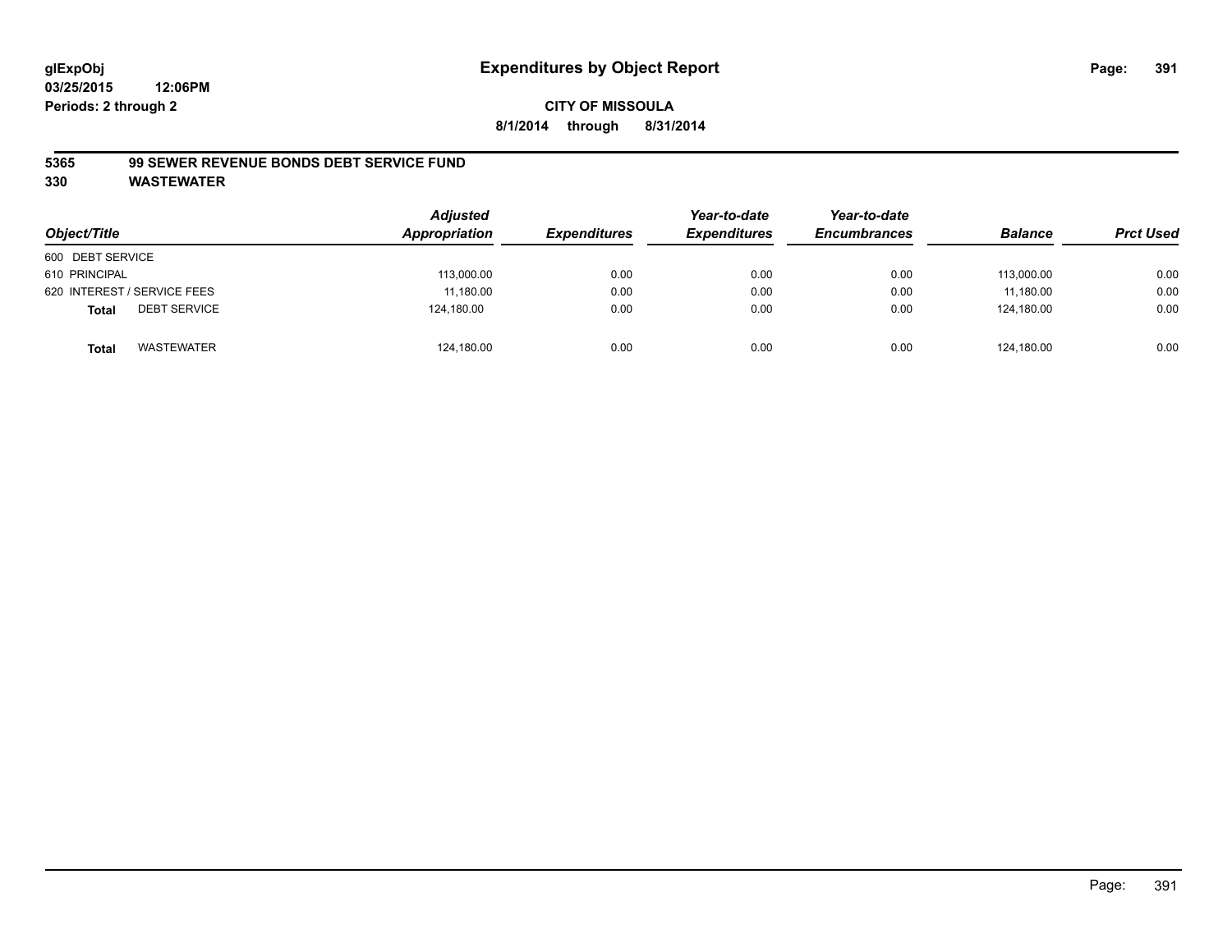# Expenditures by Object Report

**glExpObj**
**03/25/2015 12:06PM**
**Periods: 2 through 2**

**CITY OF MISSOULA**
**8/1/2014 through 8/31/2014**

**5365 99 SEWER REVENUE BONDS DEBT SERVICE FUND**
**330 WASTEWATER**

| Object/Title | Adjusted Appropriation | Expenditures | Year-to-date Expenditures | Year-to-date Encumbrances | Balance | Prct Used |
|---|---|---|---|---|---|---|
| 600 DEBT SERVICE | | | | | | |
| 610 PRINCIPAL | 113,000.00 | 0.00 | 0.00 | 0.00 | 113,000.00 | 0.00 |
| 620 INTEREST / SERVICE FEES | 11,180.00 | 0.00 | 0.00 | 0.00 | 11,180.00 | 0.00 |
| **Total** DEBT SERVICE | 124,180.00 | 0.00 | 0.00 | 0.00 | 124,180.00 | 0.00 |
| **Total** WASTEWATER | 124,180.00 | 0.00 | 0.00 | 0.00 | 124,180.00 | 0.00 |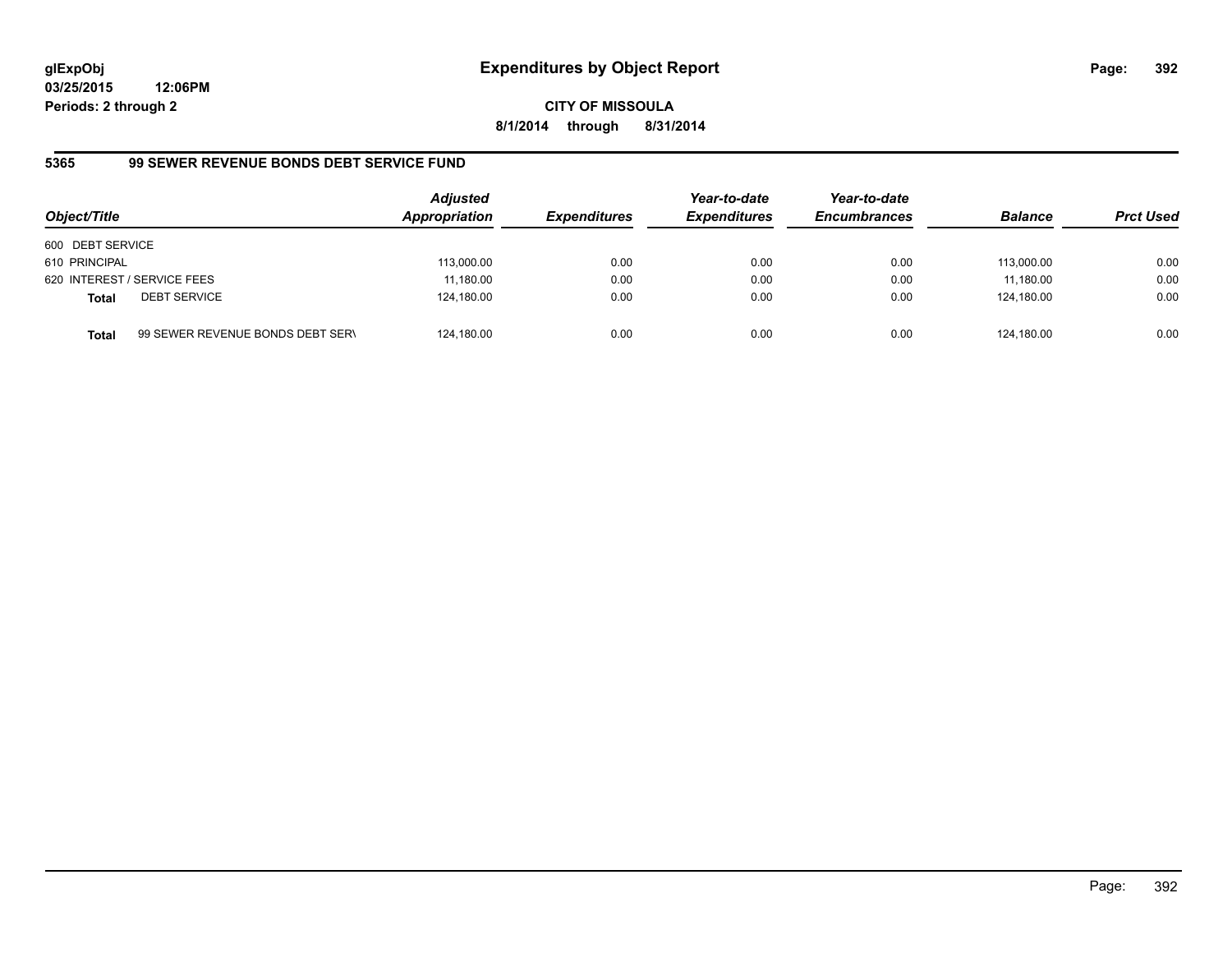glExpObj
03/25/2015 12:06PM
Periods: 2 through 2

# Expenditures by Object Report

CITY OF MISSOULA
8/1/2014 through 8/31/2014

## 5365 99 SEWER REVENUE BONDS DEBT SERVICE FUND

| Object/Title | | Adjusted Appropriation | Expenditures | Year-to-date Expenditures | Year-to-date Encumbrances | Balance | Prct Used |
|---|---|---|---|---|---|---|---|
| 600 DEBT SERVICE | | | | | | | |
| 610 PRINCIPAL | | 113,000.00 | 0.00 | 0.00 | 0.00 | 113,000.00 | 0.00 |
| 620 INTEREST / SERVICE FEES | | 11,180.00 | 0.00 | 0.00 | 0.00 | 11,180.00 | 0.00 |
| **Total** | DEBT SERVICE | 124,180.00 | 0.00 | 0.00 | 0.00 | 124,180.00 | 0.00 |
| **Total** | 99 SEWER REVENUE BONDS DEBT SERV | 124,180.00 | 0.00 | 0.00 | 0.00 | 124,180.00 | 0.00 |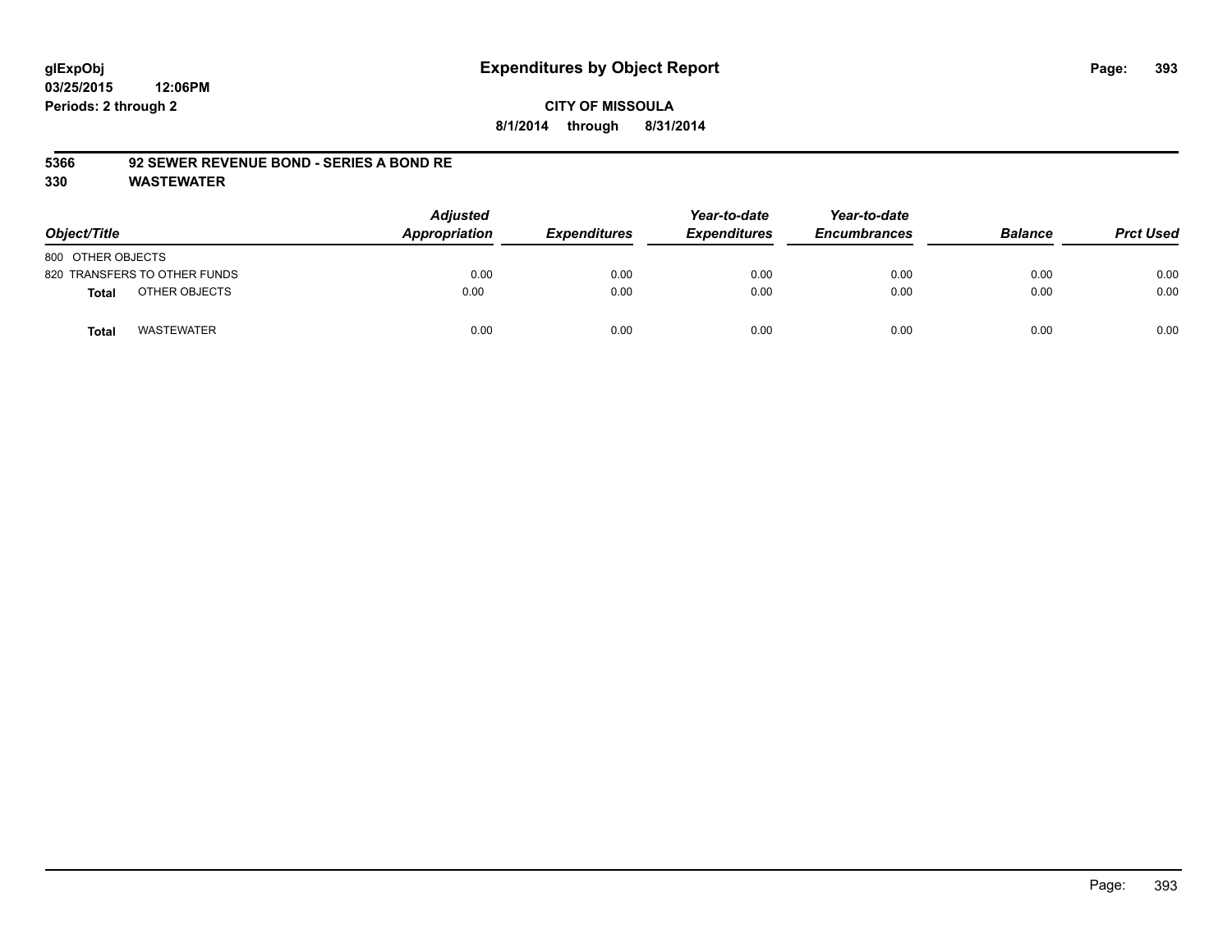# Expenditures by Object Report

glExpObj
03/25/2015 12:06PM
Periods: 2 through 2

**CITY OF MISSOULA**
**8/1/2014 through 8/31/2014**

## 5366 92 SEWER REVENUE BOND - SERIES A BOND RE
## 330 WASTEWATER

| Object/Title | Adjusted Appropriation | Expenditures | Year-to-date Expenditures | Year-to-date Encumbrances | Balance | Prct Used |
|---|---|---|---|---|---|---|
| 800 OTHER OBJECTS | | | | | | |
| 820 TRANSFERS TO OTHER FUNDS | 0.00 | 0.00 | 0.00 | 0.00 | 0.00 | 0.00 |
| **Total** OTHER OBJECTS | 0.00 | 0.00 | 0.00 | 0.00 | 0.00 | 0.00 |
| **Total** WASTEWATER | 0.00 | 0.00 | 0.00 | 0.00 | 0.00 | 0.00 |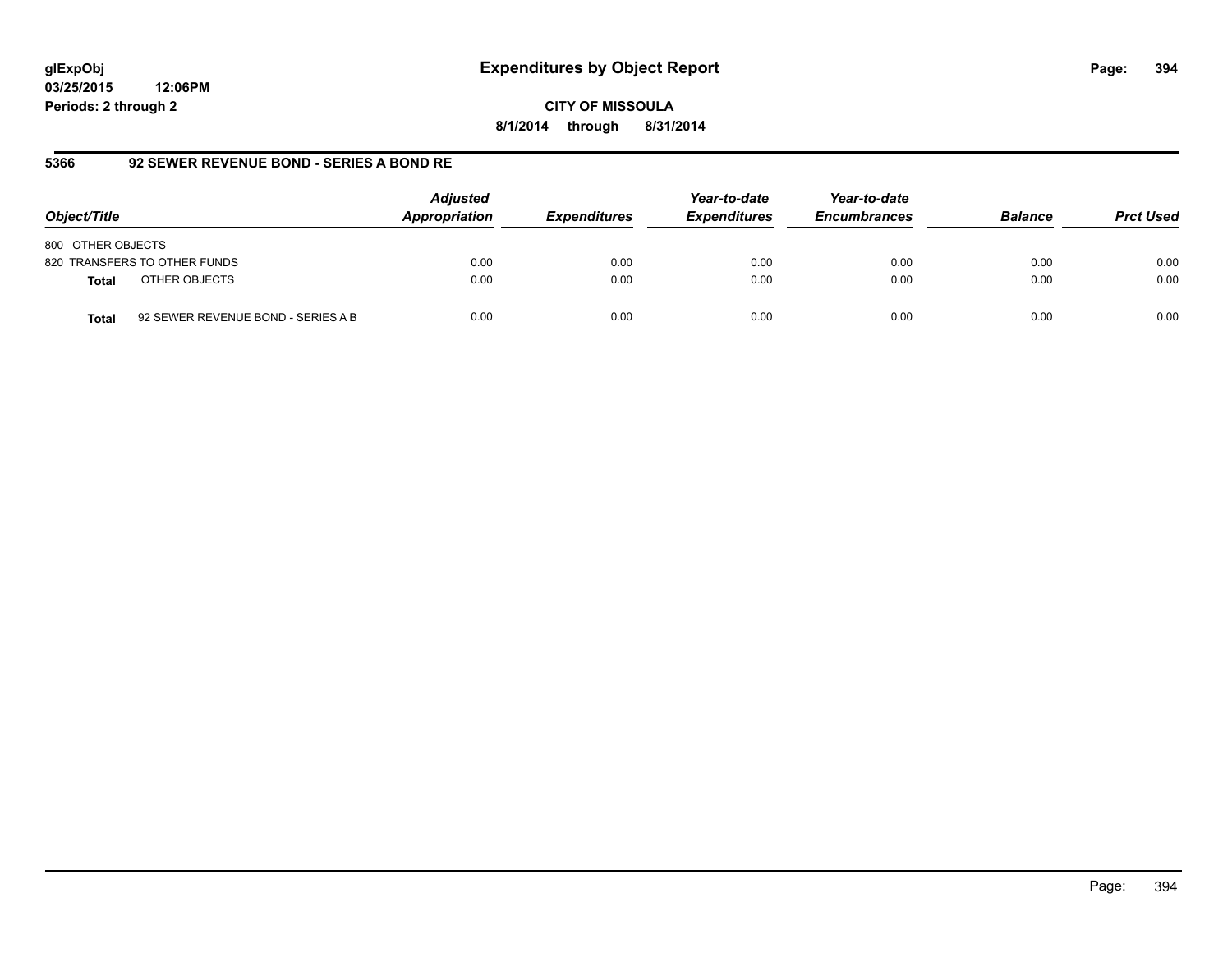# Expenditures by Object Report

**CITY OF MISSOULA**

**8/1/2014 through 8/31/2014**

glExpObj
03/25/2015 12:06PM
Periods: 2 through 2

## 5366 92 SEWER REVENUE BOND - SERIES A BOND RE

| Object/Title | | Adjusted Appropriation | Expenditures | Year-to-date Expenditures | Year-to-date Encumbrances | Balance | Prct Used |
|---|---|---|---|---|---|---|---|
| 800 OTHER OBJECTS | | | | | | | |
| 820 TRANSFERS TO OTHER FUNDS | | 0.00 | 0.00 | 0.00 | 0.00 | 0.00 | 0.00 |
| **Total** | OTHER OBJECTS | 0.00 | 0.00 | 0.00 | 0.00 | 0.00 | 0.00 |
| **Total** | 92 SEWER REVENUE BOND - SERIES A B | 0.00 | 0.00 | 0.00 | 0.00 | 0.00 | 0.00 |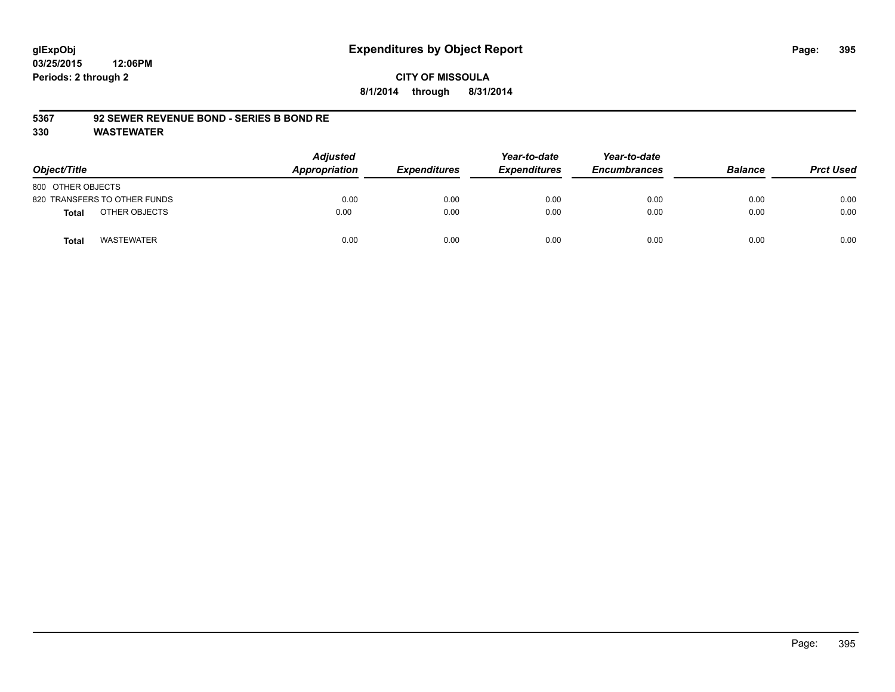**glExpObj**
**03/25/2015 12:06PM**
**Periods: 2 through 2**

# Expenditures by Object Report

**CITY OF MISSOULA**
**8/1/2014 through 8/31/2014**

## 5367 92 SEWER REVENUE BOND - SERIES B BOND RE
## 330 WASTEWATER

| Object/Title | Adjusted Appropriation | Expenditures | Year-to-date Expenditures | Year-to-date Encumbrances | Balance | Prct Used |
|---|---|---|---|---|---|---|
| 800 OTHER OBJECTS | | | | | | |
| 820 TRANSFERS TO OTHER FUNDS | 0.00 | 0.00 | 0.00 | 0.00 | 0.00 | 0.00 |
| **Total** OTHER OBJECTS | 0.00 | 0.00 | 0.00 | 0.00 | 0.00 | 0.00 |
| **Total** WASTEWATER | 0.00 | 0.00 | 0.00 | 0.00 | 0.00 | 0.00 |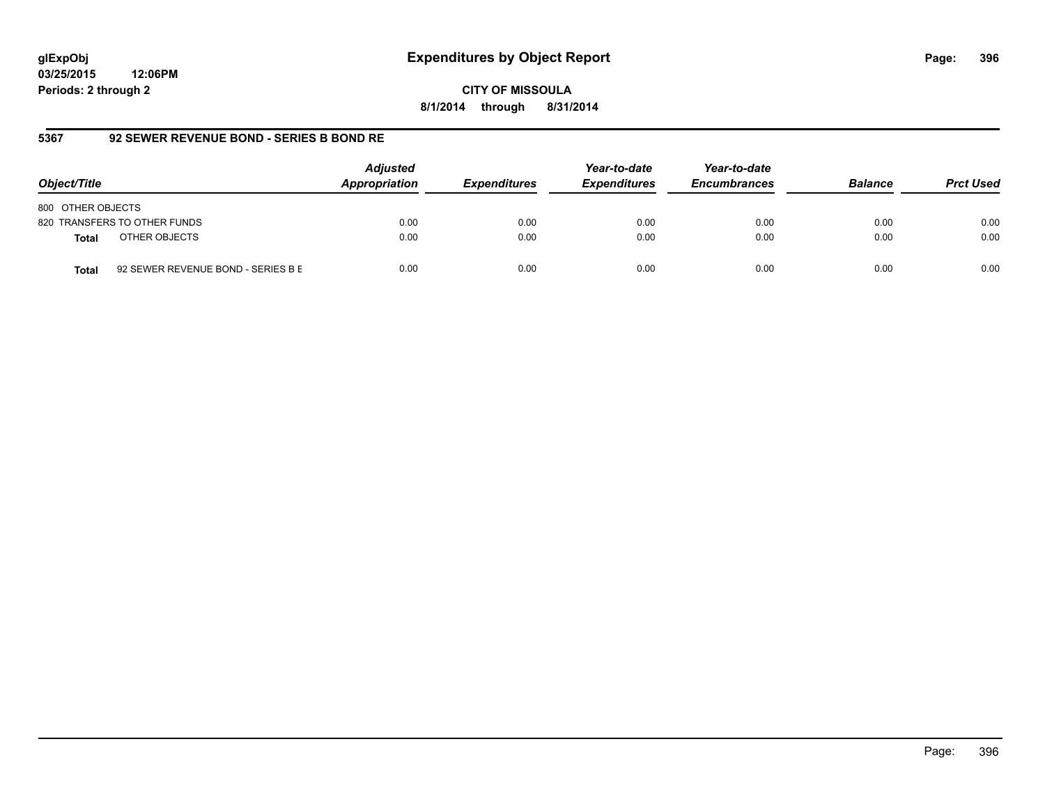**glExpObj**
**03/25/2015 12:06PM**
**Periods: 2 through 2**

# Expenditures by Object Report

**CITY OF MISSOULA**
**8/1/2014 through 8/31/2014**

## 5367 92 SEWER REVENUE BOND - SERIES B BOND RE

| Object/Title | | Adjusted Appropriation | Expenditures | Year-to-date Expenditures | Year-to-date Encumbrances | Balance | Prct Used |
|---|---|---|---|---|---|---|---|
| 800 OTHER OBJECTS | | | | | | | |
| 820 TRANSFERS TO OTHER FUNDS | | 0.00 | 0.00 | 0.00 | 0.00 | 0.00 | 0.00 |
| **Total** | OTHER OBJECTS | 0.00 | 0.00 | 0.00 | 0.00 | 0.00 | 0.00 |
| **Total** | 92 SEWER REVENUE BOND - SERIES B E | 0.00 | 0.00 | 0.00 | 0.00 | 0.00 | 0.00 |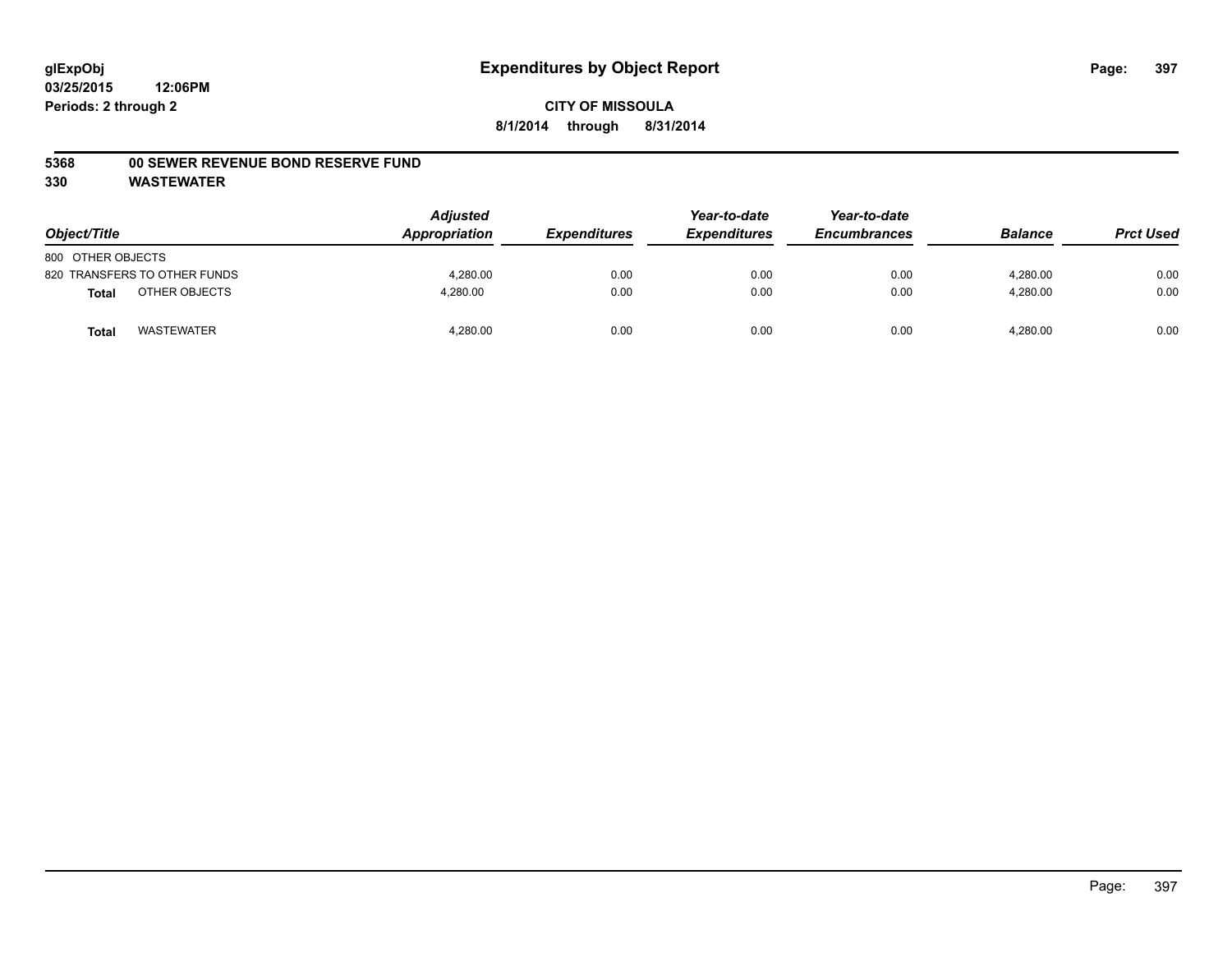**glExpObj**
**03/25/2015 12:06PM**
**Periods: 2 through 2**

# Expenditures by Object Report

**CITY OF MISSOULA**
**8/1/2014 through 8/31/2014**

**5368 00 SEWER REVENUE BOND RESERVE FUND**
**330 WASTEWATER**

| Object/Title | | Adjusted Appropriation | Expenditures | Year-to-date Expenditures | Year-to-date Encumbrances | Balance | Prct Used |
|---|---|---|---|---|---|---|---|
| 800 OTHER OBJECTS | | | | | | | |
| 820 TRANSFERS TO OTHER FUNDS | | 4,280.00 | 0.00 | 0.00 | 0.00 | 4,280.00 | 0.00 |
| **Total** | OTHER OBJECTS | 4,280.00 | 0.00 | 0.00 | 0.00 | 4,280.00 | 0.00 |
| **Total** | WASTEWATER | 4,280.00 | 0.00 | 0.00 | 0.00 | 4,280.00 | 0.00 |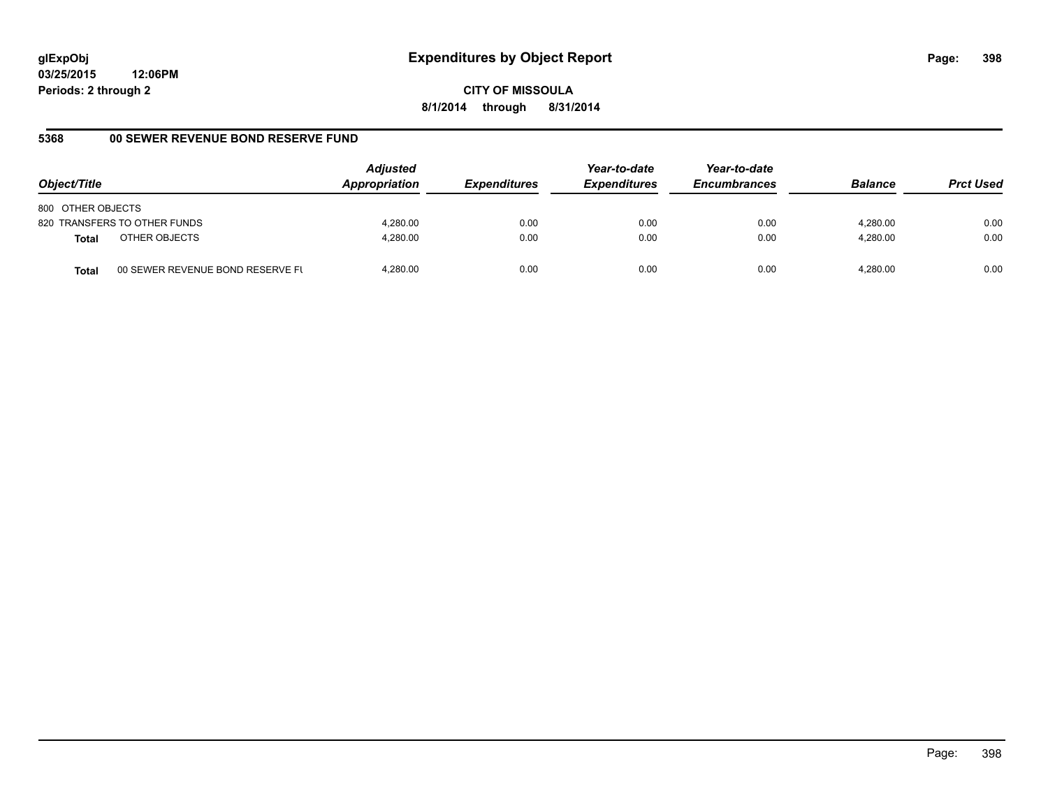glExpObj
03/25/2015 12:06PM
Periods: 2 through 2

# Expenditures by Object Report

**CITY OF MISSOULA**

**8/1/2014 through 8/31/2014**

## 5368 00 SEWER REVENUE BOND RESERVE FUND

| Object/Title | | Adjusted Appropriation | Expenditures | Year-to-date Expenditures | Year-to-date Encumbrances | Balance | Prct Used |
|---|---|---|---|---|---|---|---|
| 800 OTHER OBJECTS | | | | | | | |
| 820 TRANSFERS TO OTHER FUNDS | | 4,280.00 | 0.00 | 0.00 | 0.00 | 4,280.00 | 0.00 |
| **Total** | OTHER OBJECTS | 4,280.00 | 0.00 | 0.00 | 0.00 | 4,280.00 | 0.00 |
| **Total** | 00 SEWER REVENUE BOND RESERVE FU | 4,280.00 | 0.00 | 0.00 | 0.00 | 4,280.00 | 0.00 |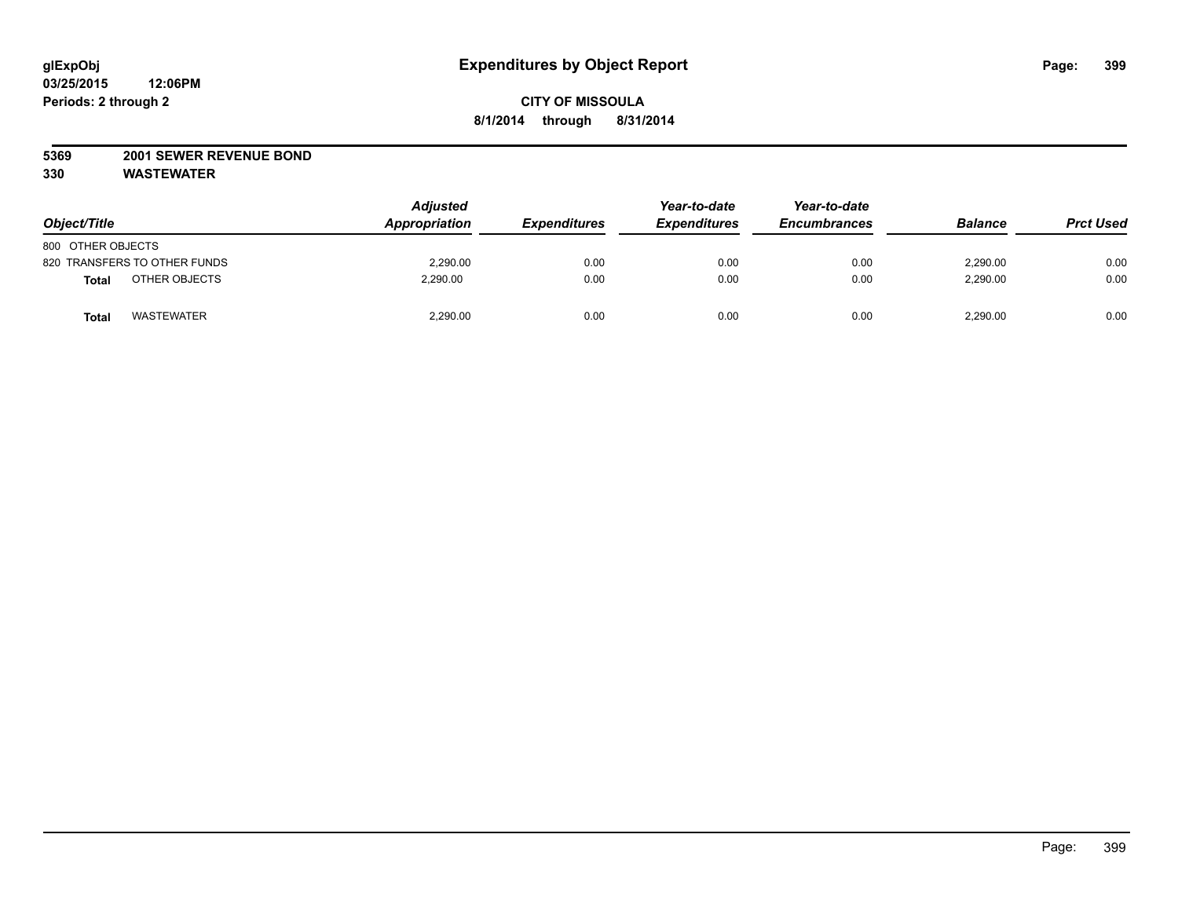glExpObj
03/25/2015 12:06PM
Periods: 2 through 2

# Expenditures by Object Report

**CITY OF MISSOULA**
**8/1/2014 through 8/31/2014**

**5369 2001 SEWER REVENUE BOND**
**330 WASTEWATER**

| Object/Title | Adjusted Appropriation | Expenditures | Year-to-date Expenditures | Year-to-date Encumbrances | Balance | Prct Used |
|---|---|---|---|---|---|---|
| 800 OTHER OBJECTS | | | | | | |
| 820 TRANSFERS TO OTHER FUNDS | 2,290.00 | 0.00 | 0.00 | 0.00 | 2,290.00 | 0.00 |
| **Total** OTHER OBJECTS | 2,290.00 | 0.00 | 0.00 | 0.00 | 2,290.00 | 0.00 |
| **Total** WASTEWATER | 2,290.00 | 0.00 | 0.00 | 0.00 | 2,290.00 | 0.00 |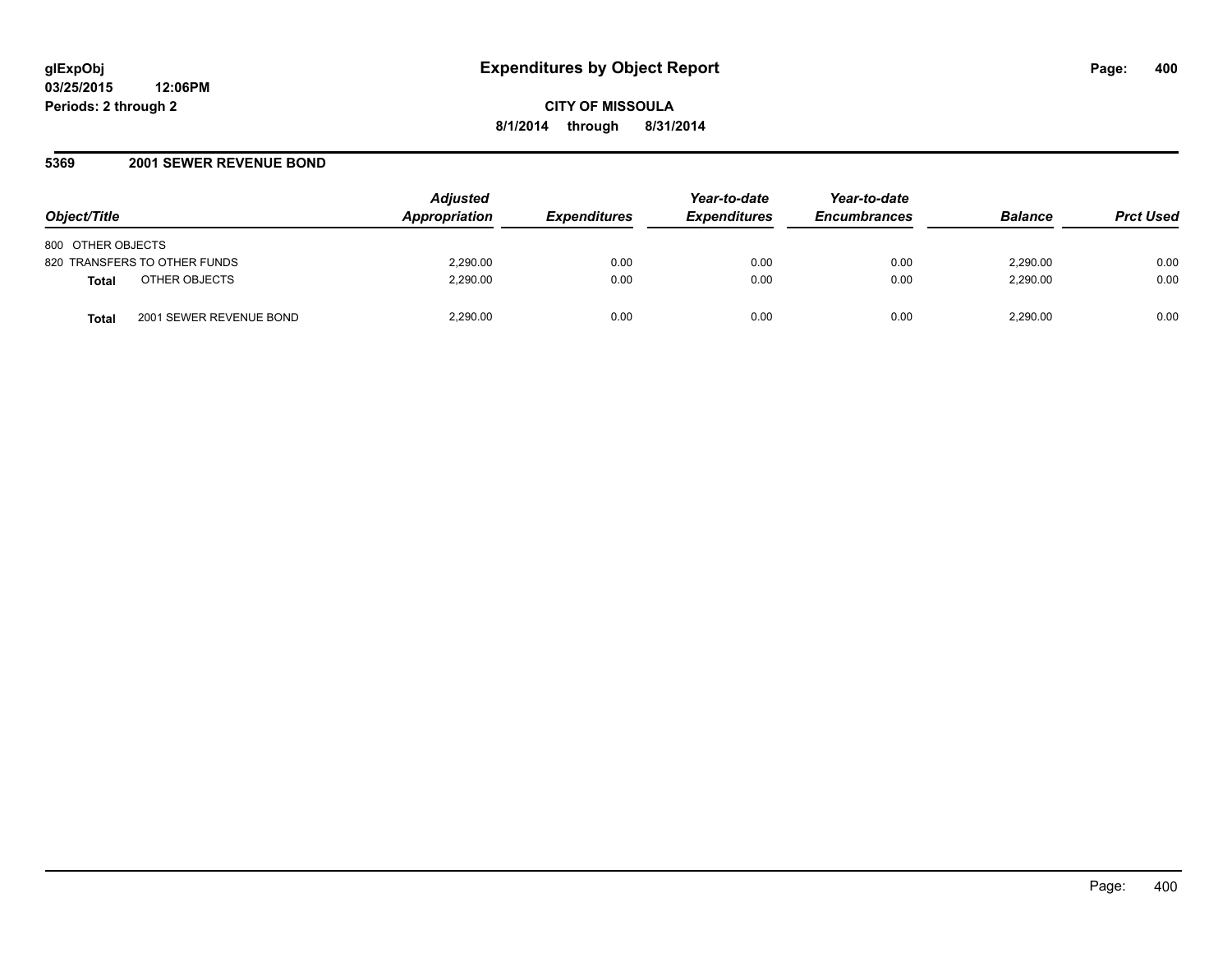**glExpObj**
**03/25/2015 12:06PM**
**Periods: 2 through 2**

# Expenditures by Object Report

**CITY OF MISSOULA**
**8/1/2014 through 8/31/2014**

## 5369 2001 SEWER REVENUE BOND

| Object/Title | | Adjusted Appropriation | Expenditures | Year-to-date Expenditures | Year-to-date Encumbrances | Balance | Prct Used |
|---|---|---|---|---|---|---|---|
| 800 OTHER OBJECTS | | | | | | | |
| 820 TRANSFERS TO OTHER FUNDS | | 2,290.00 | 0.00 | 0.00 | 0.00 | 2,290.00 | 0.00 |
| **Total** | OTHER OBJECTS | 2,290.00 | 0.00 | 0.00 | 0.00 | 2,290.00 | 0.00 |
| **Total** | 2001 SEWER REVENUE BOND | 2,290.00 | 0.00 | 0.00 | 0.00 | 2,290.00 | 0.00 |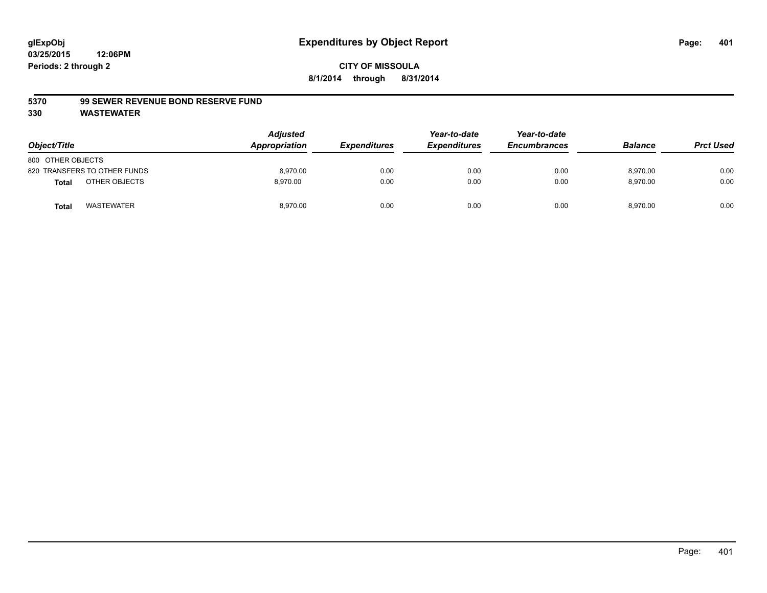glExpObj
03/25/2015 12:06PM
Periods: 2 through 2

# Expenditures by Object Report

**CITY OF MISSOULA**
**8/1/2014 through 8/31/2014**

**5370 99 SEWER REVENUE BOND RESERVE FUND**
**330 WASTEWATER**

| Object/Title | | Adjusted Appropriation | Expenditures | Year-to-date Expenditures | Year-to-date Encumbrances | Balance | Prct Used |
|---|---|---|---|---|---|---|---|
| 800 OTHER OBJECTS | | | | | | | |
| 820 TRANSFERS TO OTHER FUNDS | | 8,970.00 | 0.00 | 0.00 | 0.00 | 8,970.00 | 0.00 |
| **Total** | OTHER OBJECTS | 8,970.00 | 0.00 | 0.00 | 0.00 | 8,970.00 | 0.00 |
| **Total** | WASTEWATER | 8,970.00 | 0.00 | 0.00 | 0.00 | 8,970.00 | 0.00 |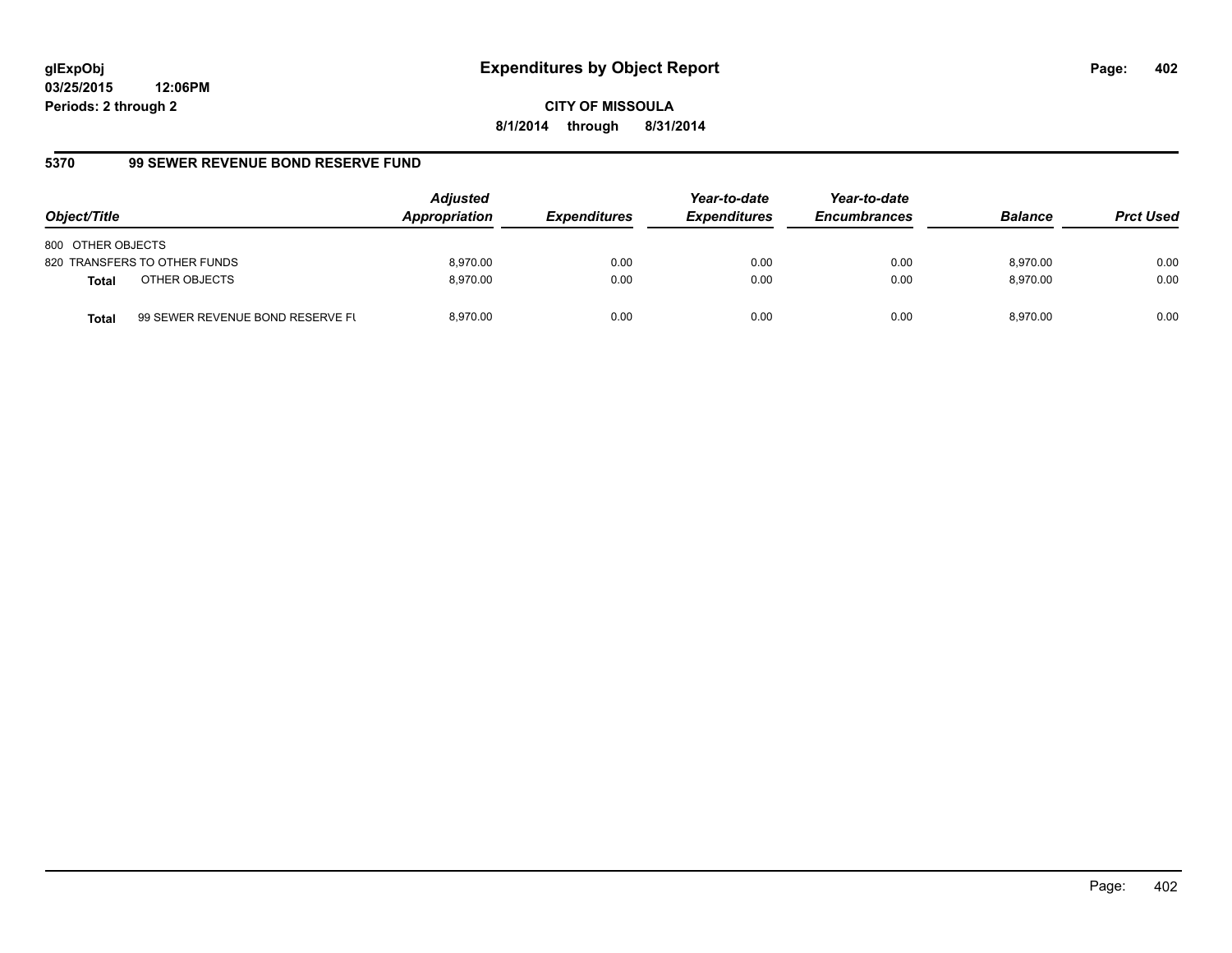glExpObj
03/25/2015 12:06PM
Periods: 2 through 2

# Expenditures by Object Report

**CITY OF MISSOULA**
**8/1/2014 through 8/31/2014**

## 5370 99 SEWER REVENUE BOND RESERVE FUND

| Object/Title | | Adjusted Appropriation | Expenditures | Year-to-date Expenditures | Year-to-date Encumbrances | Balance | Prct Used |
|---|---|---|---|---|---|---|---|
| 800 OTHER OBJECTS | | | | | | | |
| 820 TRANSFERS TO OTHER FUNDS | | 8,970.00 | 0.00 | 0.00 | 0.00 | 8,970.00 | 0.00 |
| **Total** | OTHER OBJECTS | 8,970.00 | 0.00 | 0.00 | 0.00 | 8,970.00 | 0.00 |
| **Total** | 99 SEWER REVENUE BOND RESERVE FU | 8,970.00 | 0.00 | 0.00 | 0.00 | 8,970.00 | 0.00 |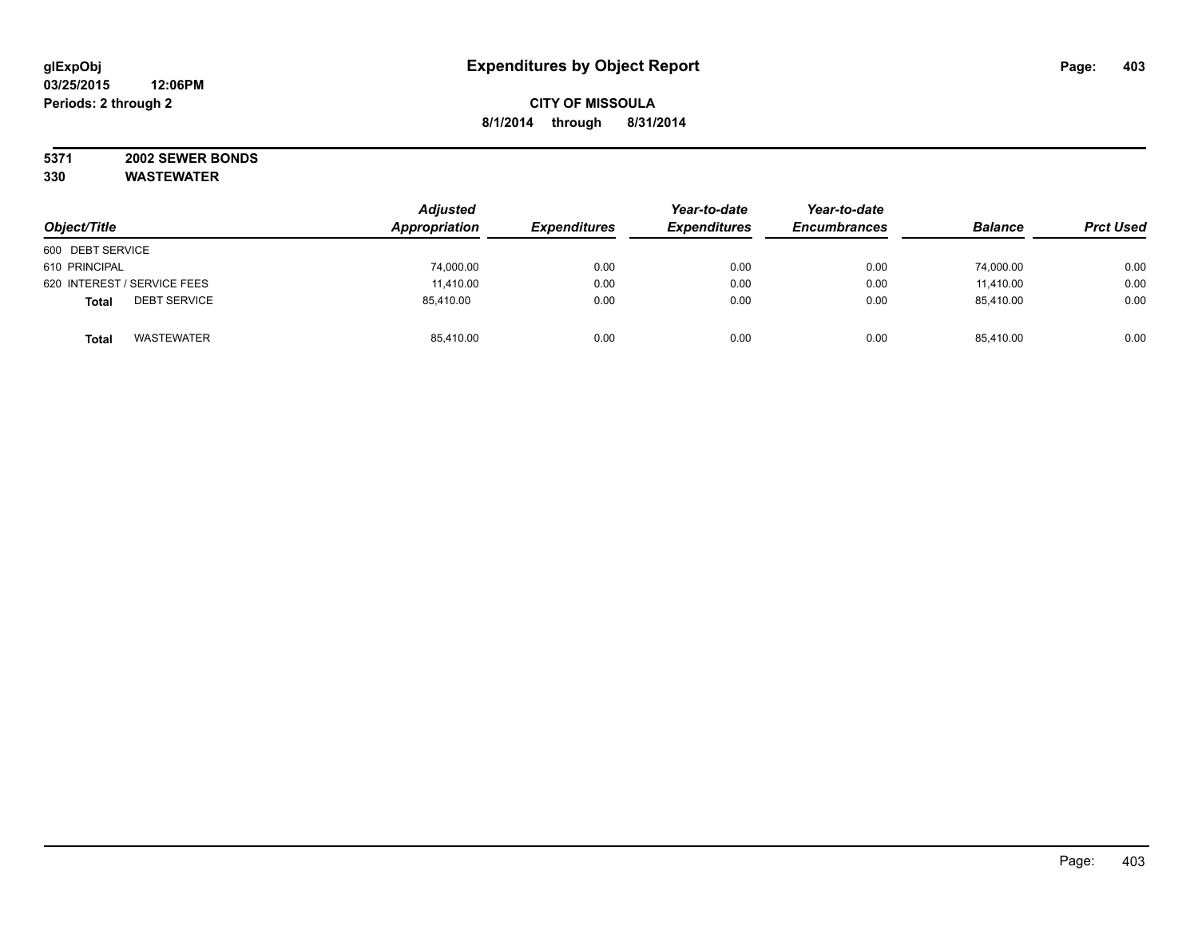**glExpObj** **Expenditures by Object Report**

**03/25/2015 12:06PM**

**Periods: 2 through 2**

**CITY OF MISSOULA**

**8/1/2014 through 8/31/2014**

**5371 2002 SEWER BONDS**

**330 WASTEWATER**

| Object/Title | Adjusted Appropriation | Expenditures | Year-to-date Expenditures | Year-to-date Encumbrances | Balance | Prct Used |
|---|---|---|---|---|---|---|
| 600 DEBT SERVICE | | | | | | |
| 610 PRINCIPAL | 74,000.00 | 0.00 | 0.00 | 0.00 | 74,000.00 | 0.00 |
| 620 INTEREST / SERVICE FEES | 11,410.00 | 0.00 | 0.00 | 0.00 | 11,410.00 | 0.00 |
| **Total** DEBT SERVICE | 85,410.00 | 0.00 | 0.00 | 0.00 | 85,410.00 | 0.00 |
| **Total** WASTEWATER | 85,410.00 | 0.00 | 0.00 | 0.00 | 85,410.00 | 0.00 |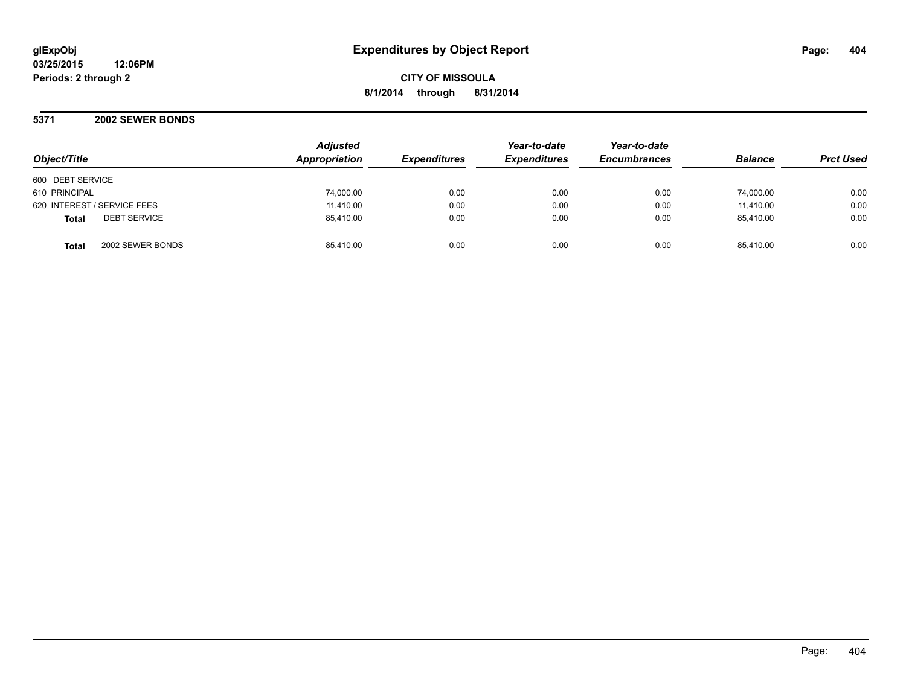**glExpObj**
**03/25/2015 12:06PM**
**Periods: 2 through 2**

# Expenditures by Object Report

**CITY OF MISSOULA**
**8/1/2014 through 8/31/2014**

## 5371 2002 SEWER BONDS

| Object/Title | Adjusted Appropriation | Expenditures | Year-to-date Expenditures | Year-to-date Encumbrances | Balance | Prct Used |
|---|---|---|---|---|---|---|
| 600 DEBT SERVICE | | | | | | |
| 610 PRINCIPAL | 74,000.00 | 0.00 | 0.00 | 0.00 | 74,000.00 | 0.00 |
| 620 INTEREST / SERVICE FEES | 11,410.00 | 0.00 | 0.00 | 0.00 | 11,410.00 | 0.00 |
| **Total** DEBT SERVICE | 85,410.00 | 0.00 | 0.00 | 0.00 | 85,410.00 | 0.00 |
| **Total** 2002 SEWER BONDS | 85,410.00 | 0.00 | 0.00 | 0.00 | 85,410.00 | 0.00 |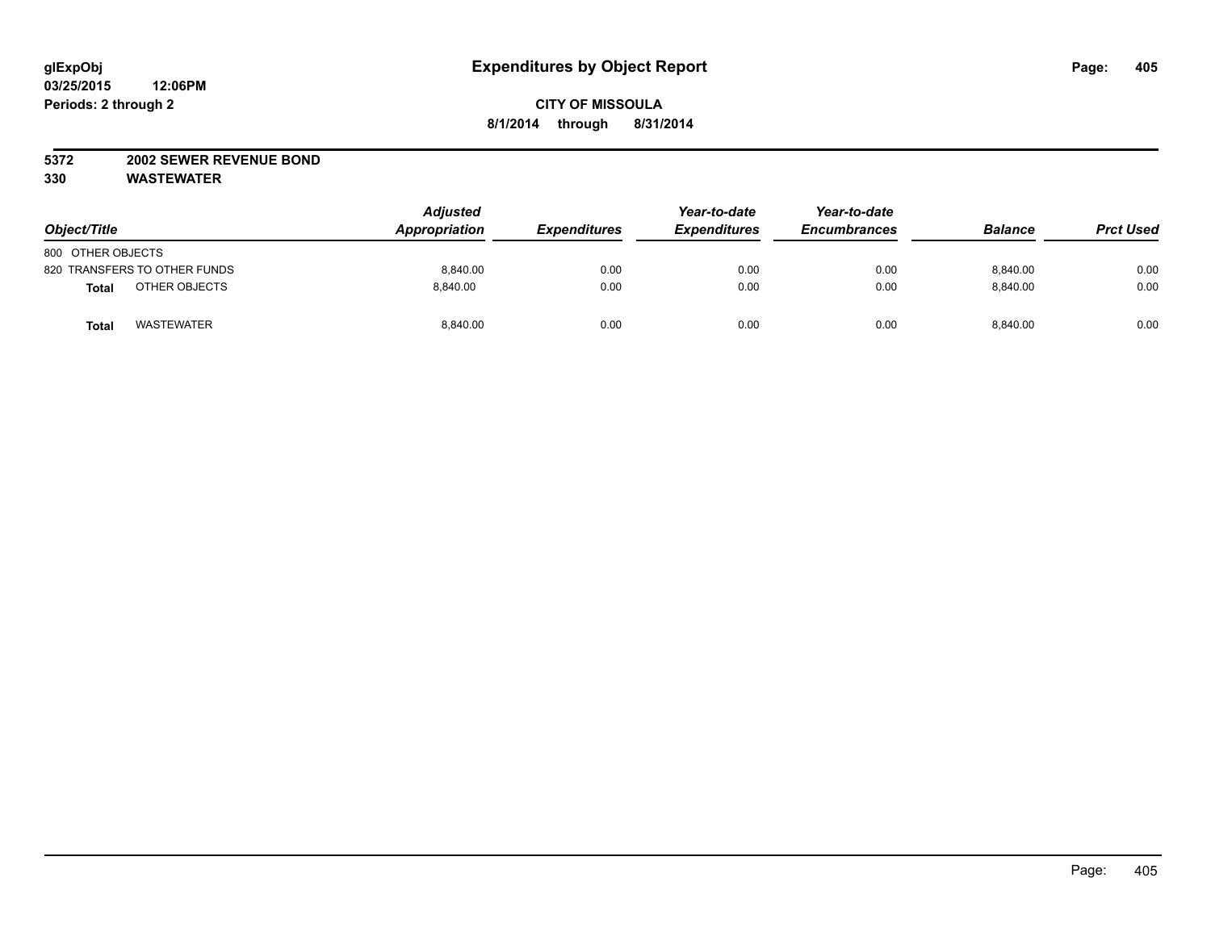glExpObj
03/25/2015 12:06PM
Periods: 2 through 2

# Expenditures by Object Report

**CITY OF MISSOULA**
**8/1/2014 through 8/31/2014**

**5372 2002 SEWER REVENUE BOND**
**330 WASTEWATER**

| Object/Title | Adjusted Appropriation | Expenditures | Year-to-date Expenditures | Year-to-date Encumbrances | Balance | Prct Used |
|---|---|---|---|---|---|---|
| 800 OTHER OBJECTS | | | | | | |
| 820 TRANSFERS TO OTHER FUNDS | 8,840.00 | 0.00 | 0.00 | 0.00 | 8,840.00 | 0.00 |
| **Total** OTHER OBJECTS | 8,840.00 | 0.00 | 0.00 | 0.00 | 8,840.00 | 0.00 |
| **Total** WASTEWATER | 8,840.00 | 0.00 | 0.00 | 0.00 | 8,840.00 | 0.00 |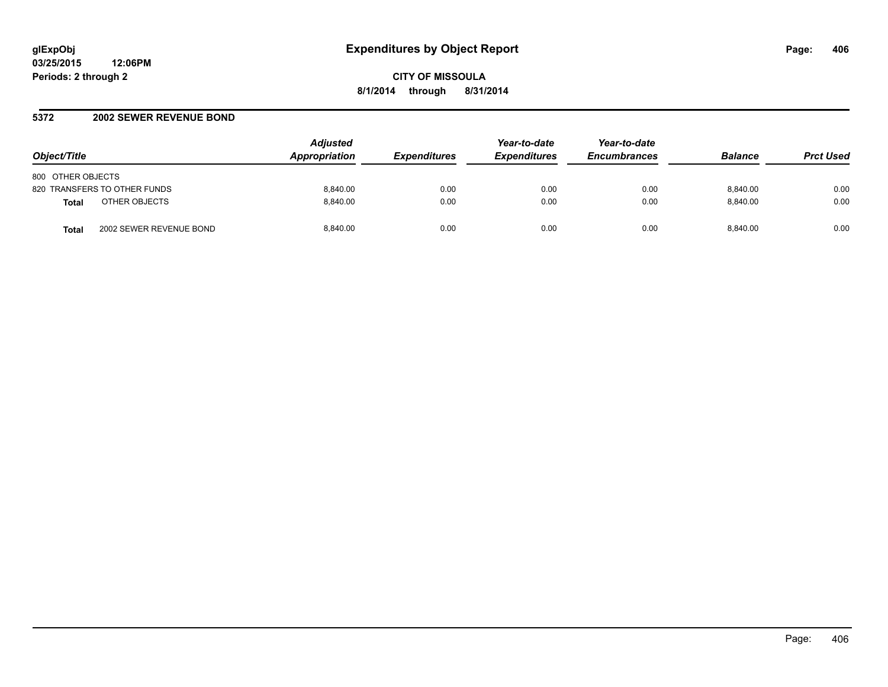# Expenditures by Object Report

glExpObj
03/25/2015 12:06PM
Periods: 2 through 2

**CITY OF MISSOULA**
**8/1/2014 through 8/31/2014**

## 5372 2002 SEWER REVENUE BOND

| Object/Title | | Adjusted Appropriation | Expenditures | Year-to-date Expenditures | Year-to-date Encumbrances | Balance | Prct Used |
|---|---|---|---|---|---|---|---|
| 800 OTHER OBJECTS | | | | | | | |
| 820 TRANSFERS TO OTHER FUNDS | | 8,840.00 | 0.00 | 0.00 | 0.00 | 8,840.00 | 0.00 |
| **Total** | OTHER OBJECTS | 8,840.00 | 0.00 | 0.00 | 0.00 | 8,840.00 | 0.00 |
| **Total** | 2002 SEWER REVENUE BOND | 8,840.00 | 0.00 | 0.00 | 0.00 | 8,840.00 | 0.00 |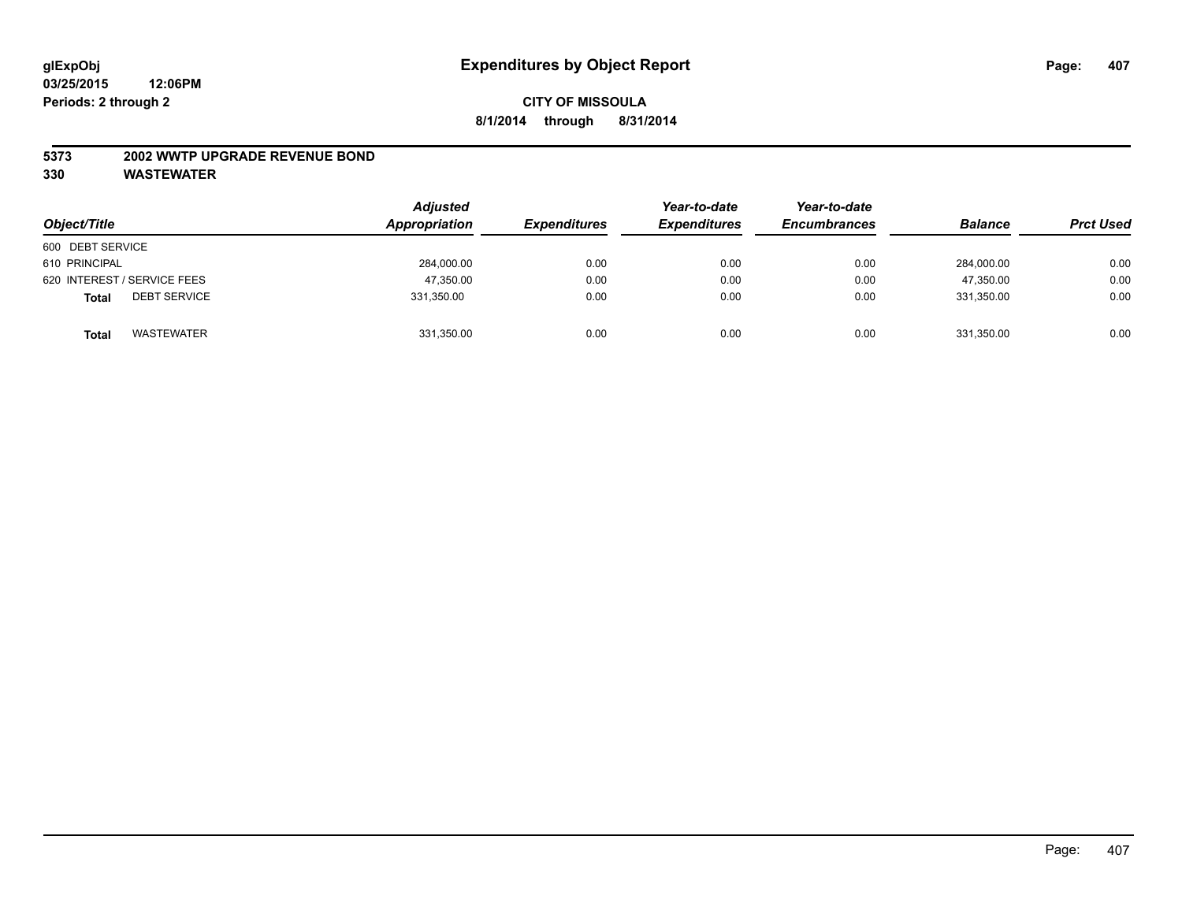glExpObj
03/25/2015 12:06PM
Periods: 2 through 2

# Expenditures by Object Report

**CITY OF MISSOULA**
**8/1/2014 through 8/31/2014**

**5373 2002 WWTP UPGRADE REVENUE BOND**
**330 WASTEWATER**

| Object/Title | Adjusted Appropriation | Expenditures | Year-to-date Expenditures | Year-to-date Encumbrances | Balance | Prct Used |
|---|---|---|---|---|---|---|
| 600 DEBT SERVICE | | | | | | |
| 610 PRINCIPAL | 284,000.00 | 0.00 | 0.00 | 0.00 | 284,000.00 | 0.00 |
| 620 INTEREST / SERVICE FEES | 47,350.00 | 0.00 | 0.00 | 0.00 | 47,350.00 | 0.00 |
| **Total** DEBT SERVICE | 331,350.00 | 0.00 | 0.00 | 0.00 | 331,350.00 | 0.00 |
| **Total** WASTEWATER | 331,350.00 | 0.00 | 0.00 | 0.00 | 331,350.00 | 0.00 |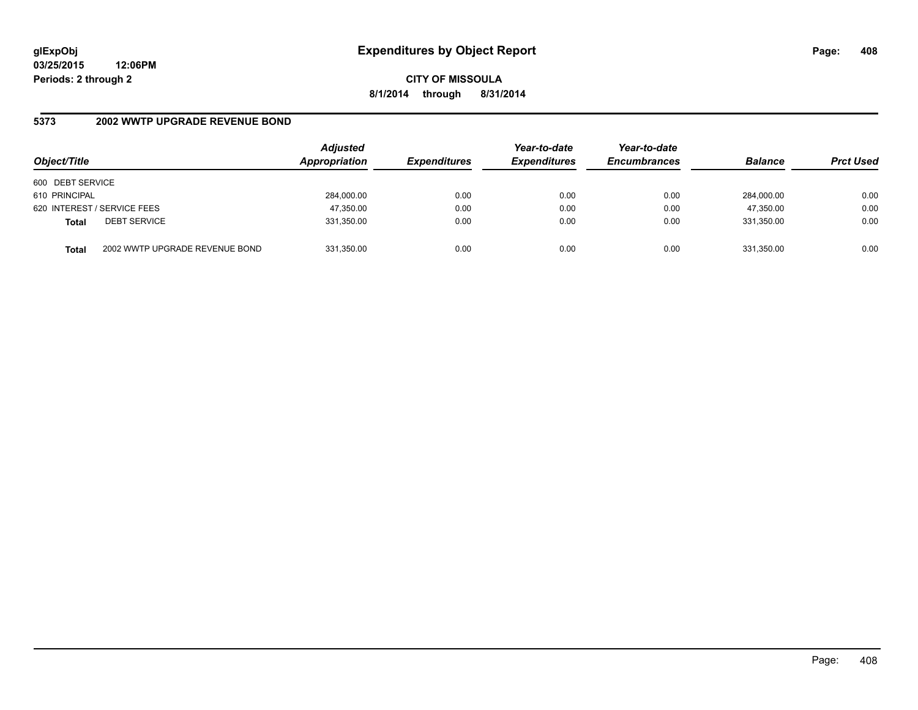**glExpObj**
**03/25/2015 12:06PM**
**Periods: 2 through 2**

# Expenditures by Object Report

**CITY OF MISSOULA**
**8/1/2014 through 8/31/2014**

## 5373 2002 WWTP UPGRADE REVENUE BOND

| Object/Title | | Adjusted Appropriation | Expenditures | Year-to-date Expenditures | Year-to-date Encumbrances | Balance | Prct Used |
|---|---|---|---|---|---|---|---|
| 600 DEBT SERVICE | | | | | | | |
| 610 PRINCIPAL | | 284,000.00 | 0.00 | 0.00 | 0.00 | 284,000.00 | 0.00 |
| 620 INTEREST / SERVICE FEES | | 47,350.00 | 0.00 | 0.00 | 0.00 | 47,350.00 | 0.00 |
| **Total** | DEBT SERVICE | 331,350.00 | 0.00 | 0.00 | 0.00 | 331,350.00 | 0.00 |
| **Total** | 2002 WWTP UPGRADE REVENUE BOND | 331,350.00 | 0.00 | 0.00 | 0.00 | 331,350.00 | 0.00 |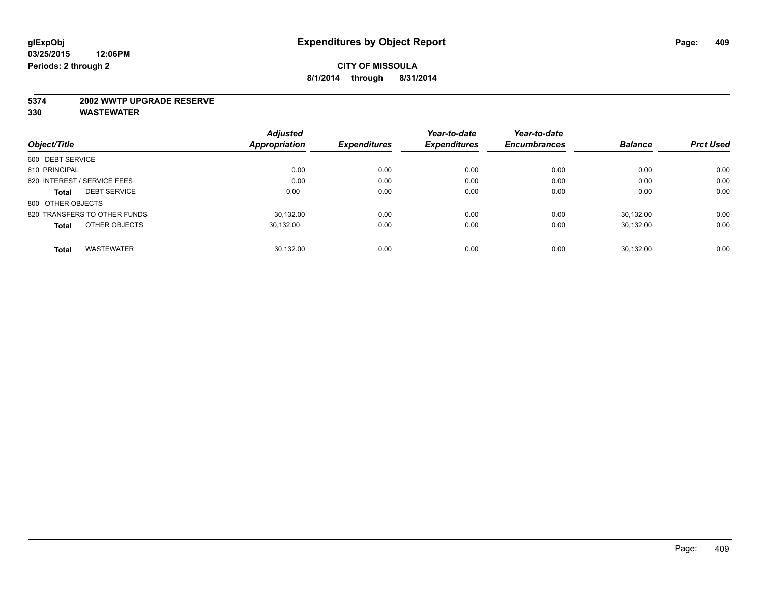glExpObj
03/25/2015 12:06PM
Periods: 2 through 2

# Expenditures by Object Report

**CITY OF MISSOULA**
**8/1/2014 through 8/31/2014**

**5374 2002 WWTP UPGRADE RESERVE**
**330 WASTEWATER**

| Object/Title | | Adjusted Appropriation | Expenditures | Year-to-date Expenditures | Year-to-date Encumbrances | Balance | Prct Used |
|---|---|---|---|---|---|---|---|
| 600 DEBT SERVICE | | | | | | | |
| 610 PRINCIPAL | | 0.00 | 0.00 | 0.00 | 0.00 | 0.00 | 0.00 |
| 620 INTEREST / SERVICE FEES | | 0.00 | 0.00 | 0.00 | 0.00 | 0.00 | 0.00 |
| **Total** | DEBT SERVICE | 0.00 | 0.00 | 0.00 | 0.00 | 0.00 | 0.00 |
| 800 OTHER OBJECTS | | | | | | | |
| 820 TRANSFERS TO OTHER FUNDS | | 30,132.00 | 0.00 | 0.00 | 0.00 | 30,132.00 | 0.00 |
| **Total** | OTHER OBJECTS | 30,132.00 | 0.00 | 0.00 | 0.00 | 30,132.00 | 0.00 |
| **Total** | WASTEWATER | 30,132.00 | 0.00 | 0.00 | 0.00 | 30,132.00 | 0.00 |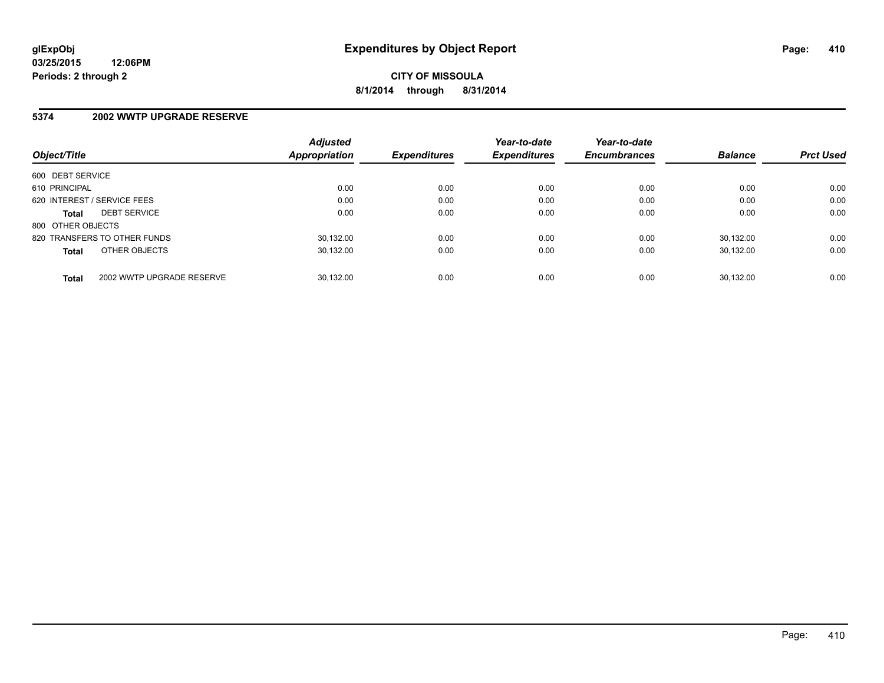**glExpObj**
**03/25/2015 12:06PM**
**Periods: 2 through 2**

# Expenditures by Object Report

**CITY OF MISSOULA**
**8/1/2014 through 8/31/2014**

## 5374 2002 WWTP UPGRADE RESERVE

| Object/Title | | Adjusted Appropriation | Expenditures | Year-to-date Expenditures | Year-to-date Encumbrances | Balance | Prct Used |
|---|---|---|---|---|---|---|---|
| 600 DEBT SERVICE | | | | | | | |
| 610 PRINCIPAL | | 0.00 | 0.00 | 0.00 | 0.00 | 0.00 | 0.00 |
| 620 INTEREST / SERVICE FEES | | 0.00 | 0.00 | 0.00 | 0.00 | 0.00 | 0.00 |
| **Total** | DEBT SERVICE | 0.00 | 0.00 | 0.00 | 0.00 | 0.00 | 0.00 |
| 800 OTHER OBJECTS | | | | | | | |
| 820 TRANSFERS TO OTHER FUNDS | | 30,132.00 | 0.00 | 0.00 | 0.00 | 30,132.00 | 0.00 |
| **Total** | OTHER OBJECTS | 30,132.00 | 0.00 | 0.00 | 0.00 | 30,132.00 | 0.00 |
| **Total** | 2002 WWTP UPGRADE RESERVE | 30,132.00 | 0.00 | 0.00 | 0.00 | 30,132.00 | 0.00 |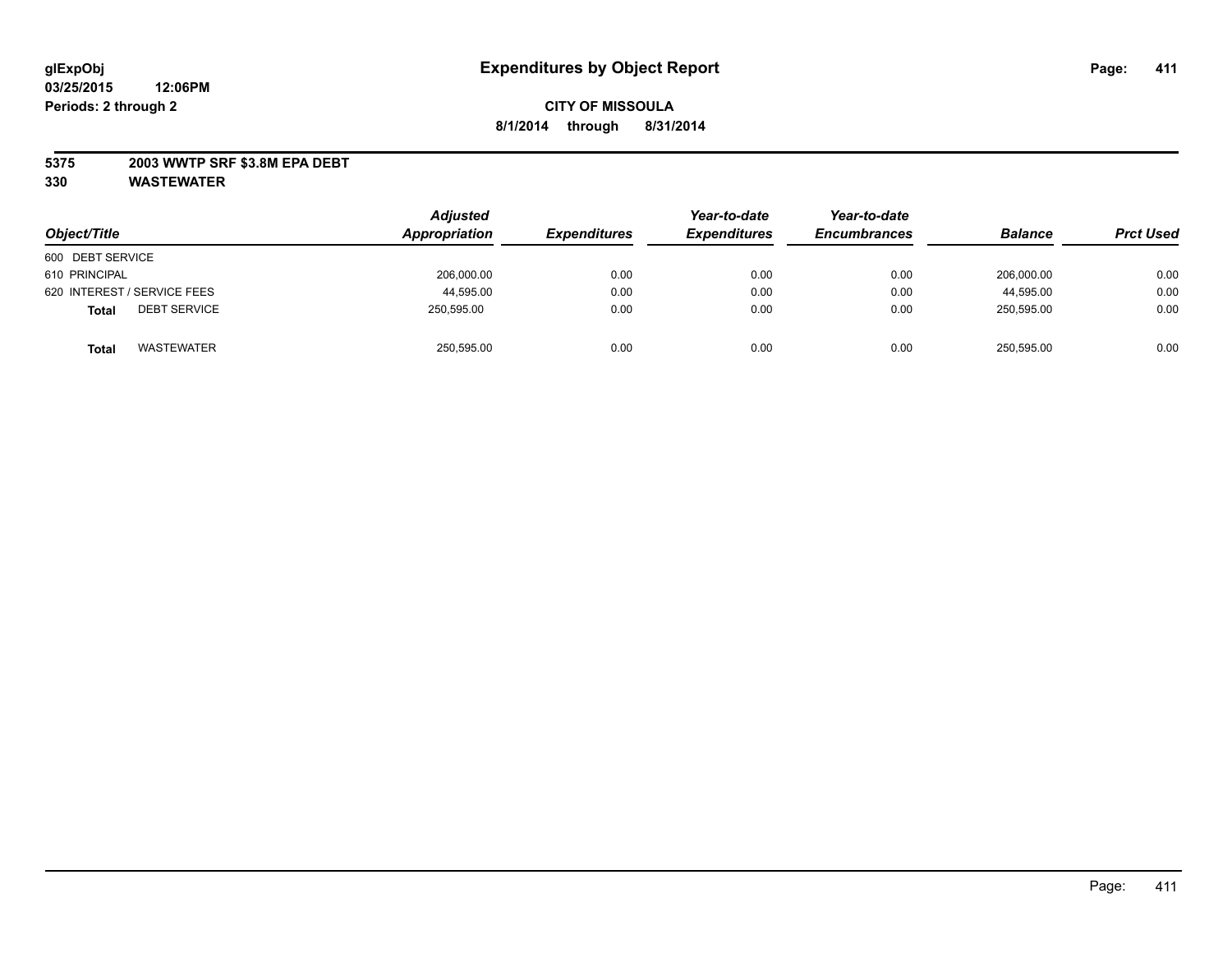# Expenditures by Object Report

glExpObj
03/25/2015 12:06PM
Periods: 2 through 2

**CITY OF MISSOULA**
**8/1/2014 through 8/31/2014**

**5375 2003 WWTP SRF $3.8M EPA DEBT**
**330 WASTEWATER**

| Object/Title | Adjusted Appropriation | Expenditures | Year-to-date Expenditures | Year-to-date Encumbrances | Balance | Prct Used |
|---|---|---|---|---|---|---|
| 600 DEBT SERVICE | | | | | | |
| 610 PRINCIPAL | 206,000.00 | 0.00 | 0.00 | 0.00 | 206,000.00 | 0.00 |
| 620 INTEREST / SERVICE FEES | 44,595.00 | 0.00 | 0.00 | 0.00 | 44,595.00 | 0.00 |
| **Total** DEBT SERVICE | 250,595.00 | 0.00 | 0.00 | 0.00 | 250,595.00 | 0.00 |
| **Total** WASTEWATER | 250,595.00 | 0.00 | 0.00 | 0.00 | 250,595.00 | 0.00 |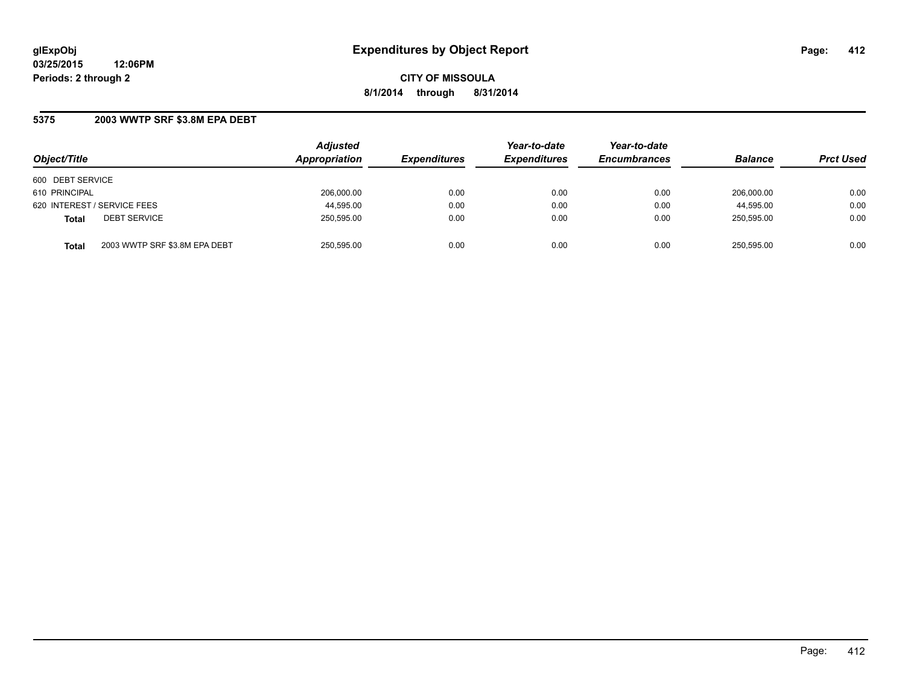# Expenditures by Object Report

glExpObj
03/25/2015 12:06PM
Periods: 2 through 2

**CITY OF MISSOULA**
**8/1/2014 through 8/31/2014**

## 5375 2003 WWTP SRF $3.8M EPA DEBT

| Object/Title | Adjusted Appropriation | Expenditures | Year-to-date Expenditures | Year-to-date Encumbrances | Balance | Prct Used |
|---|---|---|---|---|---|---|
| 600 DEBT SERVICE | | | | | | |
| 610 PRINCIPAL | 206,000.00 | 0.00 | 0.00 | 0.00 | 206,000.00 | 0.00 |
| 620 INTEREST / SERVICE FEES | 44,595.00 | 0.00 | 0.00 | 0.00 | 44,595.00 | 0.00 |
| **Total** DEBT SERVICE | 250,595.00 | 0.00 | 0.00 | 0.00 | 250,595.00 | 0.00 |
| **Total** 2003 WWTP SRF $3.8M EPA DEBT | 250,595.00 | 0.00 | 0.00 | 0.00 | 250,595.00 | 0.00 |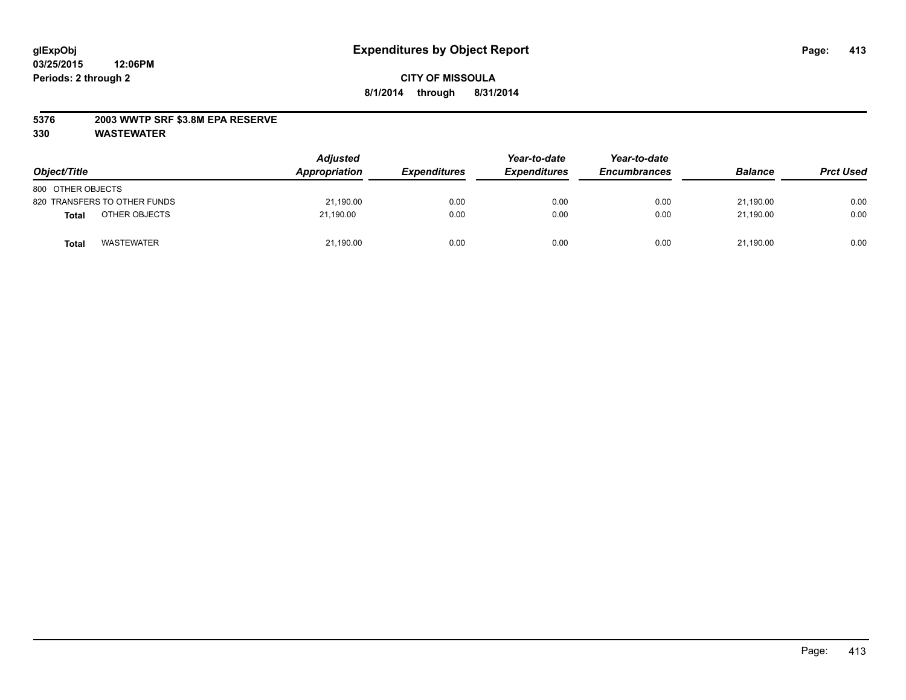# Expenditures by Object Report

glExpObj
03/25/2015 12:06PM
Periods: 2 through 2

**CITY OF MISSOULA**
**8/1/2014 through 8/31/2014**

**5376 2003 WWTP SRF $3.8M EPA RESERVE**
**330 WASTEWATER**

| Object/Title | Adjusted Appropriation | Expenditures | Year-to-date Expenditures | Year-to-date Encumbrances | Balance | Prct Used |
|---|---|---|---|---|---|---|
| 800 OTHER OBJECTS | | | | | | |
| 820 TRANSFERS TO OTHER FUNDS | 21,190.00 | 0.00 | 0.00 | 0.00 | 21,190.00 | 0.00 |
| **Total** OTHER OBJECTS | 21,190.00 | 0.00 | 0.00 | 0.00 | 21,190.00 | 0.00 |
| **Total** WASTEWATER | 21,190.00 | 0.00 | 0.00 | 0.00 | 21,190.00 | 0.00 |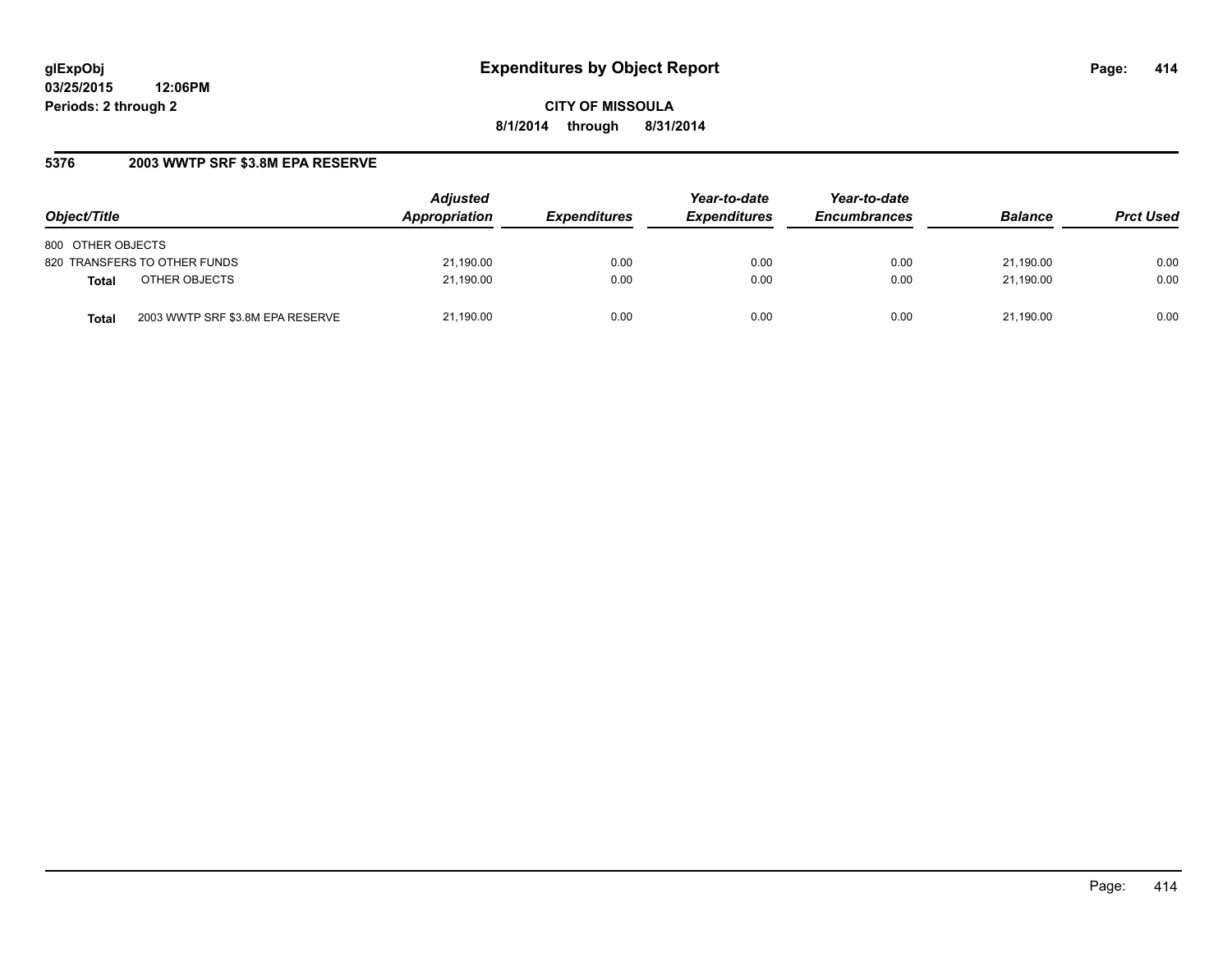**glExpObj**
**03/25/2015 12:06PM**
**Periods: 2 through 2**

# Expenditures by Object Report

**CITY OF MISSOULA**
**8/1/2014 through 8/31/2014**

## 5376 2003 WWTP SRF $3.8M EPA RESERVE

| Object/Title | | Adjusted Appropriation | Expenditures | Year-to-date Expenditures | Year-to-date Encumbrances | Balance | Prct Used |
|---|---|---|---|---|---|---|---|
| 800 OTHER OBJECTS | | | | | | | |
| 820 TRANSFERS TO OTHER FUNDS | | 21,190.00 | 0.00 | 0.00 | 0.00 | 21,190.00 | 0.00 |
| **Total** | OTHER OBJECTS | 21,190.00 | 0.00 | 0.00 | 0.00 | 21,190.00 | 0.00 |
| **Total** | 2003 WWTP SRF $3.8M EPA RESERVE | 21,190.00 | 0.00 | 0.00 | 0.00 | 21,190.00 | 0.00 |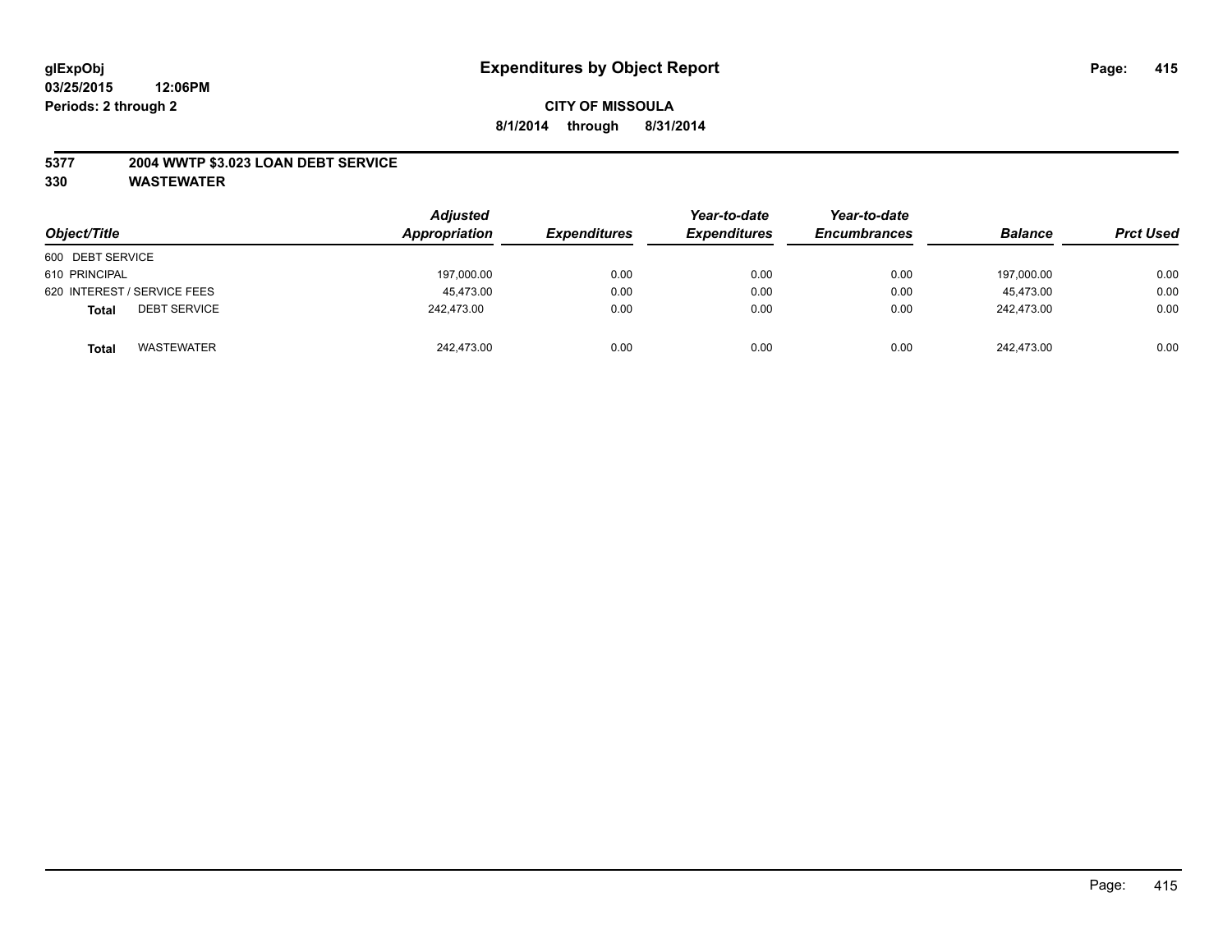glExpObj
03/25/2015 12:06PM
Periods: 2 through 2

# Expenditures by Object Report

**CITY OF MISSOULA**

**8/1/2014 through 8/31/2014**

**5377 2004 WWTP $3.023 LOAN DEBT SERVICE**

**330 WASTEWATER**

| Object/Title | Adjusted Appropriation | Expenditures | Year-to-date Expenditures | Year-to-date Encumbrances | Balance | Prct Used |
|---|---|---|---|---|---|---|
| 600 DEBT SERVICE | | | | | | |
| 610 PRINCIPAL | 197,000.00 | 0.00 | 0.00 | 0.00 | 197,000.00 | 0.00 |
| 620 INTEREST / SERVICE FEES | 45,473.00 | 0.00 | 0.00 | 0.00 | 45,473.00 | 0.00 |
| **Total** DEBT SERVICE | 242,473.00 | 0.00 | 0.00 | 0.00 | 242,473.00 | 0.00 |
| **Total** WASTEWATER | 242,473.00 | 0.00 | 0.00 | 0.00 | 242,473.00 | 0.00 |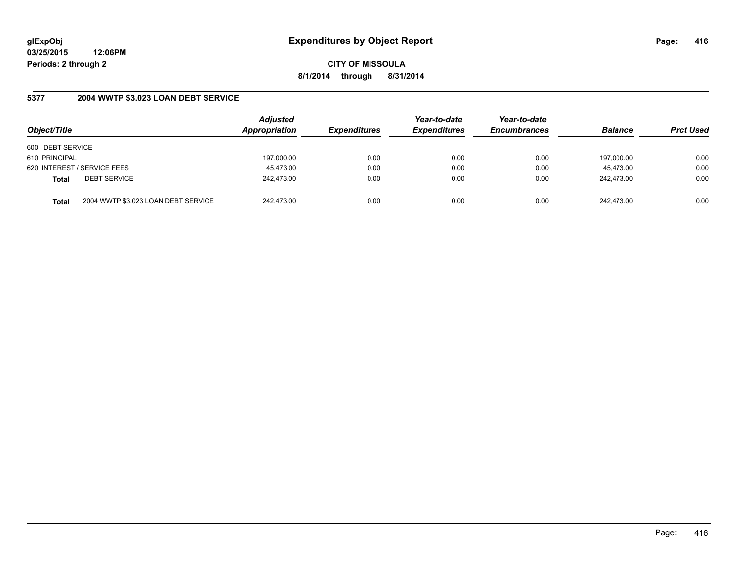# Expenditures by Object Report

glExpObj
03/25/2015 12:06PM
Periods: 2 through 2

**CITY OF MISSOULA**
**8/1/2014 through 8/31/2014**

## 5377 2004 WWTP $3.023 LOAN DEBT SERVICE

| Object/Title | | Adjusted Appropriation | Expenditures | Year-to-date Expenditures | Year-to-date Encumbrances | Balance | Prct Used |
|---|---|---|---|---|---|---|---|
| 600 DEBT SERVICE | | | | | | | |
| 610 PRINCIPAL | | 197,000.00 | 0.00 | 0.00 | 0.00 | 197,000.00 | 0.00 |
| 620 INTEREST / SERVICE FEES | | 45,473.00 | 0.00 | 0.00 | 0.00 | 45,473.00 | 0.00 |
| **Total** | DEBT SERVICE | 242,473.00 | 0.00 | 0.00 | 0.00 | 242,473.00 | 0.00 |
| **Total** | 2004 WWTP $3.023 LOAN DEBT SERVICE | 242,473.00 | 0.00 | 0.00 | 0.00 | 242,473.00 | 0.00 |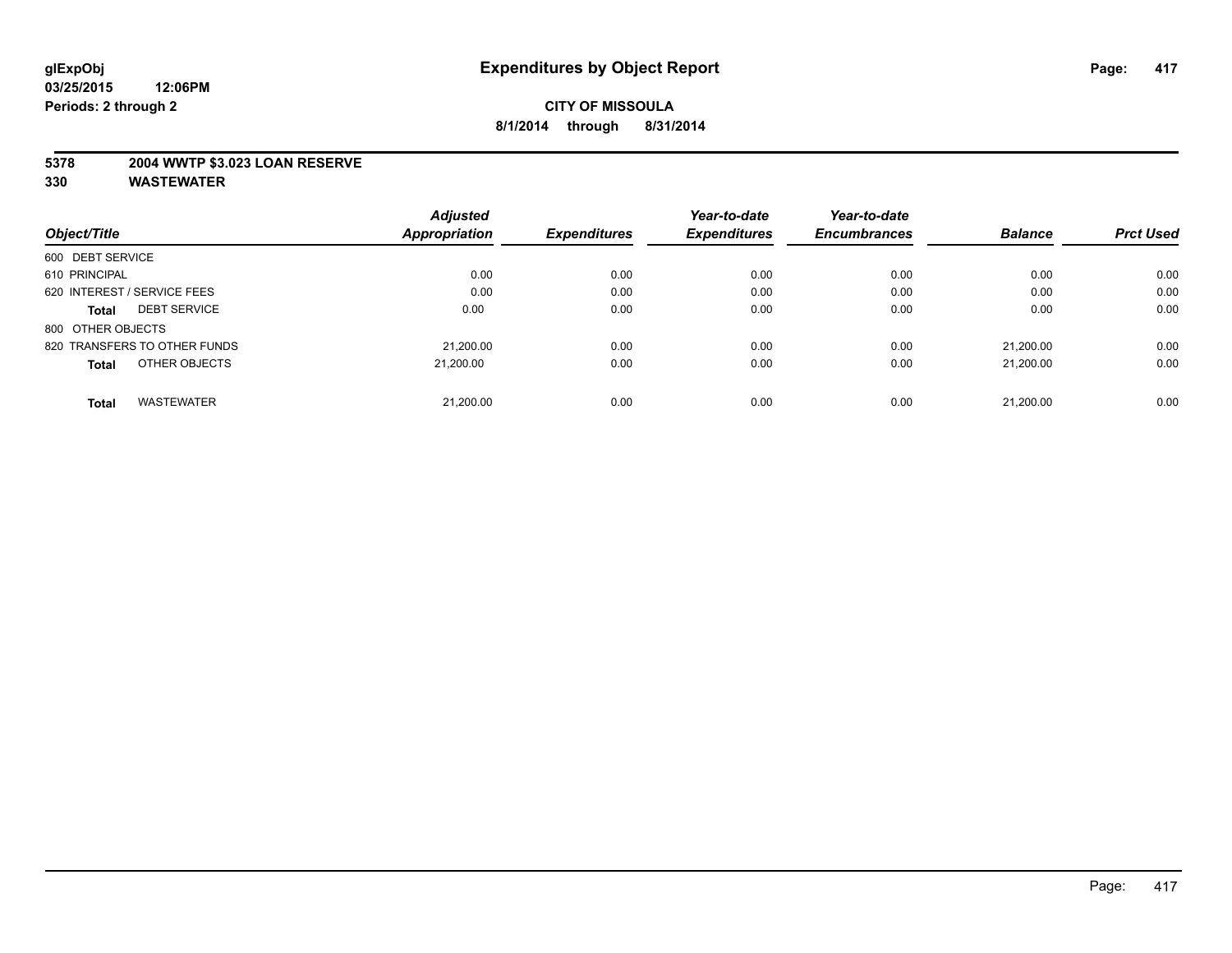**glExpObj** 03/25/2015 12:06PM
Periods: 2 through 2

# Expenditures by Object Report

**CITY OF MISSOULA**
**8/1/2014 through 8/31/2014**

**5378 2004 WWTP $3.023 LOAN RESERVE**
**330 WASTEWATER**

| Object/Title | Adjusted Appropriation | Expenditures | Year-to-date Expenditures | Year-to-date Encumbrances | Balance | Prct Used |
|---|---|---|---|---|---|---|
| 600 DEBT SERVICE | | | | | | |
| 610 PRINCIPAL | 0.00 | 0.00 | 0.00 | 0.00 | 0.00 | 0.00 |
| 620 INTEREST / SERVICE FEES | 0.00 | 0.00 | 0.00 | 0.00 | 0.00 | 0.00 |
| **Total** DEBT SERVICE | 0.00 | 0.00 | 0.00 | 0.00 | 0.00 | 0.00 |
| 800 OTHER OBJECTS | | | | | | |
| 820 TRANSFERS TO OTHER FUNDS | 21,200.00 | 0.00 | 0.00 | 0.00 | 21,200.00 | 0.00 |
| **Total** OTHER OBJECTS | 21,200.00 | 0.00 | 0.00 | 0.00 | 21,200.00 | 0.00 |
| **Total** WASTEWATER | 21,200.00 | 0.00 | 0.00 | 0.00 | 21,200.00 | 0.00 |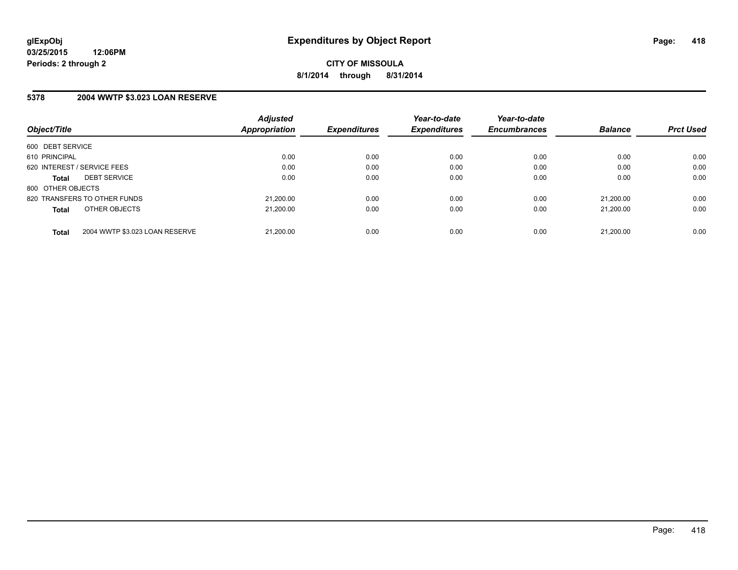# Expenditures by Object Report

glExpObj
03/25/2015 12:06PM
Periods: 2 through 2

**CITY OF MISSOULA**
**8/1/2014 through 8/31/2014**

## 5378 2004 WWTP $3.023 LOAN RESERVE

| Object/Title | Adjusted Appropriation | Expenditures | Year-to-date Expenditures | Year-to-date Encumbrances | Balance | Prct Used |
|---|---|---|---|---|---|---|
| 600 DEBT SERVICE | | | | | | |
| 610 PRINCIPAL | 0.00 | 0.00 | 0.00 | 0.00 | 0.00 | 0.00 |
| 620 INTEREST / SERVICE FEES | 0.00 | 0.00 | 0.00 | 0.00 | 0.00 | 0.00 |
| **Total** DEBT SERVICE | 0.00 | 0.00 | 0.00 | 0.00 | 0.00 | 0.00 |
| 800 OTHER OBJECTS | | | | | | |
| 820 TRANSFERS TO OTHER FUNDS | 21,200.00 | 0.00 | 0.00 | 0.00 | 21,200.00 | 0.00 |
| **Total** OTHER OBJECTS | 21,200.00 | 0.00 | 0.00 | 0.00 | 21,200.00 | 0.00 |
| **Total** 2004 WWTP $3.023 LOAN RESERVE | 21,200.00 | 0.00 | 0.00 | 0.00 | 21,200.00 | 0.00 |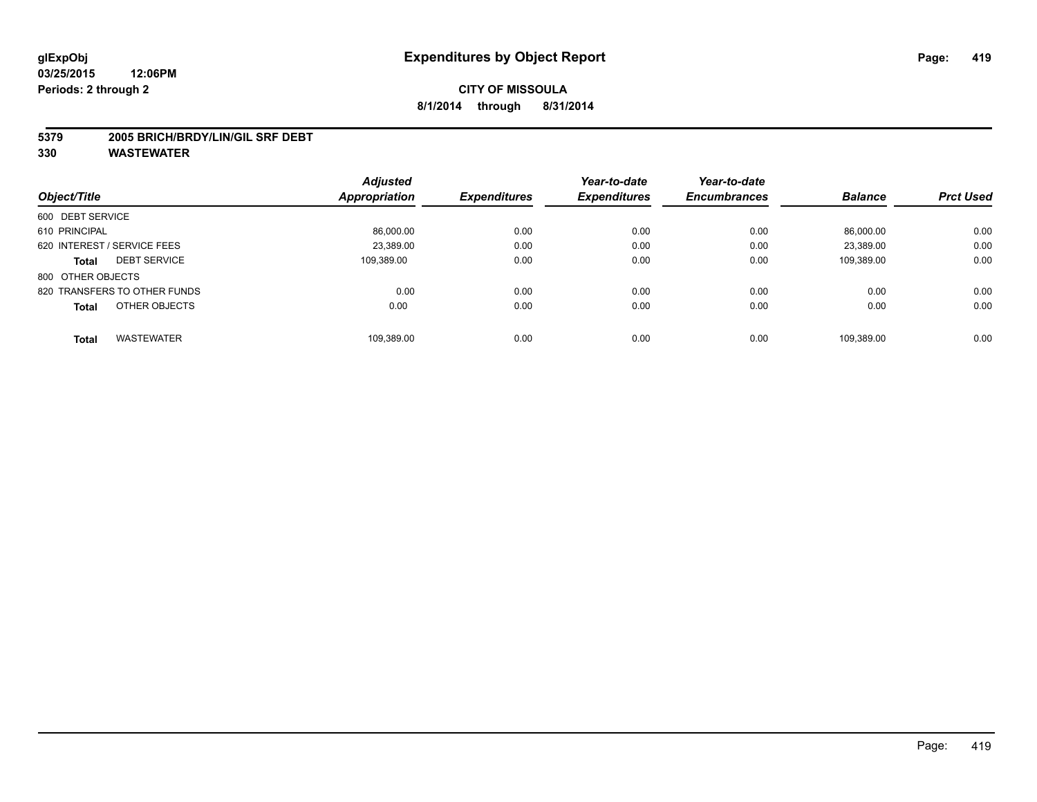glExpObj
03/25/2015 12:06PM
Periods: 2 through 2

# Expenditures by Object Report

**CITY OF MISSOULA**
**8/1/2014 through 8/31/2014**

**5379 2005 BRICH/BRDY/LIN/GIL SRF DEBT**
**330 WASTEWATER**

| Object/Title | Adjusted Appropriation | Expenditures | Year-to-date Expenditures | Year-to-date Encumbrances | Balance | Prct Used |
|---|---|---|---|---|---|---|
| 600 DEBT SERVICE | | | | | | |
| 610 PRINCIPAL | 86,000.00 | 0.00 | 0.00 | 0.00 | 86,000.00 | 0.00 |
| 620 INTEREST / SERVICE FEES | 23,389.00 | 0.00 | 0.00 | 0.00 | 23,389.00 | 0.00 |
| **Total** DEBT SERVICE | 109,389.00 | 0.00 | 0.00 | 0.00 | 109,389.00 | 0.00 |
| 800 OTHER OBJECTS | | | | | | |
| 820 TRANSFERS TO OTHER FUNDS | 0.00 | 0.00 | 0.00 | 0.00 | 0.00 | 0.00 |
| **Total** OTHER OBJECTS | 0.00 | 0.00 | 0.00 | 0.00 | 0.00 | 0.00 |
| **Total** WASTEWATER | 109,389.00 | 0.00 | 0.00 | 0.00 | 109,389.00 | 0.00 |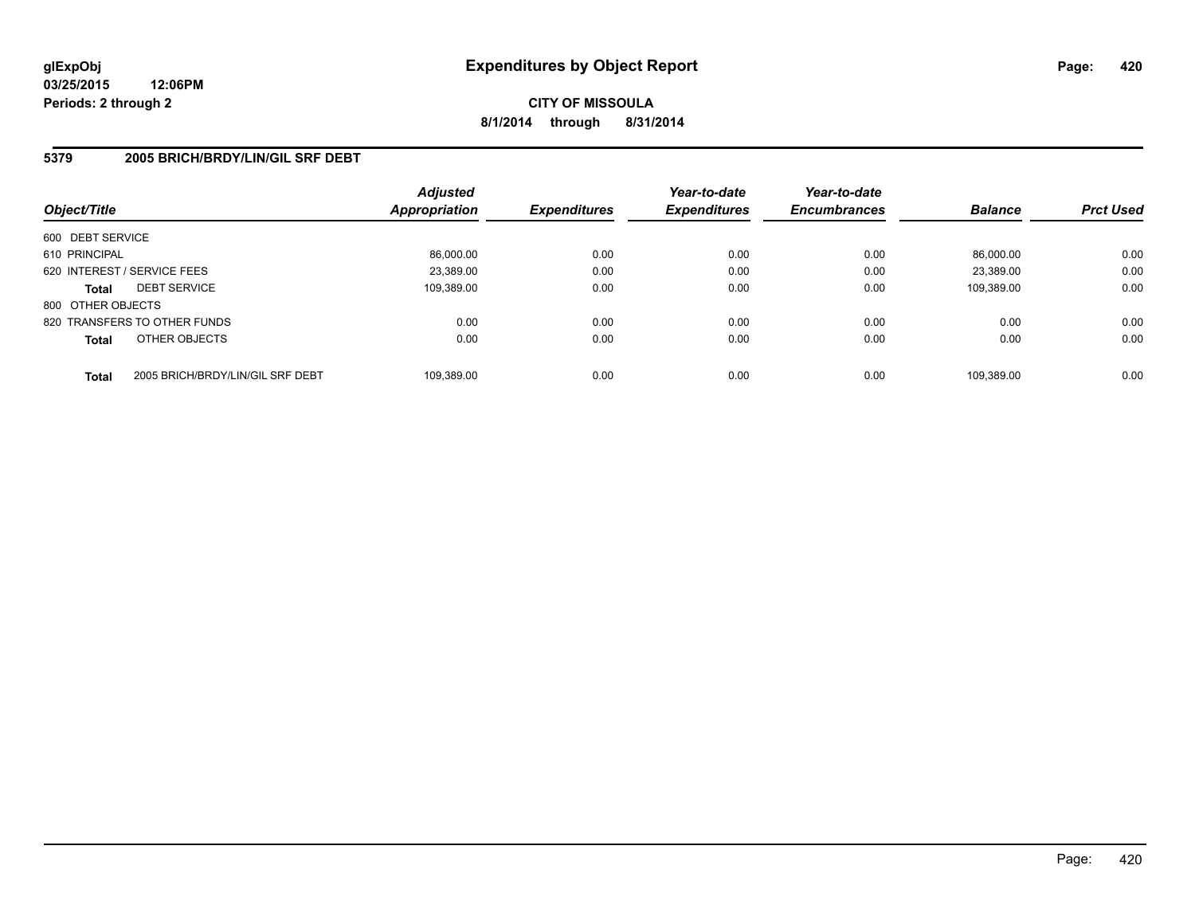**glExpObj** **Expenditures by Object Report**
**03/25/2015 12:06PM**
**Periods: 2 through 2**

**CITY OF MISSOULA**
**8/1/2014 through 8/31/2014**

## 5379 2005 BRICH/BRDY/LIN/GIL SRF DEBT

| Object/Title | | Adjusted Appropriation | Expenditures | Year-to-date Expenditures | Year-to-date Encumbrances | Balance | Prct Used |
|---|---|---|---|---|---|---|---|
| 600 DEBT SERVICE | | | | | | | |
| 610 PRINCIPAL | | 86,000.00 | 0.00 | 0.00 | 0.00 | 86,000.00 | 0.00 |
| 620 INTEREST / SERVICE FEES | | 23,389.00 | 0.00 | 0.00 | 0.00 | 23,389.00 | 0.00 |
| **Total** | DEBT SERVICE | 109,389.00 | 0.00 | 0.00 | 0.00 | 109,389.00 | 0.00 |
| 800 OTHER OBJECTS | | | | | | | |
| 820 TRANSFERS TO OTHER FUNDS | | 0.00 | 0.00 | 0.00 | 0.00 | 0.00 | 0.00 |
| **Total** | OTHER OBJECTS | 0.00 | 0.00 | 0.00 | 0.00 | 0.00 | 0.00 |
| **Total** | 2005 BRICH/BRDY/LIN/GIL SRF DEBT | 109,389.00 | 0.00 | 0.00 | 0.00 | 109,389.00 | 0.00 |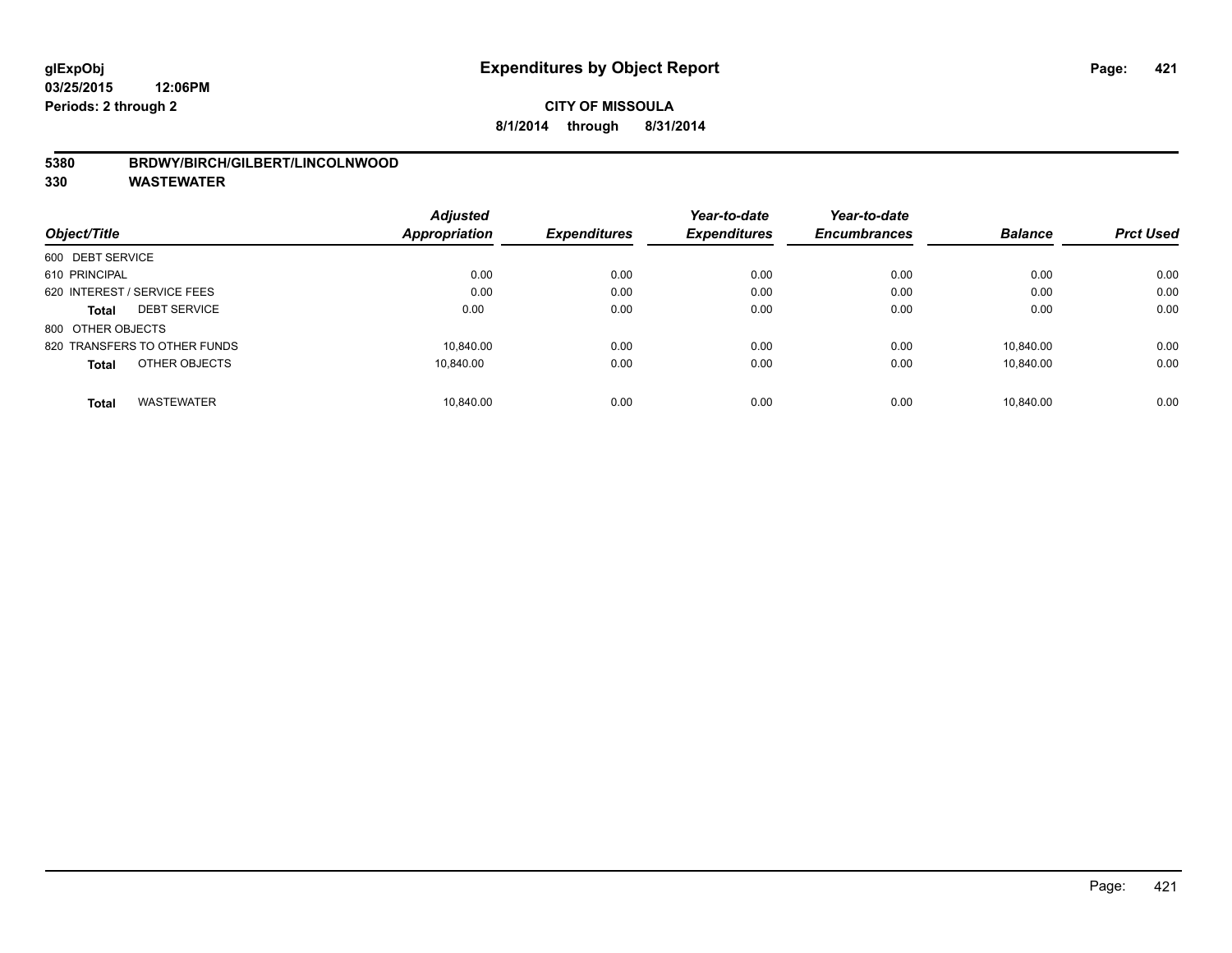# Expenditures by Object Report

glExpObj
03/25/2015 12:06PM
Periods: 2 through 2

**CITY OF MISSOULA**
**8/1/2014 through 8/31/2014**

## 5380 BRDWY/BIRCH/GILBERT/LINCOLNWOOD
## 330 WASTEWATER

| Object/Title | Adjusted Appropriation | Expenditures | Year-to-date Expenditures | Year-to-date Encumbrances | Balance | Prct Used |
|---|---|---|---|---|---|---|
| 600 DEBT SERVICE | | | | | | |
| 610 PRINCIPAL | 0.00 | 0.00 | 0.00 | 0.00 | 0.00 | 0.00 |
| 620 INTEREST / SERVICE FEES | 0.00 | 0.00 | 0.00 | 0.00 | 0.00 | 0.00 |
| **Total** DEBT SERVICE | 0.00 | 0.00 | 0.00 | 0.00 | 0.00 | 0.00 |
| 800 OTHER OBJECTS | | | | | | |
| 820 TRANSFERS TO OTHER FUNDS | 10,840.00 | 0.00 | 0.00 | 0.00 | 10,840.00 | 0.00 |
| **Total** OTHER OBJECTS | 10,840.00 | 0.00 | 0.00 | 0.00 | 10,840.00 | 0.00 |
| **Total** WASTEWATER | 10,840.00 | 0.00 | 0.00 | 0.00 | 10,840.00 | 0.00 |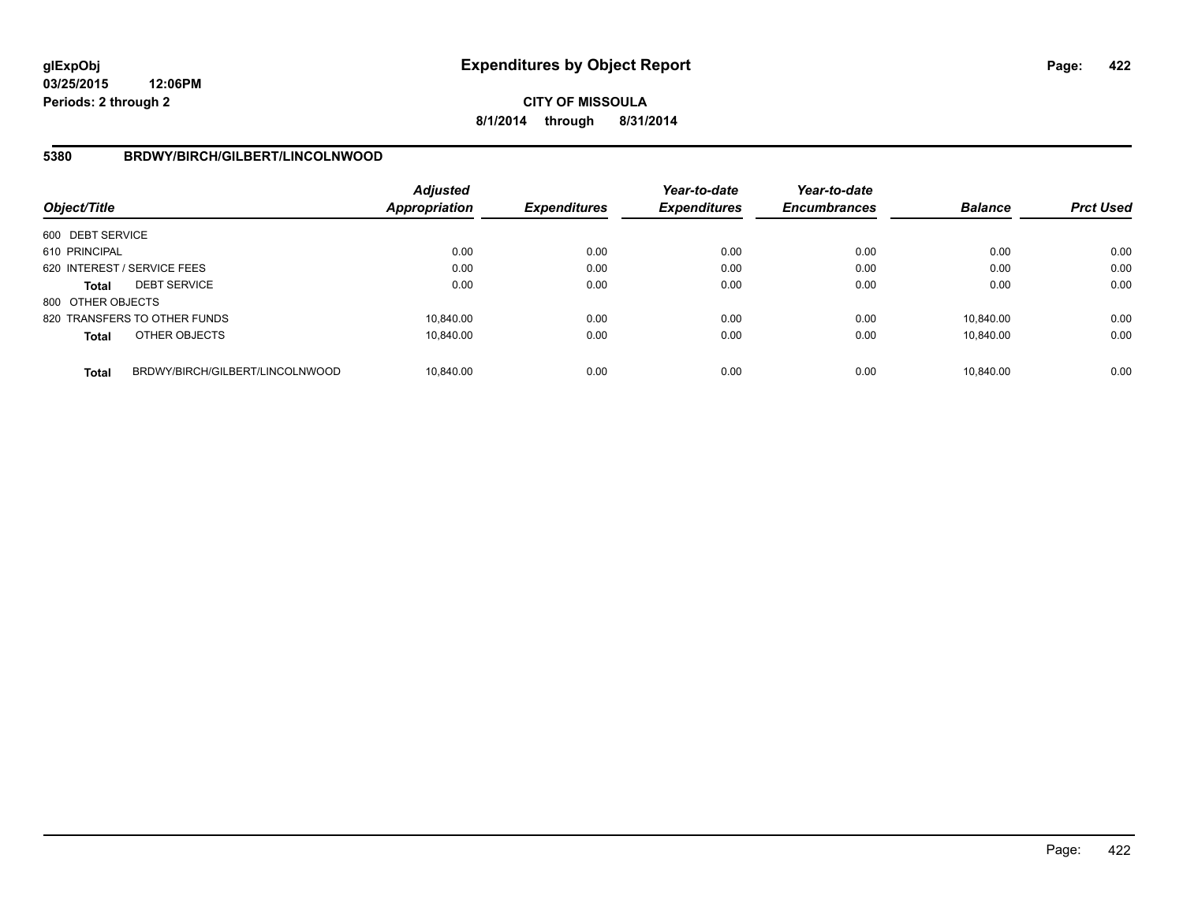# Expenditures by Object Report

**CITY OF MISSOULA**

**8/1/2014 through 8/31/2014**

glExpObj
03/25/2015 12:06PM
Periods: 2 through 2

## 5380 BRDWY/BIRCH/GILBERT/LINCOLNWOOD

| Object/Title | | Adjusted Appropriation | Expenditures | Year-to-date Expenditures | Year-to-date Encumbrances | Balance | Prct Used |
|---|---|---|---|---|---|---|---|
| 600 DEBT SERVICE | | | | | | | |
| 610 PRINCIPAL | | 0.00 | 0.00 | 0.00 | 0.00 | 0.00 | 0.00 |
| 620 INTEREST / SERVICE FEES | | 0.00 | 0.00 | 0.00 | 0.00 | 0.00 | 0.00 |
| **Total** | DEBT SERVICE | 0.00 | 0.00 | 0.00 | 0.00 | 0.00 | 0.00 |
| 800 OTHER OBJECTS | | | | | | | |
| 820 TRANSFERS TO OTHER FUNDS | | 10,840.00 | 0.00 | 0.00 | 0.00 | 10,840.00 | 0.00 |
| **Total** | OTHER OBJECTS | 10,840.00 | 0.00 | 0.00 | 0.00 | 10,840.00 | 0.00 |
| **Total** | BRDWY/BIRCH/GILBERT/LINCOLNWOOD | 10,840.00 | 0.00 | 0.00 | 0.00 | 10,840.00 | 0.00 |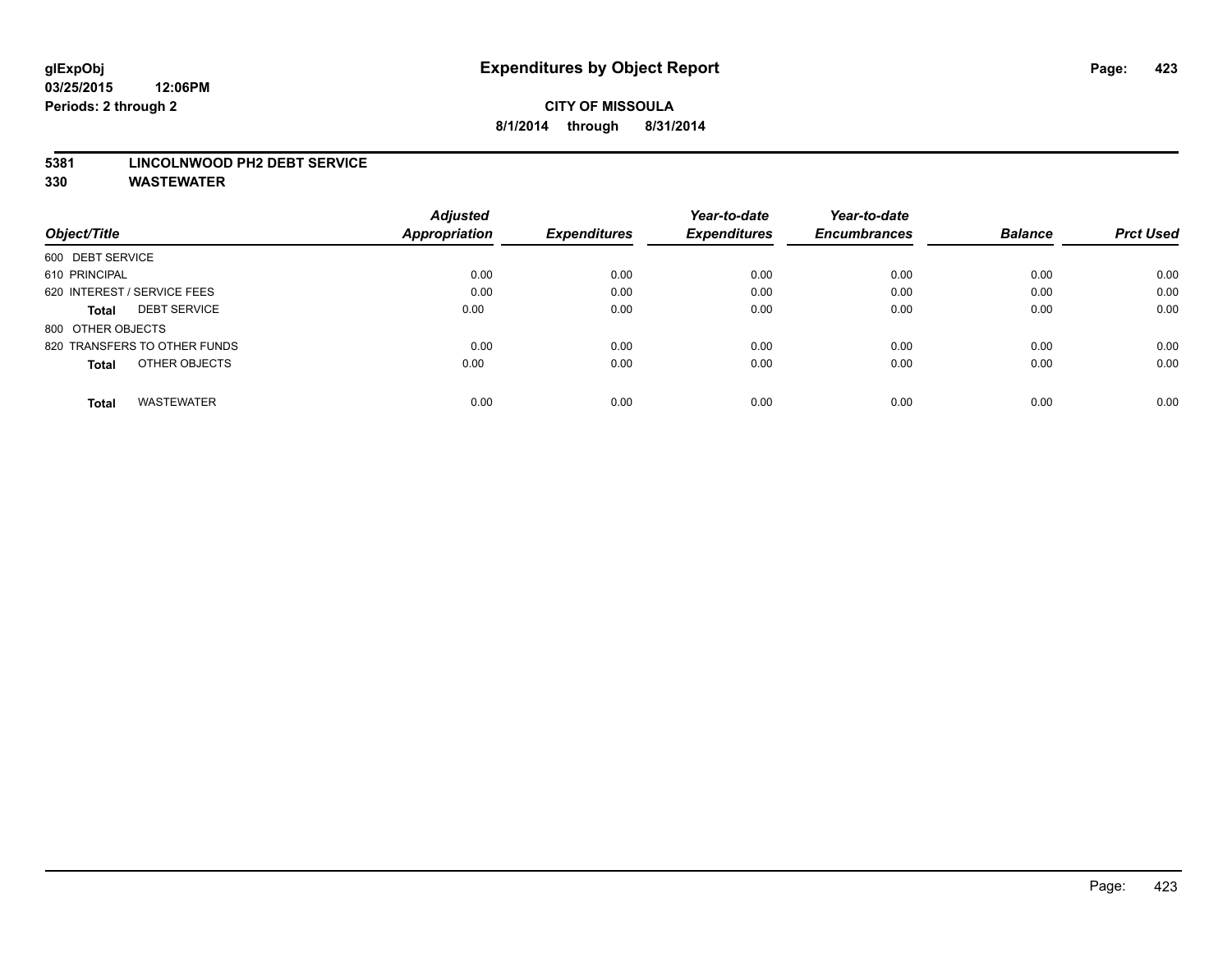**Expenditures by Object Report**

**CITY OF MISSOULA**

**8/1/2014 through 8/31/2014**

glExpObj
03/25/2015 12:06PM
Periods: 2 through 2

**5381 LINCOLNWOOD PH2 DEBT SERVICE**

**330 WASTEWATER**

| Object/Title | Adjusted Appropriation | Expenditures | Year-to-date Expenditures | Year-to-date Encumbrances | Balance | Prct Used |
|---|---|---|---|---|---|---|
| 600 DEBT SERVICE | | | | | | |
| 610 PRINCIPAL | 0.00 | 0.00 | 0.00 | 0.00 | 0.00 | 0.00 |
| 620 INTEREST / SERVICE FEES | 0.00 | 0.00 | 0.00 | 0.00 | 0.00 | 0.00 |
| **Total** DEBT SERVICE | 0.00 | 0.00 | 0.00 | 0.00 | 0.00 | 0.00 |
| 800 OTHER OBJECTS | | | | | | |
| 820 TRANSFERS TO OTHER FUNDS | 0.00 | 0.00 | 0.00 | 0.00 | 0.00 | 0.00 |
| **Total** OTHER OBJECTS | 0.00 | 0.00 | 0.00 | 0.00 | 0.00 | 0.00 |
| **Total** WASTEWATER | 0.00 | 0.00 | 0.00 | 0.00 | 0.00 | 0.00 |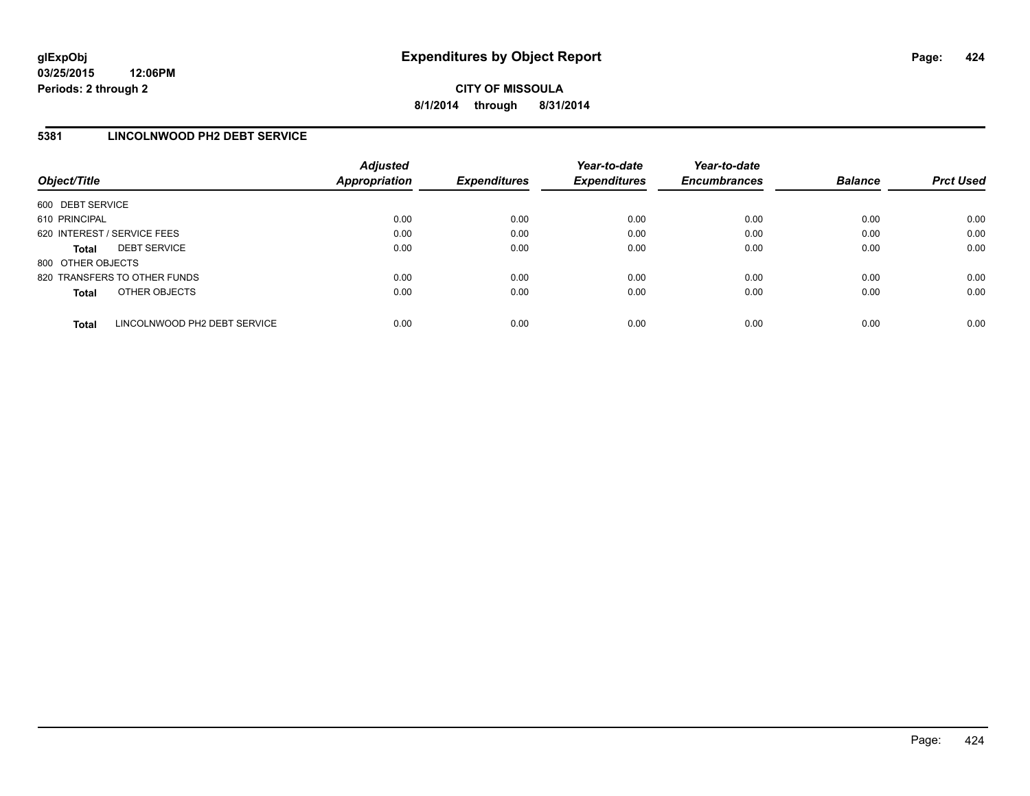# Expenditures by Object Report

glExpObj
03/25/2015 12:06PM
Periods: 2 through 2

**CITY OF MISSOULA**
**8/1/2014 through 8/31/2014**

## 5381 LINCOLNWOOD PH2 DEBT SERVICE

| Object/Title | | Adjusted Appropriation | Expenditures | Year-to-date Expenditures | Year-to-date Encumbrances | Balance | Prct Used |
|---|---|---|---|---|---|---|---|
| 600 DEBT SERVICE | | | | | | | |
| 610 PRINCIPAL | | 0.00 | 0.00 | 0.00 | 0.00 | 0.00 | 0.00 |
| 620 INTEREST / SERVICE FEES | | 0.00 | 0.00 | 0.00 | 0.00 | 0.00 | 0.00 |
| **Total** | DEBT SERVICE | 0.00 | 0.00 | 0.00 | 0.00 | 0.00 | 0.00 |
| 800 OTHER OBJECTS | | | | | | | |
| 820 TRANSFERS TO OTHER FUNDS | | 0.00 | 0.00 | 0.00 | 0.00 | 0.00 | 0.00 |
| **Total** | OTHER OBJECTS | 0.00 | 0.00 | 0.00 | 0.00 | 0.00 | 0.00 |
| **Total** | LINCOLNWOOD PH2 DEBT SERVICE | 0.00 | 0.00 | 0.00 | 0.00 | 0.00 | 0.00 |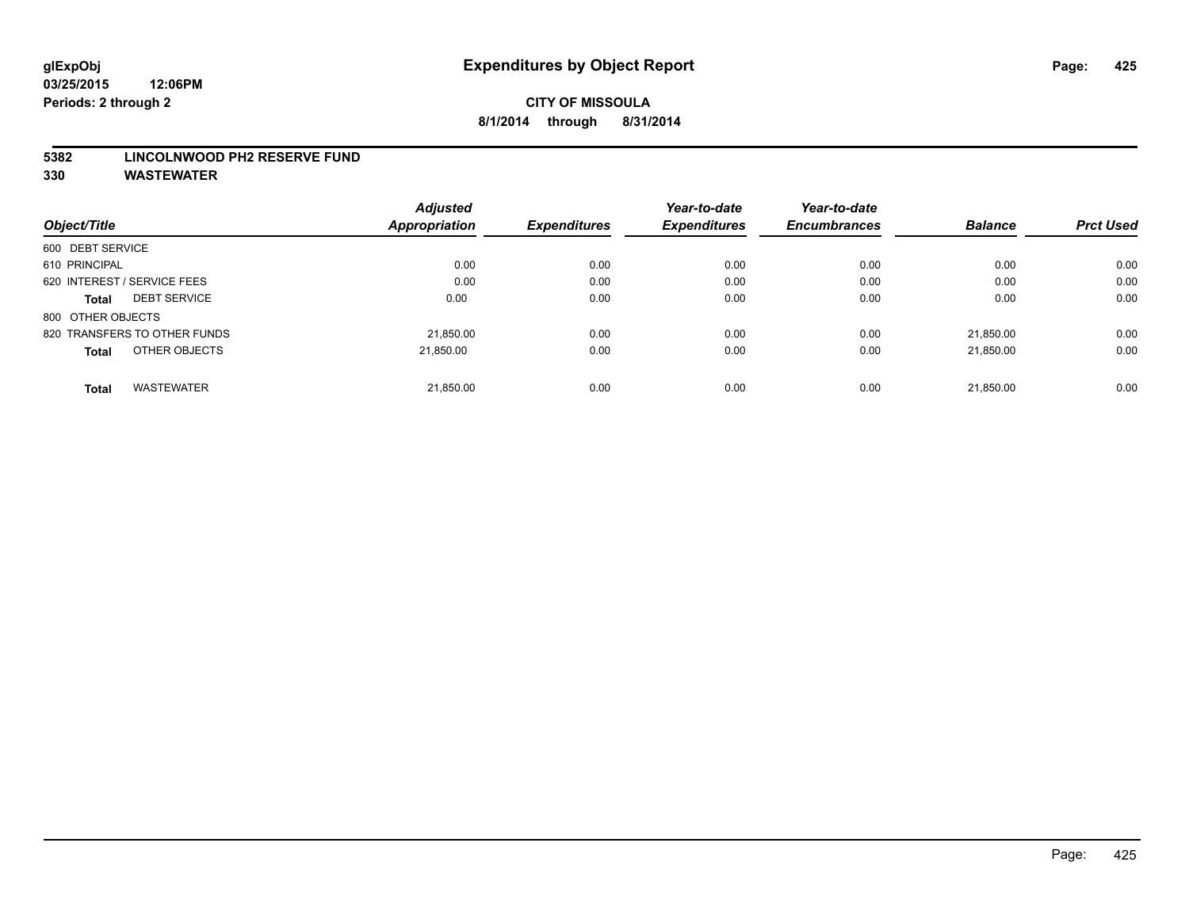**glExpObj**
**03/25/2015 12:06PM**
**Periods: 2 through 2**

# Expenditures by Object Report

**CITY OF MISSOULA**
**8/1/2014 through 8/31/2014**

**5382 LINCOLNWOOD PH2 RESERVE FUND**
**330 WASTEWATER**

| Object/Title | | Adjusted Appropriation | Expenditures | Year-to-date Expenditures | Year-to-date Encumbrances | Balance | Prct Used |
|---|---|---|---|---|---|---|---|
| 600 DEBT SERVICE | | | | | | | |
| 610 PRINCIPAL | | 0.00 | 0.00 | 0.00 | 0.00 | 0.00 | 0.00 |
| 620 INTEREST / SERVICE FEES | | 0.00 | 0.00 | 0.00 | 0.00 | 0.00 | 0.00 |
| **Total** | DEBT SERVICE | 0.00 | 0.00 | 0.00 | 0.00 | 0.00 | 0.00 |
| 800 OTHER OBJECTS | | | | | | | |
| 820 TRANSFERS TO OTHER FUNDS | | 21,850.00 | 0.00 | 0.00 | 0.00 | 21,850.00 | 0.00 |
| **Total** | OTHER OBJECTS | 21,850.00 | 0.00 | 0.00 | 0.00 | 21,850.00 | 0.00 |
| **Total** | WASTEWATER | 21,850.00 | 0.00 | 0.00 | 0.00 | 21,850.00 | 0.00 |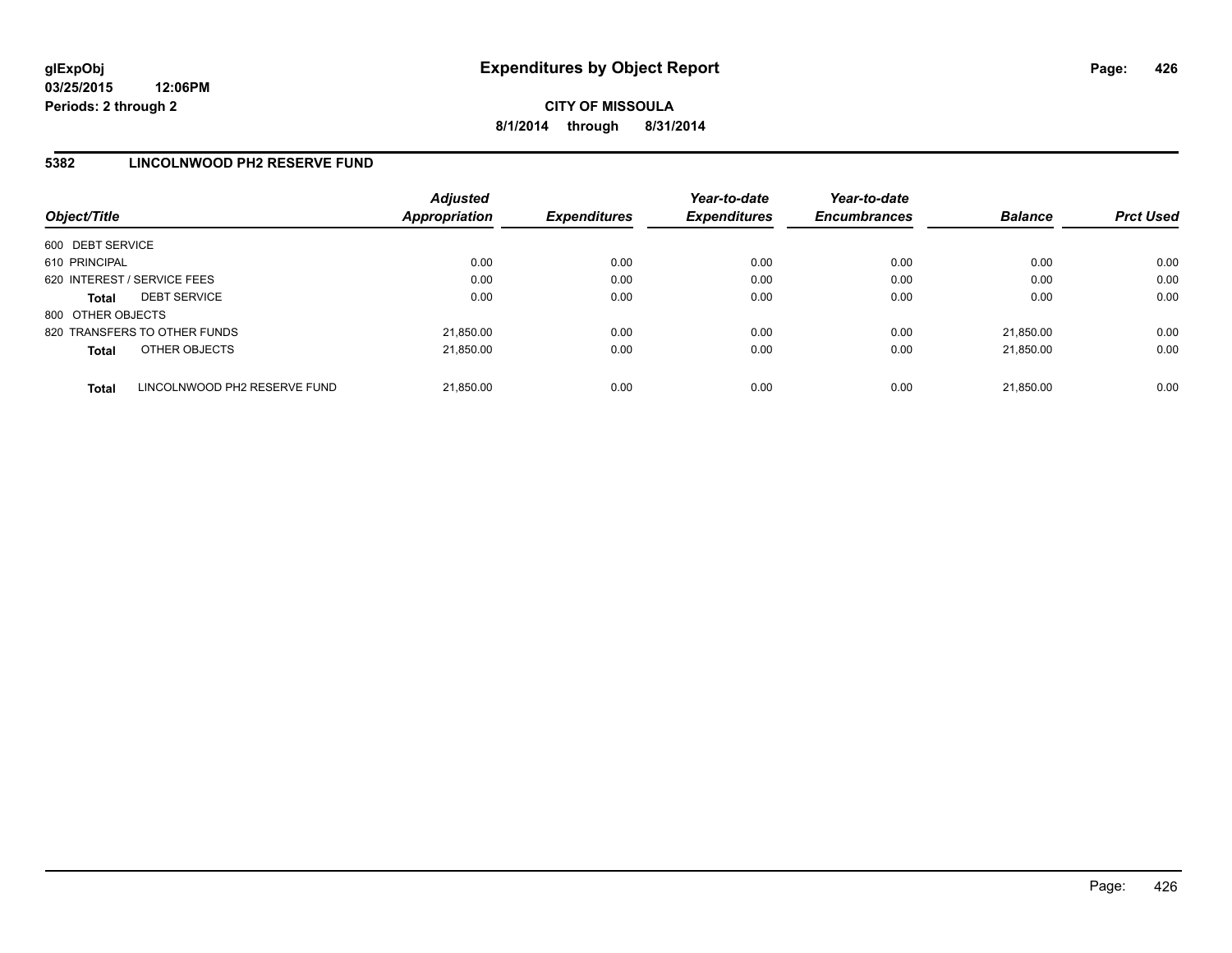**glExpObj** **Expenditures by Object Report**

**03/25/2015 12:06PM**

**Periods: 2 through 2**

**CITY OF MISSOULA**

**8/1/2014 through 8/31/2014**

## 5382 LINCOLNWOOD PH2 RESERVE FUND

| Object/Title | Adjusted Appropriation | Expenditures | Year-to-date Expenditures | Year-to-date Encumbrances | Balance | Prct Used |
|---|---|---|---|---|---|---|
| 600 DEBT SERVICE | | | | | | |
| 610 PRINCIPAL | 0.00 | 0.00 | 0.00 | 0.00 | 0.00 | 0.00 |
| 620 INTEREST / SERVICE FEES | 0.00 | 0.00 | 0.00 | 0.00 | 0.00 | 0.00 |
| **Total** DEBT SERVICE | 0.00 | 0.00 | 0.00 | 0.00 | 0.00 | 0.00 |
| 800 OTHER OBJECTS | | | | | | |
| 820 TRANSFERS TO OTHER FUNDS | 21,850.00 | 0.00 | 0.00 | 0.00 | 21,850.00 | 0.00 |
| **Total** OTHER OBJECTS | 21,850.00 | 0.00 | 0.00 | 0.00 | 21,850.00 | 0.00 |
| **Total** LINCOLNWOOD PH2 RESERVE FUND | 21,850.00 | 0.00 | 0.00 | 0.00 | 21,850.00 | 0.00 |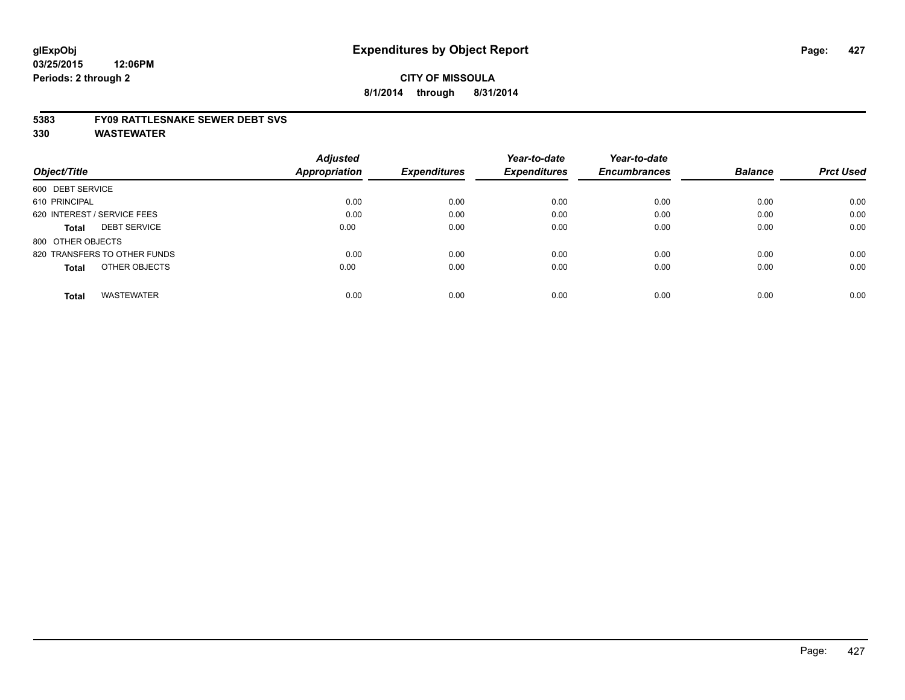glExpObj
03/25/2015 12:06PM
Periods: 2 through 2

# Expenditures by Object Report

**CITY OF MISSOULA**
**8/1/2014 through 8/31/2014**

**5383 FY09 RATTLESNAKE SEWER DEBT SVS**
**330 WASTEWATER**

| Object/Title | Adjusted Appropriation | Expenditures | Year-to-date Expenditures | Year-to-date Encumbrances | Balance | Prct Used |
|---|---|---|---|---|---|---|
| 600 DEBT SERVICE | | | | | | |
| 610 PRINCIPAL | 0.00 | 0.00 | 0.00 | 0.00 | 0.00 | 0.00 |
| 620 INTEREST / SERVICE FEES | 0.00 | 0.00 | 0.00 | 0.00 | 0.00 | 0.00 |
| **Total** DEBT SERVICE | 0.00 | 0.00 | 0.00 | 0.00 | 0.00 | 0.00 |
| 800 OTHER OBJECTS | | | | | | |
| 820 TRANSFERS TO OTHER FUNDS | 0.00 | 0.00 | 0.00 | 0.00 | 0.00 | 0.00 |
| **Total** OTHER OBJECTS | 0.00 | 0.00 | 0.00 | 0.00 | 0.00 | 0.00 |
| **Total** WASTEWATER | 0.00 | 0.00 | 0.00 | 0.00 | 0.00 | 0.00 |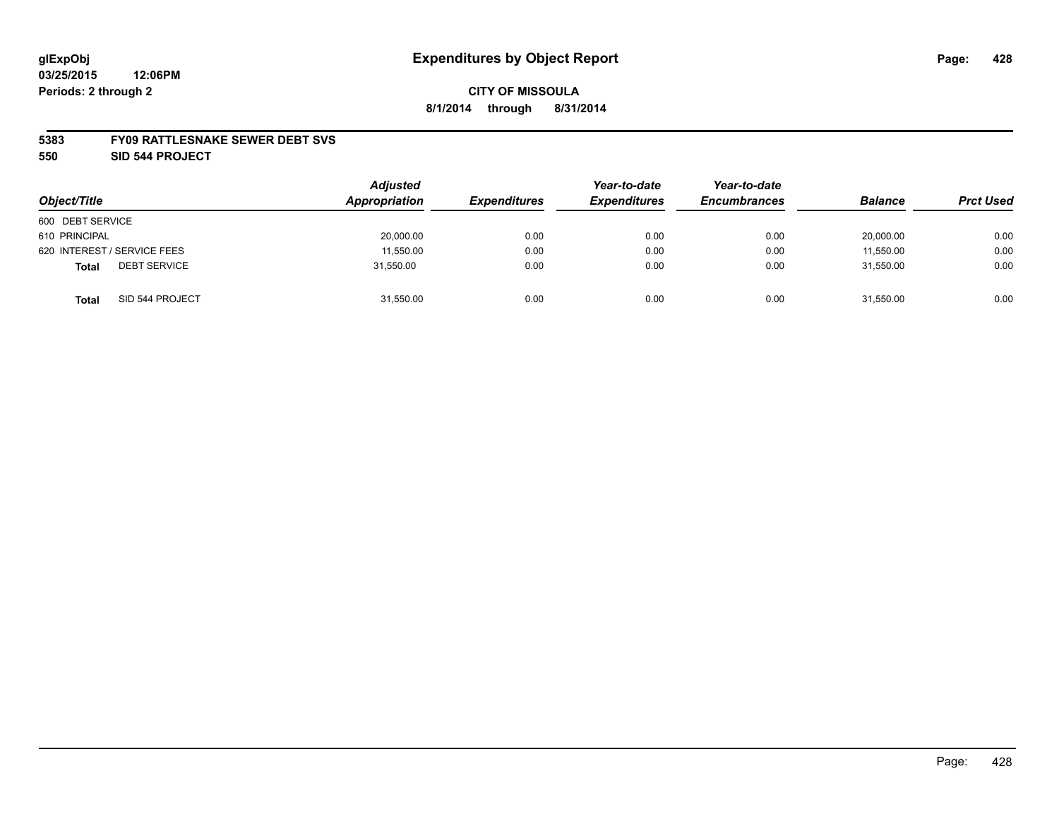# Expenditures by Object Report

glExpObj
03/25/2015 12:06PM
Periods: 2 through 2

**CITY OF MISSOULA**
**8/1/2014 through 8/31/2014**

**5383 FY09 RATTLESNAKE SEWER DEBT SVS**
**550 SID 544 PROJECT**

| Object/Title | Adjusted Appropriation | Expenditures | Year-to-date Expenditures | Year-to-date Encumbrances | Balance | Prct Used |
|---|---|---|---|---|---|---|
| 600 DEBT SERVICE | | | | | | |
| 610 PRINCIPAL | 20,000.00 | 0.00 | 0.00 | 0.00 | 20,000.00 | 0.00 |
| 620 INTEREST / SERVICE FEES | 11,550.00 | 0.00 | 0.00 | 0.00 | 11,550.00 | 0.00 |
| **Total** DEBT SERVICE | 31,550.00 | 0.00 | 0.00 | 0.00 | 31,550.00 | 0.00 |
| **Total** SID 544 PROJECT | 31,550.00 | 0.00 | 0.00 | 0.00 | 31,550.00 | 0.00 |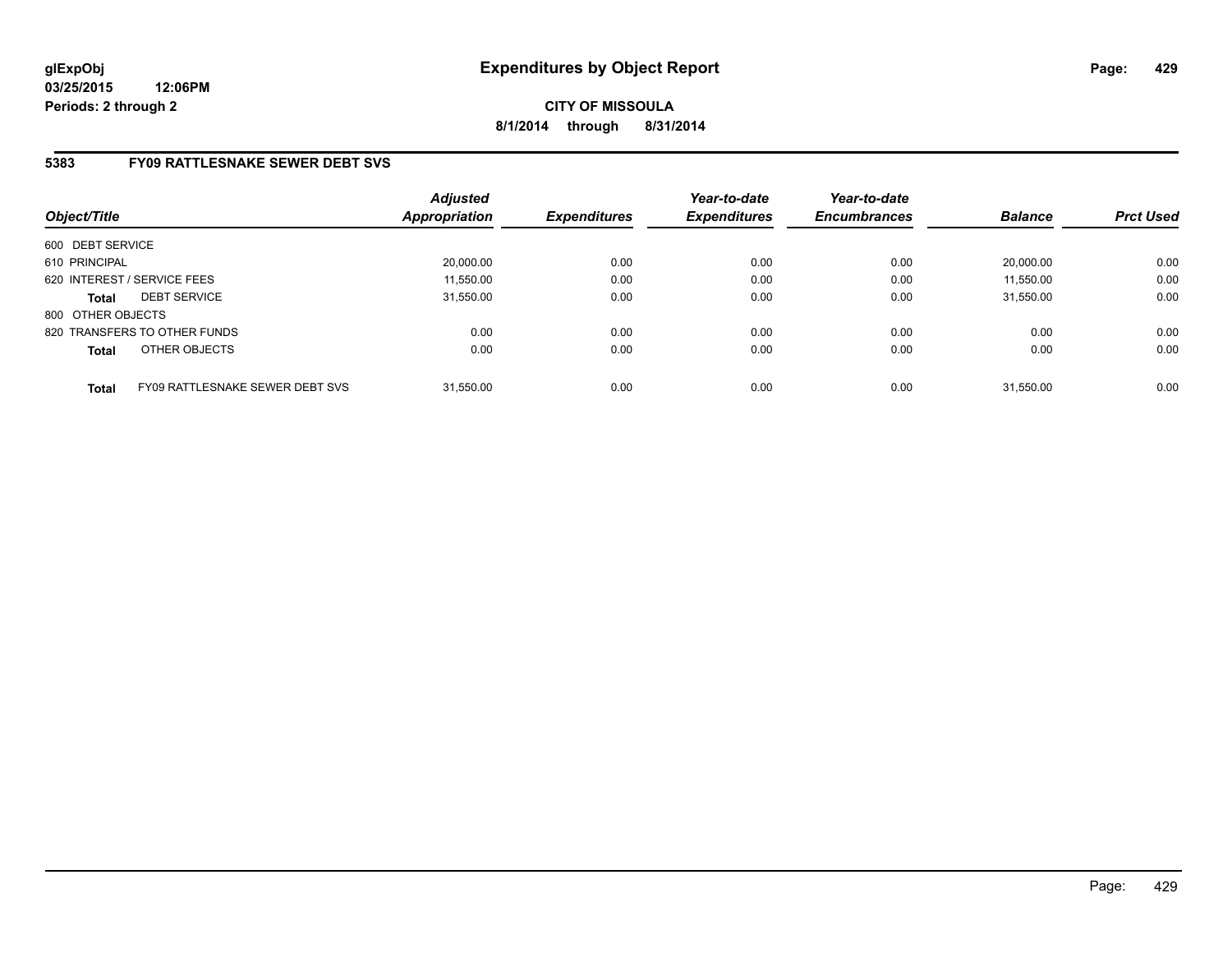**glExpObj**
**03/25/2015 12:06PM**
**Periods: 2 through 2**

# Expenditures by Object Report

**CITY OF MISSOULA**
**8/1/2014 through 8/31/2014**

## 5383 FY09 RATTLESNAKE SEWER DEBT SVS

| Object/Title | Adjusted Appropriation | Expenditures | Year-to-date Expenditures | Year-to-date Encumbrances | Balance | Prct Used |
|---|---|---|---|---|---|---|
| 600 DEBT SERVICE | | | | | | |
| 610 PRINCIPAL | 20,000.00 | 0.00 | 0.00 | 0.00 | 20,000.00 | 0.00 |
| 620 INTEREST / SERVICE FEES | 11,550.00 | 0.00 | 0.00 | 0.00 | 11,550.00 | 0.00 |
| **Total** DEBT SERVICE | 31,550.00 | 0.00 | 0.00 | 0.00 | 31,550.00 | 0.00 |
| 800 OTHER OBJECTS | | | | | | |
| 820 TRANSFERS TO OTHER FUNDS | 0.00 | 0.00 | 0.00 | 0.00 | 0.00 | 0.00 |
| **Total** OTHER OBJECTS | 0.00 | 0.00 | 0.00 | 0.00 | 0.00 | 0.00 |
| **Total** FY09 RATTLESNAKE SEWER DEBT SVS | 31,550.00 | 0.00 | 0.00 | 0.00 | 31,550.00 | 0.00 |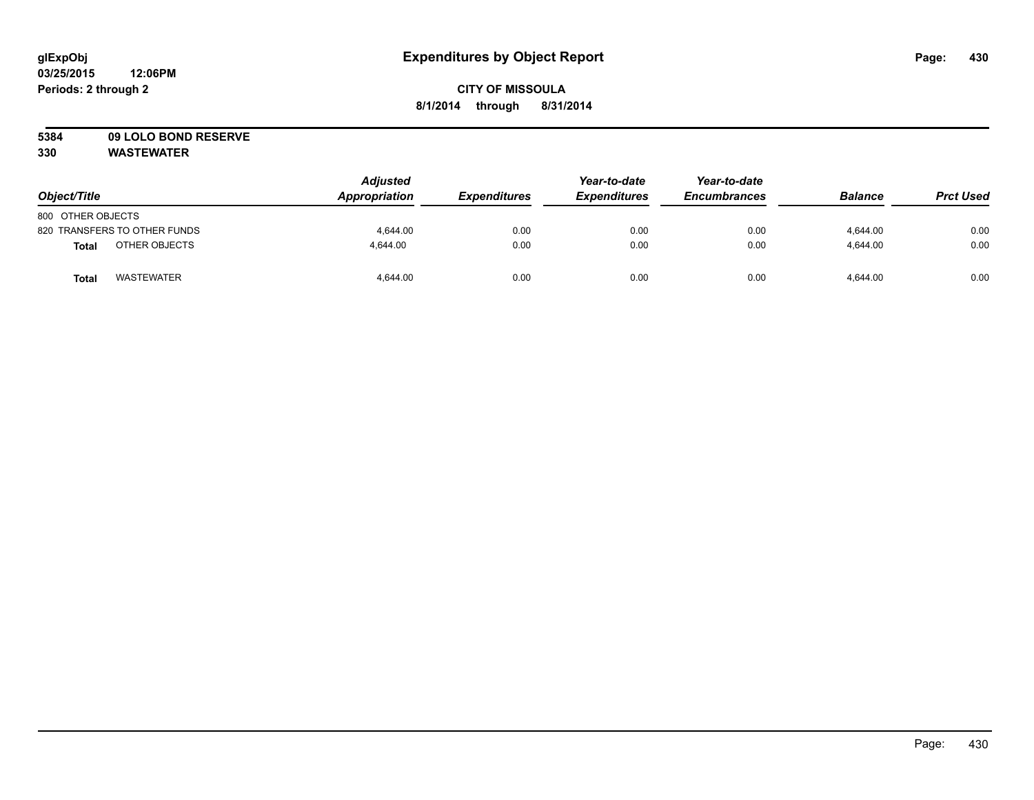glExpObj
03/25/2015 12:06PM
Periods: 2 through 2

# Expenditures by Object Report

**CITY OF MISSOULA**
**8/1/2014 through 8/31/2014**

**5384 09 LOLO BOND RESERVE**
**330 WASTEWATER**

| Object/Title | Adjusted Appropriation | Expenditures | Year-to-date Expenditures | Year-to-date Encumbrances | Balance | Prct Used |
|---|---|---|---|---|---|---|
| 800 OTHER OBJECTS | | | | | | |
| 820 TRANSFERS TO OTHER FUNDS | 4,644.00 | 0.00 | 0.00 | 0.00 | 4,644.00 | 0.00 |
| **Total** OTHER OBJECTS | 4,644.00 | 0.00 | 0.00 | 0.00 | 4,644.00 | 0.00 |
| **Total** WASTEWATER | 4,644.00 | 0.00 | 0.00 | 0.00 | 4,644.00 | 0.00 |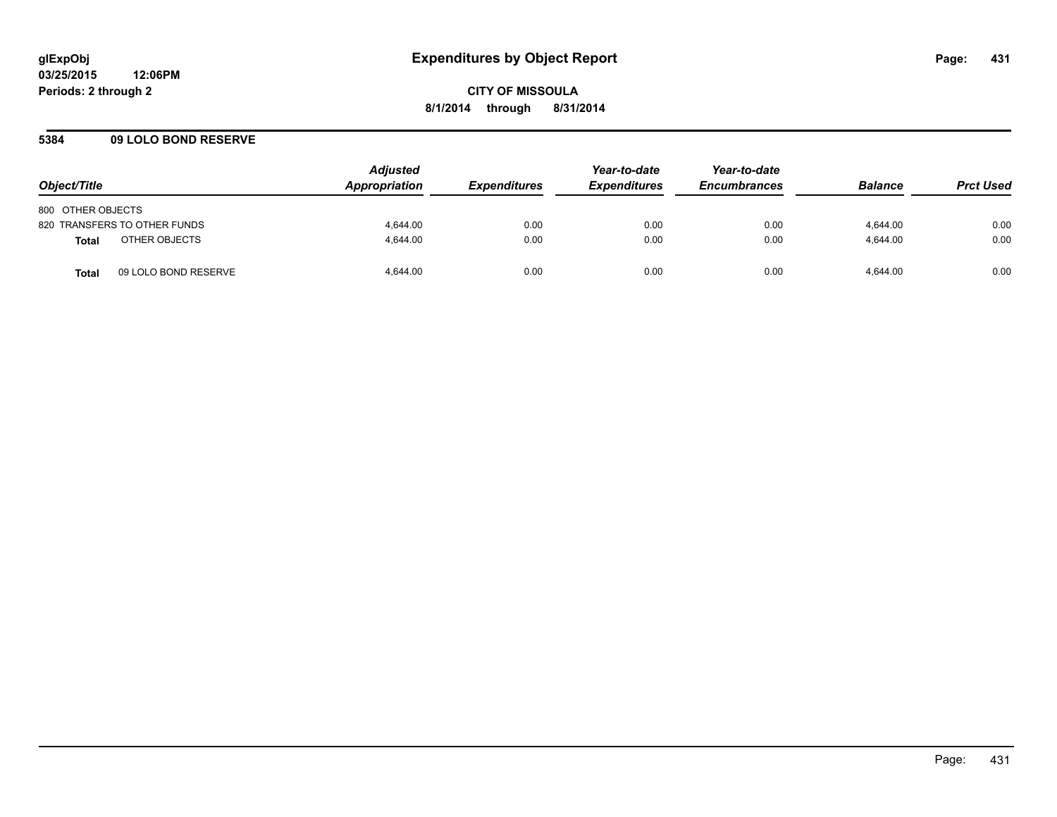**glExpObj**
**03/25/2015 12:06PM**
**Periods: 2 through 2**

# Expenditures by Object Report

**CITY OF MISSOULA**
**8/1/2014 through 8/31/2014**

## 5384 09 LOLO BOND RESERVE

| Object/Title | Adjusted Appropriation | Expenditures | Year-to-date Expenditures | Year-to-date Encumbrances | Balance | Prct Used |
|---|---|---|---|---|---|---|
| 800 OTHER OBJECTS | | | | | | |
| 820 TRANSFERS TO OTHER FUNDS | 4,644.00 | 0.00 | 0.00 | 0.00 | 4,644.00 | 0.00 |
| **Total** OTHER OBJECTS | 4,644.00 | 0.00 | 0.00 | 0.00 | 4,644.00 | 0.00 |
| **Total** 09 LOLO BOND RESERVE | 4,644.00 | 0.00 | 0.00 | 0.00 | 4,644.00 | 0.00 |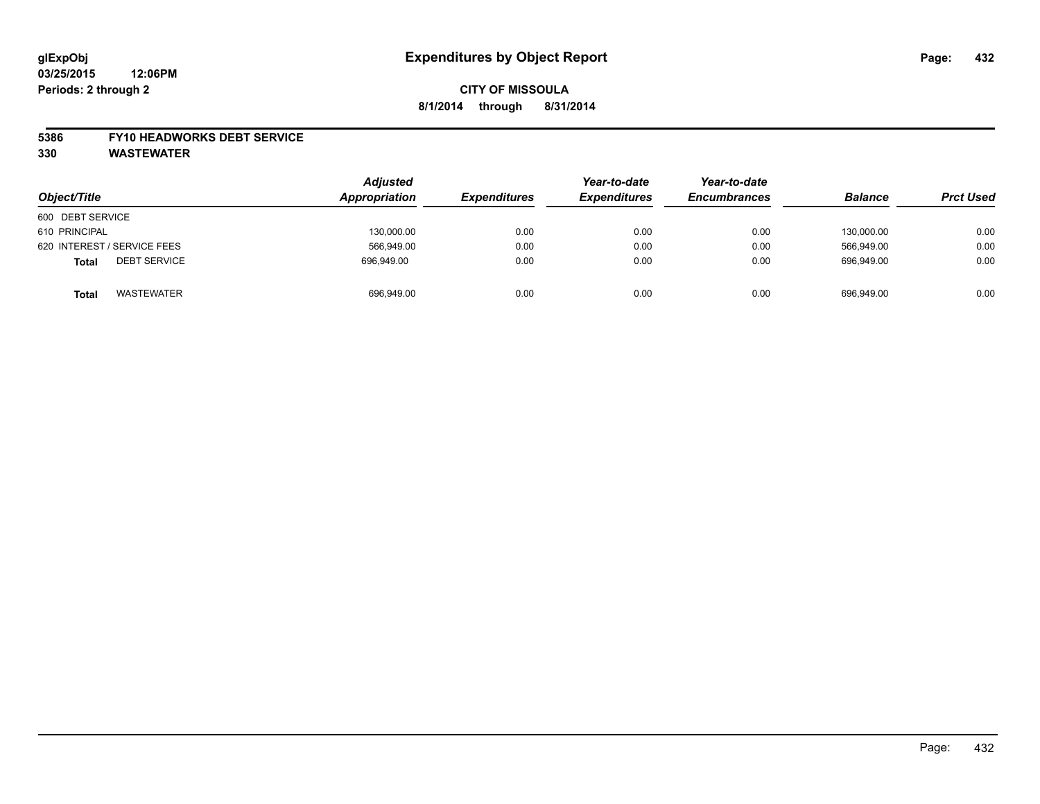# Expenditures by Object Report

glExpObj
03/25/2015 12:06PM
Periods: 2 through 2

**CITY OF MISSOULA**
**8/1/2014 through 8/31/2014**

**5386 FY10 HEADWORKS DEBT SERVICE**
**330 WASTEWATER**

| Object/Title | Adjusted Appropriation | Expenditures | Year-to-date Expenditures | Year-to-date Encumbrances | Balance | Prct Used |
|---|---|---|---|---|---|---|
| 600 DEBT SERVICE | | | | | | |
| 610 PRINCIPAL | 130,000.00 | 0.00 | 0.00 | 0.00 | 130,000.00 | 0.00 |
| 620 INTEREST / SERVICE FEES | 566,949.00 | 0.00 | 0.00 | 0.00 | 566,949.00 | 0.00 |
| **Total** DEBT SERVICE | 696,949.00 | 0.00 | 0.00 | 0.00 | 696,949.00 | 0.00 |
| **Total** WASTEWATER | 696,949.00 | 0.00 | 0.00 | 0.00 | 696,949.00 | 0.00 |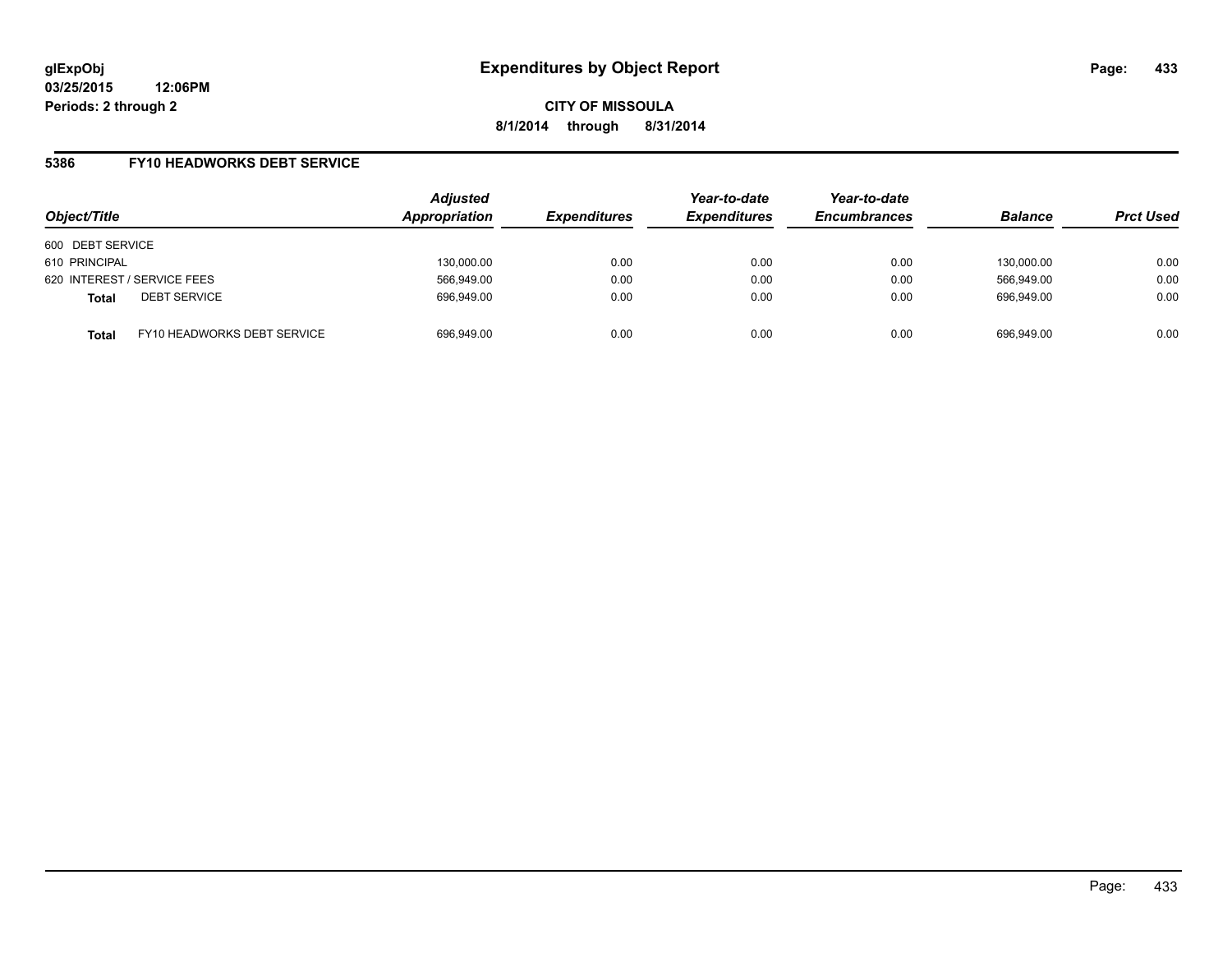glExpObj
03/25/2015 12:06PM
Periods: 2 through 2

# Expenditures by Object Report

**CITY OF MISSOULA**

**8/1/2014 through 8/31/2014**

## 5386 FY10 HEADWORKS DEBT SERVICE

| Object/Title | | Adjusted Appropriation | Expenditures | Year-to-date Expenditures | Year-to-date Encumbrances | Balance | Prct Used |
|---|---|---|---|---|---|---|---|
| 600 DEBT SERVICE | | | | | | | |
| 610 PRINCIPAL | | 130,000.00 | 0.00 | 0.00 | 0.00 | 130,000.00 | 0.00 |
| 620 INTEREST / SERVICE FEES | | 566,949.00 | 0.00 | 0.00 | 0.00 | 566,949.00 | 0.00 |
| **Total** | DEBT SERVICE | 696,949.00 | 0.00 | 0.00 | 0.00 | 696,949.00 | 0.00 |
| **Total** | FY10 HEADWORKS DEBT SERVICE | 696,949.00 | 0.00 | 0.00 | 0.00 | 696,949.00 | 0.00 |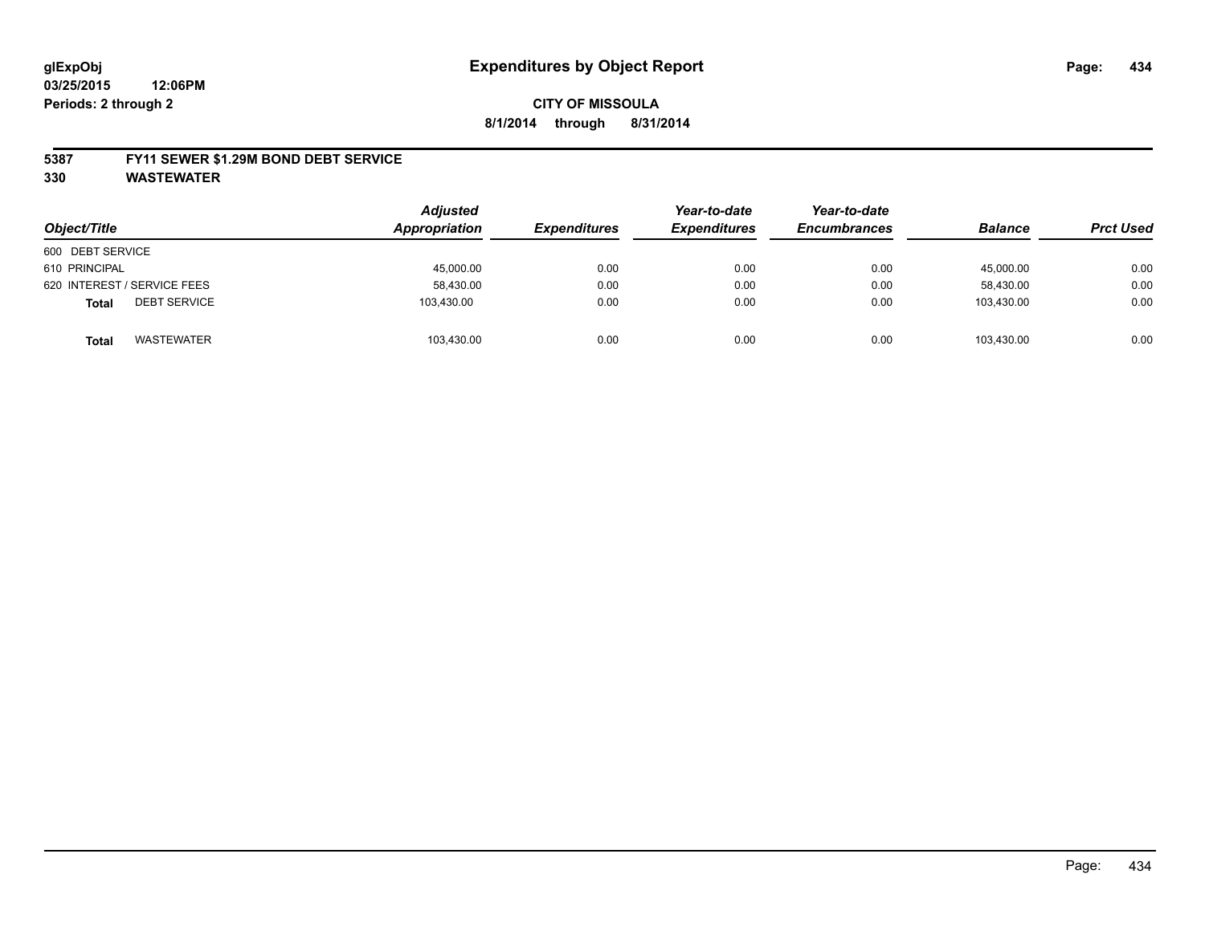**glExpObj** 
**03/25/2015 12:06PM**
**Periods: 2 through 2**

# Expenditures by Object Report

**CITY OF MISSOULA**
**8/1/2014 through 8/31/2014**

**5387 FY11 SEWER $1.29M BOND DEBT SERVICE**
**330 WASTEWATER**

| Object/Title | Adjusted Appropriation | Expenditures | Year-to-date Expenditures | Year-to-date Encumbrances | Balance | Prct Used |
|---|---|---|---|---|---|---|
| 600 DEBT SERVICE | | | | | | |
| 610 PRINCIPAL | 45,000.00 | 0.00 | 0.00 | 0.00 | 45,000.00 | 0.00 |
| 620 INTEREST / SERVICE FEES | 58,430.00 | 0.00 | 0.00 | 0.00 | 58,430.00 | 0.00 |
| **Total** DEBT SERVICE | 103,430.00 | 0.00 | 0.00 | 0.00 | 103,430.00 | 0.00 |
| **Total** WASTEWATER | 103,430.00 | 0.00 | 0.00 | 0.00 | 103,430.00 | 0.00 |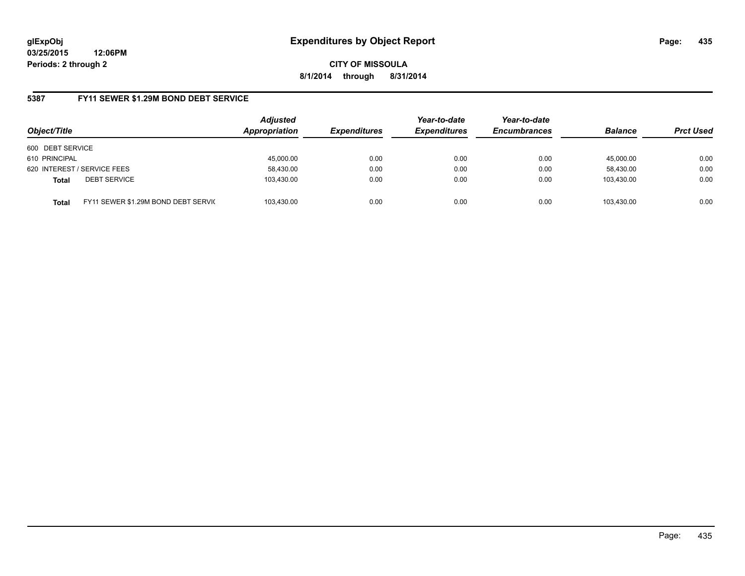# Expenditures by Object Report

glExpObj
03/25/2015 12:06PM
Periods: 2 through 2

**CITY OF MISSOULA**
**8/1/2014 through 8/31/2014**

## 5387 FY11 SEWER $1.29M BOND DEBT SERVICE

| Object/Title | | Adjusted Appropriation | Expenditures | Year-to-date Expenditures | Year-to-date Encumbrances | Balance | Prct Used |
|---|---|---|---|---|---|---|---|
| 600 DEBT SERVICE | | | | | | | |
| 610 PRINCIPAL | | 45,000.00 | 0.00 | 0.00 | 0.00 | 45,000.00 | 0.00 |
| 620 INTEREST / SERVICE FEES | | 58,430.00 | 0.00 | 0.00 | 0.00 | 58,430.00 | 0.00 |
| **Total** | DEBT SERVICE | 103,430.00 | 0.00 | 0.00 | 0.00 | 103,430.00 | 0.00 |
| **Total** | FY11 SEWER $1.29M BOND DEBT SERVIC | 103,430.00 | 0.00 | 0.00 | 0.00 | 103,430.00 | 0.00 |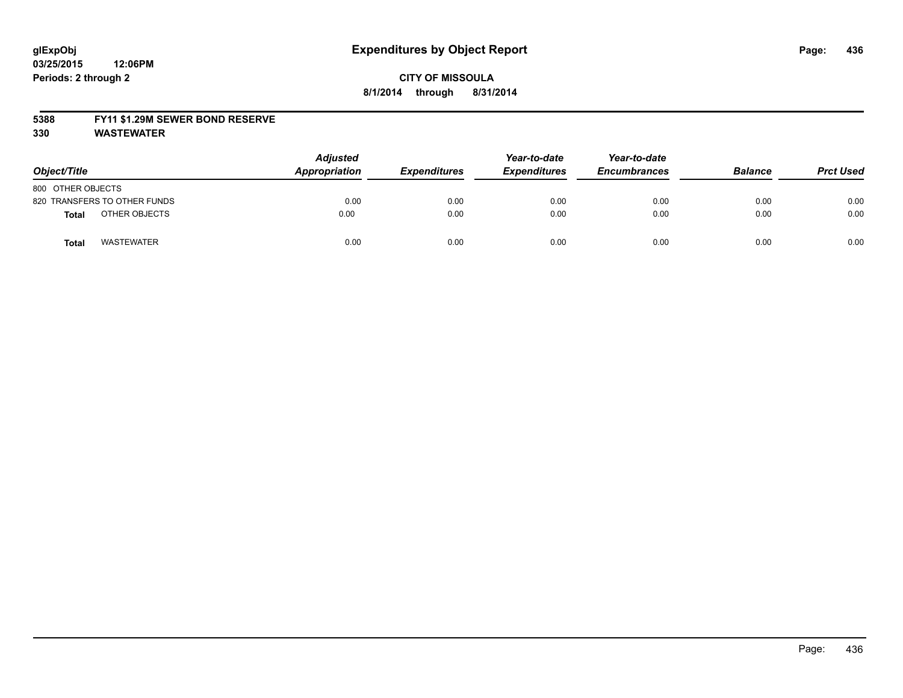**glExpObj** | **Expenditures by Object Report**
**03/25/2015 12:06PM**
**Periods: 2 through 2**

**CITY OF MISSOULA**
**8/1/2014 through 8/31/2014**

**5388 FY11 $1.29M SEWER BOND RESERVE**
**330 WASTEWATER**

| Object/Title | | Adjusted Appropriation | Expenditures | Year-to-date Expenditures | Year-to-date Encumbrances | Balance | Prct Used |
|---|---|---|---|---|---|---|---|
| 800 OTHER OBJECTS | | | | | | | |
| 820 TRANSFERS TO OTHER FUNDS | | 0.00 | 0.00 | 0.00 | 0.00 | 0.00 | 0.00 |
| **Total** | OTHER OBJECTS | 0.00 | 0.00 | 0.00 | 0.00 | 0.00 | 0.00 |
| **Total** | WASTEWATER | 0.00 | 0.00 | 0.00 | 0.00 | 0.00 | 0.00 |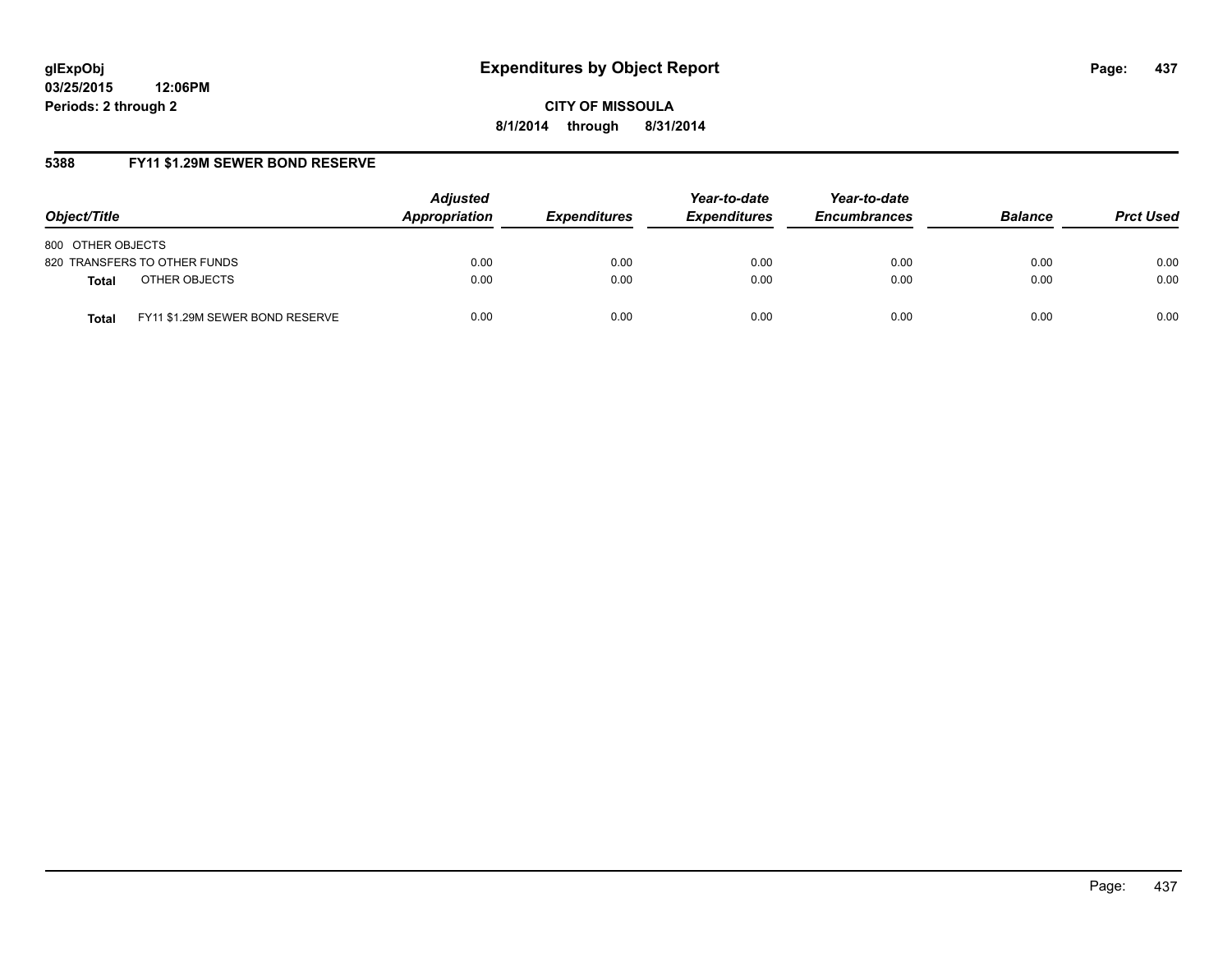# Expenditures by Object Report

glExpObj
03/25/2015 12:06PM
Periods: 2 through 2

**CITY OF MISSOULA**
**8/1/2014 through 8/31/2014**

## 5388 FY11 $1.29M SEWER BOND RESERVE

| Object/Title | | Adjusted Appropriation | Expenditures | Year-to-date Expenditures | Year-to-date Encumbrances | Balance | Prct Used |
|---|---|---|---|---|---|---|---|
| 800 OTHER OBJECTS | | | | | | | |
| 820 TRANSFERS TO OTHER FUNDS | | 0.00 | 0.00 | 0.00 | 0.00 | 0.00 | 0.00 |
| **Total** | OTHER OBJECTS | 0.00 | 0.00 | 0.00 | 0.00 | 0.00 | 0.00 |
| **Total** | FY11 $1.29M SEWER BOND RESERVE | 0.00 | 0.00 | 0.00 | 0.00 | 0.00 | 0.00 |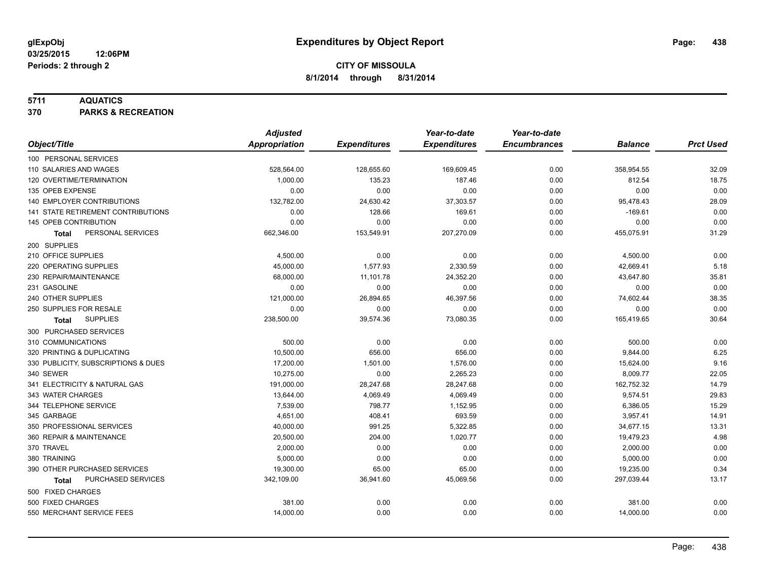**glExpObj**
**03/25/2015 12:06PM**
**Periods: 2 through 2**

# Expenditures by Object Report

**CITY OF MISSOULA**
**8/1/2014 through 8/31/2014**

**5711 AQUATICS**
**370 PARKS & RECREATION**

| Object/Title | Adjusted Appropriation | Expenditures | Year-to-date Expenditures | Year-to-date Encumbrances | Balance | Prct Used |
|---|---|---|---|---|---|---|
| 100 PERSONAL SERVICES | | | | | | |
| 110 SALARIES AND WAGES | 528,564.00 | 128,655.60 | 169,609.45 | 0.00 | 358,954.55 | 32.09 |
| 120 OVERTIME/TERMINATION | 1,000.00 | 135.23 | 187.46 | 0.00 | 812.54 | 18.75 |
| 135 OPEB EXPENSE | 0.00 | 0.00 | 0.00 | 0.00 | 0.00 | 0.00 |
| 140 EMPLOYER CONTRIBUTIONS | 132,782.00 | 24,630.42 | 37,303.57 | 0.00 | 95,478.43 | 28.09 |
| 141 STATE RETIREMENT CONTRIBUTIONS | 0.00 | 128.66 | 169.61 | 0.00 | -169.61 | 0.00 |
| 145 OPEB CONTRIBUTION | 0.00 | 0.00 | 0.00 | 0.00 | 0.00 | 0.00 |
| **Total** PERSONAL SERVICES | 662,346.00 | 153,549.91 | 207,270.09 | 0.00 | 455,075.91 | 31.29 |
| 200 SUPPLIES | | | | | | |
| 210 OFFICE SUPPLIES | 4,500.00 | 0.00 | 0.00 | 0.00 | 4,500.00 | 0.00 |
| 220 OPERATING SUPPLIES | 45,000.00 | 1,577.93 | 2,330.59 | 0.00 | 42,669.41 | 5.18 |
| 230 REPAIR/MAINTENANCE | 68,000.00 | 11,101.78 | 24,352.20 | 0.00 | 43,647.80 | 35.81 |
| 231 GASOLINE | 0.00 | 0.00 | 0.00 | 0.00 | 0.00 | 0.00 |
| 240 OTHER SUPPLIES | 121,000.00 | 26,894.65 | 46,397.56 | 0.00 | 74,602.44 | 38.35 |
| 250 SUPPLIES FOR RESALE | 0.00 | 0.00 | 0.00 | 0.00 | 0.00 | 0.00 |
| **Total** SUPPLIES | 238,500.00 | 39,574.36 | 73,080.35 | 0.00 | 165,419.65 | 30.64 |
| 300 PURCHASED SERVICES | | | | | | |
| 310 COMMUNICATIONS | 500.00 | 0.00 | 0.00 | 0.00 | 500.00 | 0.00 |
| 320 PRINTING & DUPLICATING | 10,500.00 | 656.00 | 656.00 | 0.00 | 9,844.00 | 6.25 |
| 330 PUBLICITY, SUBSCRIPTIONS & DUES | 17,200.00 | 1,501.00 | 1,576.00 | 0.00 | 15,624.00 | 9.16 |
| 340 SEWER | 10,275.00 | 0.00 | 2,265.23 | 0.00 | 8,009.77 | 22.05 |
| 341 ELECTRICITY & NATURAL GAS | 191,000.00 | 28,247.68 | 28,247.68 | 0.00 | 162,752.32 | 14.79 |
| 343 WATER CHARGES | 13,644.00 | 4,069.49 | 4,069.49 | 0.00 | 9,574.51 | 29.83 |
| 344 TELEPHONE SERVICE | 7,539.00 | 798.77 | 1,152.95 | 0.00 | 6,386.05 | 15.29 |
| 345 GARBAGE | 4,651.00 | 408.41 | 693.59 | 0.00 | 3,957.41 | 14.91 |
| 350 PROFESSIONAL SERVICES | 40,000.00 | 991.25 | 5,322.85 | 0.00 | 34,677.15 | 13.31 |
| 360 REPAIR & MAINTENANCE | 20,500.00 | 204.00 | 1,020.77 | 0.00 | 19,479.23 | 4.98 |
| 370 TRAVEL | 2,000.00 | 0.00 | 0.00 | 0.00 | 2,000.00 | 0.00 |
| 380 TRAINING | 5,000.00 | 0.00 | 0.00 | 0.00 | 5,000.00 | 0.00 |
| 390 OTHER PURCHASED SERVICES | 19,300.00 | 65.00 | 65.00 | 0.00 | 19,235.00 | 0.34 |
| **Total** PURCHASED SERVICES | 342,109.00 | 36,941.60 | 45,069.56 | 0.00 | 297,039.44 | 13.17 |
| 500 FIXED CHARGES | | | | | | |
| 500 FIXED CHARGES | 381.00 | 0.00 | 0.00 | 0.00 | 381.00 | 0.00 |
| 550 MERCHANT SERVICE FEES | 14,000.00 | 0.00 | 0.00 | 0.00 | 14,000.00 | 0.00 |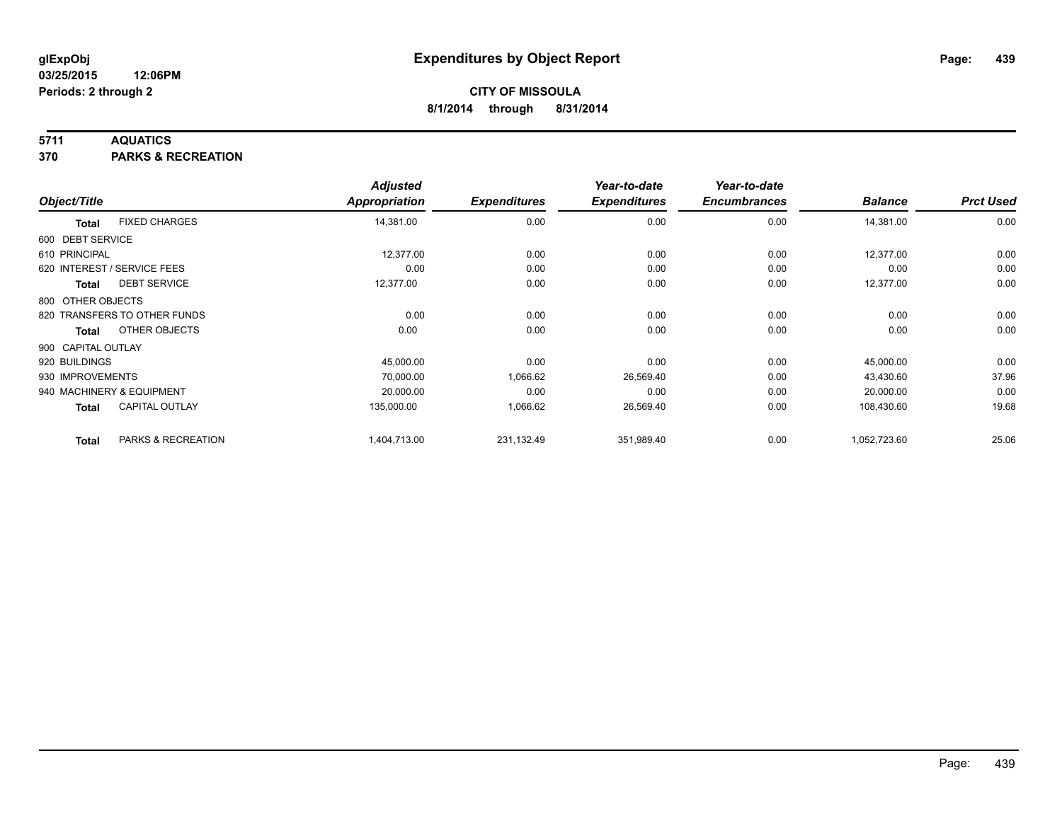**glExpObj**
**03/25/2015 12:06PM**
**Periods: 2 through 2**

# Expenditures by Object Report

**CITY OF MISSOULA**
**8/1/2014 through 8/31/2014**

## 5711 AQUATICS
## 370 PARKS & RECREATION

| Object/Title | | *Adjusted Appropriation* | *Expenditures* | *Year-to-date Expenditures* | *Year-to-date Encumbrances* | *Balance* | *Prct Used* |
|---|---|---|---|---|---|---|---|
| **Total** | FIXED CHARGES | 14,381.00 | 0.00 | 0.00 | 0.00 | 14,381.00 | 0.00 |
| 600 DEBT SERVICE | | | | | | | |
| 610 PRINCIPAL | | 12,377.00 | 0.00 | 0.00 | 0.00 | 12,377.00 | 0.00 |
| 620 INTEREST / SERVICE FEES | | 0.00 | 0.00 | 0.00 | 0.00 | 0.00 | 0.00 |
| **Total** | DEBT SERVICE | 12,377.00 | 0.00 | 0.00 | 0.00 | 12,377.00 | 0.00 |
| 800 OTHER OBJECTS | | | | | | | |
| 820 TRANSFERS TO OTHER FUNDS | | 0.00 | 0.00 | 0.00 | 0.00 | 0.00 | 0.00 |
| **Total** | OTHER OBJECTS | 0.00 | 0.00 | 0.00 | 0.00 | 0.00 | 0.00 |
| 900 CAPITAL OUTLAY | | | | | | | |
| 920 BUILDINGS | | 45,000.00 | 0.00 | 0.00 | 0.00 | 45,000.00 | 0.00 |
| 930 IMPROVEMENTS | | 70,000.00 | 1,066.62 | 26,569.40 | 0.00 | 43,430.60 | 37.96 |
| 940 MACHINERY & EQUIPMENT | | 20,000.00 | 0.00 | 0.00 | 0.00 | 20,000.00 | 0.00 |
| **Total** | CAPITAL OUTLAY | 135,000.00 | 1,066.62 | 26,569.40 | 0.00 | 108,430.60 | 19.68 |
| **Total** | PARKS & RECREATION | 1,404,713.00 | 231,132.49 | 351,989.40 | 0.00 | 1,052,723.60 | 25.06 |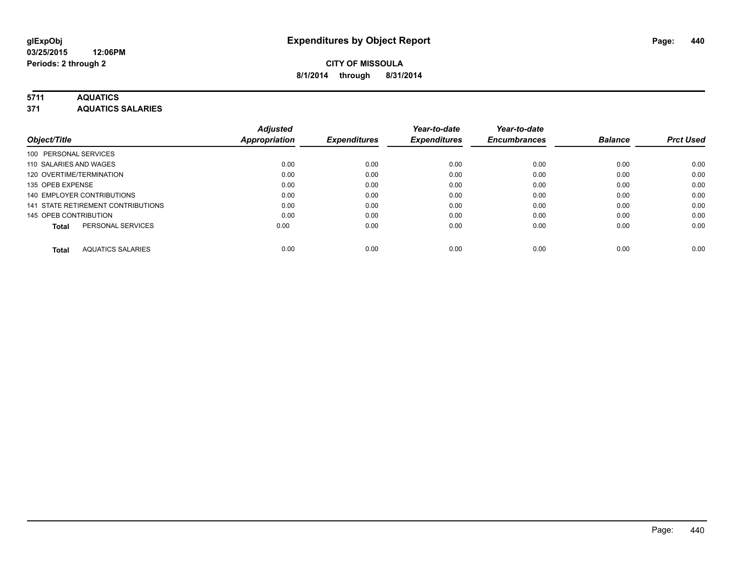glExpObj
03/25/2015 12:06PM
Periods: 2 through 2

# Expenditures by Object Report

**CITY OF MISSOULA**
**8/1/2014 through 8/31/2014**

## 5711 AQUATICS
## 371 AQUATICS SALARIES

| Object/Title | Adjusted Appropriation | Expenditures | Year-to-date Expenditures | Year-to-date Encumbrances | Balance | Prct Used |
|---|---|---|---|---|---|---|
| 100 PERSONAL SERVICES | | | | | | |
| 110 SALARIES AND WAGES | 0.00 | 0.00 | 0.00 | 0.00 | 0.00 | 0.00 |
| 120 OVERTIME/TERMINATION | 0.00 | 0.00 | 0.00 | 0.00 | 0.00 | 0.00 |
| 135 OPEB EXPENSE | 0.00 | 0.00 | 0.00 | 0.00 | 0.00 | 0.00 |
| 140 EMPLOYER CONTRIBUTIONS | 0.00 | 0.00 | 0.00 | 0.00 | 0.00 | 0.00 |
| 141 STATE RETIREMENT CONTRIBUTIONS | 0.00 | 0.00 | 0.00 | 0.00 | 0.00 | 0.00 |
| 145 OPEB CONTRIBUTION | 0.00 | 0.00 | 0.00 | 0.00 | 0.00 | 0.00 |
| **Total** PERSONAL SERVICES | 0.00 | 0.00 | 0.00 | 0.00 | 0.00 | 0.00 |
| **Total** AQUATICS SALARIES | 0.00 | 0.00 | 0.00 | 0.00 | 0.00 | 0.00 |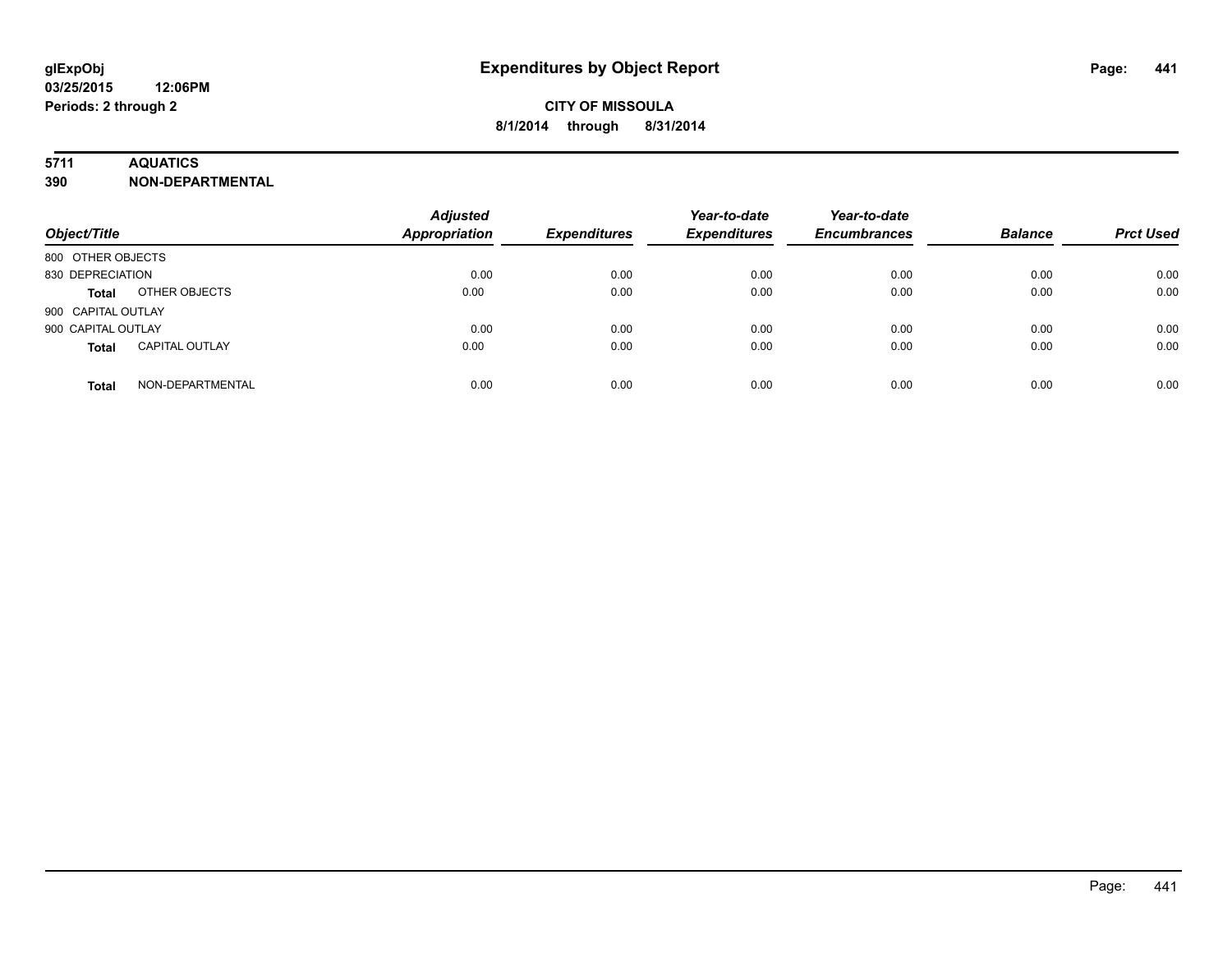# Expenditures by Object Report

glExpObj
03/25/2015 12:06PM
Periods: 2 through 2

**CITY OF MISSOULA**
**8/1/2014 through 8/31/2014**

## 5711 AQUATICS
## 390 NON-DEPARTMENTAL

| Object/Title | | Adjusted Appropriation | Expenditures | Year-to-date Expenditures | Year-to-date Encumbrances | Balance | Prct Used |
|---|---|---|---|---|---|---|---|
| 800 OTHER OBJECTS | | | | | | | |
| 830 DEPRECIATION | | 0.00 | 0.00 | 0.00 | 0.00 | 0.00 | 0.00 |
| **Total** | OTHER OBJECTS | 0.00 | 0.00 | 0.00 | 0.00 | 0.00 | 0.00 |
| 900 CAPITAL OUTLAY | | | | | | | |
| 900 CAPITAL OUTLAY | | 0.00 | 0.00 | 0.00 | 0.00 | 0.00 | 0.00 |
| **Total** | CAPITAL OUTLAY | 0.00 | 0.00 | 0.00 | 0.00 | 0.00 | 0.00 |
| **Total** | NON-DEPARTMENTAL | 0.00 | 0.00 | 0.00 | 0.00 | 0.00 | 0.00 |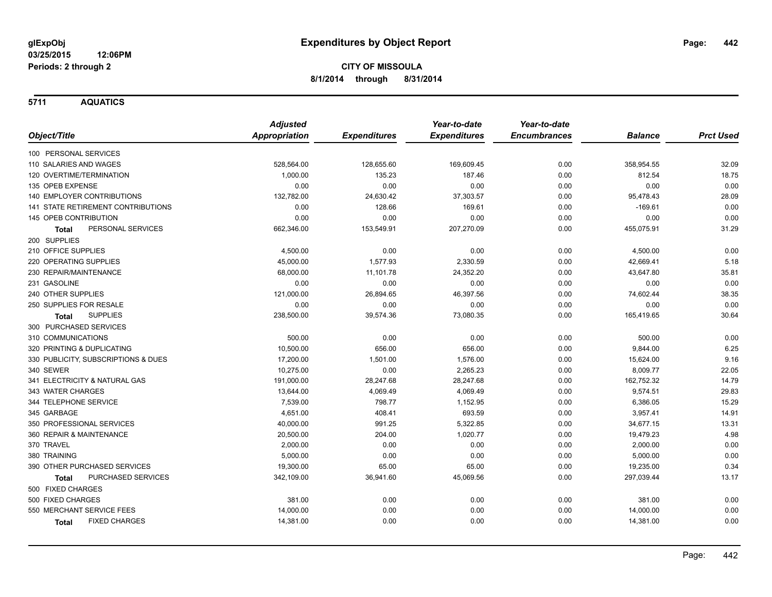**glExpObj**
**03/25/2015 12:06PM**
**Periods: 2 through 2**

# Expenditures by Object Report

**CITY OF MISSOULA**
**8/1/2014 through 8/31/2014**

## 5711 AQUATICS

| Object/Title | Adjusted Appropriation | Expenditures | Year-to-date Expenditures | Year-to-date Encumbrances | Balance | Prct Used |
|---|---|---|---|---|---|---|
| 100 PERSONAL SERVICES | | | | | | |
| 110 SALARIES AND WAGES | 528,564.00 | 128,655.60 | 169,609.45 | 0.00 | 358,954.55 | 32.09 |
| 120 OVERTIME/TERMINATION | 1,000.00 | 135.23 | 187.46 | 0.00 | 812.54 | 18.75 |
| 135 OPEB EXPENSE | 0.00 | 0.00 | 0.00 | 0.00 | 0.00 | 0.00 |
| 140 EMPLOYER CONTRIBUTIONS | 132,782.00 | 24,630.42 | 37,303.57 | 0.00 | 95,478.43 | 28.09 |
| 141 STATE RETIREMENT CONTRIBUTIONS | 0.00 | 128.66 | 169.61 | 0.00 | -169.61 | 0.00 |
| 145 OPEB CONTRIBUTION | 0.00 | 0.00 | 0.00 | 0.00 | 0.00 | 0.00 |
| **Total** PERSONAL SERVICES | 662,346.00 | 153,549.91 | 207,270.09 | 0.00 | 455,075.91 | 31.29 |
| 200 SUPPLIES | | | | | | |
| 210 OFFICE SUPPLIES | 4,500.00 | 0.00 | 0.00 | 0.00 | 4,500.00 | 0.00 |
| 220 OPERATING SUPPLIES | 45,000.00 | 1,577.93 | 2,330.59 | 0.00 | 42,669.41 | 5.18 |
| 230 REPAIR/MAINTENANCE | 68,000.00 | 11,101.78 | 24,352.20 | 0.00 | 43,647.80 | 35.81 |
| 231 GASOLINE | 0.00 | 0.00 | 0.00 | 0.00 | 0.00 | 0.00 |
| 240 OTHER SUPPLIES | 121,000.00 | 26,894.65 | 46,397.56 | 0.00 | 74,602.44 | 38.35 |
| 250 SUPPLIES FOR RESALE | 0.00 | 0.00 | 0.00 | 0.00 | 0.00 | 0.00 |
| **Total** SUPPLIES | 238,500.00 | 39,574.36 | 73,080.35 | 0.00 | 165,419.65 | 30.64 |
| 300 PURCHASED SERVICES | | | | | | |
| 310 COMMUNICATIONS | 500.00 | 0.00 | 0.00 | 0.00 | 500.00 | 0.00 |
| 320 PRINTING & DUPLICATING | 10,500.00 | 656.00 | 656.00 | 0.00 | 9,844.00 | 6.25 |
| 330 PUBLICITY, SUBSCRIPTIONS & DUES | 17,200.00 | 1,501.00 | 1,576.00 | 0.00 | 15,624.00 | 9.16 |
| 340 SEWER | 10,275.00 | 0.00 | 2,265.23 | 0.00 | 8,009.77 | 22.05 |
| 341 ELECTRICITY & NATURAL GAS | 191,000.00 | 28,247.68 | 28,247.68 | 0.00 | 162,752.32 | 14.79 |
| 343 WATER CHARGES | 13,644.00 | 4,069.49 | 4,069.49 | 0.00 | 9,574.51 | 29.83 |
| 344 TELEPHONE SERVICE | 7,539.00 | 798.77 | 1,152.95 | 0.00 | 6,386.05 | 15.29 |
| 345 GARBAGE | 4,651.00 | 408.41 | 693.59 | 0.00 | 3,957.41 | 14.91 |
| 350 PROFESSIONAL SERVICES | 40,000.00 | 991.25 | 5,322.85 | 0.00 | 34,677.15 | 13.31 |
| 360 REPAIR & MAINTENANCE | 20,500.00 | 204.00 | 1,020.77 | 0.00 | 19,479.23 | 4.98 |
| 370 TRAVEL | 2,000.00 | 0.00 | 0.00 | 0.00 | 2,000.00 | 0.00 |
| 380 TRAINING | 5,000.00 | 0.00 | 0.00 | 0.00 | 5,000.00 | 0.00 |
| 390 OTHER PURCHASED SERVICES | 19,300.00 | 65.00 | 65.00 | 0.00 | 19,235.00 | 0.34 |
| **Total** PURCHASED SERVICES | 342,109.00 | 36,941.60 | 45,069.56 | 0.00 | 297,039.44 | 13.17 |
| 500 FIXED CHARGES | | | | | | |
| 500 FIXED CHARGES | 381.00 | 0.00 | 0.00 | 0.00 | 381.00 | 0.00 |
| 550 MERCHANT SERVICE FEES | 14,000.00 | 0.00 | 0.00 | 0.00 | 14,000.00 | 0.00 |
| **Total** FIXED CHARGES | 14,381.00 | 0.00 | 0.00 | 0.00 | 14,381.00 | 0.00 |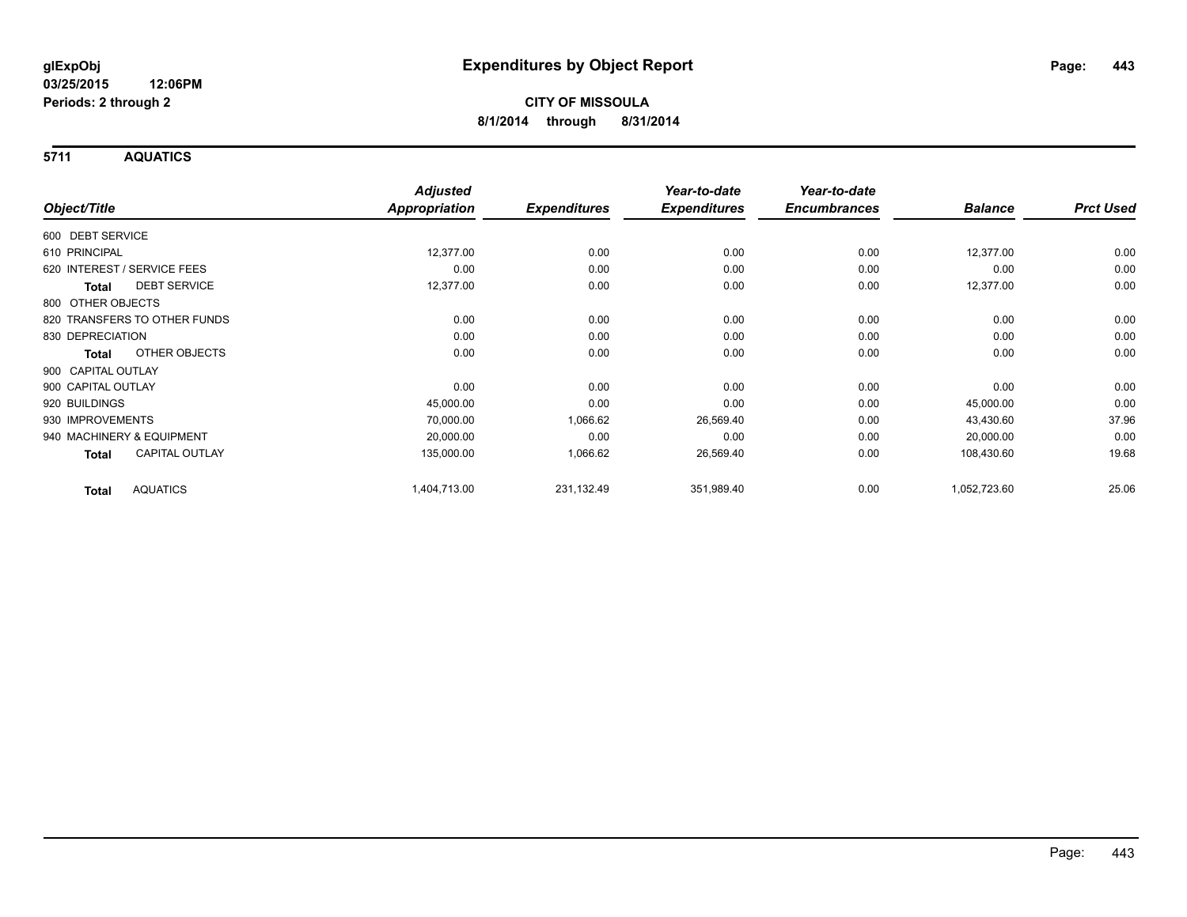**glExpObj**
**03/25/2015 12:06PM**
**Periods: 2 through 2**

# Expenditures by Object Report

**CITY OF MISSOULA**
**8/1/2014 through 8/31/2014**

## 5711 AQUATICS

| Object/Title | Adjusted Appropriation | Expenditures | Year-to-date Expenditures | Year-to-date Encumbrances | Balance | Prct Used |
|---|---|---|---|---|---|---|
| 600 DEBT SERVICE | | | | | | |
| 610 PRINCIPAL | 12,377.00 | 0.00 | 0.00 | 0.00 | 12,377.00 | 0.00 |
| 620 INTEREST / SERVICE FEES | 0.00 | 0.00 | 0.00 | 0.00 | 0.00 | 0.00 |
| **Total** DEBT SERVICE | 12,377.00 | 0.00 | 0.00 | 0.00 | 12,377.00 | 0.00 |
| 800 OTHER OBJECTS | | | | | | |
| 820 TRANSFERS TO OTHER FUNDS | 0.00 | 0.00 | 0.00 | 0.00 | 0.00 | 0.00 |
| 830 DEPRECIATION | 0.00 | 0.00 | 0.00 | 0.00 | 0.00 | 0.00 |
| **Total** OTHER OBJECTS | 0.00 | 0.00 | 0.00 | 0.00 | 0.00 | 0.00 |
| 900 CAPITAL OUTLAY | | | | | | |
| 900 CAPITAL OUTLAY | 0.00 | 0.00 | 0.00 | 0.00 | 0.00 | 0.00 |
| 920 BUILDINGS | 45,000.00 | 0.00 | 0.00 | 0.00 | 45,000.00 | 0.00 |
| 930 IMPROVEMENTS | 70,000.00 | 1,066.62 | 26,569.40 | 0.00 | 43,430.60 | 37.96 |
| 940 MACHINERY & EQUIPMENT | 20,000.00 | 0.00 | 0.00 | 0.00 | 20,000.00 | 0.00 |
| **Total** CAPITAL OUTLAY | 135,000.00 | 1,066.62 | 26,569.40 | 0.00 | 108,430.60 | 19.68 |
| **Total** AQUATICS | 1,404,713.00 | 231,132.49 | 351,989.40 | 0.00 | 1,052,723.60 | 25.06 |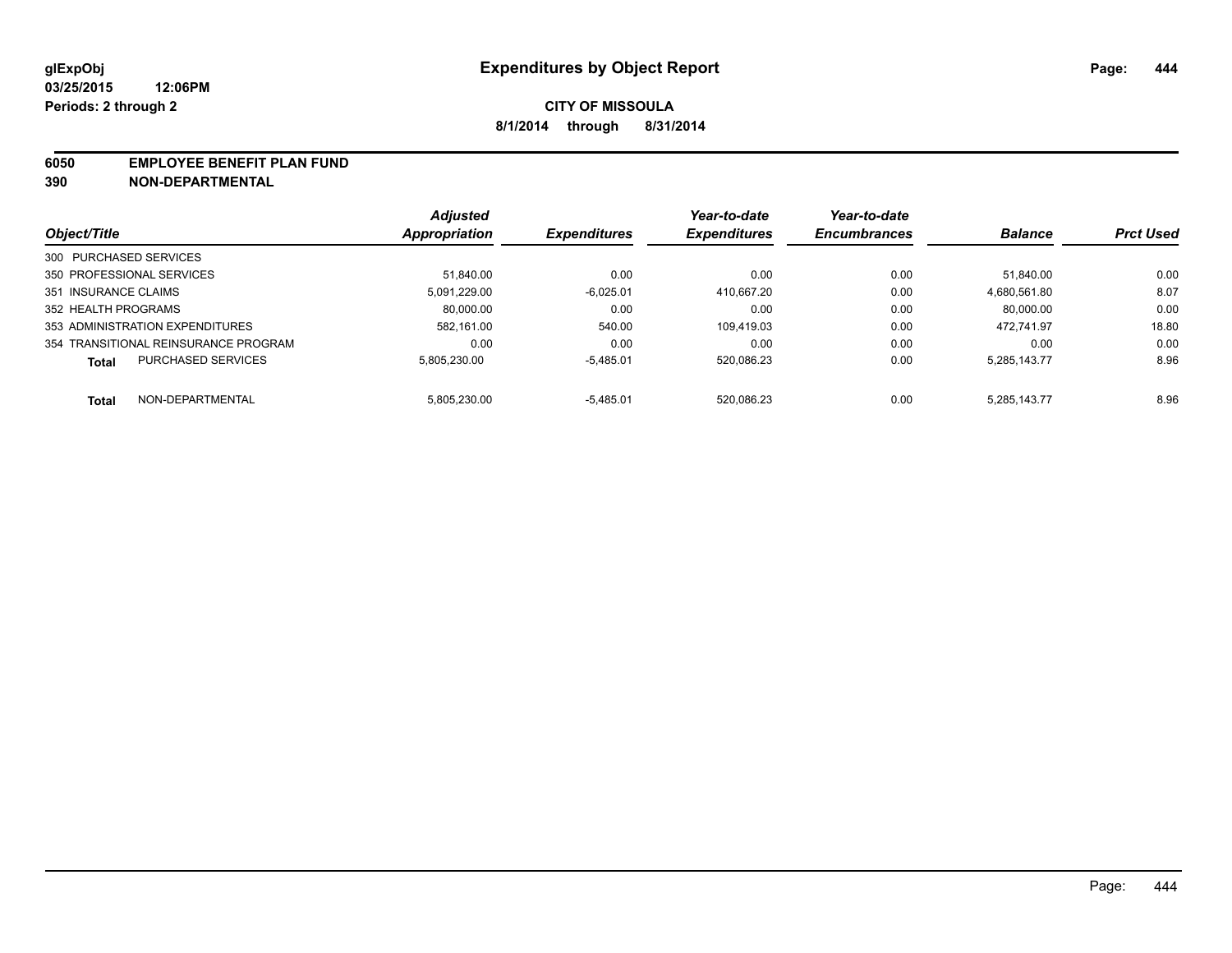**glExpObj** **Expenditures by Object Report**
**03/25/2015 12:06PM**
**Periods: 2 through 2**

**CITY OF MISSOULA**
**8/1/2014 through 8/31/2014**

**6050 EMPLOYEE BENEFIT PLAN FUND**
**390 NON-DEPARTMENTAL**

| Object/Title | Adjusted Appropriation | Expenditures | Year-to-date Expenditures | Year-to-date Encumbrances | Balance | Prct Used |
|---|---|---|---|---|---|---|
| 300 PURCHASED SERVICES | | | | | | |
| 350 PROFESSIONAL SERVICES | 51,840.00 | 0.00 | 0.00 | 0.00 | 51,840.00 | 0.00 |
| 351 INSURANCE CLAIMS | 5,091,229.00 | -6,025.01 | 410,667.20 | 0.00 | 4,680,561.80 | 8.07 |
| 352 HEALTH PROGRAMS | 80,000.00 | 0.00 | 0.00 | 0.00 | 80,000.00 | 0.00 |
| 353 ADMINISTRATION EXPENDITURES | 582,161.00 | 540.00 | 109,419.03 | 0.00 | 472,741.97 | 18.80 |
| 354 TRANSITIONAL REINSURANCE PROGRAM | 0.00 | 0.00 | 0.00 | 0.00 | 0.00 | 0.00 |
| **Total** PURCHASED SERVICES | 5,805,230.00 | -5,485.01 | 520,086.23 | 0.00 | 5,285,143.77 | 8.96 |
| **Total** NON-DEPARTMENTAL | 5,805,230.00 | -5,485.01 | 520,086.23 | 0.00 | 5,285,143.77 | 8.96 |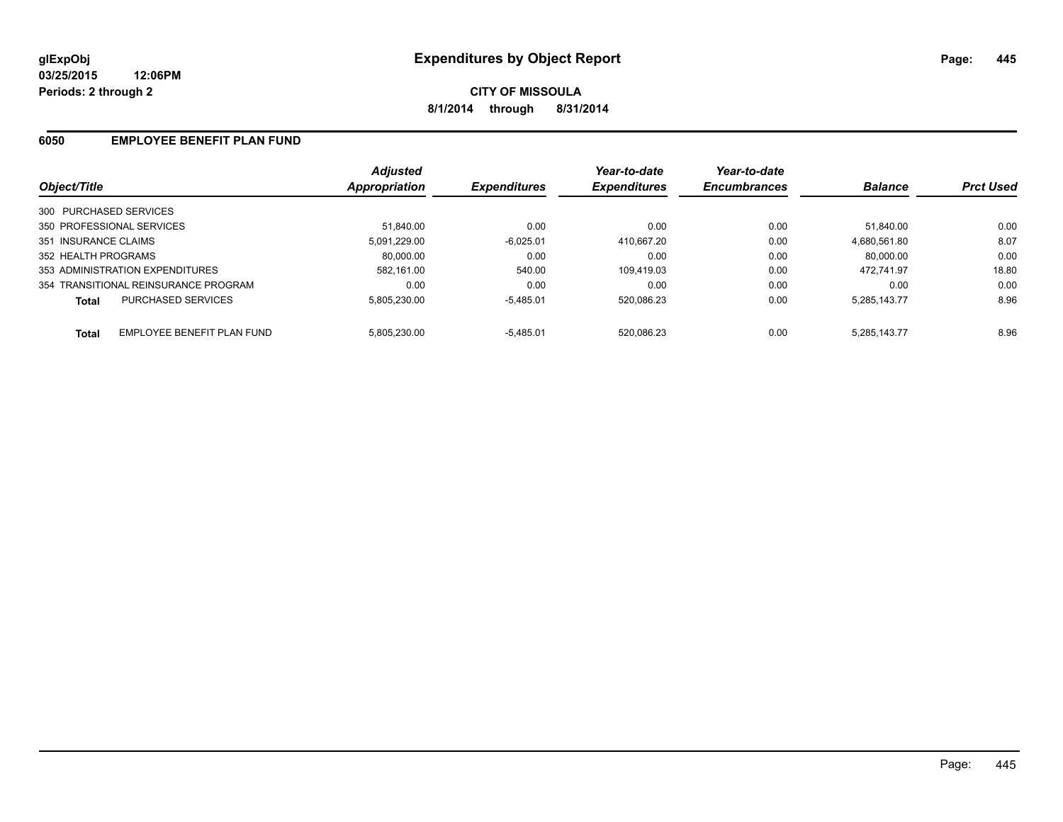# Expenditures by Object Report

glExpObj
03/25/2015 12:06PM
Periods: 2 through 2

**CITY OF MISSOULA**
**8/1/2014 through 8/31/2014**

## 6050 EMPLOYEE BENEFIT PLAN FUND

| Object/Title | | Adjusted Appropriation | Expenditures | Year-to-date Expenditures | Year-to-date Encumbrances | Balance | Prct Used |
|---|---|---|---|---|---|---|---|
| 300 PURCHASED SERVICES | | | | | | | |
| 350 PROFESSIONAL SERVICES | | 51,840.00 | 0.00 | 0.00 | 0.00 | 51,840.00 | 0.00 |
| 351 INSURANCE CLAIMS | | 5,091,229.00 | -6,025.01 | 410,667.20 | 0.00 | 4,680,561.80 | 8.07 |
| 352 HEALTH PROGRAMS | | 80,000.00 | 0.00 | 0.00 | 0.00 | 80,000.00 | 0.00 |
| 353 ADMINISTRATION EXPENDITURES | | 582,161.00 | 540.00 | 109,419.03 | 0.00 | 472,741.97 | 18.80 |
| 354 TRANSITIONAL REINSURANCE PROGRAM | | 0.00 | 0.00 | 0.00 | 0.00 | 0.00 | 0.00 |
| **Total** | PURCHASED SERVICES | 5,805,230.00 | -5,485.01 | 520,086.23 | 0.00 | 5,285,143.77 | 8.96 |
| **Total** | EMPLOYEE BENEFIT PLAN FUND | 5,805,230.00 | -5,485.01 | 520,086.23 | 0.00 | 5,285,143.77 | 8.96 |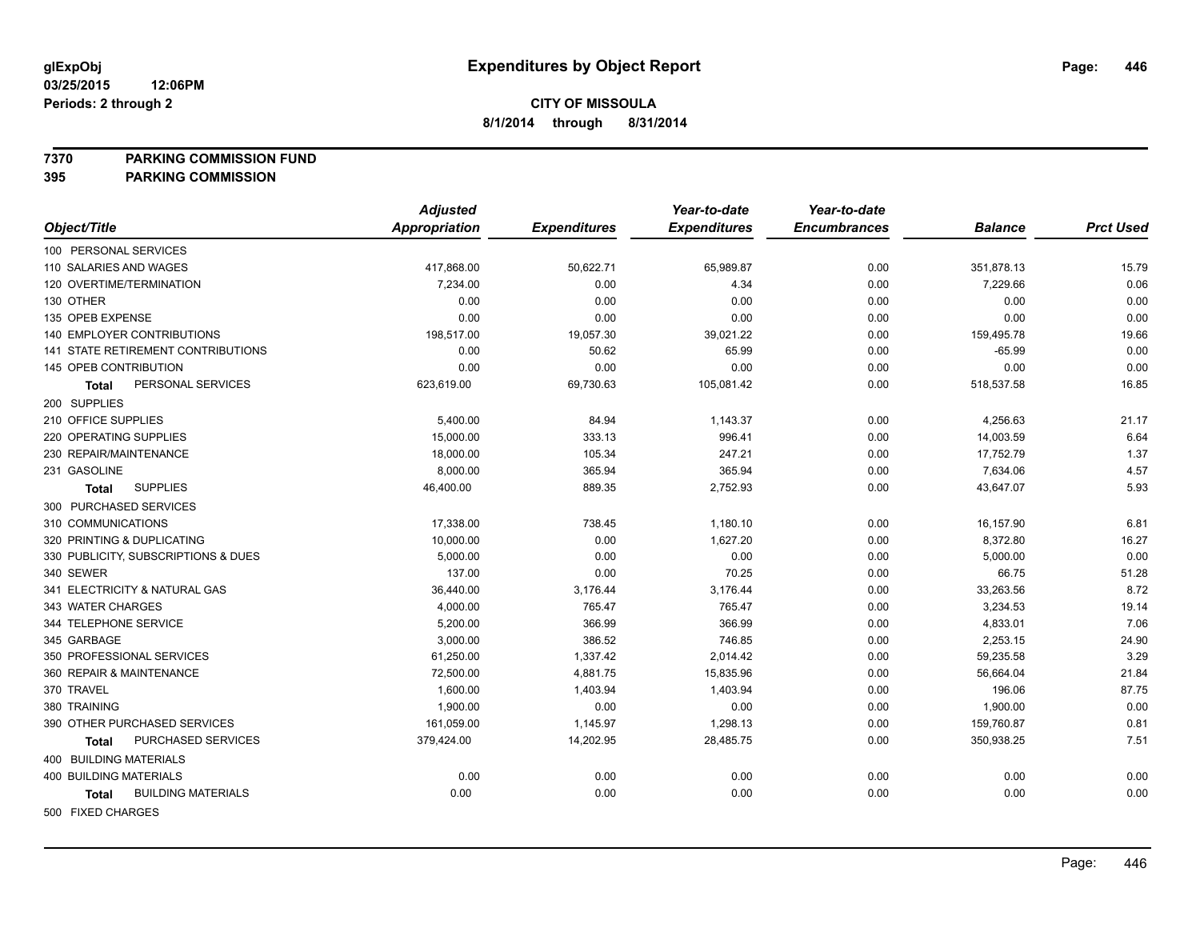**glExpObj**
**03/25/2015 12:06PM**
**Periods: 2 through 2**

# Expenditures by Object Report

**CITY OF MISSOULA**
**8/1/2014 through 8/31/2014**

**7370 PARKING COMMISSION FUND**
**395 PARKING COMMISSION**

| Object/Title | Adjusted Appropriation | Expenditures | Year-to-date Expenditures | Year-to-date Encumbrances | Balance | Prct Used |
|---|---|---|---|---|---|---|
| 100 PERSONAL SERVICES | | | | | | |
| 110 SALARIES AND WAGES | 417,868.00 | 50,622.71 | 65,989.87 | 0.00 | 351,878.13 | 15.79 |
| 120 OVERTIME/TERMINATION | 7,234.00 | 0.00 | 4.34 | 0.00 | 7,229.66 | 0.06 |
| 130 OTHER | 0.00 | 0.00 | 0.00 | 0.00 | 0.00 | 0.00 |
| 135 OPEB EXPENSE | 0.00 | 0.00 | 0.00 | 0.00 | 0.00 | 0.00 |
| 140 EMPLOYER CONTRIBUTIONS | 198,517.00 | 19,057.30 | 39,021.22 | 0.00 | 159,495.78 | 19.66 |
| 141 STATE RETIREMENT CONTRIBUTIONS | 0.00 | 50.62 | 65.99 | 0.00 | -65.99 | 0.00 |
| 145 OPEB CONTRIBUTION | 0.00 | 0.00 | 0.00 | 0.00 | 0.00 | 0.00 |
| **Total** PERSONAL SERVICES | 623,619.00 | 69,730.63 | 105,081.42 | 0.00 | 518,537.58 | 16.85 |
| 200 SUPPLIES | | | | | | |
| 210 OFFICE SUPPLIES | 5,400.00 | 84.94 | 1,143.37 | 0.00 | 4,256.63 | 21.17 |
| 220 OPERATING SUPPLIES | 15,000.00 | 333.13 | 996.41 | 0.00 | 14,003.59 | 6.64 |
| 230 REPAIR/MAINTENANCE | 18,000.00 | 105.34 | 247.21 | 0.00 | 17,752.79 | 1.37 |
| 231 GASOLINE | 8,000.00 | 365.94 | 365.94 | 0.00 | 7,634.06 | 4.57 |
| **Total** SUPPLIES | 46,400.00 | 889.35 | 2,752.93 | 0.00 | 43,647.07 | 5.93 |
| 300 PURCHASED SERVICES | | | | | | |
| 310 COMMUNICATIONS | 17,338.00 | 738.45 | 1,180.10 | 0.00 | 16,157.90 | 6.81 |
| 320 PRINTING & DUPLICATING | 10,000.00 | 0.00 | 1,627.20 | 0.00 | 8,372.80 | 16.27 |
| 330 PUBLICITY, SUBSCRIPTIONS & DUES | 5,000.00 | 0.00 | 0.00 | 0.00 | 5,000.00 | 0.00 |
| 340 SEWER | 137.00 | 0.00 | 70.25 | 0.00 | 66.75 | 51.28 |
| 341 ELECTRICITY & NATURAL GAS | 36,440.00 | 3,176.44 | 3,176.44 | 0.00 | 33,263.56 | 8.72 |
| 343 WATER CHARGES | 4,000.00 | 765.47 | 765.47 | 0.00 | 3,234.53 | 19.14 |
| 344 TELEPHONE SERVICE | 5,200.00 | 366.99 | 366.99 | 0.00 | 4,833.01 | 7.06 |
| 345 GARBAGE | 3,000.00 | 386.52 | 746.85 | 0.00 | 2,253.15 | 24.90 |
| 350 PROFESSIONAL SERVICES | 61,250.00 | 1,337.42 | 2,014.42 | 0.00 | 59,235.58 | 3.29 |
| 360 REPAIR & MAINTENANCE | 72,500.00 | 4,881.75 | 15,835.96 | 0.00 | 56,664.04 | 21.84 |
| 370 TRAVEL | 1,600.00 | 1,403.94 | 1,403.94 | 0.00 | 196.06 | 87.75 |
| 380 TRAINING | 1,900.00 | 0.00 | 0.00 | 0.00 | 1,900.00 | 0.00 |
| 390 OTHER PURCHASED SERVICES | 161,059.00 | 1,145.97 | 1,298.13 | 0.00 | 159,760.87 | 0.81 |
| **Total** PURCHASED SERVICES | 379,424.00 | 14,202.95 | 28,485.75 | 0.00 | 350,938.25 | 7.51 |
| 400 BUILDING MATERIALS | | | | | | |
| 400 BUILDING MATERIALS | 0.00 | 0.00 | 0.00 | 0.00 | 0.00 | 0.00 |
| **Total** BUILDING MATERIALS | 0.00 | 0.00 | 0.00 | 0.00 | 0.00 | 0.00 |
| 500 FIXED CHARGES | | | | | | |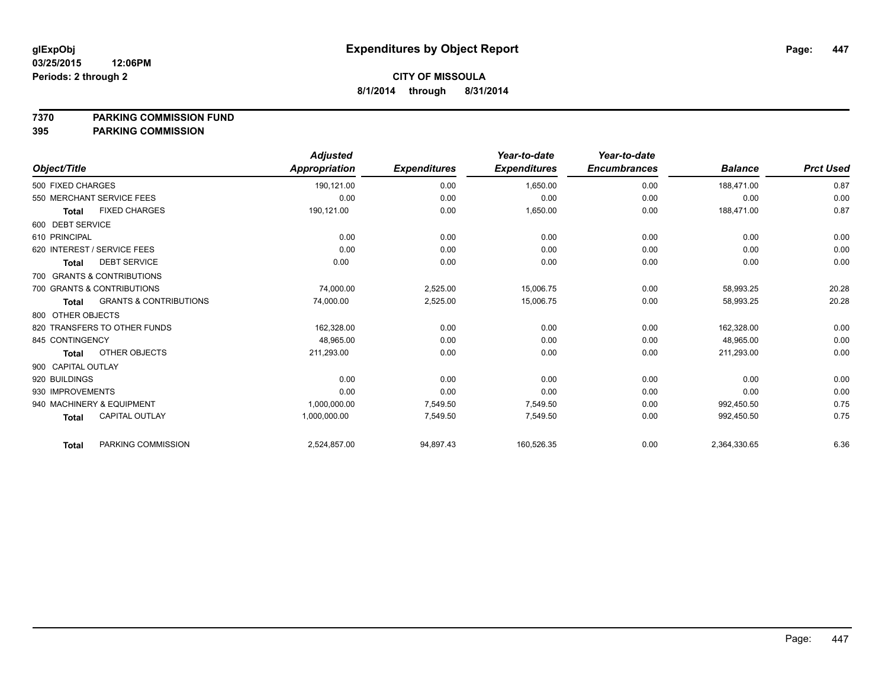glExpObj
03/25/2015 12:06PM
Periods: 2 through 2

# Expenditures by Object Report

**CITY OF MISSOULA**
**8/1/2014 through 8/31/2014**

**7370 PARKING COMMISSION FUND**
**395 PARKING COMMISSION**

| Object/Title | Adjusted Appropriation | Expenditures | Year-to-date Expenditures | Year-to-date Encumbrances | Balance | Prct Used |
|---|---|---|---|---|---|---|
| 500 FIXED CHARGES | 190,121.00 | 0.00 | 1,650.00 | 0.00 | 188,471.00 | 0.87 |
| 550 MERCHANT SERVICE FEES | 0.00 | 0.00 | 0.00 | 0.00 | 0.00 | 0.00 |
| **Total** FIXED CHARGES | 190,121.00 | 0.00 | 1,650.00 | 0.00 | 188,471.00 | 0.87 |
| 600 DEBT SERVICE | | | | | | |
| 610 PRINCIPAL | 0.00 | 0.00 | 0.00 | 0.00 | 0.00 | 0.00 |
| 620 INTEREST / SERVICE FEES | 0.00 | 0.00 | 0.00 | 0.00 | 0.00 | 0.00 |
| **Total** DEBT SERVICE | 0.00 | 0.00 | 0.00 | 0.00 | 0.00 | 0.00 |
| 700 GRANTS & CONTRIBUTIONS | | | | | | |
| 700 GRANTS & CONTRIBUTIONS | 74,000.00 | 2,525.00 | 15,006.75 | 0.00 | 58,993.25 | 20.28 |
| **Total** GRANTS & CONTRIBUTIONS | 74,000.00 | 2,525.00 | 15,006.75 | 0.00 | 58,993.25 | 20.28 |
| 800 OTHER OBJECTS | | | | | | |
| 820 TRANSFERS TO OTHER FUNDS | 162,328.00 | 0.00 | 0.00 | 0.00 | 162,328.00 | 0.00 |
| 845 CONTINGENCY | 48,965.00 | 0.00 | 0.00 | 0.00 | 48,965.00 | 0.00 |
| **Total** OTHER OBJECTS | 211,293.00 | 0.00 | 0.00 | 0.00 | 211,293.00 | 0.00 |
| 900 CAPITAL OUTLAY | | | | | | |
| 920 BUILDINGS | 0.00 | 0.00 | 0.00 | 0.00 | 0.00 | 0.00 |
| 930 IMPROVEMENTS | 0.00 | 0.00 | 0.00 | 0.00 | 0.00 | 0.00 |
| 940 MACHINERY & EQUIPMENT | 1,000,000.00 | 7,549.50 | 7,549.50 | 0.00 | 992,450.50 | 0.75 |
| **Total** CAPITAL OUTLAY | 1,000,000.00 | 7,549.50 | 7,549.50 | 0.00 | 992,450.50 | 0.75 |
| **Total** PARKING COMMISSION | 2,524,857.00 | 94,897.43 | 160,526.35 | 0.00 | 2,364,330.65 | 6.36 |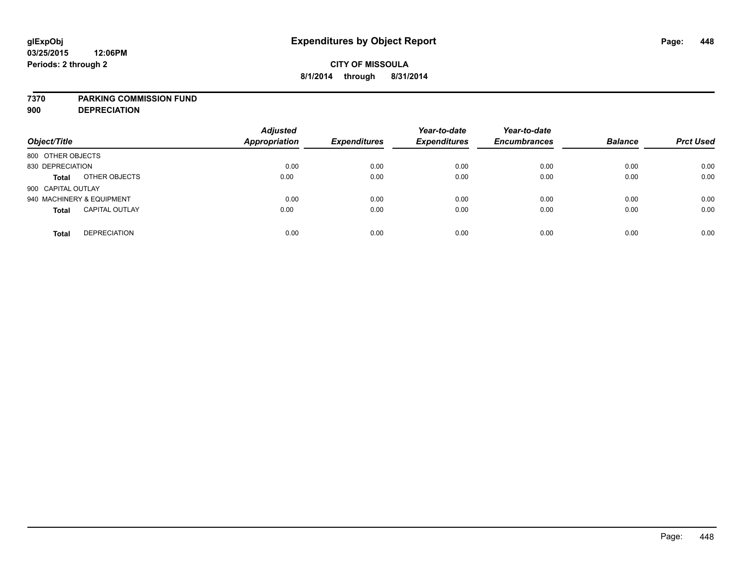**glExpObj**
**03/25/2015 12:06PM**
**Periods: 2 through 2**

# Expenditures by Object Report

**CITY OF MISSOULA**
**8/1/2014 through 8/31/2014**

**7370 PARKING COMMISSION FUND**
**900 DEPRECIATION**

| Object/Title | | Adjusted Appropriation | Expenditures | Year-to-date Expenditures | Year-to-date Encumbrances | Balance | Prct Used |
|---|---|---|---|---|---|---|---|
| 800 OTHER OBJECTS | | | | | | | |
| 830 DEPRECIATION | | 0.00 | 0.00 | 0.00 | 0.00 | 0.00 | 0.00 |
| **Total** | OTHER OBJECTS | 0.00 | 0.00 | 0.00 | 0.00 | 0.00 | 0.00 |
| 900 CAPITAL OUTLAY | | | | | | | |
| 940 MACHINERY & EQUIPMENT | | 0.00 | 0.00 | 0.00 | 0.00 | 0.00 | 0.00 |
| **Total** | CAPITAL OUTLAY | 0.00 | 0.00 | 0.00 | 0.00 | 0.00 | 0.00 |
| **Total** | DEPRECIATION | 0.00 | 0.00 | 0.00 | 0.00 | 0.00 | 0.00 |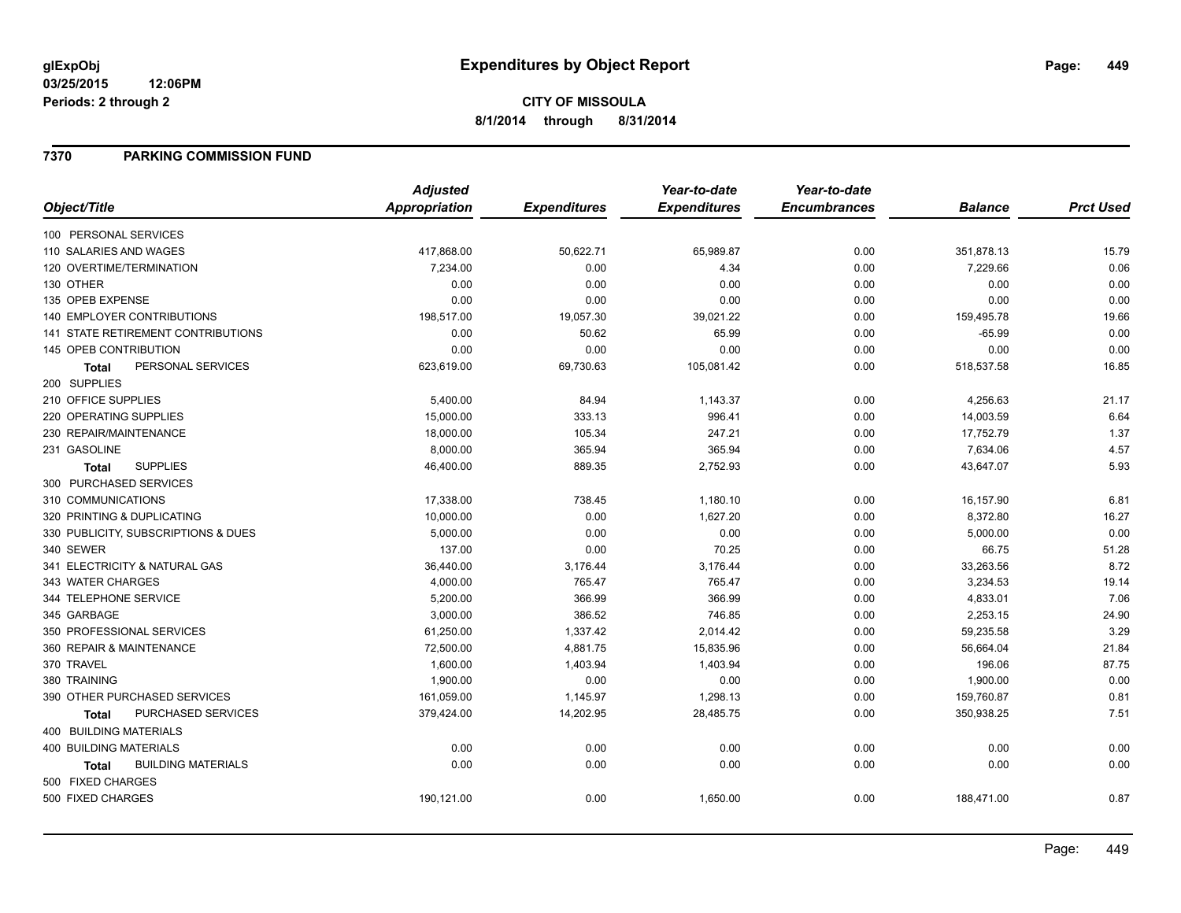# Expenditures by Object Report

glExpObj
03/25/2015 12:06PM
Periods: 2 through 2

**CITY OF MISSOULA**
**8/1/2014 through 8/31/2014**

## 7370 PARKING COMMISSION FUND

| Object/Title | Adjusted Appropriation | Expenditures | Year-to-date Expenditures | Year-to-date Encumbrances | Balance | Prct Used |
|---|---|---|---|---|---|---|
| 100 PERSONAL SERVICES | | | | | | |
| 110 SALARIES AND WAGES | 417,868.00 | 50,622.71 | 65,989.87 | 0.00 | 351,878.13 | 15.79 |
| 120 OVERTIME/TERMINATION | 7,234.00 | 0.00 | 4.34 | 0.00 | 7,229.66 | 0.06 |
| 130 OTHER | 0.00 | 0.00 | 0.00 | 0.00 | 0.00 | 0.00 |
| 135 OPEB EXPENSE | 0.00 | 0.00 | 0.00 | 0.00 | 0.00 | 0.00 |
| 140 EMPLOYER CONTRIBUTIONS | 198,517.00 | 19,057.30 | 39,021.22 | 0.00 | 159,495.78 | 19.66 |
| 141 STATE RETIREMENT CONTRIBUTIONS | 0.00 | 50.62 | 65.99 | 0.00 | -65.99 | 0.00 |
| 145 OPEB CONTRIBUTION | 0.00 | 0.00 | 0.00 | 0.00 | 0.00 | 0.00 |
| **Total** PERSONAL SERVICES | 623,619.00 | 69,730.63 | 105,081.42 | 0.00 | 518,537.58 | 16.85 |
| 200 SUPPLIES | | | | | | |
| 210 OFFICE SUPPLIES | 5,400.00 | 84.94 | 1,143.37 | 0.00 | 4,256.63 | 21.17 |
| 220 OPERATING SUPPLIES | 15,000.00 | 333.13 | 996.41 | 0.00 | 14,003.59 | 6.64 |
| 230 REPAIR/MAINTENANCE | 18,000.00 | 105.34 | 247.21 | 0.00 | 17,752.79 | 1.37 |
| 231 GASOLINE | 8,000.00 | 365.94 | 365.94 | 0.00 | 7,634.06 | 4.57 |
| **Total** SUPPLIES | 46,400.00 | 889.35 | 2,752.93 | 0.00 | 43,647.07 | 5.93 |
| 300 PURCHASED SERVICES | | | | | | |
| 310 COMMUNICATIONS | 17,338.00 | 738.45 | 1,180.10 | 0.00 | 16,157.90 | 6.81 |
| 320 PRINTING & DUPLICATING | 10,000.00 | 0.00 | 1,627.20 | 0.00 | 8,372.80 | 16.27 |
| 330 PUBLICITY, SUBSCRIPTIONS & DUES | 5,000.00 | 0.00 | 0.00 | 0.00 | 5,000.00 | 0.00 |
| 340 SEWER | 137.00 | 0.00 | 70.25 | 0.00 | 66.75 | 51.28 |
| 341 ELECTRICITY & NATURAL GAS | 36,440.00 | 3,176.44 | 3,176.44 | 0.00 | 33,263.56 | 8.72 |
| 343 WATER CHARGES | 4,000.00 | 765.47 | 765.47 | 0.00 | 3,234.53 | 19.14 |
| 344 TELEPHONE SERVICE | 5,200.00 | 366.99 | 366.99 | 0.00 | 4,833.01 | 7.06 |
| 345 GARBAGE | 3,000.00 | 386.52 | 746.85 | 0.00 | 2,253.15 | 24.90 |
| 350 PROFESSIONAL SERVICES | 61,250.00 | 1,337.42 | 2,014.42 | 0.00 | 59,235.58 | 3.29 |
| 360 REPAIR & MAINTENANCE | 72,500.00 | 4,881.75 | 15,835.96 | 0.00 | 56,664.04 | 21.84 |
| 370 TRAVEL | 1,600.00 | 1,403.94 | 1,403.94 | 0.00 | 196.06 | 87.75 |
| 380 TRAINING | 1,900.00 | 0.00 | 0.00 | 0.00 | 1,900.00 | 0.00 |
| 390 OTHER PURCHASED SERVICES | 161,059.00 | 1,145.97 | 1,298.13 | 0.00 | 159,760.87 | 0.81 |
| **Total** PURCHASED SERVICES | 379,424.00 | 14,202.95 | 28,485.75 | 0.00 | 350,938.25 | 7.51 |
| 400 BUILDING MATERIALS | | | | | | |
| 400 BUILDING MATERIALS | 0.00 | 0.00 | 0.00 | 0.00 | 0.00 | 0.00 |
| **Total** BUILDING MATERIALS | 0.00 | 0.00 | 0.00 | 0.00 | 0.00 | 0.00 |
| 500 FIXED CHARGES | | | | | | |
| 500 FIXED CHARGES | 190,121.00 | 0.00 | 1,650.00 | 0.00 | 188,471.00 | 0.87 |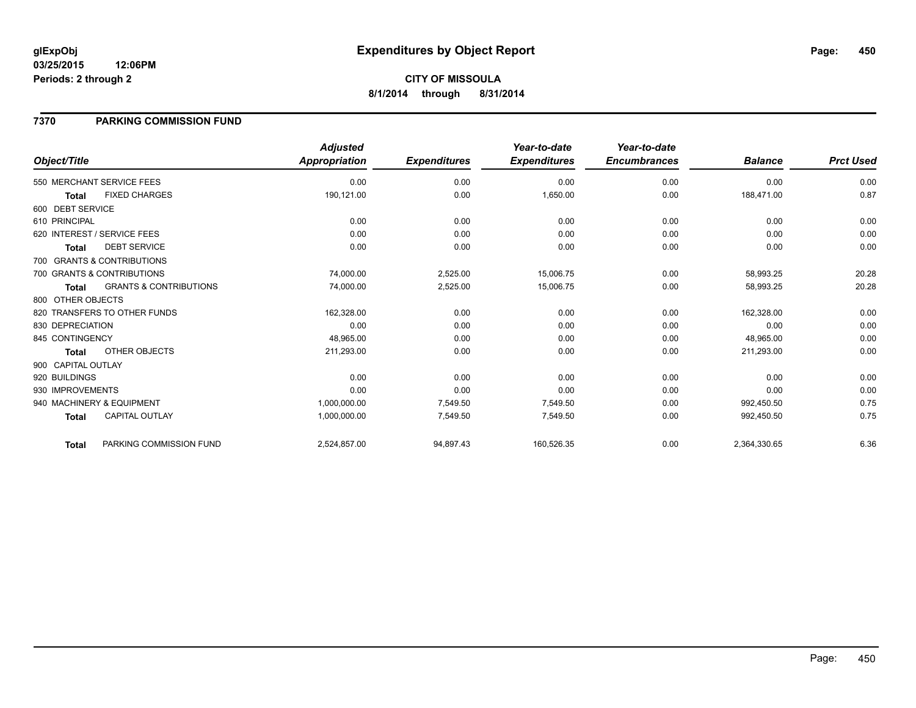# Expenditures by Object Report

glExpObj
03/25/2015 12:06PM
Periods: 2 through 2

**CITY OF MISSOULA**
**8/1/2014 through 8/31/2014**

## 7370 PARKING COMMISSION FUND

| Object/Title | Adjusted Appropriation | Expenditures | Year-to-date Expenditures | Year-to-date Encumbrances | Balance | Prct Used |
|---|---|---|---|---|---|---|
| 550 MERCHANT SERVICE FEES | 0.00 | 0.00 | 0.00 | 0.00 | 0.00 | 0.00 |
| **Total** FIXED CHARGES | 190,121.00 | 0.00 | 1,650.00 | 0.00 | 188,471.00 | 0.87 |
| 600 DEBT SERVICE | | | | | | |
| 610 PRINCIPAL | 0.00 | 0.00 | 0.00 | 0.00 | 0.00 | 0.00 |
| 620 INTEREST / SERVICE FEES | 0.00 | 0.00 | 0.00 | 0.00 | 0.00 | 0.00 |
| **Total** DEBT SERVICE | 0.00 | 0.00 | 0.00 | 0.00 | 0.00 | 0.00 |
| 700 GRANTS & CONTRIBUTIONS | | | | | | |
| 700 GRANTS & CONTRIBUTIONS | 74,000.00 | 2,525.00 | 15,006.75 | 0.00 | 58,993.25 | 20.28 |
| **Total** GRANTS & CONTRIBUTIONS | 74,000.00 | 2,525.00 | 15,006.75 | 0.00 | 58,993.25 | 20.28 |
| 800 OTHER OBJECTS | | | | | | |
| 820 TRANSFERS TO OTHER FUNDS | 162,328.00 | 0.00 | 0.00 | 0.00 | 162,328.00 | 0.00 |
| 830 DEPRECIATION | 0.00 | 0.00 | 0.00 | 0.00 | 0.00 | 0.00 |
| 845 CONTINGENCY | 48,965.00 | 0.00 | 0.00 | 0.00 | 48,965.00 | 0.00 |
| **Total** OTHER OBJECTS | 211,293.00 | 0.00 | 0.00 | 0.00 | 211,293.00 | 0.00 |
| 900 CAPITAL OUTLAY | | | | | | |
| 920 BUILDINGS | 0.00 | 0.00 | 0.00 | 0.00 | 0.00 | 0.00 |
| 930 IMPROVEMENTS | 0.00 | 0.00 | 0.00 | 0.00 | 0.00 | 0.00 |
| 940 MACHINERY & EQUIPMENT | 1,000,000.00 | 7,549.50 | 7,549.50 | 0.00 | 992,450.50 | 0.75 |
| **Total** CAPITAL OUTLAY | 1,000,000.00 | 7,549.50 | 7,549.50 | 0.00 | 992,450.50 | 0.75 |
| **Total** PARKING COMMISSION FUND | 2,524,857.00 | 94,897.43 | 160,526.35 | 0.00 | 2,364,330.65 | 6.36 |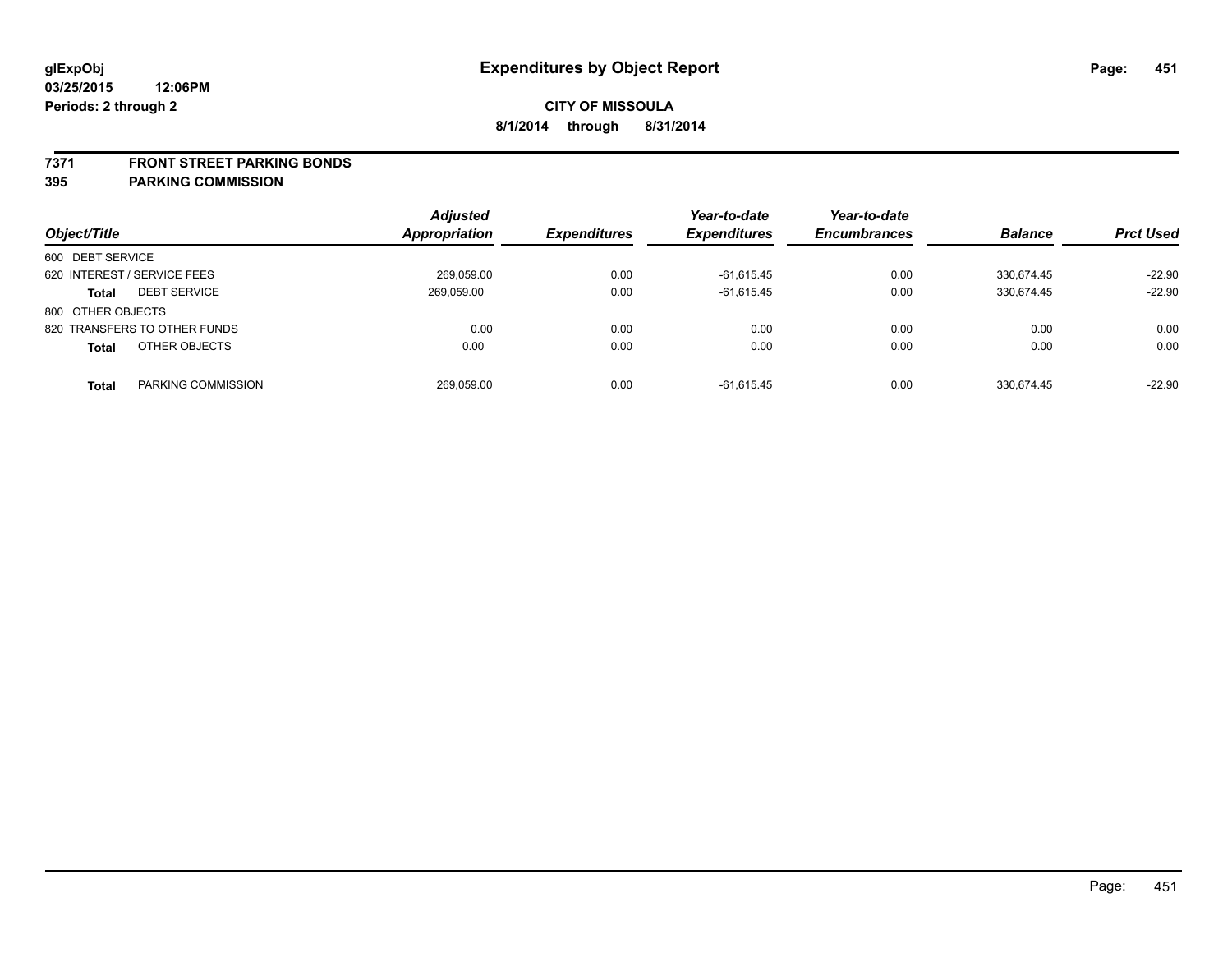**glExpObj** **Expenditures by Object Report**

**03/25/2015 12:06PM**

**Periods: 2 through 2**

**CITY OF MISSOULA**

**8/1/2014 through 8/31/2014**

**7371 FRONT STREET PARKING BONDS**

**395 PARKING COMMISSION**

| Object/Title | | Adjusted Appropriation | Expenditures | Year-to-date Expenditures | Year-to-date Encumbrances | Balance | Prct Used |
|---|---|---|---|---|---|---|---|
| 600 DEBT SERVICE | | | | | | | |
| 620 INTEREST / SERVICE FEES | | 269,059.00 | 0.00 | -61,615.45 | 0.00 | 330,674.45 | -22.90 |
| **Total** | DEBT SERVICE | 269,059.00 | 0.00 | -61,615.45 | 0.00 | 330,674.45 | -22.90 |
| 800 OTHER OBJECTS | | | | | | | |
| 820 TRANSFERS TO OTHER FUNDS | | 0.00 | 0.00 | 0.00 | 0.00 | 0.00 | 0.00 |
| **Total** | OTHER OBJECTS | 0.00 | 0.00 | 0.00 | 0.00 | 0.00 | 0.00 |
| **Total** | PARKING COMMISSION | 269,059.00 | 0.00 | -61,615.45 | 0.00 | 330,674.45 | -22.90 |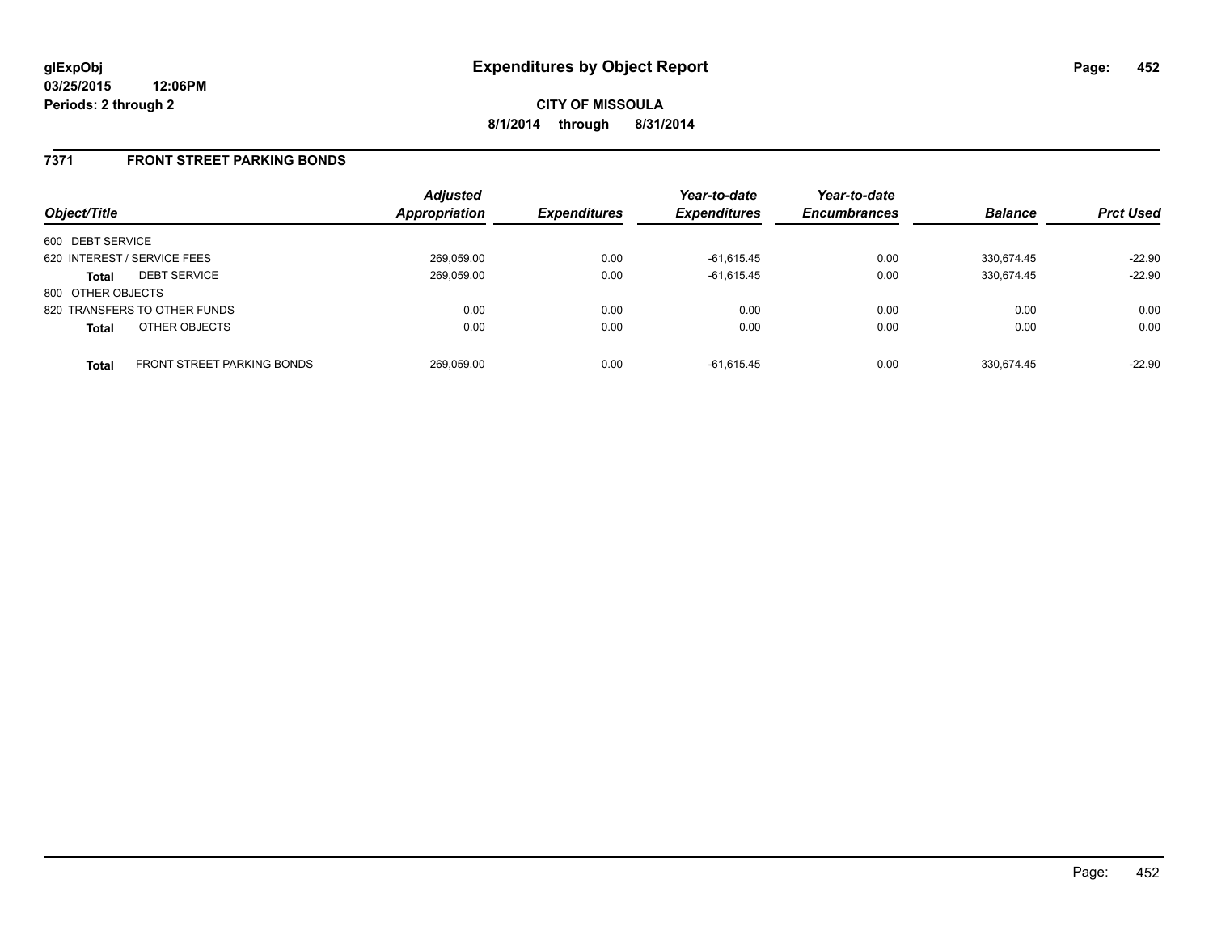**glExpObj**
**03/25/2015 12:06PM**
**Periods: 2 through 2**

# Expenditures by Object Report

**CITY OF MISSOULA**
**8/1/2014 through 8/31/2014**

## 7371 FRONT STREET PARKING BONDS

| Object/Title | | Adjusted Appropriation | Expenditures | Year-to-date Expenditures | Year-to-date Encumbrances | Balance | Prct Used |
|---|---|---|---|---|---|---|---|
| 600 DEBT SERVICE | | | | | | | |
| 620 INTEREST / SERVICE FEES | | 269,059.00 | 0.00 | -61,615.45 | 0.00 | 330,674.45 | -22.90 |
| **Total** | DEBT SERVICE | 269,059.00 | 0.00 | -61,615.45 | 0.00 | 330,674.45 | -22.90 |
| 800 OTHER OBJECTS | | | | | | | |
| 820 TRANSFERS TO OTHER FUNDS | | 0.00 | 0.00 | 0.00 | 0.00 | 0.00 | 0.00 |
| **Total** | OTHER OBJECTS | 0.00 | 0.00 | 0.00 | 0.00 | 0.00 | 0.00 |
| **Total** | FRONT STREET PARKING BONDS | 269,059.00 | 0.00 | -61,615.45 | 0.00 | 330,674.45 | -22.90 |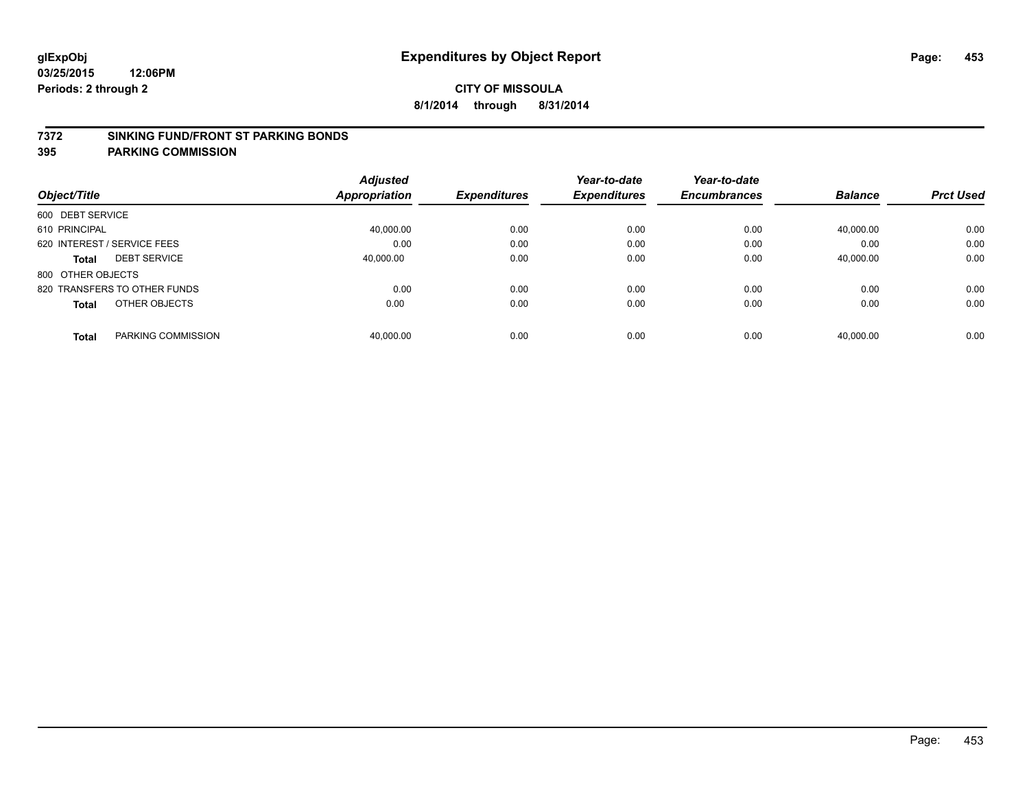**glExpObj**
**03/25/2015 12:06PM**
**Periods: 2 through 2**

# Expenditures by Object Report

**CITY OF MISSOULA**
**8/1/2014 through 8/31/2014**

## 7372 SINKING FUND/FRONT ST PARKING BONDS
## 395 PARKING COMMISSION

| Object/Title | Adjusted Appropriation | Expenditures | Year-to-date Expenditures | Year-to-date Encumbrances | Balance | Prct Used |
|---|---|---|---|---|---|---|
| 600 DEBT SERVICE | | | | | | |
| 610 PRINCIPAL | 40,000.00 | 0.00 | 0.00 | 0.00 | 40,000.00 | 0.00 |
| 620 INTEREST / SERVICE FEES | 0.00 | 0.00 | 0.00 | 0.00 | 0.00 | 0.00 |
| **Total** DEBT SERVICE | 40,000.00 | 0.00 | 0.00 | 0.00 | 40,000.00 | 0.00 |
| 800 OTHER OBJECTS | | | | | | |
| 820 TRANSFERS TO OTHER FUNDS | 0.00 | 0.00 | 0.00 | 0.00 | 0.00 | 0.00 |
| **Total** OTHER OBJECTS | 0.00 | 0.00 | 0.00 | 0.00 | 0.00 | 0.00 |
| **Total** PARKING COMMISSION | 40,000.00 | 0.00 | 0.00 | 0.00 | 40,000.00 | 0.00 |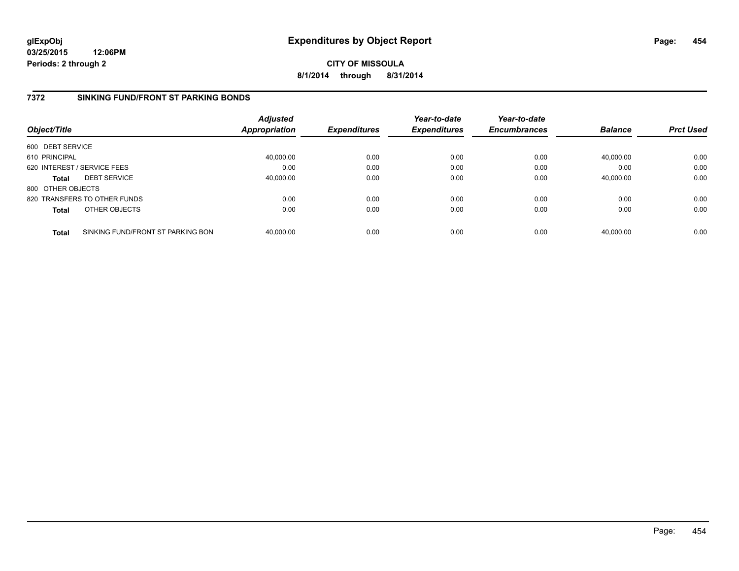# Expenditures by Object Report

glExpObj
03/25/2015 12:06PM
Periods: 2 through 2

**CITY OF MISSOULA**
**8/1/2014 through 8/31/2014**

## 7372 SINKING FUND/FRONT ST PARKING BONDS

| Object/Title | | Adjusted Appropriation | Expenditures | Year-to-date Expenditures | Year-to-date Encumbrances | Balance | Prct Used |
|---|---|---|---|---|---|---|---|
| 600 DEBT SERVICE | | | | | | | |
| 610 PRINCIPAL | | 40,000.00 | 0.00 | 0.00 | 0.00 | 40,000.00 | 0.00 |
| 620 INTEREST / SERVICE FEES | | 0.00 | 0.00 | 0.00 | 0.00 | 0.00 | 0.00 |
| **Total** | DEBT SERVICE | 40,000.00 | 0.00 | 0.00 | 0.00 | 40,000.00 | 0.00 |
| 800 OTHER OBJECTS | | | | | | | |
| 820 TRANSFERS TO OTHER FUNDS | | 0.00 | 0.00 | 0.00 | 0.00 | 0.00 | 0.00 |
| **Total** | OTHER OBJECTS | 0.00 | 0.00 | 0.00 | 0.00 | 0.00 | 0.00 |
| **Total** | SINKING FUND/FRONT ST PARKING BON | 40,000.00 | 0.00 | 0.00 | 0.00 | 40,000.00 | 0.00 |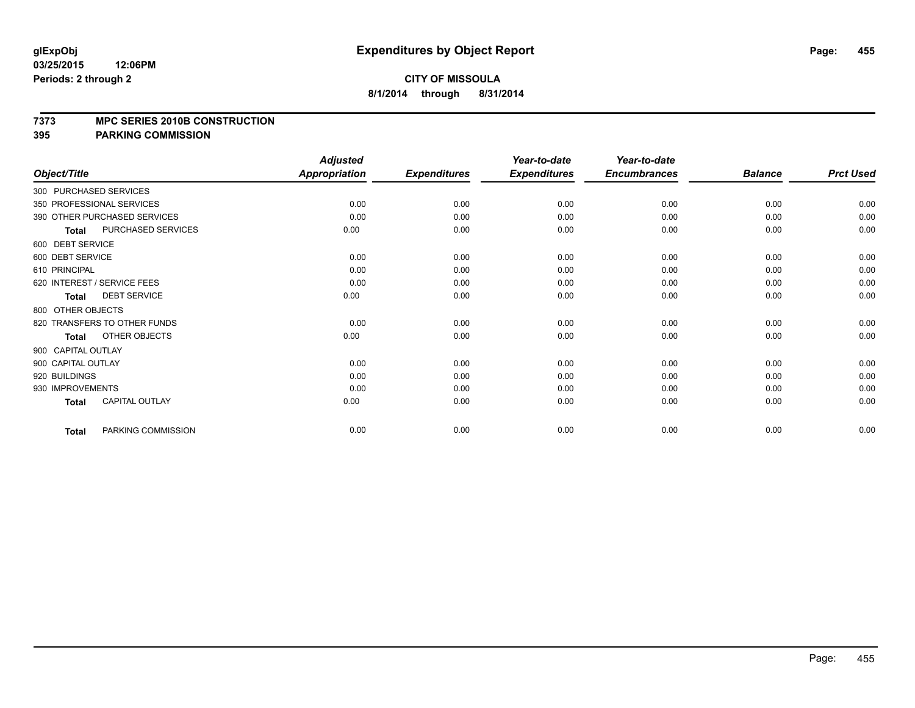**glExpObj**
**03/25/2015 12:06PM**
**Periods: 2 through 2**

# Expenditures by Object Report

**CITY OF MISSOULA**
**8/1/2014 through 8/31/2014**

**7373 MPC SERIES 2010B CONSTRUCTION**
**395 PARKING COMMISSION**

| Object/Title | Adjusted Appropriation | Expenditures | Year-to-date Expenditures | Year-to-date Encumbrances | Balance | Prct Used |
|---|---|---|---|---|---|---|
| 300 PURCHASED SERVICES | | | | | | |
| 350 PROFESSIONAL SERVICES | 0.00 | 0.00 | 0.00 | 0.00 | 0.00 | 0.00 |
| 390 OTHER PURCHASED SERVICES | 0.00 | 0.00 | 0.00 | 0.00 | 0.00 | 0.00 |
| **Total** PURCHASED SERVICES | 0.00 | 0.00 | 0.00 | 0.00 | 0.00 | 0.00 |
| 600 DEBT SERVICE | | | | | | |
| 600 DEBT SERVICE | 0.00 | 0.00 | 0.00 | 0.00 | 0.00 | 0.00 |
| 610 PRINCIPAL | 0.00 | 0.00 | 0.00 | 0.00 | 0.00 | 0.00 |
| 620 INTEREST / SERVICE FEES | 0.00 | 0.00 | 0.00 | 0.00 | 0.00 | 0.00 |
| **Total** DEBT SERVICE | 0.00 | 0.00 | 0.00 | 0.00 | 0.00 | 0.00 |
| 800 OTHER OBJECTS | | | | | | |
| 820 TRANSFERS TO OTHER FUNDS | 0.00 | 0.00 | 0.00 | 0.00 | 0.00 | 0.00 |
| **Total** OTHER OBJECTS | 0.00 | 0.00 | 0.00 | 0.00 | 0.00 | 0.00 |
| 900 CAPITAL OUTLAY | | | | | | |
| 900 CAPITAL OUTLAY | 0.00 | 0.00 | 0.00 | 0.00 | 0.00 | 0.00 |
| 920 BUILDINGS | 0.00 | 0.00 | 0.00 | 0.00 | 0.00 | 0.00 |
| 930 IMPROVEMENTS | 0.00 | 0.00 | 0.00 | 0.00 | 0.00 | 0.00 |
| **Total** CAPITAL OUTLAY | 0.00 | 0.00 | 0.00 | 0.00 | 0.00 | 0.00 |
| **Total** PARKING COMMISSION | 0.00 | 0.00 | 0.00 | 0.00 | 0.00 | 0.00 |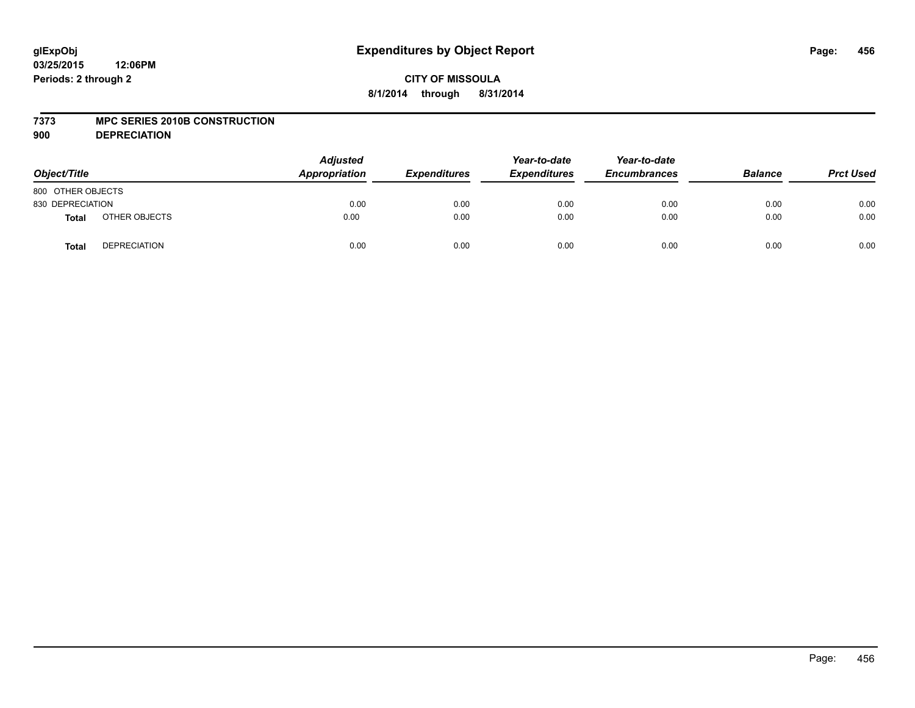**glExpObj**
**03/25/2015 12:06PM**
**Periods: 2 through 2**

# Expenditures by Object Report

**CITY OF MISSOULA**
**8/1/2014 through 8/31/2014**

**7373 MPC SERIES 2010B CONSTRUCTION**
**900 DEPRECIATION**

| Object/Title | | *Adjusted Appropriation* | *Expenditures* | *Year-to-date Expenditures* | *Year-to-date Encumbrances* | *Balance* | *Prct Used* |
|---|---|---|---|---|---|---|---|
| 800 OTHER OBJECTS | | | | | | | |
| 830 DEPRECIATION | | 0.00 | 0.00 | 0.00 | 0.00 | 0.00 | 0.00 |
| **Total** | OTHER OBJECTS | 0.00 | 0.00 | 0.00 | 0.00 | 0.00 | 0.00 |
| **Total** | DEPRECIATION | 0.00 | 0.00 | 0.00 | 0.00 | 0.00 | 0.00 |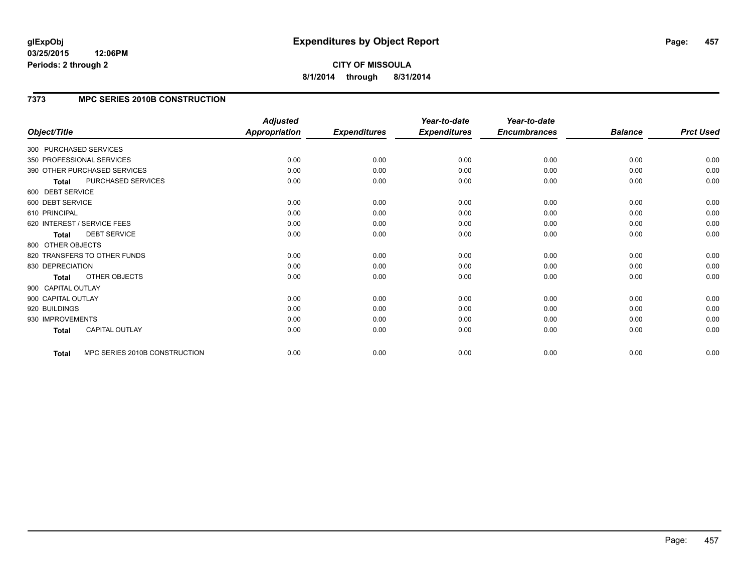# Expenditures by Object Report

glExpObj
03/25/2015 12:06PM
Periods: 2 through 2

**CITY OF MISSOULA**
**8/1/2014 through 8/31/2014**

## 7373 MPC SERIES 2010B CONSTRUCTION

| Object/Title | Adjusted Appropriation | Expenditures | Year-to-date Expenditures | Year-to-date Encumbrances | Balance | Prct Used |
|---|---|---|---|---|---|---|
| 300 PURCHASED SERVICES | | | | | | |
| 350 PROFESSIONAL SERVICES | 0.00 | 0.00 | 0.00 | 0.00 | 0.00 | 0.00 |
| 390 OTHER PURCHASED SERVICES | 0.00 | 0.00 | 0.00 | 0.00 | 0.00 | 0.00 |
| **Total** PURCHASED SERVICES | 0.00 | 0.00 | 0.00 | 0.00 | 0.00 | 0.00 |
| 600 DEBT SERVICE | | | | | | |
| 600 DEBT SERVICE | 0.00 | 0.00 | 0.00 | 0.00 | 0.00 | 0.00 |
| 610 PRINCIPAL | 0.00 | 0.00 | 0.00 | 0.00 | 0.00 | 0.00 |
| 620 INTEREST / SERVICE FEES | 0.00 | 0.00 | 0.00 | 0.00 | 0.00 | 0.00 |
| **Total** DEBT SERVICE | 0.00 | 0.00 | 0.00 | 0.00 | 0.00 | 0.00 |
| 800 OTHER OBJECTS | | | | | | |
| 820 TRANSFERS TO OTHER FUNDS | 0.00 | 0.00 | 0.00 | 0.00 | 0.00 | 0.00 |
| 830 DEPRECIATION | 0.00 | 0.00 | 0.00 | 0.00 | 0.00 | 0.00 |
| **Total** OTHER OBJECTS | 0.00 | 0.00 | 0.00 | 0.00 | 0.00 | 0.00 |
| 900 CAPITAL OUTLAY | | | | | | |
| 900 CAPITAL OUTLAY | 0.00 | 0.00 | 0.00 | 0.00 | 0.00 | 0.00 |
| 920 BUILDINGS | 0.00 | 0.00 | 0.00 | 0.00 | 0.00 | 0.00 |
| 930 IMPROVEMENTS | 0.00 | 0.00 | 0.00 | 0.00 | 0.00 | 0.00 |
| **Total** CAPITAL OUTLAY | 0.00 | 0.00 | 0.00 | 0.00 | 0.00 | 0.00 |
| **Total** MPC SERIES 2010B CONSTRUCTION | 0.00 | 0.00 | 0.00 | 0.00 | 0.00 | 0.00 |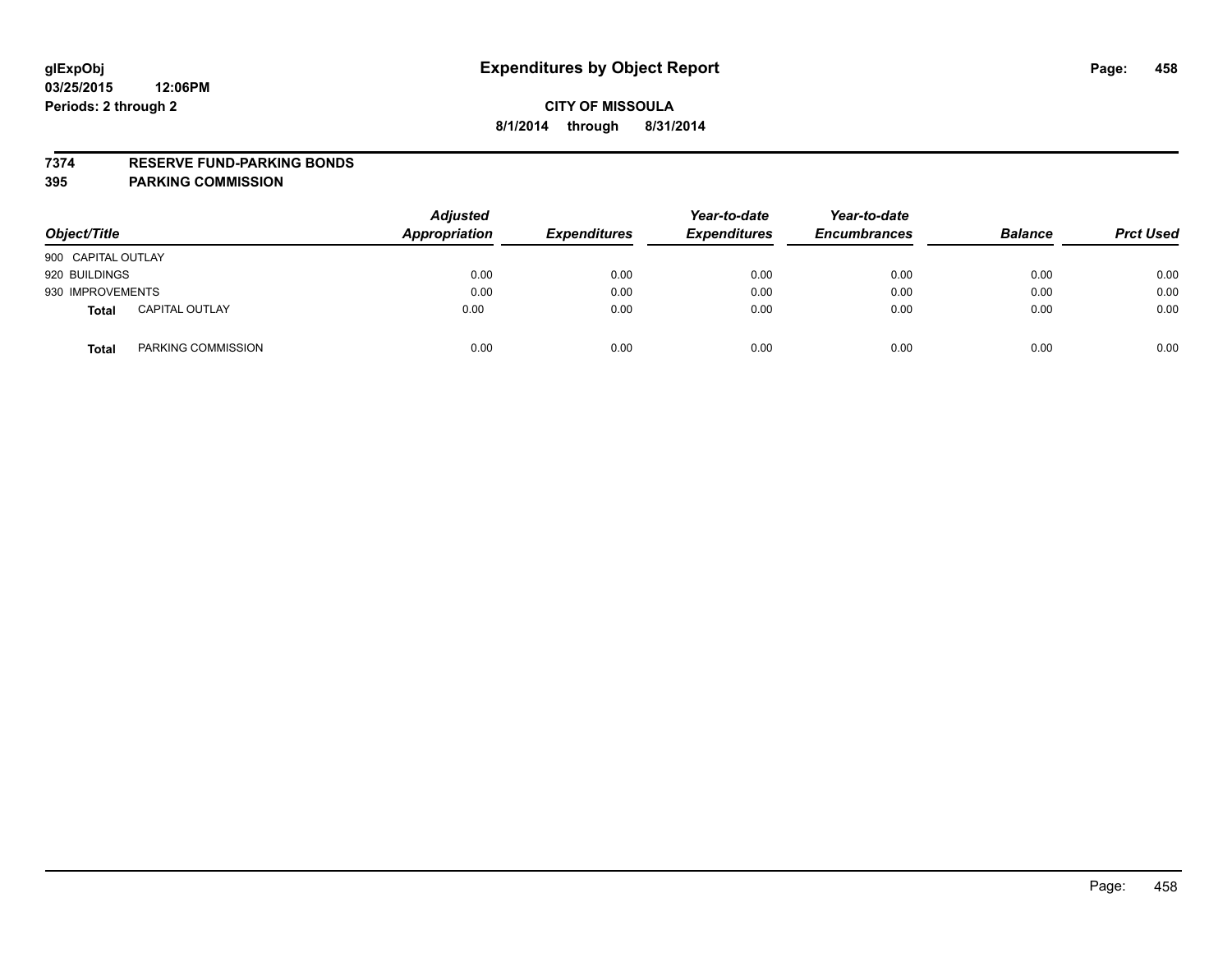glExpObj
03/25/2015 12:06PM
Periods: 2 through 2

# Expenditures by Object Report

**CITY OF MISSOULA**

**8/1/2014 through 8/31/2014**

**7374 RESERVE FUND-PARKING BONDS**
**395 PARKING COMMISSION**

| Object/Title | Adjusted Appropriation | Expenditures | Year-to-date Expenditures | Year-to-date Encumbrances | Balance | Prct Used |
|---|---|---|---|---|---|---|
| 900 CAPITAL OUTLAY | | | | | | |
| 920 BUILDINGS | 0.00 | 0.00 | 0.00 | 0.00 | 0.00 | 0.00 |
| 930 IMPROVEMENTS | 0.00 | 0.00 | 0.00 | 0.00 | 0.00 | 0.00 |
| **Total** CAPITAL OUTLAY | 0.00 | 0.00 | 0.00 | 0.00 | 0.00 | 0.00 |
| **Total** PARKING COMMISSION | 0.00 | 0.00 | 0.00 | 0.00 | 0.00 | 0.00 |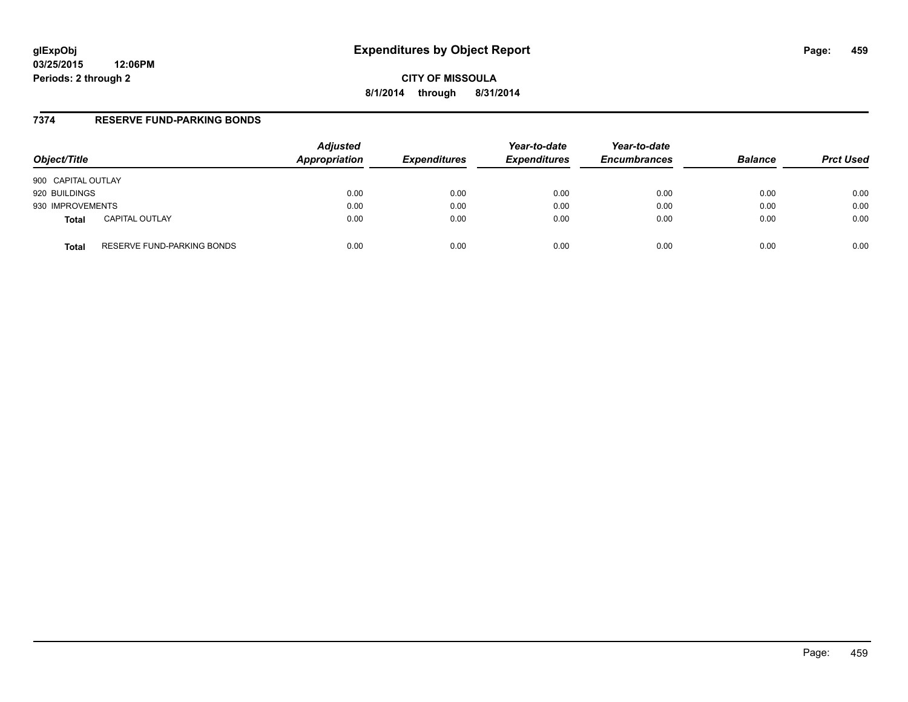glExpObj
03/25/2015 12:06PM
Periods: 2 through 2

# Expenditures by Object Report

CITY OF MISSOULA
8/1/2014 through 8/31/2014

## 7374 RESERVE FUND-PARKING BONDS

| Object/Title | | Adjusted Appropriation | Expenditures | Year-to-date Expenditures | Year-to-date Encumbrances | Balance | Prct Used |
|---|---|---|---|---|---|---|---|
| 900 CAPITAL OUTLAY | | | | | | | |
| 920 BUILDINGS | | 0.00 | 0.00 | 0.00 | 0.00 | 0.00 | 0.00 |
| 930 IMPROVEMENTS | | 0.00 | 0.00 | 0.00 | 0.00 | 0.00 | 0.00 |
| **Total** | CAPITAL OUTLAY | 0.00 | 0.00 | 0.00 | 0.00 | 0.00 | 0.00 |
| **Total** | RESERVE FUND-PARKING BONDS | 0.00 | 0.00 | 0.00 | 0.00 | 0.00 | 0.00 |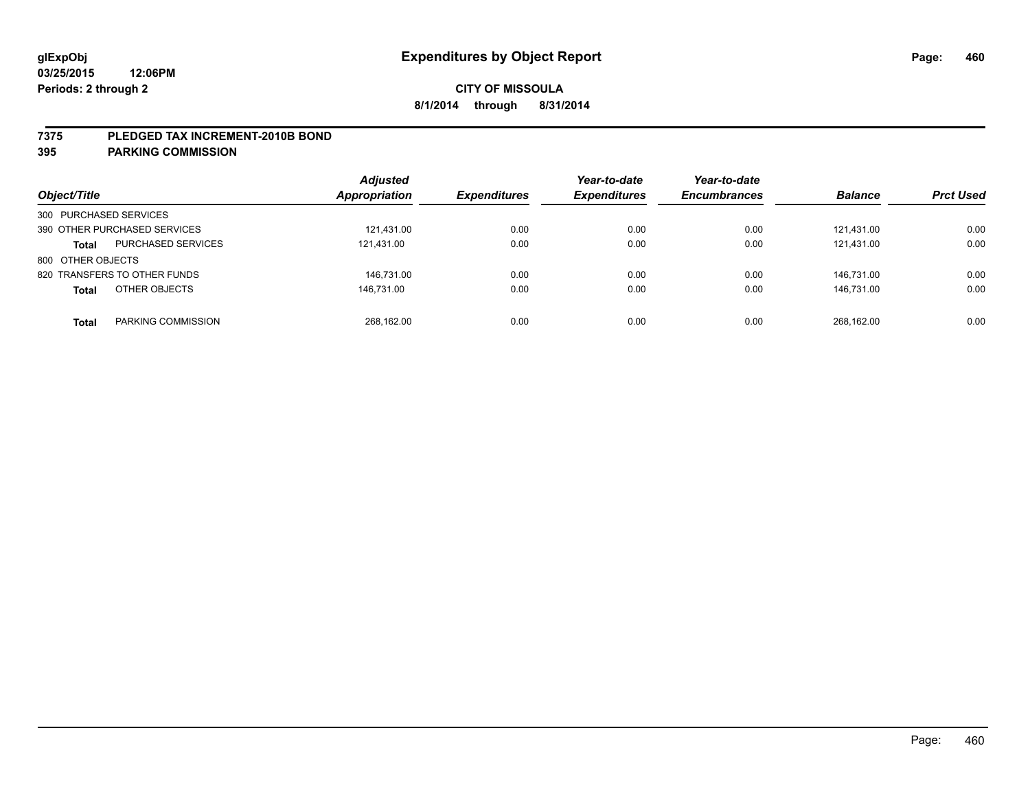**glExpObj**
**03/25/2015 12:06PM**
**Periods: 2 through 2**

# Expenditures by Object Report

**CITY OF MISSOULA**
**8/1/2014 through 8/31/2014**

## 7375 PLEDGED TAX INCREMENT-2010B BOND
## 395 PARKING COMMISSION

| *Object/Title* | | *Adjusted Appropriation* | *Expenditures* | *Year-to-date Expenditures* | *Year-to-date Encumbrances* | *Balance* | *Prct Used* |
|---|---|---|---|---|---|---|---|
| 300 PURCHASED SERVICES | | | | | | | |
| 390 OTHER PURCHASED SERVICES | | 121,431.00 | 0.00 | 0.00 | 0.00 | 121,431.00 | 0.00 |
| **Total** | PURCHASED SERVICES | 121,431.00 | 0.00 | 0.00 | 0.00 | 121,431.00 | 0.00 |
| 800 OTHER OBJECTS | | | | | | | |
| 820 TRANSFERS TO OTHER FUNDS | | 146,731.00 | 0.00 | 0.00 | 0.00 | 146,731.00 | 0.00 |
| **Total** | OTHER OBJECTS | 146,731.00 | 0.00 | 0.00 | 0.00 | 146,731.00 | 0.00 |
| **Total** | PARKING COMMISSION | 268,162.00 | 0.00 | 0.00 | 0.00 | 268,162.00 | 0.00 |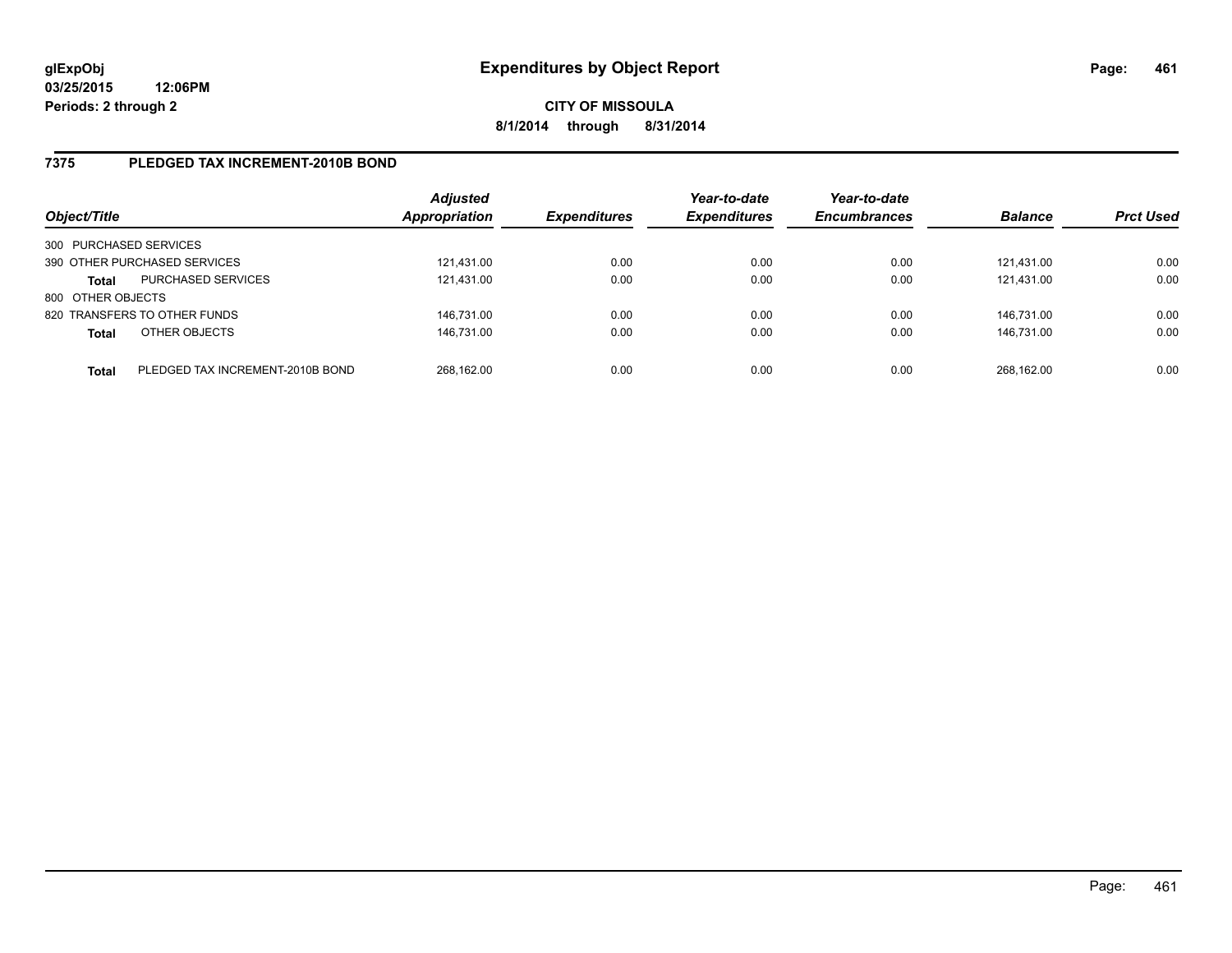glExpObj
03/25/2015 12:06PM
Periods: 2 through 2

# Expenditures by Object Report

**CITY OF MISSOULA**
**8/1/2014 through 8/31/2014**

## 7375 PLEDGED TAX INCREMENT-2010B BOND

| Object/Title | | Adjusted Appropriation | Expenditures | Year-to-date Expenditures | Year-to-date Encumbrances | Balance | Prct Used |
|---|---|---|---|---|---|---|---|
| 300 PURCHASED SERVICES | | | | | | | |
| 390 OTHER PURCHASED SERVICES | | 121,431.00 | 0.00 | 0.00 | 0.00 | 121,431.00 | 0.00 |
| **Total** | PURCHASED SERVICES | 121,431.00 | 0.00 | 0.00 | 0.00 | 121,431.00 | 0.00 |
| 800 OTHER OBJECTS | | | | | | | |
| 820 TRANSFERS TO OTHER FUNDS | | 146,731.00 | 0.00 | 0.00 | 0.00 | 146,731.00 | 0.00 |
| **Total** | OTHER OBJECTS | 146,731.00 | 0.00 | 0.00 | 0.00 | 146,731.00 | 0.00 |
| **Total** | PLEDGED TAX INCREMENT-2010B BOND | 268,162.00 | 0.00 | 0.00 | 0.00 | 268,162.00 | 0.00 |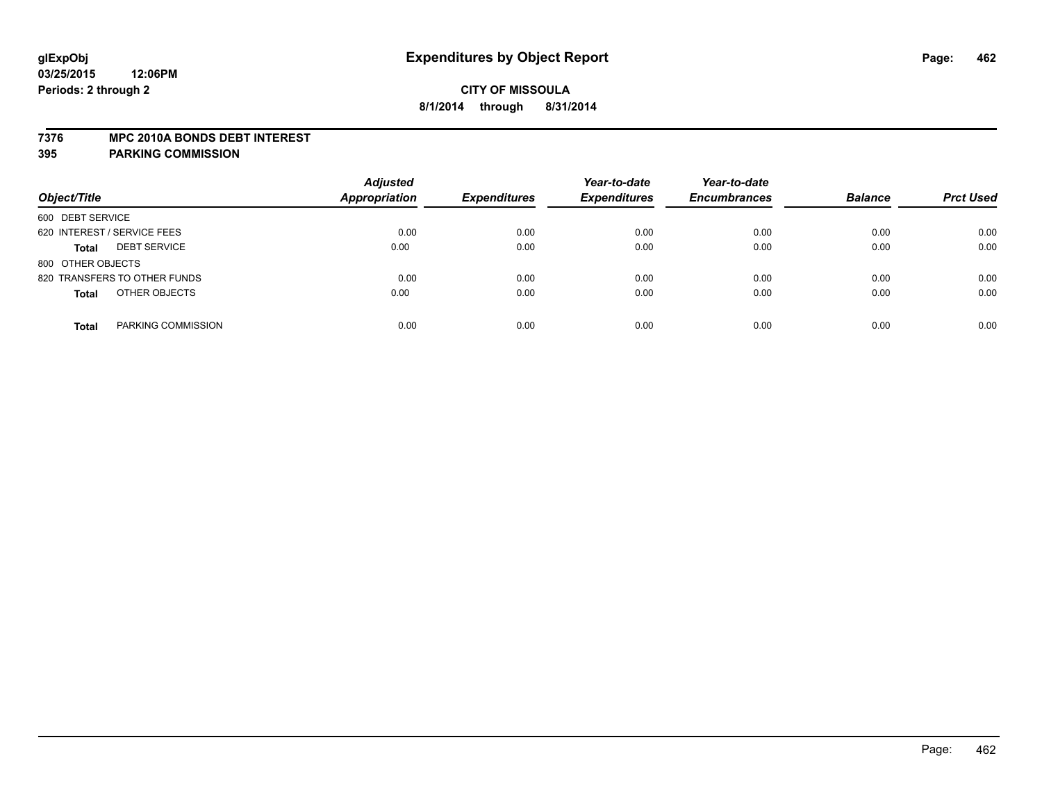# Expenditures by Object Report

glExpObj
03/25/2015 12:06PM
Periods: 2 through 2

**CITY OF MISSOULA**
**8/1/2014 through 8/31/2014**

**7376 MPC 2010A BONDS DEBT INTEREST**
**395 PARKING COMMISSION**

| Object/Title | Adjusted Appropriation | Expenditures | Year-to-date Expenditures | Year-to-date Encumbrances | Balance | Prct Used |
|---|---|---|---|---|---|---|
| 600 DEBT SERVICE | | | | | | |
| 620 INTEREST / SERVICE FEES | 0.00 | 0.00 | 0.00 | 0.00 | 0.00 | 0.00 |
| **Total** DEBT SERVICE | 0.00 | 0.00 | 0.00 | 0.00 | 0.00 | 0.00 |
| 800 OTHER OBJECTS | | | | | | |
| 820 TRANSFERS TO OTHER FUNDS | 0.00 | 0.00 | 0.00 | 0.00 | 0.00 | 0.00 |
| **Total** OTHER OBJECTS | 0.00 | 0.00 | 0.00 | 0.00 | 0.00 | 0.00 |
| **Total** PARKING COMMISSION | 0.00 | 0.00 | 0.00 | 0.00 | 0.00 | 0.00 |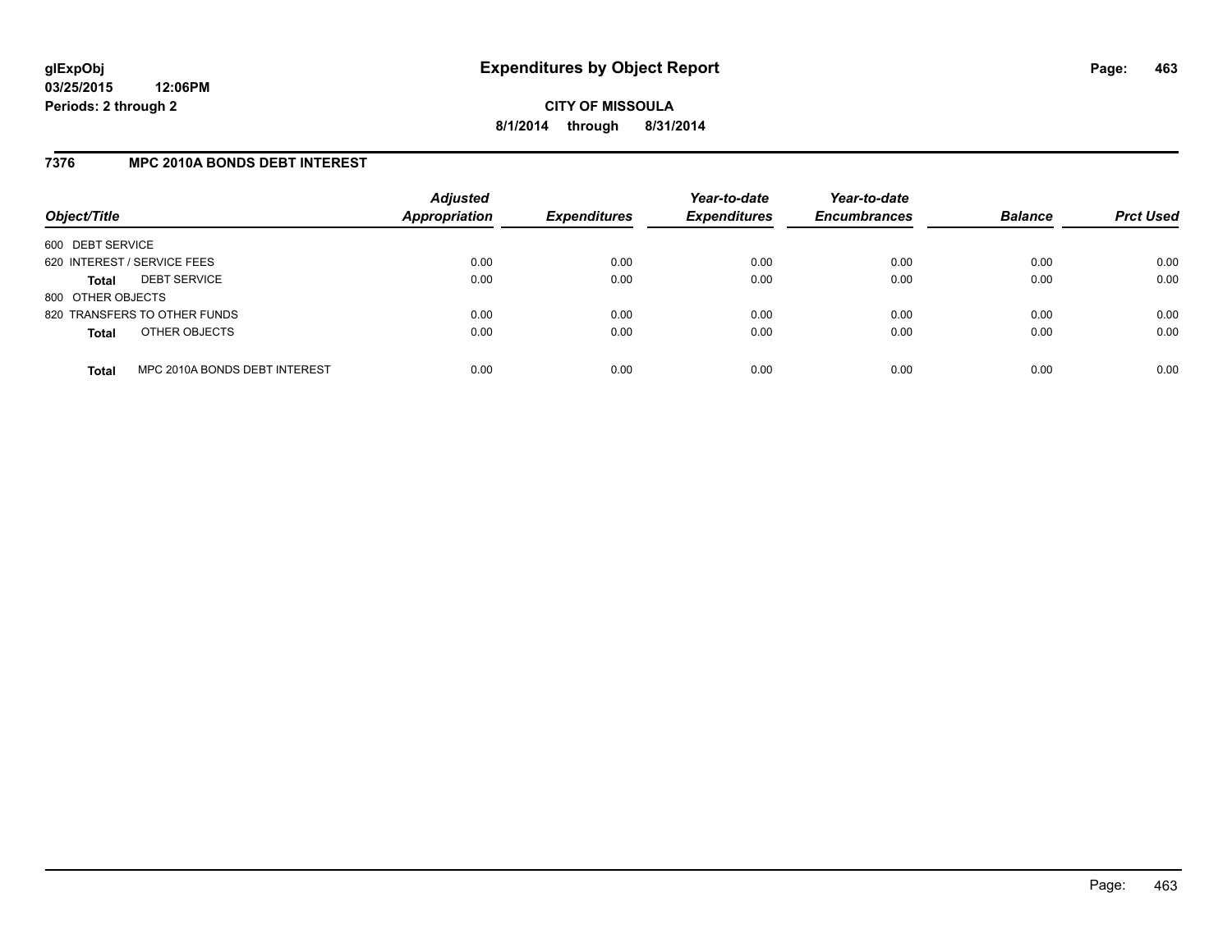**glExpObj**
**03/25/2015 12:06PM**
**Periods: 2 through 2**

# Expenditures by Object Report

**CITY OF MISSOULA**
**8/1/2014 through 8/31/2014**

## 7376 MPC 2010A BONDS DEBT INTEREST

| Object/Title | *Adjusted Appropriation* | *Expenditures* | *Year-to-date Expenditures* | *Year-to-date Encumbrances* | *Balance* | *Prct Used* |
|---|---|---|---|---|---|---|
| 600 DEBT SERVICE | | | | | | |
| 620 INTEREST / SERVICE FEES | 0.00 | 0.00 | 0.00 | 0.00 | 0.00 | 0.00 |
| **Total** DEBT SERVICE | 0.00 | 0.00 | 0.00 | 0.00 | 0.00 | 0.00 |
| 800 OTHER OBJECTS | | | | | | |
| 820 TRANSFERS TO OTHER FUNDS | 0.00 | 0.00 | 0.00 | 0.00 | 0.00 | 0.00 |
| **Total** OTHER OBJECTS | 0.00 | 0.00 | 0.00 | 0.00 | 0.00 | 0.00 |
| **Total** MPC 2010A BONDS DEBT INTEREST | 0.00 | 0.00 | 0.00 | 0.00 | 0.00 | 0.00 |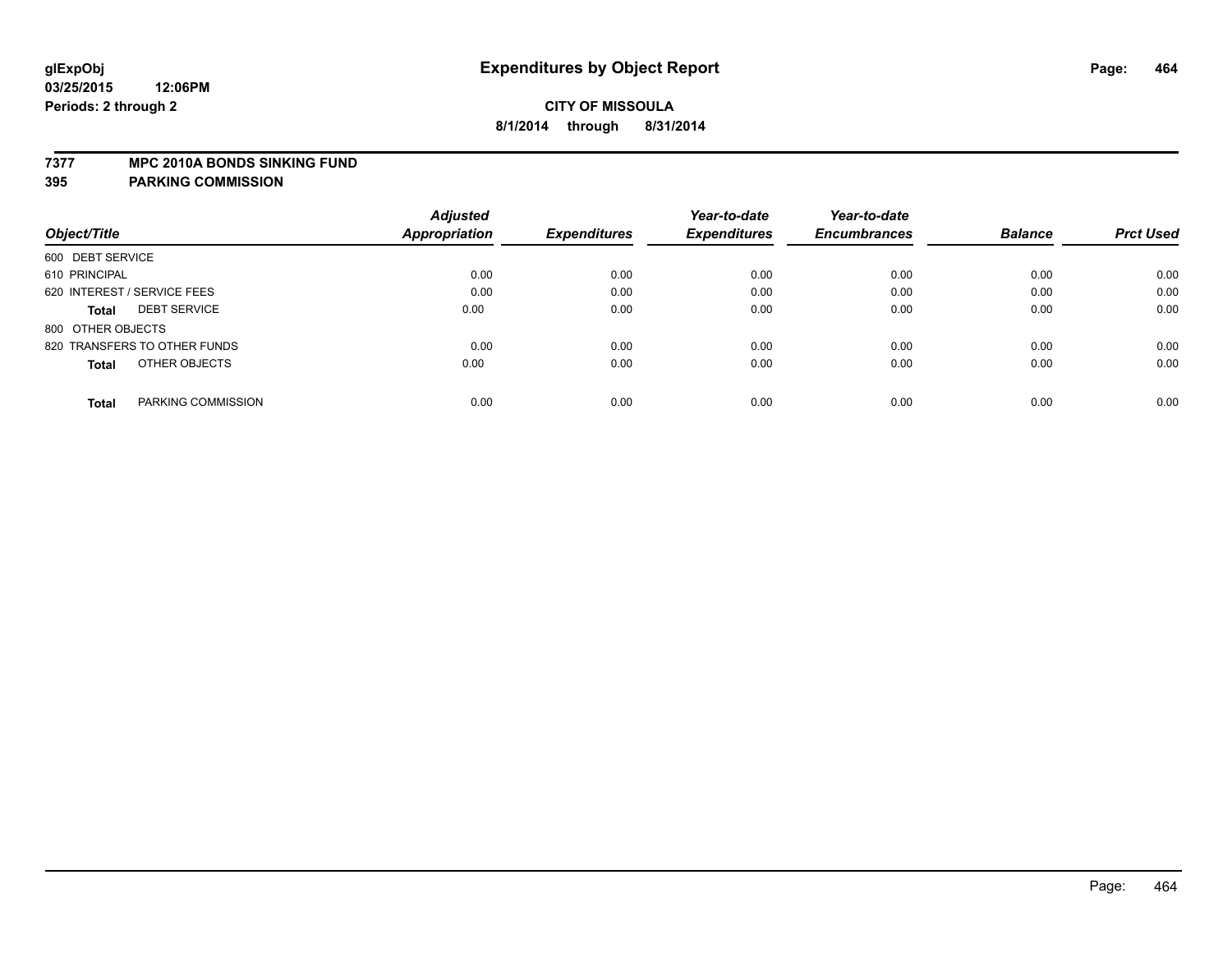glExpObj
03/25/2015 12:06PM
Periods: 2 through 2

# Expenditures by Object Report

**CITY OF MISSOULA**
**8/1/2014 through 8/31/2014**

**7377 MPC 2010A BONDS SINKING FUND**
**395 PARKING COMMISSION**

| Object/Title | Adjusted Appropriation | Expenditures | Year-to-date Expenditures | Year-to-date Encumbrances | Balance | Prct Used |
|---|---|---|---|---|---|---|
| 600 DEBT SERVICE | | | | | | |
| 610 PRINCIPAL | 0.00 | 0.00 | 0.00 | 0.00 | 0.00 | 0.00 |
| 620 INTEREST / SERVICE FEES | 0.00 | 0.00 | 0.00 | 0.00 | 0.00 | 0.00 |
| **Total** DEBT SERVICE | 0.00 | 0.00 | 0.00 | 0.00 | 0.00 | 0.00 |
| 800 OTHER OBJECTS | | | | | | |
| 820 TRANSFERS TO OTHER FUNDS | 0.00 | 0.00 | 0.00 | 0.00 | 0.00 | 0.00 |
| **Total** OTHER OBJECTS | 0.00 | 0.00 | 0.00 | 0.00 | 0.00 | 0.00 |
| **Total** PARKING COMMISSION | 0.00 | 0.00 | 0.00 | 0.00 | 0.00 | 0.00 |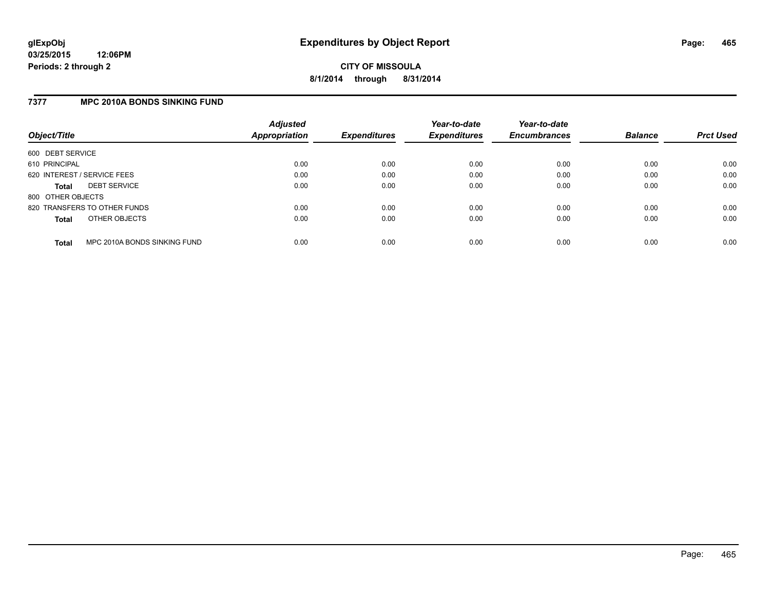# Expenditures by Object Report

glExpObj
03/25/2015 12:06PM
Periods: 2 through 2

**CITY OF MISSOULA**
**8/1/2014 through 8/31/2014**

## 7377 MPC 2010A BONDS SINKING FUND

| Object/Title | Adjusted Appropriation | Expenditures | Year-to-date Expenditures | Year-to-date Encumbrances | Balance | Prct Used |
|---|---|---|---|---|---|---|
| 600 DEBT SERVICE | | | | | | |
| 610 PRINCIPAL | 0.00 | 0.00 | 0.00 | 0.00 | 0.00 | 0.00 |
| 620 INTEREST / SERVICE FEES | 0.00 | 0.00 | 0.00 | 0.00 | 0.00 | 0.00 |
| **Total** DEBT SERVICE | 0.00 | 0.00 | 0.00 | 0.00 | 0.00 | 0.00 |
| 800 OTHER OBJECTS | | | | | | |
| 820 TRANSFERS TO OTHER FUNDS | 0.00 | 0.00 | 0.00 | 0.00 | 0.00 | 0.00 |
| **Total** OTHER OBJECTS | 0.00 | 0.00 | 0.00 | 0.00 | 0.00 | 0.00 |
| **Total** MPC 2010A BONDS SINKING FUND | 0.00 | 0.00 | 0.00 | 0.00 | 0.00 | 0.00 |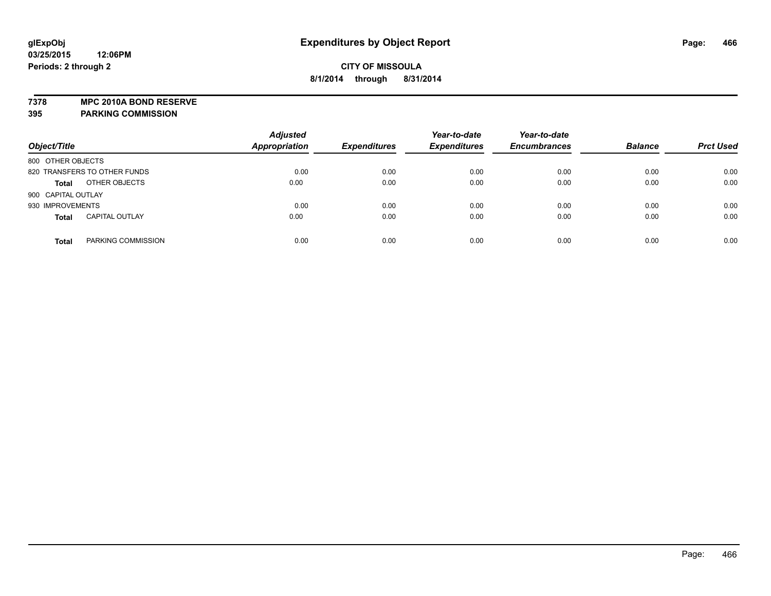glExpObj
03/25/2015 12:06PM
Periods: 2 through 2

# Expenditures by Object Report

**CITY OF MISSOULA**
**8/1/2014 through 8/31/2014**

**7378 MPC 2010A BOND RESERVE**
**395 PARKING COMMISSION**

| Object/Title | | *Adjusted Appropriation* | *Expenditures* | *Year-to-date Expenditures* | *Year-to-date Encumbrances* | *Balance* | *Prct Used* |
|---|---|---|---|---|---|---|---|
| 800 OTHER OBJECTS | | | | | | | |
| 820 TRANSFERS TO OTHER FUNDS | | 0.00 | 0.00 | 0.00 | 0.00 | 0.00 | 0.00 |
| **Total** | OTHER OBJECTS | 0.00 | 0.00 | 0.00 | 0.00 | 0.00 | 0.00 |
| 900 CAPITAL OUTLAY | | | | | | | |
| 930 IMPROVEMENTS | | 0.00 | 0.00 | 0.00 | 0.00 | 0.00 | 0.00 |
| **Total** | CAPITAL OUTLAY | 0.00 | 0.00 | 0.00 | 0.00 | 0.00 | 0.00 |
| **Total** | PARKING COMMISSION | 0.00 | 0.00 | 0.00 | 0.00 | 0.00 | 0.00 |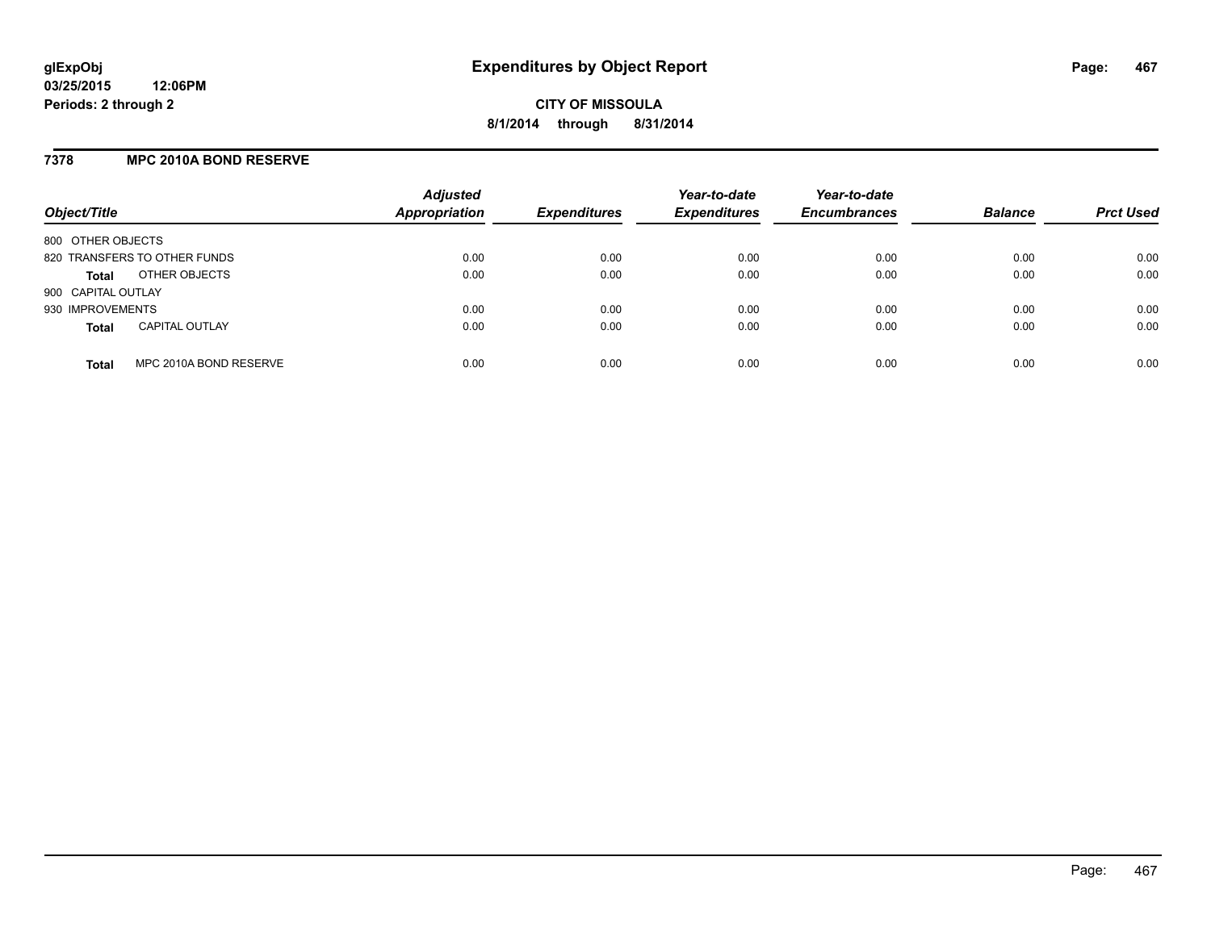**glExpObj**
**03/25/2015 12:06PM**
**Periods: 2 through 2**

# Expenditures by Object Report

**CITY OF MISSOULA**
**8/1/2014 through 8/31/2014**

## 7378 MPC 2010A BOND RESERVE

| Object/Title | | *Adjusted Appropriation* | *Expenditures* | *Year-to-date Expenditures* | *Year-to-date Encumbrances* | *Balance* | *Prct Used* |
|---|---|---|---|---|---|---|---|
| 800 OTHER OBJECTS | | | | | | | |
| 820 TRANSFERS TO OTHER FUNDS | | 0.00 | 0.00 | 0.00 | 0.00 | 0.00 | 0.00 |
| **Total** | OTHER OBJECTS | 0.00 | 0.00 | 0.00 | 0.00 | 0.00 | 0.00 |
| 900 CAPITAL OUTLAY | | | | | | | |
| 930 IMPROVEMENTS | | 0.00 | 0.00 | 0.00 | 0.00 | 0.00 | 0.00 |
| **Total** | CAPITAL OUTLAY | 0.00 | 0.00 | 0.00 | 0.00 | 0.00 | 0.00 |
| **Total** | MPC 2010A BOND RESERVE | 0.00 | 0.00 | 0.00 | 0.00 | 0.00 | 0.00 |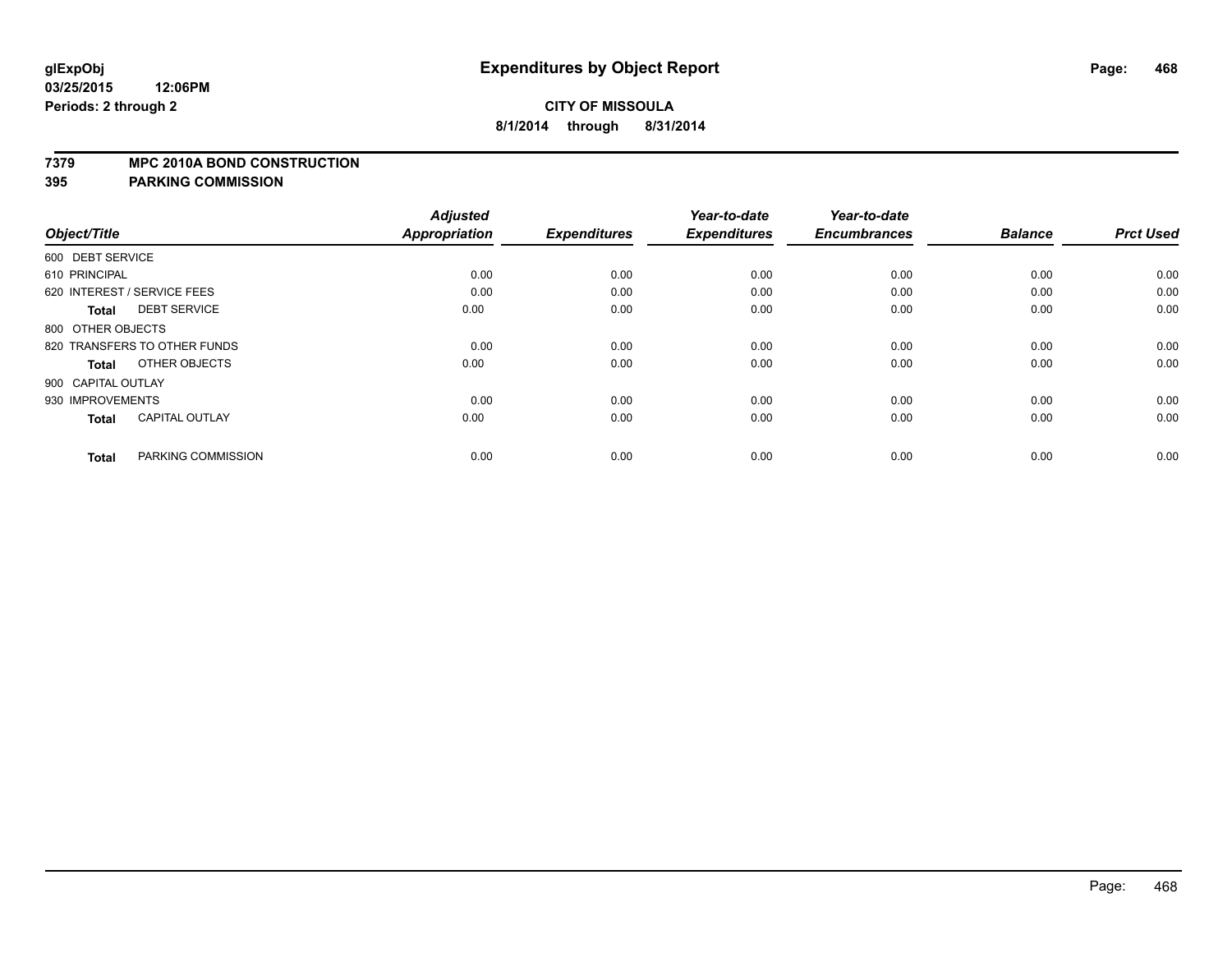# Expenditures by Object Report

glExpObj
03/25/2015 12:06PM
Periods: 2 through 2

**CITY OF MISSOULA**
**8/1/2014 through 8/31/2014**

## 7379 MPC 2010A BOND CONSTRUCTION
## 395 PARKING COMMISSION

| Object/Title | | Adjusted Appropriation | Expenditures | Year-to-date Expenditures | Year-to-date Encumbrances | Balance | Prct Used |
|---|---|---|---|---|---|---|---|
| 600 DEBT SERVICE | | | | | | | |
| 610 PRINCIPAL | | 0.00 | 0.00 | 0.00 | 0.00 | 0.00 | 0.00 |
| 620 INTEREST / SERVICE FEES | | 0.00 | 0.00 | 0.00 | 0.00 | 0.00 | 0.00 |
| **Total** | DEBT SERVICE | 0.00 | 0.00 | 0.00 | 0.00 | 0.00 | 0.00 |
| 800 OTHER OBJECTS | | | | | | | |
| 820 TRANSFERS TO OTHER FUNDS | | 0.00 | 0.00 | 0.00 | 0.00 | 0.00 | 0.00 |
| **Total** | OTHER OBJECTS | 0.00 | 0.00 | 0.00 | 0.00 | 0.00 | 0.00 |
| 900 CAPITAL OUTLAY | | | | | | | |
| 930 IMPROVEMENTS | | 0.00 | 0.00 | 0.00 | 0.00 | 0.00 | 0.00 |
| **Total** | CAPITAL OUTLAY | 0.00 | 0.00 | 0.00 | 0.00 | 0.00 | 0.00 |
| **Total** | PARKING COMMISSION | 0.00 | 0.00 | 0.00 | 0.00 | 0.00 | 0.00 |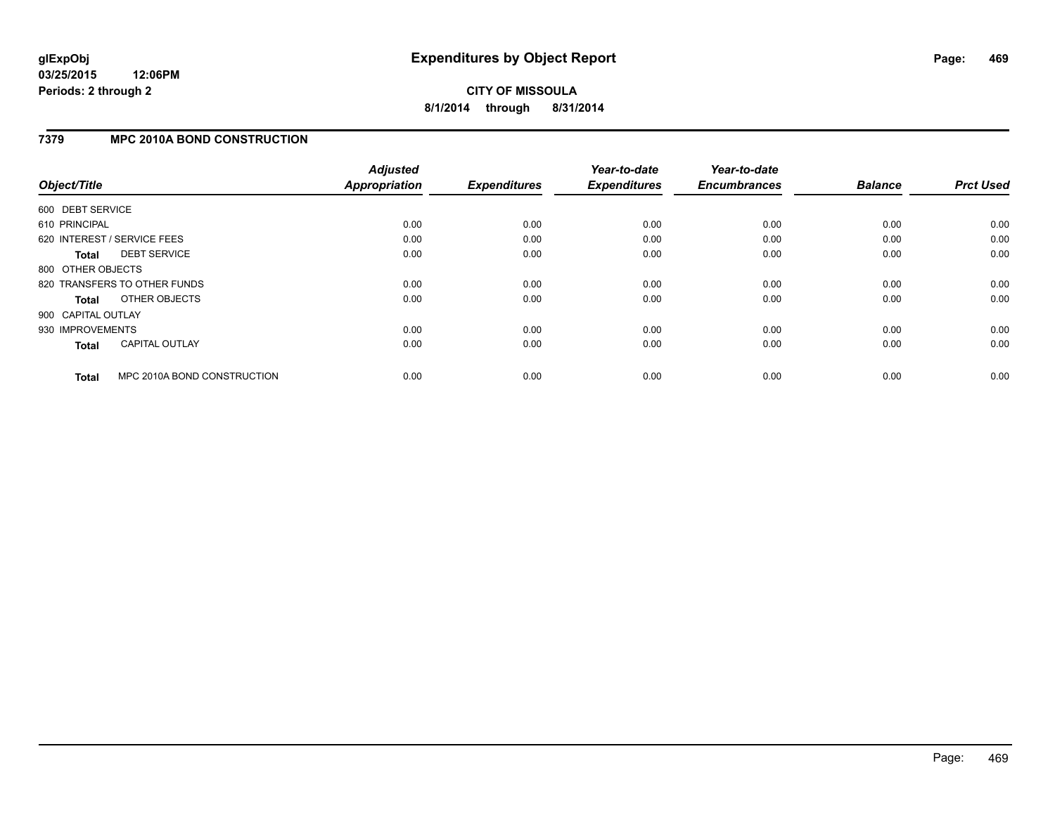# Expenditures by Object Report

**CITY OF MISSOULA**

**8/1/2014 through 8/31/2014**

glExpObj
03/25/2015 12:06PM
Periods: 2 through 2

## 7379 MPC 2010A BOND CONSTRUCTION

| Object/Title | | Adjusted Appropriation | Expenditures | Year-to-date Expenditures | Year-to-date Encumbrances | Balance | Prct Used |
|---|---|---|---|---|---|---|---|
| 600 DEBT SERVICE | | | | | | | |
| 610 PRINCIPAL | | 0.00 | 0.00 | 0.00 | 0.00 | 0.00 | 0.00 |
| 620 INTEREST / SERVICE FEES | | 0.00 | 0.00 | 0.00 | 0.00 | 0.00 | 0.00 |
| **Total** | DEBT SERVICE | 0.00 | 0.00 | 0.00 | 0.00 | 0.00 | 0.00 |
| 800 OTHER OBJECTS | | | | | | | |
| 820 TRANSFERS TO OTHER FUNDS | | 0.00 | 0.00 | 0.00 | 0.00 | 0.00 | 0.00 |
| **Total** | OTHER OBJECTS | 0.00 | 0.00 | 0.00 | 0.00 | 0.00 | 0.00 |
| 900 CAPITAL OUTLAY | | | | | | | |
| 930 IMPROVEMENTS | | 0.00 | 0.00 | 0.00 | 0.00 | 0.00 | 0.00 |
| **Total** | CAPITAL OUTLAY | 0.00 | 0.00 | 0.00 | 0.00 | 0.00 | 0.00 |
| **Total** | MPC 2010A BOND CONSTRUCTION | 0.00 | 0.00 | 0.00 | 0.00 | 0.00 | 0.00 |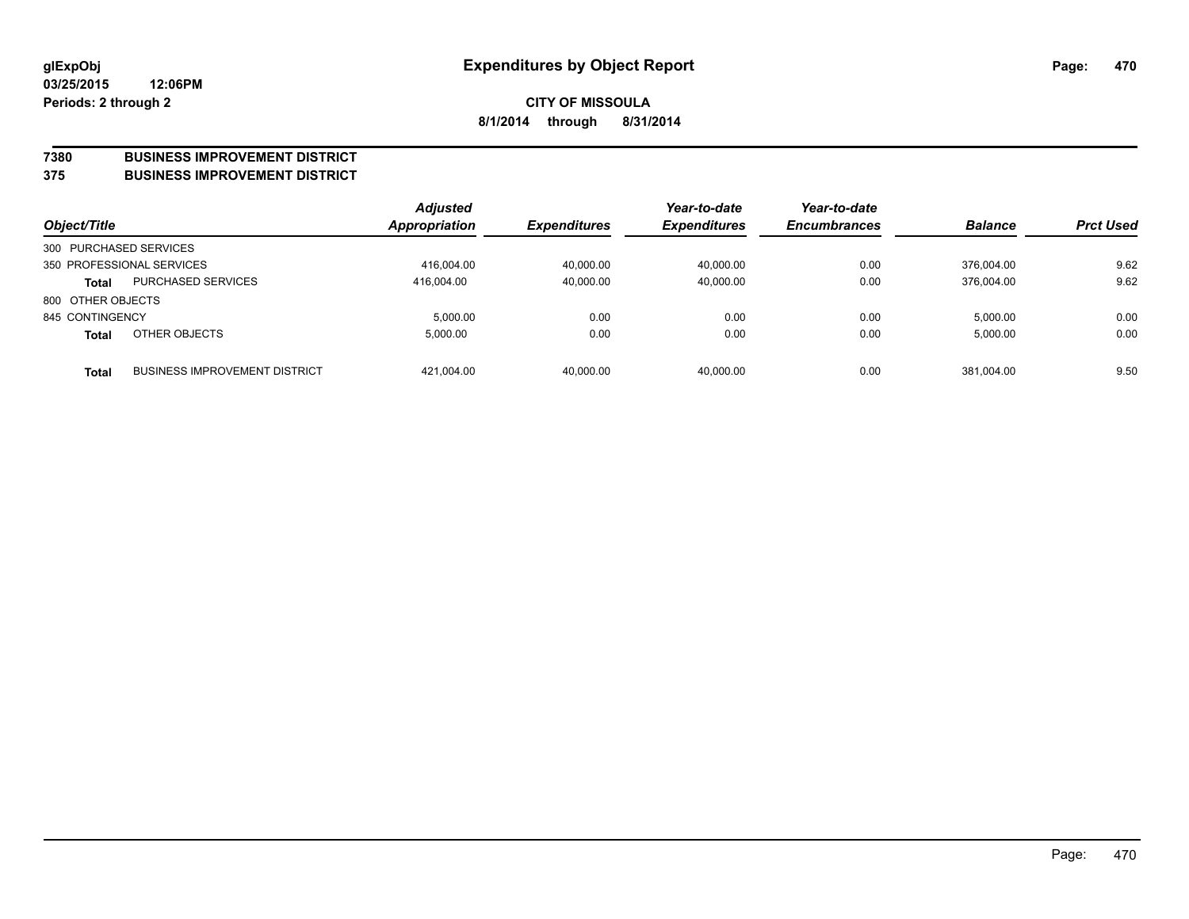**glExpObj**
**03/25/2015 12:06PM**
**Periods: 2 through 2**

# Expenditures by Object Report

**CITY OF MISSOULA**
**8/1/2014 through 8/31/2014**

## 7380 BUSINESS IMPROVEMENT DISTRICT
## 375 BUSINESS IMPROVEMENT DISTRICT

| Object/Title | | Adjusted Appropriation | Expenditures | Year-to-date Expenditures | Year-to-date Encumbrances | Balance | Prct Used |
|---|---|---|---|---|---|---|---|
| 300 PURCHASED SERVICES | | | | | | | |
| 350 PROFESSIONAL SERVICES | | 416,004.00 | 40,000.00 | 40,000.00 | 0.00 | 376,004.00 | 9.62 |
| **Total** | PURCHASED SERVICES | 416,004.00 | 40,000.00 | 40,000.00 | 0.00 | 376,004.00 | 9.62 |
| 800 OTHER OBJECTS | | | | | | | |
| 845 CONTINGENCY | | 5,000.00 | 0.00 | 0.00 | 0.00 | 5,000.00 | 0.00 |
| **Total** | OTHER OBJECTS | 5,000.00 | 0.00 | 0.00 | 0.00 | 5,000.00 | 0.00 |
| **Total** | BUSINESS IMPROVEMENT DISTRICT | 421,004.00 | 40,000.00 | 40,000.00 | 0.00 | 381,004.00 | 9.50 |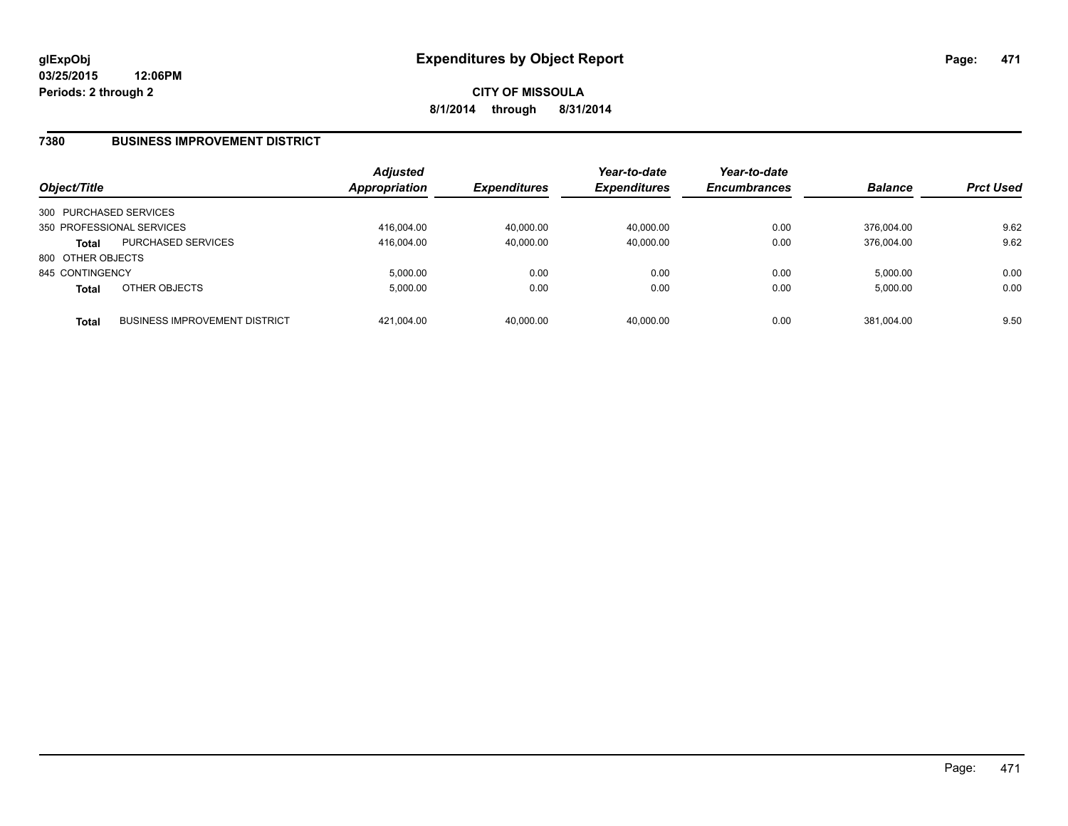**glExpObj**
**03/25/2015 12:06PM**
**Periods: 2 through 2**

# Expenditures by Object Report

**CITY OF MISSOULA**
**8/1/2014 through 8/31/2014**

## 7380 BUSINESS IMPROVEMENT DISTRICT

| Object/Title | | Adjusted Appropriation | Expenditures | Year-to-date Expenditures | Year-to-date Encumbrances | Balance | Prct Used |
|---|---|---|---|---|---|---|---|
| 300 PURCHASED SERVICES | | | | | | | |
| 350 PROFESSIONAL SERVICES | | 416,004.00 | 40,000.00 | 40,000.00 | 0.00 | 376,004.00 | 9.62 |
| **Total** | PURCHASED SERVICES | 416,004.00 | 40,000.00 | 40,000.00 | 0.00 | 376,004.00 | 9.62 |
| 800 OTHER OBJECTS | | | | | | | |
| 845 CONTINGENCY | | 5,000.00 | 0.00 | 0.00 | 0.00 | 5,000.00 | 0.00 |
| **Total** | OTHER OBJECTS | 5,000.00 | 0.00 | 0.00 | 0.00 | 5,000.00 | 0.00 |
| **Total** | BUSINESS IMPROVEMENT DISTRICT | 421,004.00 | 40,000.00 | 40,000.00 | 0.00 | 381,004.00 | 9.50 |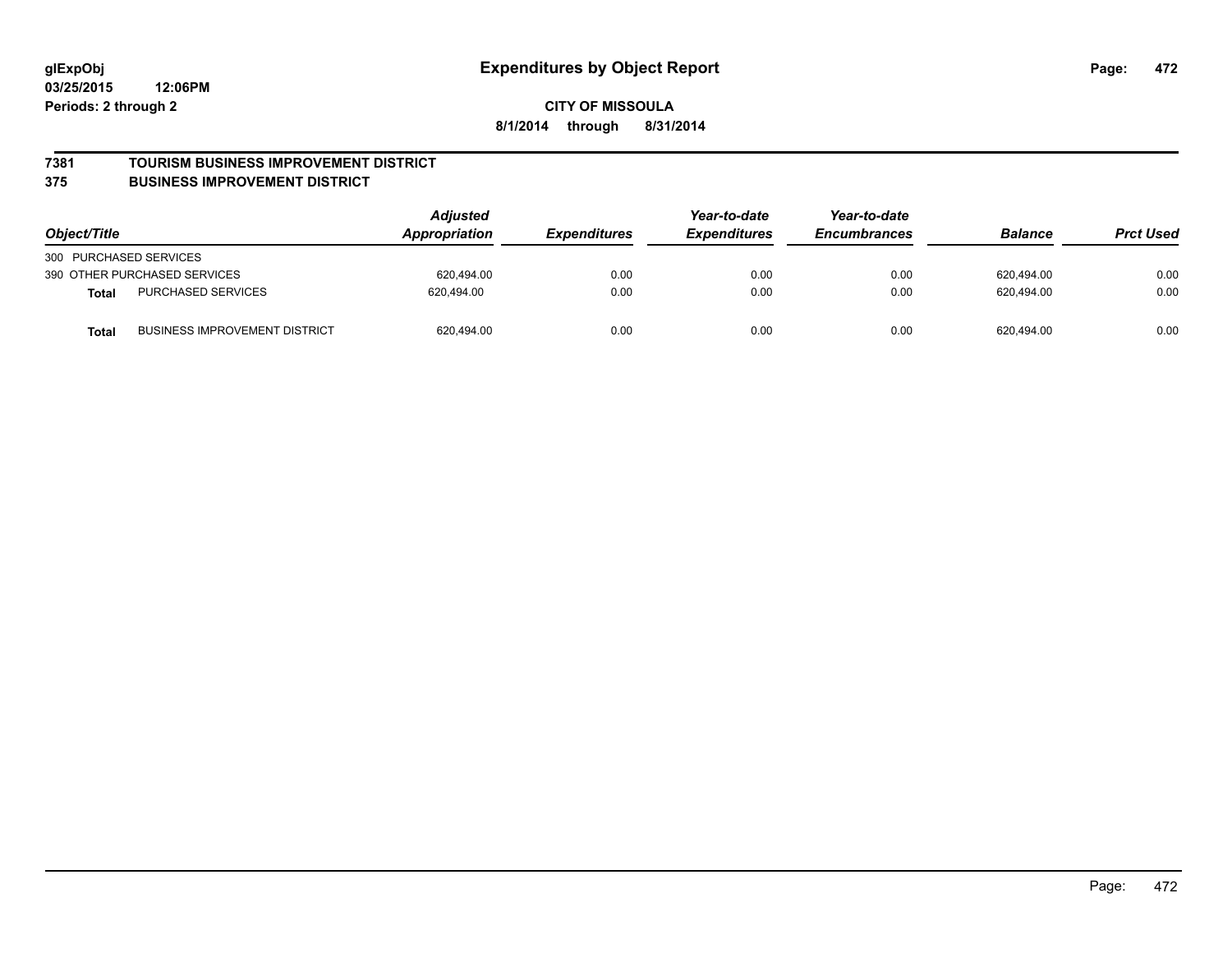**glExpObj**
**03/25/2015 12:06PM**
**Periods: 2 through 2**

# Expenditures by Object Report

**CITY OF MISSOULA**
**8/1/2014 through 8/31/2014**

## 7381 TOURISM BUSINESS IMPROVEMENT DISTRICT
## 375 BUSINESS IMPROVEMENT DISTRICT

| Object/Title | | Adjusted Appropriation | Expenditures | Year-to-date Expenditures | Year-to-date Encumbrances | Balance | Prct Used |
|---|---|---|---|---|---|---|---|
| 300 PURCHASED SERVICES | | | | | | | |
| 390 OTHER PURCHASED SERVICES | | 620,494.00 | 0.00 | 0.00 | 0.00 | 620,494.00 | 0.00 |
| **Total** | PURCHASED SERVICES | 620,494.00 | 0.00 | 0.00 | 0.00 | 620,494.00 | 0.00 |
| **Total** | BUSINESS IMPROVEMENT DISTRICT | 620,494.00 | 0.00 | 0.00 | 0.00 | 620,494.00 | 0.00 |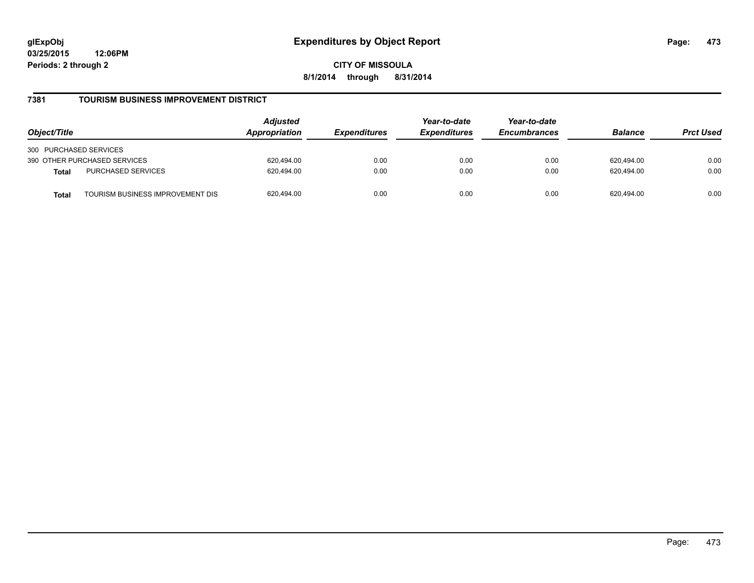glExpObj
03/25/2015 12:06PM
Periods: 2 through 2

# Expenditures by Object Report

CITY OF MISSOULA

8/1/2014 through 8/31/2014

## 7381 TOURISM BUSINESS IMPROVEMENT DISTRICT

| Object/Title | | Adjusted Appropriation | Expenditures | Year-to-date Expenditures | Year-to-date Encumbrances | Balance | Prct Used |
|---|---|---|---|---|---|---|---|
| 300 PURCHASED SERVICES | | | | | | | |
| 390 OTHER PURCHASED SERVICES | | 620,494.00 | 0.00 | 0.00 | 0.00 | 620,494.00 | 0.00 |
| **Total** | PURCHASED SERVICES | 620,494.00 | 0.00 | 0.00 | 0.00 | 620,494.00 | 0.00 |
| **Total** | TOURISM BUSINESS IMPROVEMENT DIS | 620,494.00 | 0.00 | 0.00 | 0.00 | 620,494.00 | 0.00 |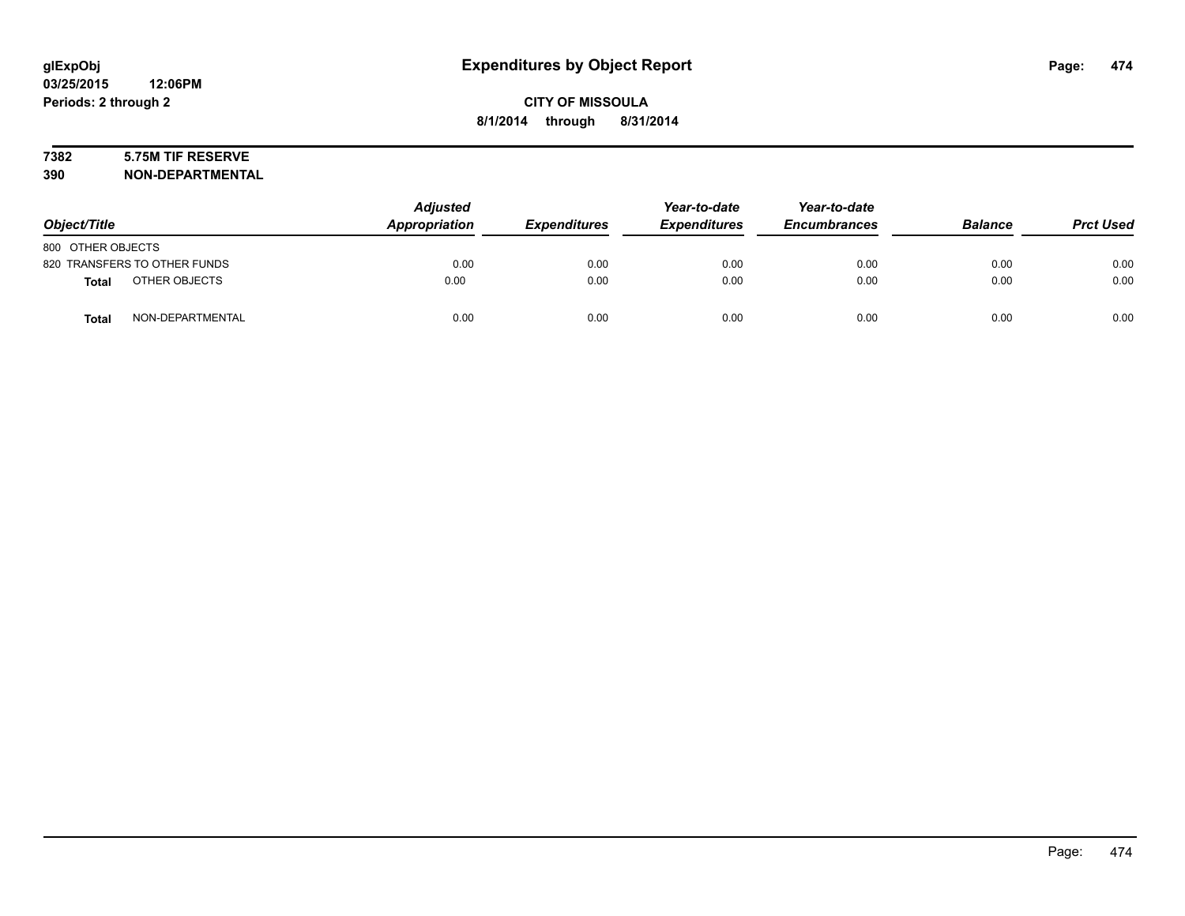**glExpObj**
**03/25/2015 12:06PM**
**Periods: 2 through 2**

# Expenditures by Object Report

**CITY OF MISSOULA**
**8/1/2014 through 8/31/2014**

**7382 5.75M TIF RESERVE**
**390 NON-DEPARTMENTAL**

| Object/Title | Adjusted Appropriation | Expenditures | Year-to-date Expenditures | Year-to-date Encumbrances | Balance | Prct Used |
|---|---|---|---|---|---|---|
| 800 OTHER OBJECTS | | | | | | |
| 820 TRANSFERS TO OTHER FUNDS | 0.00 | 0.00 | 0.00 | 0.00 | 0.00 | 0.00 |
| **Total** OTHER OBJECTS | 0.00 | 0.00 | 0.00 | 0.00 | 0.00 | 0.00 |
| **Total** NON-DEPARTMENTAL | 0.00 | 0.00 | 0.00 | 0.00 | 0.00 | 0.00 |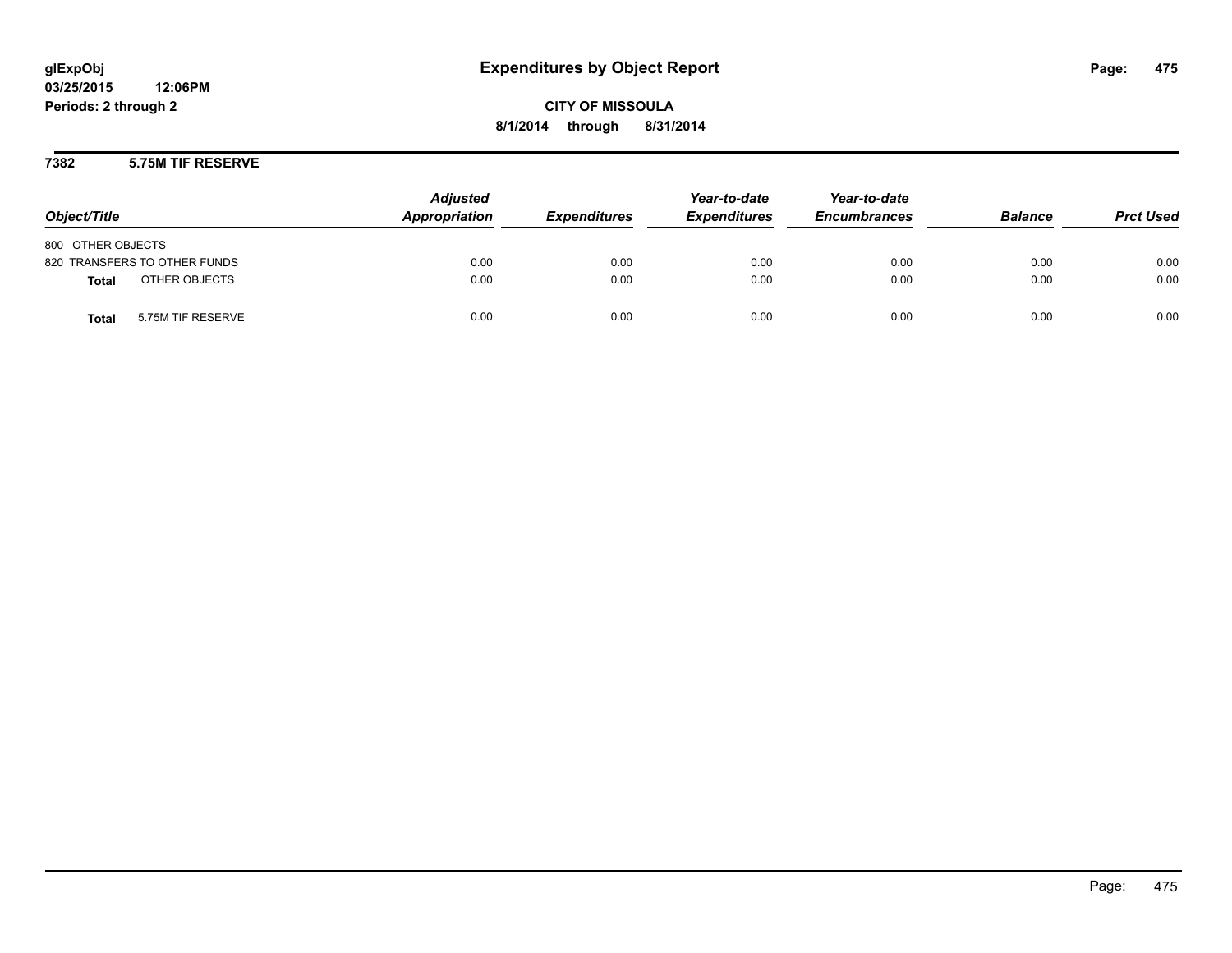glExpObj
03/25/2015 12:06PM
Periods: 2 through 2

# Expenditures by Object Report

**CITY OF MISSOULA**
**8/1/2014 through 8/31/2014**

## 7382 5.75M TIF RESERVE

| Object/Title | | Adjusted Appropriation | Expenditures | Year-to-date Expenditures | Year-to-date Encumbrances | Balance | Prct Used |
|---|---|---|---|---|---|---|---|
| 800 OTHER OBJECTS | | | | | | | |
| 820 TRANSFERS TO OTHER FUNDS | | 0.00 | 0.00 | 0.00 | 0.00 | 0.00 | 0.00 |
| **Total** | OTHER OBJECTS | 0.00 | 0.00 | 0.00 | 0.00 | 0.00 | 0.00 |
| **Total** | 5.75M TIF RESERVE | 0.00 | 0.00 | 0.00 | 0.00 | 0.00 | 0.00 |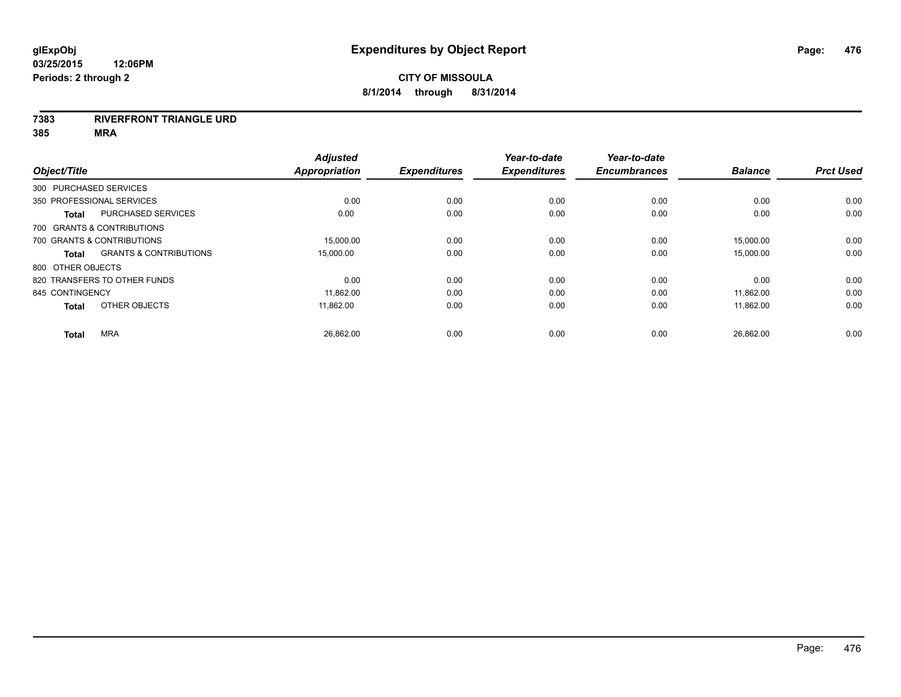**glExpObj**
**03/25/2015 12:06PM**
**Periods: 2 through 2**

# Expenditures by Object Report

**CITY OF MISSOULA**
**8/1/2014 through 8/31/2014**

**7383 RIVERFRONT TRIANGLE URD**
**385 MRA**

| Object/Title | | Adjusted Appropriation | Expenditures | Year-to-date Expenditures | Year-to-date Encumbrances | Balance | Prct Used |
|---|---|---|---|---|---|---|---|
| 300 PURCHASED SERVICES | | | | | | | |
| 350 PROFESSIONAL SERVICES | | 0.00 | 0.00 | 0.00 | 0.00 | 0.00 | 0.00 |
| **Total** | PURCHASED SERVICES | 0.00 | 0.00 | 0.00 | 0.00 | 0.00 | 0.00 |
| 700 GRANTS & CONTRIBUTIONS | | | | | | | |
| 700 GRANTS & CONTRIBUTIONS | | 15,000.00 | 0.00 | 0.00 | 0.00 | 15,000.00 | 0.00 |
| **Total** | GRANTS & CONTRIBUTIONS | 15,000.00 | 0.00 | 0.00 | 0.00 | 15,000.00 | 0.00 |
| 800 OTHER OBJECTS | | | | | | | |
| 820 TRANSFERS TO OTHER FUNDS | | 0.00 | 0.00 | 0.00 | 0.00 | 0.00 | 0.00 |
| 845 CONTINGENCY | | 11,862.00 | 0.00 | 0.00 | 0.00 | 11,862.00 | 0.00 |
| **Total** | OTHER OBJECTS | 11,862.00 | 0.00 | 0.00 | 0.00 | 11,862.00 | 0.00 |
| **Total** | MRA | 26,862.00 | 0.00 | 0.00 | 0.00 | 26,862.00 | 0.00 |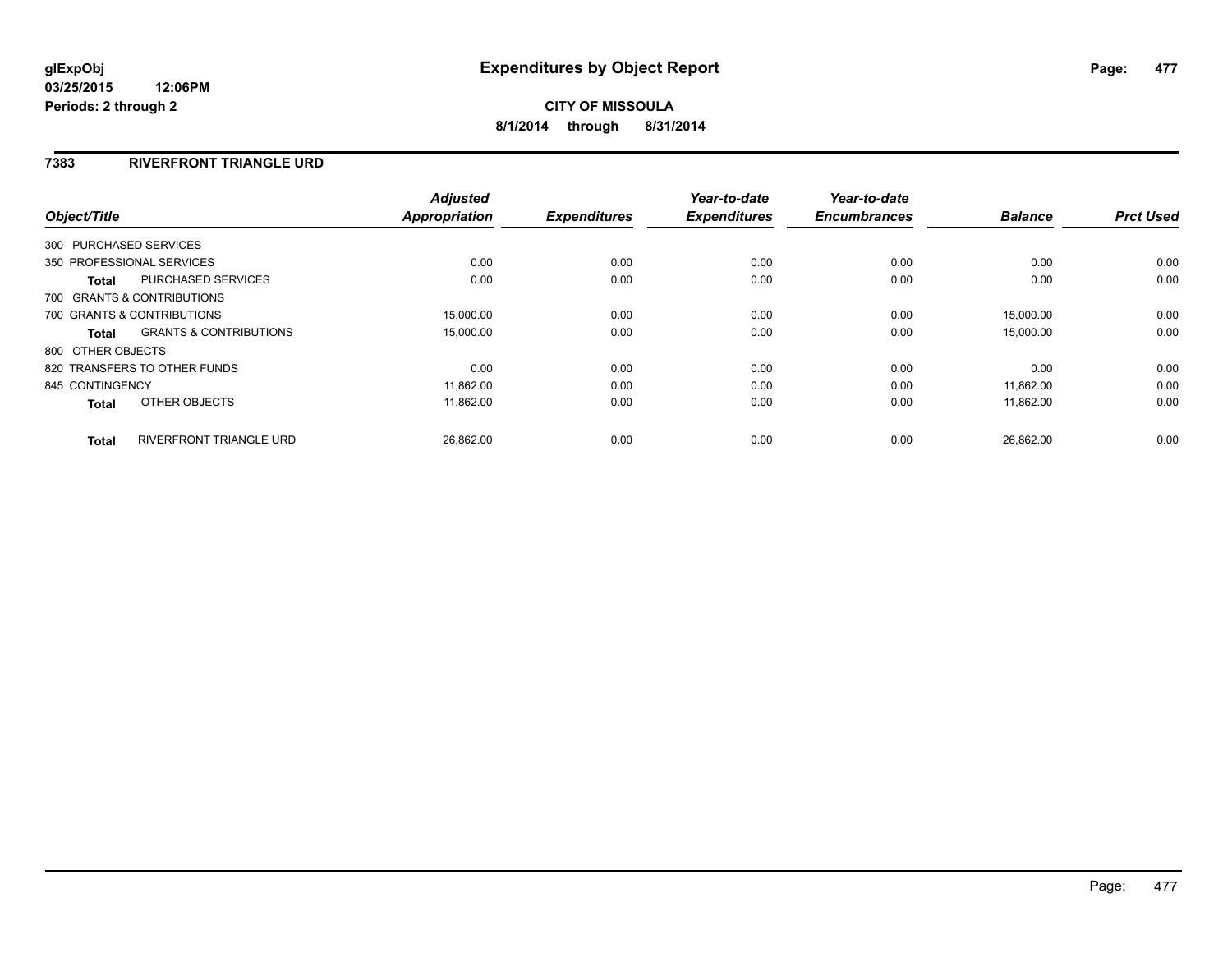**glExpObj**
**03/25/2015 12:06PM**
**Periods: 2 through 2**

# Expenditures by Object Report

**CITY OF MISSOULA**
**8/1/2014 through 8/31/2014**

## 7383 RIVERFRONT TRIANGLE URD

| Object/Title | | Adjusted Appropriation | Expenditures | Year-to-date Expenditures | Year-to-date Encumbrances | Balance | Prct Used |
|---|---|---|---|---|---|---|---|
| 300 PURCHASED SERVICES | | | | | | | |
| 350 PROFESSIONAL SERVICES | | 0.00 | 0.00 | 0.00 | 0.00 | 0.00 | 0.00 |
| **Total** | PURCHASED SERVICES | 0.00 | 0.00 | 0.00 | 0.00 | 0.00 | 0.00 |
| 700 GRANTS & CONTRIBUTIONS | | | | | | | |
| 700 GRANTS & CONTRIBUTIONS | | 15,000.00 | 0.00 | 0.00 | 0.00 | 15,000.00 | 0.00 |
| **Total** | GRANTS & CONTRIBUTIONS | 15,000.00 | 0.00 | 0.00 | 0.00 | 15,000.00 | 0.00 |
| 800 OTHER OBJECTS | | | | | | | |
| 820 TRANSFERS TO OTHER FUNDS | | 0.00 | 0.00 | 0.00 | 0.00 | 0.00 | 0.00 |
| 845 CONTINGENCY | | 11,862.00 | 0.00 | 0.00 | 0.00 | 11,862.00 | 0.00 |
| **Total** | OTHER OBJECTS | 11,862.00 | 0.00 | 0.00 | 0.00 | 11,862.00 | 0.00 |
| **Total** | RIVERFRONT TRIANGLE URD | 26,862.00 | 0.00 | 0.00 | 0.00 | 26,862.00 | 0.00 |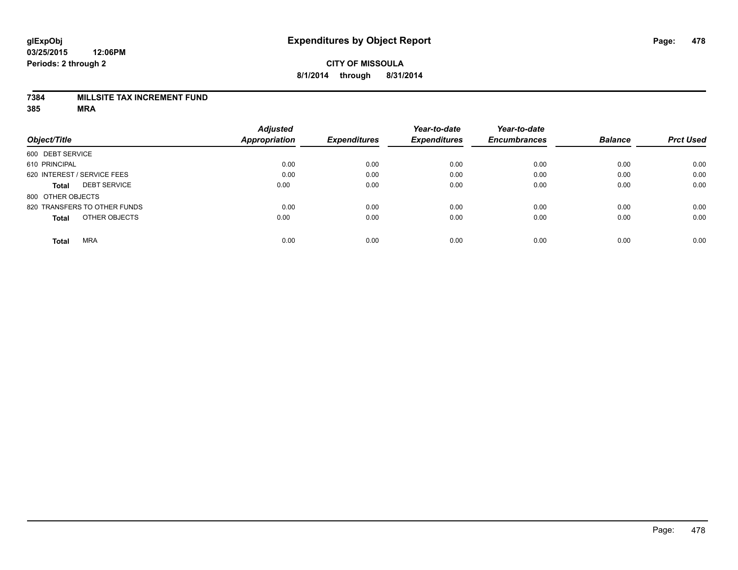# Expenditures by Object Report

glExpObj
03/25/2015 12:06PM
Periods: 2 through 2

**CITY OF MISSOULA**
**8/1/2014 through 8/31/2014**

**7384 MILLSITE TAX INCREMENT FUND**
**385 MRA**

| Object/Title | Adjusted Appropriation | Expenditures | Year-to-date Expenditures | Year-to-date Encumbrances | Balance | Prct Used |
|---|---|---|---|---|---|---|
| 600 DEBT SERVICE | | | | | | |
| 610 PRINCIPAL | 0.00 | 0.00 | 0.00 | 0.00 | 0.00 | 0.00 |
| 620 INTEREST / SERVICE FEES | 0.00 | 0.00 | 0.00 | 0.00 | 0.00 | 0.00 |
| **Total** DEBT SERVICE | 0.00 | 0.00 | 0.00 | 0.00 | 0.00 | 0.00 |
| 800 OTHER OBJECTS | | | | | | |
| 820 TRANSFERS TO OTHER FUNDS | 0.00 | 0.00 | 0.00 | 0.00 | 0.00 | 0.00 |
| **Total** OTHER OBJECTS | 0.00 | 0.00 | 0.00 | 0.00 | 0.00 | 0.00 |
| **Total** MRA | 0.00 | 0.00 | 0.00 | 0.00 | 0.00 | 0.00 |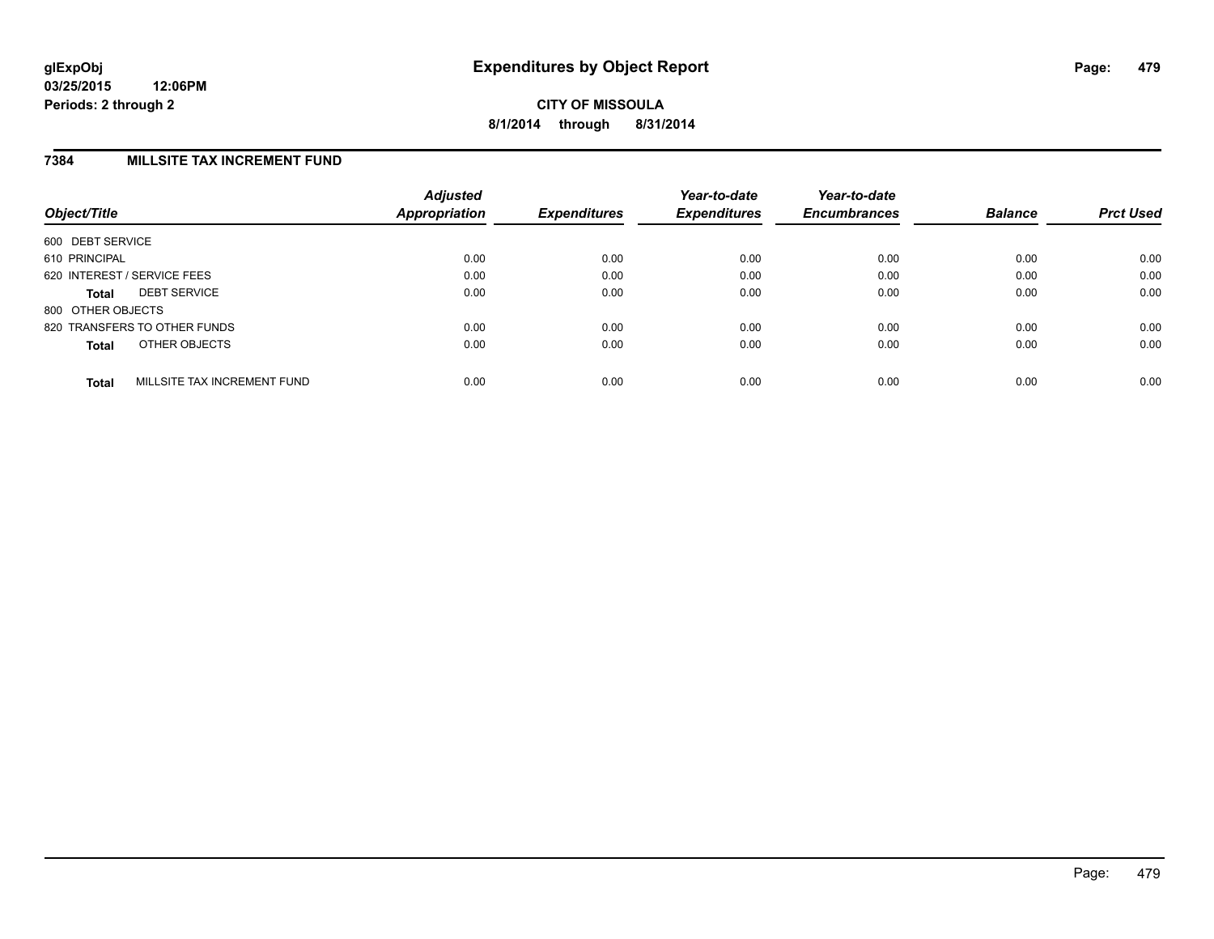**glExpObj**
**03/25/2015 12:06PM**
**Periods: 2 through 2**

# Expenditures by Object Report

**CITY OF MISSOULA**
**8/1/2014 through 8/31/2014**

## 7384 MILLSITE TAX INCREMENT FUND

| Object/Title | Adjusted Appropriation | Expenditures | Year-to-date Expenditures | Year-to-date Encumbrances | Balance | Prct Used |
|---|---|---|---|---|---|---|
| 600 DEBT SERVICE | | | | | | |
| 610 PRINCIPAL | 0.00 | 0.00 | 0.00 | 0.00 | 0.00 | 0.00 |
| 620 INTEREST / SERVICE FEES | 0.00 | 0.00 | 0.00 | 0.00 | 0.00 | 0.00 |
| **Total** DEBT SERVICE | 0.00 | 0.00 | 0.00 | 0.00 | 0.00 | 0.00 |
| 800 OTHER OBJECTS | | | | | | |
| 820 TRANSFERS TO OTHER FUNDS | 0.00 | 0.00 | 0.00 | 0.00 | 0.00 | 0.00 |
| **Total** OTHER OBJECTS | 0.00 | 0.00 | 0.00 | 0.00 | 0.00 | 0.00 |
| **Total** MILLSITE TAX INCREMENT FUND | 0.00 | 0.00 | 0.00 | 0.00 | 0.00 | 0.00 |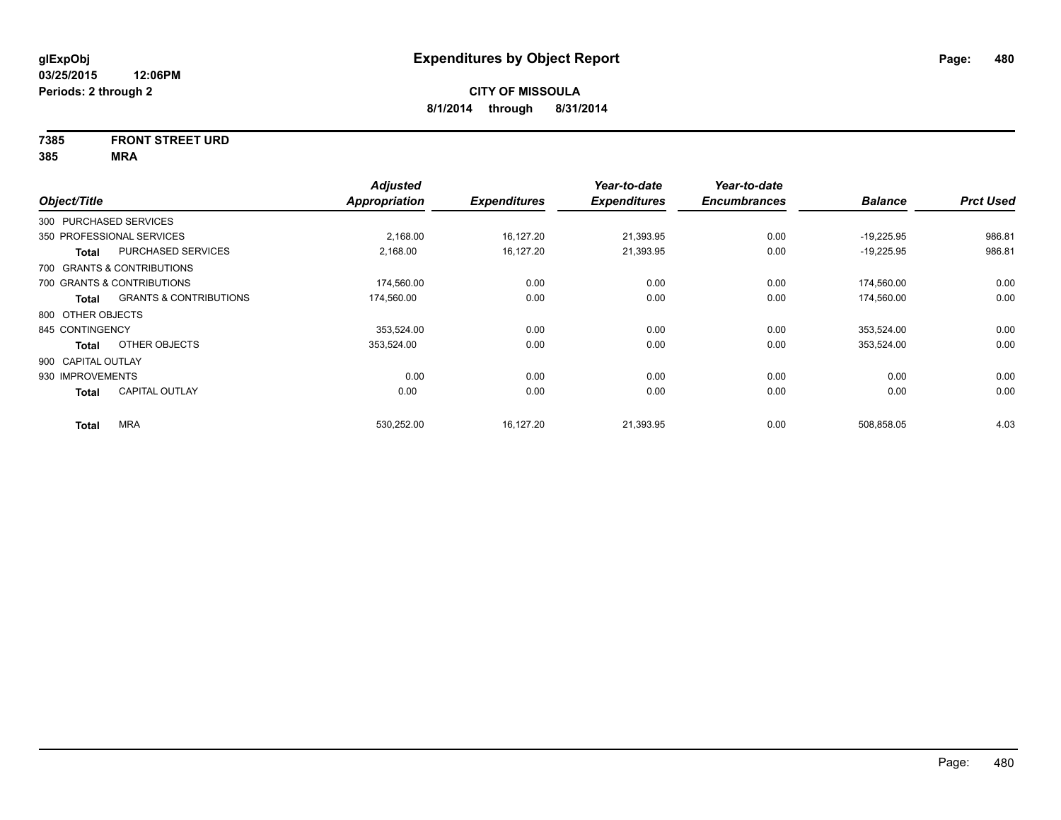glExpObj
03/25/2015 12:06PM
Periods: 2 through 2

# Expenditures by Object Report

**CITY OF MISSOULA**
**8/1/2014 through 8/31/2014**

**7385 FRONT STREET URD**
**385 MRA**

| Object/Title | | Adjusted Appropriation | Expenditures | Year-to-date Expenditures | Year-to-date Encumbrances | Balance | Prct Used |
|---|---|---|---|---|---|---|---|
| 300 PURCHASED SERVICES | | | | | | | |
| 350 PROFESSIONAL SERVICES | | 2,168.00 | 16,127.20 | 21,393.95 | 0.00 | -19,225.95 | 986.81 |
| **Total** | PURCHASED SERVICES | 2,168.00 | 16,127.20 | 21,393.95 | 0.00 | -19,225.95 | 986.81 |
| 700 GRANTS & CONTRIBUTIONS | | | | | | | |
| 700 GRANTS & CONTRIBUTIONS | | 174,560.00 | 0.00 | 0.00 | 0.00 | 174,560.00 | 0.00 |
| **Total** | GRANTS & CONTRIBUTIONS | 174,560.00 | 0.00 | 0.00 | 0.00 | 174,560.00 | 0.00 |
| 800 OTHER OBJECTS | | | | | | | |
| 845 CONTINGENCY | | 353,524.00 | 0.00 | 0.00 | 0.00 | 353,524.00 | 0.00 |
| **Total** | OTHER OBJECTS | 353,524.00 | 0.00 | 0.00 | 0.00 | 353,524.00 | 0.00 |
| 900 CAPITAL OUTLAY | | | | | | | |
| 930 IMPROVEMENTS | | 0.00 | 0.00 | 0.00 | 0.00 | 0.00 | 0.00 |
| **Total** | CAPITAL OUTLAY | 0.00 | 0.00 | 0.00 | 0.00 | 0.00 | 0.00 |
| **Total** | MRA | 530,252.00 | 16,127.20 | 21,393.95 | 0.00 | 508,858.05 | 4.03 |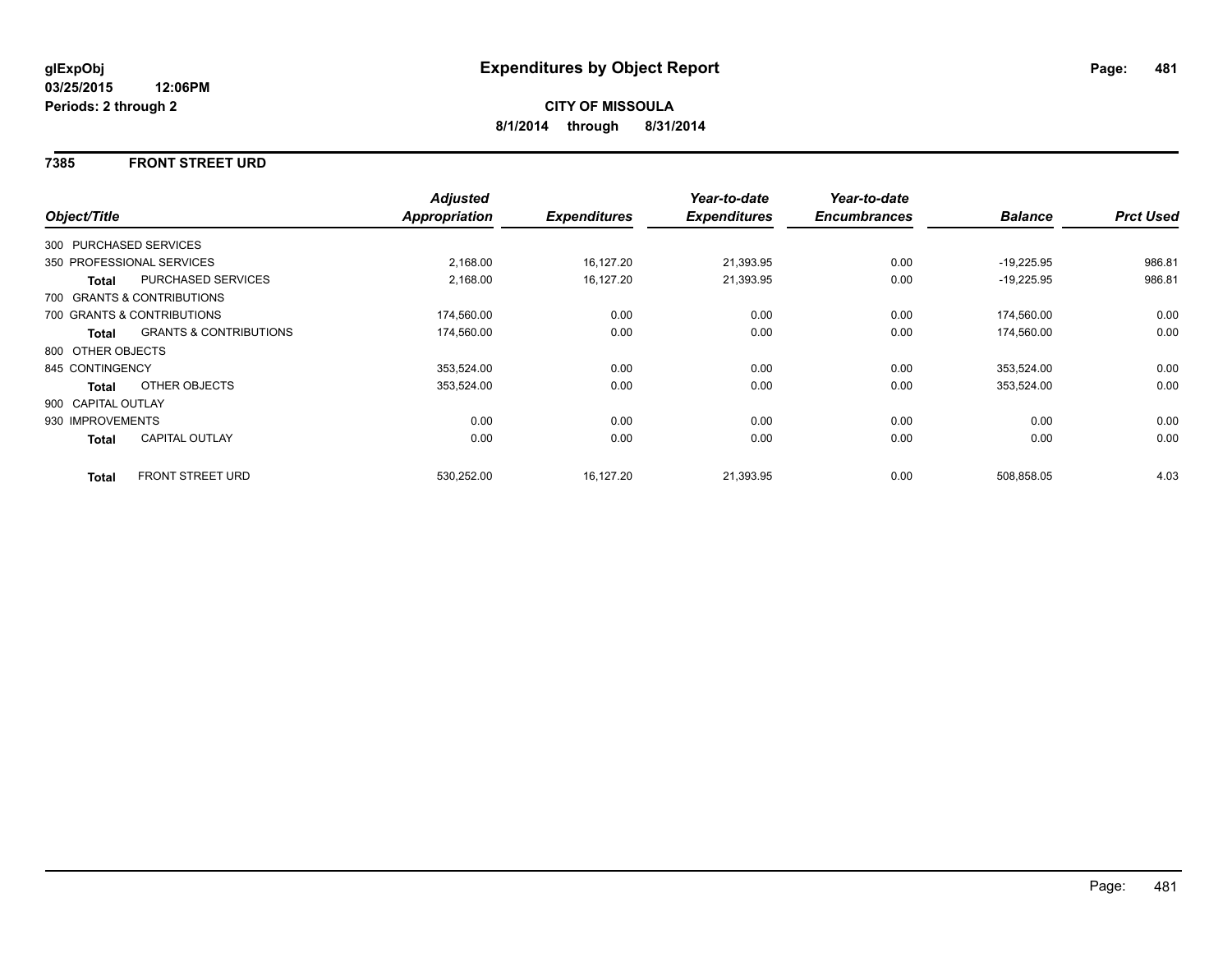# Expenditures by Object Report

glExpObj
03/25/2015 12:06PM
Periods: 2 through 2

**CITY OF MISSOULA**
**8/1/2014 through 8/31/2014**

## 7385 FRONT STREET URD

| Object/Title | | Adjusted Appropriation | Expenditures | Year-to-date Expenditures | Year-to-date Encumbrances | Balance | Prct Used |
|---|---|---|---|---|---|---|---|
| 300 PURCHASED SERVICES | | | | | | | |
| 350 PROFESSIONAL SERVICES | | 2,168.00 | 16,127.20 | 21,393.95 | 0.00 | -19,225.95 | 986.81 |
| **Total** | PURCHASED SERVICES | 2,168.00 | 16,127.20 | 21,393.95 | 0.00 | -19,225.95 | 986.81 |
| 700 GRANTS & CONTRIBUTIONS | | | | | | | |
| 700 GRANTS & CONTRIBUTIONS | | 174,560.00 | 0.00 | 0.00 | 0.00 | 174,560.00 | 0.00 |
| **Total** | GRANTS & CONTRIBUTIONS | 174,560.00 | 0.00 | 0.00 | 0.00 | 174,560.00 | 0.00 |
| 800 OTHER OBJECTS | | | | | | | |
| 845 CONTINGENCY | | 353,524.00 | 0.00 | 0.00 | 0.00 | 353,524.00 | 0.00 |
| **Total** | OTHER OBJECTS | 353,524.00 | 0.00 | 0.00 | 0.00 | 353,524.00 | 0.00 |
| 900 CAPITAL OUTLAY | | | | | | | |
| 930 IMPROVEMENTS | | 0.00 | 0.00 | 0.00 | 0.00 | 0.00 | 0.00 |
| **Total** | CAPITAL OUTLAY | 0.00 | 0.00 | 0.00 | 0.00 | 0.00 | 0.00 |
| **Total** | FRONT STREET URD | 530,252.00 | 16,127.20 | 21,393.95 | 0.00 | 508,858.05 | 4.03 |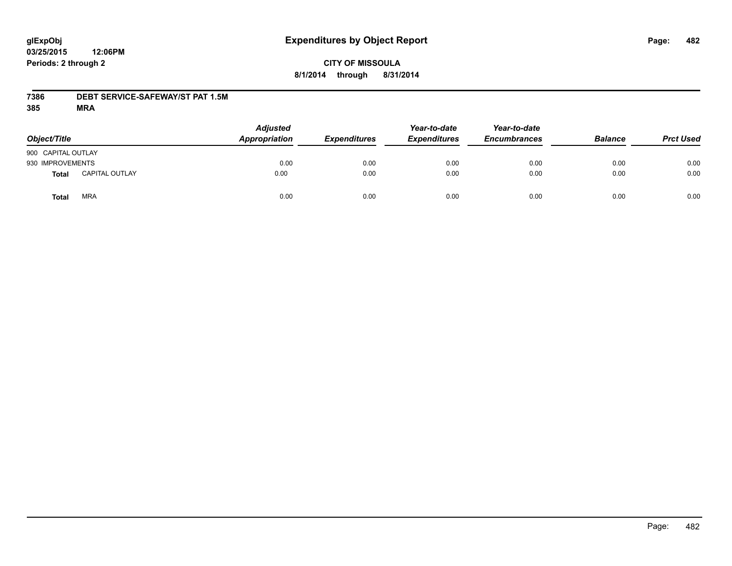**Expenditures by Object Report**

glExpObj
03/25/2015 12:06PM
Periods: 2 through 2

**CITY OF MISSOULA**
**8/1/2014 through 8/31/2014**

**7386 DEBT SERVICE-SAFEWAY/ST PAT 1.5M**
**385 MRA**

| Object/Title | | Adjusted Appropriation | Expenditures | Year-to-date Expenditures | Year-to-date Encumbrances | Balance | Prct Used |
|---|---|---|---|---|---|---|---|
| 900 CAPITAL OUTLAY | | | | | | | |
| 930 IMPROVEMENTS | | 0.00 | 0.00 | 0.00 | 0.00 | 0.00 | 0.00 |
| **Total** | CAPITAL OUTLAY | 0.00 | 0.00 | 0.00 | 0.00 | 0.00 | 0.00 |
| **Total** | MRA | 0.00 | 0.00 | 0.00 | 0.00 | 0.00 | 0.00 |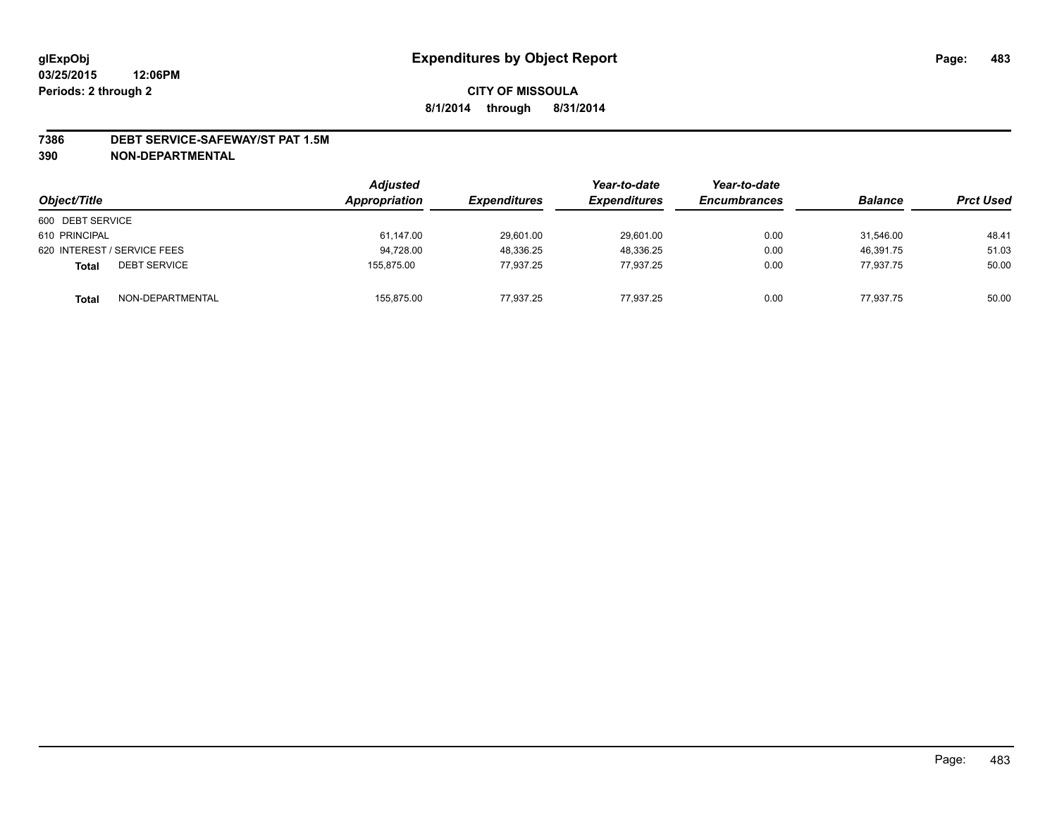**glExpObj** **Expenditures by Object Report**
**03/25/2015 12:06PM**
**Periods: 2 through 2**

**CITY OF MISSOULA**
**8/1/2014 through 8/31/2014**

**7386 DEBT SERVICE-SAFEWAY/ST PAT 1.5M**
**390 NON-DEPARTMENTAL**

| Object/Title | Adjusted Appropriation | Expenditures | Year-to-date Expenditures | Year-to-date Encumbrances | Balance | Prct Used |
|---|---|---|---|---|---|---|
| 600 DEBT SERVICE | | | | | | |
| 610 PRINCIPAL | 61,147.00 | 29,601.00 | 29,601.00 | 0.00 | 31,546.00 | 48.41 |
| 620 INTEREST / SERVICE FEES | 94,728.00 | 48,336.25 | 48,336.25 | 0.00 | 46,391.75 | 51.03 |
| **Total** DEBT SERVICE | 155,875.00 | 77,937.25 | 77,937.25 | 0.00 | 77,937.75 | 50.00 |
| **Total** NON-DEPARTMENTAL | 155,875.00 | 77,937.25 | 77,937.25 | 0.00 | 77,937.75 | 50.00 |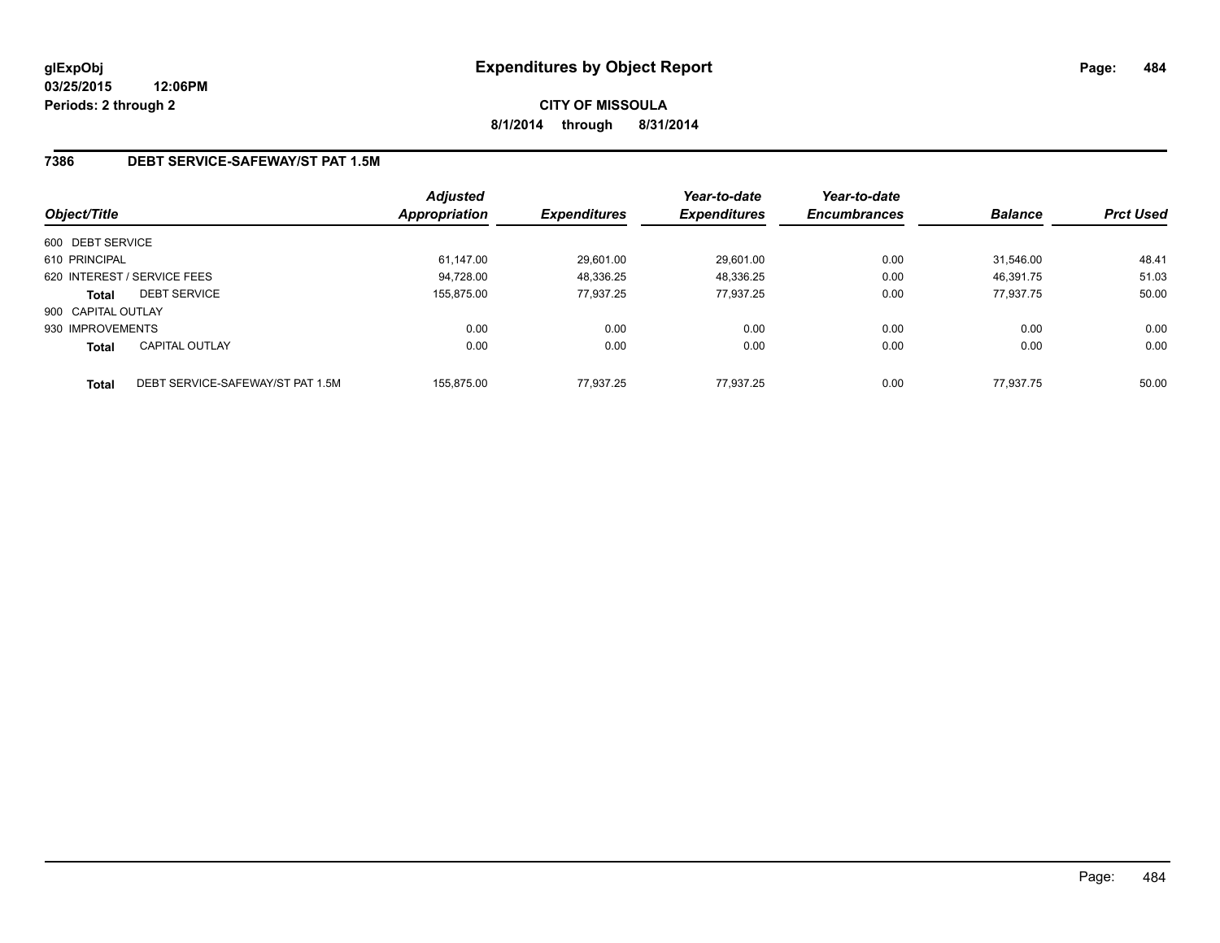**glExpObj** **Expenditures by Object Report**

**03/25/2015 12:06PM**

**Periods: 2 through 2**

**CITY OF MISSOULA**

**8/1/2014 through 8/31/2014**

## 7386 DEBT SERVICE-SAFEWAY/ST PAT 1.5M

| Object/Title | | Adjusted Appropriation | Expenditures | Year-to-date Expenditures | Year-to-date Encumbrances | Balance | Prct Used |
|---|---|---|---|---|---|---|---|
| 600 DEBT SERVICE | | | | | | | |
| 610 PRINCIPAL | | 61,147.00 | 29,601.00 | 29,601.00 | 0.00 | 31,546.00 | 48.41 |
| 620 INTEREST / SERVICE FEES | | 94,728.00 | 48,336.25 | 48,336.25 | 0.00 | 46,391.75 | 51.03 |
| **Total** | DEBT SERVICE | 155,875.00 | 77,937.25 | 77,937.25 | 0.00 | 77,937.75 | 50.00 |
| 900 CAPITAL OUTLAY | | | | | | | |
| 930 IMPROVEMENTS | | 0.00 | 0.00 | 0.00 | 0.00 | 0.00 | 0.00 |
| **Total** | CAPITAL OUTLAY | 0.00 | 0.00 | 0.00 | 0.00 | 0.00 | 0.00 |
| **Total** | DEBT SERVICE-SAFEWAY/ST PAT 1.5M | 155,875.00 | 77,937.25 | 77,937.25 | 0.00 | 77,937.75 | 50.00 |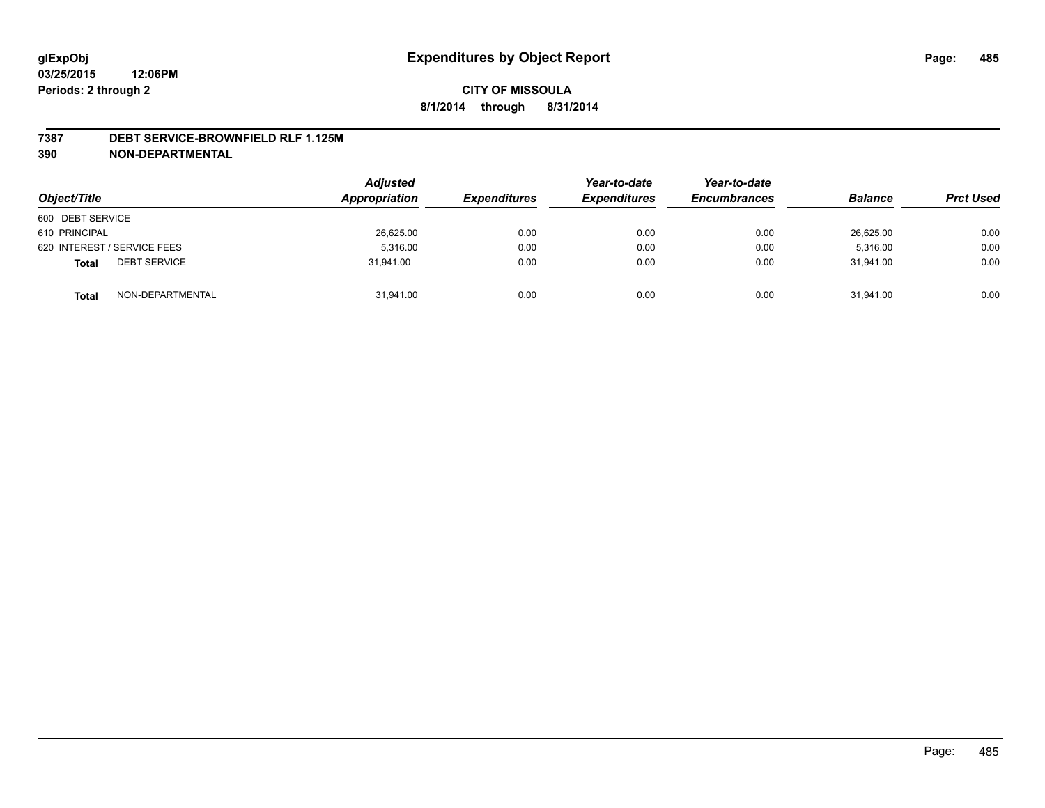**glExpObj**
**03/25/2015 12:06PM**
**Periods: 2 through 2**

# Expenditures by Object Report

**CITY OF MISSOULA**
**8/1/2014 through 8/31/2014**

**7387 DEBT SERVICE-BROWNFIELD RLF 1.125M**
**390 NON-DEPARTMENTAL**

| Object/Title | | Adjusted Appropriation | Expenditures | Year-to-date Expenditures | Year-to-date Encumbrances | Balance | Prct Used |
|---|---|---|---|---|---|---|---|
| 600 DEBT SERVICE | | | | | | | |
| 610 PRINCIPAL | | 26,625.00 | 0.00 | 0.00 | 0.00 | 26,625.00 | 0.00 |
| 620 INTEREST / SERVICE FEES | | 5,316.00 | 0.00 | 0.00 | 0.00 | 5,316.00 | 0.00 |
| **Total** | DEBT SERVICE | 31,941.00 | 0.00 | 0.00 | 0.00 | 31,941.00 | 0.00 |
| **Total** | NON-DEPARTMENTAL | 31,941.00 | 0.00 | 0.00 | 0.00 | 31,941.00 | 0.00 |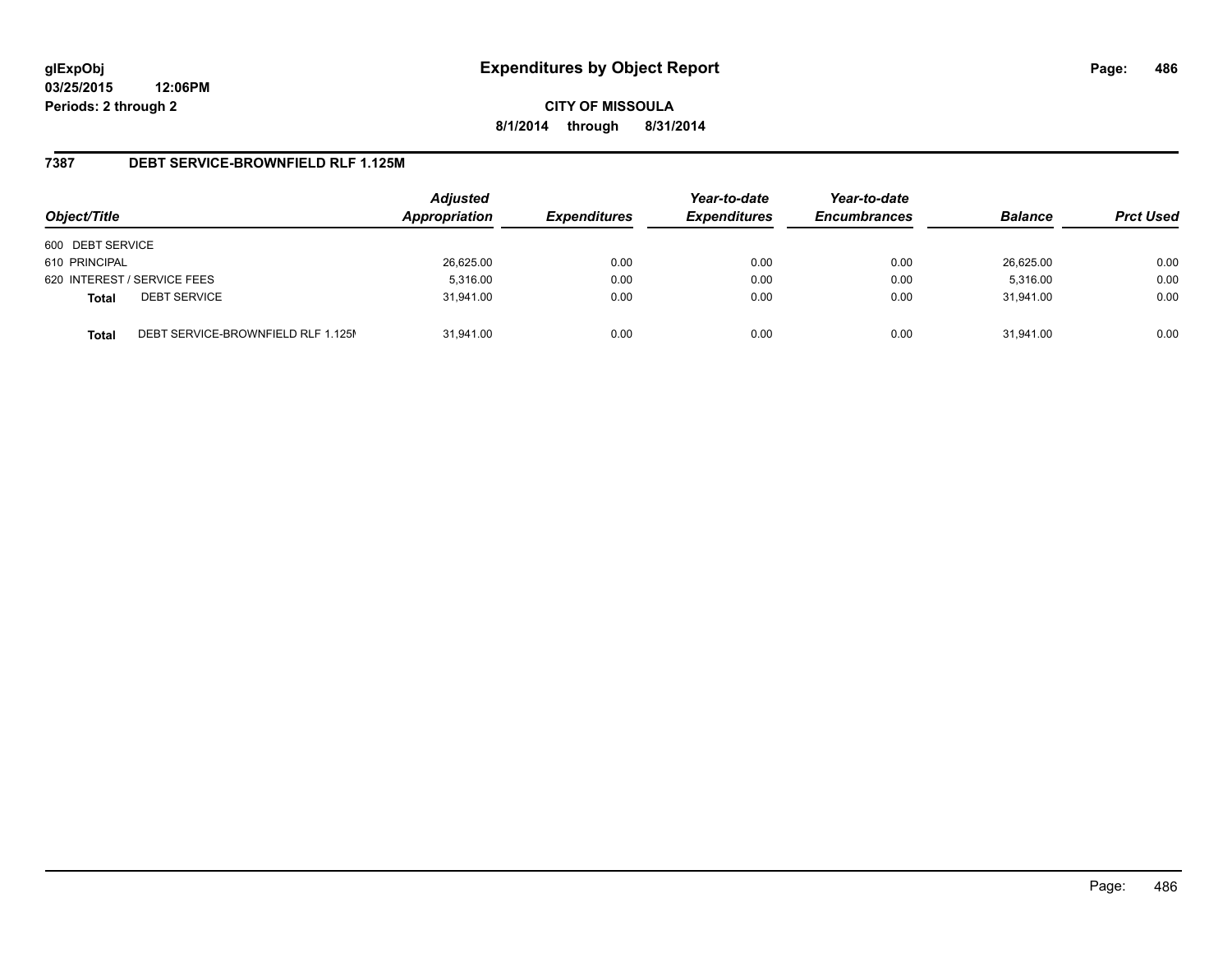**glExpObj**
**03/25/2015 12:06PM**
**Periods: 2 through 2**

# Expenditures by Object Report

**CITY OF MISSOULA**
**8/1/2014 through 8/31/2014**

## 7387 DEBT SERVICE-BROWNFIELD RLF 1.125M

| Object/Title | | Adjusted Appropriation | Expenditures | Year-to-date Expenditures | Year-to-date Encumbrances | Balance | Prct Used |
|---|---|---|---|---|---|---|---|
| 600 DEBT SERVICE | | | | | | | |
| 610 PRINCIPAL | | 26,625.00 | 0.00 | 0.00 | 0.00 | 26,625.00 | 0.00 |
| 620 INTEREST / SERVICE FEES | | 5,316.00 | 0.00 | 0.00 | 0.00 | 5,316.00 | 0.00 |
| **Total** | DEBT SERVICE | 31,941.00 | 0.00 | 0.00 | 0.00 | 31,941.00 | 0.00 |
| **Total** | DEBT SERVICE-BROWNFIELD RLF 1.125M | 31,941.00 | 0.00 | 0.00 | 0.00 | 31,941.00 | 0.00 |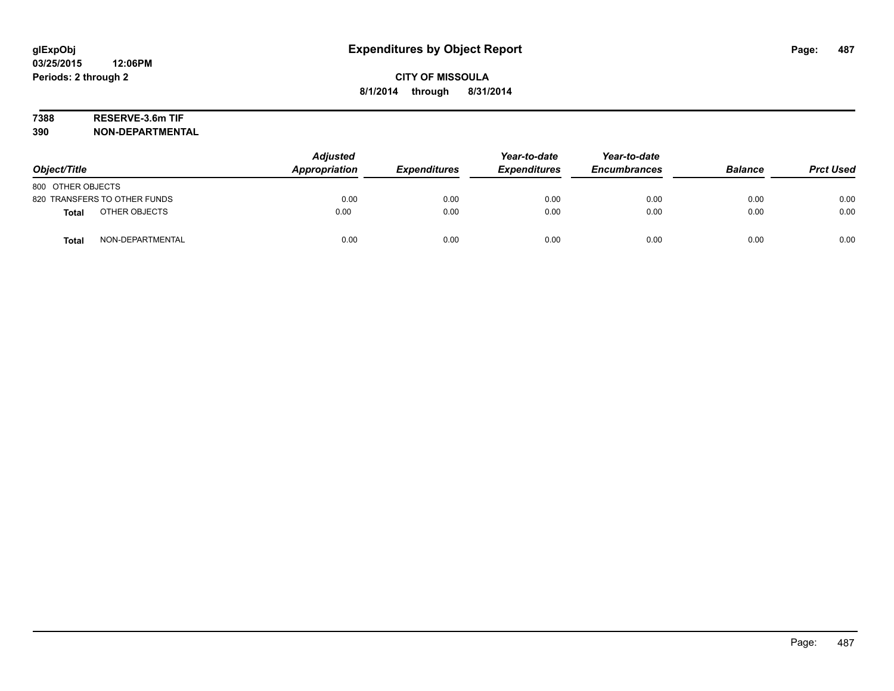# Expenditures by Object Report

**CITY OF MISSOULA**

**8/1/2014 through 8/31/2014**

glExpObj
03/25/2015 12:06PM
Periods: 2 through 2

**7388 RESERVE-3.6m TIF**
**390 NON-DEPARTMENTAL**

| Object/Title | | Adjusted Appropriation | Expenditures | Year-to-date Expenditures | Year-to-date Encumbrances | Balance | Prct Used |
|---|---|---|---|---|---|---|---|
| 800 OTHER OBJECTS | | | | | | | |
| 820 TRANSFERS TO OTHER FUNDS | | 0.00 | 0.00 | 0.00 | 0.00 | 0.00 | 0.00 |
| **Total** | OTHER OBJECTS | 0.00 | 0.00 | 0.00 | 0.00 | 0.00 | 0.00 |
| **Total** | NON-DEPARTMENTAL | 0.00 | 0.00 | 0.00 | 0.00 | 0.00 | 0.00 |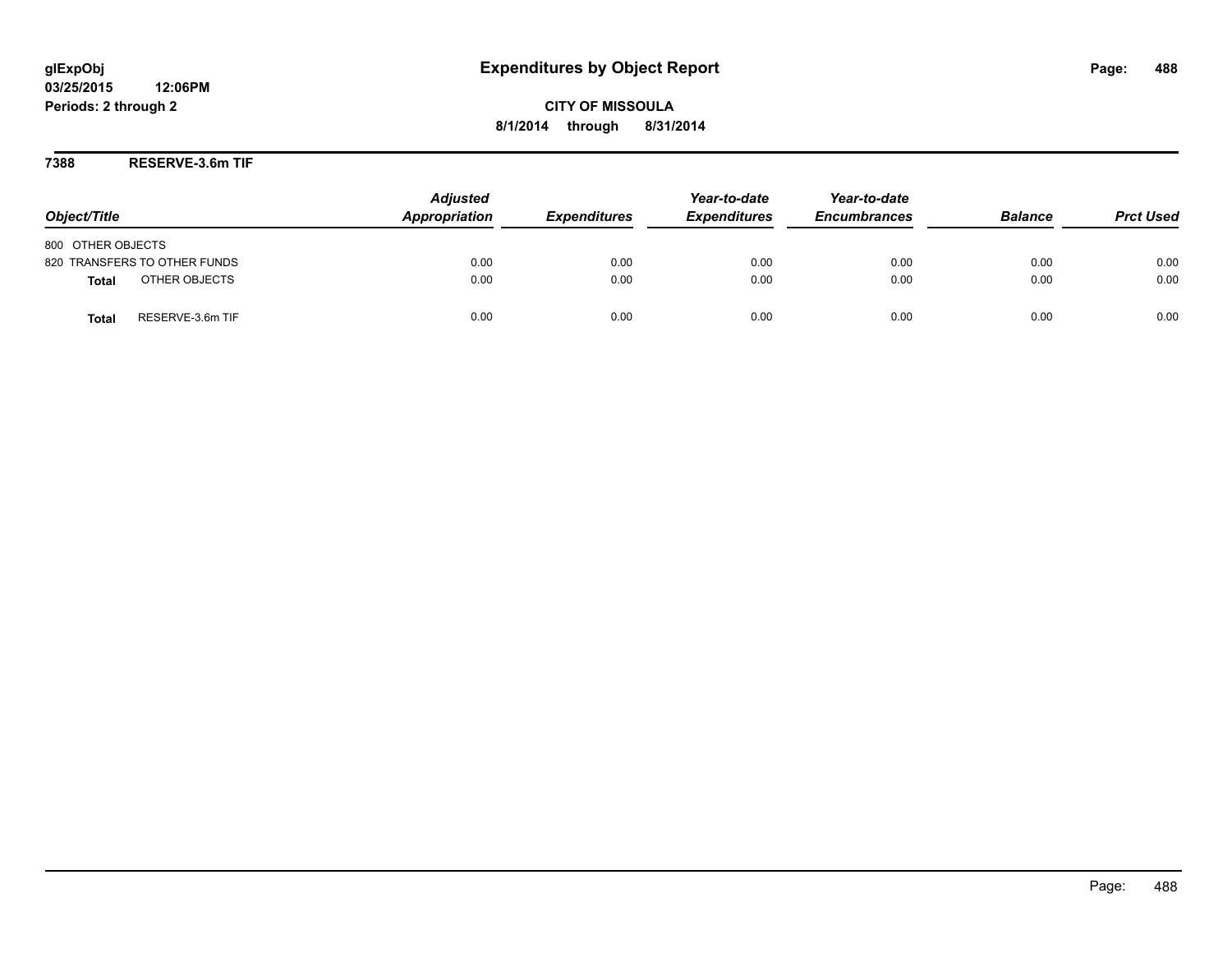# Expenditures by Object Report

glExpObj
03/25/2015 12:06PM
Periods: 2 through 2

**CITY OF MISSOULA**
**8/1/2014 through 8/31/2014**

## 7388 RESERVE-3.6m TIF

| Object/Title | | Adjusted Appropriation | Expenditures | Year-to-date Expenditures | Year-to-date Encumbrances | Balance | Prct Used |
|---|---|---|---|---|---|---|---|
| 800 OTHER OBJECTS | | | | | | | |
| 820 TRANSFERS TO OTHER FUNDS | | 0.00 | 0.00 | 0.00 | 0.00 | 0.00 | 0.00 |
| **Total** | OTHER OBJECTS | 0.00 | 0.00 | 0.00 | 0.00 | 0.00 | 0.00 |
| **Total** | RESERVE-3.6m TIF | 0.00 | 0.00 | 0.00 | 0.00 | 0.00 | 0.00 |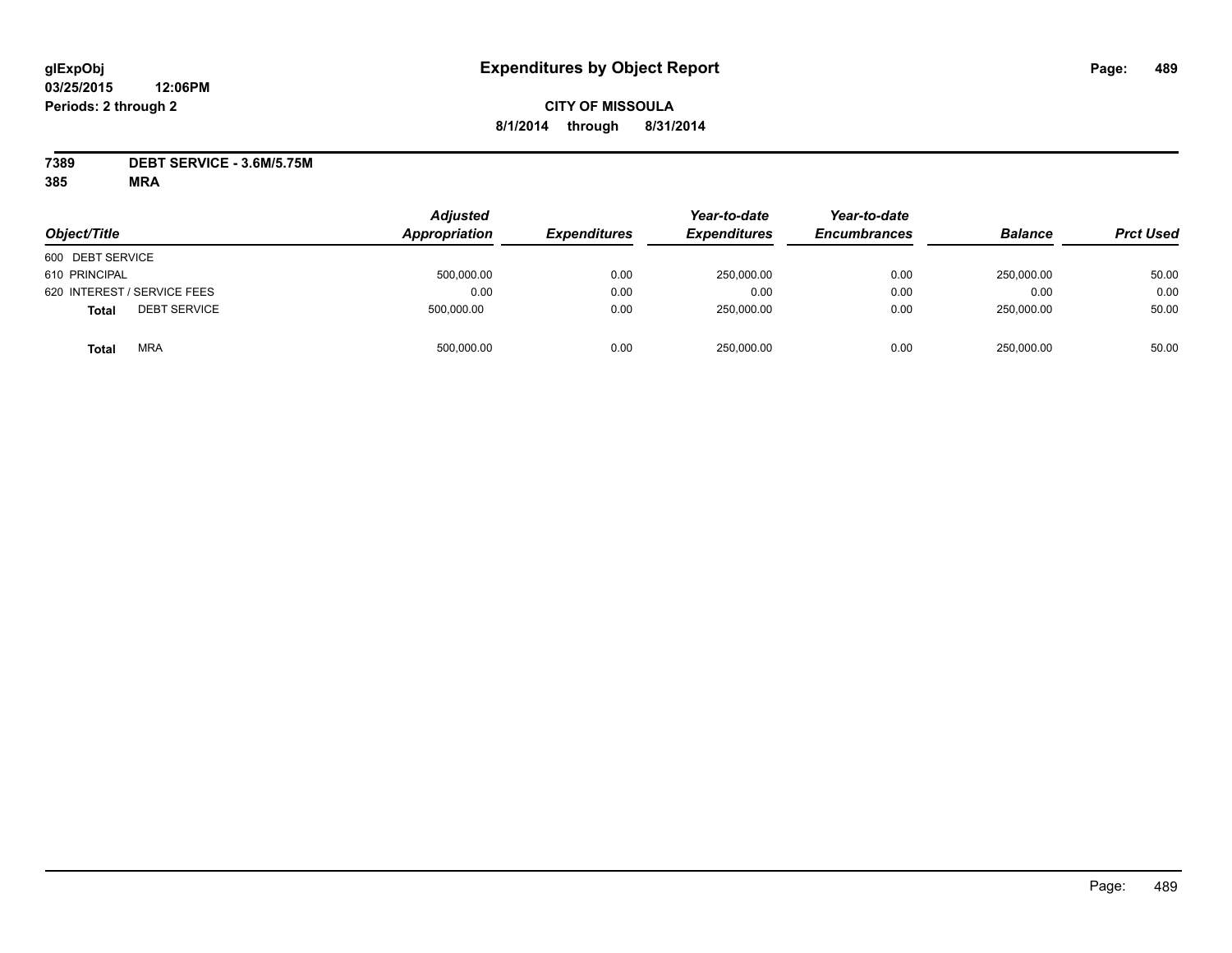# Expenditures by Object Report

glExpObj
03/25/2015 12:06PM
Periods: 2 through 2

**CITY OF MISSOULA**
**8/1/2014 through 8/31/2014**

**7389 DEBT SERVICE - 3.6M/5.75M**
**385 MRA**

| Object/Title | Adjusted Appropriation | Expenditures | Year-to-date Expenditures | Year-to-date Encumbrances | Balance | Prct Used |
|---|---|---|---|---|---|---|
| 600 DEBT SERVICE | | | | | | |
| 610 PRINCIPAL | 500,000.00 | 0.00 | 250,000.00 | 0.00 | 250,000.00 | 50.00 |
| 620 INTEREST / SERVICE FEES | 0.00 | 0.00 | 0.00 | 0.00 | 0.00 | 0.00 |
| **Total** DEBT SERVICE | 500,000.00 | 0.00 | 250,000.00 | 0.00 | 250,000.00 | 50.00 |
| **Total** MRA | 500,000.00 | 0.00 | 250,000.00 | 0.00 | 250,000.00 | 50.00 |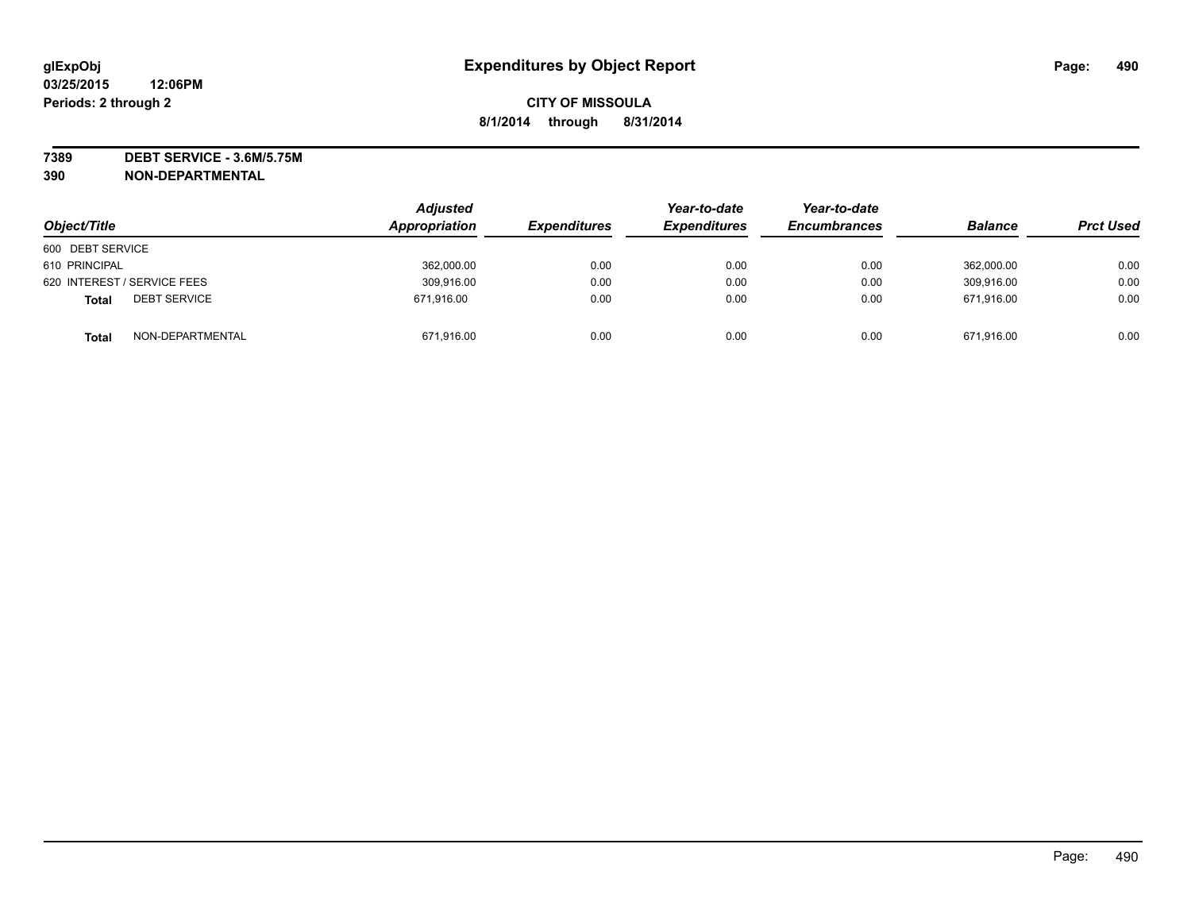glExpObj
03/25/2015 12:06PM
Periods: 2 through 2

# Expenditures by Object Report

**CITY OF MISSOULA**
**8/1/2014 through 8/31/2014**

**7389 DEBT SERVICE - 3.6M/5.75M**
**390 NON-DEPARTMENTAL**

| Object/Title | | Adjusted Appropriation | Expenditures | Year-to-date Expenditures | Year-to-date Encumbrances | Balance | Prct Used |
|---|---|---|---|---|---|---|---|
| 600 DEBT SERVICE | | | | | | | |
| 610 PRINCIPAL | | 362,000.00 | 0.00 | 0.00 | 0.00 | 362,000.00 | 0.00 |
| 620 INTEREST / SERVICE FEES | | 309,916.00 | 0.00 | 0.00 | 0.00 | 309,916.00 | 0.00 |
| **Total** | DEBT SERVICE | 671,916.00 | 0.00 | 0.00 | 0.00 | 671,916.00 | 0.00 |
| **Total** | NON-DEPARTMENTAL | 671,916.00 | 0.00 | 0.00 | 0.00 | 671,916.00 | 0.00 |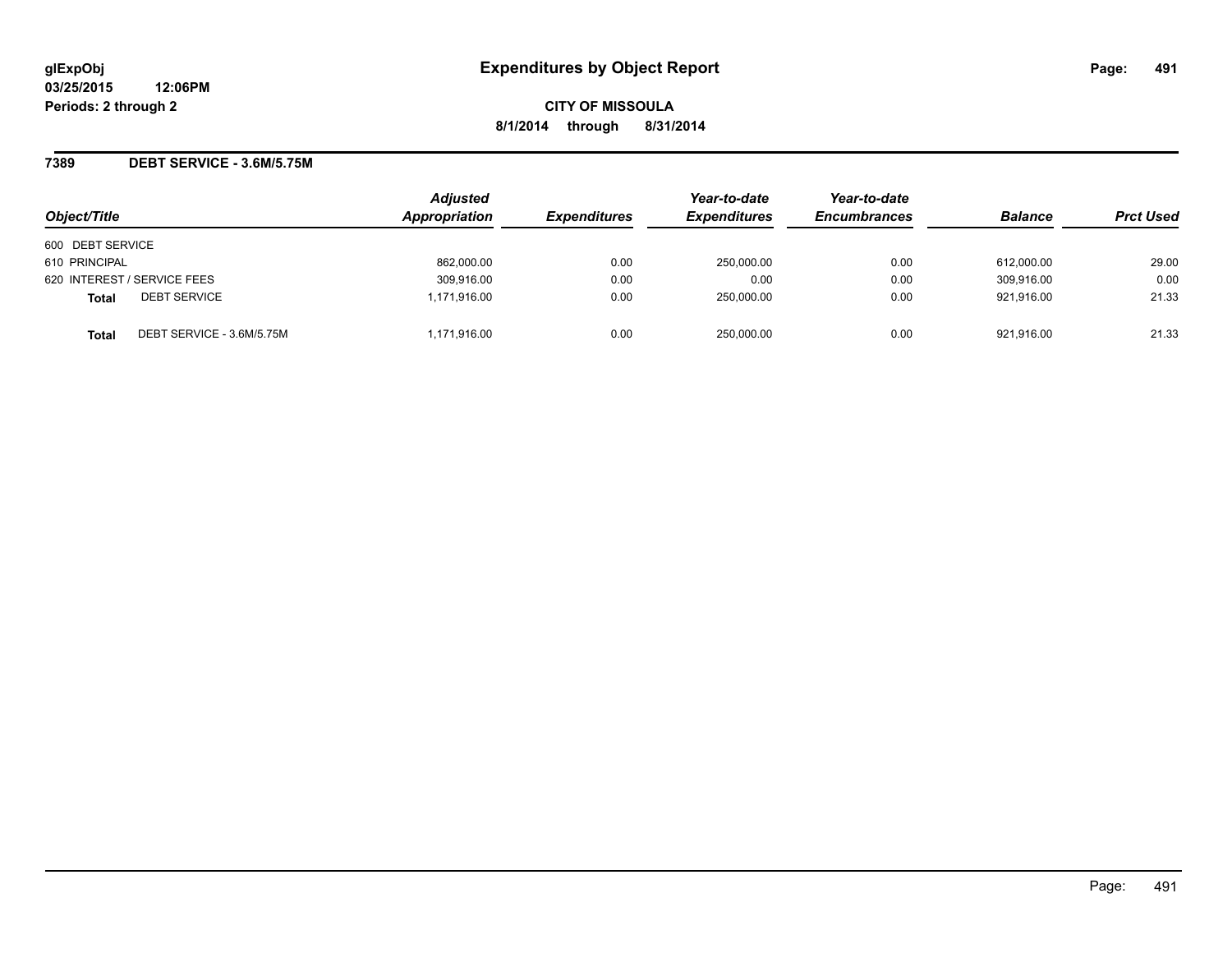# Expenditures by Object Report

glExpObj
03/25/2015 12:06PM
Periods: 2 through 2

**CITY OF MISSOULA**
**8/1/2014 through 8/31/2014**

## 7389 DEBT SERVICE - 3.6M/5.75M

| Object/Title | | Adjusted Appropriation | Expenditures | Year-to-date Expenditures | Year-to-date Encumbrances | Balance | Prct Used |
|---|---|---|---|---|---|---|---|
| 600 DEBT SERVICE | | | | | | | |
| 610 PRINCIPAL | | 862,000.00 | 0.00 | 250,000.00 | 0.00 | 612,000.00 | 29.00 |
| 620 INTEREST / SERVICE FEES | | 309,916.00 | 0.00 | 0.00 | 0.00 | 309,916.00 | 0.00 |
| **Total** | DEBT SERVICE | 1,171,916.00 | 0.00 | 250,000.00 | 0.00 | 921,916.00 | 21.33 |
| **Total** | DEBT SERVICE - 3.6M/5.75M | 1,171,916.00 | 0.00 | 250,000.00 | 0.00 | 921,916.00 | 21.33 |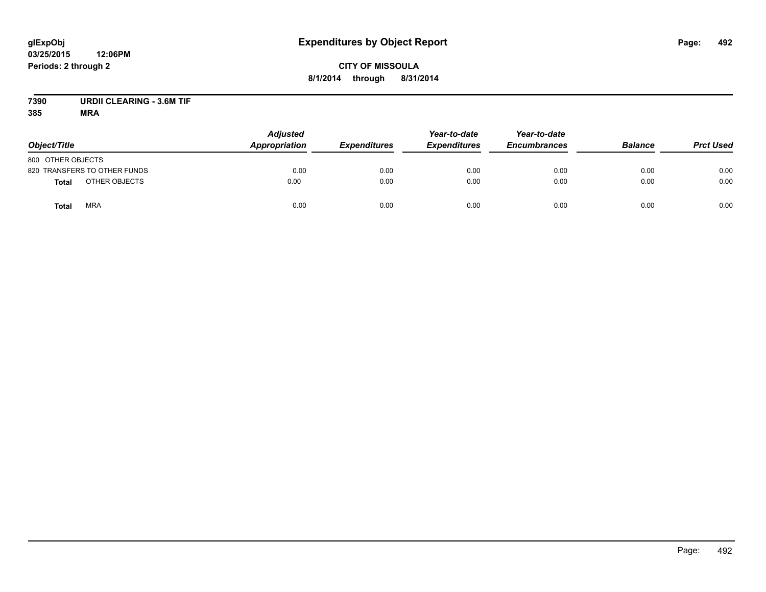# Expenditures by Object Report

**CITY OF MISSOULA**

**8/1/2014 through 8/31/2014**

glExpObj
03/25/2015 12:06PM
Periods: 2 through 2

**7390 URDII CLEARING - 3.6M TIF**
**385 MRA**

| Object/Title | Adjusted Appropriation | Expenditures | Year-to-date Expenditures | Year-to-date Encumbrances | Balance | Prct Used |
|---|---|---|---|---|---|---|
| 800 OTHER OBJECTS | | | | | | |
| 820 TRANSFERS TO OTHER FUNDS | 0.00 | 0.00 | 0.00 | 0.00 | 0.00 | 0.00 |
| **Total** OTHER OBJECTS | 0.00 | 0.00 | 0.00 | 0.00 | 0.00 | 0.00 |
| **Total** MRA | 0.00 | 0.00 | 0.00 | 0.00 | 0.00 | 0.00 |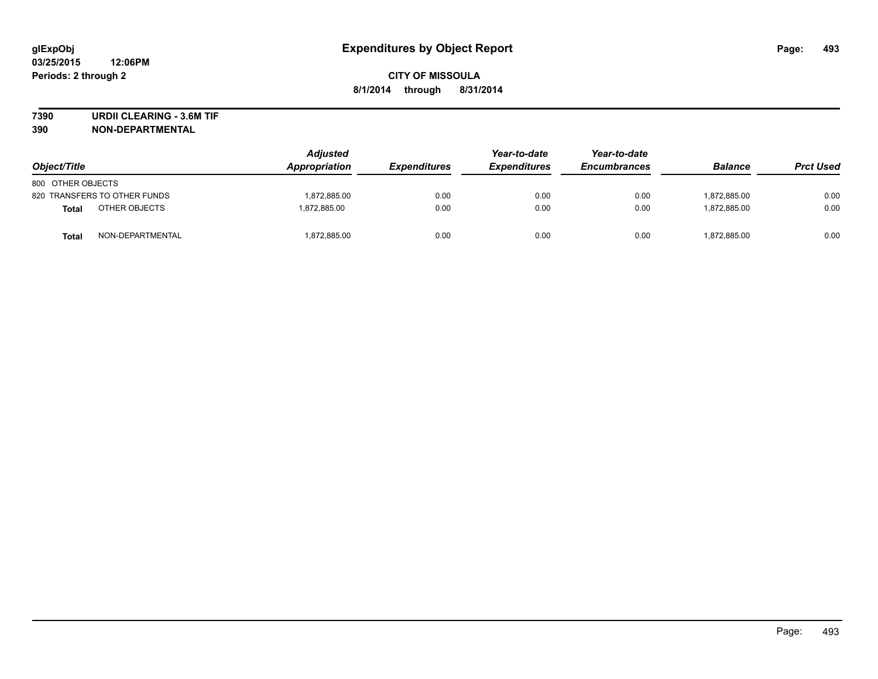# Expenditures by Object Report

glExpObj
03/25/2015 12:06PM
Periods: 2 through 2

**CITY OF MISSOULA**
**8/1/2014 through 8/31/2014**

**7390 URDII CLEARING - 3.6M TIF**
**390 NON-DEPARTMENTAL**

| Object/Title | Adjusted Appropriation | Expenditures | Year-to-date Expenditures | Year-to-date Encumbrances | Balance | Prct Used |
|---|---|---|---|---|---|---|
| 800 OTHER OBJECTS | | | | | | |
| 820 TRANSFERS TO OTHER FUNDS | 1,872,885.00 | 0.00 | 0.00 | 0.00 | 1,872,885.00 | 0.00 |
| **Total** OTHER OBJECTS | 1,872,885.00 | 0.00 | 0.00 | 0.00 | 1,872,885.00 | 0.00 |
| **Total** NON-DEPARTMENTAL | 1,872,885.00 | 0.00 | 0.00 | 0.00 | 1,872,885.00 | 0.00 |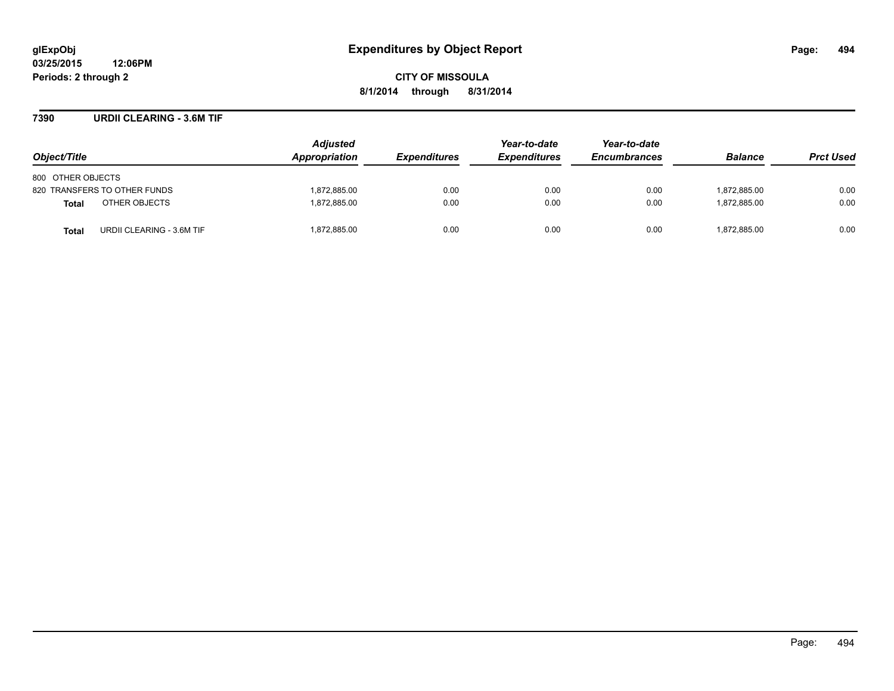# Expenditures by Object Report

glExpObj
03/25/2015 12:06PM
Periods: 2 through 2

**CITY OF MISSOULA**
**8/1/2014 through 8/31/2014**

## 7390 URDII CLEARING - 3.6M TIF

| Object/Title | Adjusted Appropriation | Expenditures | Year-to-date Expenditures | Year-to-date Encumbrances | Balance | Prct Used |
|---|---|---|---|---|---|---|
| 800 OTHER OBJECTS | | | | | | |
| 820 TRANSFERS TO OTHER FUNDS | 1,872,885.00 | 0.00 | 0.00 | 0.00 | 1,872,885.00 | 0.00 |
| **Total** OTHER OBJECTS | 1,872,885.00 | 0.00 | 0.00 | 0.00 | 1,872,885.00 | 0.00 |
| **Total** URDII CLEARING - 3.6M TIF | 1,872,885.00 | 0.00 | 0.00 | 0.00 | 1,872,885.00 | 0.00 |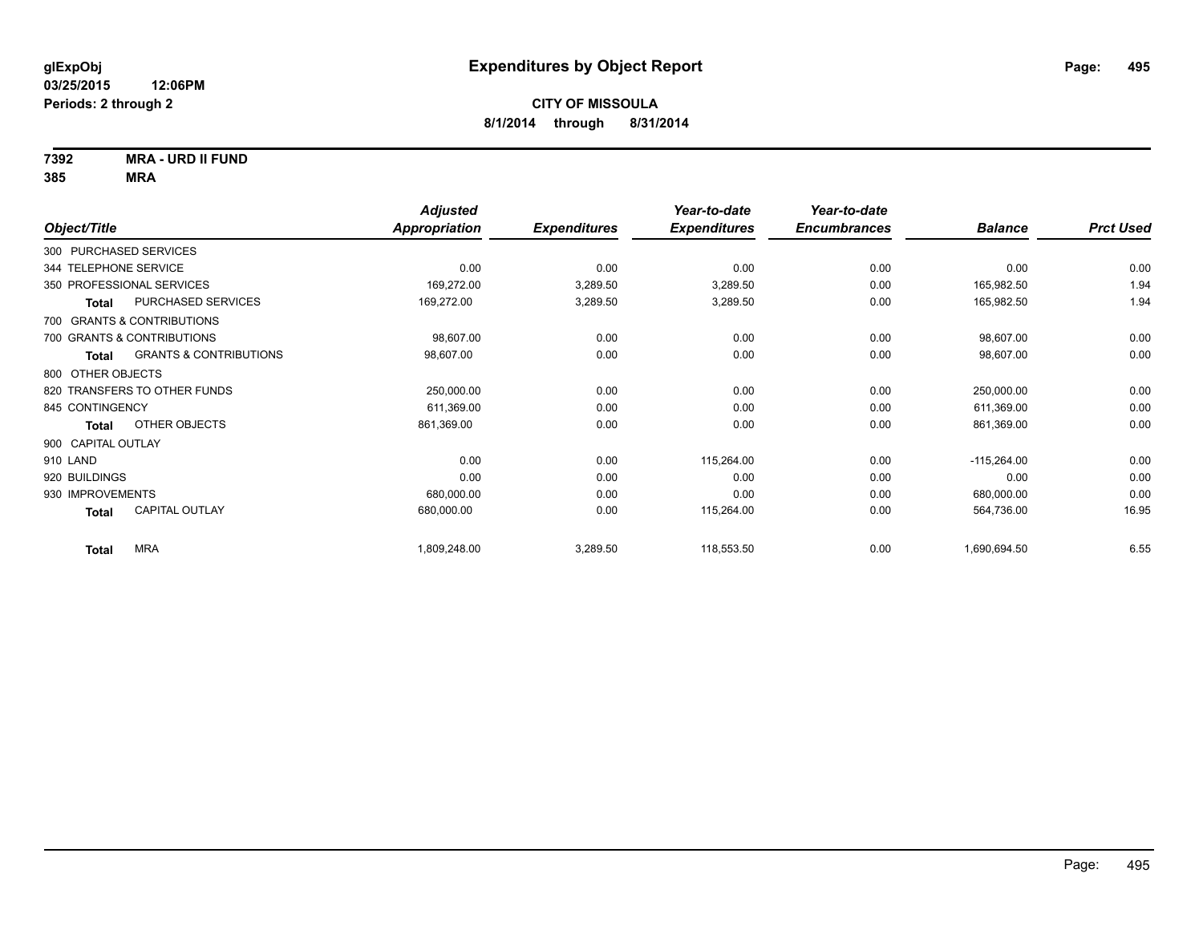**glExpObj**
**03/25/2015 12:06PM**
**Periods: 2 through 2**

# Expenditures by Object Report

**CITY OF MISSOULA**
**8/1/2014 through 8/31/2014**

**7392 MRA - URD II FUND**
**385 MRA**

| Object/Title | | Adjusted Appropriation | Expenditures | Year-to-date Expenditures | Year-to-date Encumbrances | Balance | Prct Used |
|---|---|---|---|---|---|---|---|
| 300 PURCHASED SERVICES | | | | | | | |
| 344 TELEPHONE SERVICE | | 0.00 | 0.00 | 0.00 | 0.00 | 0.00 | 0.00 |
| 350 PROFESSIONAL SERVICES | | 169,272.00 | 3,289.50 | 3,289.50 | 0.00 | 165,982.50 | 1.94 |
| **Total** | PURCHASED SERVICES | 169,272.00 | 3,289.50 | 3,289.50 | 0.00 | 165,982.50 | 1.94 |
| 700 GRANTS & CONTRIBUTIONS | | | | | | | |
| 700 GRANTS & CONTRIBUTIONS | | 98,607.00 | 0.00 | 0.00 | 0.00 | 98,607.00 | 0.00 |
| **Total** | GRANTS & CONTRIBUTIONS | 98,607.00 | 0.00 | 0.00 | 0.00 | 98,607.00 | 0.00 |
| 800 OTHER OBJECTS | | | | | | | |
| 820 TRANSFERS TO OTHER FUNDS | | 250,000.00 | 0.00 | 0.00 | 0.00 | 250,000.00 | 0.00 |
| 845 CONTINGENCY | | 611,369.00 | 0.00 | 0.00 | 0.00 | 611,369.00 | 0.00 |
| **Total** | OTHER OBJECTS | 861,369.00 | 0.00 | 0.00 | 0.00 | 861,369.00 | 0.00 |
| 900 CAPITAL OUTLAY | | | | | | | |
| 910 LAND | | 0.00 | 0.00 | 115,264.00 | 0.00 | -115,264.00 | 0.00 |
| 920 BUILDINGS | | 0.00 | 0.00 | 0.00 | 0.00 | 0.00 | 0.00 |
| 930 IMPROVEMENTS | | 680,000.00 | 0.00 | 0.00 | 0.00 | 680,000.00 | 0.00 |
| **Total** | CAPITAL OUTLAY | 680,000.00 | 0.00 | 115,264.00 | 0.00 | 564,736.00 | 16.95 |
| **Total** | MRA | 1,809,248.00 | 3,289.50 | 118,553.50 | 0.00 | 1,690,694.50 | 6.55 |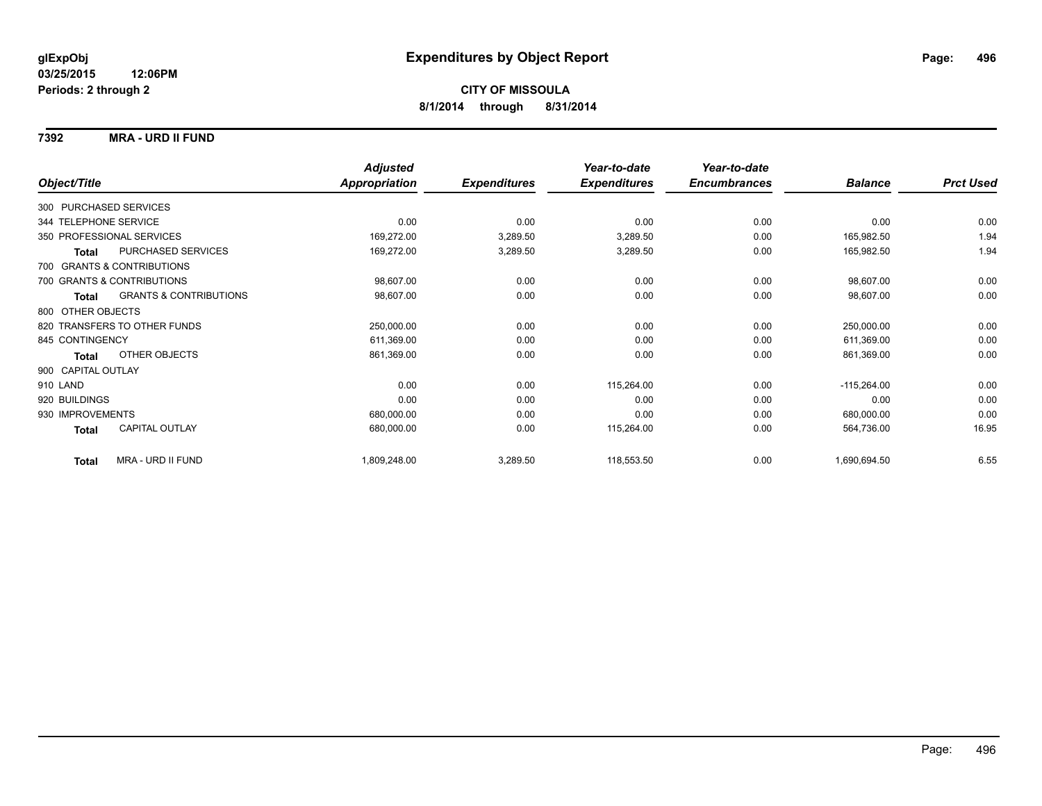# Expenditures by Object Report

glExpObj
03/25/2015 12:06PM
Periods: 2 through 2

**CITY OF MISSOULA**
**8/1/2014 through 8/31/2014**

## 7392 MRA - URD II FUND

| Object/Title | Adjusted Appropriation | Expenditures | Year-to-date Expenditures | Year-to-date Encumbrances | Balance | Prct Used |
|---|---|---|---|---|---|---|
| 300 PURCHASED SERVICES | | | | | | |
| 344 TELEPHONE SERVICE | 0.00 | 0.00 | 0.00 | 0.00 | 0.00 | 0.00 |
| 350 PROFESSIONAL SERVICES | 169,272.00 | 3,289.50 | 3,289.50 | 0.00 | 165,982.50 | 1.94 |
| **Total** PURCHASED SERVICES | 169,272.00 | 3,289.50 | 3,289.50 | 0.00 | 165,982.50 | 1.94 |
| 700 GRANTS & CONTRIBUTIONS | | | | | | |
| 700 GRANTS & CONTRIBUTIONS | 98,607.00 | 0.00 | 0.00 | 0.00 | 98,607.00 | 0.00 |
| **Total** GRANTS & CONTRIBUTIONS | 98,607.00 | 0.00 | 0.00 | 0.00 | 98,607.00 | 0.00 |
| 800 OTHER OBJECTS | | | | | | |
| 820 TRANSFERS TO OTHER FUNDS | 250,000.00 | 0.00 | 0.00 | 0.00 | 250,000.00 | 0.00 |
| 845 CONTINGENCY | 611,369.00 | 0.00 | 0.00 | 0.00 | 611,369.00 | 0.00 |
| **Total** OTHER OBJECTS | 861,369.00 | 0.00 | 0.00 | 0.00 | 861,369.00 | 0.00 |
| 900 CAPITAL OUTLAY | | | | | | |
| 910 LAND | 0.00 | 0.00 | 115,264.00 | 0.00 | -115,264.00 | 0.00 |
| 920 BUILDINGS | 0.00 | 0.00 | 0.00 | 0.00 | 0.00 | 0.00 |
| 930 IMPROVEMENTS | 680,000.00 | 0.00 | 0.00 | 0.00 | 680,000.00 | 0.00 |
| **Total** CAPITAL OUTLAY | 680,000.00 | 0.00 | 115,264.00 | 0.00 | 564,736.00 | 16.95 |
| **Total** MRA - URD II FUND | 1,809,248.00 | 3,289.50 | 118,553.50 | 0.00 | 1,690,694.50 | 6.55 |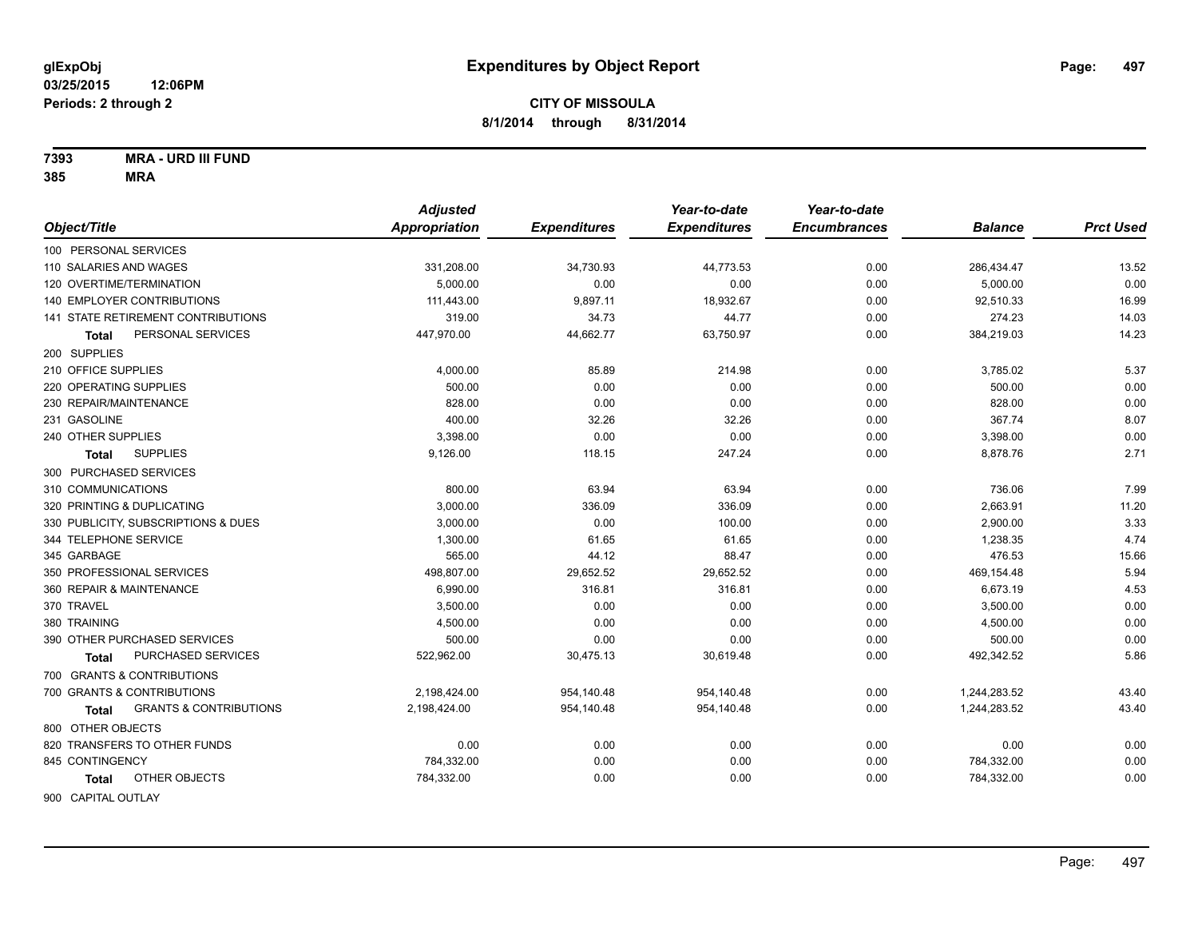# Expenditures by Object Report

glExpObj
03/25/2015 12:06PM
Periods: 2 through 2

**CITY OF MISSOULA**
**8/1/2014 through 8/31/2014**

**7393 MRA - URD III FUND**
**385 MRA**

| Object/Title | Adjusted Appropriation | Expenditures | Year-to-date Expenditures | Year-to-date Encumbrances | Balance | Prct Used |
|---|---|---|---|---|---|---|
| 100 PERSONAL SERVICES | | | | | | |
| 110 SALARIES AND WAGES | 331,208.00 | 34,730.93 | 44,773.53 | 0.00 | 286,434.47 | 13.52 |
| 120 OVERTIME/TERMINATION | 5,000.00 | 0.00 | 0.00 | 0.00 | 5,000.00 | 0.00 |
| 140 EMPLOYER CONTRIBUTIONS | 111,443.00 | 9,897.11 | 18,932.67 | 0.00 | 92,510.33 | 16.99 |
| 141 STATE RETIREMENT CONTRIBUTIONS | 319.00 | 34.73 | 44.77 | 0.00 | 274.23 | 14.03 |
| **Total** PERSONAL SERVICES | 447,970.00 | 44,662.77 | 63,750.97 | 0.00 | 384,219.03 | 14.23 |
| 200 SUPPLIES | | | | | | |
| 210 OFFICE SUPPLIES | 4,000.00 | 85.89 | 214.98 | 0.00 | 3,785.02 | 5.37 |
| 220 OPERATING SUPPLIES | 500.00 | 0.00 | 0.00 | 0.00 | 500.00 | 0.00 |
| 230 REPAIR/MAINTENANCE | 828.00 | 0.00 | 0.00 | 0.00 | 828.00 | 0.00 |
| 231 GASOLINE | 400.00 | 32.26 | 32.26 | 0.00 | 367.74 | 8.07 |
| 240 OTHER SUPPLIES | 3,398.00 | 0.00 | 0.00 | 0.00 | 3,398.00 | 0.00 |
| **Total** SUPPLIES | 9,126.00 | 118.15 | 247.24 | 0.00 | 8,878.76 | 2.71 |
| 300 PURCHASED SERVICES | | | | | | |
| 310 COMMUNICATIONS | 800.00 | 63.94 | 63.94 | 0.00 | 736.06 | 7.99 |
| 320 PRINTING & DUPLICATING | 3,000.00 | 336.09 | 336.09 | 0.00 | 2,663.91 | 11.20 |
| 330 PUBLICITY, SUBSCRIPTIONS & DUES | 3,000.00 | 0.00 | 100.00 | 0.00 | 2,900.00 | 3.33 |
| 344 TELEPHONE SERVICE | 1,300.00 | 61.65 | 61.65 | 0.00 | 1,238.35 | 4.74 |
| 345 GARBAGE | 565.00 | 44.12 | 88.47 | 0.00 | 476.53 | 15.66 |
| 350 PROFESSIONAL SERVICES | 498,807.00 | 29,652.52 | 29,652.52 | 0.00 | 469,154.48 | 5.94 |
| 360 REPAIR & MAINTENANCE | 6,990.00 | 316.81 | 316.81 | 0.00 | 6,673.19 | 4.53 |
| 370 TRAVEL | 3,500.00 | 0.00 | 0.00 | 0.00 | 3,500.00 | 0.00 |
| 380 TRAINING | 4,500.00 | 0.00 | 0.00 | 0.00 | 4,500.00 | 0.00 |
| 390 OTHER PURCHASED SERVICES | 500.00 | 0.00 | 0.00 | 0.00 | 500.00 | 0.00 |
| **Total** PURCHASED SERVICES | 522,962.00 | 30,475.13 | 30,619.48 | 0.00 | 492,342.52 | 5.86 |
| 700 GRANTS & CONTRIBUTIONS | | | | | | |
| 700 GRANTS & CONTRIBUTIONS | 2,198,424.00 | 954,140.48 | 954,140.48 | 0.00 | 1,244,283.52 | 43.40 |
| **Total** GRANTS & CONTRIBUTIONS | 2,198,424.00 | 954,140.48 | 954,140.48 | 0.00 | 1,244,283.52 | 43.40 |
| 800 OTHER OBJECTS | | | | | | |
| 820 TRANSFERS TO OTHER FUNDS | 0.00 | 0.00 | 0.00 | 0.00 | 0.00 | 0.00 |
| 845 CONTINGENCY | 784,332.00 | 0.00 | 0.00 | 0.00 | 784,332.00 | 0.00 |
| **Total** OTHER OBJECTS | 784,332.00 | 0.00 | 0.00 | 0.00 | 784,332.00 | 0.00 |
| 900 CAPITAL OUTLAY | | | | | | |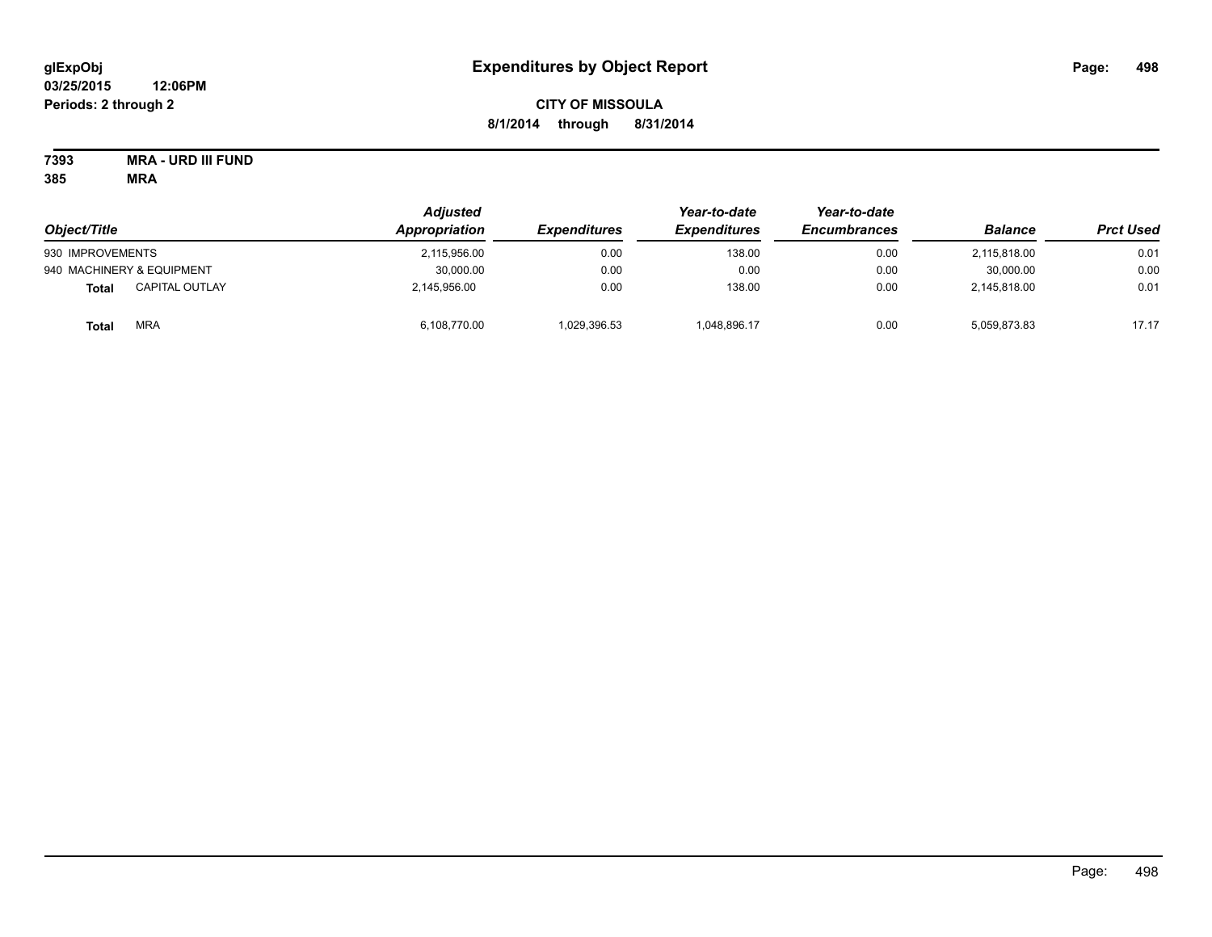# Expenditures by Object Report

glExpObj
03/25/2015 12:06PM
Periods: 2 through 2

**CITY OF MISSOULA**
**8/1/2014 through 8/31/2014**

**7393 MRA - URD III FUND**
**385 MRA**

| Object/Title | Adjusted Appropriation | Expenditures | Year-to-date Expenditures | Year-to-date Encumbrances | Balance | Prct Used |
|---|---|---|---|---|---|---|
| 930 IMPROVEMENTS | 2,115,956.00 | 0.00 | 138.00 | 0.00 | 2,115,818.00 | 0.01 |
| 940 MACHINERY & EQUIPMENT | 30,000.00 | 0.00 | 0.00 | 0.00 | 30,000.00 | 0.00 |
| **Total** CAPITAL OUTLAY | 2,145,956.00 | 0.00 | 138.00 | 0.00 | 2,145,818.00 | 0.01 |
| **Total** MRA | 6,108,770.00 | 1,029,396.53 | 1,048,896.17 | 0.00 | 5,059,873.83 | 17.17 |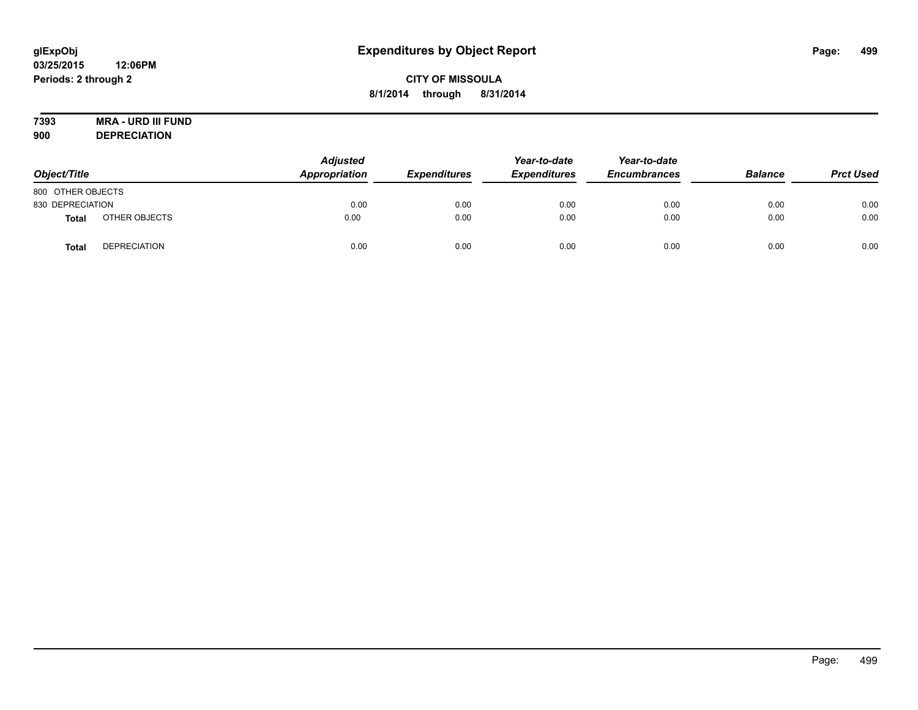**glExpObj**
**03/25/2015 12:06PM**
**Periods: 2 through 2**

# Expenditures by Object Report

**CITY OF MISSOULA**
**8/1/2014 through 8/31/2014**

**7393 MRA - URD III FUND**
**900 DEPRECIATION**

| Object/Title | | Adjusted Appropriation | Expenditures | Year-to-date Expenditures | Year-to-date Encumbrances | Balance | Prct Used |
|---|---|---|---|---|---|---|---|
| 800 OTHER OBJECTS | | | | | | | |
| 830 DEPRECIATION | | 0.00 | 0.00 | 0.00 | 0.00 | 0.00 | 0.00 |
| **Total** | OTHER OBJECTS | 0.00 | 0.00 | 0.00 | 0.00 | 0.00 | 0.00 |
| **Total** | DEPRECIATION | 0.00 | 0.00 | 0.00 | 0.00 | 0.00 | 0.00 |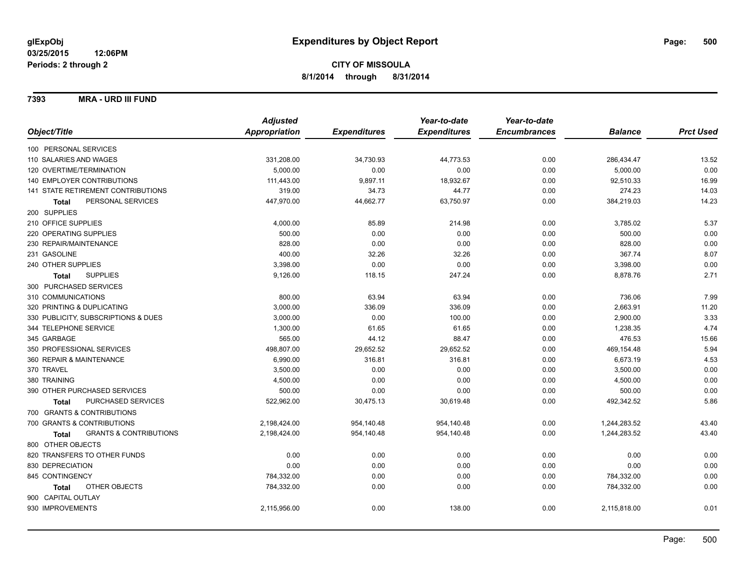glExpObj
03/25/2015 12:06PM
Periods: 2 through 2

# Expenditures by Object Report

**CITY OF MISSOULA**
**8/1/2014 through 8/31/2014**

## 7393 MRA - URD III FUND

| Object/Title | Adjusted Appropriation | Expenditures | Year-to-date Expenditures | Year-to-date Encumbrances | Balance | Prct Used |
|---|---|---|---|---|---|---|
| 100 PERSONAL SERVICES | | | | | | |
| 110 SALARIES AND WAGES | 331,208.00 | 34,730.93 | 44,773.53 | 0.00 | 286,434.47 | 13.52 |
| 120 OVERTIME/TERMINATION | 5,000.00 | 0.00 | 0.00 | 0.00 | 5,000.00 | 0.00 |
| 140 EMPLOYER CONTRIBUTIONS | 111,443.00 | 9,897.11 | 18,932.67 | 0.00 | 92,510.33 | 16.99 |
| 141 STATE RETIREMENT CONTRIBUTIONS | 319.00 | 34.73 | 44.77 | 0.00 | 274.23 | 14.03 |
| **Total** PERSONAL SERVICES | 447,970.00 | 44,662.77 | 63,750.97 | 0.00 | 384,219.03 | 14.23 |
| 200 SUPPLIES | | | | | | |
| 210 OFFICE SUPPLIES | 4,000.00 | 85.89 | 214.98 | 0.00 | 3,785.02 | 5.37 |
| 220 OPERATING SUPPLIES | 500.00 | 0.00 | 0.00 | 0.00 | 500.00 | 0.00 |
| 230 REPAIR/MAINTENANCE | 828.00 | 0.00 | 0.00 | 0.00 | 828.00 | 0.00 |
| 231 GASOLINE | 400.00 | 32.26 | 32.26 | 0.00 | 367.74 | 8.07 |
| 240 OTHER SUPPLIES | 3,398.00 | 0.00 | 0.00 | 0.00 | 3,398.00 | 0.00 |
| **Total** SUPPLIES | 9,126.00 | 118.15 | 247.24 | 0.00 | 8,878.76 | 2.71 |
| 300 PURCHASED SERVICES | | | | | | |
| 310 COMMUNICATIONS | 800.00 | 63.94 | 63.94 | 0.00 | 736.06 | 7.99 |
| 320 PRINTING & DUPLICATING | 3,000.00 | 336.09 | 336.09 | 0.00 | 2,663.91 | 11.20 |
| 330 PUBLICITY, SUBSCRIPTIONS & DUES | 3,000.00 | 0.00 | 100.00 | 0.00 | 2,900.00 | 3.33 |
| 344 TELEPHONE SERVICE | 1,300.00 | 61.65 | 61.65 | 0.00 | 1,238.35 | 4.74 |
| 345 GARBAGE | 565.00 | 44.12 | 88.47 | 0.00 | 476.53 | 15.66 |
| 350 PROFESSIONAL SERVICES | 498,807.00 | 29,652.52 | 29,652.52 | 0.00 | 469,154.48 | 5.94 |
| 360 REPAIR & MAINTENANCE | 6,990.00 | 316.81 | 316.81 | 0.00 | 6,673.19 | 4.53 |
| 370 TRAVEL | 3,500.00 | 0.00 | 0.00 | 0.00 | 3,500.00 | 0.00 |
| 380 TRAINING | 4,500.00 | 0.00 | 0.00 | 0.00 | 4,500.00 | 0.00 |
| 390 OTHER PURCHASED SERVICES | 500.00 | 0.00 | 0.00 | 0.00 | 500.00 | 0.00 |
| **Total** PURCHASED SERVICES | 522,962.00 | 30,475.13 | 30,619.48 | 0.00 | 492,342.52 | 5.86 |
| 700 GRANTS & CONTRIBUTIONS | | | | | | |
| 700 GRANTS & CONTRIBUTIONS | 2,198,424.00 | 954,140.48 | 954,140.48 | 0.00 | 1,244,283.52 | 43.40 |
| **Total** GRANTS & CONTRIBUTIONS | 2,198,424.00 | 954,140.48 | 954,140.48 | 0.00 | 1,244,283.52 | 43.40 |
| 800 OTHER OBJECTS | | | | | | |
| 820 TRANSFERS TO OTHER FUNDS | 0.00 | 0.00 | 0.00 | 0.00 | 0.00 | 0.00 |
| 830 DEPRECIATION | 0.00 | 0.00 | 0.00 | 0.00 | 0.00 | 0.00 |
| 845 CONTINGENCY | 784,332.00 | 0.00 | 0.00 | 0.00 | 784,332.00 | 0.00 |
| **Total** OTHER OBJECTS | 784,332.00 | 0.00 | 0.00 | 0.00 | 784,332.00 | 0.00 |
| 900 CAPITAL OUTLAY | | | | | | |
| 930 IMPROVEMENTS | 2,115,956.00 | 0.00 | 138.00 | 0.00 | 2,115,818.00 | 0.01 |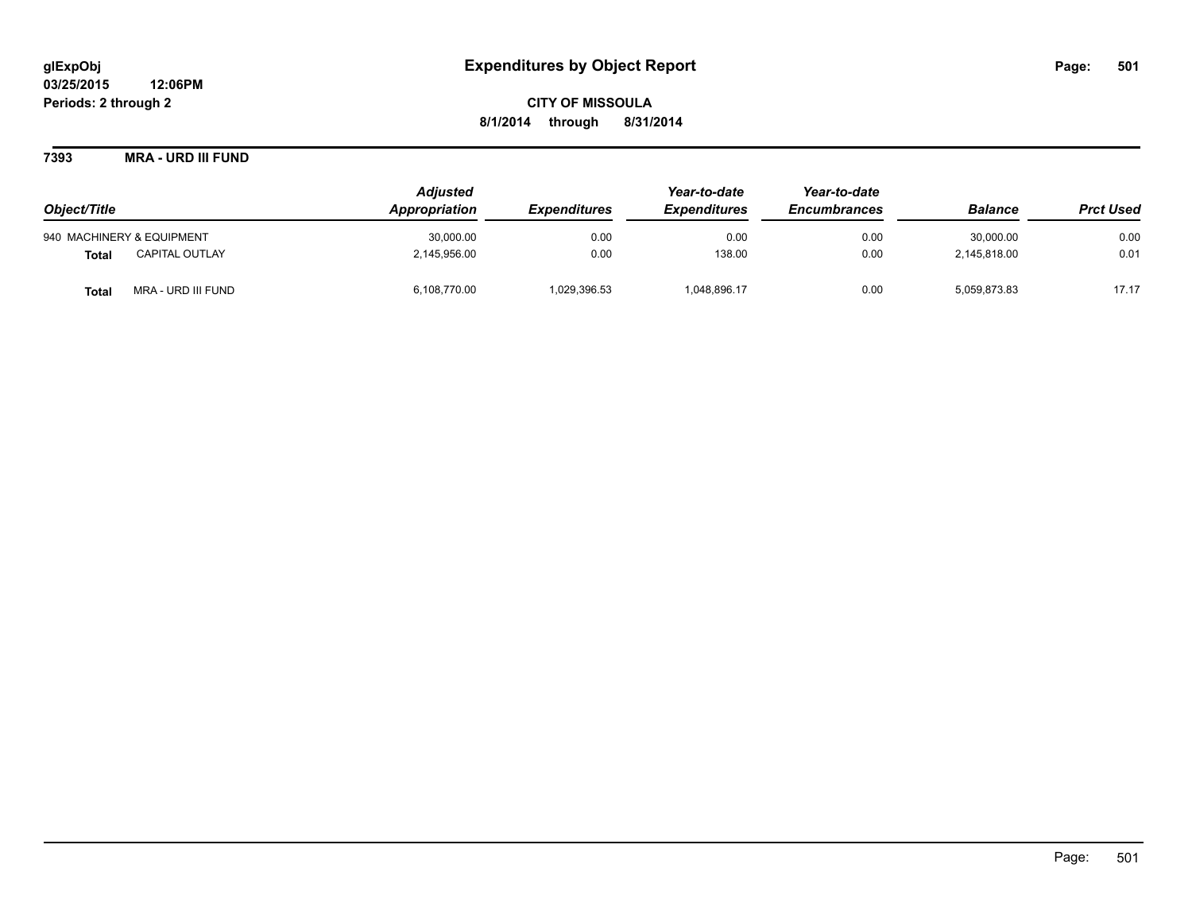glExpObj
03/25/2015 12:06PM
Periods: 2 through 2

# Expenditures by Object Report

**CITY OF MISSOULA**
**8/1/2014 through 8/31/2014**

**7393 MRA - URD III FUND**

| Object/Title | | Adjusted Appropriation | Expenditures | Year-to-date Expenditures | Year-to-date Encumbrances | Balance | Prct Used |
|---|---|---|---|---|---|---|---|
| 940 MACHINERY & EQUIPMENT | | 30,000.00 | 0.00 | 0.00 | 0.00 | 30,000.00 | 0.00 |
| **Total** | CAPITAL OUTLAY | 2,145,956.00 | 0.00 | 138.00 | 0.00 | 2,145,818.00 | 0.01 |
| **Total** | MRA - URD III FUND | 6,108,770.00 | 1,029,396.53 | 1,048,896.17 | 0.00 | 5,059,873.83 | 17.17 |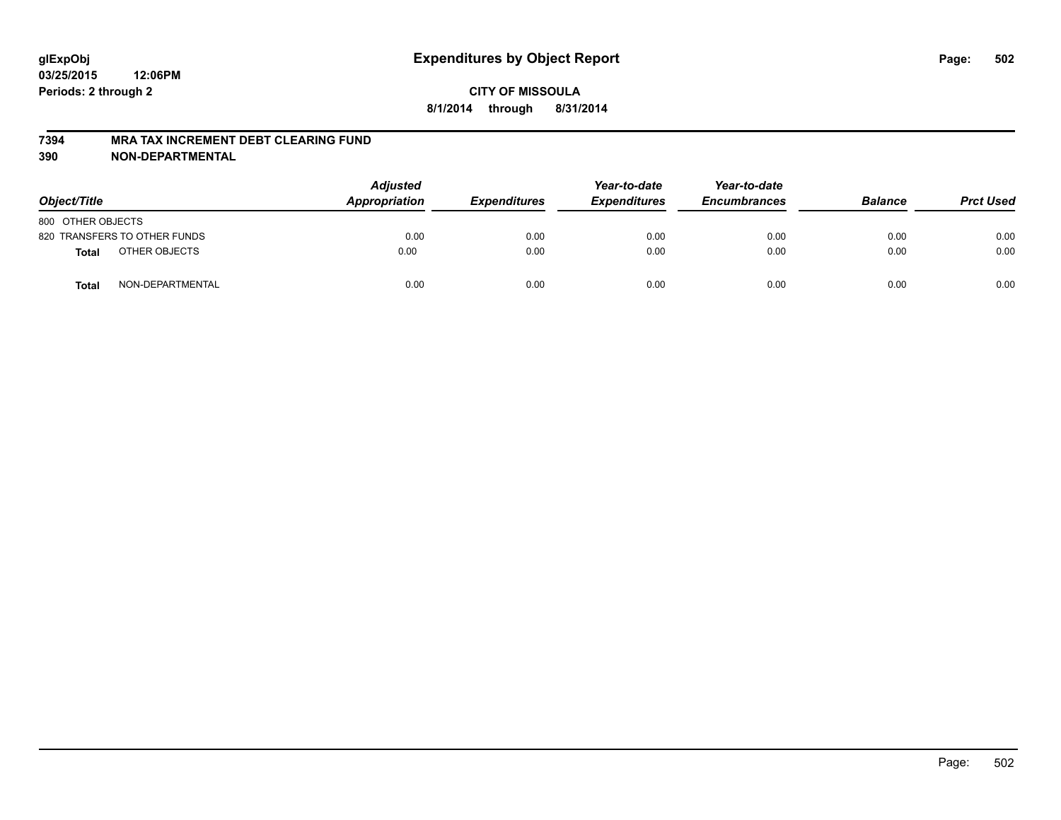# Expenditures by Object Report

glExpObj
03/25/2015 12:06PM
Periods: 2 through 2

**CITY OF MISSOULA**
**8/1/2014 through 8/31/2014**

## 7394 MRA TAX INCREMENT DEBT CLEARING FUND
## 390 NON-DEPARTMENTAL

| Object/Title | Adjusted Appropriation | Expenditures | Year-to-date Expenditures | Year-to-date Encumbrances | Balance | Prct Used |
|---|---|---|---|---|---|---|
| 800 OTHER OBJECTS | | | | | | |
| 820 TRANSFERS TO OTHER FUNDS | 0.00 | 0.00 | 0.00 | 0.00 | 0.00 | 0.00 |
| **Total** OTHER OBJECTS | 0.00 | 0.00 | 0.00 | 0.00 | 0.00 | 0.00 |
| **Total** NON-DEPARTMENTAL | 0.00 | 0.00 | 0.00 | 0.00 | 0.00 | 0.00 |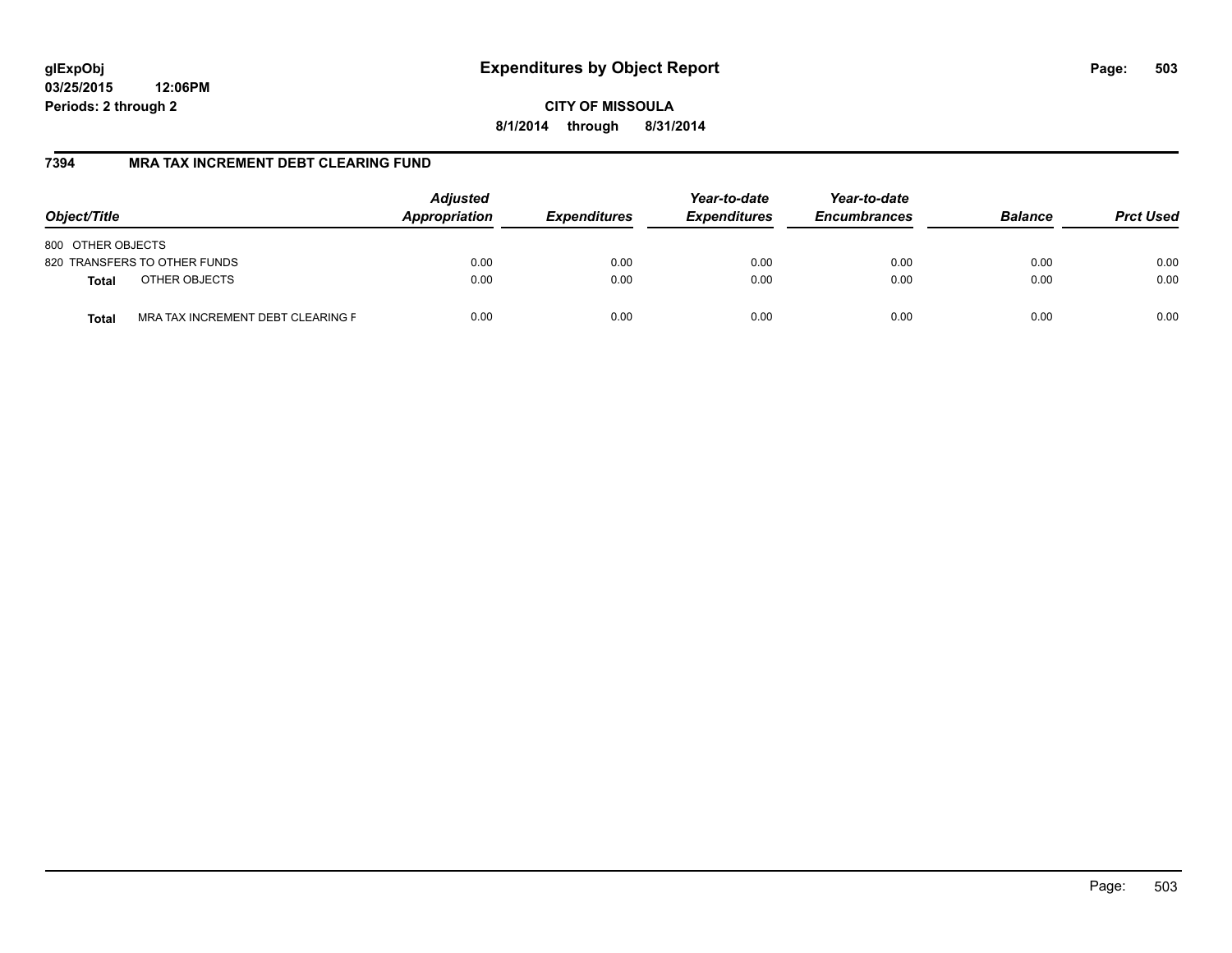**glExpObj** **Expenditures by Object Report**
**03/25/2015 12:06PM**
**Periods: 2 through 2**

**CITY OF MISSOULA**
**8/1/2014 through 8/31/2014**

## 7394 MRA TAX INCREMENT DEBT CLEARING FUND

| Object/Title | | Adjusted Appropriation | Expenditures | Year-to-date Expenditures | Year-to-date Encumbrances | Balance | Prct Used |
|---|---|---|---|---|---|---|---|
| 800 OTHER OBJECTS | | | | | | | |
| 820 TRANSFERS TO OTHER FUNDS | | 0.00 | 0.00 | 0.00 | 0.00 | 0.00 | 0.00 |
| **Total** | OTHER OBJECTS | 0.00 | 0.00 | 0.00 | 0.00 | 0.00 | 0.00 |
| **Total** | MRA TAX INCREMENT DEBT CLEARING F | 0.00 | 0.00 | 0.00 | 0.00 | 0.00 | 0.00 |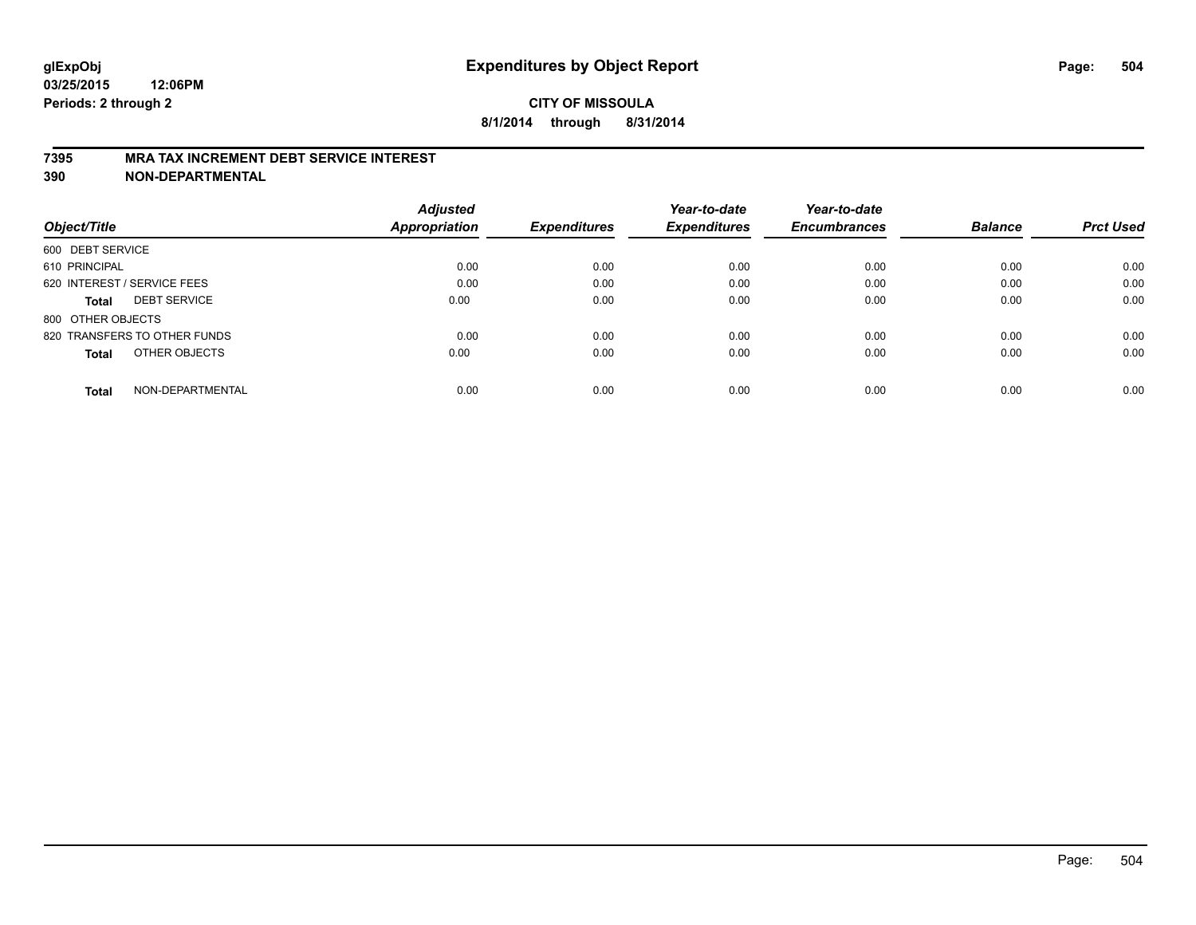glExpObj
03/25/2015 12:06PM
Periods: 2 through 2

# Expenditures by Object Report

**CITY OF MISSOULA**
**8/1/2014 through 8/31/2014**

**7395 MRA TAX INCREMENT DEBT SERVICE INTEREST**
**390 NON-DEPARTMENTAL**

| Object/Title | Adjusted Appropriation | Expenditures | Year-to-date Expenditures | Year-to-date Encumbrances | Balance | Prct Used |
|---|---|---|---|---|---|---|
| 600 DEBT SERVICE | | | | | | |
| 610 PRINCIPAL | 0.00 | 0.00 | 0.00 | 0.00 | 0.00 | 0.00 |
| 620 INTEREST / SERVICE FEES | 0.00 | 0.00 | 0.00 | 0.00 | 0.00 | 0.00 |
| **Total** DEBT SERVICE | 0.00 | 0.00 | 0.00 | 0.00 | 0.00 | 0.00 |
| 800 OTHER OBJECTS | | | | | | |
| 820 TRANSFERS TO OTHER FUNDS | 0.00 | 0.00 | 0.00 | 0.00 | 0.00 | 0.00 |
| **Total** OTHER OBJECTS | 0.00 | 0.00 | 0.00 | 0.00 | 0.00 | 0.00 |
| **Total** NON-DEPARTMENTAL | 0.00 | 0.00 | 0.00 | 0.00 | 0.00 | 0.00 |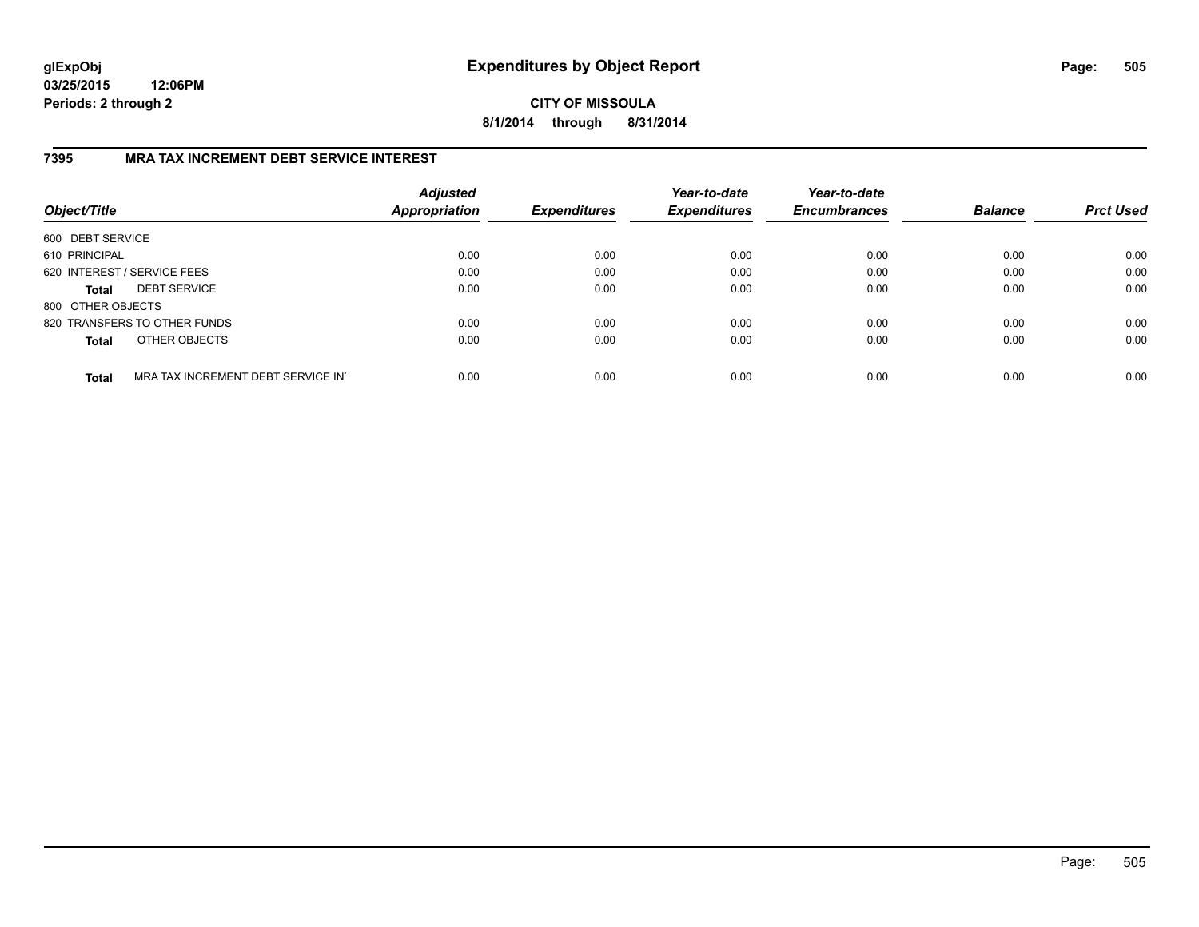glExpObj
03/25/2015 12:06PM
Periods: 2 through 2

# Expenditures by Object Report

**CITY OF MISSOULA**
**8/1/2014 through 8/31/2014**

## 7395 MRA TAX INCREMENT DEBT SERVICE INTEREST

| Object/Title | Adjusted Appropriation | Expenditures | Year-to-date Expenditures | Year-to-date Encumbrances | Balance | Prct Used |
|---|---|---|---|---|---|---|
| 600 DEBT SERVICE | | | | | | |
| 610 PRINCIPAL | 0.00 | 0.00 | 0.00 | 0.00 | 0.00 | 0.00 |
| 620 INTEREST / SERVICE FEES | 0.00 | 0.00 | 0.00 | 0.00 | 0.00 | 0.00 |
| **Total** DEBT SERVICE | 0.00 | 0.00 | 0.00 | 0.00 | 0.00 | 0.00 |
| 800 OTHER OBJECTS | | | | | | |
| 820 TRANSFERS TO OTHER FUNDS | 0.00 | 0.00 | 0.00 | 0.00 | 0.00 | 0.00 |
| **Total** OTHER OBJECTS | 0.00 | 0.00 | 0.00 | 0.00 | 0.00 | 0.00 |
| **Total** MRA TAX INCREMENT DEBT SERVICE IN | 0.00 | 0.00 | 0.00 | 0.00 | 0.00 | 0.00 |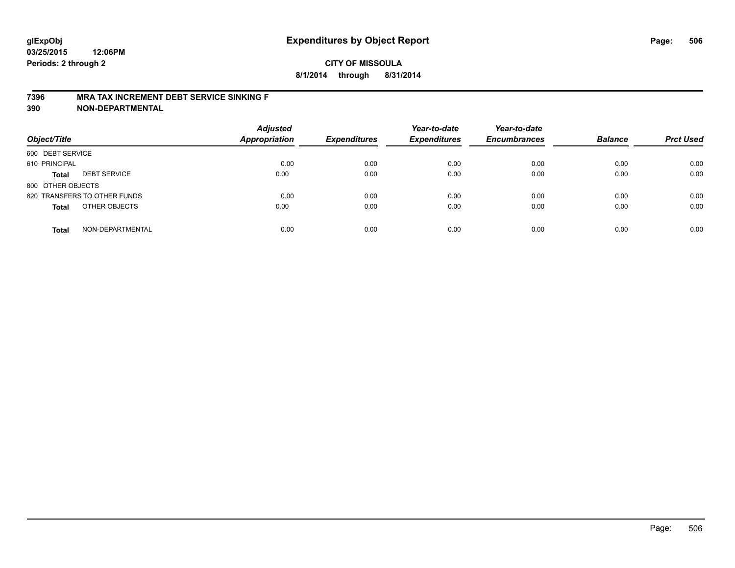# Expenditures by Object Report

glExpObj
03/25/2015 12:06PM
Periods: 2 through 2

**CITY OF MISSOULA**
**8/1/2014 through 8/31/2014**

## 7396 MRA TAX INCREMENT DEBT SERVICE SINKING F
## 390 NON-DEPARTMENTAL

| Object/Title | | Adjusted Appropriation | Expenditures | Year-to-date Expenditures | Year-to-date Encumbrances | Balance | Prct Used |
|---|---|---|---|---|---|---|---|
| 600 DEBT SERVICE | | | | | | | |
| 610 PRINCIPAL | | 0.00 | 0.00 | 0.00 | 0.00 | 0.00 | 0.00 |
| **Total** | DEBT SERVICE | 0.00 | 0.00 | 0.00 | 0.00 | 0.00 | 0.00 |
| 800 OTHER OBJECTS | | | | | | | |
| 820 TRANSFERS TO OTHER FUNDS | | 0.00 | 0.00 | 0.00 | 0.00 | 0.00 | 0.00 |
| **Total** | OTHER OBJECTS | 0.00 | 0.00 | 0.00 | 0.00 | 0.00 | 0.00 |
| **Total** | NON-DEPARTMENTAL | 0.00 | 0.00 | 0.00 | 0.00 | 0.00 | 0.00 |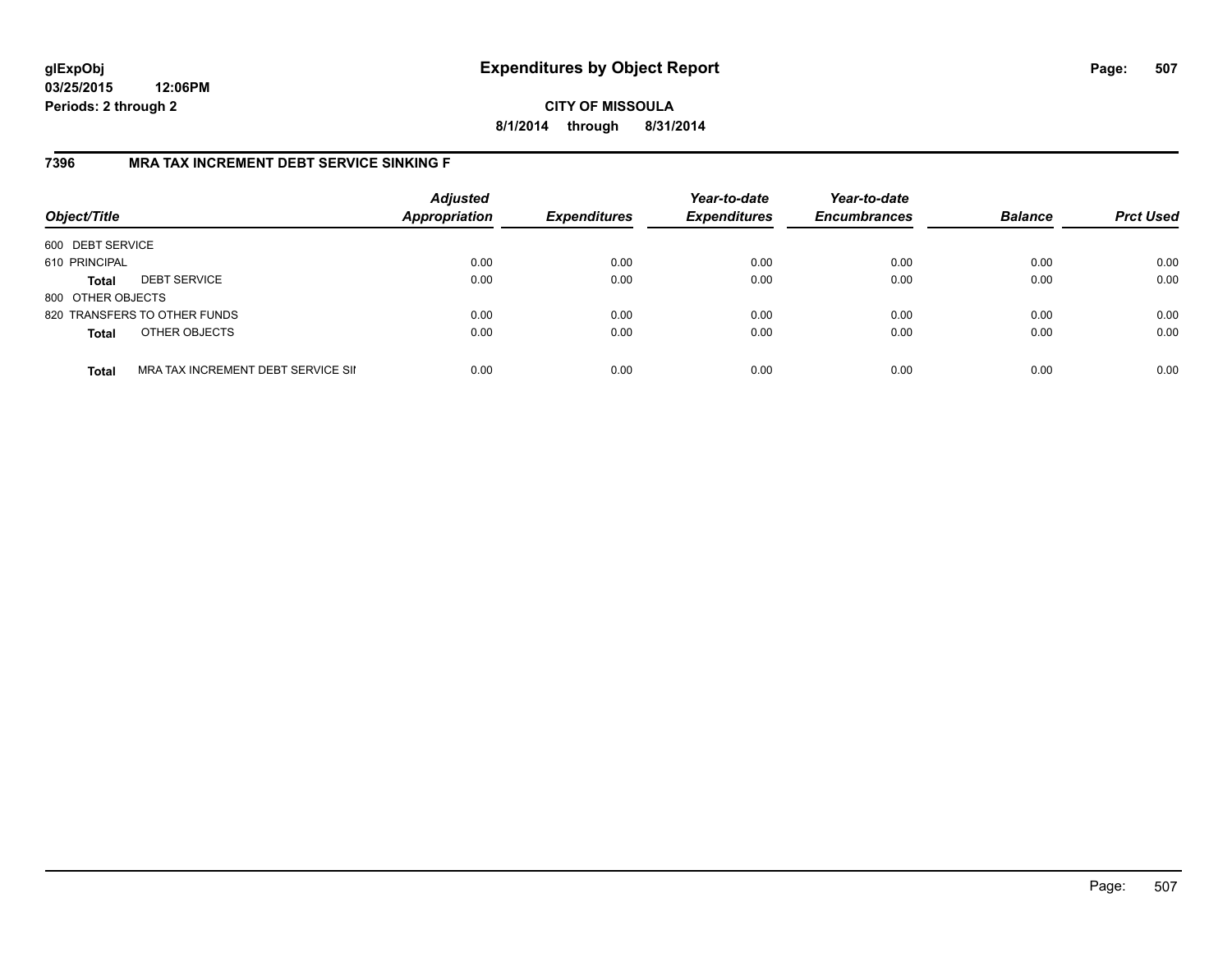glExpObj
03/25/2015 12:06PM
Periods: 2 through 2

# Expenditures by Object Report

CITY OF MISSOULA
8/1/2014 through 8/31/2014

## 7396 MRA TAX INCREMENT DEBT SERVICE SINKING F

| Object/Title | Adjusted Appropriation | Expenditures | Year-to-date Expenditures | Year-to-date Encumbrances | Balance | Prct Used |
|---|---|---|---|---|---|---|
| 600 DEBT SERVICE | | | | | | |
| 610 PRINCIPAL | 0.00 | 0.00 | 0.00 | 0.00 | 0.00 | 0.00 |
| **Total** DEBT SERVICE | 0.00 | 0.00 | 0.00 | 0.00 | 0.00 | 0.00 |
| 800 OTHER OBJECTS | | | | | | |
| 820 TRANSFERS TO OTHER FUNDS | 0.00 | 0.00 | 0.00 | 0.00 | 0.00 | 0.00 |
| **Total** OTHER OBJECTS | 0.00 | 0.00 | 0.00 | 0.00 | 0.00 | 0.00 |
| **Total** MRA TAX INCREMENT DEBT SERVICE SII | 0.00 | 0.00 | 0.00 | 0.00 | 0.00 | 0.00 |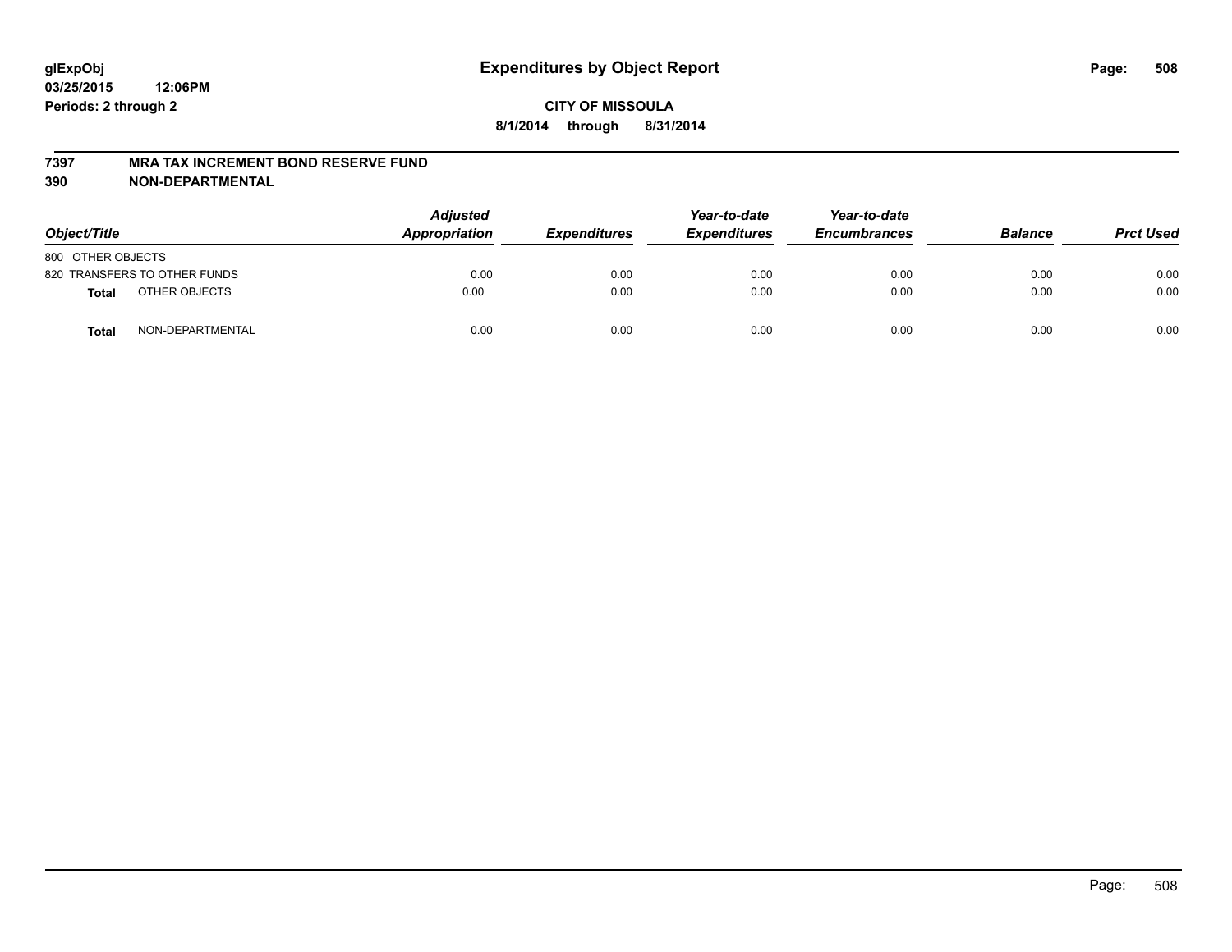# Expenditures by Object Report

glExpObj
03/25/2015 12:06PM
Periods: 2 through 2

**CITY OF MISSOULA**
**8/1/2014 through 8/31/2014**

## 7397 MRA TAX INCREMENT BOND RESERVE FUND
## 390 NON-DEPARTMENTAL

| Object/Title | Adjusted Appropriation | Expenditures | Year-to-date Expenditures | Year-to-date Encumbrances | Balance | Prct Used |
|---|---|---|---|---|---|---|
| 800 OTHER OBJECTS | | | | | | |
| 820 TRANSFERS TO OTHER FUNDS | 0.00 | 0.00 | 0.00 | 0.00 | 0.00 | 0.00 |
| **Total** OTHER OBJECTS | 0.00 | 0.00 | 0.00 | 0.00 | 0.00 | 0.00 |
| **Total** NON-DEPARTMENTAL | 0.00 | 0.00 | 0.00 | 0.00 | 0.00 | 0.00 |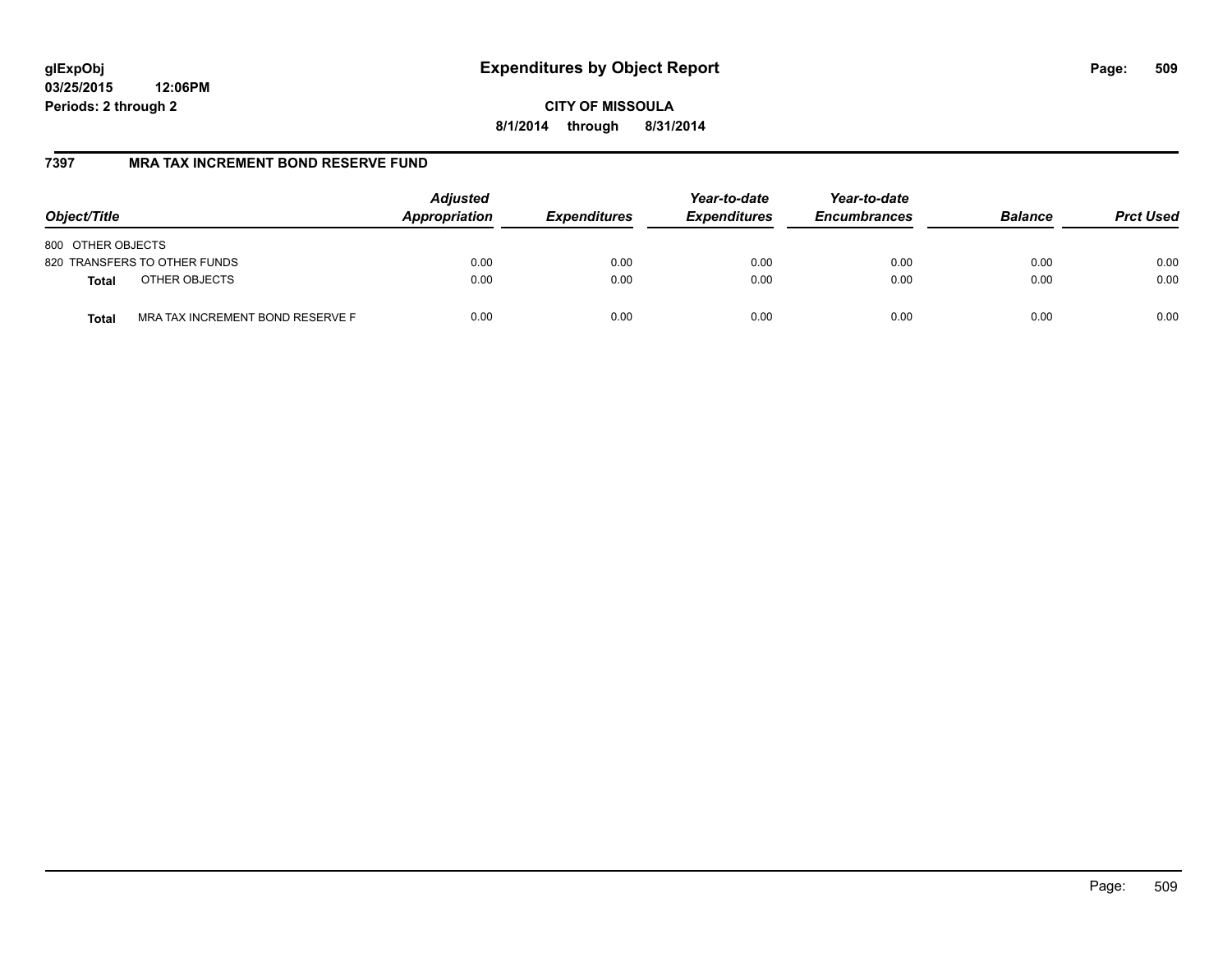glExpObj
03/25/2015 12:06PM
Periods: 2 through 2

# Expenditures by Object Report

CITY OF MISSOULA

8/1/2014 through 8/31/2014

## 7397 MRA TAX INCREMENT BOND RESERVE FUND

| Object/Title | | Adjusted Appropriation | Expenditures | Year-to-date Expenditures | Year-to-date Encumbrances | Balance | Prct Used |
|---|---|---|---|---|---|---|---|
| 800 OTHER OBJECTS | | | | | | | |
| 820 TRANSFERS TO OTHER FUNDS | | 0.00 | 0.00 | 0.00 | 0.00 | 0.00 | 0.00 |
| **Total** | OTHER OBJECTS | 0.00 | 0.00 | 0.00 | 0.00 | 0.00 | 0.00 |
| **Total** | MRA TAX INCREMENT BOND RESERVE F | 0.00 | 0.00 | 0.00 | 0.00 | 0.00 | 0.00 |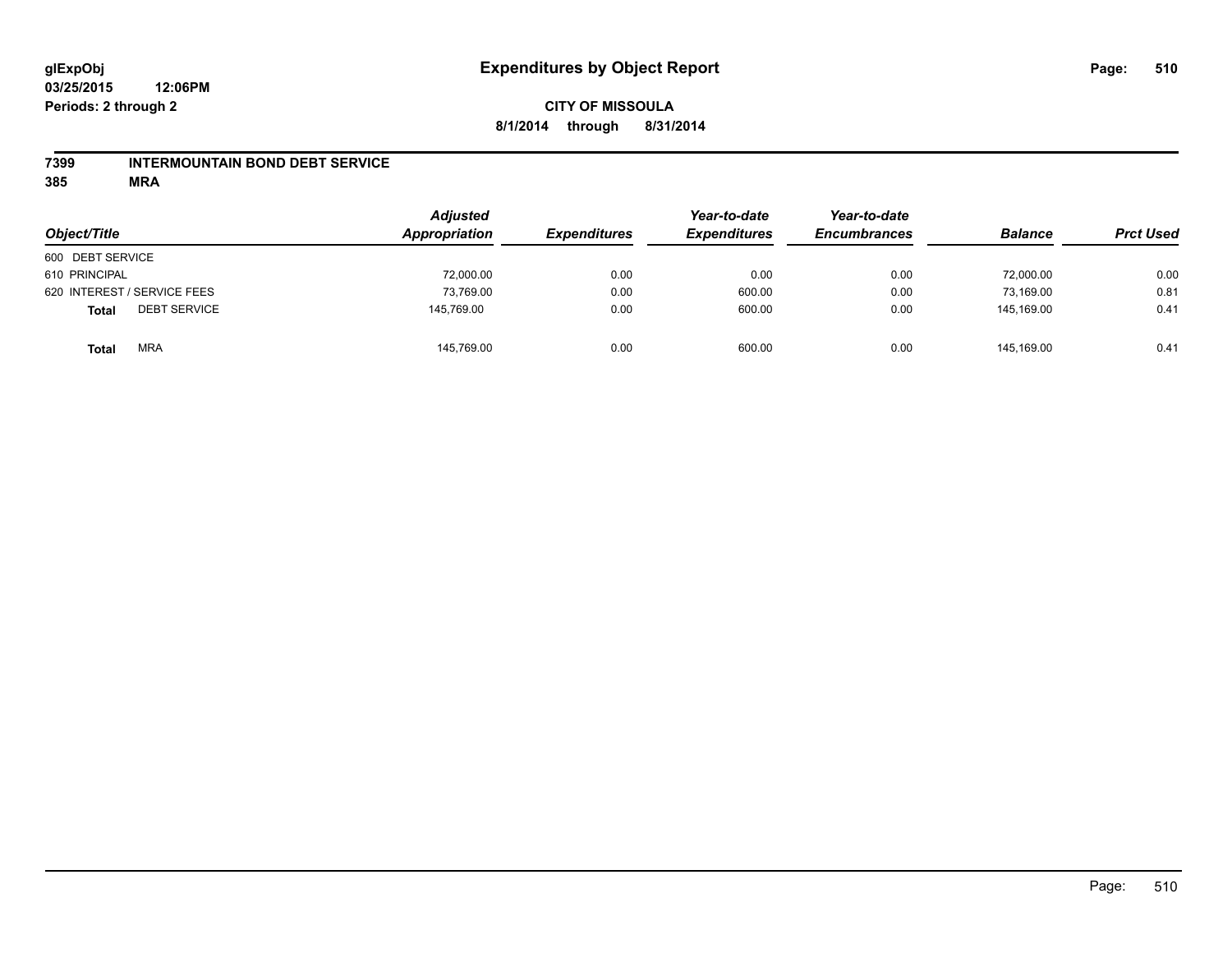**glExpObj**
**03/25/2015 12:06PM**
**Periods: 2 through 2**

# Expenditures by Object Report

**CITY OF MISSOULA**
**8/1/2014 through 8/31/2014**

**7399 INTERMOUNTAIN BOND DEBT SERVICE**
**385 MRA**

| Object/Title | Adjusted Appropriation | Expenditures | Year-to-date Expenditures | Year-to-date Encumbrances | Balance | Prct Used |
|---|---|---|---|---|---|---|
| 600 DEBT SERVICE | | | | | | |
| 610 PRINCIPAL | 72,000.00 | 0.00 | 0.00 | 0.00 | 72,000.00 | 0.00 |
| 620 INTEREST / SERVICE FEES | 73,769.00 | 0.00 | 600.00 | 0.00 | 73,169.00 | 0.81 |
| **Total** DEBT SERVICE | 145,769.00 | 0.00 | 600.00 | 0.00 | 145,169.00 | 0.41 |
| **Total** MRA | 145,769.00 | 0.00 | 600.00 | 0.00 | 145,169.00 | 0.41 |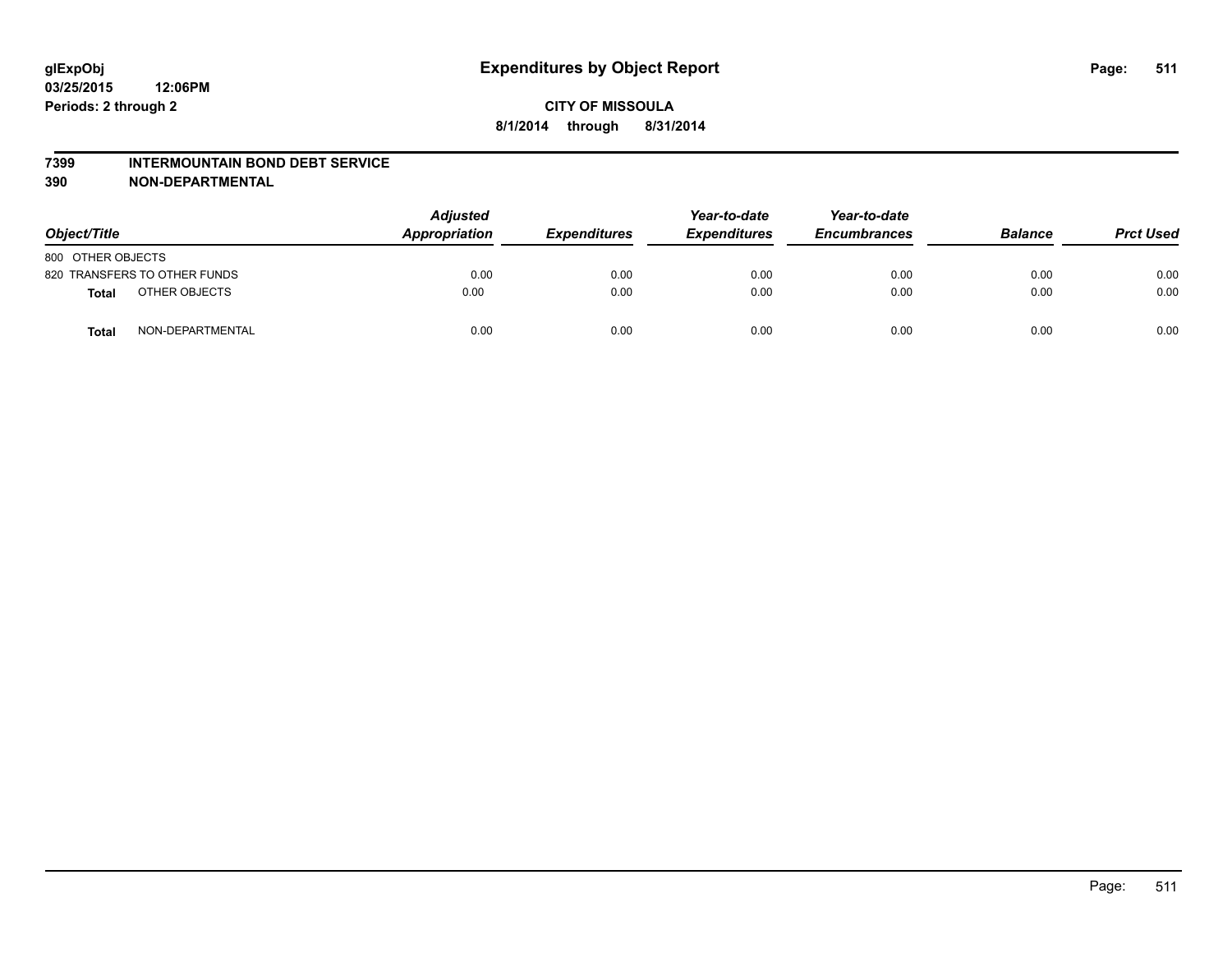**glExpObj** **Expenditures by Object Report**
**03/25/2015 12:06PM**
**Periods: 2 through 2**

**CITY OF MISSOULA**
**8/1/2014 through 8/31/2014**

**7399 INTERMOUNTAIN BOND DEBT SERVICE**
**390 NON-DEPARTMENTAL**

| Object/Title | | Adjusted Appropriation | Expenditures | Year-to-date Expenditures | Year-to-date Encumbrances | Balance | Prct Used |
|---|---|---|---|---|---|---|---|
| 800 OTHER OBJECTS | | | | | | | |
| 820 TRANSFERS TO OTHER FUNDS | | 0.00 | 0.00 | 0.00 | 0.00 | 0.00 | 0.00 |
| **Total** | OTHER OBJECTS | 0.00 | 0.00 | 0.00 | 0.00 | 0.00 | 0.00 |
| **Total** | NON-DEPARTMENTAL | 0.00 | 0.00 | 0.00 | 0.00 | 0.00 | 0.00 |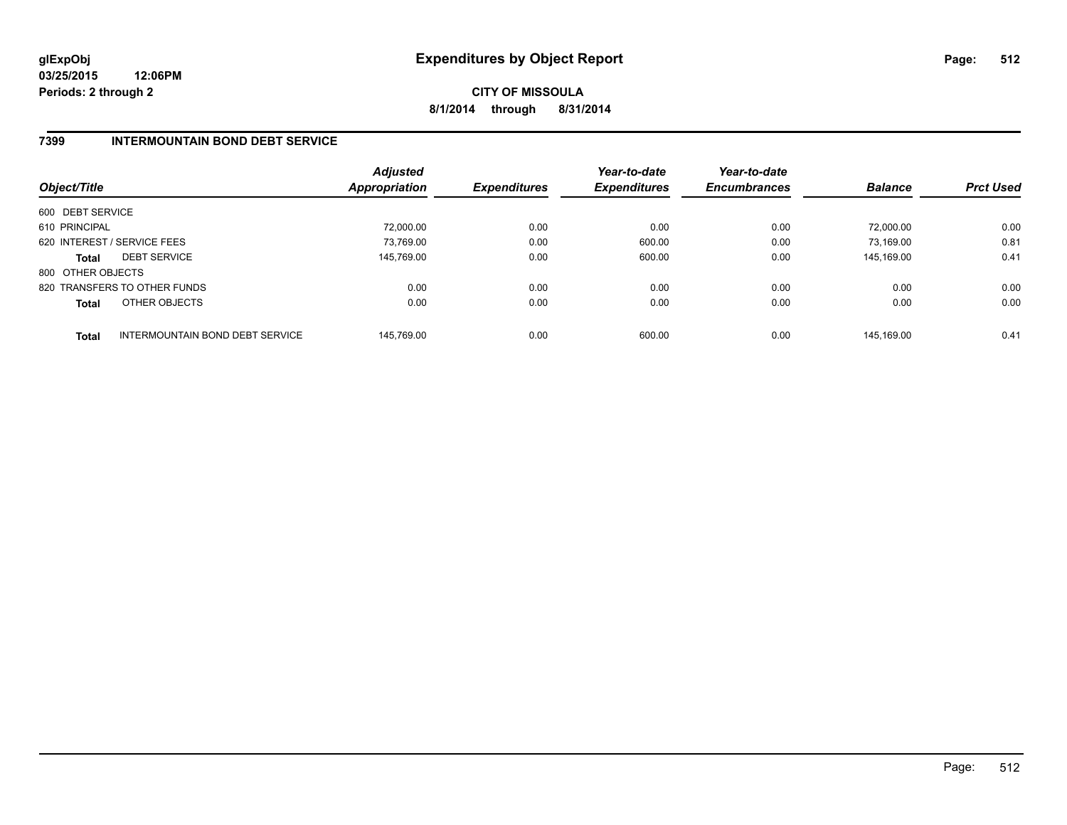# Expenditures by Object Report

glExpObj
03/25/2015 12:06PM
Periods: 2 through 2

**CITY OF MISSOULA**
**8/1/2014 through 8/31/2014**

## 7399 INTERMOUNTAIN BOND DEBT SERVICE

| Object/Title | | Adjusted Appropriation | Expenditures | Year-to-date Expenditures | Year-to-date Encumbrances | Balance | Prct Used |
|---|---|---|---|---|---|---|---|
| 600 DEBT SERVICE | | | | | | | |
| 610 PRINCIPAL | | 72,000.00 | 0.00 | 0.00 | 0.00 | 72,000.00 | 0.00 |
| 620 INTEREST / SERVICE FEES | | 73,769.00 | 0.00 | 600.00 | 0.00 | 73,169.00 | 0.81 |
| **Total** | DEBT SERVICE | 145,769.00 | 0.00 | 600.00 | 0.00 | 145,169.00 | 0.41 |
| 800 OTHER OBJECTS | | | | | | | |
| 820 TRANSFERS TO OTHER FUNDS | | 0.00 | 0.00 | 0.00 | 0.00 | 0.00 | 0.00 |
| **Total** | OTHER OBJECTS | 0.00 | 0.00 | 0.00 | 0.00 | 0.00 | 0.00 |
| **Total** | INTERMOUNTAIN BOND DEBT SERVICE | 145,769.00 | 0.00 | 600.00 | 0.00 | 145,169.00 | 0.41 |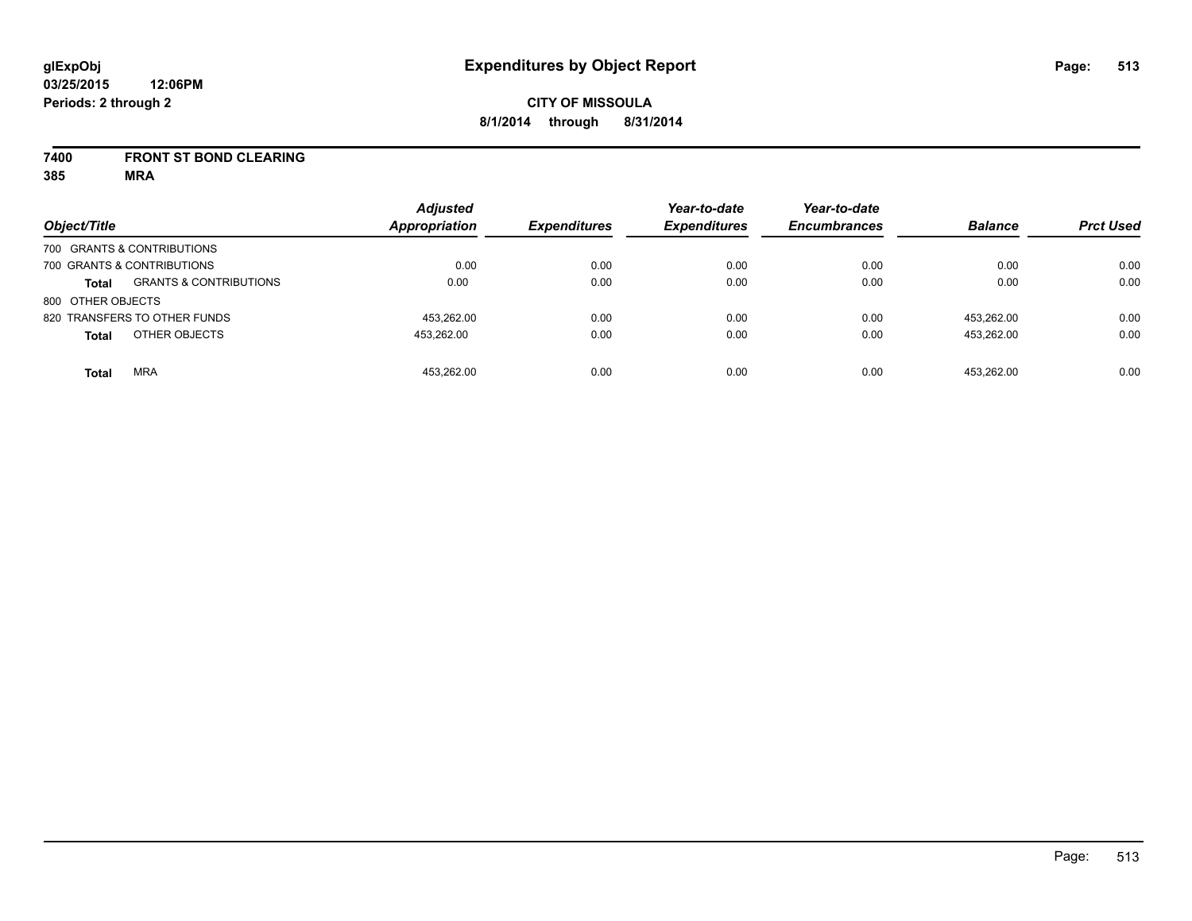**glExpObj**
**03/25/2015 12:06PM**
**Periods: 2 through 2**

# Expenditures by Object Report

**CITY OF MISSOULA**
**8/1/2014 through 8/31/2014**

**7400 FRONT ST BOND CLEARING**
**385 MRA**

| Object/Title | | Adjusted Appropriation | Expenditures | Year-to-date Expenditures | Year-to-date Encumbrances | Balance | Prct Used |
|---|---|---|---|---|---|---|---|
| 700 GRANTS & CONTRIBUTIONS | | | | | | | |
| 700 GRANTS & CONTRIBUTIONS | | 0.00 | 0.00 | 0.00 | 0.00 | 0.00 | 0.00 |
| **Total** | GRANTS & CONTRIBUTIONS | 0.00 | 0.00 | 0.00 | 0.00 | 0.00 | 0.00 |
| 800 OTHER OBJECTS | | | | | | | |
| 820 TRANSFERS TO OTHER FUNDS | | 453,262.00 | 0.00 | 0.00 | 0.00 | 453,262.00 | 0.00 |
| **Total** | OTHER OBJECTS | 453,262.00 | 0.00 | 0.00 | 0.00 | 453,262.00 | 0.00 |
| **Total** | MRA | 453,262.00 | 0.00 | 0.00 | 0.00 | 453,262.00 | 0.00 |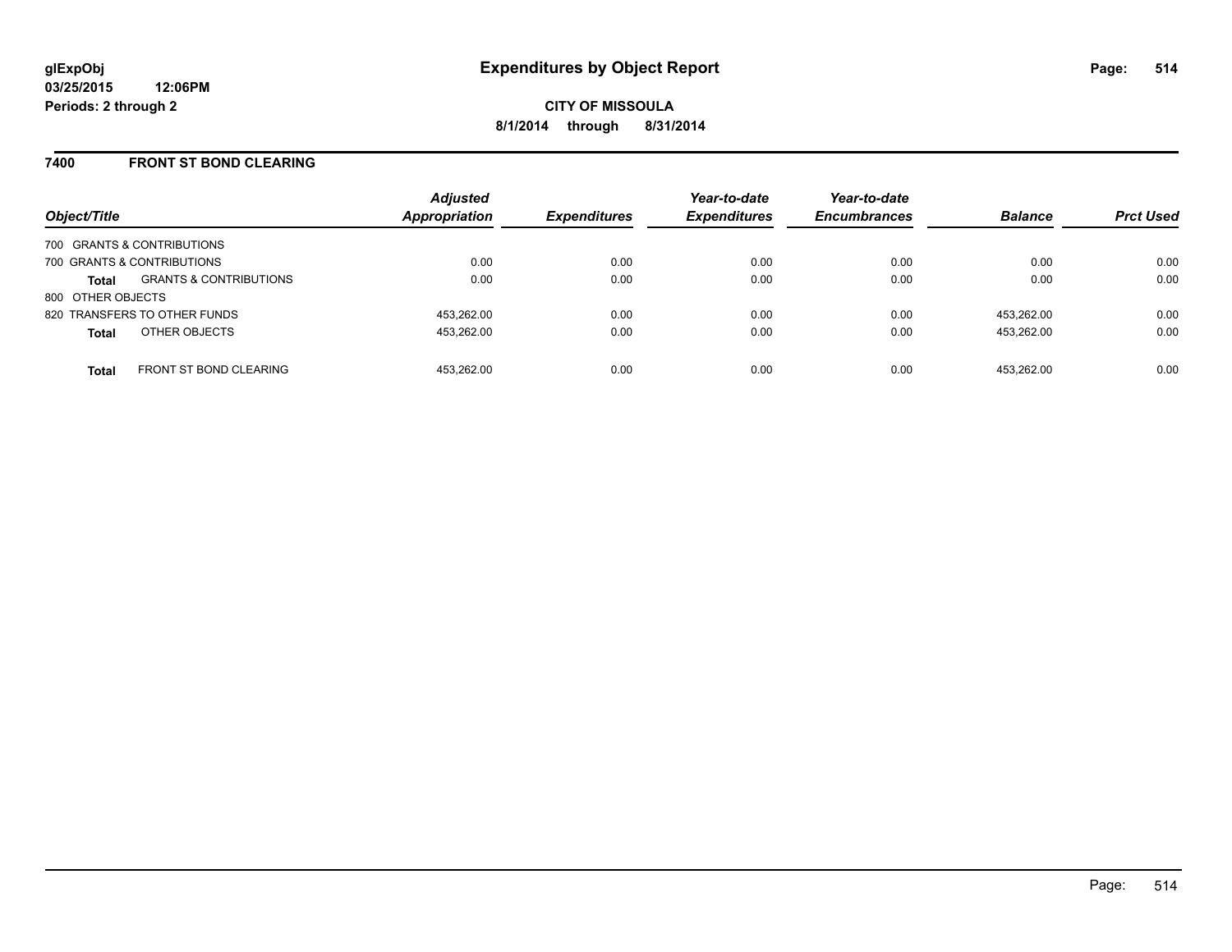**glExpObj**
**03/25/2015 12:06PM**
**Periods: 2 through 2**

# Expenditures by Object Report

**CITY OF MISSOULA**
**8/1/2014 through 8/31/2014**

## 7400 FRONT ST BOND CLEARING

| Object/Title | | Adjusted Appropriation | Expenditures | Year-to-date Expenditures | Year-to-date Encumbrances | Balance | Prct Used |
|---|---|---|---|---|---|---|---|
| 700 GRANTS & CONTRIBUTIONS | | | | | | | |
| 700 GRANTS & CONTRIBUTIONS | | 0.00 | 0.00 | 0.00 | 0.00 | 0.00 | 0.00 |
| **Total** | GRANTS & CONTRIBUTIONS | 0.00 | 0.00 | 0.00 | 0.00 | 0.00 | 0.00 |
| 800 OTHER OBJECTS | | | | | | | |
| 820 TRANSFERS TO OTHER FUNDS | | 453,262.00 | 0.00 | 0.00 | 0.00 | 453,262.00 | 0.00 |
| **Total** | OTHER OBJECTS | 453,262.00 | 0.00 | 0.00 | 0.00 | 453,262.00 | 0.00 |
| **Total** | FRONT ST BOND CLEARING | 453,262.00 | 0.00 | 0.00 | 0.00 | 453,262.00 | 0.00 |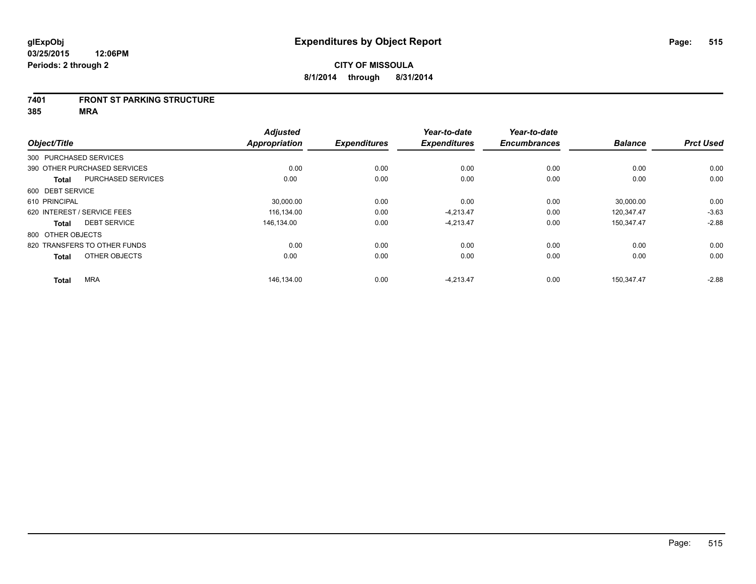glExpObj
03/25/2015 12:06PM
Periods: 2 through 2

# Expenditures by Object Report

**CITY OF MISSOULA**
**8/1/2014 through 8/31/2014**

**7401 FRONT ST PARKING STRUCTURE**
**385 MRA**

| Object/Title | Adjusted Appropriation | Expenditures | Year-to-date Expenditures | Year-to-date Encumbrances | Balance | Prct Used |
|---|---|---|---|---|---|---|
| 300 PURCHASED SERVICES | | | | | | |
| 390 OTHER PURCHASED SERVICES | 0.00 | 0.00 | 0.00 | 0.00 | 0.00 | 0.00 |
| **Total** PURCHASED SERVICES | 0.00 | 0.00 | 0.00 | 0.00 | 0.00 | 0.00 |
| 600 DEBT SERVICE | | | | | | |
| 610 PRINCIPAL | 30,000.00 | 0.00 | 0.00 | 0.00 | 30,000.00 | 0.00 |
| 620 INTEREST / SERVICE FEES | 116,134.00 | 0.00 | -4,213.47 | 0.00 | 120,347.47 | -3.63 |
| **Total** DEBT SERVICE | 146,134.00 | 0.00 | -4,213.47 | 0.00 | 150,347.47 | -2.88 |
| 800 OTHER OBJECTS | | | | | | |
| 820 TRANSFERS TO OTHER FUNDS | 0.00 | 0.00 | 0.00 | 0.00 | 0.00 | 0.00 |
| **Total** OTHER OBJECTS | 0.00 | 0.00 | 0.00 | 0.00 | 0.00 | 0.00 |
| **Total** MRA | 146,134.00 | 0.00 | -4,213.47 | 0.00 | 150,347.47 | -2.88 |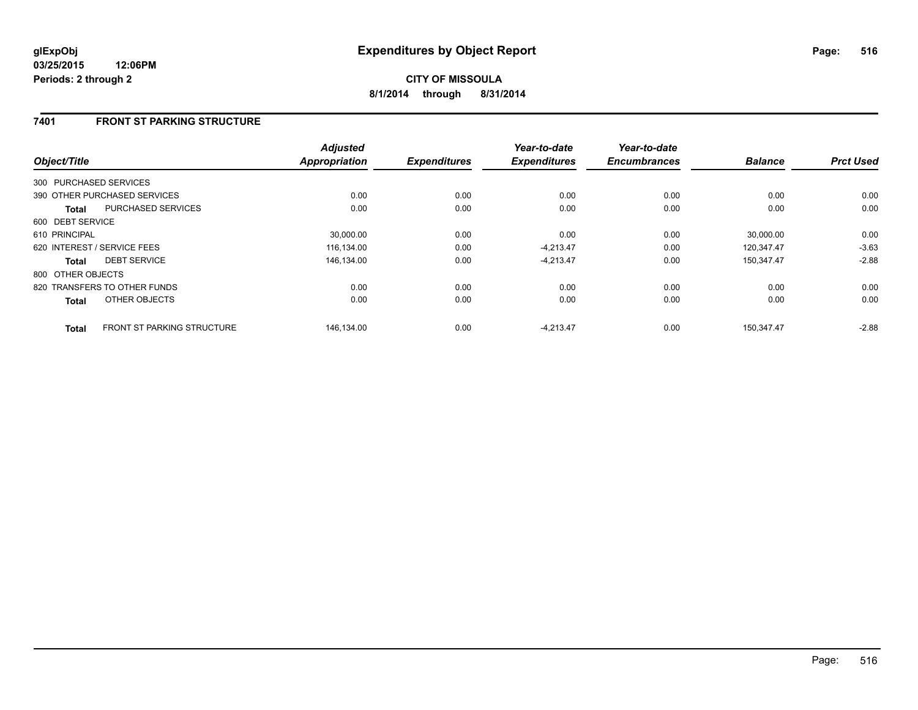**glExpObj** **Expenditures by Object Report**

**03/25/2015 12:06PM**

**Periods: 2 through 2**

**CITY OF MISSOULA**

**8/1/2014 through 8/31/2014**

## 7401 FRONT ST PARKING STRUCTURE

| Object/Title | | Adjusted Appropriation | Expenditures | Year-to-date Expenditures | Year-to-date Encumbrances | Balance | Prct Used |
|---|---|---|---|---|---|---|---|
| 300 PURCHASED SERVICES | | | | | | | |
| 390 OTHER PURCHASED SERVICES | | 0.00 | 0.00 | 0.00 | 0.00 | 0.00 | 0.00 |
| **Total** | PURCHASED SERVICES | 0.00 | 0.00 | 0.00 | 0.00 | 0.00 | 0.00 |
| 600 DEBT SERVICE | | | | | | | |
| 610 PRINCIPAL | | 30,000.00 | 0.00 | 0.00 | 0.00 | 30,000.00 | 0.00 |
| 620 INTEREST / SERVICE FEES | | 116,134.00 | 0.00 | -4,213.47 | 0.00 | 120,347.47 | -3.63 |
| **Total** | DEBT SERVICE | 146,134.00 | 0.00 | -4,213.47 | 0.00 | 150,347.47 | -2.88 |
| 800 OTHER OBJECTS | | | | | | | |
| 820 TRANSFERS TO OTHER FUNDS | | 0.00 | 0.00 | 0.00 | 0.00 | 0.00 | 0.00 |
| **Total** | OTHER OBJECTS | 0.00 | 0.00 | 0.00 | 0.00 | 0.00 | 0.00 |
| **Total** | FRONT ST PARKING STRUCTURE | 146,134.00 | 0.00 | -4,213.47 | 0.00 | 150,347.47 | -2.88 |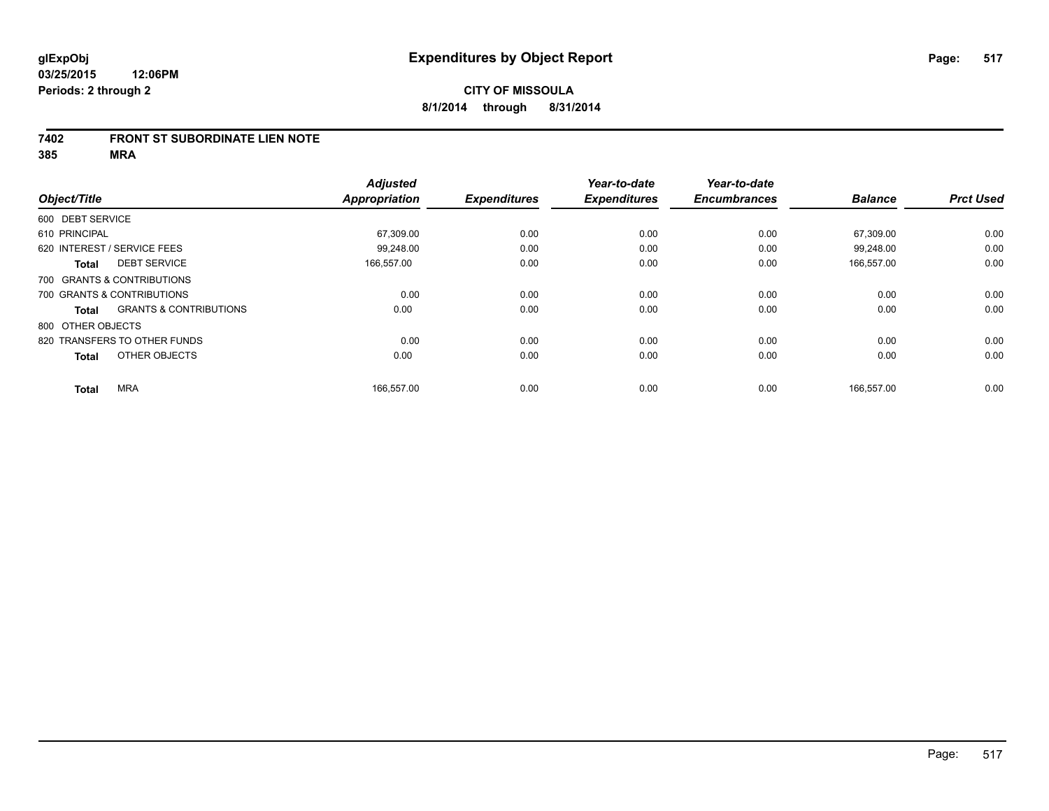**glExpObj** **Expenditures by Object Report**

**03/25/2015 12:06PM**

**Periods: 2 through 2**

**CITY OF MISSOULA**

**8/1/2014 through 8/31/2014**

## 7402 FRONT ST SUBORDINATE LIEN NOTE

## 385 MRA

| Object/Title | | Adjusted Appropriation | Expenditures | Year-to-date Expenditures | Year-to-date Encumbrances | Balance | Prct Used |
|---|---|---|---|---|---|---|---|
| 600 DEBT SERVICE | | | | | | | |
| 610 PRINCIPAL | | 67,309.00 | 0.00 | 0.00 | 0.00 | 67,309.00 | 0.00 |
| 620 INTEREST / SERVICE FEES | | 99,248.00 | 0.00 | 0.00 | 0.00 | 99,248.00 | 0.00 |
| **Total** | DEBT SERVICE | 166,557.00 | 0.00 | 0.00 | 0.00 | 166,557.00 | 0.00 |
| 700 GRANTS & CONTRIBUTIONS | | | | | | | |
| 700 GRANTS & CONTRIBUTIONS | | 0.00 | 0.00 | 0.00 | 0.00 | 0.00 | 0.00 |
| **Total** | GRANTS & CONTRIBUTIONS | 0.00 | 0.00 | 0.00 | 0.00 | 0.00 | 0.00 |
| 800 OTHER OBJECTS | | | | | | | |
| 820 TRANSFERS TO OTHER FUNDS | | 0.00 | 0.00 | 0.00 | 0.00 | 0.00 | 0.00 |
| **Total** | OTHER OBJECTS | 0.00 | 0.00 | 0.00 | 0.00 | 0.00 | 0.00 |
| **Total** | MRA | 166,557.00 | 0.00 | 0.00 | 0.00 | 166,557.00 | 0.00 |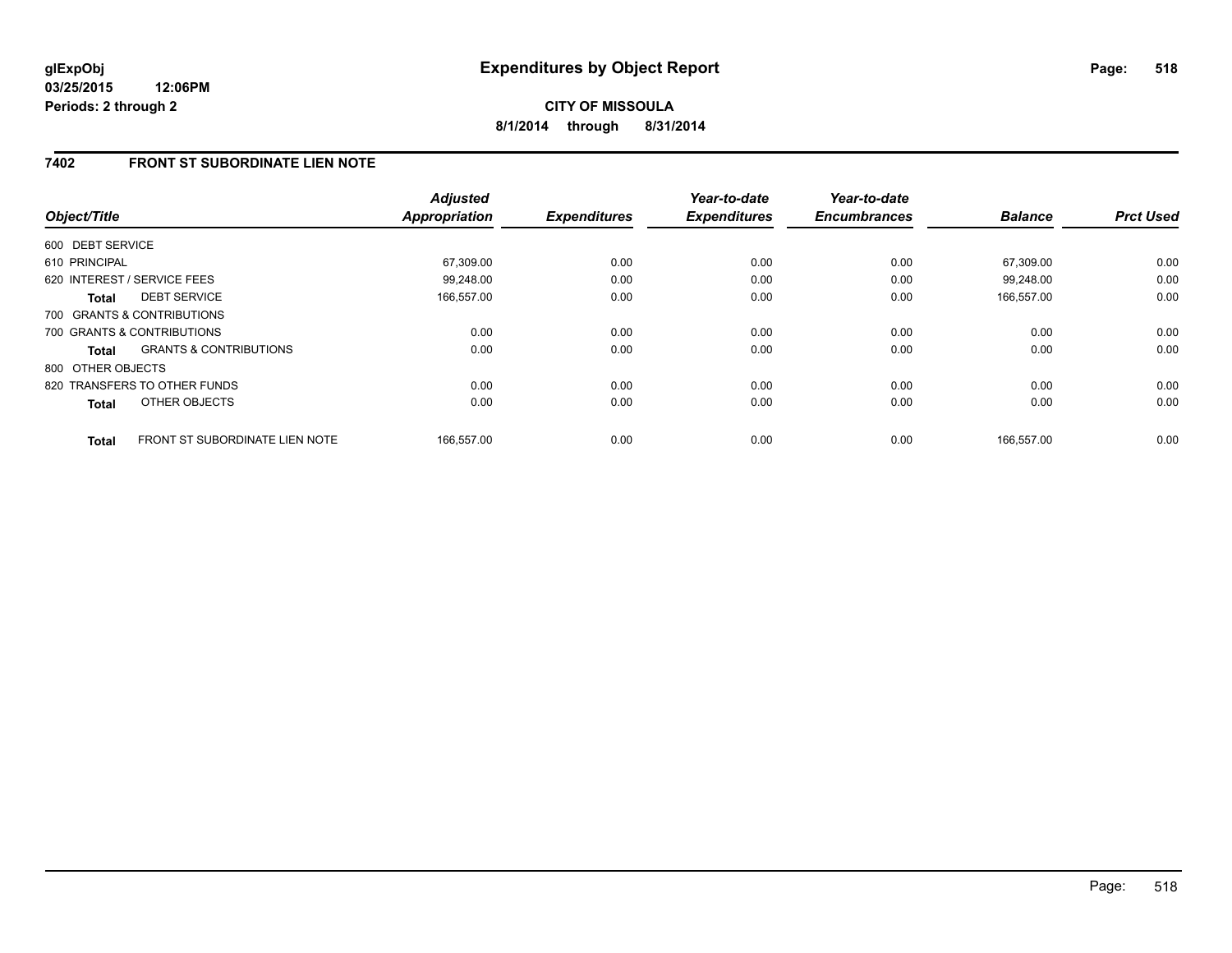**glExpObj**
**03/25/2015 12:06PM**
**Periods: 2 through 2**

# Expenditures by Object Report

**CITY OF MISSOULA**
**8/1/2014 through 8/31/2014**

## 7402 FRONT ST SUBORDINATE LIEN NOTE

| Object/Title | | Adjusted Appropriation | Expenditures | Year-to-date Expenditures | Year-to-date Encumbrances | Balance | Prct Used |
|---|---|---|---|---|---|---|---|
| 600 DEBT SERVICE | | | | | | | |
| 610 PRINCIPAL | | 67,309.00 | 0.00 | 0.00 | 0.00 | 67,309.00 | 0.00 |
| 620 INTEREST / SERVICE FEES | | 99,248.00 | 0.00 | 0.00 | 0.00 | 99,248.00 | 0.00 |
| **Total** | DEBT SERVICE | 166,557.00 | 0.00 | 0.00 | 0.00 | 166,557.00 | 0.00 |
| 700 GRANTS & CONTRIBUTIONS | | | | | | | |
| 700 GRANTS & CONTRIBUTIONS | | 0.00 | 0.00 | 0.00 | 0.00 | 0.00 | 0.00 |
| **Total** | GRANTS & CONTRIBUTIONS | 0.00 | 0.00 | 0.00 | 0.00 | 0.00 | 0.00 |
| 800 OTHER OBJECTS | | | | | | | |
| 820 TRANSFERS TO OTHER FUNDS | | 0.00 | 0.00 | 0.00 | 0.00 | 0.00 | 0.00 |
| **Total** | OTHER OBJECTS | 0.00 | 0.00 | 0.00 | 0.00 | 0.00 | 0.00 |
| **Total** | FRONT ST SUBORDINATE LIEN NOTE | 166,557.00 | 0.00 | 0.00 | 0.00 | 166,557.00 | 0.00 |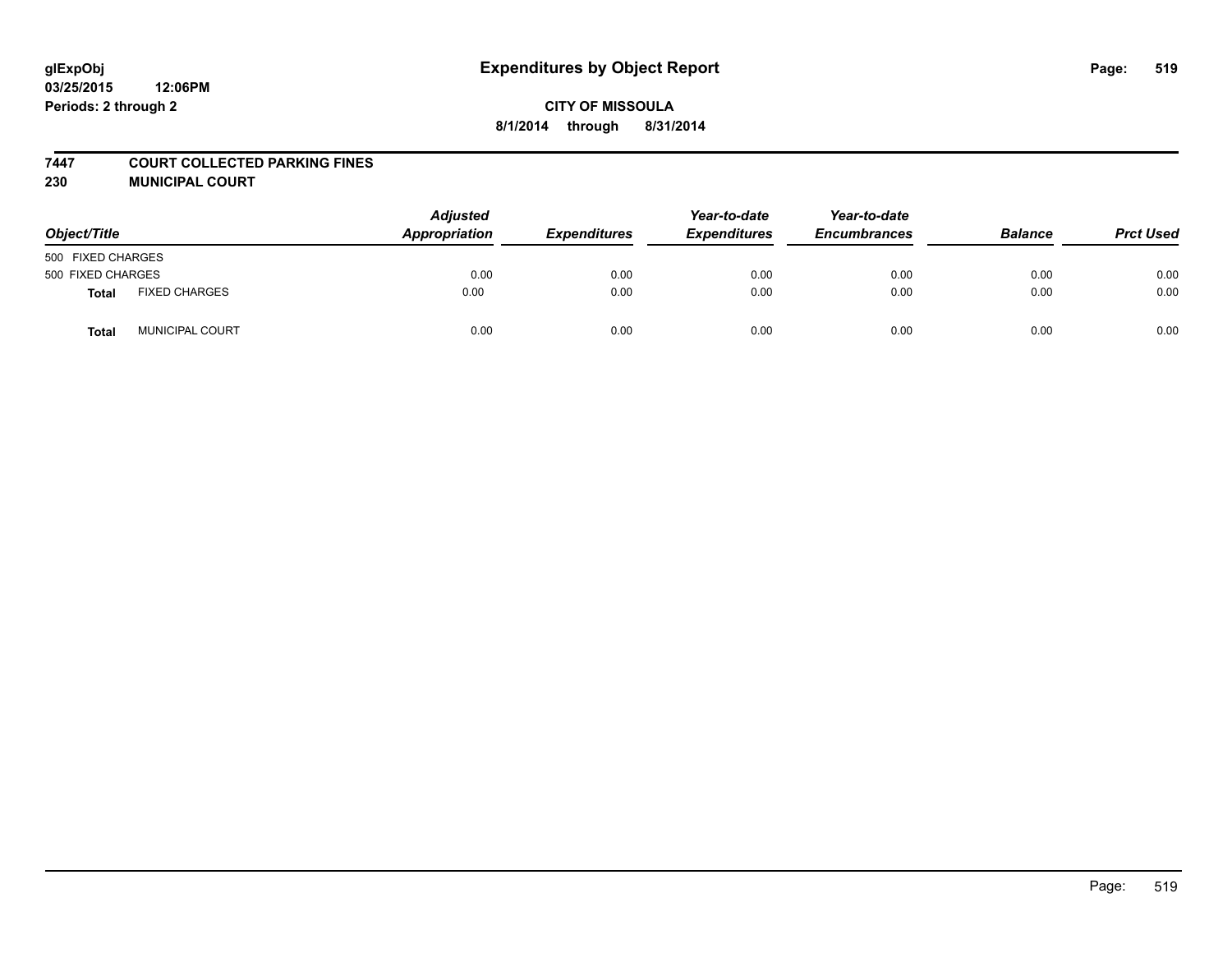# Expenditures by Object Report

glExpObj
03/25/2015 12:06PM
Periods: 2 through 2

**CITY OF MISSOULA**
**8/1/2014 through 8/31/2014**

**7447 COURT COLLECTED PARKING FINES**
**230 MUNICIPAL COURT**

| Object/Title | | Adjusted Appropriation | Expenditures | Year-to-date Expenditures | Year-to-date Encumbrances | Balance | Prct Used |
|---|---|---|---|---|---|---|---|
| 500 FIXED CHARGES | | | | | | | |
| 500 FIXED CHARGES | | 0.00 | 0.00 | 0.00 | 0.00 | 0.00 | 0.00 |
| **Total** | FIXED CHARGES | 0.00 | 0.00 | 0.00 | 0.00 | 0.00 | 0.00 |
| **Total** | MUNICIPAL COURT | 0.00 | 0.00 | 0.00 | 0.00 | 0.00 | 0.00 |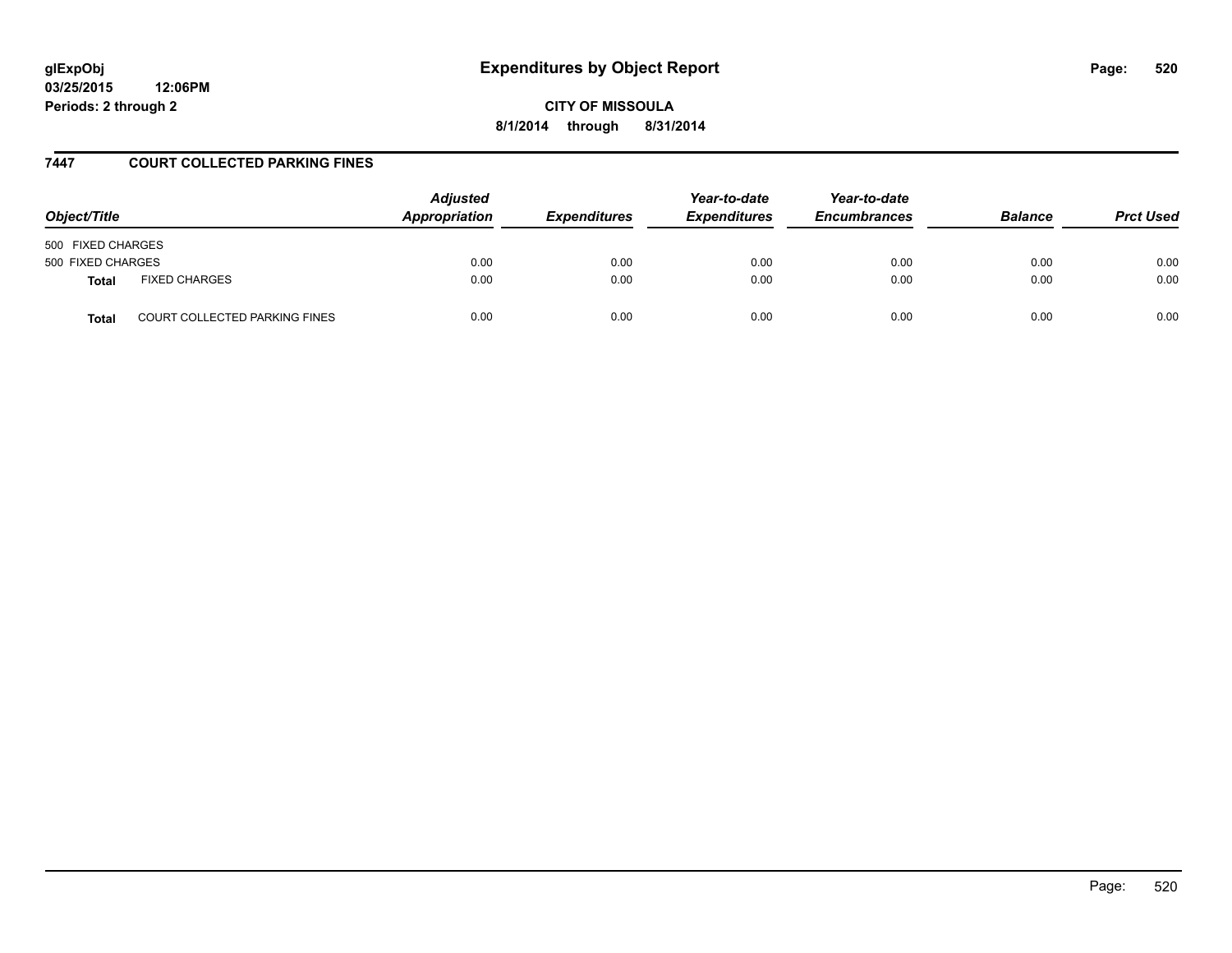# Expenditures by Object Report

glExpObj
03/25/2015 12:06PM
Periods: 2 through 2

CITY OF MISSOULA
8/1/2014 through 8/31/2014

## 7447 COURT COLLECTED PARKING FINES

| Object/Title | | Adjusted Appropriation | Expenditures | Year-to-date Expenditures | Year-to-date Encumbrances | Balance | Prct Used |
|---|---|---|---|---|---|---|---|
| 500 FIXED CHARGES | | | | | | | |
| 500 FIXED CHARGES | | 0.00 | 0.00 | 0.00 | 0.00 | 0.00 | 0.00 |
| **Total** | FIXED CHARGES | 0.00 | 0.00 | 0.00 | 0.00 | 0.00 | 0.00 |
| **Total** | COURT COLLECTED PARKING FINES | 0.00 | 0.00 | 0.00 | 0.00 | 0.00 | 0.00 |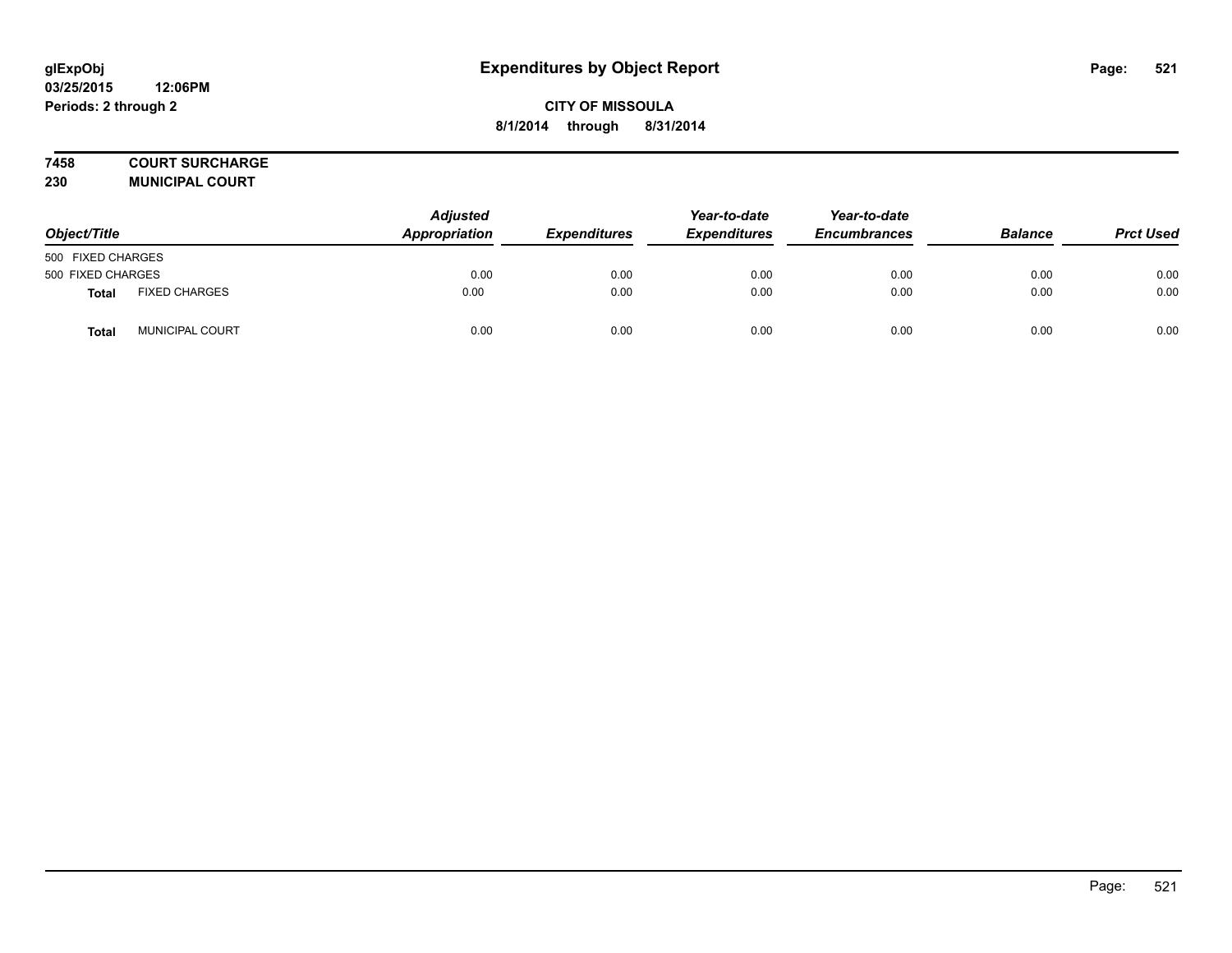**glExpObj**
**03/25/2015 12:06PM**
**Periods: 2 through 2**

# Expenditures by Object Report

**CITY OF MISSOULA**
**8/1/2014 through 8/31/2014**

**7458 COURT SURCHARGE**
**230 MUNICIPAL COURT**

| Object/Title | | Adjusted Appropriation | Expenditures | Year-to-date Expenditures | Year-to-date Encumbrances | Balance | Prct Used |
|---|---|---|---|---|---|---|---|
| 500 FIXED CHARGES | | | | | | | |
| 500 FIXED CHARGES | | 0.00 | 0.00 | 0.00 | 0.00 | 0.00 | 0.00 |
| **Total** | FIXED CHARGES | 0.00 | 0.00 | 0.00 | 0.00 | 0.00 | 0.00 |
| **Total** | MUNICIPAL COURT | 0.00 | 0.00 | 0.00 | 0.00 | 0.00 | 0.00 |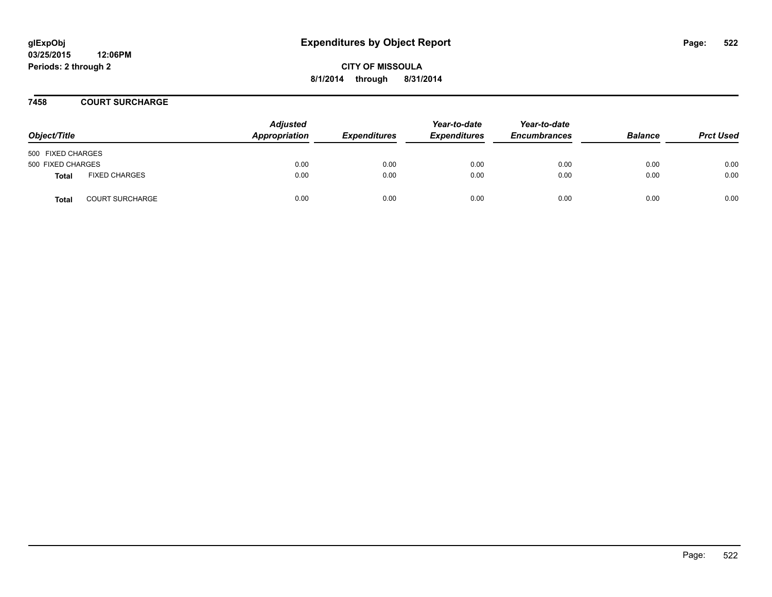glExpObj
03/25/2015 12:06PM
Periods: 2 through 2

# Expenditures by Object Report

**CITY OF MISSOULA**
**8/1/2014 through 8/31/2014**

## 7458 COURT SURCHARGE

| Object/Title | | Adjusted Appropriation | Expenditures | Year-to-date Expenditures | Year-to-date Encumbrances | Balance | Prct Used |
|---|---|---|---|---|---|---|---|
| 500 FIXED CHARGES | | | | | | | |
| 500 FIXED CHARGES | | 0.00 | 0.00 | 0.00 | 0.00 | 0.00 | 0.00 |
| **Total** | FIXED CHARGES | 0.00 | 0.00 | 0.00 | 0.00 | 0.00 | 0.00 |
| **Total** | COURT SURCHARGE | 0.00 | 0.00 | 0.00 | 0.00 | 0.00 | 0.00 |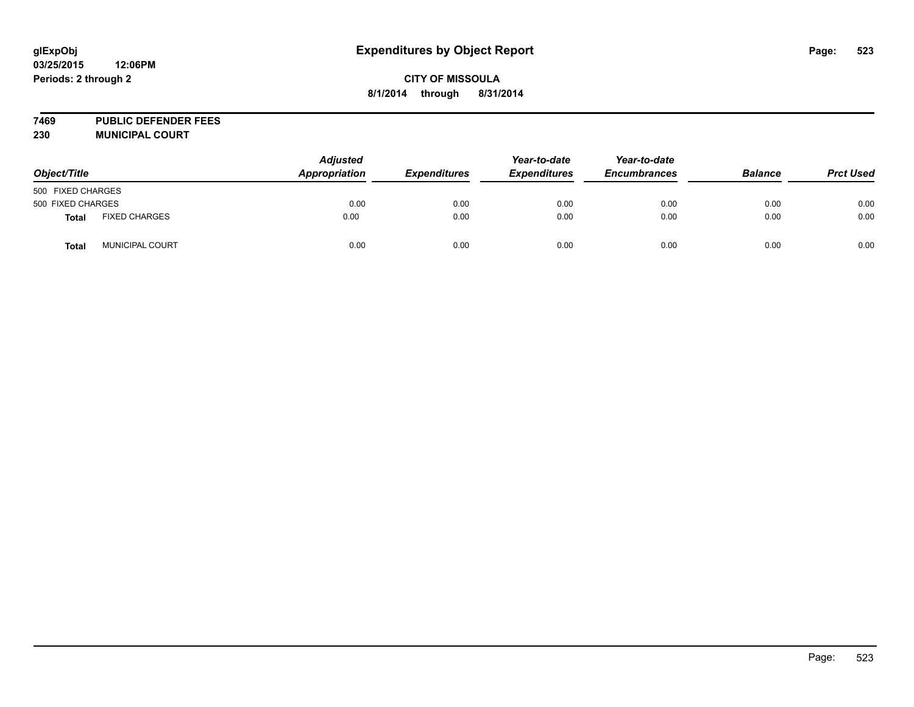glExpObj
03/25/2015 12:06PM
Periods: 2 through 2

# Expenditures by Object Report

**CITY OF MISSOULA**

**8/1/2014 through 8/31/2014**

**7469 PUBLIC DEFENDER FEES**
**230 MUNICIPAL COURT**

| Object/Title | | Adjusted Appropriation | Expenditures | Year-to-date Expenditures | Year-to-date Encumbrances | Balance | Prct Used |
|---|---|---|---|---|---|---|---|
| 500 FIXED CHARGES | | | | | | | |
| 500 FIXED CHARGES | | 0.00 | 0.00 | 0.00 | 0.00 | 0.00 | 0.00 |
| **Total** | FIXED CHARGES | 0.00 | 0.00 | 0.00 | 0.00 | 0.00 | 0.00 |
| **Total** | MUNICIPAL COURT | 0.00 | 0.00 | 0.00 | 0.00 | 0.00 | 0.00 |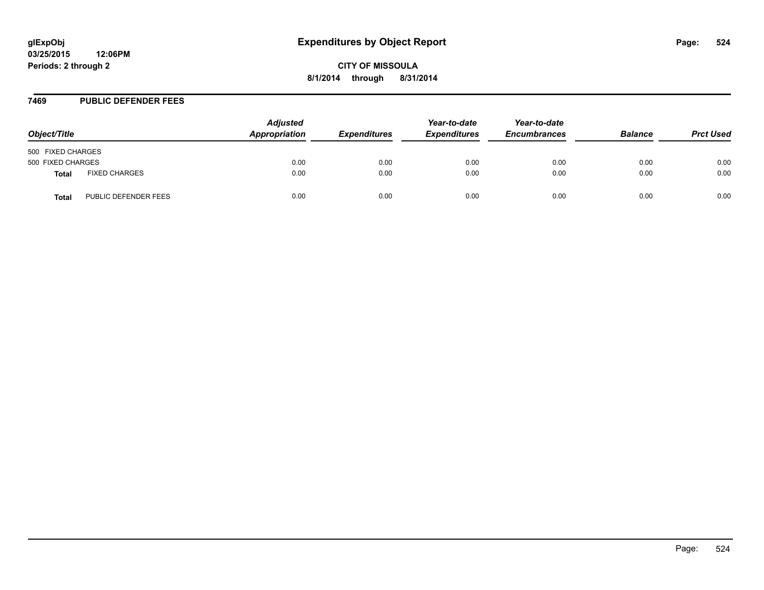**glExpObj**
**03/25/2015 12:06PM**
**Periods: 2 through 2**

# Expenditures by Object Report

**CITY OF MISSOULA**
**8/1/2014 through 8/31/2014**

## 7469 PUBLIC DEFENDER FEES

| Object/Title | | Adjusted Appropriation | Expenditures | Year-to-date Expenditures | Year-to-date Encumbrances | Balance | Prct Used |
|---|---|---|---|---|---|---|---|
| 500 FIXED CHARGES | | | | | | | |
| 500 FIXED CHARGES | | 0.00 | 0.00 | 0.00 | 0.00 | 0.00 | 0.00 |
| **Total** | FIXED CHARGES | 0.00 | 0.00 | 0.00 | 0.00 | 0.00 | 0.00 |
| **Total** | PUBLIC DEFENDER FEES | 0.00 | 0.00 | 0.00 | 0.00 | 0.00 | 0.00 |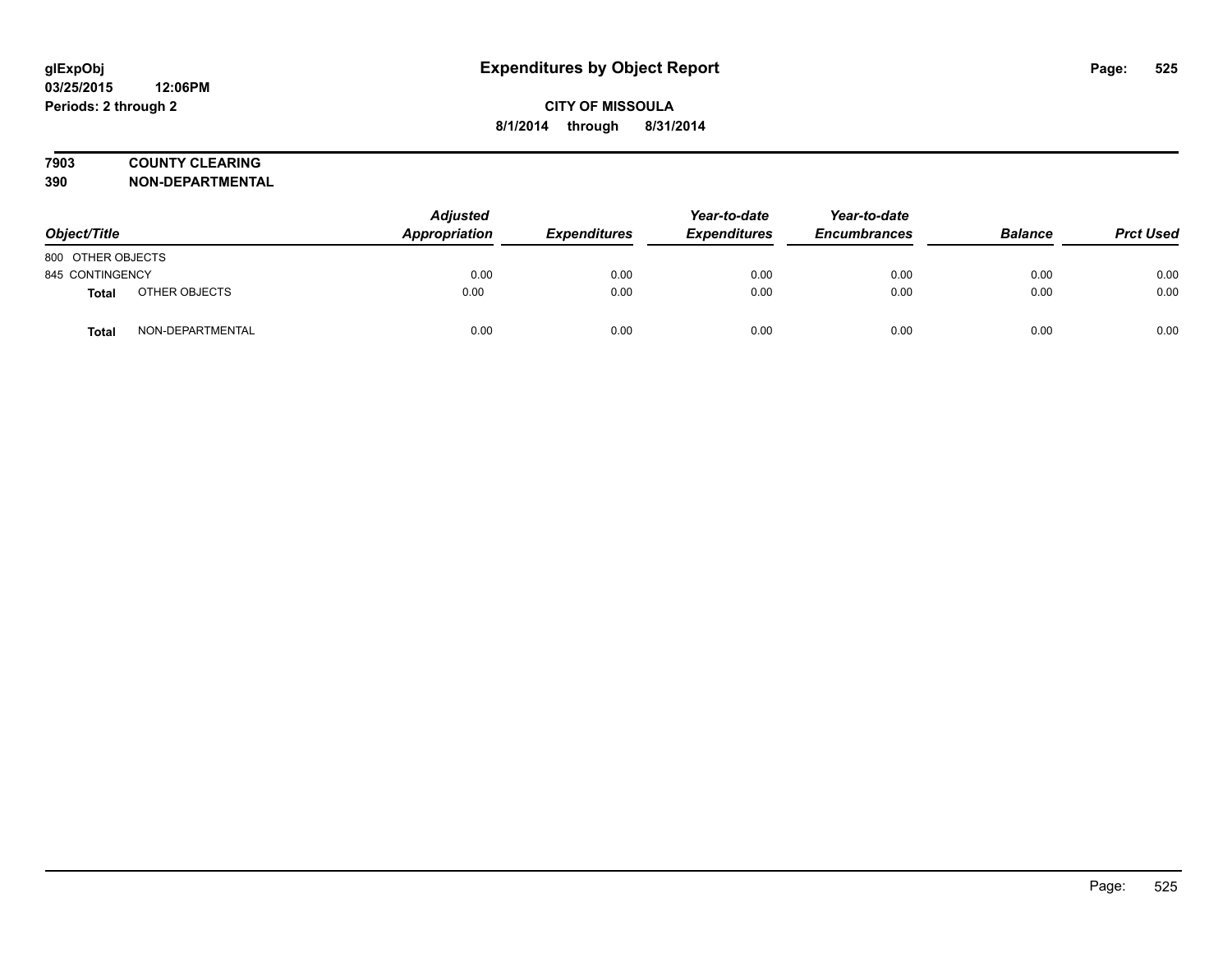# Expenditures by Object Report

glExpObj
03/25/2015 12:06PM
Periods: 2 through 2

**CITY OF MISSOULA**
**8/1/2014 through 8/31/2014**

**7903 COUNTY CLEARING**
**390 NON-DEPARTMENTAL**

| Object/Title | | Adjusted Appropriation | Expenditures | Year-to-date Expenditures | Year-to-date Encumbrances | Balance | Prct Used |
|---|---|---|---|---|---|---|---|
| 800 OTHER OBJECTS | | | | | | | |
| 845 CONTINGENCY | | 0.00 | 0.00 | 0.00 | 0.00 | 0.00 | 0.00 |
| **Total** | OTHER OBJECTS | 0.00 | 0.00 | 0.00 | 0.00 | 0.00 | 0.00 |
| **Total** | NON-DEPARTMENTAL | 0.00 | 0.00 | 0.00 | 0.00 | 0.00 | 0.00 |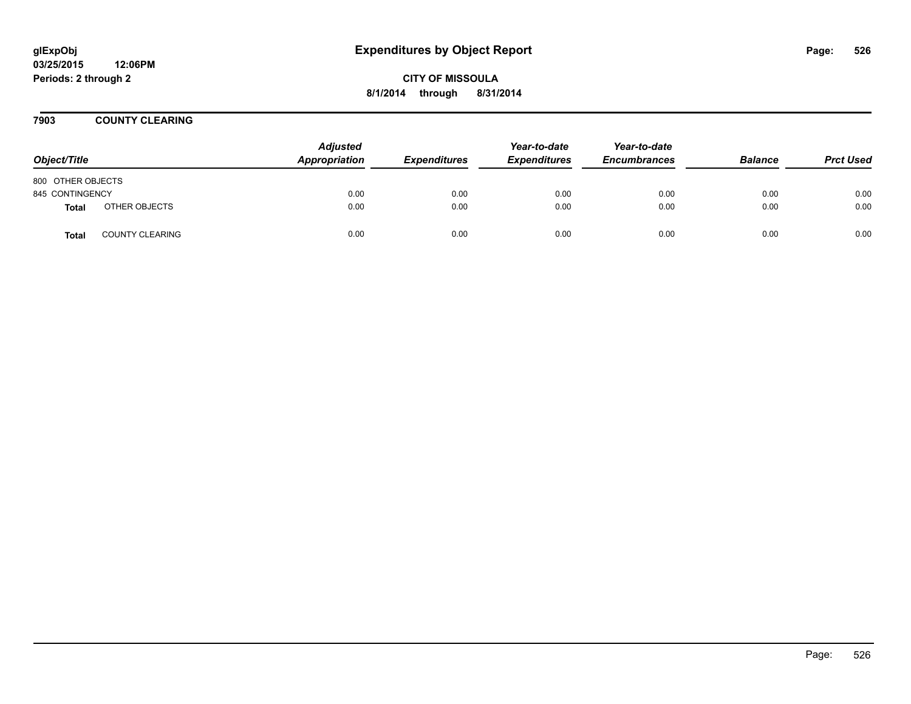# Expenditures by Object Report

glExpObj
03/25/2015 12:06PM
Periods: 2 through 2

**CITY OF MISSOULA**
**8/1/2014 through 8/31/2014**

## 7903 COUNTY CLEARING

| Object/Title | | Adjusted Appropriation | Expenditures | Year-to-date Expenditures | Year-to-date Encumbrances | Balance | Prct Used |
|---|---|---|---|---|---|---|---|
| 800 OTHER OBJECTS | | | | | | | |
| 845 CONTINGENCY | | 0.00 | 0.00 | 0.00 | 0.00 | 0.00 | 0.00 |
| **Total** | OTHER OBJECTS | 0.00 | 0.00 | 0.00 | 0.00 | 0.00 | 0.00 |
| **Total** | COUNTY CLEARING | 0.00 | 0.00 | 0.00 | 0.00 | 0.00 | 0.00 |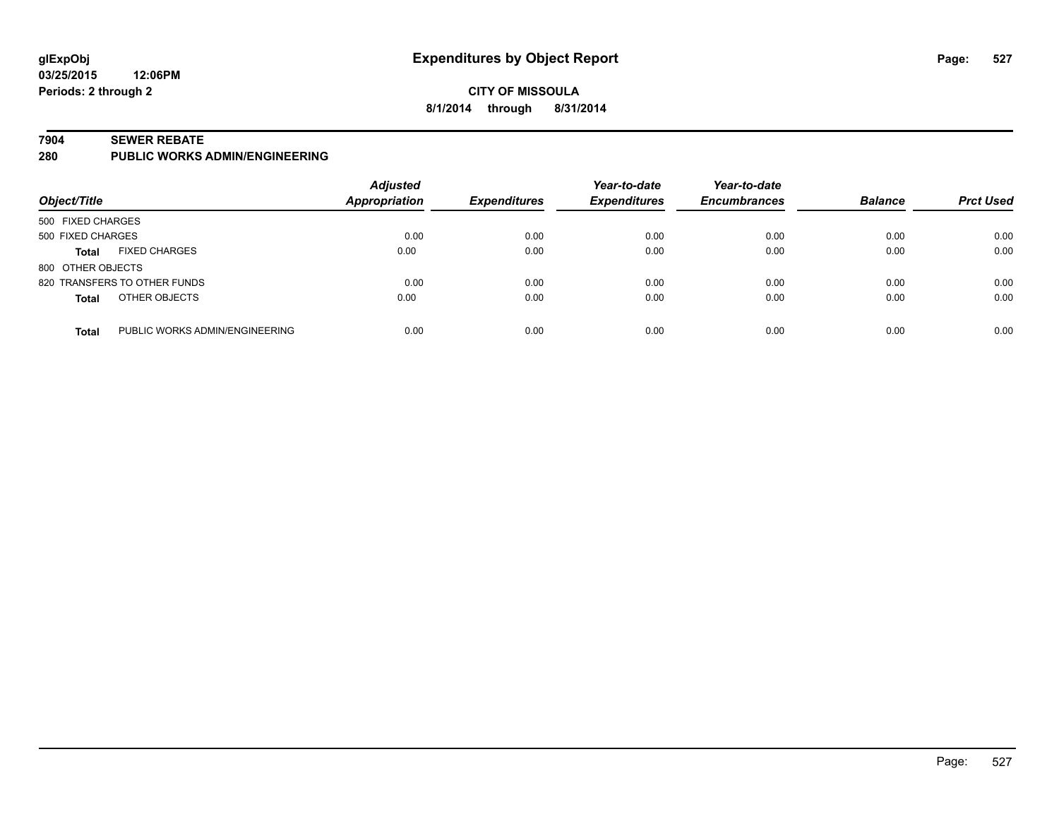# Expenditures by Object Report

glExpObj
03/25/2015 12:06PM
Periods: 2 through 2

**CITY OF MISSOULA**
**8/1/2014 through 8/31/2014**

## 7904 SEWER REBATE
## 280 PUBLIC WORKS ADMIN/ENGINEERING

| Object/Title | | Adjusted Appropriation | Expenditures | Year-to-date Expenditures | Year-to-date Encumbrances | Balance | Prct Used |
|---|---|---|---|---|---|---|---|
| 500 FIXED CHARGES | | | | | | | |
| 500 FIXED CHARGES | | 0.00 | 0.00 | 0.00 | 0.00 | 0.00 | 0.00 |
| **Total** | FIXED CHARGES | 0.00 | 0.00 | 0.00 | 0.00 | 0.00 | 0.00 |
| 800 OTHER OBJECTS | | | | | | | |
| 820 TRANSFERS TO OTHER FUNDS | | 0.00 | 0.00 | 0.00 | 0.00 | 0.00 | 0.00 |
| **Total** | OTHER OBJECTS | 0.00 | 0.00 | 0.00 | 0.00 | 0.00 | 0.00 |
| **Total** | PUBLIC WORKS ADMIN/ENGINEERING | 0.00 | 0.00 | 0.00 | 0.00 | 0.00 | 0.00 |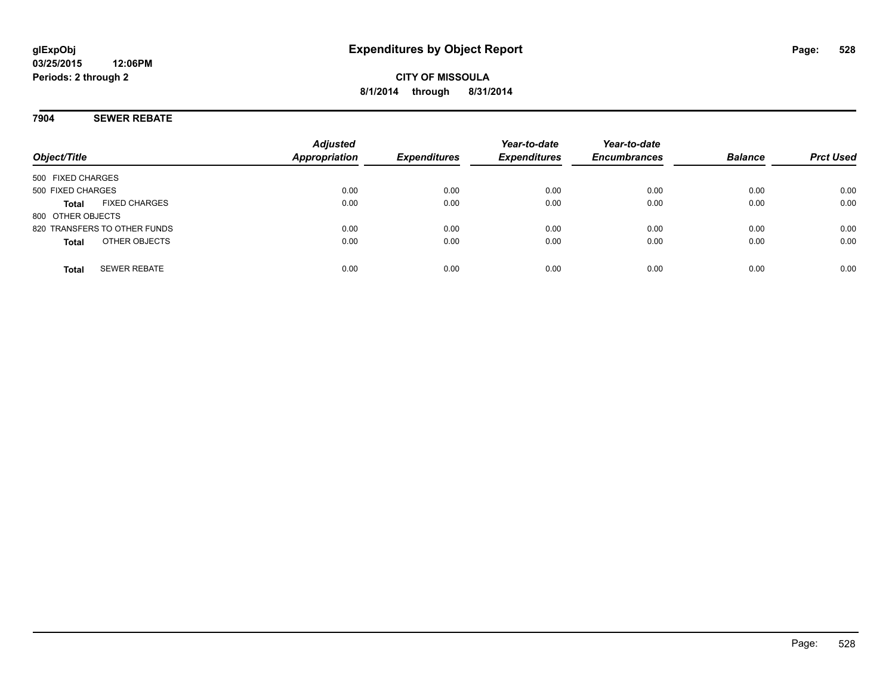glExpObj
03/25/2015 12:06PM
Periods: 2 through 2

# Expenditures by Object Report

**CITY OF MISSOULA**
**8/1/2014 through 8/31/2014**

## 7904 SEWER REBATE

| Object/Title | Adjusted Appropriation | Expenditures | Year-to-date Expenditures | Year-to-date Encumbrances | Balance | Prct Used |
|---|---|---|---|---|---|---|
| 500 FIXED CHARGES | | | | | | |
| 500 FIXED CHARGES | 0.00 | 0.00 | 0.00 | 0.00 | 0.00 | 0.00 |
| **Total** FIXED CHARGES | 0.00 | 0.00 | 0.00 | 0.00 | 0.00 | 0.00 |
| 800 OTHER OBJECTS | | | | | | |
| 820 TRANSFERS TO OTHER FUNDS | 0.00 | 0.00 | 0.00 | 0.00 | 0.00 | 0.00 |
| **Total** OTHER OBJECTS | 0.00 | 0.00 | 0.00 | 0.00 | 0.00 | 0.00 |
| **Total** SEWER REBATE | 0.00 | 0.00 | 0.00 | 0.00 | 0.00 | 0.00 |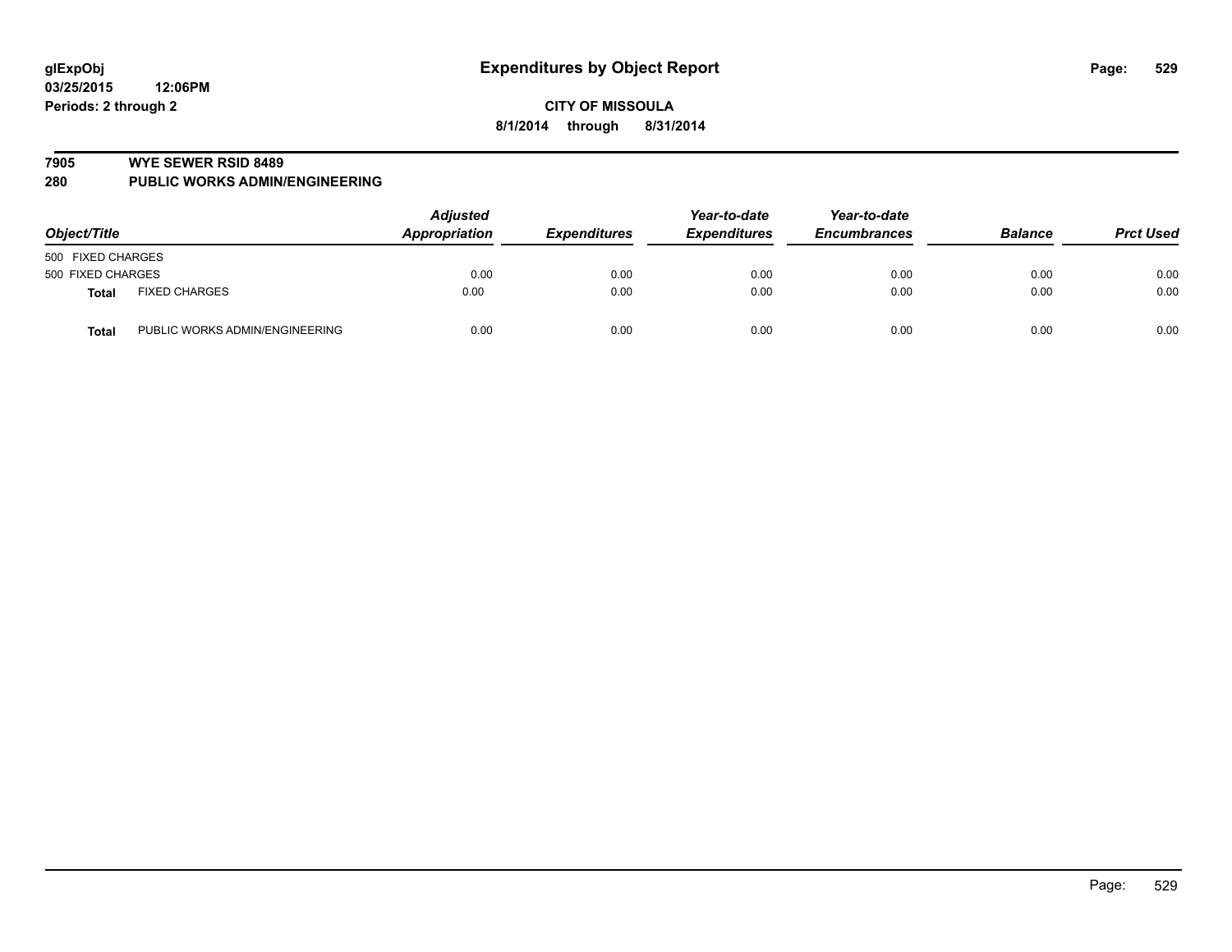# Expenditures by Object Report

glExpObj
03/25/2015 12:06PM
Periods: 2 through 2

**CITY OF MISSOULA**
**8/1/2014 through 8/31/2014**

## 7905 WYE SEWER RSID 8489
## 280 PUBLIC WORKS ADMIN/ENGINEERING

| Object/Title | | Adjusted Appropriation | Expenditures | Year-to-date Expenditures | Year-to-date Encumbrances | Balance | Prct Used |
|---|---|---|---|---|---|---|---|
| 500 FIXED CHARGES | | | | | | | |
| 500 FIXED CHARGES | | 0.00 | 0.00 | 0.00 | 0.00 | 0.00 | 0.00 |
| **Total** | FIXED CHARGES | 0.00 | 0.00 | 0.00 | 0.00 | 0.00 | 0.00 |
| **Total** | PUBLIC WORKS ADMIN/ENGINEERING | 0.00 | 0.00 | 0.00 | 0.00 | 0.00 | 0.00 |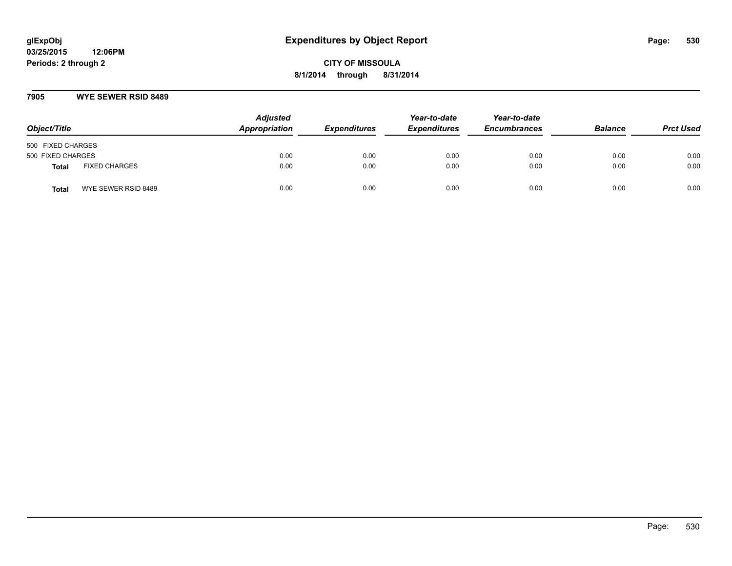glExpObj
03/25/2015 12:06PM
Periods: 2 through 2

# Expenditures by Object Report

**CITY OF MISSOULA**
**8/1/2014 through 8/31/2014**

## 7905 WYE SEWER RSID 8489

| Object/Title | | Adjusted Appropriation | Expenditures | Year-to-date Expenditures | Year-to-date Encumbrances | Balance | Prct Used |
|---|---|---|---|---|---|---|---|
| 500 FIXED CHARGES | | | | | | | |
| 500 FIXED CHARGES | | 0.00 | 0.00 | 0.00 | 0.00 | 0.00 | 0.00 |
| **Total** | FIXED CHARGES | 0.00 | 0.00 | 0.00 | 0.00 | 0.00 | 0.00 |
| **Total** | WYE SEWER RSID 8489 | 0.00 | 0.00 | 0.00 | 0.00 | 0.00 | 0.00 |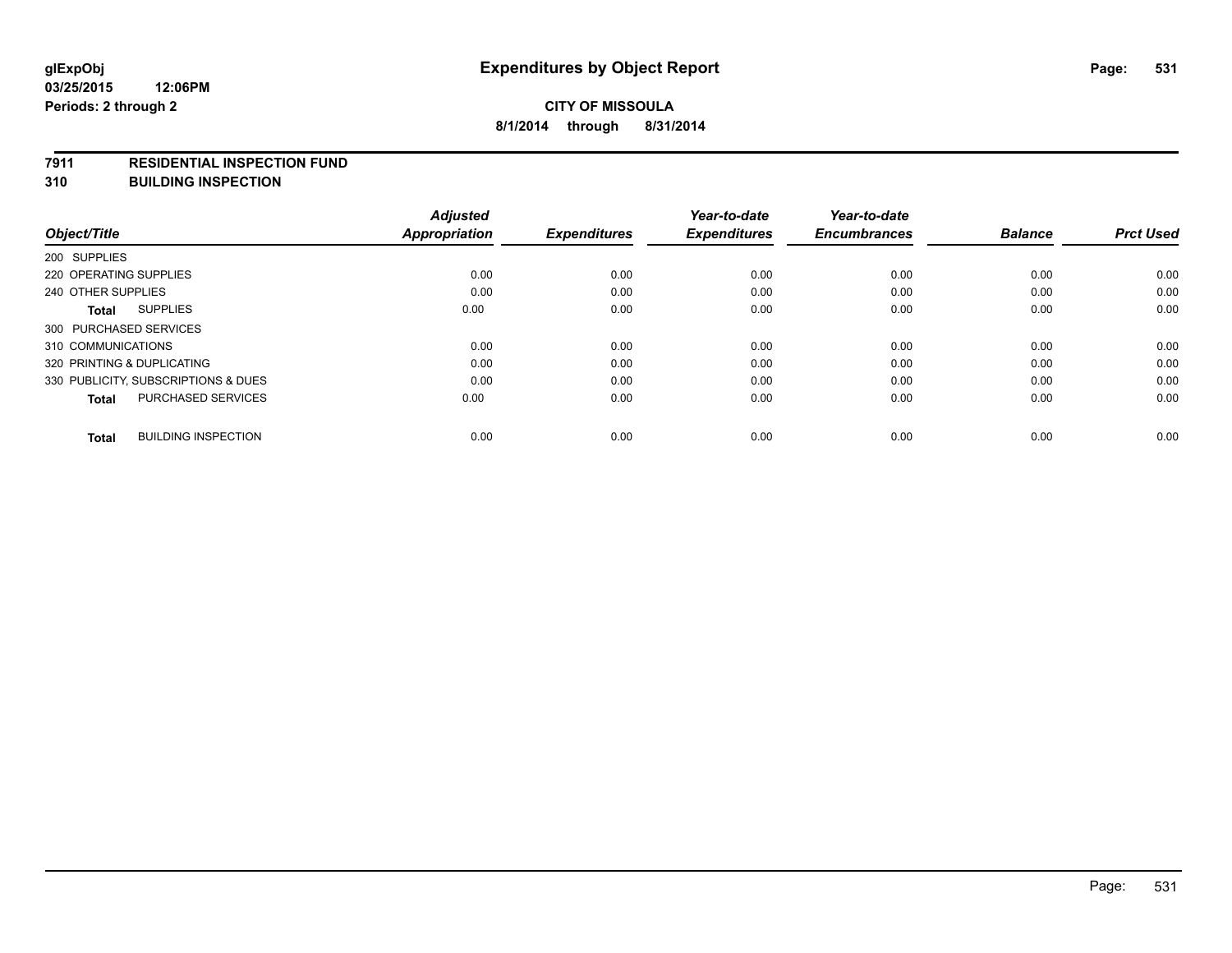glExpObj
03/25/2015 12:06PM
Periods: 2 through 2

# Expenditures by Object Report

**CITY OF MISSOULA**
**8/1/2014 through 8/31/2014**

**7911 RESIDENTIAL INSPECTION FUND**
**310 BUILDING INSPECTION**

| Object/Title | Adjusted Appropriation | Expenditures | Year-to-date Expenditures | Year-to-date Encumbrances | Balance | Prct Used |
|---|---|---|---|---|---|---|
| 200 SUPPLIES | | | | | | |
| 220 OPERATING SUPPLIES | 0.00 | 0.00 | 0.00 | 0.00 | 0.00 | 0.00 |
| 240 OTHER SUPPLIES | 0.00 | 0.00 | 0.00 | 0.00 | 0.00 | 0.00 |
| **Total** SUPPLIES | 0.00 | 0.00 | 0.00 | 0.00 | 0.00 | 0.00 |
| 300 PURCHASED SERVICES | | | | | | |
| 310 COMMUNICATIONS | 0.00 | 0.00 | 0.00 | 0.00 | 0.00 | 0.00 |
| 320 PRINTING & DUPLICATING | 0.00 | 0.00 | 0.00 | 0.00 | 0.00 | 0.00 |
| 330 PUBLICITY, SUBSCRIPTIONS & DUES | 0.00 | 0.00 | 0.00 | 0.00 | 0.00 | 0.00 |
| **Total** PURCHASED SERVICES | 0.00 | 0.00 | 0.00 | 0.00 | 0.00 | 0.00 |
| **Total** BUILDING INSPECTION | 0.00 | 0.00 | 0.00 | 0.00 | 0.00 | 0.00 |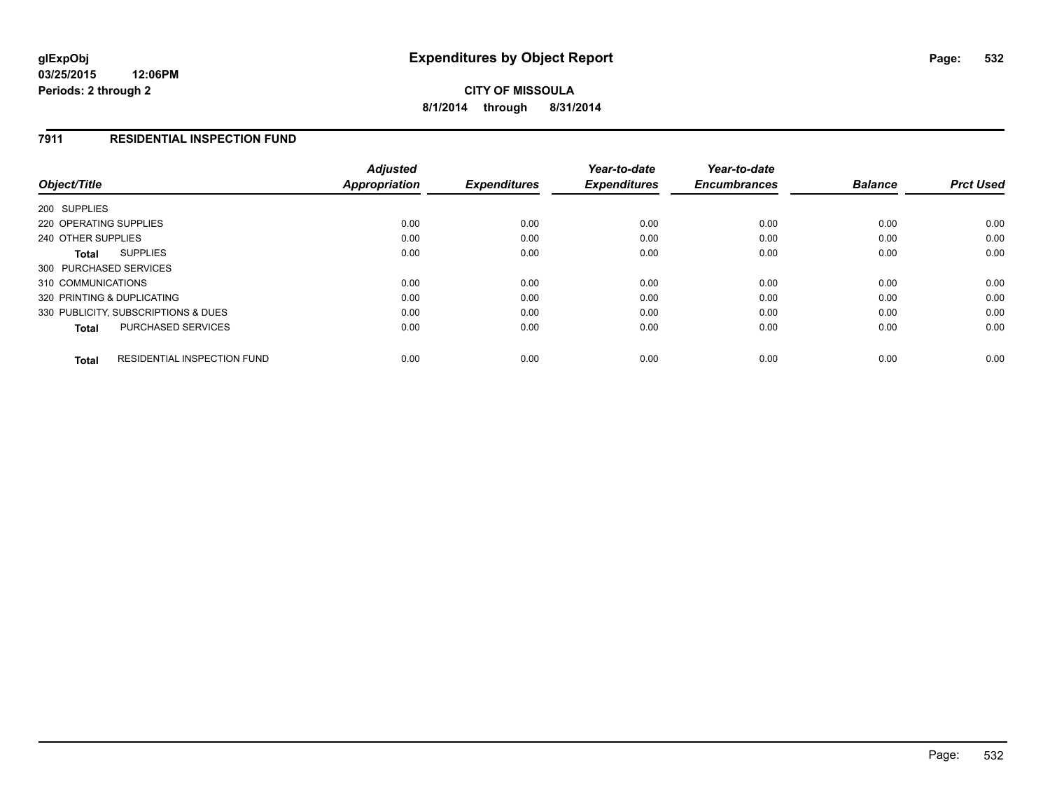glExpObj
03/25/2015 12:06PM
Periods: 2 through 2

# Expenditures by Object Report

CITY OF MISSOULA

8/1/2014 through 8/31/2014

## 7911 RESIDENTIAL INSPECTION FUND

| Object/Title | | Adjusted Appropriation | Expenditures | Year-to-date Expenditures | Year-to-date Encumbrances | Balance | Prct Used |
|---|---|---|---|---|---|---|---|
| 200 SUPPLIES | | | | | | | |
| 220 OPERATING SUPPLIES | | 0.00 | 0.00 | 0.00 | 0.00 | 0.00 | 0.00 |
| 240 OTHER SUPPLIES | | 0.00 | 0.00 | 0.00 | 0.00 | 0.00 | 0.00 |
| **Total** | SUPPLIES | 0.00 | 0.00 | 0.00 | 0.00 | 0.00 | 0.00 |
| 300 PURCHASED SERVICES | | | | | | | |
| 310 COMMUNICATIONS | | 0.00 | 0.00 | 0.00 | 0.00 | 0.00 | 0.00 |
| 320 PRINTING & DUPLICATING | | 0.00 | 0.00 | 0.00 | 0.00 | 0.00 | 0.00 |
| 330 PUBLICITY, SUBSCRIPTIONS & DUES | | 0.00 | 0.00 | 0.00 | 0.00 | 0.00 | 0.00 |
| **Total** | PURCHASED SERVICES | 0.00 | 0.00 | 0.00 | 0.00 | 0.00 | 0.00 |
| **Total** | RESIDENTIAL INSPECTION FUND | 0.00 | 0.00 | 0.00 | 0.00 | 0.00 | 0.00 |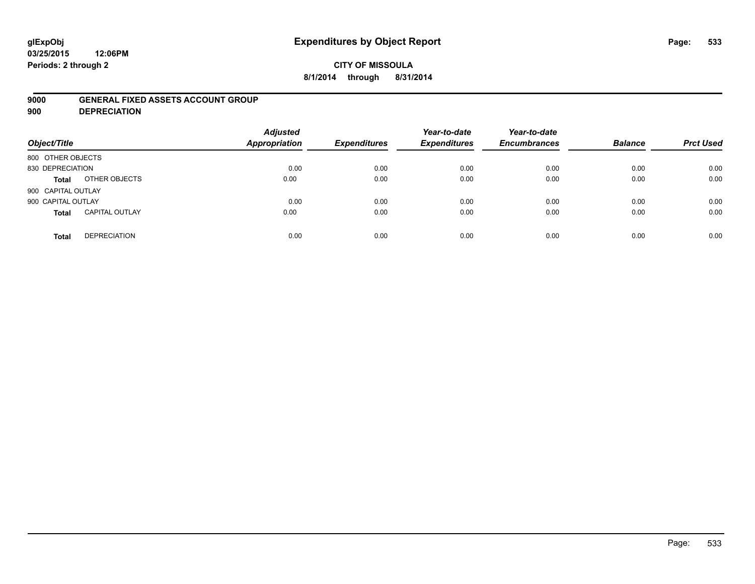glExpObj
03/25/2015 12:06PM
Periods: 2 through 2

# Expenditures by Object Report

**CITY OF MISSOULA**
**8/1/2014 through 8/31/2014**

**9000 GENERAL FIXED ASSETS ACCOUNT GROUP**
**900 DEPRECIATION**

| Object/Title | | Adjusted Appropriation | Expenditures | Year-to-date Expenditures | Year-to-date Encumbrances | Balance | Prct Used |
|---|---|---|---|---|---|---|---|
| 800 OTHER OBJECTS | | | | | | | |
| 830 DEPRECIATION | | 0.00 | 0.00 | 0.00 | 0.00 | 0.00 | 0.00 |
| **Total** | OTHER OBJECTS | 0.00 | 0.00 | 0.00 | 0.00 | 0.00 | 0.00 |
| 900 CAPITAL OUTLAY | | | | | | | |
| 900 CAPITAL OUTLAY | | 0.00 | 0.00 | 0.00 | 0.00 | 0.00 | 0.00 |
| **Total** | CAPITAL OUTLAY | 0.00 | 0.00 | 0.00 | 0.00 | 0.00 | 0.00 |
| **Total** | DEPRECIATION | 0.00 | 0.00 | 0.00 | 0.00 | 0.00 | 0.00 |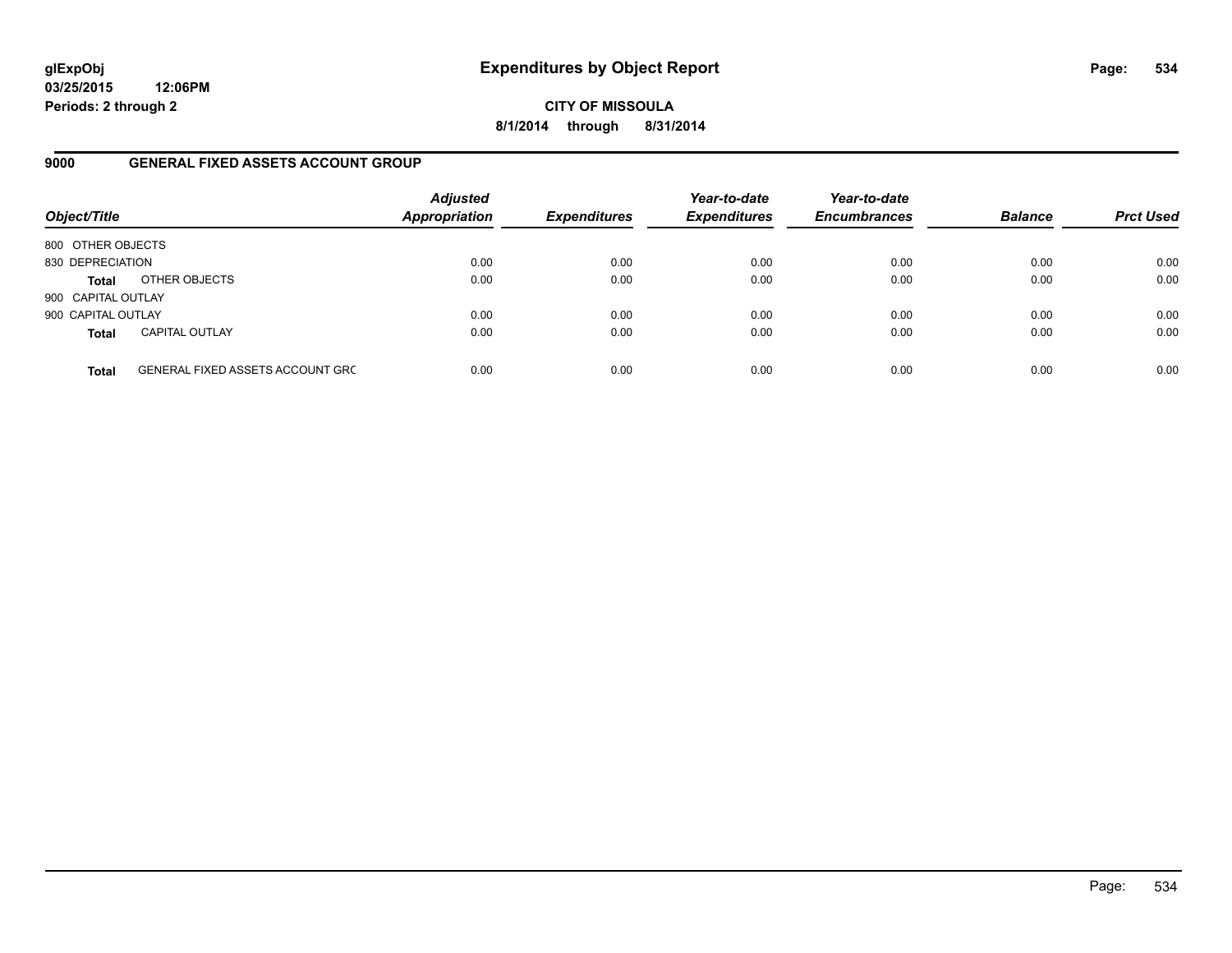# Expenditures by Object Report

glExpObj
03/25/2015 12:06PM
Periods: 2 through 2

**CITY OF MISSOULA**
**8/1/2014 through 8/31/2014**

## 9000 GENERAL FIXED ASSETS ACCOUNT GROUP

| Object/Title | | Adjusted Appropriation | Expenditures | Year-to-date Expenditures | Year-to-date Encumbrances | Balance | Prct Used |
|---|---|---|---|---|---|---|---|
| 800 OTHER OBJECTS | | | | | | | |
| 830 DEPRECIATION | | 0.00 | 0.00 | 0.00 | 0.00 | 0.00 | 0.00 |
| **Total** | OTHER OBJECTS | 0.00 | 0.00 | 0.00 | 0.00 | 0.00 | 0.00 |
| 900 CAPITAL OUTLAY | | | | | | | |
| 900 CAPITAL OUTLAY | | 0.00 | 0.00 | 0.00 | 0.00 | 0.00 | 0.00 |
| **Total** | CAPITAL OUTLAY | 0.00 | 0.00 | 0.00 | 0.00 | 0.00 | 0.00 |
| **Total** | GENERAL FIXED ASSETS ACCOUNT GRC | 0.00 | 0.00 | 0.00 | 0.00 | 0.00 | 0.00 |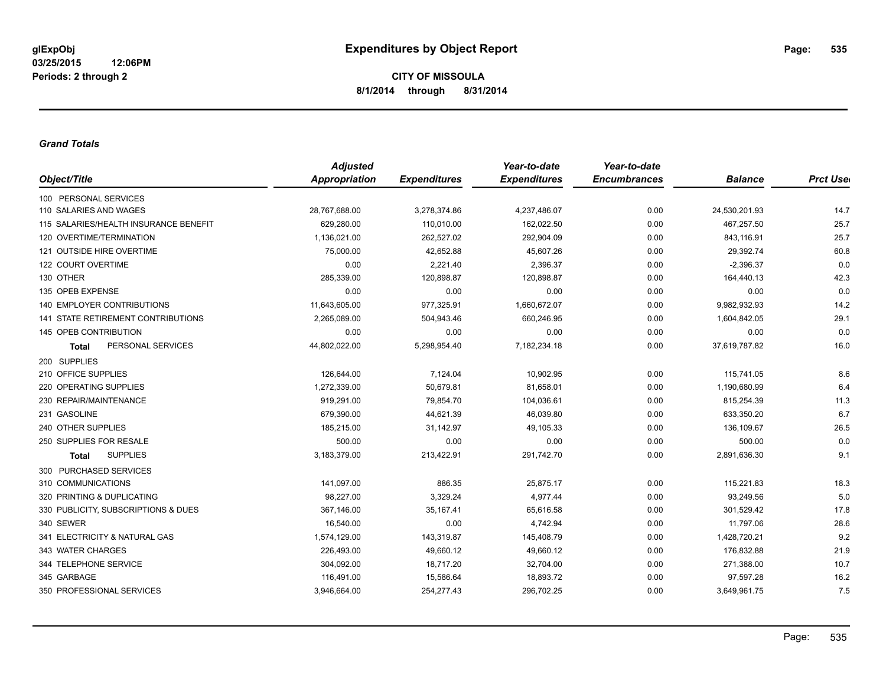# Expenditures by Object Report

glExpObj
03/25/2015 12:06PM
Periods: 2 through 2

**CITY OF MISSOULA**
**8/1/2014 through 8/31/2014**

### *Grand Totals*

| Object/Title | *Adjusted Appropriation* | *Expenditures* | *Year-to-date Expenditures* | *Year-to-date Encumbrances* | *Balance* | *Prct Used* |
|---|---|---|---|---|---|---|
| 100 PERSONAL SERVICES | | | | | | |
| 110 SALARIES AND WAGES | 28,767,688.00 | 3,278,374.86 | 4,237,486.07 | 0.00 | 24,530,201.93 | 14.7 |
| 115 SALARIES/HEALTH INSURANCE BENEFIT | 629,280.00 | 110,010.00 | 162,022.50 | 0.00 | 467,257.50 | 25.7 |
| 120 OVERTIME/TERMINATION | 1,136,021.00 | 262,527.02 | 292,904.09 | 0.00 | 843,116.91 | 25.7 |
| 121 OUTSIDE HIRE OVERTIME | 75,000.00 | 42,652.88 | 45,607.26 | 0.00 | 29,392.74 | 60.8 |
| 122 COURT OVERTIME | 0.00 | 2,221.40 | 2,396.37 | 0.00 | -2,396.37 | 0.0 |
| 130 OTHER | 285,339.00 | 120,898.87 | 120,898.87 | 0.00 | 164,440.13 | 42.3 |
| 135 OPEB EXPENSE | 0.00 | 0.00 | 0.00 | 0.00 | 0.00 | 0.0 |
| 140 EMPLOYER CONTRIBUTIONS | 11,643,605.00 | 977,325.91 | 1,660,672.07 | 0.00 | 9,982,932.93 | 14.2 |
| 141 STATE RETIREMENT CONTRIBUTIONS | 2,265,089.00 | 504,943.46 | 660,246.95 | 0.00 | 1,604,842.05 | 29.1 |
| 145 OPEB CONTRIBUTION | 0.00 | 0.00 | 0.00 | 0.00 | 0.00 | 0.0 |
| **Total** PERSONAL SERVICES | 44,802,022.00 | 5,298,954.40 | 7,182,234.18 | 0.00 | 37,619,787.82 | 16.0 |
| 200 SUPPLIES | | | | | | |
| 210 OFFICE SUPPLIES | 126,644.00 | 7,124.04 | 10,902.95 | 0.00 | 115,741.05 | 8.6 |
| 220 OPERATING SUPPLIES | 1,272,339.00 | 50,679.81 | 81,658.01 | 0.00 | 1,190,680.99 | 6.4 |
| 230 REPAIR/MAINTENANCE | 919,291.00 | 79,854.70 | 104,036.61 | 0.00 | 815,254.39 | 11.3 |
| 231 GASOLINE | 679,390.00 | 44,621.39 | 46,039.80 | 0.00 | 633,350.20 | 6.7 |
| 240 OTHER SUPPLIES | 185,215.00 | 31,142.97 | 49,105.33 | 0.00 | 136,109.67 | 26.5 |
| 250 SUPPLIES FOR RESALE | 500.00 | 0.00 | 0.00 | 0.00 | 500.00 | 0.0 |
| **Total** SUPPLIES | 3,183,379.00 | 213,422.91 | 291,742.70 | 0.00 | 2,891,636.30 | 9.1 |
| 300 PURCHASED SERVICES | | | | | | |
| 310 COMMUNICATIONS | 141,097.00 | 886.35 | 25,875.17 | 0.00 | 115,221.83 | 18.3 |
| 320 PRINTING & DUPLICATING | 98,227.00 | 3,329.24 | 4,977.44 | 0.00 | 93,249.56 | 5.0 |
| 330 PUBLICITY, SUBSCRIPTIONS & DUES | 367,146.00 | 35,167.41 | 65,616.58 | 0.00 | 301,529.42 | 17.8 |
| 340 SEWER | 16,540.00 | 0.00 | 4,742.94 | 0.00 | 11,797.06 | 28.6 |
| 341 ELECTRICITY & NATURAL GAS | 1,574,129.00 | 143,319.87 | 145,408.79 | 0.00 | 1,428,720.21 | 9.2 |
| 343 WATER CHARGES | 226,493.00 | 49,660.12 | 49,660.12 | 0.00 | 176,832.88 | 21.9 |
| 344 TELEPHONE SERVICE | 304,092.00 | 18,717.20 | 32,704.00 | 0.00 | 271,388.00 | 10.7 |
| 345 GARBAGE | 116,491.00 | 15,586.64 | 18,893.72 | 0.00 | 97,597.28 | 16.2 |
| 350 PROFESSIONAL SERVICES | 3,946,664.00 | 254,277.43 | 296,702.25 | 0.00 | 3,649,961.75 | 7.5 |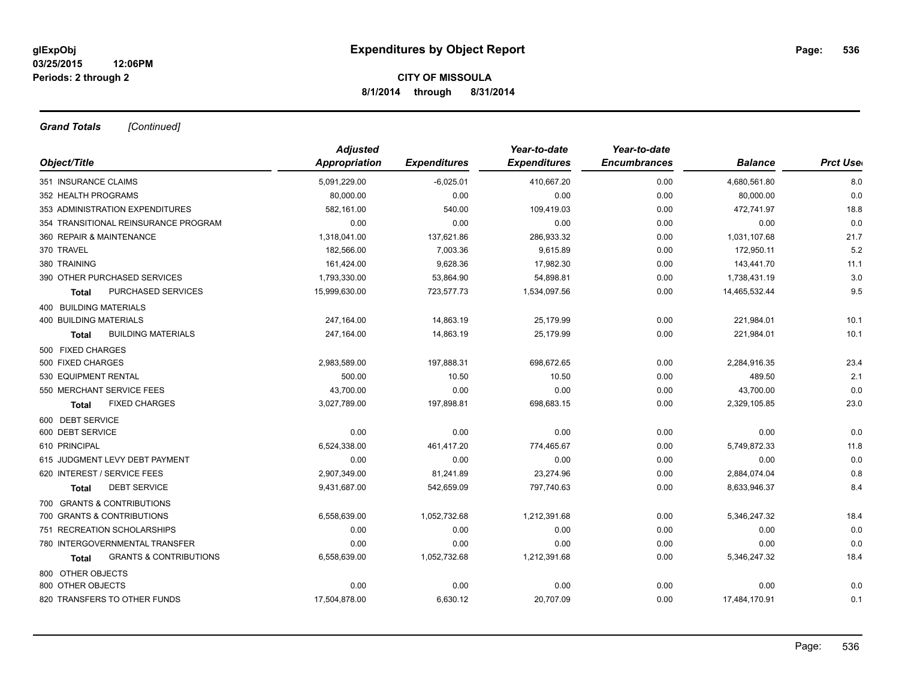**glExpObj**
**03/25/2015 12:06PM**
**Periods: 2 through 2**

# Expenditures by Object Report

**CITY OF MISSOULA**
**8/1/2014 through 8/31/2014**

***Grand Totals*** *[Continued]*

| Object/Title | Adjusted Appropriation | Expenditures | Year-to-date Expenditures | Year-to-date Encumbrances | Balance | Prct Used |
|---|---|---|---|---|---|---|
| 351 INSURANCE CLAIMS | 5,091,229.00 | -6,025.01 | 410,667.20 | 0.00 | 4,680,561.80 | 8.0 |
| 352 HEALTH PROGRAMS | 80,000.00 | 0.00 | 0.00 | 0.00 | 80,000.00 | 0.0 |
| 353 ADMINISTRATION EXPENDITURES | 582,161.00 | 540.00 | 109,419.03 | 0.00 | 472,741.97 | 18.8 |
| 354 TRANSITIONAL REINSURANCE PROGRAM | 0.00 | 0.00 | 0.00 | 0.00 | 0.00 | 0.0 |
| 360 REPAIR & MAINTENANCE | 1,318,041.00 | 137,621.86 | 286,933.32 | 0.00 | 1,031,107.68 | 21.7 |
| 370 TRAVEL | 182,566.00 | 7,003.36 | 9,615.89 | 0.00 | 172,950.11 | 5.2 |
| 380 TRAINING | 161,424.00 | 9,628.36 | 17,982.30 | 0.00 | 143,441.70 | 11.1 |
| 390 OTHER PURCHASED SERVICES | 1,793,330.00 | 53,864.90 | 54,898.81 | 0.00 | 1,738,431.19 | 3.0 |
| **Total** PURCHASED SERVICES | 15,999,630.00 | 723,577.73 | 1,534,097.56 | 0.00 | 14,465,532.44 | 9.5 |
| 400 BUILDING MATERIALS | | | | | | |
| 400 BUILDING MATERIALS | 247,164.00 | 14,863.19 | 25,179.99 | 0.00 | 221,984.01 | 10.1 |
| **Total** BUILDING MATERIALS | 247,164.00 | 14,863.19 | 25,179.99 | 0.00 | 221,984.01 | 10.1 |
| 500 FIXED CHARGES | | | | | | |
| 500 FIXED CHARGES | 2,983,589.00 | 197,888.31 | 698,672.65 | 0.00 | 2,284,916.35 | 23.4 |
| 530 EQUIPMENT RENTAL | 500.00 | 10.50 | 10.50 | 0.00 | 489.50 | 2.1 |
| 550 MERCHANT SERVICE FEES | 43,700.00 | 0.00 | 0.00 | 0.00 | 43,700.00 | 0.0 |
| **Total** FIXED CHARGES | 3,027,789.00 | 197,898.81 | 698,683.15 | 0.00 | 2,329,105.85 | 23.0 |
| 600 DEBT SERVICE | | | | | | |
| 600 DEBT SERVICE | 0.00 | 0.00 | 0.00 | 0.00 | 0.00 | 0.0 |
| 610 PRINCIPAL | 6,524,338.00 | 461,417.20 | 774,465.67 | 0.00 | 5,749,872.33 | 11.8 |
| 615 JUDGMENT LEVY DEBT PAYMENT | 0.00 | 0.00 | 0.00 | 0.00 | 0.00 | 0.0 |
| 620 INTEREST / SERVICE FEES | 2,907,349.00 | 81,241.89 | 23,274.96 | 0.00 | 2,884,074.04 | 0.8 |
| **Total** DEBT SERVICE | 9,431,687.00 | 542,659.09 | 797,740.63 | 0.00 | 8,633,946.37 | 8.4 |
| 700 GRANTS & CONTRIBUTIONS | | | | | | |
| 700 GRANTS & CONTRIBUTIONS | 6,558,639.00 | 1,052,732.68 | 1,212,391.68 | 0.00 | 5,346,247.32 | 18.4 |
| 751 RECREATION SCHOLARSHIPS | 0.00 | 0.00 | 0.00 | 0.00 | 0.00 | 0.0 |
| 780 INTERGOVERNMENTAL TRANSFER | 0.00 | 0.00 | 0.00 | 0.00 | 0.00 | 0.0 |
| **Total** GRANTS & CONTRIBUTIONS | 6,558,639.00 | 1,052,732.68 | 1,212,391.68 | 0.00 | 5,346,247.32 | 18.4 |
| 800 OTHER OBJECTS | | | | | | |
| 800 OTHER OBJECTS | 0.00 | 0.00 | 0.00 | 0.00 | 0.00 | 0.0 |
| 820 TRANSFERS TO OTHER FUNDS | 17,504,878.00 | 6,630.12 | 20,707.09 | 0.00 | 17,484,170.91 | 0.1 |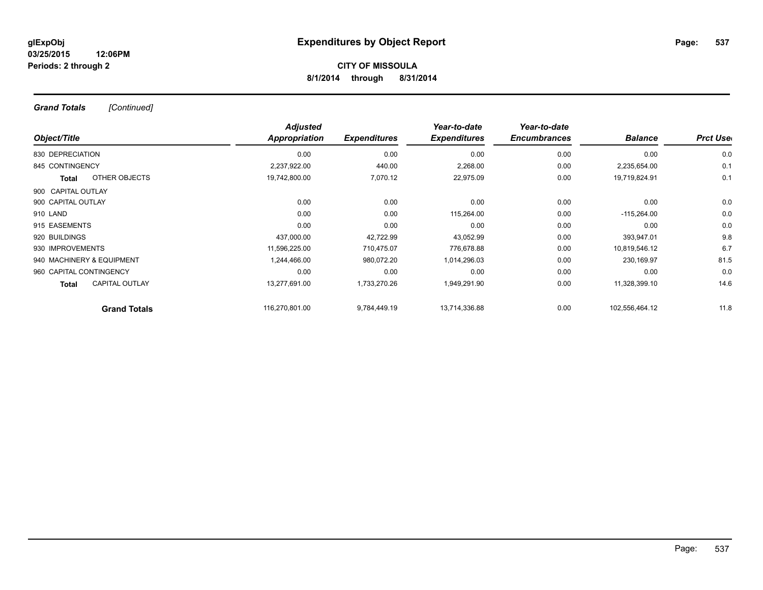**glExpObj** **Expenditures by Object Report**

**03/25/2015 12:06PM**

**Periods: 2 through 2**

**CITY OF MISSOULA**

**8/1/2014 through 8/31/2014**

***Grand Totals*** *[Continued]*

| *Object/Title* | | *Adjusted Appropriation* | *Expenditures* | *Year-to-date Expenditures* | *Year-to-date Encumbrances* | *Balance* | *Prct Used* |
|---|---|---|---|---|---|---|---|
| 830 DEPRECIATION | | 0.00 | 0.00 | 0.00 | 0.00 | 0.00 | 0.0 |
| 845 CONTINGENCY | | 2,237,922.00 | 440.00 | 2,268.00 | 0.00 | 2,235,654.00 | 0.1 |
| **Total** | OTHER OBJECTS | 19,742,800.00 | 7,070.12 | 22,975.09 | 0.00 | 19,719,824.91 | 0.1 |
| 900 CAPITAL OUTLAY | | | | | | | |
| 900 CAPITAL OUTLAY | | 0.00 | 0.00 | 0.00 | 0.00 | 0.00 | 0.0 |
| 910 LAND | | 0.00 | 0.00 | 115,264.00 | 0.00 | -115,264.00 | 0.0 |
| 915 EASEMENTS | | 0.00 | 0.00 | 0.00 | 0.00 | 0.00 | 0.0 |
| 920 BUILDINGS | | 437,000.00 | 42,722.99 | 43,052.99 | 0.00 | 393,947.01 | 9.8 |
| 930 IMPROVEMENTS | | 11,596,225.00 | 710,475.07 | 776,678.88 | 0.00 | 10,819,546.12 | 6.7 |
| 940 MACHINERY & EQUIPMENT | | 1,244,466.00 | 980,072.20 | 1,014,296.03 | 0.00 | 230,169.97 | 81.5 |
| 960 CAPITAL CONTINGENCY | | 0.00 | 0.00 | 0.00 | 0.00 | 0.00 | 0.0 |
| **Total** | CAPITAL OUTLAY | 13,277,691.00 | 1,733,270.26 | 1,949,291.90 | 0.00 | 11,328,399.10 | 14.6 |
| **Grand Totals** | | 116,270,801.00 | 9,784,449.19 | 13,714,336.88 | 0.00 | 102,556,464.12 | 11.8 |